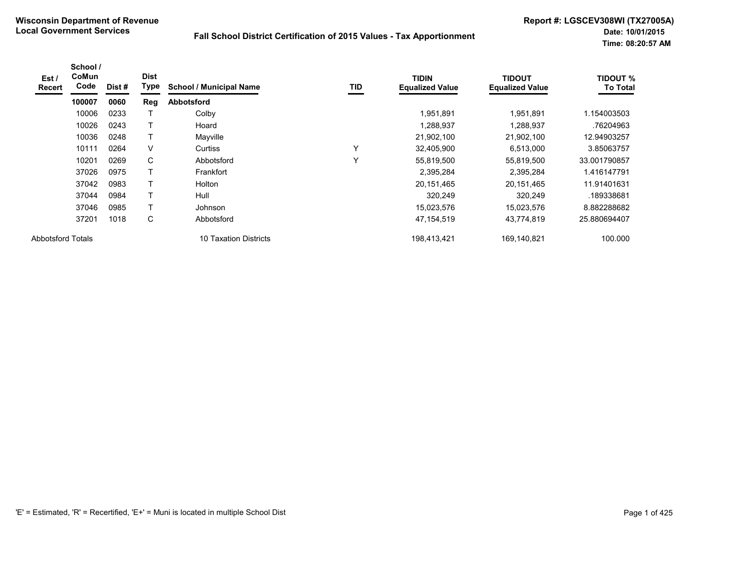**Wisconsin Department of Revenue**
**Local Government Services**

**Fall School District Certification of 2015 Values - Tax Apportionment**

**Report #: LGSCEV308WI (TX27005A)**
**Date: 10/01/2015**
**Time: 08:20:57 AM**

| Est / Recert | School / CoMun Code | Dist # | Dist Type | School / Municipal Name | TID | TIDIN Equalized Value | TIDOUT Equalized Value | TIDOUT % To Total |
|---|---|---|---|---|---|---|---|---|
| | **100007** | **0060** | **Reg** | **Abbotsford** | | | | |
| | 10006 | 0233 | T | Colby | | 1,951,891 | 1,951,891 | 1.154003503 |
| | 10026 | 0243 | T | Hoard | | 1,288,937 | 1,288,937 | .76204963 |
| | 10036 | 0248 | T | Mayville | | 21,902,100 | 21,902,100 | 12.94903257 |
| | 10111 | 0264 | V | Curtiss | Y | 32,405,900 | 6,513,000 | 3.85063757 |
| | 10201 | 0269 | C | Abbotsford | Y | 55,819,500 | 55,819,500 | 33.001790857 |
| | 37026 | 0975 | T | Frankfort | | 2,395,284 | 2,395,284 | 1.416147791 |
| | 37042 | 0983 | T | Holton | | 20,151,465 | 20,151,465 | 11.91401631 |
| | 37044 | 0984 | T | Hull | | 320,249 | 320,249 | .189338681 |
| | 37046 | 0985 | T | Johnson | | 15,023,576 | 15,023,576 | 8.882288682 |
| | 37201 | 1018 | C | Abbotsford | | 47,154,519 | 43,774,819 | 25.880694407 |
| Abbotsford Totals | | | | 10 Taxation Districts | | 198,413,421 | 169,140,821 | 100.000 |

'E' = Estimated, 'R' = Recertified, 'E+' = Muni is located in multiple School Dist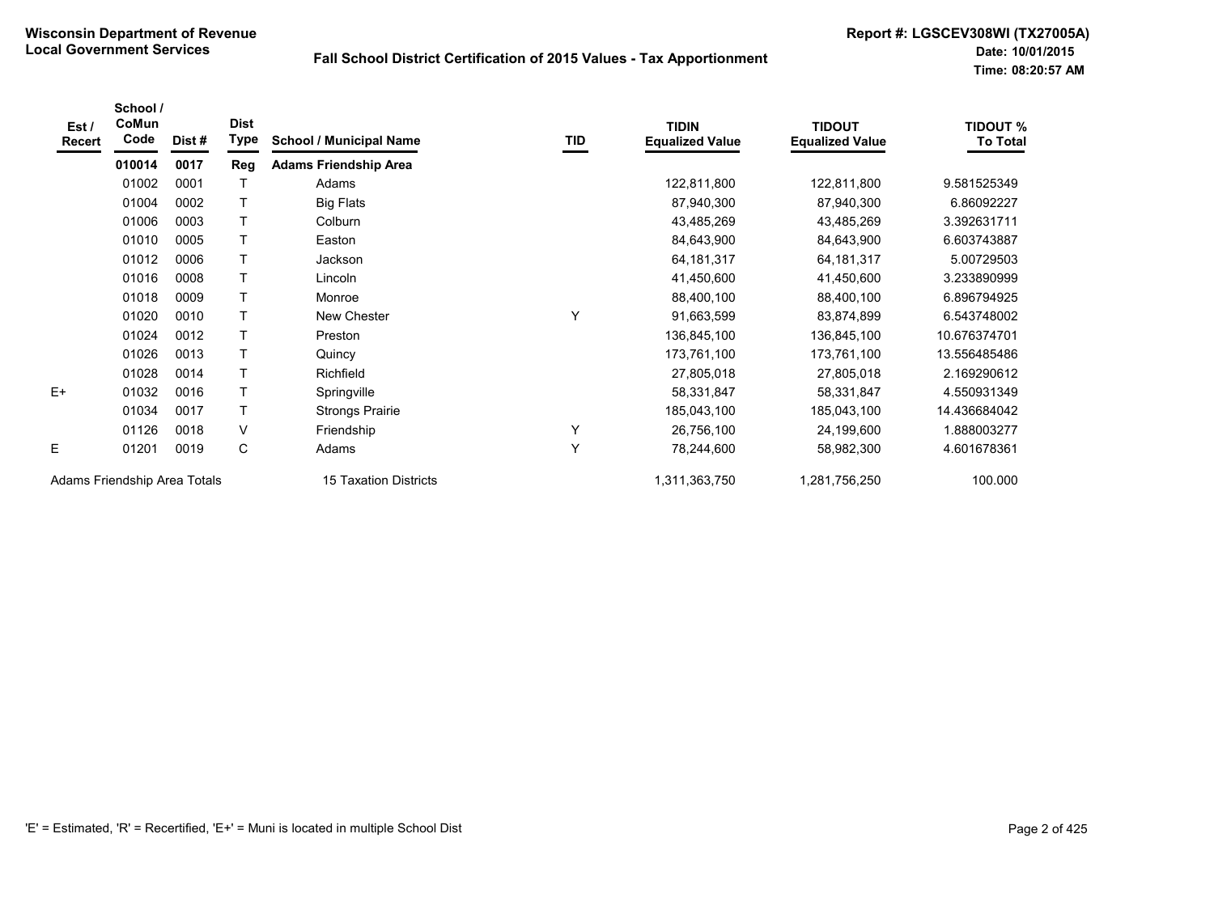**Wisconsin Department of Revenue**
**Local Government Services**

**Fall School District Certification of 2015 Values - Tax Apportionment**

**Report #: LGSCEV308WI (TX27005A)**
**Date: 10/01/2015**
**Time: 08:20:57 AM**

| Est / Recert | School / CoMun Code | Dist # | Dist Type | School / Municipal Name | TID | TIDIN Equalized Value | TIDOUT Equalized Value | TIDOUT % To Total |
|---|---|---|---|---|---|---|---|---|
| | **010014** | **0017** | **Reg** | **Adams Friendship Area** | | | | |
| | 01002 | 0001 | T | Adams | | 122,811,800 | 122,811,800 | 9.581525349 |
| | 01004 | 0002 | T | Big Flats | | 87,940,300 | 87,940,300 | 6.86092227 |
| | 01006 | 0003 | T | Colburn | | 43,485,269 | 43,485,269 | 3.392631711 |
| | 01010 | 0005 | T | Easton | | 84,643,900 | 84,643,900 | 6.603743887 |
| | 01012 | 0006 | T | Jackson | | 64,181,317 | 64,181,317 | 5.00729503 |
| | 01016 | 0008 | T | Lincoln | | 41,450,600 | 41,450,600 | 3.233890999 |
| | 01018 | 0009 | T | Monroe | | 88,400,100 | 88,400,100 | 6.896794925 |
| | 01020 | 0010 | T | New Chester | Y | 91,663,599 | 83,874,899 | 6.543748002 |
| | 01024 | 0012 | T | Preston | | 136,845,100 | 136,845,100 | 10.676374701 |
| | 01026 | 0013 | T | Quincy | | 173,761,100 | 173,761,100 | 13.556485486 |
| | 01028 | 0014 | T | Richfield | | 27,805,018 | 27,805,018 | 2.169290612 |
| E+ | 01032 | 0016 | T | Springville | | 58,331,847 | 58,331,847 | 4.550931349 |
| | 01034 | 0017 | T | Strongs Prairie | | 185,043,100 | 185,043,100 | 14.436684042 |
| | 01126 | 0018 | V | Friendship | Y | 26,756,100 | 24,199,600 | 1.888003277 |
| E | 01201 | 0019 | C | Adams | Y | 78,244,600 | 58,982,300 | 4.601678361 |
| Adams Friendship Area Totals | | | | 15 Taxation Districts | | 1,311,363,750 | 1,281,756,250 | 100.000 |

'E' = Estimated, 'R' = Recertified, 'E+' = Muni is located in multiple School Dist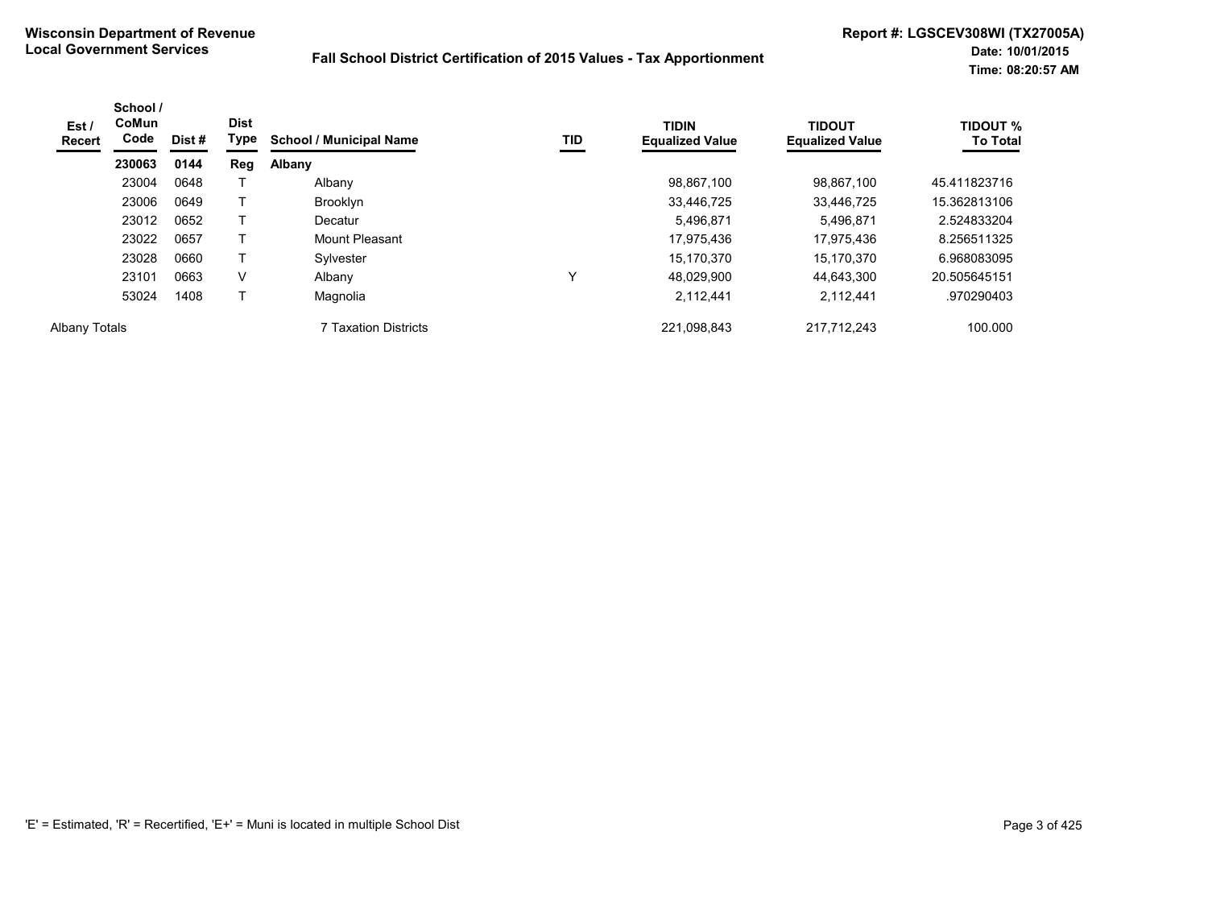**Wisconsin Department of Revenue**
**Local Government Services**

**Fall School District Certification of 2015 Values - Tax Apportionment**

**Report #: LGSCEV308WI (TX27005A)**
**Date: 10/01/2015**
**Time: 08:20:57 AM**

| Est / Recert | School / CoMun Code | Dist # | Dist Type | School / Municipal Name | TID | TIDIN Equalized Value | TIDOUT Equalized Value | TIDOUT % To Total |
|---|---|---|---|---|---|---|---|---|
| | **230063** | **0144** | **Reg** | **Albany** | | | | |
| | 23004 | 0648 | T | Albany | | 98,867,100 | 98,867,100 | 45.411823716 |
| | 23006 | 0649 | T | Brooklyn | | 33,446,725 | 33,446,725 | 15.362813106 |
| | 23012 | 0652 | T | Decatur | | 5,496,871 | 5,496,871 | 2.524833204 |
| | 23022 | 0657 | T | Mount Pleasant | | 17,975,436 | 17,975,436 | 8.256511325 |
| | 23028 | 0660 | T | Sylvester | | 15,170,370 | 15,170,370 | 6.968083095 |
| | 23101 | 0663 | V | Albany | Y | 48,029,900 | 44,643,300 | 20.505645151 |
| | 53024 | 1408 | T | Magnolia | | 2,112,441 | 2,112,441 | .970290403 |
| Albany Totals | | | | 7 Taxation Districts | | 221,098,843 | 217,712,243 | 100.000 |

'E' = Estimated, 'R' = Recertified, 'E+' = Muni is located in multiple School Dist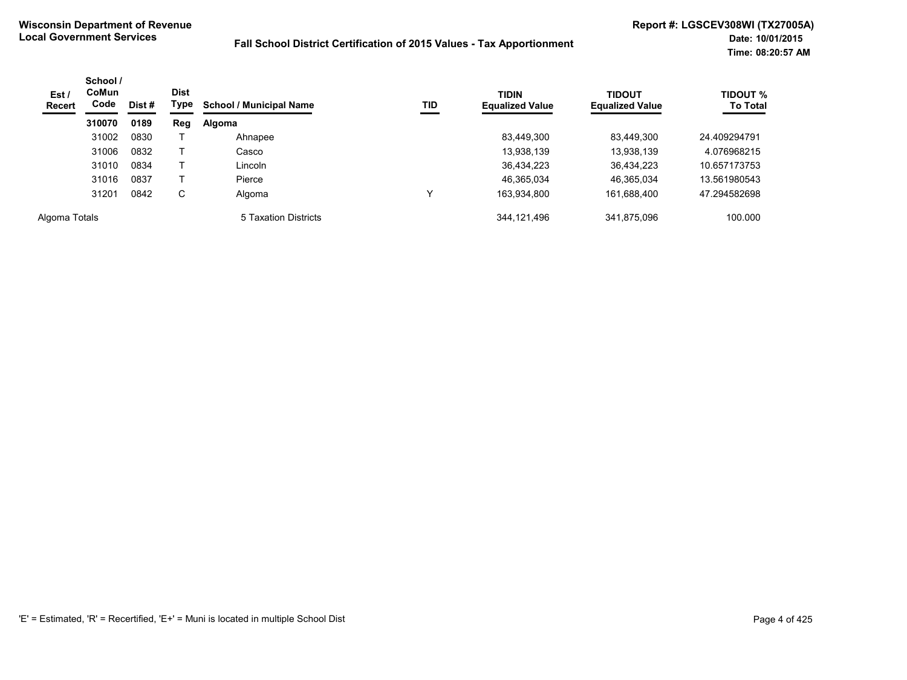**Wisconsin Department of Revenue**
**Local Government Services**

**Fall School District Certification of 2015 Values - Tax Apportionment**

**Report #: LGSCEV308WI (TX27005A)**
**Date: 10/01/2015**
**Time: 08:20:57 AM**

| Est / Recert | School / CoMun Code | Dist # | Dist Type | School / Municipal Name | TID | TIDIN Equalized Value | TIDOUT Equalized Value | TIDOUT % To Total |
|---|---|---|---|---|---|---|---|---|
| | **310070** | **0189** | **Reg** | **Algoma** | | | | |
| | 31002 | 0830 | T | Ahnapee | | 83,449,300 | 83,449,300 | 24.409294791 |
| | 31006 | 0832 | T | Casco | | 13,938,139 | 13,938,139 | 4.076968215 |
| | 31010 | 0834 | T | Lincoln | | 36,434,223 | 36,434,223 | 10.657173753 |
| | 31016 | 0837 | T | Pierce | | 46,365,034 | 46,365,034 | 13.561980543 |
| | 31201 | 0842 | C | Algoma | Y | 163,934,800 | 161,688,400 | 47.294582698 |
| Algoma Totals | | | | 5 Taxation Districts | | 344,121,496 | 341,875,096 | 100.000 |

'E' = Estimated, 'R' = Recertified, 'E+' = Muni is located in multiple School Dist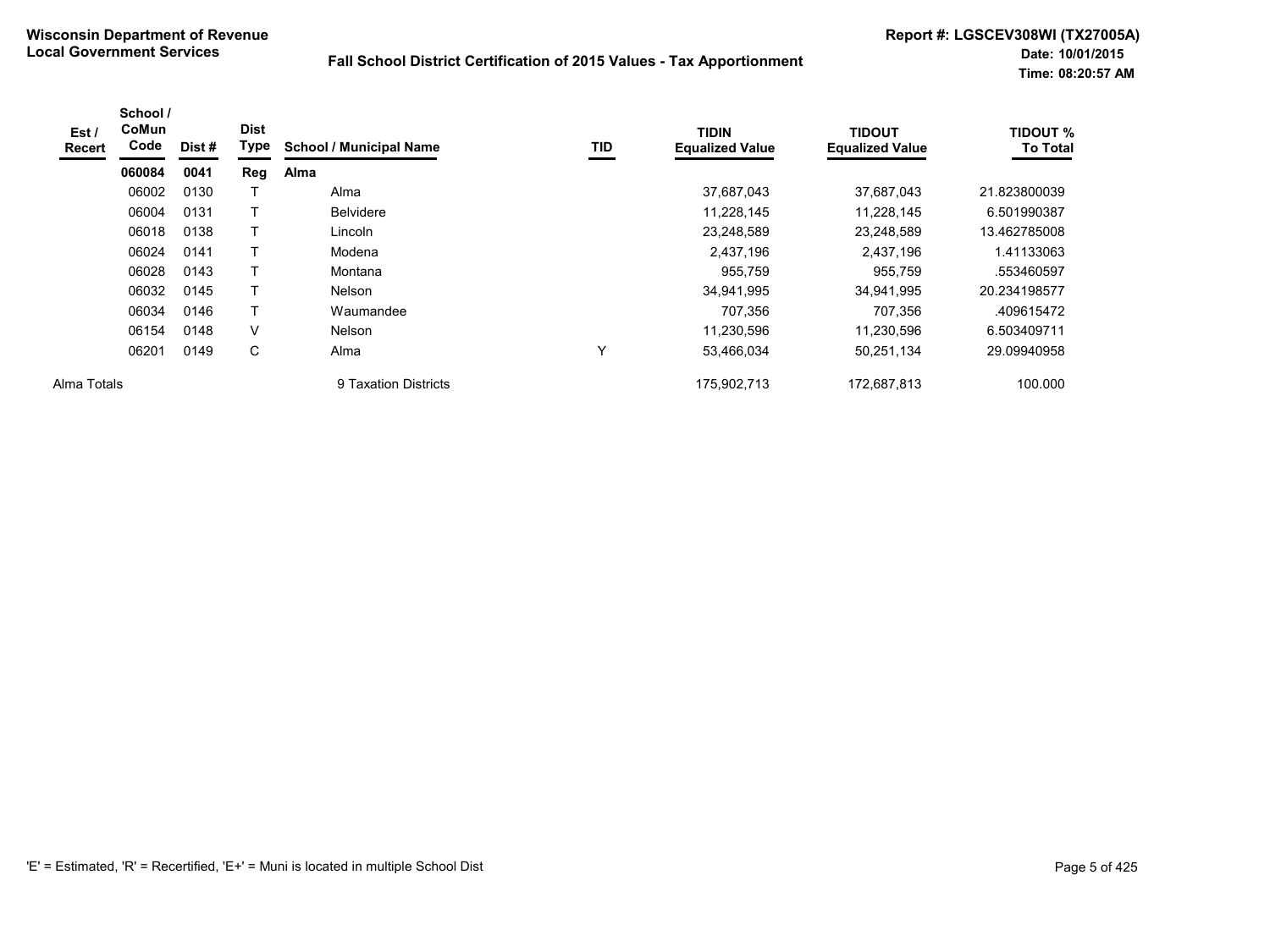**Wisconsin Department of Revenue**
**Local Government Services**

**Fall School District Certification of 2015 Values - Tax Apportionment**

**Report #: LGSCEV308WI (TX27005A)**
**Date: 10/01/2015**
**Time: 08:20:57 AM**

| Est / Recert | School / CoMun Code | Dist # | Dist Type | School / Municipal Name | TID | TIDIN Equalized Value | TIDOUT Equalized Value | TIDOUT % To Total |
|---|---|---|---|---|---|---|---|---|
| | **060084** | **0041** | **Reg** | **Alma** | | | | |
| | 06002 | 0130 | T | Alma | | 37,687,043 | 37,687,043 | 21.823800039 |
| | 06004 | 0131 | T | Belvidere | | 11,228,145 | 11,228,145 | 6.501990387 |
| | 06018 | 0138 | T | Lincoln | | 23,248,589 | 23,248,589 | 13.462785008 |
| | 06024 | 0141 | T | Modena | | 2,437,196 | 2,437,196 | 1.41133063 |
| | 06028 | 0143 | T | Montana | | 955,759 | 955,759 | .553460597 |
| | 06032 | 0145 | T | Nelson | | 34,941,995 | 34,941,995 | 20.234198577 |
| | 06034 | 0146 | T | Waumandee | | 707,356 | 707,356 | .409615472 |
| | 06154 | 0148 | V | Nelson | | 11,230,596 | 11,230,596 | 6.503409711 |
| | 06201 | 0149 | C | Alma | Y | 53,466,034 | 50,251,134 | 29.09940958 |
| Alma Totals | | | | 9 Taxation Districts | | 175,902,713 | 172,687,813 | 100.000 |

'E' = Estimated, 'R' = Recertified, 'E+' = Muni is located in multiple School Dist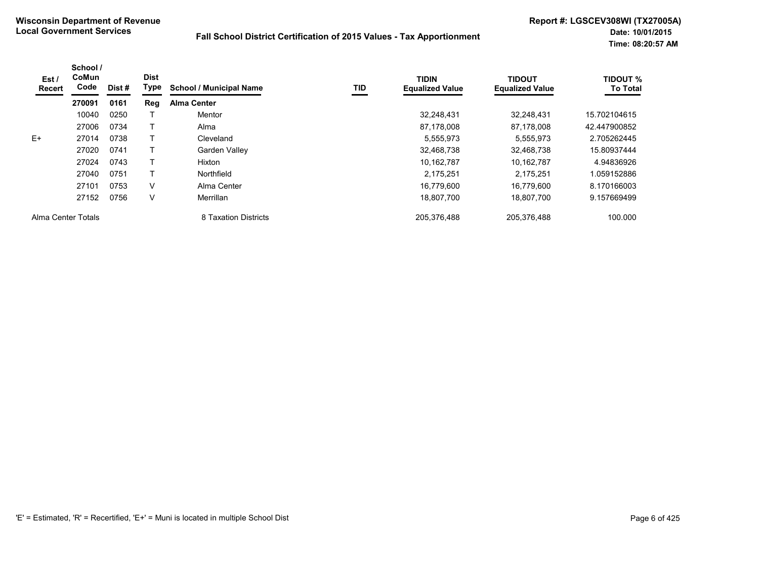**Wisconsin Department of Revenue**
**Local Government Services**

**Fall School District Certification of 2015 Values - Tax Apportionment**

**Report #: LGSCEV308WI (TX27005A)**
**Date: 10/01/2015**
**Time: 08:20:57 AM**

| Est / Recert | School / CoMun Code | Dist # | Dist Type | School / Municipal Name | TID | TIDIN Equalized Value | TIDOUT Equalized Value | TIDOUT % To Total |
|---|---|---|---|---|---|---|---|---|
| | **270091** | **0161** | **Reg** | **Alma Center** | | | | |
| | 10040 | 0250 | T | Mentor | | 32,248,431 | 32,248,431 | 15.702104615 |
| | 27006 | 0734 | T | Alma | | 87,178,008 | 87,178,008 | 42.447900852 |
| E+ | 27014 | 0738 | T | Cleveland | | 5,555,973 | 5,555,973 | 2.705262445 |
| | 27020 | 0741 | T | Garden Valley | | 32,468,738 | 32,468,738 | 15.80937444 |
| | 27024 | 0743 | T | Hixton | | 10,162,787 | 10,162,787 | 4.94836926 |
| | 27040 | 0751 | T | Northfield | | 2,175,251 | 2,175,251 | 1.059152886 |
| | 27101 | 0753 | V | Alma Center | | 16,779,600 | 16,779,600 | 8.170166003 |
| | 27152 | 0756 | V | Merrillan | | 18,807,700 | 18,807,700 | 9.157669499 |
| Alma Center Totals | | | | 8 Taxation Districts | | 205,376,488 | 205,376,488 | 100.000 |

'E' = Estimated, 'R' = Recertified, 'E+' = Muni is located in multiple School Dist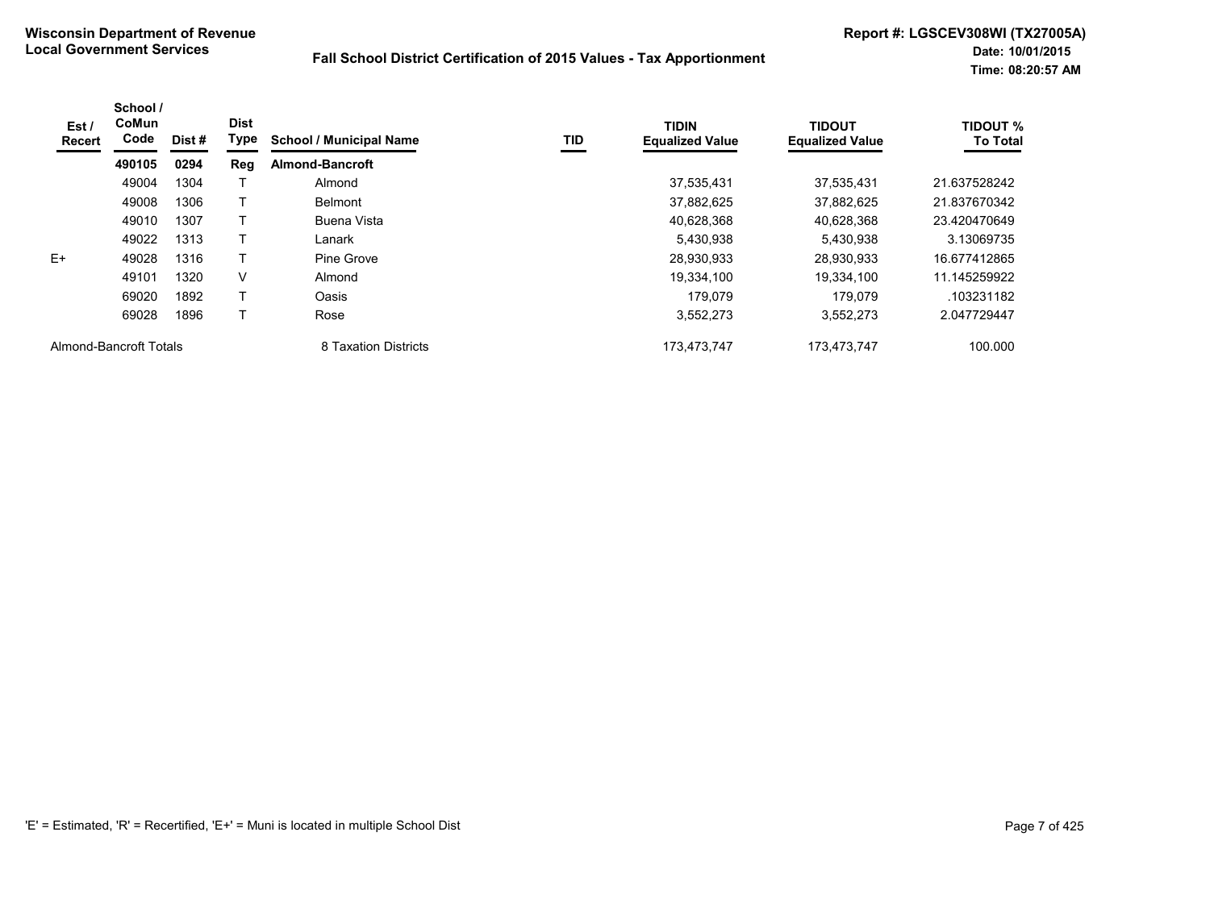**Wisconsin Department of Revenue**
**Local Government Services**

**Fall School District Certification of 2015 Values - Tax Apportionment**

**Report #: LGSCEV308WI (TX27005A)**
**Date: 10/01/2015**
**Time: 08:20:57 AM**

| Est / Recert | School / CoMun Code | Dist # | Dist Type | School / Municipal Name | TID | TIDIN Equalized Value | TIDOUT Equalized Value | TIDOUT % To Total |
|---|---|---|---|---|---|---|---|---|
| | **490105** | **0294** | **Reg** | **Almond-Bancroft** | | | | |
| | 49004 | 1304 | T | Almond | | 37,535,431 | 37,535,431 | 21.637528242 |
| | 49008 | 1306 | T | Belmont | | 37,882,625 | 37,882,625 | 21.837670342 |
| | 49010 | 1307 | T | Buena Vista | | 40,628,368 | 40,628,368 | 23.420470649 |
| | 49022 | 1313 | T | Lanark | | 5,430,938 | 5,430,938 | 3.13069735 |
| E+ | 49028 | 1316 | T | Pine Grove | | 28,930,933 | 28,930,933 | 16.677412865 |
| | 49101 | 1320 | V | Almond | | 19,334,100 | 19,334,100 | 11.145259922 |
| | 69020 | 1892 | T | Oasis | | 179,079 | 179,079 | .103231182 |
| | 69028 | 1896 | T | Rose | | 3,552,273 | 3,552,273 | 2.047729447 |
| Almond-Bancroft Totals | | | | 8 Taxation Districts | | 173,473,747 | 173,473,747 | 100.000 |

'E' = Estimated, 'R' = Recertified, 'E+' = Muni is located in multiple School Dist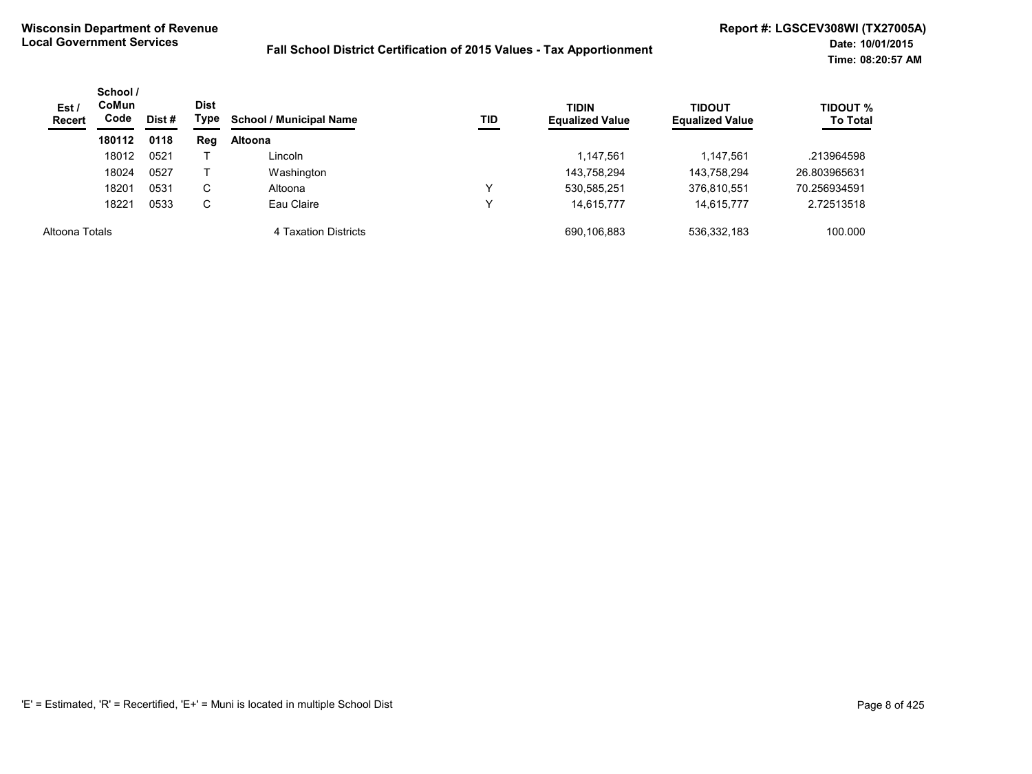**Wisconsin Department of Revenue**
**Local Government Services**

**Fall School District Certification of 2015 Values - Tax Apportionment**

**Report #: LGSCEV308WI (TX27005A)**
**Date: 10/01/2015**
**Time: 08:20:57 AM**

| Est / Recert | School / CoMun Code | Dist # | Dist Type | School / Municipal Name | TID | TIDIN Equalized Value | TIDOUT Equalized Value | TIDOUT % To Total |
|---|---|---|---|---|---|---|---|---|
| | **180112** | **0118** | **Reg** | **Altoona** | | | | |
| | 18012 | 0521 | T | Lincoln | | 1,147,561 | 1,147,561 | .213964598 |
| | 18024 | 0527 | T | Washington | | 143,758,294 | 143,758,294 | 26.803965631 |
| | 18201 | 0531 | C | Altoona | Y | 530,585,251 | 376,810,551 | 70.256934591 |
| | 18221 | 0533 | C | Eau Claire | Y | 14,615,777 | 14,615,777 | 2.72513518 |
| Altoona Totals | | | | 4 Taxation Districts | | 690,106,883 | 536,332,183 | 100.000 |

'E' = Estimated, 'R' = Recertified, 'E+' = Muni is located in multiple School Dist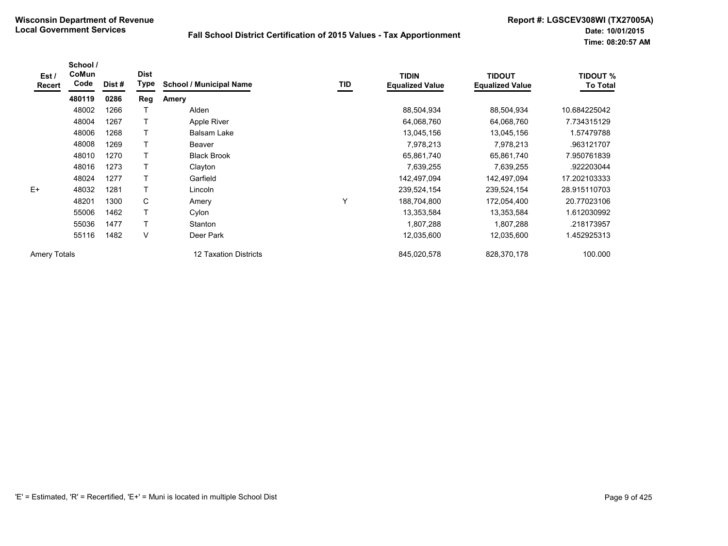**Wisconsin Department of Revenue**
**Local Government Services**

**Fall School District Certification of 2015 Values - Tax Apportionment**

**Report #: LGSCEV308WI (TX27005A)**
**Date: 10/01/2015**
**Time: 08:20:57 AM**

| Est / Recert | School / CoMun Code | Dist # | Dist Type | School / Municipal Name | TID | TIDIN Equalized Value | TIDOUT Equalized Value | TIDOUT % To Total |
|---|---|---|---|---|---|---|---|---|
| | **480119** | **0286** | **Reg** | **Amery** | | | | |
| | 48002 | 1266 | T | Alden | | 88,504,934 | 88,504,934 | 10.684225042 |
| | 48004 | 1267 | T | Apple River | | 64,068,760 | 64,068,760 | 7.734315129 |
| | 48006 | 1268 | T | Balsam Lake | | 13,045,156 | 13,045,156 | 1.57479788 |
| | 48008 | 1269 | T | Beaver | | 7,978,213 | 7,978,213 | .963121707 |
| | 48010 | 1270 | T | Black Brook | | 65,861,740 | 65,861,740 | 7.950761839 |
| | 48016 | 1273 | T | Clayton | | 7,639,255 | 7,639,255 | .922203044 |
| | 48024 | 1277 | T | Garfield | | 142,497,094 | 142,497,094 | 17.202103333 |
| E+ | 48032 | 1281 | T | Lincoln | | 239,524,154 | 239,524,154 | 28.915110703 |
| | 48201 | 1300 | C | Amery | Y | 188,704,800 | 172,054,400 | 20.77023106 |
| | 55006 | 1462 | T | Cylon | | 13,353,584 | 13,353,584 | 1.612030992 |
| | 55036 | 1477 | T | Stanton | | 1,807,288 | 1,807,288 | .218173957 |
| | 55116 | 1482 | V | Deer Park | | 12,035,600 | 12,035,600 | 1.452925313 |
| Amery Totals | | | | 12 Taxation Districts | | 845,020,578 | 828,370,178 | 100.000 |

'E' = Estimated, 'R' = Recertified, 'E+' = Muni is located in multiple School Dist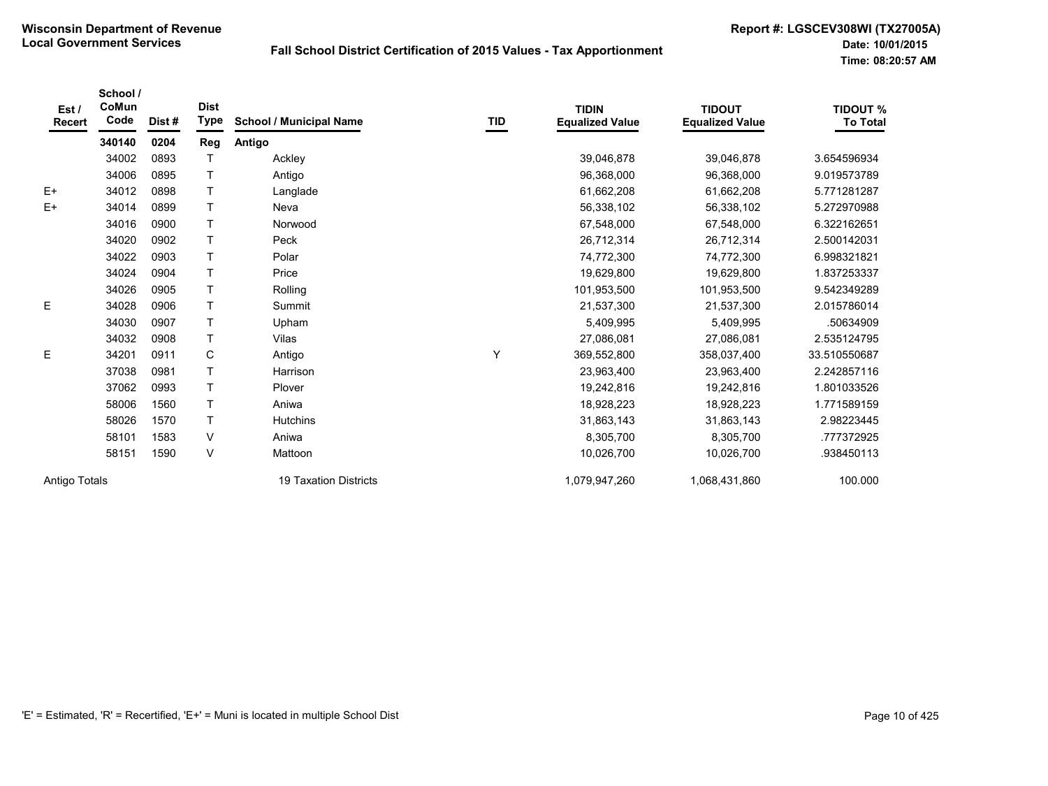**Wisconsin Department of Revenue**
**Local Government Services**

**Fall School District Certification of 2015 Values - Tax Apportionment**

**Report #: LGSCEV308WI (TX27005A)**
**Date: 10/01/2015**
**Time: 08:20:57 AM**

| Est / Recert | School / CoMun Code | Dist # | Dist Type | School / Municipal Name | TID | TIDIN Equalized Value | TIDOUT Equalized Value | TIDOUT % To Total |
|---|---|---|---|---|---|---|---|---|
| | **340140** | **0204** | **Reg** | **Antigo** | | | | |
| | 34002 | 0893 | T | Ackley | | 39,046,878 | 39,046,878 | 3.654596934 |
| | 34006 | 0895 | T | Antigo | | 96,368,000 | 96,368,000 | 9.019573789 |
| E+ | 34012 | 0898 | T | Langlade | | 61,662,208 | 61,662,208 | 5.771281287 |
| E+ | 34014 | 0899 | T | Neva | | 56,338,102 | 56,338,102 | 5.272970988 |
| | 34016 | 0900 | T | Norwood | | 67,548,000 | 67,548,000 | 6.322162651 |
| | 34020 | 0902 | T | Peck | | 26,712,314 | 26,712,314 | 2.500142031 |
| | 34022 | 0903 | T | Polar | | 74,772,300 | 74,772,300 | 6.998321821 |
| | 34024 | 0904 | T | Price | | 19,629,800 | 19,629,800 | 1.837253337 |
| | 34026 | 0905 | T | Rolling | | 101,953,500 | 101,953,500 | 9.542349289 |
| E | 34028 | 0906 | T | Summit | | 21,537,300 | 21,537,300 | 2.015786014 |
| | 34030 | 0907 | T | Upham | | 5,409,995 | 5,409,995 | .50634909 |
| | 34032 | 0908 | T | Vilas | | 27,086,081 | 27,086,081 | 2.535124795 |
| E | 34201 | 0911 | C | Antigo | Y | 369,552,800 | 358,037,400 | 33.510550687 |
| | 37038 | 0981 | T | Harrison | | 23,963,400 | 23,963,400 | 2.242857116 |
| | 37062 | 0993 | T | Plover | | 19,242,816 | 19,242,816 | 1.801033526 |
| | 58006 | 1560 | T | Aniwa | | 18,928,223 | 18,928,223 | 1.771589159 |
| | 58026 | 1570 | T | Hutchins | | 31,863,143 | 31,863,143 | 2.98223445 |
| | 58101 | 1583 | V | Aniwa | | 8,305,700 | 8,305,700 | .777372925 |
| | 58151 | 1590 | V | Mattoon | | 10,026,700 | 10,026,700 | .938450113 |
| Antigo Totals | | | | 19 Taxation Districts | | 1,079,947,260 | 1,068,431,860 | 100.000 |

'E' = Estimated, 'R' = Recertified, 'E+' = Muni is located in multiple School Dist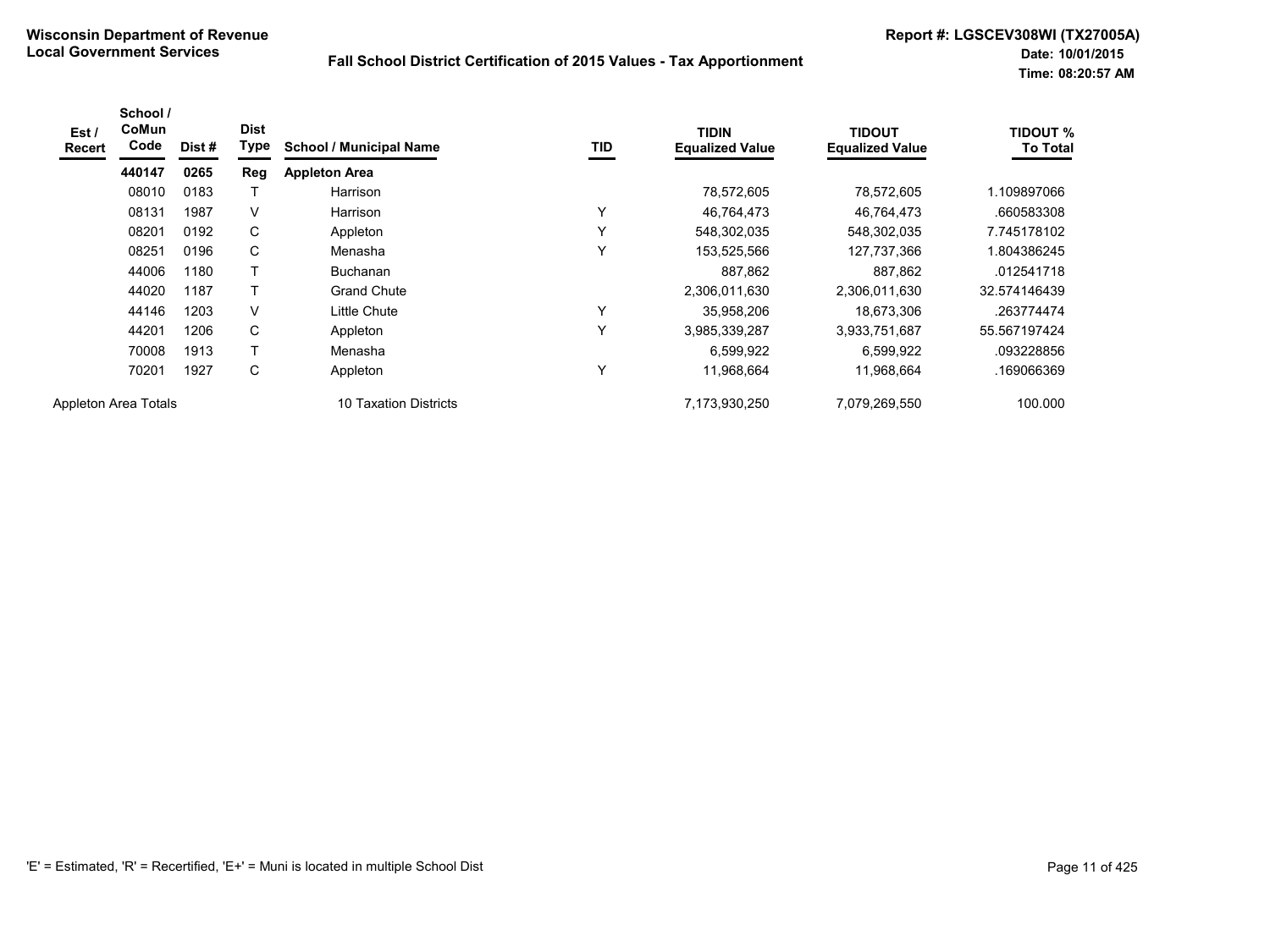Wisconsin Department of Revenue
Local Government Services

Fall School District Certification of 2015 Values - Tax Apportionment

Report #: LGSCEV308WI (TX27005A)
Date: 10/01/2015
Time: 08:20:57 AM

| Est / Recert | School / CoMun Code | Dist # | Dist Type | School / Municipal Name | TID | TIDIN Equalized Value | TIDOUT Equalized Value | TIDOUT % To Total |
|---|---|---|---|---|---|---|---|---|
| | **440147** | **0265** | **Reg** | **Appleton Area** | | | | |
| | 08010 | 0183 | T | Harrison | | 78,572,605 | 78,572,605 | 1.109897066 |
| | 08131 | 1987 | V | Harrison | Y | 46,764,473 | 46,764,473 | .660583308 |
| | 08201 | 0192 | C | Appleton | Y | 548,302,035 | 548,302,035 | 7.745178102 |
| | 08251 | 0196 | C | Menasha | Y | 153,525,566 | 127,737,366 | 1.804386245 |
| | 44006 | 1180 | T | Buchanan | | 887,862 | 887,862 | .012541718 |
| | 44020 | 1187 | T | Grand Chute | | 2,306,011,630 | 2,306,011,630 | 32.574146439 |
| | 44146 | 1203 | V | Little Chute | Y | 35,958,206 | 18,673,306 | .263774474 |
| | 44201 | 1206 | C | Appleton | Y | 3,985,339,287 | 3,933,751,687 | 55.567197424 |
| | 70008 | 1913 | T | Menasha | | 6,599,922 | 6,599,922 | .093228856 |
| | 70201 | 1927 | C | Appleton | Y | 11,968,664 | 11,968,664 | .169066369 |
| Appleton Area Totals | | | | 10 Taxation Districts | | 7,173,930,250 | 7,079,269,550 | 100.000 |

'E' = Estimated, 'R' = Recertified, 'E+' = Muni is located in multiple School Dist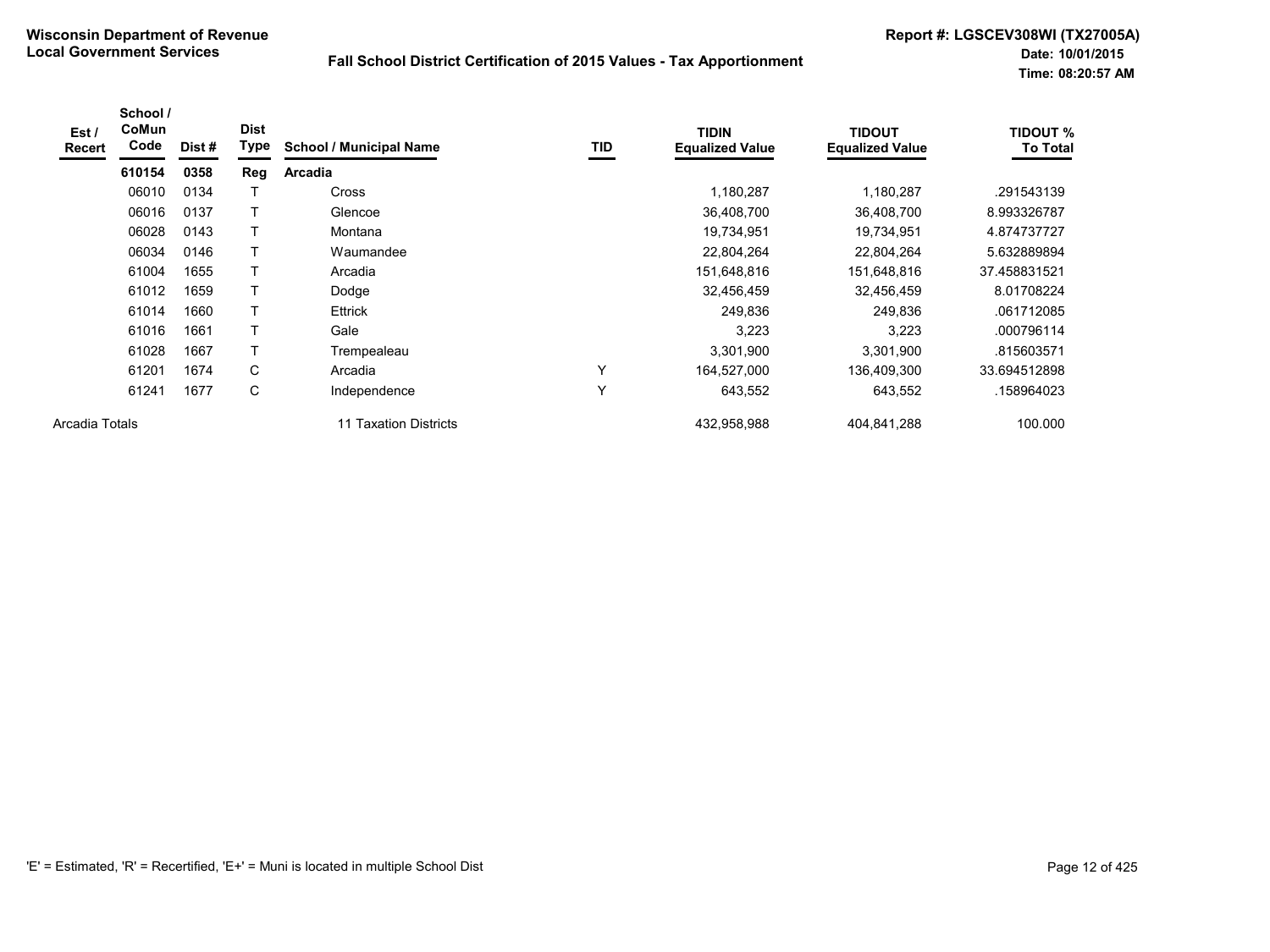**Wisconsin Department of Revenue**
**Local Government Services**

## Fall School District Certification of 2015 Values - Tax Apportionment

**Report #: LGSCEV308WI (TX27005A)**
**Date: 10/01/2015**
**Time: 08:20:57 AM**

| Est / Recert | School / CoMun Code | Dist # | Dist Type | School / Municipal Name | TID | TIDIN Equalized Value | TIDOUT Equalized Value | TIDOUT % To Total |
|---|---|---|---|---|---|---|---|---|
| | **610154** | **0358** | **Reg** | **Arcadia** | | | | |
| | 06010 | 0134 | T | Cross | | 1,180,287 | 1,180,287 | .291543139 |
| | 06016 | 0137 | T | Glencoe | | 36,408,700 | 36,408,700 | 8.993326787 |
| | 06028 | 0143 | T | Montana | | 19,734,951 | 19,734,951 | 4.874737727 |
| | 06034 | 0146 | T | Waumandee | | 22,804,264 | 22,804,264 | 5.632889894 |
| | 61004 | 1655 | T | Arcadia | | 151,648,816 | 151,648,816 | 37.458831521 |
| | 61012 | 1659 | T | Dodge | | 32,456,459 | 32,456,459 | 8.01708224 |
| | 61014 | 1660 | T | Ettrick | | 249,836 | 249,836 | .061712085 |
| | 61016 | 1661 | T | Gale | | 3,223 | 3,223 | .000796114 |
| | 61028 | 1667 | T | Trempealeau | | 3,301,900 | 3,301,900 | .815603571 |
| | 61201 | 1674 | C | Arcadia | Y | 164,527,000 | 136,409,300 | 33.694512898 |
| | 61241 | 1677 | C | Independence | Y | 643,552 | 643,552 | .158964023 |
| Arcadia Totals | | | | 11 Taxation Districts | | 432,958,988 | 404,841,288 | 100.000 |

'E' = Estimated, 'R' = Recertified, 'E+' = Muni is located in multiple School Dist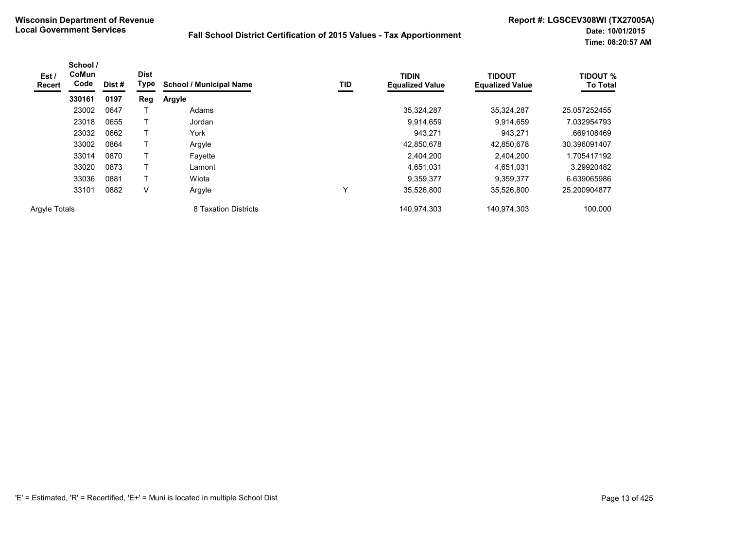**Wisconsin Department of Revenue**
**Local Government Services**

**Fall School District Certification of 2015 Values - Tax Apportionment**

**Report #: LGSCEV308WI (TX27005A)**
**Date: 10/01/2015**
**Time: 08:20:57 AM**

| Est / Recert | School / CoMun Code | Dist # | Dist Type | School / Municipal Name | TID | TIDIN Equalized Value | TIDOUT Equalized Value | TIDOUT % To Total |
|---|---|---|---|---|---|---|---|---|
| | **330161** | **0197** | **Reg** | **Argyle** | | | | |
| | 23002 | 0647 | T | Adams | | 35,324,287 | 35,324,287 | 25.057252455 |
| | 23018 | 0655 | T | Jordan | | 9,914,659 | 9,914,659 | 7.032954793 |
| | 23032 | 0662 | T | York | | 943,271 | 943,271 | .669108469 |
| | 33002 | 0864 | T | Argyle | | 42,850,678 | 42,850,678 | 30.396091407 |
| | 33014 | 0870 | T | Fayette | | 2,404,200 | 2,404,200 | 1.705417192 |
| | 33020 | 0873 | T | Lamont | | 4,651,031 | 4,651,031 | 3.29920482 |
| | 33036 | 0881 | T | Wiota | | 9,359,377 | 9,359,377 | 6.639065986 |
| | 33101 | 0882 | V | Argyle | Y | 35,526,800 | 35,526,800 | 25.200904877 |
| Argyle Totals | | | | 8 Taxation Districts | | 140,974,303 | 140,974,303 | 100.000 |

'E' = Estimated, 'R' = Recertified, 'E+' = Muni is located in multiple School Dist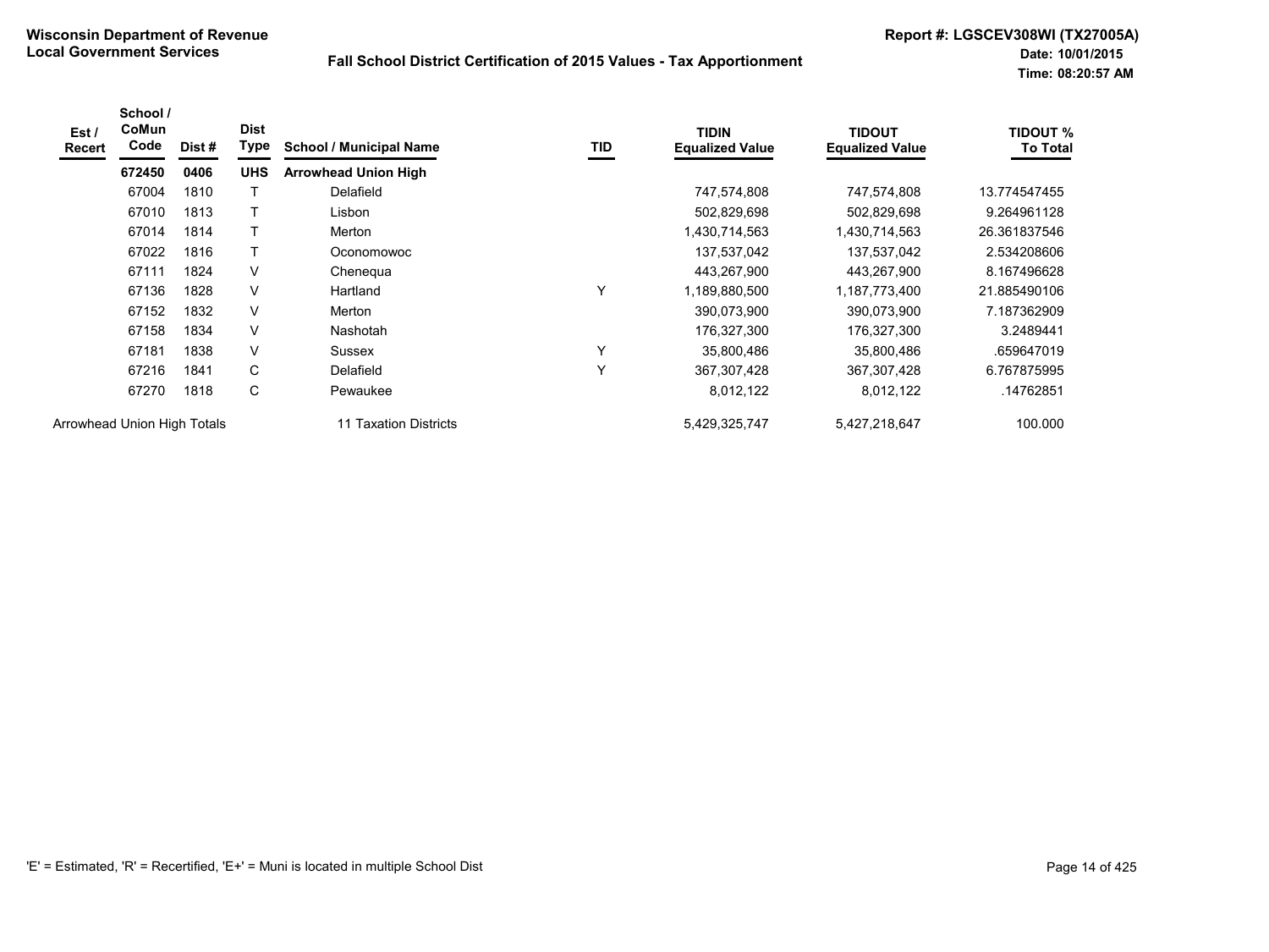**Wisconsin Department of Revenue**
**Local Government Services**

**Fall School District Certification of 2015 Values - Tax Apportionment**

**Report #: LGSCEV308WI (TX27005A)**
**Date: 10/01/2015**
**Time: 08:20:57 AM**

| Est / Recert | School / CoMun Code | Dist # | Dist Type | School / Municipal Name | TID | TIDIN Equalized Value | TIDOUT Equalized Value | TIDOUT % To Total |
|---|---|---|---|---|---|---|---|---|
| | **672450** | **0406** | **UHS** | **Arrowhead Union High** | | | | |
| | 67004 | 1810 | T | Delafield | | 747,574,808 | 747,574,808 | 13.774547455 |
| | 67010 | 1813 | T | Lisbon | | 502,829,698 | 502,829,698 | 9.264961128 |
| | 67014 | 1814 | T | Merton | | 1,430,714,563 | 1,430,714,563 | 26.361837546 |
| | 67022 | 1816 | T | Oconomowoc | | 137,537,042 | 137,537,042 | 2.534208606 |
| | 67111 | 1824 | V | Chenequa | | 443,267,900 | 443,267,900 | 8.167496628 |
| | 67136 | 1828 | V | Hartland | Y | 1,189,880,500 | 1,187,773,400 | 21.885490106 |
| | 67152 | 1832 | V | Merton | | 390,073,900 | 390,073,900 | 7.187362909 |
| | 67158 | 1834 | V | Nashotah | | 176,327,300 | 176,327,300 | 3.2489441 |
| | 67181 | 1838 | V | Sussex | Y | 35,800,486 | 35,800,486 | .659647019 |
| | 67216 | 1841 | C | Delafield | Y | 367,307,428 | 367,307,428 | 6.767875995 |
| | 67270 | 1818 | C | Pewaukee | | 8,012,122 | 8,012,122 | .14762851 |
| Arrowhead Union High Totals | | | | 11 Taxation Districts | | 5,429,325,747 | 5,427,218,647 | 100.000 |

'E' = Estimated, 'R' = Recertified, 'E+' = Muni is located in multiple School Dist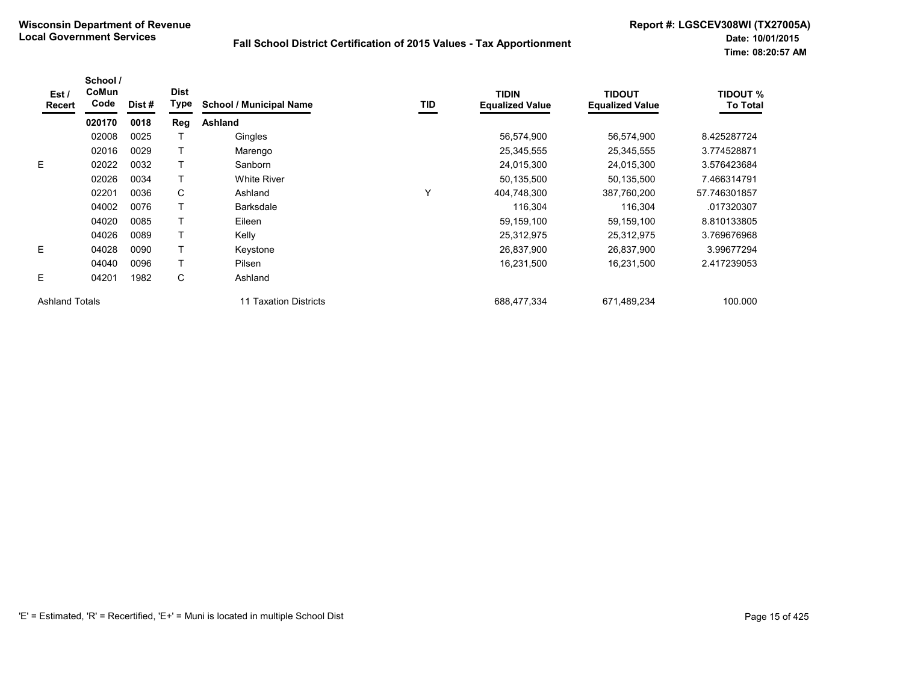**Wisconsin Department of Revenue**
**Local Government Services**

**Fall School District Certification of 2015 Values - Tax Apportionment**

**Report #: LGSCEV308WI (TX27005A)**
**Date: 10/01/2015**
**Time: 08:20:57 AM**

| Est / Recert | School / CoMun Code | Dist # | Dist Type | School / Municipal Name | TID | TIDIN Equalized Value | TIDOUT Equalized Value | TIDOUT % To Total |
|---|---|---|---|---|---|---|---|---|
| | **020170** | **0018** | **Reg** | **Ashland** | | | | |
| | 02008 | 0025 | T | Gingles | | 56,574,900 | 56,574,900 | 8.425287724 |
| | 02016 | 0029 | T | Marengo | | 25,345,555 | 25,345,555 | 3.774528871 |
| E | 02022 | 0032 | T | Sanborn | | 24,015,300 | 24,015,300 | 3.576423684 |
| | 02026 | 0034 | T | White River | | 50,135,500 | 50,135,500 | 7.466314791 |
| | 02201 | 0036 | C | Ashland | Y | 404,748,300 | 387,760,200 | 57.746301857 |
| | 04002 | 0076 | T | Barksdale | | 116,304 | 116,304 | .017320307 |
| | 04020 | 0085 | T | Eileen | | 59,159,100 | 59,159,100 | 8.810133805 |
| | 04026 | 0089 | T | Kelly | | 25,312,975 | 25,312,975 | 3.769676968 |
| E | 04028 | 0090 | T | Keystone | | 26,837,900 | 26,837,900 | 3.99677294 |
| | 04040 | 0096 | T | Pilsen | | 16,231,500 | 16,231,500 | 2.417239053 |
| E | 04201 | 1982 | C | Ashland | | | | |
| Ashland Totals | | | | 11 Taxation Districts | | 688,477,334 | 671,489,234 | 100.000 |

'E' = Estimated, 'R' = Recertified, 'E+' = Muni is located in multiple School Dist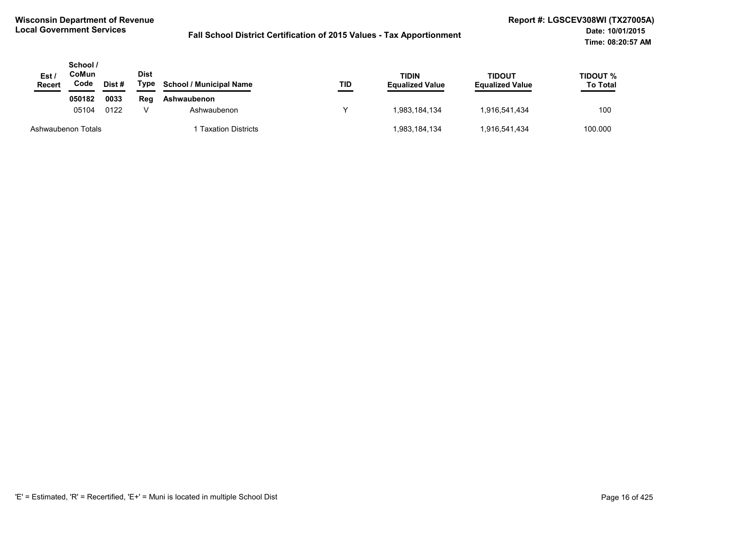**Wisconsin Department of Revenue**
**Local Government Services**

**Fall School District Certification of 2015 Values - Tax Apportionment**

**Report #: LGSCEV308WI (TX27005A)**
**Date: 10/01/2015**
**Time: 08:20:57 AM**

| Est / Recert | School / CoMun Code | Dist # | Dist Type | School / Municipal Name | TID | TIDIN Equalized Value | TIDOUT Equalized Value | TIDOUT % To Total |
|---|---|---|---|---|---|---|---|---|
| | **050182** | **0033** | **Reg** | **Ashwaubenon** | | | | |
| | 05104 | 0122 | V | Ashwaubenon | Y | 1,983,184,134 | 1,916,541,434 | 100 |
| Ashwaubenon Totals | | | | 1 Taxation Districts | | 1,983,184,134 | 1,916,541,434 | 100.000 |

'E' = Estimated, 'R' = Recertified, 'E+' = Muni is located in multiple School Dist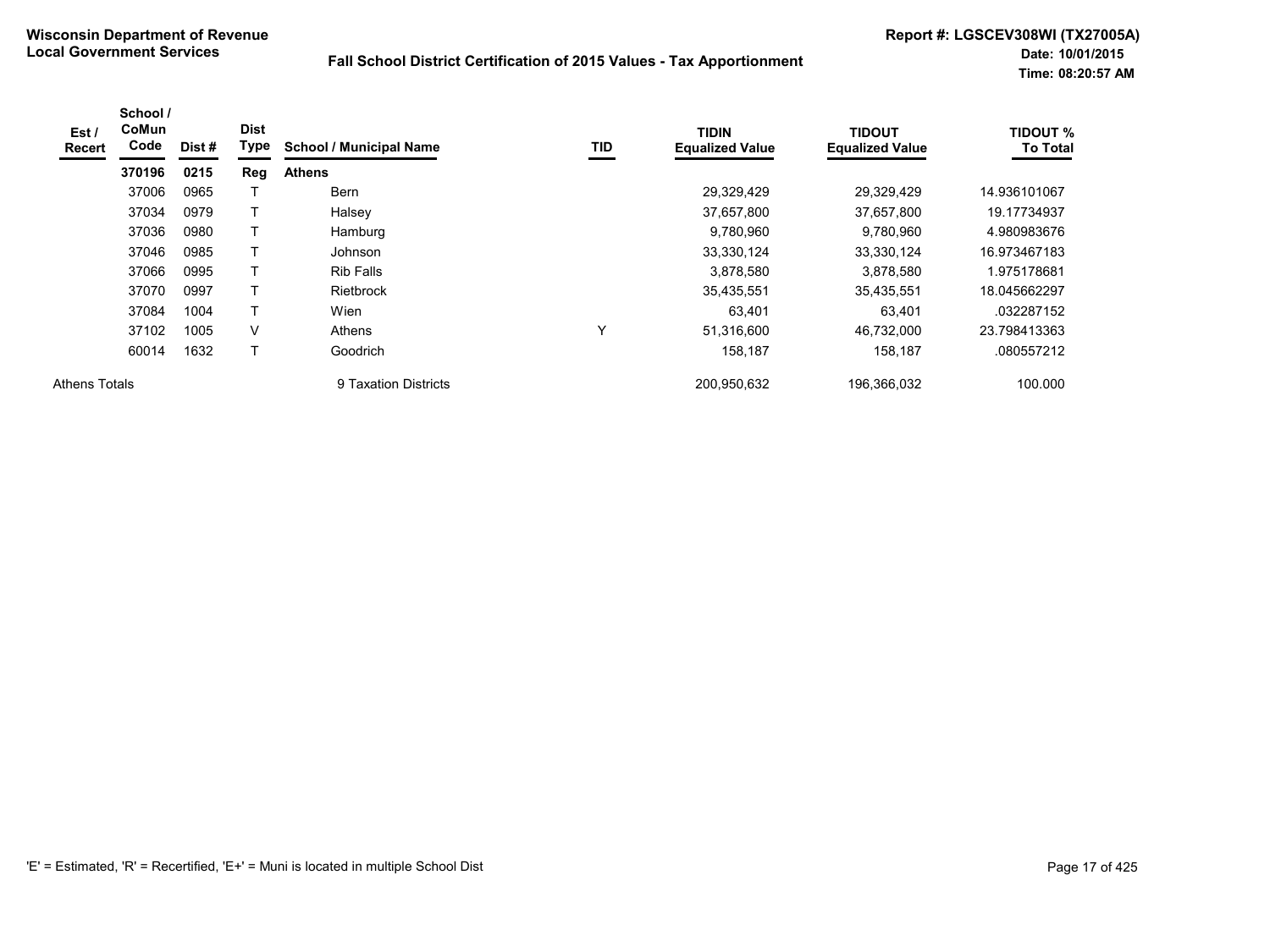**Wisconsin Department of Revenue**
**Local Government Services**

**Fall School District Certification of 2015 Values - Tax Apportionment**

**Report #: LGSCEV308WI (TX27005A)**
**Date: 10/01/2015**
**Time: 08:20:57 AM**

| Est / Recert | School / CoMun Code | Dist # | Dist Type | School / Municipal Name | TID | TIDIN Equalized Value | TIDOUT Equalized Value | TIDOUT % To Total |
|---|---|---|---|---|---|---|---|---|
| | **370196** | **0215** | **Reg** | **Athens** | | | | |
| | 37006 | 0965 | T | Bern | | 29,329,429 | 29,329,429 | 14.936101067 |
| | 37034 | 0979 | T | Halsey | | 37,657,800 | 37,657,800 | 19.17734937 |
| | 37036 | 0980 | T | Hamburg | | 9,780,960 | 9,780,960 | 4.980983676 |
| | 37046 | 0985 | T | Johnson | | 33,330,124 | 33,330,124 | 16.973467183 |
| | 37066 | 0995 | T | Rib Falls | | 3,878,580 | 3,878,580 | 1.975178681 |
| | 37070 | 0997 | T | Rietbrock | | 35,435,551 | 35,435,551 | 18.045662297 |
| | 37084 | 1004 | T | Wien | | 63,401 | 63,401 | .032287152 |
| | 37102 | 1005 | V | Athens | Y | 51,316,600 | 46,732,000 | 23.798413363 |
| | 60014 | 1632 | T | Goodrich | | 158,187 | 158,187 | .080557212 |
| Athens Totals | | | | 9 Taxation Districts | | 200,950,632 | 196,366,032 | 100.000 |

'E' = Estimated, 'R' = Recertified, 'E+' = Muni is located in multiple School Dist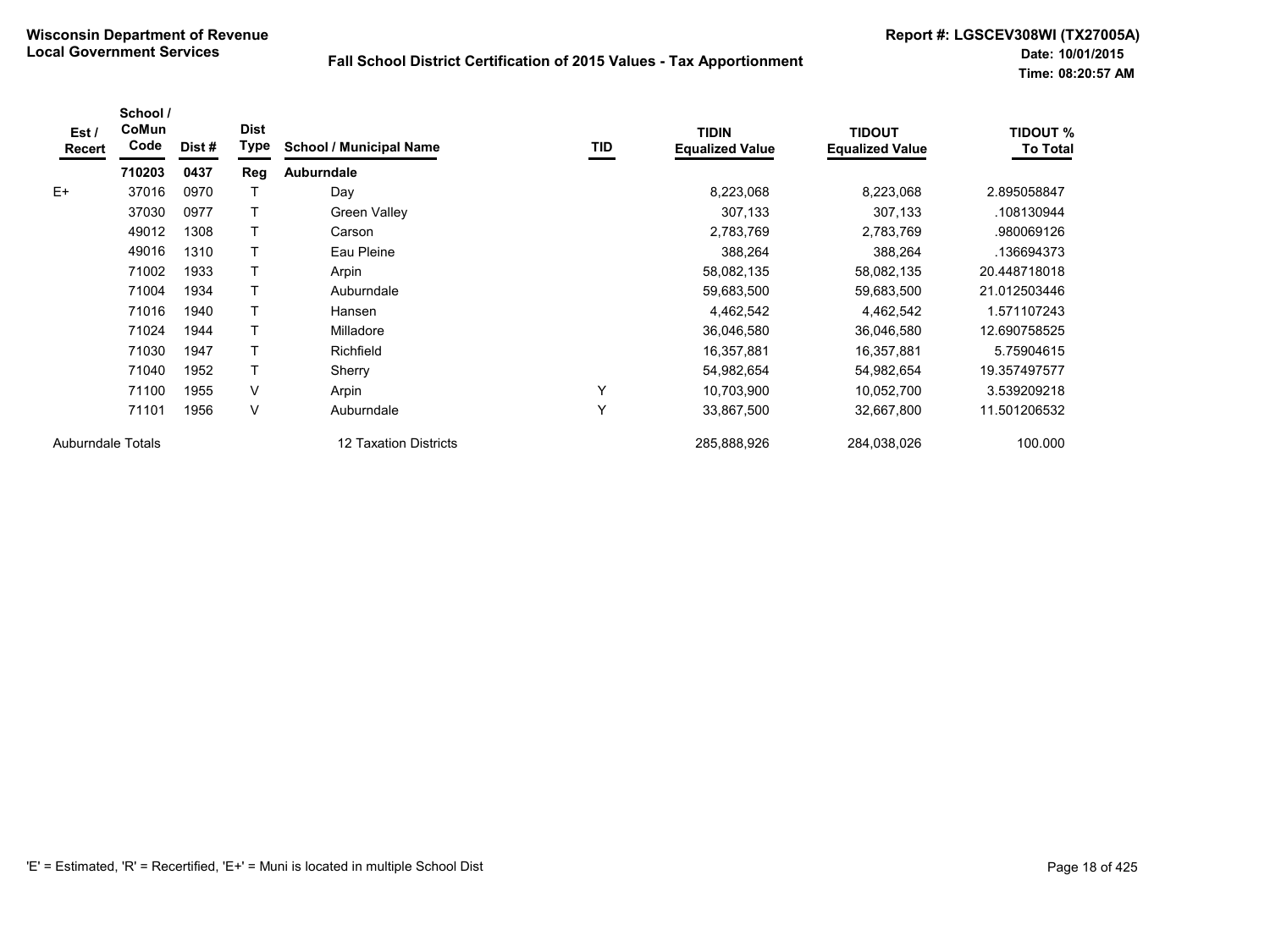**Wisconsin Department of Revenue**
**Local Government Services**

**Fall School District Certification of 2015 Values - Tax Apportionment**

**Report #: LGSCEV308WI (TX27005A)**
**Date: 10/01/2015**
**Time: 08:20:57 AM**

| Est / Recert | School / CoMun Code | Dist # | Dist Type | School / Municipal Name | TID | TIDIN Equalized Value | TIDOUT Equalized Value | TIDOUT % To Total |
|---|---|---|---|---|---|---|---|---|
| | **710203** | **0437** | **Reg** | **Auburndale** | | | | |
| E+ | 37016 | 0970 | T | Day | | 8,223,068 | 8,223,068 | 2.895058847 |
| | 37030 | 0977 | T | Green Valley | | 307,133 | 307,133 | .108130944 |
| | 49012 | 1308 | T | Carson | | 2,783,769 | 2,783,769 | .980069126 |
| | 49016 | 1310 | T | Eau Pleine | | 388,264 | 388,264 | .136694373 |
| | 71002 | 1933 | T | Arpin | | 58,082,135 | 58,082,135 | 20.448718018 |
| | 71004 | 1934 | T | Auburndale | | 59,683,500 | 59,683,500 | 21.012503446 |
| | 71016 | 1940 | T | Hansen | | 4,462,542 | 4,462,542 | 1.571107243 |
| | 71024 | 1944 | T | Milladore | | 36,046,580 | 36,046,580 | 12.690758525 |
| | 71030 | 1947 | T | Richfield | | 16,357,881 | 16,357,881 | 5.75904615 |
| | 71040 | 1952 | T | Sherry | | 54,982,654 | 54,982,654 | 19.357497577 |
| | 71100 | 1955 | V | Arpin | Y | 10,703,900 | 10,052,700 | 3.539209218 |
| | 71101 | 1956 | V | Auburndale | Y | 33,867,500 | 32,667,800 | 11.501206532 |
| Auburndale Totals | | | | 12 Taxation Districts | | 285,888,926 | 284,038,026 | 100.000 |

'E' = Estimated, 'R' = Recertified, 'E+' = Muni is located in multiple School Dist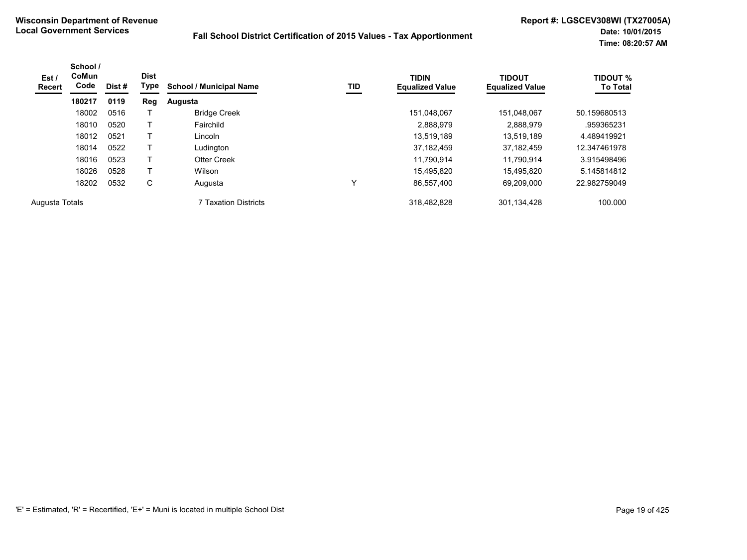**Wisconsin Department of Revenue**
**Local Government Services**

**Fall School District Certification of 2015 Values - Tax Apportionment**

**Report #: LGSCEV308WI (TX27005A)**
**Date: 10/01/2015**
**Time: 08:20:57 AM**

| Est / Recert | School / CoMun Code | Dist # | Dist Type | School / Municipal Name | TID | TIDIN Equalized Value | TIDOUT Equalized Value | TIDOUT % To Total |
|---|---|---|---|---|---|---|---|---|
| | **180217** | **0119** | **Reg** | **Augusta** | | | | |
| | 18002 | 0516 | T | Bridge Creek | | 151,048,067 | 151,048,067 | 50.159680513 |
| | 18010 | 0520 | T | Fairchild | | 2,888,979 | 2,888,979 | .959365231 |
| | 18012 | 0521 | T | Lincoln | | 13,519,189 | 13,519,189 | 4.489419921 |
| | 18014 | 0522 | T | Ludington | | 37,182,459 | 37,182,459 | 12.347461978 |
| | 18016 | 0523 | T | Otter Creek | | 11,790,914 | 11,790,914 | 3.915498496 |
| | 18026 | 0528 | T | Wilson | | 15,495,820 | 15,495,820 | 5.145814812 |
| | 18202 | 0532 | C | Augusta | Y | 86,557,400 | 69,209,000 | 22.982759049 |
| Augusta Totals | | | | 7 Taxation Districts | | 318,482,828 | 301,134,428 | 100.000 |

'E' = Estimated, 'R' = Recertified, 'E+' = Muni is located in multiple School Dist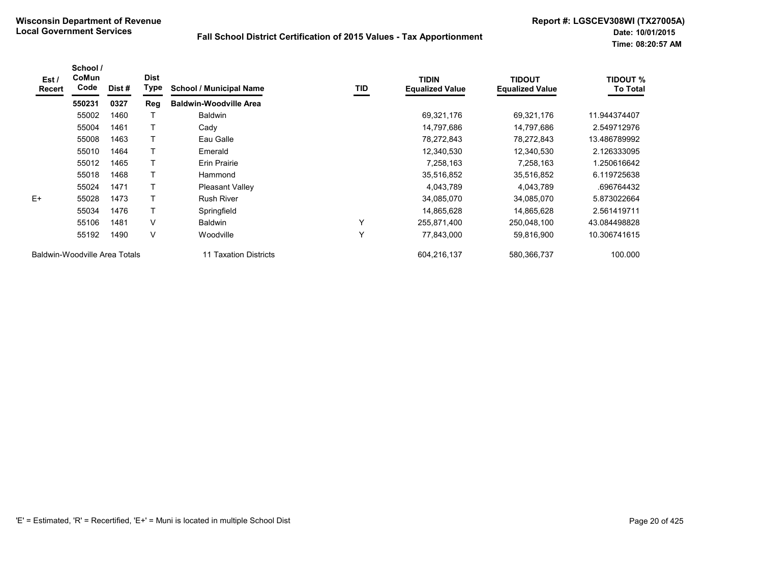**Wisconsin Department of Revenue**
**Local Government Services**

**Fall School District Certification of 2015 Values - Tax Apportionment**

**Report #: LGSCEV308WI (TX27005A)**
**Date: 10/01/2015**
**Time: 08:20:57 AM**

| Est / Recert | School / CoMun Code | Dist # | Dist Type | School / Municipal Name | TID | TIDIN Equalized Value | TIDOUT Equalized Value | TIDOUT % To Total |
|---|---|---|---|---|---|---|---|---|
| | **550231** | **0327** | **Reg** | **Baldwin-Woodville Area** | | | | |
| | 55002 | 1460 | T | Baldwin | | 69,321,176 | 69,321,176 | 11.944374407 |
| | 55004 | 1461 | T | Cady | | 14,797,686 | 14,797,686 | 2.549712976 |
| | 55008 | 1463 | T | Eau Galle | | 78,272,843 | 78,272,843 | 13.486789992 |
| | 55010 | 1464 | T | Emerald | | 12,340,530 | 12,340,530 | 2.126333095 |
| | 55012 | 1465 | T | Erin Prairie | | 7,258,163 | 7,258,163 | 1.250616642 |
| | 55018 | 1468 | T | Hammond | | 35,516,852 | 35,516,852 | 6.119725638 |
| | 55024 | 1471 | T | Pleasant Valley | | 4,043,789 | 4,043,789 | .696764432 |
| E+ | 55028 | 1473 | T | Rush River | | 34,085,070 | 34,085,070 | 5.873022664 |
| | 55034 | 1476 | T | Springfield | | 14,865,628 | 14,865,628 | 2.561419711 |
| | 55106 | 1481 | V | Baldwin | Y | 255,871,400 | 250,048,100 | 43.084498828 |
| | 55192 | 1490 | V | Woodville | Y | 77,843,000 | 59,816,900 | 10.306741615 |
| Baldwin-Woodville Area Totals | | | | 11 Taxation Districts | | 604,216,137 | 580,366,737 | 100.000 |

'E' = Estimated, 'R' = Recertified, 'E+' = Muni is located in multiple School Dist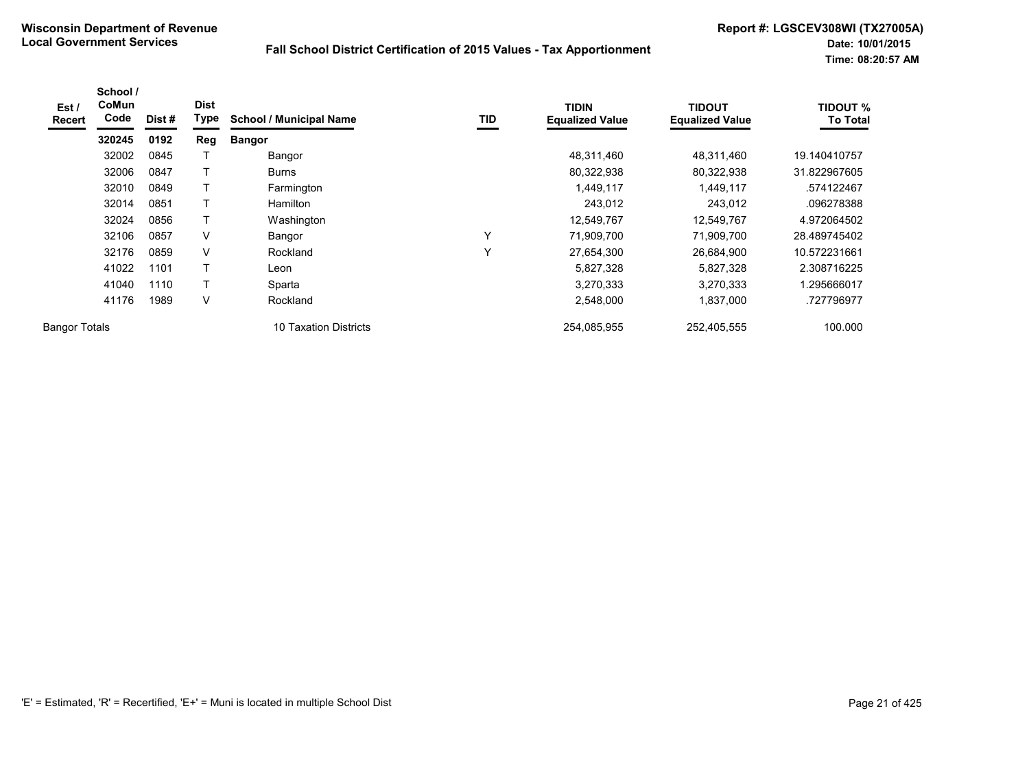**Wisconsin Department of Revenue**
**Local Government Services**

**Fall School District Certification of 2015 Values - Tax Apportionment**

**Report #: LGSCEV308WI (TX27005A)**
**Date: 10/01/2015**
**Time: 08:20:57 AM**

| Est / Recert | School / CoMun Code | Dist # | Dist Type | School / Municipal Name | TID | TIDIN Equalized Value | TIDOUT Equalized Value | TIDOUT % To Total |
|---|---|---|---|---|---|---|---|---|
| | **320245** | **0192** | **Reg** | **Bangor** | | | | |
| | 32002 | 0845 | T | Bangor | | 48,311,460 | 48,311,460 | 19.140410757 |
| | 32006 | 0847 | T | Burns | | 80,322,938 | 80,322,938 | 31.822967605 |
| | 32010 | 0849 | T | Farmington | | 1,449,117 | 1,449,117 | .574122467 |
| | 32014 | 0851 | T | Hamilton | | 243,012 | 243,012 | .096278388 |
| | 32024 | 0856 | T | Washington | | 12,549,767 | 12,549,767 | 4.972064502 |
| | 32106 | 0857 | V | Bangor | Y | 71,909,700 | 71,909,700 | 28.489745402 |
| | 32176 | 0859 | V | Rockland | Y | 27,654,300 | 26,684,900 | 10.572231661 |
| | 41022 | 1101 | T | Leon | | 5,827,328 | 5,827,328 | 2.308716225 |
| | 41040 | 1110 | T | Sparta | | 3,270,333 | 3,270,333 | 1.295666017 |
| | 41176 | 1989 | V | Rockland | | 2,548,000 | 1,837,000 | .727796977 |
| Bangor Totals | | | | 10 Taxation Districts | | 254,085,955 | 252,405,555 | 100.000 |

'E' = Estimated, 'R' = Recertified, 'E+' = Muni is located in multiple School Dist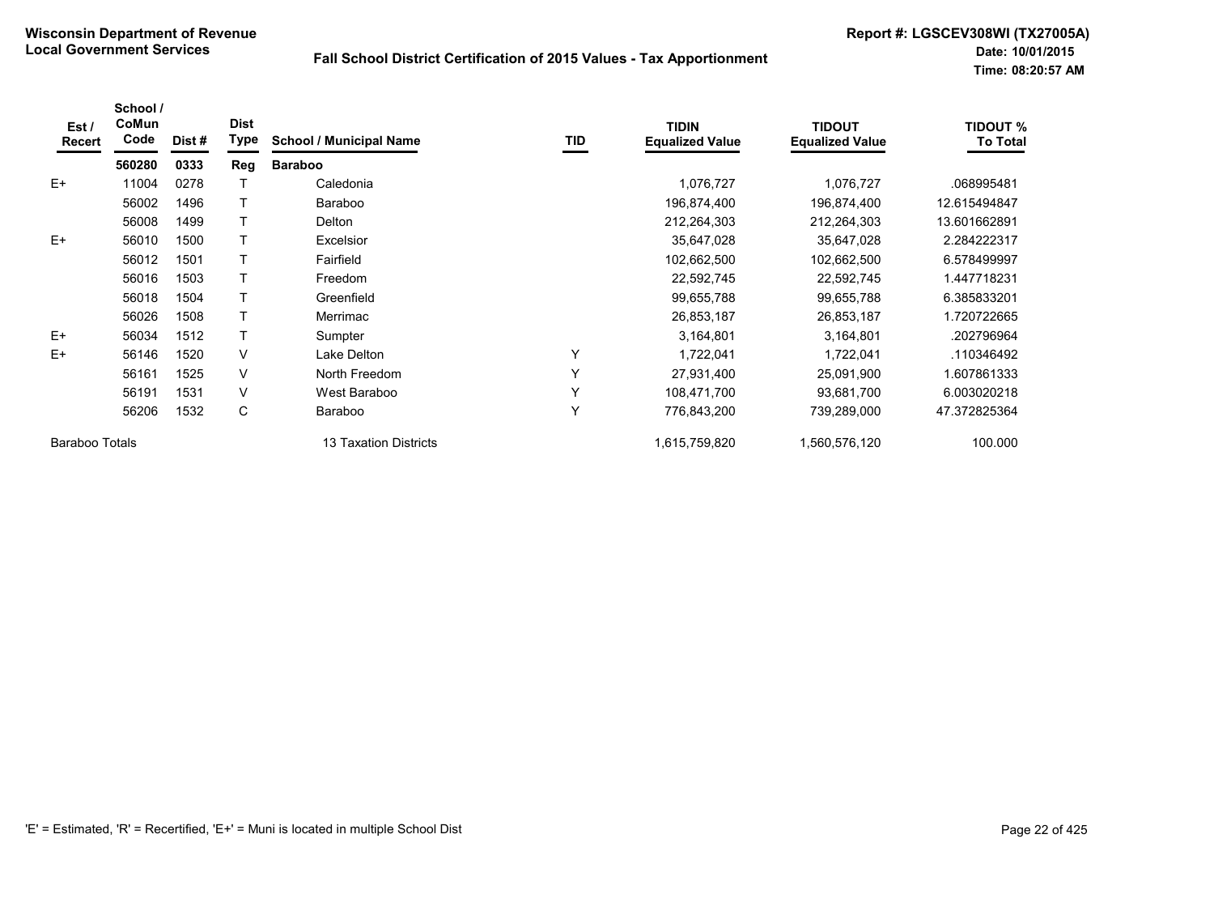**Wisconsin Department of Revenue**
**Local Government Services**

**Fall School District Certification of 2015 Values - Tax Apportionment**

**Report #: LGSCEV308WI (TX27005A)**
**Date: 10/01/2015**
**Time: 08:20:57 AM**

| Est / Recert | School / CoMun Code | Dist # | Dist Type | School / Municipal Name | TID | TIDIN Equalized Value | TIDOUT Equalized Value | TIDOUT % To Total |
|---|---|---|---|---|---|---|---|---|
| | **560280** | **0333** | **Reg** | **Baraboo** | | | | |
| E+ | 11004 | 0278 | T | Caledonia | | 1,076,727 | 1,076,727 | .068995481 |
| | 56002 | 1496 | T | Baraboo | | 196,874,400 | 196,874,400 | 12.615494847 |
| | 56008 | 1499 | T | Delton | | 212,264,303 | 212,264,303 | 13.601662891 |
| E+ | 56010 | 1500 | T | Excelsior | | 35,647,028 | 35,647,028 | 2.284222317 |
| | 56012 | 1501 | T | Fairfield | | 102,662,500 | 102,662,500 | 6.578499997 |
| | 56016 | 1503 | T | Freedom | | 22,592,745 | 22,592,745 | 1.447718231 |
| | 56018 | 1504 | T | Greenfield | | 99,655,788 | 99,655,788 | 6.385833201 |
| | 56026 | 1508 | T | Merrimac | | 26,853,187 | 26,853,187 | 1.720722665 |
| E+ | 56034 | 1512 | T | Sumpter | | 3,164,801 | 3,164,801 | .202796964 |
| E+ | 56146 | 1520 | V | Lake Delton | Y | 1,722,041 | 1,722,041 | .110346492 |
| | 56161 | 1525 | V | North Freedom | Y | 27,931,400 | 25,091,900 | 1.607861333 |
| | 56191 | 1531 | V | West Baraboo | Y | 108,471,700 | 93,681,700 | 6.003020218 |
| | 56206 | 1532 | C | Baraboo | Y | 776,843,200 | 739,289,000 | 47.372825364 |
| Baraboo Totals | | | | 13 Taxation Districts | | 1,615,759,820 | 1,560,576,120 | 100.000 |

'E' = Estimated, 'R' = Recertified, 'E+' = Muni is located in multiple School Dist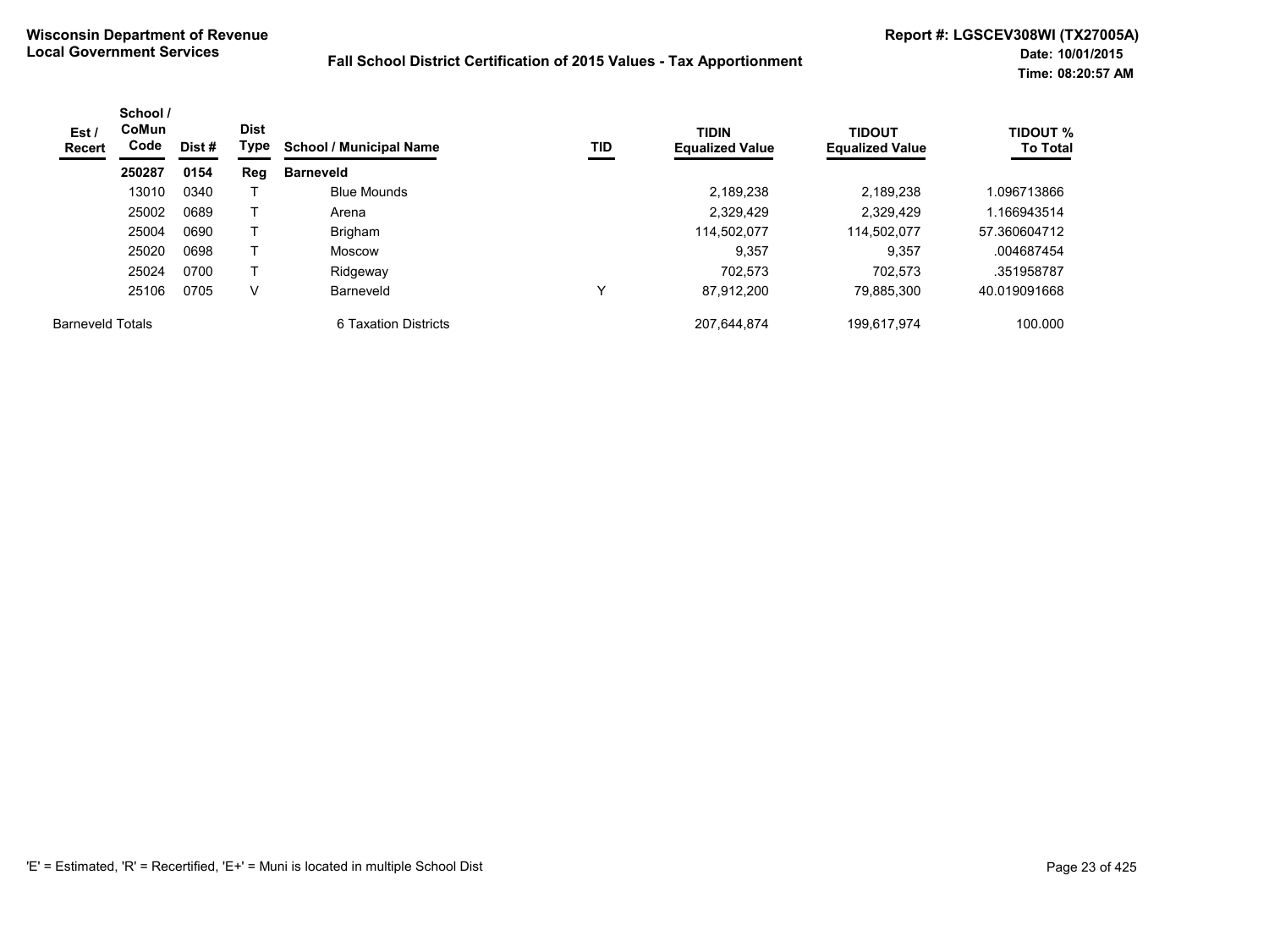**Wisconsin Department of Revenue**
**Local Government Services**

**Fall School District Certification of 2015 Values - Tax Apportionment**

**Report #: LGSCEV308WI (TX27005A)**
**Date: 10/01/2015**
**Time: 08:20:57 AM**

| Est / Recert | School / CoMun Code | Dist # | Dist Type | School / Municipal Name | TID | TIDIN Equalized Value | TIDOUT Equalized Value | TIDOUT % To Total |
|---|---|---|---|---|---|---|---|---|
| | **250287** | **0154** | **Reg** | **Barneveld** | | | | |
| | 13010 | 0340 | T | Blue Mounds | | 2,189,238 | 2,189,238 | 1.096713866 |
| | 25002 | 0689 | T | Arena | | 2,329,429 | 2,329,429 | 1.166943514 |
| | 25004 | 0690 | T | Brigham | | 114,502,077 | 114,502,077 | 57.360604712 |
| | 25020 | 0698 | T | Moscow | | 9,357 | 9,357 | .004687454 |
| | 25024 | 0700 | T | Ridgeway | | 702,573 | 702,573 | .351958787 |
| | 25106 | 0705 | V | Barneveld | Y | 87,912,200 | 79,885,300 | 40.019091668 |
| Barneveld Totals | | | | 6 Taxation Districts | | 207,644,874 | 199,617,974 | 100.000 |

'E' = Estimated, 'R' = Recertified, 'E+' = Muni is located in multiple School Dist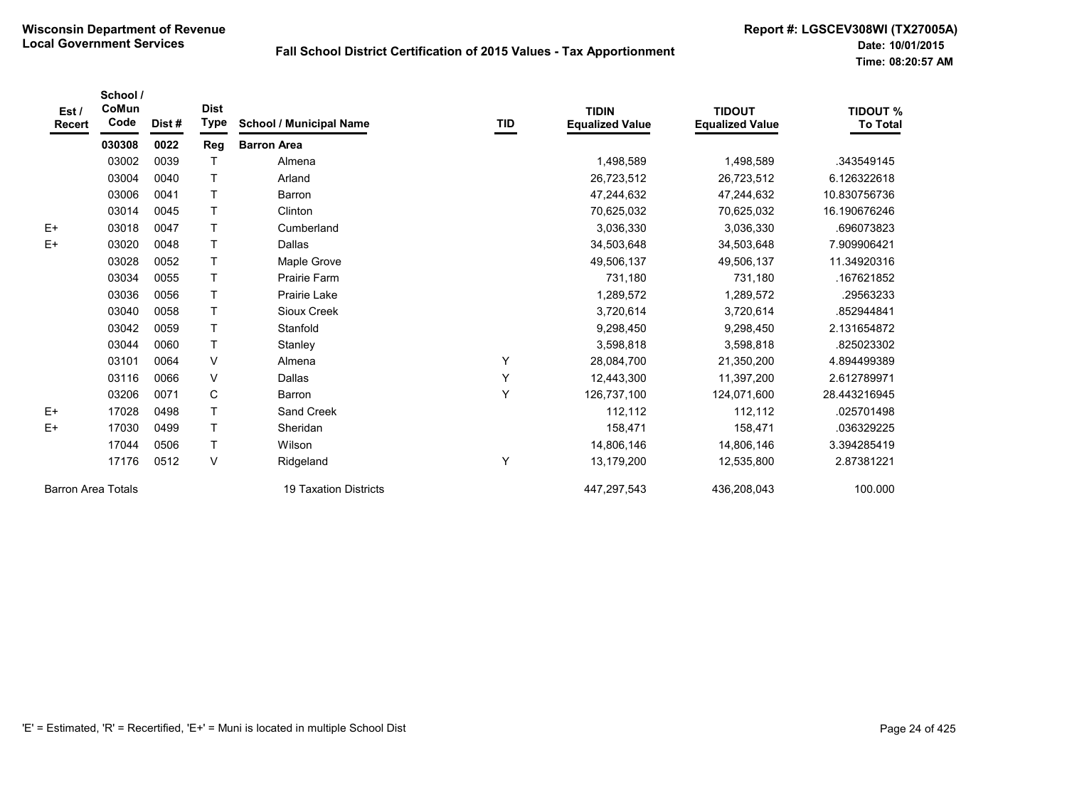# Wisconsin Department of Revenue
## Local Government Services

**Fall School District Certification of 2015 Values - Tax Apportionment**

Report #: LGSCEV308WI (TX27005A)
Date: 10/01/2015
Time: 08:20:57 AM

| Est / Recert | School / CoMun Code | Dist # | Dist Type | School / Municipal Name | TID | TIDIN Equalized Value | TIDOUT Equalized Value | TIDOUT % To Total |
|---|---|---|---|---|---|---|---|---|
| | **030308** | **0022** | **Reg** | **Barron Area** | | | | |
| | 03002 | 0039 | T | Almena | | 1,498,589 | 1,498,589 | .343549145 |
| | 03004 | 0040 | T | Arland | | 26,723,512 | 26,723,512 | 6.126322618 |
| | 03006 | 0041 | T | Barron | | 47,244,632 | 47,244,632 | 10.830756736 |
| | 03014 | 0045 | T | Clinton | | 70,625,032 | 70,625,032 | 16.190676246 |
| E+ | 03018 | 0047 | T | Cumberland | | 3,036,330 | 3,036,330 | .696073823 |
| E+ | 03020 | 0048 | T | Dallas | | 34,503,648 | 34,503,648 | 7.909906421 |
| | 03028 | 0052 | T | Maple Grove | | 49,506,137 | 49,506,137 | 11.34920316 |
| | 03034 | 0055 | T | Prairie Farm | | 731,180 | 731,180 | .167621852 |
| | 03036 | 0056 | T | Prairie Lake | | 1,289,572 | 1,289,572 | .29563233 |
| | 03040 | 0058 | T | Sioux Creek | | 3,720,614 | 3,720,614 | .852944841 |
| | 03042 | 0059 | T | Stanfold | | 9,298,450 | 9,298,450 | 2.131654872 |
| | 03044 | 0060 | T | Stanley | | 3,598,818 | 3,598,818 | .825023302 |
| | 03101 | 0064 | V | Almena | Y | 28,084,700 | 21,350,200 | 4.894499389 |
| | 03116 | 0066 | V | Dallas | Y | 12,443,300 | 11,397,200 | 2.612789971 |
| | 03206 | 0071 | C | Barron | Y | 126,737,100 | 124,071,600 | 28.443216945 |
| E+ | 17028 | 0498 | T | Sand Creek | | 112,112 | 112,112 | .025701498 |
| E+ | 17030 | 0499 | T | Sheridan | | 158,471 | 158,471 | .036329225 |
| | 17044 | 0506 | T | Wilson | | 14,806,146 | 14,806,146 | 3.394285419 |
| | 17176 | 0512 | V | Ridgeland | Y | 13,179,200 | 12,535,800 | 2.87381221 |
| Barron Area Totals | | | | 19 Taxation Districts | | 447,297,543 | 436,208,043 | 100.000 |

'E' = Estimated, 'R' = Recertified, 'E+' = Muni is located in multiple School Dist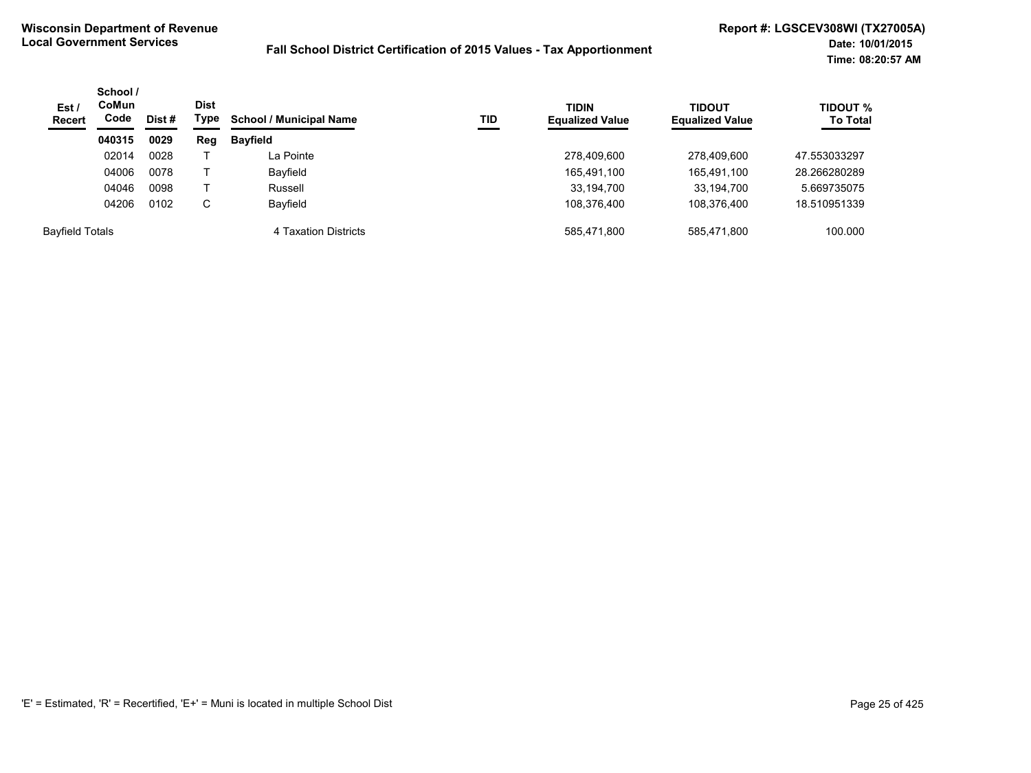**Wisconsin Department of Revenue**
**Local Government Services**

**Fall School District Certification of 2015 Values - Tax Apportionment**

**Report #: LGSCEV308WI (TX27005A)**
**Date: 10/01/2015**
**Time: 08:20:57 AM**

| Est / Recert | School / CoMun Code | Dist # | Dist Type | School / Municipal Name | TID | TIDIN Equalized Value | TIDOUT Equalized Value | TIDOUT % To Total |
|---|---|---|---|---|---|---|---|---|
| | **040315** | **0029** | **Reg** | **Bayfield** | | | | |
| | 02014 | 0028 | T | La Pointe | | 278,409,600 | 278,409,600 | 47.553033297 |
| | 04006 | 0078 | T | Bayfield | | 165,491,100 | 165,491,100 | 28.266280289 |
| | 04046 | 0098 | T | Russell | | 33,194,700 | 33,194,700 | 5.669735075 |
| | 04206 | 0102 | C | Bayfield | | 108,376,400 | 108,376,400 | 18.510951339 |
| Bayfield Totals | | | | 4 Taxation Districts | | 585,471,800 | 585,471,800 | 100.000 |

'E' = Estimated, 'R' = Recertified, 'E+' = Muni is located in multiple School Dist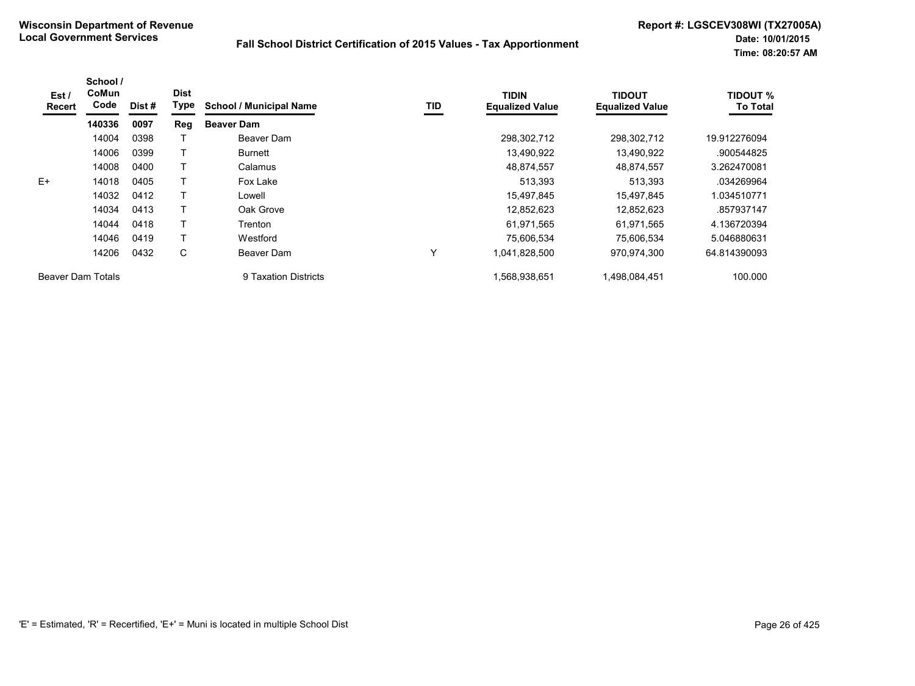**Wisconsin Department of Revenue**
**Local Government Services**

**Fall School District Certification of 2015 Values - Tax Apportionment**

**Report #: LGSCEV308WI (TX27005A)**
**Date: 10/01/2015**
**Time: 08:20:57 AM**

| Est / Recert | School / CoMun Code | Dist # | Dist Type | School / Municipal Name | TID | TIDIN Equalized Value | TIDOUT Equalized Value | TIDOUT % To Total |
|---|---|---|---|---|---|---|---|---|
| | **140336** | **0097** | **Reg** | **Beaver Dam** | | | | |
| | 14004 | 0398 | T | Beaver Dam | | 298,302,712 | 298,302,712 | 19.912276094 |
| | 14006 | 0399 | T | Burnett | | 13,490,922 | 13,490,922 | .900544825 |
| | 14008 | 0400 | T | Calamus | | 48,874,557 | 48,874,557 | 3.262470081 |
| E+ | 14018 | 0405 | T | Fox Lake | | 513,393 | 513,393 | .034269964 |
| | 14032 | 0412 | T | Lowell | | 15,497,845 | 15,497,845 | 1.034510771 |
| | 14034 | 0413 | T | Oak Grove | | 12,852,623 | 12,852,623 | .857937147 |
| | 14044 | 0418 | T | Trenton | | 61,971,565 | 61,971,565 | 4.136720394 |
| | 14046 | 0419 | T | Westford | | 75,606,534 | 75,606,534 | 5.046880631 |
| | 14206 | 0432 | C | Beaver Dam | Y | 1,041,828,500 | 970,974,300 | 64.814390093 |
| Beaver Dam Totals | | | | 9 Taxation Districts | | 1,568,938,651 | 1,498,084,451 | 100.000 |

'E' = Estimated, 'R' = Recertified, 'E+' = Muni is located in multiple School Dist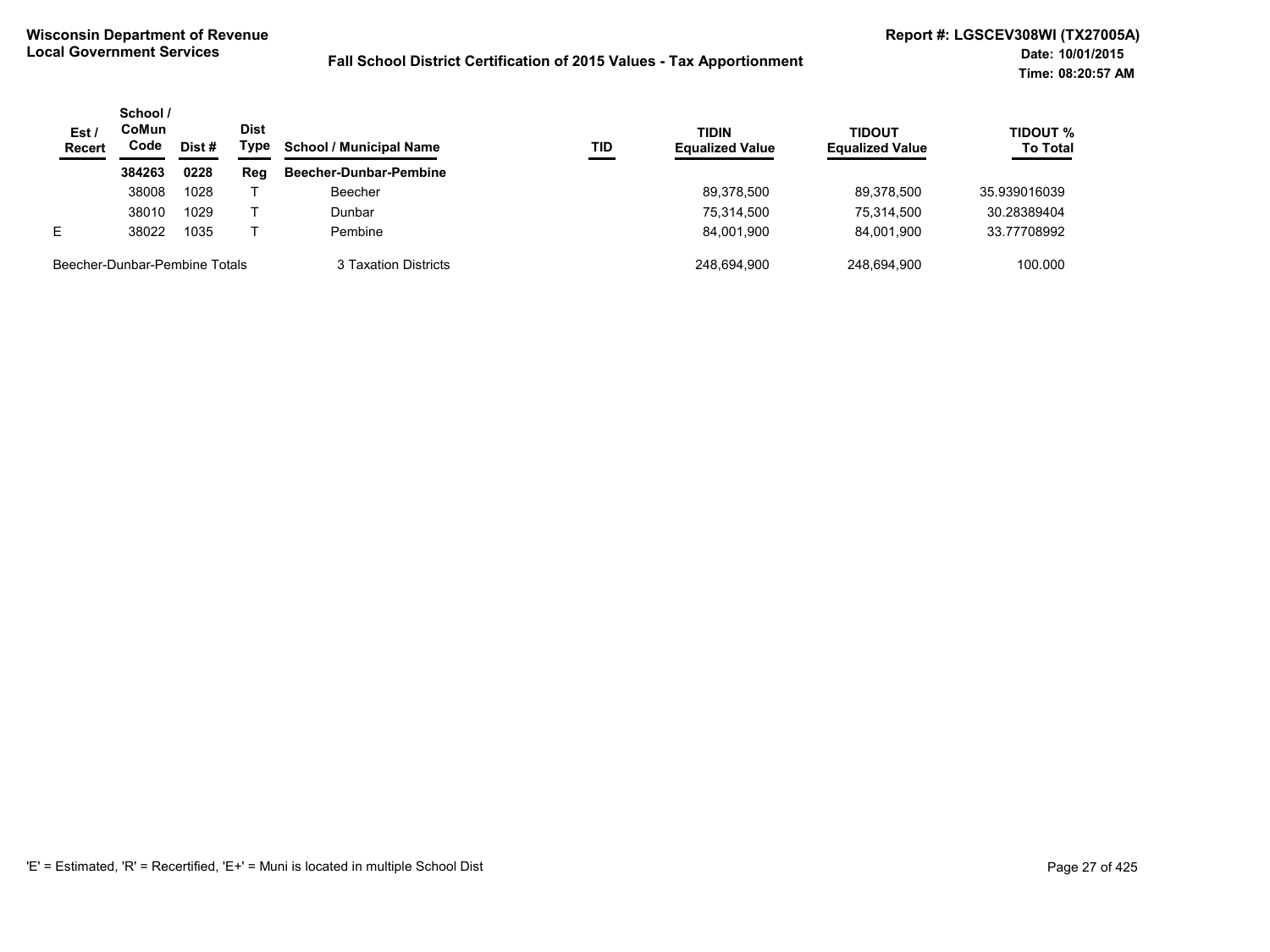**Wisconsin Department of Revenue**
**Local Government Services**

**Fall School District Certification of 2015 Values - Tax Apportionment**

**Report #: LGSCEV308WI (TX27005A)**
**Date: 10/01/2015**
**Time: 08:20:57 AM**

| Est / Recert | School / CoMun Code | Dist # | Dist Type | School / Municipal Name | TID | TIDIN Equalized Value | TIDOUT Equalized Value | TIDOUT % To Total |
|---|---|---|---|---|---|---|---|---|
| | **384263** | **0228** | **Reg** | **Beecher-Dunbar-Pembine** | | | | |
| | 38008 | 1028 | T | Beecher | | 89,378,500 | 89,378,500 | 35.939016039 |
| | 38010 | 1029 | T | Dunbar | | 75,314,500 | 75,314,500 | 30.28389404 |
| E | 38022 | 1035 | T | Pembine | | 84,001,900 | 84,001,900 | 33.77708992 |
| Beecher-Dunbar-Pembine Totals | | | | 3 Taxation Districts | | 248,694,900 | 248,694,900 | 100.000 |

'E' = Estimated, 'R' = Recertified, 'E+' = Muni is located in multiple School Dist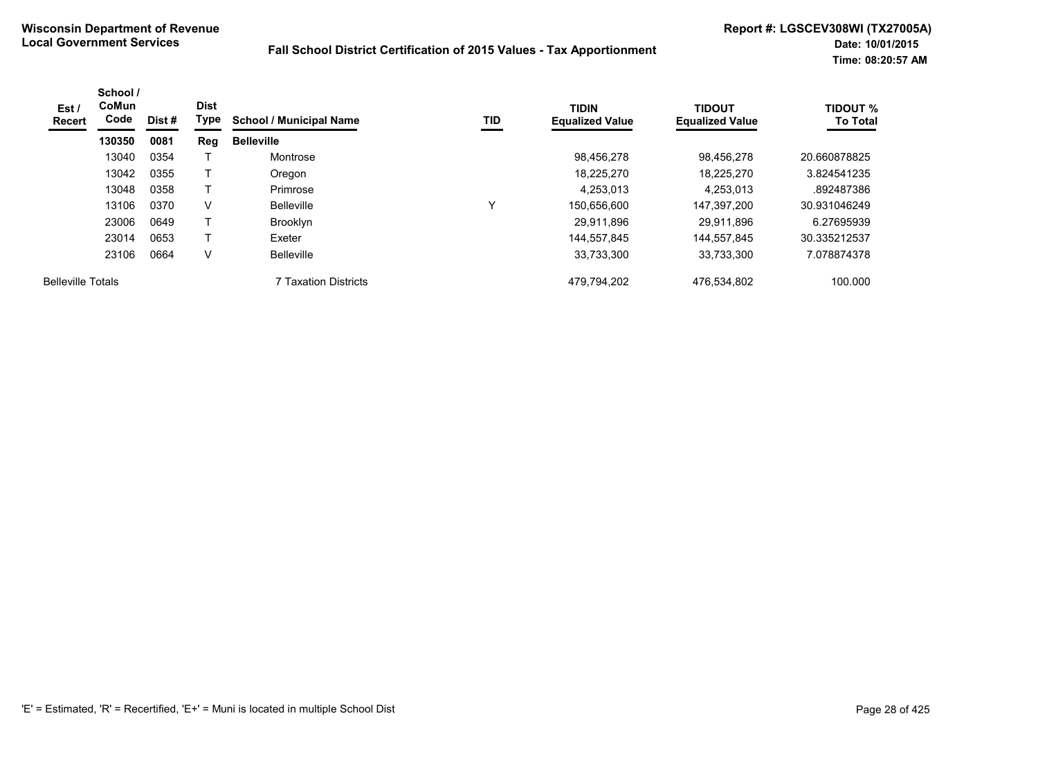**Wisconsin Department of Revenue**
**Local Government Services**

**Fall School District Certification of 2015 Values - Tax Apportionment**

**Report #: LGSCEV308WI (TX27005A)**
**Date: 10/01/2015**
**Time: 08:20:57 AM**

| Est / Recert | School / CoMun Code | Dist # | Dist Type | School / Municipal Name | TID | TIDIN Equalized Value | TIDOUT Equalized Value | TIDOUT % To Total |
|---|---|---|---|---|---|---|---|---|
| | **130350** | **0081** | **Reg** | **Belleville** | | | | |
| | 13040 | 0354 | T | Montrose | | 98,456,278 | 98,456,278 | 20.660878825 |
| | 13042 | 0355 | T | Oregon | | 18,225,270 | 18,225,270 | 3.824541235 |
| | 13048 | 0358 | T | Primrose | | 4,253,013 | 4,253,013 | .892487386 |
| | 13106 | 0370 | V | Belleville | Y | 150,656,600 | 147,397,200 | 30.931046249 |
| | 23006 | 0649 | T | Brooklyn | | 29,911,896 | 29,911,896 | 6.27695939 |
| | 23014 | 0653 | T | Exeter | | 144,557,845 | 144,557,845 | 30.335212537 |
| | 23106 | 0664 | V | Belleville | | 33,733,300 | 33,733,300 | 7.078874378 |
| Belleville Totals | | | | 7 Taxation Districts | | 479,794,202 | 476,534,802 | 100.000 |

'E' = Estimated, 'R' = Recertified, 'E+' = Muni is located in multiple School Dist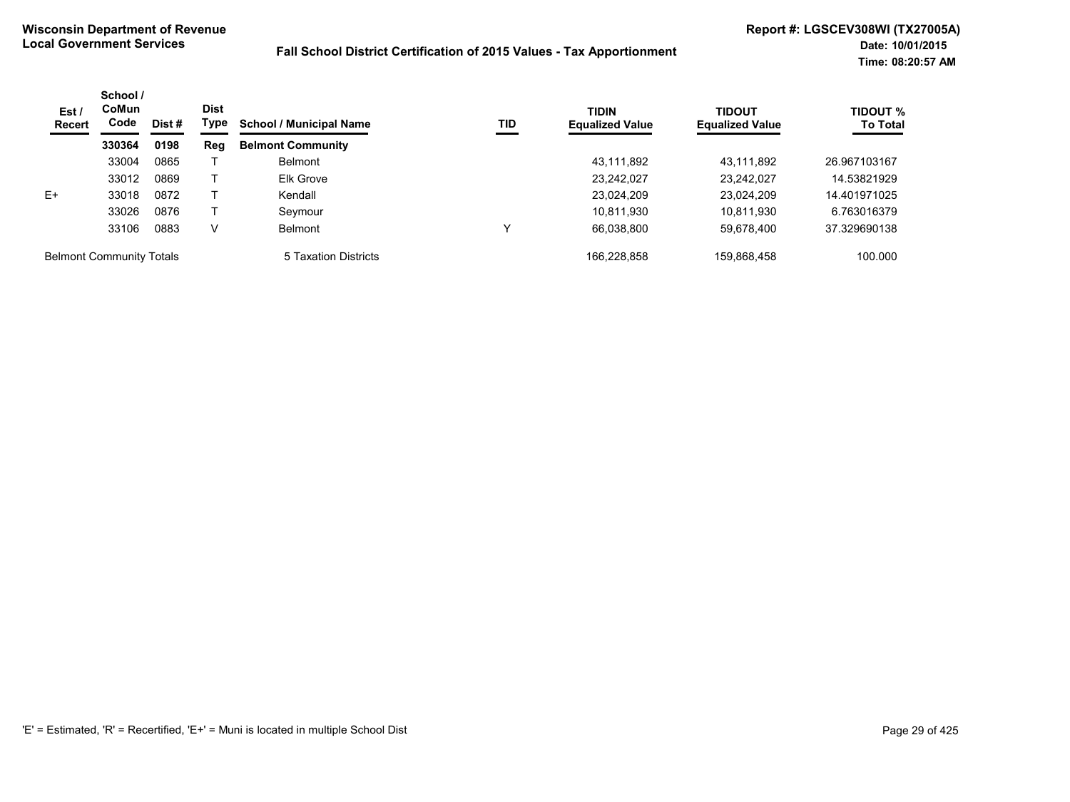**Wisconsin Department of Revenue**
**Local Government Services**

**Fall School District Certification of 2015 Values - Tax Apportionment**

**Report #: LGSCEV308WI (TX27005A)**
**Date: 10/01/2015**
**Time: 08:20:57 AM**

| Est / Recert | School / CoMun Code | Dist # | Dist Type | School / Municipal Name | TID | TIDIN Equalized Value | TIDOUT Equalized Value | TIDOUT % To Total |
|---|---|---|---|---|---|---|---|---|
| | **330364** | **0198** | **Reg** | **Belmont Community** | | | | |
| | 33004 | 0865 | T | Belmont | | 43,111,892 | 43,111,892 | 26.967103167 |
| | 33012 | 0869 | T | Elk Grove | | 23,242,027 | 23,242,027 | 14.53821929 |
| E+ | 33018 | 0872 | T | Kendall | | 23,024,209 | 23,024,209 | 14.401971025 |
| | 33026 | 0876 | T | Seymour | | 10,811,930 | 10,811,930 | 6.763016379 |
| | 33106 | 0883 | V | Belmont | Y | 66,038,800 | 59,678,400 | 37.329690138 |
| Belmont Community Totals | | | | 5 Taxation Districts | | 166,228,858 | 159,868,458 | 100.000 |

'E' = Estimated, 'R' = Recertified, 'E+' = Muni is located in multiple School Dist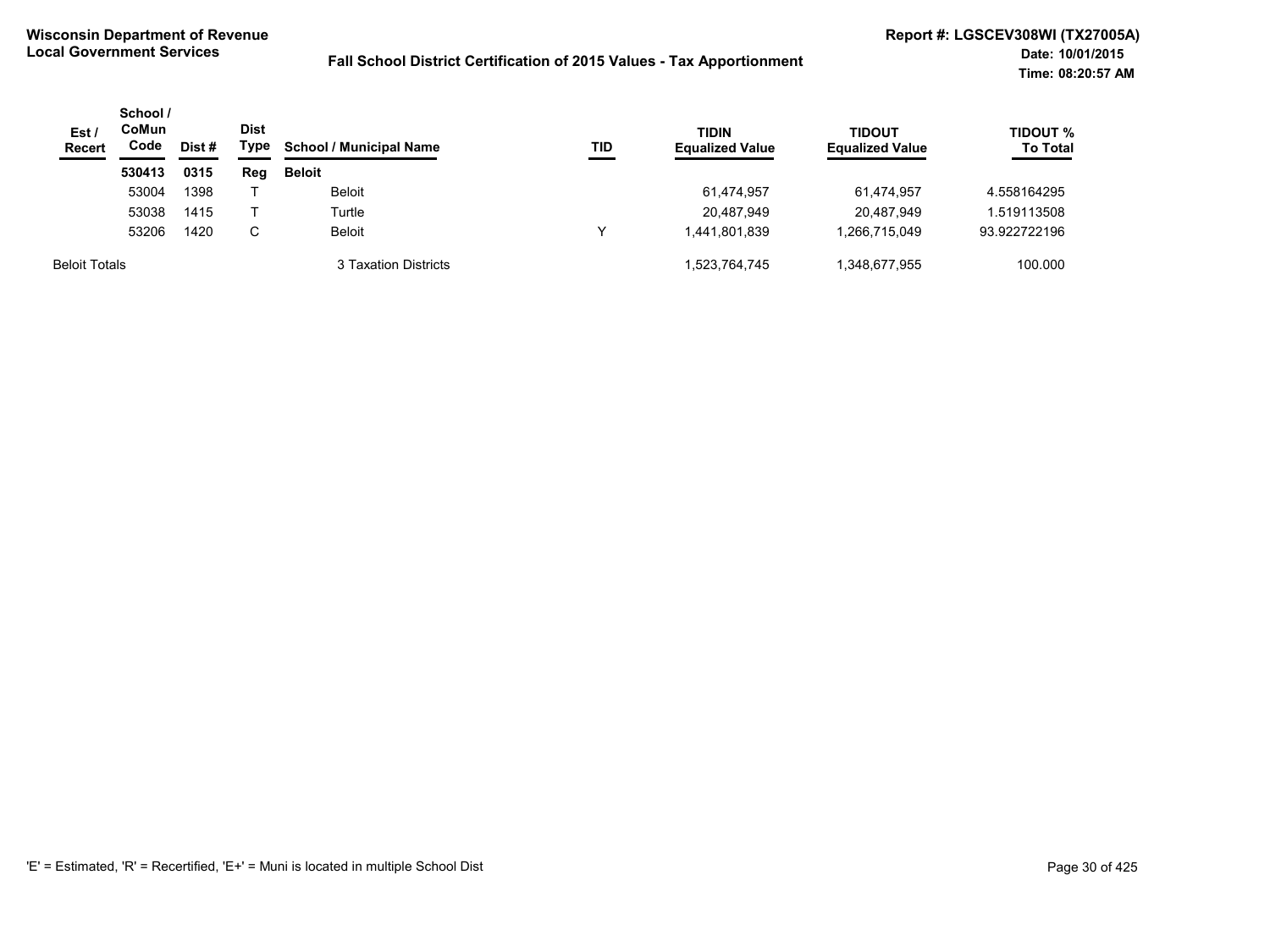**Wisconsin Department of Revenue**
**Local Government Services**

**Fall School District Certification of 2015 Values - Tax Apportionment**

**Report #: LGSCEV308WI (TX27005A)**
**Date: 10/01/2015**
**Time: 08:20:57 AM**

| Est / Recert | School / CoMun Code | Dist # | Dist Type | School / Municipal Name | TID | TIDIN Equalized Value | TIDOUT Equalized Value | TIDOUT % To Total |
|---|---|---|---|---|---|---|---|---|
| | **530413** | **0315** | **Reg** | **Beloit** | | | | |
| | 53004 | 1398 | T | Beloit | | 61,474,957 | 61,474,957 | 4.558164295 |
| | 53038 | 1415 | T | Turtle | | 20,487,949 | 20,487,949 | 1.519113508 |
| | 53206 | 1420 | C | Beloit | Y | 1,441,801,839 | 1,266,715,049 | 93.922722196 |
| Beloit Totals | | | | 3 Taxation Districts | | 1,523,764,745 | 1,348,677,955 | 100.000 |

'E' = Estimated, 'R' = Recertified, 'E+' = Muni is located in multiple School Dist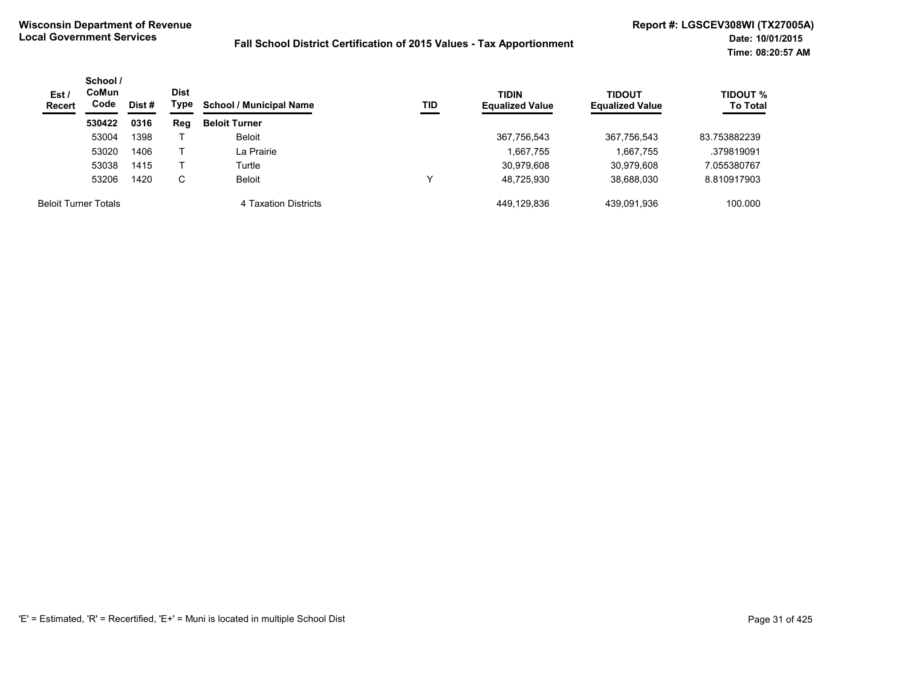**Wisconsin Department of Revenue**
**Local Government Services**

**Fall School District Certification of 2015 Values - Tax Apportionment**

**Report #: LGSCEV308WI (TX27005A)**
**Date: 10/01/2015**
**Time: 08:20:57 AM**

| Est / Recert | School / CoMun Code | Dist # | Dist Type | School / Municipal Name | TID | TIDIN Equalized Value | TIDOUT Equalized Value | TIDOUT % To Total |
|---|---|---|---|---|---|---|---|---|
| | **530422** | **0316** | **Reg** | **Beloit Turner** | | | | |
| | 53004 | 1398 | T | Beloit | | 367,756,543 | 367,756,543 | 83.753882239 |
| | 53020 | 1406 | T | La Prairie | | 1,667,755 | 1,667,755 | .379819091 |
| | 53038 | 1415 | T | Turtle | | 30,979,608 | 30,979,608 | 7.055380767 |
| | 53206 | 1420 | C | Beloit | Y | 48,725,930 | 38,688,030 | 8.810917903 |
| Beloit Turner Totals | | | | 4 Taxation Districts | | 449,129,836 | 439,091,936 | 100.000 |

'E' = Estimated, 'R' = Recertified, 'E+' = Muni is located in multiple School Dist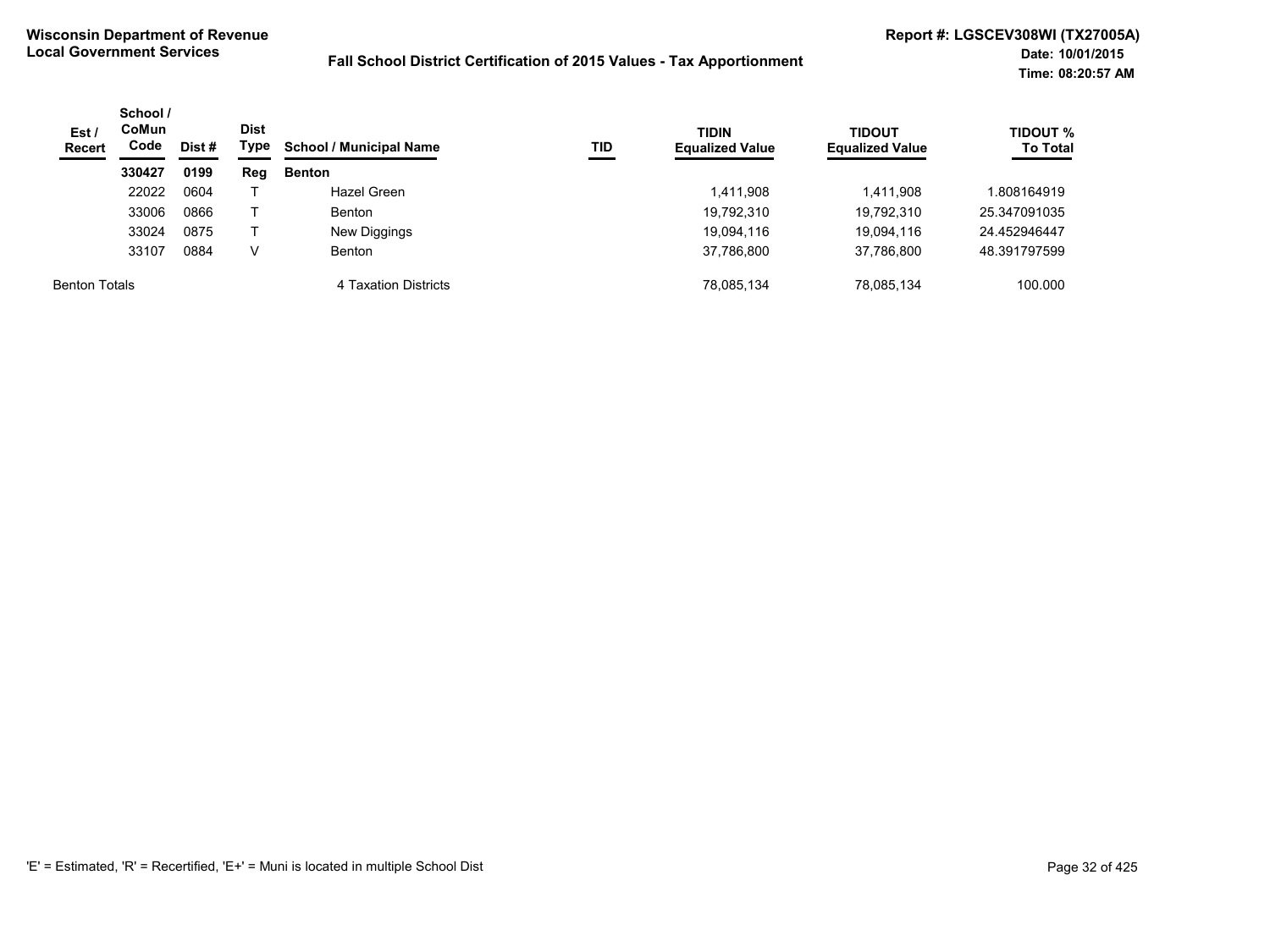**Wisconsin Department of Revenue**
**Local Government Services**

**Fall School District Certification of 2015 Values - Tax Apportionment**

**Report #: LGSCEV308WI (TX27005A)**
**Date: 10/01/2015**
**Time: 08:20:57 AM**

| Est / Recert | School / CoMun Code | Dist # | Dist Type | School / Municipal Name | TID | TIDIN Equalized Value | TIDOUT Equalized Value | TIDOUT % To Total |
|---|---|---|---|---|---|---|---|---|
| | **330427** | **0199** | **Reg** | **Benton** | | | | |
| | 22022 | 0604 | T | Hazel Green | | 1,411,908 | 1,411,908 | 1.808164919 |
| | 33006 | 0866 | T | Benton | | 19,792,310 | 19,792,310 | 25.347091035 |
| | 33024 | 0875 | T | New Diggings | | 19,094,116 | 19,094,116 | 24.452946447 |
| | 33107 | 0884 | V | Benton | | 37,786,800 | 37,786,800 | 48.391797599 |
| Benton Totals | | | | 4 Taxation Districts | | 78,085,134 | 78,085,134 | 100.000 |

'E' = Estimated, 'R' = Recertified, 'E+' = Muni is located in multiple School Dist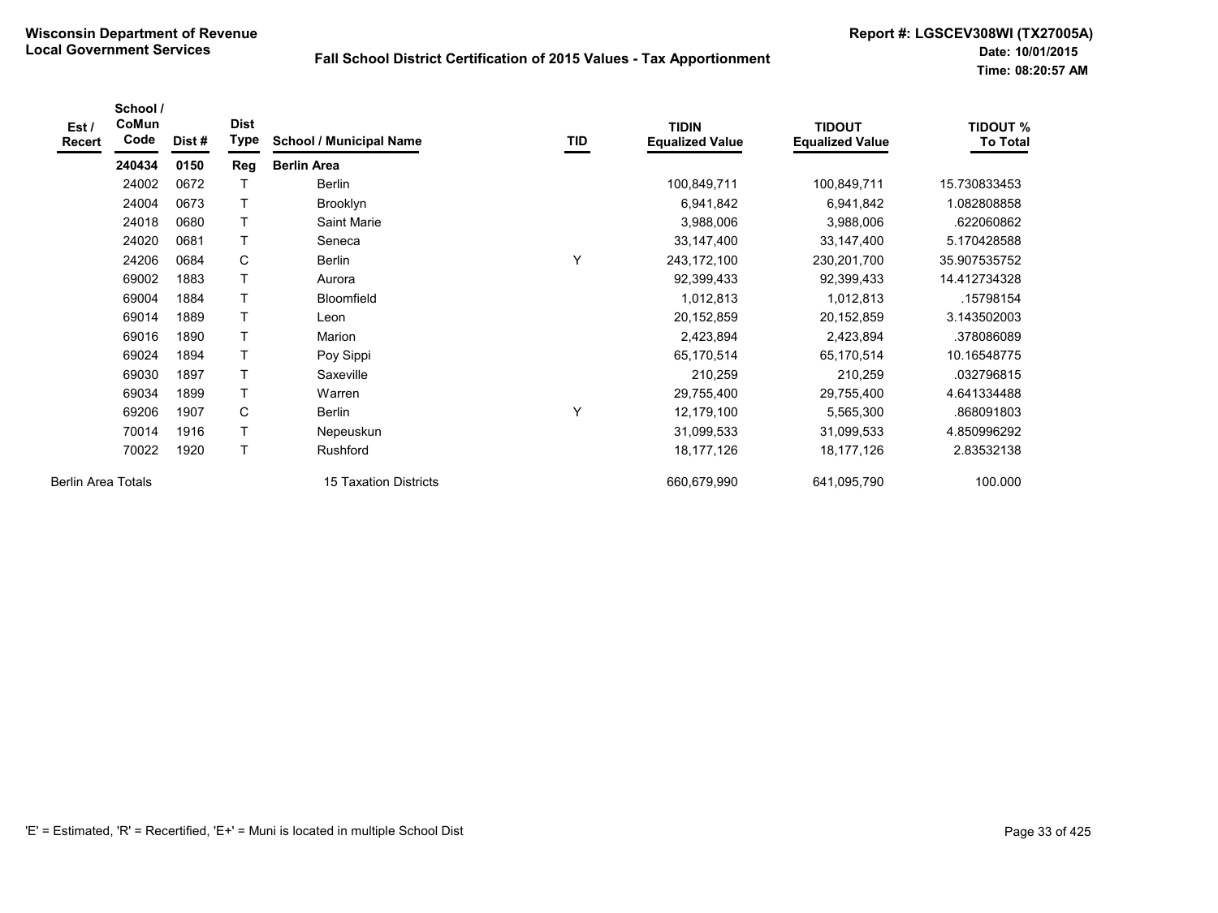**Wisconsin Department of Revenue**
**Local Government Services**

**Fall School District Certification of 2015 Values - Tax Apportionment**

**Report #: LGSCEV308WI (TX27005A)**
**Date: 10/01/2015**
**Time: 08:20:57 AM**

| Est / Recert | School / CoMun Code | Dist # | Dist Type | School / Municipal Name | TID | TIDIN Equalized Value | TIDOUT Equalized Value | TIDOUT % To Total |
|---|---|---|---|---|---|---|---|---|
| | **240434** | **0150** | **Reg** | **Berlin Area** | | | | |
| | 24002 | 0672 | T | Berlin | | 100,849,711 | 100,849,711 | 15.730833453 |
| | 24004 | 0673 | T | Brooklyn | | 6,941,842 | 6,941,842 | 1.082808858 |
| | 24018 | 0680 | T | Saint Marie | | 3,988,006 | 3,988,006 | .622060862 |
| | 24020 | 0681 | T | Seneca | | 33,147,400 | 33,147,400 | 5.170428588 |
| | 24206 | 0684 | C | Berlin | Y | 243,172,100 | 230,201,700 | 35.907535752 |
| | 69002 | 1883 | T | Aurora | | 92,399,433 | 92,399,433 | 14.412734328 |
| | 69004 | 1884 | T | Bloomfield | | 1,012,813 | 1,012,813 | .15798154 |
| | 69014 | 1889 | T | Leon | | 20,152,859 | 20,152,859 | 3.143502003 |
| | 69016 | 1890 | T | Marion | | 2,423,894 | 2,423,894 | .378086089 |
| | 69024 | 1894 | T | Poy Sippi | | 65,170,514 | 65,170,514 | 10.16548775 |
| | 69030 | 1897 | T | Saxeville | | 210,259 | 210,259 | .032796815 |
| | 69034 | 1899 | T | Warren | | 29,755,400 | 29,755,400 | 4.641334488 |
| | 69206 | 1907 | C | Berlin | Y | 12,179,100 | 5,565,300 | .868091803 |
| | 70014 | 1916 | T | Nepeuskun | | 31,099,533 | 31,099,533 | 4.850996292 |
| | 70022 | 1920 | T | Rushford | | 18,177,126 | 18,177,126 | 2.83532138 |
| Berlin Area Totals | | | | 15 Taxation Districts | | 660,679,990 | 641,095,790 | 100.000 |

'E' = Estimated, 'R' = Recertified, 'E+' = Muni is located in multiple School Dist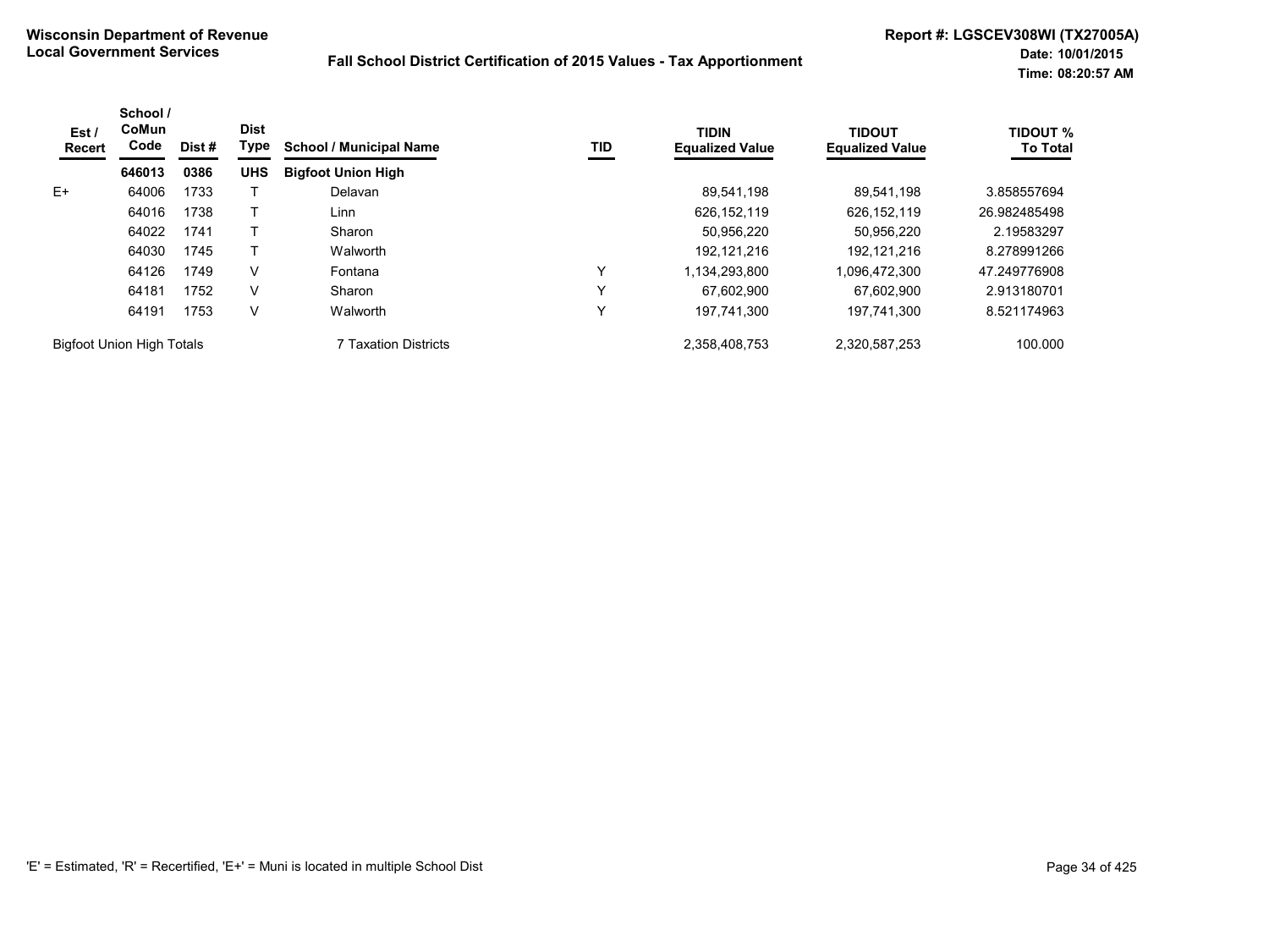**Wisconsin Department of Revenue**
**Local Government Services**

**Fall School District Certification of 2015 Values - Tax Apportionment**

**Report #: LGSCEV308WI (TX27005A)**
**Date: 10/01/2015**
**Time: 08:20:57 AM**

| Est / Recert | School / CoMun Code | Dist # | Dist Type | School / Municipal Name | TID | TIDIN Equalized Value | TIDOUT Equalized Value | TIDOUT % To Total |
|---|---|---|---|---|---|---|---|---|
| | **646013** | **0386** | **UHS** | **Bigfoot Union High** | | | | |
| E+ | 64006 | 1733 | T | Delavan | | 89,541,198 | 89,541,198 | 3.858557694 |
| | 64016 | 1738 | T | Linn | | 626,152,119 | 626,152,119 | 26.982485498 |
| | 64022 | 1741 | T | Sharon | | 50,956,220 | 50,956,220 | 2.19583297 |
| | 64030 | 1745 | T | Walworth | | 192,121,216 | 192,121,216 | 8.278991266 |
| | 64126 | 1749 | V | Fontana | Y | 1,134,293,800 | 1,096,472,300 | 47.249776908 |
| | 64181 | 1752 | V | Sharon | Y | 67,602,900 | 67,602,900 | 2.913180701 |
| | 64191 | 1753 | V | Walworth | Y | 197,741,300 | 197,741,300 | 8.521174963 |
| Bigfoot Union High Totals | | | | 7 Taxation Districts | | 2,358,408,753 | 2,320,587,253 | 100.000 |

'E' = Estimated, 'R' = Recertified, 'E+' = Muni is located in multiple School Dist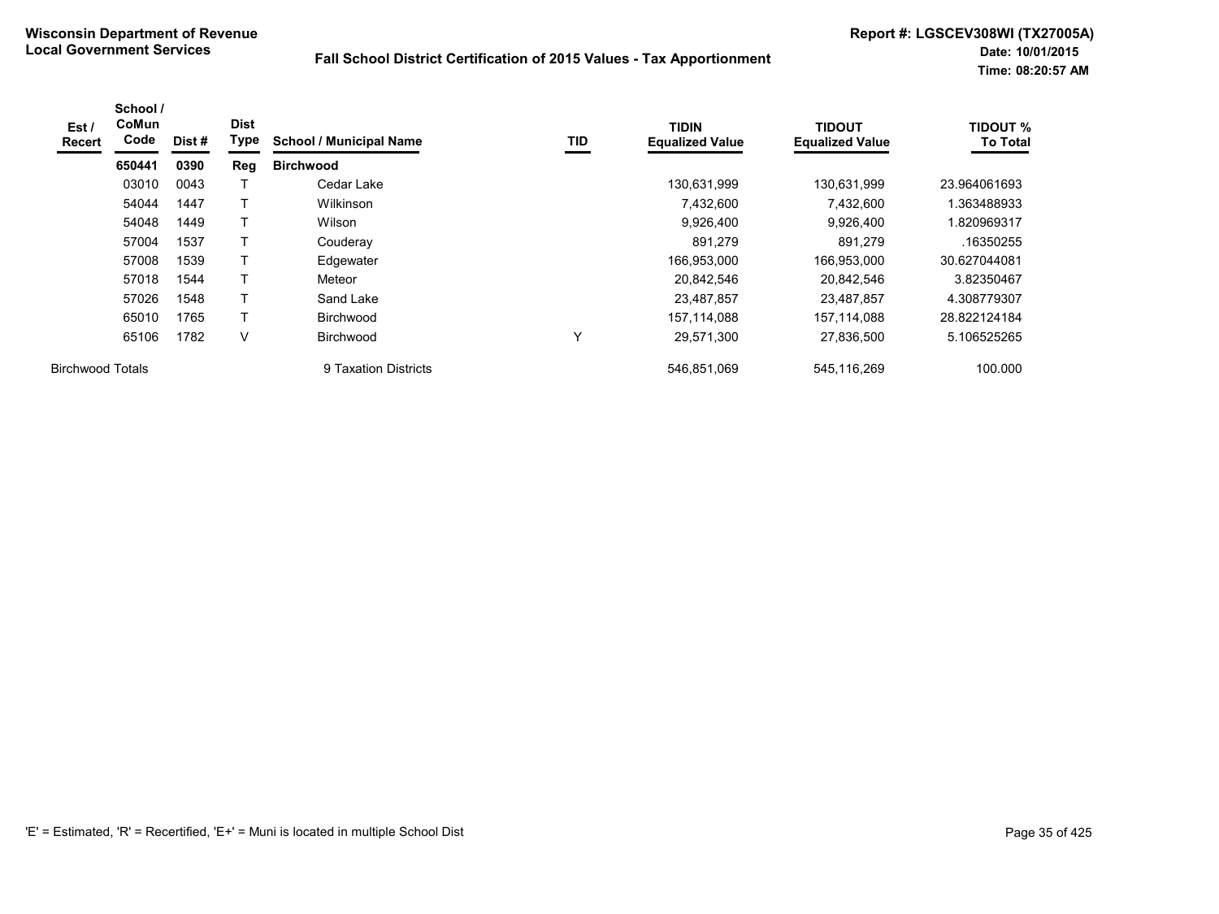**Wisconsin Department of Revenue**
**Local Government Services**

**Fall School District Certification of 2015 Values - Tax Apportionment**

**Report #: LGSCEV308WI (TX27005A)**
**Date: 10/01/2015**
**Time: 08:20:57 AM**

| Est / Recert | School / CoMun Code | Dist # | Dist Type | School / Municipal Name | TID | TIDIN Equalized Value | TIDOUT Equalized Value | TIDOUT % To Total |
|---|---|---|---|---|---|---|---|---|
| | **650441** | **0390** | **Reg** | **Birchwood** | | | | |
| | 03010 | 0043 | T | Cedar Lake | | 130,631,999 | 130,631,999 | 23.964061693 |
| | 54044 | 1447 | T | Wilkinson | | 7,432,600 | 7,432,600 | 1.363488933 |
| | 54048 | 1449 | T | Wilson | | 9,926,400 | 9,926,400 | 1.820969317 |
| | 57004 | 1537 | T | Couderay | | 891,279 | 891,279 | .16350255 |
| | 57008 | 1539 | T | Edgewater | | 166,953,000 | 166,953,000 | 30.627044081 |
| | 57018 | 1544 | T | Meteor | | 20,842,546 | 20,842,546 | 3.82350467 |
| | 57026 | 1548 | T | Sand Lake | | 23,487,857 | 23,487,857 | 4.308779307 |
| | 65010 | 1765 | T | Birchwood | | 157,114,088 | 157,114,088 | 28.822124184 |
| | 65106 | 1782 | V | Birchwood | Y | 29,571,300 | 27,836,500 | 5.106525265 |
| Birchwood Totals | | | | 9 Taxation Districts | | 546,851,069 | 545,116,269 | 100.000 |

'E' = Estimated, 'R' = Recertified, 'E+' = Muni is located in multiple School Dist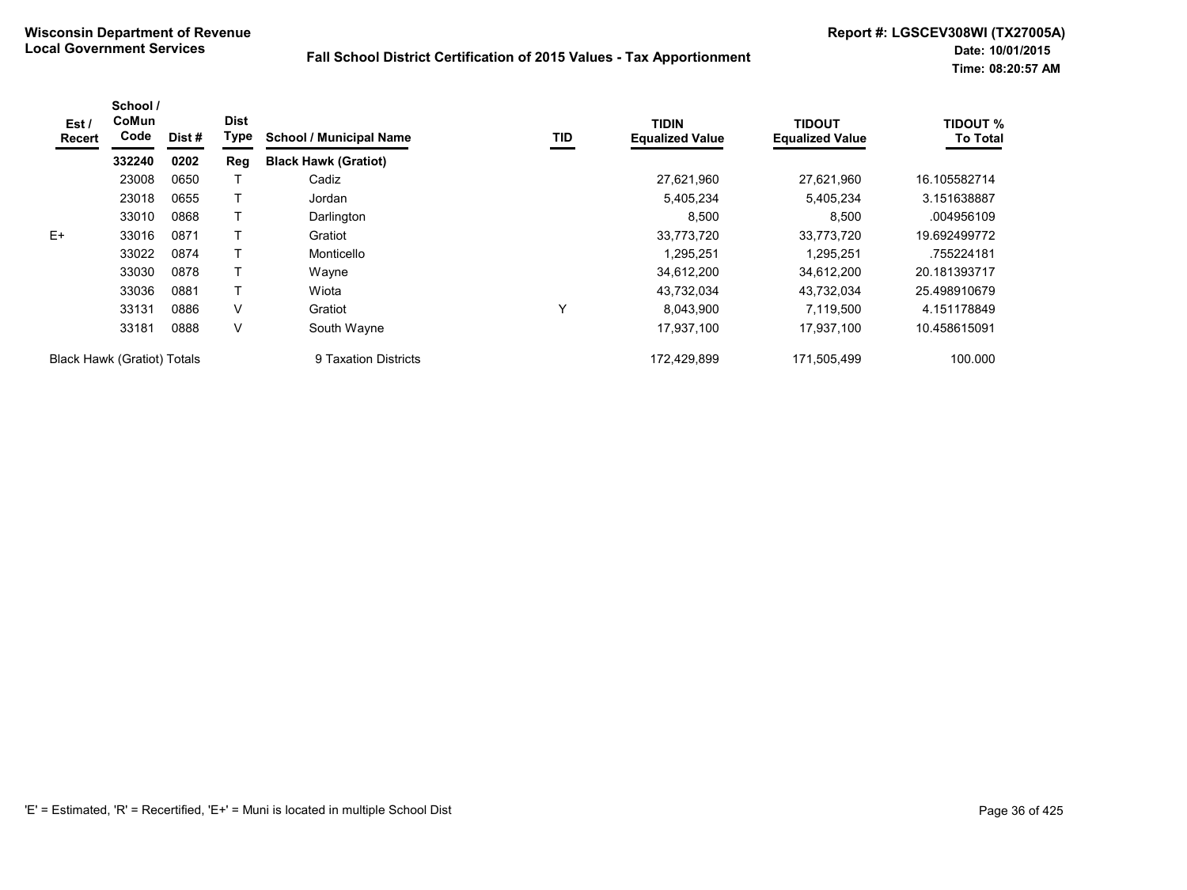**Wisconsin Department of Revenue**
**Local Government Services**

**Fall School District Certification of 2015 Values - Tax Apportionment**

**Report #: LGSCEV308WI (TX27005A)**
**Date: 10/01/2015**
**Time: 08:20:57 AM**

| Est / Recert | School / CoMun Code | Dist # | Dist Type | School / Municipal Name | TID | TIDIN Equalized Value | TIDOUT Equalized Value | TIDOUT % To Total |
|---|---|---|---|---|---|---|---|---|
| | **332240** | **0202** | **Reg** | **Black Hawk (Gratiot)** | | | | |
| | 23008 | 0650 | T | Cadiz | | 27,621,960 | 27,621,960 | 16.105582714 |
| | 23018 | 0655 | T | Jordan | | 5,405,234 | 5,405,234 | 3.151638887 |
| | 33010 | 0868 | T | Darlington | | 8,500 | 8,500 | .004956109 |
| E+ | 33016 | 0871 | T | Gratiot | | 33,773,720 | 33,773,720 | 19.692499772 |
| | 33022 | 0874 | T | Monticello | | 1,295,251 | 1,295,251 | .755224181 |
| | 33030 | 0878 | T | Wayne | | 34,612,200 | 34,612,200 | 20.181393717 |
| | 33036 | 0881 | T | Wiota | | 43,732,034 | 43,732,034 | 25.498910679 |
| | 33131 | 0886 | V | Gratiot | Y | 8,043,900 | 7,119,500 | 4.151178849 |
| | 33181 | 0888 | V | South Wayne | | 17,937,100 | 17,937,100 | 10.458615091 |
| Black Hawk (Gratiot) Totals | | | | 9 Taxation Districts | | 172,429,899 | 171,505,499 | 100.000 |

'E' = Estimated, 'R' = Recertified, 'E+' = Muni is located in multiple School Dist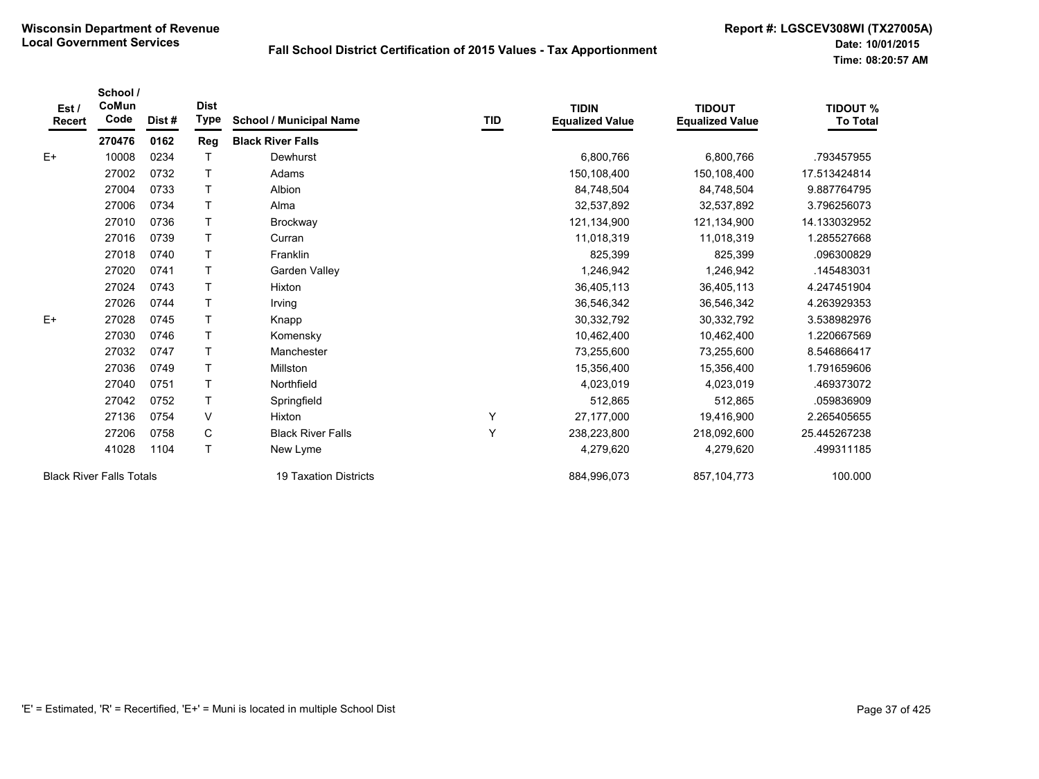**Wisconsin Department of Revenue**
**Local Government Services**

## Fall School District Certification of 2015 Values - Tax Apportionment

**Report #: LGSCEV308WI (TX27005A)**
**Date: 10/01/2015**
**Time: 08:20:57 AM**

| Est / Recert | School / CoMun Code | Dist # | Dist Type | School / Municipal Name | TID | TIDIN Equalized Value | TIDOUT Equalized Value | TIDOUT % To Total |
|---|---|---|---|---|---|---|---|---|
| | **270476** | **0162** | **Reg** | **Black River Falls** | | | | |
| E+ | 10008 | 0234 | T | Dewhurst | | 6,800,766 | 6,800,766 | .793457955 |
| | 27002 | 0732 | T | Adams | | 150,108,400 | 150,108,400 | 17.513424814 |
| | 27004 | 0733 | T | Albion | | 84,748,504 | 84,748,504 | 9.887764795 |
| | 27006 | 0734 | T | Alma | | 32,537,892 | 32,537,892 | 3.796256073 |
| | 27010 | 0736 | T | Brockway | | 121,134,900 | 121,134,900 | 14.133032952 |
| | 27016 | 0739 | T | Curran | | 11,018,319 | 11,018,319 | 1.285527668 |
| | 27018 | 0740 | T | Franklin | | 825,399 | 825,399 | .096300829 |
| | 27020 | 0741 | T | Garden Valley | | 1,246,942 | 1,246,942 | .145483031 |
| | 27024 | 0743 | T | Hixton | | 36,405,113 | 36,405,113 | 4.247451904 |
| | 27026 | 0744 | T | Irving | | 36,546,342 | 36,546,342 | 4.263929353 |
| E+ | 27028 | 0745 | T | Knapp | | 30,332,792 | 30,332,792 | 3.538982976 |
| | 27030 | 0746 | T | Komensky | | 10,462,400 | 10,462,400 | 1.220667569 |
| | 27032 | 0747 | T | Manchester | | 73,255,600 | 73,255,600 | 8.546866417 |
| | 27036 | 0749 | T | Millston | | 15,356,400 | 15,356,400 | 1.791659606 |
| | 27040 | 0751 | T | Northfield | | 4,023,019 | 4,023,019 | .469373072 |
| | 27042 | 0752 | T | Springfield | | 512,865 | 512,865 | .059836909 |
| | 27136 | 0754 | V | Hixton | Y | 27,177,000 | 19,416,900 | 2.265405655 |
| | 27206 | 0758 | C | Black River Falls | Y | 238,223,800 | 218,092,600 | 25.445267238 |
| | 41028 | 1104 | T | New Lyme | | 4,279,620 | 4,279,620 | .499311185 |
| Black River Falls Totals | | | | 19 Taxation Districts | | 884,996,073 | 857,104,773 | 100.000 |

'E' = Estimated, 'R' = Recertified, 'E+' = Muni is located in multiple School Dist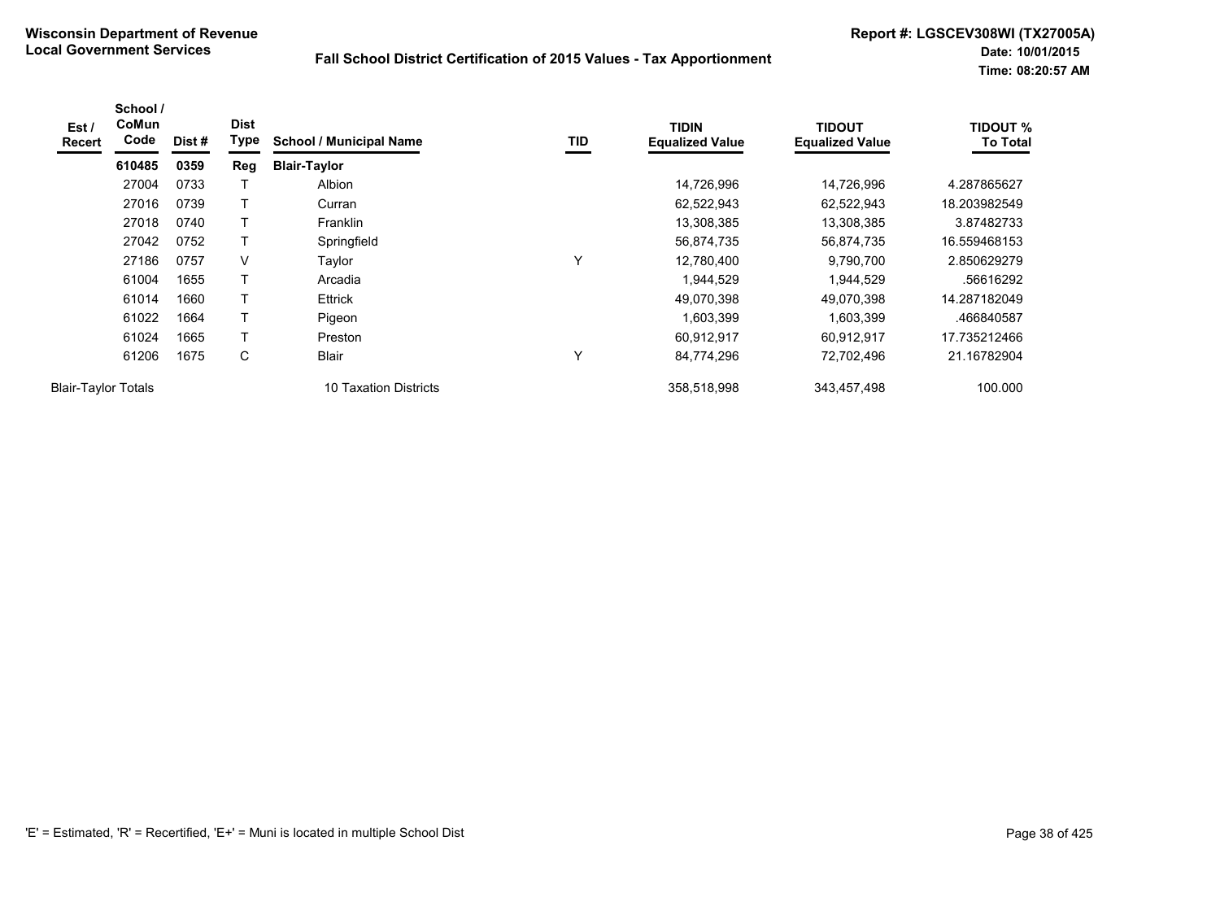**Wisconsin Department of Revenue**
**Local Government Services**

## Fall School District Certification of 2015 Values - Tax Apportionment

**Report #: LGSCEV308WI (TX27005A)**
**Date: 10/01/2015**
**Time: 08:20:57 AM**

| Est / Recert | School / CoMun Code | Dist # | Dist Type | School / Municipal Name | TID | TIDIN Equalized Value | TIDOUT Equalized Value | TIDOUT % To Total |
|---|---|---|---|---|---|---|---|---|
| | **610485** | **0359** | **Reg** | **Blair-Taylor** | | | | |
| | 27004 | 0733 | T | Albion | | 14,726,996 | 14,726,996 | 4.287865627 |
| | 27016 | 0739 | T | Curran | | 62,522,943 | 62,522,943 | 18.203982549 |
| | 27018 | 0740 | T | Franklin | | 13,308,385 | 13,308,385 | 3.87482733 |
| | 27042 | 0752 | T | Springfield | | 56,874,735 | 56,874,735 | 16.559468153 |
| | 27186 | 0757 | V | Taylor | Y | 12,780,400 | 9,790,700 | 2.850629279 |
| | 61004 | 1655 | T | Arcadia | | 1,944,529 | 1,944,529 | .56616292 |
| | 61014 | 1660 | T | Ettrick | | 49,070,398 | 49,070,398 | 14.287182049 |
| | 61022 | 1664 | T | Pigeon | | 1,603,399 | 1,603,399 | .466840587 |
| | 61024 | 1665 | T | Preston | | 60,912,917 | 60,912,917 | 17.735212466 |
| | 61206 | 1675 | C | Blair | Y | 84,774,296 | 72,702,496 | 21.16782904 |
| Blair-Taylor Totals | | | | 10 Taxation Districts | | 358,518,998 | 343,457,498 | 100.000 |

'E' = Estimated, 'R' = Recertified, 'E+' = Muni is located in multiple School Dist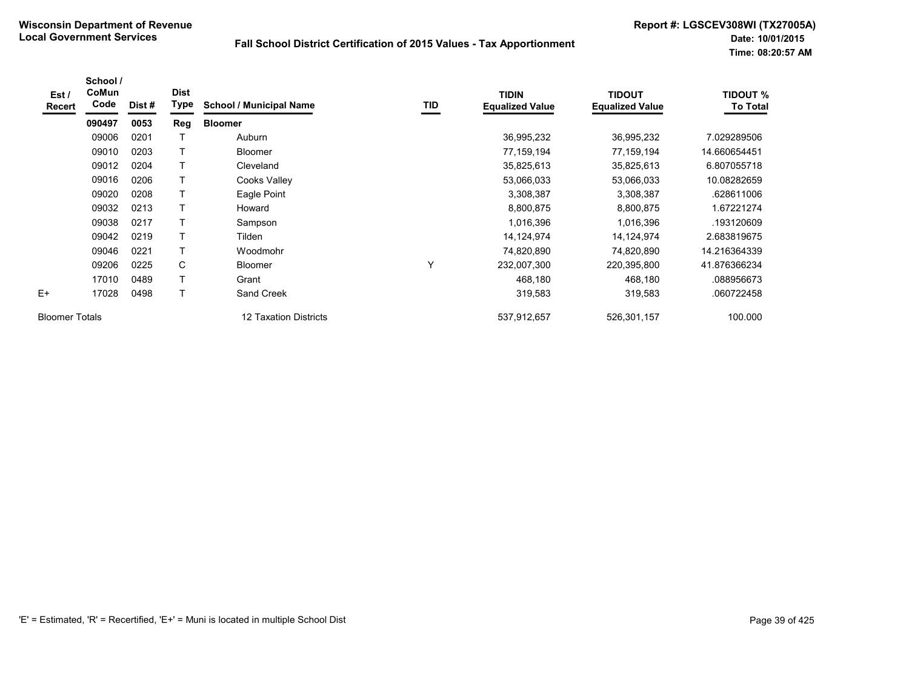**Wisconsin Department of Revenue**
**Local Government Services**

**Fall School District Certification of 2015 Values - Tax Apportionment**

**Report #: LGSCEV308WI (TX27005A)**
**Date: 10/01/2015**
**Time: 08:20:57 AM**

| Est / Recert | School / CoMun Code | Dist # | Dist Type | School / Municipal Name | TID | TIDIN Equalized Value | TIDOUT Equalized Value | TIDOUT % To Total |
|---|---|---|---|---|---|---|---|---|
| | **090497** | **0053** | **Reg** | **Bloomer** | | | | |
| | 09006 | 0201 | T | Auburn | | 36,995,232 | 36,995,232 | 7.029289506 |
| | 09010 | 0203 | T | Bloomer | | 77,159,194 | 77,159,194 | 14.660654451 |
| | 09012 | 0204 | T | Cleveland | | 35,825,613 | 35,825,613 | 6.807055718 |
| | 09016 | 0206 | T | Cooks Valley | | 53,066,033 | 53,066,033 | 10.08282659 |
| | 09020 | 0208 | T | Eagle Point | | 3,308,387 | 3,308,387 | .628611006 |
| | 09032 | 0213 | T | Howard | | 8,800,875 | 8,800,875 | 1.67221274 |
| | 09038 | 0217 | T | Sampson | | 1,016,396 | 1,016,396 | .193120609 |
| | 09042 | 0219 | T | Tilden | | 14,124,974 | 14,124,974 | 2.683819675 |
| | 09046 | 0221 | T | Woodmohr | | 74,820,890 | 74,820,890 | 14.216364339 |
| | 09206 | 0225 | C | Bloomer | Y | 232,007,300 | 220,395,800 | 41.876366234 |
| | 17010 | 0489 | T | Grant | | 468,180 | 468,180 | .088956673 |
| E+ | 17028 | 0498 | T | Sand Creek | | 319,583 | 319,583 | .060722458 |
| Bloomer Totals | | | | 12 Taxation Districts | | 537,912,657 | 526,301,157 | 100.000 |

'E' = Estimated, 'R' = Recertified, 'E+' = Muni is located in multiple School Dist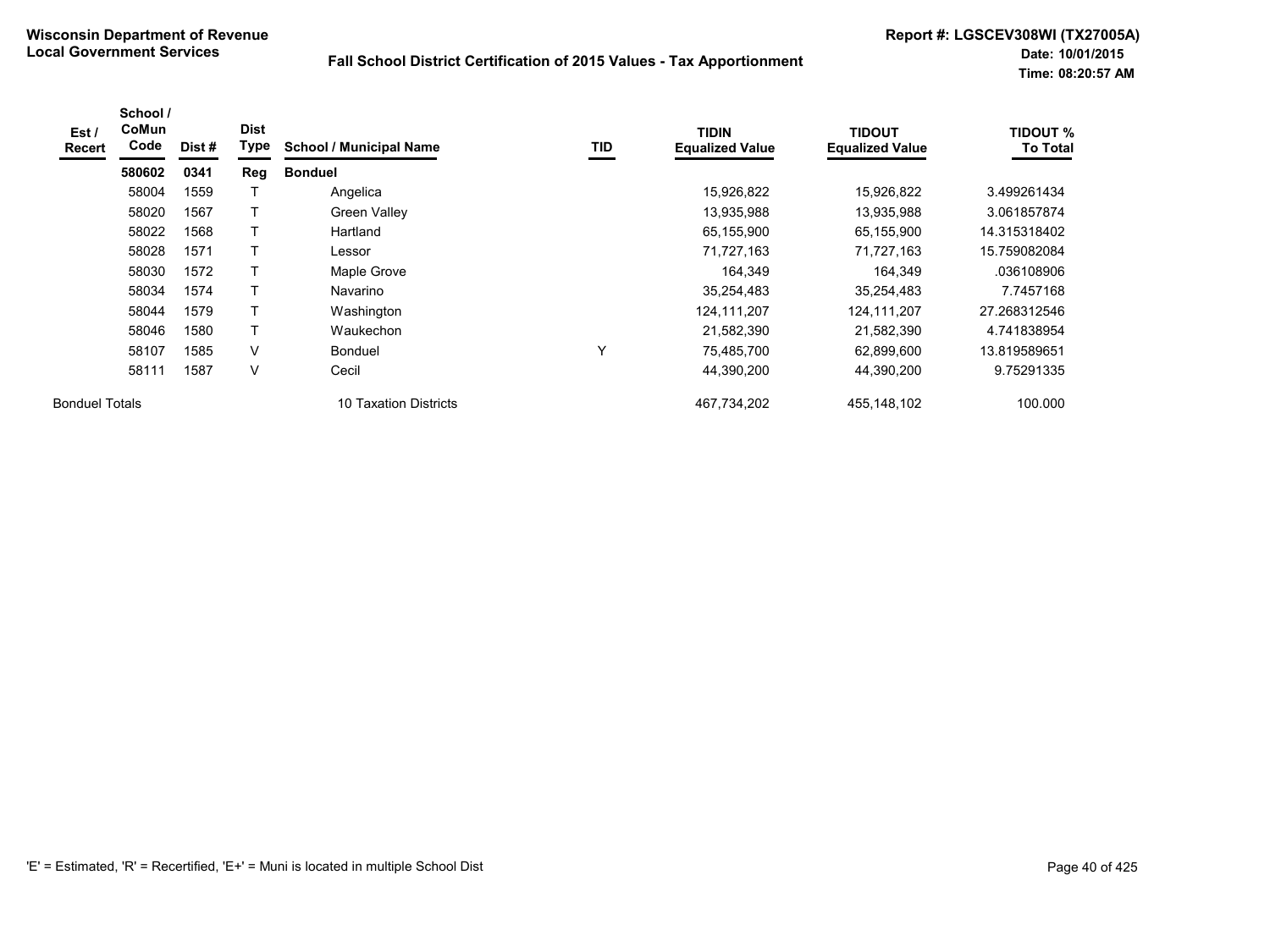**Wisconsin Department of Revenue**
**Local Government Services**

**Fall School District Certification of 2015 Values - Tax Apportionment**

**Report #: LGSCEV308WI (TX27005A)**
**Date: 10/01/2015**
**Time: 08:20:57 AM**

| Est / Recert | School / CoMun Code | Dist # | Dist Type | School / Municipal Name | TID | TIDIN Equalized Value | TIDOUT Equalized Value | TIDOUT % To Total |
|---|---|---|---|---|---|---|---|---|
| | **580602** | **0341** | **Reg** | **Bonduel** | | | | |
| | 58004 | 1559 | T | Angelica | | 15,926,822 | 15,926,822 | 3.499261434 |
| | 58020 | 1567 | T | Green Valley | | 13,935,988 | 13,935,988 | 3.061857874 |
| | 58022 | 1568 | T | Hartland | | 65,155,900 | 65,155,900 | 14.315318402 |
| | 58028 | 1571 | T | Lessor | | 71,727,163 | 71,727,163 | 15.759082084 |
| | 58030 | 1572 | T | Maple Grove | | 164,349 | 164,349 | .036108906 |
| | 58034 | 1574 | T | Navarino | | 35,254,483 | 35,254,483 | 7.7457168 |
| | 58044 | 1579 | T | Washington | | 124,111,207 | 124,111,207 | 27.268312546 |
| | 58046 | 1580 | T | Waukechon | | 21,582,390 | 21,582,390 | 4.741838954 |
| | 58107 | 1585 | V | Bonduel | Y | 75,485,700 | 62,899,600 | 13.819589651 |
| | 58111 | 1587 | V | Cecil | | 44,390,200 | 44,390,200 | 9.75291335 |
| Bonduel Totals | | | | 10 Taxation Districts | | 467,734,202 | 455,148,102 | 100.000 |

'E' = Estimated, 'R' = Recertified, 'E+' = Muni is located in multiple School Dist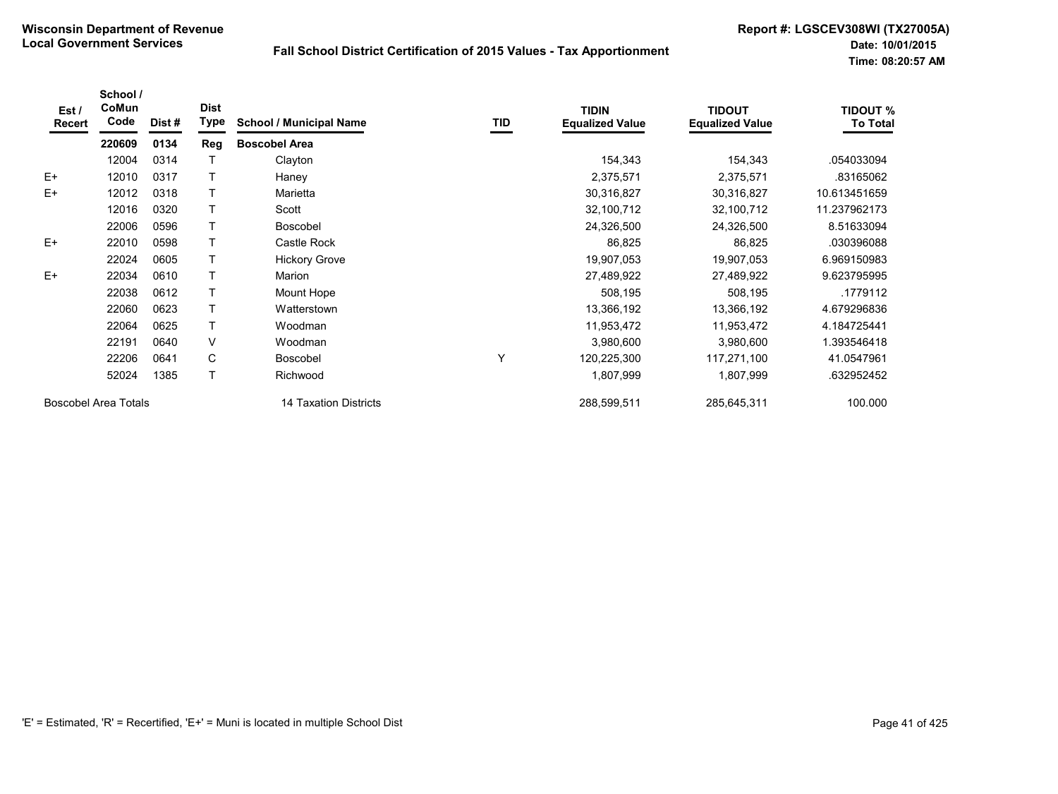Wisconsin Department of Revenue
Local Government Services

# Fall School District Certification of 2015 Values - Tax Apportionment

Report #: LGSCEV308WI (TX27005A)
Date: 10/01/2015
Time: 08:20:57 AM

| Est / Recert | School / CoMun Code | Dist # | Dist Type | School / Municipal Name | TID | TIDIN Equalized Value | TIDOUT Equalized Value | TIDOUT % To Total |
|---|---|---|---|---|---|---|---|---|
| | **220609** | **0134** | **Reg** | **Boscobel Area** | | | | |
| | 12004 | 0314 | T | Clayton | | 154,343 | 154,343 | .054033094 |
| E+ | 12010 | 0317 | T | Haney | | 2,375,571 | 2,375,571 | .83165062 |
| E+ | 12012 | 0318 | T | Marietta | | 30,316,827 | 30,316,827 | 10.613451659 |
| | 12016 | 0320 | T | Scott | | 32,100,712 | 32,100,712 | 11.237962173 |
| | 22006 | 0596 | T | Boscobel | | 24,326,500 | 24,326,500 | 8.51633094 |
| E+ | 22010 | 0598 | T | Castle Rock | | 86,825 | 86,825 | .030396088 |
| | 22024 | 0605 | T | Hickory Grove | | 19,907,053 | 19,907,053 | 6.969150983 |
| E+ | 22034 | 0610 | T | Marion | | 27,489,922 | 27,489,922 | 9.623795995 |
| | 22038 | 0612 | T | Mount Hope | | 508,195 | 508,195 | .1779112 |
| | 22060 | 0623 | T | Watterstown | | 13,366,192 | 13,366,192 | 4.679296836 |
| | 22064 | 0625 | T | Woodman | | 11,953,472 | 11,953,472 | 4.184725441 |
| | 22191 | 0640 | V | Woodman | | 3,980,600 | 3,980,600 | 1.393546418 |
| | 22206 | 0641 | C | Boscobel | Y | 120,225,300 | 117,271,100 | 41.0547961 |
| | 52024 | 1385 | T | Richwood | | 1,807,999 | 1,807,999 | .632952452 |
| Boscobel Area Totals | | | | 14 Taxation Districts | | 288,599,511 | 285,645,311 | 100.000 |

'E' = Estimated, 'R' = Recertified, 'E+' = Muni is located in multiple School Dist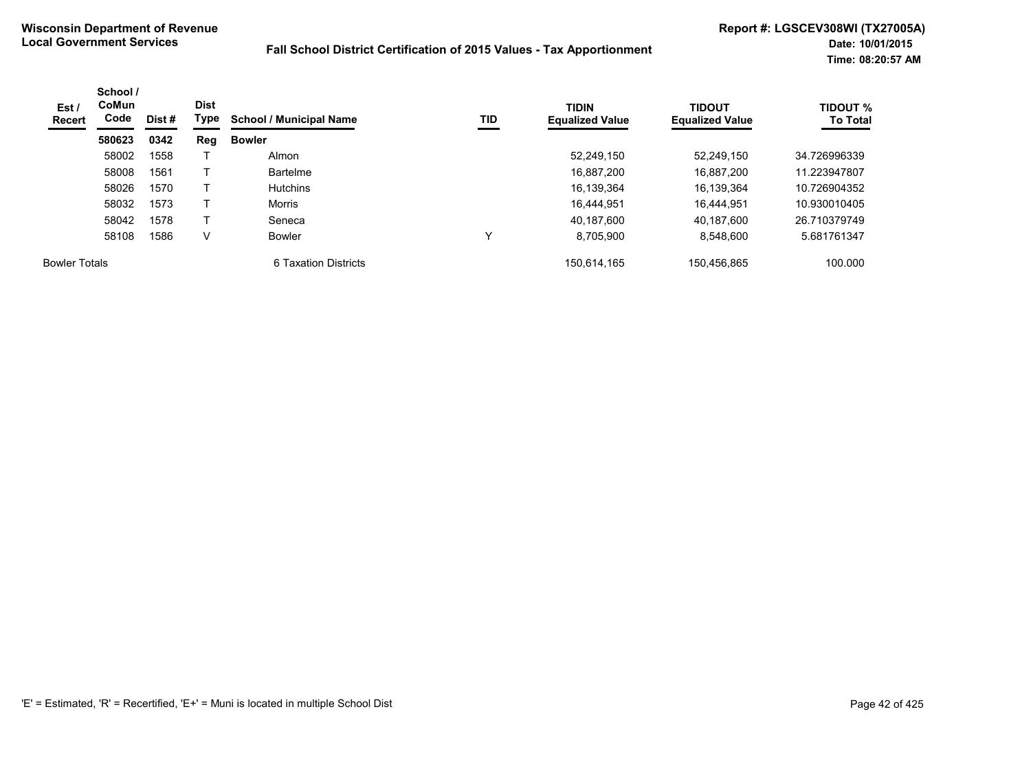**Wisconsin Department of Revenue**
**Local Government Services**

**Fall School District Certification of 2015 Values - Tax Apportionment**

**Report #: LGSCEV308WI (TX27005A)**
**Date: 10/01/2015**
**Time: 08:20:57 AM**

| Est / Recert | School / CoMun Code | Dist # | Dist Type | School / Municipal Name | TID | TIDIN Equalized Value | TIDOUT Equalized Value | TIDOUT % To Total |
|---|---|---|---|---|---|---|---|---|
| | **580623** | **0342** | **Reg** | **Bowler** | | | | |
| | 58002 | 1558 | T | Almon | | 52,249,150 | 52,249,150 | 34.726996339 |
| | 58008 | 1561 | T | Bartelme | | 16,887,200 | 16,887,200 | 11.223947807 |
| | 58026 | 1570 | T | Hutchins | | 16,139,364 | 16,139,364 | 10.726904352 |
| | 58032 | 1573 | T | Morris | | 16,444,951 | 16,444,951 | 10.930010405 |
| | 58042 | 1578 | T | Seneca | | 40,187,600 | 40,187,600 | 26.710379749 |
| | 58108 | 1586 | V | Bowler | Y | 8,705,900 | 8,548,600 | 5.681761347 |
| Bowler Totals | | | | 6 Taxation Districts | | 150,614,165 | 150,456,865 | 100.000 |

'E' = Estimated, 'R' = Recertified, 'E+' = Muni is located in multiple School Dist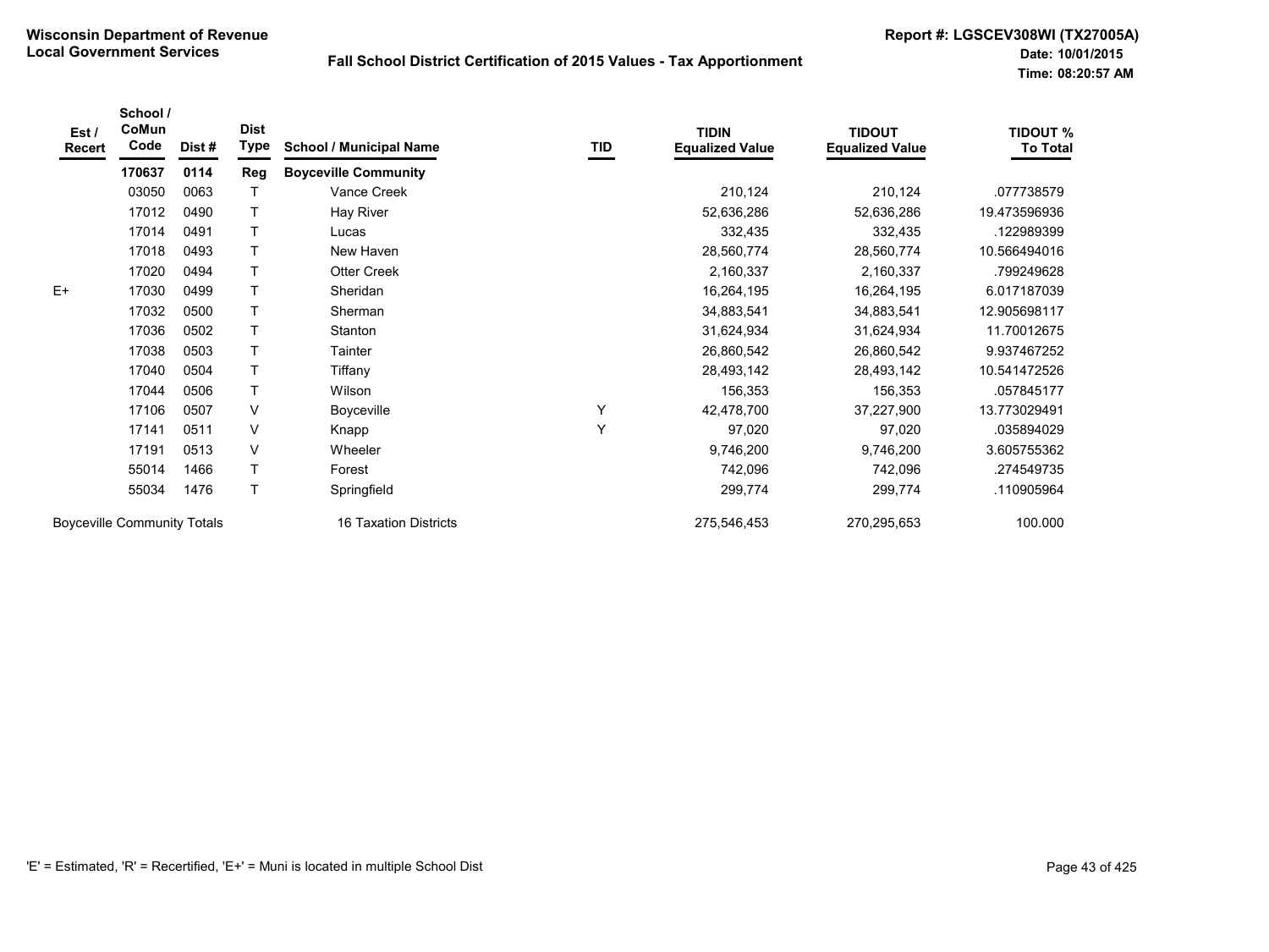**Wisconsin Department of Revenue**
**Local Government Services**

**Fall School District Certification of 2015 Values - Tax Apportionment**

**Report #: LGSCEV308WI (TX27005A)**
**Date: 10/01/2015**
**Time: 08:20:57 AM**

| Est / Recert | School / CoMun Code | Dist # | Dist Type | School / Municipal Name | TID | TIDIN Equalized Value | TIDOUT Equalized Value | TIDOUT % To Total |
|---|---|---|---|---|---|---|---|---|
| | **170637** | **0114** | **Reg** | **Boyceville Community** | | | | |
| | 03050 | 0063 | T | Vance Creek | | 210,124 | 210,124 | .077738579 |
| | 17012 | 0490 | T | Hay River | | 52,636,286 | 52,636,286 | 19.473596936 |
| | 17014 | 0491 | T | Lucas | | 332,435 | 332,435 | .122989399 |
| | 17018 | 0493 | T | New Haven | | 28,560,774 | 28,560,774 | 10.566494016 |
| | 17020 | 0494 | T | Otter Creek | | 2,160,337 | 2,160,337 | .799249628 |
| E+ | 17030 | 0499 | T | Sheridan | | 16,264,195 | 16,264,195 | 6.017187039 |
| | 17032 | 0500 | T | Sherman | | 34,883,541 | 34,883,541 | 12.905698117 |
| | 17036 | 0502 | T | Stanton | | 31,624,934 | 31,624,934 | 11.70012675 |
| | 17038 | 0503 | T | Tainter | | 26,860,542 | 26,860,542 | 9.937467252 |
| | 17040 | 0504 | T | Tiffany | | 28,493,142 | 28,493,142 | 10.541472526 |
| | 17044 | 0506 | T | Wilson | | 156,353 | 156,353 | .057845177 |
| | 17106 | 0507 | V | Boyceville | Y | 42,478,700 | 37,227,900 | 13.773029491 |
| | 17141 | 0511 | V | Knapp | Y | 97,020 | 97,020 | .035894029 |
| | 17191 | 0513 | V | Wheeler | | 9,746,200 | 9,746,200 | 3.605755362 |
| | 55014 | 1466 | T | Forest | | 742,096 | 742,096 | .274549735 |
| | 55034 | 1476 | T | Springfield | | 299,774 | 299,774 | .110905964 |
| Boyceville Community Totals | | | | 16 Taxation Districts | | 275,546,453 | 270,295,653 | 100.000 |

'E' = Estimated, 'R' = Recertified, 'E+' = Muni is located in multiple School Dist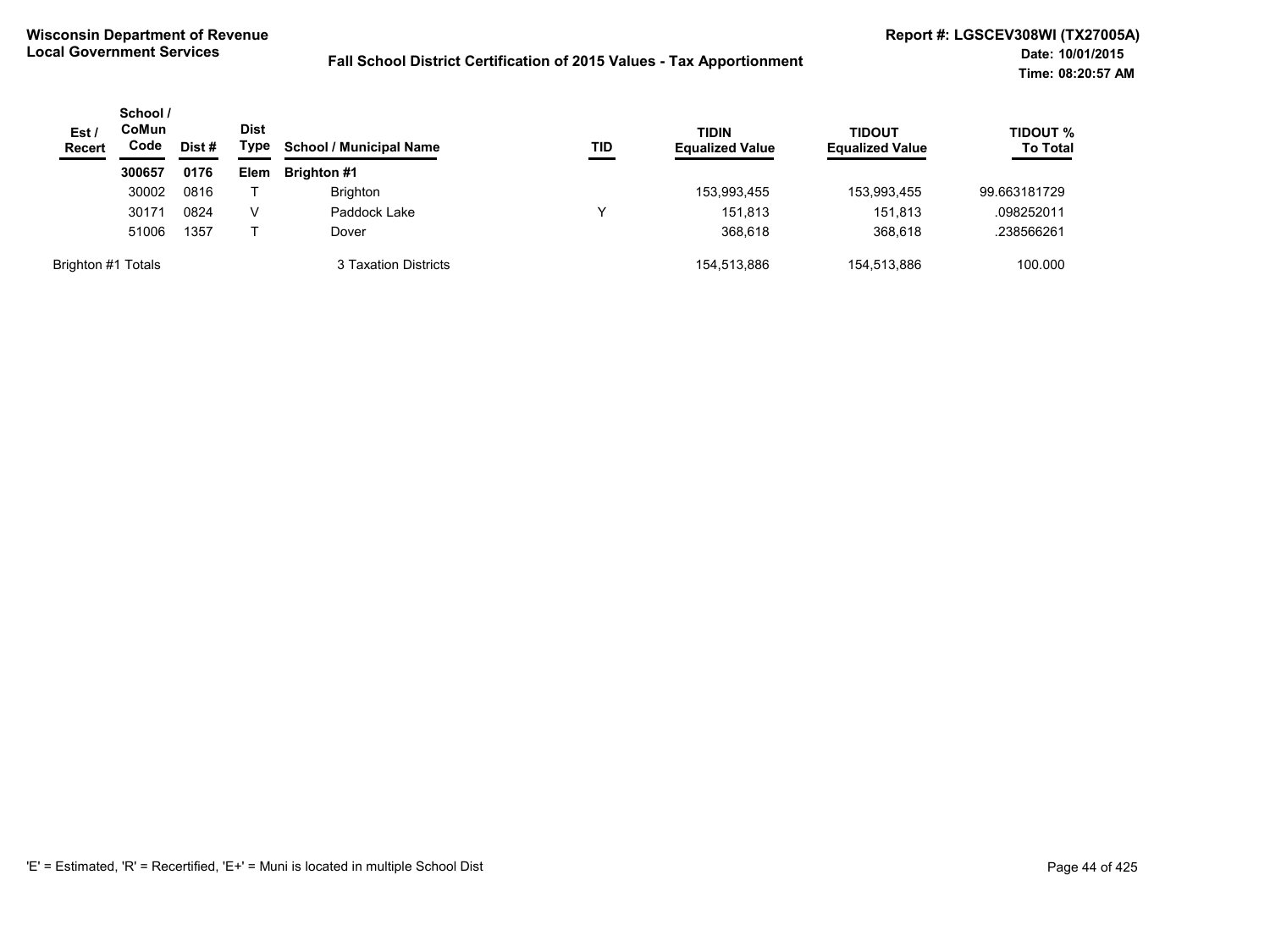**Wisconsin Department of Revenue**
**Local Government Services**

**Fall School District Certification of 2015 Values - Tax Apportionment**

**Report #: LGSCEV308WI (TX27005A)**
**Date: 10/01/2015**
**Time: 08:20:57 AM**

| Est / Recert | School / CoMun Code | Dist # | Dist Type | School / Municipal Name | TID | TIDIN Equalized Value | TIDOUT Equalized Value | TIDOUT % To Total |
|---|---|---|---|---|---|---|---|---|
| | **300657** | **0176** | **Elem** | **Brighton #1** | | | | |
| | 30002 | 0816 | T | Brighton | | 153,993,455 | 153,993,455 | 99.663181729 |
| | 30171 | 0824 | V | Paddock Lake | Y | 151,813 | 151,813 | .098252011 |
| | 51006 | 1357 | T | Dover | | 368,618 | 368,618 | .238566261 |
| Brighton #1 Totals | | | | 3 Taxation Districts | | 154,513,886 | 154,513,886 | 100.000 |

'E' = Estimated, 'R' = Recertified, 'E+' = Muni is located in multiple School Dist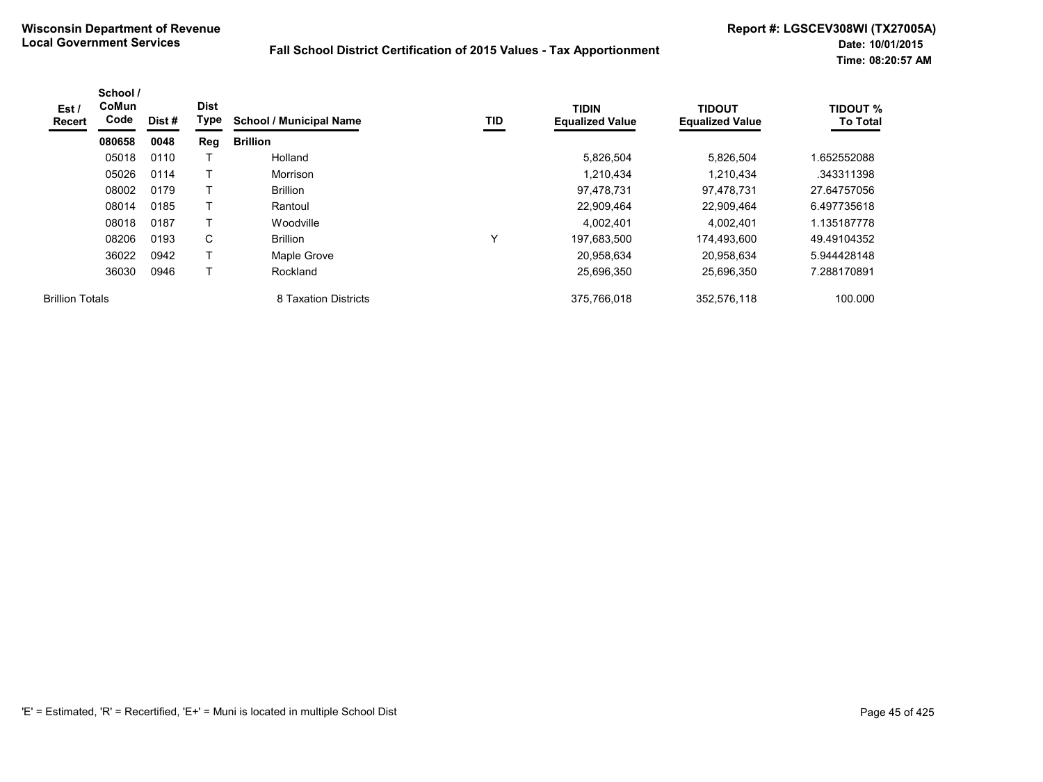**Wisconsin Department of Revenue**
**Local Government Services**

**Fall School District Certification of 2015 Values - Tax Apportionment**

**Report #: LGSCEV308WI (TX27005A)**
**Date: 10/01/2015**
**Time: 08:20:57 AM**

| Est / Recert | School / CoMun Code | Dist # | Dist Type | School / Municipal Name | TID | TIDIN Equalized Value | TIDOUT Equalized Value | TIDOUT % To Total |
|---|---|---|---|---|---|---|---|---|
| | **080658** | **0048** | **Reg** | **Brillion** | | | | |
| | 05018 | 0110 | T | Holland | | 5,826,504 | 5,826,504 | 1.652552088 |
| | 05026 | 0114 | T | Morrison | | 1,210,434 | 1,210,434 | .343311398 |
| | 08002 | 0179 | T | Brillion | | 97,478,731 | 97,478,731 | 27.64757056 |
| | 08014 | 0185 | T | Rantoul | | 22,909,464 | 22,909,464 | 6.497735618 |
| | 08018 | 0187 | T | Woodville | | 4,002,401 | 4,002,401 | 1.135187778 |
| | 08206 | 0193 | C | Brillion | Y | 197,683,500 | 174,493,600 | 49.49104352 |
| | 36022 | 0942 | T | Maple Grove | | 20,958,634 | 20,958,634 | 5.944428148 |
| | 36030 | 0946 | T | Rockland | | 25,696,350 | 25,696,350 | 7.288170891 |
| Brillion Totals | | | | 8 Taxation Districts | | 375,766,018 | 352,576,118 | 100.000 |

'E' = Estimated, 'R' = Recertified, 'E+' = Muni is located in multiple School Dist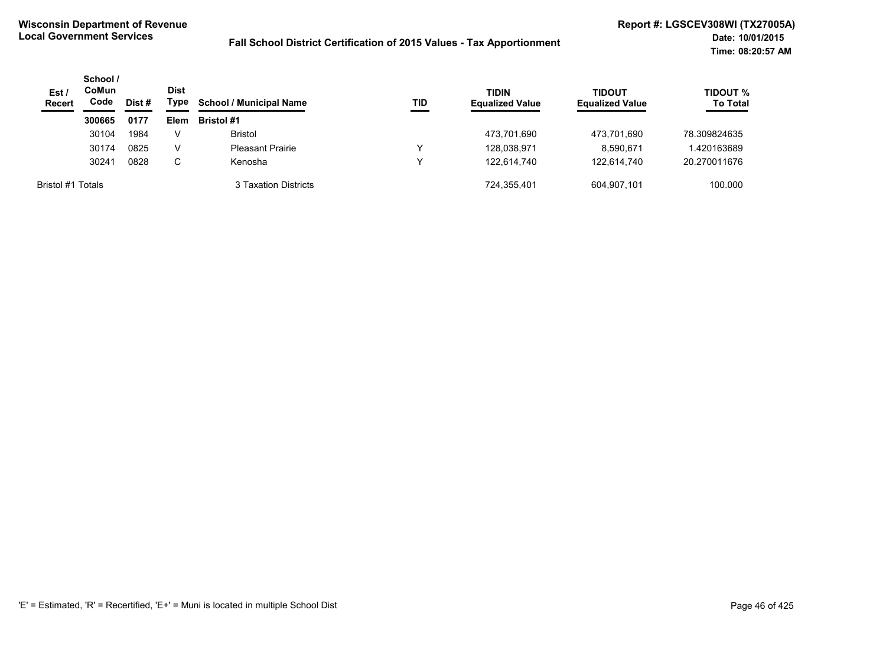**Wisconsin Department of Revenue**
**Local Government Services**

**Fall School District Certification of 2015 Values - Tax Apportionment**

**Report #: LGSCEV308WI (TX27005A)**
**Date: 10/01/2015**
**Time: 08:20:57 AM**

| Est / Recert | School / CoMun Code | Dist # | Dist Type | School / Municipal Name | TID | TIDIN Equalized Value | TIDOUT Equalized Value | TIDOUT % To Total |
|---|---|---|---|---|---|---|---|---|
| | **300665** | **0177** | **Elem** | **Bristol #1** | | | | |
| | 30104 | 1984 | V | Bristol | | 473,701,690 | 473,701,690 | 78.309824635 |
| | 30174 | 0825 | V | Pleasant Prairie | Y | 128,038,971 | 8,590,671 | 1.420163689 |
| | 30241 | 0828 | C | Kenosha | Y | 122,614,740 | 122,614,740 | 20.270011676 |
| Bristol #1 Totals | | | | 3 Taxation Districts | | 724,355,401 | 604,907,101 | 100.000 |

'E' = Estimated, 'R' = Recertified, 'E+' = Muni is located in multiple School Dist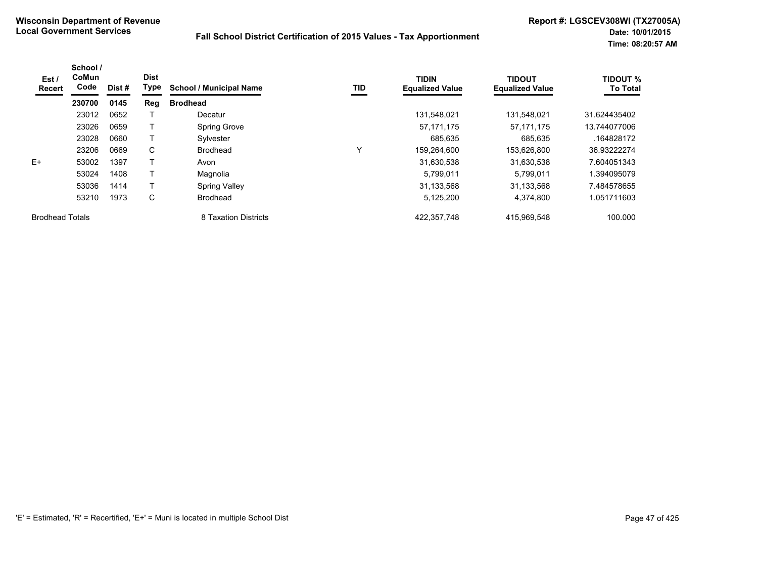**Wisconsin Department of Revenue**
**Local Government Services**

**Fall School District Certification of 2015 Values - Tax Apportionment**

**Report #: LGSCEV308WI (TX27005A)**
**Date: 10/01/2015**
**Time: 08:20:57 AM**

| Est / Recert | School / CoMun Code | Dist # | Dist Type | School / Municipal Name | TID | TIDIN Equalized Value | TIDOUT Equalized Value | TIDOUT % To Total |
|---|---|---|---|---|---|---|---|---|
| | **230700** | **0145** | **Reg** | **Brodhead** | | | | |
| | 23012 | 0652 | T | Decatur | | 131,548,021 | 131,548,021 | 31.624435402 |
| | 23026 | 0659 | T | Spring Grove | | 57,171,175 | 57,171,175 | 13.744077006 |
| | 23028 | 0660 | T | Sylvester | | 685,635 | 685,635 | .164828172 |
| | 23206 | 0669 | C | Brodhead | Y | 159,264,600 | 153,626,800 | 36.93222274 |
| E+ | 53002 | 1397 | T | Avon | | 31,630,538 | 31,630,538 | 7.604051343 |
| | 53024 | 1408 | T | Magnolia | | 5,799,011 | 5,799,011 | 1.394095079 |
| | 53036 | 1414 | T | Spring Valley | | 31,133,568 | 31,133,568 | 7.484578655 |
| | 53210 | 1973 | C | Brodhead | | 5,125,200 | 4,374,800 | 1.051711603 |
| Brodhead Totals | | | | 8 Taxation Districts | | 422,357,748 | 415,969,548 | 100.000 |

'E' = Estimated, 'R' = Recertified, 'E+' = Muni is located in multiple School Dist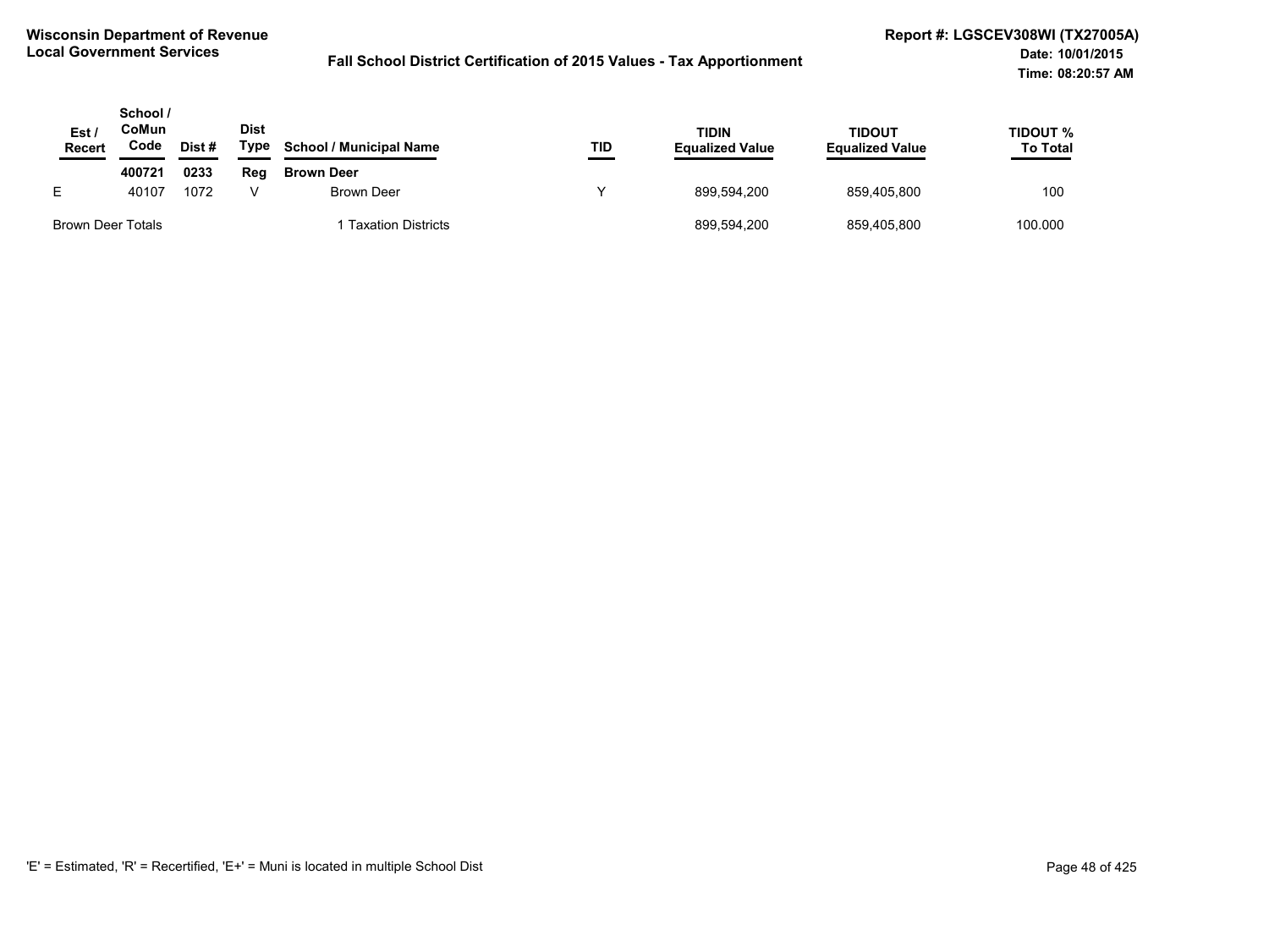**Wisconsin Department of Revenue**
**Local Government Services**

**Fall School District Certification of 2015 Values - Tax Apportionment**

**Report #: LGSCEV308WI (TX27005A)**
**Date: 10/01/2015**
**Time: 08:20:57 AM**

| Est / Recert | School / CoMun Code | Dist # | Dist Type | School / Municipal Name | TID | TIDIN Equalized Value | TIDOUT Equalized Value | TIDOUT % To Total |
|---|---|---|---|---|---|---|---|---|
| | **400721** | **0233** | **Reg** | **Brown Deer** | | | | |
| E | 40107 | 1072 | V | Brown Deer | Y | 899,594,200 | 859,405,800 | 100 |
| Brown Deer Totals | | | | 1 Taxation Districts | | 899,594,200 | 859,405,800 | 100.000 |

'E' = Estimated, 'R' = Recertified, 'E+' = Muni is located in multiple School Dist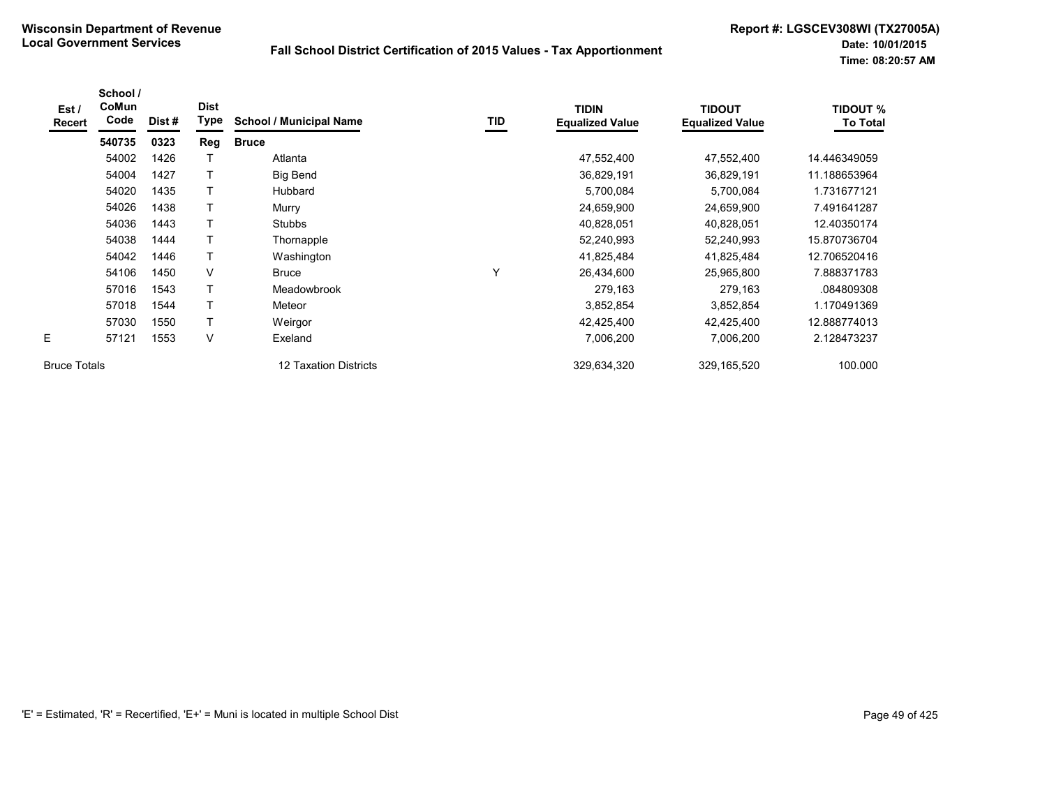**Wisconsin Department of Revenue**
**Local Government Services**

## Fall School District Certification of 2015 Values - Tax Apportionment

**Report #: LGSCEV308WI (TX27005A)**
**Date: 10/01/2015**
**Time: 08:20:57 AM**

| Est / Recert | School / CoMun Code | Dist # | Dist Type | School / Municipal Name | TID | TIDIN Equalized Value | TIDOUT Equalized Value | TIDOUT % To Total |
|---|---|---|---|---|---|---|---|---|
| | **540735** | **0323** | **Reg** | **Bruce** | | | | |
| | 54002 | 1426 | T | Atlanta | | 47,552,400 | 47,552,400 | 14.446349059 |
| | 54004 | 1427 | T | Big Bend | | 36,829,191 | 36,829,191 | 11.188653964 |
| | 54020 | 1435 | T | Hubbard | | 5,700,084 | 5,700,084 | 1.731677121 |
| | 54026 | 1438 | T | Murry | | 24,659,900 | 24,659,900 | 7.491641287 |
| | 54036 | 1443 | T | Stubbs | | 40,828,051 | 40,828,051 | 12.40350174 |
| | 54038 | 1444 | T | Thornapple | | 52,240,993 | 52,240,993 | 15.870736704 |
| | 54042 | 1446 | T | Washington | | 41,825,484 | 41,825,484 | 12.706520416 |
| | 54106 | 1450 | V | Bruce | Y | 26,434,600 | 25,965,800 | 7.888371783 |
| | 57016 | 1543 | T | Meadowbrook | | 279,163 | 279,163 | .084809308 |
| | 57018 | 1544 | T | Meteor | | 3,852,854 | 3,852,854 | 1.170491369 |
| | 57030 | 1550 | T | Weirgor | | 42,425,400 | 42,425,400 | 12.888774013 |
| E | 57121 | 1553 | V | Exeland | | 7,006,200 | 7,006,200 | 2.128473237 |
| Bruce Totals | | | | 12 Taxation Districts | | 329,634,320 | 329,165,520 | 100.000 |

'E' = Estimated, 'R' = Recertified, 'E+' = Muni is located in multiple School Dist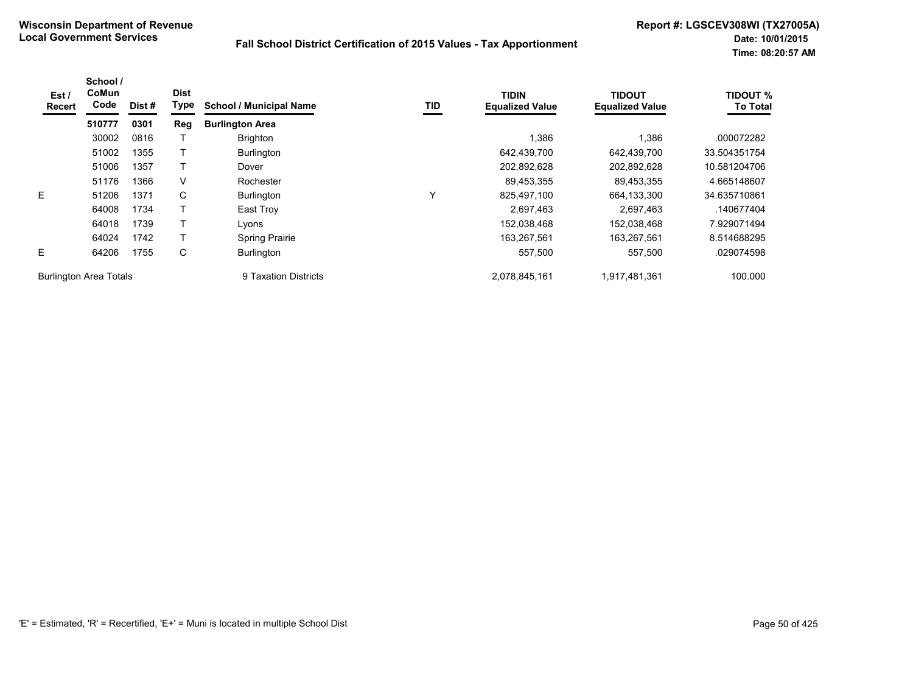**Wisconsin Department of Revenue**
**Local Government Services**

**Fall School District Certification of 2015 Values - Tax Apportionment**

**Report #: LGSCEV308WI (TX27005A)**
**Date: 10/01/2015**
**Time: 08:20:57 AM**

| Est / Recert | School / CoMun Code | Dist # | Dist Type | School / Municipal Name | TID | TIDIN Equalized Value | TIDOUT Equalized Value | TIDOUT % To Total |
|---|---|---|---|---|---|---|---|---|
| | **510777** | **0301** | **Reg** | **Burlington Area** | | | | |
| | 30002 | 0816 | T | Brighton | | 1,386 | 1,386 | .000072282 |
| | 51002 | 1355 | T | Burlington | | 642,439,700 | 642,439,700 | 33.504351754 |
| | 51006 | 1357 | T | Dover | | 202,892,628 | 202,892,628 | 10.581204706 |
| | 51176 | 1366 | V | Rochester | | 89,453,355 | 89,453,355 | 4.665148607 |
| E | 51206 | 1371 | C | Burlington | Y | 825,497,100 | 664,133,300 | 34.635710861 |
| | 64008 | 1734 | T | East Troy | | 2,697,463 | 2,697,463 | .140677404 |
| | 64018 | 1739 | T | Lyons | | 152,038,468 | 152,038,468 | 7.929071494 |
| | 64024 | 1742 | T | Spring Prairie | | 163,267,561 | 163,267,561 | 8.514688295 |
| E | 64206 | 1755 | C | Burlington | | 557,500 | 557,500 | .029074598 |
| Burlington Area Totals | | | | 9 Taxation Districts | | 2,078,845,161 | 1,917,481,361 | 100.000 |

'E' = Estimated, 'R' = Recertified, 'E+' = Muni is located in multiple School Dist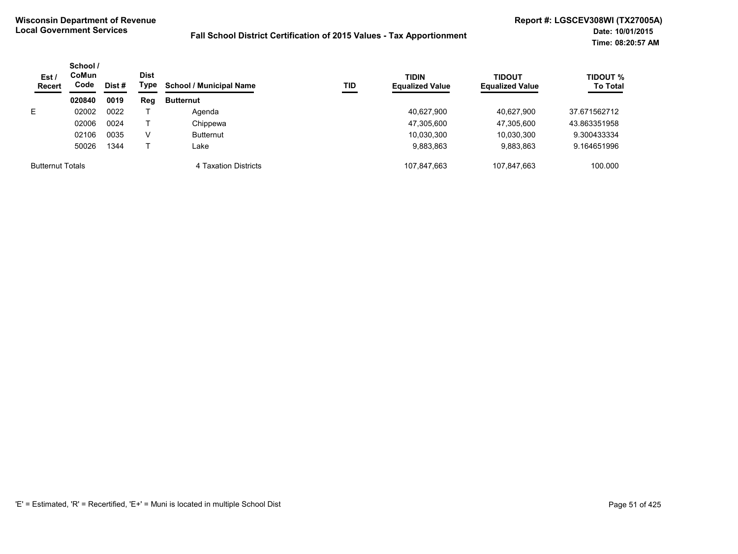**Wisconsin Department of Revenue**
**Local Government Services**

**Fall School District Certification of 2015 Values - Tax Apportionment**

**Report #: LGSCEV308WI (TX27005A)**
**Date: 10/01/2015**
**Time: 08:20:57 AM**

| Est / Recert | School / CoMun Code | Dist # | Dist Type | School / Municipal Name | TID | TIDIN Equalized Value | TIDOUT Equalized Value | TIDOUT % To Total |
|---|---|---|---|---|---|---|---|---|
| | **020840** | **0019** | **Reg** | **Butternut** | | | | |
| E | 02002 | 0022 | T | Agenda | | 40,627,900 | 40,627,900 | 37.671562712 |
| | 02006 | 0024 | T | Chippewa | | 47,305,600 | 47,305,600 | 43.863351958 |
| | 02106 | 0035 | V | Butternut | | 10,030,300 | 10,030,300 | 9.300433334 |
| | 50026 | 1344 | T | Lake | | 9,883,863 | 9,883,863 | 9.164651996 |
| Butternut Totals | | | | 4 Taxation Districts | | 107,847,663 | 107,847,663 | 100.000 |

'E' = Estimated, 'R' = Recertified, 'E+' = Muni is located in multiple School Dist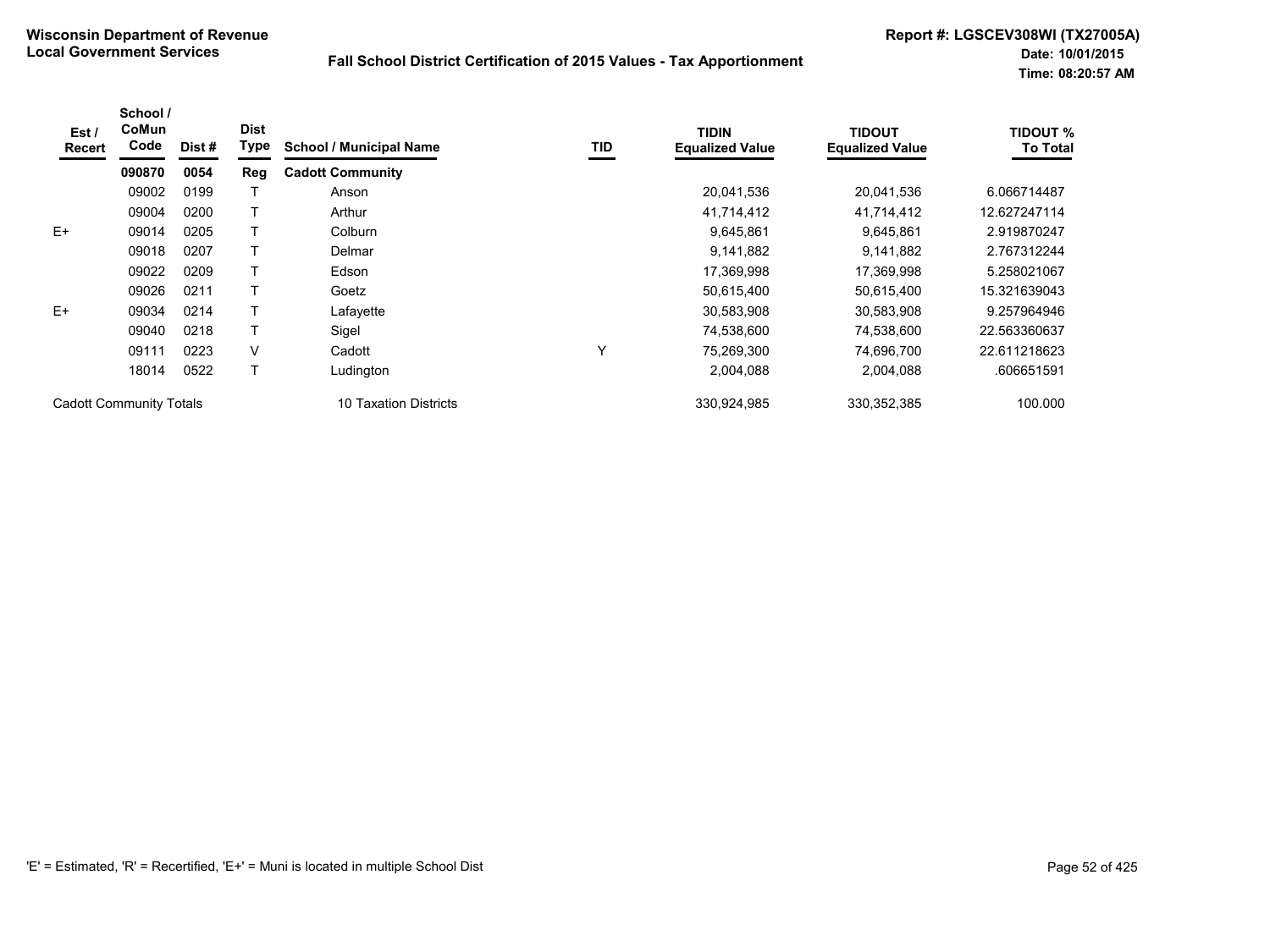**Wisconsin Department of Revenue**
**Local Government Services**

**Fall School District Certification of 2015 Values - Tax Apportionment**

**Report #: LGSCEV308WI (TX27005A)**
**Date: 10/01/2015**
**Time: 08:20:57 AM**

| Est / Recert | School / CoMun Code | Dist # | Dist Type | School / Municipal Name | TID | TIDIN Equalized Value | TIDOUT Equalized Value | TIDOUT % To Total |
|---|---|---|---|---|---|---|---|---|
| | **090870** | **0054** | **Reg** | **Cadott Community** | | | | |
| | 09002 | 0199 | T | Anson | | 20,041,536 | 20,041,536 | 6.066714487 |
| | 09004 | 0200 | T | Arthur | | 41,714,412 | 41,714,412 | 12.627247114 |
| E+ | 09014 | 0205 | T | Colburn | | 9,645,861 | 9,645,861 | 2.919870247 |
| | 09018 | 0207 | T | Delmar | | 9,141,882 | 9,141,882 | 2.767312244 |
| | 09022 | 0209 | T | Edson | | 17,369,998 | 17,369,998 | 5.258021067 |
| | 09026 | 0211 | T | Goetz | | 50,615,400 | 50,615,400 | 15.321639043 |
| E+ | 09034 | 0214 | T | Lafayette | | 30,583,908 | 30,583,908 | 9.257964946 |
| | 09040 | 0218 | T | Sigel | | 74,538,600 | 74,538,600 | 22.563360637 |
| | 09111 | 0223 | V | Cadott | Y | 75,269,300 | 74,696,700 | 22.611218623 |
| | 18014 | 0522 | T | Ludington | | 2,004,088 | 2,004,088 | .606651591 |
| Cadott Community Totals | | | | 10 Taxation Districts | | 330,924,985 | 330,352,385 | 100.000 |

'E' = Estimated, 'R' = Recertified, 'E+' = Muni is located in multiple School Dist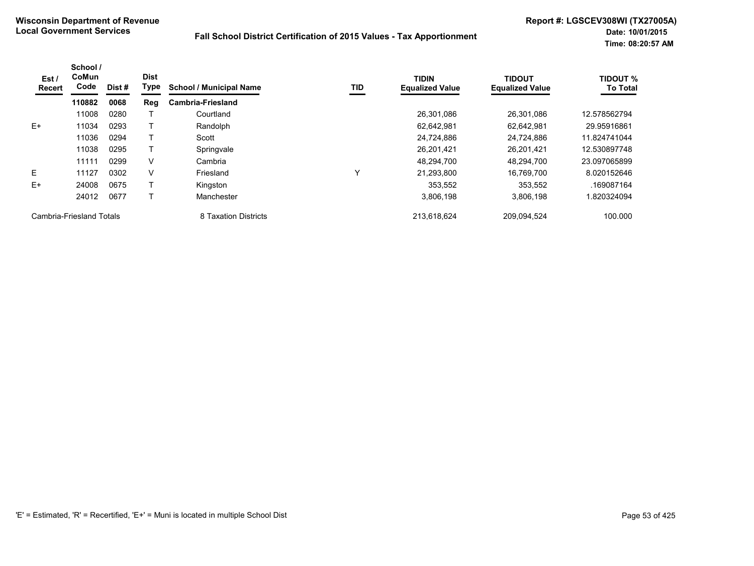**Wisconsin Department of Revenue**
**Local Government Services**

**Fall School District Certification of 2015 Values - Tax Apportionment**

**Report #: LGSCEV308WI (TX27005A)**
**Date: 10/01/2015**
**Time: 08:20:57 AM**

| Est / Recert | School / CoMun Code | Dist # | Dist Type | School / Municipal Name | TID | TIDIN Equalized Value | TIDOUT Equalized Value | TIDOUT % To Total |
|---|---|---|---|---|---|---|---|---|
| | **110882** | **0068** | **Reg** | **Cambria-Friesland** | | | | |
| | 11008 | 0280 | T | Courtland | | 26,301,086 | 26,301,086 | 12.578562794 |
| E+ | 11034 | 0293 | T | Randolph | | 62,642,981 | 62,642,981 | 29.95916861 |
| | 11036 | 0294 | T | Scott | | 24,724,886 | 24,724,886 | 11.824741044 |
| | 11038 | 0295 | T | Springvale | | 26,201,421 | 26,201,421 | 12.530897748 |
| | 11111 | 0299 | V | Cambria | | 48,294,700 | 48,294,700 | 23.097065899 |
| E | 11127 | 0302 | V | Friesland | Y | 21,293,800 | 16,769,700 | 8.020152646 |
| E+ | 24008 | 0675 | T | Kingston | | 353,552 | 353,552 | .169087164 |
| | 24012 | 0677 | T | Manchester | | 3,806,198 | 3,806,198 | 1.820324094 |
| Cambria-Friesland Totals | | | | 8 Taxation Districts | | 213,618,624 | 209,094,524 | 100.000 |

'E' = Estimated, 'R' = Recertified, 'E+' = Muni is located in multiple School Dist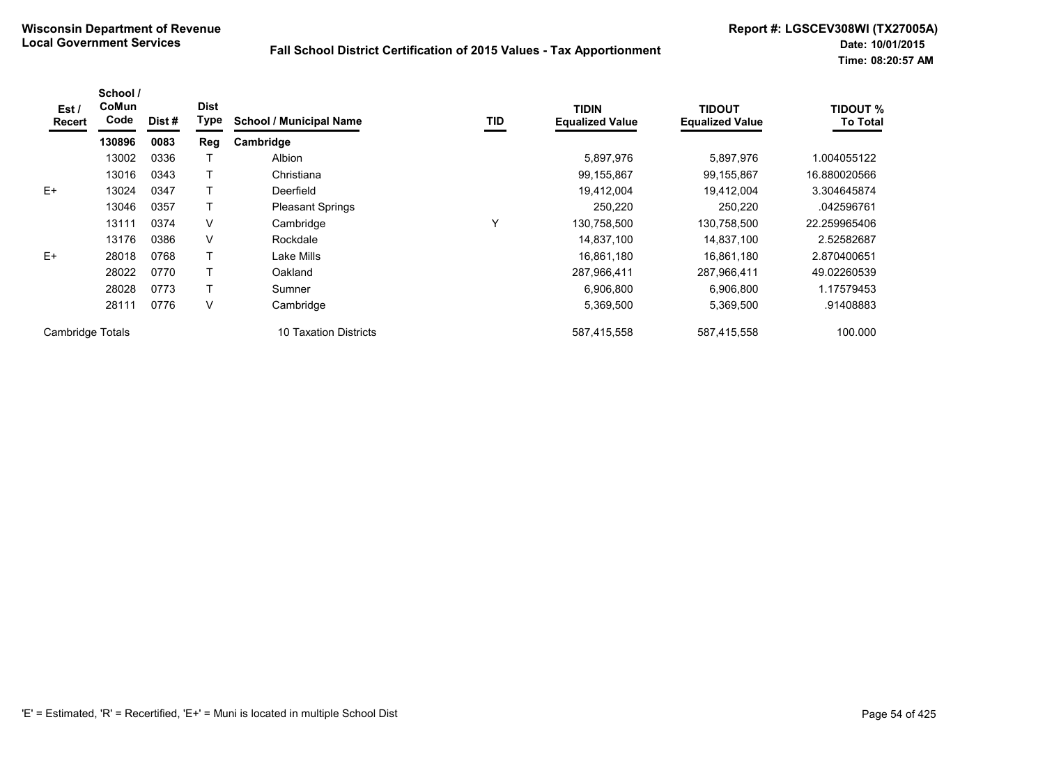**Wisconsin Department of Revenue**
**Local Government Services**

**Fall School District Certification of 2015 Values - Tax Apportionment**

**Report #: LGSCEV308WI (TX27005A)**
**Date: 10/01/2015**
**Time: 08:20:57 AM**

| Est / Recert | School / CoMun Code | Dist # | Dist Type | School / Municipal Name | TID | TIDIN Equalized Value | TIDOUT Equalized Value | TIDOUT % To Total |
|---|---|---|---|---|---|---|---|---|
| | **130896** | **0083** | **Reg** | **Cambridge** | | | | |
| | 13002 | 0336 | T | Albion | | 5,897,976 | 5,897,976 | 1.004055122 |
| | 13016 | 0343 | T | Christiana | | 99,155,867 | 99,155,867 | 16.880020566 |
| E+ | 13024 | 0347 | T | Deerfield | | 19,412,004 | 19,412,004 | 3.304645874 |
| | 13046 | 0357 | T | Pleasant Springs | | 250,220 | 250,220 | .042596761 |
| | 13111 | 0374 | V | Cambridge | Y | 130,758,500 | 130,758,500 | 22.259965406 |
| | 13176 | 0386 | V | Rockdale | | 14,837,100 | 14,837,100 | 2.52582687 |
| E+ | 28018 | 0768 | T | Lake Mills | | 16,861,180 | 16,861,180 | 2.870400651 |
| | 28022 | 0770 | T | Oakland | | 287,966,411 | 287,966,411 | 49.02260539 |
| | 28028 | 0773 | T | Sumner | | 6,906,800 | 6,906,800 | 1.17579453 |
| | 28111 | 0776 | V | Cambridge | | 5,369,500 | 5,369,500 | .91408883 |
| Cambridge Totals | | | | 10 Taxation Districts | | 587,415,558 | 587,415,558 | 100.000 |

'E' = Estimated, 'R' = Recertified, 'E+' = Muni is located in multiple School Dist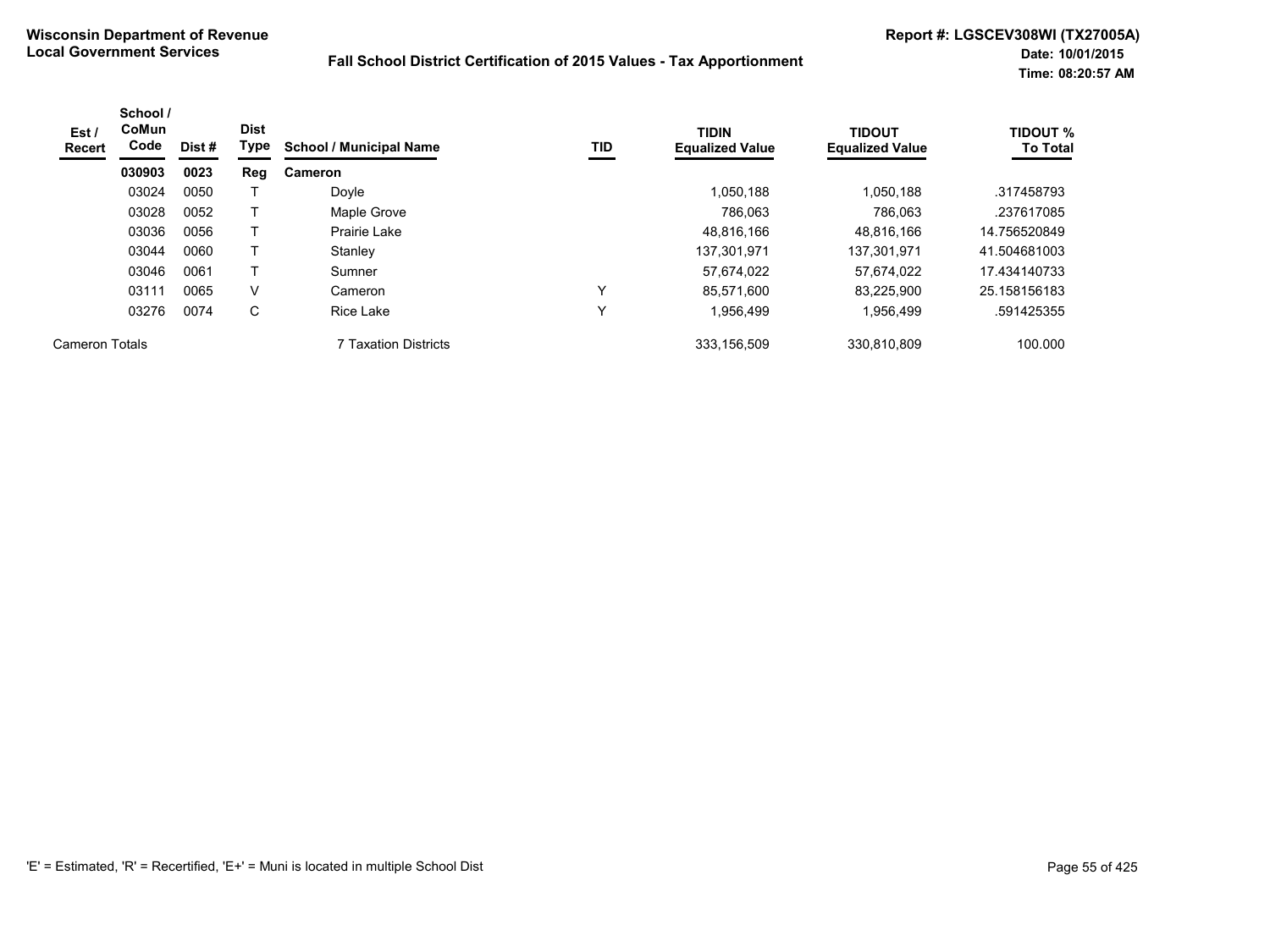**Wisconsin Department of Revenue**
**Local Government Services**

**Fall School District Certification of 2015 Values - Tax Apportionment**

**Report #: LGSCEV308WI (TX27005A)**
**Date: 10/01/2015**
**Time: 08:20:57 AM**

| Est / Recert | School / CoMun Code | Dist # | Dist Type | School / Municipal Name | TID | TIDIN Equalized Value | TIDOUT Equalized Value | TIDOUT % To Total |
|---|---|---|---|---|---|---|---|---|
| | **030903** | **0023** | **Reg** | **Cameron** | | | | |
| | 03024 | 0050 | T | Doyle | | 1,050,188 | 1,050,188 | .317458793 |
| | 03028 | 0052 | T | Maple Grove | | 786,063 | 786,063 | .237617085 |
| | 03036 | 0056 | T | Prairie Lake | | 48,816,166 | 48,816,166 | 14.756520849 |
| | 03044 | 0060 | T | Stanley | | 137,301,971 | 137,301,971 | 41.504681003 |
| | 03046 | 0061 | T | Sumner | | 57,674,022 | 57,674,022 | 17.434140733 |
| | 03111 | 0065 | V | Cameron | Y | 85,571,600 | 83,225,900 | 25.158156183 |
| | 03276 | 0074 | C | Rice Lake | Y | 1,956,499 | 1,956,499 | .591425355 |
| Cameron Totals | | | | 7 Taxation Districts | | 333,156,509 | 330,810,809 | 100.000 |

'E' = Estimated, 'R' = Recertified, 'E+' = Muni is located in multiple School Dist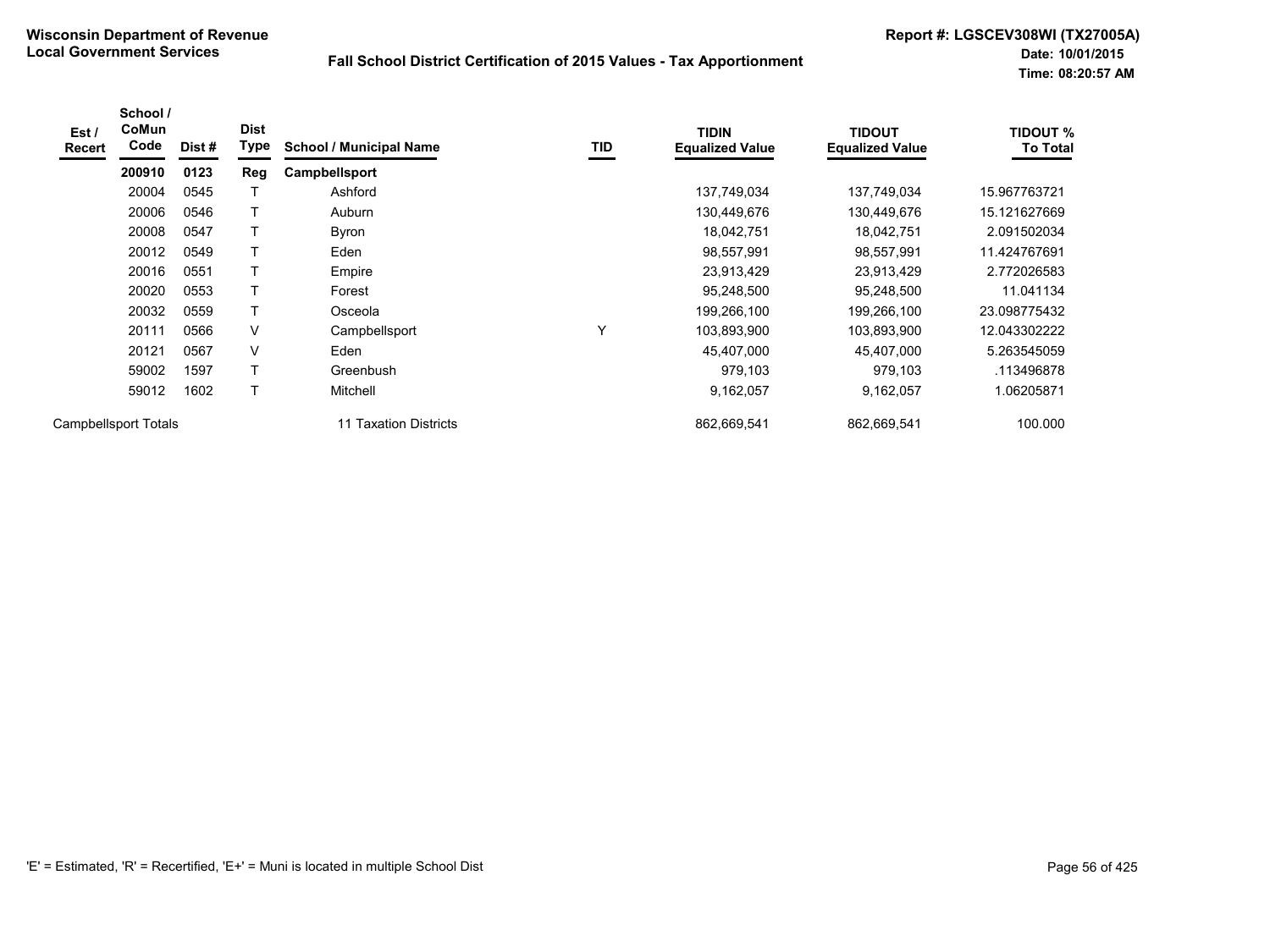**Wisconsin Department of Revenue**
**Local Government Services**

**Fall School District Certification of 2015 Values - Tax Apportionment**

**Report #: LGSCEV308WI (TX27005A)**
**Date: 10/01/2015**
**Time: 08:20:57 AM**

| Est / Recert | School / CoMun Code | Dist # | Dist Type | School / Municipal Name | TID | TIDIN Equalized Value | TIDOUT Equalized Value | TIDOUT % To Total |
|---|---|---|---|---|---|---|---|---|
| | **200910** | **0123** | **Reg** | **Campbellsport** | | | | |
| | 20004 | 0545 | T | Ashford | | 137,749,034 | 137,749,034 | 15.967763721 |
| | 20006 | 0546 | T | Auburn | | 130,449,676 | 130,449,676 | 15.121627669 |
| | 20008 | 0547 | T | Byron | | 18,042,751 | 18,042,751 | 2.091502034 |
| | 20012 | 0549 | T | Eden | | 98,557,991 | 98,557,991 | 11.424767691 |
| | 20016 | 0551 | T | Empire | | 23,913,429 | 23,913,429 | 2.772026583 |
| | 20020 | 0553 | T | Forest | | 95,248,500 | 95,248,500 | 11.041134 |
| | 20032 | 0559 | T | Osceola | | 199,266,100 | 199,266,100 | 23.098775432 |
| | 20111 | 0566 | V | Campbellsport | Y | 103,893,900 | 103,893,900 | 12.043302222 |
| | 20121 | 0567 | V | Eden | | 45,407,000 | 45,407,000 | 5.263545059 |
| | 59002 | 1597 | T | Greenbush | | 979,103 | 979,103 | .113496878 |
| | 59012 | 1602 | T | Mitchell | | 9,162,057 | 9,162,057 | 1.06205871 |
| Campbellsport Totals | | | | 11 Taxation Districts | | 862,669,541 | 862,669,541 | 100.000 |

'E' = Estimated, 'R' = Recertified, 'E+' = Muni is located in multiple School Dist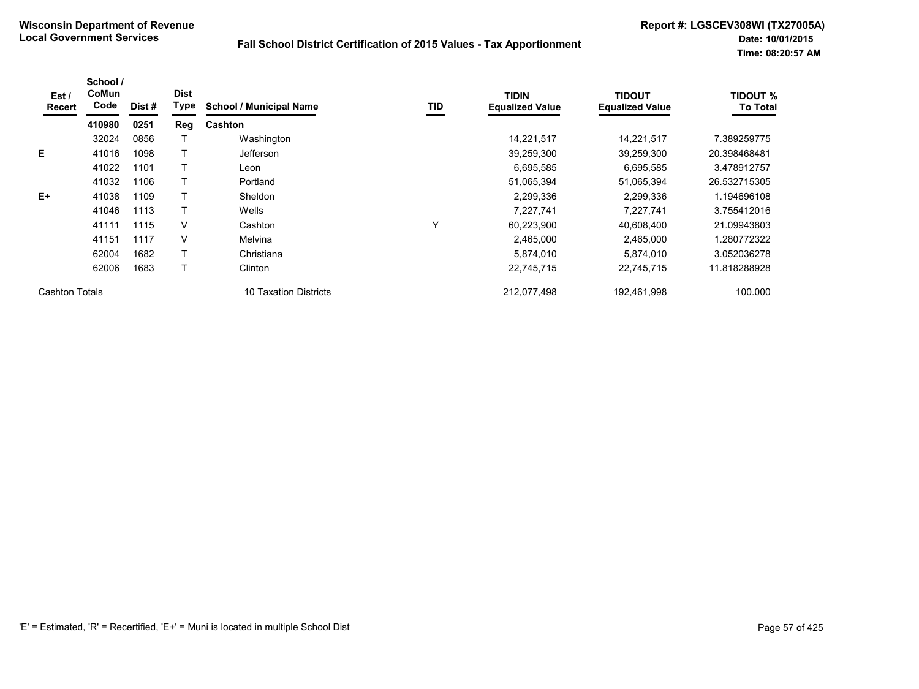**Wisconsin Department of Revenue**
**Local Government Services**

**Fall School District Certification of 2015 Values - Tax Apportionment**

**Report #: LGSCEV308WI (TX27005A)**
**Date: 10/01/2015**
**Time: 08:20:57 AM**

| Est / Recert | School / CoMun Code | Dist # | Dist Type | School / Municipal Name | TID | TIDIN Equalized Value | TIDOUT Equalized Value | TIDOUT % To Total |
|---|---|---|---|---|---|---|---|---|
| | **410980** | **0251** | **Reg** | **Cashton** | | | | |
| | 32024 | 0856 | T | Washington | | 14,221,517 | 14,221,517 | 7.389259775 |
| E | 41016 | 1098 | T | Jefferson | | 39,259,300 | 39,259,300 | 20.398468481 |
| | 41022 | 1101 | T | Leon | | 6,695,585 | 6,695,585 | 3.478912757 |
| | 41032 | 1106 | T | Portland | | 51,065,394 | 51,065,394 | 26.532715305 |
| E+ | 41038 | 1109 | T | Sheldon | | 2,299,336 | 2,299,336 | 1.194696108 |
| | 41046 | 1113 | T | Wells | | 7,227,741 | 7,227,741 | 3.755412016 |
| | 41111 | 1115 | V | Cashton | Y | 60,223,900 | 40,608,400 | 21.09943803 |
| | 41151 | 1117 | V | Melvina | | 2,465,000 | 2,465,000 | 1.280772322 |
| | 62004 | 1682 | T | Christiana | | 5,874,010 | 5,874,010 | 3.052036278 |
| | 62006 | 1683 | T | Clinton | | 22,745,715 | 22,745,715 | 11.818288928 |
| Cashton Totals | | | | 10 Taxation Districts | | 212,077,498 | 192,461,998 | 100.000 |

'E' = Estimated, 'R' = Recertified, 'E+' = Muni is located in multiple School Dist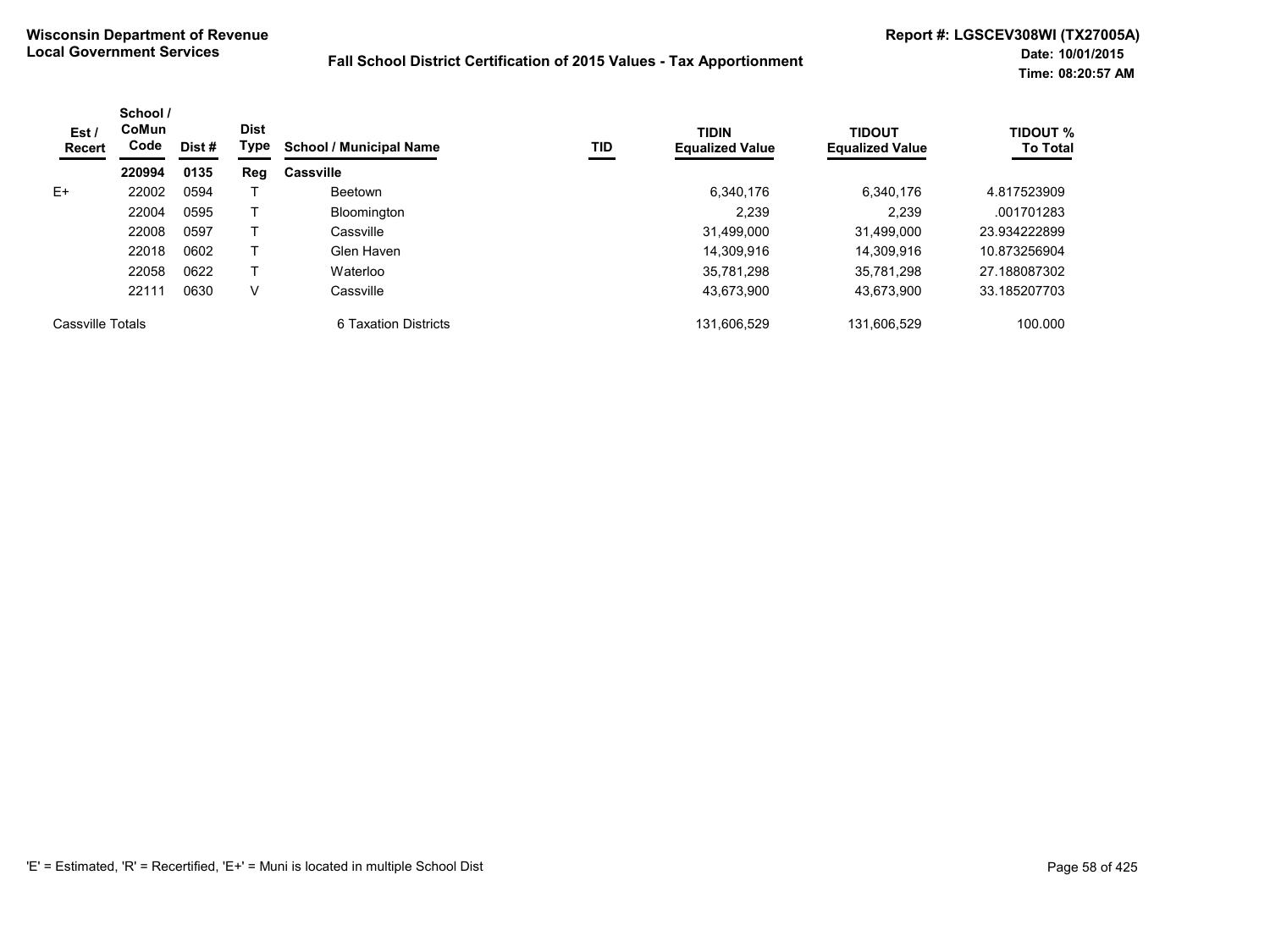**Wisconsin Department of Revenue**
**Local Government Services**

**Fall School District Certification of 2015 Values - Tax Apportionment**

**Report #: LGSCEV308WI (TX27005A)**
**Date: 10/01/2015**
**Time: 08:20:57 AM**

| Est / Recert | School / CoMun Code | Dist # | Dist Type | School / Municipal Name | TID | TIDIN Equalized Value | TIDOUT Equalized Value | TIDOUT % To Total |
|---|---|---|---|---|---|---|---|---|
| | **220994** | **0135** | **Reg** | **Cassville** | | | | |
| E+ | 22002 | 0594 | T | Beetown | | 6,340,176 | 6,340,176 | 4.817523909 |
| | 22004 | 0595 | T | Bloomington | | 2,239 | 2,239 | .001701283 |
| | 22008 | 0597 | T | Cassville | | 31,499,000 | 31,499,000 | 23.934222899 |
| | 22018 | 0602 | T | Glen Haven | | 14,309,916 | 14,309,916 | 10.873256904 |
| | 22058 | 0622 | T | Waterloo | | 35,781,298 | 35,781,298 | 27.188087302 |
| | 22111 | 0630 | V | Cassville | | 43,673,900 | 43,673,900 | 33.185207703 |
| Cassville Totals | | | | 6 Taxation Districts | | 131,606,529 | 131,606,529 | 100.000 |

'E' = Estimated, 'R' = Recertified, 'E+' = Muni is located in multiple School Dist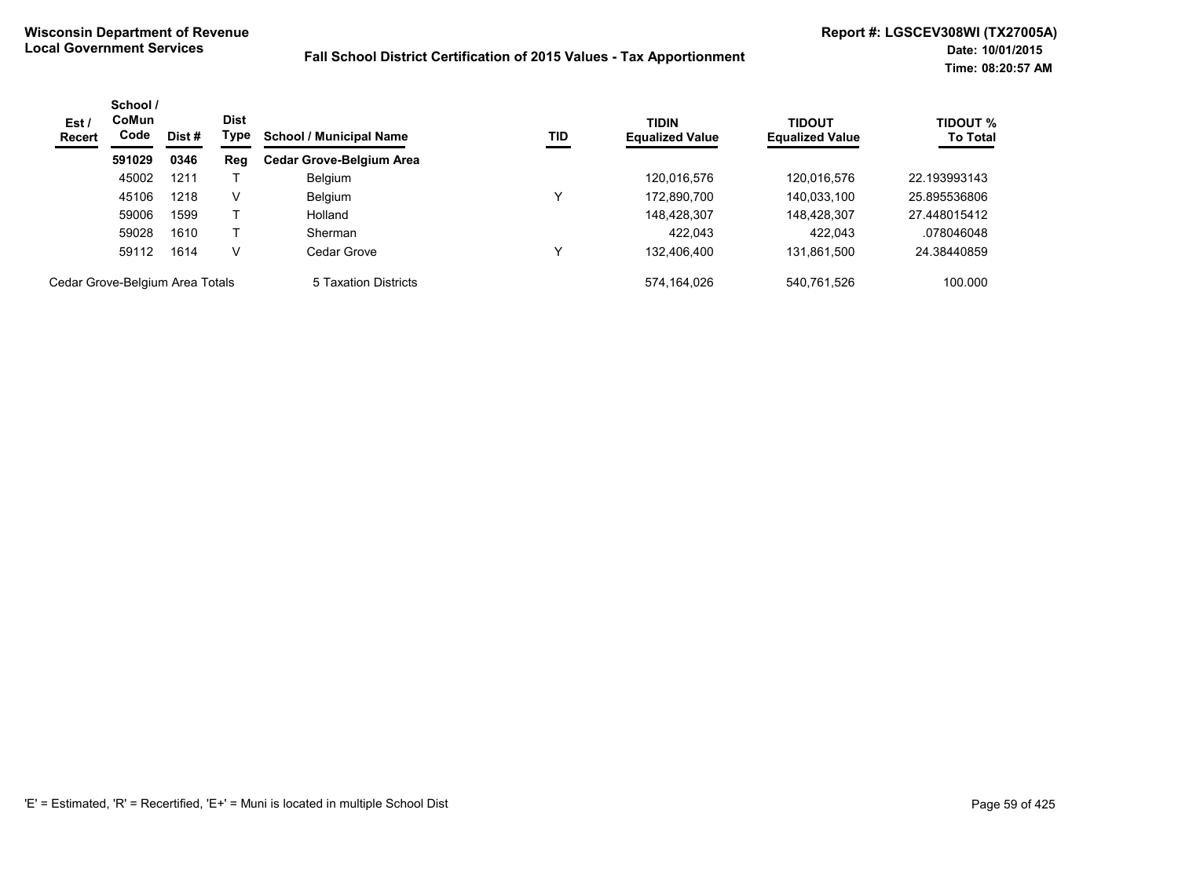**Wisconsin Department of Revenue**
**Local Government Services**

**Fall School District Certification of 2015 Values - Tax Apportionment**

**Report #: LGSCEV308WI (TX27005A)**
**Date: 10/01/2015**
**Time: 08:20:57 AM**

| Est / Recert | School / CoMun Code | Dist # | Dist Type | School / Municipal Name | TID | TIDIN Equalized Value | TIDOUT Equalized Value | TIDOUT % To Total |
|---|---|---|---|---|---|---|---|---|
| | **591029** | **0346** | **Reg** | **Cedar Grove-Belgium Area** | | | | |
| | 45002 | 1211 | T | Belgium | | 120,016,576 | 120,016,576 | 22.193993143 |
| | 45106 | 1218 | V | Belgium | Y | 172,890,700 | 140,033,100 | 25.895536806 |
| | 59006 | 1599 | T | Holland | | 148,428,307 | 148,428,307 | 27.448015412 |
| | 59028 | 1610 | T | Sherman | | 422,043 | 422,043 | .078046048 |
| | 59112 | 1614 | V | Cedar Grove | Y | 132,406,400 | 131,861,500 | 24.38440859 |
| Cedar Grove-Belgium Area Totals | | | | 5 Taxation Districts | | 574,164,026 | 540,761,526 | 100.000 |

'E' = Estimated, 'R' = Recertified, 'E+' = Muni is located in multiple School Dist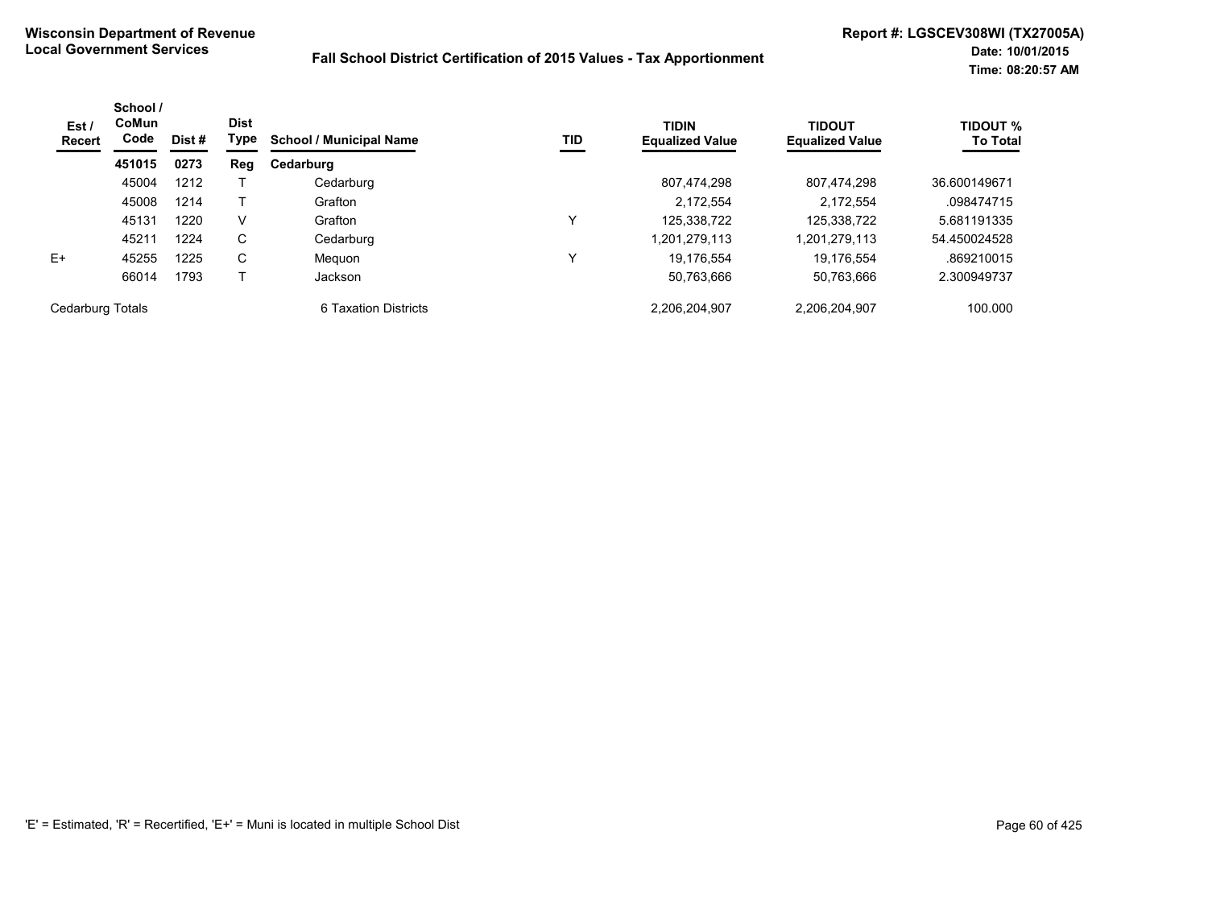**Wisconsin Department of Revenue**
**Local Government Services**

**Fall School District Certification of 2015 Values - Tax Apportionment**

**Report #: LGSCEV308WI (TX27005A)**
**Date: 10/01/2015**
**Time: 08:20:57 AM**

| Est / Recert | School / CoMun Code | Dist # | Dist Type | School / Municipal Name | TID | TIDIN Equalized Value | TIDOUT Equalized Value | TIDOUT % To Total |
|---|---|---|---|---|---|---|---|---|
| | **451015** | **0273** | **Reg** | **Cedarburg** | | | | |
| | 45004 | 1212 | T | Cedarburg | | 807,474,298 | 807,474,298 | 36.600149671 |
| | 45008 | 1214 | T | Grafton | | 2,172,554 | 2,172,554 | .098474715 |
| | 45131 | 1220 | V | Grafton | Y | 125,338,722 | 125,338,722 | 5.681191335 |
| | 45211 | 1224 | C | Cedarburg | | 1,201,279,113 | 1,201,279,113 | 54.450024528 |
| E+ | 45255 | 1225 | C | Mequon | Y | 19,176,554 | 19,176,554 | .869210015 |
| | 66014 | 1793 | T | Jackson | | 50,763,666 | 50,763,666 | 2.300949737 |
| Cedarburg Totals | | | | 6 Taxation Districts | | 2,206,204,907 | 2,206,204,907 | 100.000 |

'E' = Estimated, 'R' = Recertified, 'E+' = Muni is located in multiple School Dist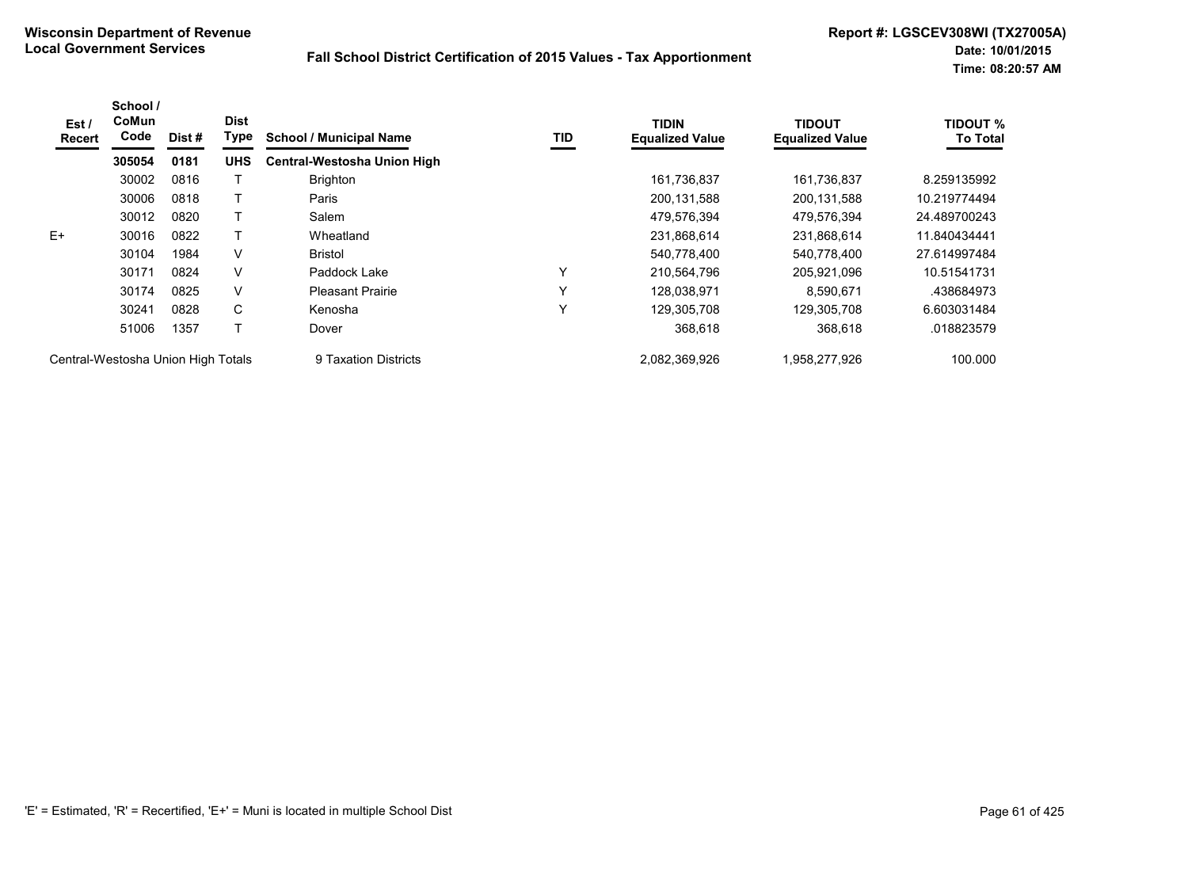**Wisconsin Department of Revenue**
**Local Government Services**

**Fall School District Certification of 2015 Values - Tax Apportionment**

**Report #: LGSCEV308WI (TX27005A)**
**Date: 10/01/2015**
**Time: 08:20:57 AM**

| Est / Recert | School / CoMun Code | Dist # | Dist Type | School / Municipal Name | TID | TIDIN Equalized Value | TIDOUT Equalized Value | TIDOUT % To Total |
|---|---|---|---|---|---|---|---|---|
| | **305054** | **0181** | **UHS** | **Central-Westosha Union High** | | | | |
| | 30002 | 0816 | T | Brighton | | 161,736,837 | 161,736,837 | 8.259135992 |
| | 30006 | 0818 | T | Paris | | 200,131,588 | 200,131,588 | 10.219774494 |
| | 30012 | 0820 | T | Salem | | 479,576,394 | 479,576,394 | 24.489700243 |
| E+ | 30016 | 0822 | T | Wheatland | | 231,868,614 | 231,868,614 | 11.840434441 |
| | 30104 | 1984 | V | Bristol | | 540,778,400 | 540,778,400 | 27.614997484 |
| | 30171 | 0824 | V | Paddock Lake | Y | 210,564,796 | 205,921,096 | 10.51541731 |
| | 30174 | 0825 | V | Pleasant Prairie | Y | 128,038,971 | 8,590,671 | .438684973 |
| | 30241 | 0828 | C | Kenosha | Y | 129,305,708 | 129,305,708 | 6.603031484 |
| | 51006 | 1357 | T | Dover | | 368,618 | 368,618 | .018823579 |
| Central-Westosha Union High Totals | | | | 9 Taxation Districts | | 2,082,369,926 | 1,958,277,926 | 100.000 |

'E' = Estimated, 'R' = Recertified, 'E+' = Muni is located in multiple School Dist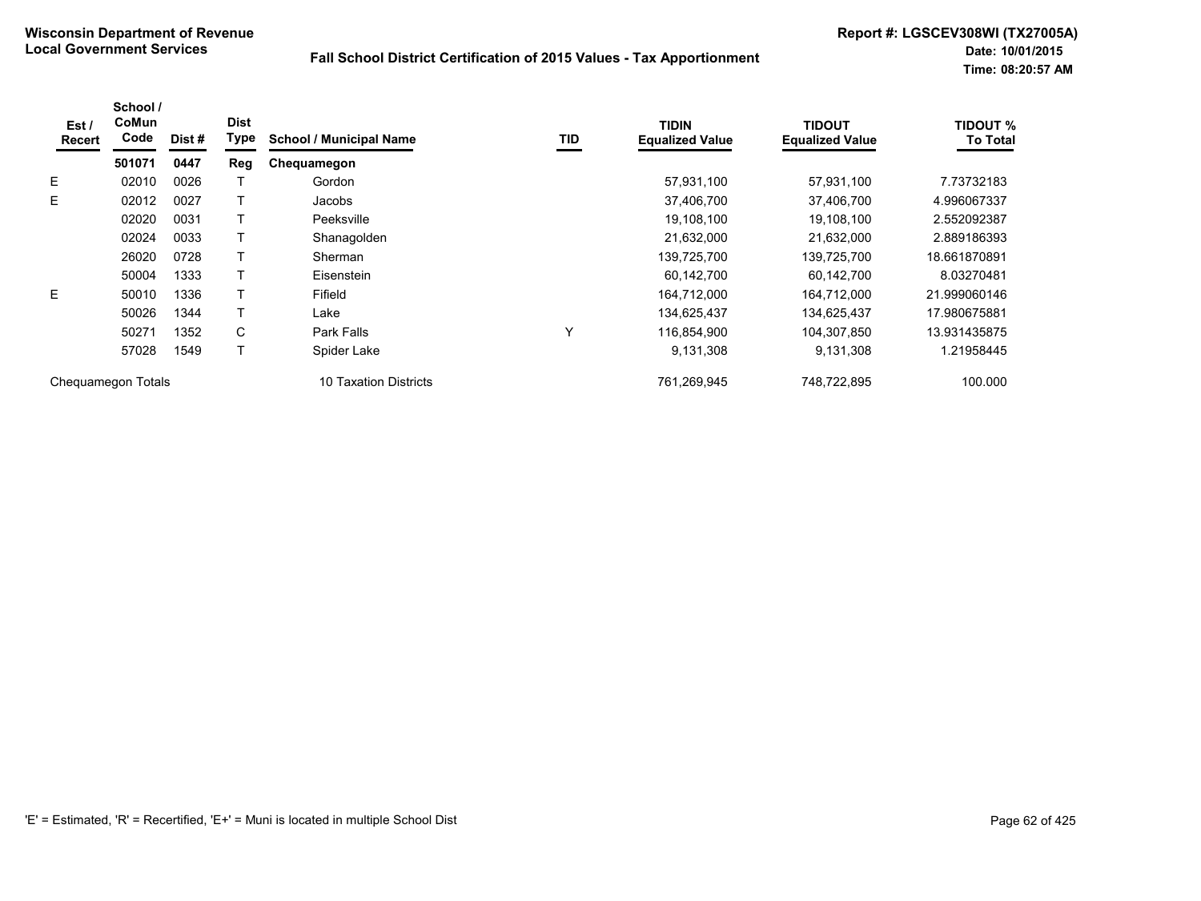**Wisconsin Department of Revenue**
**Local Government Services**

## Fall School District Certification of 2015 Values - Tax Apportionment

**Report #: LGSCEV308WI (TX27005A)**
**Date: 10/01/2015**
**Time: 08:20:57 AM**

| Est / Recert | School / CoMun Code | Dist # | Dist Type | School / Municipal Name | TID | TIDIN Equalized Value | TIDOUT Equalized Value | TIDOUT % To Total |
|---|---|---|---|---|---|---|---|---|
| | **501071** | **0447** | **Reg** | **Chequamegon** | | | | |
| E | 02010 | 0026 | T | Gordon | | 57,931,100 | 57,931,100 | 7.73732183 |
| E | 02012 | 0027 | T | Jacobs | | 37,406,700 | 37,406,700 | 4.996067337 |
| | 02020 | 0031 | T | Peeksville | | 19,108,100 | 19,108,100 | 2.552092387 |
| | 02024 | 0033 | T | Shanagolden | | 21,632,000 | 21,632,000 | 2.889186393 |
| | 26020 | 0728 | T | Sherman | | 139,725,700 | 139,725,700 | 18.661870891 |
| | 50004 | 1333 | T | Eisenstein | | 60,142,700 | 60,142,700 | 8.03270481 |
| E | 50010 | 1336 | T | Fifield | | 164,712,000 | 164,712,000 | 21.999060146 |
| | 50026 | 1344 | T | Lake | | 134,625,437 | 134,625,437 | 17.980675881 |
| | 50271 | 1352 | C | Park Falls | Y | 116,854,900 | 104,307,850 | 13.931435875 |
| | 57028 | 1549 | T | Spider Lake | | 9,131,308 | 9,131,308 | 1.21958445 |
| Chequamegon Totals | | | | 10 Taxation Districts | | 761,269,945 | 748,722,895 | 100.000 |

'E' = Estimated, 'R' = Recertified, 'E+' = Muni is located in multiple School Dist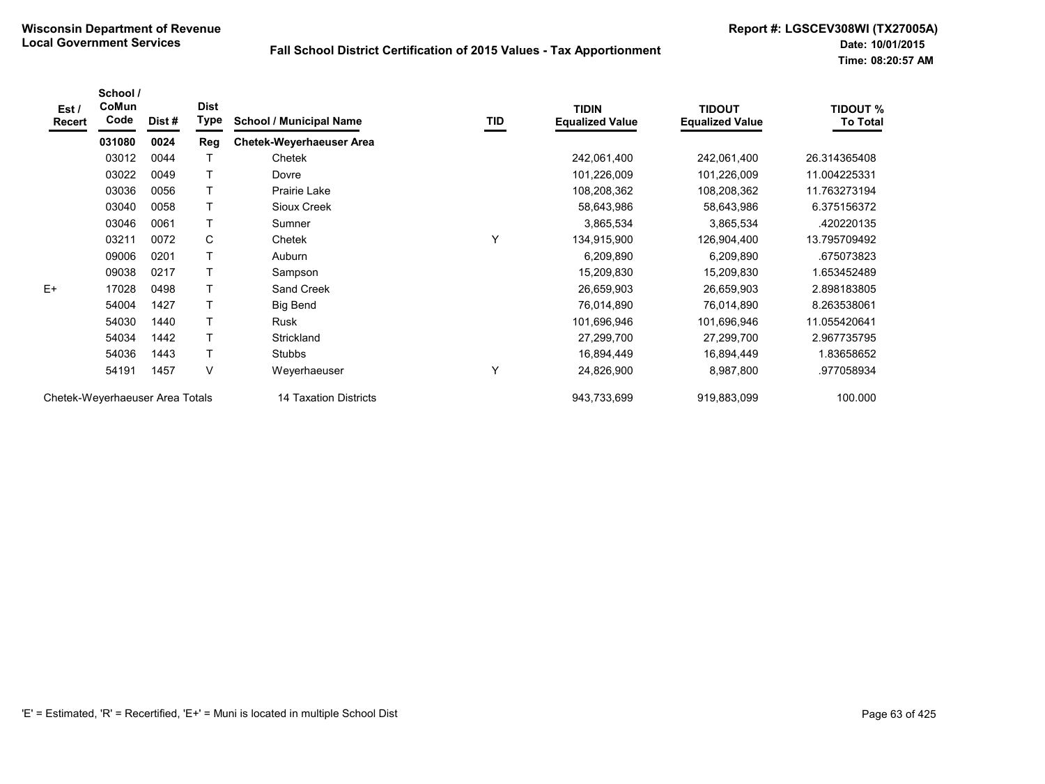**Wisconsin Department of Revenue**
**Local Government Services**

## Fall School District Certification of 2015 Values - Tax Apportionment

**Report #: LGSCEV308WI (TX27005A)**
**Date: 10/01/2015**
**Time: 08:20:57 AM**

| Est / Recert | School / CoMun Code | Dist # | Dist Type | School / Municipal Name | TID | TIDIN Equalized Value | TIDOUT Equalized Value | TIDOUT % To Total |
|---|---|---|---|---|---|---|---|---|
| | **031080** | **0024** | **Reg** | **Chetek-Weyerhaeuser Area** | | | | |
| | 03012 | 0044 | T | Chetek | | 242,061,400 | 242,061,400 | 26.314365408 |
| | 03022 | 0049 | T | Dovre | | 101,226,009 | 101,226,009 | 11.004225331 |
| | 03036 | 0056 | T | Prairie Lake | | 108,208,362 | 108,208,362 | 11.763273194 |
| | 03040 | 0058 | T | Sioux Creek | | 58,643,986 | 58,643,986 | 6.375156372 |
| | 03046 | 0061 | T | Sumner | | 3,865,534 | 3,865,534 | .420220135 |
| | 03211 | 0072 | C | Chetek | Y | 134,915,900 | 126,904,400 | 13.795709492 |
| | 09006 | 0201 | T | Auburn | | 6,209,890 | 6,209,890 | .675073823 |
| | 09038 | 0217 | T | Sampson | | 15,209,830 | 15,209,830 | 1.653452489 |
| E+ | 17028 | 0498 | T | Sand Creek | | 26,659,903 | 26,659,903 | 2.898183805 |
| | 54004 | 1427 | T | Big Bend | | 76,014,890 | 76,014,890 | 8.263538061 |
| | 54030 | 1440 | T | Rusk | | 101,696,946 | 101,696,946 | 11.055420641 |
| | 54034 | 1442 | T | Strickland | | 27,299,700 | 27,299,700 | 2.967735795 |
| | 54036 | 1443 | T | Stubbs | | 16,894,449 | 16,894,449 | 1.83658652 |
| | 54191 | 1457 | V | Weyerhaeuser | Y | 24,826,900 | 8,987,800 | .977058934 |
| Chetek-Weyerhaeuser Area Totals | | | | 14 Taxation Districts | | 943,733,699 | 919,883,099 | 100.000 |

'E' = Estimated, 'R' = Recertified, 'E+' = Muni is located in multiple School Dist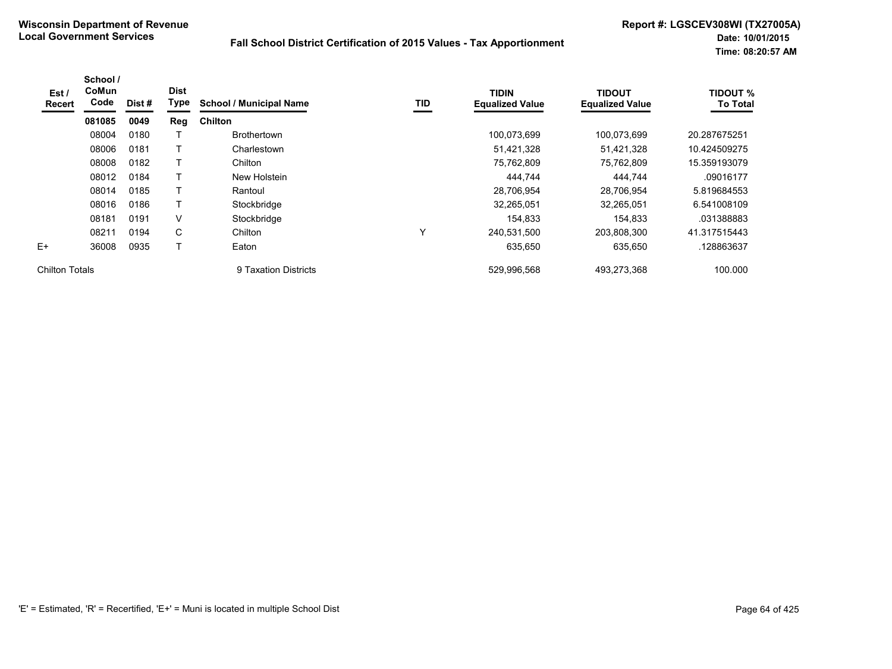**Wisconsin Department of Revenue**
**Local Government Services**

**Fall School District Certification of 2015 Values - Tax Apportionment**

**Report #: LGSCEV308WI (TX27005A)**
**Date: 10/01/2015**
**Time: 08:20:57 AM**

| Est / Recert | School / CoMun Code | Dist # | Dist Type | School / Municipal Name | TID | TIDIN Equalized Value | TIDOUT Equalized Value | TIDOUT % To Total |
|---|---|---|---|---|---|---|---|---|
| | **081085** | **0049** | **Reg** | **Chilton** | | | | |
| | 08004 | 0180 | T | Brothertown | | 100,073,699 | 100,073,699 | 20.287675251 |
| | 08006 | 0181 | T | Charlestown | | 51,421,328 | 51,421,328 | 10.424509275 |
| | 08008 | 0182 | T | Chilton | | 75,762,809 | 75,762,809 | 15.359193079 |
| | 08012 | 0184 | T | New Holstein | | 444,744 | 444,744 | .09016177 |
| | 08014 | 0185 | T | Rantoul | | 28,706,954 | 28,706,954 | 5.819684553 |
| | 08016 | 0186 | T | Stockbridge | | 32,265,051 | 32,265,051 | 6.541008109 |
| | 08181 | 0191 | V | Stockbridge | | 154,833 | 154,833 | .031388883 |
| | 08211 | 0194 | C | Chilton | Y | 240,531,500 | 203,808,300 | 41.317515443 |
| E+ | 36008 | 0935 | T | Eaton | | 635,650 | 635,650 | .128863637 |
| Chilton Totals | | | | 9 Taxation Districts | | 529,996,568 | 493,273,368 | 100.000 |

'E' = Estimated, 'R' = Recertified, 'E+' = Muni is located in multiple School Dist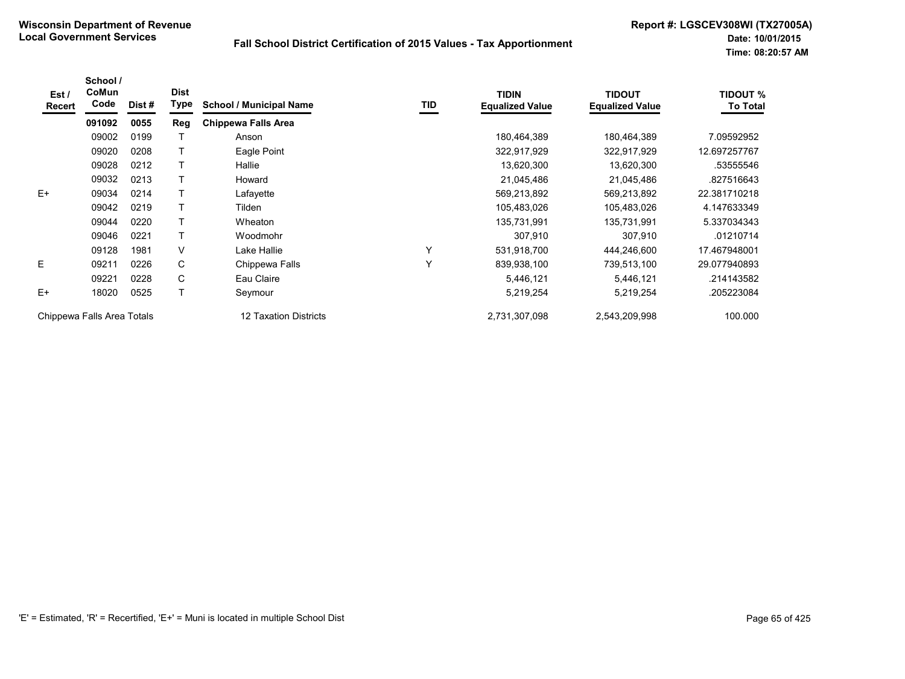**Wisconsin Department of Revenue**
**Local Government Services**

**Fall School District Certification of 2015 Values - Tax Apportionment**

**Report #: LGSCEV308WI (TX27005A)**
**Date: 10/01/2015**
**Time: 08:20:57 AM**

| Est / Recert | School / CoMun Code | Dist # | Dist Type | School / Municipal Name | TID | TIDIN Equalized Value | TIDOUT Equalized Value | TIDOUT % To Total |
|---|---|---|---|---|---|---|---|---|
| | **091092** | **0055** | **Reg** | **Chippewa Falls Area** | | | | |
| | 09002 | 0199 | T | Anson | | 180,464,389 | 180,464,389 | 7.09592952 |
| | 09020 | 0208 | T | Eagle Point | | 322,917,929 | 322,917,929 | 12.697257767 |
| | 09028 | 0212 | T | Hallie | | 13,620,300 | 13,620,300 | .53555546 |
| | 09032 | 0213 | T | Howard | | 21,045,486 | 21,045,486 | .827516643 |
| E+ | 09034 | 0214 | T | Lafayette | | 569,213,892 | 569,213,892 | 22.381710218 |
| | 09042 | 0219 | T | Tilden | | 105,483,026 | 105,483,026 | 4.147633349 |
| | 09044 | 0220 | T | Wheaton | | 135,731,991 | 135,731,991 | 5.337034343 |
| | 09046 | 0221 | T | Woodmohr | | 307,910 | 307,910 | .01210714 |
| | 09128 | 1981 | V | Lake Hallie | Y | 531,918,700 | 444,246,600 | 17.467948001 |
| E | 09211 | 0226 | C | Chippewa Falls | Y | 839,938,100 | 739,513,100 | 29.077940893 |
| | 09221 | 0228 | C | Eau Claire | | 5,446,121 | 5,446,121 | .214143582 |
| E+ | 18020 | 0525 | T | Seymour | | 5,219,254 | 5,219,254 | .205223084 |
| Chippewa Falls Area Totals | | | | 12 Taxation Districts | | 2,731,307,098 | 2,543,209,998 | 100.000 |

'E' = Estimated, 'R' = Recertified, 'E+' = Muni is located in multiple School Dist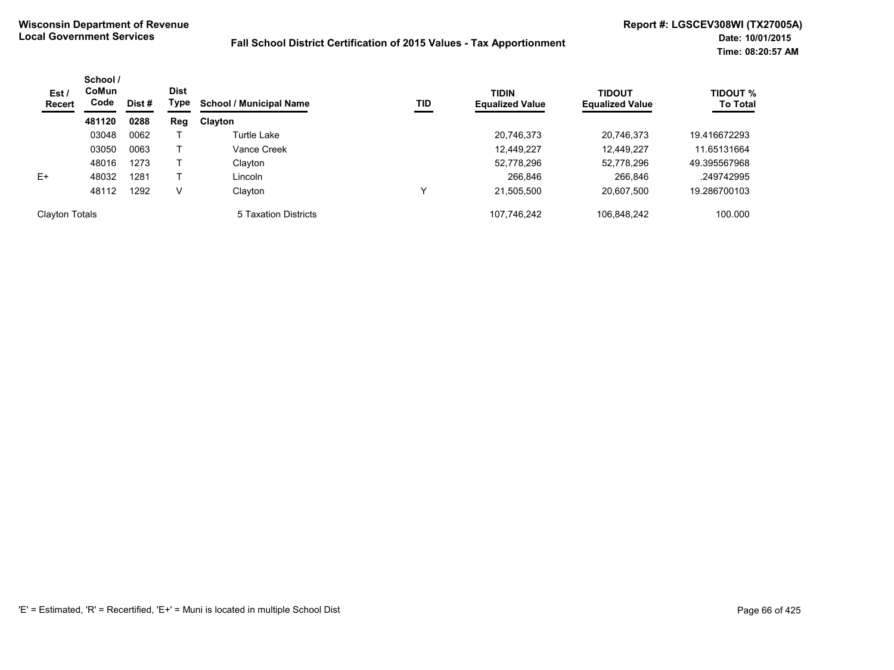**Wisconsin Department of Revenue**
**Local Government Services**

**Fall School District Certification of 2015 Values - Tax Apportionment**

**Report #: LGSCEV308WI (TX27005A)**
**Date: 10/01/2015**
**Time: 08:20:57 AM**

| Est / Recert | School / CoMun Code | Dist # | Dist Type | School / Municipal Name | TID | TIDIN Equalized Value | TIDOUT Equalized Value | TIDOUT % To Total |
|---|---|---|---|---|---|---|---|---|
| | **481120** | **0288** | **Reg** | **Clayton** | | | | |
| | 03048 | 0062 | T | Turtle Lake | | 20,746,373 | 20,746,373 | 19.416672293 |
| | 03050 | 0063 | T | Vance Creek | | 12,449,227 | 12,449,227 | 11.65131664 |
| | 48016 | 1273 | T | Clayton | | 52,778,296 | 52,778,296 | 49.395567968 |
| E+ | 48032 | 1281 | T | Lincoln | | 266,846 | 266,846 | .249742995 |
| | 48112 | 1292 | V | Clayton | Y | 21,505,500 | 20,607,500 | 19.286700103 |
| Clayton Totals | | | | 5 Taxation Districts | | 107,746,242 | 106,848,242 | 100.000 |

'E' = Estimated, 'R' = Recertified, 'E+' = Muni is located in multiple School Dist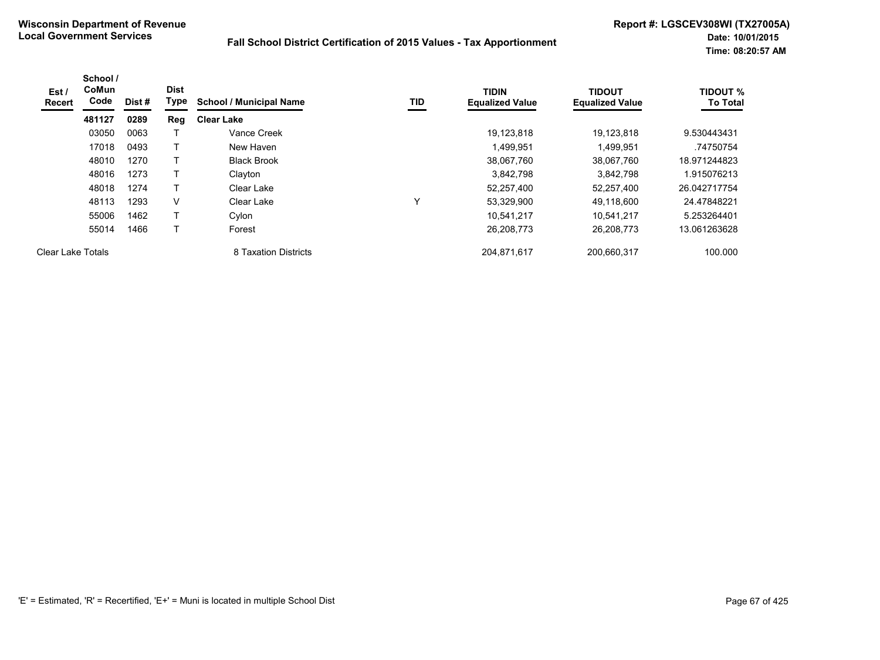**Wisconsin Department of Revenue**
**Local Government Services**

**Fall School District Certification of 2015 Values - Tax Apportionment**

**Report #: LGSCEV308WI (TX27005A)**
**Date: 10/01/2015**
**Time: 08:20:57 AM**

| Est / Recert | School / CoMun Code | Dist # | Dist Type | School / Municipal Name | TID | TIDIN Equalized Value | TIDOUT Equalized Value | TIDOUT % To Total |
|---|---|---|---|---|---|---|---|---|
| | **481127** | **0289** | **Reg** | **Clear Lake** | | | | |
| | 03050 | 0063 | T | Vance Creek | | 19,123,818 | 19,123,818 | 9.530443431 |
| | 17018 | 0493 | T | New Haven | | 1,499,951 | 1,499,951 | .74750754 |
| | 48010 | 1270 | T | Black Brook | | 38,067,760 | 38,067,760 | 18.971244823 |
| | 48016 | 1273 | T | Clayton | | 3,842,798 | 3,842,798 | 1.915076213 |
| | 48018 | 1274 | T | Clear Lake | | 52,257,400 | 52,257,400 | 26.042717754 |
| | 48113 | 1293 | V | Clear Lake | Y | 53,329,900 | 49,118,600 | 24.47848221 |
| | 55006 | 1462 | T | Cylon | | 10,541,217 | 10,541,217 | 5.253264401 |
| | 55014 | 1466 | T | Forest | | 26,208,773 | 26,208,773 | 13.061263628 |
| Clear Lake Totals | | | | 8 Taxation Districts | | 204,871,617 | 200,660,317 | 100.000 |

'E' = Estimated, 'R' = Recertified, 'E+' = Muni is located in multiple School Dist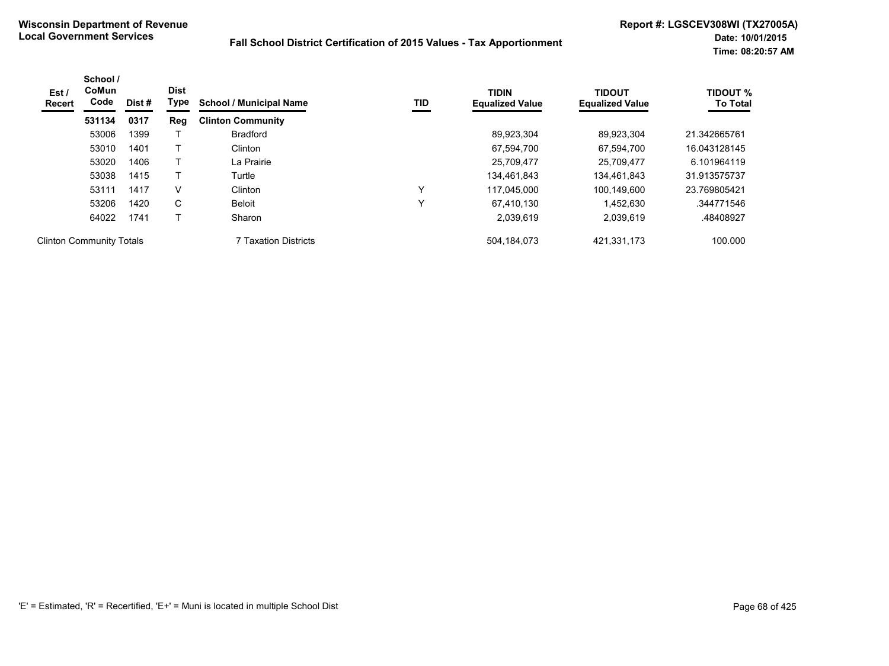**Wisconsin Department of Revenue**
**Local Government Services**

**Fall School District Certification of 2015 Values - Tax Apportionment**

**Report #: LGSCEV308WI (TX27005A)**
**Date: 10/01/2015**
**Time: 08:20:57 AM**

| Est / Recert | School / CoMun Code | Dist # | Dist Type | School / Municipal Name | TID | TIDIN Equalized Value | TIDOUT Equalized Value | TIDOUT % To Total |
|---|---|---|---|---|---|---|---|---|
| | **531134** | **0317** | **Reg** | **Clinton Community** | | | | |
| | 53006 | 1399 | T | Bradford | | 89,923,304 | 89,923,304 | 21.342665761 |
| | 53010 | 1401 | T | Clinton | | 67,594,700 | 67,594,700 | 16.043128145 |
| | 53020 | 1406 | T | La Prairie | | 25,709,477 | 25,709,477 | 6.101964119 |
| | 53038 | 1415 | T | Turtle | | 134,461,843 | 134,461,843 | 31.913575737 |
| | 53111 | 1417 | V | Clinton | Y | 117,045,000 | 100,149,600 | 23.769805421 |
| | 53206 | 1420 | C | Beloit | Y | 67,410,130 | 1,452,630 | .344771546 |
| | 64022 | 1741 | T | Sharon | | 2,039,619 | 2,039,619 | .48408927 |
| Clinton Community Totals | | | | 7 Taxation Districts | | 504,184,073 | 421,331,173 | 100.000 |

'E' = Estimated, 'R' = Recertified, 'E+' = Muni is located in multiple School Dist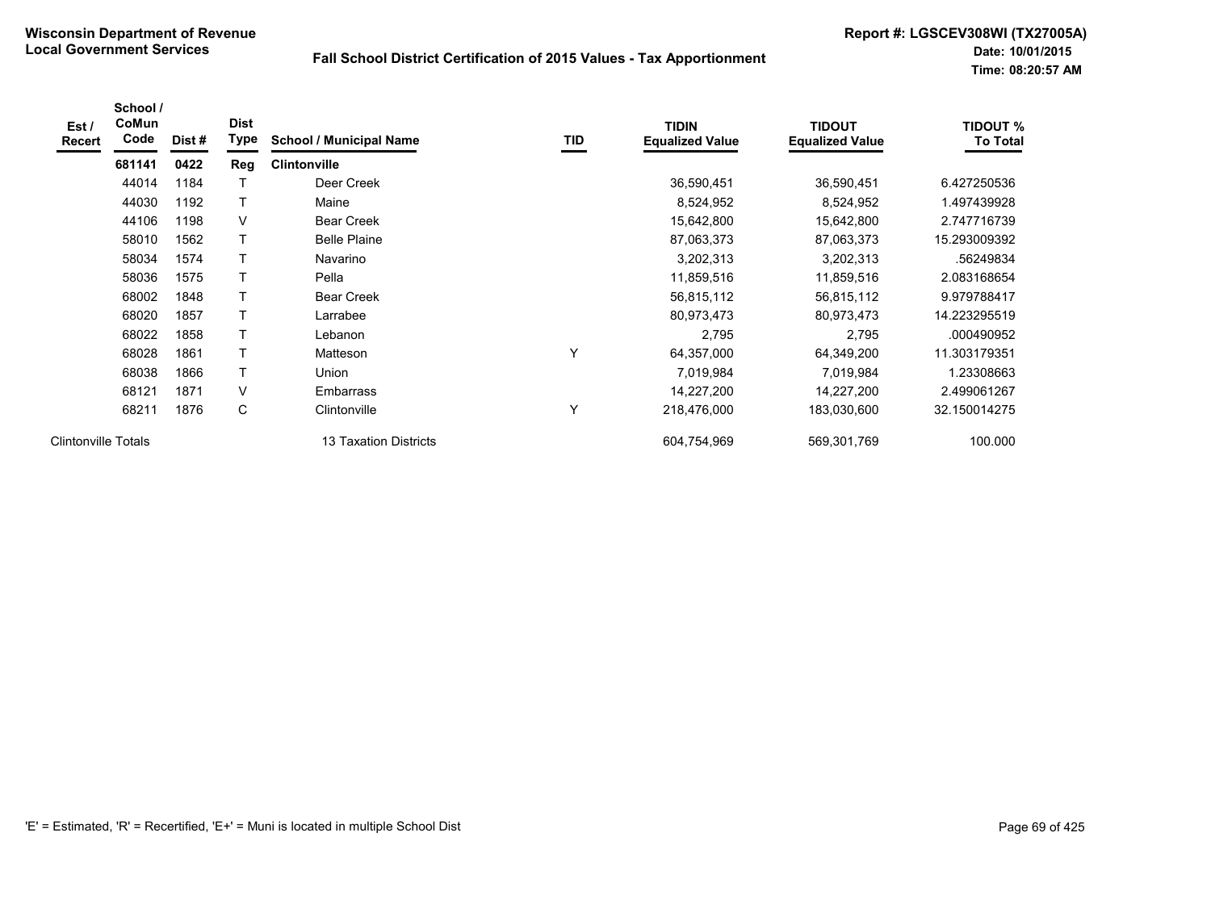**Wisconsin Department of Revenue**
**Local Government Services**

**Fall School District Certification of 2015 Values - Tax Apportionment**

**Report #: LGSCEV308WI (TX27005A)**
**Date: 10/01/2015**
**Time: 08:20:57 AM**

| Est / Recert | School / CoMun Code | Dist # | Dist Type | School / Municipal Name | TID | TIDIN Equalized Value | TIDOUT Equalized Value | TIDOUT % To Total |
|---|---|---|---|---|---|---|---|---|
| | **681141** | **0422** | **Reg** | **Clintonville** | | | | |
| | 44014 | 1184 | T | Deer Creek | | 36,590,451 | 36,590,451 | 6.427250536 |
| | 44030 | 1192 | T | Maine | | 8,524,952 | 8,524,952 | 1.497439928 |
| | 44106 | 1198 | V | Bear Creek | | 15,642,800 | 15,642,800 | 2.747716739 |
| | 58010 | 1562 | T | Belle Plaine | | 87,063,373 | 87,063,373 | 15.293009392 |
| | 58034 | 1574 | T | Navarino | | 3,202,313 | 3,202,313 | .56249834 |
| | 58036 | 1575 | T | Pella | | 11,859,516 | 11,859,516 | 2.083168654 |
| | 68002 | 1848 | T | Bear Creek | | 56,815,112 | 56,815,112 | 9.979788417 |
| | 68020 | 1857 | T | Larrabee | | 80,973,473 | 80,973,473 | 14.223295519 |
| | 68022 | 1858 | T | Lebanon | | 2,795 | 2,795 | .000490952 |
| | 68028 | 1861 | T | Matteson | Y | 64,357,000 | 64,349,200 | 11.303179351 |
| | 68038 | 1866 | T | Union | | 7,019,984 | 7,019,984 | 1.23308663 |
| | 68121 | 1871 | V | Embarrass | | 14,227,200 | 14,227,200 | 2.499061267 |
| | 68211 | 1876 | C | Clintonville | Y | 218,476,000 | 183,030,600 | 32.150014275 |
| Clintonville Totals | | | | 13 Taxation Districts | | 604,754,969 | 569,301,769 | 100.000 |

'E' = Estimated, 'R' = Recertified, 'E+' = Muni is located in multiple School Dist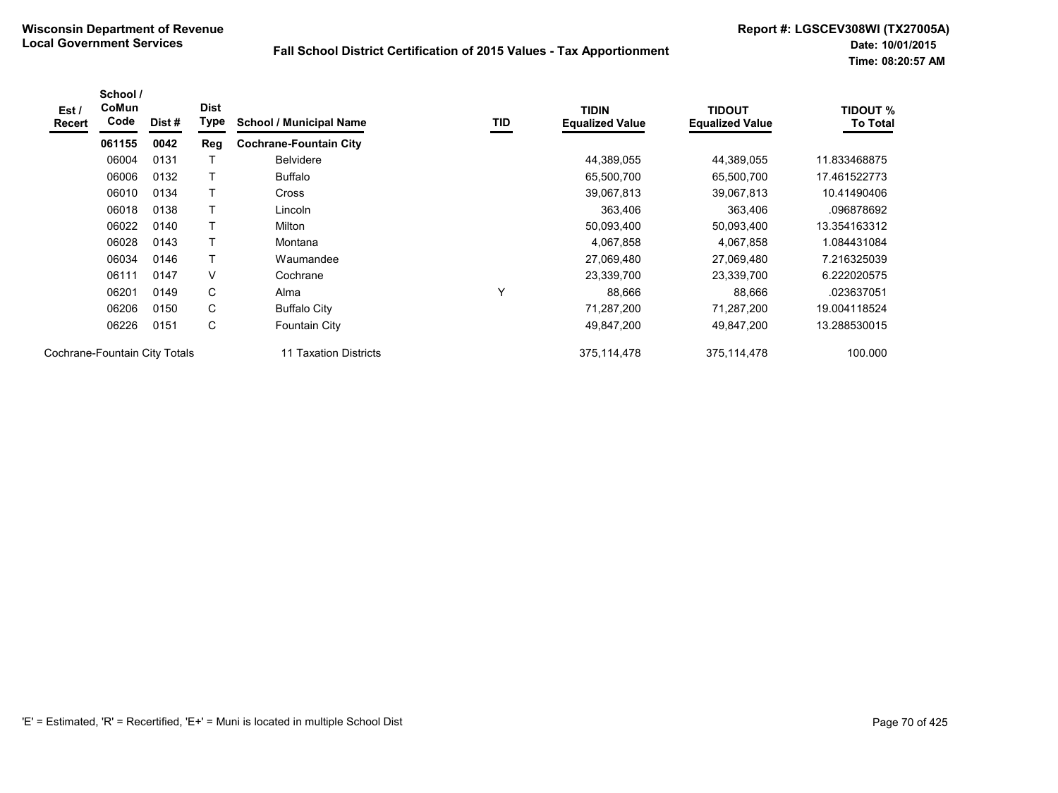**Wisconsin Department of Revenue**
**Local Government Services**

**Fall School District Certification of 2015 Values - Tax Apportionment**

**Report #: LGSCEV308WI (TX27005A)**
**Date: 10/01/2015**
**Time: 08:20:57 AM**

| Est / Recert | School / CoMun Code | Dist # | Dist Type | School / Municipal Name | TID | TIDIN Equalized Value | TIDOUT Equalized Value | TIDOUT % To Total |
|---|---|---|---|---|---|---|---|---|
| | **061155** | **0042** | **Reg** | **Cochrane-Fountain City** | | | | |
| | 06004 | 0131 | T | Belvidere | | 44,389,055 | 44,389,055 | 11.833468875 |
| | 06006 | 0132 | T | Buffalo | | 65,500,700 | 65,500,700 | 17.461522773 |
| | 06010 | 0134 | T | Cross | | 39,067,813 | 39,067,813 | 10.41490406 |
| | 06018 | 0138 | T | Lincoln | | 363,406 | 363,406 | .096878692 |
| | 06022 | 0140 | T | Milton | | 50,093,400 | 50,093,400 | 13.354163312 |
| | 06028 | 0143 | T | Montana | | 4,067,858 | 4,067,858 | 1.084431084 |
| | 06034 | 0146 | T | Waumandee | | 27,069,480 | 27,069,480 | 7.216325039 |
| | 06111 | 0147 | V | Cochrane | | 23,339,700 | 23,339,700 | 6.222020575 |
| | 06201 | 0149 | C | Alma | Y | 88,666 | 88,666 | .023637051 |
| | 06206 | 0150 | C | Buffalo City | | 71,287,200 | 71,287,200 | 19.004118524 |
| | 06226 | 0151 | C | Fountain City | | 49,847,200 | 49,847,200 | 13.288530015 |
| Cochrane-Fountain City Totals | | | | 11 Taxation Districts | | 375,114,478 | 375,114,478 | 100.000 |

'E' = Estimated, 'R' = Recertified, 'E+' = Muni is located in multiple School Dist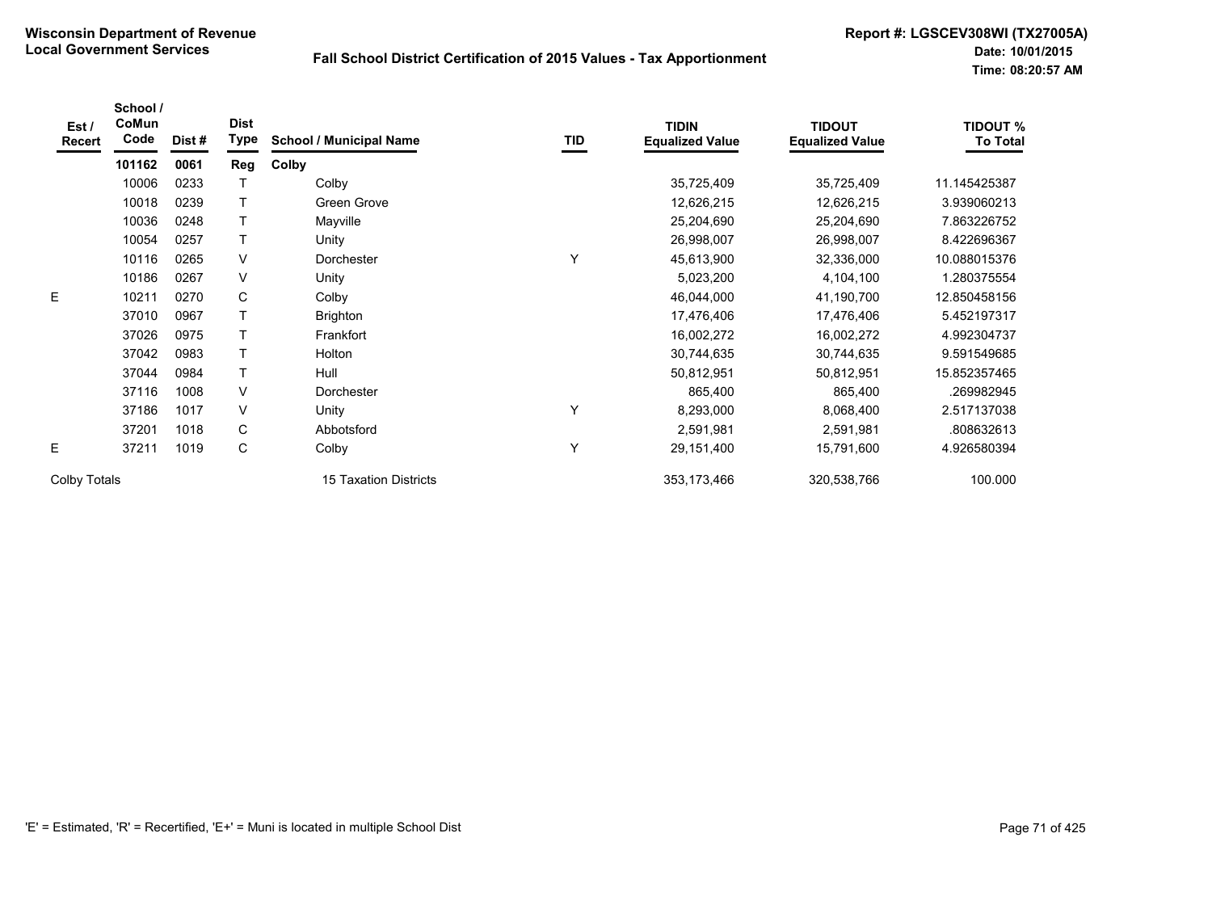**Wisconsin Department of Revenue**
**Local Government Services**

**Fall School District Certification of 2015 Values - Tax Apportionment**

**Report #: LGSCEV308WI (TX27005A)**
**Date: 10/01/2015**
**Time: 08:20:57 AM**

| Est / Recert | School / CoMun Code | Dist # | Dist Type | School / Municipal Name | TID | TIDIN Equalized Value | TIDOUT Equalized Value | TIDOUT % To Total |
|---|---|---|---|---|---|---|---|---|
| | **101162** | **0061** | **Reg** | **Colby** | | | | |
| | 10006 | 0233 | T | Colby | | 35,725,409 | 35,725,409 | 11.145425387 |
| | 10018 | 0239 | T | Green Grove | | 12,626,215 | 12,626,215 | 3.939060213 |
| | 10036 | 0248 | T | Mayville | | 25,204,690 | 25,204,690 | 7.863226752 |
| | 10054 | 0257 | T | Unity | | 26,998,007 | 26,998,007 | 8.422696367 |
| | 10116 | 0265 | V | Dorchester | Y | 45,613,900 | 32,336,000 | 10.088015376 |
| | 10186 | 0267 | V | Unity | | 5,023,200 | 4,104,100 | 1.280375554 |
| E | 10211 | 0270 | C | Colby | | 46,044,000 | 41,190,700 | 12.850458156 |
| | 37010 | 0967 | T | Brighton | | 17,476,406 | 17,476,406 | 5.452197317 |
| | 37026 | 0975 | T | Frankfort | | 16,002,272 | 16,002,272 | 4.992304737 |
| | 37042 | 0983 | T | Holton | | 30,744,635 | 30,744,635 | 9.591549685 |
| | 37044 | 0984 | T | Hull | | 50,812,951 | 50,812,951 | 15.852357465 |
| | 37116 | 1008 | V | Dorchester | | 865,400 | 865,400 | .269982945 |
| | 37186 | 1017 | V | Unity | Y | 8,293,000 | 8,068,400 | 2.517137038 |
| | 37201 | 1018 | C | Abbotsford | | 2,591,981 | 2,591,981 | .808632613 |
| E | 37211 | 1019 | C | Colby | Y | 29,151,400 | 15,791,600 | 4.926580394 |
| Colby Totals | | | | 15 Taxation Districts | | 353,173,466 | 320,538,766 | 100.000 |

'E' = Estimated, 'R' = Recertified, 'E+' = Muni is located in multiple School Dist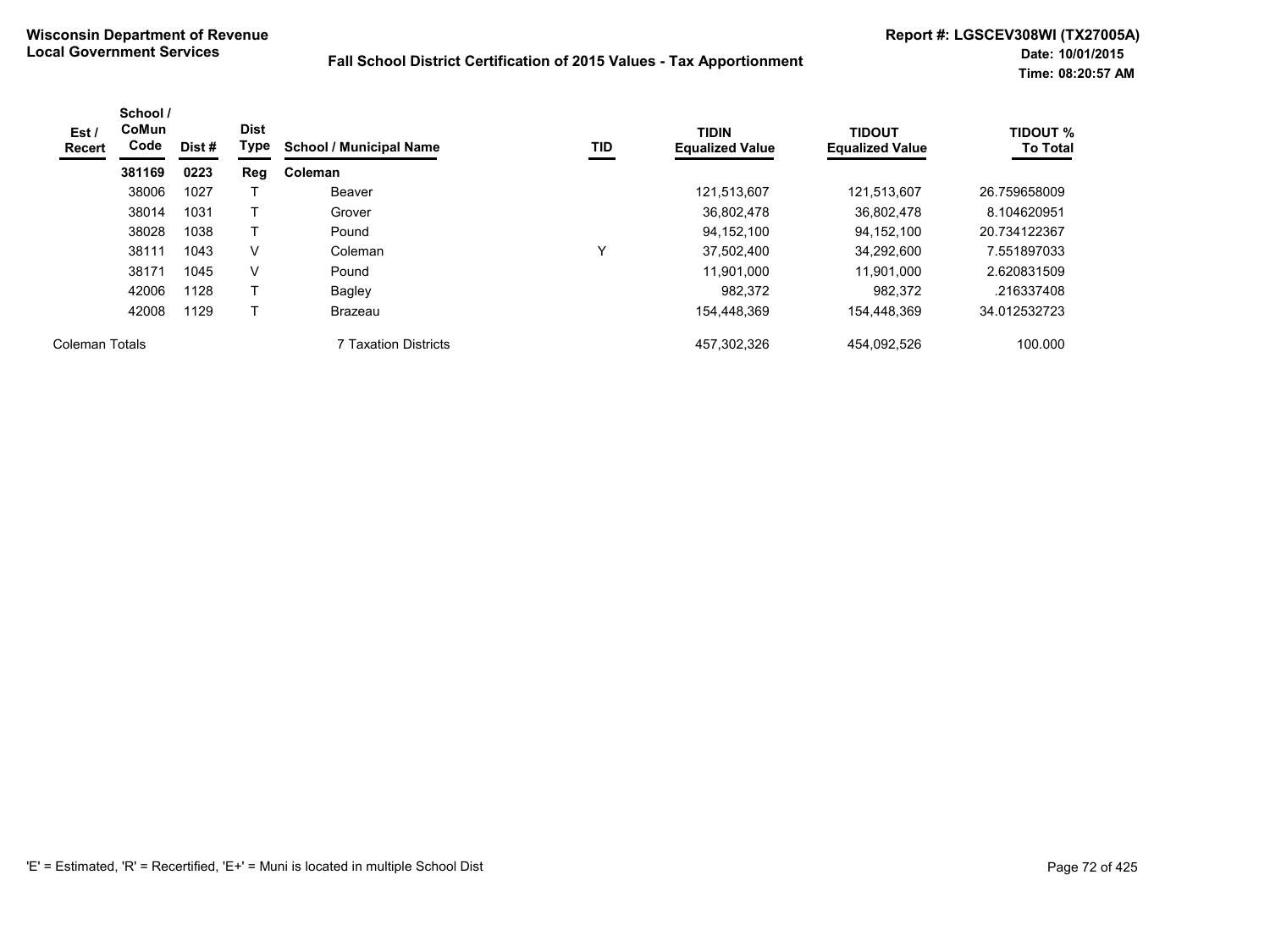**Wisconsin Department of Revenue**
**Local Government Services**

**Fall School District Certification of 2015 Values - Tax Apportionment**

**Report #: LGSCEV308WI (TX27005A)**
**Date: 10/01/2015**
**Time: 08:20:57 AM**

| Est / Recert | School / CoMun Code | Dist # | Dist Type | School / Municipal Name | TID | TIDIN Equalized Value | TIDOUT Equalized Value | TIDOUT % To Total |
|---|---|---|---|---|---|---|---|---|
| | **381169** | **0223** | **Reg** | **Coleman** | | | | |
| | 38006 | 1027 | T | Beaver | | 121,513,607 | 121,513,607 | 26.759658009 |
| | 38014 | 1031 | T | Grover | | 36,802,478 | 36,802,478 | 8.104620951 |
| | 38028 | 1038 | T | Pound | | 94,152,100 | 94,152,100 | 20.734122367 |
| | 38111 | 1043 | V | Coleman | Y | 37,502,400 | 34,292,600 | 7.551897033 |
| | 38171 | 1045 | V | Pound | | 11,901,000 | 11,901,000 | 2.620831509 |
| | 42006 | 1128 | T | Bagley | | 982,372 | 982,372 | .216337408 |
| | 42008 | 1129 | T | Brazeau | | 154,448,369 | 154,448,369 | 34.012532723 |
| Coleman Totals | | | | 7 Taxation Districts | | 457,302,326 | 454,092,526 | 100.000 |

'E' = Estimated, 'R' = Recertified, 'E+' = Muni is located in multiple School Dist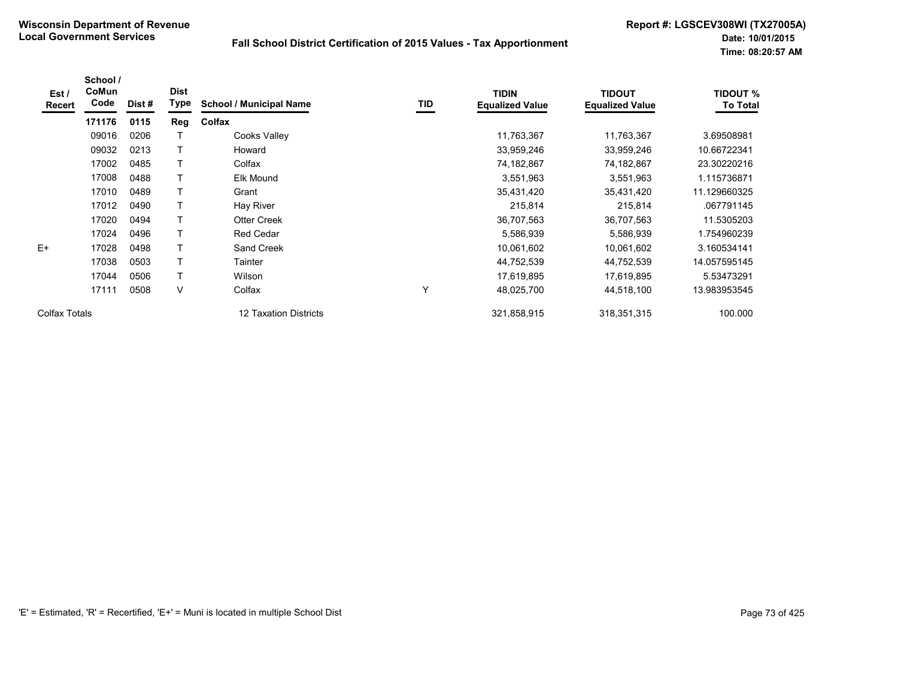**Wisconsin Department of Revenue**
**Local Government Services**

**Fall School District Certification of 2015 Values - Tax Apportionment**

**Report #: LGSCEV308WI (TX27005A)**
**Date: 10/01/2015**
**Time: 08:20:57 AM**

| Est / Recert | School / CoMun Code | Dist # | Dist Type | School / Municipal Name | TID | TIDIN Equalized Value | TIDOUT Equalized Value | TIDOUT % To Total |
|---|---|---|---|---|---|---|---|---|
| | **171176** | **0115** | **Reg** | **Colfax** | | | | |
| | 09016 | 0206 | T | Cooks Valley | | 11,763,367 | 11,763,367 | 3.69508981 |
| | 09032 | 0213 | T | Howard | | 33,959,246 | 33,959,246 | 10.66722341 |
| | 17002 | 0485 | T | Colfax | | 74,182,867 | 74,182,867 | 23.30220216 |
| | 17008 | 0488 | T | Elk Mound | | 3,551,963 | 3,551,963 | 1.115736871 |
| | 17010 | 0489 | T | Grant | | 35,431,420 | 35,431,420 | 11.129660325 |
| | 17012 | 0490 | T | Hay River | | 215,814 | 215,814 | .067791145 |
| | 17020 | 0494 | T | Otter Creek | | 36,707,563 | 36,707,563 | 11.5305203 |
| | 17024 | 0496 | T | Red Cedar | | 5,586,939 | 5,586,939 | 1.754960239 |
| E+ | 17028 | 0498 | T | Sand Creek | | 10,061,602 | 10,061,602 | 3.160534141 |
| | 17038 | 0503 | T | Tainter | | 44,752,539 | 44,752,539 | 14.057595145 |
| | 17044 | 0506 | T | Wilson | | 17,619,895 | 17,619,895 | 5.53473291 |
| | 17111 | 0508 | V | Colfax | Y | 48,025,700 | 44,518,100 | 13.983953545 |
| Colfax Totals | | | | 12 Taxation Districts | | 321,858,915 | 318,351,315 | 100.000 |

'E' = Estimated, 'R' = Recertified, 'E+' = Muni is located in multiple School Dist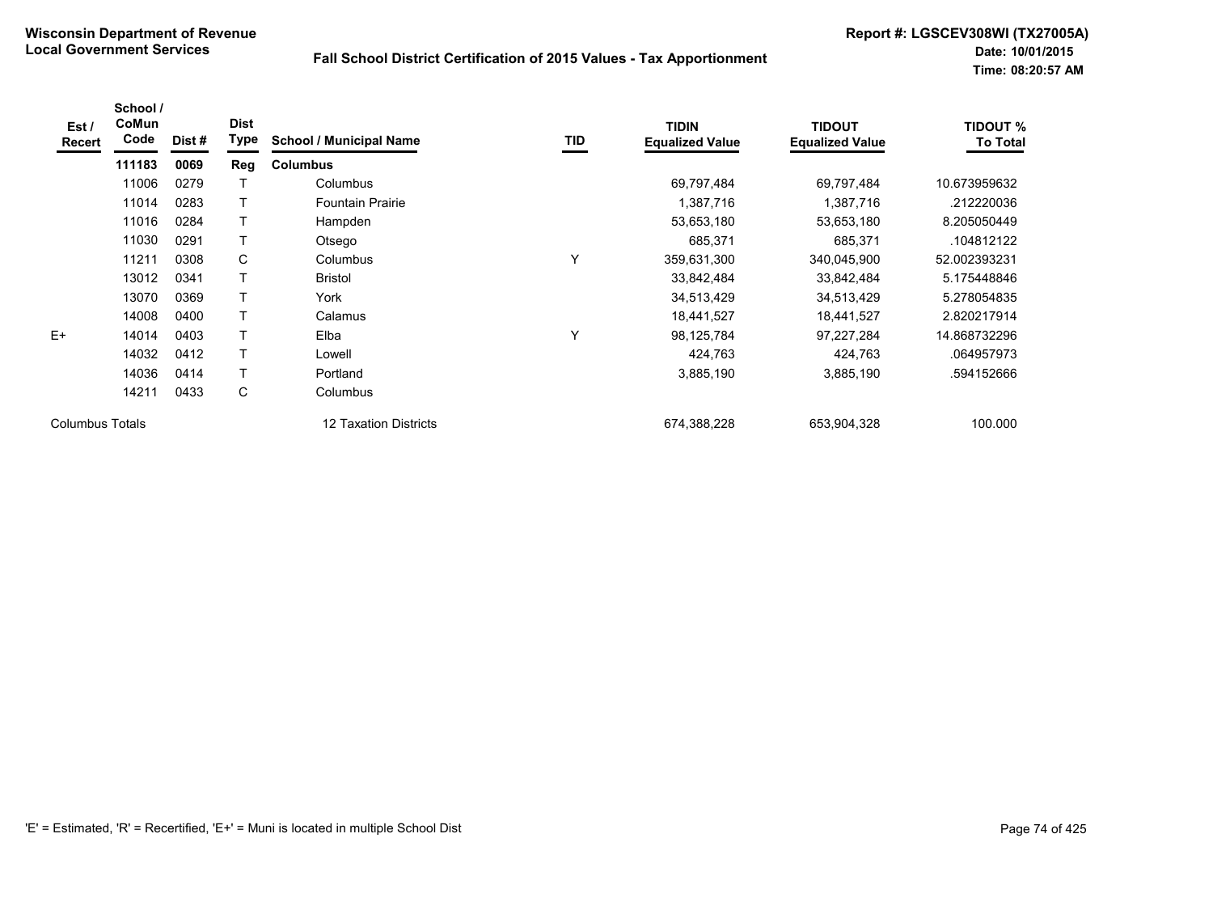**Wisconsin Department of Revenue**
**Local Government Services**

**Fall School District Certification of 2015 Values - Tax Apportionment**

**Report #: LGSCEV308WI (TX27005A)**
**Date: 10/01/2015**
**Time: 08:20:57 AM**

| Est / Recert | School / CoMun Code | Dist # | Dist Type | School / Municipal Name | TID | TIDIN Equalized Value | TIDOUT Equalized Value | TIDOUT % To Total |
|---|---|---|---|---|---|---|---|---|
| | **111183** | **0069** | **Reg** | **Columbus** | | | | |
| | 11006 | 0279 | T | Columbus | | 69,797,484 | 69,797,484 | 10.673959632 |
| | 11014 | 0283 | T | Fountain Prairie | | 1,387,716 | 1,387,716 | .212220036 |
| | 11016 | 0284 | T | Hampden | | 53,653,180 | 53,653,180 | 8.205050449 |
| | 11030 | 0291 | T | Otsego | | 685,371 | 685,371 | .104812122 |
| | 11211 | 0308 | C | Columbus | Y | 359,631,300 | 340,045,900 | 52.002393231 |
| | 13012 | 0341 | T | Bristol | | 33,842,484 | 33,842,484 | 5.175448846 |
| | 13070 | 0369 | T | York | | 34,513,429 | 34,513,429 | 5.278054835 |
| | 14008 | 0400 | T | Calamus | | 18,441,527 | 18,441,527 | 2.820217914 |
| E+ | 14014 | 0403 | T | Elba | Y | 98,125,784 | 97,227,284 | 14.868732296 |
| | 14032 | 0412 | T | Lowell | | 424,763 | 424,763 | .064957973 |
| | 14036 | 0414 | T | Portland | | 3,885,190 | 3,885,190 | .594152666 |
| | 14211 | 0433 | C | Columbus | | | | |
| Columbus Totals | | | | 12 Taxation Districts | | 674,388,228 | 653,904,328 | 100.000 |

'E' = Estimated, 'R' = Recertified, 'E+' = Muni is located in multiple School Dist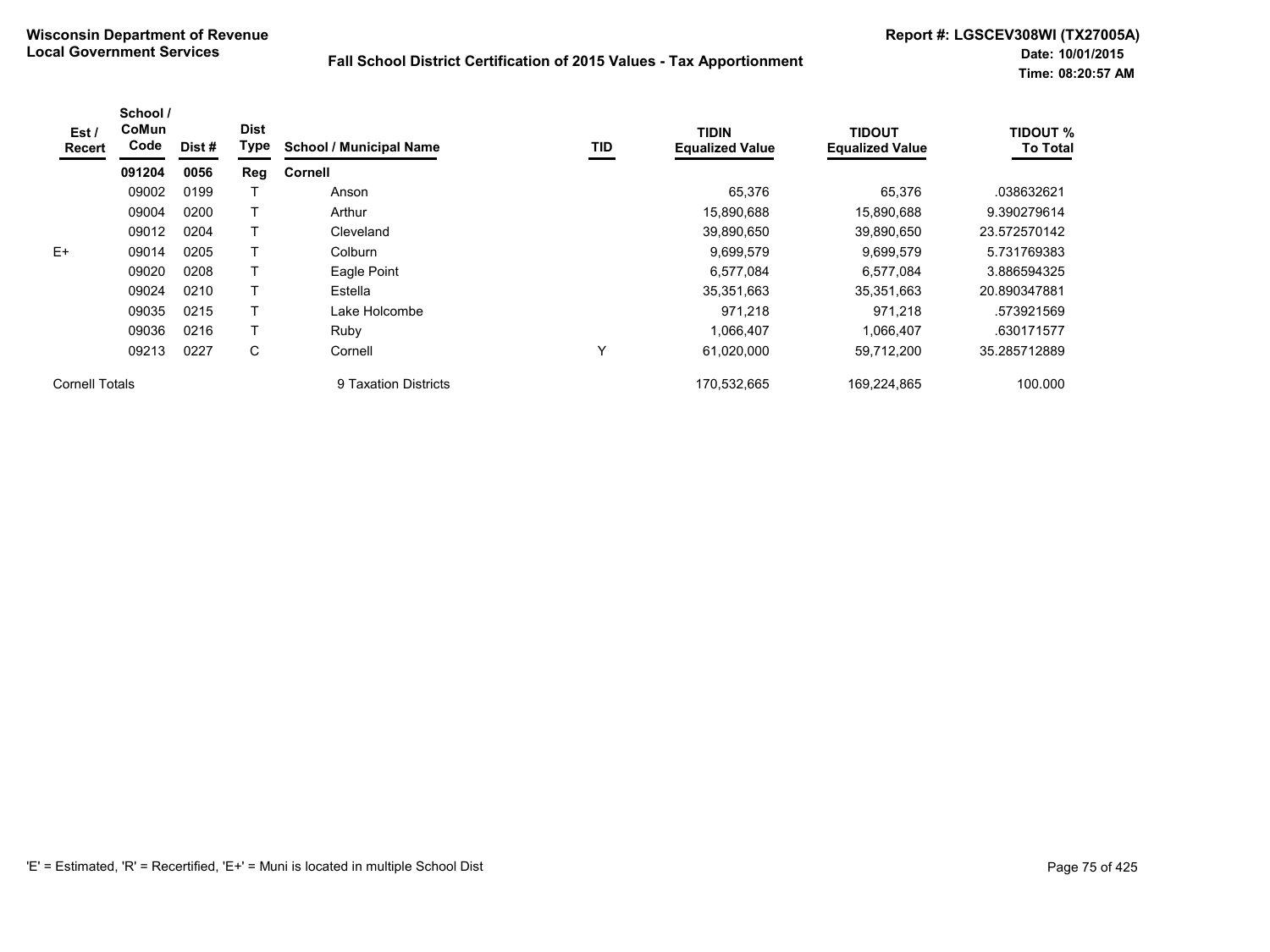**Wisconsin Department of Revenue**
**Local Government Services**

**Fall School District Certification of 2015 Values - Tax Apportionment**

**Report #: LGSCEV308WI (TX27005A)**
**Date: 10/01/2015**
**Time: 08:20:57 AM**

| Est / Recert | School / CoMun Code | Dist # | Dist Type | School / Municipal Name | TID | TIDIN Equalized Value | TIDOUT Equalized Value | TIDOUT % To Total |
|---|---|---|---|---|---|---|---|---|
| | **091204** | **0056** | **Reg** | **Cornell** | | | | |
| | 09002 | 0199 | T | Anson | | 65,376 | 65,376 | .038632621 |
| | 09004 | 0200 | T | Arthur | | 15,890,688 | 15,890,688 | 9.390279614 |
| | 09012 | 0204 | T | Cleveland | | 39,890,650 | 39,890,650 | 23.572570142 |
| E+ | 09014 | 0205 | T | Colburn | | 9,699,579 | 9,699,579 | 5.731769383 |
| | 09020 | 0208 | T | Eagle Point | | 6,577,084 | 6,577,084 | 3.886594325 |
| | 09024 | 0210 | T | Estella | | 35,351,663 | 35,351,663 | 20.890347881 |
| | 09035 | 0215 | T | Lake Holcombe | | 971,218 | 971,218 | .573921569 |
| | 09036 | 0216 | T | Ruby | | 1,066,407 | 1,066,407 | .630171577 |
| | 09213 | 0227 | C | Cornell | Y | 61,020,000 | 59,712,200 | 35.285712889 |
| Cornell Totals | | | | 9 Taxation Districts | | 170,532,665 | 169,224,865 | 100.000 |

'E' = Estimated, 'R' = Recertified, 'E+' = Muni is located in multiple School Dist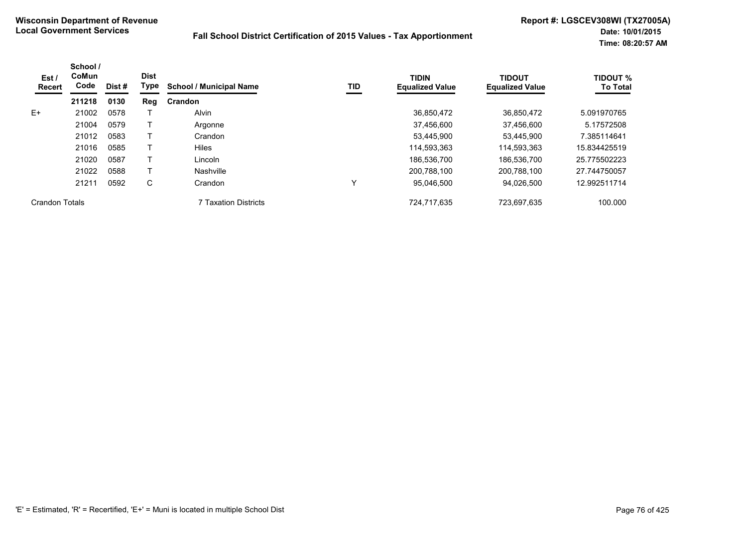**Wisconsin Department of Revenue**
**Local Government Services**

**Fall School District Certification of 2015 Values - Tax Apportionment**

**Report #: LGSCEV308WI (TX27005A)**
**Date: 10/01/2015**
**Time: 08:20:57 AM**

| Est / Recert | School / CoMun Code | Dist # | Dist Type | School / Municipal Name | TID | TIDIN Equalized Value | TIDOUT Equalized Value | TIDOUT % To Total |
|---|---|---|---|---|---|---|---|---|
| | **211218** | **0130** | **Reg** | **Crandon** | | | | |
| E+ | 21002 | 0578 | T | Alvin | | 36,850,472 | 36,850,472 | 5.091970765 |
| | 21004 | 0579 | T | Argonne | | 37,456,600 | 37,456,600 | 5.17572508 |
| | 21012 | 0583 | T | Crandon | | 53,445,900 | 53,445,900 | 7.385114641 |
| | 21016 | 0585 | T | Hiles | | 114,593,363 | 114,593,363 | 15.834425519 |
| | 21020 | 0587 | T | Lincoln | | 186,536,700 | 186,536,700 | 25.775502223 |
| | 21022 | 0588 | T | Nashville | | 200,788,100 | 200,788,100 | 27.744750057 |
| | 21211 | 0592 | C | Crandon | Y | 95,046,500 | 94,026,500 | 12.992511714 |
| Crandon Totals | | | | 7 Taxation Districts | | 724,717,635 | 723,697,635 | 100.000 |

'E' = Estimated, 'R' = Recertified, 'E+' = Muni is located in multiple School Dist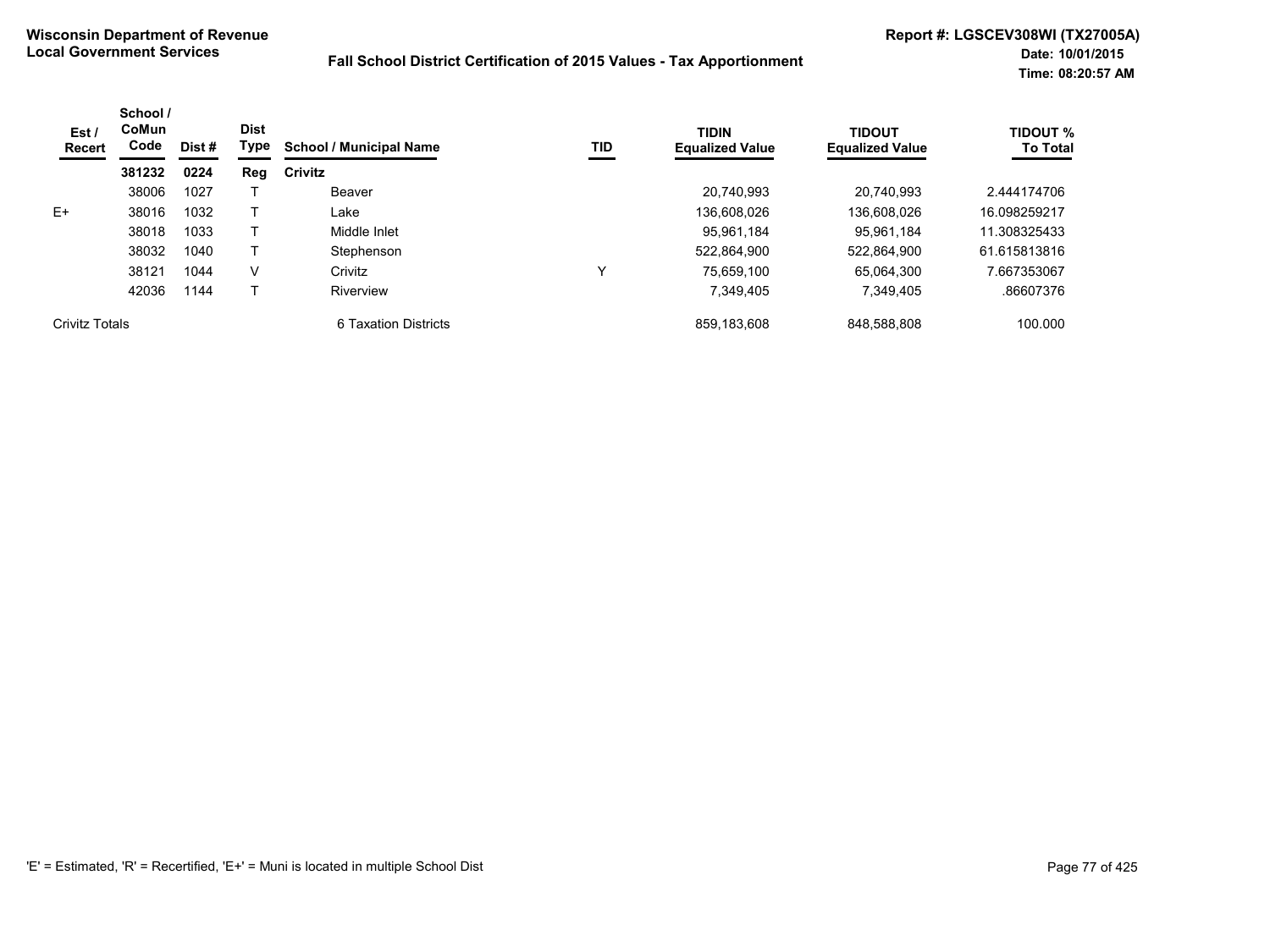**Wisconsin Department of Revenue**
**Local Government Services**

**Fall School District Certification of 2015 Values - Tax Apportionment**

**Report #: LGSCEV308WI (TX27005A)**
**Date: 10/01/2015**
**Time: 08:20:57 AM**

| Est / Recert | School / CoMun Code | Dist # | Dist Type | School / Municipal Name | TID | TIDIN Equalized Value | TIDOUT Equalized Value | TIDOUT % To Total |
|---|---|---|---|---|---|---|---|---|
| | **381232** | **0224** | **Reg** | **Crivitz** | | | | |
| | 38006 | 1027 | T | Beaver | | 20,740,993 | 20,740,993 | 2.444174706 |
| E+ | 38016 | 1032 | T | Lake | | 136,608,026 | 136,608,026 | 16.098259217 |
| | 38018 | 1033 | T | Middle Inlet | | 95,961,184 | 95,961,184 | 11.308325433 |
| | 38032 | 1040 | T | Stephenson | | 522,864,900 | 522,864,900 | 61.615813816 |
| | 38121 | 1044 | V | Crivitz | Y | 75,659,100 | 65,064,300 | 7.667353067 |
| | 42036 | 1144 | T | Riverview | | 7,349,405 | 7,349,405 | .86607376 |
| Crivitz Totals | | | | 6 Taxation Districts | | 859,183,608 | 848,588,808 | 100.000 |

'E' = Estimated, 'R' = Recertified, 'E+' = Muni is located in multiple School Dist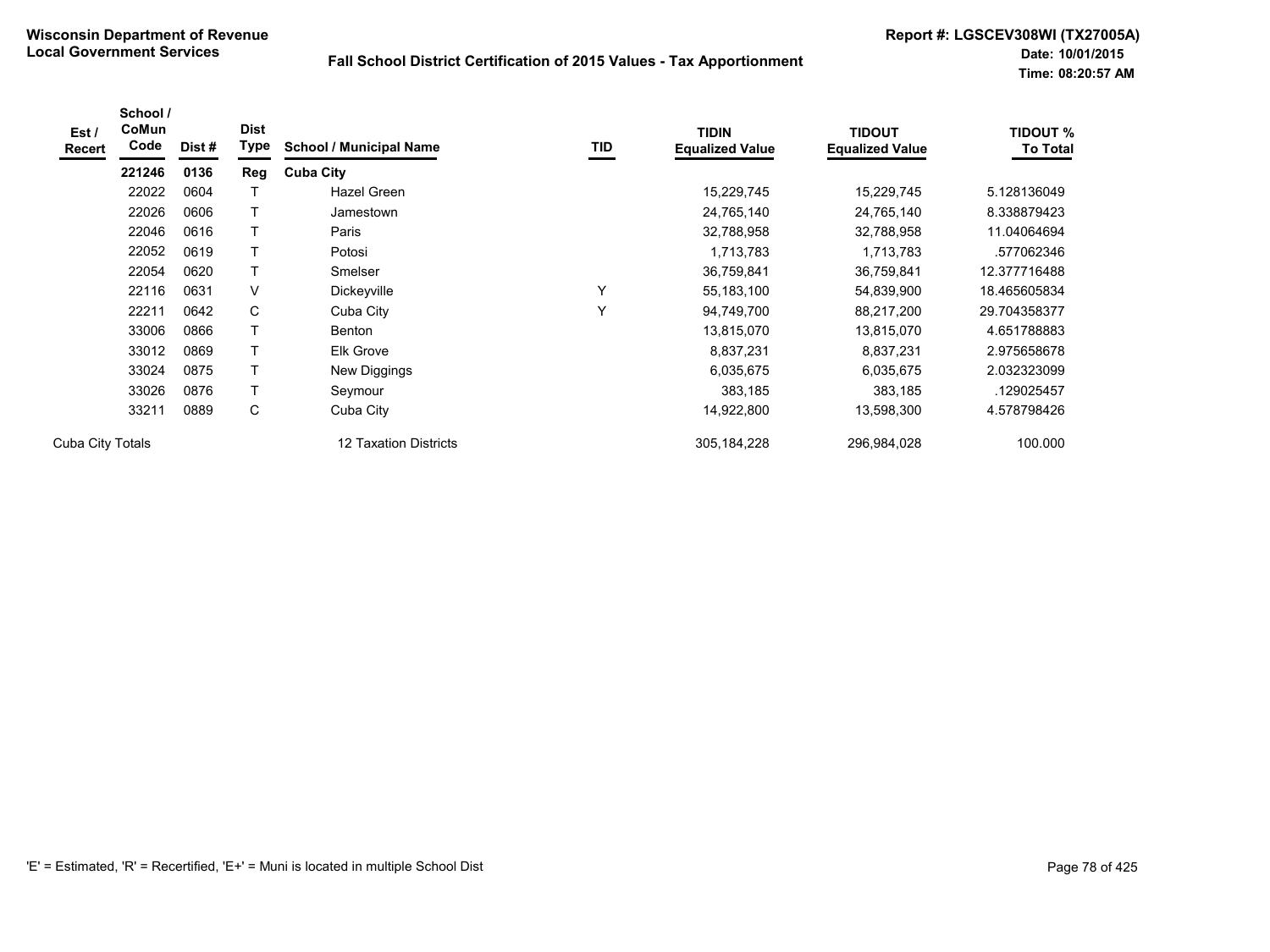**Wisconsin Department of Revenue**
**Local Government Services**

**Fall School District Certification of 2015 Values - Tax Apportionment**

**Report #: LGSCEV308WI (TX27005A)**
**Date: 10/01/2015**
**Time: 08:20:57 AM**

| Est / Recert | School / CoMun Code | Dist # | Dist Type | School / Municipal Name | TID | TIDIN Equalized Value | TIDOUT Equalized Value | TIDOUT % To Total |
|---|---|---|---|---|---|---|---|---|
| | **221246** | **0136** | **Reg** | **Cuba City** | | | | |
| | 22022 | 0604 | T | Hazel Green | | 15,229,745 | 15,229,745 | 5.128136049 |
| | 22026 | 0606 | T | Jamestown | | 24,765,140 | 24,765,140 | 8.338879423 |
| | 22046 | 0616 | T | Paris | | 32,788,958 | 32,788,958 | 11.04064694 |
| | 22052 | 0619 | T | Potosi | | 1,713,783 | 1,713,783 | .577062346 |
| | 22054 | 0620 | T | Smelser | | 36,759,841 | 36,759,841 | 12.377716488 |
| | 22116 | 0631 | V | Dickeyville | Y | 55,183,100 | 54,839,900 | 18.465605834 |
| | 22211 | 0642 | C | Cuba City | Y | 94,749,700 | 88,217,200 | 29.704358377 |
| | 33006 | 0866 | T | Benton | | 13,815,070 | 13,815,070 | 4.651788883 |
| | 33012 | 0869 | T | Elk Grove | | 8,837,231 | 8,837,231 | 2.975658678 |
| | 33024 | 0875 | T | New Diggings | | 6,035,675 | 6,035,675 | 2.032323099 |
| | 33026 | 0876 | T | Seymour | | 383,185 | 383,185 | .129025457 |
| | 33211 | 0889 | C | Cuba City | | 14,922,800 | 13,598,300 | 4.578798426 |
| Cuba City Totals | | | | 12 Taxation Districts | | 305,184,228 | 296,984,028 | 100.000 |

'E' = Estimated, 'R' = Recertified, 'E+' = Muni is located in multiple School Dist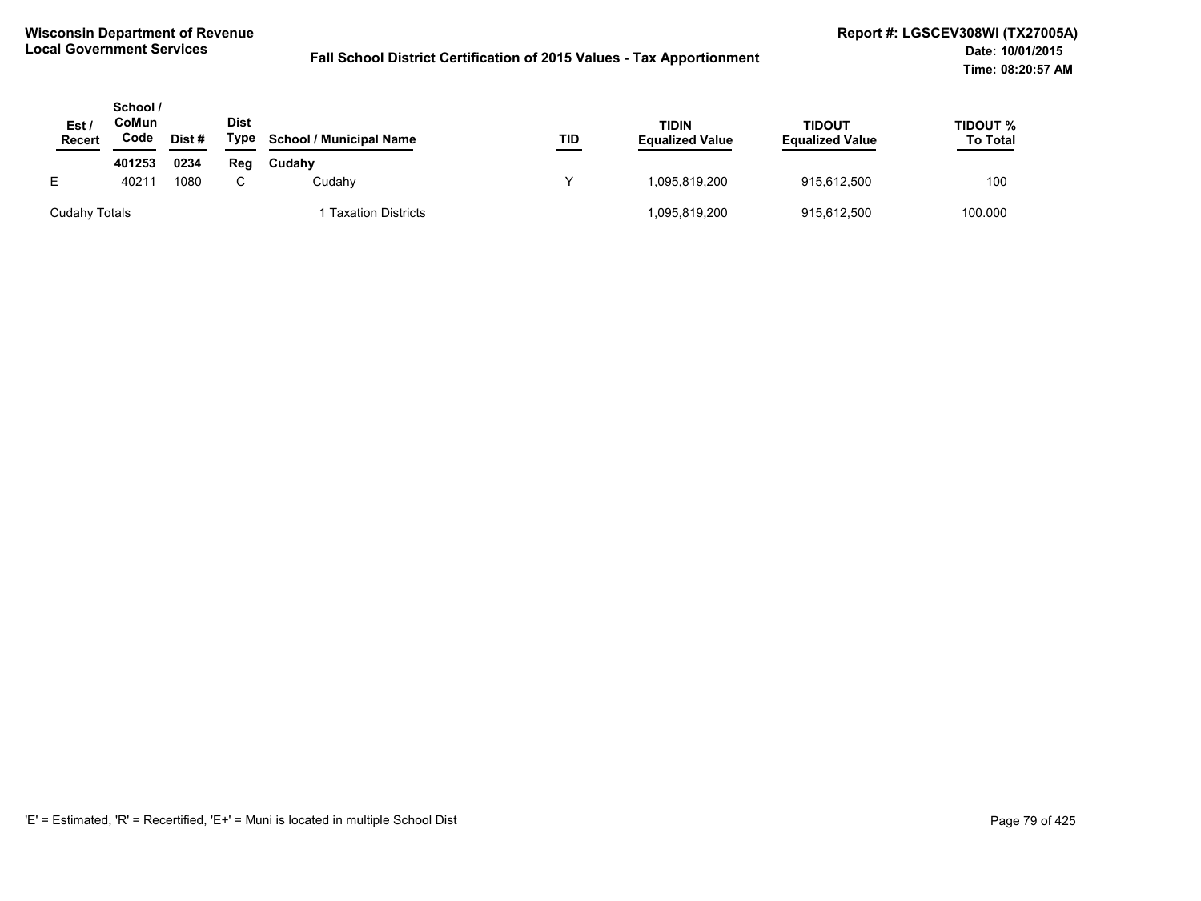**Wisconsin Department of Revenue**
**Local Government Services**

**Fall School District Certification of 2015 Values - Tax Apportionment**

**Report #: LGSCEV308WI (TX27005A)**
**Date: 10/01/2015**
**Time: 08:20:57 AM**

| Est / Recert | School / CoMun Code | Dist # | Dist Type | School / Municipal Name | TID | TIDIN Equalized Value | TIDOUT Equalized Value | TIDOUT % To Total |
|---|---|---|---|---|---|---|---|---|
| | **401253** | **0234** | **Reg** | **Cudahy** | | | | |
| E | 40211 | 1080 | C | Cudahy | Y | 1,095,819,200 | 915,612,500 | 100 |
| Cudahy Totals | | | | 1 Taxation Districts | | 1,095,819,200 | 915,612,500 | 100.000 |

'E' = Estimated, 'R' = Recertified, 'E+' = Muni is located in multiple School Dist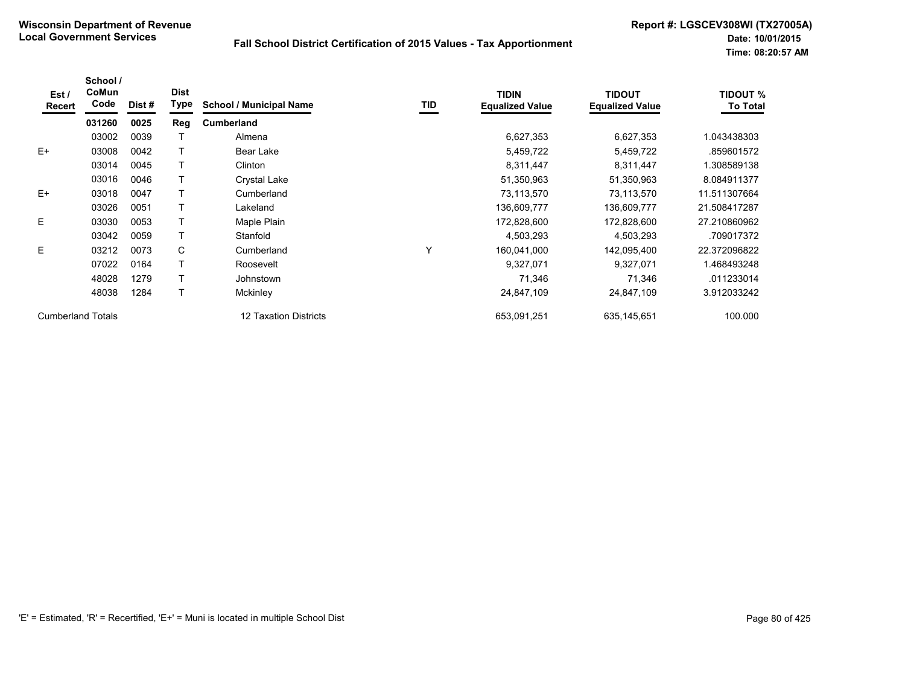**Wisconsin Department of Revenue**
**Local Government Services**

## Fall School District Certification of 2015 Values - Tax Apportionment

**Report #: LGSCEV308WI (TX27005A)**
**Date: 10/01/2015**
**Time: 08:20:57 AM**

| Est / Recert | School / CoMun Code | Dist # | Dist Type | School / Municipal Name | TID | TIDIN Equalized Value | TIDOUT Equalized Value | TIDOUT % To Total |
|---|---|---|---|---|---|---|---|---|
| | **031260** | **0025** | **Reg** | **Cumberland** | | | | |
| | 03002 | 0039 | T | Almena | | 6,627,353 | 6,627,353 | 1.043438303 |
| E+ | 03008 | 0042 | T | Bear Lake | | 5,459,722 | 5,459,722 | .859601572 |
| | 03014 | 0045 | T | Clinton | | 8,311,447 | 8,311,447 | 1.308589138 |
| | 03016 | 0046 | T | Crystal Lake | | 51,350,963 | 51,350,963 | 8.084911377 |
| E+ | 03018 | 0047 | T | Cumberland | | 73,113,570 | 73,113,570 | 11.511307664 |
| | 03026 | 0051 | T | Lakeland | | 136,609,777 | 136,609,777 | 21.508417287 |
| E | 03030 | 0053 | T | Maple Plain | | 172,828,600 | 172,828,600 | 27.210860962 |
| | 03042 | 0059 | T | Stanfold | | 4,503,293 | 4,503,293 | .709017372 |
| E | 03212 | 0073 | C | Cumberland | Y | 160,041,000 | 142,095,400 | 22.372096822 |
| | 07022 | 0164 | T | Roosevelt | | 9,327,071 | 9,327,071 | 1.468493248 |
| | 48028 | 1279 | T | Johnstown | | 71,346 | 71,346 | .011233014 |
| | 48038 | 1284 | T | Mckinley | | 24,847,109 | 24,847,109 | 3.912033242 |
| Cumberland Totals | | | | 12 Taxation Districts | | 653,091,251 | 635,145,651 | 100.000 |

'E' = Estimated, 'R' = Recertified, 'E+' = Muni is located in multiple School Dist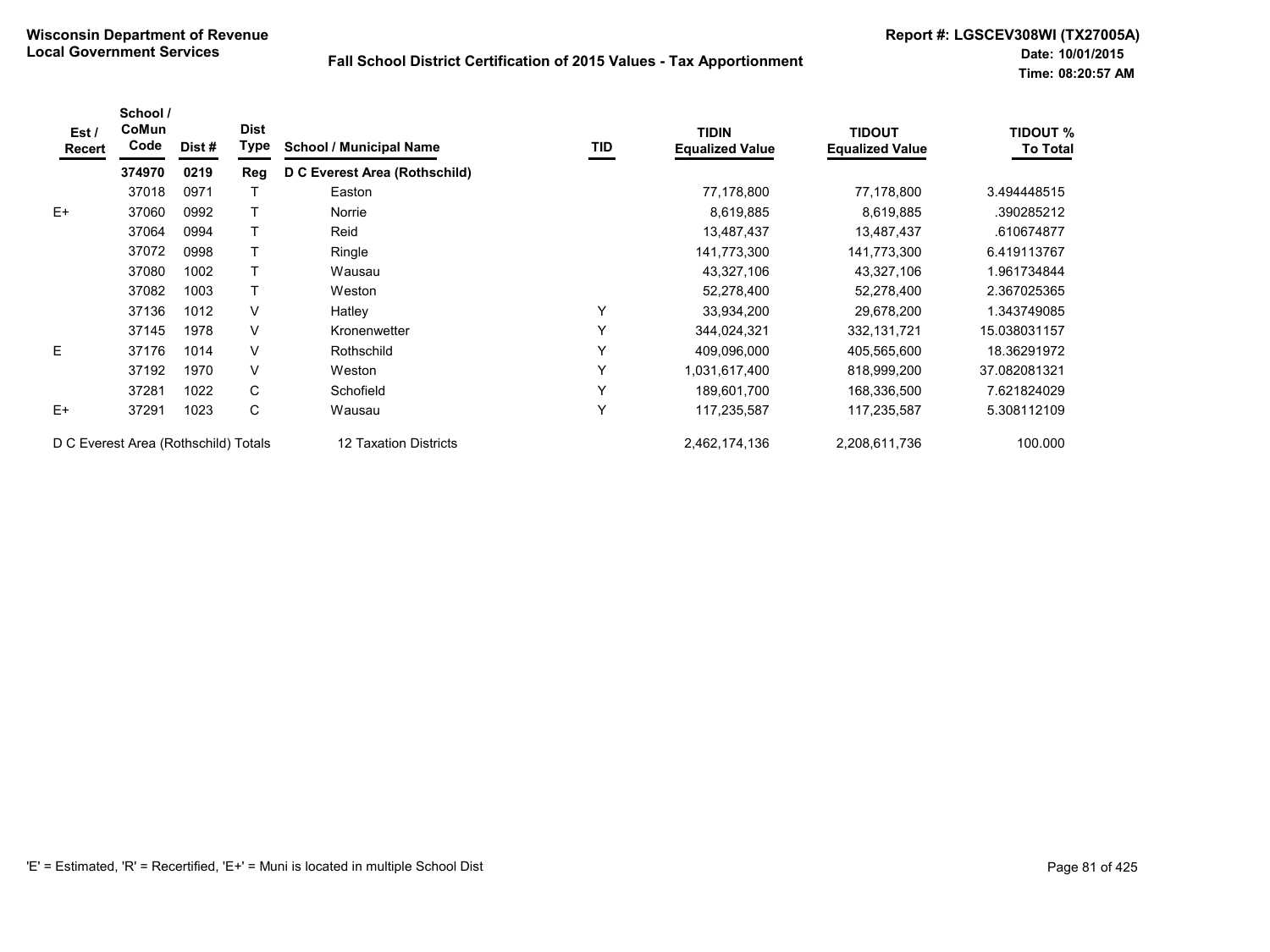**Wisconsin Department of Revenue**
**Local Government Services**

**Fall School District Certification of 2015 Values - Tax Apportionment**

**Report #: LGSCEV308WI (TX27005A)**
**Date: 10/01/2015**
**Time: 08:20:57 AM**

| Est / Recert | School / CoMun Code | Dist # | Dist Type | School / Municipal Name | TID | TIDIN Equalized Value | TIDOUT Equalized Value | TIDOUT % To Total |
|---|---|---|---|---|---|---|---|---|
| | **374970** | **0219** | **Reg** | **D C Everest Area (Rothschild)** | | | | |
| | 37018 | 0971 | T | Easton | | 77,178,800 | 77,178,800 | 3.494448515 |
| E+ | 37060 | 0992 | T | Norrie | | 8,619,885 | 8,619,885 | .390285212 |
| | 37064 | 0994 | T | Reid | | 13,487,437 | 13,487,437 | .610674877 |
| | 37072 | 0998 | T | Ringle | | 141,773,300 | 141,773,300 | 6.419113767 |
| | 37080 | 1002 | T | Wausau | | 43,327,106 | 43,327,106 | 1.961734844 |
| | 37082 | 1003 | T | Weston | | 52,278,400 | 52,278,400 | 2.367025365 |
| | 37136 | 1012 | V | Hatley | Y | 33,934,200 | 29,678,200 | 1.343749085 |
| | 37145 | 1978 | V | Kronenwetter | Y | 344,024,321 | 332,131,721 | 15.038031157 |
| E | 37176 | 1014 | V | Rothschild | Y | 409,096,000 | 405,565,600 | 18.36291972 |
| | 37192 | 1970 | V | Weston | Y | 1,031,617,400 | 818,999,200 | 37.082081321 |
| | 37281 | 1022 | C | Schofield | Y | 189,601,700 | 168,336,500 | 7.621824029 |
| E+ | 37291 | 1023 | C | Wausau | Y | 117,235,587 | 117,235,587 | 5.308112109 |
| D C Everest Area (Rothschild) Totals | | | | 12 Taxation Districts | | 2,462,174,136 | 2,208,611,736 | 100.000 |

'E' = Estimated, 'R' = Recertified, 'E+' = Muni is located in multiple School Dist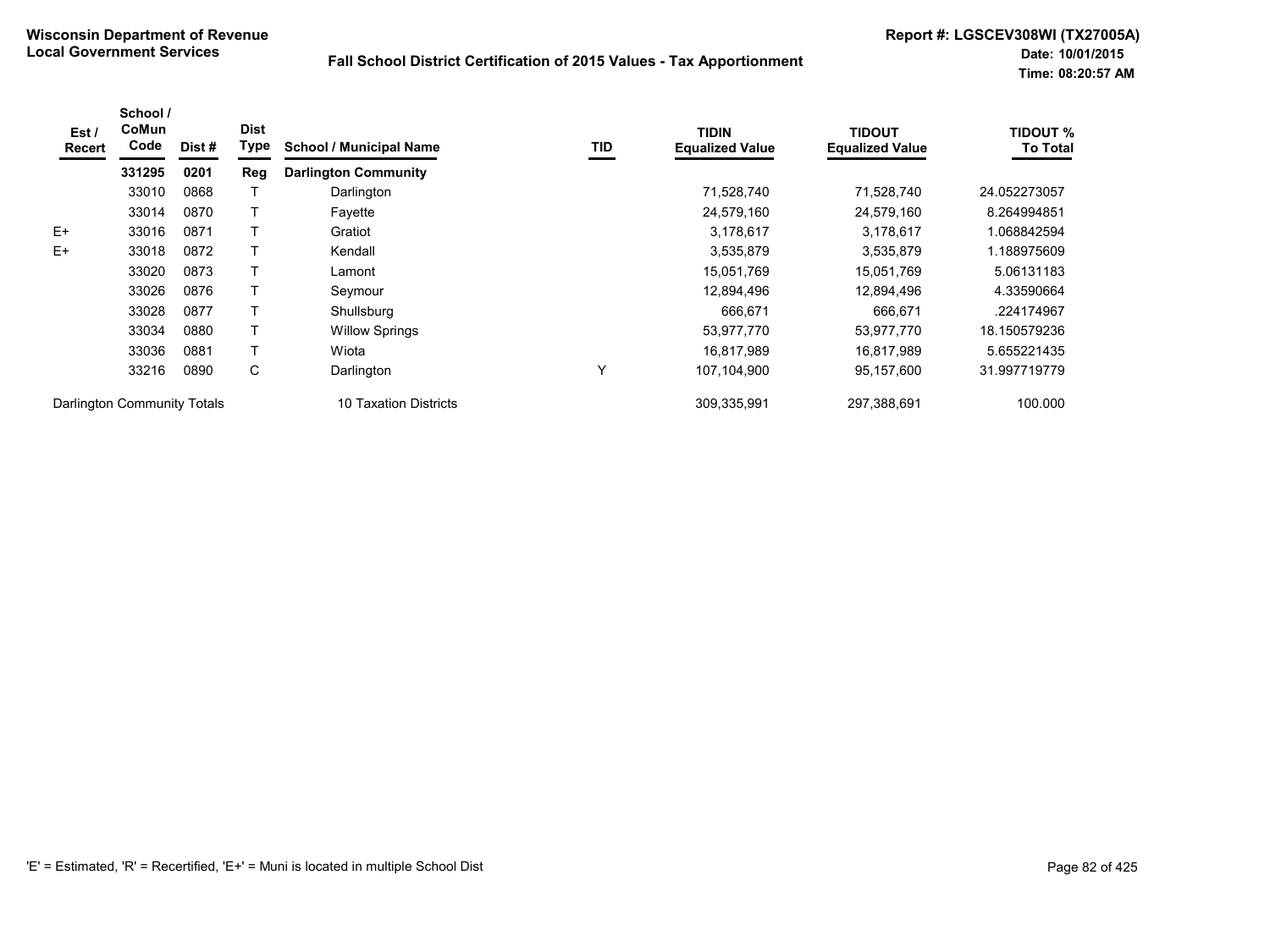**Wisconsin Department of Revenue**
**Local Government Services**

**Fall School District Certification of 2015 Values - Tax Apportionment**

**Report #: LGSCEV308WI (TX27005A)**
**Date: 10/01/2015**
**Time: 08:20:57 AM**

| Est / Recert | School / CoMun Code | Dist # | Dist Type | School / Municipal Name | TID | TIDIN Equalized Value | TIDOUT Equalized Value | TIDOUT % To Total |
|---|---|---|---|---|---|---|---|---|
| | **331295** | **0201** | **Reg** | **Darlington Community** | | | | |
| | 33010 | 0868 | T | Darlington | | 71,528,740 | 71,528,740 | 24.052273057 |
| | 33014 | 0870 | T | Fayette | | 24,579,160 | 24,579,160 | 8.264994851 |
| E+ | 33016 | 0871 | T | Gratiot | | 3,178,617 | 3,178,617 | 1.068842594 |
| E+ | 33018 | 0872 | T | Kendall | | 3,535,879 | 3,535,879 | 1.188975609 |
| | 33020 | 0873 | T | Lamont | | 15,051,769 | 15,051,769 | 5.06131183 |
| | 33026 | 0876 | T | Seymour | | 12,894,496 | 12,894,496 | 4.33590664 |
| | 33028 | 0877 | T | Shullsburg | | 666,671 | 666,671 | .224174967 |
| | 33034 | 0880 | T | Willow Springs | | 53,977,770 | 53,977,770 | 18.150579236 |
| | 33036 | 0881 | T | Wiota | | 16,817,989 | 16,817,989 | 5.655221435 |
| | 33216 | 0890 | C | Darlington | Y | 107,104,900 | 95,157,600 | 31.997719779 |
| Darlington Community Totals | | | | 10 Taxation Districts | | 309,335,991 | 297,388,691 | 100.000 |

'E' = Estimated, 'R' = Recertified, 'E+' = Muni is located in multiple School Dist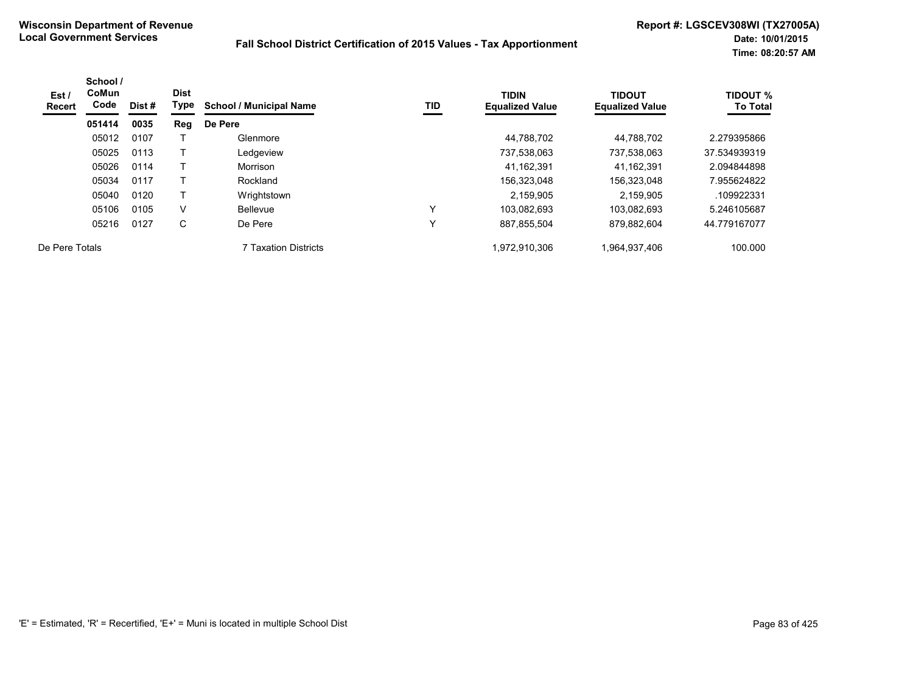**Wisconsin Department of Revenue**
**Local Government Services**

**Fall School District Certification of 2015 Values - Tax Apportionment**

**Report #: LGSCEV308WI (TX27005A)**
**Date: 10/01/2015**
**Time: 08:20:57 AM**

| Est / Recert | School / CoMun Code | Dist # | Dist Type | School / Municipal Name | TID | TIDIN Equalized Value | TIDOUT Equalized Value | TIDOUT % To Total |
|---|---|---|---|---|---|---|---|---|
| | **051414** | **0035** | **Reg** | **De Pere** | | | | |
| | 05012 | 0107 | T | Glenmore | | 44,788,702 | 44,788,702 | 2.279395866 |
| | 05025 | 0113 | T | Ledgeview | | 737,538,063 | 737,538,063 | 37.534939319 |
| | 05026 | 0114 | T | Morrison | | 41,162,391 | 41,162,391 | 2.094844898 |
| | 05034 | 0117 | T | Rockland | | 156,323,048 | 156,323,048 | 7.955624822 |
| | 05040 | 0120 | T | Wrightstown | | 2,159,905 | 2,159,905 | .109922331 |
| | 05106 | 0105 | V | Bellevue | Y | 103,082,693 | 103,082,693 | 5.246105687 |
| | 05216 | 0127 | C | De Pere | Y | 887,855,504 | 879,882,604 | 44.779167077 |
| De Pere Totals | | | | 7 Taxation Districts | | 1,972,910,306 | 1,964,937,406 | 100.000 |

'E' = Estimated, 'R' = Recertified, 'E+' = Muni is located in multiple School Dist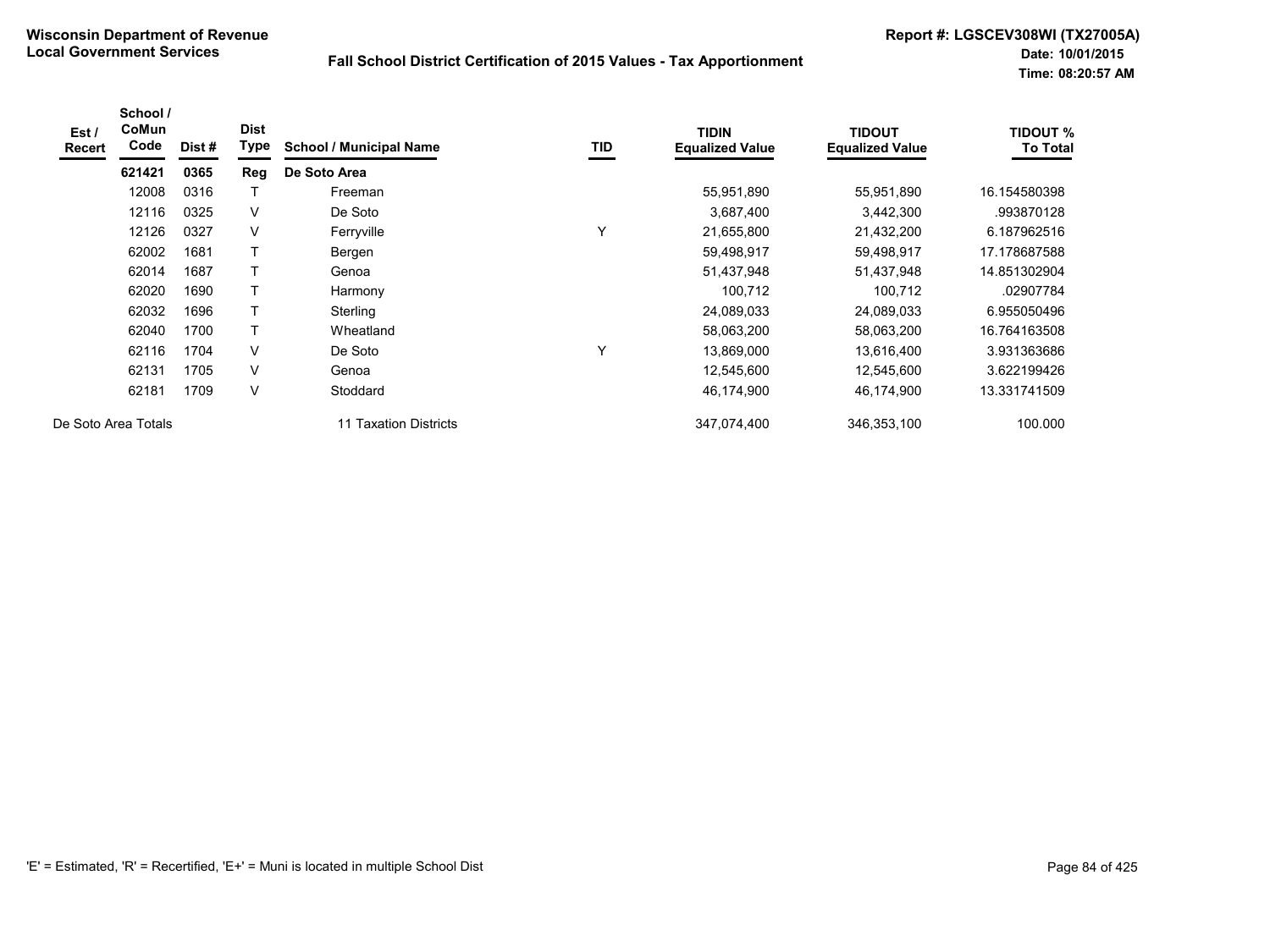**Wisconsin Department of Revenue**
**Local Government Services**

**Fall School District Certification of 2015 Values - Tax Apportionment**

**Report #: LGSCEV308WI (TX27005A)**
**Date: 10/01/2015**
**Time: 08:20:57 AM**

| Est / Recert | School / CoMun Code | Dist # | Dist Type | School / Municipal Name | TID | TIDIN Equalized Value | TIDOUT Equalized Value | TIDOUT % To Total |
|---|---|---|---|---|---|---|---|---|
| | **621421** | **0365** | **Reg** | **De Soto Area** | | | | |
| | 12008 | 0316 | T | Freeman | | 55,951,890 | 55,951,890 | 16.154580398 |
| | 12116 | 0325 | V | De Soto | | 3,687,400 | 3,442,300 | .993870128 |
| | 12126 | 0327 | V | Ferryville | Y | 21,655,800 | 21,432,200 | 6.187962516 |
| | 62002 | 1681 | T | Bergen | | 59,498,917 | 59,498,917 | 17.178687588 |
| | 62014 | 1687 | T | Genoa | | 51,437,948 | 51,437,948 | 14.851302904 |
| | 62020 | 1690 | T | Harmony | | 100,712 | 100,712 | .02907784 |
| | 62032 | 1696 | T | Sterling | | 24,089,033 | 24,089,033 | 6.955050496 |
| | 62040 | 1700 | T | Wheatland | | 58,063,200 | 58,063,200 | 16.764163508 |
| | 62116 | 1704 | V | De Soto | Y | 13,869,000 | 13,616,400 | 3.931363686 |
| | 62131 | 1705 | V | Genoa | | 12,545,600 | 12,545,600 | 3.622199426 |
| | 62181 | 1709 | V | Stoddard | | 46,174,900 | 46,174,900 | 13.331741509 |
| De Soto Area Totals | | | | 11 Taxation Districts | | 347,074,400 | 346,353,100 | 100.000 |

'E' = Estimated, 'R' = Recertified, 'E+' = Muni is located in multiple School Dist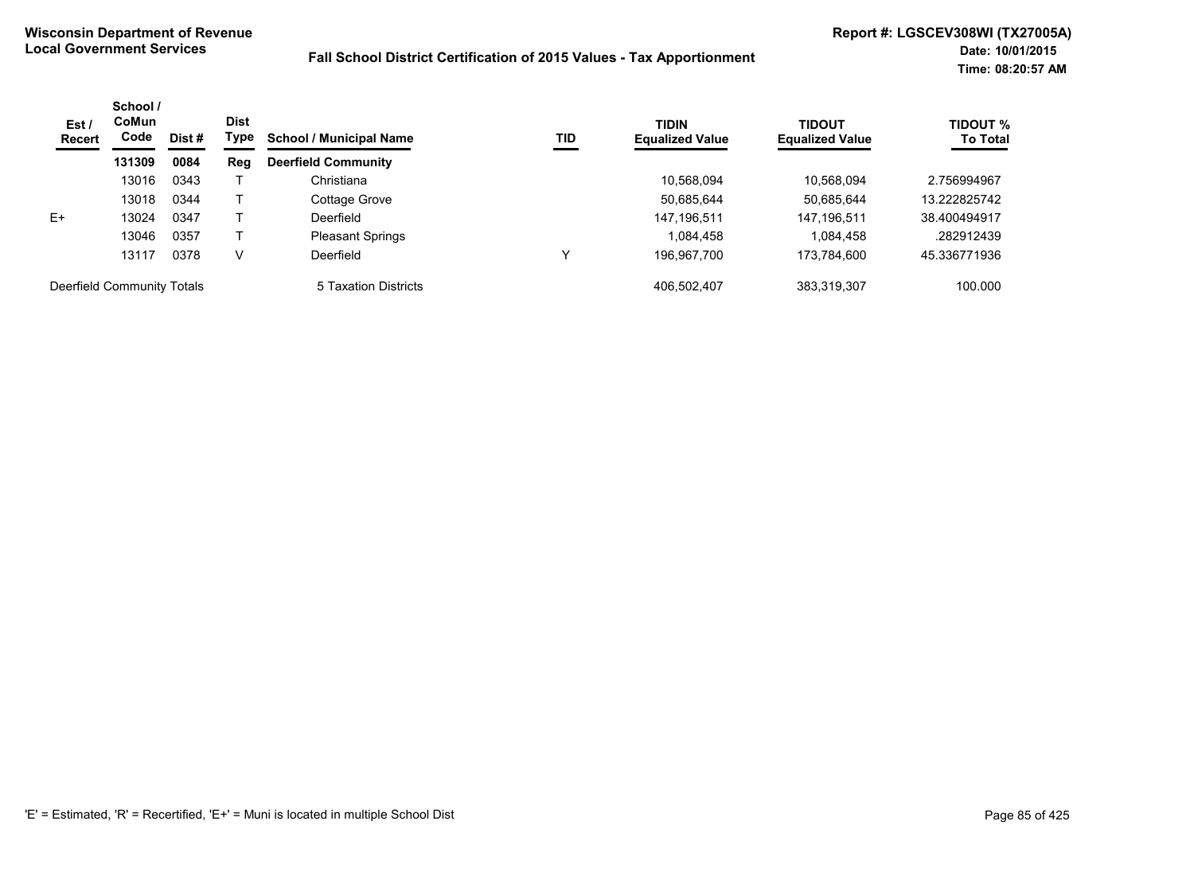**Wisconsin Department of Revenue**
**Local Government Services**

**Fall School District Certification of 2015 Values - Tax Apportionment**

**Report #: LGSCEV308WI (TX27005A)**
**Date: 10/01/2015**
**Time: 08:20:57 AM**

| Est / Recert | School / CoMun Code | Dist # | Dist Type | School / Municipal Name | TID | TIDIN Equalized Value | TIDOUT Equalized Value | TIDOUT % To Total |
|---|---|---|---|---|---|---|---|---|
| | **131309** | **0084** | **Reg** | **Deerfield Community** | | | | |
| | 13016 | 0343 | T | Christiana | | 10,568,094 | 10,568,094 | 2.756994967 |
| | 13018 | 0344 | T | Cottage Grove | | 50,685,644 | 50,685,644 | 13.222825742 |
| E+ | 13024 | 0347 | T | Deerfield | | 147,196,511 | 147,196,511 | 38.400494917 |
| | 13046 | 0357 | T | Pleasant Springs | | 1,084,458 | 1,084,458 | .282912439 |
| | 13117 | 0378 | V | Deerfield | Y | 196,967,700 | 173,784,600 | 45.336771936 |
| Deerfield Community Totals | | | | 5 Taxation Districts | | 406,502,407 | 383,319,307 | 100.000 |

'E' = Estimated, 'R' = Recertified, 'E+' = Muni is located in multiple School Dist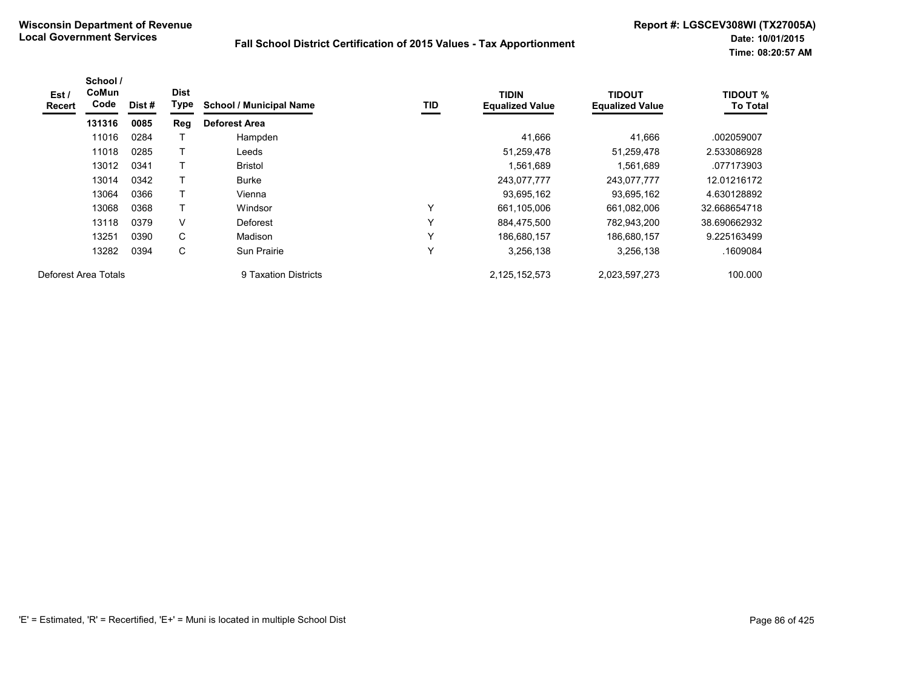**Wisconsin Department of Revenue**
**Local Government Services**

**Fall School District Certification of 2015 Values - Tax Apportionment**

**Report #: LGSCEV308WI (TX27005A)**
**Date: 10/01/2015**
**Time: 08:20:57 AM**

| Est / Recert | School / CoMun Code | Dist # | Dist Type | School / Municipal Name | TID | TIDIN Equalized Value | TIDOUT Equalized Value | TIDOUT % To Total |
|---|---|---|---|---|---|---|---|---|
| | **131316** | **0085** | **Reg** | **Deforest Area** | | | | |
| | 11016 | 0284 | T | Hampden | | 41,666 | 41,666 | .002059007 |
| | 11018 | 0285 | T | Leeds | | 51,259,478 | 51,259,478 | 2.533086928 |
| | 13012 | 0341 | T | Bristol | | 1,561,689 | 1,561,689 | .077173903 |
| | 13014 | 0342 | T | Burke | | 243,077,777 | 243,077,777 | 12.01216172 |
| | 13064 | 0366 | T | Vienna | | 93,695,162 | 93,695,162 | 4.630128892 |
| | 13068 | 0368 | T | Windsor | Y | 661,105,006 | 661,082,006 | 32.668654718 |
| | 13118 | 0379 | V | Deforest | Y | 884,475,500 | 782,943,200 | 38.690662932 |
| | 13251 | 0390 | C | Madison | Y | 186,680,157 | 186,680,157 | 9.225163499 |
| | 13282 | 0394 | C | Sun Prairie | Y | 3,256,138 | 3,256,138 | .1609084 |
| Deforest Area Totals | | | | 9 Taxation Districts | | 2,125,152,573 | 2,023,597,273 | 100.000 |

'E' = Estimated, 'R' = Recertified, 'E+' = Muni is located in multiple School Dist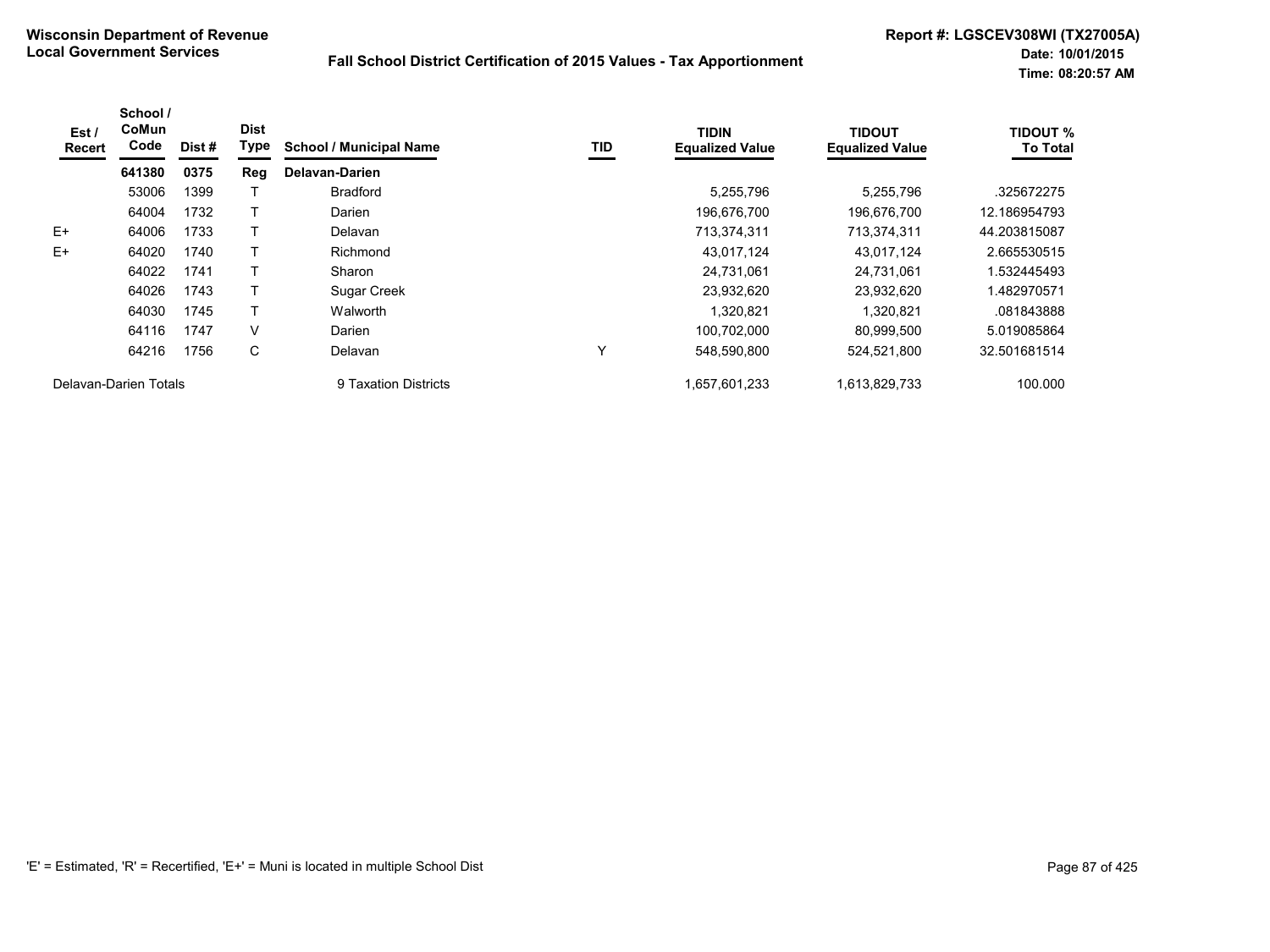**Wisconsin Department of Revenue**
**Local Government Services**

**Fall School District Certification of 2015 Values - Tax Apportionment**

**Report #: LGSCEV308WI (TX27005A)**
**Date: 10/01/2015**
**Time: 08:20:57 AM**

| Est / Recert | School / CoMun Code | Dist # | Dist Type | School / Municipal Name | TID | TIDIN Equalized Value | TIDOUT Equalized Value | TIDOUT % To Total |
|---|---|---|---|---|---|---|---|---|
| | **641380** | **0375** | **Reg** | **Delavan-Darien** | | | | |
| | 53006 | 1399 | T | Bradford | | 5,255,796 | 5,255,796 | .325672275 |
| | 64004 | 1732 | T | Darien | | 196,676,700 | 196,676,700 | 12.186954793 |
| E+ | 64006 | 1733 | T | Delavan | | 713,374,311 | 713,374,311 | 44.203815087 |
| E+ | 64020 | 1740 | T | Richmond | | 43,017,124 | 43,017,124 | 2.665530515 |
| | 64022 | 1741 | T | Sharon | | 24,731,061 | 24,731,061 | 1.532445493 |
| | 64026 | 1743 | T | Sugar Creek | | 23,932,620 | 23,932,620 | 1.482970571 |
| | 64030 | 1745 | T | Walworth | | 1,320,821 | 1,320,821 | .081843888 |
| | 64116 | 1747 | V | Darien | | 100,702,000 | 80,999,500 | 5.019085864 |
| | 64216 | 1756 | C | Delavan | Y | 548,590,800 | 524,521,800 | 32.501681514 |
| Delavan-Darien Totals | | | | 9 Taxation Districts | | 1,657,601,233 | 1,613,829,733 | 100.000 |

'E' = Estimated, 'R' = Recertified, 'E+' = Muni is located in multiple School Dist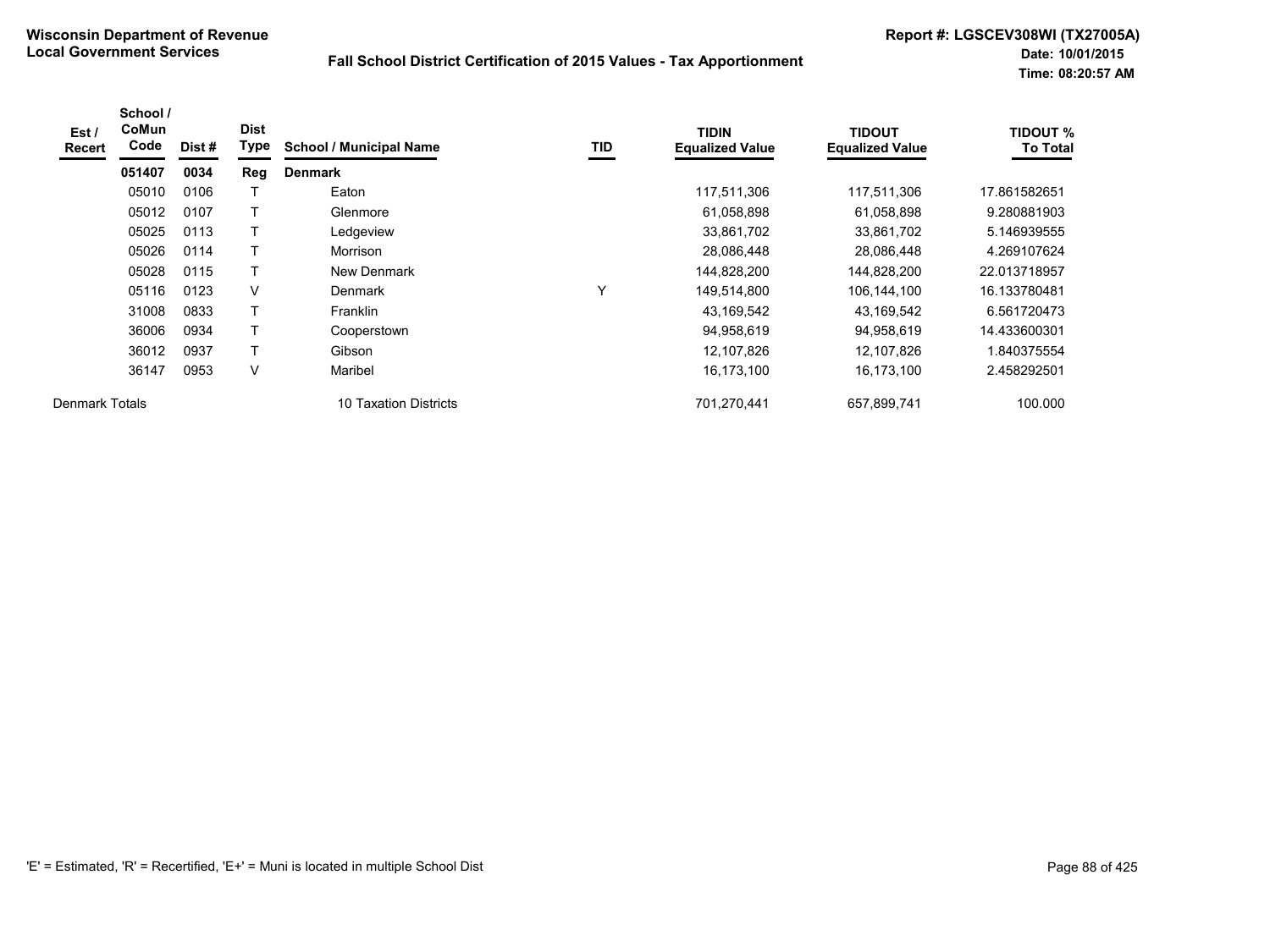**Wisconsin Department of Revenue**
**Local Government Services**

**Fall School District Certification of 2015 Values - Tax Apportionment**

**Report #: LGSCEV308WI (TX27005A)**
**Date: 10/01/2015**
**Time: 08:20:57 AM**

| Est / Recert | School / CoMun Code | Dist # | Dist Type | School / Municipal Name | TID | TIDIN Equalized Value | TIDOUT Equalized Value | TIDOUT % To Total |
|---|---|---|---|---|---|---|---|---|
| | **051407** | **0034** | **Reg** | **Denmark** | | | | |
| | 05010 | 0106 | T | Eaton | | 117,511,306 | 117,511,306 | 17.861582651 |
| | 05012 | 0107 | T | Glenmore | | 61,058,898 | 61,058,898 | 9.280881903 |
| | 05025 | 0113 | T | Ledgeview | | 33,861,702 | 33,861,702 | 5.146939555 |
| | 05026 | 0114 | T | Morrison | | 28,086,448 | 28,086,448 | 4.269107624 |
| | 05028 | 0115 | T | New Denmark | | 144,828,200 | 144,828,200 | 22.013718957 |
| | 05116 | 0123 | V | Denmark | Y | 149,514,800 | 106,144,100 | 16.133780481 |
| | 31008 | 0833 | T | Franklin | | 43,169,542 | 43,169,542 | 6.561720473 |
| | 36006 | 0934 | T | Cooperstown | | 94,958,619 | 94,958,619 | 14.433600301 |
| | 36012 | 0937 | T | Gibson | | 12,107,826 | 12,107,826 | 1.840375554 |
| | 36147 | 0953 | V | Maribel | | 16,173,100 | 16,173,100 | 2.458292501 |
| Denmark Totals | | | | 10 Taxation Districts | | 701,270,441 | 657,899,741 | 100.000 |

'E' = Estimated, 'R' = Recertified, 'E+' = Muni is located in multiple School Dist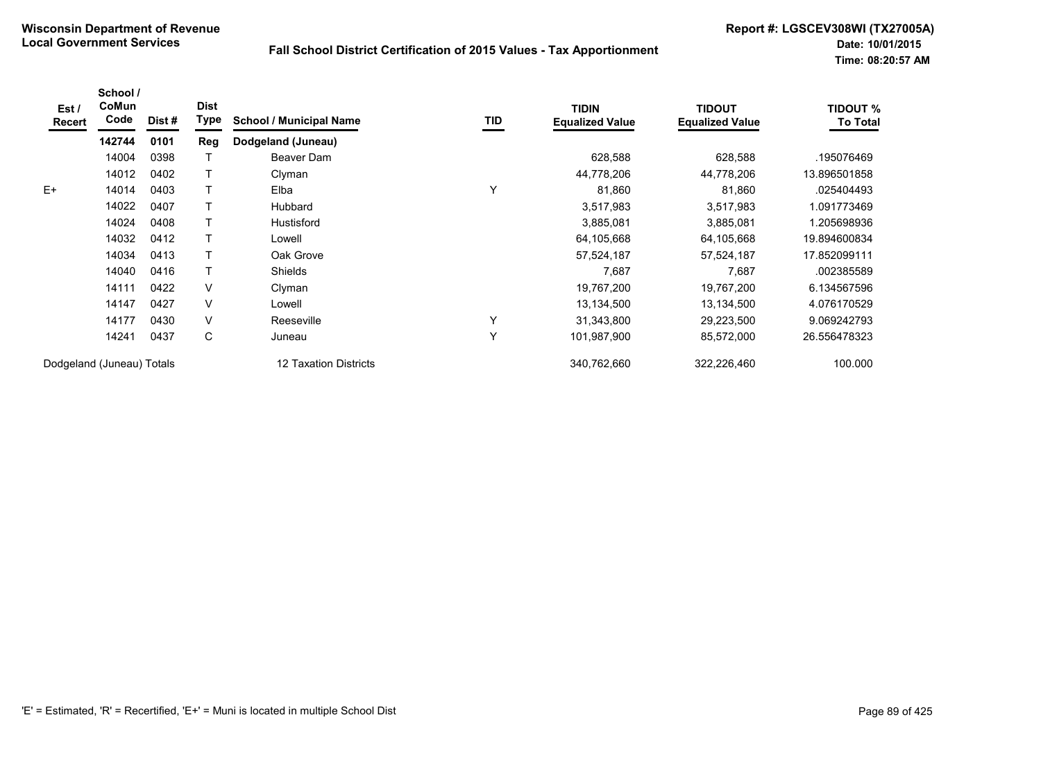**Wisconsin Department of Revenue**
**Local Government Services**

**Fall School District Certification of 2015 Values - Tax Apportionment**

**Report #: LGSCEV308WI (TX27005A)**
**Date: 10/01/2015**
**Time: 08:20:57 AM**

| Est / Recert | School / CoMun Code | Dist # | Dist Type | School / Municipal Name | TID | TIDIN Equalized Value | TIDOUT Equalized Value | TIDOUT % To Total |
|---|---|---|---|---|---|---|---|---|
| | **142744** | **0101** | **Reg** | **Dodgeland (Juneau)** | | | | |
| | 14004 | 0398 | T | Beaver Dam | | 628,588 | 628,588 | .195076469 |
| | 14012 | 0402 | T | Clyman | | 44,778,206 | 44,778,206 | 13.896501858 |
| E+ | 14014 | 0403 | T | Elba | Y | 81,860 | 81,860 | .025404493 |
| | 14022 | 0407 | T | Hubbard | | 3,517,983 | 3,517,983 | 1.091773469 |
| | 14024 | 0408 | T | Hustisford | | 3,885,081 | 3,885,081 | 1.205698936 |
| | 14032 | 0412 | T | Lowell | | 64,105,668 | 64,105,668 | 19.894600834 |
| | 14034 | 0413 | T | Oak Grove | | 57,524,187 | 57,524,187 | 17.852099111 |
| | 14040 | 0416 | T | Shields | | 7,687 | 7,687 | .002385589 |
| | 14111 | 0422 | V | Clyman | | 19,767,200 | 19,767,200 | 6.134567596 |
| | 14147 | 0427 | V | Lowell | | 13,134,500 | 13,134,500 | 4.076170529 |
| | 14177 | 0430 | V | Reeseville | Y | 31,343,800 | 29,223,500 | 9.069242793 |
| | 14241 | 0437 | C | Juneau | Y | 101,987,900 | 85,572,000 | 26.556478323 |
| Dodgeland (Juneau) Totals | | | | 12 Taxation Districts | | 340,762,660 | 322,226,460 | 100.000 |

'E' = Estimated, 'R' = Recertified, 'E+' = Muni is located in multiple School Dist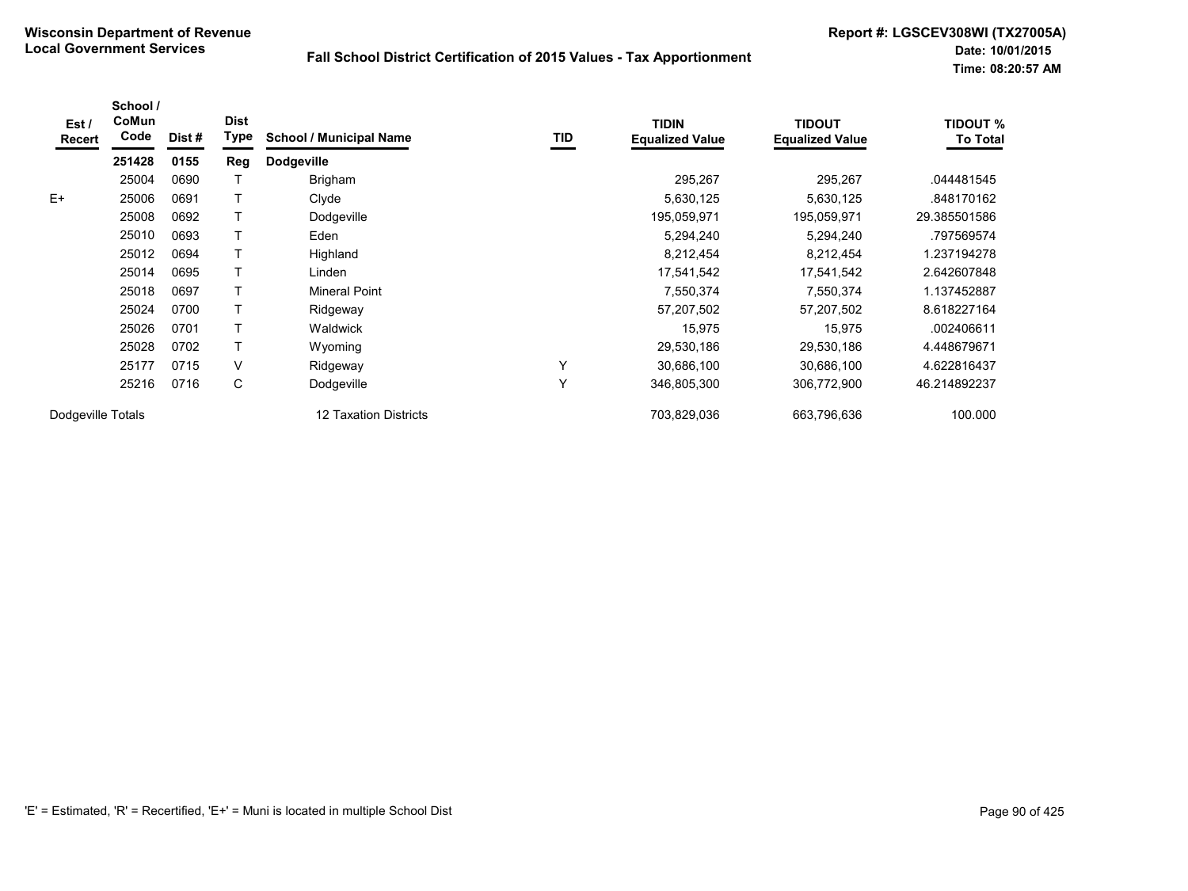Wisconsin Department of Revenue
Local Government Services

# Fall School District Certification of 2015 Values - Tax Apportionment

Report #: LGSCEV308WI (TX27005A)
Date: 10/01/2015
Time: 08:20:57 AM

| Est / Recert | School / CoMun Code | Dist # | Dist Type | School / Municipal Name | TID | TIDIN Equalized Value | TIDOUT Equalized Value | TIDOUT % To Total |
|---|---|---|---|---|---|---|---|---|
| | **251428** | **0155** | **Reg** | **Dodgeville** | | | | |
| | 25004 | 0690 | T | Brigham | | 295,267 | 295,267 | .044481545 |
| E+ | 25006 | 0691 | T | Clyde | | 5,630,125 | 5,630,125 | .848170162 |
| | 25008 | 0692 | T | Dodgeville | | 195,059,971 | 195,059,971 | 29.385501586 |
| | 25010 | 0693 | T | Eden | | 5,294,240 | 5,294,240 | .797569574 |
| | 25012 | 0694 | T | Highland | | 8,212,454 | 8,212,454 | 1.237194278 |
| | 25014 | 0695 | T | Linden | | 17,541,542 | 17,541,542 | 2.642607848 |
| | 25018 | 0697 | T | Mineral Point | | 7,550,374 | 7,550,374 | 1.137452887 |
| | 25024 | 0700 | T | Ridgeway | | 57,207,502 | 57,207,502 | 8.618227164 |
| | 25026 | 0701 | T | Waldwick | | 15,975 | 15,975 | .002406611 |
| | 25028 | 0702 | T | Wyoming | | 29,530,186 | 29,530,186 | 4.448679671 |
| | 25177 | 0715 | V | Ridgeway | Y | 30,686,100 | 30,686,100 | 4.622816437 |
| | 25216 | 0716 | C | Dodgeville | Y | 346,805,300 | 306,772,900 | 46.214892237 |
| Dodgeville Totals | | | | 12 Taxation Districts | | 703,829,036 | 663,796,636 | 100.000 |

'E' = Estimated, 'R' = Recertified, 'E+' = Muni is located in multiple School Dist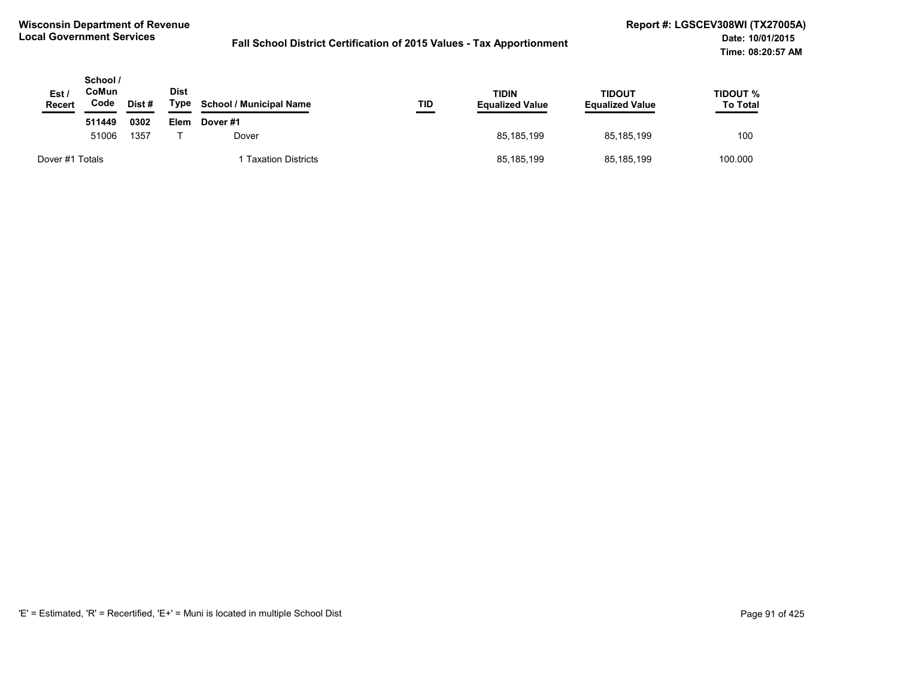**Wisconsin Department of Revenue**
**Local Government Services**

**Fall School District Certification of 2015 Values - Tax Apportionment**

**Report #: LGSCEV308WI (TX27005A)**
**Date: 10/01/2015**
**Time: 08:20:57 AM**

| Est / Recert | School / CoMun Code | Dist # | Dist Type | School / Municipal Name | TID | TIDIN Equalized Value | TIDOUT Equalized Value | TIDOUT % To Total |
|---|---|---|---|---|---|---|---|---|
| | **511449** | **0302** | **Elem** | **Dover #1** | | | | |
| | 51006 | 1357 | T | Dover | | 85,185,199 | 85,185,199 | 100 |
| Dover #1 Totals | | | | 1 Taxation Districts | | 85,185,199 | 85,185,199 | 100.000 |

'E' = Estimated, 'R' = Recertified, 'E+' = Muni is located in multiple School Dist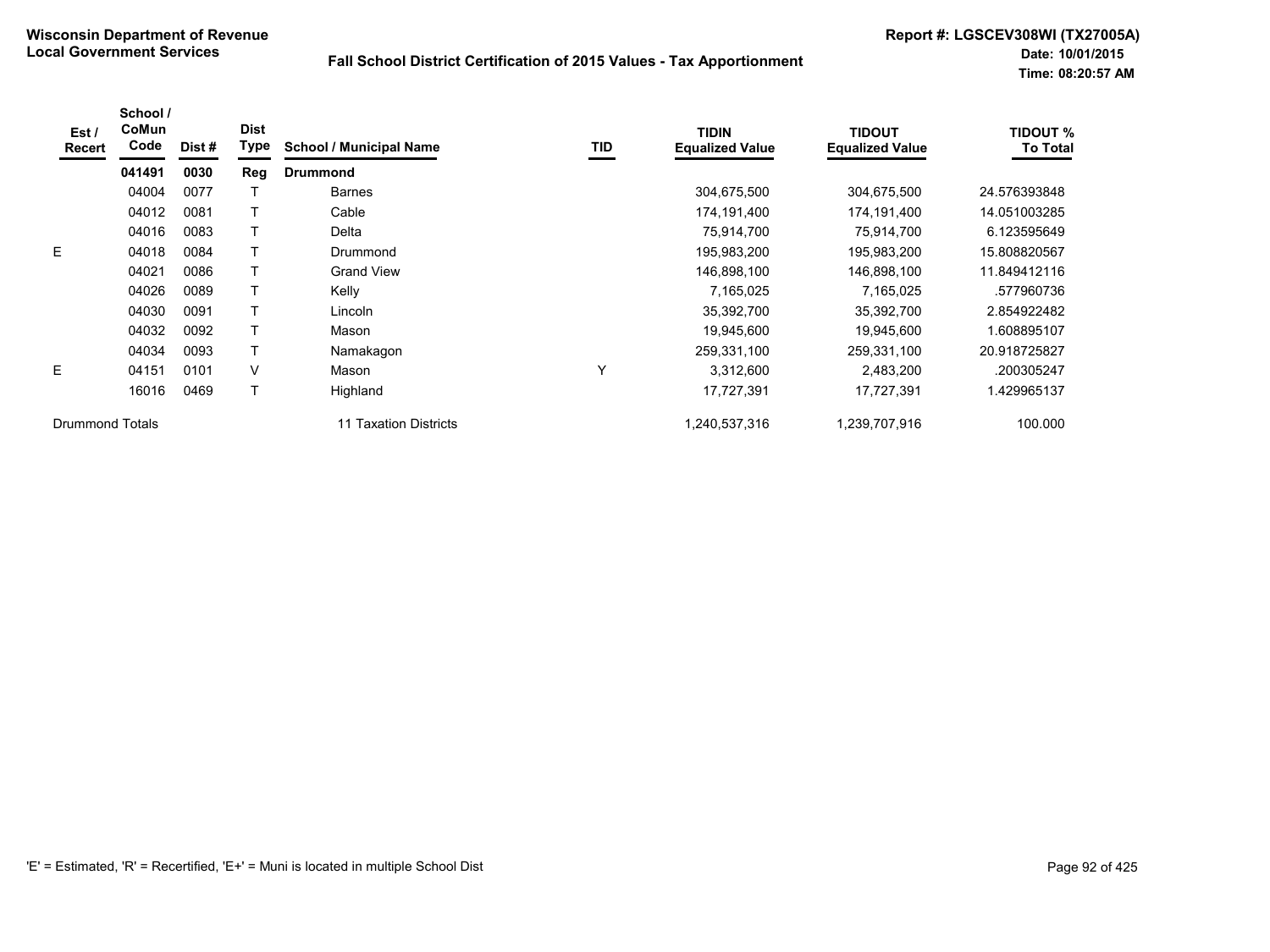**Wisconsin Department of Revenue**
**Local Government Services**

**Fall School District Certification of 2015 Values - Tax Apportionment**

**Report #: LGSCEV308WI (TX27005A)**
**Date: 10/01/2015**
**Time: 08:20:57 AM**

| Est / Recert | School / CoMun Code | Dist # | Dist Type | School / Municipal Name | TID | TIDIN Equalized Value | TIDOUT Equalized Value | TIDOUT % To Total |
|---|---|---|---|---|---|---|---|---|
| | **041491** | **0030** | **Reg** | **Drummond** | | | | |
| | 04004 | 0077 | T | Barnes | | 304,675,500 | 304,675,500 | 24.576393848 |
| | 04012 | 0081 | T | Cable | | 174,191,400 | 174,191,400 | 14.051003285 |
| | 04016 | 0083 | T | Delta | | 75,914,700 | 75,914,700 | 6.123595649 |
| E | 04018 | 0084 | T | Drummond | | 195,983,200 | 195,983,200 | 15.808820567 |
| | 04021 | 0086 | T | Grand View | | 146,898,100 | 146,898,100 | 11.849412116 |
| | 04026 | 0089 | T | Kelly | | 7,165,025 | 7,165,025 | .577960736 |
| | 04030 | 0091 | T | Lincoln | | 35,392,700 | 35,392,700 | 2.854922482 |
| | 04032 | 0092 | T | Mason | | 19,945,600 | 19,945,600 | 1.608895107 |
| | 04034 | 0093 | T | Namakagon | | 259,331,100 | 259,331,100 | 20.918725827 |
| E | 04151 | 0101 | V | Mason | Y | 3,312,600 | 2,483,200 | .200305247 |
| | 16016 | 0469 | T | Highland | | 17,727,391 | 17,727,391 | 1.429965137 |
| Drummond Totals | | | | 11 Taxation Districts | | 1,240,537,316 | 1,239,707,916 | 100.000 |

'E' = Estimated, 'R' = Recertified, 'E+' = Muni is located in multiple School Dist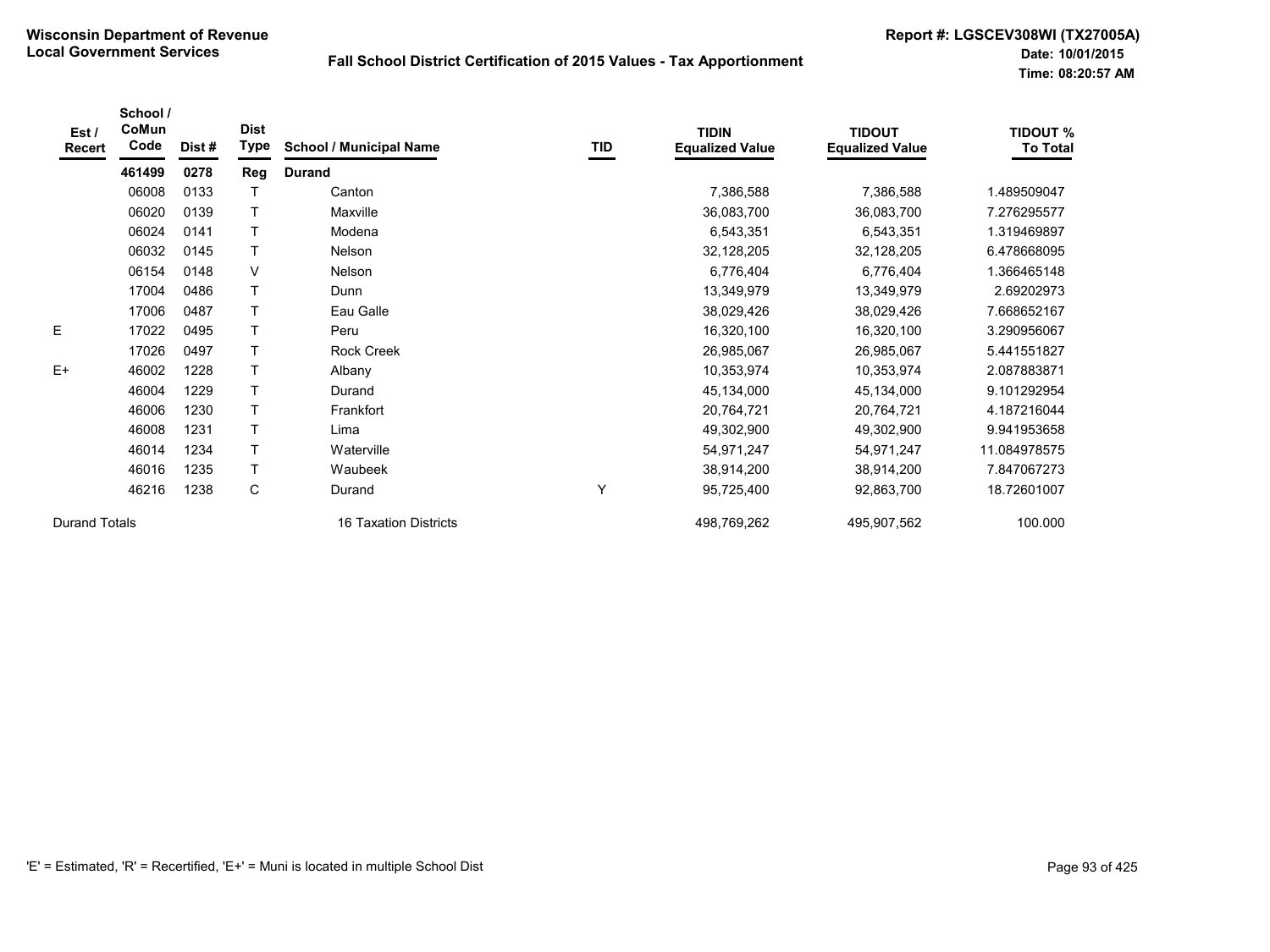**Wisconsin Department of Revenue**
**Local Government Services**

**Fall School District Certification of 2015 Values - Tax Apportionment**

**Report #: LGSCEV308WI (TX27005A)**
**Date: 10/01/2015**
**Time: 08:20:57 AM**

| Est / Recert | School / CoMun Code | Dist # | Dist Type | School / Municipal Name | TID | TIDIN Equalized Value | TIDOUT Equalized Value | TIDOUT % To Total |
|---|---|---|---|---|---|---|---|---|
| | **461499** | **0278** | **Reg** | **Durand** | | | | |
| | 06008 | 0133 | T | Canton | | 7,386,588 | 7,386,588 | 1.489509047 |
| | 06020 | 0139 | T | Maxville | | 36,083,700 | 36,083,700 | 7.276295577 |
| | 06024 | 0141 | T | Modena | | 6,543,351 | 6,543,351 | 1.319469897 |
| | 06032 | 0145 | T | Nelson | | 32,128,205 | 32,128,205 | 6.478668095 |
| | 06154 | 0148 | V | Nelson | | 6,776,404 | 6,776,404 | 1.366465148 |
| | 17004 | 0486 | T | Dunn | | 13,349,979 | 13,349,979 | 2.69202973 |
| | 17006 | 0487 | T | Eau Galle | | 38,029,426 | 38,029,426 | 7.668652167 |
| E | 17022 | 0495 | T | Peru | | 16,320,100 | 16,320,100 | 3.290956067 |
| | 17026 | 0497 | T | Rock Creek | | 26,985,067 | 26,985,067 | 5.441551827 |
| E+ | 46002 | 1228 | T | Albany | | 10,353,974 | 10,353,974 | 2.087883871 |
| | 46004 | 1229 | T | Durand | | 45,134,000 | 45,134,000 | 9.101292954 |
| | 46006 | 1230 | T | Frankfort | | 20,764,721 | 20,764,721 | 4.187216044 |
| | 46008 | 1231 | T | Lima | | 49,302,900 | 49,302,900 | 9.941953658 |
| | 46014 | 1234 | T | Waterville | | 54,971,247 | 54,971,247 | 11.084978575 |
| | 46016 | 1235 | T | Waubeek | | 38,914,200 | 38,914,200 | 7.847067273 |
| | 46216 | 1238 | C | Durand | Y | 95,725,400 | 92,863,700 | 18.72601007 |
| Durand Totals | | | | 16 Taxation Districts | | 498,769,262 | 495,907,562 | 100.000 |

'E' = Estimated, 'R' = Recertified, 'E+' = Muni is located in multiple School Dist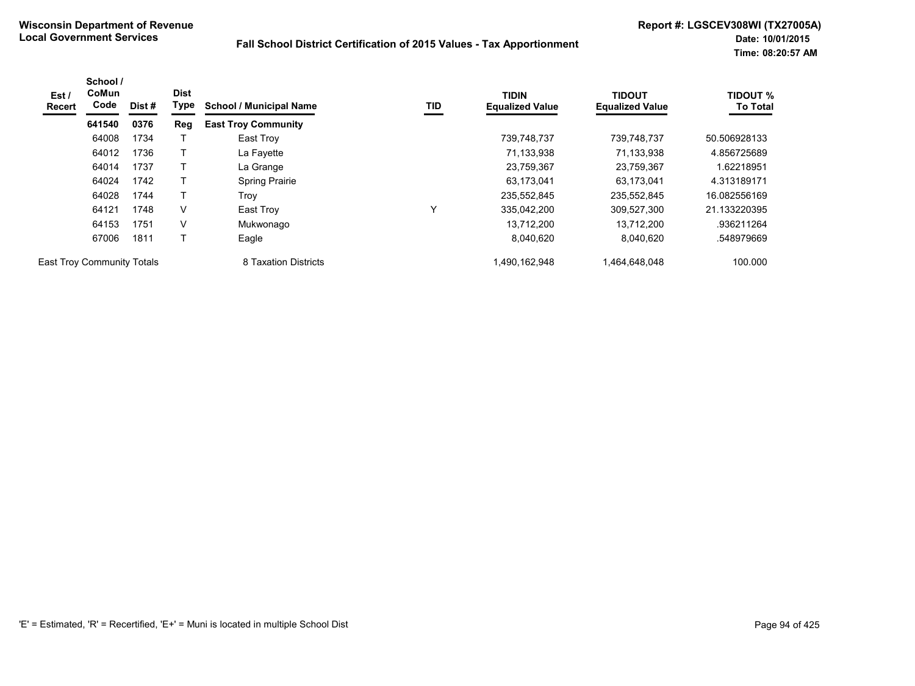**Wisconsin Department of Revenue**
**Local Government Services**

**Fall School District Certification of 2015 Values - Tax Apportionment**

**Report #: LGSCEV308WI (TX27005A)**
**Date: 10/01/2015**
**Time: 08:20:57 AM**

| Est / Recert | School / CoMun Code | Dist # | Dist Type | School / Municipal Name | TID | TIDIN Equalized Value | TIDOUT Equalized Value | TIDOUT % To Total |
|---|---|---|---|---|---|---|---|---|
| | **641540** | **0376** | **Reg** | **East Troy Community** | | | | |
| | 64008 | 1734 | T | East Troy | | 739,748,737 | 739,748,737 | 50.506928133 |
| | 64012 | 1736 | T | La Fayette | | 71,133,938 | 71,133,938 | 4.856725689 |
| | 64014 | 1737 | T | La Grange | | 23,759,367 | 23,759,367 | 1.62218951 |
| | 64024 | 1742 | T | Spring Prairie | | 63,173,041 | 63,173,041 | 4.313189171 |
| | 64028 | 1744 | T | Troy | | 235,552,845 | 235,552,845 | 16.082556169 |
| | 64121 | 1748 | V | East Troy | Y | 335,042,200 | 309,527,300 | 21.133220395 |
| | 64153 | 1751 | V | Mukwonago | | 13,712,200 | 13,712,200 | .936211264 |
| | 67006 | 1811 | T | Eagle | | 8,040,620 | 8,040,620 | .548979669 |
| East Troy Community Totals | | | | 8 Taxation Districts | | 1,490,162,948 | 1,464,648,048 | 100.000 |

'E' = Estimated, 'R' = Recertified, 'E+' = Muni is located in multiple School Dist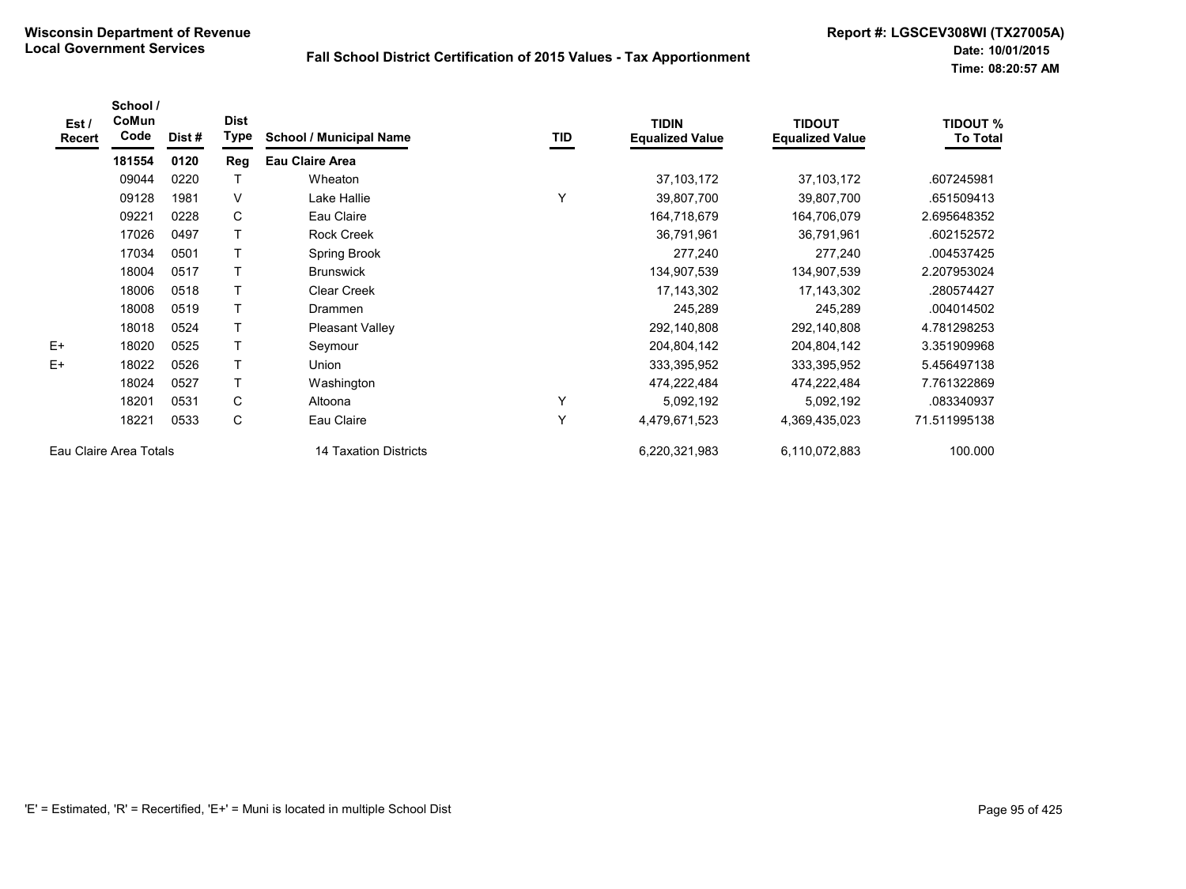**Wisconsin Department of Revenue**
**Local Government Services**

**Fall School District Certification of 2015 Values - Tax Apportionment**

**Report #: LGSCEV308WI (TX27005A)**
**Date: 10/01/2015**
**Time: 08:20:57 AM**

| Est / Recert | School / CoMun Code | Dist # | Dist Type | School / Municipal Name | TID | TIDIN Equalized Value | TIDOUT Equalized Value | TIDOUT % To Total |
|---|---|---|---|---|---|---|---|---|
| | **181554** | **0120** | **Reg** | **Eau Claire Area** | | | | |
| | 09044 | 0220 | T | Wheaton | | 37,103,172 | 37,103,172 | .607245981 |
| | 09128 | 1981 | V | Lake Hallie | Y | 39,807,700 | 39,807,700 | .651509413 |
| | 09221 | 0228 | C | Eau Claire | | 164,718,679 | 164,706,079 | 2.695648352 |
| | 17026 | 0497 | T | Rock Creek | | 36,791,961 | 36,791,961 | .602152572 |
| | 17034 | 0501 | T | Spring Brook | | 277,240 | 277,240 | .004537425 |
| | 18004 | 0517 | T | Brunswick | | 134,907,539 | 134,907,539 | 2.207953024 |
| | 18006 | 0518 | T | Clear Creek | | 17,143,302 | 17,143,302 | .280574427 |
| | 18008 | 0519 | T | Drammen | | 245,289 | 245,289 | .004014502 |
| | 18018 | 0524 | T | Pleasant Valley | | 292,140,808 | 292,140,808 | 4.781298253 |
| E+ | 18020 | 0525 | T | Seymour | | 204,804,142 | 204,804,142 | 3.351909968 |
| E+ | 18022 | 0526 | T | Union | | 333,395,952 | 333,395,952 | 5.456497138 |
| | 18024 | 0527 | T | Washington | | 474,222,484 | 474,222,484 | 7.761322869 |
| | 18201 | 0531 | C | Altoona | Y | 5,092,192 | 5,092,192 | .083340937 |
| | 18221 | 0533 | C | Eau Claire | Y | 4,479,671,523 | 4,369,435,023 | 71.511995138 |
| Eau Claire Area Totals | | | | 14 Taxation Districts | | 6,220,321,983 | 6,110,072,883 | 100.000 |

'E' = Estimated, 'R' = Recertified, 'E+' = Muni is located in multiple School Dist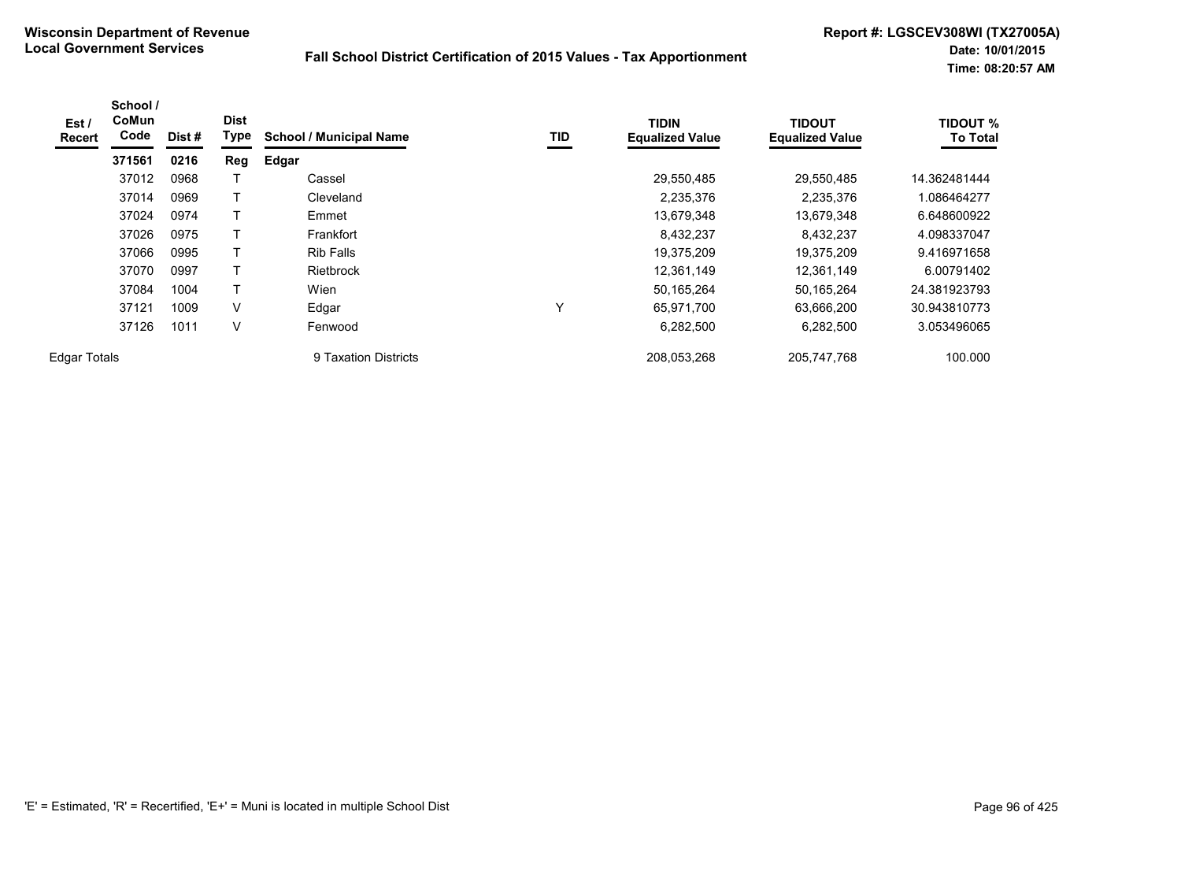**Wisconsin Department of Revenue**
**Local Government Services**

**Fall School District Certification of 2015 Values - Tax Apportionment**

**Report #: LGSCEV308WI (TX27005A)**
**Date: 10/01/2015**
**Time: 08:20:57 AM**

| Est / Recert | School / CoMun Code | Dist # | Dist Type | School / Municipal Name | TID | TIDIN Equalized Value | TIDOUT Equalized Value | TIDOUT % To Total |
|---|---|---|---|---|---|---|---|---|
| | **371561** | **0216** | **Reg** | **Edgar** | | | | |
| | 37012 | 0968 | T | Cassel | | 29,550,485 | 29,550,485 | 14.362481444 |
| | 37014 | 0969 | T | Cleveland | | 2,235,376 | 2,235,376 | 1.086464277 |
| | 37024 | 0974 | T | Emmet | | 13,679,348 | 13,679,348 | 6.648600922 |
| | 37026 | 0975 | T | Frankfort | | 8,432,237 | 8,432,237 | 4.098337047 |
| | 37066 | 0995 | T | Rib Falls | | 19,375,209 | 19,375,209 | 9.416971658 |
| | 37070 | 0997 | T | Rietbrock | | 12,361,149 | 12,361,149 | 6.00791402 |
| | 37084 | 1004 | T | Wien | | 50,165,264 | 50,165,264 | 24.381923793 |
| | 37121 | 1009 | V | Edgar | Y | 65,971,700 | 63,666,200 | 30.943810773 |
| | 37126 | 1011 | V | Fenwood | | 6,282,500 | 6,282,500 | 3.053496065 |
| Edgar Totals | | | | 9 Taxation Districts | | 208,053,268 | 205,747,768 | 100.000 |

'E' = Estimated, 'R' = Recertified, 'E+' = Muni is located in multiple School Dist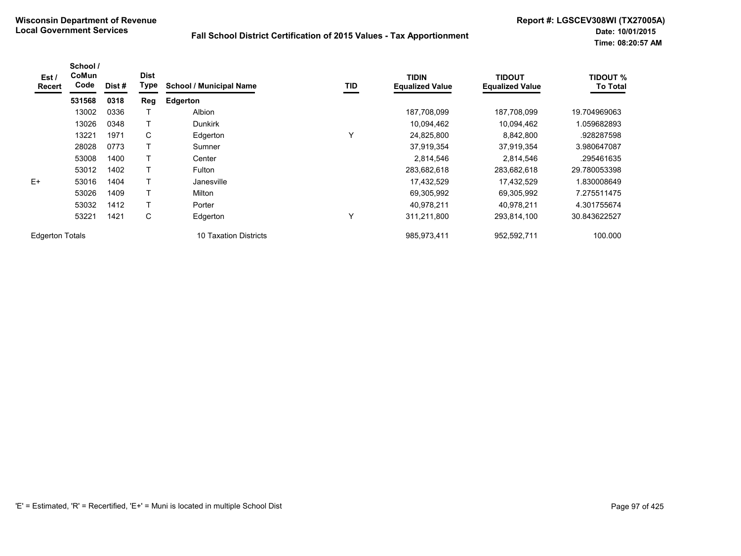**Wisconsin Department of Revenue**
**Local Government Services**

**Fall School District Certification of 2015 Values - Tax Apportionment**

**Report #: LGSCEV308WI (TX27005A)**
**Date: 10/01/2015**
**Time: 08:20:57 AM**

| Est / Recert | School / CoMun Code | Dist # | Dist Type | School / Municipal Name | TID | TIDIN Equalized Value | TIDOUT Equalized Value | TIDOUT % To Total |
|---|---|---|---|---|---|---|---|---|
| | **531568** | **0318** | **Reg** | **Edgerton** | | | | |
| | 13002 | 0336 | T | Albion | | 187,708,099 | 187,708,099 | 19.704969063 |
| | 13026 | 0348 | T | Dunkirk | | 10,094,462 | 10,094,462 | 1.059682893 |
| | 13221 | 1971 | C | Edgerton | Y | 24,825,800 | 8,842,800 | .928287598 |
| | 28028 | 0773 | T | Sumner | | 37,919,354 | 37,919,354 | 3.980647087 |
| | 53008 | 1400 | T | Center | | 2,814,546 | 2,814,546 | .295461635 |
| | 53012 | 1402 | T | Fulton | | 283,682,618 | 283,682,618 | 29.780053398 |
| E+ | 53016 | 1404 | T | Janesville | | 17,432,529 | 17,432,529 | 1.830008649 |
| | 53026 | 1409 | T | Milton | | 69,305,992 | 69,305,992 | 7.275511475 |
| | 53032 | 1412 | T | Porter | | 40,978,211 | 40,978,211 | 4.301755674 |
| | 53221 | 1421 | C | Edgerton | Y | 311,211,800 | 293,814,100 | 30.843622527 |
| Edgerton Totals | | | | 10 Taxation Districts | | 985,973,411 | 952,592,711 | 100.000 |

'E' = Estimated, 'R' = Recertified, 'E+' = Muni is located in multiple School Dist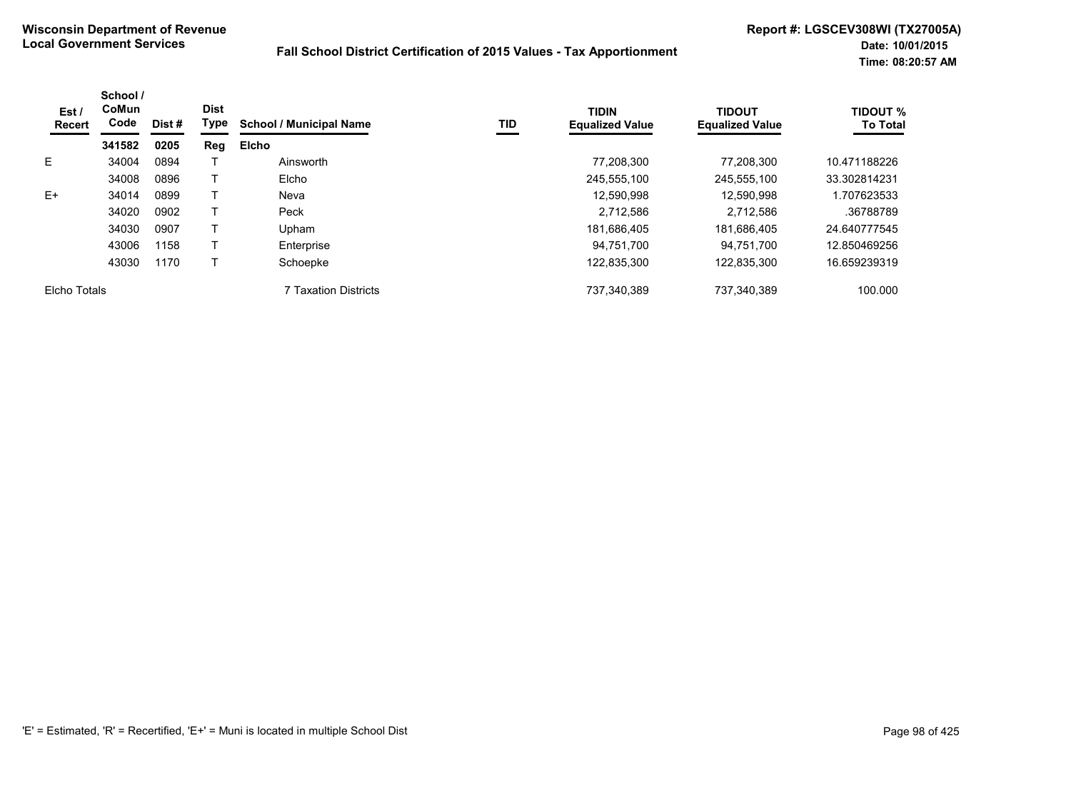**Wisconsin Department of Revenue**
**Local Government Services**

**Fall School District Certification of 2015 Values - Tax Apportionment**

**Report #: LGSCEV308WI (TX27005A)**
**Date: 10/01/2015**
**Time: 08:20:57 AM**

| Est / Recert | School / CoMun Code | Dist # | Dist Type | School / Municipal Name | TID | TIDIN Equalized Value | TIDOUT Equalized Value | TIDOUT % To Total |
|---|---|---|---|---|---|---|---|---|
| | **341582** | **0205** | **Reg** | **Elcho** | | | | |
| E | 34004 | 0894 | T | Ainsworth | | 77,208,300 | 77,208,300 | 10.471188226 |
| | 34008 | 0896 | T | Elcho | | 245,555,100 | 245,555,100 | 33.302814231 |
| E+ | 34014 | 0899 | T | Neva | | 12,590,998 | 12,590,998 | 1.707623533 |
| | 34020 | 0902 | T | Peck | | 2,712,586 | 2,712,586 | .36788789 |
| | 34030 | 0907 | T | Upham | | 181,686,405 | 181,686,405 | 24.640777545 |
| | 43006 | 1158 | T | Enterprise | | 94,751,700 | 94,751,700 | 12.850469256 |
| | 43030 | 1170 | T | Schoepke | | 122,835,300 | 122,835,300 | 16.659239319 |
| Elcho Totals | | | | 7 Taxation Districts | | 737,340,389 | 737,340,389 | 100.000 |

'E' = Estimated, 'R' = Recertified, 'E+' = Muni is located in multiple School Dist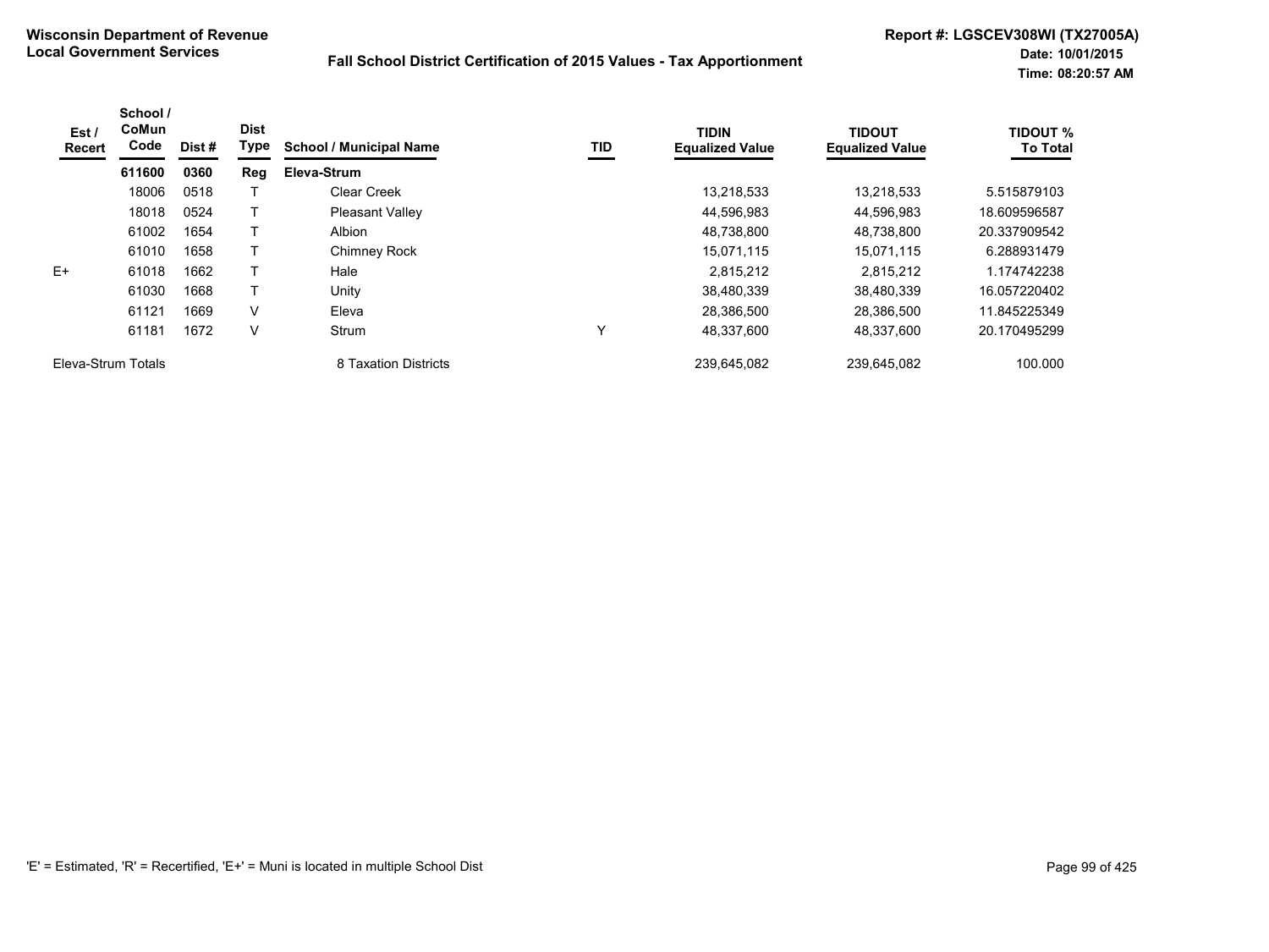**Wisconsin Department of Revenue**
**Local Government Services**

**Fall School District Certification of 2015 Values - Tax Apportionment**

**Report #: LGSCEV308WI (TX27005A)**
**Date: 10/01/2015**
**Time: 08:20:57 AM**

| Est / Recert | School / CoMun Code | Dist # | Dist Type | School / Municipal Name | TID | TIDIN Equalized Value | TIDOUT Equalized Value | TIDOUT % To Total |
|---|---|---|---|---|---|---|---|---|
| | **611600** | **0360** | **Reg** | **Eleva-Strum** | | | | |
| | 18006 | 0518 | T | Clear Creek | | 13,218,533 | 13,218,533 | 5.515879103 |
| | 18018 | 0524 | T | Pleasant Valley | | 44,596,983 | 44,596,983 | 18.609596587 |
| | 61002 | 1654 | T | Albion | | 48,738,800 | 48,738,800 | 20.337909542 |
| | 61010 | 1658 | T | Chimney Rock | | 15,071,115 | 15,071,115 | 6.288931479 |
| E+ | 61018 | 1662 | T | Hale | | 2,815,212 | 2,815,212 | 1.174742238 |
| | 61030 | 1668 | T | Unity | | 38,480,339 | 38,480,339 | 16.057220402 |
| | 61121 | 1669 | V | Eleva | | 28,386,500 | 28,386,500 | 11.845225349 |
| | 61181 | 1672 | V | Strum | Y | 48,337,600 | 48,337,600 | 20.170495299 |
| Eleva-Strum Totals | | | | 8 Taxation Districts | | 239,645,082 | 239,645,082 | 100.000 |

'E' = Estimated, 'R' = Recertified, 'E+' = Muni is located in multiple School Dist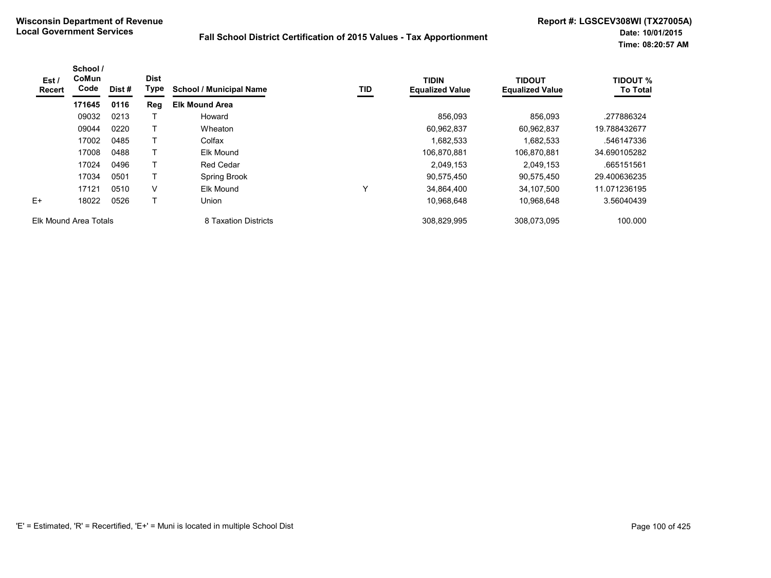**Wisconsin Department of Revenue**
**Local Government Services**

**Fall School District Certification of 2015 Values - Tax Apportionment**

**Report #: LGSCEV308WI (TX27005A)**
**Date: 10/01/2015**
**Time: 08:20:57 AM**

| Est / Recert | School / CoMun Code | Dist # | Dist Type | School / Municipal Name | TID | TIDIN Equalized Value | TIDOUT Equalized Value | TIDOUT % To Total |
|---|---|---|---|---|---|---|---|---|
| | **171645** | **0116** | **Reg** | **Elk Mound Area** | | | | |
| | 09032 | 0213 | T | Howard | | 856,093 | 856,093 | .277886324 |
| | 09044 | 0220 | T | Wheaton | | 60,962,837 | 60,962,837 | 19.788432677 |
| | 17002 | 0485 | T | Colfax | | 1,682,533 | 1,682,533 | .546147336 |
| | 17008 | 0488 | T | Elk Mound | | 106,870,881 | 106,870,881 | 34.690105282 |
| | 17024 | 0496 | T | Red Cedar | | 2,049,153 | 2,049,153 | .665151561 |
| | 17034 | 0501 | T | Spring Brook | | 90,575,450 | 90,575,450 | 29.400636235 |
| | 17121 | 0510 | V | Elk Mound | Y | 34,864,400 | 34,107,500 | 11.071236195 |
| E+ | 18022 | 0526 | T | Union | | 10,968,648 | 10,968,648 | 3.56040439 |
| Elk Mound Area Totals | | | | 8 Taxation Districts | | 308,829,995 | 308,073,095 | 100.000 |

'E' = Estimated, 'R' = Recertified, 'E+' = Muni is located in multiple School Dist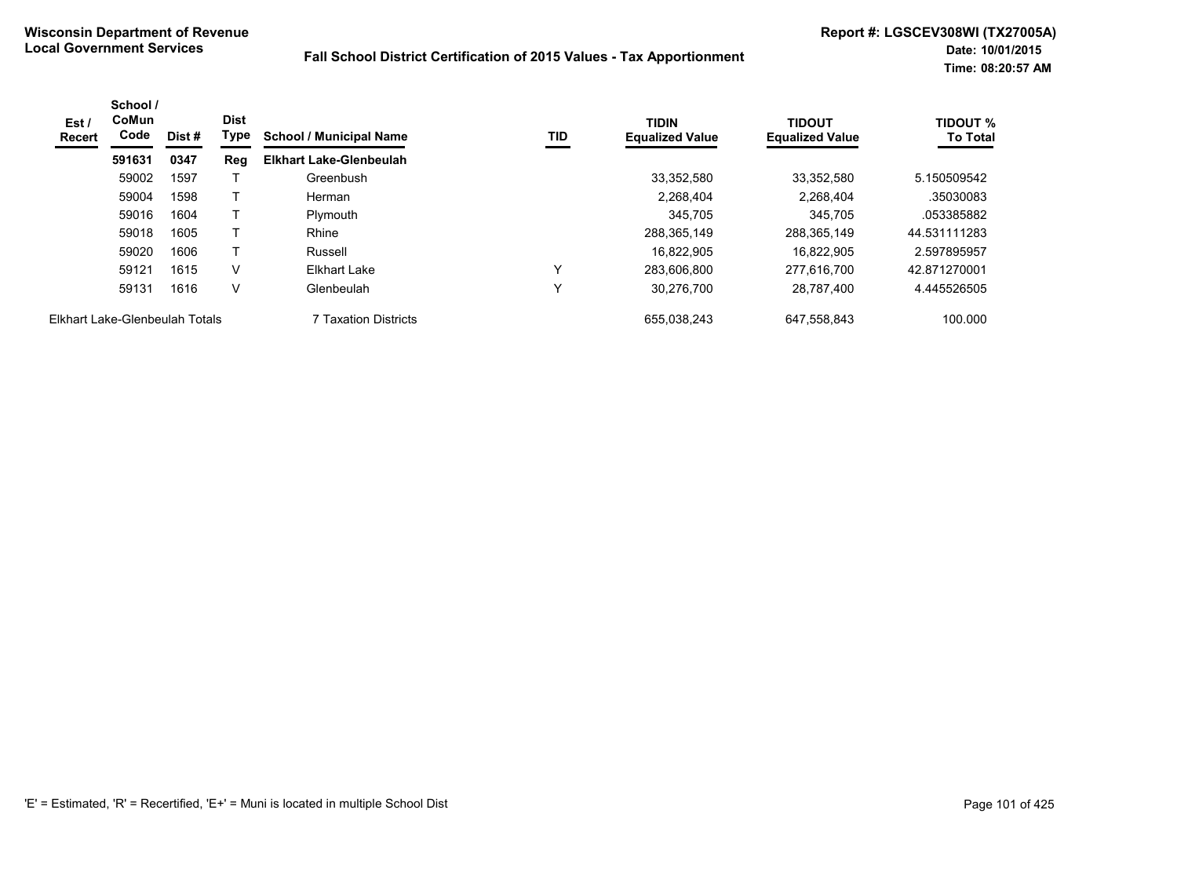**Wisconsin Department of Revenue**
**Local Government Services**

**Fall School District Certification of 2015 Values - Tax Apportionment**

**Report #: LGSCEV308WI (TX27005A)**
**Date: 10/01/2015**
**Time: 08:20:57 AM**

| Est / Recert | School / CoMun Code | Dist # | Dist Type | School / Municipal Name | TID | TIDIN Equalized Value | TIDOUT Equalized Value | TIDOUT % To Total |
|---|---|---|---|---|---|---|---|---|
| | **591631** | **0347** | **Reg** | **Elkhart Lake-Glenbeulah** | | | | |
| | 59002 | 1597 | T | Greenbush | | 33,352,580 | 33,352,580 | 5.150509542 |
| | 59004 | 1598 | T | Herman | | 2,268,404 | 2,268,404 | .35030083 |
| | 59016 | 1604 | T | Plymouth | | 345,705 | 345,705 | .053385882 |
| | 59018 | 1605 | T | Rhine | | 288,365,149 | 288,365,149 | 44.531111283 |
| | 59020 | 1606 | T | Russell | | 16,822,905 | 16,822,905 | 2.597895957 |
| | 59121 | 1615 | V | Elkhart Lake | Y | 283,606,800 | 277,616,700 | 42.871270001 |
| | 59131 | 1616 | V | Glenbeulah | Y | 30,276,700 | 28,787,400 | 4.445526505 |
| Elkhart Lake-Glenbeulah Totals | | | | 7 Taxation Districts | | 655,038,243 | 647,558,843 | 100.000 |

'E' = Estimated, 'R' = Recertified, 'E+' = Muni is located in multiple School Dist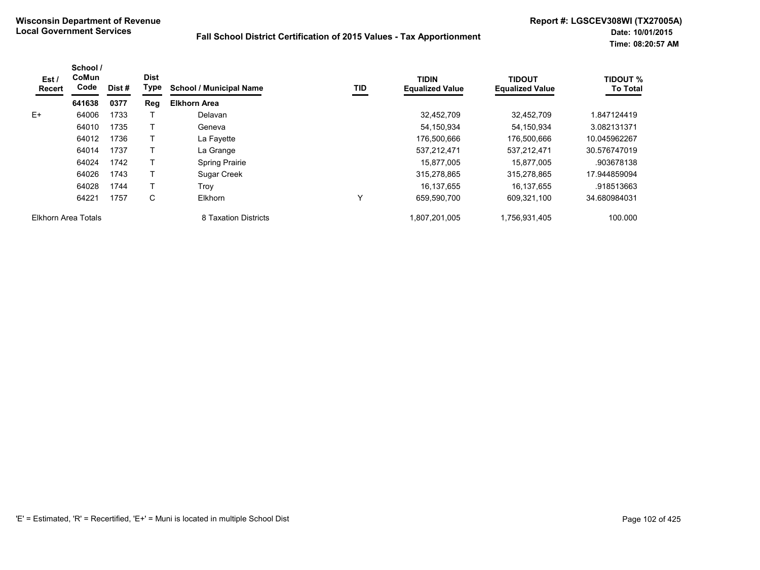**Wisconsin Department of Revenue**
**Local Government Services**

**Fall School District Certification of 2015 Values - Tax Apportionment**

**Report #: LGSCEV308WI (TX27005A)**
**Date: 10/01/2015**
**Time: 08:20:57 AM**

| Est / Recert | School / CoMun Code | Dist # | Dist Type | School / Municipal Name | TID | TIDIN Equalized Value | TIDOUT Equalized Value | TIDOUT % To Total |
|---|---|---|---|---|---|---|---|---|
| | **641638** | **0377** | **Reg** | **Elkhorn Area** | | | | |
| E+ | 64006 | 1733 | T | Delavan | | 32,452,709 | 32,452,709 | 1.847124419 |
| | 64010 | 1735 | T | Geneva | | 54,150,934 | 54,150,934 | 3.082131371 |
| | 64012 | 1736 | T | La Fayette | | 176,500,666 | 176,500,666 | 10.045962267 |
| | 64014 | 1737 | T | La Grange | | 537,212,471 | 537,212,471 | 30.576747019 |
| | 64024 | 1742 | T | Spring Prairie | | 15,877,005 | 15,877,005 | .903678138 |
| | 64026 | 1743 | T | Sugar Creek | | 315,278,865 | 315,278,865 | 17.944859094 |
| | 64028 | 1744 | T | Troy | | 16,137,655 | 16,137,655 | .918513663 |
| | 64221 | 1757 | C | Elkhorn | Y | 659,590,700 | 609,321,100 | 34.680984031 |
| Elkhorn Area Totals | | | | 8 Taxation Districts | | 1,807,201,005 | 1,756,931,405 | 100.000 |

'E' = Estimated, 'R' = Recertified, 'E+' = Muni is located in multiple School Dist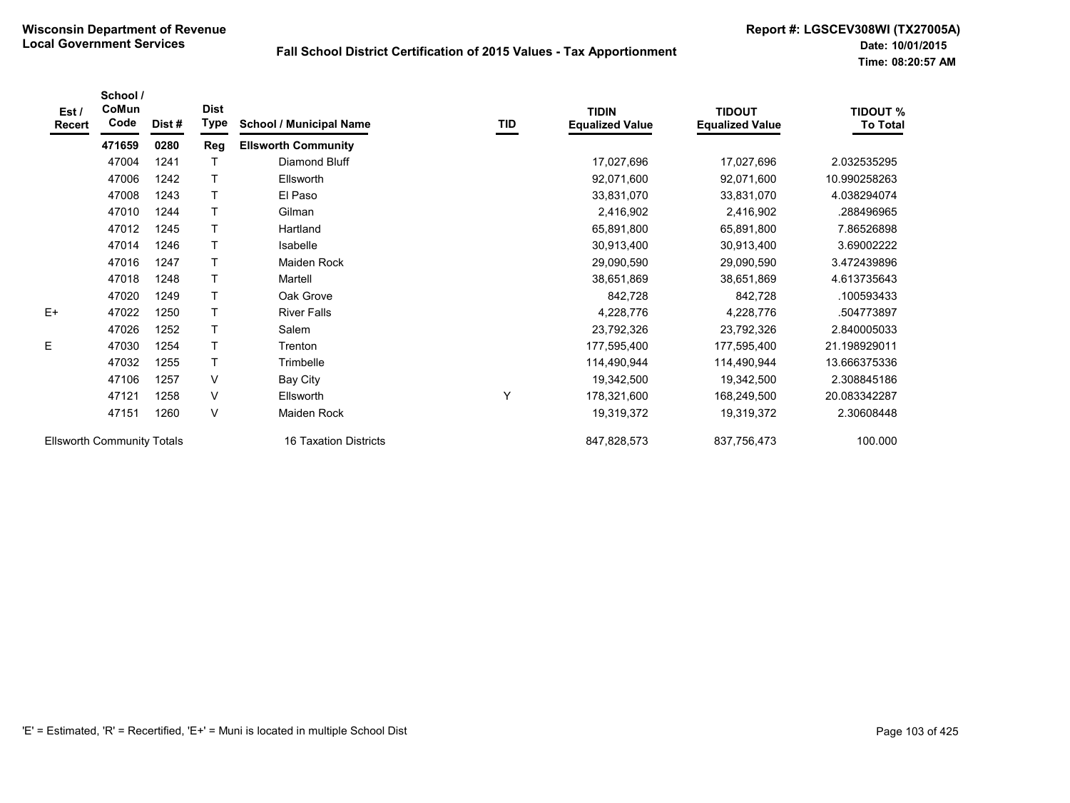**Wisconsin Department of Revenue**
**Local Government Services**

**Fall School District Certification of 2015 Values - Tax Apportionment**

**Report #: LGSCEV308WI (TX27005A)**
**Date: 10/01/2015**
**Time: 08:20:57 AM**

| Est / Recert | School / CoMun Code | Dist # | Dist Type | School / Municipal Name | TID | TIDIN Equalized Value | TIDOUT Equalized Value | TIDOUT % To Total |
|---|---|---|---|---|---|---|---|---|
| | **471659** | **0280** | **Reg** | **Ellsworth Community** | | | | |
| | 47004 | 1241 | T | Diamond Bluff | | 17,027,696 | 17,027,696 | 2.032535295 |
| | 47006 | 1242 | T | Ellsworth | | 92,071,600 | 92,071,600 | 10.990258263 |
| | 47008 | 1243 | T | El Paso | | 33,831,070 | 33,831,070 | 4.038294074 |
| | 47010 | 1244 | T | Gilman | | 2,416,902 | 2,416,902 | .288496965 |
| | 47012 | 1245 | T | Hartland | | 65,891,800 | 65,891,800 | 7.86526898 |
| | 47014 | 1246 | T | Isabelle | | 30,913,400 | 30,913,400 | 3.69002222 |
| | 47016 | 1247 | T | Maiden Rock | | 29,090,590 | 29,090,590 | 3.472439896 |
| | 47018 | 1248 | T | Martell | | 38,651,869 | 38,651,869 | 4.613735643 |
| | 47020 | 1249 | T | Oak Grove | | 842,728 | 842,728 | .100593433 |
| E+ | 47022 | 1250 | T | River Falls | | 4,228,776 | 4,228,776 | .504773897 |
| | 47026 | 1252 | T | Salem | | 23,792,326 | 23,792,326 | 2.840005033 |
| E | 47030 | 1254 | T | Trenton | | 177,595,400 | 177,595,400 | 21.198929011 |
| | 47032 | 1255 | T | Trimbelle | | 114,490,944 | 114,490,944 | 13.666375336 |
| | 47106 | 1257 | V | Bay City | | 19,342,500 | 19,342,500 | 2.308845186 |
| | 47121 | 1258 | V | Ellsworth | Y | 178,321,600 | 168,249,500 | 20.083342287 |
| | 47151 | 1260 | V | Maiden Rock | | 19,319,372 | 19,319,372 | 2.30608448 |
| Ellsworth Community Totals | | | | 16 Taxation Districts | | 847,828,573 | 837,756,473 | 100.000 |

'E' = Estimated, 'R' = Recertified, 'E+' = Muni is located in multiple School Dist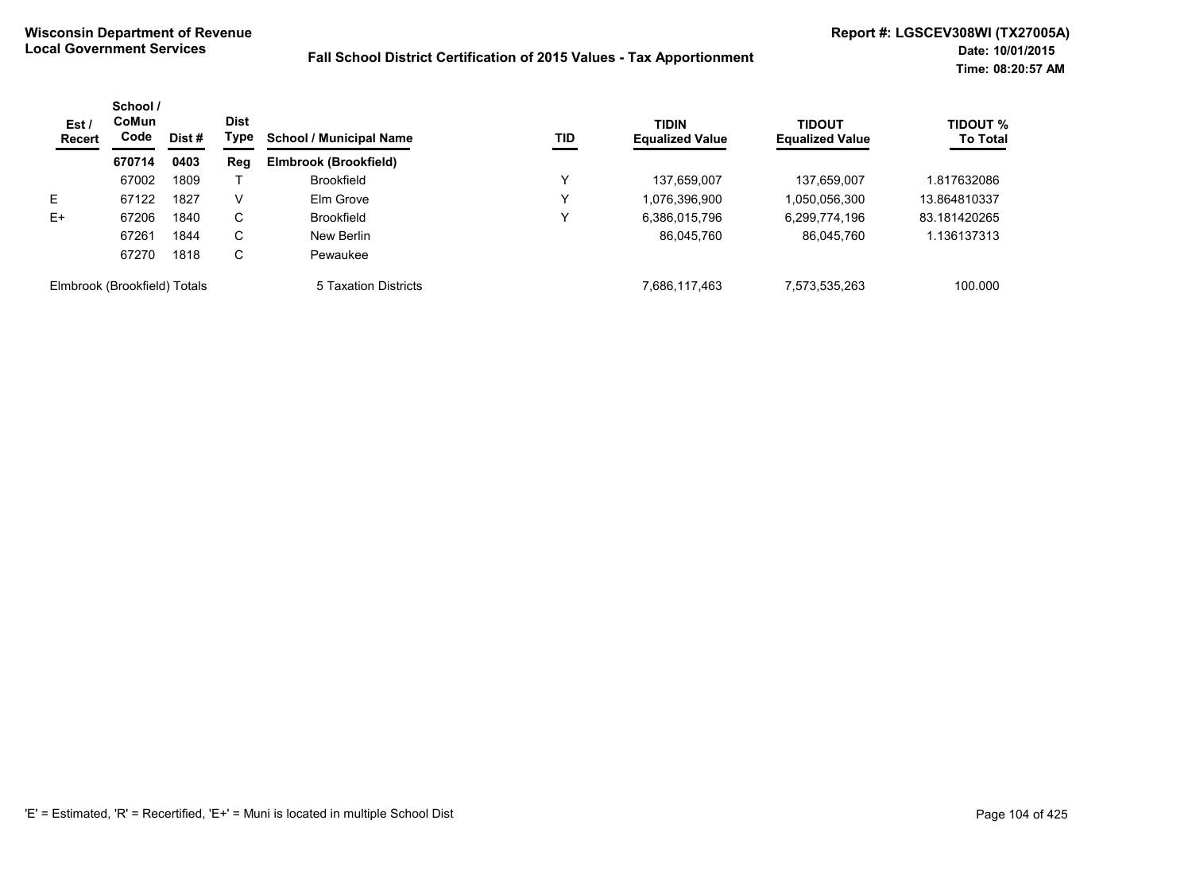**Wisconsin Department of Revenue**
**Local Government Services**

**Fall School District Certification of 2015 Values - Tax Apportionment**

**Report #: LGSCEV308WI (TX27005A)**
**Date: 10/01/2015**
**Time: 08:20:57 AM**

| Est / Recert | School / CoMun Code | Dist # | Dist Type | School / Municipal Name | TID | TIDIN Equalized Value | TIDOUT Equalized Value | TIDOUT % To Total |
|---|---|---|---|---|---|---|---|---|
| | **670714** | **0403** | **Reg** | **Elmbrook (Brookfield)** | | | | |
| | 67002 | 1809 | T | Brookfield | Y | 137,659,007 | 137,659,007 | 1.817632086 |
| E | 67122 | 1827 | V | Elm Grove | Y | 1,076,396,900 | 1,050,056,300 | 13.864810337 |
| E+ | 67206 | 1840 | C | Brookfield | Y | 6,386,015,796 | 6,299,774,196 | 83.181420265 |
| | 67261 | 1844 | C | New Berlin | | 86,045,760 | 86,045,760 | 1.136137313 |
| | 67270 | 1818 | C | Pewaukee | | | | |
| Elmbrook (Brookfield) Totals | | | | 5 Taxation Districts | | 7,686,117,463 | 7,573,535,263 | 100.000 |

'E' = Estimated, 'R' = Recertified, 'E+' = Muni is located in multiple School Dist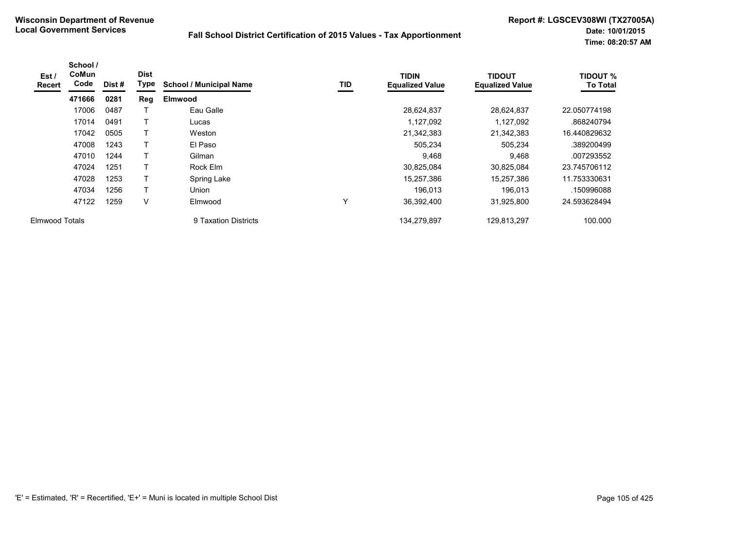**Wisconsin Department of Revenue**
**Local Government Services**

**Fall School District Certification of 2015 Values - Tax Apportionment**

**Report #: LGSCEV308WI (TX27005A)**
**Date: 10/01/2015**
**Time: 08:20:57 AM**

| Est / Recert | School / CoMun Code | Dist # | Dist Type | School / Municipal Name | TID | TIDIN Equalized Value | TIDOUT Equalized Value | TIDOUT % To Total |
|---|---|---|---|---|---|---|---|---|
| | **471666** | **0281** | **Reg** | **Elmwood** | | | | |
| | 17006 | 0487 | T | Eau Galle | | 28,624,837 | 28,624,837 | 22.050774198 |
| | 17014 | 0491 | T | Lucas | | 1,127,092 | 1,127,092 | .868240794 |
| | 17042 | 0505 | T | Weston | | 21,342,383 | 21,342,383 | 16.440829632 |
| | 47008 | 1243 | T | El Paso | | 505,234 | 505,234 | .389200499 |
| | 47010 | 1244 | T | Gilman | | 9,468 | 9,468 | .007293552 |
| | 47024 | 1251 | T | Rock Elm | | 30,825,084 | 30,825,084 | 23.745706112 |
| | 47028 | 1253 | T | Spring Lake | | 15,257,386 | 15,257,386 | 11.753330631 |
| | 47034 | 1256 | T | Union | | 196,013 | 196,013 | .150996088 |
| | 47122 | 1259 | V | Elmwood | Y | 36,392,400 | 31,925,800 | 24.593628494 |
| Elmwood Totals | | | | 9 Taxation Districts | | 134,279,897 | 129,813,297 | 100.000 |

'E' = Estimated, 'R' = Recertified, 'E+' = Muni is located in multiple School Dist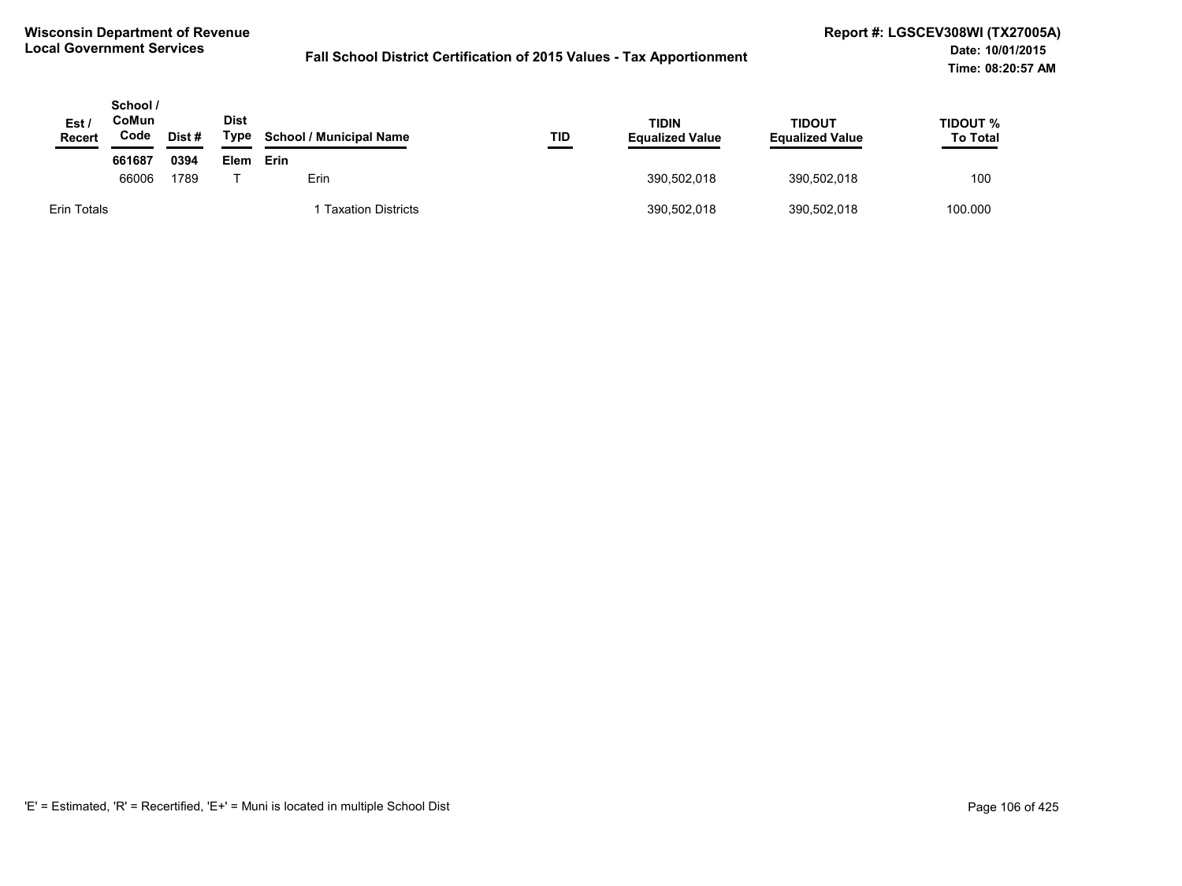**Wisconsin Department of Revenue**
**Local Government Services**

**Fall School District Certification of 2015 Values - Tax Apportionment**

**Report #: LGSCEV308WI (TX27005A)**
**Date: 10/01/2015**
**Time: 08:20:57 AM**

| Est / Recert | School / CoMun Code | Dist # | Dist Type | School / Municipal Name | TID | TIDIN Equalized Value | TIDOUT Equalized Value | TIDOUT % To Total |
|---|---|---|---|---|---|---|---|---|
| | **661687** | **0394** | **Elem** | **Erin** | | | | |
| | 66006 | 1789 | T | Erin | | 390,502,018 | 390,502,018 | 100 |
| Erin Totals | | | | 1 Taxation Districts | | 390,502,018 | 390,502,018 | 100.000 |

'E' = Estimated, 'R' = Recertified, 'E+' = Muni is located in multiple School Dist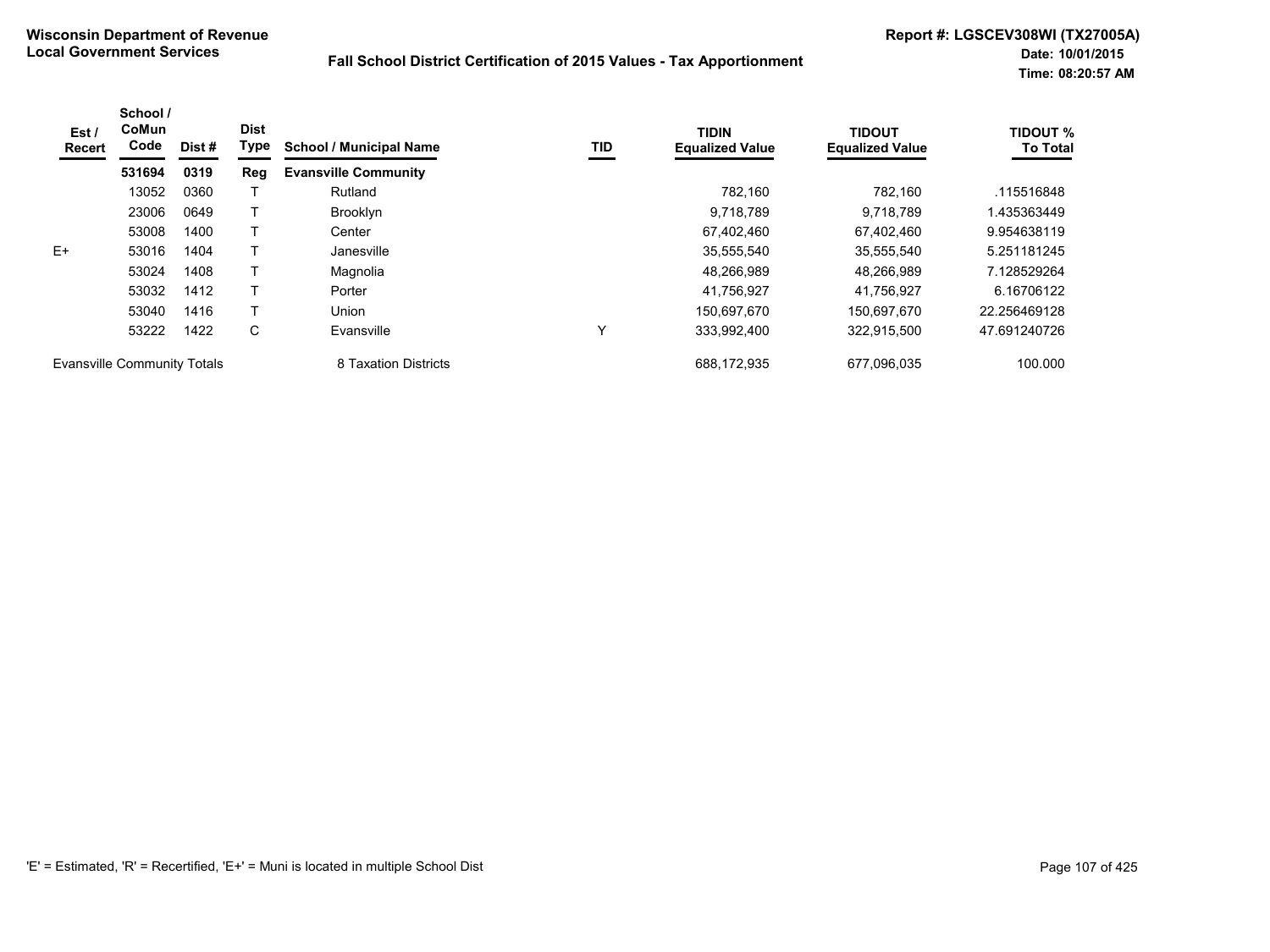**Wisconsin Department of Revenue**
**Local Government Services**

**Fall School District Certification of 2015 Values - Tax Apportionment**

**Report #: LGSCEV308WI (TX27005A)**
**Date: 10/01/2015**
**Time: 08:20:57 AM**

| Est / Recert | School / CoMun Code | Dist # | Dist Type | School / Municipal Name | TID | TIDIN Equalized Value | TIDOUT Equalized Value | TIDOUT % To Total |
|---|---|---|---|---|---|---|---|---|
| | **531694** | **0319** | **Reg** | **Evansville Community** | | | | |
| | 13052 | 0360 | T | Rutland | | 782,160 | 782,160 | .115516848 |
| | 23006 | 0649 | T | Brooklyn | | 9,718,789 | 9,718,789 | 1.435363449 |
| | 53008 | 1400 | T | Center | | 67,402,460 | 67,402,460 | 9.954638119 |
| E+ | 53016 | 1404 | T | Janesville | | 35,555,540 | 35,555,540 | 5.251181245 |
| | 53024 | 1408 | T | Magnolia | | 48,266,989 | 48,266,989 | 7.128529264 |
| | 53032 | 1412 | T | Porter | | 41,756,927 | 41,756,927 | 6.16706122 |
| | 53040 | 1416 | T | Union | | 150,697,670 | 150,697,670 | 22.256469128 |
| | 53222 | 1422 | C | Evansville | Y | 333,992,400 | 322,915,500 | 47.691240726 |
| Evansville Community Totals | | | | 8 Taxation Districts | | 688,172,935 | 677,096,035 | 100.000 |

'E' = Estimated, 'R' = Recertified, 'E+' = Muni is located in multiple School Dist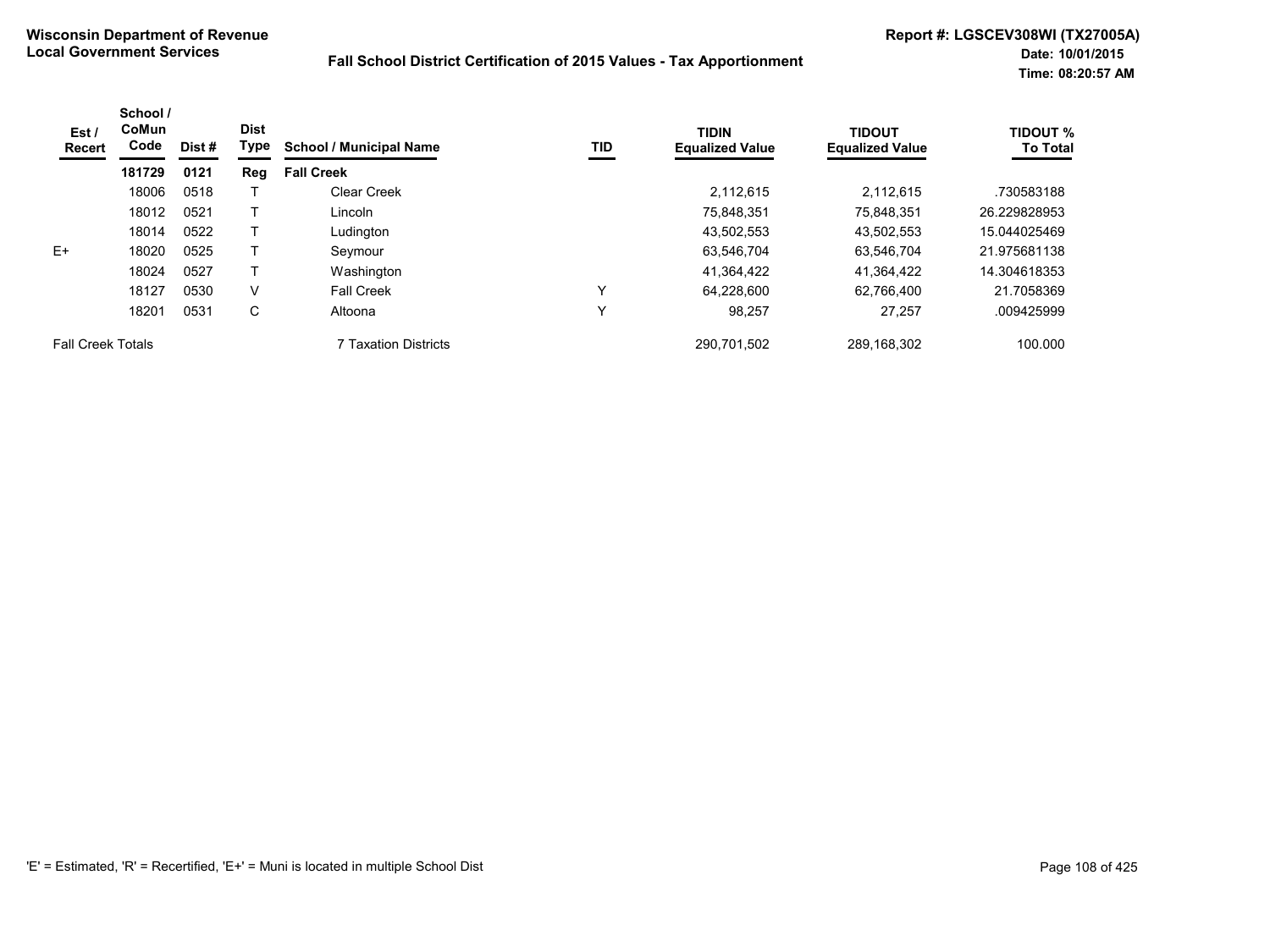**Wisconsin Department of Revenue**
**Local Government Services**

**Fall School District Certification of 2015 Values - Tax Apportionment**

**Report #: LGSCEV308WI (TX27005A)**
**Date: 10/01/2015**
**Time: 08:20:57 AM**

| Est / Recert | School / CoMun Code | Dist # | Dist Type | School / Municipal Name | TID | TIDIN Equalized Value | TIDOUT Equalized Value | TIDOUT % To Total |
|---|---|---|---|---|---|---|---|---|
| | **181729** | **0121** | **Reg** | **Fall Creek** | | | | |
| | 18006 | 0518 | T | Clear Creek | | 2,112,615 | 2,112,615 | .730583188 |
| | 18012 | 0521 | T | Lincoln | | 75,848,351 | 75,848,351 | 26.229828953 |
| | 18014 | 0522 | T | Ludington | | 43,502,553 | 43,502,553 | 15.044025469 |
| E+ | 18020 | 0525 | T | Seymour | | 63,546,704 | 63,546,704 | 21.975681138 |
| | 18024 | 0527 | T | Washington | | 41,364,422 | 41,364,422 | 14.304618353 |
| | 18127 | 0530 | V | Fall Creek | Y | 64,228,600 | 62,766,400 | 21.7058369 |
| | 18201 | 0531 | C | Altoona | Y | 98,257 | 27,257 | .009425999 |
| Fall Creek Totals | | | | 7 Taxation Districts | | 290,701,502 | 289,168,302 | 100.000 |

'E' = Estimated, 'R' = Recertified, 'E+' = Muni is located in multiple School Dist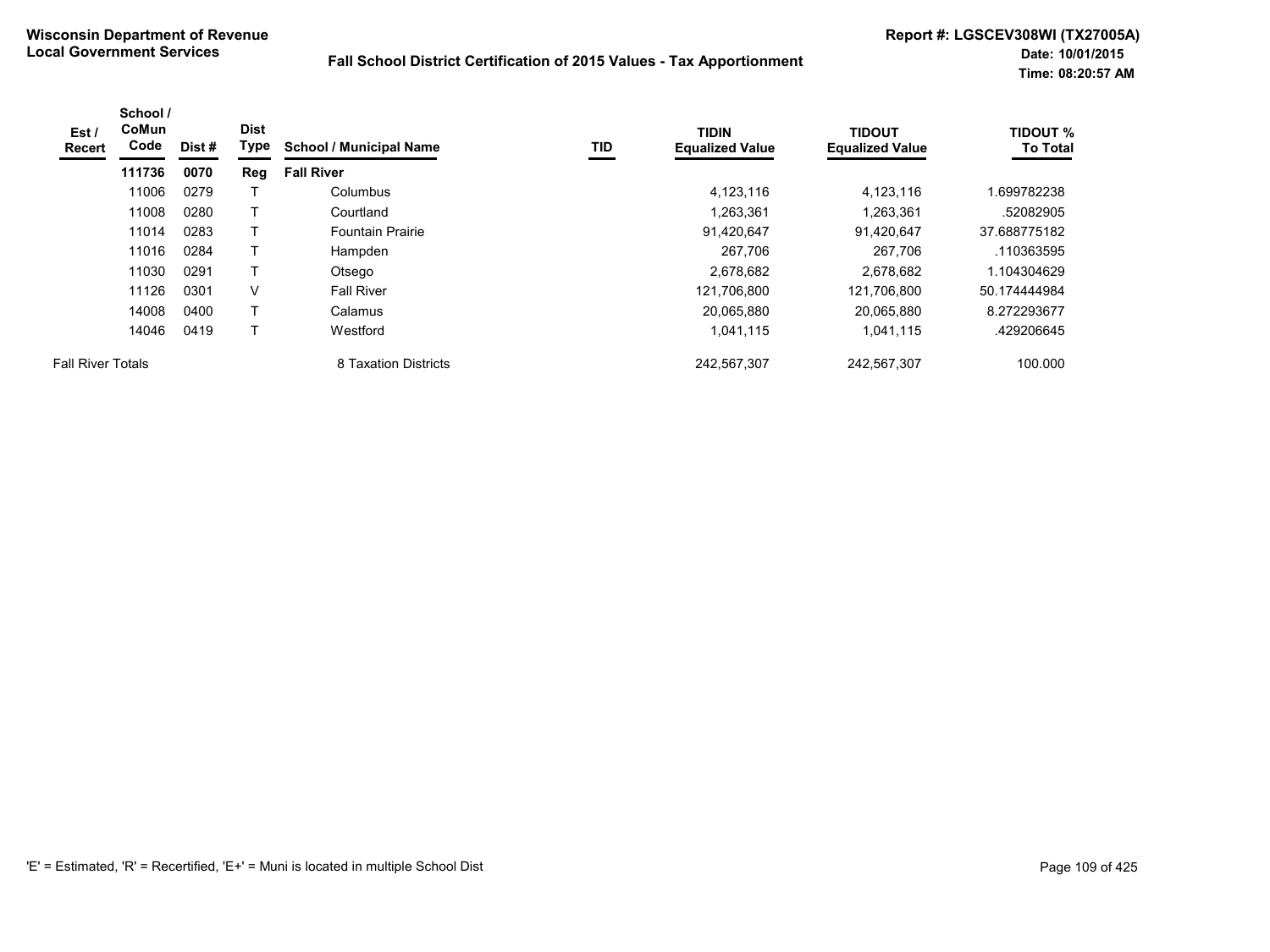**Wisconsin Department of Revenue**
**Local Government Services**

**Fall School District Certification of 2015 Values - Tax Apportionment**

**Report #: LGSCEV308WI (TX27005A)**
**Date: 10/01/2015**
**Time: 08:20:57 AM**

| Est / Recert | School / CoMun Code | Dist # | Dist Type | School / Municipal Name | TID | TIDIN Equalized Value | TIDOUT Equalized Value | TIDOUT % To Total |
|---|---|---|---|---|---|---|---|---|
| | **111736** | **0070** | **Reg** | **Fall River** | | | | |
| | 11006 | 0279 | T | Columbus | | 4,123,116 | 4,123,116 | 1.699782238 |
| | 11008 | 0280 | T | Courtland | | 1,263,361 | 1,263,361 | .52082905 |
| | 11014 | 0283 | T | Fountain Prairie | | 91,420,647 | 91,420,647 | 37.688775182 |
| | 11016 | 0284 | T | Hampden | | 267,706 | 267,706 | .110363595 |
| | 11030 | 0291 | T | Otsego | | 2,678,682 | 2,678,682 | 1.104304629 |
| | 11126 | 0301 | V | Fall River | | 121,706,800 | 121,706,800 | 50.174444984 |
| | 14008 | 0400 | T | Calamus | | 20,065,880 | 20,065,880 | 8.272293677 |
| | 14046 | 0419 | T | Westford | | 1,041,115 | 1,041,115 | .429206645 |
| Fall River Totals | | | | 8 Taxation Districts | | 242,567,307 | 242,567,307 | 100.000 |

'E' = Estimated, 'R' = Recertified, 'E+' = Muni is located in multiple School Dist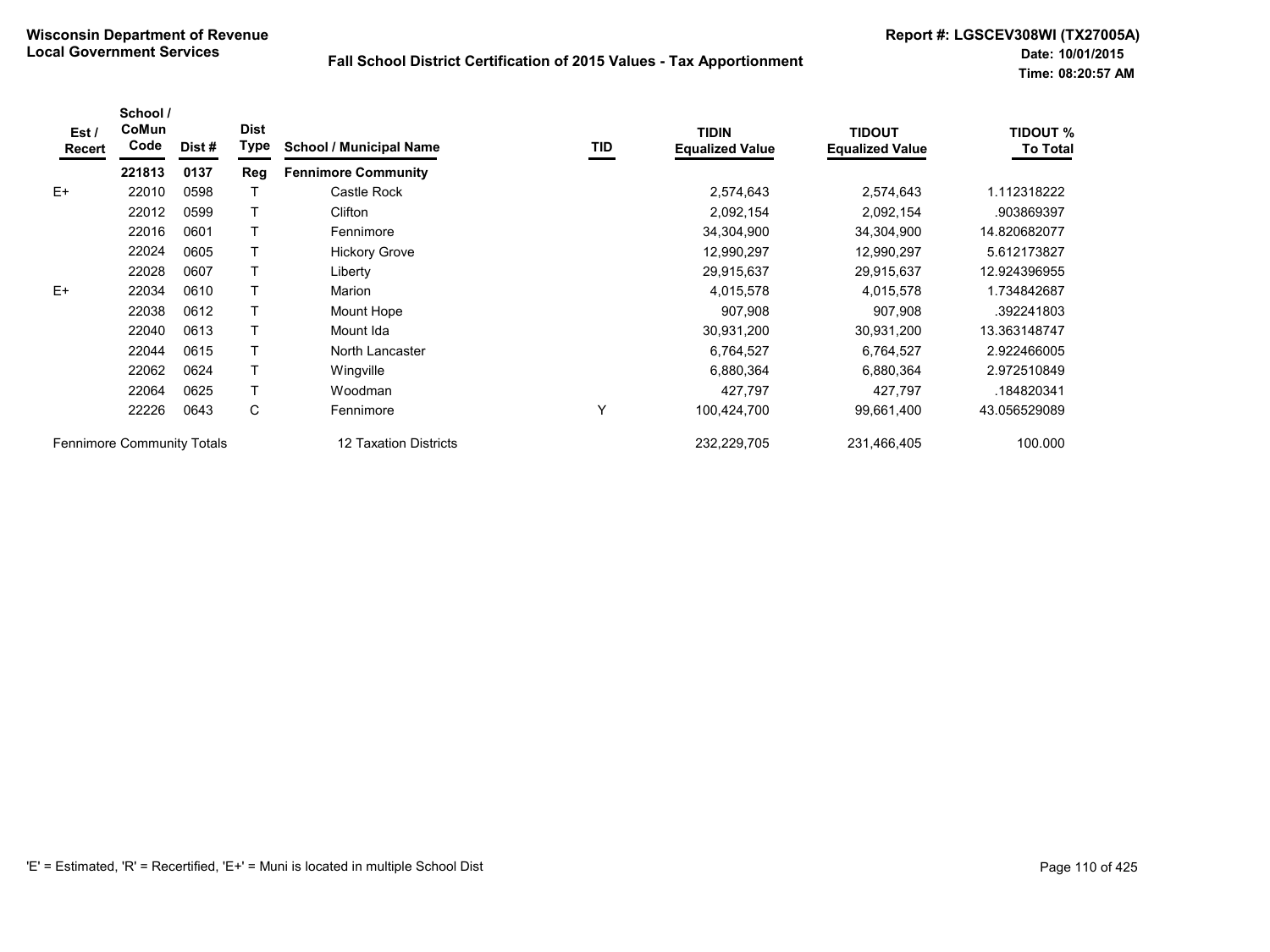**Wisconsin Department of Revenue**
**Local Government Services**

**Fall School District Certification of 2015 Values - Tax Apportionment**

**Report #: LGSCEV308WI (TX27005A)**
**Date: 10/01/2015**
**Time: 08:20:57 AM**

| Est / Recert | School / CoMun Code | Dist # | Dist Type | School / Municipal Name | TID | TIDIN Equalized Value | TIDOUT Equalized Value | TIDOUT % To Total |
|---|---|---|---|---|---|---|---|---|
| | **221813** | **0137** | **Reg** | **Fennimore Community** | | | | |
| E+ | 22010 | 0598 | T | Castle Rock | | 2,574,643 | 2,574,643 | 1.112318222 |
| | 22012 | 0599 | T | Clifton | | 2,092,154 | 2,092,154 | .903869397 |
| | 22016 | 0601 | T | Fennimore | | 34,304,900 | 34,304,900 | 14.820682077 |
| | 22024 | 0605 | T | Hickory Grove | | 12,990,297 | 12,990,297 | 5.612173827 |
| | 22028 | 0607 | T | Liberty | | 29,915,637 | 29,915,637 | 12.924396955 |
| E+ | 22034 | 0610 | T | Marion | | 4,015,578 | 4,015,578 | 1.734842687 |
| | 22038 | 0612 | T | Mount Hope | | 907,908 | 907,908 | .392241803 |
| | 22040 | 0613 | T | Mount Ida | | 30,931,200 | 30,931,200 | 13.363148747 |
| | 22044 | 0615 | T | North Lancaster | | 6,764,527 | 6,764,527 | 2.922466005 |
| | 22062 | 0624 | T | Wingville | | 6,880,364 | 6,880,364 | 2.972510849 |
| | 22064 | 0625 | T | Woodman | | 427,797 | 427,797 | .184820341 |
| | 22226 | 0643 | C | Fennimore | Y | 100,424,700 | 99,661,400 | 43.056529089 |
| Fennimore Community Totals | | | | 12 Taxation Districts | | 232,229,705 | 231,466,405 | 100.000 |

'E' = Estimated, 'R' = Recertified, 'E+' = Muni is located in multiple School Dist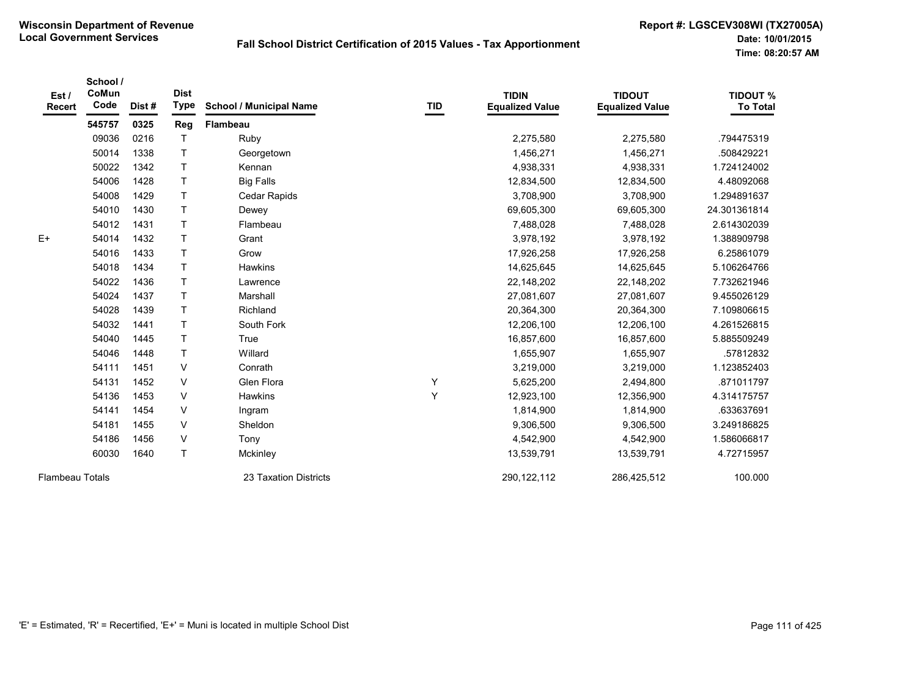**Wisconsin Department of Revenue**
**Local Government Services**

**Fall School District Certification of 2015 Values - Tax Apportionment**

**Report #: LGSCEV308WI (TX27005A)**
**Date: 10/01/2015**
**Time: 08:20:57 AM**

| Est / Recert | School / CoMun Code | Dist # | Dist Type | School / Municipal Name | TID | TIDIN Equalized Value | TIDOUT Equalized Value | TIDOUT % To Total |
|---|---|---|---|---|---|---|---|---|
| | **545757** | **0325** | **Reg** | **Flambeau** | | | | |
| | 09036 | 0216 | T | Ruby | | 2,275,580 | 2,275,580 | .794475319 |
| | 50014 | 1338 | T | Georgetown | | 1,456,271 | 1,456,271 | .508429221 |
| | 50022 | 1342 | T | Kennan | | 4,938,331 | 4,938,331 | 1.724124002 |
| | 54006 | 1428 | T | Big Falls | | 12,834,500 | 12,834,500 | 4.48092068 |
| | 54008 | 1429 | T | Cedar Rapids | | 3,708,900 | 3,708,900 | 1.294891637 |
| | 54010 | 1430 | T | Dewey | | 69,605,300 | 69,605,300 | 24.301361814 |
| | 54012 | 1431 | T | Flambeau | | 7,488,028 | 7,488,028 | 2.614302039 |
| E+ | 54014 | 1432 | T | Grant | | 3,978,192 | 3,978,192 | 1.388909798 |
| | 54016 | 1433 | T | Grow | | 17,926,258 | 17,926,258 | 6.25861079 |
| | 54018 | 1434 | T | Hawkins | | 14,625,645 | 14,625,645 | 5.106264766 |
| | 54022 | 1436 | T | Lawrence | | 22,148,202 | 22,148,202 | 7.732621946 |
| | 54024 | 1437 | T | Marshall | | 27,081,607 | 27,081,607 | 9.455026129 |
| | 54028 | 1439 | T | Richland | | 20,364,300 | 20,364,300 | 7.109806615 |
| | 54032 | 1441 | T | South Fork | | 12,206,100 | 12,206,100 | 4.261526815 |
| | 54040 | 1445 | T | True | | 16,857,600 | 16,857,600 | 5.885509249 |
| | 54046 | 1448 | T | Willard | | 1,655,907 | 1,655,907 | .57812832 |
| | 54111 | 1451 | V | Conrath | | 3,219,000 | 3,219,000 | 1.123852403 |
| | 54131 | 1452 | V | Glen Flora | Y | 5,625,200 | 2,494,800 | .871011797 |
| | 54136 | 1453 | V | Hawkins | Y | 12,923,100 | 12,356,900 | 4.314175757 |
| | 54141 | 1454 | V | Ingram | | 1,814,900 | 1,814,900 | .633637691 |
| | 54181 | 1455 | V | Sheldon | | 9,306,500 | 9,306,500 | 3.249186825 |
| | 54186 | 1456 | V | Tony | | 4,542,900 | 4,542,900 | 1.586066817 |
| | 60030 | 1640 | T | Mckinley | | 13,539,791 | 13,539,791 | 4.72715957 |
| Flambeau Totals | | | | 23 Taxation Districts | | 290,122,112 | 286,425,512 | 100.000 |

'E' = Estimated, 'R' = Recertified, 'E+' = Muni is located in multiple School Dist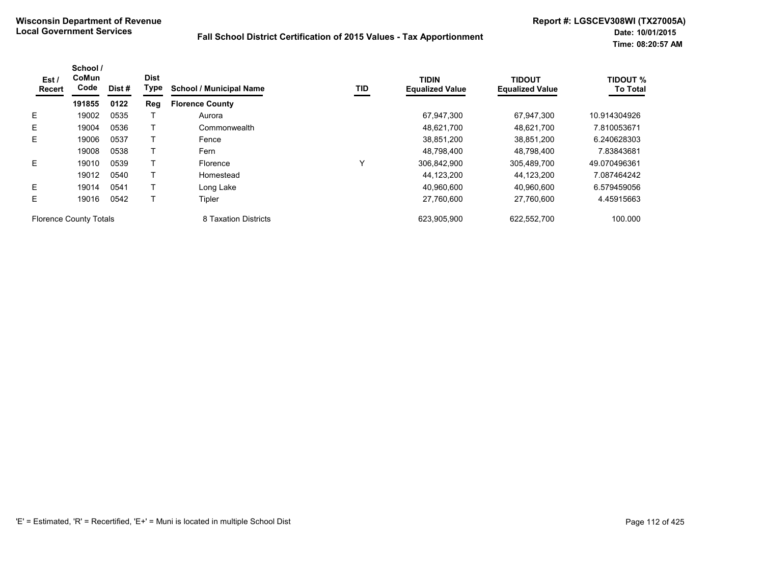# Wisconsin Department of Revenue
## Local Government Services

### Fall School District Certification of 2015 Values - Tax Apportionment

Report #: LGSCEV308WI (TX27005A)
Date: 10/01/2015
Time: 08:20:57 AM

| Est / Recert | School / CoMun Code | Dist # | Dist Type | School / Municipal Name | TID | TIDIN Equalized Value | TIDOUT Equalized Value | TIDOUT % To Total |
|---|---|---|---|---|---|---|---|---|
| | **191855** | **0122** | **Reg** | **Florence County** | | | | |
| E | 19002 | 0535 | T | Aurora | | 67,947,300 | 67,947,300 | 10.914304926 |
| E | 19004 | 0536 | T | Commonwealth | | 48,621,700 | 48,621,700 | 7.810053671 |
| E | 19006 | 0537 | T | Fence | | 38,851,200 | 38,851,200 | 6.240628303 |
| | 19008 | 0538 | T | Fern | | 48,798,400 | 48,798,400 | 7.83843681 |
| E | 19010 | 0539 | T | Florence | Y | 306,842,900 | 305,489,700 | 49.070496361 |
| | 19012 | 0540 | T | Homestead | | 44,123,200 | 44,123,200 | 7.087464242 |
| E | 19014 | 0541 | T | Long Lake | | 40,960,600 | 40,960,600 | 6.579459056 |
| E | 19016 | 0542 | T | Tipler | | 27,760,600 | 27,760,600 | 4.45915663 |
| Florence County Totals | | | | 8 Taxation Districts | | 623,905,900 | 622,552,700 | 100.000 |

'E' = Estimated, 'R' = Recertified, 'E+' = Muni is located in multiple School Dist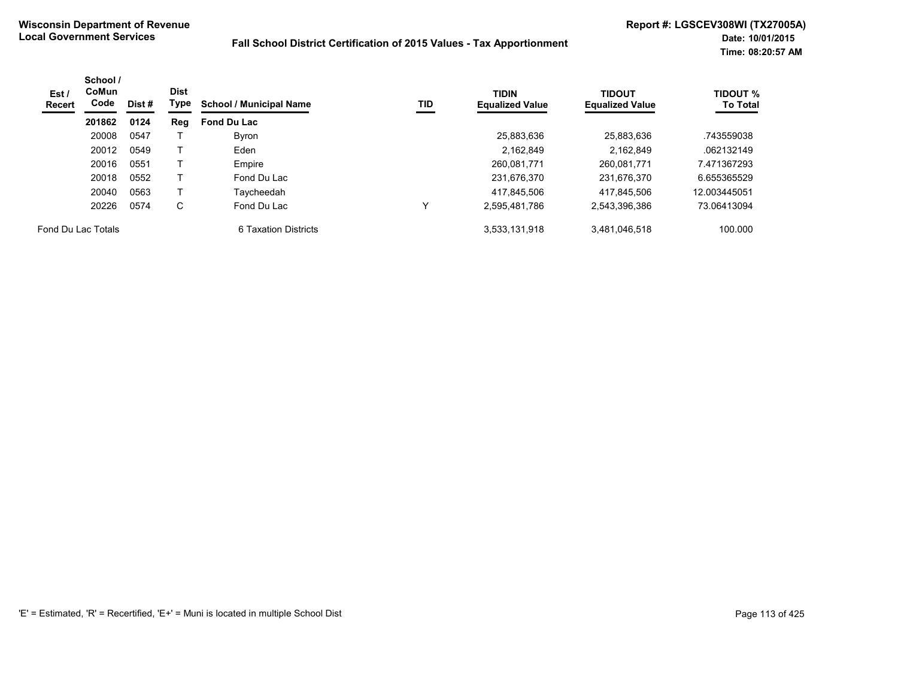**Wisconsin Department of Revenue**
**Local Government Services**

**Fall School District Certification of 2015 Values - Tax Apportionment**

**Report #: LGSCEV308WI (TX27005A)**
**Date: 10/01/2015**
**Time: 08:20:57 AM**

| Est / Recert | School / CoMun Code | Dist # | Dist Type | School / Municipal Name | TID | TIDIN Equalized Value | TIDOUT Equalized Value | TIDOUT % To Total |
|---|---|---|---|---|---|---|---|---|
| | **201862** | **0124** | **Reg** | **Fond Du Lac** | | | | |
| | 20008 | 0547 | T | Byron | | 25,883,636 | 25,883,636 | .743559038 |
| | 20012 | 0549 | T | Eden | | 2,162,849 | 2,162,849 | .062132149 |
| | 20016 | 0551 | T | Empire | | 260,081,771 | 260,081,771 | 7.471367293 |
| | 20018 | 0552 | T | Fond Du Lac | | 231,676,370 | 231,676,370 | 6.655365529 |
| | 20040 | 0563 | T | Taycheedah | | 417,845,506 | 417,845,506 | 12.003445051 |
| | 20226 | 0574 | C | Fond Du Lac | Y | 2,595,481,786 | 2,543,396,386 | 73.06413094 |
| Fond Du Lac Totals | | | | 6 Taxation Districts | | 3,533,131,918 | 3,481,046,518 | 100.000 |

'E' = Estimated, 'R' = Recertified, 'E+' = Muni is located in multiple School Dist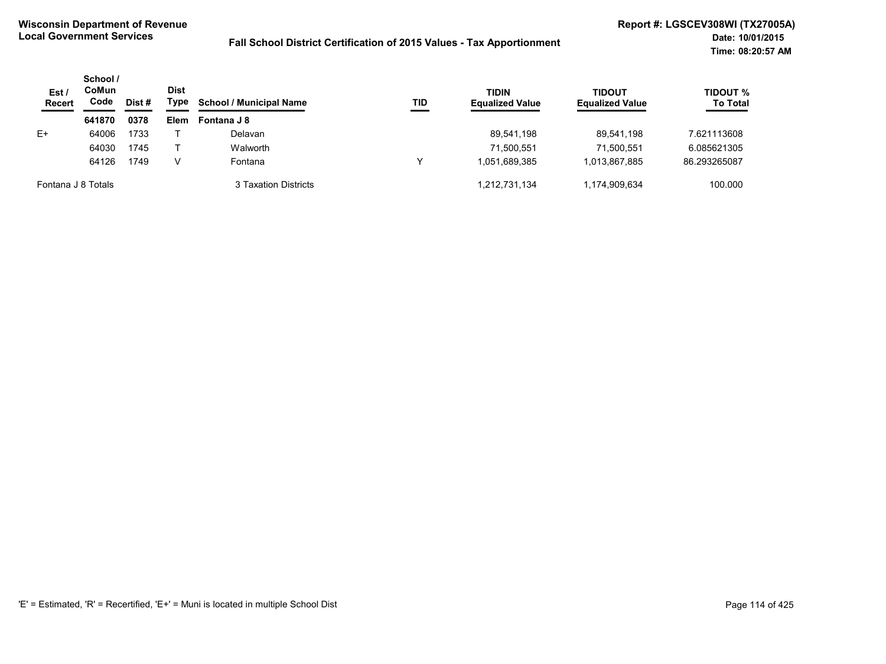**Wisconsin Department of Revenue**
**Local Government Services**

**Fall School District Certification of 2015 Values - Tax Apportionment**

**Report #: LGSCEV308WI (TX27005A)**
**Date: 10/01/2015**
**Time: 08:20:57 AM**

| Est / Recert | School / CoMun Code | Dist # | Dist Type | School / Municipal Name | TID | TIDIN Equalized Value | TIDOUT Equalized Value | TIDOUT % To Total |
|---|---|---|---|---|---|---|---|---|
| | **641870** | **0378** | **Elem** | **Fontana J 8** | | | | |
| E+ | 64006 | 1733 | T | Delavan | | 89,541,198 | 89,541,198 | 7.621113608 |
| | 64030 | 1745 | T | Walworth | | 71,500,551 | 71,500,551 | 6.085621305 |
| | 64126 | 1749 | V | Fontana | Y | 1,051,689,385 | 1,013,867,885 | 86.293265087 |
| Fontana J 8 Totals | | | | 3 Taxation Districts | | 1,212,731,134 | 1,174,909,634 | 100.000 |

'E' = Estimated, 'R' = Recertified, 'E+' = Muni is located in multiple School Dist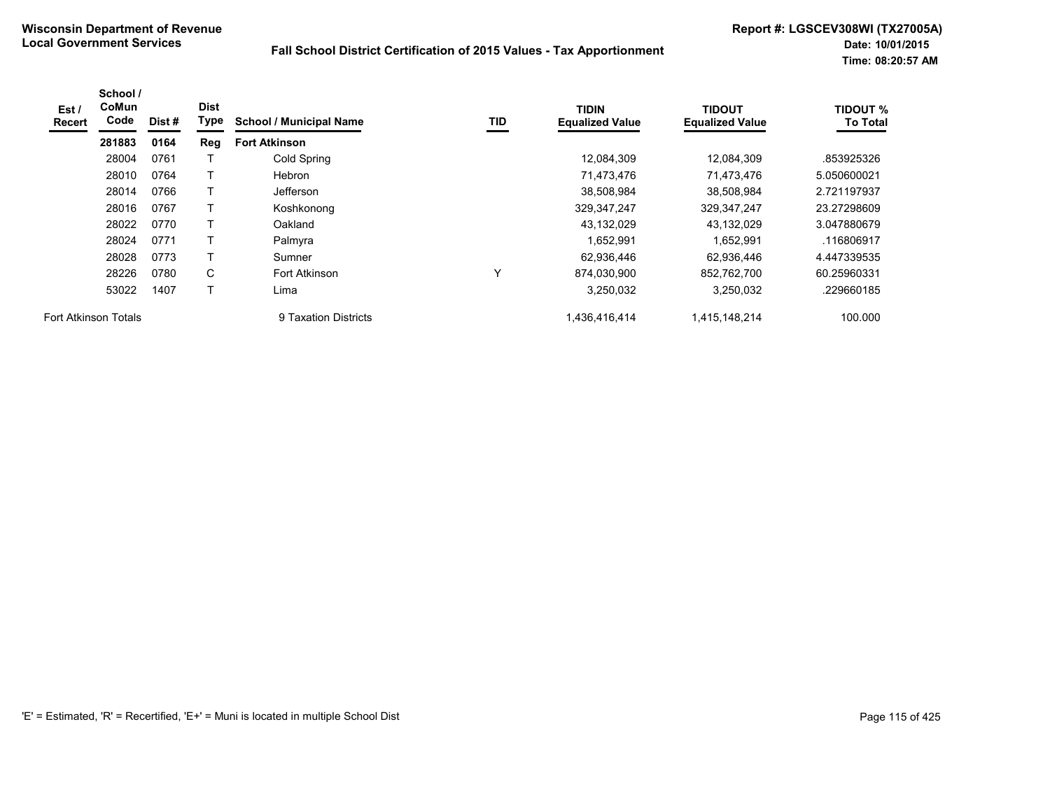**Wisconsin Department of Revenue**
**Local Government Services**

**Fall School District Certification of 2015 Values - Tax Apportionment**

**Report #: LGSCEV308WI (TX27005A)**
**Date: 10/01/2015**
**Time: 08:20:57 AM**

| Est / Recert | School / CoMun Code | Dist # | Dist Type | School / Municipal Name | TID | TIDIN Equalized Value | TIDOUT Equalized Value | TIDOUT % To Total |
|---|---|---|---|---|---|---|---|---|
| | **281883** | **0164** | **Reg** | **Fort Atkinson** | | | | |
| | 28004 | 0761 | T | Cold Spring | | 12,084,309 | 12,084,309 | .853925326 |
| | 28010 | 0764 | T | Hebron | | 71,473,476 | 71,473,476 | 5.050600021 |
| | 28014 | 0766 | T | Jefferson | | 38,508,984 | 38,508,984 | 2.721197937 |
| | 28016 | 0767 | T | Koshkonong | | 329,347,247 | 329,347,247 | 23.27298609 |
| | 28022 | 0770 | T | Oakland | | 43,132,029 | 43,132,029 | 3.047880679 |
| | 28024 | 0771 | T | Palmyra | | 1,652,991 | 1,652,991 | .116806917 |
| | 28028 | 0773 | T | Sumner | | 62,936,446 | 62,936,446 | 4.447339535 |
| | 28226 | 0780 | C | Fort Atkinson | Y | 874,030,900 | 852,762,700 | 60.25960331 |
| | 53022 | 1407 | T | Lima | | 3,250,032 | 3,250,032 | .229660185 |
| Fort Atkinson Totals | | | | 9 Taxation Districts | | 1,436,416,414 | 1,415,148,214 | 100.000 |

'E' = Estimated, 'R' = Recertified, 'E+' = Muni is located in multiple School Dist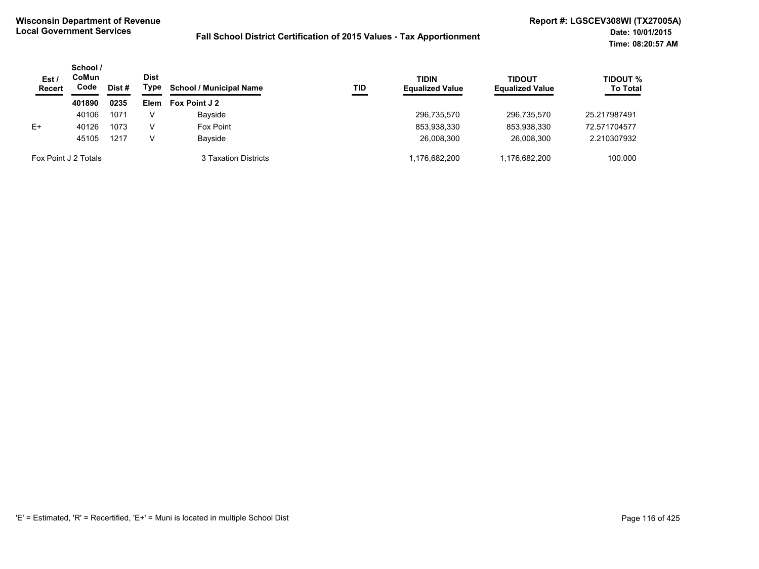**Wisconsin Department of Revenue**
**Local Government Services**

**Fall School District Certification of 2015 Values - Tax Apportionment**

**Report #: LGSCEV308WI (TX27005A)**
**Date: 10/01/2015**
**Time: 08:20:57 AM**

| Est / Recert | School / CoMun Code | Dist # | Dist Type | School / Municipal Name | TID | TIDIN Equalized Value | TIDOUT Equalized Value | TIDOUT % To Total |
|---|---|---|---|---|---|---|---|---|
| | **401890** | **0235** | **Elem** | **Fox Point J 2** | | | | |
| | 40106 | 1071 | V | Bayside | | 296,735,570 | 296,735,570 | 25.217987491 |
| E+ | 40126 | 1073 | V | Fox Point | | 853,938,330 | 853,938,330 | 72.571704577 |
| | 45105 | 1217 | V | Bayside | | 26,008,300 | 26,008,300 | 2.210307932 |
| Fox Point J 2 Totals | | | | 3 Taxation Districts | | 1,176,682,200 | 1,176,682,200 | 100.000 |

'E' = Estimated, 'R' = Recertified, 'E+' = Muni is located in multiple School Dist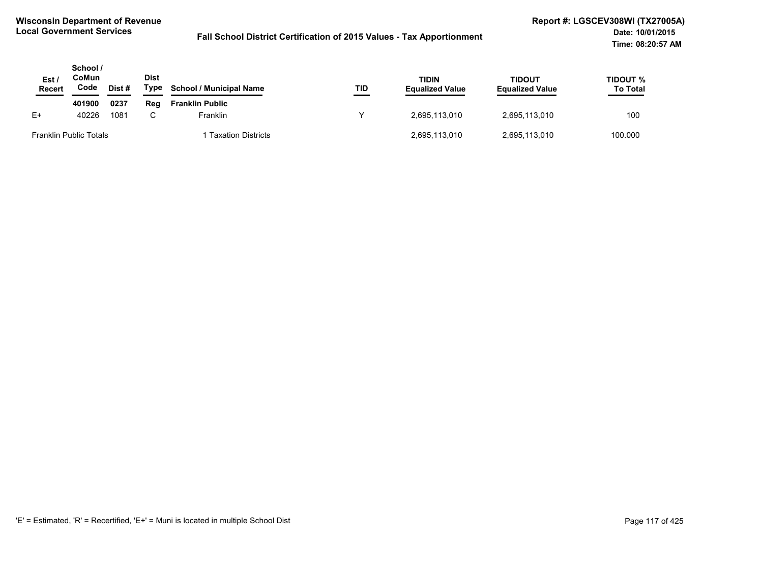**Wisconsin Department of Revenue**
**Local Government Services**

**Fall School District Certification of 2015 Values - Tax Apportionment**

**Report #: LGSCEV308WI (TX27005A)**
**Date: 10/01/2015**
**Time: 08:20:57 AM**

| Est / Recert | School / CoMun Code | Dist # | Dist Type | School / Municipal Name | TID | TIDIN Equalized Value | TIDOUT Equalized Value | TIDOUT % To Total |
|---|---|---|---|---|---|---|---|---|
| | **401900** | **0237** | **Reg** | **Franklin Public** | | | | |
| E+ | 40226 | 1081 | C | Franklin | Y | 2,695,113,010 | 2,695,113,010 | 100 |
| Franklin Public Totals | | | | 1 Taxation Districts | | 2,695,113,010 | 2,695,113,010 | 100.000 |

'E' = Estimated, 'R' = Recertified, 'E+' = Muni is located in multiple School Dist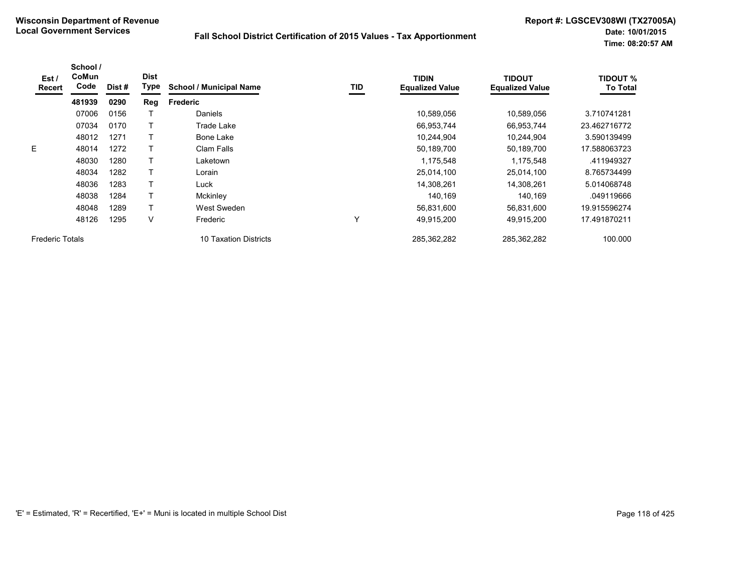**Wisconsin Department of Revenue**
**Local Government Services**

**Fall School District Certification of 2015 Values - Tax Apportionment**

**Report #: LGSCEV308WI (TX27005A)**
**Date: 10/01/2015**
**Time: 08:20:57 AM**

| Est / Recert | School / CoMun Code | Dist # | Dist Type | School / Municipal Name | TID | TIDIN Equalized Value | TIDOUT Equalized Value | TIDOUT % To Total |
|---|---|---|---|---|---|---|---|---|
| | **481939** | **0290** | **Reg** | **Frederic** | | | | |
| | 07006 | 0156 | T | Daniels | | 10,589,056 | 10,589,056 | 3.710741281 |
| | 07034 | 0170 | T | Trade Lake | | 66,953,744 | 66,953,744 | 23.462716772 |
| | 48012 | 1271 | T | Bone Lake | | 10,244,904 | 10,244,904 | 3.590139499 |
| E | 48014 | 1272 | T | Clam Falls | | 50,189,700 | 50,189,700 | 17.588063723 |
| | 48030 | 1280 | T | Laketown | | 1,175,548 | 1,175,548 | .411949327 |
| | 48034 | 1282 | T | Lorain | | 25,014,100 | 25,014,100 | 8.765734499 |
| | 48036 | 1283 | T | Luck | | 14,308,261 | 14,308,261 | 5.014068748 |
| | 48038 | 1284 | T | Mckinley | | 140,169 | 140,169 | .049119666 |
| | 48048 | 1289 | T | West Sweden | | 56,831,600 | 56,831,600 | 19.915596274 |
| | 48126 | 1295 | V | Frederic | Y | 49,915,200 | 49,915,200 | 17.491870211 |
| Frederic Totals | | | | 10 Taxation Districts | | 285,362,282 | 285,362,282 | 100.000 |

'E' = Estimated, 'R' = Recertified, 'E+' = Muni is located in multiple School Dist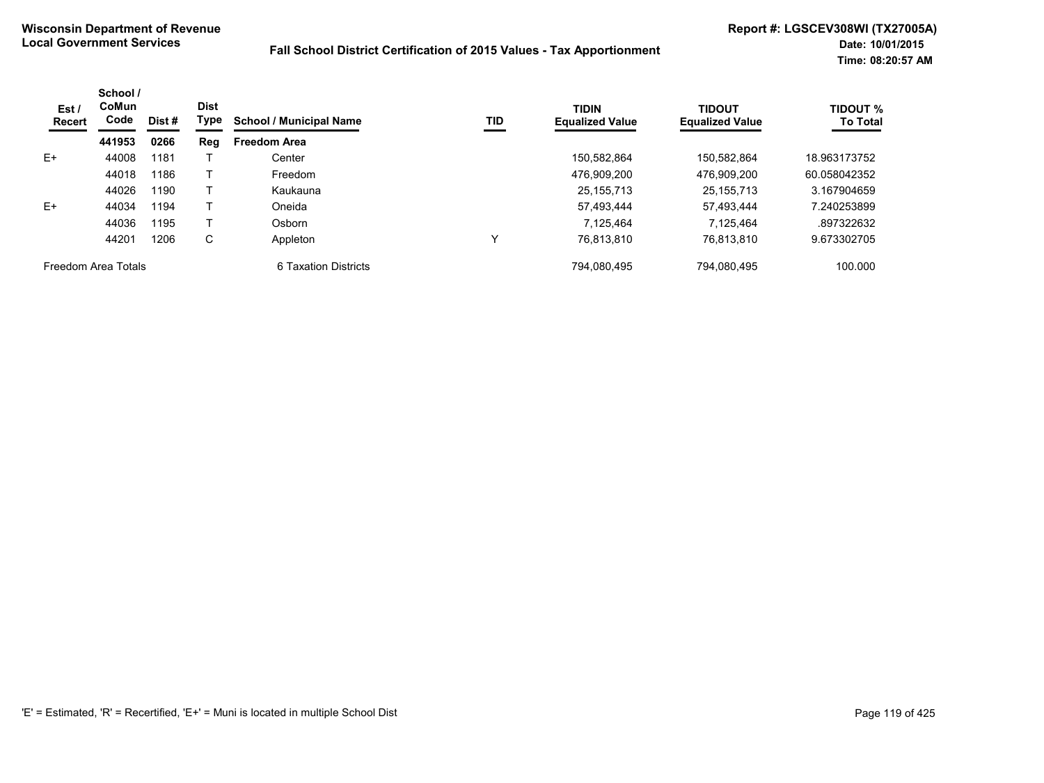**Wisconsin Department of Revenue**
**Local Government Services**

**Fall School District Certification of 2015 Values - Tax Apportionment**

**Report #: LGSCEV308WI (TX27005A)**
**Date: 10/01/2015**
**Time: 08:20:57 AM**

| Est / Recert | School / CoMun Code | Dist # | Dist Type | School / Municipal Name | TID | TIDIN Equalized Value | TIDOUT Equalized Value | TIDOUT % To Total |
|---|---|---|---|---|---|---|---|---|
| | **441953** | **0266** | **Reg** | **Freedom Area** | | | | |
| E+ | 44008 | 1181 | T | Center | | 150,582,864 | 150,582,864 | 18.963173752 |
| | 44018 | 1186 | T | Freedom | | 476,909,200 | 476,909,200 | 60.058042352 |
| | 44026 | 1190 | T | Kaukauna | | 25,155,713 | 25,155,713 | 3.167904659 |
| E+ | 44034 | 1194 | T | Oneida | | 57,493,444 | 57,493,444 | 7.240253899 |
| | 44036 | 1195 | T | Osborn | | 7,125,464 | 7,125,464 | .897322632 |
| | 44201 | 1206 | C | Appleton | Y | 76,813,810 | 76,813,810 | 9.673302705 |
| Freedom Area Totals | | | | 6 Taxation Districts | | 794,080,495 | 794,080,495 | 100.000 |

'E' = Estimated, 'R' = Recertified, 'E+' = Muni is located in multiple School Dist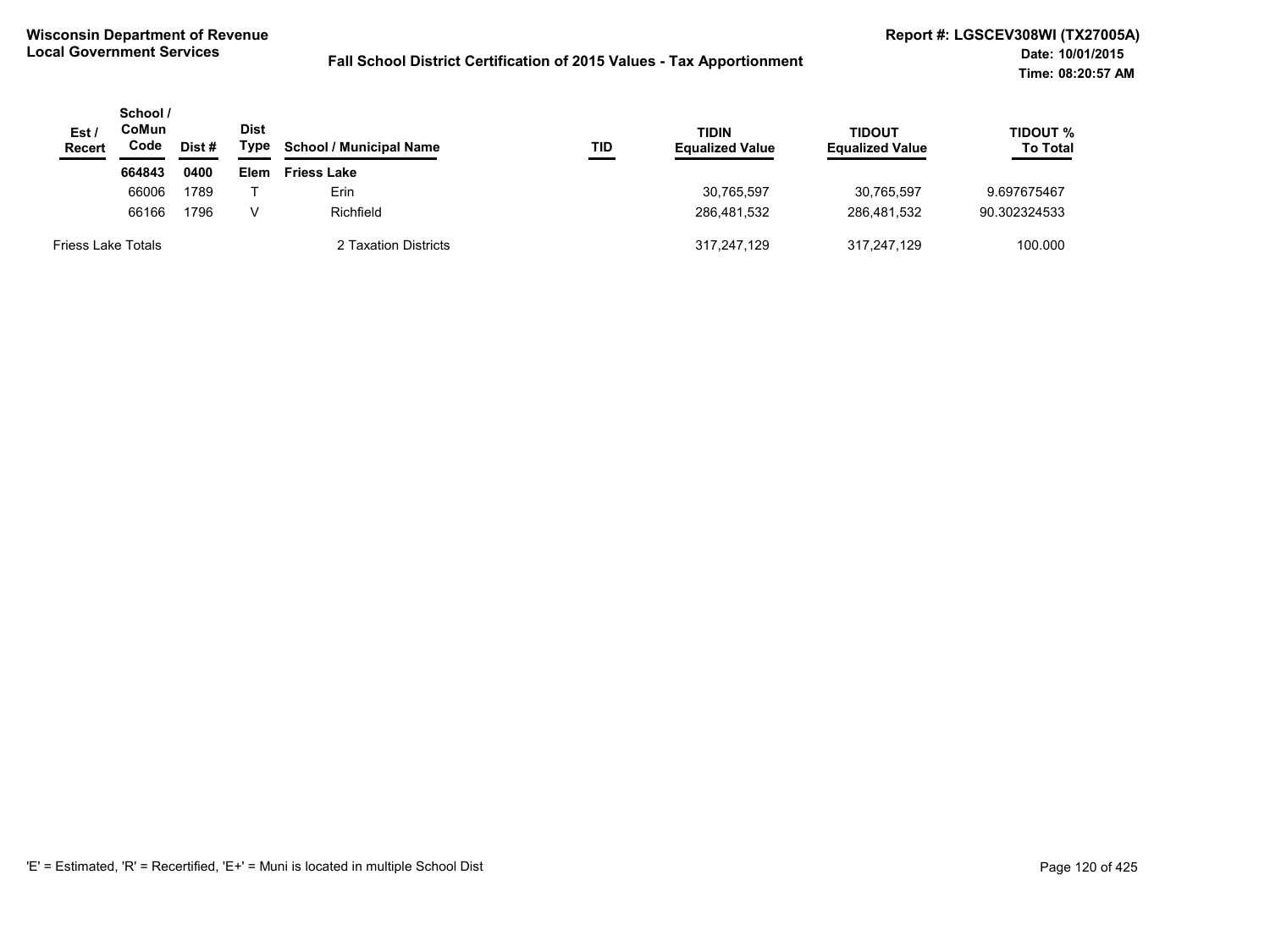**Wisconsin Department of Revenue**
**Local Government Services**

**Fall School District Certification of 2015 Values - Tax Apportionment**

**Report #: LGSCEV308WI (TX27005A)**
**Date: 10/01/2015**
**Time: 08:20:57 AM**

| Est / Recert | School / CoMun Code | Dist # | Dist Type | School / Municipal Name | TID | TIDIN Equalized Value | TIDOUT Equalized Value | TIDOUT % To Total |
|---|---|---|---|---|---|---|---|---|
| | **664843** | **0400** | **Elem** | **Friess Lake** | | | | |
| | 66006 | 1789 | T | Erin | | 30,765,597 | 30,765,597 | 9.697675467 |
| | 66166 | 1796 | V | Richfield | | 286,481,532 | 286,481,532 | 90.302324533 |
| Friess Lake Totals | | | | 2 Taxation Districts | | 317,247,129 | 317,247,129 | 100.000 |

'E' = Estimated, 'R' = Recertified, 'E+' = Muni is located in multiple School Dist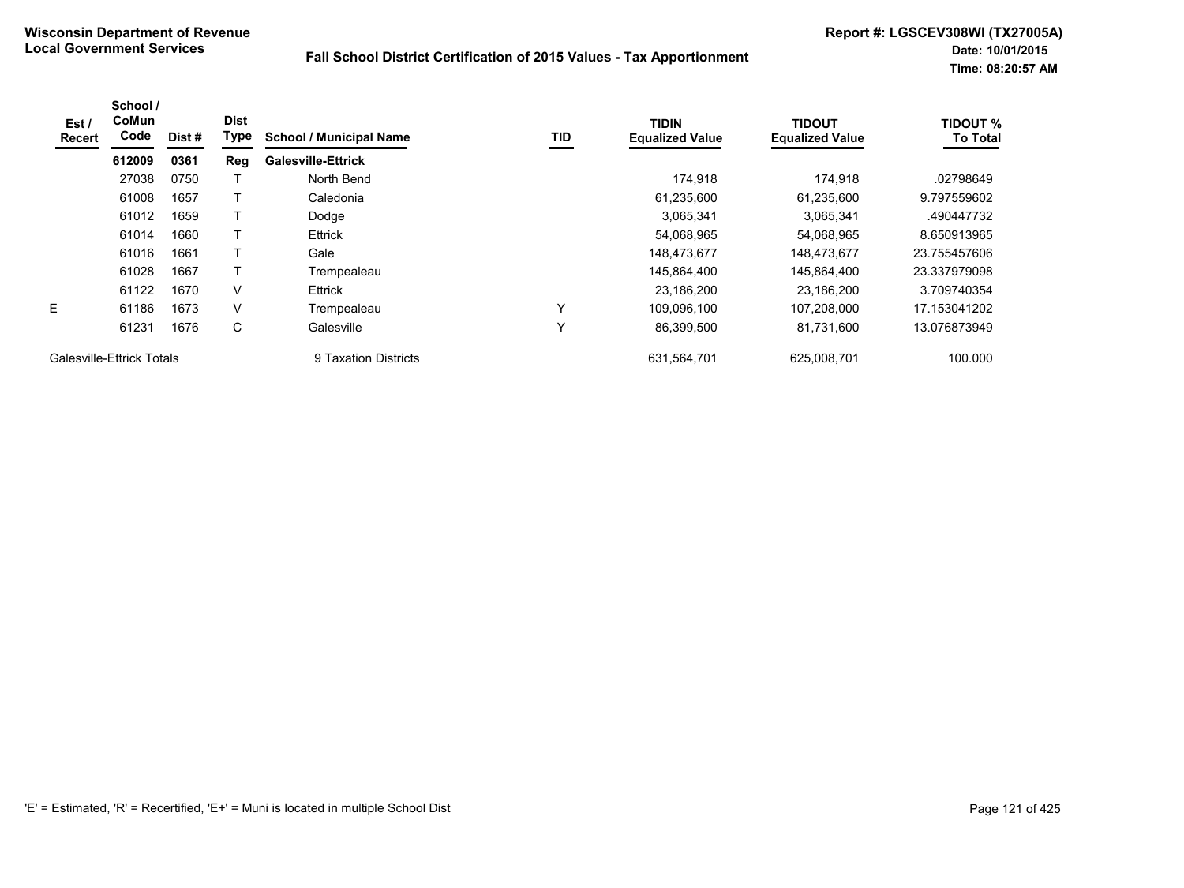**Wisconsin Department of Revenue**
**Local Government Services**

**Fall School District Certification of 2015 Values - Tax Apportionment**

**Report #: LGSCEV308WI (TX27005A)**
**Date: 10/01/2015**
**Time: 08:20:57 AM**

| Est / Recert | School / CoMun Code | Dist # | Dist Type | School / Municipal Name | TID | TIDIN Equalized Value | TIDOUT Equalized Value | TIDOUT % To Total |
|---|---|---|---|---|---|---|---|---|
| | **612009** | **0361** | **Reg** | **Galesville-Ettrick** | | | | |
| | 27038 | 0750 | T | North Bend | | 174,918 | 174,918 | .02798649 |
| | 61008 | 1657 | T | Caledonia | | 61,235,600 | 61,235,600 | 9.797559602 |
| | 61012 | 1659 | T | Dodge | | 3,065,341 | 3,065,341 | .490447732 |
| | 61014 | 1660 | T | Ettrick | | 54,068,965 | 54,068,965 | 8.650913965 |
| | 61016 | 1661 | T | Gale | | 148,473,677 | 148,473,677 | 23.755457606 |
| | 61028 | 1667 | T | Trempealeau | | 145,864,400 | 145,864,400 | 23.337979098 |
| | 61122 | 1670 | V | Ettrick | | 23,186,200 | 23,186,200 | 3.709740354 |
| E | 61186 | 1673 | V | Trempealeau | Y | 109,096,100 | 107,208,000 | 17.153041202 |
| | 61231 | 1676 | C | Galesville | Y | 86,399,500 | 81,731,600 | 13.076873949 |
| Galesville-Ettrick Totals | | | | 9 Taxation Districts | | 631,564,701 | 625,008,701 | 100.000 |

'E' = Estimated, 'R' = Recertified, 'E+' = Muni is located in multiple School Dist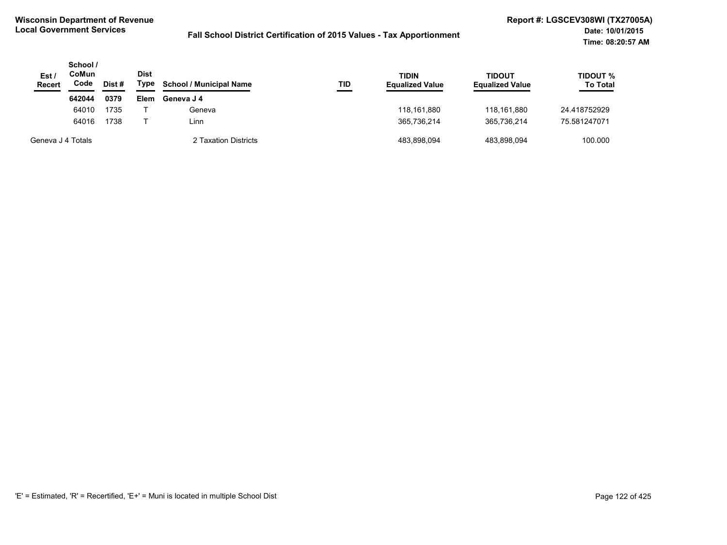**Wisconsin Department of Revenue**
**Local Government Services**

**Fall School District Certification of 2015 Values - Tax Apportionment**

**Report #: LGSCEV308WI (TX27005A)**
**Date: 10/01/2015**
**Time: 08:20:57 AM**

| Est / Recert | School / CoMun Code | Dist # | Dist Type | School / Municipal Name | TID | TIDIN Equalized Value | TIDOUT Equalized Value | TIDOUT % To Total |
|---|---|---|---|---|---|---|---|---|
| | **642044** | **0379** | **Elem** | **Geneva J 4** | | | | |
| | 64010 | 1735 | T | Geneva | | 118,161,880 | 118,161,880 | 24.418752929 |
| | 64016 | 1738 | T | Linn | | 365,736,214 | 365,736,214 | 75.581247071 |
| Geneva J 4 Totals | | | | 2 Taxation Districts | | 483,898,094 | 483,898,094 | 100.000 |

'E' = Estimated, 'R' = Recertified, 'E+' = Muni is located in multiple School Dist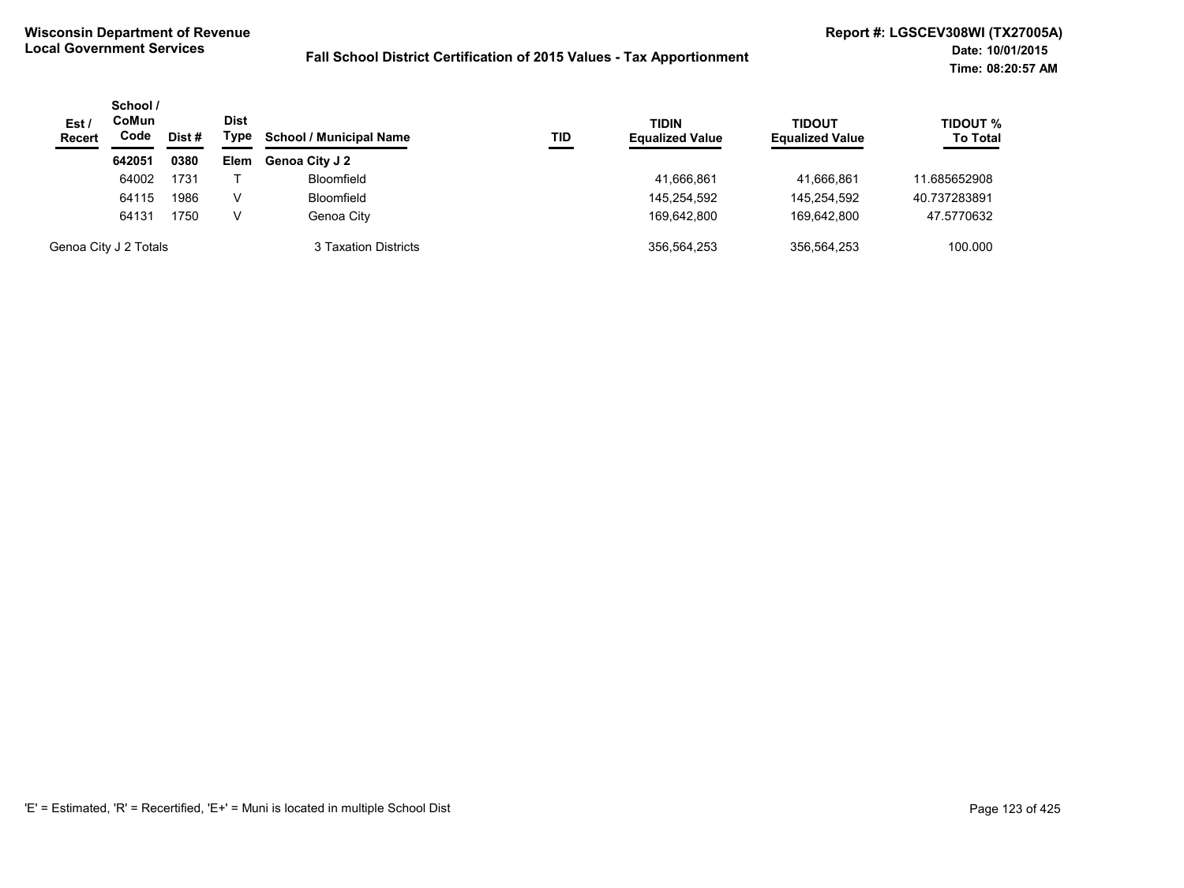**Wisconsin Department of Revenue**
**Local Government Services**

**Fall School District Certification of 2015 Values - Tax Apportionment**

**Report #: LGSCEV308WI (TX27005A)**
**Date: 10/01/2015**
**Time: 08:20:57 AM**

| Est / Recert | School / CoMun Code | Dist # | Dist Type | School / Municipal Name | TID | TIDIN Equalized Value | TIDOUT Equalized Value | TIDOUT % To Total |
|---|---|---|---|---|---|---|---|---|
| | **642051** | **0380** | **Elem** | **Genoa City J 2** | | | | |
| | 64002 | 1731 | T | Bloomfield | | 41,666,861 | 41,666,861 | 11.685652908 |
| | 64115 | 1986 | V | Bloomfield | | 145,254,592 | 145,254,592 | 40.737283891 |
| | 64131 | 1750 | V | Genoa City | | 169,642,800 | 169,642,800 | 47.5770632 |
| Genoa City J 2 Totals | | | | 3 Taxation Districts | | 356,564,253 | 356,564,253 | 100.000 |

'E' = Estimated, 'R' = Recertified, 'E+' = Muni is located in multiple School Dist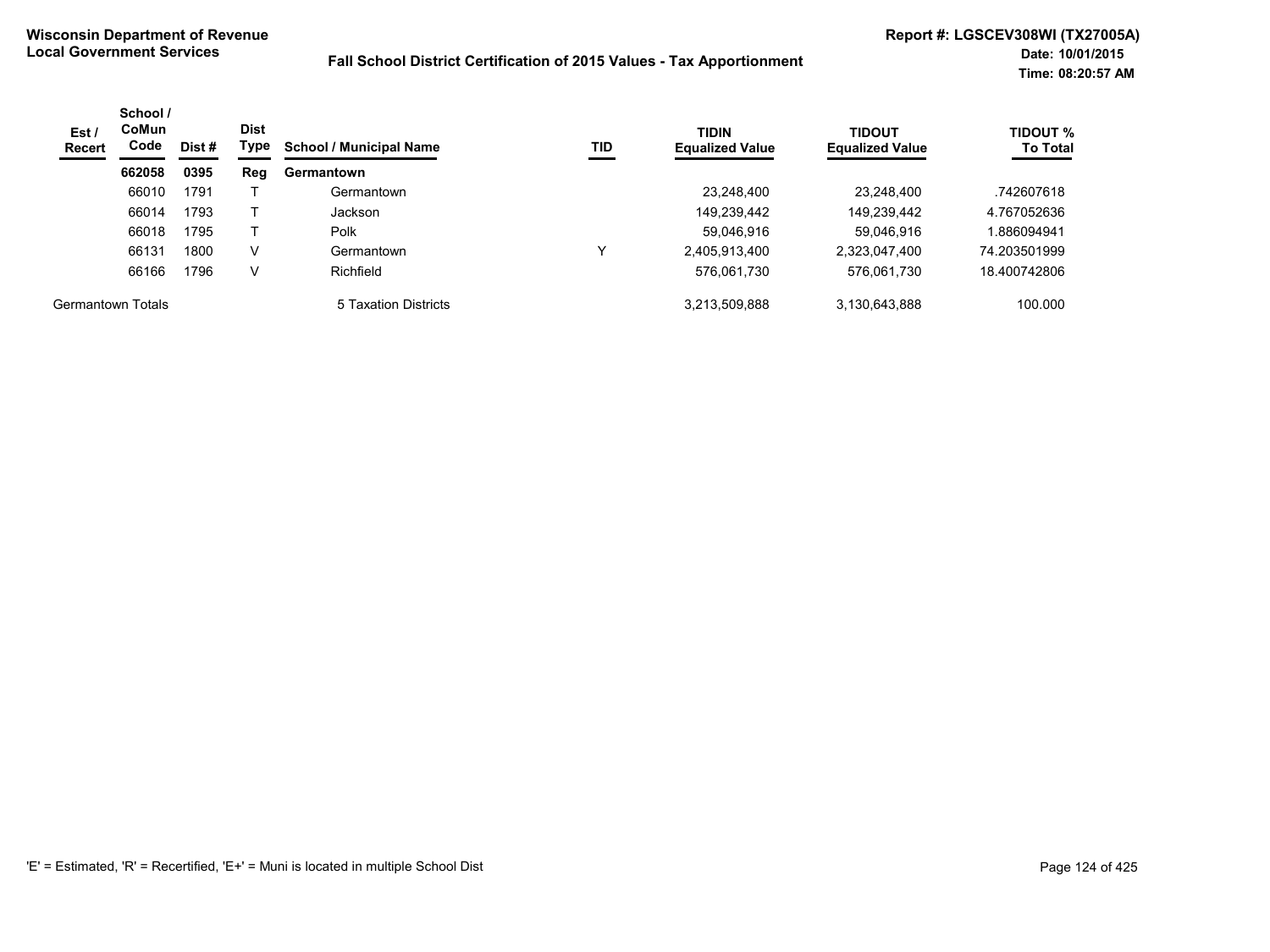**Wisconsin Department of Revenue**
**Local Government Services**

**Fall School District Certification of 2015 Values - Tax Apportionment**

**Report #: LGSCEV308WI (TX27005A)**
**Date: 10/01/2015**
**Time: 08:20:57 AM**

| Est / Recert | School / CoMun Code | Dist # | Dist Type | School / Municipal Name | TID | TIDIN Equalized Value | TIDOUT Equalized Value | TIDOUT % To Total |
|---|---|---|---|---|---|---|---|---|
| | **662058** | **0395** | **Reg** | **Germantown** | | | | |
| | 66010 | 1791 | T | Germantown | | 23,248,400 | 23,248,400 | .742607618 |
| | 66014 | 1793 | T | Jackson | | 149,239,442 | 149,239,442 | 4.767052636 |
| | 66018 | 1795 | T | Polk | | 59,046,916 | 59,046,916 | 1.886094941 |
| | 66131 | 1800 | V | Germantown | Y | 2,405,913,400 | 2,323,047,400 | 74.203501999 |
| | 66166 | 1796 | V | Richfield | | 576,061,730 | 576,061,730 | 18.400742806 |
| Germantown Totals | | | | 5 Taxation Districts | | 3,213,509,888 | 3,130,643,888 | 100.000 |

'E' = Estimated, 'R' = Recertified, 'E+' = Muni is located in multiple School Dist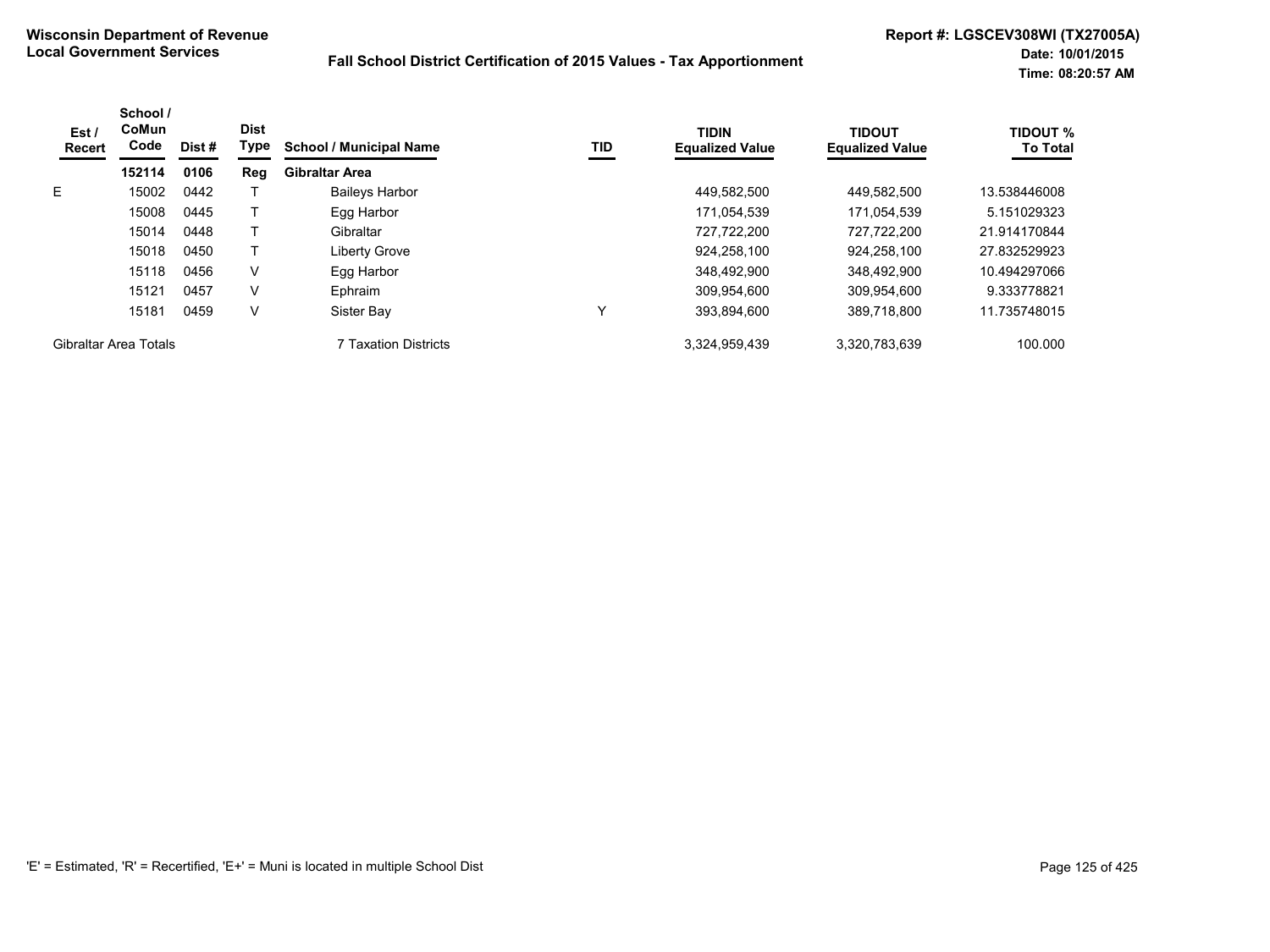**Wisconsin Department of Revenue**
**Local Government Services**

**Fall School District Certification of 2015 Values - Tax Apportionment**

**Report #: LGSCEV308WI (TX27005A)**
**Date: 10/01/2015**
**Time: 08:20:57 AM**

| Est / Recert | School / CoMun Code | Dist # | Dist Type | School / Municipal Name | TID | TIDIN Equalized Value | TIDOUT Equalized Value | TIDOUT % To Total |
|---|---|---|---|---|---|---|---|---|
| | **152114** | **0106** | **Reg** | **Gibraltar Area** | | | | |
| E | 15002 | 0442 | T | Baileys Harbor | | 449,582,500 | 449,582,500 | 13.538446008 |
| | 15008 | 0445 | T | Egg Harbor | | 171,054,539 | 171,054,539 | 5.151029323 |
| | 15014 | 0448 | T | Gibraltar | | 727,722,200 | 727,722,200 | 21.914170844 |
| | 15018 | 0450 | T | Liberty Grove | | 924,258,100 | 924,258,100 | 27.832529923 |
| | 15118 | 0456 | V | Egg Harbor | | 348,492,900 | 348,492,900 | 10.494297066 |
| | 15121 | 0457 | V | Ephraim | | 309,954,600 | 309,954,600 | 9.333778821 |
| | 15181 | 0459 | V | Sister Bay | Y | 393,894,600 | 389,718,800 | 11.735748015 |
| Gibraltar Area Totals | | | | 7 Taxation Districts | | 3,324,959,439 | 3,320,783,639 | 100.000 |

'E' = Estimated, 'R' = Recertified, 'E+' = Muni is located in multiple School Dist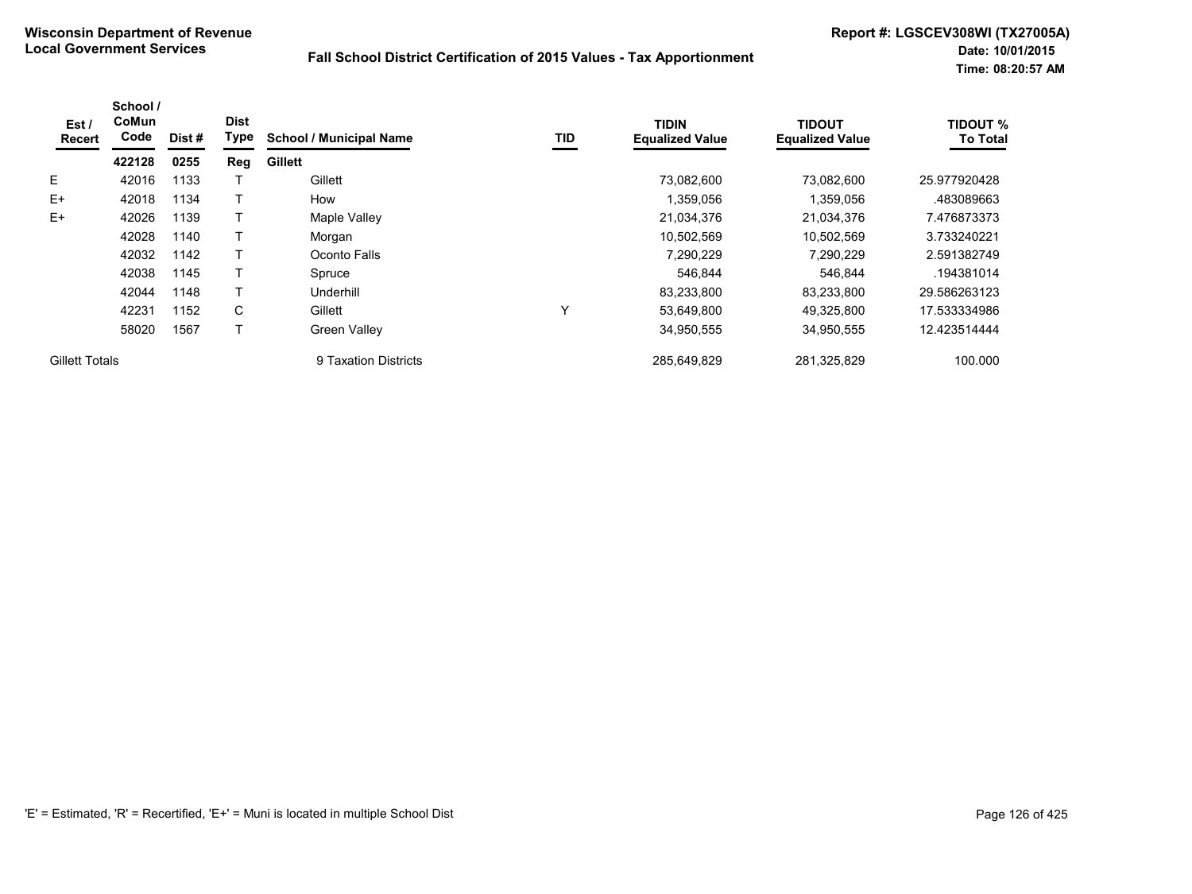**Wisconsin Department of Revenue**
**Local Government Services**

**Fall School District Certification of 2015 Values - Tax Apportionment**

**Report #: LGSCEV308WI (TX27005A)**
**Date: 10/01/2015**
**Time: 08:20:57 AM**

| Est / Recert | School / CoMun Code | Dist # | Dist Type | School / Municipal Name | TID | TIDIN Equalized Value | TIDOUT Equalized Value | TIDOUT % To Total |
|---|---|---|---|---|---|---|---|---|
| | **422128** | **0255** | **Reg** | **Gillett** | | | | |
| E | 42016 | 1133 | T | Gillett | | 73,082,600 | 73,082,600 | 25.977920428 |
| E+ | 42018 | 1134 | T | How | | 1,359,056 | 1,359,056 | .483089663 |
| E+ | 42026 | 1139 | T | Maple Valley | | 21,034,376 | 21,034,376 | 7.476873373 |
| | 42028 | 1140 | T | Morgan | | 10,502,569 | 10,502,569 | 3.733240221 |
| | 42032 | 1142 | T | Oconto Falls | | 7,290,229 | 7,290,229 | 2.591382749 |
| | 42038 | 1145 | T | Spruce | | 546,844 | 546,844 | .194381014 |
| | 42044 | 1148 | T | Underhill | | 83,233,800 | 83,233,800 | 29.586263123 |
| | 42231 | 1152 | C | Gillett | Y | 53,649,800 | 49,325,800 | 17.533334986 |
| | 58020 | 1567 | T | Green Valley | | 34,950,555 | 34,950,555 | 12.423514444 |
| Gillett Totals | | | | 9 Taxation Districts | | 285,649,829 | 281,325,829 | 100.000 |

'E' = Estimated, 'R' = Recertified, 'E+' = Muni is located in multiple School Dist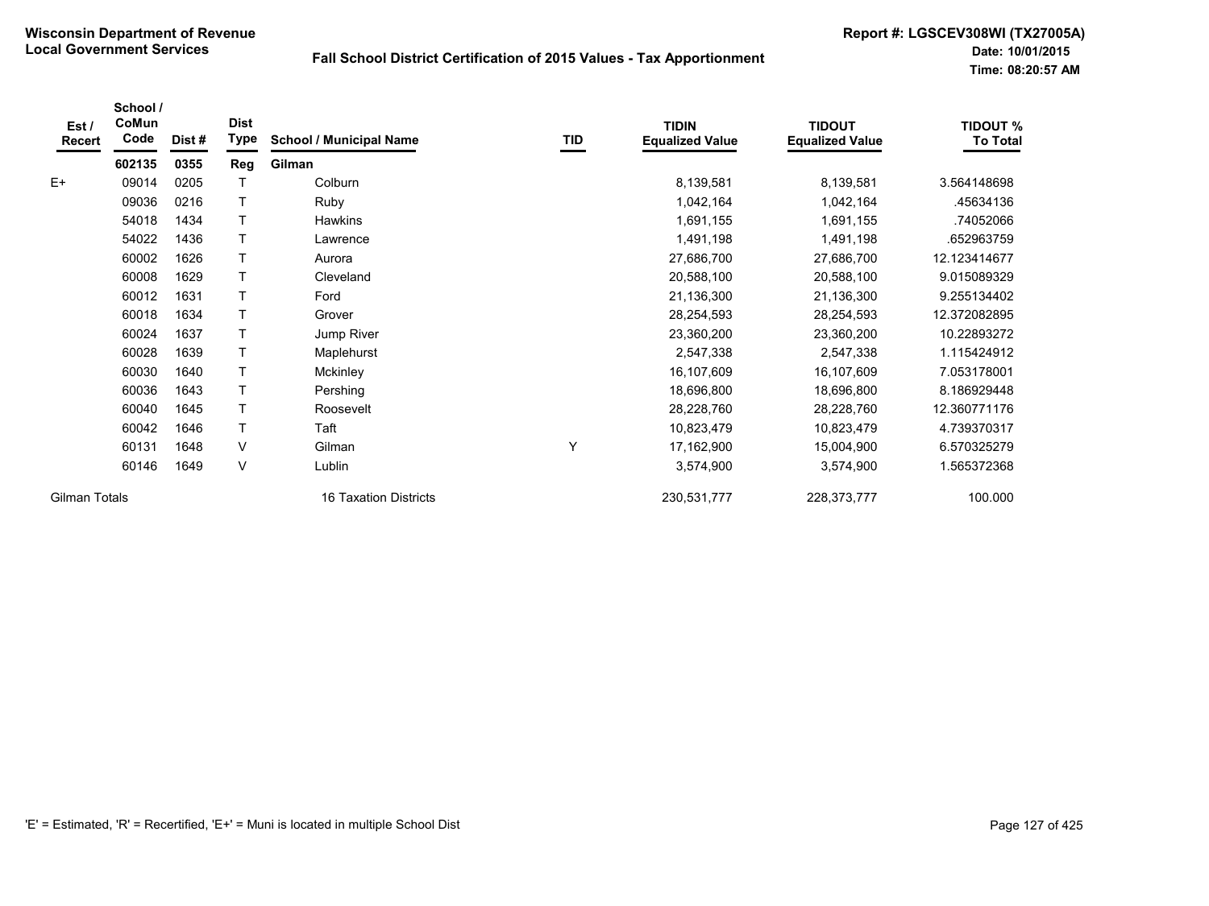**Wisconsin Department of Revenue**
**Local Government Services**

**Fall School District Certification of 2015 Values - Tax Apportionment**

**Report #: LGSCEV308WI (TX27005A)**
**Date: 10/01/2015**
**Time: 08:20:57 AM**

| Est / Recert | School / CoMun Code | Dist # | Dist Type | School / Municipal Name | TID | TIDIN Equalized Value | TIDOUT Equalized Value | TIDOUT % To Total |
|---|---|---|---|---|---|---|---|---|
| | **602135** | **0355** | **Reg** | **Gilman** | | | | |
| E+ | 09014 | 0205 | T | Colburn | | 8,139,581 | 8,139,581 | 3.564148698 |
| | 09036 | 0216 | T | Ruby | | 1,042,164 | 1,042,164 | .45634136 |
| | 54018 | 1434 | T | Hawkins | | 1,691,155 | 1,691,155 | .74052066 |
| | 54022 | 1436 | T | Lawrence | | 1,491,198 | 1,491,198 | .652963759 |
| | 60002 | 1626 | T | Aurora | | 27,686,700 | 27,686,700 | 12.123414677 |
| | 60008 | 1629 | T | Cleveland | | 20,588,100 | 20,588,100 | 9.015089329 |
| | 60012 | 1631 | T | Ford | | 21,136,300 | 21,136,300 | 9.255134402 |
| | 60018 | 1634 | T | Grover | | 28,254,593 | 28,254,593 | 12.372082895 |
| | 60024 | 1637 | T | Jump River | | 23,360,200 | 23,360,200 | 10.22893272 |
| | 60028 | 1639 | T | Maplehurst | | 2,547,338 | 2,547,338 | 1.115424912 |
| | 60030 | 1640 | T | Mckinley | | 16,107,609 | 16,107,609 | 7.053178001 |
| | 60036 | 1643 | T | Pershing | | 18,696,800 | 18,696,800 | 8.186929448 |
| | 60040 | 1645 | T | Roosevelt | | 28,228,760 | 28,228,760 | 12.360771176 |
| | 60042 | 1646 | T | Taft | | 10,823,479 | 10,823,479 | 4.739370317 |
| | 60131 | 1648 | V | Gilman | Y | 17,162,900 | 15,004,900 | 6.570325279 |
| | 60146 | 1649 | V | Lublin | | 3,574,900 | 3,574,900 | 1.565372368 |
| Gilman Totals | | | | 16 Taxation Districts | | 230,531,777 | 228,373,777 | 100.000 |

'E' = Estimated, 'R' = Recertified, 'E+' = Muni is located in multiple School Dist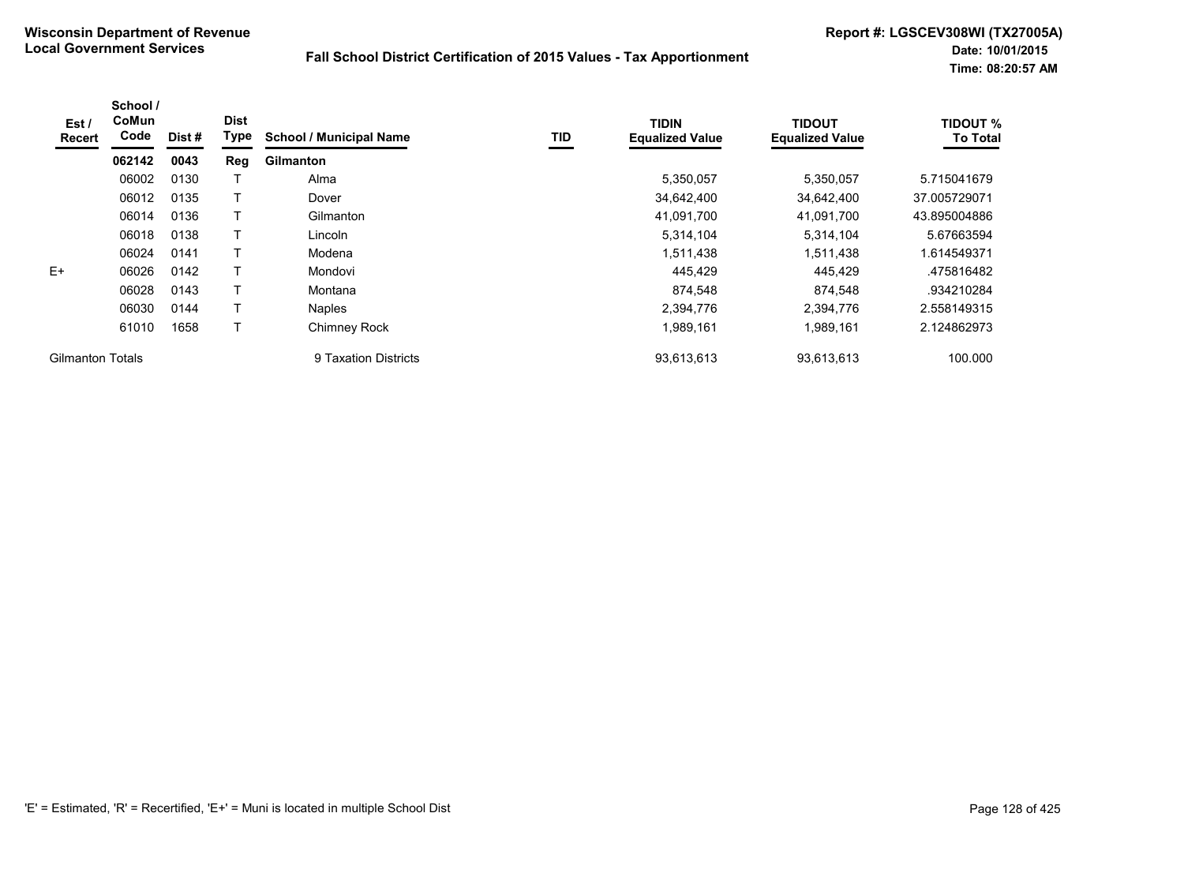**Wisconsin Department of Revenue**
**Local Government Services**

**Fall School District Certification of 2015 Values - Tax Apportionment**

**Report #: LGSCEV308WI (TX27005A)**
**Date: 10/01/2015**
**Time: 08:20:57 AM**

| Est / Recert | School / CoMun Code | Dist # | Dist Type | School / Municipal Name | TID | TIDIN Equalized Value | TIDOUT Equalized Value | TIDOUT % To Total |
|---|---|---|---|---|---|---|---|---|
| | **062142** | **0043** | **Reg** | **Gilmanton** | | | | |
| | 06002 | 0130 | T | Alma | | 5,350,057 | 5,350,057 | 5.715041679 |
| | 06012 | 0135 | T | Dover | | 34,642,400 | 34,642,400 | 37.005729071 |
| | 06014 | 0136 | T | Gilmanton | | 41,091,700 | 41,091,700 | 43.895004886 |
| | 06018 | 0138 | T | Lincoln | | 5,314,104 | 5,314,104 | 5.67663594 |
| | 06024 | 0141 | T | Modena | | 1,511,438 | 1,511,438 | 1.614549371 |
| E+ | 06026 | 0142 | T | Mondovi | | 445,429 | 445,429 | .475816482 |
| | 06028 | 0143 | T | Montana | | 874,548 | 874,548 | .934210284 |
| | 06030 | 0144 | T | Naples | | 2,394,776 | 2,394,776 | 2.558149315 |
| | 61010 | 1658 | T | Chimney Rock | | 1,989,161 | 1,989,161 | 2.124862973 |
| Gilmanton Totals | | | | 9 Taxation Districts | | 93,613,613 | 93,613,613 | 100.000 |

'E' = Estimated, 'R' = Recertified, 'E+' = Muni is located in multiple School Dist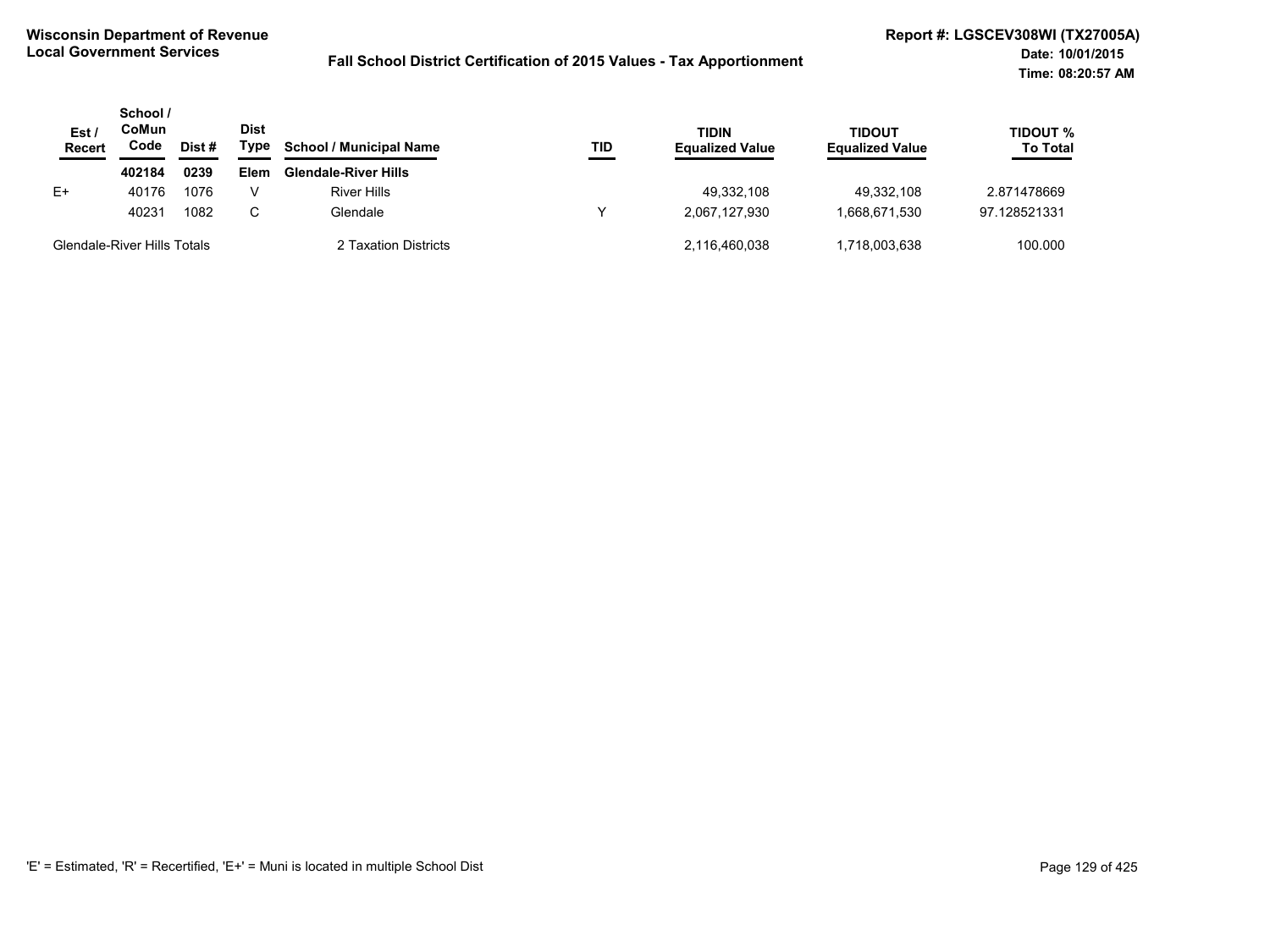**Wisconsin Department of Revenue**
**Local Government Services**

**Fall School District Certification of 2015 Values - Tax Apportionment**

**Report #: LGSCEV308WI (TX27005A)**
**Date: 10/01/2015**
**Time: 08:20:57 AM**

| Est / Recert | School / CoMun Code | Dist # | Dist Type | School / Municipal Name | TID | TIDIN Equalized Value | TIDOUT Equalized Value | TIDOUT % To Total |
|---|---|---|---|---|---|---|---|---|
| | **402184** | **0239** | **Elem** | **Glendale-River Hills** | | | | |
| E+ | 40176 | 1076 | V | River Hills | | 49,332,108 | 49,332,108 | 2.871478669 |
| | 40231 | 1082 | C | Glendale | Y | 2,067,127,930 | 1,668,671,530 | 97.128521331 |
| Glendale-River Hills Totals | | | | 2 Taxation Districts | | 2,116,460,038 | 1,718,003,638 | 100.000 |

'E' = Estimated, 'R' = Recertified, 'E+' = Muni is located in multiple School Dist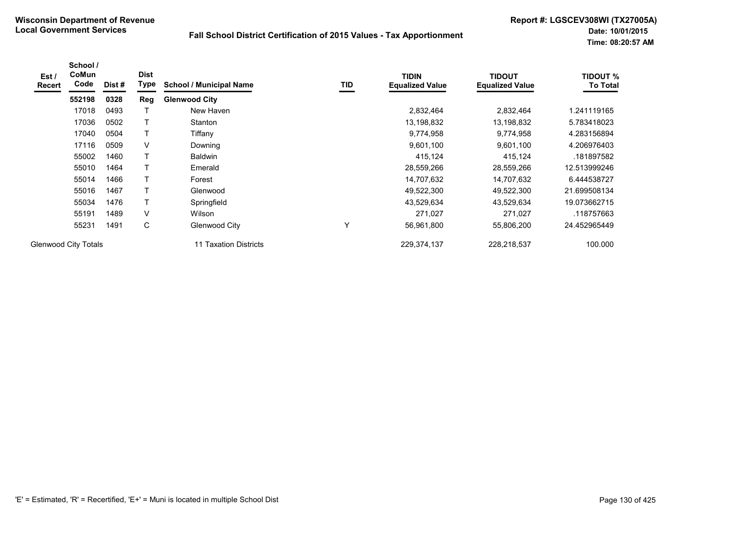**Wisconsin Department of Revenue**
**Local Government Services**

**Fall School District Certification of 2015 Values - Tax Apportionment**

**Report #: LGSCEV308WI (TX27005A)**
**Date: 10/01/2015**
**Time: 08:20:57 AM**

| Est / Recert | School / CoMun Code | Dist # | Dist Type | School / Municipal Name | TID | TIDIN Equalized Value | TIDOUT Equalized Value | TIDOUT % To Total |
|---|---|---|---|---|---|---|---|---|
| | **552198** | **0328** | **Reg** | **Glenwood City** | | | | |
| | 17018 | 0493 | T | New Haven | | 2,832,464 | 2,832,464 | 1.241119165 |
| | 17036 | 0502 | T | Stanton | | 13,198,832 | 13,198,832 | 5.783418023 |
| | 17040 | 0504 | T | Tiffany | | 9,774,958 | 9,774,958 | 4.283156894 |
| | 17116 | 0509 | V | Downing | | 9,601,100 | 9,601,100 | 4.206976403 |
| | 55002 | 1460 | T | Baldwin | | 415,124 | 415,124 | .181897582 |
| | 55010 | 1464 | T | Emerald | | 28,559,266 | 28,559,266 | 12.513999246 |
| | 55014 | 1466 | T | Forest | | 14,707,632 | 14,707,632 | 6.444538727 |
| | 55016 | 1467 | T | Glenwood | | 49,522,300 | 49,522,300 | 21.699508134 |
| | 55034 | 1476 | T | Springfield | | 43,529,634 | 43,529,634 | 19.073662715 |
| | 55191 | 1489 | V | Wilson | | 271,027 | 271,027 | .118757663 |
| | 55231 | 1491 | C | Glenwood City | Y | 56,961,800 | 55,806,200 | 24.452965449 |
| Glenwood City Totals | | | | 11 Taxation Districts | | 229,374,137 | 228,218,537 | 100.000 |

'E' = Estimated, 'R' = Recertified, 'E+' = Muni is located in multiple School Dist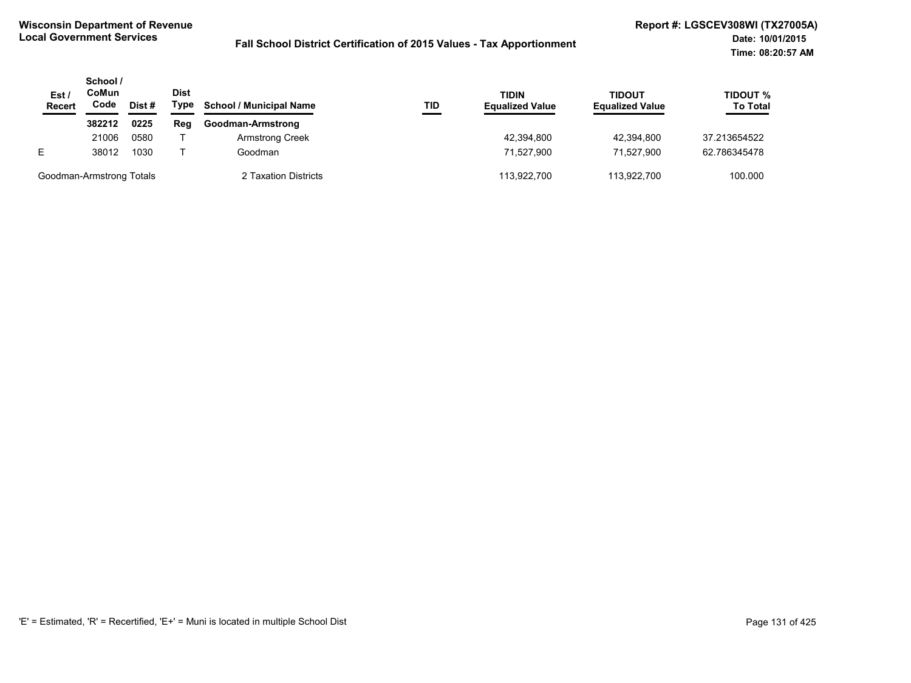**Wisconsin Department of Revenue**
**Local Government Services**

**Fall School District Certification of 2015 Values - Tax Apportionment**

**Report #: LGSCEV308WI (TX27005A)**
**Date: 10/01/2015**
**Time: 08:20:57 AM**

| Est / Recert | School / CoMun Code | Dist # | Dist Type | School / Municipal Name | TID | TIDIN Equalized Value | TIDOUT Equalized Value | TIDOUT % To Total |
|---|---|---|---|---|---|---|---|---|
| | **382212** | **0225** | **Reg** | **Goodman-Armstrong** | | | | |
| | 21006 | 0580 | T | Armstrong Creek | | 42,394,800 | 42,394,800 | 37.213654522 |
| E | 38012 | 1030 | T | Goodman | | 71,527,900 | 71,527,900 | 62.786345478 |
| Goodman-Armstrong Totals | | | | 2 Taxation Districts | | 113,922,700 | 113,922,700 | 100.000 |

'E' = Estimated, 'R' = Recertified, 'E+' = Muni is located in multiple School Dist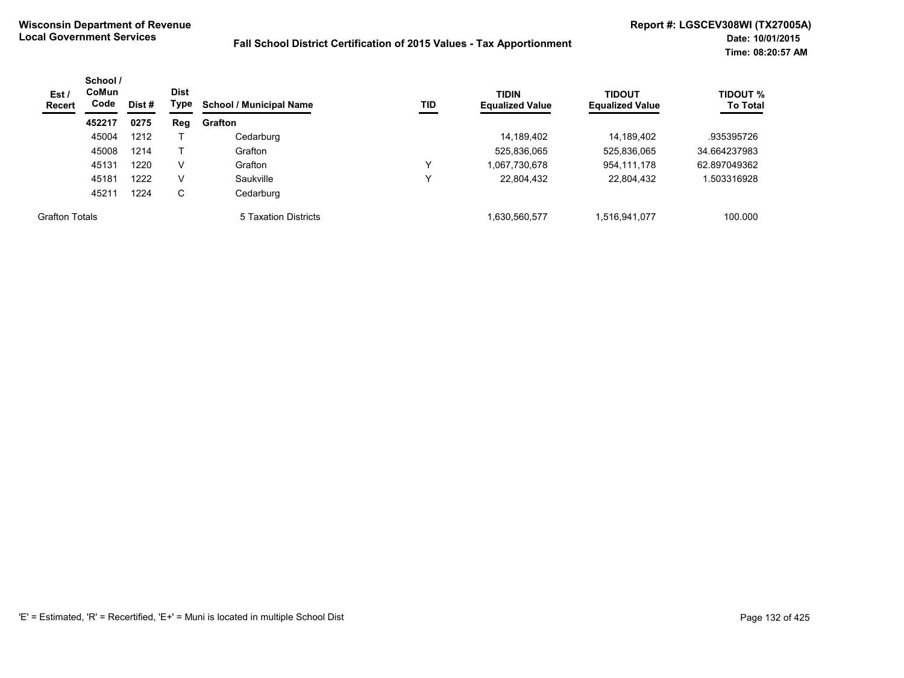**Wisconsin Department of Revenue**
**Local Government Services**

**Fall School District Certification of 2015 Values - Tax Apportionment**

**Report #: LGSCEV308WI (TX27005A)**
**Date: 10/01/2015**
**Time: 08:20:57 AM**

| Est / Recert | School / CoMun Code | Dist # | Dist Type | School / Municipal Name | TID | TIDIN Equalized Value | TIDOUT Equalized Value | TIDOUT % To Total |
|---|---|---|---|---|---|---|---|---|
| | **452217** | **0275** | **Reg** | **Grafton** | | | | |
| | 45004 | 1212 | T | Cedarburg | | 14,189,402 | 14,189,402 | .935395726 |
| | 45008 | 1214 | T | Grafton | | 525,836,065 | 525,836,065 | 34.664237983 |
| | 45131 | 1220 | V | Grafton | Y | 1,067,730,678 | 954,111,178 | 62.897049362 |
| | 45181 | 1222 | V | Saukville | Y | 22,804,432 | 22,804,432 | 1.503316928 |
| | 45211 | 1224 | C | Cedarburg | | | | |
| Grafton Totals | | | | 5 Taxation Districts | | 1,630,560,577 | 1,516,941,077 | 100.000 |

'E' = Estimated, 'R' = Recertified, 'E+' = Muni is located in multiple School Dist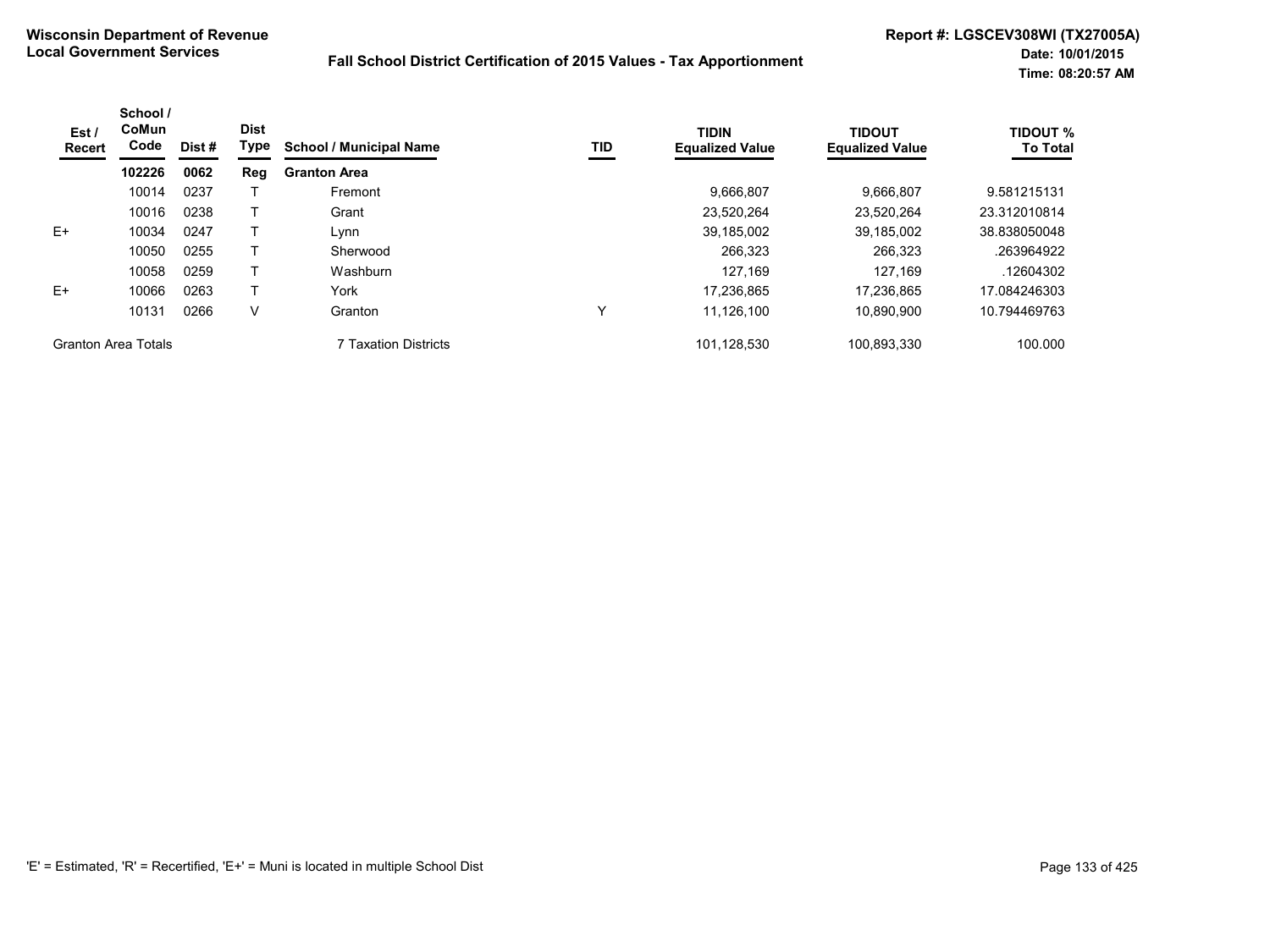**Wisconsin Department of Revenue**
**Local Government Services**

**Fall School District Certification of 2015 Values - Tax Apportionment**

**Report #: LGSCEV308WI (TX27005A)**
**Date: 10/01/2015**
**Time: 08:20:57 AM**

| Est / Recert | School / CoMun Code | Dist # | Dist Type | School / Municipal Name | TID | TIDIN Equalized Value | TIDOUT Equalized Value | TIDOUT % To Total |
|---|---|---|---|---|---|---|---|---|
| | **102226** | **0062** | **Reg** | **Granton Area** | | | | |
| | 10014 | 0237 | T | Fremont | | 9,666,807 | 9,666,807 | 9.581215131 |
| | 10016 | 0238 | T | Grant | | 23,520,264 | 23,520,264 | 23.312010814 |
| E+ | 10034 | 0247 | T | Lynn | | 39,185,002 | 39,185,002 | 38.838050048 |
| | 10050 | 0255 | T | Sherwood | | 266,323 | 266,323 | .263964922 |
| | 10058 | 0259 | T | Washburn | | 127,169 | 127,169 | .12604302 |
| E+ | 10066 | 0263 | T | York | | 17,236,865 | 17,236,865 | 17.084246303 |
| | 10131 | 0266 | V | Granton | Y | 11,126,100 | 10,890,900 | 10.794469763 |
| Granton Area Totals | | | | 7 Taxation Districts | | 101,128,530 | 100,893,330 | 100.000 |

'E' = Estimated, 'R' = Recertified, 'E+' = Muni is located in multiple School Dist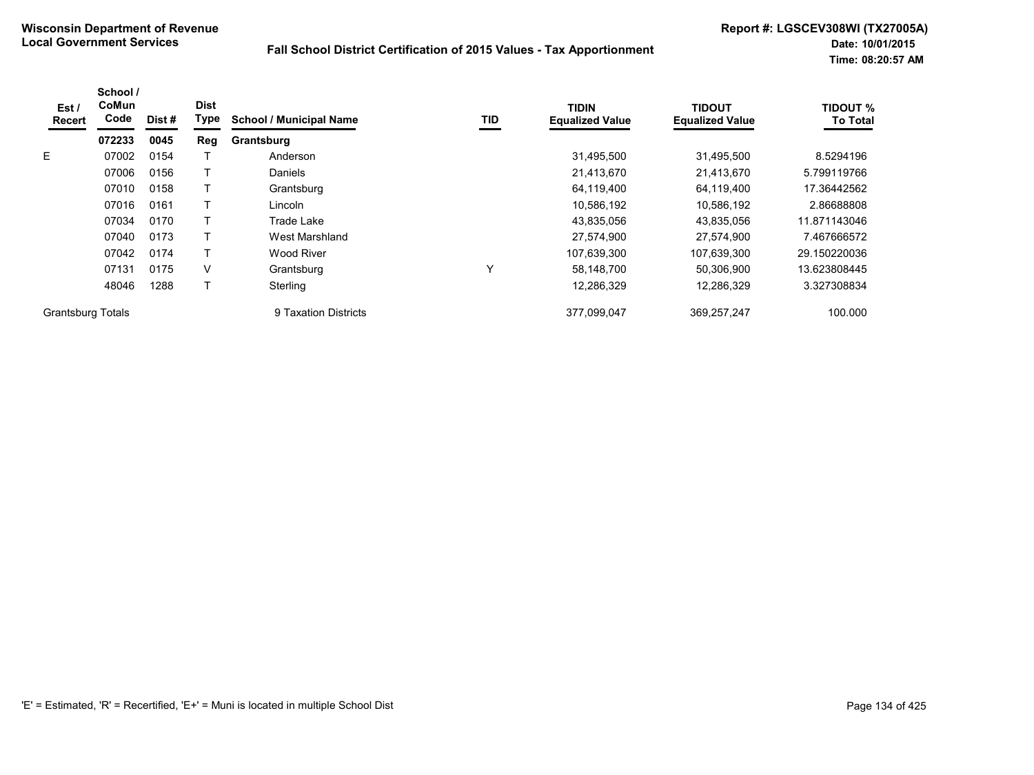# Wisconsin Department of Revenue
## Local Government Services

### Fall School District Certification of 2015 Values - Tax Apportionment

Report #: LGSCEV308WI (TX27005A)
Date: 10/01/2015
Time: 08:20:57 AM

| Est / Recert | School / CoMun Code | Dist # | Dist Type | School / Municipal Name | TID | TIDIN Equalized Value | TIDOUT Equalized Value | TIDOUT % To Total |
|---|---|---|---|---|---|---|---|---|
| | **072233** | **0045** | **Reg** | **Grantsburg** | | | | |
| E | 07002 | 0154 | T | Anderson | | 31,495,500 | 31,495,500 | 8.5294196 |
| | 07006 | 0156 | T | Daniels | | 21,413,670 | 21,413,670 | 5.799119766 |
| | 07010 | 0158 | T | Grantsburg | | 64,119,400 | 64,119,400 | 17.36442562 |
| | 07016 | 0161 | T | Lincoln | | 10,586,192 | 10,586,192 | 2.86688808 |
| | 07034 | 0170 | T | Trade Lake | | 43,835,056 | 43,835,056 | 11.871143046 |
| | 07040 | 0173 | T | West Marshland | | 27,574,900 | 27,574,900 | 7.467666572 |
| | 07042 | 0174 | T | Wood River | | 107,639,300 | 107,639,300 | 29.150220036 |
| | 07131 | 0175 | V | Grantsburg | Y | 58,148,700 | 50,306,900 | 13.623808445 |
| | 48046 | 1288 | T | Sterling | | 12,286,329 | 12,286,329 | 3.327308834 |
| Grantsburg Totals | | | | 9 Taxation Districts | | 377,099,047 | 369,257,247 | 100.000 |

'E' = Estimated, 'R' = Recertified, 'E+' = Muni is located in multiple School Dist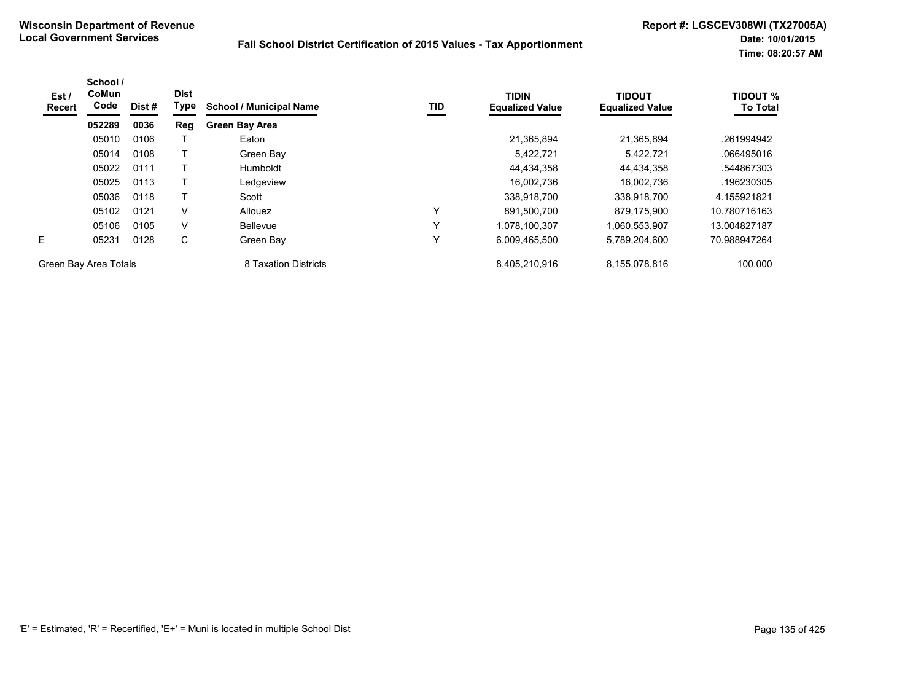**Wisconsin Department of Revenue**
**Local Government Services**

**Fall School District Certification of 2015 Values - Tax Apportionment**

**Report #: LGSCEV308WI (TX27005A)**
**Date: 10/01/2015**
**Time: 08:20:57 AM**

| Est / Recert | School / CoMun Code | Dist # | Dist Type | School / Municipal Name | TID | TIDIN Equalized Value | TIDOUT Equalized Value | TIDOUT % To Total |
|---|---|---|---|---|---|---|---|---|
| | **052289** | **0036** | **Reg** | **Green Bay Area** | | | | |
| | 05010 | 0106 | T | Eaton | | 21,365,894 | 21,365,894 | .261994942 |
| | 05014 | 0108 | T | Green Bay | | 5,422,721 | 5,422,721 | .066495016 |
| | 05022 | 0111 | T | Humboldt | | 44,434,358 | 44,434,358 | .544867303 |
| | 05025 | 0113 | T | Ledgeview | | 16,002,736 | 16,002,736 | .196230305 |
| | 05036 | 0118 | T | Scott | | 338,918,700 | 338,918,700 | 4.155921821 |
| | 05102 | 0121 | V | Allouez | Y | 891,500,700 | 879,175,900 | 10.780716163 |
| | 05106 | 0105 | V | Bellevue | Y | 1,078,100,307 | 1,060,553,907 | 13.004827187 |
| E | 05231 | 0128 | C | Green Bay | Y | 6,009,465,500 | 5,789,204,600 | 70.988947264 |
| Green Bay Area Totals | | | | 8 Taxation Districts | | 8,405,210,916 | 8,155,078,816 | 100.000 |

'E' = Estimated, 'R' = Recertified, 'E+' = Muni is located in multiple School Dist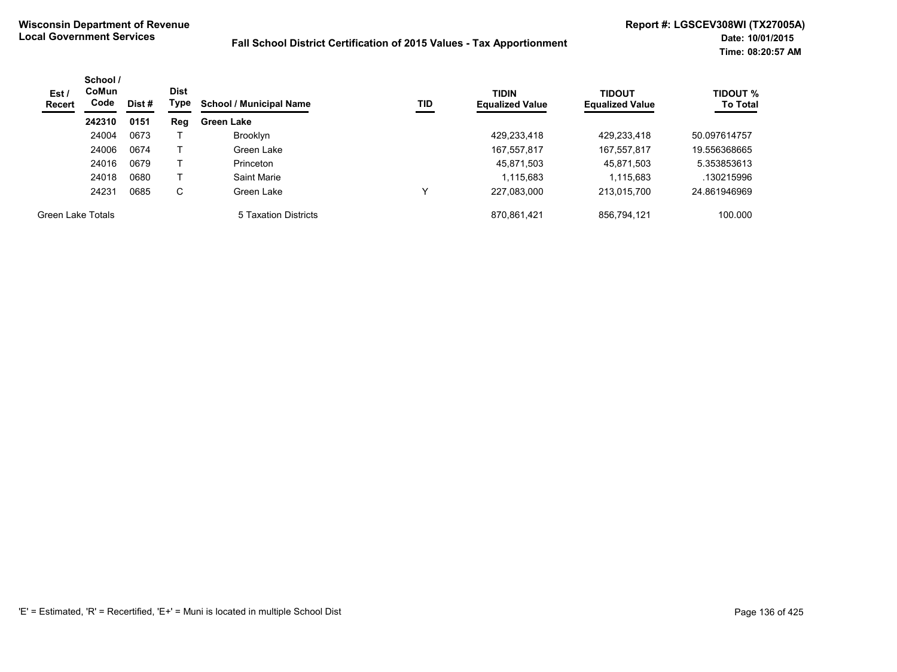**Wisconsin Department of Revenue**
**Local Government Services**

**Fall School District Certification of 2015 Values - Tax Apportionment**

**Report #: LGSCEV308WI (TX27005A)**
**Date: 10/01/2015**
**Time: 08:20:57 AM**

| Est / Recert | School / CoMun Code | Dist # | Dist Type | School / Municipal Name | TID | TIDIN Equalized Value | TIDOUT Equalized Value | TIDOUT % To Total |
|---|---|---|---|---|---|---|---|---|
| | **242310** | **0151** | **Reg** | **Green Lake** | | | | |
| | 24004 | 0673 | T | Brooklyn | | 429,233,418 | 429,233,418 | 50.097614757 |
| | 24006 | 0674 | T | Green Lake | | 167,557,817 | 167,557,817 | 19.556368665 |
| | 24016 | 0679 | T | Princeton | | 45,871,503 | 45,871,503 | 5.353853613 |
| | 24018 | 0680 | T | Saint Marie | | 1,115,683 | 1,115,683 | .130215996 |
| | 24231 | 0685 | C | Green Lake | Y | 227,083,000 | 213,015,700 | 24.861946969 |
| Green Lake Totals | | | | 5 Taxation Districts | | 870,861,421 | 856,794,121 | 100.000 |

'E' = Estimated, 'R' = Recertified, 'E+' = Muni is located in multiple School Dist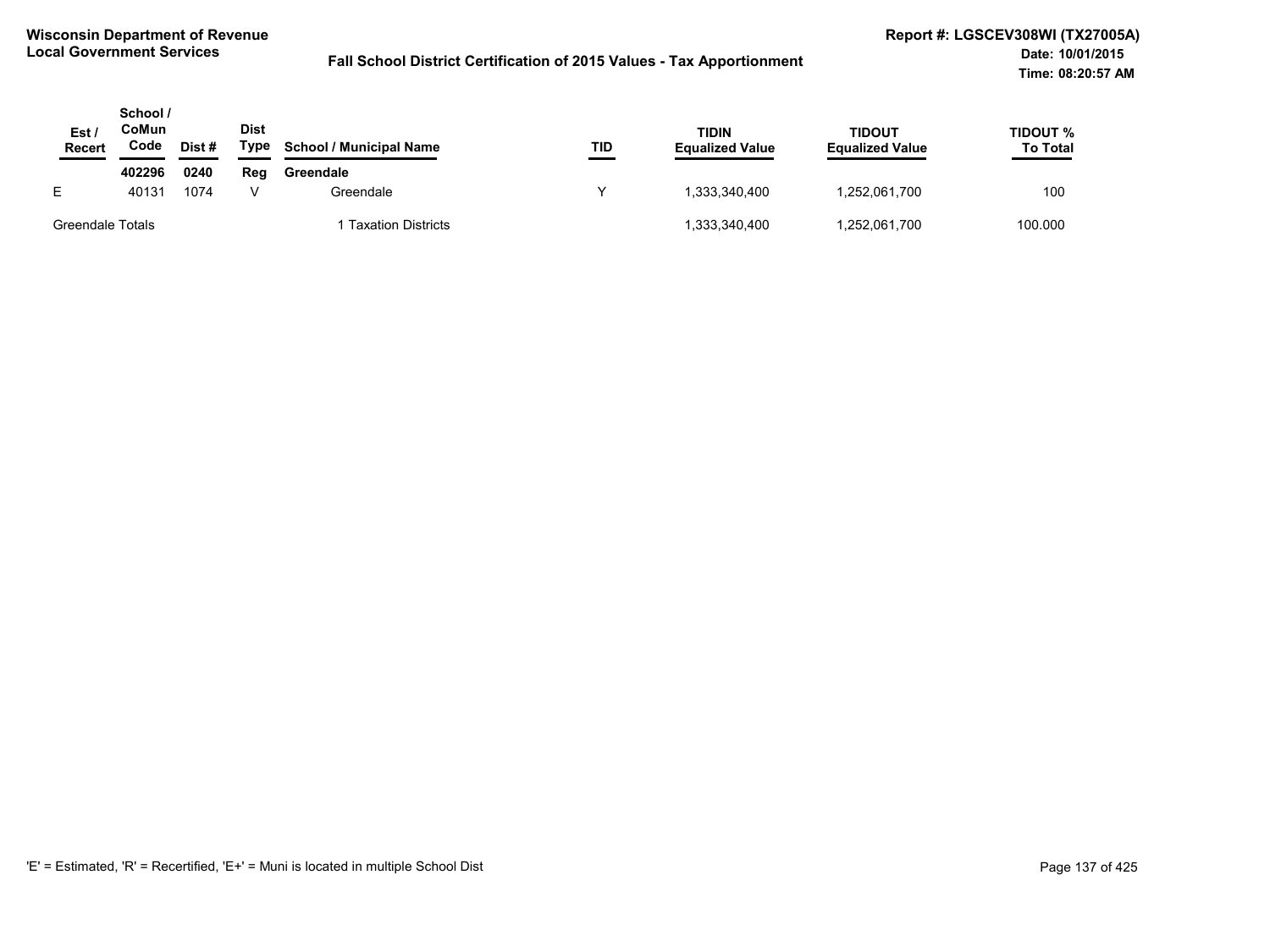**Wisconsin Department of Revenue**
**Local Government Services**

**Fall School District Certification of 2015 Values - Tax Apportionment**

**Report #: LGSCEV308WI (TX27005A)**
**Date: 10/01/2015**
**Time: 08:20:57 AM**

| Est / Recert | School / CoMun Code | Dist # | Dist Type | School / Municipal Name | TID | TIDIN Equalized Value | TIDOUT Equalized Value | TIDOUT % To Total |
|---|---|---|---|---|---|---|---|---|
| | **402296** | **0240** | **Reg** | **Greendale** | | | | |
| E | 40131 | 1074 | V | Greendale | Y | 1,333,340,400 | 1,252,061,700 | 100 |
| Greendale Totals | | | | 1 Taxation Districts | | 1,333,340,400 | 1,252,061,700 | 100.000 |

'E' = Estimated, 'R' = Recertified, 'E+' = Muni is located in multiple School Dist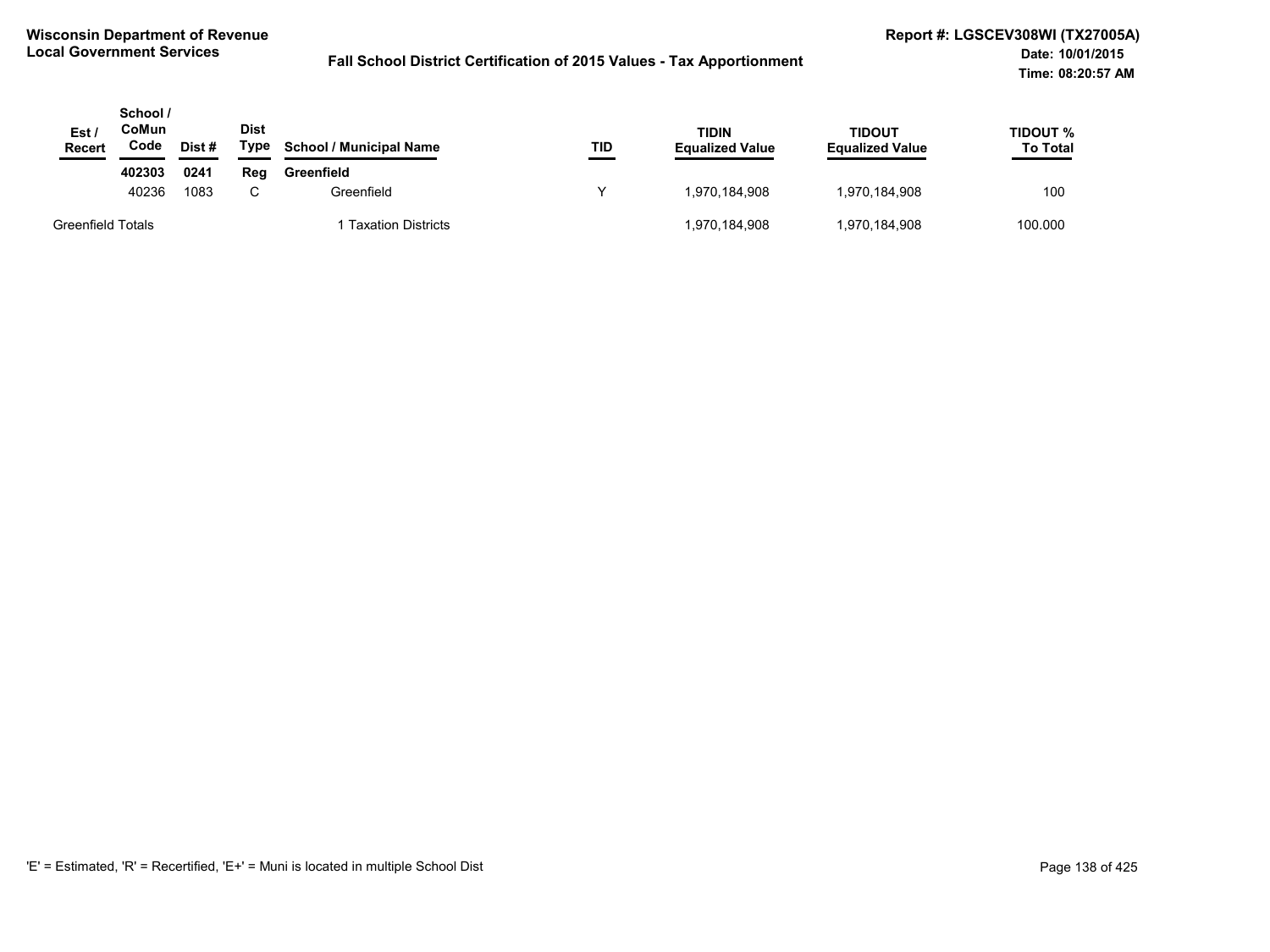**Wisconsin Department of Revenue**
**Local Government Services**

**Fall School District Certification of 2015 Values - Tax Apportionment**

**Report #: LGSCEV308WI (TX27005A)**
**Date: 10/01/2015**
**Time: 08:20:57 AM**

| Est / Recert | School / CoMun Code | Dist # | Dist Type | School / Municipal Name | TID | TIDIN Equalized Value | TIDOUT Equalized Value | TIDOUT % To Total |
|---|---|---|---|---|---|---|---|---|
| | **402303** | **0241** | **Reg** | **Greenfield** | | | | |
| | 40236 | 1083 | C | Greenfield | Y | 1,970,184,908 | 1,970,184,908 | 100 |
| Greenfield Totals | | | | 1 Taxation Districts | | 1,970,184,908 | 1,970,184,908 | 100.000 |

'E' = Estimated, 'R' = Recertified, 'E+' = Muni is located in multiple School Dist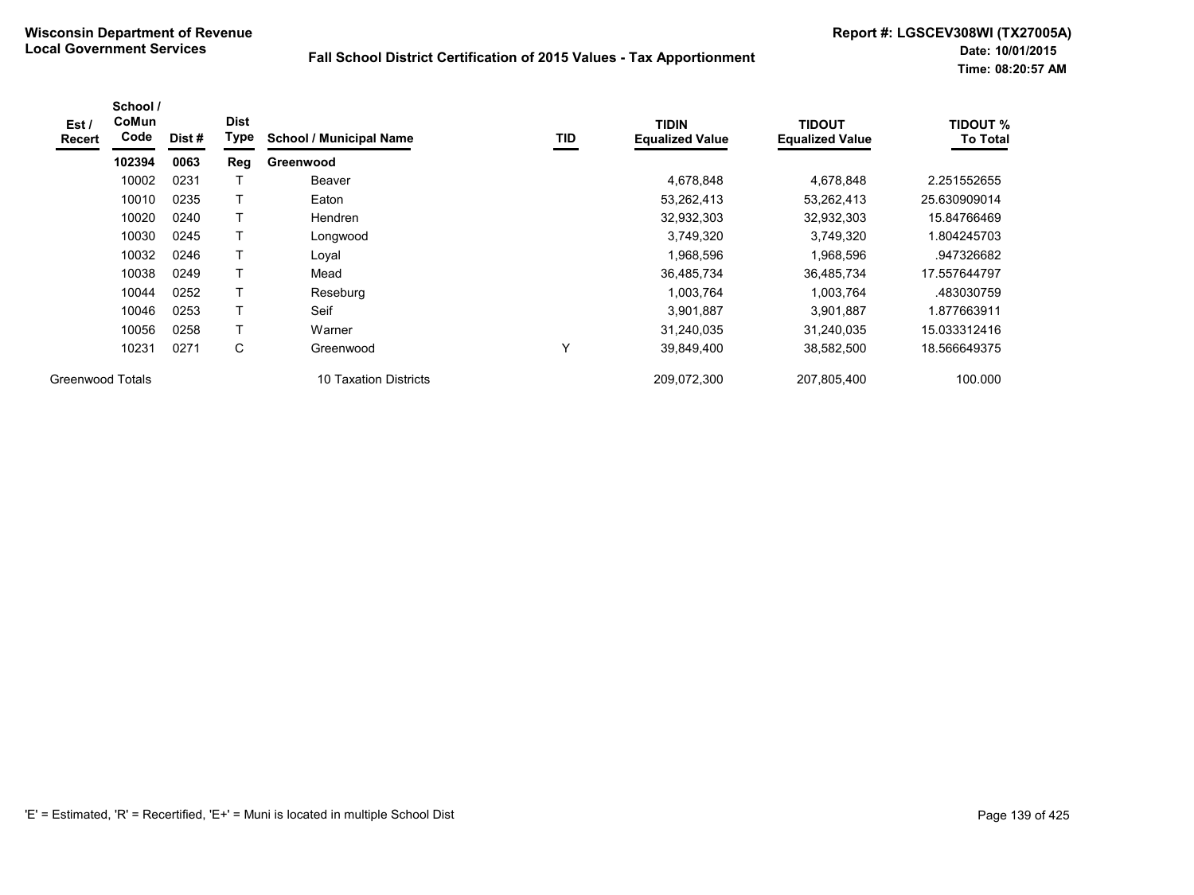**Wisconsin Department of Revenue**
**Local Government Services**

**Fall School District Certification of 2015 Values - Tax Apportionment**

**Report #: LGSCEV308WI (TX27005A)**
**Date: 10/01/2015**
**Time: 08:20:57 AM**

| Est / Recert | School / CoMun Code | Dist # | Dist Type | School / Municipal Name | TID | TIDIN Equalized Value | TIDOUT Equalized Value | TIDOUT % To Total |
|---|---|---|---|---|---|---|---|---|
| | **102394** | **0063** | **Reg** | **Greenwood** | | | | |
| | 10002 | 0231 | T | Beaver | | 4,678,848 | 4,678,848 | 2.251552655 |
| | 10010 | 0235 | T | Eaton | | 53,262,413 | 53,262,413 | 25.630909014 |
| | 10020 | 0240 | T | Hendren | | 32,932,303 | 32,932,303 | 15.84766469 |
| | 10030 | 0245 | T | Longwood | | 3,749,320 | 3,749,320 | 1.804245703 |
| | 10032 | 0246 | T | Loyal | | 1,968,596 | 1,968,596 | .947326682 |
| | 10038 | 0249 | T | Mead | | 36,485,734 | 36,485,734 | 17.557644797 |
| | 10044 | 0252 | T | Reseburg | | 1,003,764 | 1,003,764 | .483030759 |
| | 10046 | 0253 | T | Seif | | 3,901,887 | 3,901,887 | 1.877663911 |
| | 10056 | 0258 | T | Warner | | 31,240,035 | 31,240,035 | 15.033312416 |
| | 10231 | 0271 | C | Greenwood | Y | 39,849,400 | 38,582,500 | 18.566649375 |
| Greenwood Totals | | | | 10 Taxation Districts | | 209,072,300 | 207,805,400 | 100.000 |

'E' = Estimated, 'R' = Recertified, 'E+' = Muni is located in multiple School Dist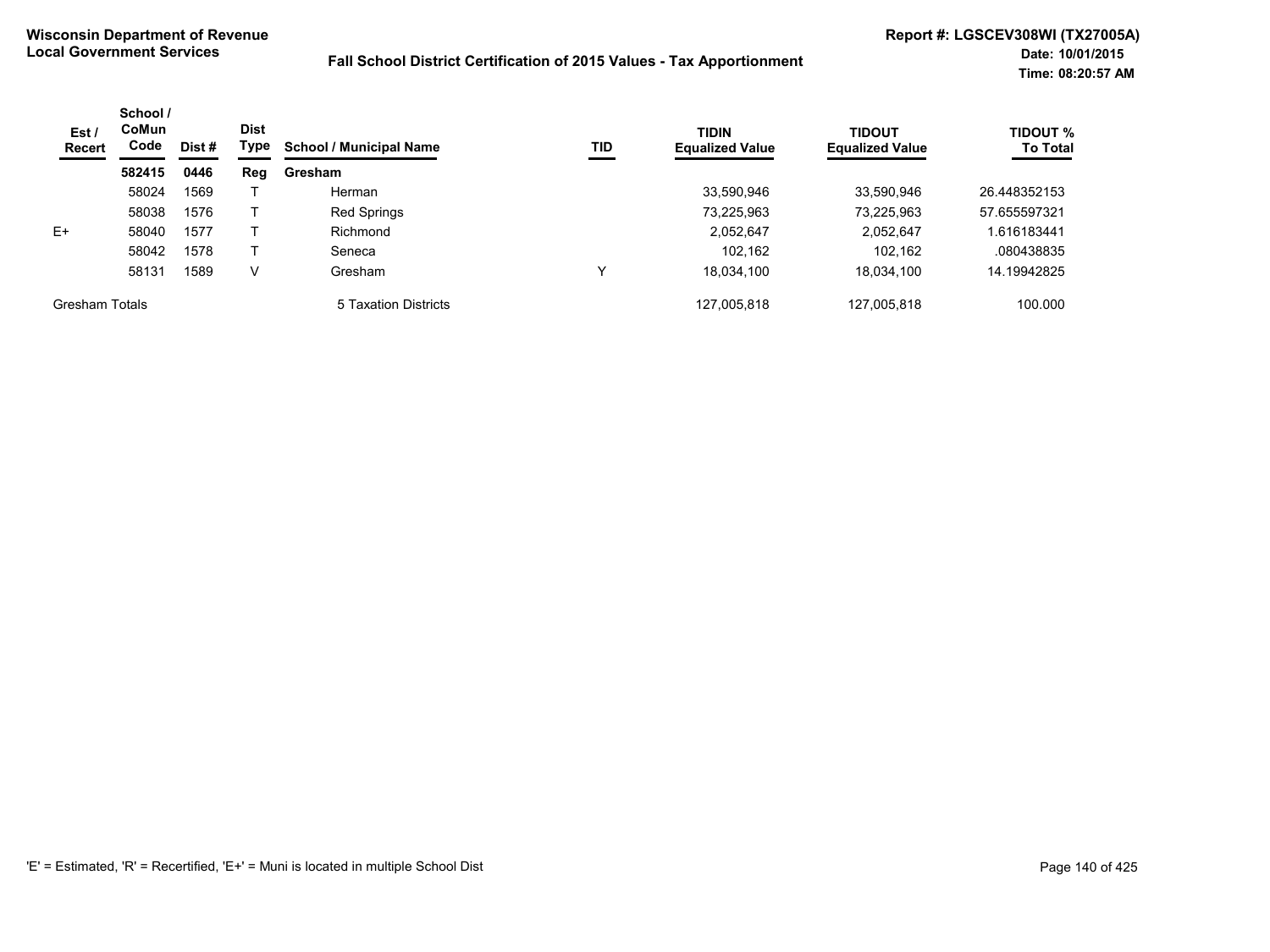**Wisconsin Department of Revenue**
**Local Government Services**

**Fall School District Certification of 2015 Values - Tax Apportionment**

**Report #: LGSCEV308WI (TX27005A)**
**Date: 10/01/2015**
**Time: 08:20:57 AM**

| Est / Recert | School / CoMun Code | Dist # | Dist Type | School / Municipal Name | TID | TIDIN Equalized Value | TIDOUT Equalized Value | TIDOUT % To Total |
|---|---|---|---|---|---|---|---|---|
| | **582415** | **0446** | **Reg** | **Gresham** | | | | |
| | 58024 | 1569 | T | Herman | | 33,590,946 | 33,590,946 | 26.448352153 |
| | 58038 | 1576 | T | Red Springs | | 73,225,963 | 73,225,963 | 57.655597321 |
| E+ | 58040 | 1577 | T | Richmond | | 2,052,647 | 2,052,647 | 1.616183441 |
| | 58042 | 1578 | T | Seneca | | 102,162 | 102,162 | .080438835 |
| | 58131 | 1589 | V | Gresham | Y | 18,034,100 | 18,034,100 | 14.19942825 |
| Gresham Totals | | | | 5 Taxation Districts | | 127,005,818 | 127,005,818 | 100.000 |

'E' = Estimated, 'R' = Recertified, 'E+' = Muni is located in multiple School Dist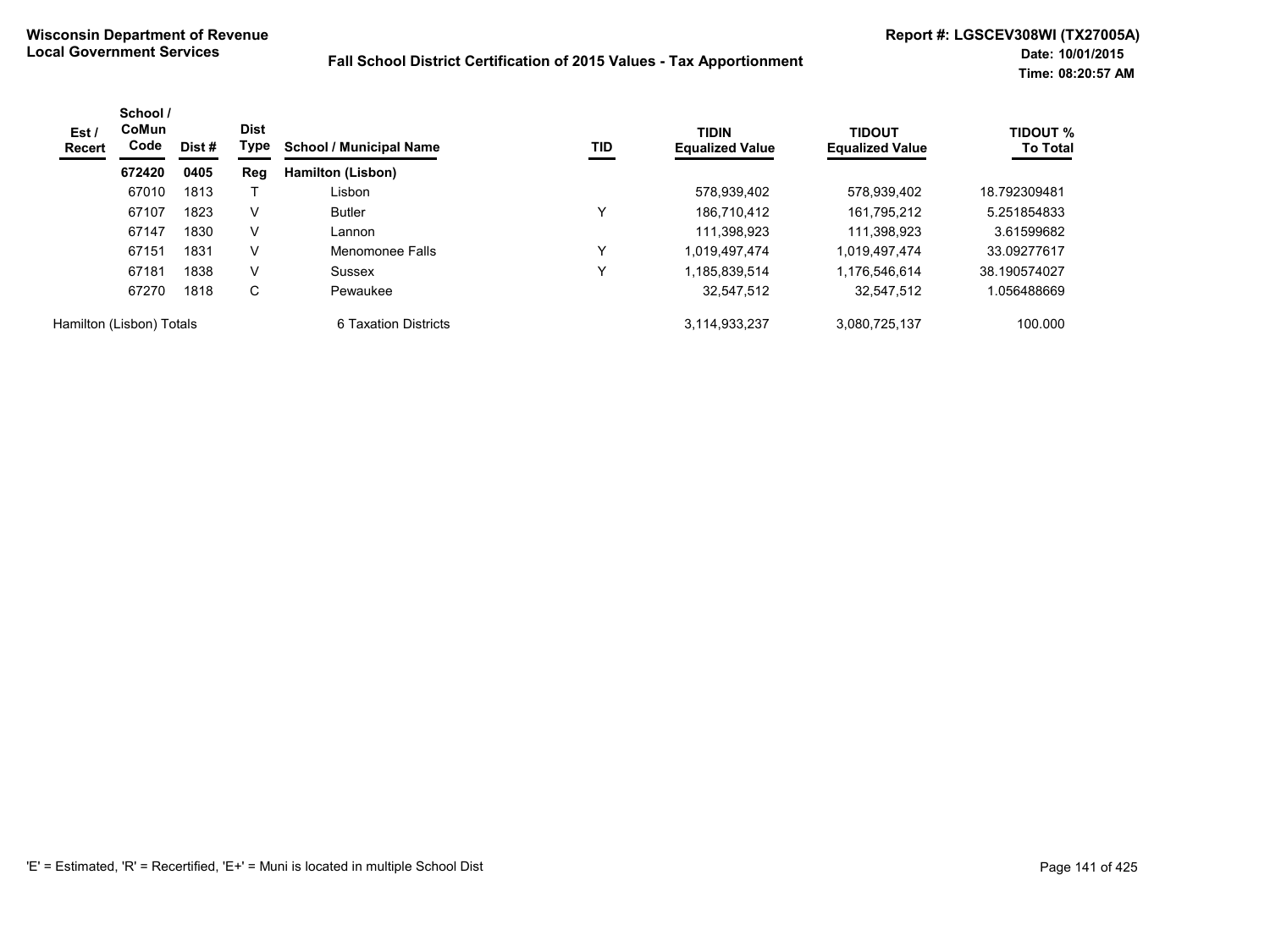**Wisconsin Department of Revenue**
**Local Government Services**

**Fall School District Certification of 2015 Values - Tax Apportionment**

**Report #: LGSCEV308WI (TX27005A)**
**Date: 10/01/2015**
**Time: 08:20:57 AM**

| Est / Recert | School / CoMun Code | Dist # | Dist Type | School / Municipal Name | TID | TIDIN Equalized Value | TIDOUT Equalized Value | TIDOUT % To Total |
|---|---|---|---|---|---|---|---|---|
| | **672420** | **0405** | **Reg** | **Hamilton (Lisbon)** | | | | |
| | 67010 | 1813 | T | Lisbon | | 578,939,402 | 578,939,402 | 18.792309481 |
| | 67107 | 1823 | V | Butler | Y | 186,710,412 | 161,795,212 | 5.251854833 |
| | 67147 | 1830 | V | Lannon | | 111,398,923 | 111,398,923 | 3.61599682 |
| | 67151 | 1831 | V | Menomonee Falls | Y | 1,019,497,474 | 1,019,497,474 | 33.09277617 |
| | 67181 | 1838 | V | Sussex | Y | 1,185,839,514 | 1,176,546,614 | 38.190574027 |
| | 67270 | 1818 | C | Pewaukee | | 32,547,512 | 32,547,512 | 1.056488669 |
| Hamilton (Lisbon) Totals | | | | 6 Taxation Districts | | 3,114,933,237 | 3,080,725,137 | 100.000 |

'E' = Estimated, 'R' = Recertified, 'E+' = Muni is located in multiple School Dist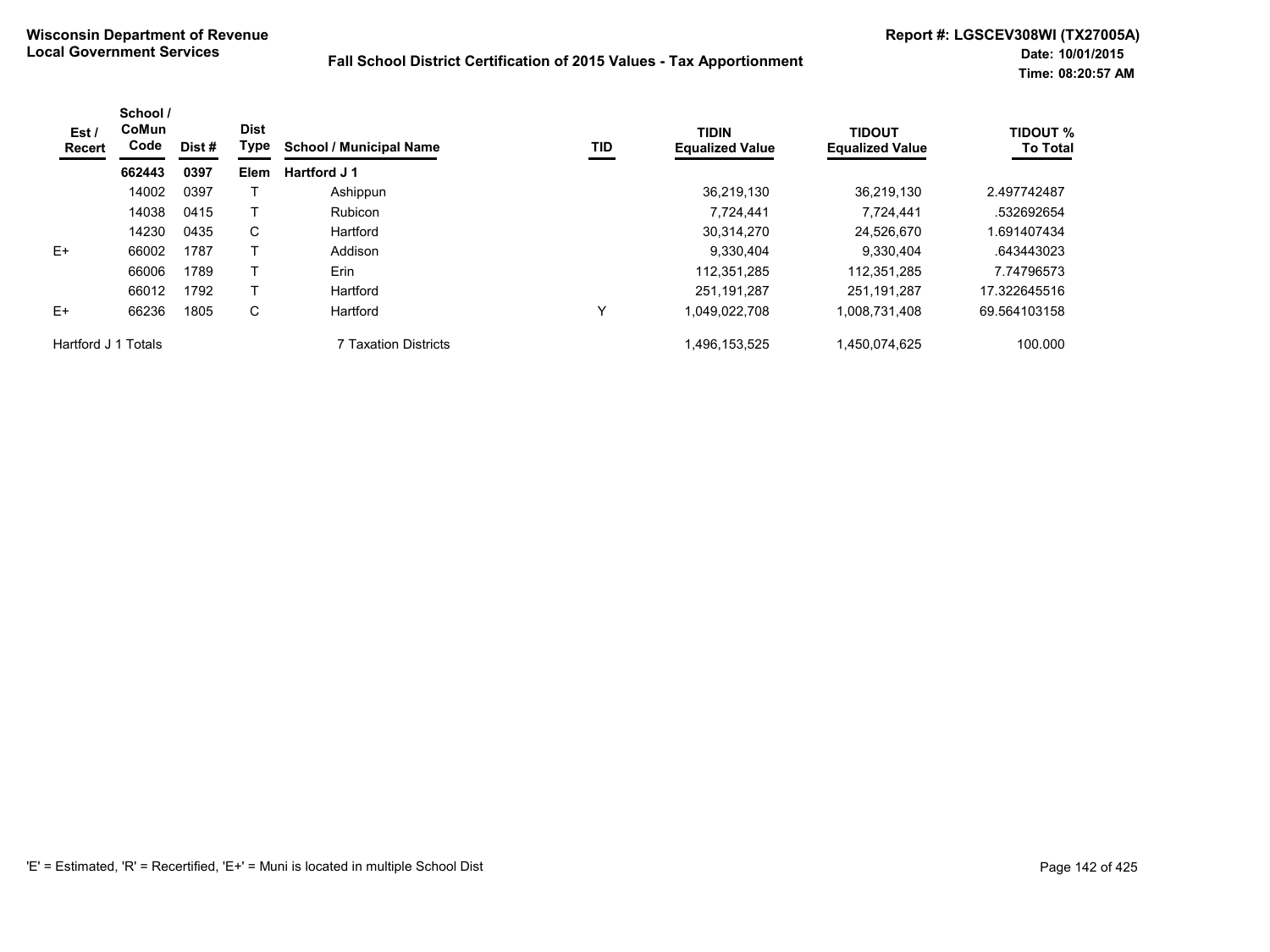**Wisconsin Department of Revenue**
**Local Government Services**

**Fall School District Certification of 2015 Values - Tax Apportionment**

**Report #: LGSCEV308WI (TX27005A)**
**Date: 10/01/2015**
**Time: 08:20:57 AM**

| Est / Recert | School / CoMun Code | Dist # | Dist Type | School / Municipal Name | TID | TIDIN Equalized Value | TIDOUT Equalized Value | TIDOUT % To Total |
|---|---|---|---|---|---|---|---|---|
| | **662443** | **0397** | **Elem** | **Hartford J 1** | | | | |
| | 14002 | 0397 | T | Ashippun | | 36,219,130 | 36,219,130 | 2.497742487 |
| | 14038 | 0415 | T | Rubicon | | 7,724,441 | 7,724,441 | .532692654 |
| | 14230 | 0435 | C | Hartford | | 30,314,270 | 24,526,670 | 1.691407434 |
| E+ | 66002 | 1787 | T | Addison | | 9,330,404 | 9,330,404 | .643443023 |
| | 66006 | 1789 | T | Erin | | 112,351,285 | 112,351,285 | 7.74796573 |
| | 66012 | 1792 | T | Hartford | | 251,191,287 | 251,191,287 | 17.322645516 |
| E+ | 66236 | 1805 | C | Hartford | Y | 1,049,022,708 | 1,008,731,408 | 69.564103158 |
| Hartford J 1 Totals | | | | 7 Taxation Districts | | 1,496,153,525 | 1,450,074,625 | 100.000 |

'E' = Estimated, 'R' = Recertified, 'E+' = Muni is located in multiple School Dist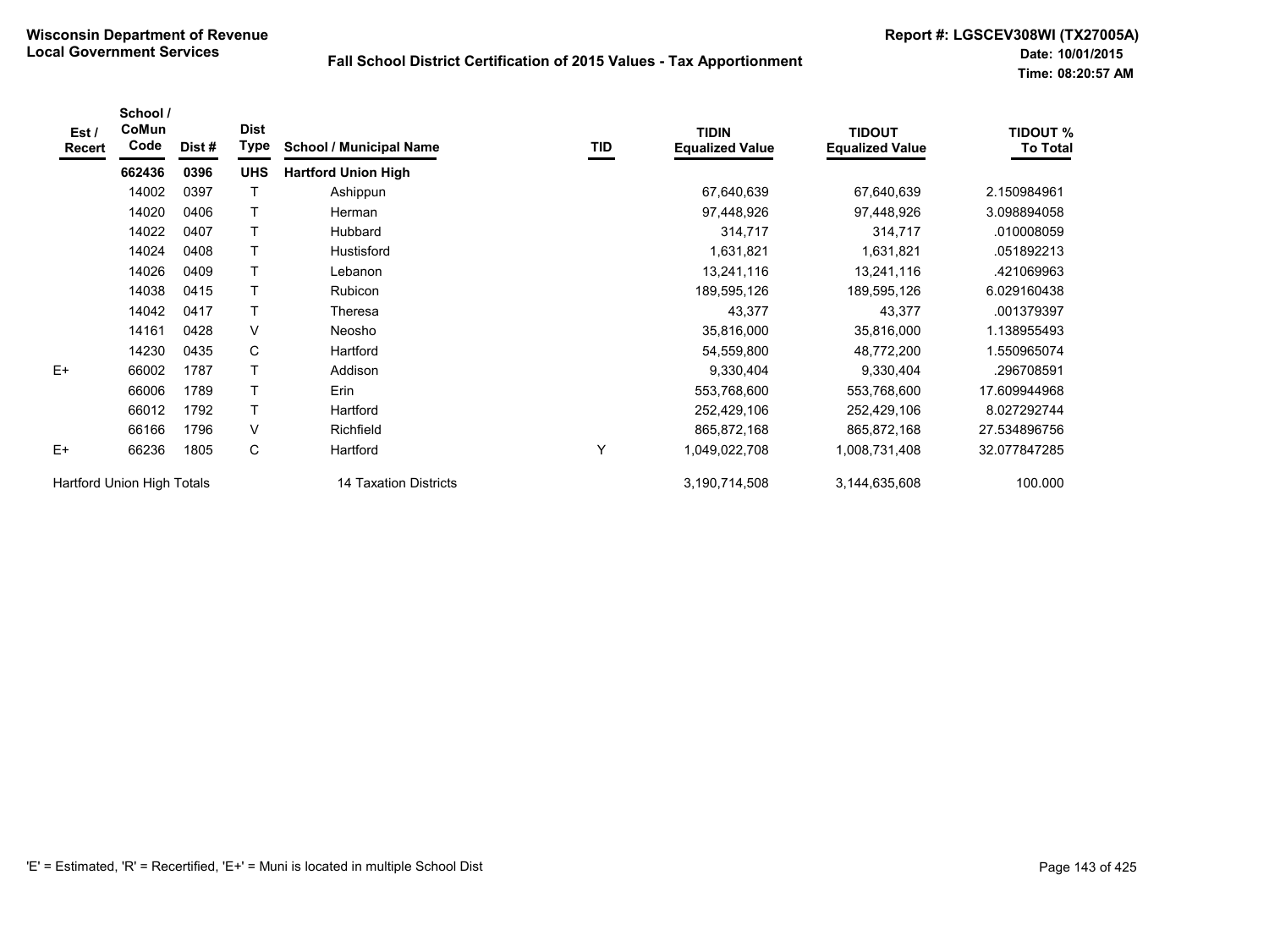**Wisconsin Department of Revenue**
**Local Government Services**

**Fall School District Certification of 2015 Values - Tax Apportionment**

**Report #: LGSCEV308WI (TX27005A)**
**Date: 10/01/2015**
**Time: 08:20:57 AM**

| Est / Recert | School / CoMun Code | Dist # | Dist Type | School / Municipal Name | TID | TIDIN Equalized Value | TIDOUT Equalized Value | TIDOUT % To Total |
|---|---|---|---|---|---|---|---|---|
| | **662436** | **0396** | **UHS** | **Hartford Union High** | | | | |
| | 14002 | 0397 | T | Ashippun | | 67,640,639 | 67,640,639 | 2.150984961 |
| | 14020 | 0406 | T | Herman | | 97,448,926 | 97,448,926 | 3.098894058 |
| | 14022 | 0407 | T | Hubbard | | 314,717 | 314,717 | .010008059 |
| | 14024 | 0408 | T | Hustisford | | 1,631,821 | 1,631,821 | .051892213 |
| | 14026 | 0409 | T | Lebanon | | 13,241,116 | 13,241,116 | .421069963 |
| | 14038 | 0415 | T | Rubicon | | 189,595,126 | 189,595,126 | 6.029160438 |
| | 14042 | 0417 | T | Theresa | | 43,377 | 43,377 | .001379397 |
| | 14161 | 0428 | V | Neosho | | 35,816,000 | 35,816,000 | 1.138955493 |
| | 14230 | 0435 | C | Hartford | | 54,559,800 | 48,772,200 | 1.550965074 |
| E+ | 66002 | 1787 | T | Addison | | 9,330,404 | 9,330,404 | .296708591 |
| | 66006 | 1789 | T | Erin | | 553,768,600 | 553,768,600 | 17.609944968 |
| | 66012 | 1792 | T | Hartford | | 252,429,106 | 252,429,106 | 8.027292744 |
| | 66166 | 1796 | V | Richfield | | 865,872,168 | 865,872,168 | 27.534896756 |
| E+ | 66236 | 1805 | C | Hartford | Y | 1,049,022,708 | 1,008,731,408 | 32.077847285 |
| Hartford Union High Totals | | | | 14 Taxation Districts | | 3,190,714,508 | 3,144,635,608 | 100.000 |

'E' = Estimated, 'R' = Recertified, 'E+' = Muni is located in multiple School Dist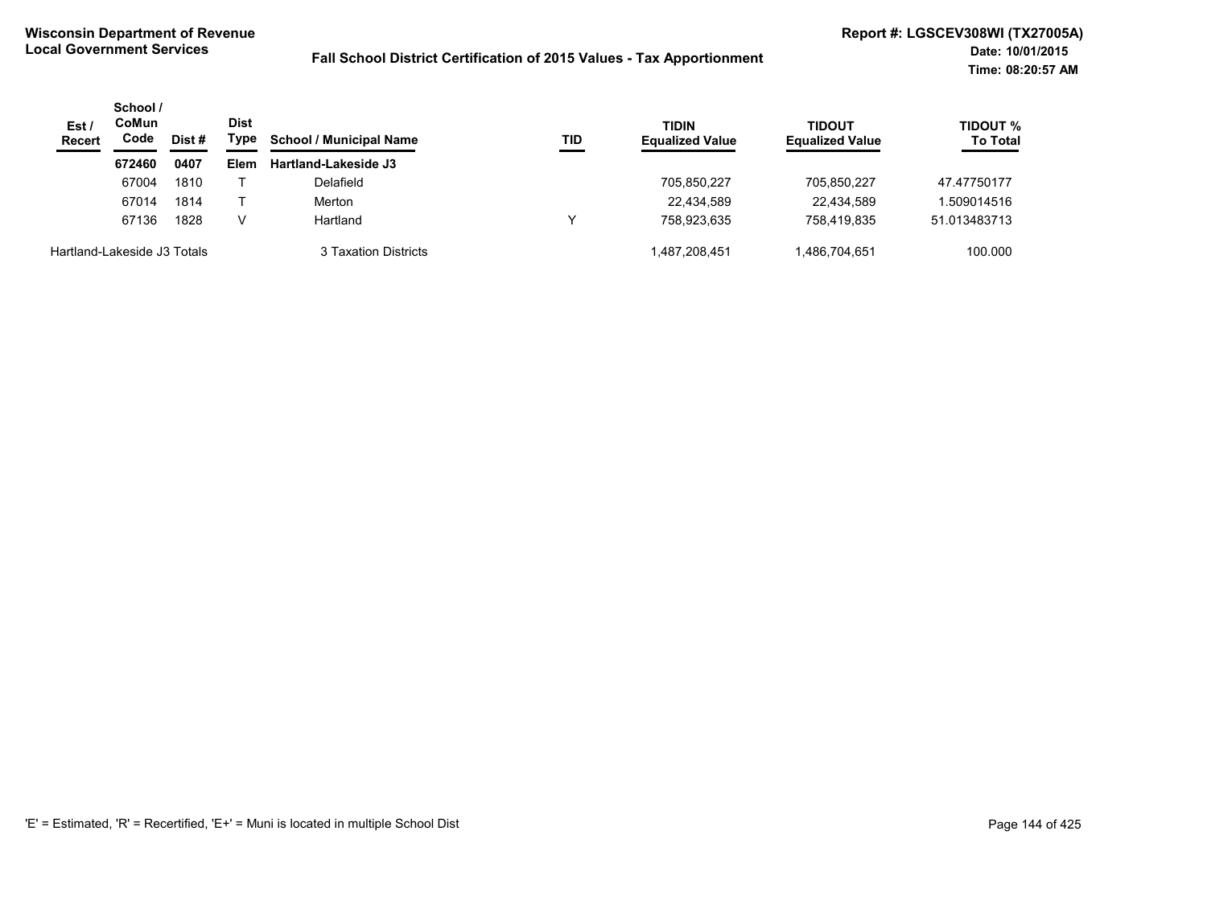**Wisconsin Department of Revenue**
**Local Government Services**

**Fall School District Certification of 2015 Values - Tax Apportionment**

**Report #: LGSCEV308WI (TX27005A)**
**Date: 10/01/2015**
**Time: 08:20:57 AM**

| Est / Recert | School / CoMun Code | Dist # | Dist Type | School / Municipal Name | TID | TIDIN Equalized Value | TIDOUT Equalized Value | TIDOUT % To Total |
|---|---|---|---|---|---|---|---|---|
| | **672460** | **0407** | **Elem** | **Hartland-Lakeside J3** | | | | |
| | 67004 | 1810 | T | Delafield | | 705,850,227 | 705,850,227 | 47.47750177 |
| | 67014 | 1814 | T | Merton | | 22,434,589 | 22,434,589 | 1.509014516 |
| | 67136 | 1828 | V | Hartland | Y | 758,923,635 | 758,419,835 | 51.013483713 |
| Hartland-Lakeside J3 Totals | | | | 3 Taxation Districts | | 1,487,208,451 | 1,486,704,651 | 100.000 |

'E' = Estimated, 'R' = Recertified, 'E+' = Muni is located in multiple School Dist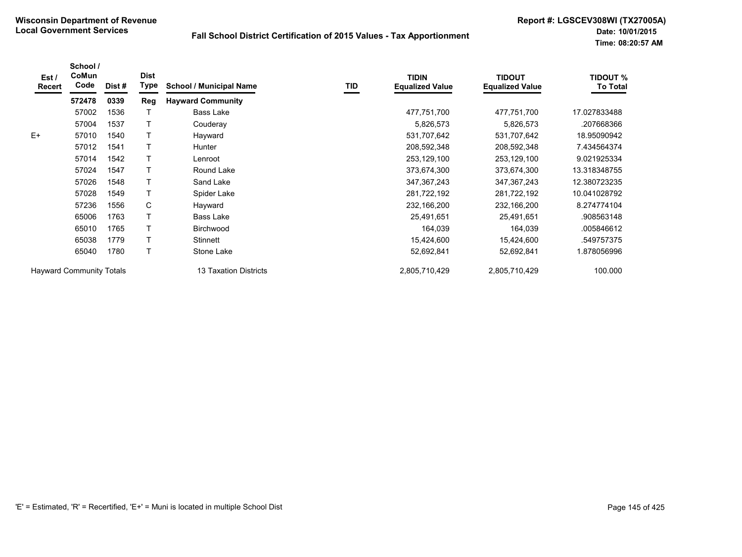**Wisconsin Department of Revenue**
**Local Government Services**

**Fall School District Certification of 2015 Values - Tax Apportionment**

**Report #: LGSCEV308WI (TX27005A)**
**Date: 10/01/2015**
**Time: 08:20:57 AM**

| Est / Recert | School / CoMun Code | Dist # | Dist Type | School / Municipal Name | TID | TIDIN Equalized Value | TIDOUT Equalized Value | TIDOUT % To Total |
|---|---|---|---|---|---|---|---|---|
| | **572478** | **0339** | **Reg** | **Hayward Community** | | | | |
| | 57002 | 1536 | T | Bass Lake | | 477,751,700 | 477,751,700 | 17.027833488 |
| | 57004 | 1537 | T | Couderay | | 5,826,573 | 5,826,573 | .207668366 |
| E+ | 57010 | 1540 | T | Hayward | | 531,707,642 | 531,707,642 | 18.95090942 |
| | 57012 | 1541 | T | Hunter | | 208,592,348 | 208,592,348 | 7.434564374 |
| | 57014 | 1542 | T | Lenroot | | 253,129,100 | 253,129,100 | 9.021925334 |
| | 57024 | 1547 | T | Round Lake | | 373,674,300 | 373,674,300 | 13.318348755 |
| | 57026 | 1548 | T | Sand Lake | | 347,367,243 | 347,367,243 | 12.380723235 |
| | 57028 | 1549 | T | Spider Lake | | 281,722,192 | 281,722,192 | 10.041028792 |
| | 57236 | 1556 | C | Hayward | | 232,166,200 | 232,166,200 | 8.274774104 |
| | 65006 | 1763 | T | Bass Lake | | 25,491,651 | 25,491,651 | .908563148 |
| | 65010 | 1765 | T | Birchwood | | 164,039 | 164,039 | .005846612 |
| | 65038 | 1779 | T | Stinnett | | 15,424,600 | 15,424,600 | .549757375 |
| | 65040 | 1780 | T | Stone Lake | | 52,692,841 | 52,692,841 | 1.878056996 |
| Hayward Community Totals | | | | 13 Taxation Districts | | 2,805,710,429 | 2,805,710,429 | 100.000 |

'E' = Estimated, 'R' = Recertified, 'E+' = Muni is located in multiple School Dist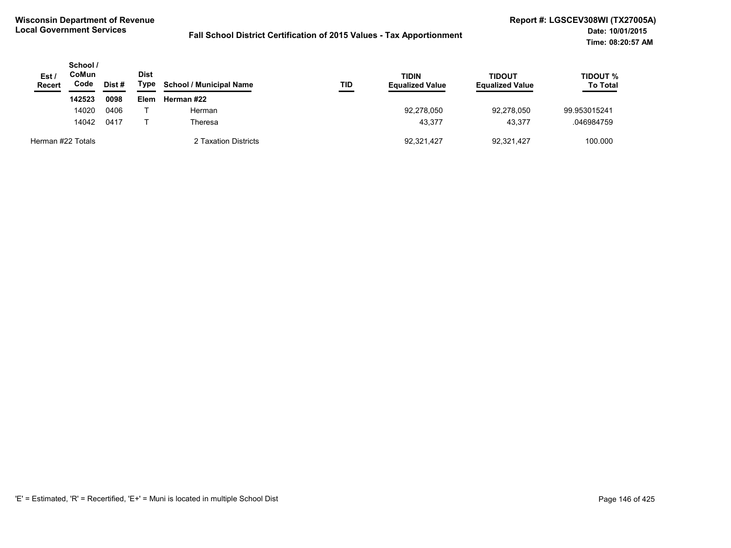**Wisconsin Department of Revenue**
**Local Government Services**

**Fall School District Certification of 2015 Values - Tax Apportionment**

**Report #: LGSCEV308WI (TX27005A)**
**Date: 10/01/2015**
**Time: 08:20:57 AM**

| Est / Recert | School / CoMun Code | Dist # | Dist Type | School / Municipal Name | TID | TIDIN Equalized Value | TIDOUT Equalized Value | TIDOUT % To Total |
|---|---|---|---|---|---|---|---|---|
| | **142523** | **0098** | **Elem** | **Herman #22** | | | | |
| | 14020 | 0406 | T | Herman | | 92,278,050 | 92,278,050 | 99.953015241 |
| | 14042 | 0417 | T | Theresa | | 43,377 | 43,377 | .046984759 |
| Herman #22 Totals | | | | 2 Taxation Districts | | 92,321,427 | 92,321,427 | 100.000 |

'E' = Estimated, 'R' = Recertified, 'E+' = Muni is located in multiple School Dist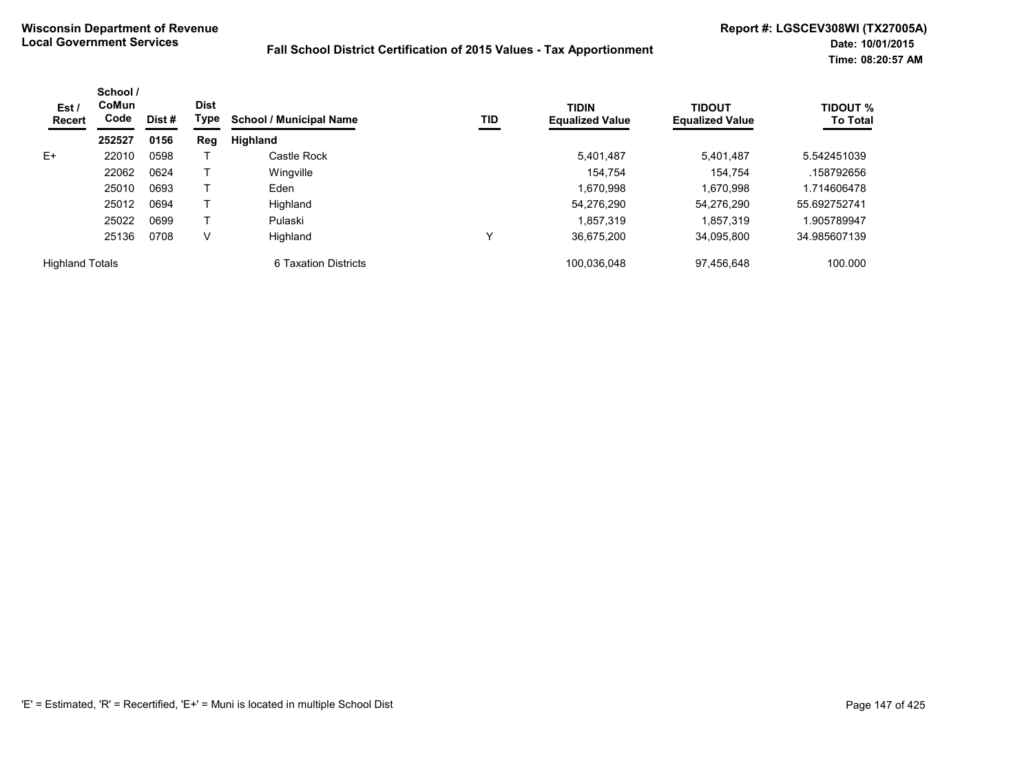**Wisconsin Department of Revenue**
**Local Government Services**

**Fall School District Certification of 2015 Values - Tax Apportionment**

**Report #: LGSCEV308WI (TX27005A)**
**Date: 10/01/2015**
**Time: 08:20:57 AM**

| Est / Recert | School / CoMun Code | Dist # | Dist Type | School / Municipal Name | TID | TIDIN Equalized Value | TIDOUT Equalized Value | TIDOUT % To Total |
|---|---|---|---|---|---|---|---|---|
| | **252527** | **0156** | **Reg** | **Highland** | | | | |
| E+ | 22010 | 0598 | T | Castle Rock | | 5,401,487 | 5,401,487 | 5.542451039 |
| | 22062 | 0624 | T | Wingville | | 154,754 | 154,754 | .158792656 |
| | 25010 | 0693 | T | Eden | | 1,670,998 | 1,670,998 | 1.714606478 |
| | 25012 | 0694 | T | Highland | | 54,276,290 | 54,276,290 | 55.692752741 |
| | 25022 | 0699 | T | Pulaski | | 1,857,319 | 1,857,319 | 1.905789947 |
| | 25136 | 0708 | V | Highland | Y | 36,675,200 | 34,095,800 | 34.985607139 |
| Highland Totals | | | | 6 Taxation Districts | | 100,036,048 | 97,456,648 | 100.000 |

'E' = Estimated, 'R' = Recertified, 'E+' = Muni is located in multiple School Dist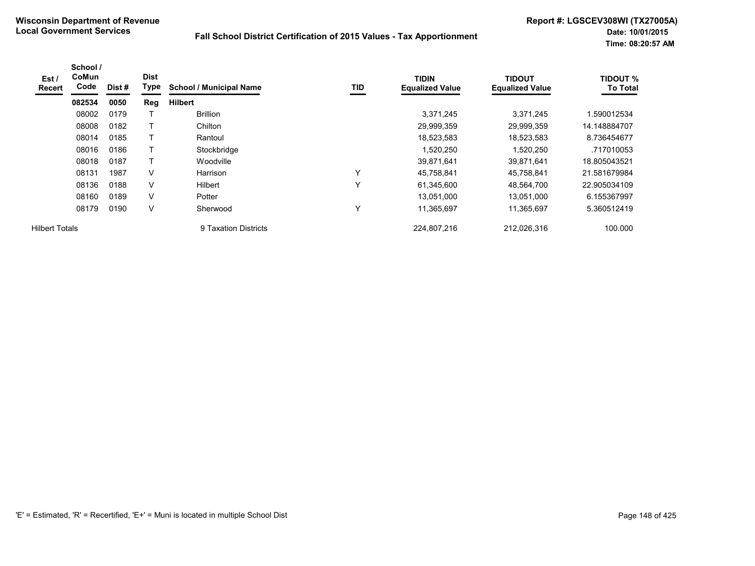**Wisconsin Department of Revenue**
**Local Government Services**

**Fall School District Certification of 2015 Values - Tax Apportionment**

**Report #: LGSCEV308WI (TX27005A)**
**Date: 10/01/2015**
**Time: 08:20:57 AM**

| Est / Recert | School / CoMun Code | Dist # | Dist Type | School / Municipal Name | TID | TIDIN Equalized Value | TIDOUT Equalized Value | TIDOUT % To Total |
|---|---|---|---|---|---|---|---|---|
| | **082534** | **0050** | **Reg** | **Hilbert** | | | | |
| | 08002 | 0179 | T | Brillion | | 3,371,245 | 3,371,245 | 1.590012534 |
| | 08008 | 0182 | T | Chilton | | 29,999,359 | 29,999,359 | 14.148884707 |
| | 08014 | 0185 | T | Rantoul | | 18,523,583 | 18,523,583 | 8.736454677 |
| | 08016 | 0186 | T | Stockbridge | | 1,520,250 | 1,520,250 | .717010053 |
| | 08018 | 0187 | T | Woodville | | 39,871,641 | 39,871,641 | 18.805043521 |
| | 08131 | 1987 | V | Harrison | Y | 45,758,841 | 45,758,841 | 21.581679984 |
| | 08136 | 0188 | V | Hilbert | Y | 61,345,600 | 48,564,700 | 22.905034109 |
| | 08160 | 0189 | V | Potter | | 13,051,000 | 13,051,000 | 6.155367997 |
| | 08179 | 0190 | V | Sherwood | Y | 11,365,697 | 11,365,697 | 5.360512419 |
| Hilbert Totals | | | | 9 Taxation Districts | | 224,807,216 | 212,026,316 | 100.000 |

'E' = Estimated, 'R' = Recertified, 'E+' = Muni is located in multiple School Dist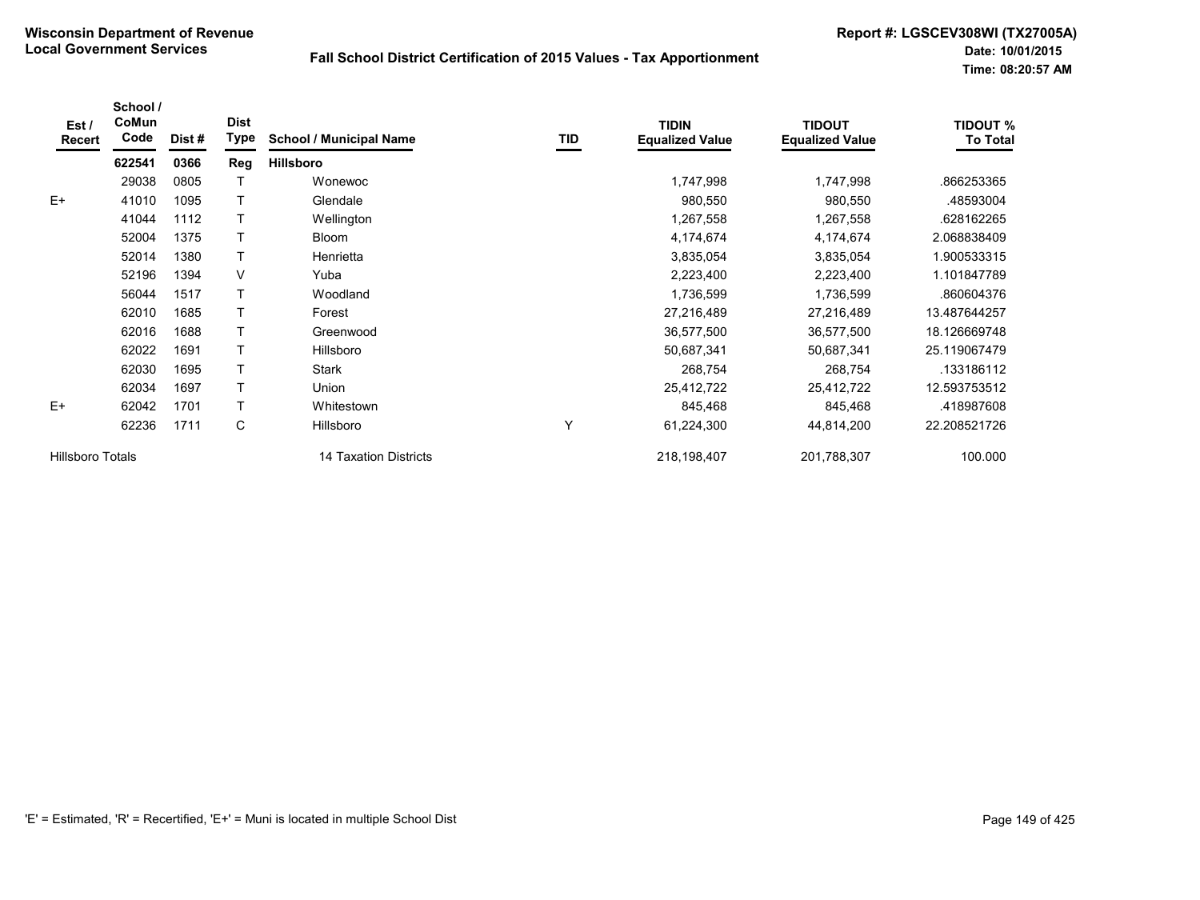**Wisconsin Department of Revenue**
**Local Government Services**

**Fall School District Certification of 2015 Values - Tax Apportionment**

**Report #: LGSCEV308WI (TX27005A)**
**Date: 10/01/2015**
**Time: 08:20:57 AM**

| Est / Recert | School / CoMun Code | Dist # | Dist Type | School / Municipal Name | TID | TIDIN Equalized Value | TIDOUT Equalized Value | TIDOUT % To Total |
|---|---|---|---|---|---|---|---|---|
| | **622541** | **0366** | **Reg** | **Hillsboro** | | | | |
| | 29038 | 0805 | T | Wonewoc | | 1,747,998 | 1,747,998 | .866253365 |
| E+ | 41010 | 1095 | T | Glendale | | 980,550 | 980,550 | .48593004 |
| | 41044 | 1112 | T | Wellington | | 1,267,558 | 1,267,558 | .628162265 |
| | 52004 | 1375 | T | Bloom | | 4,174,674 | 4,174,674 | 2.068838409 |
| | 52014 | 1380 | T | Henrietta | | 3,835,054 | 3,835,054 | 1.900533315 |
| | 52196 | 1394 | V | Yuba | | 2,223,400 | 2,223,400 | 1.101847789 |
| | 56044 | 1517 | T | Woodland | | 1,736,599 | 1,736,599 | .860604376 |
| | 62010 | 1685 | T | Forest | | 27,216,489 | 27,216,489 | 13.487644257 |
| | 62016 | 1688 | T | Greenwood | | 36,577,500 | 36,577,500 | 18.126669748 |
| | 62022 | 1691 | T | Hillsboro | | 50,687,341 | 50,687,341 | 25.119067479 |
| | 62030 | 1695 | T | Stark | | 268,754 | 268,754 | .133186112 |
| | 62034 | 1697 | T | Union | | 25,412,722 | 25,412,722 | 12.593753512 |
| E+ | 62042 | 1701 | T | Whitestown | | 845,468 | 845,468 | .418987608 |
| | 62236 | 1711 | C | Hillsboro | Y | 61,224,300 | 44,814,200 | 22.208521726 |
| Hillsboro Totals | | | | 14 Taxation Districts | | 218,198,407 | 201,788,307 | 100.000 |

'E' = Estimated, 'R' = Recertified, 'E+' = Muni is located in multiple School Dist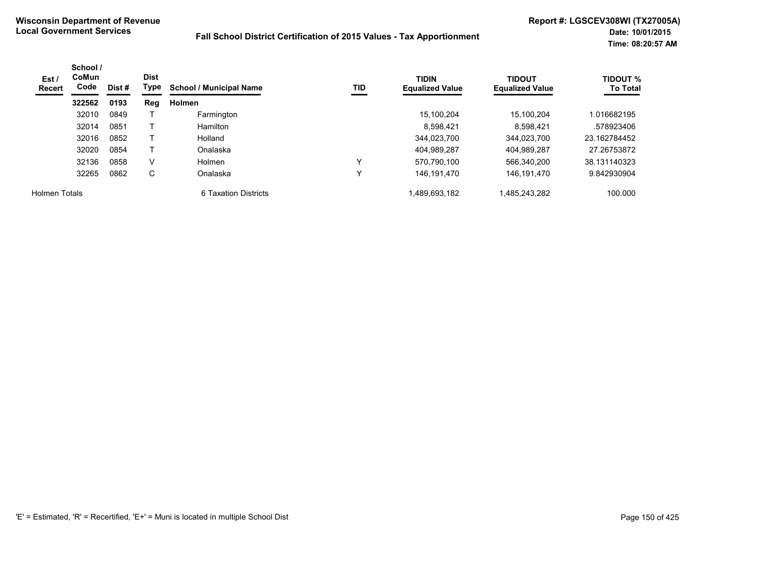**Wisconsin Department of Revenue**
**Local Government Services**

**Fall School District Certification of 2015 Values - Tax Apportionment**

**Report #: LGSCEV308WI (TX27005A)**
**Date: 10/01/2015**
**Time: 08:20:57 AM**

| Est / Recert | School / CoMun Code | Dist # | Dist Type | School / Municipal Name | TID | TIDIN Equalized Value | TIDOUT Equalized Value | TIDOUT % To Total |
|---|---|---|---|---|---|---|---|---|
| | **322562** | **0193** | **Reg** | **Holmen** | | | | |
| | 32010 | 0849 | T | Farmington | | 15,100,204 | 15,100,204 | 1.016682195 |
| | 32014 | 0851 | T | Hamilton | | 8,598,421 | 8,598,421 | .578923406 |
| | 32016 | 0852 | T | Holland | | 344,023,700 | 344,023,700 | 23.162784452 |
| | 32020 | 0854 | T | Onalaska | | 404,989,287 | 404,989,287 | 27.26753872 |
| | 32136 | 0858 | V | Holmen | Y | 570,790,100 | 566,340,200 | 38.131140323 |
| | 32265 | 0862 | C | Onalaska | Y | 146,191,470 | 146,191,470 | 9.842930904 |
| Holmen Totals | | | | 6 Taxation Districts | | 1,489,693,182 | 1,485,243,282 | 100.000 |

'E' = Estimated, 'R' = Recertified, 'E+' = Muni is located in multiple School Dist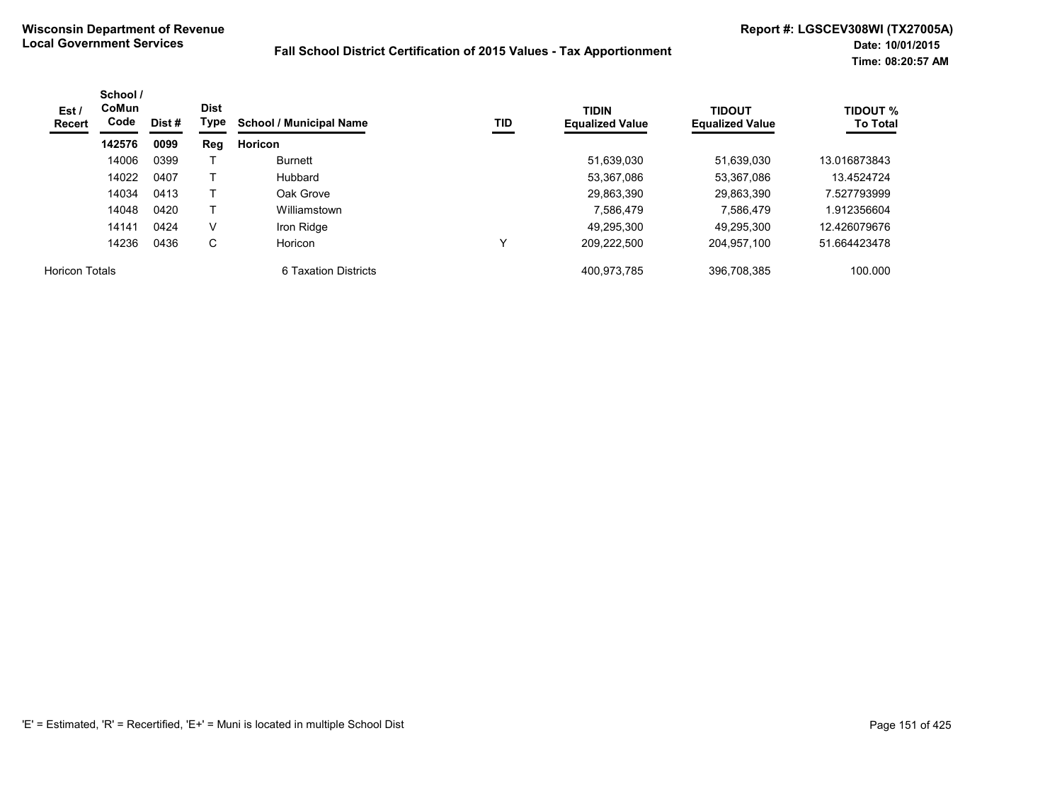**Wisconsin Department of Revenue**
**Local Government Services**

**Fall School District Certification of 2015 Values - Tax Apportionment**

**Report #: LGSCEV308WI (TX27005A)**
**Date: 10/01/2015**
**Time: 08:20:57 AM**

| Est / Recert | School / CoMun Code | Dist # | Dist Type | School / Municipal Name | TID | TIDIN Equalized Value | TIDOUT Equalized Value | TIDOUT % To Total |
|---|---|---|---|---|---|---|---|---|
| | **142576** | **0099** | **Reg** | **Horicon** | | | | |
| | 14006 | 0399 | T | Burnett | | 51,639,030 | 51,639,030 | 13.016873843 |
| | 14022 | 0407 | T | Hubbard | | 53,367,086 | 53,367,086 | 13.4524724 |
| | 14034 | 0413 | T | Oak Grove | | 29,863,390 | 29,863,390 | 7.527793999 |
| | 14048 | 0420 | T | Williamstown | | 7,586,479 | 7,586,479 | 1.912356604 |
| | 14141 | 0424 | V | Iron Ridge | | 49,295,300 | 49,295,300 | 12.426079676 |
| | 14236 | 0436 | C | Horicon | Y | 209,222,500 | 204,957,100 | 51.664423478 |
| Horicon Totals | | | | 6 Taxation Districts | | 400,973,785 | 396,708,385 | 100.000 |

'E' = Estimated, 'R' = Recertified, 'E+' = Muni is located in multiple School Dist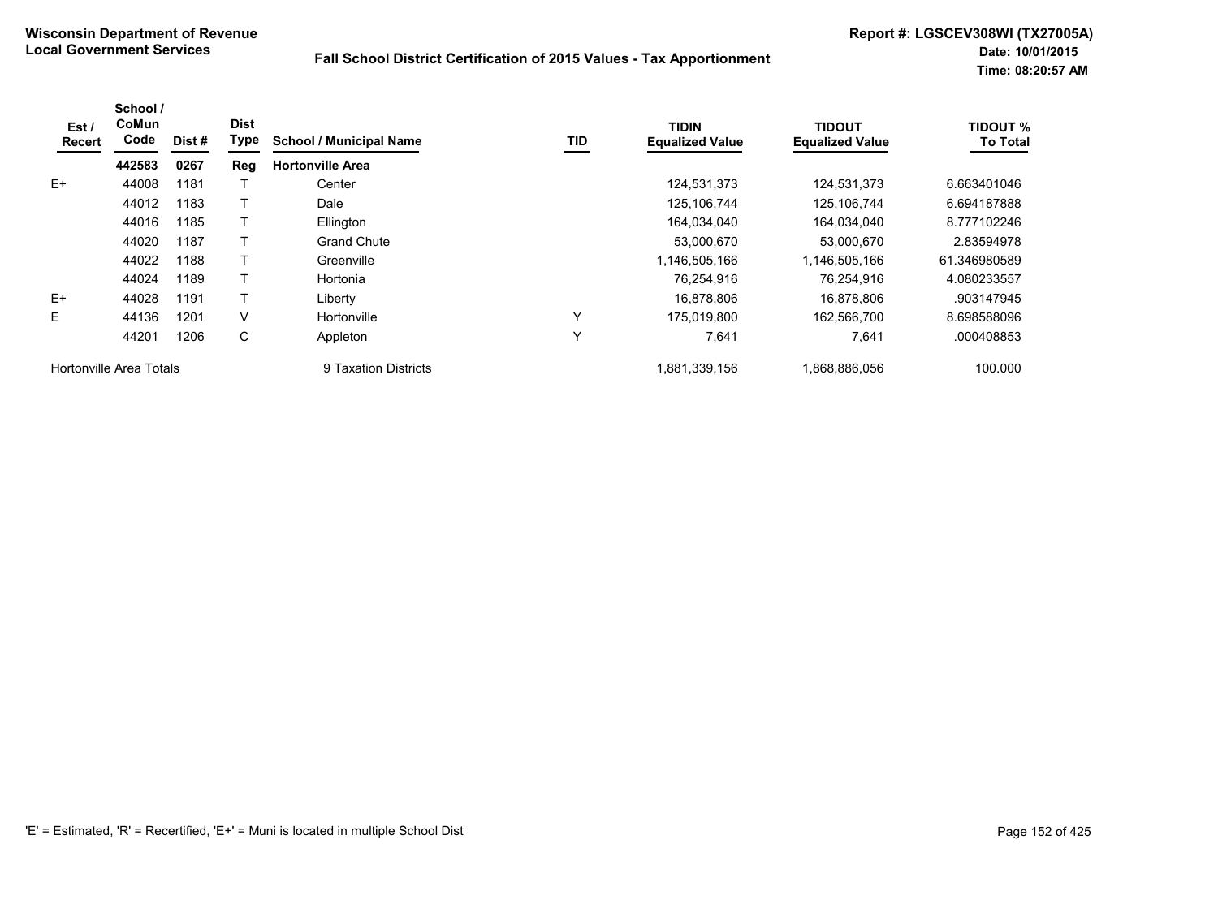**Wisconsin Department of Revenue**
**Local Government Services**

**Fall School District Certification of 2015 Values - Tax Apportionment**

**Report #: LGSCEV308WI (TX27005A)**
**Date: 10/01/2015**
**Time: 08:20:57 AM**

| Est / Recert | School / CoMun Code | Dist # | Dist Type | School / Municipal Name | TID | TIDIN Equalized Value | TIDOUT Equalized Value | TIDOUT % To Total |
|---|---|---|---|---|---|---|---|---|
| | **442583** | **0267** | **Reg** | **Hortonville Area** | | | | |
| E+ | 44008 | 1181 | T | Center | | 124,531,373 | 124,531,373 | 6.663401046 |
| | 44012 | 1183 | T | Dale | | 125,106,744 | 125,106,744 | 6.694187888 |
| | 44016 | 1185 | T | Ellington | | 164,034,040 | 164,034,040 | 8.777102246 |
| | 44020 | 1187 | T | Grand Chute | | 53,000,670 | 53,000,670 | 2.83594978 |
| | 44022 | 1188 | T | Greenville | | 1,146,505,166 | 1,146,505,166 | 61.346980589 |
| | 44024 | 1189 | T | Hortonia | | 76,254,916 | 76,254,916 | 4.080233557 |
| E+ | 44028 | 1191 | T | Liberty | | 16,878,806 | 16,878,806 | .903147945 |
| E | 44136 | 1201 | V | Hortonville | Y | 175,019,800 | 162,566,700 | 8.698588096 |
| | 44201 | 1206 | C | Appleton | Y | 7,641 | 7,641 | .000408853 |
| Hortonville Area Totals | | | | 9 Taxation Districts | | 1,881,339,156 | 1,868,886,056 | 100.000 |

'E' = Estimated, 'R' = Recertified, 'E+' = Muni is located in multiple School Dist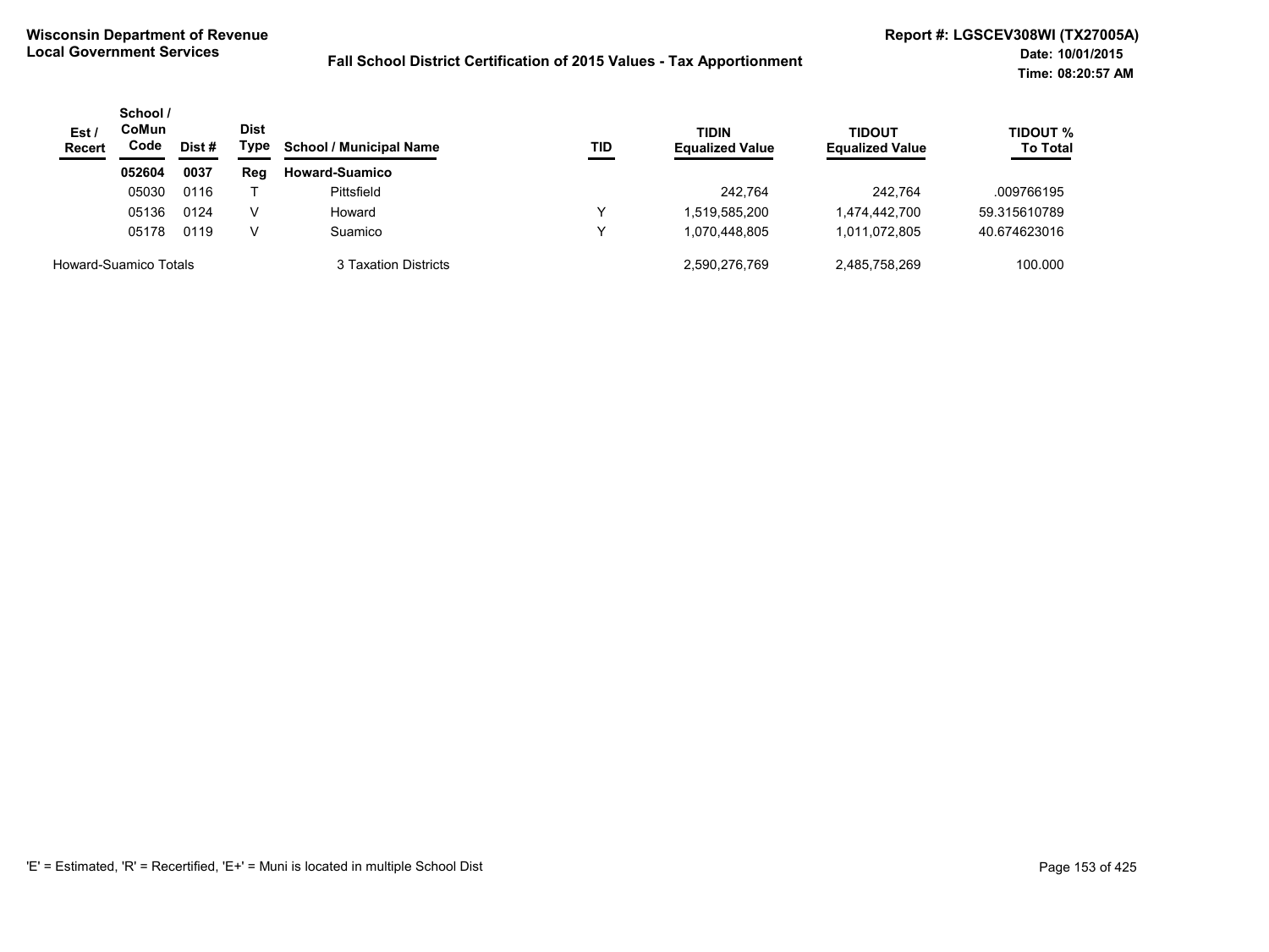**Wisconsin Department of Revenue**
**Local Government Services**

**Fall School District Certification of 2015 Values - Tax Apportionment**

**Report #: LGSCEV308WI (TX27005A)**
**Date: 10/01/2015**
**Time: 08:20:57 AM**

| Est / Recert | School / CoMun Code | Dist # | Dist Type | School / Municipal Name | TID | TIDIN Equalized Value | TIDOUT Equalized Value | TIDOUT % To Total |
|---|---|---|---|---|---|---|---|---|
| | **052604** | **0037** | **Reg** | **Howard-Suamico** | | | | |
| | 05030 | 0116 | T | Pittsfield | | 242,764 | 242,764 | .009766195 |
| | 05136 | 0124 | V | Howard | Y | 1,519,585,200 | 1,474,442,700 | 59.315610789 |
| | 05178 | 0119 | V | Suamico | Y | 1,070,448,805 | 1,011,072,805 | 40.674623016 |
| Howard-Suamico Totals | | | | 3 Taxation Districts | | 2,590,276,769 | 2,485,758,269 | 100.000 |

'E' = Estimated, 'R' = Recertified, 'E+' = Muni is located in multiple School Dist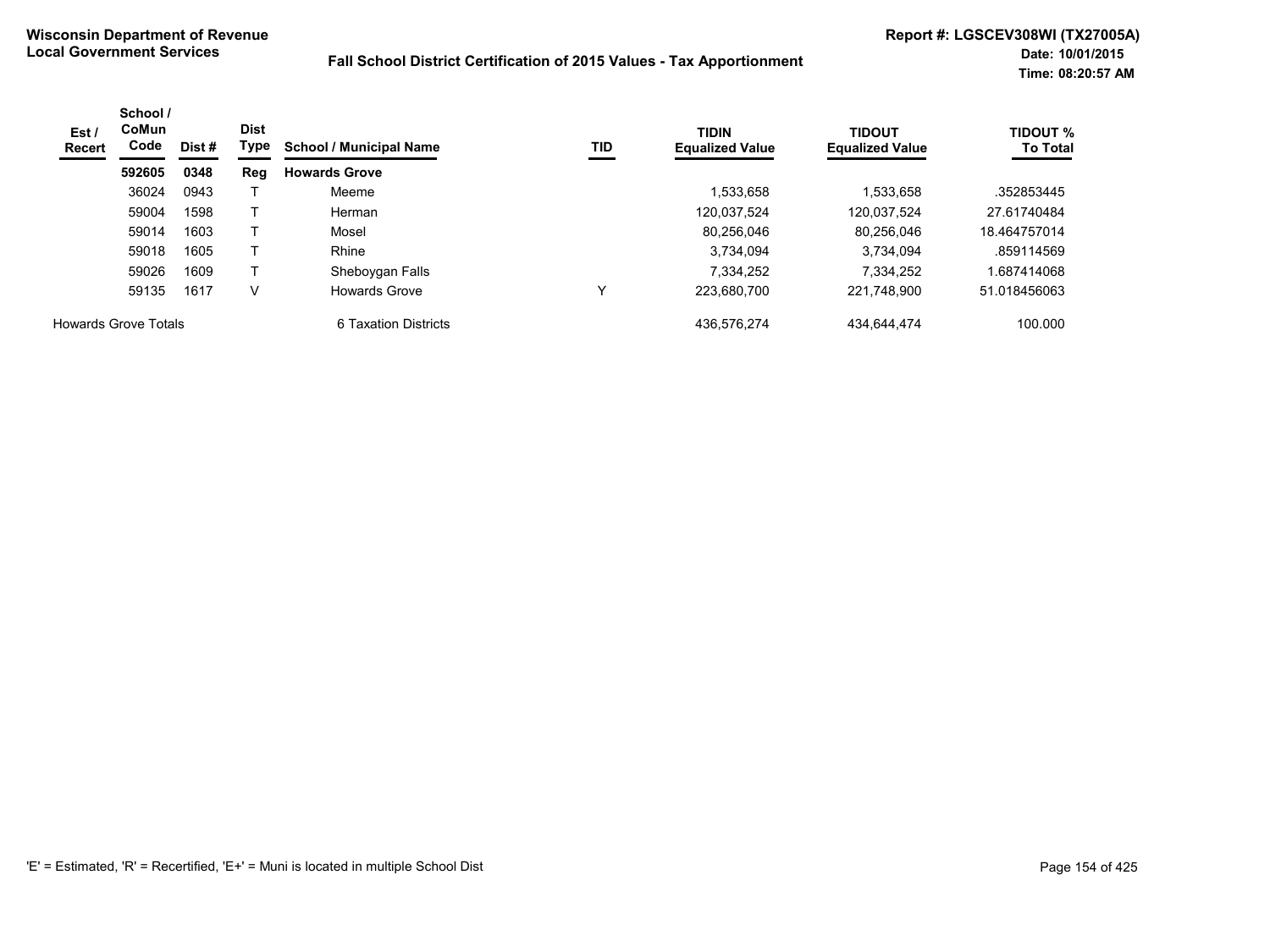**Wisconsin Department of Revenue**
**Local Government Services**

**Fall School District Certification of 2015 Values - Tax Apportionment**

**Report #: LGSCEV308WI (TX27005A)**
**Date: 10/01/2015**
**Time: 08:20:57 AM**

| Est / Recert | School / CoMun Code | Dist # | Dist Type | School / Municipal Name | TID | TIDIN Equalized Value | TIDOUT Equalized Value | TIDOUT % To Total |
|---|---|---|---|---|---|---|---|---|
| | **592605** | **0348** | **Reg** | **Howards Grove** | | | | |
| | 36024 | 0943 | T | Meeme | | 1,533,658 | 1,533,658 | .352853445 |
| | 59004 | 1598 | T | Herman | | 120,037,524 | 120,037,524 | 27.61740484 |
| | 59014 | 1603 | T | Mosel | | 80,256,046 | 80,256,046 | 18.464757014 |
| | 59018 | 1605 | T | Rhine | | 3,734,094 | 3,734,094 | .859114569 |
| | 59026 | 1609 | T | Sheboygan Falls | | 7,334,252 | 7,334,252 | 1.687414068 |
| | 59135 | 1617 | V | Howards Grove | Y | 223,680,700 | 221,748,900 | 51.018456063 |
| Howards Grove Totals | | | | 6 Taxation Districts | | 436,576,274 | 434,644,474 | 100.000 |

'E' = Estimated, 'R' = Recertified, 'E+' = Muni is located in multiple School Dist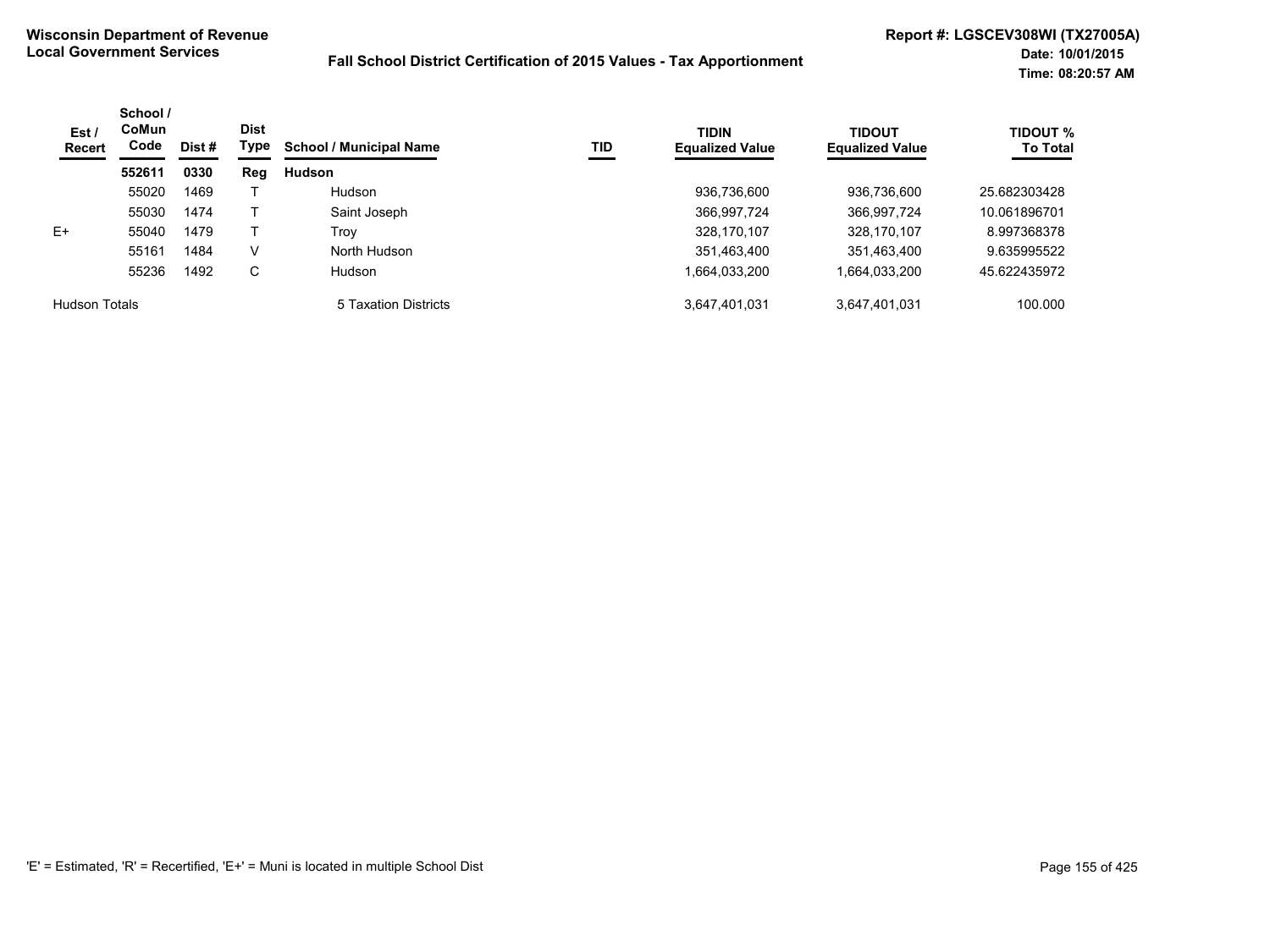**Wisconsin Department of Revenue**
**Local Government Services**

**Fall School District Certification of 2015 Values - Tax Apportionment**

**Report #: LGSCEV308WI (TX27005A)**
**Date: 10/01/2015**
**Time: 08:20:57 AM**

| Est / Recert | School / CoMun Code | Dist # | Dist Type | School / Municipal Name | TID | TIDIN Equalized Value | TIDOUT Equalized Value | TIDOUT % To Total |
|---|---|---|---|---|---|---|---|---|
| | **552611** | **0330** | **Reg** | **Hudson** | | | | |
| | 55020 | 1469 | T | Hudson | | 936,736,600 | 936,736,600 | 25.682303428 |
| | 55030 | 1474 | T | Saint Joseph | | 366,997,724 | 366,997,724 | 10.061896701 |
| E+ | 55040 | 1479 | T | Troy | | 328,170,107 | 328,170,107 | 8.997368378 |
| | 55161 | 1484 | V | North Hudson | | 351,463,400 | 351,463,400 | 9.635995522 |
| | 55236 | 1492 | C | Hudson | | 1,664,033,200 | 1,664,033,200 | 45.622435972 |
| Hudson Totals | | | | 5 Taxation Districts | | 3,647,401,031 | 3,647,401,031 | 100.000 |

'E' = Estimated, 'R' = Recertified, 'E+' = Muni is located in multiple School Dist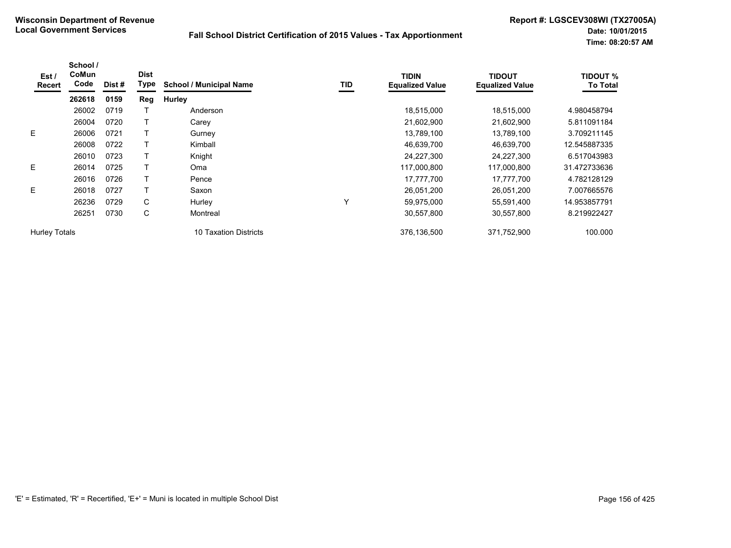**Wisconsin Department of Revenue**
**Local Government Services**

**Fall School District Certification of 2015 Values - Tax Apportionment**

**Report #: LGSCEV308WI (TX27005A)**
**Date: 10/01/2015**
**Time: 08:20:57 AM**

| Est / Recert | School / CoMun Code | Dist # | Dist Type | School / Municipal Name | TID | TIDIN Equalized Value | TIDOUT Equalized Value | TIDOUT % To Total |
|---|---|---|---|---|---|---|---|---|
| | **262618** | **0159** | **Reg** | **Hurley** | | | | |
| | 26002 | 0719 | T | Anderson | | 18,515,000 | 18,515,000 | 4.980458794 |
| | 26004 | 0720 | T | Carey | | 21,602,900 | 21,602,900 | 5.811091184 |
| E | 26006 | 0721 | T | Gurney | | 13,789,100 | 13,789,100 | 3.709211145 |
| | 26008 | 0722 | T | Kimball | | 46,639,700 | 46,639,700 | 12.545887335 |
| | 26010 | 0723 | T | Knight | | 24,227,300 | 24,227,300 | 6.517043983 |
| E | 26014 | 0725 | T | Oma | | 117,000,800 | 117,000,800 | 31.472733636 |
| | 26016 | 0726 | T | Pence | | 17,777,700 | 17,777,700 | 4.782128129 |
| E | 26018 | 0727 | T | Saxon | | 26,051,200 | 26,051,200 | 7.007665576 |
| | 26236 | 0729 | C | Hurley | Y | 59,975,000 | 55,591,400 | 14.953857791 |
| | 26251 | 0730 | C | Montreal | | 30,557,800 | 30,557,800 | 8.219922427 |
| Hurley Totals | | | | 10 Taxation Districts | | 376,136,500 | 371,752,900 | 100.000 |

'E' = Estimated, 'R' = Recertified, 'E+' = Muni is located in multiple School Dist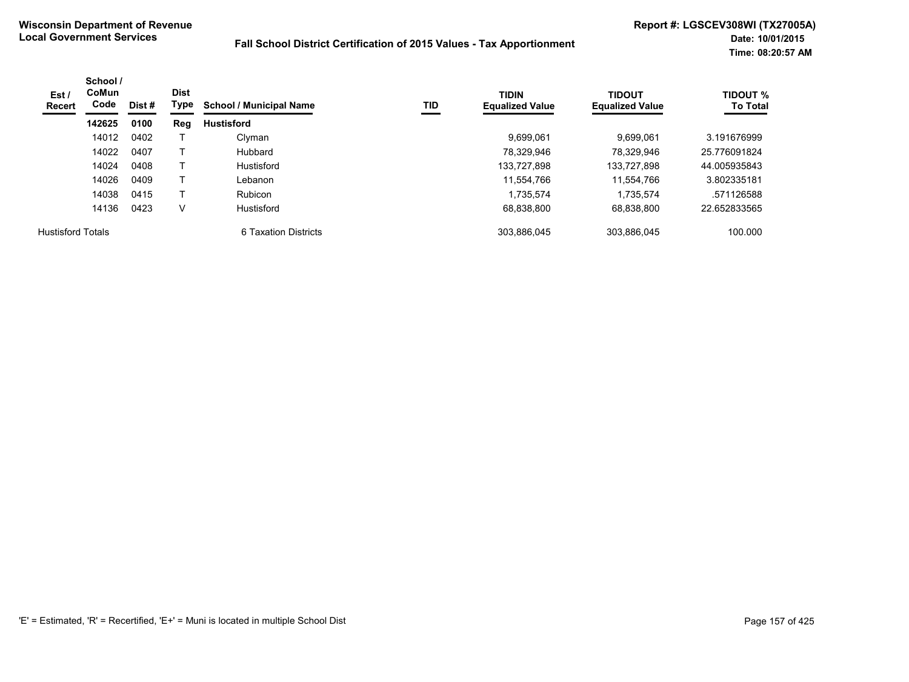**Wisconsin Department of Revenue**
**Local Government Services**

**Fall School District Certification of 2015 Values - Tax Apportionment**

**Report #: LGSCEV308WI (TX27005A)**
**Date: 10/01/2015**
**Time: 08:20:57 AM**

| Est / Recert | School / CoMun Code | Dist # | Dist Type | School / Municipal Name | TID | TIDIN Equalized Value | TIDOUT Equalized Value | TIDOUT % To Total |
|---|---|---|---|---|---|---|---|---|
| | **142625** | **0100** | **Reg** | **Hustisford** | | | | |
| | 14012 | 0402 | T | Clyman | | 9,699,061 | 9,699,061 | 3.191676999 |
| | 14022 | 0407 | T | Hubbard | | 78,329,946 | 78,329,946 | 25.776091824 |
| | 14024 | 0408 | T | Hustisford | | 133,727,898 | 133,727,898 | 44.005935843 |
| | 14026 | 0409 | T | Lebanon | | 11,554,766 | 11,554,766 | 3.802335181 |
| | 14038 | 0415 | T | Rubicon | | 1,735,574 | 1,735,574 | .571126588 |
| | 14136 | 0423 | V | Hustisford | | 68,838,800 | 68,838,800 | 22.652833565 |
| Hustisford Totals | | | | 6 Taxation Districts | | 303,886,045 | 303,886,045 | 100.000 |

'E' = Estimated, 'R' = Recertified, 'E+' = Muni is located in multiple School Dist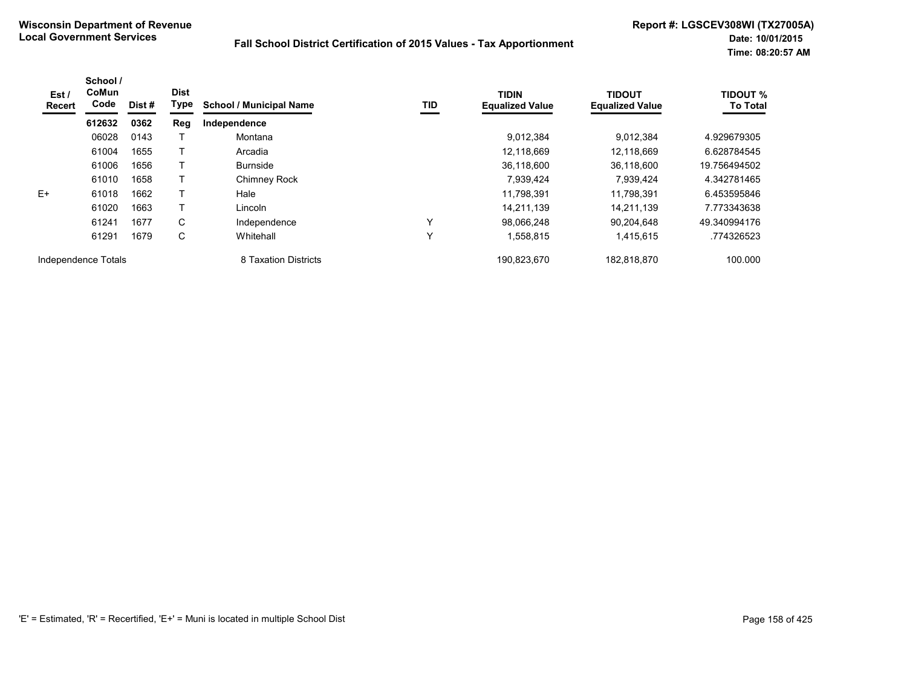**Wisconsin Department of Revenue**
**Local Government Services**

**Fall School District Certification of 2015 Values - Tax Apportionment**

**Report #: LGSCEV308WI (TX27005A)**
**Date: 10/01/2015**
**Time: 08:20:57 AM**

| Est / Recert | School / CoMun Code | Dist # | Dist Type | School / Municipal Name | TID | TIDIN Equalized Value | TIDOUT Equalized Value | TIDOUT % To Total |
|---|---|---|---|---|---|---|---|---|
| | **612632** | **0362** | **Reg** | **Independence** | | | | |
| | 06028 | 0143 | T | Montana | | 9,012,384 | 9,012,384 | 4.929679305 |
| | 61004 | 1655 | T | Arcadia | | 12,118,669 | 12,118,669 | 6.628784545 |
| | 61006 | 1656 | T | Burnside | | 36,118,600 | 36,118,600 | 19.756494502 |
| | 61010 | 1658 | T | Chimney Rock | | 7,939,424 | 7,939,424 | 4.342781465 |
| E+ | 61018 | 1662 | T | Hale | | 11,798,391 | 11,798,391 | 6.453595846 |
| | 61020 | 1663 | T | Lincoln | | 14,211,139 | 14,211,139 | 7.773343638 |
| | 61241 | 1677 | C | Independence | Y | 98,066,248 | 90,204,648 | 49.340994176 |
| | 61291 | 1679 | C | Whitehall | Y | 1,558,815 | 1,415,615 | .774326523 |
| Independence Totals | | | | 8 Taxation Districts | | 190,823,670 | 182,818,870 | 100.000 |

'E' = Estimated, 'R' = Recertified, 'E+' = Muni is located in multiple School Dist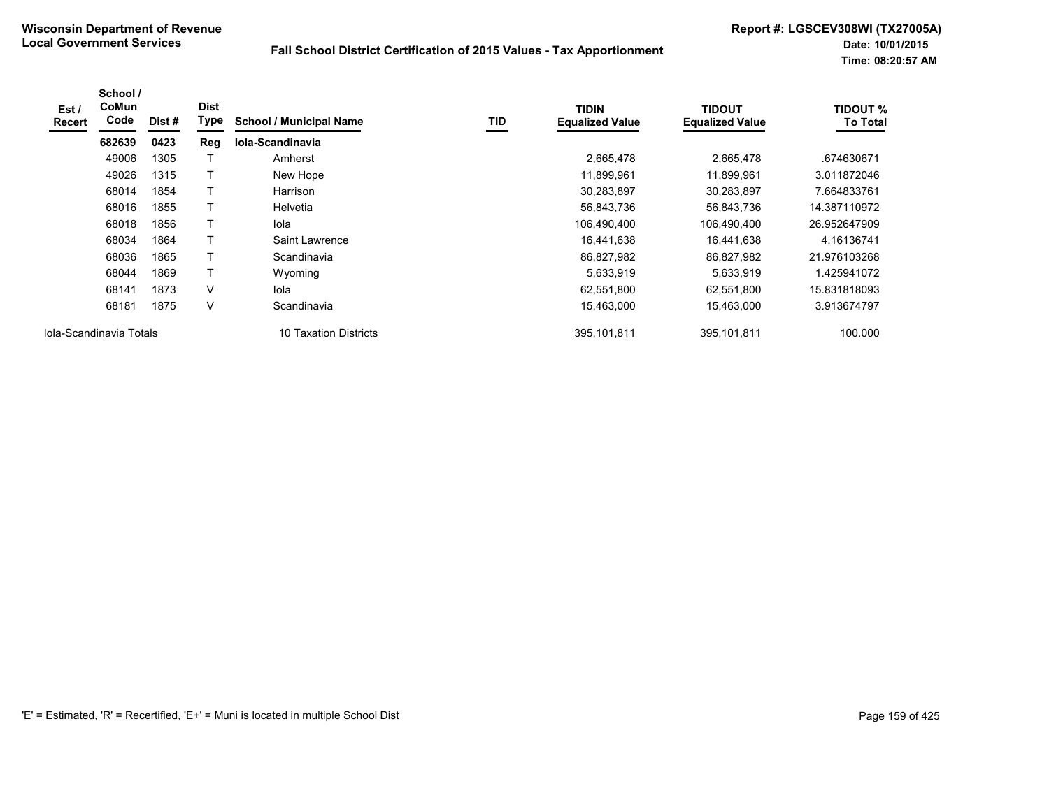**Wisconsin Department of Revenue**
**Local Government Services**

**Fall School District Certification of 2015 Values - Tax Apportionment**

**Report #: LGSCEV308WI (TX27005A)**
**Date: 10/01/2015**
**Time: 08:20:57 AM**

| Est / Recert | School / CoMun Code | Dist # | Dist Type | School / Municipal Name | TID | TIDIN Equalized Value | TIDOUT Equalized Value | TIDOUT % To Total |
|---|---|---|---|---|---|---|---|---|
| | **682639** | **0423** | **Reg** | **Iola-Scandinavia** | | | | |
| | 49006 | 1305 | T | Amherst | | 2,665,478 | 2,665,478 | .674630671 |
| | 49026 | 1315 | T | New Hope | | 11,899,961 | 11,899,961 | 3.011872046 |
| | 68014 | 1854 | T | Harrison | | 30,283,897 | 30,283,897 | 7.664833761 |
| | 68016 | 1855 | T | Helvetia | | 56,843,736 | 56,843,736 | 14.387110972 |
| | 68018 | 1856 | T | Iola | | 106,490,400 | 106,490,400 | 26.952647909 |
| | 68034 | 1864 | T | Saint Lawrence | | 16,441,638 | 16,441,638 | 4.16136741 |
| | 68036 | 1865 | T | Scandinavia | | 86,827,982 | 86,827,982 | 21.976103268 |
| | 68044 | 1869 | T | Wyoming | | 5,633,919 | 5,633,919 | 1.425941072 |
| | 68141 | 1873 | V | Iola | | 62,551,800 | 62,551,800 | 15.831818093 |
| | 68181 | 1875 | V | Scandinavia | | 15,463,000 | 15,463,000 | 3.913674797 |
| Iola-Scandinavia Totals | | | | 10 Taxation Districts | | 395,101,811 | 395,101,811 | 100.000 |

'E' = Estimated, 'R' = Recertified, 'E+' = Muni is located in multiple School Dist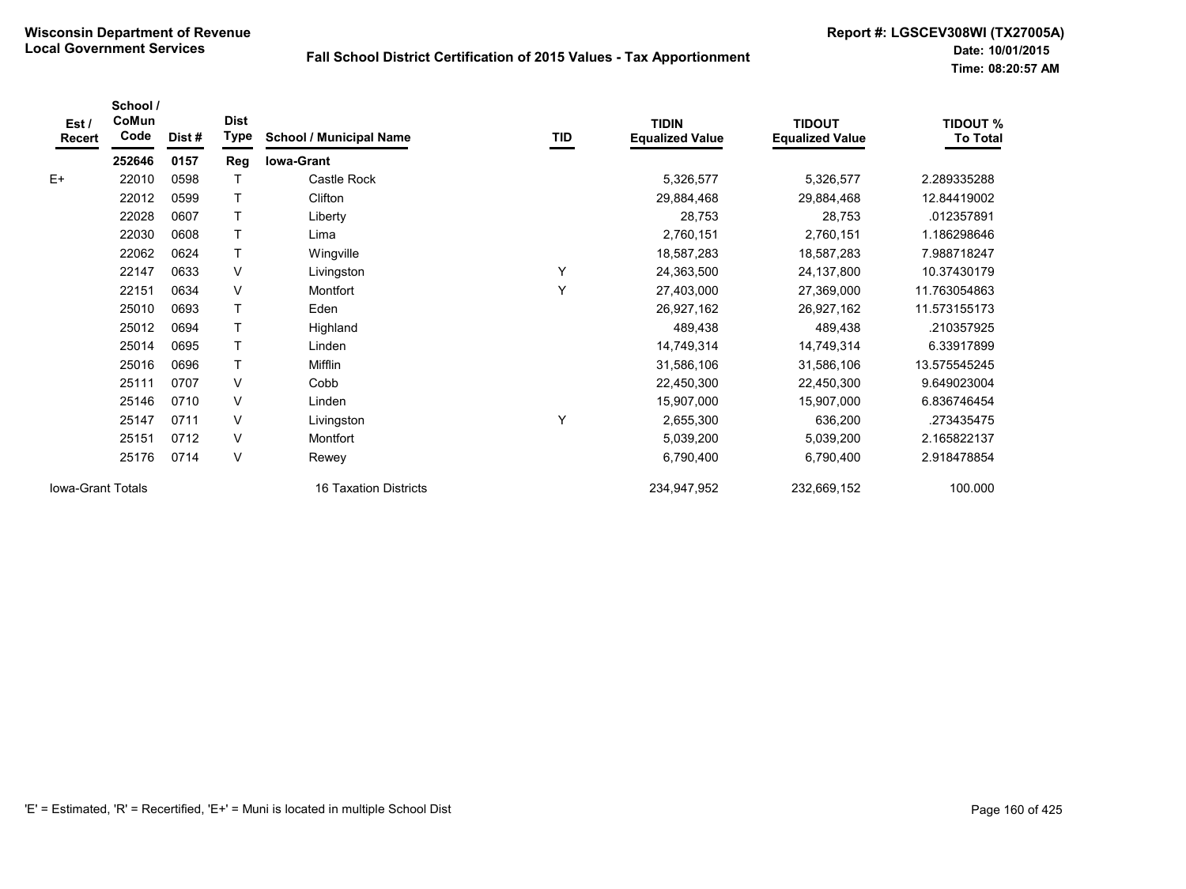**Wisconsin Department of Revenue**
**Local Government Services**

**Fall School District Certification of 2015 Values - Tax Apportionment**

**Report #: LGSCEV308WI (TX27005A)**
**Date: 10/01/2015**
**Time: 08:20:57 AM**

| Est / Recert | School / CoMun Code | Dist # | Dist Type | School / Municipal Name | TID | TIDIN Equalized Value | TIDOUT Equalized Value | TIDOUT % To Total |
|---|---|---|---|---|---|---|---|---|
| | **252646** | **0157** | **Reg** | **Iowa-Grant** | | | | |
| E+ | 22010 | 0598 | T | Castle Rock | | 5,326,577 | 5,326,577 | 2.289335288 |
| | 22012 | 0599 | T | Clifton | | 29,884,468 | 29,884,468 | 12.84419002 |
| | 22028 | 0607 | T | Liberty | | 28,753 | 28,753 | .012357891 |
| | 22030 | 0608 | T | Lima | | 2,760,151 | 2,760,151 | 1.186298646 |
| | 22062 | 0624 | T | Wingville | | 18,587,283 | 18,587,283 | 7.988718247 |
| | 22147 | 0633 | V | Livingston | Y | 24,363,500 | 24,137,800 | 10.37430179 |
| | 22151 | 0634 | V | Montfort | Y | 27,403,000 | 27,369,000 | 11.763054863 |
| | 25010 | 0693 | T | Eden | | 26,927,162 | 26,927,162 | 11.573155173 |
| | 25012 | 0694 | T | Highland | | 489,438 | 489,438 | .210357925 |
| | 25014 | 0695 | T | Linden | | 14,749,314 | 14,749,314 | 6.33917899 |
| | 25016 | 0696 | T | Mifflin | | 31,586,106 | 31,586,106 | 13.575545245 |
| | 25111 | 0707 | V | Cobb | | 22,450,300 | 22,450,300 | 9.649023004 |
| | 25146 | 0710 | V | Linden | | 15,907,000 | 15,907,000 | 6.836746454 |
| | 25147 | 0711 | V | Livingston | Y | 2,655,300 | 636,200 | .273435475 |
| | 25151 | 0712 | V | Montfort | | 5,039,200 | 5,039,200 | 2.165822137 |
| | 25176 | 0714 | V | Rewey | | 6,790,400 | 6,790,400 | 2.918478854 |
| Iowa-Grant Totals | | | | 16 Taxation Districts | | 234,947,952 | 232,669,152 | 100.000 |

'E' = Estimated, 'R' = Recertified, 'E+' = Muni is located in multiple School Dist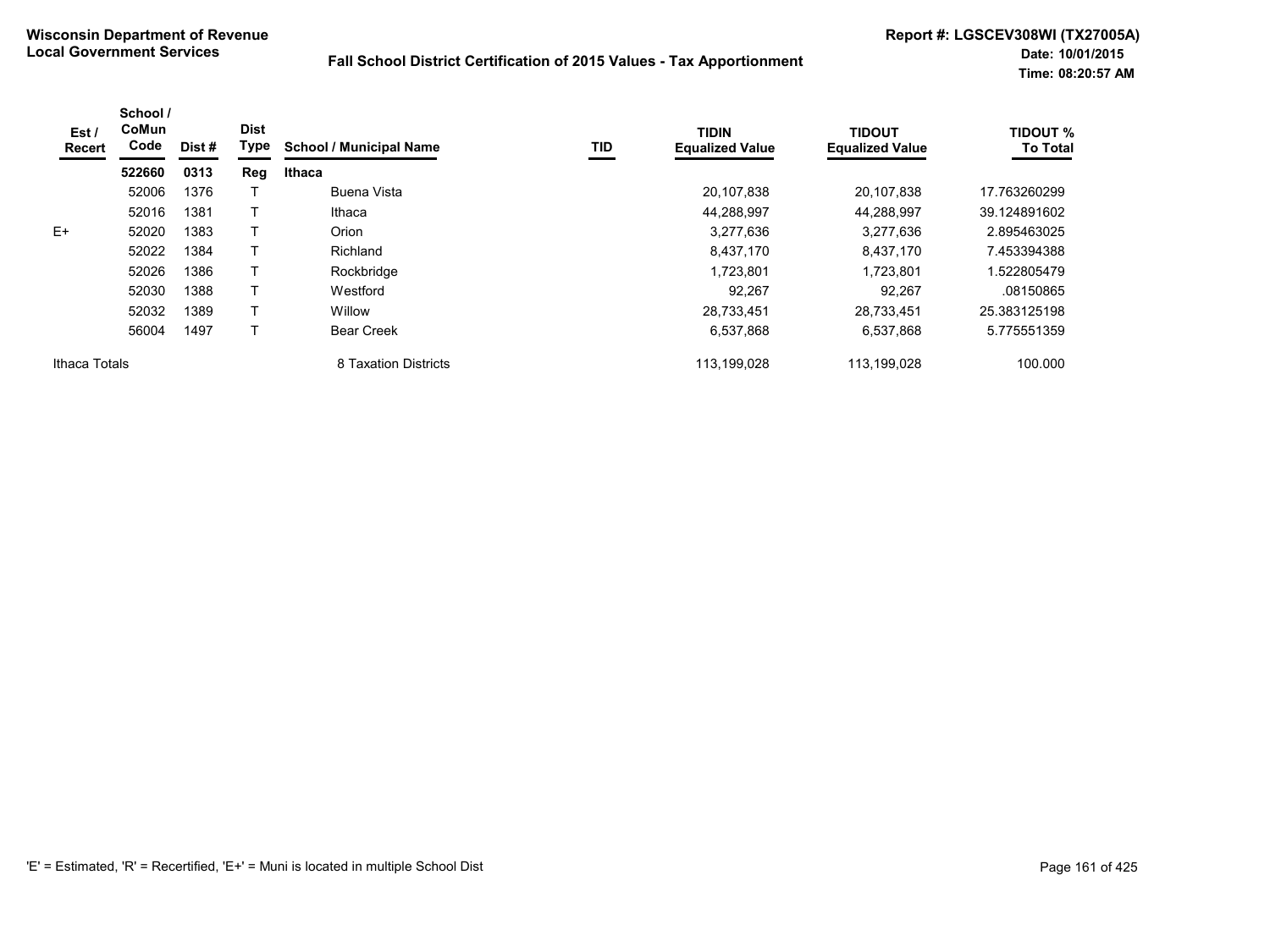**Wisconsin Department of Revenue**
**Local Government Services**

**Fall School District Certification of 2015 Values - Tax Apportionment**

**Report #: LGSCEV308WI (TX27005A)**
**Date: 10/01/2015**
**Time: 08:20:57 AM**

| Est / Recert | School / CoMun Code | Dist # | Dist Type | School / Municipal Name | TID | TIDIN Equalized Value | TIDOUT Equalized Value | TIDOUT % To Total |
|---|---|---|---|---|---|---|---|---|
| | **522660** | **0313** | **Reg** | **Ithaca** | | | | |
| | 52006 | 1376 | T | Buena Vista | | 20,107,838 | 20,107,838 | 17.763260299 |
| | 52016 | 1381 | T | Ithaca | | 44,288,997 | 44,288,997 | 39.124891602 |
| E+ | 52020 | 1383 | T | Orion | | 3,277,636 | 3,277,636 | 2.895463025 |
| | 52022 | 1384 | T | Richland | | 8,437,170 | 8,437,170 | 7.453394388 |
| | 52026 | 1386 | T | Rockbridge | | 1,723,801 | 1,723,801 | 1.522805479 |
| | 52030 | 1388 | T | Westford | | 92,267 | 92,267 | .08150865 |
| | 52032 | 1389 | T | Willow | | 28,733,451 | 28,733,451 | 25.383125198 |
| | 56004 | 1497 | T | Bear Creek | | 6,537,868 | 6,537,868 | 5.775551359 |
| Ithaca Totals | | | | 8 Taxation Districts | | 113,199,028 | 113,199,028 | 100.000 |

'E' = Estimated, 'R' = Recertified, 'E+' = Muni is located in multiple School Dist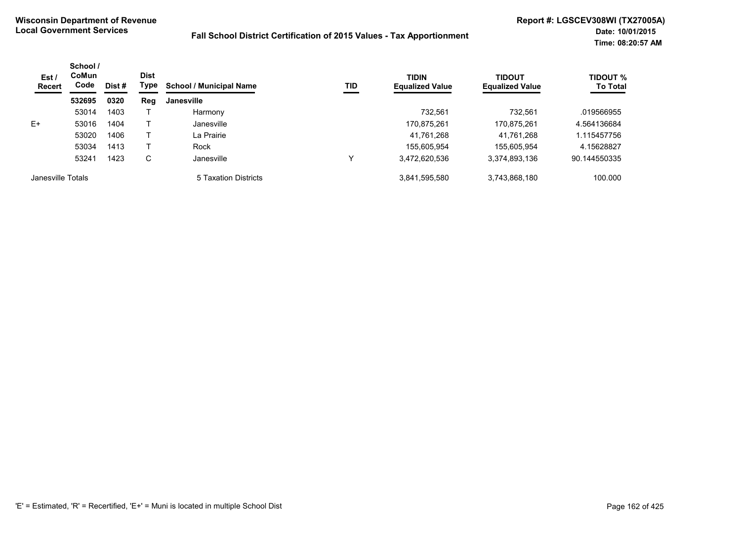**Wisconsin Department of Revenue**
**Local Government Services**

**Fall School District Certification of 2015 Values - Tax Apportionment**

**Report #: LGSCEV308WI (TX27005A)**
**Date: 10/01/2015**
**Time: 08:20:57 AM**

| Est / Recert | School / CoMun Code | Dist # | Dist Type | School / Municipal Name | TID | TIDIN Equalized Value | TIDOUT Equalized Value | TIDOUT % To Total |
|---|---|---|---|---|---|---|---|---|
| | **532695** | **0320** | **Reg** | **Janesville** | | | | |
| | 53014 | 1403 | T | Harmony | | 732,561 | 732,561 | .019566955 |
| E+ | 53016 | 1404 | T | Janesville | | 170,875,261 | 170,875,261 | 4.564136684 |
| | 53020 | 1406 | T | La Prairie | | 41,761,268 | 41,761,268 | 1.115457756 |
| | 53034 | 1413 | T | Rock | | 155,605,954 | 155,605,954 | 4.15628827 |
| | 53241 | 1423 | C | Janesville | Y | 3,472,620,536 | 3,374,893,136 | 90.144550335 |
| Janesville Totals | | | | 5 Taxation Districts | | 3,841,595,580 | 3,743,868,180 | 100.000 |

'E' = Estimated, 'R' = Recertified, 'E+' = Muni is located in multiple School Dist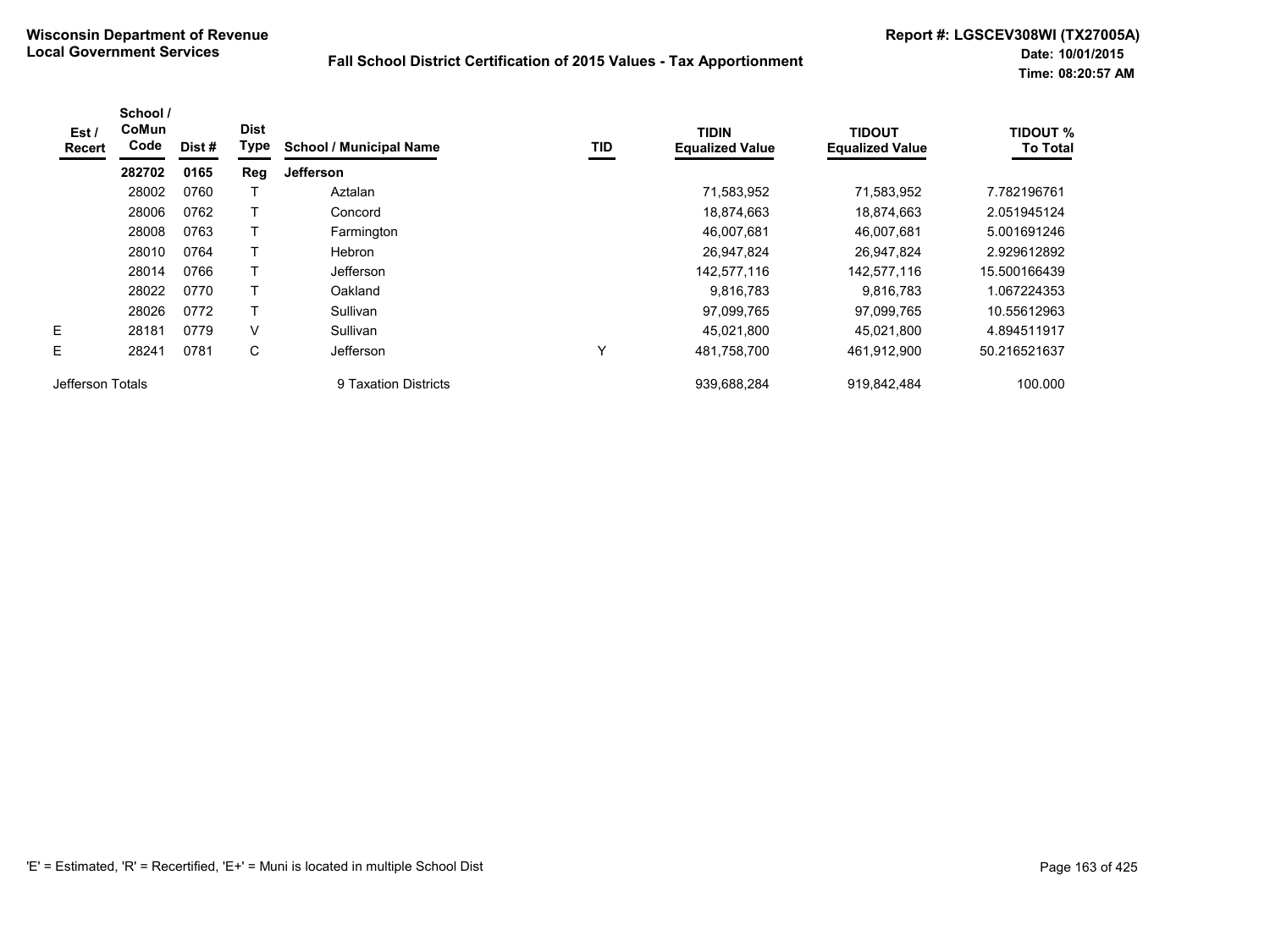**Wisconsin Department of Revenue**
**Local Government Services**

**Fall School District Certification of 2015 Values - Tax Apportionment**

**Report #: LGSCEV308WI (TX27005A)**
**Date: 10/01/2015**
**Time: 08:20:57 AM**

| Est / Recert | School / CoMun Code | Dist # | Dist Type | School / Municipal Name | TID | TIDIN Equalized Value | TIDOUT Equalized Value | TIDOUT % To Total |
|---|---|---|---|---|---|---|---|---|
| | **282702** | **0165** | **Reg** | **Jefferson** | | | | |
| | 28002 | 0760 | T | Aztalan | | 71,583,952 | 71,583,952 | 7.782196761 |
| | 28006 | 0762 | T | Concord | | 18,874,663 | 18,874,663 | 2.051945124 |
| | 28008 | 0763 | T | Farmington | | 46,007,681 | 46,007,681 | 5.001691246 |
| | 28010 | 0764 | T | Hebron | | 26,947,824 | 26,947,824 | 2.929612892 |
| | 28014 | 0766 | T | Jefferson | | 142,577,116 | 142,577,116 | 15.500166439 |
| | 28022 | 0770 | T | Oakland | | 9,816,783 | 9,816,783 | 1.067224353 |
| | 28026 | 0772 | T | Sullivan | | 97,099,765 | 97,099,765 | 10.55612963 |
| E | 28181 | 0779 | V | Sullivan | | 45,021,800 | 45,021,800 | 4.894511917 |
| E | 28241 | 0781 | C | Jefferson | Y | 481,758,700 | 461,912,900 | 50.216521637 |
| Jefferson Totals | | | | 9 Taxation Districts | | 939,688,284 | 919,842,484 | 100.000 |

'E' = Estimated, 'R' = Recertified, 'E+' = Muni is located in multiple School Dist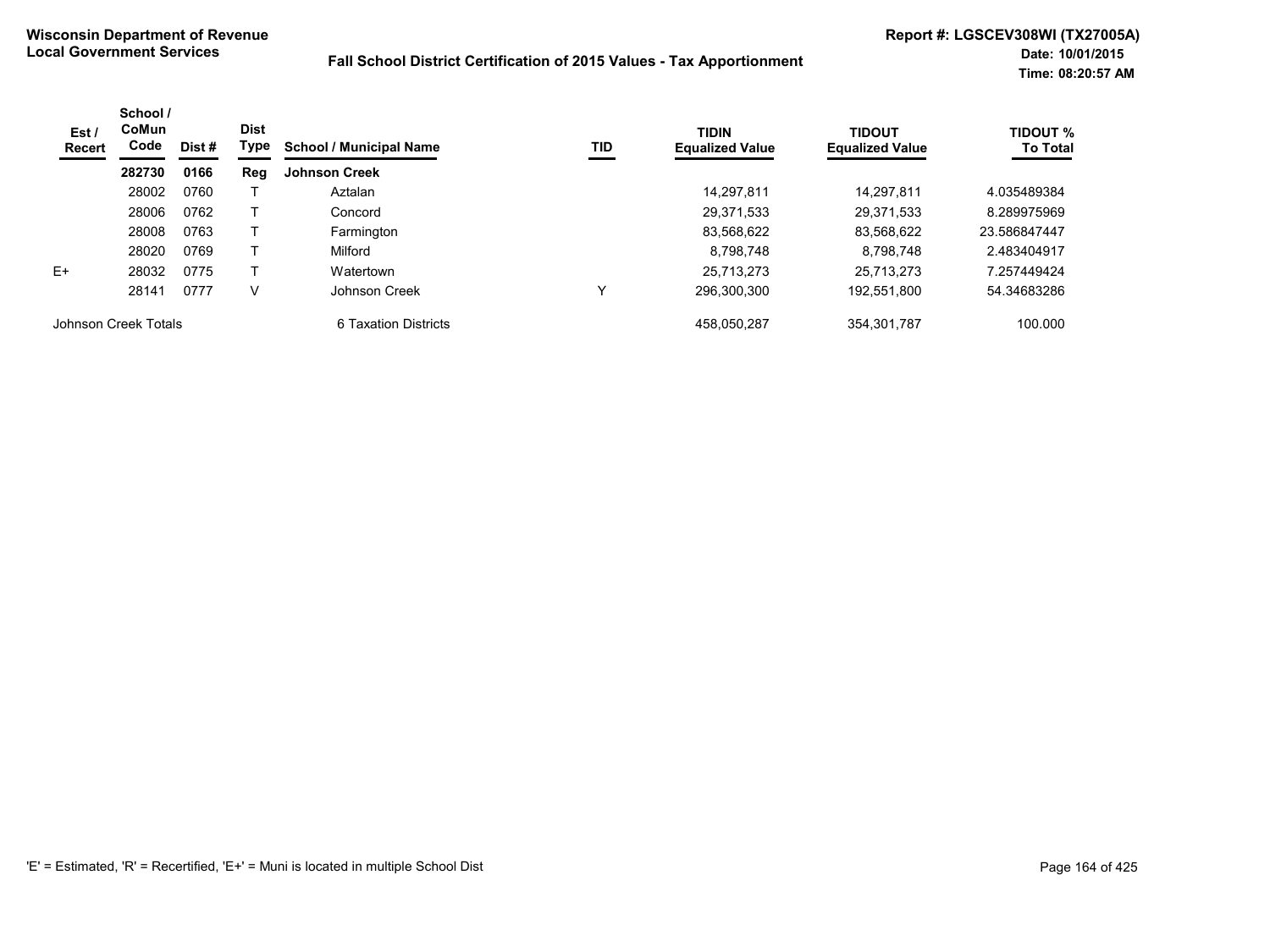**Wisconsin Department of Revenue**
**Local Government Services**

**Fall School District Certification of 2015 Values - Tax Apportionment**

**Report #: LGSCEV308WI (TX27005A)**
**Date: 10/01/2015**
**Time: 08:20:57 AM**

| Est / Recert | School / CoMun Code | Dist # | Dist Type | School / Municipal Name | TID | TIDIN Equalized Value | TIDOUT Equalized Value | TIDOUT % To Total |
|---|---|---|---|---|---|---|---|---|
| | **282730** | **0166** | **Reg** | **Johnson Creek** | | | | |
| | 28002 | 0760 | T | Aztalan | | 14,297,811 | 14,297,811 | 4.035489384 |
| | 28006 | 0762 | T | Concord | | 29,371,533 | 29,371,533 | 8.289975969 |
| | 28008 | 0763 | T | Farmington | | 83,568,622 | 83,568,622 | 23.586847447 |
| | 28020 | 0769 | T | Milford | | 8,798,748 | 8,798,748 | 2.483404917 |
| E+ | 28032 | 0775 | T | Watertown | | 25,713,273 | 25,713,273 | 7.257449424 |
| | 28141 | 0777 | V | Johnson Creek | Y | 296,300,300 | 192,551,800 | 54.34683286 |
| Johnson Creek Totals | | | | 6 Taxation Districts | | 458,050,287 | 354,301,787 | 100.000 |

'E' = Estimated, 'R' = Recertified, 'E+' = Muni is located in multiple School Dist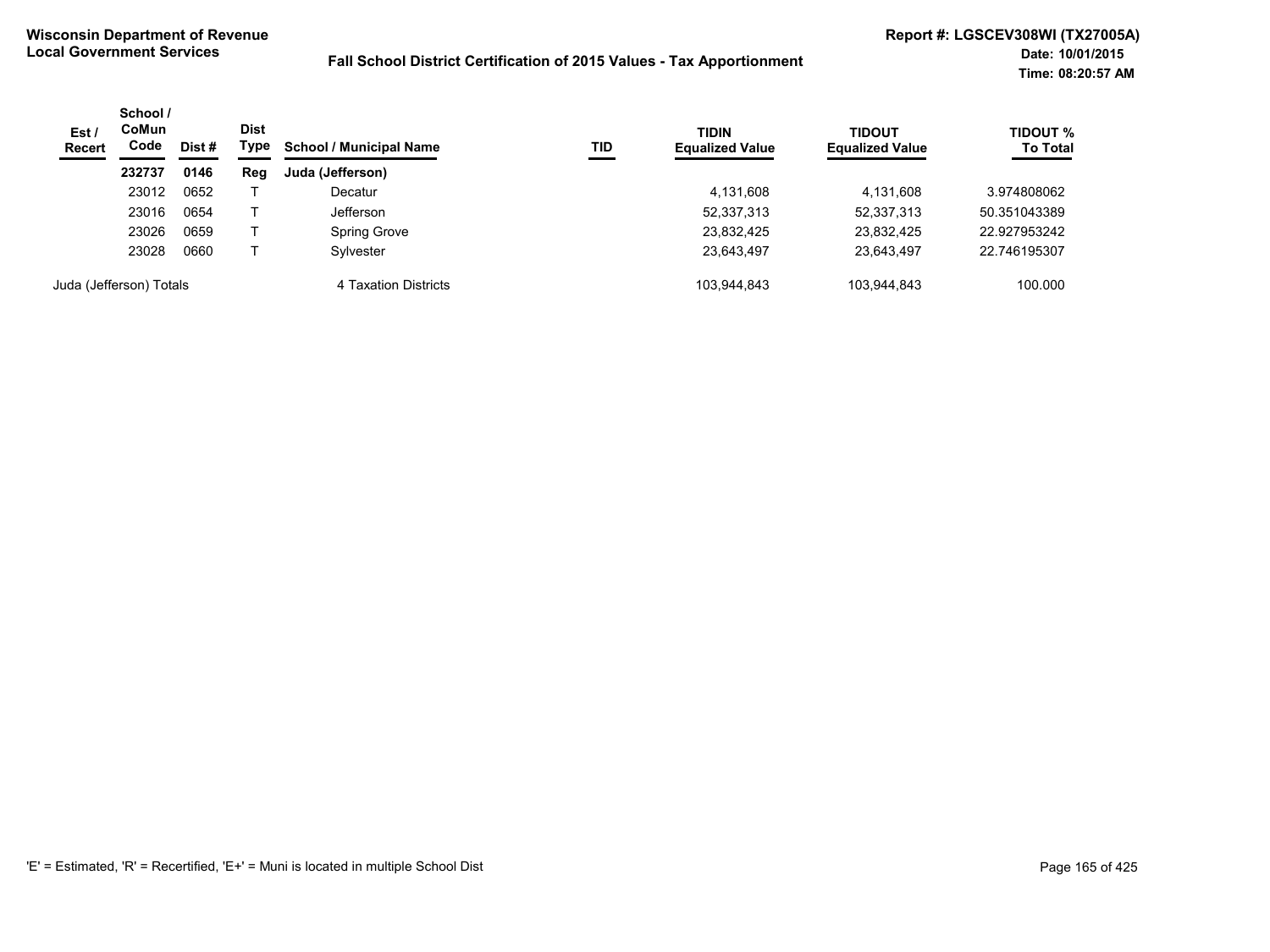**Wisconsin Department of Revenue**
**Local Government Services**

**Fall School District Certification of 2015 Values - Tax Apportionment**

**Report #: LGSCEV308WI (TX27005A)**
**Date: 10/01/2015**
**Time: 08:20:57 AM**

| Est / Recert | School / CoMun Code | Dist # | Dist Type | School / Municipal Name | TID | TIDIN Equalized Value | TIDOUT Equalized Value | TIDOUT % To Total |
|---|---|---|---|---|---|---|---|---|
| | **232737** | **0146** | **Reg** | **Juda (Jefferson)** | | | | |
| | 23012 | 0652 | T | Decatur | | 4,131,608 | 4,131,608 | 3.974808062 |
| | 23016 | 0654 | T | Jefferson | | 52,337,313 | 52,337,313 | 50.351043389 |
| | 23026 | 0659 | T | Spring Grove | | 23,832,425 | 23,832,425 | 22.927953242 |
| | 23028 | 0660 | T | Sylvester | | 23,643,497 | 23,643,497 | 22.746195307 |
| Juda (Jefferson) Totals | | | | 4 Taxation Districts | | 103,944,843 | 103,944,843 | 100.000 |

'E' = Estimated, 'R' = Recertified, 'E+' = Muni is located in multiple School Dist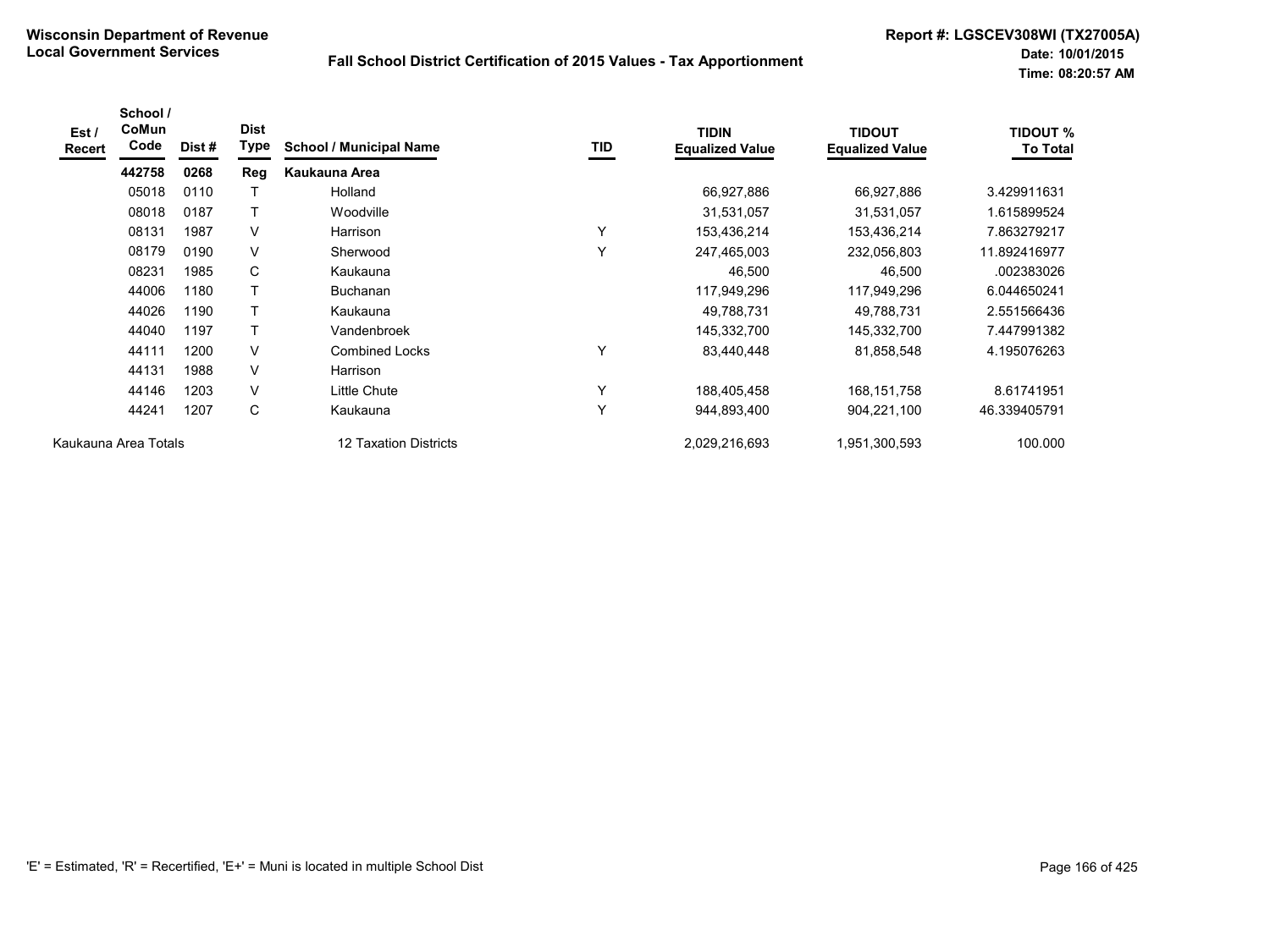**Wisconsin Department of Revenue**
**Local Government Services**

**Fall School District Certification of 2015 Values - Tax Apportionment**

**Report #: LGSCEV308WI (TX27005A)**
**Date: 10/01/2015**
**Time: 08:20:57 AM**

| Est / Recert | School / CoMun Code | Dist # | Dist Type | School / Municipal Name | TID | TIDIN Equalized Value | TIDOUT Equalized Value | TIDOUT % To Total |
|---|---|---|---|---|---|---|---|---|
| | **442758** | **0268** | **Reg** | **Kaukauna Area** | | | | |
| | 05018 | 0110 | T | Holland | | 66,927,886 | 66,927,886 | 3.429911631 |
| | 08018 | 0187 | T | Woodville | | 31,531,057 | 31,531,057 | 1.615899524 |
| | 08131 | 1987 | V | Harrison | Y | 153,436,214 | 153,436,214 | 7.863279217 |
| | 08179 | 0190 | V | Sherwood | Y | 247,465,003 | 232,056,803 | 11.892416977 |
| | 08231 | 1985 | C | Kaukauna | | 46,500 | 46,500 | .002383026 |
| | 44006 | 1180 | T | Buchanan | | 117,949,296 | 117,949,296 | 6.044650241 |
| | 44026 | 1190 | T | Kaukauna | | 49,788,731 | 49,788,731 | 2.551566436 |
| | 44040 | 1197 | T | Vandenbroek | | 145,332,700 | 145,332,700 | 7.447991382 |
| | 44111 | 1200 | V | Combined Locks | Y | 83,440,448 | 81,858,548 | 4.195076263 |
| | 44131 | 1988 | V | Harrison | | | | |
| | 44146 | 1203 | V | Little Chute | Y | 188,405,458 | 168,151,758 | 8.61741951 |
| | 44241 | 1207 | C | Kaukauna | Y | 944,893,400 | 904,221,100 | 46.339405791 |
| Kaukauna Area Totals | | | | 12 Taxation Districts | | 2,029,216,693 | 1,951,300,593 | 100.000 |

'E' = Estimated, 'R' = Recertified, 'E+' = Muni is located in multiple School Dist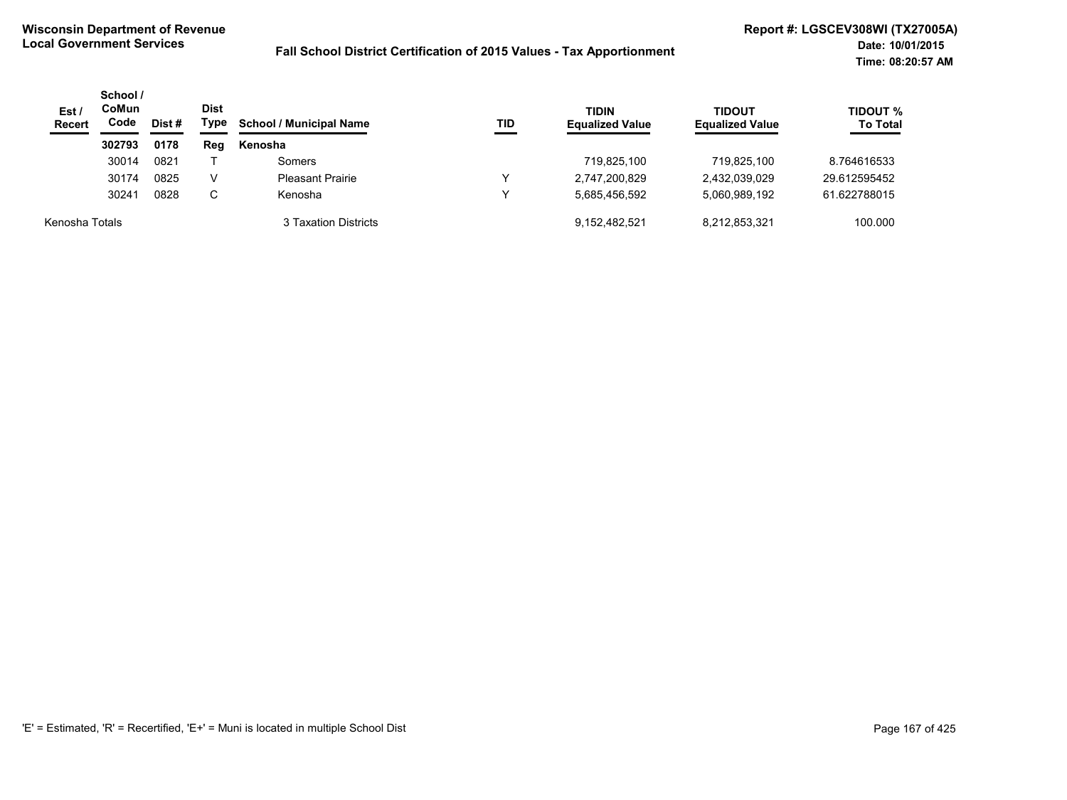**Wisconsin Department of Revenue**
**Local Government Services**

**Fall School District Certification of 2015 Values - Tax Apportionment**

**Report #: LGSCEV308WI (TX27005A)**
**Date: 10/01/2015**
**Time: 08:20:57 AM**

| Est / Recert | School / CoMun Code | Dist # | Dist Type | School / Municipal Name | TID | TIDIN Equalized Value | TIDOUT Equalized Value | TIDOUT % To Total |
|---|---|---|---|---|---|---|---|---|
| | **302793** | **0178** | **Reg** | **Kenosha** | | | | |
| | 30014 | 0821 | T | Somers | | 719,825,100 | 719,825,100 | 8.764616533 |
| | 30174 | 0825 | V | Pleasant Prairie | Y | 2,747,200,829 | 2,432,039,029 | 29.612595452 |
| | 30241 | 0828 | C | Kenosha | Y | 5,685,456,592 | 5,060,989,192 | 61.622788015 |
| Kenosha Totals | | | | 3 Taxation Districts | | 9,152,482,521 | 8,212,853,321 | 100.000 |

'E' = Estimated, 'R' = Recertified, 'E+' = Muni is located in multiple School Dist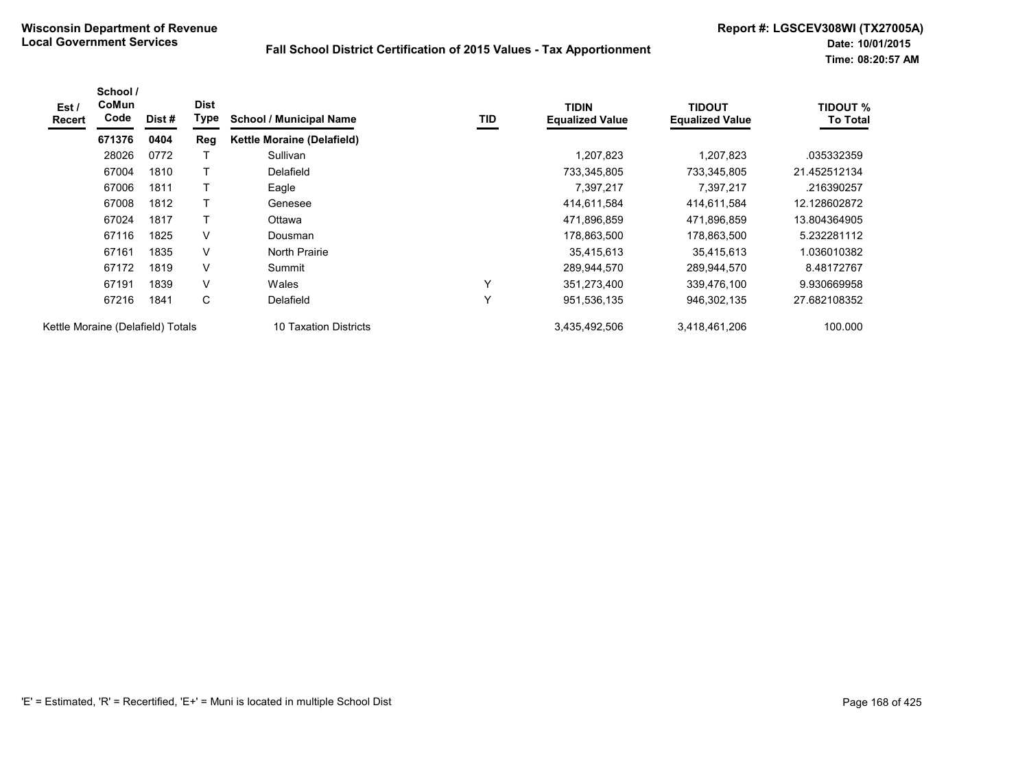**Wisconsin Department of Revenue**
**Local Government Services**

**Fall School District Certification of 2015 Values - Tax Apportionment**

**Report #: LGSCEV308WI (TX27005A)**
**Date: 10/01/2015**
**Time: 08:20:57 AM**

| Est / Recert | School / CoMun Code | Dist # | Dist Type | School / Municipal Name | TID | TIDIN Equalized Value | TIDOUT Equalized Value | TIDOUT % To Total |
|---|---|---|---|---|---|---|---|---|
| | **671376** | **0404** | **Reg** | **Kettle Moraine (Delafield)** | | | | |
| | 28026 | 0772 | T | Sullivan | | 1,207,823 | 1,207,823 | .035332359 |
| | 67004 | 1810 | T | Delafield | | 733,345,805 | 733,345,805 | 21.452512134 |
| | 67006 | 1811 | T | Eagle | | 7,397,217 | 7,397,217 | .216390257 |
| | 67008 | 1812 | T | Genesee | | 414,611,584 | 414,611,584 | 12.128602872 |
| | 67024 | 1817 | T | Ottawa | | 471,896,859 | 471,896,859 | 13.804364905 |
| | 67116 | 1825 | V | Dousman | | 178,863,500 | 178,863,500 | 5.232281112 |
| | 67161 | 1835 | V | North Prairie | | 35,415,613 | 35,415,613 | 1.036010382 |
| | 67172 | 1819 | V | Summit | | 289,944,570 | 289,944,570 | 8.48172767 |
| | 67191 | 1839 | V | Wales | Y | 351,273,400 | 339,476,100 | 9.930669958 |
| | 67216 | 1841 | C | Delafield | Y | 951,536,135 | 946,302,135 | 27.682108352 |
| Kettle Moraine (Delafield) Totals | | | | 10 Taxation Districts | | 3,435,492,506 | 3,418,461,206 | 100.000 |

'E' = Estimated, 'R' = Recertified, 'E+' = Muni is located in multiple School Dist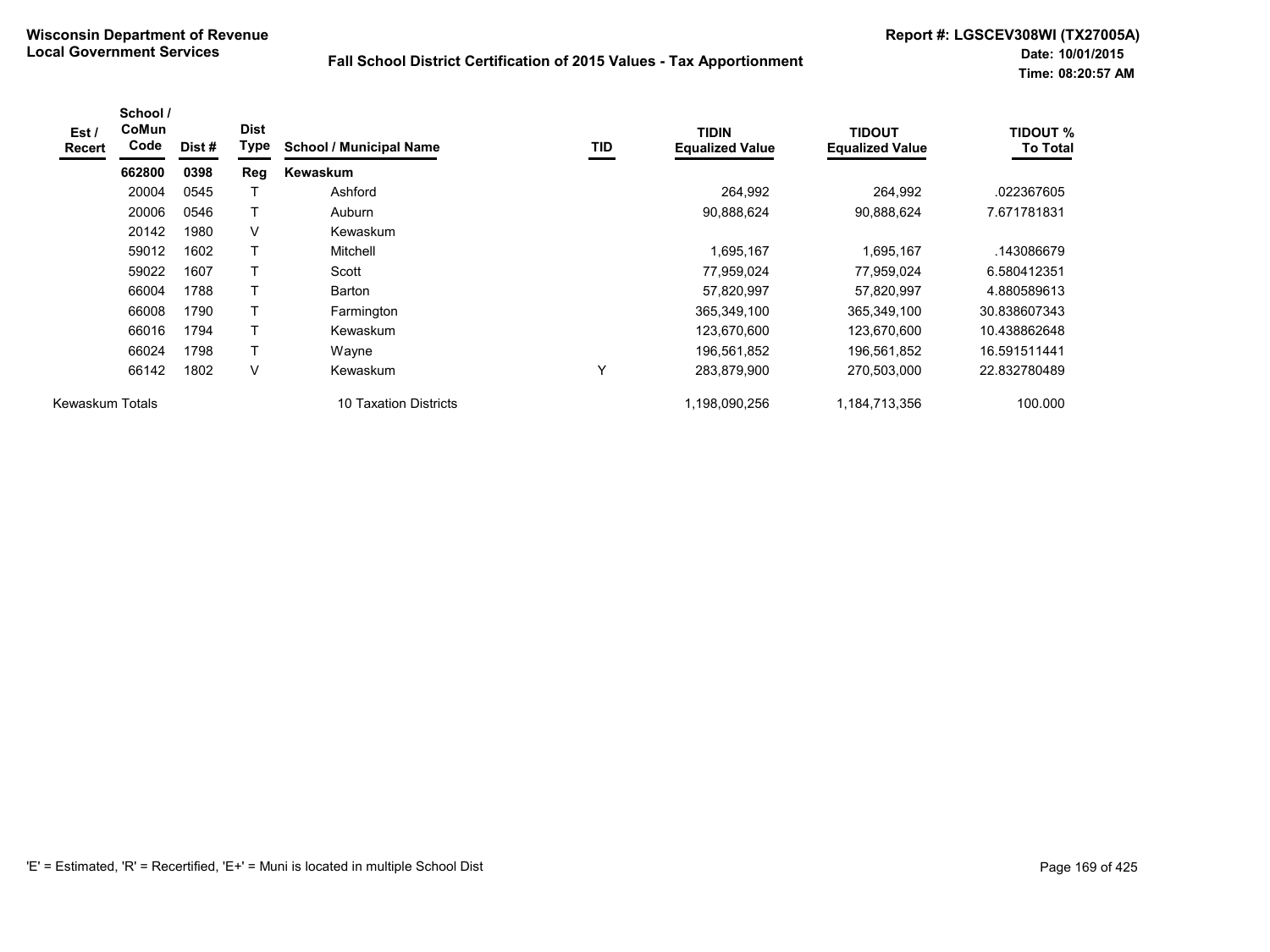**Wisconsin Department of Revenue**
**Local Government Services**

**Fall School District Certification of 2015 Values - Tax Apportionment**

**Report #: LGSCEV308WI (TX27005A)**
**Date: 10/01/2015**
**Time: 08:20:57 AM**

| Est / Recert | School / CoMun Code | Dist # | Dist Type | School / Municipal Name | TID | TIDIN Equalized Value | TIDOUT Equalized Value | TIDOUT % To Total |
|---|---|---|---|---|---|---|---|---|
| | **662800** | **0398** | **Reg** | **Kewaskum** | | | | |
| | 20004 | 0545 | T | Ashford | | 264,992 | 264,992 | .022367605 |
| | 20006 | 0546 | T | Auburn | | 90,888,624 | 90,888,624 | 7.671781831 |
| | 20142 | 1980 | V | Kewaskum | | | | |
| | 59012 | 1602 | T | Mitchell | | 1,695,167 | 1,695,167 | .143086679 |
| | 59022 | 1607 | T | Scott | | 77,959,024 | 77,959,024 | 6.580412351 |
| | 66004 | 1788 | T | Barton | | 57,820,997 | 57,820,997 | 4.880589613 |
| | 66008 | 1790 | T | Farmington | | 365,349,100 | 365,349,100 | 30.838607343 |
| | 66016 | 1794 | T | Kewaskum | | 123,670,600 | 123,670,600 | 10.438862648 |
| | 66024 | 1798 | T | Wayne | | 196,561,852 | 196,561,852 | 16.591511441 |
| | 66142 | 1802 | V | Kewaskum | Y | 283,879,900 | 270,503,000 | 22.832780489 |
| Kewaskum Totals | | | | 10 Taxation Districts | | 1,198,090,256 | 1,184,713,356 | 100.000 |

'E' = Estimated, 'R' = Recertified, 'E+' = Muni is located in multiple School Dist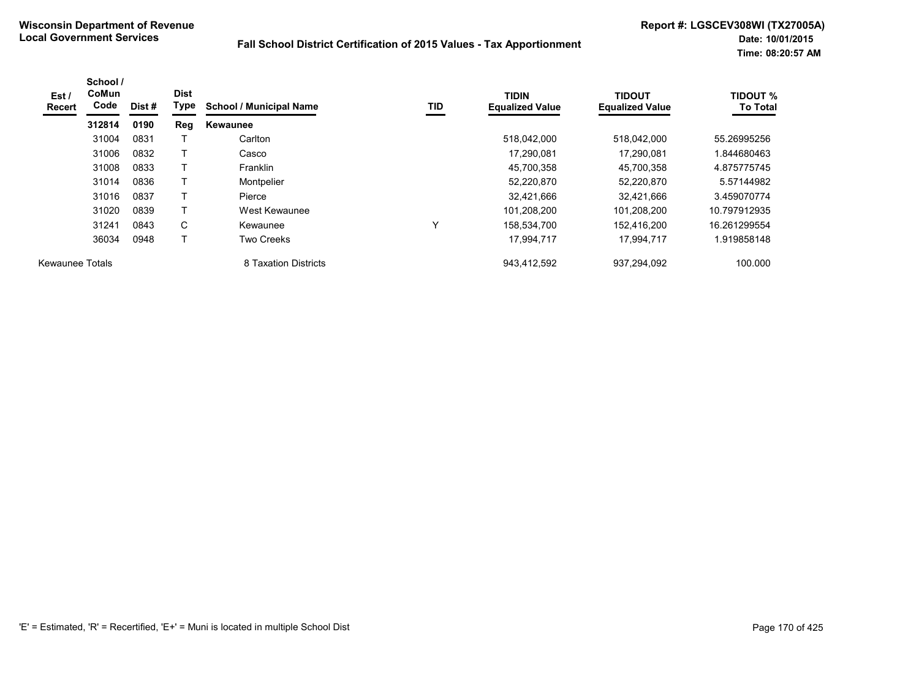**Wisconsin Department of Revenue**
**Local Government Services**

**Fall School District Certification of 2015 Values - Tax Apportionment**

**Report #: LGSCEV308WI (TX27005A)**
**Date: 10/01/2015**
**Time: 08:20:57 AM**

| Est / Recert | School / CoMun Code | Dist # | Dist Type | School / Municipal Name | TID | TIDIN Equalized Value | TIDOUT Equalized Value | TIDOUT % To Total |
|---|---|---|---|---|---|---|---|---|
| | **312814** | **0190** | **Reg** | **Kewaunee** | | | | |
| | 31004 | 0831 | T | Carlton | | 518,042,000 | 518,042,000 | 55.26995256 |
| | 31006 | 0832 | T | Casco | | 17,290,081 | 17,290,081 | 1.844680463 |
| | 31008 | 0833 | T | Franklin | | 45,700,358 | 45,700,358 | 4.875775745 |
| | 31014 | 0836 | T | Montpelier | | 52,220,870 | 52,220,870 | 5.57144982 |
| | 31016 | 0837 | T | Pierce | | 32,421,666 | 32,421,666 | 3.459070774 |
| | 31020 | 0839 | T | West Kewaunee | | 101,208,200 | 101,208,200 | 10.797912935 |
| | 31241 | 0843 | C | Kewaunee | Y | 158,534,700 | 152,416,200 | 16.261299554 |
| | 36034 | 0948 | T | Two Creeks | | 17,994,717 | 17,994,717 | 1.919858148 |
| Kewaunee Totals | | | | 8 Taxation Districts | | 943,412,592 | 937,294,092 | 100.000 |

'E' = Estimated, 'R' = Recertified, 'E+' = Muni is located in multiple School Dist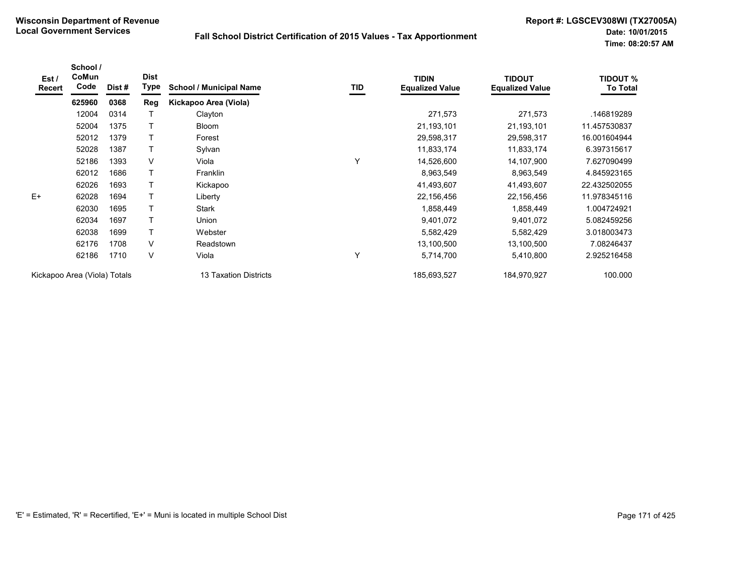**Wisconsin Department of Revenue**
**Local Government Services**

**Fall School District Certification of 2015 Values - Tax Apportionment**

**Report #: LGSCEV308WI (TX27005A)**
**Date: 10/01/2015**
**Time: 08:20:57 AM**

| Est / Recert | School / CoMun Code | Dist # | Dist Type | School / Municipal Name | TID | TIDIN Equalized Value | TIDOUT Equalized Value | TIDOUT % To Total |
|---|---|---|---|---|---|---|---|---|
| | **625960** | **0368** | **Reg** | **Kickapoo Area (Viola)** | | | | |
| | 12004 | 0314 | T | Clayton | | 271,573 | 271,573 | .146819289 |
| | 52004 | 1375 | T | Bloom | | 21,193,101 | 21,193,101 | 11.457530837 |
| | 52012 | 1379 | T | Forest | | 29,598,317 | 29,598,317 | 16.001604944 |
| | 52028 | 1387 | T | Sylvan | | 11,833,174 | 11,833,174 | 6.397315617 |
| | 52186 | 1393 | V | Viola | Y | 14,526,600 | 14,107,900 | 7.627090499 |
| | 62012 | 1686 | T | Franklin | | 8,963,549 | 8,963,549 | 4.845923165 |
| | 62026 | 1693 | T | Kickapoo | | 41,493,607 | 41,493,607 | 22.432502055 |
| E+ | 62028 | 1694 | T | Liberty | | 22,156,456 | 22,156,456 | 11.978345116 |
| | 62030 | 1695 | T | Stark | | 1,858,449 | 1,858,449 | 1.004724921 |
| | 62034 | 1697 | T | Union | | 9,401,072 | 9,401,072 | 5.082459256 |
| | 62038 | 1699 | T | Webster | | 5,582,429 | 5,582,429 | 3.018003473 |
| | 62176 | 1708 | V | Readstown | | 13,100,500 | 13,100,500 | 7.08246437 |
| | 62186 | 1710 | V | Viola | Y | 5,714,700 | 5,410,800 | 2.925216458 |
| Kickapoo Area (Viola) Totals | | | | 13 Taxation Districts | | 185,693,527 | 184,970,927 | 100.000 |

'E' = Estimated, 'R' = Recertified, 'E+' = Muni is located in multiple School Dist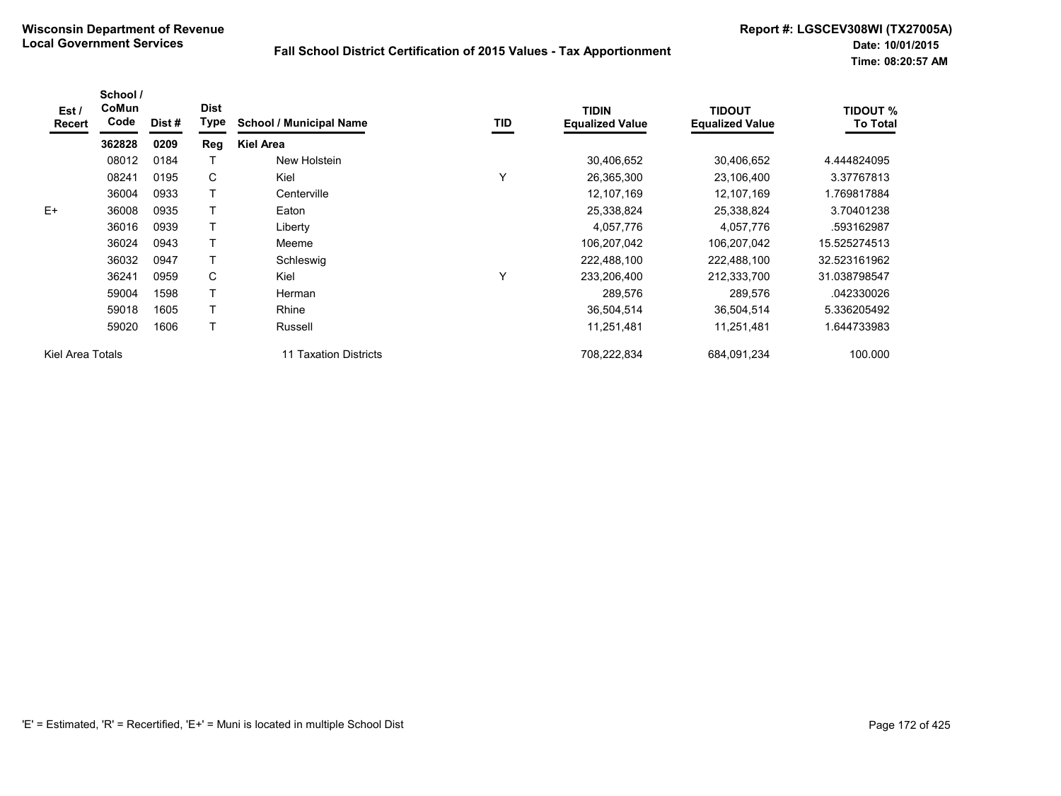**Wisconsin Department of Revenue**
**Local Government Services**

**Fall School District Certification of 2015 Values - Tax Apportionment**

**Report #: LGSCEV308WI (TX27005A)**
**Date: 10/01/2015**
**Time: 08:20:57 AM**

| Est / Recert | School / CoMun Code | Dist # | Dist Type | School / Municipal Name | TID | TIDIN Equalized Value | TIDOUT Equalized Value | TIDOUT % To Total |
|---|---|---|---|---|---|---|---|---|
| | **362828** | **0209** | **Reg** | **Kiel Area** | | | | |
| | 08012 | 0184 | T | New Holstein | | 30,406,652 | 30,406,652 | 4.444824095 |
| | 08241 | 0195 | C | Kiel | Y | 26,365,300 | 23,106,400 | 3.37767813 |
| | 36004 | 0933 | T | Centerville | | 12,107,169 | 12,107,169 | 1.769817884 |
| E+ | 36008 | 0935 | T | Eaton | | 25,338,824 | 25,338,824 | 3.70401238 |
| | 36016 | 0939 | T | Liberty | | 4,057,776 | 4,057,776 | .593162987 |
| | 36024 | 0943 | T | Meeme | | 106,207,042 | 106,207,042 | 15.525274513 |
| | 36032 | 0947 | T | Schleswig | | 222,488,100 | 222,488,100 | 32.523161962 |
| | 36241 | 0959 | C | Kiel | Y | 233,206,400 | 212,333,700 | 31.038798547 |
| | 59004 | 1598 | T | Herman | | 289,576 | 289,576 | .042330026 |
| | 59018 | 1605 | T | Rhine | | 36,504,514 | 36,504,514 | 5.336205492 |
| | 59020 | 1606 | T | Russell | | 11,251,481 | 11,251,481 | 1.644733983 |
| Kiel Area Totals | | | | 11 Taxation Districts | | 708,222,834 | 684,091,234 | 100.000 |

'E' = Estimated, 'R' = Recertified, 'E+' = Muni is located in multiple School Dist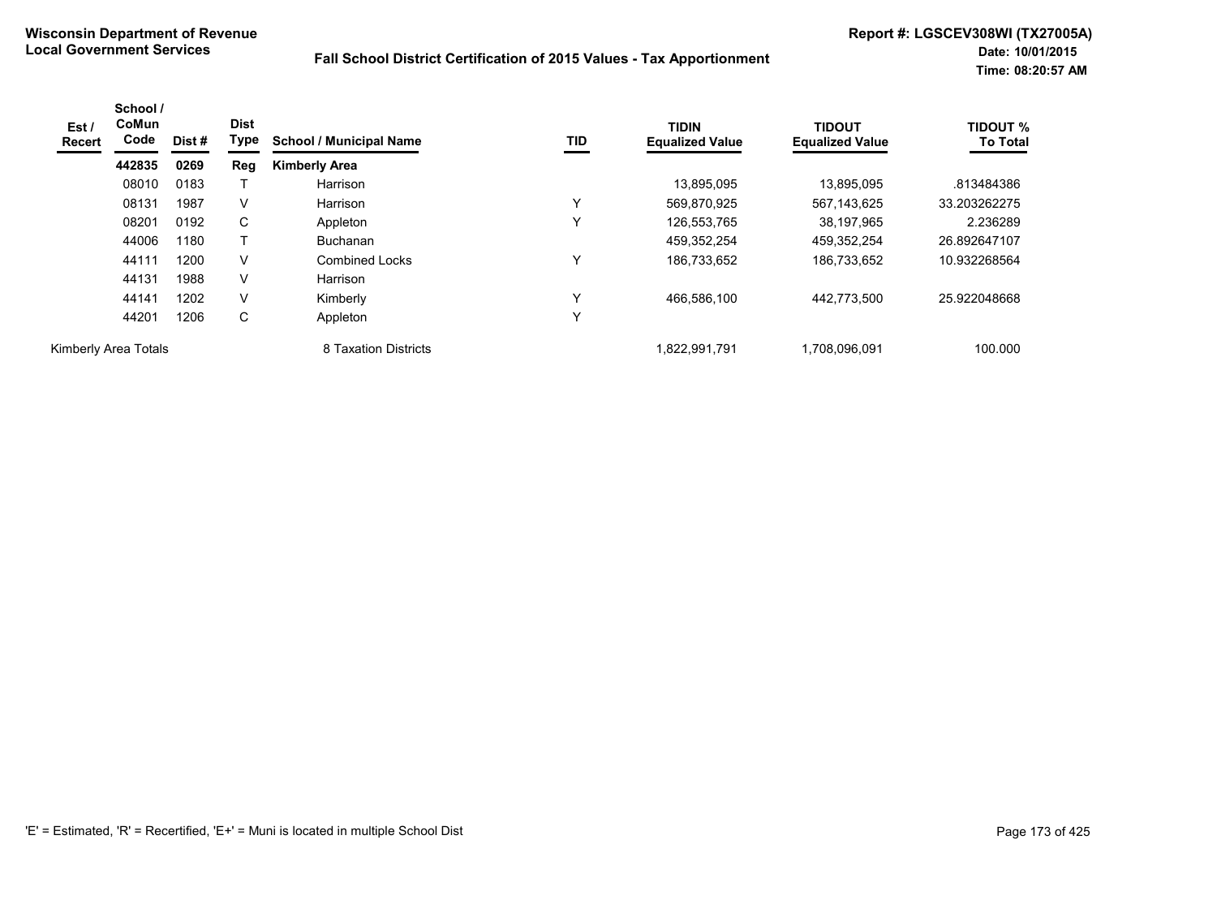**Wisconsin Department of Revenue**
**Local Government Services**

**Fall School District Certification of 2015 Values - Tax Apportionment**

**Report #: LGSCEV308WI (TX27005A)**
**Date: 10/01/2015**
**Time: 08:20:57 AM**

| Est / Recert | School / CoMun Code | Dist # | Dist Type | School / Municipal Name | TID | TIDIN Equalized Value | TIDOUT Equalized Value | TIDOUT % To Total |
|---|---|---|---|---|---|---|---|---|
| | **442835** | **0269** | **Reg** | **Kimberly Area** | | | | |
| | 08010 | 0183 | T | Harrison | | 13,895,095 | 13,895,095 | .813484386 |
| | 08131 | 1987 | V | Harrison | Y | 569,870,925 | 567,143,625 | 33.203262275 |
| | 08201 | 0192 | C | Appleton | Y | 126,553,765 | 38,197,965 | 2.236289 |
| | 44006 | 1180 | T | Buchanan | | 459,352,254 | 459,352,254 | 26.892647107 |
| | 44111 | 1200 | V | Combined Locks | Y | 186,733,652 | 186,733,652 | 10.932268564 |
| | 44131 | 1988 | V | Harrison | | | | |
| | 44141 | 1202 | V | Kimberly | Y | 466,586,100 | 442,773,500 | 25.922048668 |
| | 44201 | 1206 | C | Appleton | Y | | | |
| Kimberly Area Totals | | | | 8 Taxation Districts | | 1,822,991,791 | 1,708,096,091 | 100.000 |

'E' = Estimated, 'R' = Recertified, 'E+' = Muni is located in multiple School Dist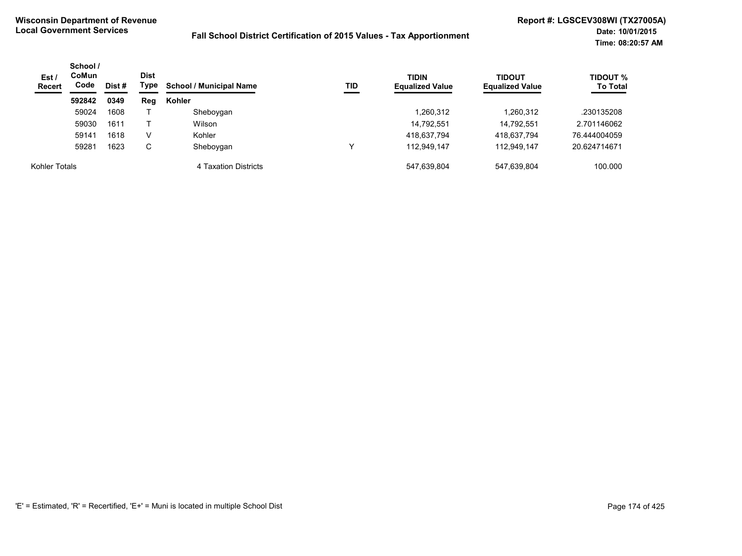**Wisconsin Department of Revenue**
**Local Government Services**

**Fall School District Certification of 2015 Values - Tax Apportionment**

**Report #: LGSCEV308WI (TX27005A)**
**Date: 10/01/2015**
**Time: 08:20:57 AM**

| Est / Recert | School / CoMun Code | Dist # | Dist Type | School / Municipal Name | TID | TIDIN Equalized Value | TIDOUT Equalized Value | TIDOUT % To Total |
|---|---|---|---|---|---|---|---|---|
| | **592842** | **0349** | **Reg** | **Kohler** | | | | |
| | 59024 | 1608 | T | Sheboygan | | 1,260,312 | 1,260,312 | .230135208 |
| | 59030 | 1611 | T | Wilson | | 14,792,551 | 14,792,551 | 2.701146062 |
| | 59141 | 1618 | V | Kohler | | 418,637,794 | 418,637,794 | 76.444004059 |
| | 59281 | 1623 | C | Sheboygan | Y | 112,949,147 | 112,949,147 | 20.624714671 |
| Kohler Totals | | | | 4 Taxation Districts | | 547,639,804 | 547,639,804 | 100.000 |

'E' = Estimated, 'R' = Recertified, 'E+' = Muni is located in multiple School Dist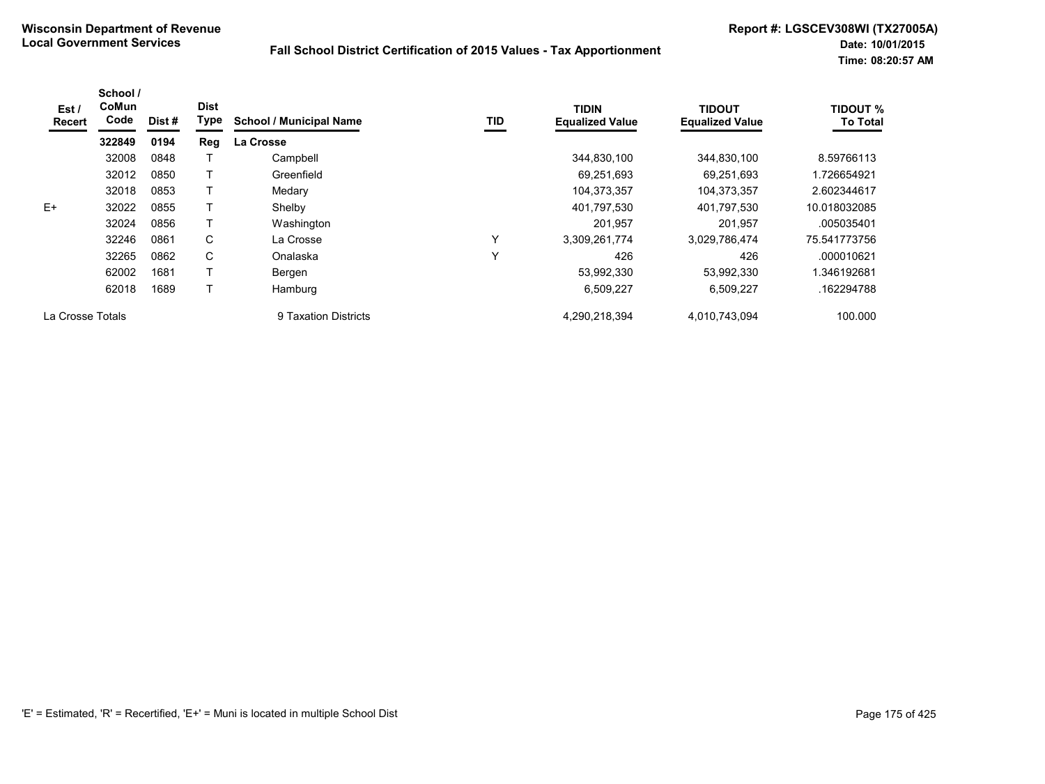**Wisconsin Department of Revenue**
**Local Government Services**

**Fall School District Certification of 2015 Values - Tax Apportionment**

**Report #: LGSCEV308WI (TX27005A)**
**Date: 10/01/2015**
**Time: 08:20:57 AM**

| Est / Recert | School / CoMun Code | Dist # | Dist Type | School / Municipal Name | TID | TIDIN Equalized Value | TIDOUT Equalized Value | TIDOUT % To Total |
|---|---|---|---|---|---|---|---|---|
| | **322849** | **0194** | **Reg** | **La Crosse** | | | | |
| | 32008 | 0848 | T | Campbell | | 344,830,100 | 344,830,100 | 8.59766113 |
| | 32012 | 0850 | T | Greenfield | | 69,251,693 | 69,251,693 | 1.726654921 |
| | 32018 | 0853 | T | Medary | | 104,373,357 | 104,373,357 | 2.602344617 |
| E+ | 32022 | 0855 | T | Shelby | | 401,797,530 | 401,797,530 | 10.018032085 |
| | 32024 | 0856 | T | Washington | | 201,957 | 201,957 | .005035401 |
| | 32246 | 0861 | C | La Crosse | Y | 3,309,261,774 | 3,029,786,474 | 75.541773756 |
| | 32265 | 0862 | C | Onalaska | Y | 426 | 426 | .000010621 |
| | 62002 | 1681 | T | Bergen | | 53,992,330 | 53,992,330 | 1.346192681 |
| | 62018 | 1689 | T | Hamburg | | 6,509,227 | 6,509,227 | .162294788 |
| La Crosse Totals | | | | 9 Taxation Districts | | 4,290,218,394 | 4,010,743,094 | 100.000 |

'E' = Estimated, 'R' = Recertified, 'E+' = Muni is located in multiple School Dist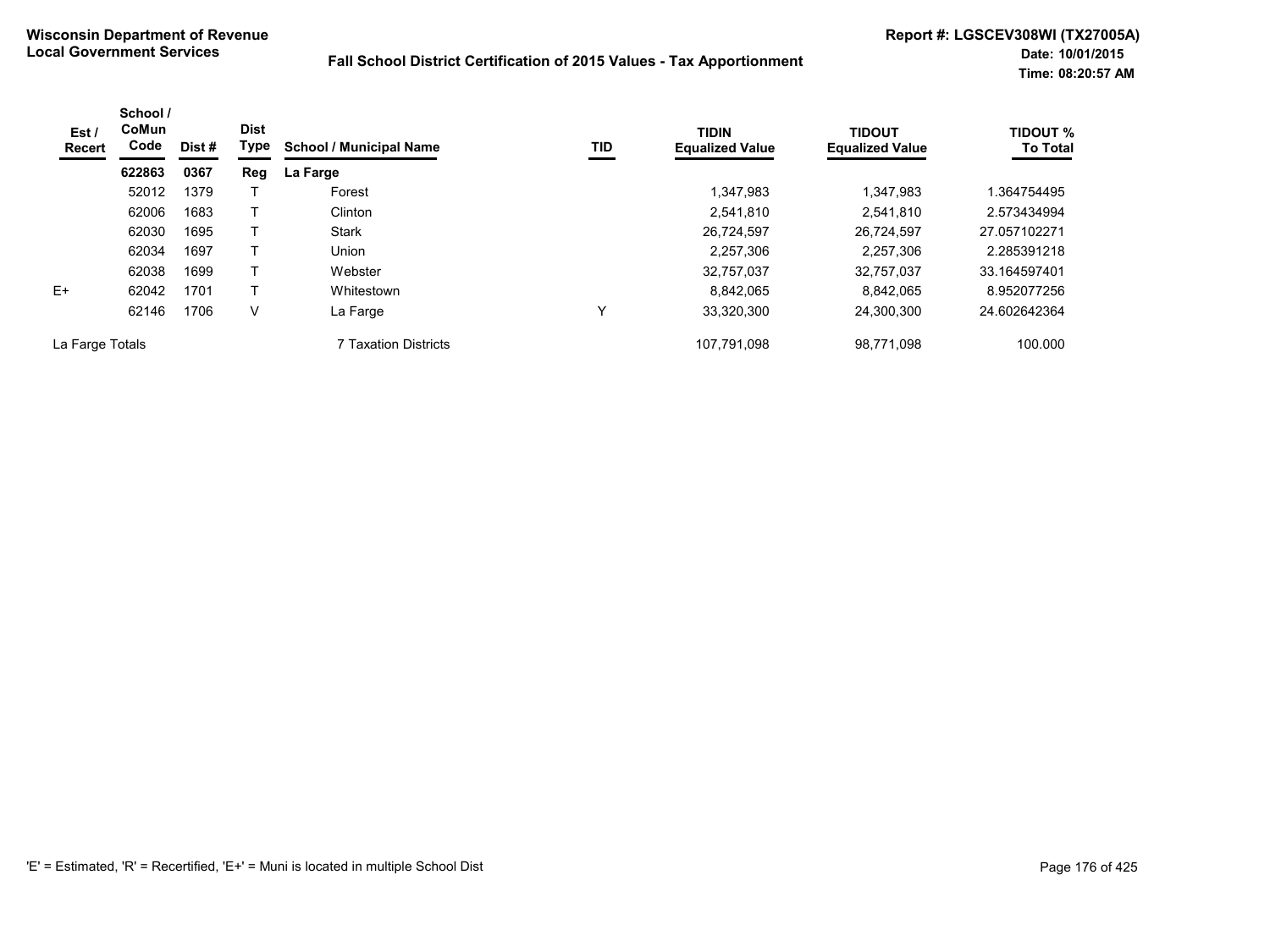**Wisconsin Department of Revenue**
**Local Government Services**

**Fall School District Certification of 2015 Values - Tax Apportionment**

**Report #: LGSCEV308WI (TX27005A)**
**Date: 10/01/2015**
**Time: 08:20:57 AM**

| Est / Recert | School / CoMun Code | Dist # | Dist Type | School / Municipal Name | TID | TIDIN Equalized Value | TIDOUT Equalized Value | TIDOUT % To Total |
|---|---|---|---|---|---|---|---|---|
| | **622863** | **0367** | **Reg** | **La Farge** | | | | |
| | 52012 | 1379 | T | Forest | | 1,347,983 | 1,347,983 | 1.364754495 |
| | 62006 | 1683 | T | Clinton | | 2,541,810 | 2,541,810 | 2.573434994 |
| | 62030 | 1695 | T | Stark | | 26,724,597 | 26,724,597 | 27.057102271 |
| | 62034 | 1697 | T | Union | | 2,257,306 | 2,257,306 | 2.285391218 |
| | 62038 | 1699 | T | Webster | | 32,757,037 | 32,757,037 | 33.164597401 |
| E+ | 62042 | 1701 | T | Whitestown | | 8,842,065 | 8,842,065 | 8.952077256 |
| | 62146 | 1706 | V | La Farge | Y | 33,320,300 | 24,300,300 | 24.602642364 |
| La Farge Totals | | | | 7 Taxation Districts | | 107,791,098 | 98,771,098 | 100.000 |

'E' = Estimated, 'R' = Recertified, 'E+' = Muni is located in multiple School Dist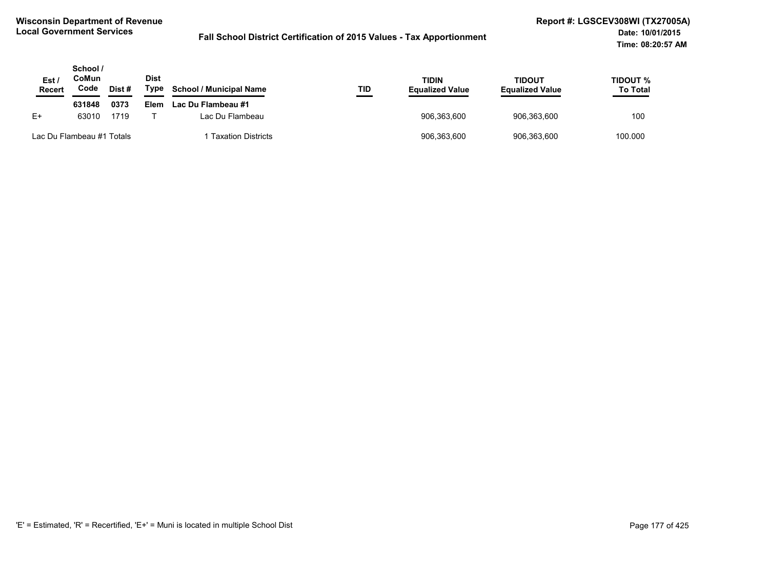**Wisconsin Department of Revenue**
**Local Government Services**

**Fall School District Certification of 2015 Values - Tax Apportionment**

**Report #: LGSCEV308WI (TX27005A)**
**Date: 10/01/2015**
**Time: 08:20:57 AM**

| Est / Recert | School / CoMun Code | Dist # | Dist Type | School / Municipal Name | TID | TIDIN Equalized Value | TIDOUT Equalized Value | TIDOUT % To Total |
|---|---|---|---|---|---|---|---|---|
| | **631848** | **0373** | **Elem** | **Lac Du Flambeau #1** | | | | |
| E+ | 63010 | 1719 | T | Lac Du Flambeau | | 906,363,600 | 906,363,600 | 100 |
| Lac Du Flambeau #1 Totals | | | | 1 Taxation Districts | | 906,363,600 | 906,363,600 | 100.000 |

'E' = Estimated, 'R' = Recertified, 'E+' = Muni is located in multiple School Dist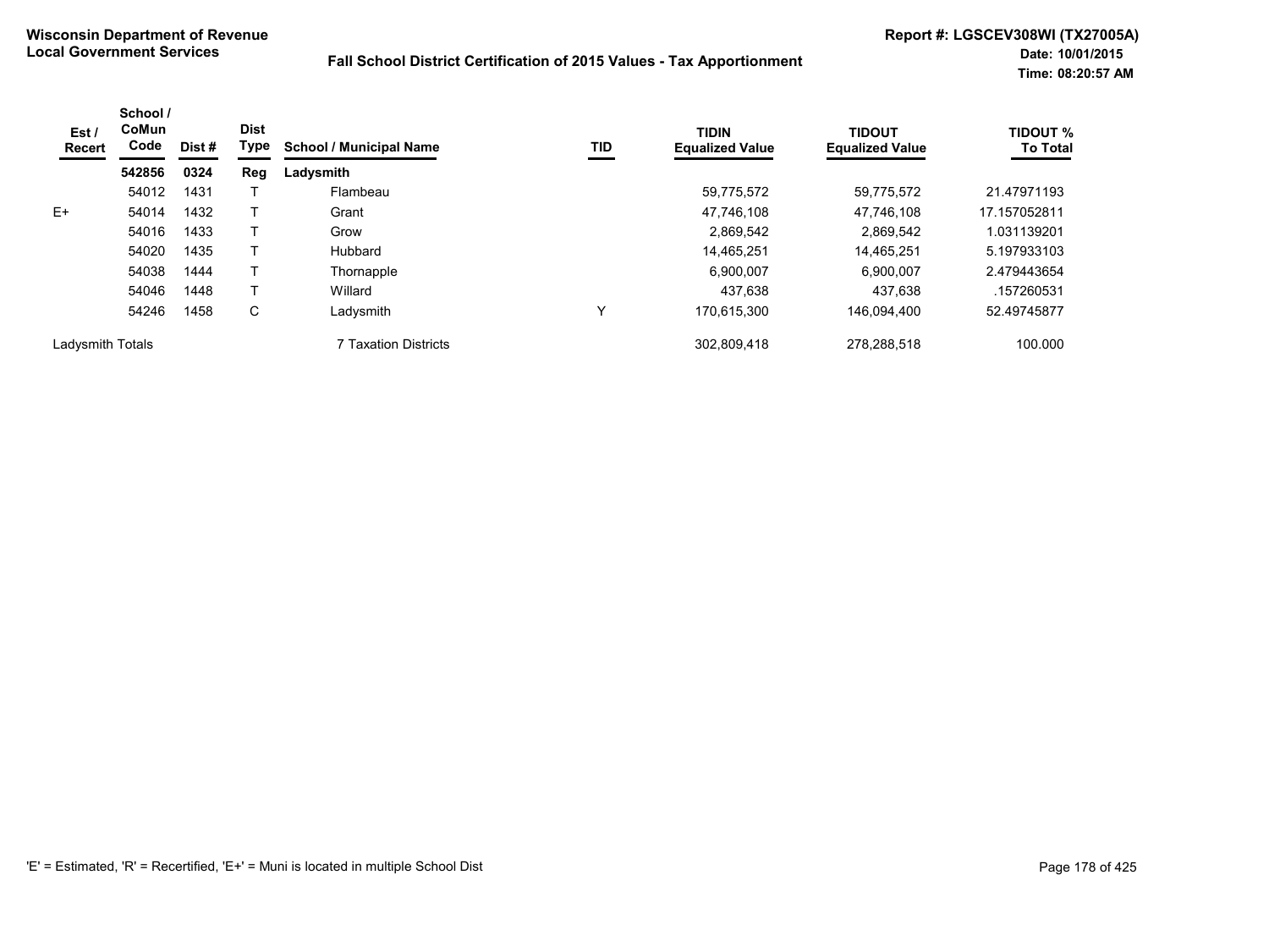**Wisconsin Department of Revenue**
**Local Government Services**

**Fall School District Certification of 2015 Values - Tax Apportionment**

**Report #: LGSCEV308WI (TX27005A)**
**Date: 10/01/2015**
**Time: 08:20:57 AM**

| Est / Recert | School / CoMun Code | Dist # | Dist Type | School / Municipal Name | TID | TIDIN Equalized Value | TIDOUT Equalized Value | TIDOUT % To Total |
|---|---|---|---|---|---|---|---|---|
| | **542856** | **0324** | **Reg** | **Ladysmith** | | | | |
| | 54012 | 1431 | T | Flambeau | | 59,775,572 | 59,775,572 | 21.47971193 |
| E+ | 54014 | 1432 | T | Grant | | 47,746,108 | 47,746,108 | 17.157052811 |
| | 54016 | 1433 | T | Grow | | 2,869,542 | 2,869,542 | 1.031139201 |
| | 54020 | 1435 | T | Hubbard | | 14,465,251 | 14,465,251 | 5.197933103 |
| | 54038 | 1444 | T | Thornapple | | 6,900,007 | 6,900,007 | 2.479443654 |
| | 54046 | 1448 | T | Willard | | 437,638 | 437,638 | .157260531 |
| | 54246 | 1458 | C | Ladysmith | Y | 170,615,300 | 146,094,400 | 52.49745877 |
| Ladysmith Totals | | | | 7 Taxation Districts | | 302,809,418 | 278,288,518 | 100.000 |

'E' = Estimated, 'R' = Recertified, 'E+' = Muni is located in multiple School Dist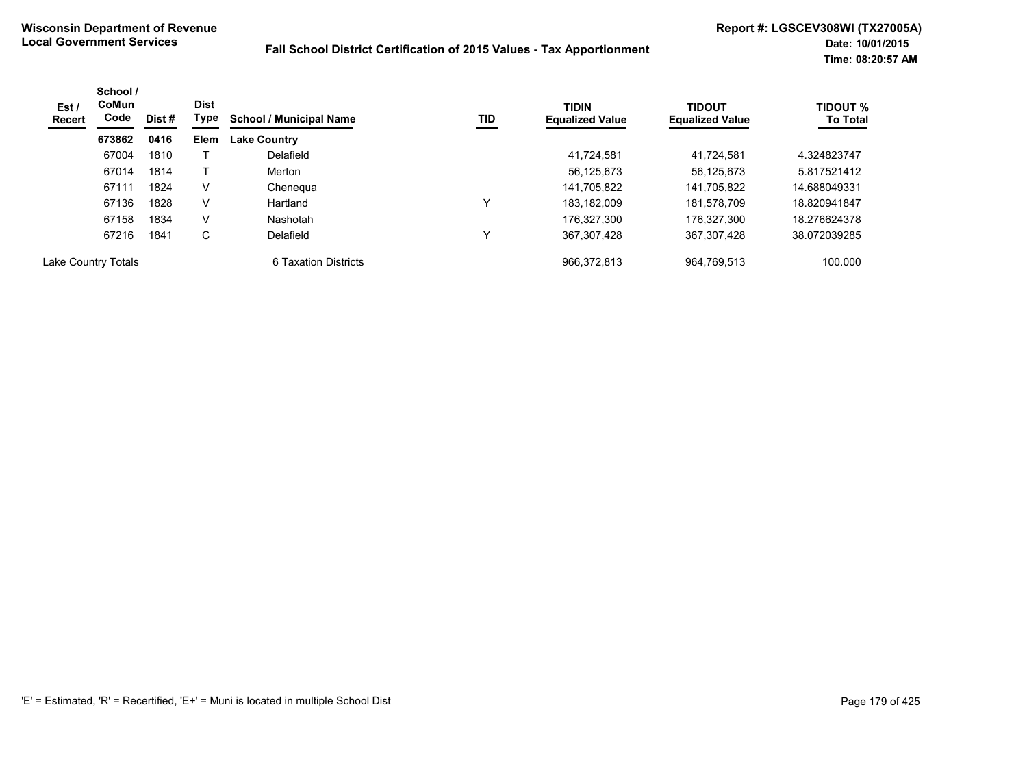Wisconsin Department of Revenue
Local Government Services

# Fall School District Certification of 2015 Values - Tax Apportionment

Report #: LGSCEV308WI (TX27005A)
Date: 10/01/2015
Time: 08:20:57 AM

| Est / Recert | School / CoMun Code | Dist # | Dist Type | School / Municipal Name | TID | TIDIN Equalized Value | TIDOUT Equalized Value | TIDOUT % To Total |
|---|---|---|---|---|---|---|---|---|
| | **673862** | **0416** | **Elem** | **Lake Country** | | | | |
| | 67004 | 1810 | T | Delafield | | 41,724,581 | 41,724,581 | 4.324823747 |
| | 67014 | 1814 | T | Merton | | 56,125,673 | 56,125,673 | 5.817521412 |
| | 67111 | 1824 | V | Chenequa | | 141,705,822 | 141,705,822 | 14.688049331 |
| | 67136 | 1828 | V | Hartland | Y | 183,182,009 | 181,578,709 | 18.820941847 |
| | 67158 | 1834 | V | Nashotah | | 176,327,300 | 176,327,300 | 18.276624378 |
| | 67216 | 1841 | C | Delafield | Y | 367,307,428 | 367,307,428 | 38.072039285 |
| Lake Country Totals | | | | 6 Taxation Districts | | 966,372,813 | 964,769,513 | 100.000 |

'E' = Estimated, 'R' = Recertified, 'E+' = Muni is located in multiple School Dist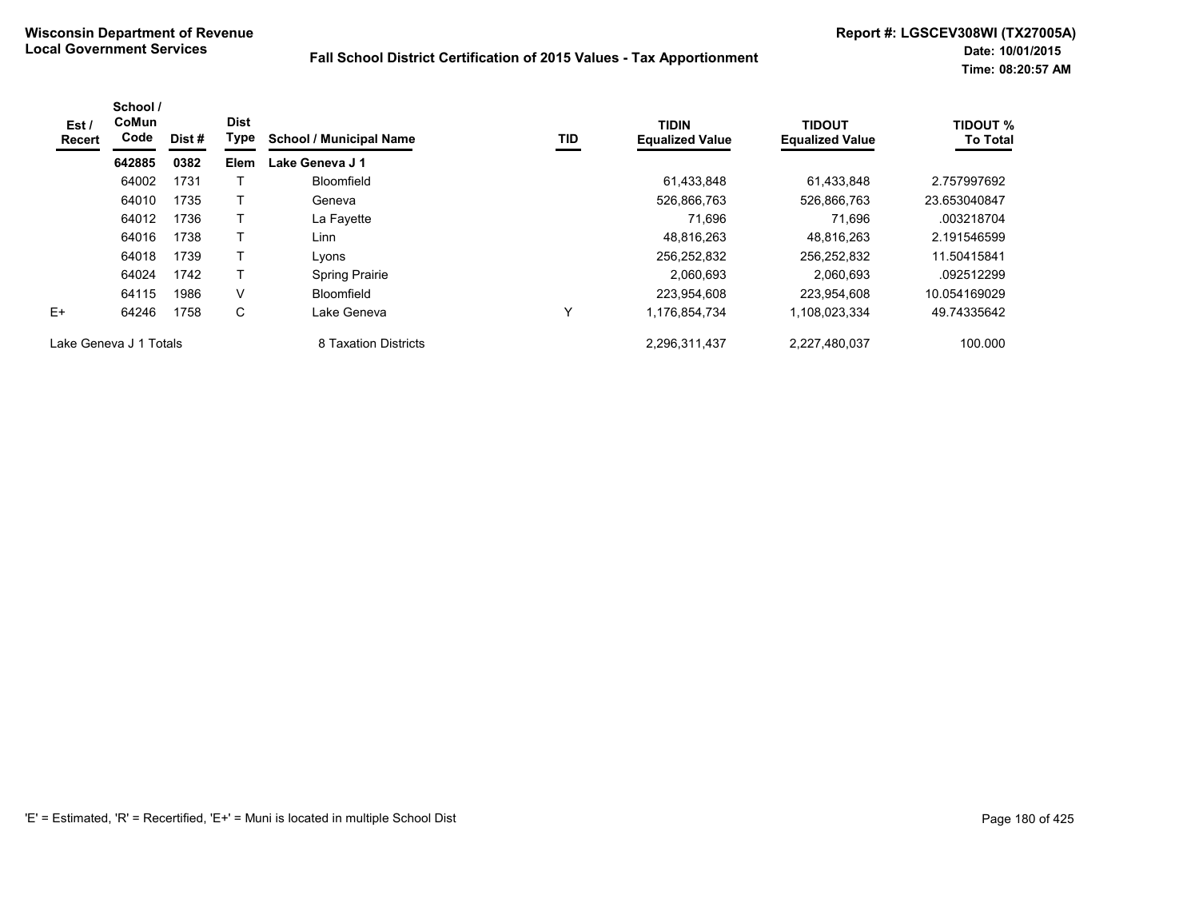**Wisconsin Department of Revenue**
**Local Government Services**

**Fall School District Certification of 2015 Values - Tax Apportionment**

**Report #: LGSCEV308WI (TX27005A)**
**Date: 10/01/2015**
**Time: 08:20:57 AM**

| Est / Recert | School / CoMun Code | Dist # | Dist Type | School / Municipal Name | TID | TIDIN Equalized Value | TIDOUT Equalized Value | TIDOUT % To Total |
|---|---|---|---|---|---|---|---|---|
| | **642885** | **0382** | **Elem** | **Lake Geneva J 1** | | | | |
| | 64002 | 1731 | T | Bloomfield | | 61,433,848 | 61,433,848 | 2.757997692 |
| | 64010 | 1735 | T | Geneva | | 526,866,763 | 526,866,763 | 23.653040847 |
| | 64012 | 1736 | T | La Fayette | | 71,696 | 71,696 | .003218704 |
| | 64016 | 1738 | T | Linn | | 48,816,263 | 48,816,263 | 2.191546599 |
| | 64018 | 1739 | T | Lyons | | 256,252,832 | 256,252,832 | 11.50415841 |
| | 64024 | 1742 | T | Spring Prairie | | 2,060,693 | 2,060,693 | .092512299 |
| | 64115 | 1986 | V | Bloomfield | | 223,954,608 | 223,954,608 | 10.054169029 |
| E+ | 64246 | 1758 | C | Lake Geneva | Y | 1,176,854,734 | 1,108,023,334 | 49.74335642 |
| Lake Geneva J 1 Totals | | | | 8 Taxation Districts | | 2,296,311,437 | 2,227,480,037 | 100.000 |

'E' = Estimated, 'R' = Recertified, 'E+' = Muni is located in multiple School Dist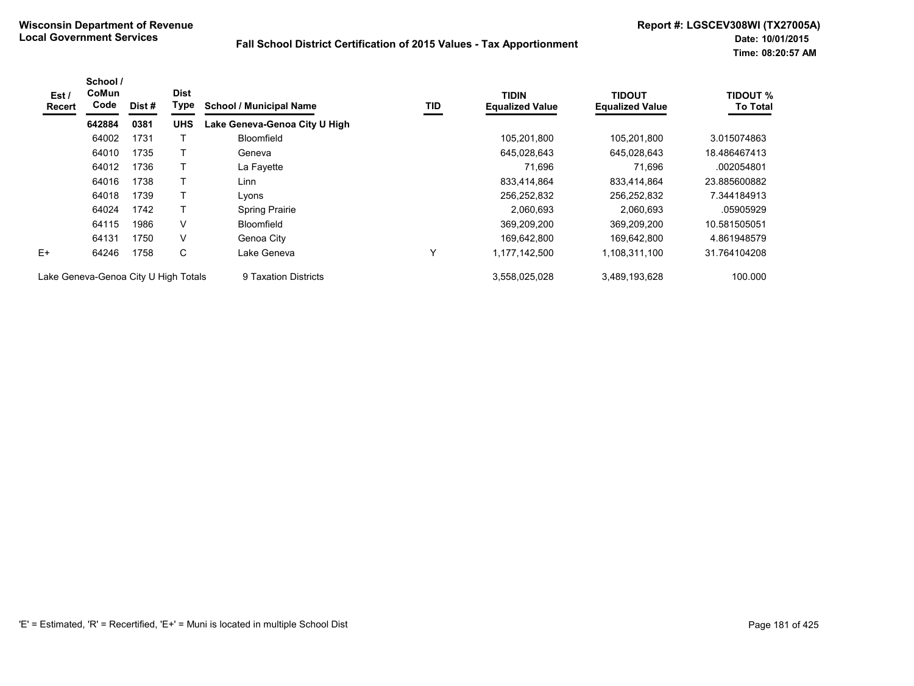**Wisconsin Department of Revenue**
**Local Government Services**

**Fall School District Certification of 2015 Values - Tax Apportionment**

**Report #: LGSCEV308WI (TX27005A)**
**Date: 10/01/2015**
**Time: 08:20:57 AM**

| Est / Recert | School / CoMun Code | Dist # | Dist Type | School / Municipal Name | TID | TIDIN Equalized Value | TIDOUT Equalized Value | TIDOUT % To Total |
|---|---|---|---|---|---|---|---|---|
| | **642884** | **0381** | **UHS** | **Lake Geneva-Genoa City U High** | | | | |
| | 64002 | 1731 | T | Bloomfield | | 105,201,800 | 105,201,800 | 3.015074863 |
| | 64010 | 1735 | T | Geneva | | 645,028,643 | 645,028,643 | 18.486467413 |
| | 64012 | 1736 | T | La Fayette | | 71,696 | 71,696 | .002054801 |
| | 64016 | 1738 | T | Linn | | 833,414,864 | 833,414,864 | 23.885600882 |
| | 64018 | 1739 | T | Lyons | | 256,252,832 | 256,252,832 | 7.344184913 |
| | 64024 | 1742 | T | Spring Prairie | | 2,060,693 | 2,060,693 | .05905929 |
| | 64115 | 1986 | V | Bloomfield | | 369,209,200 | 369,209,200 | 10.581505051 |
| | 64131 | 1750 | V | Genoa City | | 169,642,800 | 169,642,800 | 4.861948579 |
| E+ | 64246 | 1758 | C | Lake Geneva | Y | 1,177,142,500 | 1,108,311,100 | 31.764104208 |
| Lake Geneva-Genoa City U High Totals | | | | 9 Taxation Districts | | 3,558,025,028 | 3,489,193,628 | 100.000 |

'E' = Estimated, 'R' = Recertified, 'E+' = Muni is located in multiple School Dist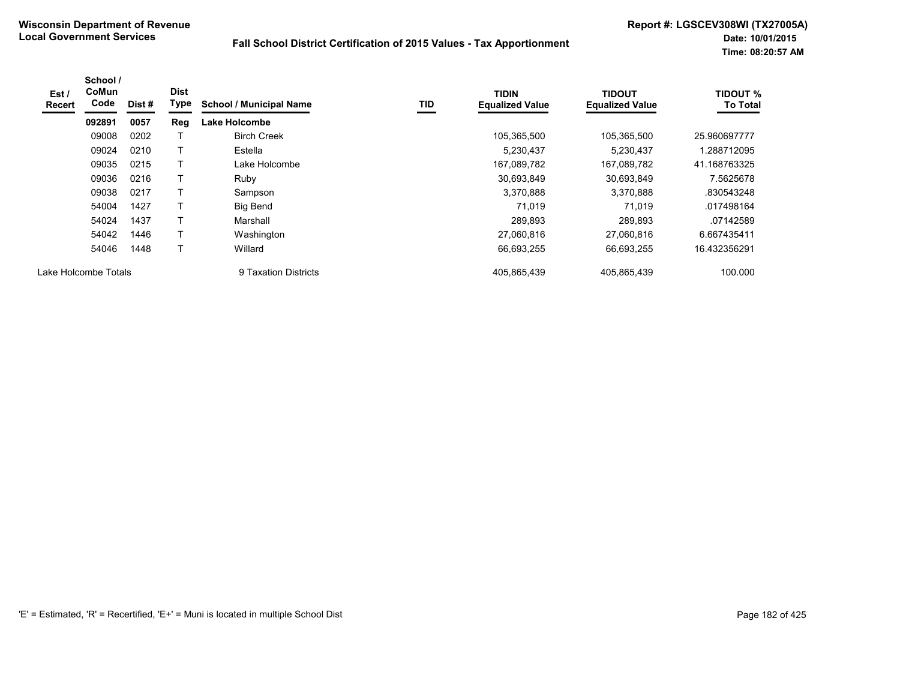**Wisconsin Department of Revenue**
**Local Government Services**

**Fall School District Certification of 2015 Values - Tax Apportionment**

**Report #: LGSCEV308WI (TX27005A)**
**Date: 10/01/2015**
**Time: 08:20:57 AM**

| Est / Recert | School / CoMun Code | Dist # | Dist Type | School / Municipal Name | TID | TIDIN Equalized Value | TIDOUT Equalized Value | TIDOUT % To Total |
|---|---|---|---|---|---|---|---|---|
| | **092891** | **0057** | **Reg** | **Lake Holcombe** | | | | |
| | 09008 | 0202 | T | Birch Creek | | 105,365,500 | 105,365,500 | 25.960697777 |
| | 09024 | 0210 | T | Estella | | 5,230,437 | 5,230,437 | 1.288712095 |
| | 09035 | 0215 | T | Lake Holcombe | | 167,089,782 | 167,089,782 | 41.168763325 |
| | 09036 | 0216 | T | Ruby | | 30,693,849 | 30,693,849 | 7.5625678 |
| | 09038 | 0217 | T | Sampson | | 3,370,888 | 3,370,888 | .830543248 |
| | 54004 | 1427 | T | Big Bend | | 71,019 | 71,019 | .017498164 |
| | 54024 | 1437 | T | Marshall | | 289,893 | 289,893 | .07142589 |
| | 54042 | 1446 | T | Washington | | 27,060,816 | 27,060,816 | 6.667435411 |
| | 54046 | 1448 | T | Willard | | 66,693,255 | 66,693,255 | 16.432356291 |
| Lake Holcombe Totals | | | | 9 Taxation Districts | | 405,865,439 | 405,865,439 | 100.000 |

'E' = Estimated, 'R' = Recertified, 'E+' = Muni is located in multiple School Dist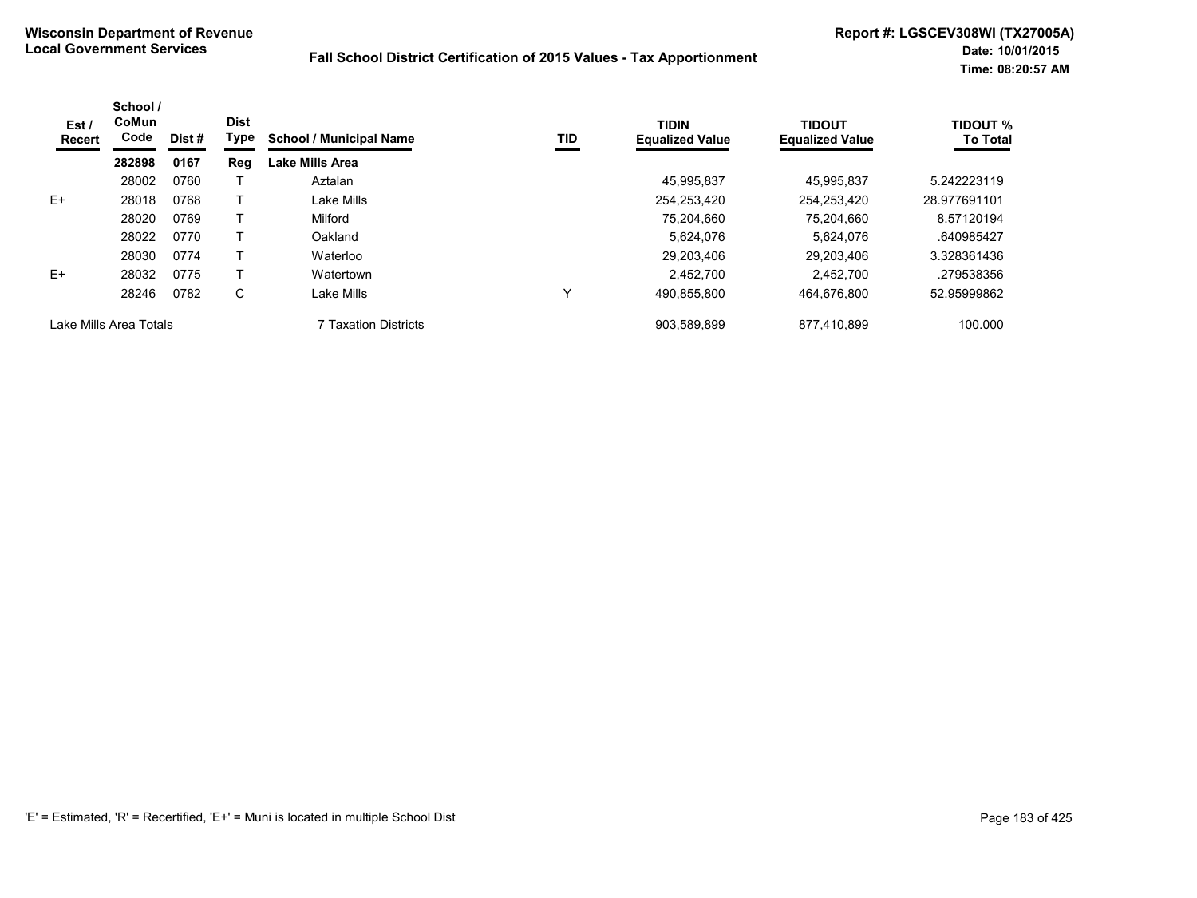**Wisconsin Department of Revenue**
**Local Government Services**

**Fall School District Certification of 2015 Values - Tax Apportionment**

**Report #: LGSCEV308WI (TX27005A)**
**Date: 10/01/2015**
**Time: 08:20:57 AM**

| Est / Recert | School / CoMun Code | Dist # | Dist Type | School / Municipal Name | TID | TIDIN Equalized Value | TIDOUT Equalized Value | TIDOUT % To Total |
|---|---|---|---|---|---|---|---|---|
| | **282898** | **0167** | **Reg** | **Lake Mills Area** | | | | |
| | 28002 | 0760 | T | Aztalan | | 45,995,837 | 45,995,837 | 5.242223119 |
| E+ | 28018 | 0768 | T | Lake Mills | | 254,253,420 | 254,253,420 | 28.977691101 |
| | 28020 | 0769 | T | Milford | | 75,204,660 | 75,204,660 | 8.57120194 |
| | 28022 | 0770 | T | Oakland | | 5,624,076 | 5,624,076 | .640985427 |
| | 28030 | 0774 | T | Waterloo | | 29,203,406 | 29,203,406 | 3.328361436 |
| E+ | 28032 | 0775 | T | Watertown | | 2,452,700 | 2,452,700 | .279538356 |
| | 28246 | 0782 | C | Lake Mills | Y | 490,855,800 | 464,676,800 | 52.95999862 |
| Lake Mills Area Totals | | | | 7 Taxation Districts | | 903,589,899 | 877,410,899 | 100.000 |

'E' = Estimated, 'R' = Recertified, 'E+' = Muni is located in multiple School Dist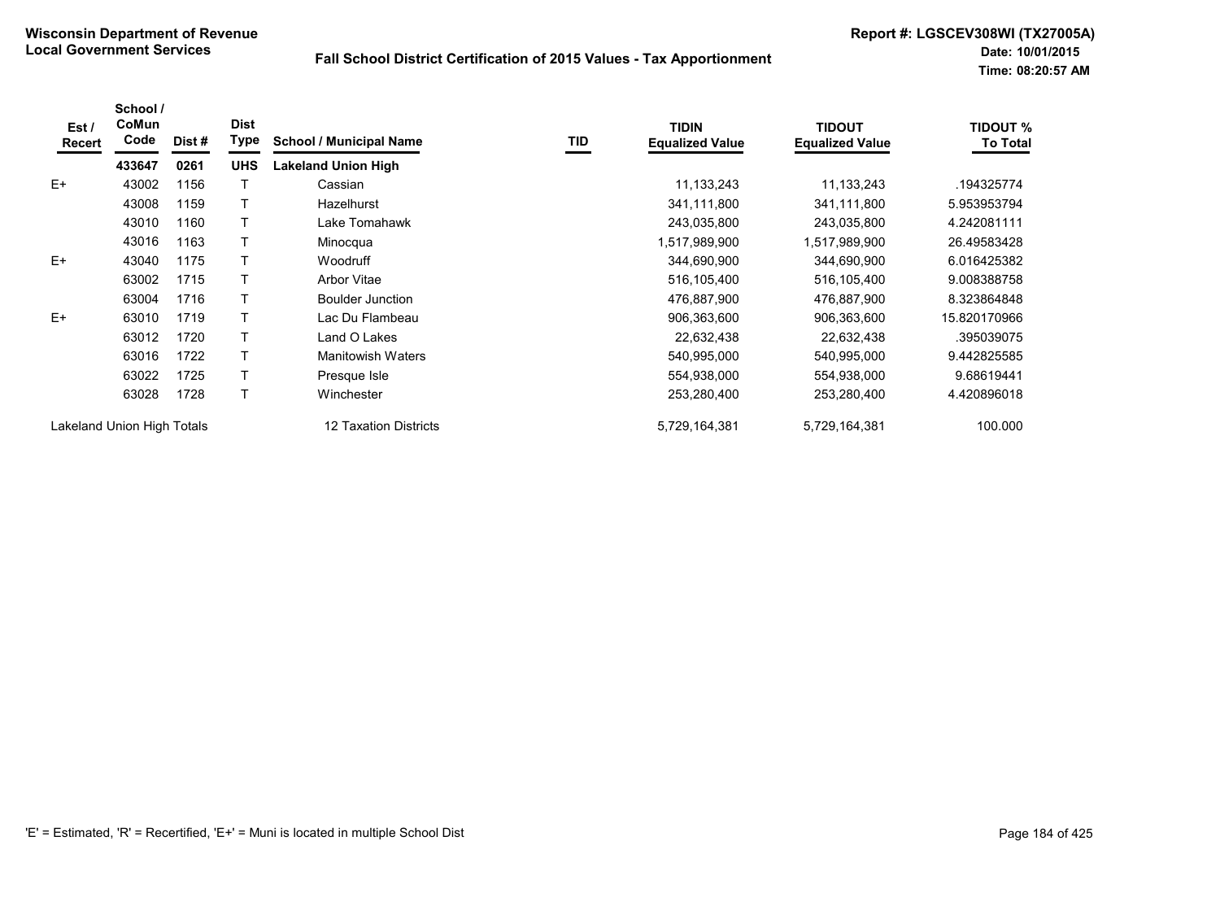**Wisconsin Department of Revenue**
**Local Government Services**

**Fall School District Certification of 2015 Values - Tax Apportionment**

**Report #: LGSCEV308WI (TX27005A)**
**Date: 10/01/2015**
**Time: 08:20:57 AM**

| Est / Recert | School / CoMun Code | Dist # | Dist Type | School / Municipal Name | TID | TIDIN Equalized Value | TIDOUT Equalized Value | TIDOUT % To Total |
|---|---|---|---|---|---|---|---|---|
| | **433647** | **0261** | **UHS** | **Lakeland Union High** | | | | |
| E+ | 43002 | 1156 | T | Cassian | | 11,133,243 | 11,133,243 | .194325774 |
| | 43008 | 1159 | T | Hazelhurst | | 341,111,800 | 341,111,800 | 5.953953794 |
| | 43010 | 1160 | T | Lake Tomahawk | | 243,035,800 | 243,035,800 | 4.242081111 |
| | 43016 | 1163 | T | Minocqua | | 1,517,989,900 | 1,517,989,900 | 26.49583428 |
| E+ | 43040 | 1175 | T | Woodruff | | 344,690,900 | 344,690,900 | 6.016425382 |
| | 63002 | 1715 | T | Arbor Vitae | | 516,105,400 | 516,105,400 | 9.008388758 |
| | 63004 | 1716 | T | Boulder Junction | | 476,887,900 | 476,887,900 | 8.323864848 |
| E+ | 63010 | 1719 | T | Lac Du Flambeau | | 906,363,600 | 906,363,600 | 15.820170966 |
| | 63012 | 1720 | T | Land O Lakes | | 22,632,438 | 22,632,438 | .395039075 |
| | 63016 | 1722 | T | Manitowish Waters | | 540,995,000 | 540,995,000 | 9.442825585 |
| | 63022 | 1725 | T | Presque Isle | | 554,938,000 | 554,938,000 | 9.68619441 |
| | 63028 | 1728 | T | Winchester | | 253,280,400 | 253,280,400 | 4.420896018 |
| Lakeland Union High Totals | | | | 12 Taxation Districts | | 5,729,164,381 | 5,729,164,381 | 100.000 |

'E' = Estimated, 'R' = Recertified, 'E+' = Muni is located in multiple School Dist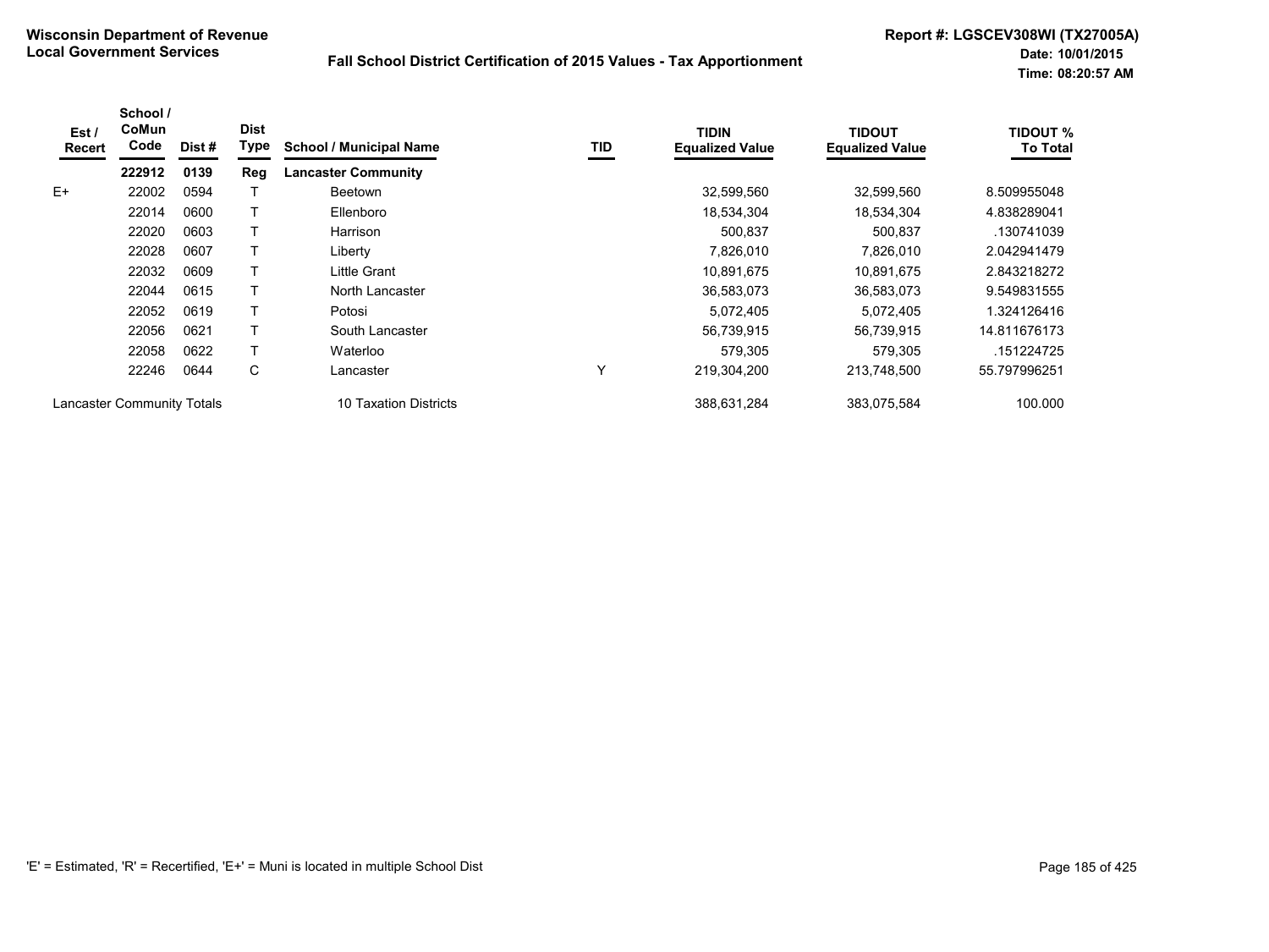**Wisconsin Department of Revenue**
**Local Government Services**

**Fall School District Certification of 2015 Values - Tax Apportionment**

**Report #: LGSCEV308WI (TX27005A)**
**Date: 10/01/2015**
**Time: 08:20:57 AM**

| Est / Recert | School / CoMun Code | Dist # | Dist Type | School / Municipal Name | TID | TIDIN Equalized Value | TIDOUT Equalized Value | TIDOUT % To Total |
|---|---|---|---|---|---|---|---|---|
| | **222912** | **0139** | **Reg** | **Lancaster Community** | | | | |
| E+ | 22002 | 0594 | T | Beetown | | 32,599,560 | 32,599,560 | 8.509955048 |
| | 22014 | 0600 | T | Ellenboro | | 18,534,304 | 18,534,304 | 4.838289041 |
| | 22020 | 0603 | T | Harrison | | 500,837 | 500,837 | .130741039 |
| | 22028 | 0607 | T | Liberty | | 7,826,010 | 7,826,010 | 2.042941479 |
| | 22032 | 0609 | T | Little Grant | | 10,891,675 | 10,891,675 | 2.843218272 |
| | 22044 | 0615 | T | North Lancaster | | 36,583,073 | 36,583,073 | 9.549831555 |
| | 22052 | 0619 | T | Potosi | | 5,072,405 | 5,072,405 | 1.324126416 |
| | 22056 | 0621 | T | South Lancaster | | 56,739,915 | 56,739,915 | 14.811676173 |
| | 22058 | 0622 | T | Waterloo | | 579,305 | 579,305 | .151224725 |
| | 22246 | 0644 | C | Lancaster | Y | 219,304,200 | 213,748,500 | 55.797996251 |
| Lancaster Community Totals | | | | 10 Taxation Districts | | 388,631,284 | 383,075,584 | 100.000 |

'E' = Estimated, 'R' = Recertified, 'E+' = Muni is located in multiple School Dist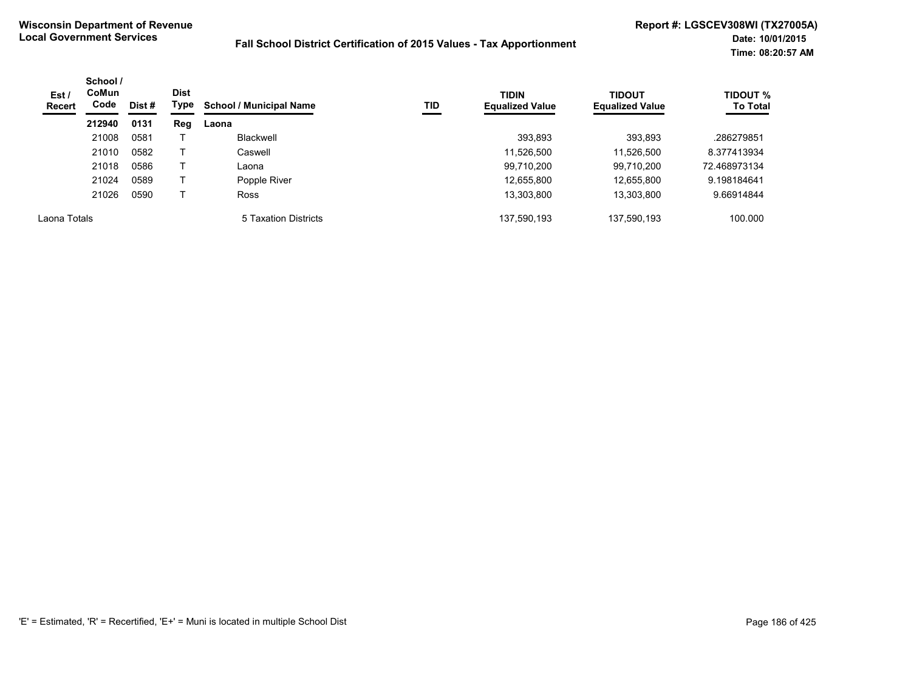**Wisconsin Department of Revenue**
**Local Government Services**

**Fall School District Certification of 2015 Values - Tax Apportionment**

**Report #: LGSCEV308WI (TX27005A)**
**Date: 10/01/2015**
**Time: 08:20:57 AM**

| Est / Recert | School / CoMun Code | Dist # | Dist Type | School / Municipal Name | TID | TIDIN Equalized Value | TIDOUT Equalized Value | TIDOUT % To Total |
|---|---|---|---|---|---|---|---|---|
| | **212940** | **0131** | **Reg** | **Laona** | | | | |
| | 21008 | 0581 | T | Blackwell | | 393,893 | 393,893 | .286279851 |
| | 21010 | 0582 | T | Caswell | | 11,526,500 | 11,526,500 | 8.377413934 |
| | 21018 | 0586 | T | Laona | | 99,710,200 | 99,710,200 | 72.468973134 |
| | 21024 | 0589 | T | Popple River | | 12,655,800 | 12,655,800 | 9.198184641 |
| | 21026 | 0590 | T | Ross | | 13,303,800 | 13,303,800 | 9.66914844 |
| Laona Totals | | | | 5 Taxation Districts | | 137,590,193 | 137,590,193 | 100.000 |

'E' = Estimated, 'R' = Recertified, 'E+' = Muni is located in multiple School Dist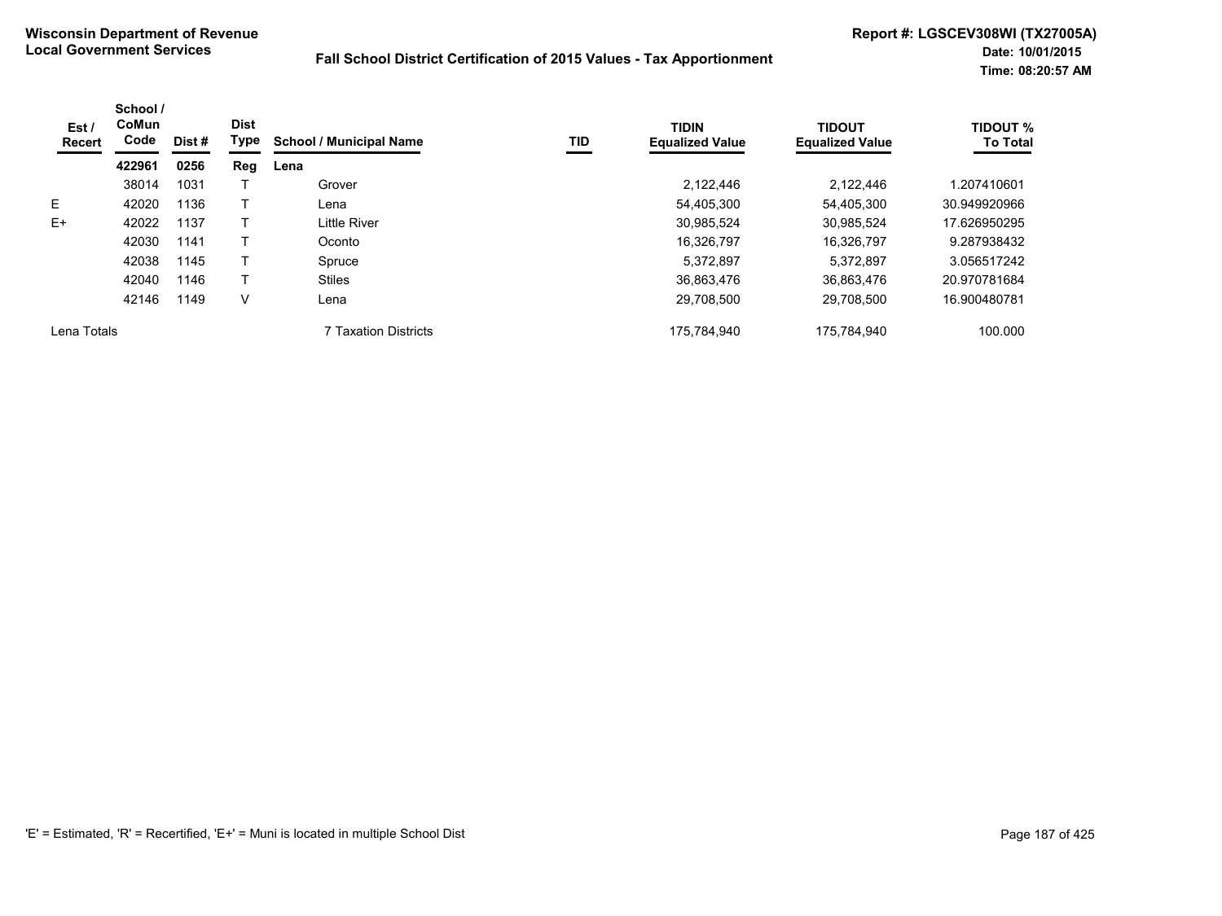**Wisconsin Department of Revenue**
**Local Government Services**

**Fall School District Certification of 2015 Values - Tax Apportionment**

**Report #: LGSCEV308WI (TX27005A)**
**Date: 10/01/2015**
**Time: 08:20:57 AM**

| Est / Recert | School / CoMun Code | Dist # | Dist Type | School / Municipal Name | TID | TIDIN Equalized Value | TIDOUT Equalized Value | TIDOUT % To Total |
|---|---|---|---|---|---|---|---|---|
| | **422961** | **0256** | **Reg** | **Lena** | | | | |
| | 38014 | 1031 | T | Grover | | 2,122,446 | 2,122,446 | 1.207410601 |
| E | 42020 | 1136 | T | Lena | | 54,405,300 | 54,405,300 | 30.949920966 |
| E+ | 42022 | 1137 | T | Little River | | 30,985,524 | 30,985,524 | 17.626950295 |
| | 42030 | 1141 | T | Oconto | | 16,326,797 | 16,326,797 | 9.287938432 |
| | 42038 | 1145 | T | Spruce | | 5,372,897 | 5,372,897 | 3.056517242 |
| | 42040 | 1146 | T | Stiles | | 36,863,476 | 36,863,476 | 20.970781684 |
| | 42146 | 1149 | V | Lena | | 29,708,500 | 29,708,500 | 16.900480781 |
| Lena Totals | | | | 7 Taxation Districts | | 175,784,940 | 175,784,940 | 100.000 |

'E' = Estimated, 'R' = Recertified, 'E+' = Muni is located in multiple School Dist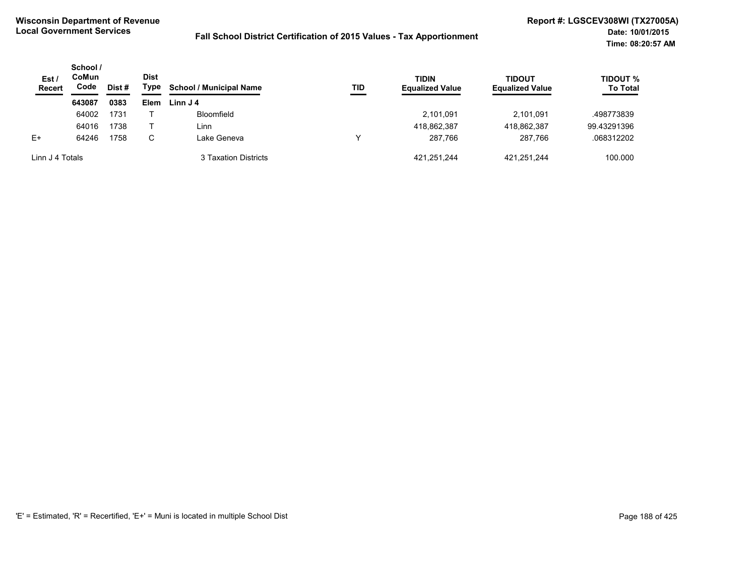**Wisconsin Department of Revenue**
**Local Government Services**

**Fall School District Certification of 2015 Values - Tax Apportionment**

**Report #: LGSCEV308WI (TX27005A)**
**Date: 10/01/2015**
**Time: 08:20:57 AM**

| Est / Recert | School / CoMun Code | Dist # | Dist Type | School / Municipal Name | TID | TIDIN Equalized Value | TIDOUT Equalized Value | TIDOUT % To Total |
|---|---|---|---|---|---|---|---|---|
| | **643087** | **0383** | **Elem** | **Linn J 4** | | | | |
| | 64002 | 1731 | T | Bloomfield | | 2,101,091 | 2,101,091 | .498773839 |
| | 64016 | 1738 | T | Linn | | 418,862,387 | 418,862,387 | 99.43291396 |
| E+ | 64246 | 1758 | C | Lake Geneva | Y | 287,766 | 287,766 | .068312202 |
| Linn J 4 Totals | | | | 3 Taxation Districts | | 421,251,244 | 421,251,244 | 100.000 |

'E' = Estimated, 'R' = Recertified, 'E+' = Muni is located in multiple School Dist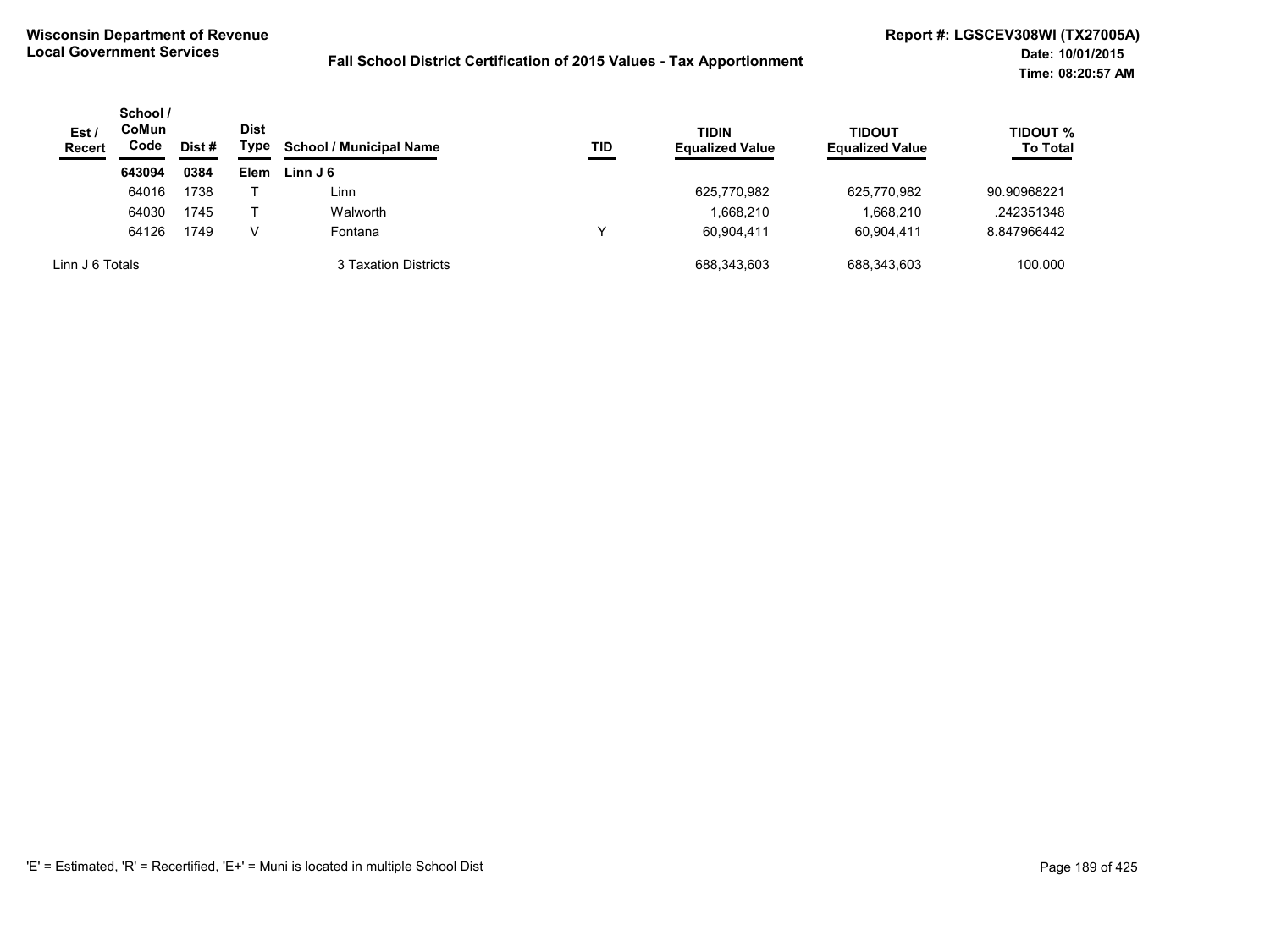**Wisconsin Department of Revenue**
**Local Government Services**

**Fall School District Certification of 2015 Values - Tax Apportionment**

**Report #: LGSCEV308WI (TX27005A)**
**Date: 10/01/2015**
**Time: 08:20:57 AM**

| Est / Recert | School / CoMun Code | Dist # | Dist Type | School / Municipal Name | TID | TIDIN Equalized Value | TIDOUT Equalized Value | TIDOUT % To Total |
|---|---|---|---|---|---|---|---|---|
| | **643094** | **0384** | **Elem** | **Linn J 6** | | | | |
| | 64016 | 1738 | T | Linn | | 625,770,982 | 625,770,982 | 90.90968221 |
| | 64030 | 1745 | T | Walworth | | 1,668,210 | 1,668,210 | .242351348 |
| | 64126 | 1749 | V | Fontana | Y | 60,904,411 | 60,904,411 | 8.847966442 |
| Linn J 6 Totals | | | | 3 Taxation Districts | | 688,343,603 | 688,343,603 | 100.000 |

'E' = Estimated, 'R' = Recertified, 'E+' = Muni is located in multiple School Dist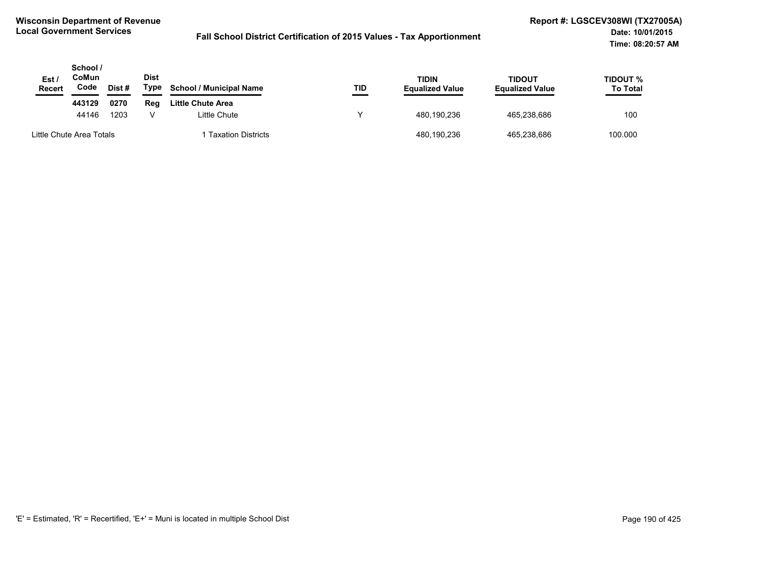**Wisconsin Department of Revenue**
**Local Government Services**

**Fall School District Certification of 2015 Values - Tax Apportionment**

**Report #: LGSCEV308WI (TX27005A)**
**Date: 10/01/2015**
**Time: 08:20:57 AM**

| Est / Recert | School / CoMun Code | Dist # | Dist Type | School / Municipal Name | TID | TIDIN Equalized Value | TIDOUT Equalized Value | TIDOUT % To Total |
|---|---|---|---|---|---|---|---|---|
| | **443129** | **0270** | **Reg** | **Little Chute Area** | | | | |
| | 44146 | 1203 | V | Little Chute | Y | 480,190,236 | 465,238,686 | 100 |
| Little Chute Area Totals | | | | 1 Taxation Districts | | 480,190,236 | 465,238,686 | 100.000 |

'E' = Estimated, 'R' = Recertified, 'E+' = Muni is located in multiple School Dist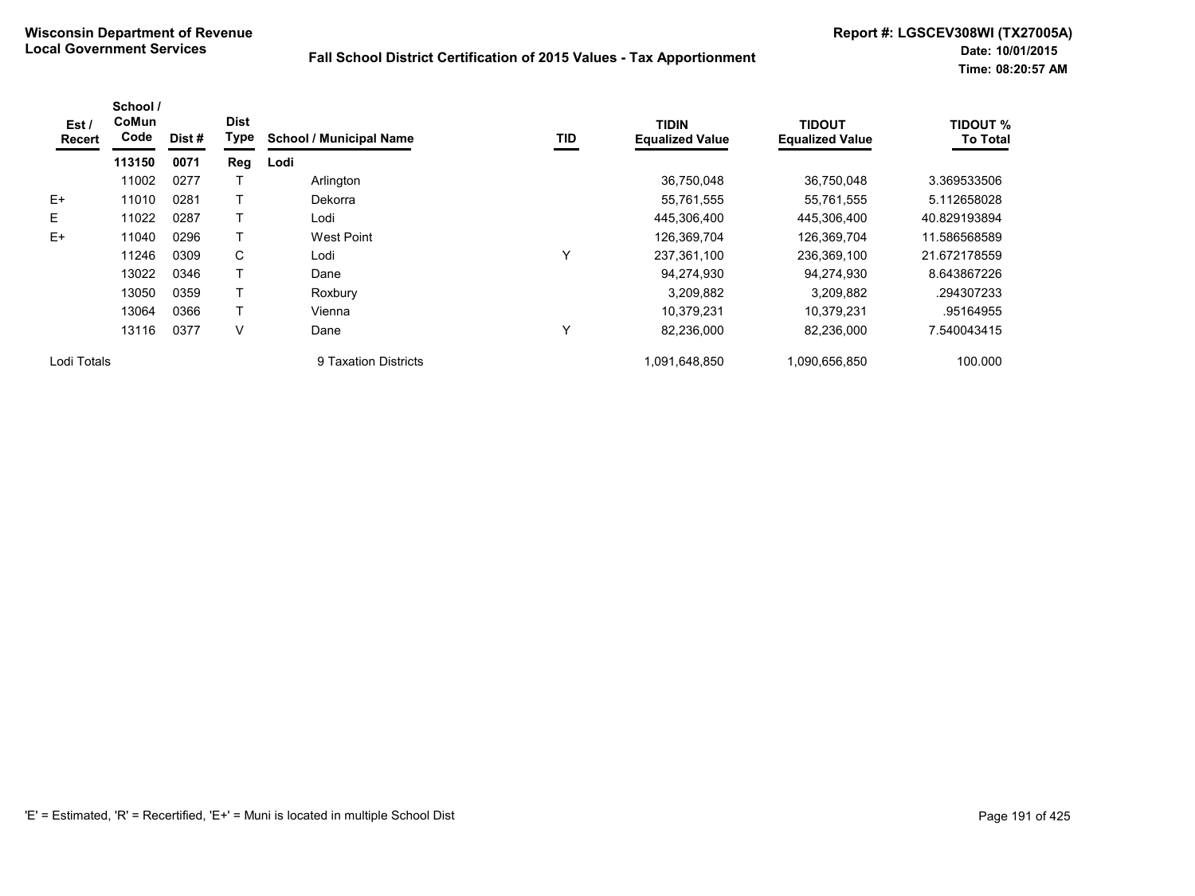**Wisconsin Department of Revenue**
**Local Government Services**

**Fall School District Certification of 2015 Values - Tax Apportionment**

**Report #: LGSCEV308WI (TX27005A)**
**Date: 10/01/2015**
**Time: 08:20:57 AM**

| Est / Recert | School / CoMun Code | Dist # | Dist Type | School / Municipal Name | TID | TIDIN Equalized Value | TIDOUT Equalized Value | TIDOUT % To Total |
|---|---|---|---|---|---|---|---|---|
| | **113150** | **0071** | **Reg** | **Lodi** | | | | |
| | 11002 | 0277 | T | Arlington | | 36,750,048 | 36,750,048 | 3.369533506 |
| E+ | 11010 | 0281 | T | Dekorra | | 55,761,555 | 55,761,555 | 5.112658028 |
| E | 11022 | 0287 | T | Lodi | | 445,306,400 | 445,306,400 | 40.829193894 |
| E+ | 11040 | 0296 | T | West Point | | 126,369,704 | 126,369,704 | 11.586568589 |
| | 11246 | 0309 | C | Lodi | Y | 237,361,100 | 236,369,100 | 21.672178559 |
| | 13022 | 0346 | T | Dane | | 94,274,930 | 94,274,930 | 8.643867226 |
| | 13050 | 0359 | T | Roxbury | | 3,209,882 | 3,209,882 | .294307233 |
| | 13064 | 0366 | T | Vienna | | 10,379,231 | 10,379,231 | .95164955 |
| | 13116 | 0377 | V | Dane | Y | 82,236,000 | 82,236,000 | 7.540043415 |
| Lodi Totals | | | | 9 Taxation Districts | | 1,091,648,850 | 1,090,656,850 | 100.000 |

'E' = Estimated, 'R' = Recertified, 'E+' = Muni is located in multiple School Dist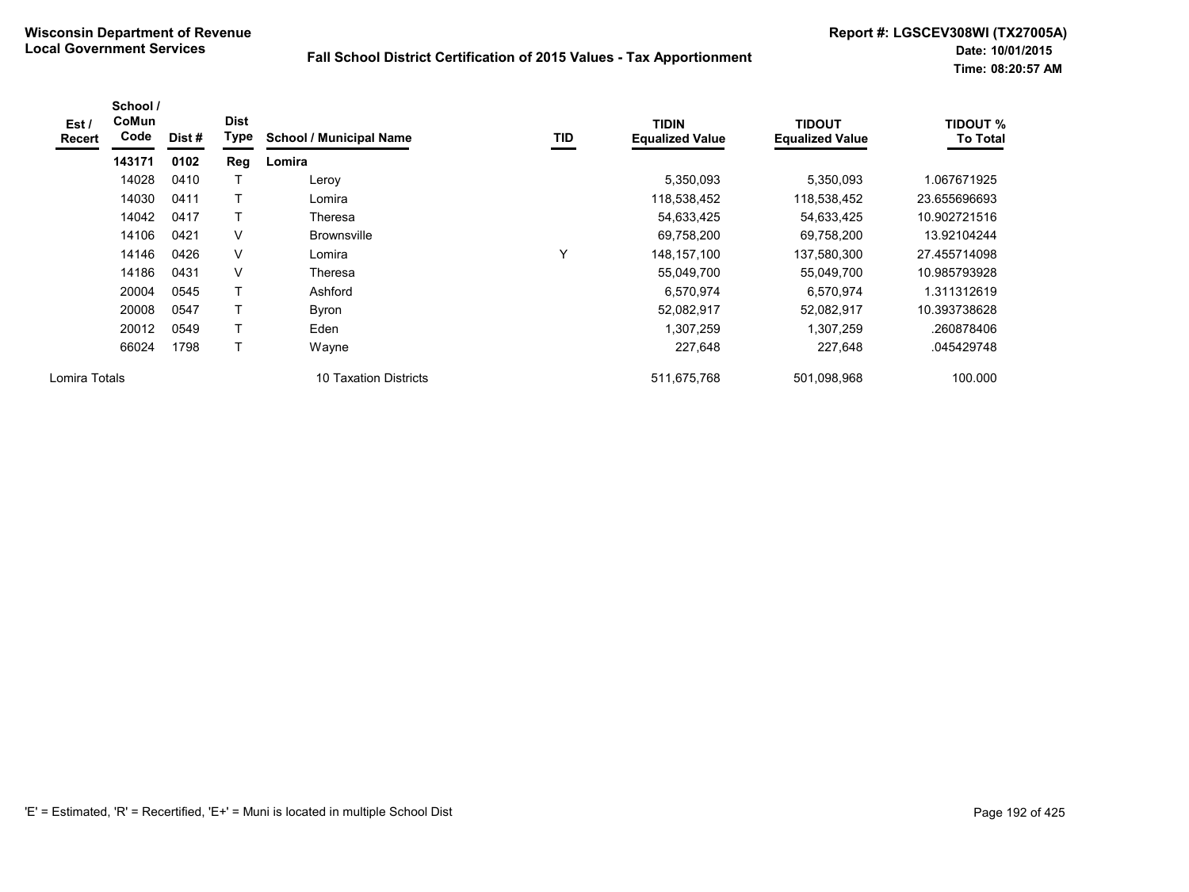**Wisconsin Department of Revenue**
**Local Government Services**

**Fall School District Certification of 2015 Values - Tax Apportionment**

**Report #: LGSCEV308WI (TX27005A)**
**Date: 10/01/2015**
**Time: 08:20:57 AM**

| Est / Recert | School / CoMun Code | Dist # | Dist Type | School / Municipal Name | TID | TIDIN Equalized Value | TIDOUT Equalized Value | TIDOUT % To Total |
|---|---|---|---|---|---|---|---|---|
| | **143171** | **0102** | **Reg** | **Lomira** | | | | |
| | 14028 | 0410 | T | Leroy | | 5,350,093 | 5,350,093 | 1.067671925 |
| | 14030 | 0411 | T | Lomira | | 118,538,452 | 118,538,452 | 23.655696693 |
| | 14042 | 0417 | T | Theresa | | 54,633,425 | 54,633,425 | 10.902721516 |
| | 14106 | 0421 | V | Brownsville | | 69,758,200 | 69,758,200 | 13.92104244 |
| | 14146 | 0426 | V | Lomira | Y | 148,157,100 | 137,580,300 | 27.455714098 |
| | 14186 | 0431 | V | Theresa | | 55,049,700 | 55,049,700 | 10.985793928 |
| | 20004 | 0545 | T | Ashford | | 6,570,974 | 6,570,974 | 1.311312619 |
| | 20008 | 0547 | T | Byron | | 52,082,917 | 52,082,917 | 10.393738628 |
| | 20012 | 0549 | T | Eden | | 1,307,259 | 1,307,259 | .260878406 |
| | 66024 | 1798 | T | Wayne | | 227,648 | 227,648 | .045429748 |
| Lomira Totals | | | | 10 Taxation Districts | | 511,675,768 | 501,098,968 | 100.000 |

'E' = Estimated, 'R' = Recertified, 'E+' = Muni is located in multiple School Dist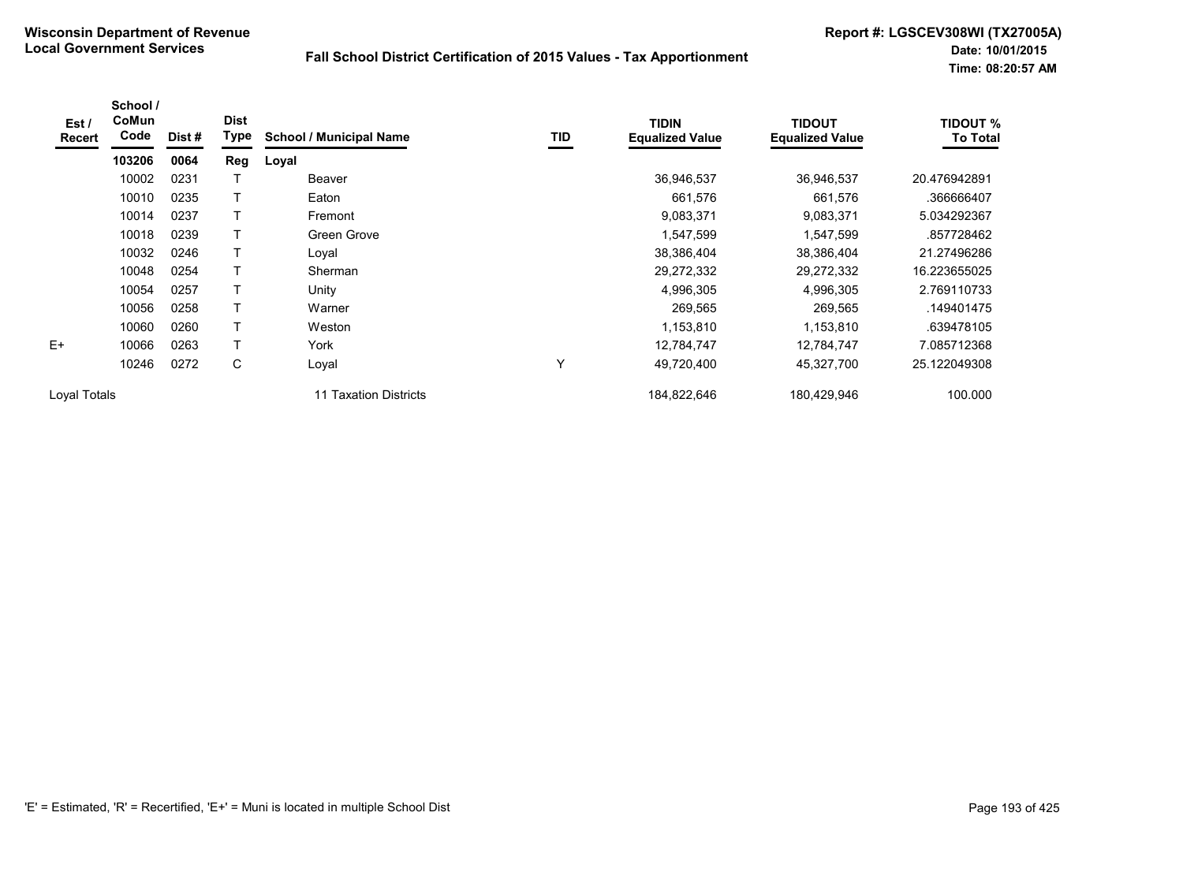**Wisconsin Department of Revenue**
**Local Government Services**

**Fall School District Certification of 2015 Values - Tax Apportionment**

**Report #: LGSCEV308WI (TX27005A)**
**Date: 10/01/2015**
**Time: 08:20:57 AM**

| Est / Recert | School / CoMun Code | Dist # | Dist Type | School / Municipal Name | TID | TIDIN Equalized Value | TIDOUT Equalized Value | TIDOUT % To Total |
|---|---|---|---|---|---|---|---|---|
| | **103206** | **0064** | **Reg** | **Loyal** | | | | |
| | 10002 | 0231 | T | Beaver | | 36,946,537 | 36,946,537 | 20.476942891 |
| | 10010 | 0235 | T | Eaton | | 661,576 | 661,576 | .366666407 |
| | 10014 | 0237 | T | Fremont | | 9,083,371 | 9,083,371 | 5.034292367 |
| | 10018 | 0239 | T | Green Grove | | 1,547,599 | 1,547,599 | .857728462 |
| | 10032 | 0246 | T | Loyal | | 38,386,404 | 38,386,404 | 21.27496286 |
| | 10048 | 0254 | T | Sherman | | 29,272,332 | 29,272,332 | 16.223655025 |
| | 10054 | 0257 | T | Unity | | 4,996,305 | 4,996,305 | 2.769110733 |
| | 10056 | 0258 | T | Warner | | 269,565 | 269,565 | .149401475 |
| | 10060 | 0260 | T | Weston | | 1,153,810 | 1,153,810 | .639478105 |
| E+ | 10066 | 0263 | T | York | | 12,784,747 | 12,784,747 | 7.085712368 |
| | 10246 | 0272 | C | Loyal | Y | 49,720,400 | 45,327,700 | 25.122049308 |
| Loyal Totals | | | | 11 Taxation Districts | | 184,822,646 | 180,429,946 | 100.000 |

'E' = Estimated, 'R' = Recertified, 'E+' = Muni is located in multiple School Dist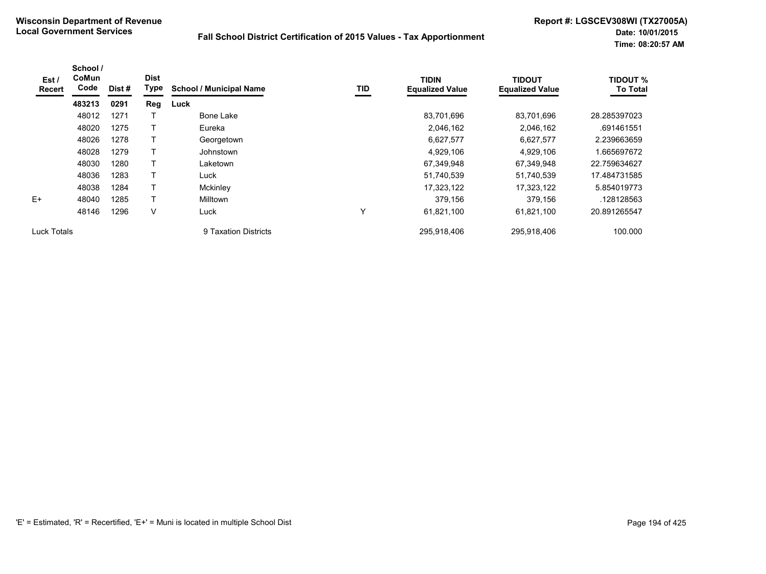**Wisconsin Department of Revenue**
**Local Government Services**

**Fall School District Certification of 2015 Values - Tax Apportionment**

**Report #: LGSCEV308WI (TX27005A)**
**Date: 10/01/2015**
**Time: 08:20:57 AM**

| Est / Recert | School / CoMun Code | Dist # | Dist Type | School / Municipal Name | TID | TIDIN Equalized Value | TIDOUT Equalized Value | TIDOUT % To Total |
|---|---|---|---|---|---|---|---|---|
| | **483213** | **0291** | **Reg** | **Luck** | | | | |
| | 48012 | 1271 | T | Bone Lake | | 83,701,696 | 83,701,696 | 28.285397023 |
| | 48020 | 1275 | T | Eureka | | 2,046,162 | 2,046,162 | .691461551 |
| | 48026 | 1278 | T | Georgetown | | 6,627,577 | 6,627,577 | 2.239663659 |
| | 48028 | 1279 | T | Johnstown | | 4,929,106 | 4,929,106 | 1.665697672 |
| | 48030 | 1280 | T | Laketown | | 67,349,948 | 67,349,948 | 22.759634627 |
| | 48036 | 1283 | T | Luck | | 51,740,539 | 51,740,539 | 17.484731585 |
| | 48038 | 1284 | T | Mckinley | | 17,323,122 | 17,323,122 | 5.854019773 |
| E+ | 48040 | 1285 | T | Milltown | | 379,156 | 379,156 | .128128563 |
| | 48146 | 1296 | V | Luck | Y | 61,821,100 | 61,821,100 | 20.891265547 |
| Luck Totals | | | | 9 Taxation Districts | | 295,918,406 | 295,918,406 | 100.000 |

'E' = Estimated, 'R' = Recertified, 'E+' = Muni is located in multiple School Dist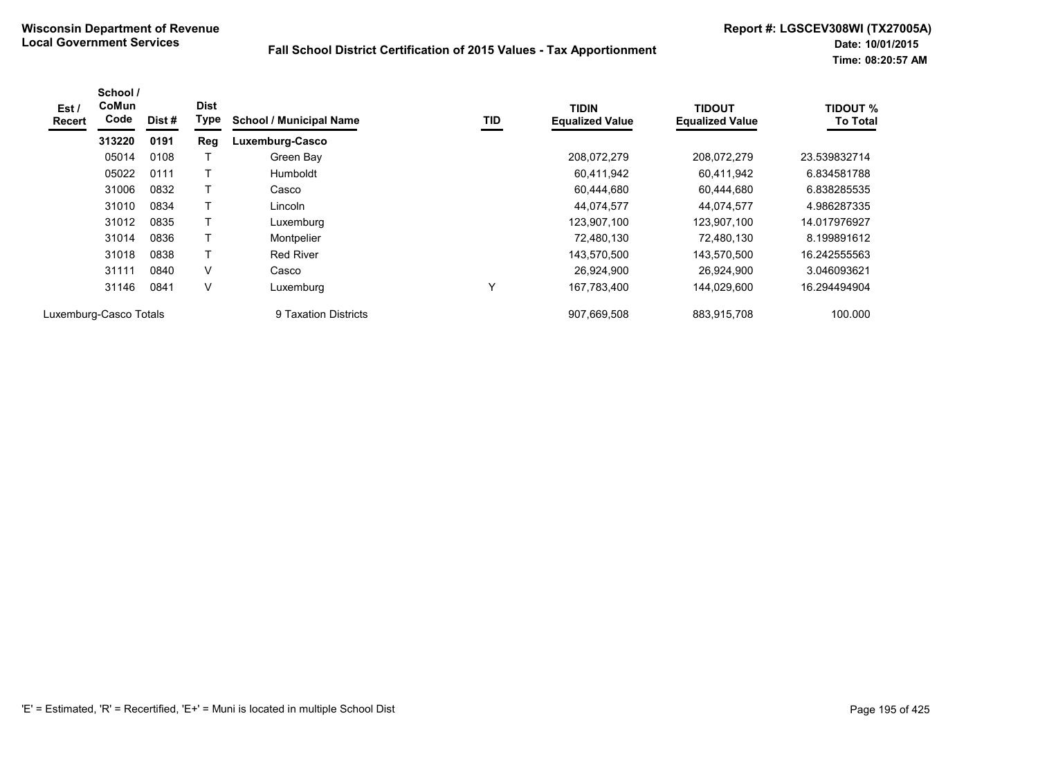**Wisconsin Department of Revenue**
**Local Government Services**

**Fall School District Certification of 2015 Values - Tax Apportionment**

**Report #: LGSCEV308WI (TX27005A)**
**Date: 10/01/2015**
**Time: 08:20:57 AM**

| Est / Recert | School / CoMun Code | Dist # | Dist Type | School / Municipal Name | TID | TIDIN Equalized Value | TIDOUT Equalized Value | TIDOUT % To Total |
|---|---|---|---|---|---|---|---|---|
| | **313220** | **0191** | **Reg** | **Luxemburg-Casco** | | | | |
| | 05014 | 0108 | T | Green Bay | | 208,072,279 | 208,072,279 | 23.539832714 |
| | 05022 | 0111 | T | Humboldt | | 60,411,942 | 60,411,942 | 6.834581788 |
| | 31006 | 0832 | T | Casco | | 60,444,680 | 60,444,680 | 6.838285535 |
| | 31010 | 0834 | T | Lincoln | | 44,074,577 | 44,074,577 | 4.986287335 |
| | 31012 | 0835 | T | Luxemburg | | 123,907,100 | 123,907,100 | 14.017976927 |
| | 31014 | 0836 | T | Montpelier | | 72,480,130 | 72,480,130 | 8.199891612 |
| | 31018 | 0838 | T | Red River | | 143,570,500 | 143,570,500 | 16.242555563 |
| | 31111 | 0840 | V | Casco | | 26,924,900 | 26,924,900 | 3.046093621 |
| | 31146 | 0841 | V | Luxemburg | Y | 167,783,400 | 144,029,600 | 16.294494904 |
| Luxemburg-Casco Totals | | | | 9 Taxation Districts | | 907,669,508 | 883,915,708 | 100.000 |

'E' = Estimated, 'R' = Recertified, 'E+' = Muni is located in multiple School Dist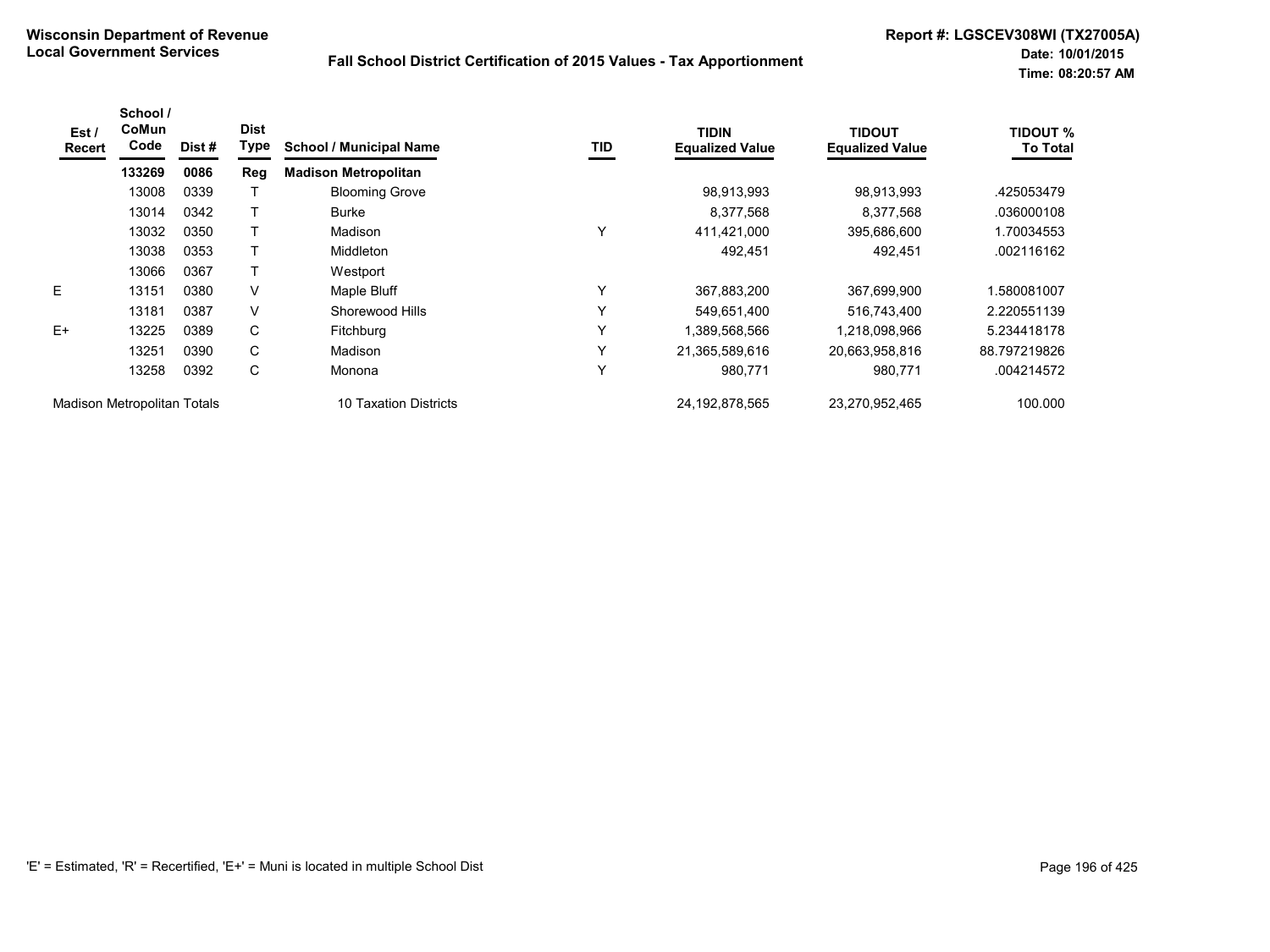**Wisconsin Department of Revenue**
**Local Government Services**

**Fall School District Certification of 2015 Values - Tax Apportionment**

**Report #: LGSCEV308WI (TX27005A)**
**Date: 10/01/2015**
**Time: 08:20:57 AM**

| Est / Recert | School / CoMun Code | Dist # | Dist Type | School / Municipal Name | TID | TIDIN Equalized Value | TIDOUT Equalized Value | TIDOUT % To Total |
|---|---|---|---|---|---|---|---|---|
| | **133269** | **0086** | **Reg** | **Madison Metropolitan** | | | | |
| | 13008 | 0339 | T | Blooming Grove | | 98,913,993 | 98,913,993 | .425053479 |
| | 13014 | 0342 | T | Burke | | 8,377,568 | 8,377,568 | .036000108 |
| | 13032 | 0350 | T | Madison | Y | 411,421,000 | 395,686,600 | 1.70034553 |
| | 13038 | 0353 | T | Middleton | | 492,451 | 492,451 | .002116162 |
| | 13066 | 0367 | T | Westport | | | | |
| E | 13151 | 0380 | V | Maple Bluff | Y | 367,883,200 | 367,699,900 | 1.580081007 |
| | 13181 | 0387 | V | Shorewood Hills | Y | 549,651,400 | 516,743,400 | 2.220551139 |
| E+ | 13225 | 0389 | C | Fitchburg | Y | 1,389,568,566 | 1,218,098,966 | 5.234418178 |
| | 13251 | 0390 | C | Madison | Y | 21,365,589,616 | 20,663,958,816 | 88.797219826 |
| | 13258 | 0392 | C | Monona | Y | 980,771 | 980,771 | .004214572 |
| Madison Metropolitan Totals | | | | 10 Taxation Districts | | 24,192,878,565 | 23,270,952,465 | 100.000 |

'E' = Estimated, 'R' = Recertified, 'E+' = Muni is located in multiple School Dist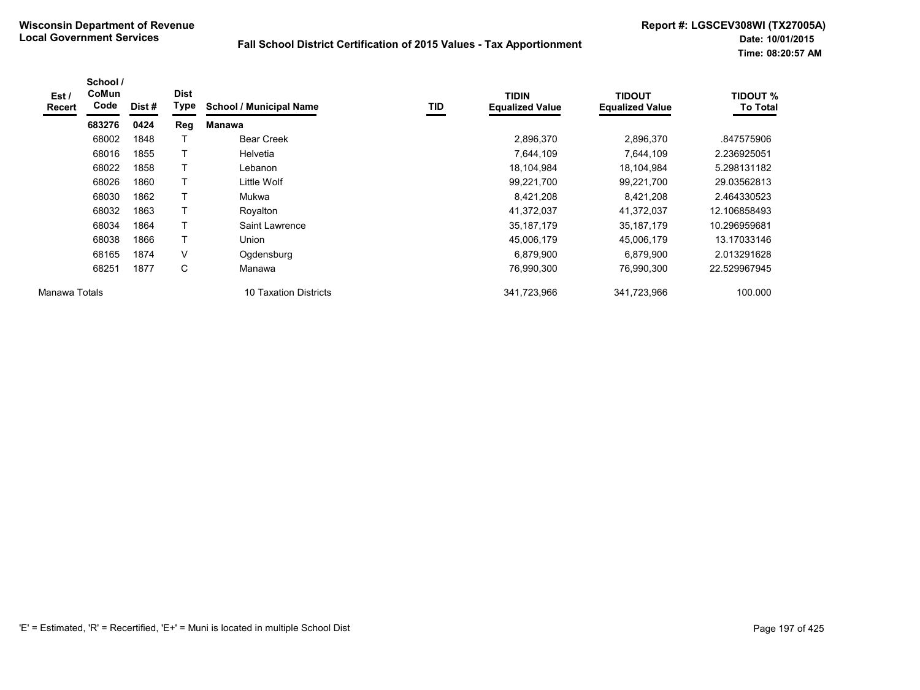**Wisconsin Department of Revenue**
**Local Government Services**

**Fall School District Certification of 2015 Values - Tax Apportionment**

**Report #: LGSCEV308WI (TX27005A)**
**Date: 10/01/2015**
**Time: 08:20:57 AM**

| Est / Recert | School / CoMun Code | Dist # | Dist Type | School / Municipal Name | TID | TIDIN Equalized Value | TIDOUT Equalized Value | TIDOUT % To Total |
|---|---|---|---|---|---|---|---|---|
| | **683276** | **0424** | **Reg** | **Manawa** | | | | |
| | 68002 | 1848 | T | Bear Creek | | 2,896,370 | 2,896,370 | .847575906 |
| | 68016 | 1855 | T | Helvetia | | 7,644,109 | 7,644,109 | 2.236925051 |
| | 68022 | 1858 | T | Lebanon | | 18,104,984 | 18,104,984 | 5.298131182 |
| | 68026 | 1860 | T | Little Wolf | | 99,221,700 | 99,221,700 | 29.03562813 |
| | 68030 | 1862 | T | Mukwa | | 8,421,208 | 8,421,208 | 2.464330523 |
| | 68032 | 1863 | T | Royalton | | 41,372,037 | 41,372,037 | 12.106858493 |
| | 68034 | 1864 | T | Saint Lawrence | | 35,187,179 | 35,187,179 | 10.296959681 |
| | 68038 | 1866 | T | Union | | 45,006,179 | 45,006,179 | 13.17033146 |
| | 68165 | 1874 | V | Ogdensburg | | 6,879,900 | 6,879,900 | 2.013291628 |
| | 68251 | 1877 | C | Manawa | | 76,990,300 | 76,990,300 | 22.529967945 |
| Manawa Totals | | | | 10 Taxation Districts | | 341,723,966 | 341,723,966 | 100.000 |

'E' = Estimated, 'R' = Recertified, 'E+' = Muni is located in multiple School Dist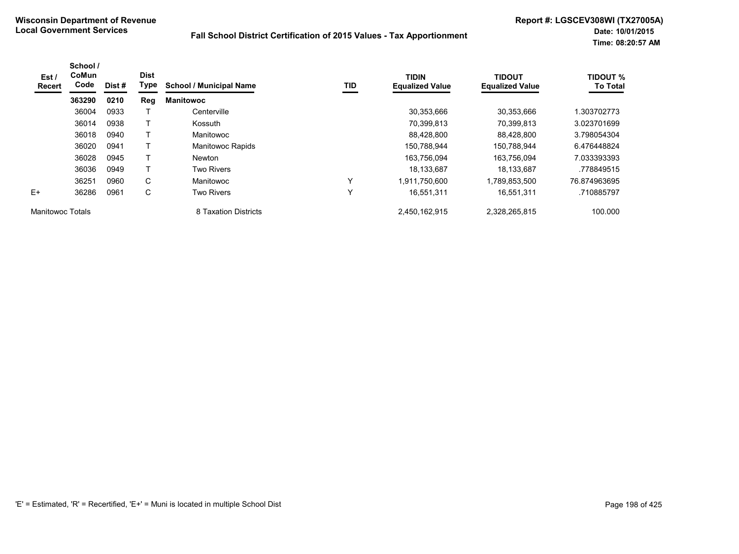**Wisconsin Department of Revenue**
**Local Government Services**

**Fall School District Certification of 2015 Values - Tax Apportionment**

**Report #: LGSCEV308WI (TX27005A)**
**Date: 10/01/2015**
**Time: 08:20:57 AM**

| Est / Recert | School / CoMun Code | Dist # | Dist Type | School / Municipal Name | TID | TIDIN Equalized Value | TIDOUT Equalized Value | TIDOUT % To Total |
|---|---|---|---|---|---|---|---|---|
| | **363290** | **0210** | **Reg** | **Manitowoc** | | | | |
| | 36004 | 0933 | T | Centerville | | 30,353,666 | 30,353,666 | 1.303702773 |
| | 36014 | 0938 | T | Kossuth | | 70,399,813 | 70,399,813 | 3.023701699 |
| | 36018 | 0940 | T | Manitowoc | | 88,428,800 | 88,428,800 | 3.798054304 |
| | 36020 | 0941 | T | Manitowoc Rapids | | 150,788,944 | 150,788,944 | 6.476448824 |
| | 36028 | 0945 | T | Newton | | 163,756,094 | 163,756,094 | 7.033393393 |
| | 36036 | 0949 | T | Two Rivers | | 18,133,687 | 18,133,687 | .778849515 |
| | 36251 | 0960 | C | Manitowoc | Y | 1,911,750,600 | 1,789,853,500 | 76.874963695 |
| E+ | 36286 | 0961 | C | Two Rivers | Y | 16,551,311 | 16,551,311 | .710885797 |
| Manitowoc Totals | | | | 8 Taxation Districts | | 2,450,162,915 | 2,328,265,815 | 100.000 |

'E' = Estimated, 'R' = Recertified, 'E+' = Muni is located in multiple School Dist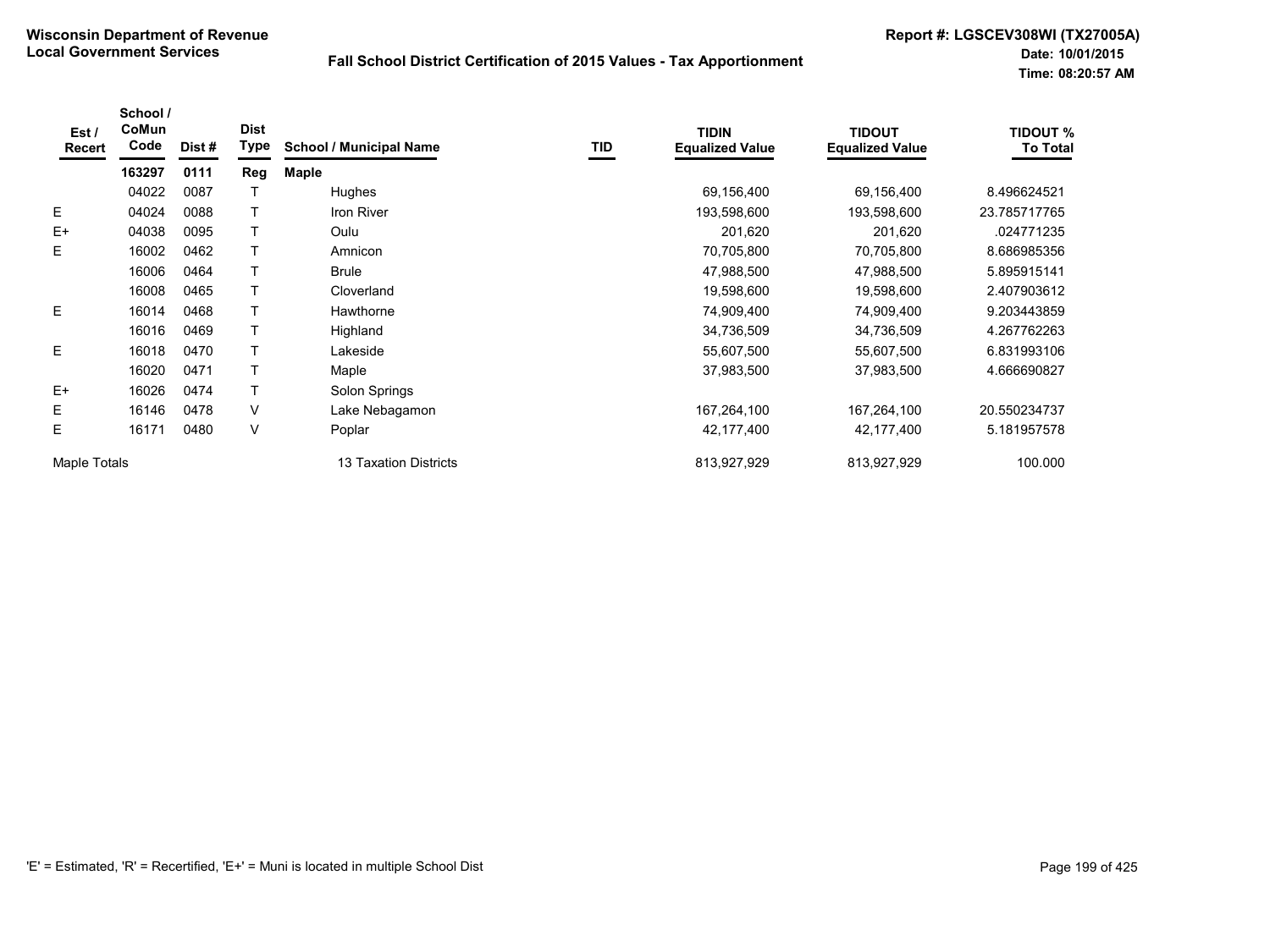**Wisconsin Department of Revenue**
**Local Government Services**

**Fall School District Certification of 2015 Values - Tax Apportionment**

**Report #: LGSCEV308WI (TX27005A)**
**Date: 10/01/2015**
**Time: 08:20:57 AM**

| Est / Recert | School / CoMun Code | Dist # | Dist Type | School / Municipal Name | TID | TIDIN Equalized Value | TIDOUT Equalized Value | TIDOUT % To Total |
|---|---|---|---|---|---|---|---|---|
| | **163297** | **0111** | **Reg** | **Maple** | | | | |
| | 04022 | 0087 | T | Hughes | | 69,156,400 | 69,156,400 | 8.496624521 |
| E | 04024 | 0088 | T | Iron River | | 193,598,600 | 193,598,600 | 23.785717765 |
| E+ | 04038 | 0095 | T | Oulu | | 201,620 | 201,620 | .024771235 |
| E | 16002 | 0462 | T | Amnicon | | 70,705,800 | 70,705,800 | 8.686985356 |
| | 16006 | 0464 | T | Brule | | 47,988,500 | 47,988,500 | 5.895915141 |
| | 16008 | 0465 | T | Cloverland | | 19,598,600 | 19,598,600 | 2.407903612 |
| E | 16014 | 0468 | T | Hawthorne | | 74,909,400 | 74,909,400 | 9.203443859 |
| | 16016 | 0469 | T | Highland | | 34,736,509 | 34,736,509 | 4.267762263 |
| E | 16018 | 0470 | T | Lakeside | | 55,607,500 | 55,607,500 | 6.831993106 |
| | 16020 | 0471 | T | Maple | | 37,983,500 | 37,983,500 | 4.666690827 |
| E+ | 16026 | 0474 | T | Solon Springs | | | | |
| E | 16146 | 0478 | V | Lake Nebagamon | | 167,264,100 | 167,264,100 | 20.550234737 |
| E | 16171 | 0480 | V | Poplar | | 42,177,400 | 42,177,400 | 5.181957578 |
| Maple Totals | | | | 13 Taxation Districts | | 813,927,929 | 813,927,929 | 100.000 |

'E' = Estimated, 'R' = Recertified, 'E+' = Muni is located in multiple School Dist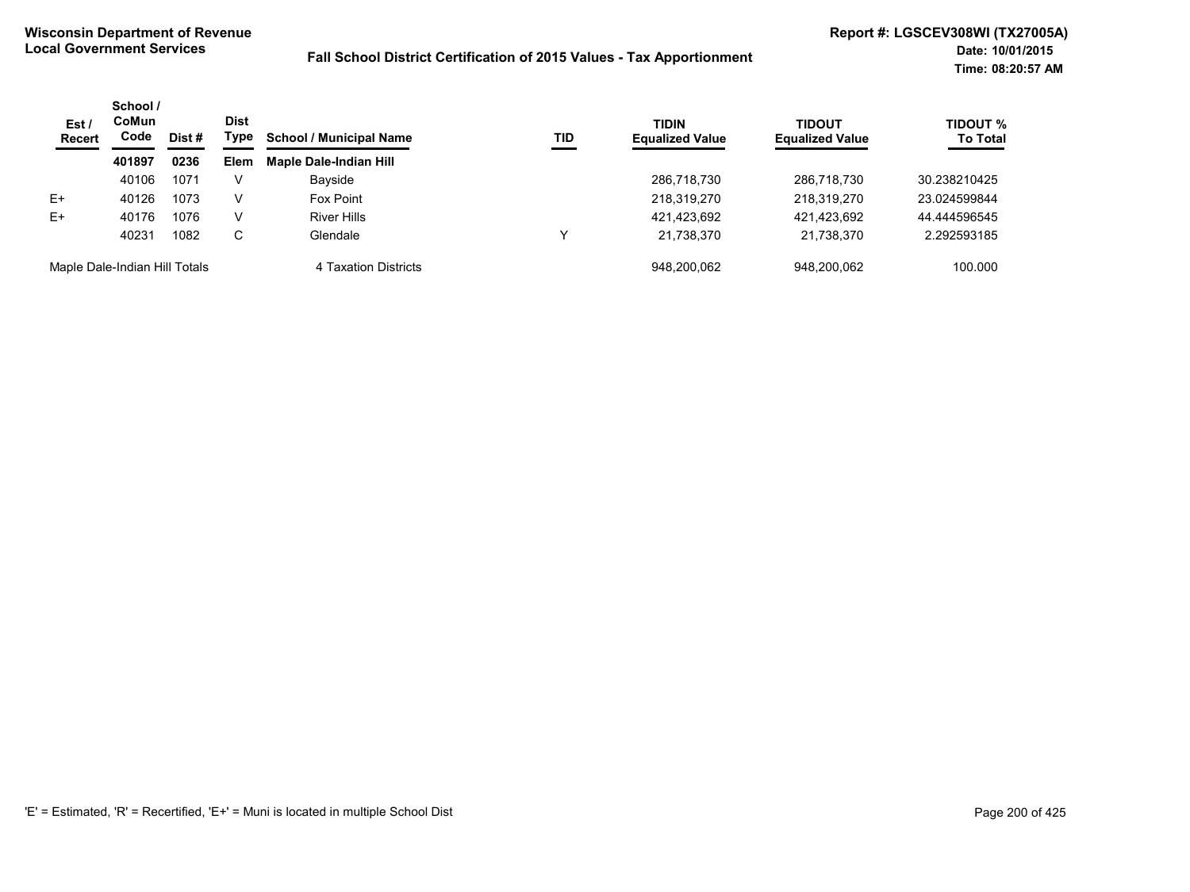**Wisconsin Department of Revenue**
**Local Government Services**

**Fall School District Certification of 2015 Values - Tax Apportionment**

**Report #: LGSCEV308WI (TX27005A)**
**Date: 10/01/2015**
**Time: 08:20:57 AM**

| Est / Recert | School / CoMun Code | Dist # | Dist Type | School / Municipal Name | TID | TIDIN Equalized Value | TIDOUT Equalized Value | TIDOUT % To Total |
|---|---|---|---|---|---|---|---|---|
| | **401897** | **0236** | **Elem** | **Maple Dale-Indian Hill** | | | | |
| | 40106 | 1071 | V | Bayside | | 286,718,730 | 286,718,730 | 30.238210425 |
| E+ | 40126 | 1073 | V | Fox Point | | 218,319,270 | 218,319,270 | 23.024599844 |
| E+ | 40176 | 1076 | V | River Hills | | 421,423,692 | 421,423,692 | 44.444596545 |
| | 40231 | 1082 | C | Glendale | Y | 21,738,370 | 21,738,370 | 2.292593185 |
| Maple Dale-Indian Hill Totals | | | | 4 Taxation Districts | | 948,200,062 | 948,200,062 | 100.000 |

'E' = Estimated, 'R' = Recertified, 'E+' = Muni is located in multiple School Dist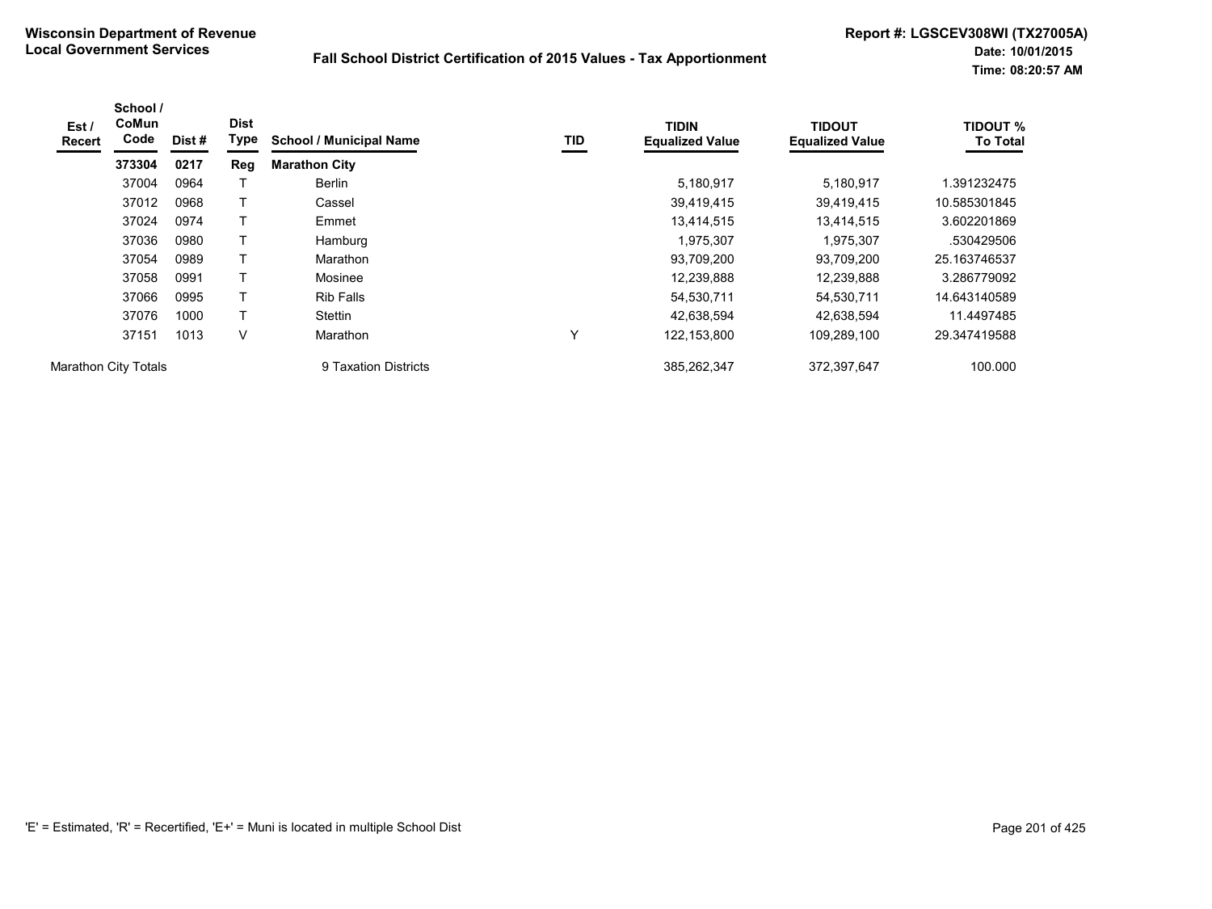**Wisconsin Department of Revenue**
**Local Government Services**

**Fall School District Certification of 2015 Values - Tax Apportionment**

**Report #: LGSCEV308WI (TX27005A)**
**Date: 10/01/2015**
**Time: 08:20:57 AM**

| Est / Recert | School / CoMun Code | Dist # | Dist Type | School / Municipal Name | TID | TIDIN Equalized Value | TIDOUT Equalized Value | TIDOUT % To Total |
|---|---|---|---|---|---|---|---|---|
| | **373304** | **0217** | **Reg** | **Marathon City** | | | | |
| | 37004 | 0964 | T | Berlin | | 5,180,917 | 5,180,917 | 1.391232475 |
| | 37012 | 0968 | T | Cassel | | 39,419,415 | 39,419,415 | 10.585301845 |
| | 37024 | 0974 | T | Emmet | | 13,414,515 | 13,414,515 | 3.602201869 |
| | 37036 | 0980 | T | Hamburg | | 1,975,307 | 1,975,307 | .530429506 |
| | 37054 | 0989 | T | Marathon | | 93,709,200 | 93,709,200 | 25.163746537 |
| | 37058 | 0991 | T | Mosinee | | 12,239,888 | 12,239,888 | 3.286779092 |
| | 37066 | 0995 | T | Rib Falls | | 54,530,711 | 54,530,711 | 14.643140589 |
| | 37076 | 1000 | T | Stettin | | 42,638,594 | 42,638,594 | 11.4497485 |
| | 37151 | 1013 | V | Marathon | Y | 122,153,800 | 109,289,100 | 29.347419588 |
| Marathon City Totals | | | | 9 Taxation Districts | | 385,262,347 | 372,397,647 | 100.000 |

'E' = Estimated, 'R' = Recertified, 'E+' = Muni is located in multiple School Dist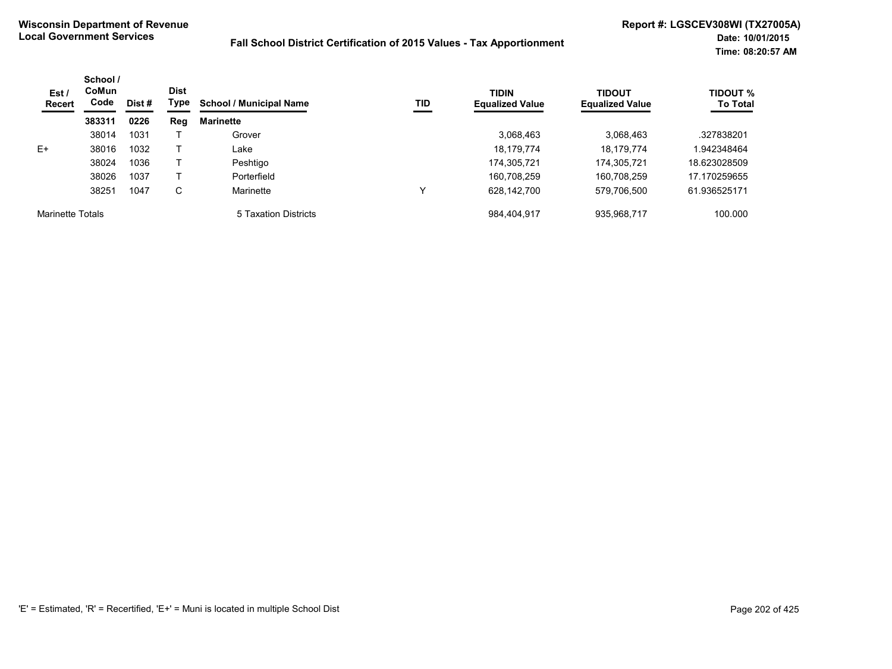**Wisconsin Department of Revenue**
**Local Government Services**

**Fall School District Certification of 2015 Values - Tax Apportionment**

**Report #: LGSCEV308WI (TX27005A)**
**Date: 10/01/2015**
**Time: 08:20:57 AM**

| Est / Recert | School / CoMun Code | Dist # | Dist Type | School / Municipal Name | TID | TIDIN Equalized Value | TIDOUT Equalized Value | TIDOUT % To Total |
|---|---|---|---|---|---|---|---|---|
| | **383311** | **0226** | **Reg** | **Marinette** | | | | |
| | 38014 | 1031 | T | Grover | | 3,068,463 | 3,068,463 | .327838201 |
| E+ | 38016 | 1032 | T | Lake | | 18,179,774 | 18,179,774 | 1.942348464 |
| | 38024 | 1036 | T | Peshtigo | | 174,305,721 | 174,305,721 | 18.623028509 |
| | 38026 | 1037 | T | Porterfield | | 160,708,259 | 160,708,259 | 17.170259655 |
| | 38251 | 1047 | C | Marinette | Y | 628,142,700 | 579,706,500 | 61.936525171 |
| Marinette Totals | | | | 5 Taxation Districts | | 984,404,917 | 935,968,717 | 100.000 |

'E' = Estimated, 'R' = Recertified, 'E+' = Muni is located in multiple School Dist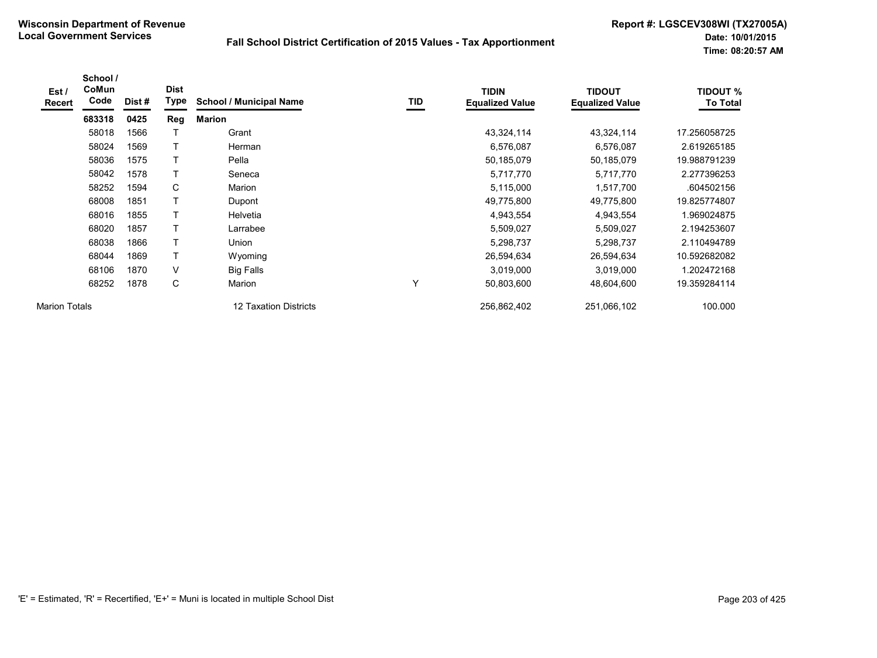**Wisconsin Department of Revenue**
**Local Government Services**

**Fall School District Certification of 2015 Values - Tax Apportionment**

**Report #: LGSCEV308WI (TX27005A)**
**Date: 10/01/2015**
**Time: 08:20:57 AM**

| Est / Recert | School / CoMun Code | Dist # | Dist Type | School / Municipal Name | TID | TIDIN Equalized Value | TIDOUT Equalized Value | TIDOUT % To Total |
|---|---|---|---|---|---|---|---|---|
| | **683318** | **0425** | **Reg** | **Marion** | | | | |
| | 58018 | 1566 | T | Grant | | 43,324,114 | 43,324,114 | 17.256058725 |
| | 58024 | 1569 | T | Herman | | 6,576,087 | 6,576,087 | 2.619265185 |
| | 58036 | 1575 | T | Pella | | 50,185,079 | 50,185,079 | 19.988791239 |
| | 58042 | 1578 | T | Seneca | | 5,717,770 | 5,717,770 | 2.277396253 |
| | 58252 | 1594 | C | Marion | | 5,115,000 | 1,517,700 | .604502156 |
| | 68008 | 1851 | T | Dupont | | 49,775,800 | 49,775,800 | 19.825774807 |
| | 68016 | 1855 | T | Helvetia | | 4,943,554 | 4,943,554 | 1.969024875 |
| | 68020 | 1857 | T | Larrabee | | 5,509,027 | 5,509,027 | 2.194253607 |
| | 68038 | 1866 | T | Union | | 5,298,737 | 5,298,737 | 2.110494789 |
| | 68044 | 1869 | T | Wyoming | | 26,594,634 | 26,594,634 | 10.592682082 |
| | 68106 | 1870 | V | Big Falls | | 3,019,000 | 3,019,000 | 1.202472168 |
| | 68252 | 1878 | C | Marion | Y | 50,803,600 | 48,604,600 | 19.359284114 |
| Marion Totals | | | | 12 Taxation Districts | | 256,862,402 | 251,066,102 | 100.000 |

'E' = Estimated, 'R' = Recertified, 'E+' = Muni is located in multiple School Dist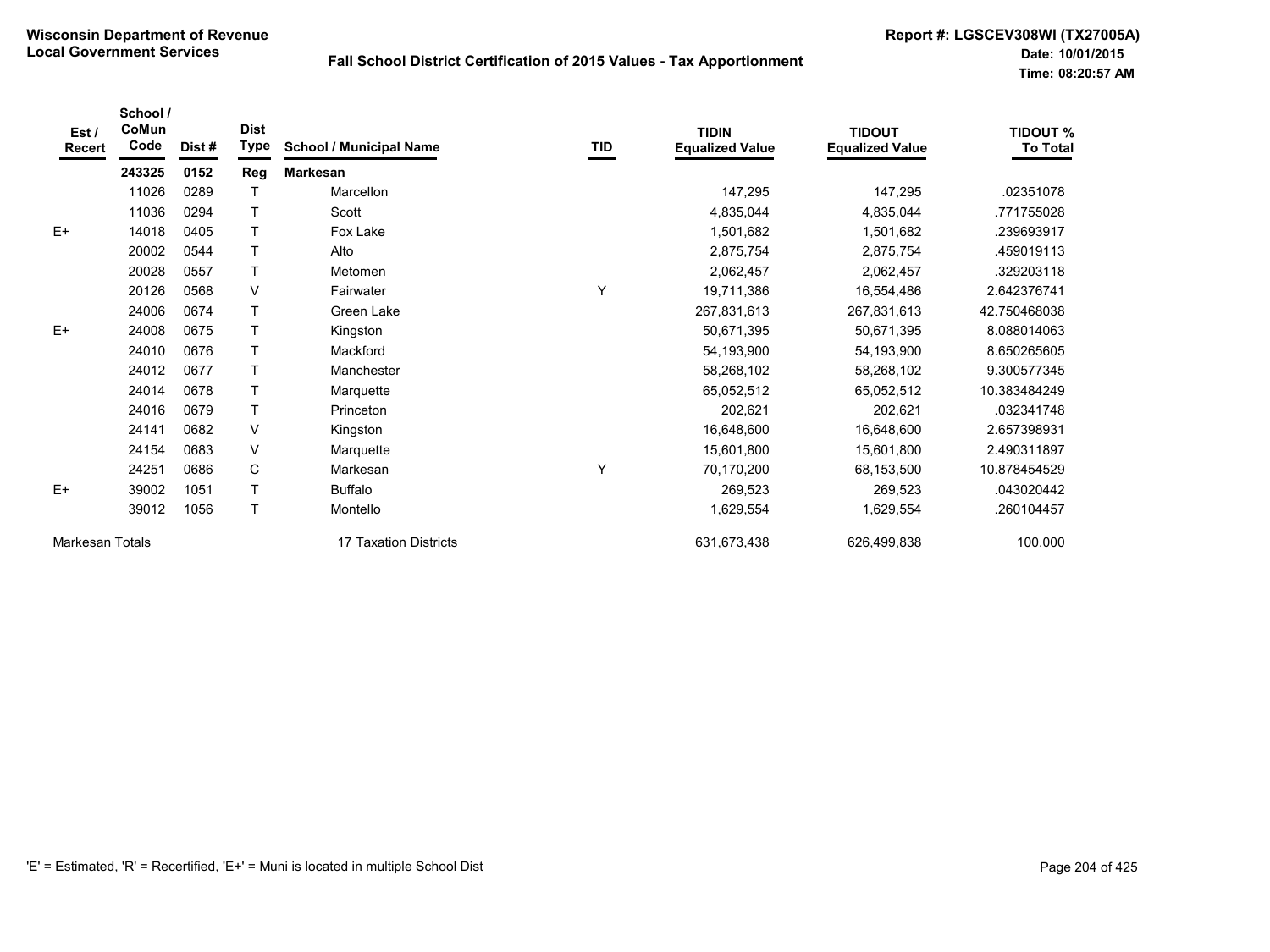**Wisconsin Department of Revenue**
**Local Government Services**

**Fall School District Certification of 2015 Values - Tax Apportionment**

**Report #: LGSCEV308WI (TX27005A)**
**Date: 10/01/2015**
**Time: 08:20:57 AM**

| Est / Recert | School / CoMun Code | Dist # | Dist Type | School / Municipal Name | TID | TIDIN Equalized Value | TIDOUT Equalized Value | TIDOUT % To Total |
|---|---|---|---|---|---|---|---|---|
| | **243325** | **0152** | **Reg** | **Markesan** | | | | |
| | 11026 | 0289 | T | Marcellon | | 147,295 | 147,295 | .02351078 |
| | 11036 | 0294 | T | Scott | | 4,835,044 | 4,835,044 | .771755028 |
| E+ | 14018 | 0405 | T | Fox Lake | | 1,501,682 | 1,501,682 | .239693917 |
| | 20002 | 0544 | T | Alto | | 2,875,754 | 2,875,754 | .459019113 |
| | 20028 | 0557 | T | Metomen | | 2,062,457 | 2,062,457 | .329203118 |
| | 20126 | 0568 | V | Fairwater | Y | 19,711,386 | 16,554,486 | 2.642376741 |
| | 24006 | 0674 | T | Green Lake | | 267,831,613 | 267,831,613 | 42.750468038 |
| E+ | 24008 | 0675 | T | Kingston | | 50,671,395 | 50,671,395 | 8.088014063 |
| | 24010 | 0676 | T | Mackford | | 54,193,900 | 54,193,900 | 8.650265605 |
| | 24012 | 0677 | T | Manchester | | 58,268,102 | 58,268,102 | 9.300577345 |
| | 24014 | 0678 | T | Marquette | | 65,052,512 | 65,052,512 | 10.383484249 |
| | 24016 | 0679 | T | Princeton | | 202,621 | 202,621 | .032341748 |
| | 24141 | 0682 | V | Kingston | | 16,648,600 | 16,648,600 | 2.657398931 |
| | 24154 | 0683 | V | Marquette | | 15,601,800 | 15,601,800 | 2.490311897 |
| | 24251 | 0686 | C | Markesan | Y | 70,170,200 | 68,153,500 | 10.878454529 |
| E+ | 39002 | 1051 | T | Buffalo | | 269,523 | 269,523 | .043020442 |
| | 39012 | 1056 | T | Montello | | 1,629,554 | 1,629,554 | .260104457 |
| Markesan Totals | | | | 17 Taxation Districts | | 631,673,438 | 626,499,838 | 100.000 |

'E' = Estimated, 'R' = Recertified, 'E+' = Muni is located in multiple School Dist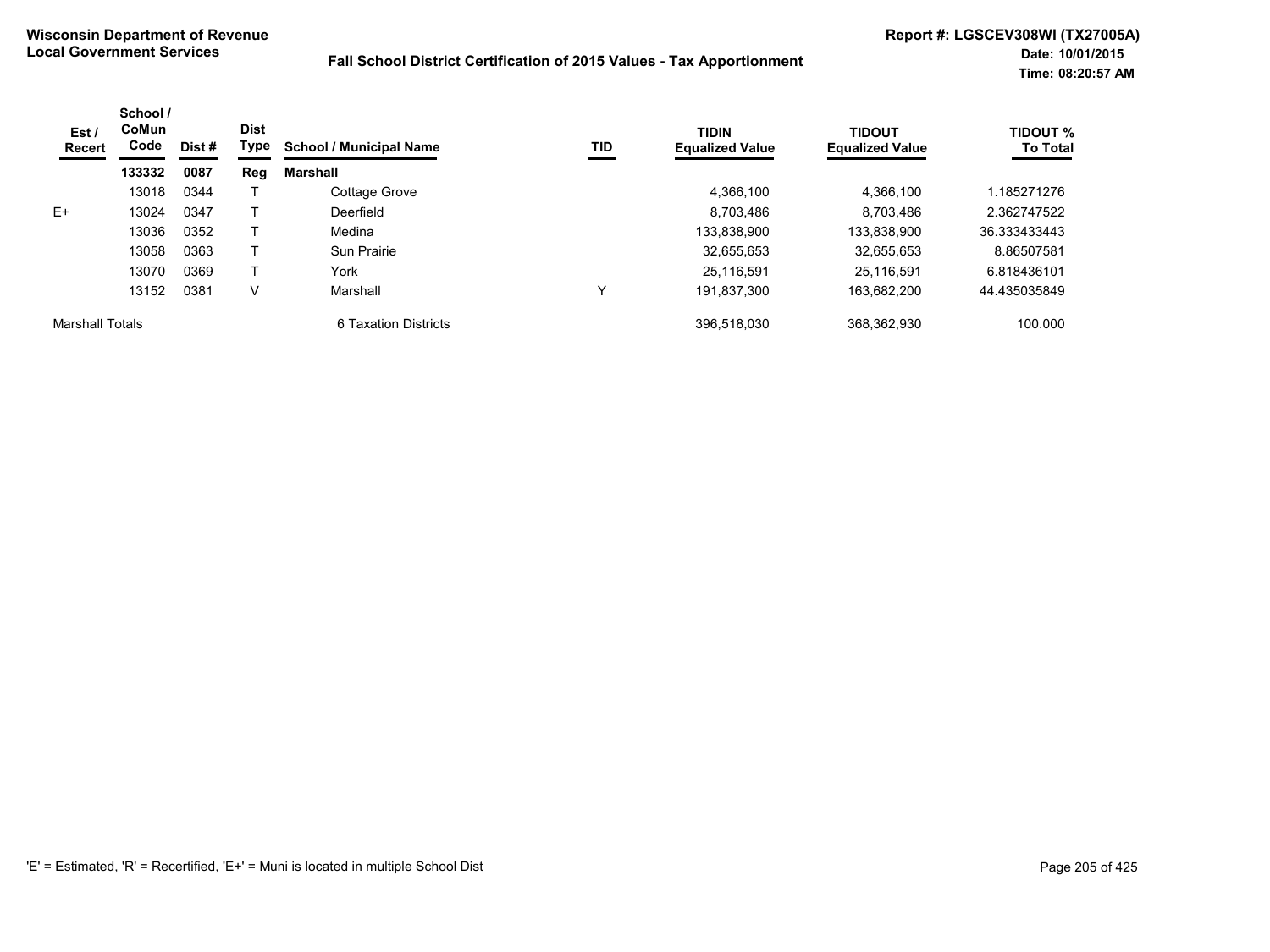**Wisconsin Department of Revenue**
**Local Government Services**

**Fall School District Certification of 2015 Values - Tax Apportionment**

**Report #: LGSCEV308WI (TX27005A)**
**Date: 10/01/2015**
**Time: 08:20:57 AM**

| Est / Recert | School / CoMun Code | Dist # | Dist Type | School / Municipal Name | TID | TIDIN Equalized Value | TIDOUT Equalized Value | TIDOUT % To Total |
|---|---|---|---|---|---|---|---|---|
| | **133332** | **0087** | **Reg** | **Marshall** | | | | |
| | 13018 | 0344 | T | Cottage Grove | | 4,366,100 | 4,366,100 | 1.185271276 |
| E+ | 13024 | 0347 | T | Deerfield | | 8,703,486 | 8,703,486 | 2.362747522 |
| | 13036 | 0352 | T | Medina | | 133,838,900 | 133,838,900 | 36.333433443 |
| | 13058 | 0363 | T | Sun Prairie | | 32,655,653 | 32,655,653 | 8.86507581 |
| | 13070 | 0369 | T | York | | 25,116,591 | 25,116,591 | 6.818436101 |
| | 13152 | 0381 | V | Marshall | Y | 191,837,300 | 163,682,200 | 44.435035849 |
| Marshall Totals | | | | 6 Taxation Districts | | 396,518,030 | 368,362,930 | 100.000 |

'E' = Estimated, 'R' = Recertified, 'E+' = Muni is located in multiple School Dist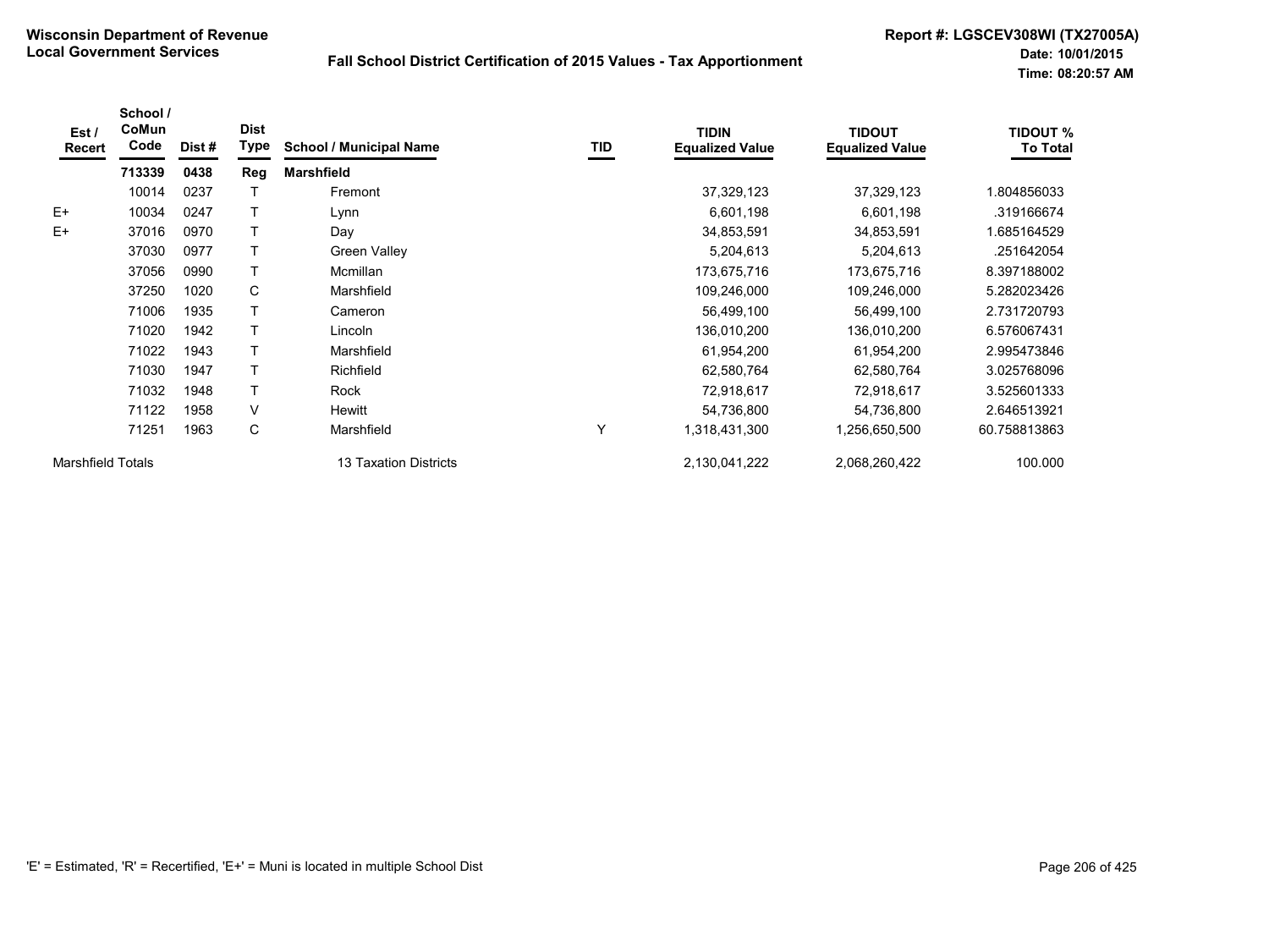**Wisconsin Department of Revenue**
**Local Government Services**

**Fall School District Certification of 2015 Values - Tax Apportionment**

**Report #: LGSCEV308WI (TX27005A)**
**Date: 10/01/2015**
**Time: 08:20:57 AM**

| Est / Recert | School / CoMun Code | Dist # | Dist Type | School / Municipal Name | TID | TIDIN Equalized Value | TIDOUT Equalized Value | TIDOUT % To Total |
|---|---|---|---|---|---|---|---|---|
| | **713339** | **0438** | **Reg** | **Marshfield** | | | | |
| | 10014 | 0237 | T | Fremont | | 37,329,123 | 37,329,123 | 1.804856033 |
| E+ | 10034 | 0247 | T | Lynn | | 6,601,198 | 6,601,198 | .319166674 |
| E+ | 37016 | 0970 | T | Day | | 34,853,591 | 34,853,591 | 1.685164529 |
| | 37030 | 0977 | T | Green Valley | | 5,204,613 | 5,204,613 | .251642054 |
| | 37056 | 0990 | T | Mcmillan | | 173,675,716 | 173,675,716 | 8.397188002 |
| | 37250 | 1020 | C | Marshfield | | 109,246,000 | 109,246,000 | 5.282023426 |
| | 71006 | 1935 | T | Cameron | | 56,499,100 | 56,499,100 | 2.731720793 |
| | 71020 | 1942 | T | Lincoln | | 136,010,200 | 136,010,200 | 6.576067431 |
| | 71022 | 1943 | T | Marshfield | | 61,954,200 | 61,954,200 | 2.995473846 |
| | 71030 | 1947 | T | Richfield | | 62,580,764 | 62,580,764 | 3.025768096 |
| | 71032 | 1948 | T | Rock | | 72,918,617 | 72,918,617 | 3.525601333 |
| | 71122 | 1958 | V | Hewitt | | 54,736,800 | 54,736,800 | 2.646513921 |
| | 71251 | 1963 | C | Marshfield | Y | 1,318,431,300 | 1,256,650,500 | 60.758813863 |
| Marshfield Totals | | | | 13 Taxation Districts | | 2,130,041,222 | 2,068,260,422 | 100.000 |

'E' = Estimated, 'R' = Recertified, 'E+' = Muni is located in multiple School Dist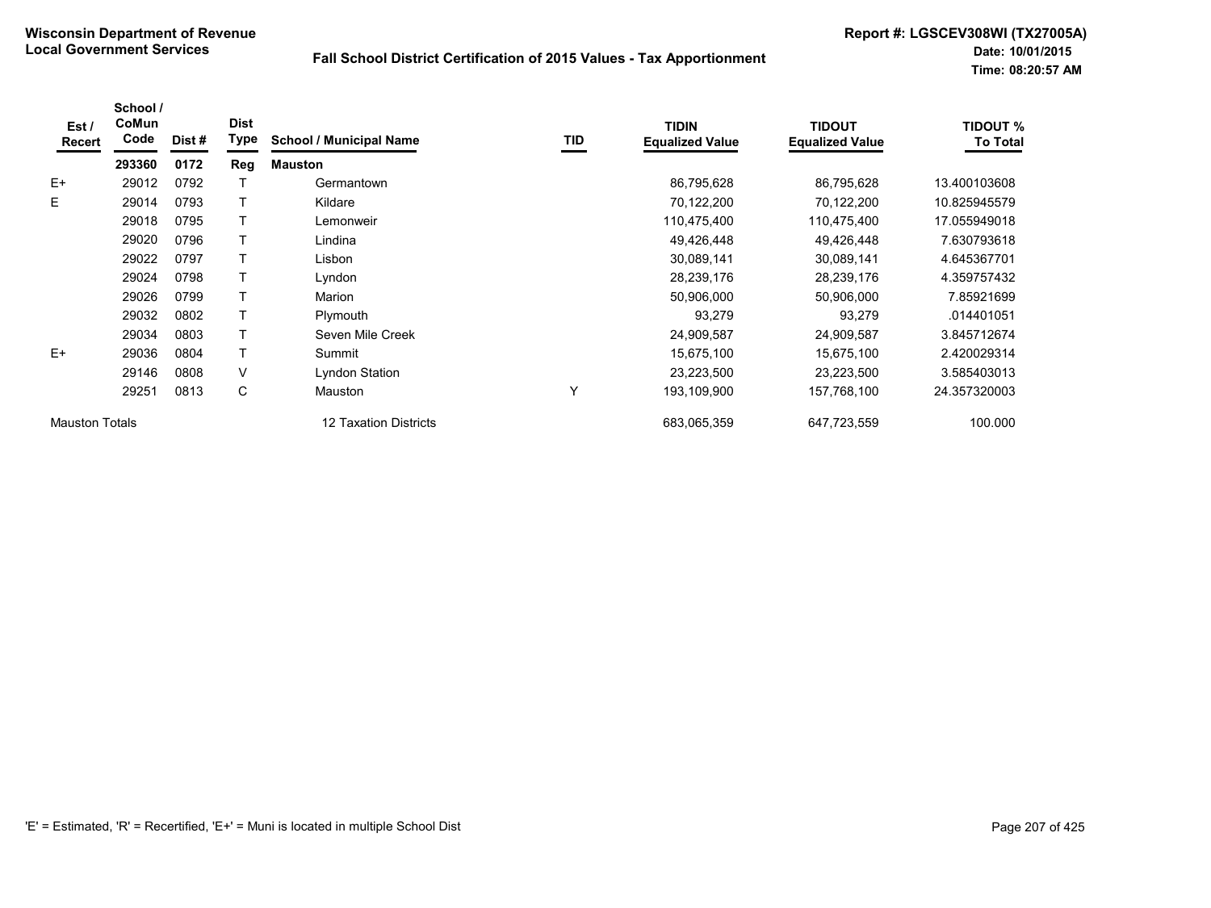**Wisconsin Department of Revenue**
**Local Government Services**

**Fall School District Certification of 2015 Values - Tax Apportionment**

**Report #: LGSCEV308WI (TX27005A)**
**Date: 10/01/2015**
**Time: 08:20:57 AM**

| Est / Recert | School / CoMun Code | Dist # | Dist Type | School / Municipal Name | TID | TIDIN Equalized Value | TIDOUT Equalized Value | TIDOUT % To Total |
|---|---|---|---|---|---|---|---|---|
| | **293360** | **0172** | **Reg** | **Mauston** | | | | |
| E+ | 29012 | 0792 | T | Germantown | | 86,795,628 | 86,795,628 | 13.400103608 |
| E | 29014 | 0793 | T | Kildare | | 70,122,200 | 70,122,200 | 10.825945579 |
| | 29018 | 0795 | T | Lemonweir | | 110,475,400 | 110,475,400 | 17.055949018 |
| | 29020 | 0796 | T | Lindina | | 49,426,448 | 49,426,448 | 7.630793618 |
| | 29022 | 0797 | T | Lisbon | | 30,089,141 | 30,089,141 | 4.645367701 |
| | 29024 | 0798 | T | Lyndon | | 28,239,176 | 28,239,176 | 4.359757432 |
| | 29026 | 0799 | T | Marion | | 50,906,000 | 50,906,000 | 7.85921699 |
| | 29032 | 0802 | T | Plymouth | | 93,279 | 93,279 | .014401051 |
| | 29034 | 0803 | T | Seven Mile Creek | | 24,909,587 | 24,909,587 | 3.845712674 |
| E+ | 29036 | 0804 | T | Summit | | 15,675,100 | 15,675,100 | 2.420029314 |
| | 29146 | 0808 | V | Lyndon Station | | 23,223,500 | 23,223,500 | 3.585403013 |
| | 29251 | 0813 | C | Mauston | Y | 193,109,900 | 157,768,100 | 24.357320003 |
| Mauston Totals | | | | 12 Taxation Districts | | 683,065,359 | 647,723,559 | 100.000 |

'E' = Estimated, 'R' = Recertified, 'E+' = Muni is located in multiple School Dist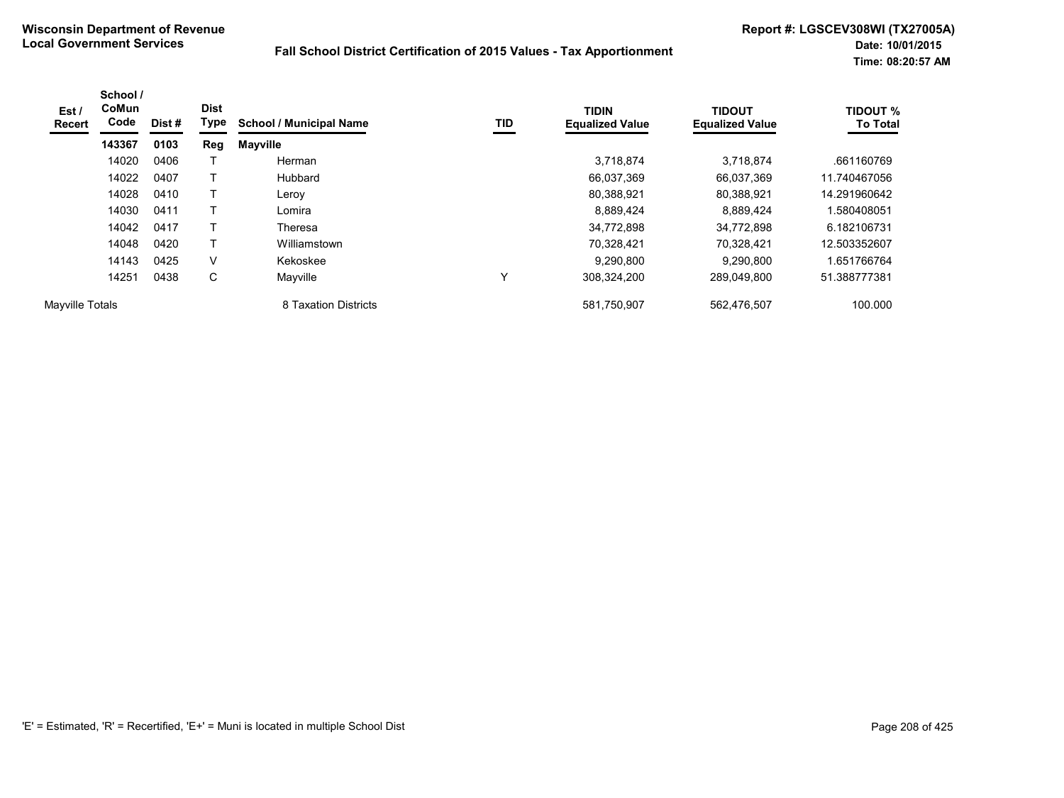**Wisconsin Department of Revenue**
**Local Government Services**

**Fall School District Certification of 2015 Values - Tax Apportionment**

**Report #: LGSCEV308WI (TX27005A)**
**Date: 10/01/2015**
**Time: 08:20:57 AM**

| Est / Recert | School / CoMun Code | Dist # | Dist Type | School / Municipal Name | TID | TIDIN Equalized Value | TIDOUT Equalized Value | TIDOUT % To Total |
|---|---|---|---|---|---|---|---|---|
| | **143367** | **0103** | **Reg** | **Mayville** | | | | |
| | 14020 | 0406 | T | Herman | | 3,718,874 | 3,718,874 | .661160769 |
| | 14022 | 0407 | T | Hubbard | | 66,037,369 | 66,037,369 | 11.740467056 |
| | 14028 | 0410 | T | Leroy | | 80,388,921 | 80,388,921 | 14.291960642 |
| | 14030 | 0411 | T | Lomira | | 8,889,424 | 8,889,424 | 1.580408051 |
| | 14042 | 0417 | T | Theresa | | 34,772,898 | 34,772,898 | 6.182106731 |
| | 14048 | 0420 | T | Williamstown | | 70,328,421 | 70,328,421 | 12.503352607 |
| | 14143 | 0425 | V | Kekoskee | | 9,290,800 | 9,290,800 | 1.651766764 |
| | 14251 | 0438 | C | Mayville | Y | 308,324,200 | 289,049,800 | 51.388777381 |
| Mayville Totals | | | | 8 Taxation Districts | | 581,750,907 | 562,476,507 | 100.000 |

'E' = Estimated, 'R' = Recertified, 'E+' = Muni is located in multiple School Dist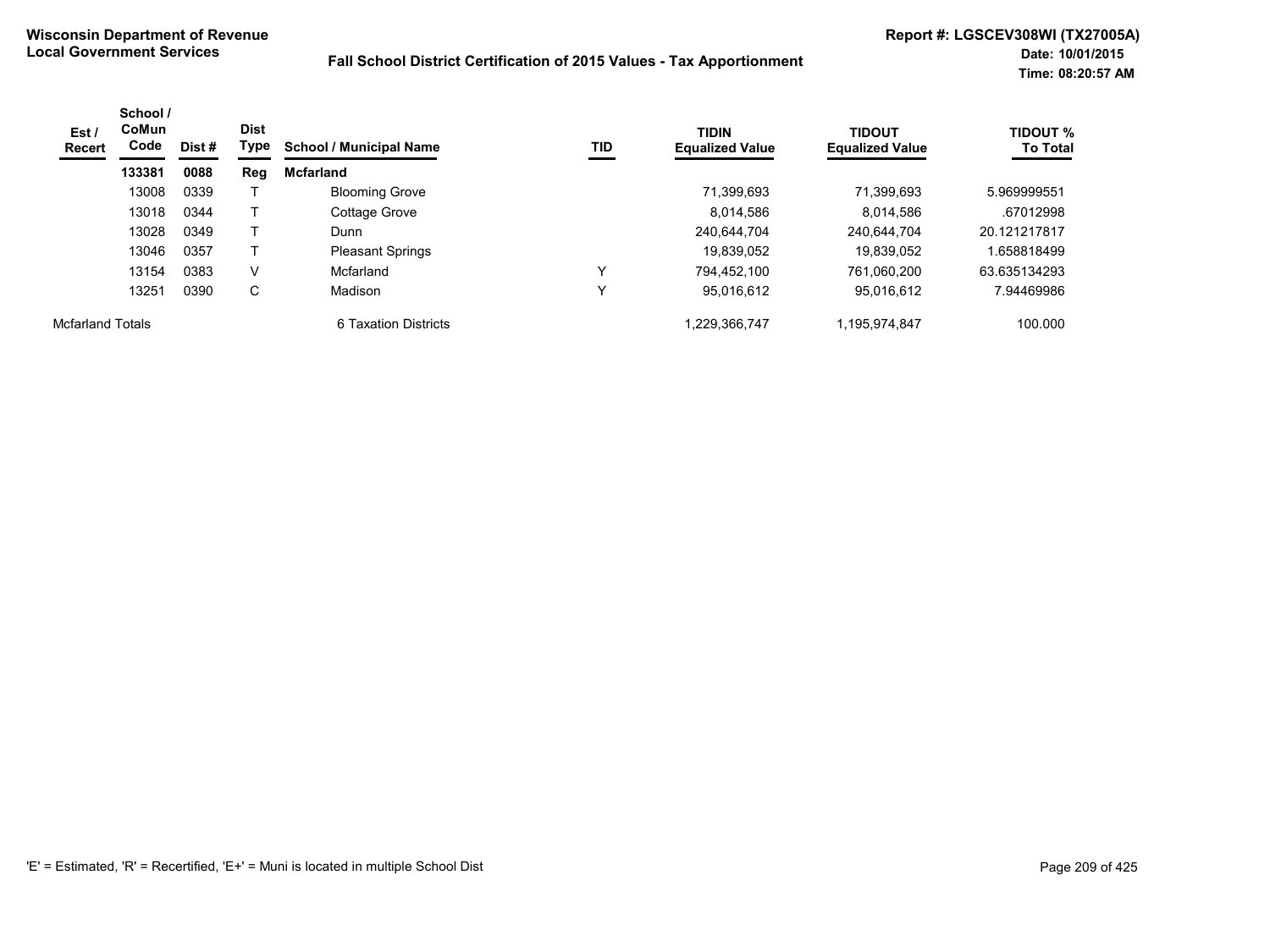**Wisconsin Department of Revenue**
**Local Government Services**

**Fall School District Certification of 2015 Values - Tax Apportionment**

**Report #: LGSCEV308WI (TX27005A)**
**Date: 10/01/2015**
**Time: 08:20:57 AM**

| Est / Recert | School / CoMun Code | Dist # | Dist Type | School / Municipal Name | TID | TIDIN Equalized Value | TIDOUT Equalized Value | TIDOUT % To Total |
|---|---|---|---|---|---|---|---|---|
| | **133381** | **0088** | **Reg** | **Mcfarland** | | | | |
| | 13008 | 0339 | T | Blooming Grove | | 71,399,693 | 71,399,693 | 5.969999551 |
| | 13018 | 0344 | T | Cottage Grove | | 8,014,586 | 8,014,586 | .67012998 |
| | 13028 | 0349 | T | Dunn | | 240,644,704 | 240,644,704 | 20.121217817 |
| | 13046 | 0357 | T | Pleasant Springs | | 19,839,052 | 19,839,052 | 1.658818499 |
| | 13154 | 0383 | V | Mcfarland | Y | 794,452,100 | 761,060,200 | 63.635134293 |
| | 13251 | 0390 | C | Madison | Y | 95,016,612 | 95,016,612 | 7.94469986 |
| Mcfarland Totals | | | | 6 Taxation Districts | | 1,229,366,747 | 1,195,974,847 | 100.000 |

'E' = Estimated, 'R' = Recertified, 'E+' = Muni is located in multiple School Dist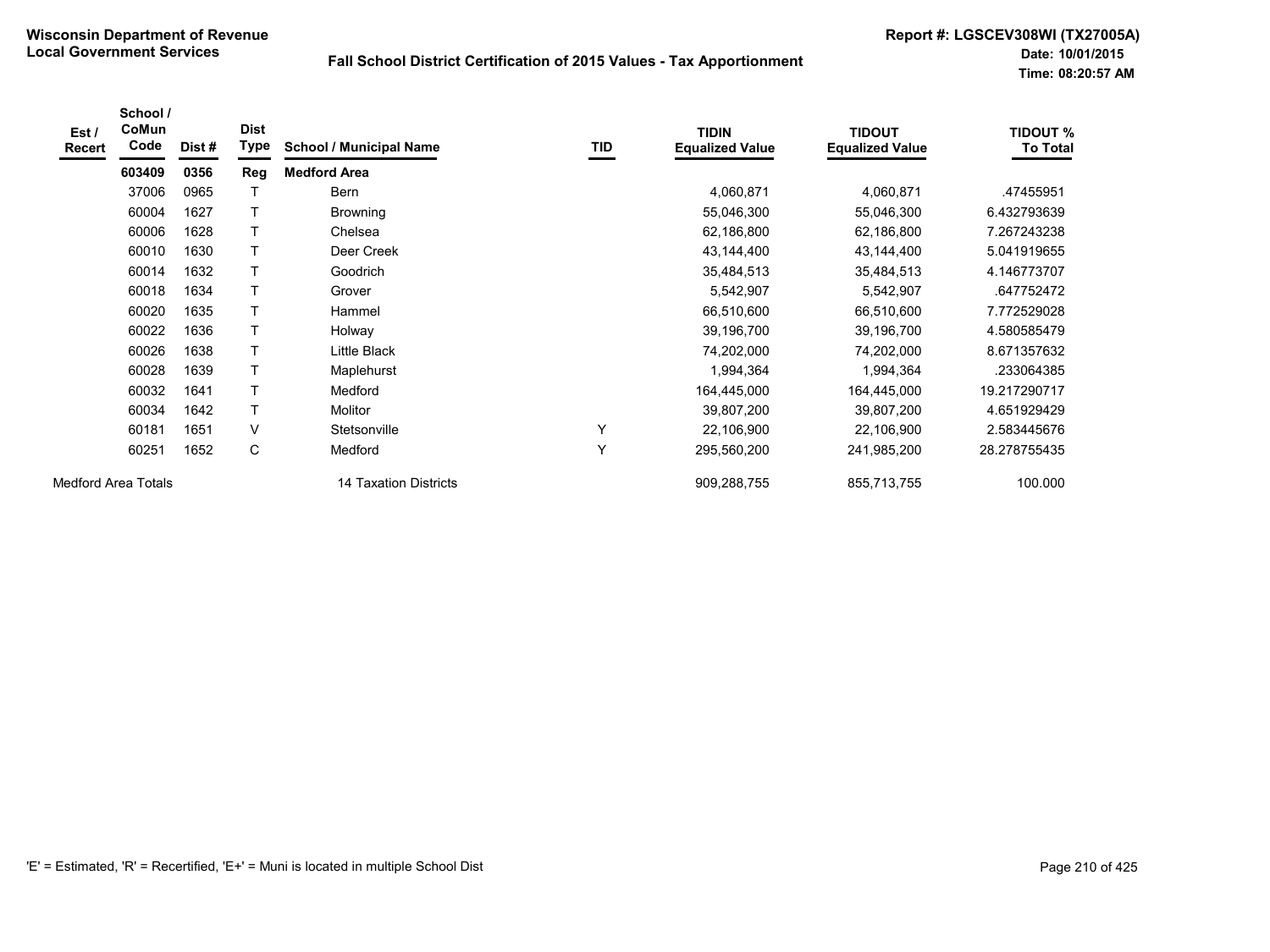**Wisconsin Department of Revenue**
**Local Government Services**

**Fall School District Certification of 2015 Values - Tax Apportionment**

**Report #: LGSCEV308WI (TX27005A)**
**Date: 10/01/2015**
**Time: 08:20:57 AM**

| Est / Recert | School / CoMun Code | Dist # | Dist Type | School / Municipal Name | TID | TIDIN Equalized Value | TIDOUT Equalized Value | TIDOUT % To Total |
|---|---|---|---|---|---|---|---|---|
| | **603409** | **0356** | **Reg** | **Medford Area** | | | | |
| | 37006 | 0965 | T | Bern | | 4,060,871 | 4,060,871 | .47455951 |
| | 60004 | 1627 | T | Browning | | 55,046,300 | 55,046,300 | 6.432793639 |
| | 60006 | 1628 | T | Chelsea | | 62,186,800 | 62,186,800 | 7.267243238 |
| | 60010 | 1630 | T | Deer Creek | | 43,144,400 | 43,144,400 | 5.041919655 |
| | 60014 | 1632 | T | Goodrich | | 35,484,513 | 35,484,513 | 4.146773707 |
| | 60018 | 1634 | T | Grover | | 5,542,907 | 5,542,907 | .647752472 |
| | 60020 | 1635 | T | Hammel | | 66,510,600 | 66,510,600 | 7.772529028 |
| | 60022 | 1636 | T | Holway | | 39,196,700 | 39,196,700 | 4.580585479 |
| | 60026 | 1638 | T | Little Black | | 74,202,000 | 74,202,000 | 8.671357632 |
| | 60028 | 1639 | T | Maplehurst | | 1,994,364 | 1,994,364 | .233064385 |
| | 60032 | 1641 | T | Medford | | 164,445,000 | 164,445,000 | 19.217290717 |
| | 60034 | 1642 | T | Molitor | | 39,807,200 | 39,807,200 | 4.651929429 |
| | 60181 | 1651 | V | Stetsonville | Y | 22,106,900 | 22,106,900 | 2.583445676 |
| | 60251 | 1652 | C | Medford | Y | 295,560,200 | 241,985,200 | 28.278755435 |
| Medford Area Totals | | | | 14 Taxation Districts | | 909,288,755 | 855,713,755 | 100.000 |

'E' = Estimated, 'R' = Recertified, 'E+' = Muni is located in multiple School Dist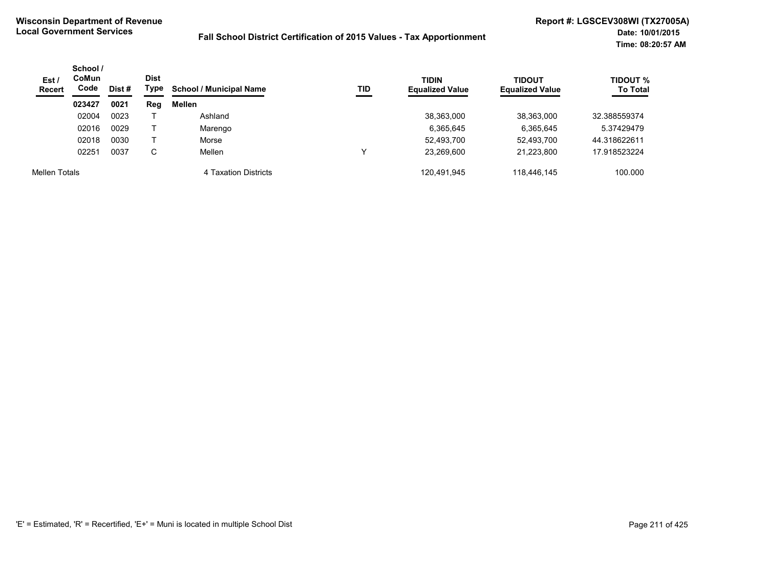**Wisconsin Department of Revenue**
**Local Government Services**

**Fall School District Certification of 2015 Values - Tax Apportionment**

**Report #: LGSCEV308WI (TX27005A)**
**Date: 10/01/2015**
**Time: 08:20:57 AM**

| Est / Recert | School / CoMun Code | Dist # | Dist Type | School / Municipal Name | TID | TIDIN Equalized Value | TIDOUT Equalized Value | TIDOUT % To Total |
|---|---|---|---|---|---|---|---|---|
| | **023427** | **0021** | **Reg** | **Mellen** | | | | |
| | 02004 | 0023 | T | Ashland | | 38,363,000 | 38,363,000 | 32.388559374 |
| | 02016 | 0029 | T | Marengo | | 6,365,645 | 6,365,645 | 5.37429479 |
| | 02018 | 0030 | T | Morse | | 52,493,700 | 52,493,700 | 44.318622611 |
| | 02251 | 0037 | C | Mellen | Y | 23,269,600 | 21,223,800 | 17.918523224 |
| Mellen Totals | | | | 4 Taxation Districts | | 120,491,945 | 118,446,145 | 100.000 |

'E' = Estimated, 'R' = Recertified, 'E+' = Muni is located in multiple School Dist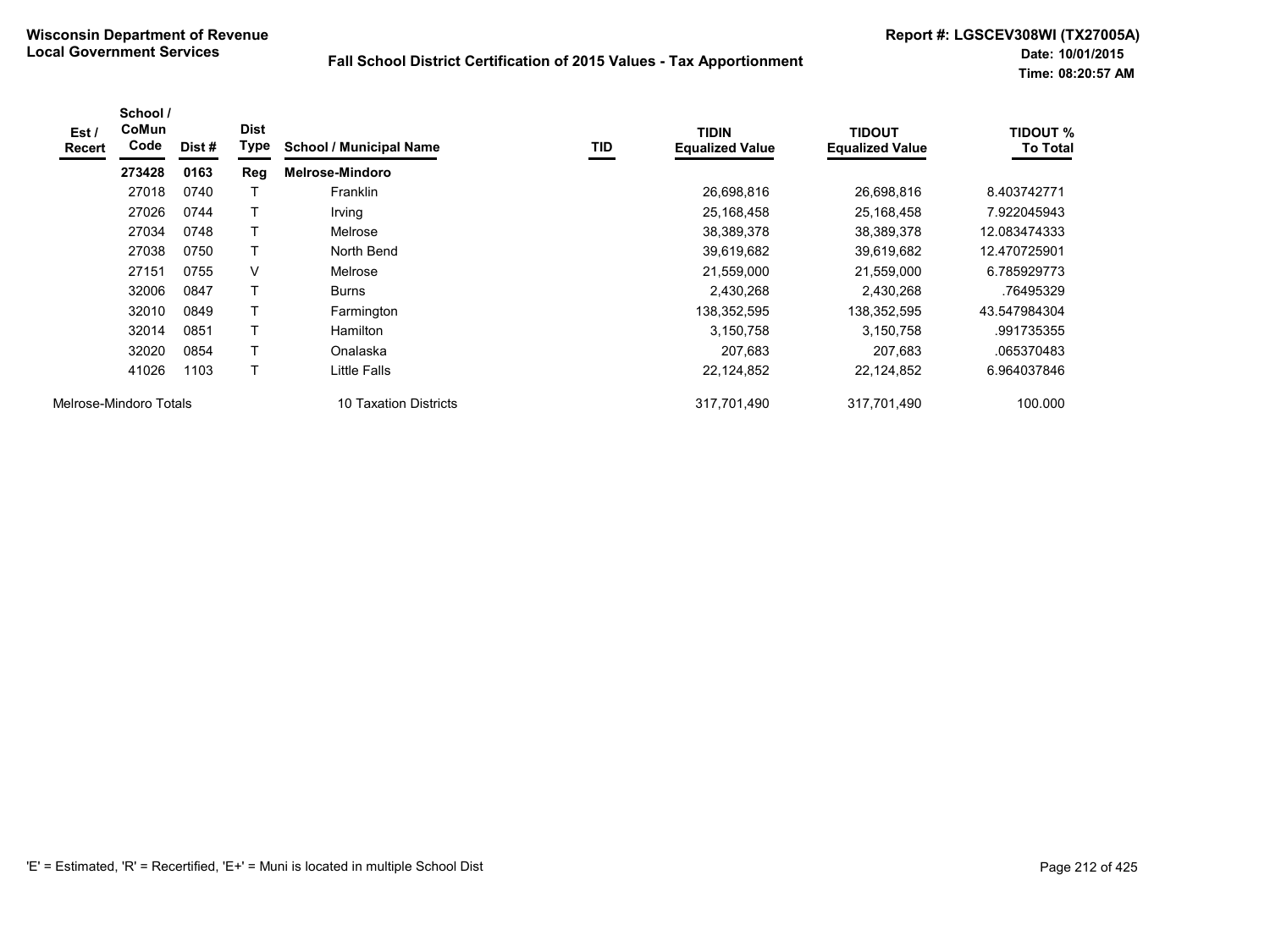**Wisconsin Department of Revenue**
**Local Government Services**

**Fall School District Certification of 2015 Values - Tax Apportionment**

**Report #: LGSCEV308WI (TX27005A)**
**Date: 10/01/2015**
**Time: 08:20:57 AM**

| Est / Recert | School / CoMun Code | Dist # | Dist Type | School / Municipal Name | TID | TIDIN Equalized Value | TIDOUT Equalized Value | TIDOUT % To Total |
|---|---|---|---|---|---|---|---|---|
| | **273428** | **0163** | **Reg** | **Melrose-Mindoro** | | | | |
| | 27018 | 0740 | T | Franklin | | 26,698,816 | 26,698,816 | 8.403742771 |
| | 27026 | 0744 | T | Irving | | 25,168,458 | 25,168,458 | 7.922045943 |
| | 27034 | 0748 | T | Melrose | | 38,389,378 | 38,389,378 | 12.083474333 |
| | 27038 | 0750 | T | North Bend | | 39,619,682 | 39,619,682 | 12.470725901 |
| | 27151 | 0755 | V | Melrose | | 21,559,000 | 21,559,000 | 6.785929773 |
| | 32006 | 0847 | T | Burns | | 2,430,268 | 2,430,268 | .76495329 |
| | 32010 | 0849 | T | Farmington | | 138,352,595 | 138,352,595 | 43.547984304 |
| | 32014 | 0851 | T | Hamilton | | 3,150,758 | 3,150,758 | .991735355 |
| | 32020 | 0854 | T | Onalaska | | 207,683 | 207,683 | .065370483 |
| | 41026 | 1103 | T | Little Falls | | 22,124,852 | 22,124,852 | 6.964037846 |
| Melrose-Mindoro Totals | | | | 10 Taxation Districts | | 317,701,490 | 317,701,490 | 100.000 |

'E' = Estimated, 'R' = Recertified, 'E+' = Muni is located in multiple School Dist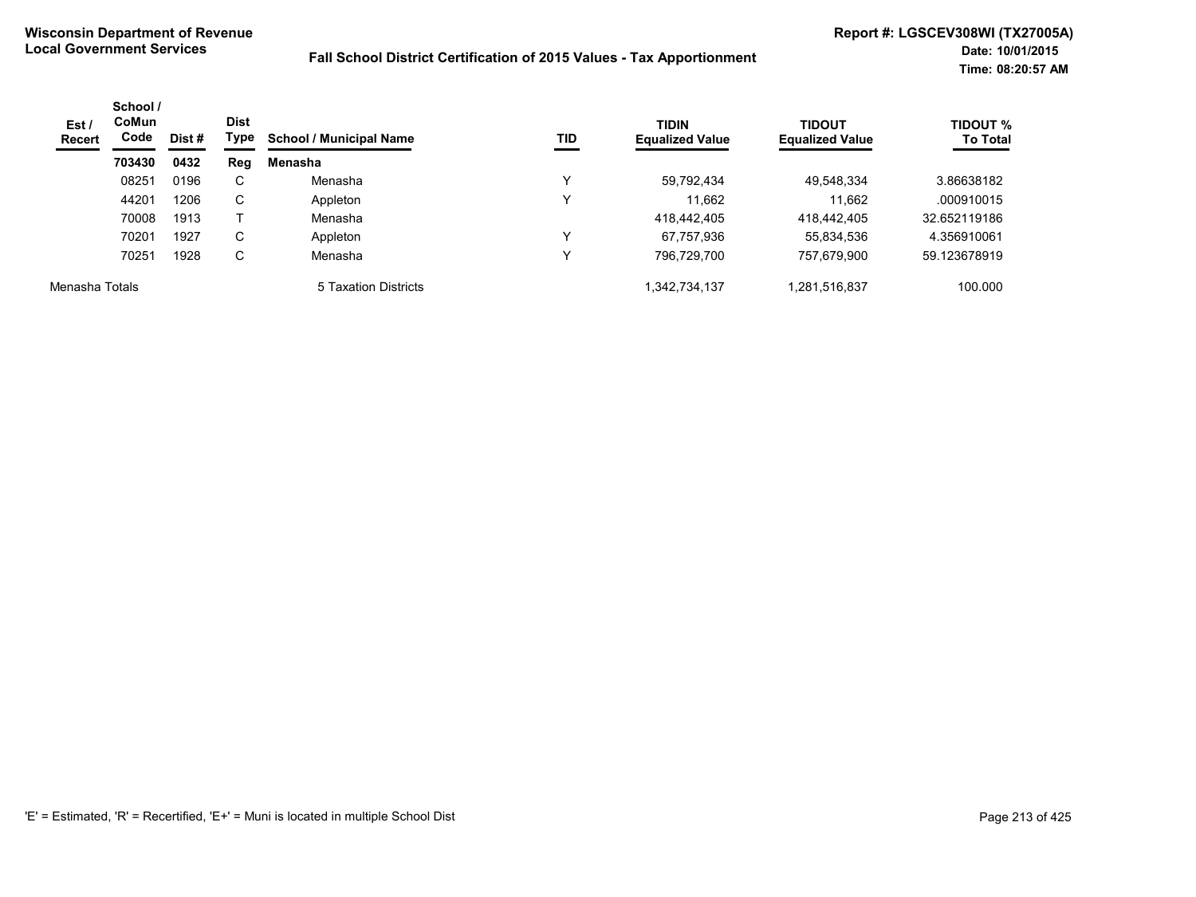**Wisconsin Department of Revenue**
**Local Government Services**

**Fall School District Certification of 2015 Values - Tax Apportionment**

**Report #: LGSCEV308WI (TX27005A)**
**Date: 10/01/2015**
**Time: 08:20:57 AM**

| Est / Recert | School / CoMun Code | Dist # | Dist Type | School / Municipal Name | TID | TIDIN Equalized Value | TIDOUT Equalized Value | TIDOUT % To Total |
|---|---|---|---|---|---|---|---|---|
| | **703430** | **0432** | **Reg** | **Menasha** | | | | |
| | 08251 | 0196 | C | Menasha | Y | 59,792,434 | 49,548,334 | 3.86638182 |
| | 44201 | 1206 | C | Appleton | Y | 11,662 | 11,662 | .000910015 |
| | 70008 | 1913 | T | Menasha | | 418,442,405 | 418,442,405 | 32.652119186 |
| | 70201 | 1927 | C | Appleton | Y | 67,757,936 | 55,834,536 | 4.356910061 |
| | 70251 | 1928 | C | Menasha | Y | 796,729,700 | 757,679,900 | 59.123678919 |
| Menasha Totals | | | | 5 Taxation Districts | | 1,342,734,137 | 1,281,516,837 | 100.000 |

'E' = Estimated, 'R' = Recertified, 'E+' = Muni is located in multiple School Dist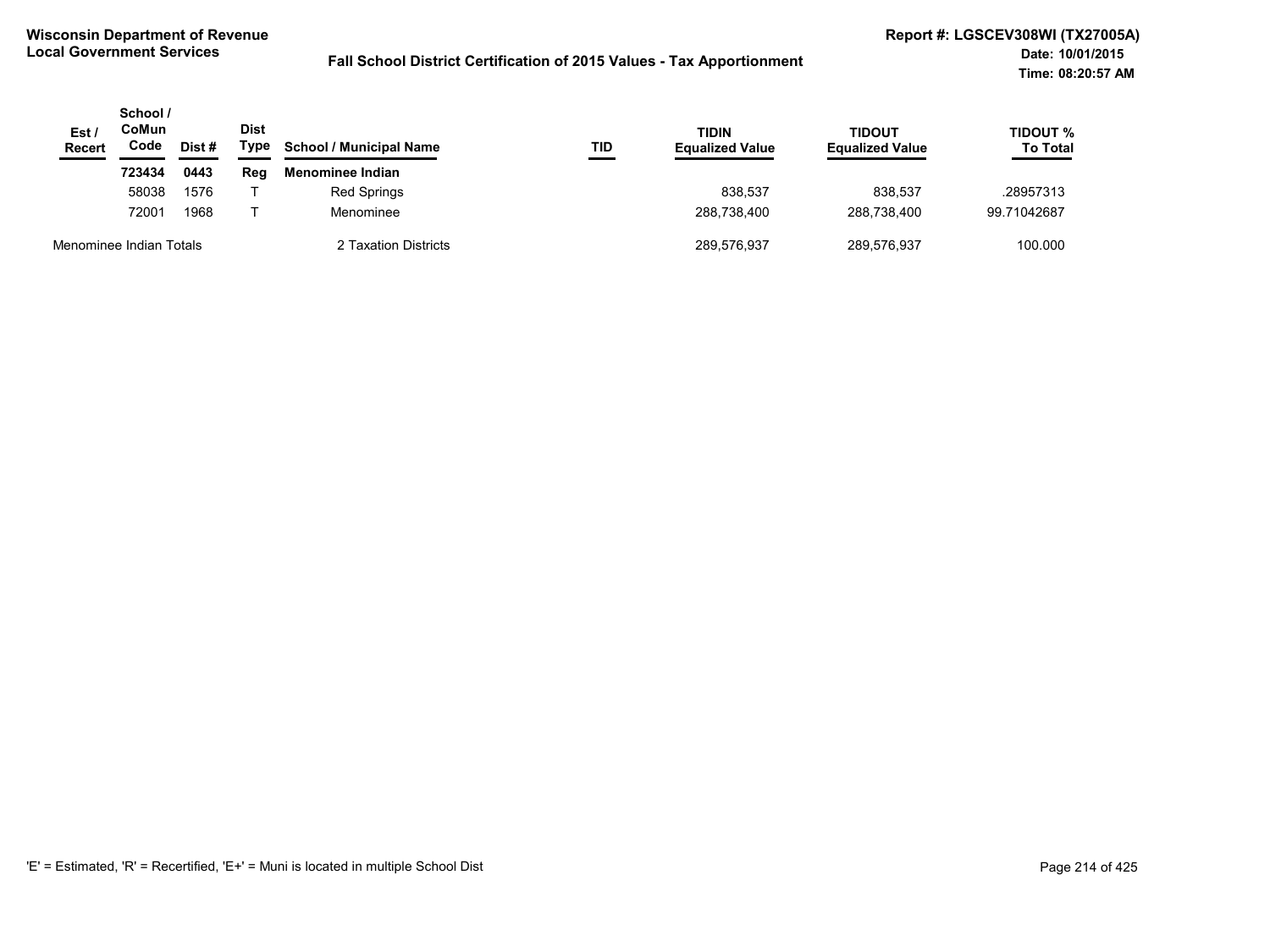**Wisconsin Department of Revenue**
**Local Government Services**

**Fall School District Certification of 2015 Values - Tax Apportionment**

**Report #: LGSCEV308WI (TX27005A)**
**Date: 10/01/2015**
**Time: 08:20:57 AM**

| Est / Recert | School / CoMun Code | Dist # | Dist Type | School / Municipal Name | TID | TIDIN Equalized Value | TIDOUT Equalized Value | TIDOUT % To Total |
|---|---|---|---|---|---|---|---|---|
| | **723434** | **0443** | **Reg** | **Menominee Indian** | | | | |
| | 58038 | 1576 | T | Red Springs | | 838,537 | 838,537 | .28957313 |
| | 72001 | 1968 | T | Menominee | | 288,738,400 | 288,738,400 | 99.71042687 |
| Menominee Indian Totals | | | | 2 Taxation Districts | | 289,576,937 | 289,576,937 | 100.000 |

'E' = Estimated, 'R' = Recertified, 'E+' = Muni is located in multiple School Dist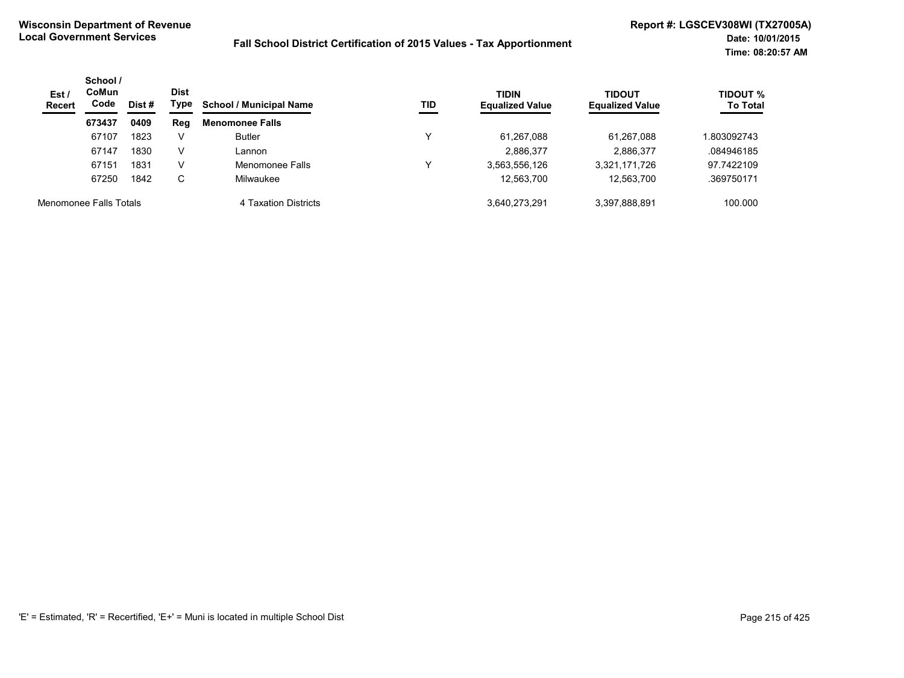**Wisconsin Department of Revenue**
**Local Government Services**

**Fall School District Certification of 2015 Values - Tax Apportionment**

**Report #: LGSCEV308WI (TX27005A)**
**Date: 10/01/2015**
**Time: 08:20:57 AM**

| Est / Recert | School / CoMun Code | Dist # | Dist Type | School / Municipal Name | TID | TIDIN Equalized Value | TIDOUT Equalized Value | TIDOUT % To Total |
|---|---|---|---|---|---|---|---|---|
| | **673437** | **0409** | **Reg** | **Menomonee Falls** | | | | |
| | 67107 | 1823 | V | Butler | Y | 61,267,088 | 61,267,088 | 1.803092743 |
| | 67147 | 1830 | V | Lannon | | 2,886,377 | 2,886,377 | .084946185 |
| | 67151 | 1831 | V | Menomonee Falls | Y | 3,563,556,126 | 3,321,171,726 | 97.7422109 |
| | 67250 | 1842 | C | Milwaukee | | 12,563,700 | 12,563,700 | .369750171 |
| Menomonee Falls Totals | | | | 4 Taxation Districts | | 3,640,273,291 | 3,397,888,891 | 100.000 |

'E' = Estimated, 'R' = Recertified, 'E+' = Muni is located in multiple School Dist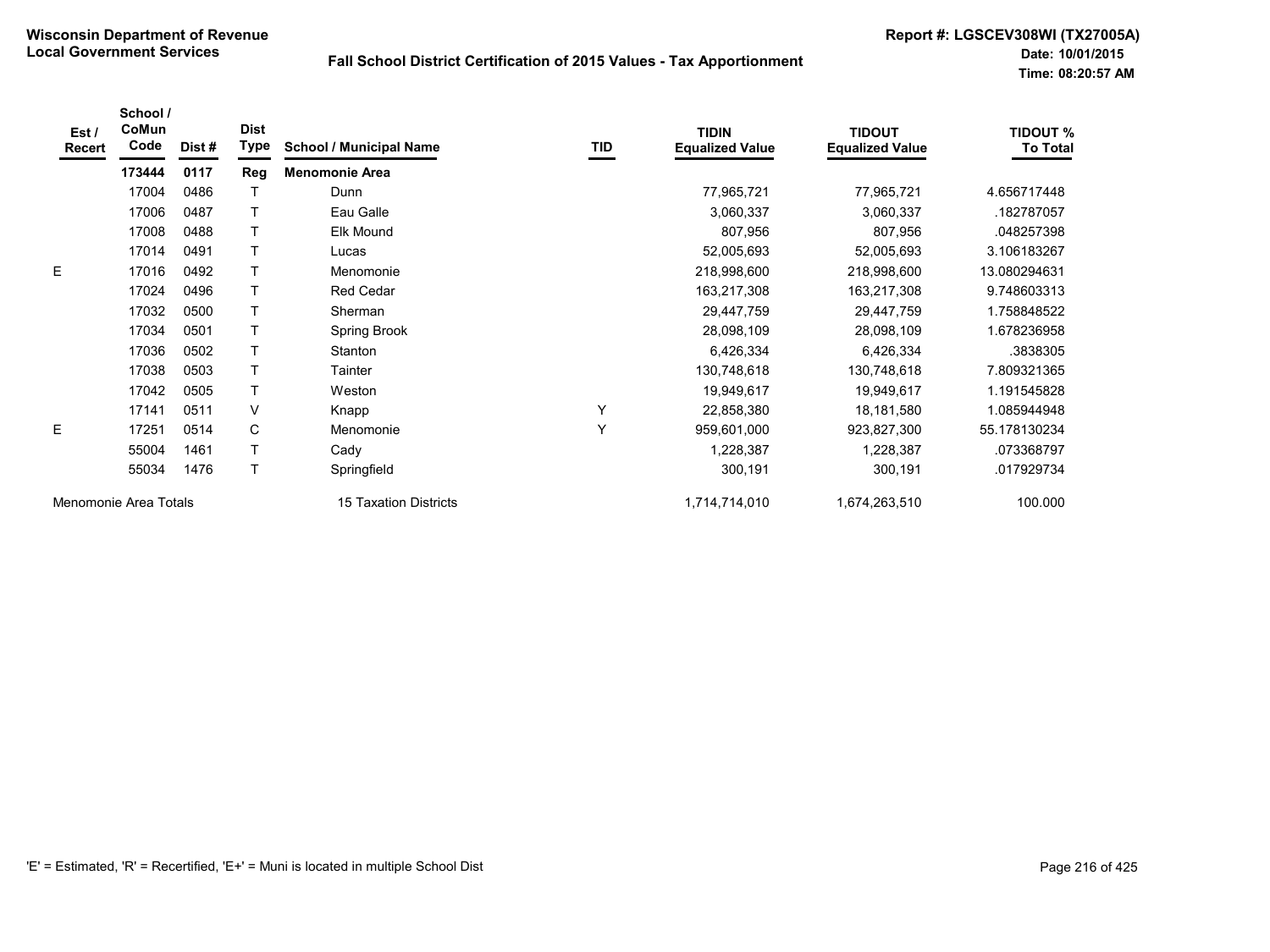**Wisconsin Department of Revenue**
**Local Government Services**

**Fall School District Certification of 2015 Values - Tax Apportionment**

**Report #: LGSCEV308WI (TX27005A)**
**Date: 10/01/2015**
**Time: 08:20:57 AM**

| Est / Recert | School / CoMun Code | Dist # | Dist Type | School / Municipal Name | TID | TIDIN Equalized Value | TIDOUT Equalized Value | TIDOUT % To Total |
|---|---|---|---|---|---|---|---|---|
| | **173444** | **0117** | **Reg** | **Menomonie Area** | | | | |
| | 17004 | 0486 | T | Dunn | | 77,965,721 | 77,965,721 | 4.656717448 |
| | 17006 | 0487 | T | Eau Galle | | 3,060,337 | 3,060,337 | .182787057 |
| | 17008 | 0488 | T | Elk Mound | | 807,956 | 807,956 | .048257398 |
| | 17014 | 0491 | T | Lucas | | 52,005,693 | 52,005,693 | 3.106183267 |
| E | 17016 | 0492 | T | Menomonie | | 218,998,600 | 218,998,600 | 13.080294631 |
| | 17024 | 0496 | T | Red Cedar | | 163,217,308 | 163,217,308 | 9.748603313 |
| | 17032 | 0500 | T | Sherman | | 29,447,759 | 29,447,759 | 1.758848522 |
| | 17034 | 0501 | T | Spring Brook | | 28,098,109 | 28,098,109 | 1.678236958 |
| | 17036 | 0502 | T | Stanton | | 6,426,334 | 6,426,334 | .3838305 |
| | 17038 | 0503 | T | Tainter | | 130,748,618 | 130,748,618 | 7.809321365 |
| | 17042 | 0505 | T | Weston | | 19,949,617 | 19,949,617 | 1.191545828 |
| | 17141 | 0511 | V | Knapp | Y | 22,858,380 | 18,181,580 | 1.085944948 |
| E | 17251 | 0514 | C | Menomonie | Y | 959,601,000 | 923,827,300 | 55.178130234 |
| | 55004 | 1461 | T | Cady | | 1,228,387 | 1,228,387 | .073368797 |
| | 55034 | 1476 | T | Springfield | | 300,191 | 300,191 | .017929734 |
| Menomonie Area Totals | | | | 15 Taxation Districts | | 1,714,714,010 | 1,674,263,510 | 100.000 |

'E' = Estimated, 'R' = Recertified, 'E+' = Muni is located in multiple School Dist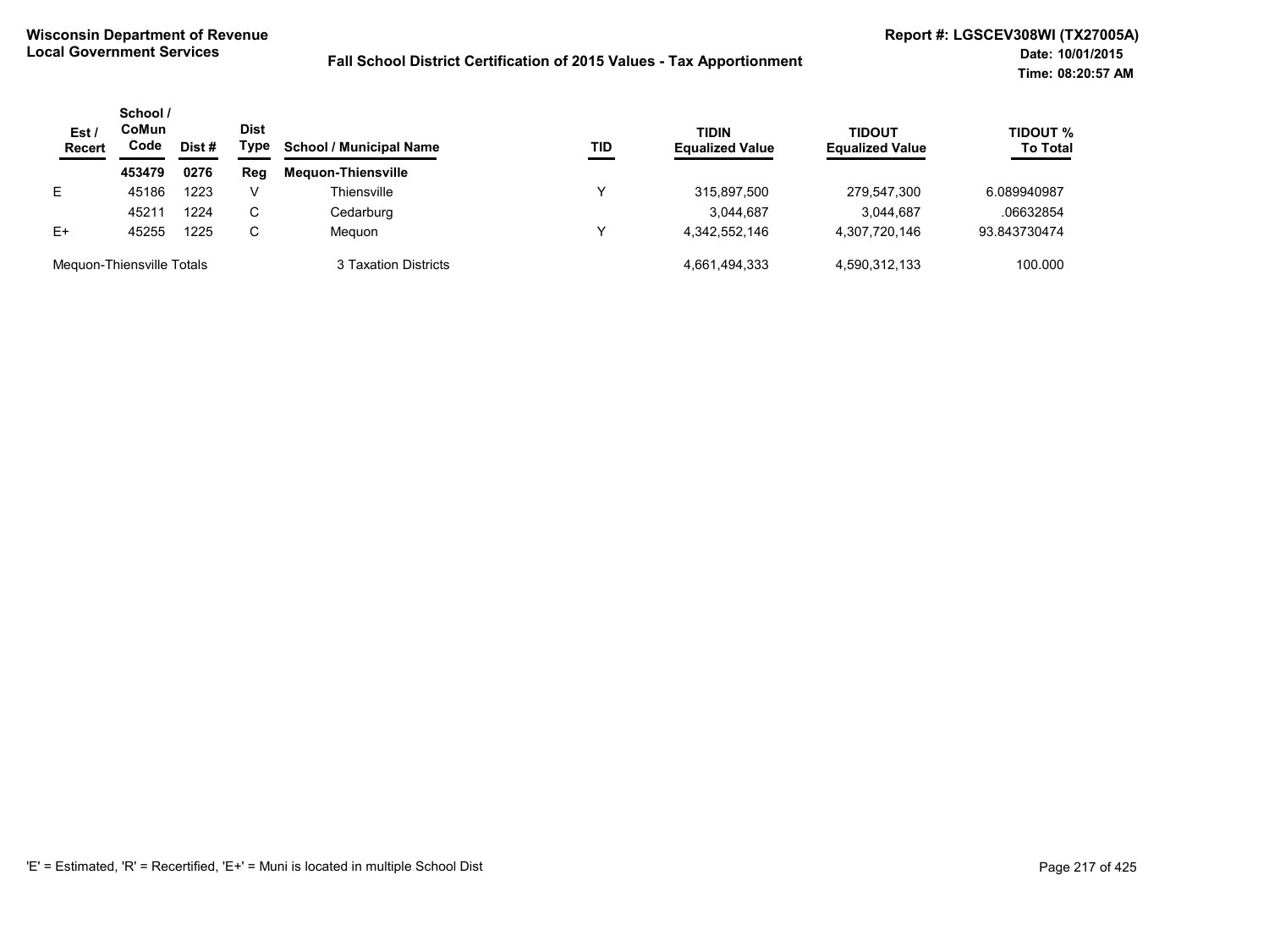**Wisconsin Department of Revenue**
**Local Government Services**

**Fall School District Certification of 2015 Values - Tax Apportionment**

**Report #: LGSCEV308WI (TX27005A)**
**Date: 10/01/2015**
**Time: 08:20:57 AM**

| Est / Recert | School / CoMun Code | Dist # | Dist Type | School / Municipal Name | TID | TIDIN Equalized Value | TIDOUT Equalized Value | TIDOUT % To Total |
|---|---|---|---|---|---|---|---|---|
| | **453479** | **0276** | **Reg** | **Mequon-Thiensville** | | | | |
| E | 45186 | 1223 | V | Thiensville | Y | 315,897,500 | 279,547,300 | 6.089940987 |
| | 45211 | 1224 | C | Cedarburg | | 3,044,687 | 3,044,687 | .06632854 |
| E+ | 45255 | 1225 | C | Mequon | Y | 4,342,552,146 | 4,307,720,146 | 93.843730474 |
| Mequon-Thiensville Totals | | | | 3 Taxation Districts | | 4,661,494,333 | 4,590,312,133 | 100.000 |

'E' = Estimated, 'R' = Recertified, 'E+' = Muni is located in multiple School Dist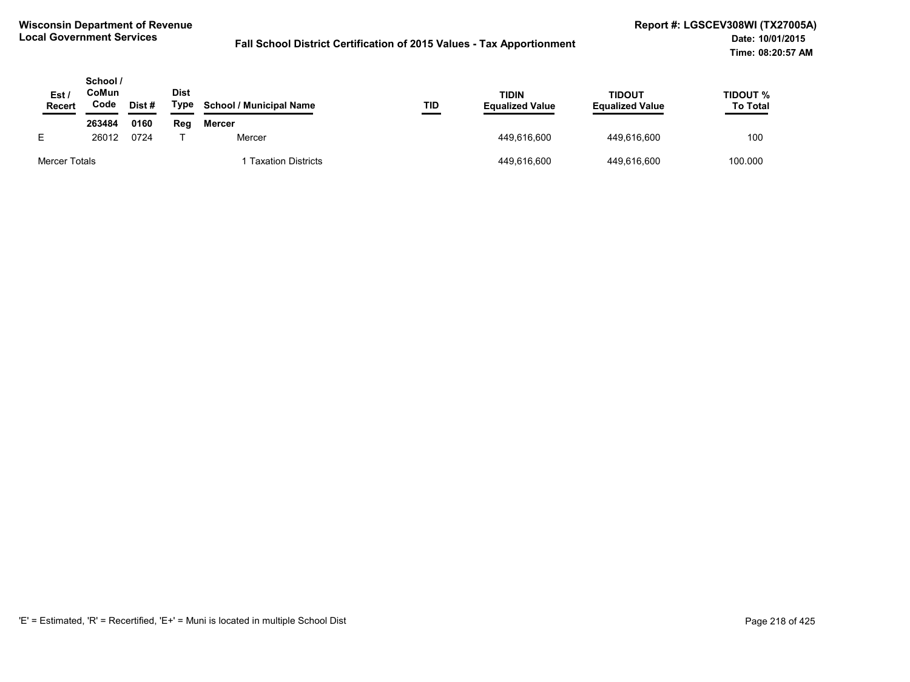**Wisconsin Department of Revenue**
**Local Government Services**

**Fall School District Certification of 2015 Values - Tax Apportionment**

**Report #: LGSCEV308WI (TX27005A)**
**Date: 10/01/2015**
**Time: 08:20:57 AM**

| Est / Recert | School / CoMun Code | Dist # | Dist Type | School / Municipal Name | TID | TIDIN Equalized Value | TIDOUT Equalized Value | TIDOUT % To Total |
|---|---|---|---|---|---|---|---|---|
| | **263484** | **0160** | **Reg** | **Mercer** | | | | |
| E | 26012 | 0724 | T | Mercer | | 449,616,600 | 449,616,600 | 100 |
| Mercer Totals | | | | 1 Taxation Districts | | 449,616,600 | 449,616,600 | 100.000 |

'E' = Estimated, 'R' = Recertified, 'E+' = Muni is located in multiple School Dist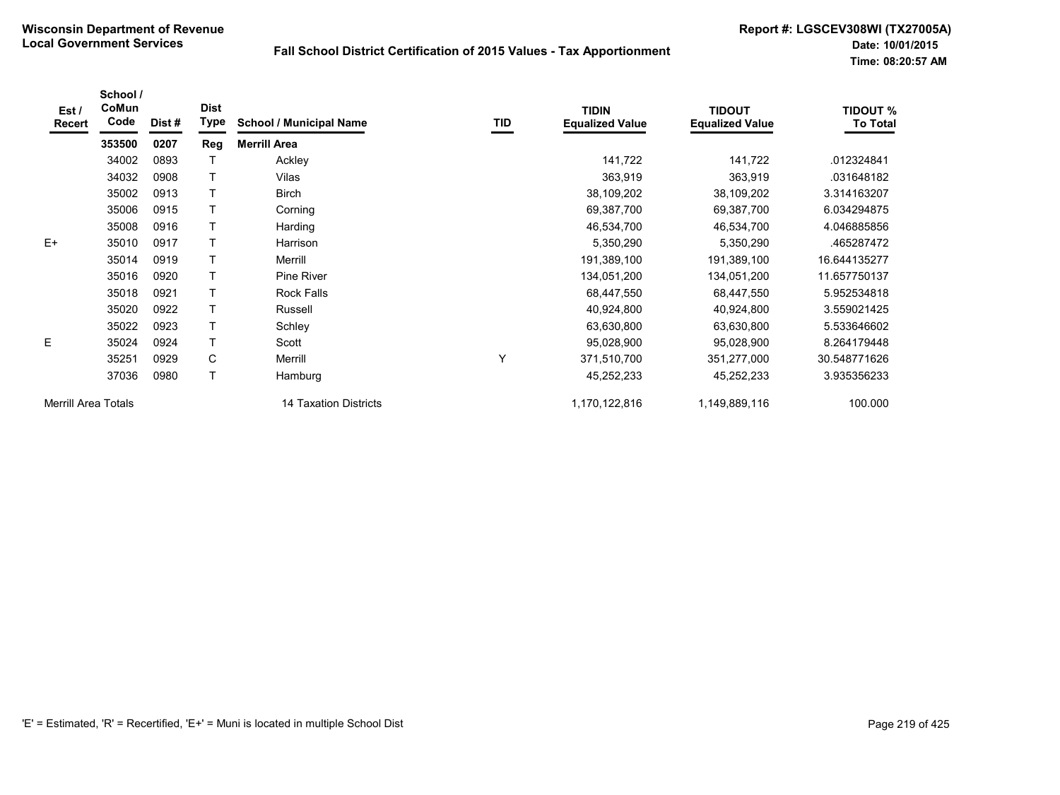**Wisconsin Department of Revenue**
**Local Government Services**

**Fall School District Certification of 2015 Values - Tax Apportionment**

**Report #: LGSCEV308WI (TX27005A)**
**Date: 10/01/2015**
**Time: 08:20:57 AM**

| Est / Recert | School / CoMun Code | Dist # | Dist Type | School / Municipal Name | TID | TIDIN Equalized Value | TIDOUT Equalized Value | TIDOUT % To Total |
|---|---|---|---|---|---|---|---|---|
| | **353500** | **0207** | **Reg** | **Merrill Area** | | | | |
| | 34002 | 0893 | T | Ackley | | 141,722 | 141,722 | .012324841 |
| | 34032 | 0908 | T | Vilas | | 363,919 | 363,919 | .031648182 |
| | 35002 | 0913 | T | Birch | | 38,109,202 | 38,109,202 | 3.314163207 |
| | 35006 | 0915 | T | Corning | | 69,387,700 | 69,387,700 | 6.034294875 |
| | 35008 | 0916 | T | Harding | | 46,534,700 | 46,534,700 | 4.046885856 |
| E+ | 35010 | 0917 | T | Harrison | | 5,350,290 | 5,350,290 | .465287472 |
| | 35014 | 0919 | T | Merrill | | 191,389,100 | 191,389,100 | 16.644135277 |
| | 35016 | 0920 | T | Pine River | | 134,051,200 | 134,051,200 | 11.657750137 |
| | 35018 | 0921 | T | Rock Falls | | 68,447,550 | 68,447,550 | 5.952534818 |
| | 35020 | 0922 | T | Russell | | 40,924,800 | 40,924,800 | 3.559021425 |
| | 35022 | 0923 | T | Schley | | 63,630,800 | 63,630,800 | 5.533646602 |
| E | 35024 | 0924 | T | Scott | | 95,028,900 | 95,028,900 | 8.264179448 |
| | 35251 | 0929 | C | Merrill | Y | 371,510,700 | 351,277,000 | 30.548771626 |
| | 37036 | 0980 | T | Hamburg | | 45,252,233 | 45,252,233 | 3.935356233 |
| Merrill Area Totals | | | | 14 Taxation Districts | | 1,170,122,816 | 1,149,889,116 | 100.000 |

'E' = Estimated, 'R' = Recertified, 'E+' = Muni is located in multiple School Dist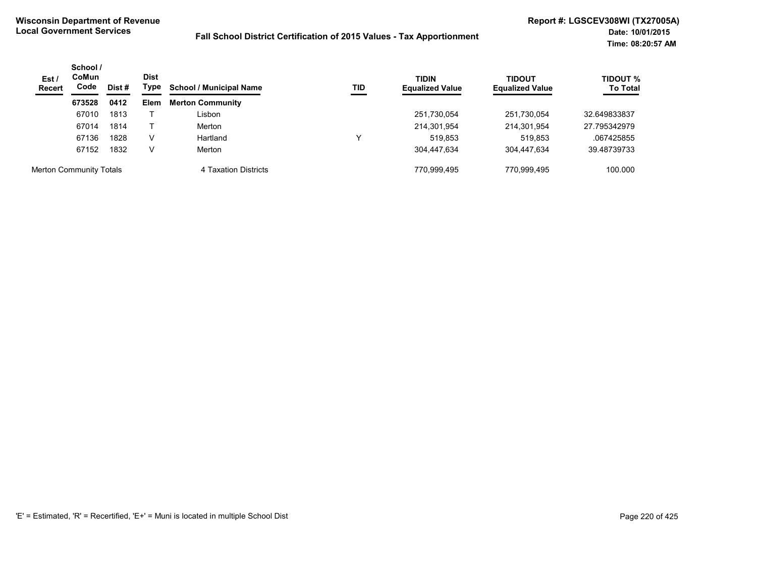**Wisconsin Department of Revenue**
**Local Government Services**

**Fall School District Certification of 2015 Values - Tax Apportionment**

**Report #: LGSCEV308WI (TX27005A)**
**Date: 10/01/2015**
**Time: 08:20:57 AM**

| Est / Recert | School / CoMun Code | Dist # | Dist Type | School / Municipal Name | TID | TIDIN Equalized Value | TIDOUT Equalized Value | TIDOUT % To Total |
|---|---|---|---|---|---|---|---|---|
| | **673528** | **0412** | **Elem** | **Merton Community** | | | | |
| | 67010 | 1813 | T | Lisbon | | 251,730,054 | 251,730,054 | 32.649833837 |
| | 67014 | 1814 | T | Merton | | 214,301,954 | 214,301,954 | 27.795342979 |
| | 67136 | 1828 | V | Hartland | Y | 519,853 | 519,853 | .067425855 |
| | 67152 | 1832 | V | Merton | | 304,447,634 | 304,447,634 | 39.48739733 |
| Merton Community Totals | | | | 4 Taxation Districts | | 770,999,495 | 770,999,495 | 100.000 |

'E' = Estimated, 'R' = Recertified, 'E+' = Muni is located in multiple School Dist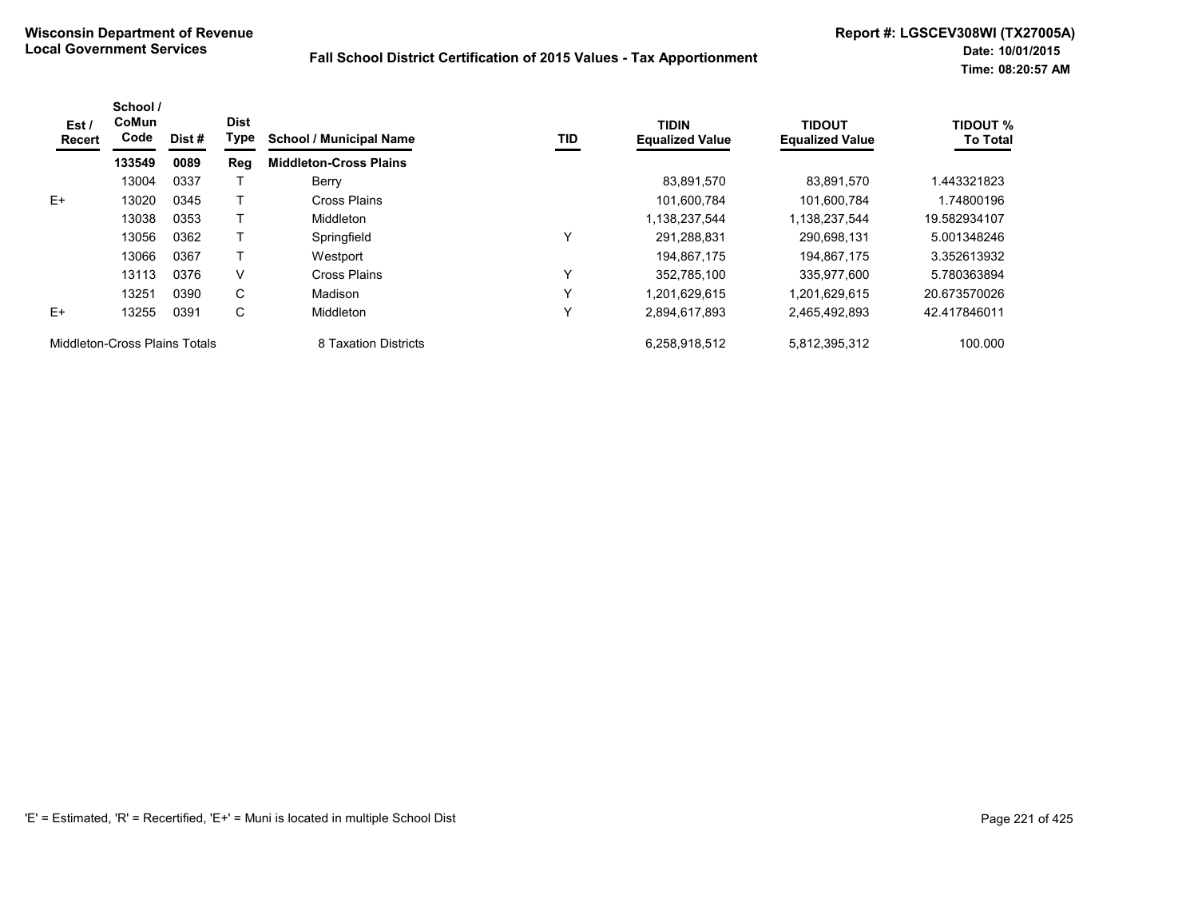**Wisconsin Department of Revenue**
**Local Government Services**

**Fall School District Certification of 2015 Values - Tax Apportionment**

**Report #: LGSCEV308WI (TX27005A)**
**Date: 10/01/2015**
**Time: 08:20:57 AM**

| Est / Recert | School / CoMun Code | Dist # | Dist Type | School / Municipal Name | TID | TIDIN Equalized Value | TIDOUT Equalized Value | TIDOUT % To Total |
|---|---|---|---|---|---|---|---|---|
| | **133549** | **0089** | **Reg** | **Middleton-Cross Plains** | | | | |
| | 13004 | 0337 | T | Berry | | 83,891,570 | 83,891,570 | 1.443321823 |
| E+ | 13020 | 0345 | T | Cross Plains | | 101,600,784 | 101,600,784 | 1.74800196 |
| | 13038 | 0353 | T | Middleton | | 1,138,237,544 | 1,138,237,544 | 19.582934107 |
| | 13056 | 0362 | T | Springfield | Y | 291,288,831 | 290,698,131 | 5.001348246 |
| | 13066 | 0367 | T | Westport | | 194,867,175 | 194,867,175 | 3.352613932 |
| | 13113 | 0376 | V | Cross Plains | Y | 352,785,100 | 335,977,600 | 5.780363894 |
| | 13251 | 0390 | C | Madison | Y | 1,201,629,615 | 1,201,629,615 | 20.673570026 |
| E+ | 13255 | 0391 | C | Middleton | Y | 2,894,617,893 | 2,465,492,893 | 42.417846011 |
| Middleton-Cross Plains Totals | | | | 8 Taxation Districts | | 6,258,918,512 | 5,812,395,312 | 100.000 |

'E' = Estimated, 'R' = Recertified, 'E+' = Muni is located in multiple School Dist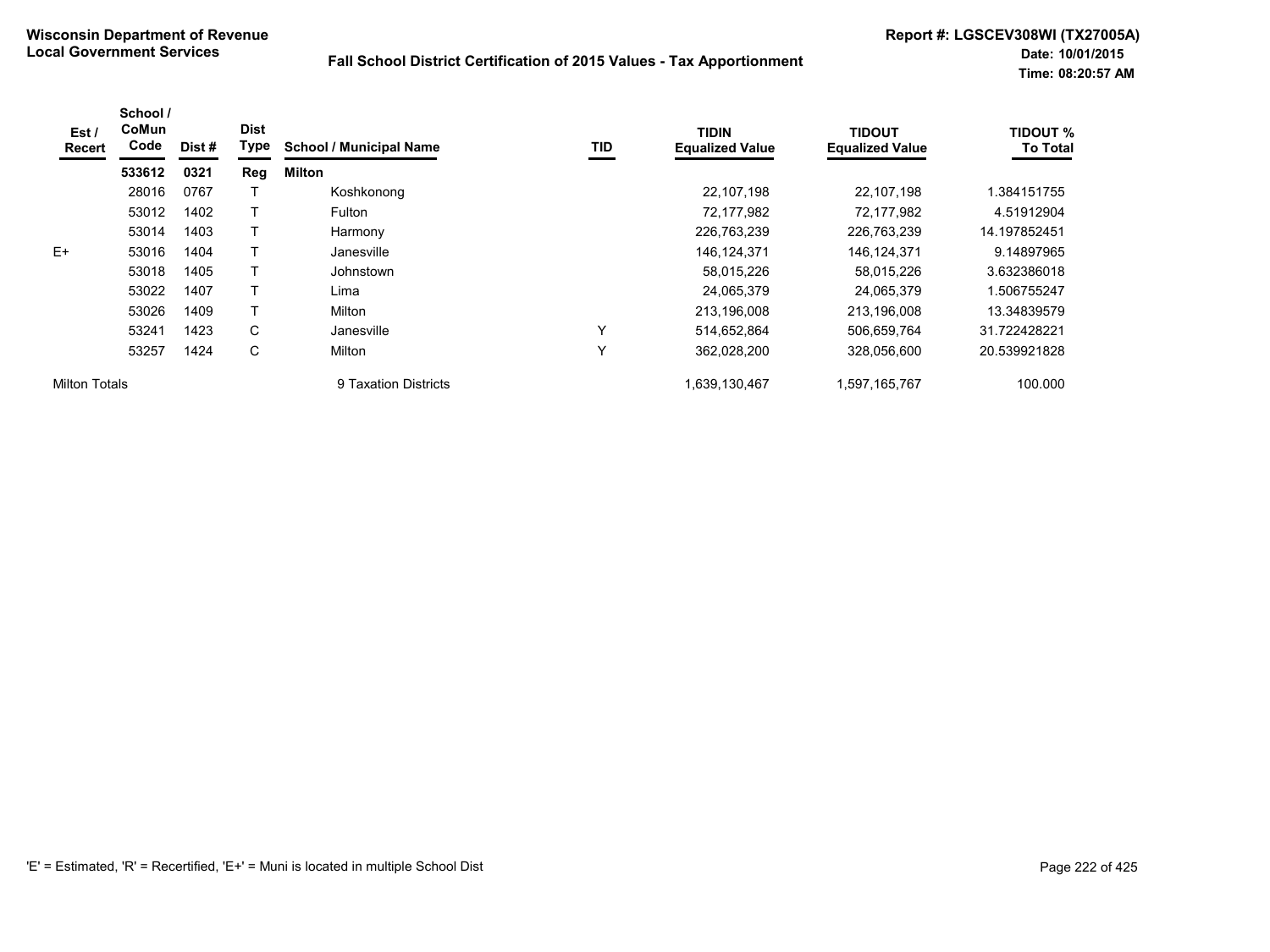**Wisconsin Department of Revenue**
**Local Government Services**

**Fall School District Certification of 2015 Values - Tax Apportionment**

**Report #: LGSCEV308WI (TX27005A)**
**Date: 10/01/2015**
**Time: 08:20:57 AM**

| Est / Recert | School / CoMun Code | Dist # | Dist Type | School / Municipal Name | TID | TIDIN Equalized Value | TIDOUT Equalized Value | TIDOUT % To Total |
|---|---|---|---|---|---|---|---|---|
| | **533612** | **0321** | **Reg** | **Milton** | | | | |
| | 28016 | 0767 | T | Koshkonong | | 22,107,198 | 22,107,198 | 1.384151755 |
| | 53012 | 1402 | T | Fulton | | 72,177,982 | 72,177,982 | 4.51912904 |
| | 53014 | 1403 | T | Harmony | | 226,763,239 | 226,763,239 | 14.197852451 |
| E+ | 53016 | 1404 | T | Janesville | | 146,124,371 | 146,124,371 | 9.14897965 |
| | 53018 | 1405 | T | Johnstown | | 58,015,226 | 58,015,226 | 3.632386018 |
| | 53022 | 1407 | T | Lima | | 24,065,379 | 24,065,379 | 1.506755247 |
| | 53026 | 1409 | T | Milton | | 213,196,008 | 213,196,008 | 13.34839579 |
| | 53241 | 1423 | C | Janesville | Y | 514,652,864 | 506,659,764 | 31.722428221 |
| | 53257 | 1424 | C | Milton | Y | 362,028,200 | 328,056,600 | 20.539921828 |
| Milton Totals | | | | 9 Taxation Districts | | 1,639,130,467 | 1,597,165,767 | 100.000 |

'E' = Estimated, 'R' = Recertified, 'E+' = Muni is located in multiple School Dist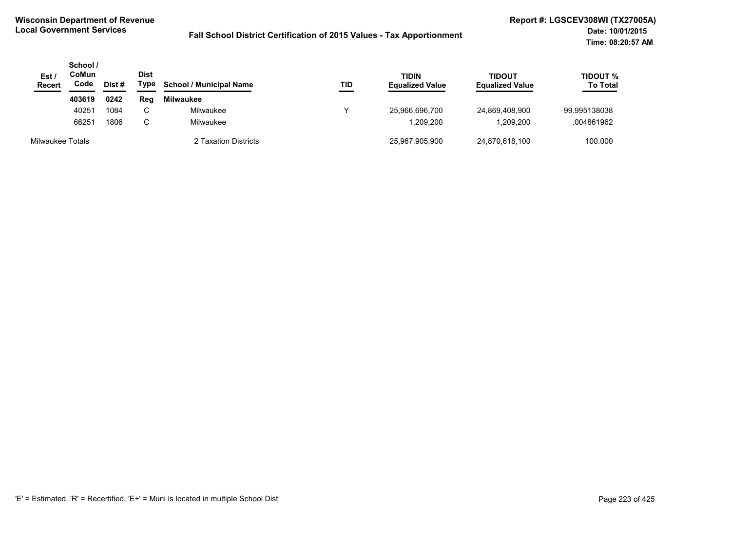**Wisconsin Department of Revenue**
**Local Government Services**

**Fall School District Certification of 2015 Values - Tax Apportionment**

**Report #: LGSCEV308WI (TX27005A)**
**Date: 10/01/2015**
**Time: 08:20:57 AM**

| Est / Recert | School / CoMun Code | Dist # | Dist Type | School / Municipal Name | TID | TIDIN Equalized Value | TIDOUT Equalized Value | TIDOUT % To Total |
|---|---|---|---|---|---|---|---|---|
| | **403619** | **0242** | **Reg** | **Milwaukee** | | | | |
| | 40251 | 1084 | C | Milwaukee | Y | 25,966,696,700 | 24,869,408,900 | 99.995138038 |
| | 66251 | 1806 | C | Milwaukee | | 1,209,200 | 1,209,200 | .004861962 |
| Milwaukee Totals | | | | 2 Taxation Districts | | 25,967,905,900 | 24,870,618,100 | 100.000 |

'E' = Estimated, 'R' = Recertified, 'E+' = Muni is located in multiple School Dist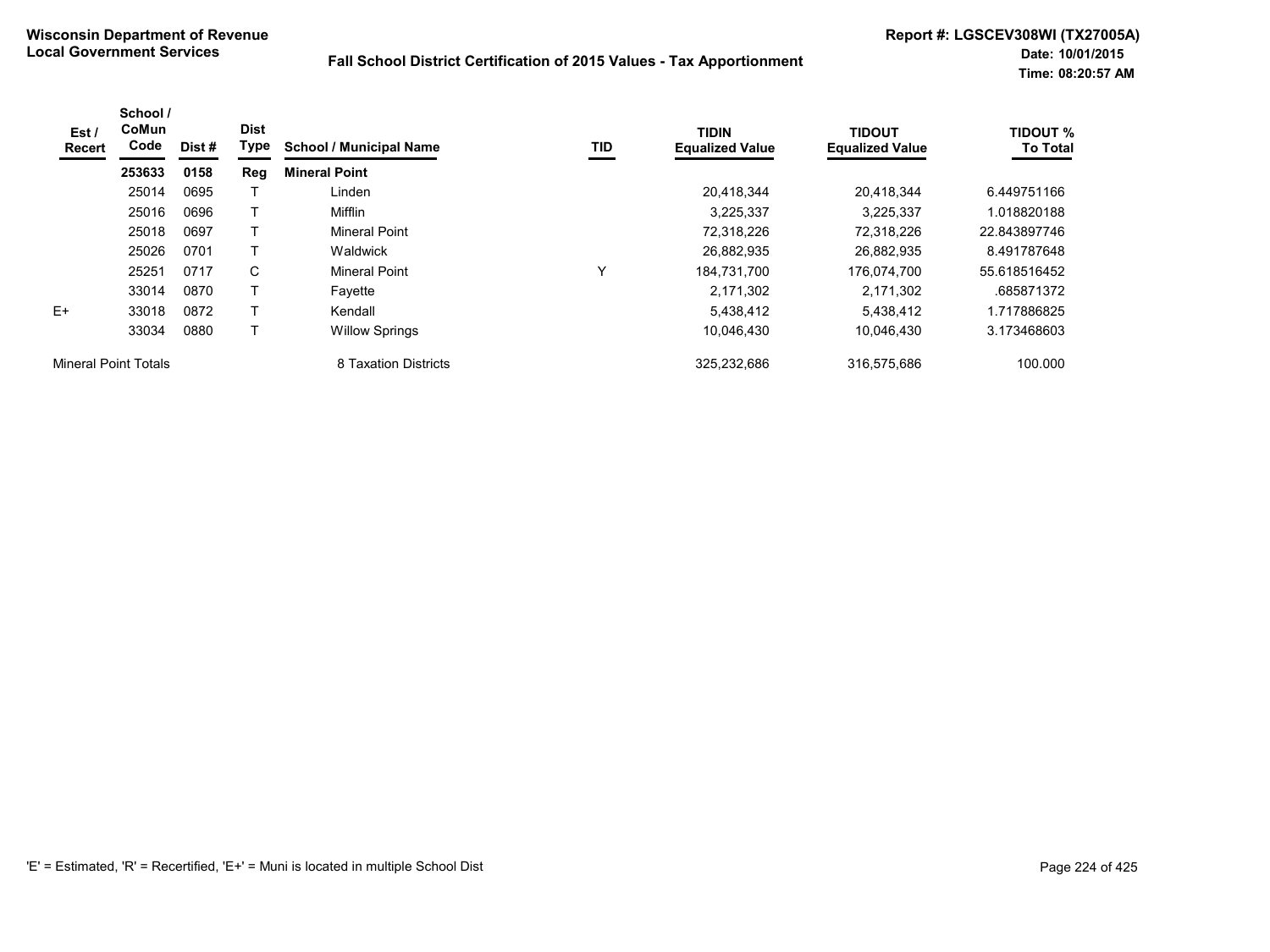**Wisconsin Department of Revenue**
**Local Government Services**

**Fall School District Certification of 2015 Values - Tax Apportionment**

**Report #: LGSCEV308WI (TX27005A)**
**Date: 10/01/2015**
**Time: 08:20:57 AM**

| Est / Recert | School / CoMun Code | Dist # | Dist Type | School / Municipal Name | TID | TIDIN Equalized Value | TIDOUT Equalized Value | TIDOUT % To Total |
|---|---|---|---|---|---|---|---|---|
| | **253633** | **0158** | **Reg** | **Mineral Point** | | | | |
| | 25014 | 0695 | T | Linden | | 20,418,344 | 20,418,344 | 6.449751166 |
| | 25016 | 0696 | T | Mifflin | | 3,225,337 | 3,225,337 | 1.018820188 |
| | 25018 | 0697 | T | Mineral Point | | 72,318,226 | 72,318,226 | 22.843897746 |
| | 25026 | 0701 | T | Waldwick | | 26,882,935 | 26,882,935 | 8.491787648 |
| | 25251 | 0717 | C | Mineral Point | Y | 184,731,700 | 176,074,700 | 55.618516452 |
| | 33014 | 0870 | T | Fayette | | 2,171,302 | 2,171,302 | .685871372 |
| E+ | 33018 | 0872 | T | Kendall | | 5,438,412 | 5,438,412 | 1.717886825 |
| | 33034 | 0880 | T | Willow Springs | | 10,046,430 | 10,046,430 | 3.173468603 |
| Mineral Point Totals | | | | 8 Taxation Districts | | 325,232,686 | 316,575,686 | 100.000 |

'E' = Estimated, 'R' = Recertified, 'E+' = Muni is located in multiple School Dist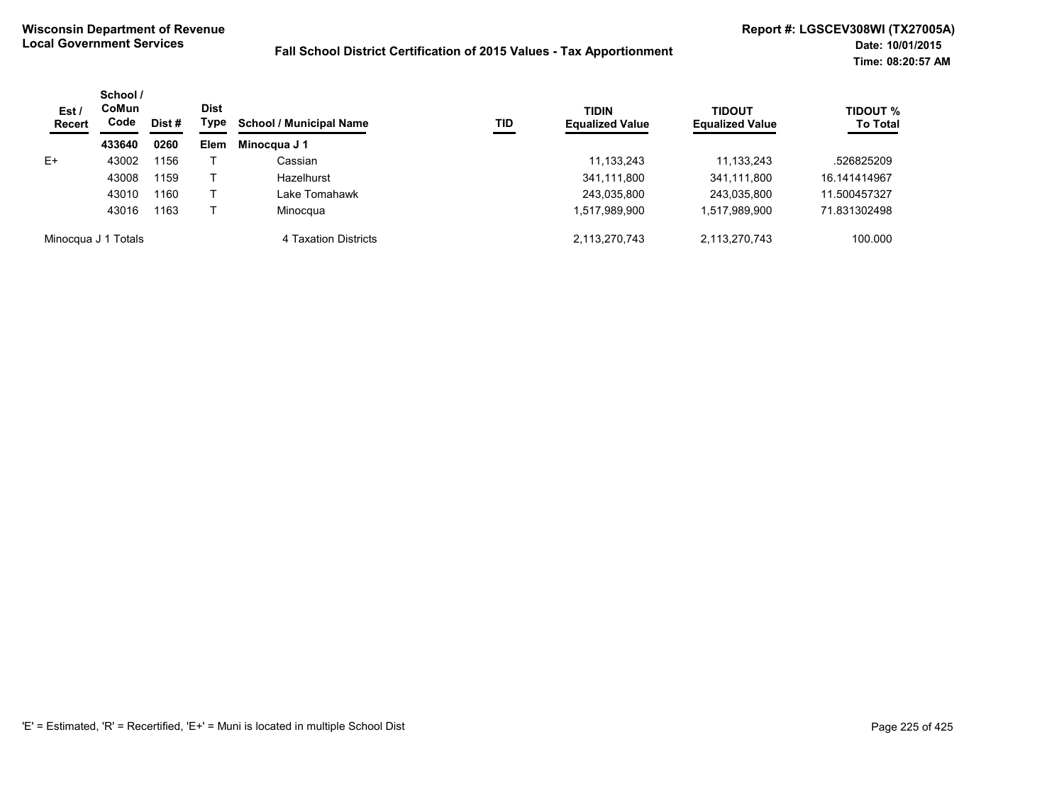**Wisconsin Department of Revenue**
**Local Government Services**

**Fall School District Certification of 2015 Values - Tax Apportionment**

**Report #: LGSCEV308WI (TX27005A)**
**Date: 10/01/2015**
**Time: 08:20:57 AM**

| Est / Recert | School / CoMun Code | Dist # | Dist Type | School / Municipal Name | TID | TIDIN Equalized Value | TIDOUT Equalized Value | TIDOUT % To Total |
|---|---|---|---|---|---|---|---|---|
| | **433640** | **0260** | **Elem** | **Minocqua J 1** | | | | |
| E+ | 43002 | 1156 | T | Cassian | | 11,133,243 | 11,133,243 | .526825209 |
| | 43008 | 1159 | T | Hazelhurst | | 341,111,800 | 341,111,800 | 16.141414967 |
| | 43010 | 1160 | T | Lake Tomahawk | | 243,035,800 | 243,035,800 | 11.500457327 |
| | 43016 | 1163 | T | Minocqua | | 1,517,989,900 | 1,517,989,900 | 71.831302498 |
| Minocqua J 1 Totals | | | | 4 Taxation Districts | | 2,113,270,743 | 2,113,270,743 | 100.000 |

'E' = Estimated, 'R' = Recertified, 'E+' = Muni is located in multiple School Dist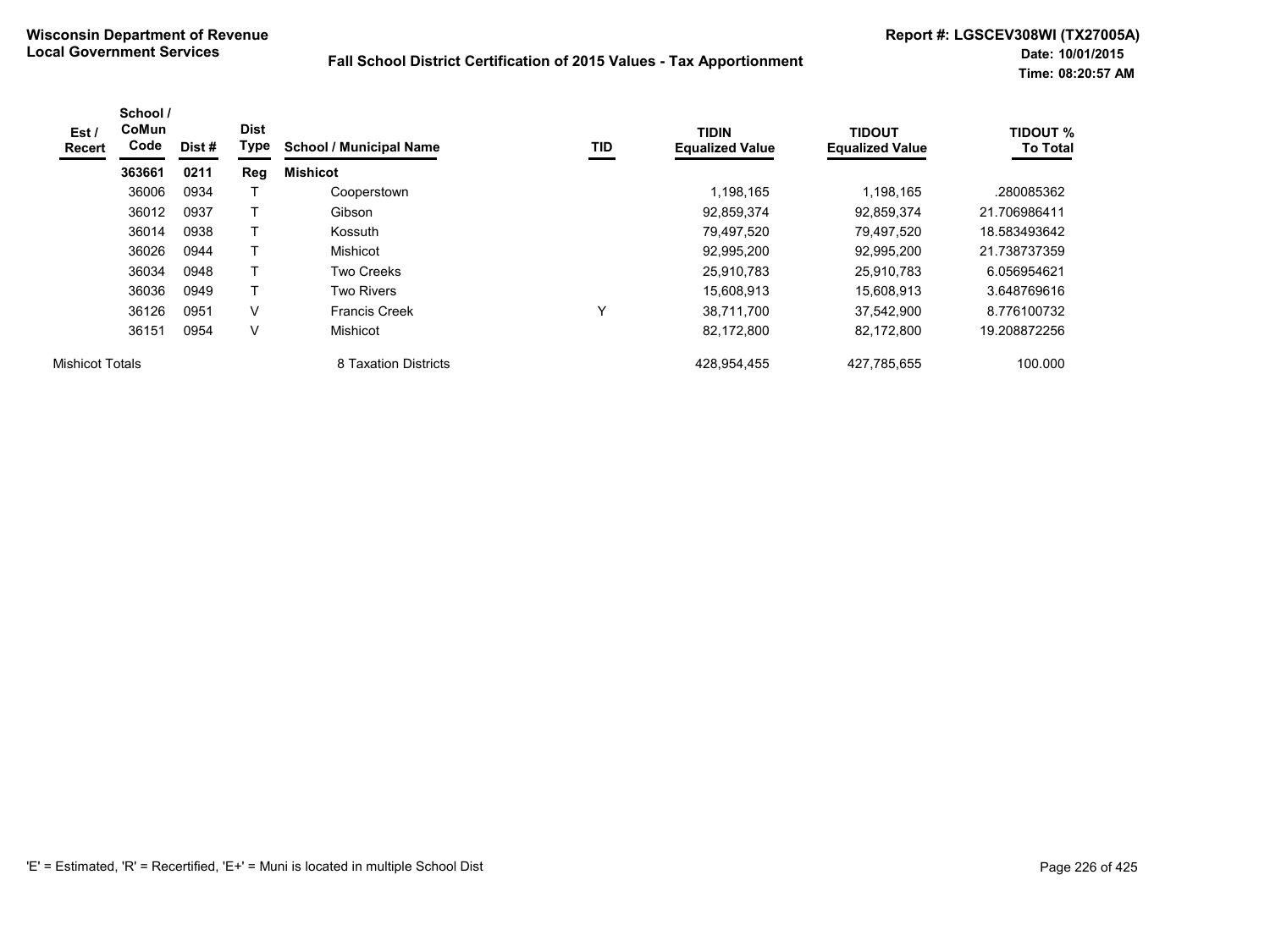**Wisconsin Department of Revenue**
**Local Government Services**

**Fall School District Certification of 2015 Values - Tax Apportionment**

**Report #: LGSCEV308WI (TX27005A)**
**Date: 10/01/2015**
**Time: 08:20:57 AM**

| Est / Recert | School / CoMun Code | Dist # | Dist Type | School / Municipal Name | TID | TIDIN Equalized Value | TIDOUT Equalized Value | TIDOUT % To Total |
|---|---|---|---|---|---|---|---|---|
| | **363661** | **0211** | **Reg** | **Mishicot** | | | | |
| | 36006 | 0934 | T | Cooperstown | | 1,198,165 | 1,198,165 | .280085362 |
| | 36012 | 0937 | T | Gibson | | 92,859,374 | 92,859,374 | 21.706986411 |
| | 36014 | 0938 | T | Kossuth | | 79,497,520 | 79,497,520 | 18.583493642 |
| | 36026 | 0944 | T | Mishicot | | 92,995,200 | 92,995,200 | 21.738737359 |
| | 36034 | 0948 | T | Two Creeks | | 25,910,783 | 25,910,783 | 6.056954621 |
| | 36036 | 0949 | T | Two Rivers | | 15,608,913 | 15,608,913 | 3.648769616 |
| | 36126 | 0951 | V | Francis Creek | Y | 38,711,700 | 37,542,900 | 8.776100732 |
| | 36151 | 0954 | V | Mishicot | | 82,172,800 | 82,172,800 | 19.208872256 |
| Mishicot Totals | | | | 8 Taxation Districts | | 428,954,455 | 427,785,655 | 100.000 |

'E' = Estimated, 'R' = Recertified, 'E+' = Muni is located in multiple School Dist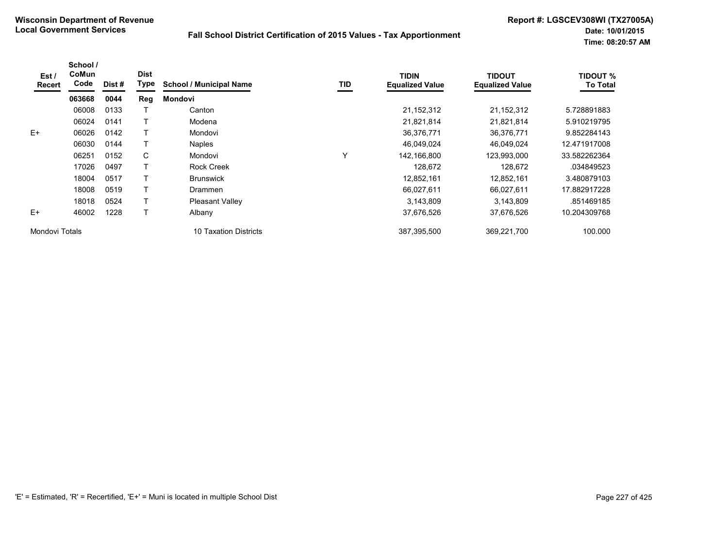**Wisconsin Department of Revenue**
**Local Government Services**

**Fall School District Certification of 2015 Values - Tax Apportionment**

**Report #: LGSCEV308WI (TX27005A)**
**Date: 10/01/2015**
**Time: 08:20:57 AM**

| Est / Recert | School / CoMun Code | Dist # | Dist Type | School / Municipal Name | TID | TIDIN Equalized Value | TIDOUT Equalized Value | TIDOUT % To Total |
|---|---|---|---|---|---|---|---|---|
| | **063668** | **0044** | **Reg** | **Mondovi** | | | | |
| | 06008 | 0133 | T | Canton | | 21,152,312 | 21,152,312 | 5.728891883 |
| | 06024 | 0141 | T | Modena | | 21,821,814 | 21,821,814 | 5.910219795 |
| E+ | 06026 | 0142 | T | Mondovi | | 36,376,771 | 36,376,771 | 9.852284143 |
| | 06030 | 0144 | T | Naples | | 46,049,024 | 46,049,024 | 12.471917008 |
| | 06251 | 0152 | C | Mondovi | Y | 142,166,800 | 123,993,000 | 33.582262364 |
| | 17026 | 0497 | T | Rock Creek | | 128,672 | 128,672 | .034849523 |
| | 18004 | 0517 | T | Brunswick | | 12,852,161 | 12,852,161 | 3.480879103 |
| | 18008 | 0519 | T | Drammen | | 66,027,611 | 66,027,611 | 17.882917228 |
| | 18018 | 0524 | T | Pleasant Valley | | 3,143,809 | 3,143,809 | .851469185 |
| E+ | 46002 | 1228 | T | Albany | | 37,676,526 | 37,676,526 | 10.204309768 |
| Mondovi Totals | | | | 10 Taxation Districts | | 387,395,500 | 369,221,700 | 100.000 |

'E' = Estimated, 'R' = Recertified, 'E+' = Muni is located in multiple School Dist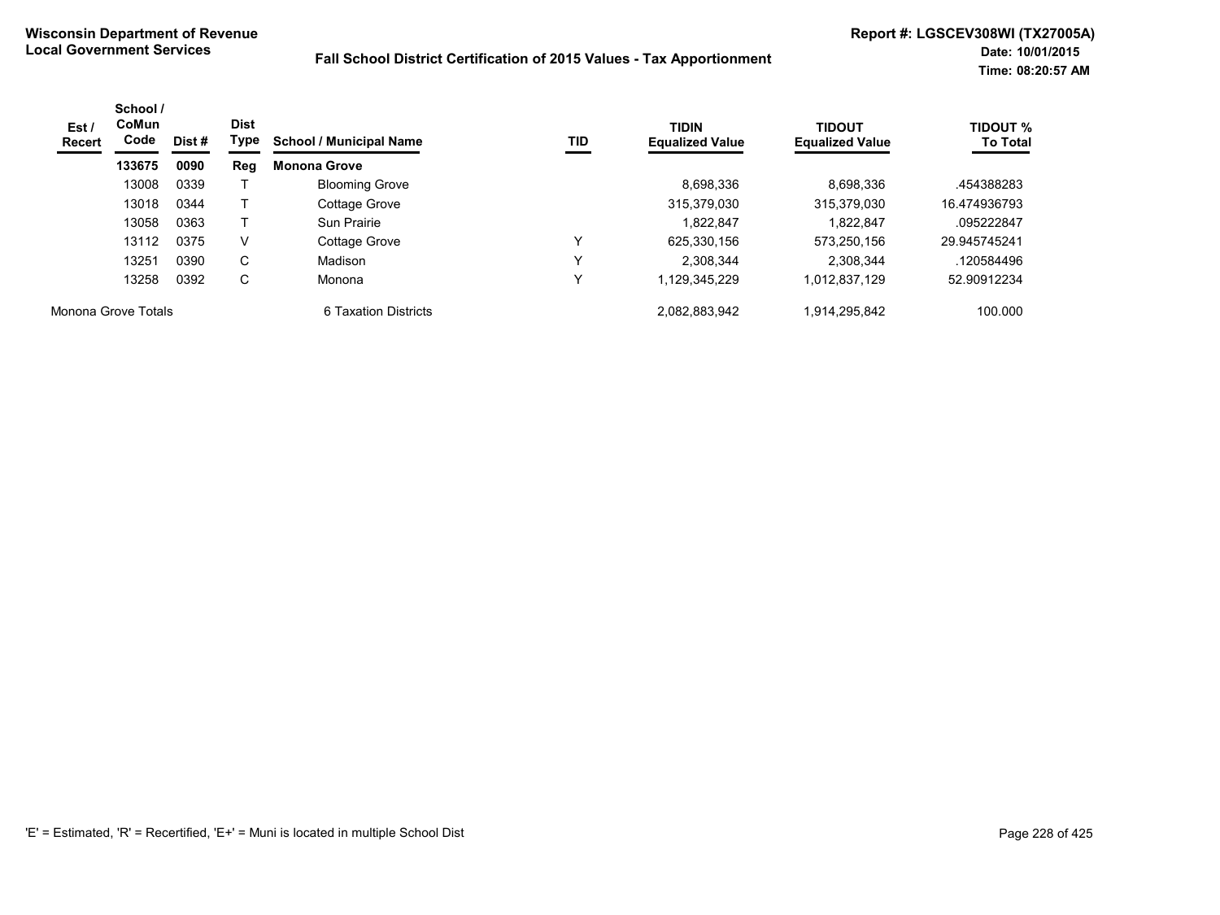**Wisconsin Department of Revenue**
**Local Government Services**

**Fall School District Certification of 2015 Values - Tax Apportionment**

**Report #: LGSCEV308WI (TX27005A)**
**Date: 10/01/2015**
**Time: 08:20:57 AM**

| Est / Recert | School / CoMun Code | Dist # | Dist Type | School / Municipal Name | TID | TIDIN Equalized Value | TIDOUT Equalized Value | TIDOUT % To Total |
|---|---|---|---|---|---|---|---|---|
| | **133675** | **0090** | **Reg** | **Monona Grove** | | | | |
| | 13008 | 0339 | T | Blooming Grove | | 8,698,336 | 8,698,336 | .454388283 |
| | 13018 | 0344 | T | Cottage Grove | | 315,379,030 | 315,379,030 | 16.474936793 |
| | 13058 | 0363 | T | Sun Prairie | | 1,822,847 | 1,822,847 | .095222847 |
| | 13112 | 0375 | V | Cottage Grove | Y | 625,330,156 | 573,250,156 | 29.945745241 |
| | 13251 | 0390 | C | Madison | Y | 2,308,344 | 2,308,344 | .120584496 |
| | 13258 | 0392 | C | Monona | Y | 1,129,345,229 | 1,012,837,129 | 52.90912234 |
| Monona Grove Totals | | | | 6 Taxation Districts | | 2,082,883,942 | 1,914,295,842 | 100.000 |

'E' = Estimated, 'R' = Recertified, 'E+' = Muni is located in multiple School Dist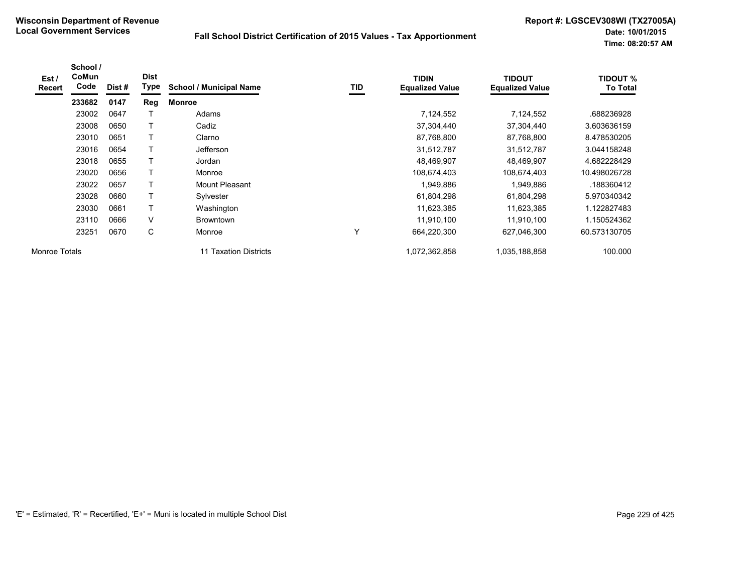**Wisconsin Department of Revenue**
**Local Government Services**

**Fall School District Certification of 2015 Values - Tax Apportionment**

**Report #: LGSCEV308WI (TX27005A)**
**Date: 10/01/2015**
**Time: 08:20:57 AM**

| Est / Recert | School / CoMun Code | Dist # | Dist Type | School / Municipal Name | TID | TIDIN Equalized Value | TIDOUT Equalized Value | TIDOUT % To Total |
|---|---|---|---|---|---|---|---|---|
| | **233682** | **0147** | **Reg** | **Monroe** | | | | |
| | 23002 | 0647 | T | Adams | | 7,124,552 | 7,124,552 | .688236928 |
| | 23008 | 0650 | T | Cadiz | | 37,304,440 | 37,304,440 | 3.603636159 |
| | 23010 | 0651 | T | Clarno | | 87,768,800 | 87,768,800 | 8.478530205 |
| | 23016 | 0654 | T | Jefferson | | 31,512,787 | 31,512,787 | 3.044158248 |
| | 23018 | 0655 | T | Jordan | | 48,469,907 | 48,469,907 | 4.682228429 |
| | 23020 | 0656 | T | Monroe | | 108,674,403 | 108,674,403 | 10.498026728 |
| | 23022 | 0657 | T | Mount Pleasant | | 1,949,886 | 1,949,886 | .188360412 |
| | 23028 | 0660 | T | Sylvester | | 61,804,298 | 61,804,298 | 5.970340342 |
| | 23030 | 0661 | T | Washington | | 11,623,385 | 11,623,385 | 1.122827483 |
| | 23110 | 0666 | V | Browntown | | 11,910,100 | 11,910,100 | 1.150524362 |
| | 23251 | 0670 | C | Monroe | Y | 664,220,300 | 627,046,300 | 60.573130705 |
| Monroe Totals | | | | 11 Taxation Districts | | 1,072,362,858 | 1,035,188,858 | 100.000 |

'E' = Estimated, 'R' = Recertified, 'E+' = Muni is located in multiple School Dist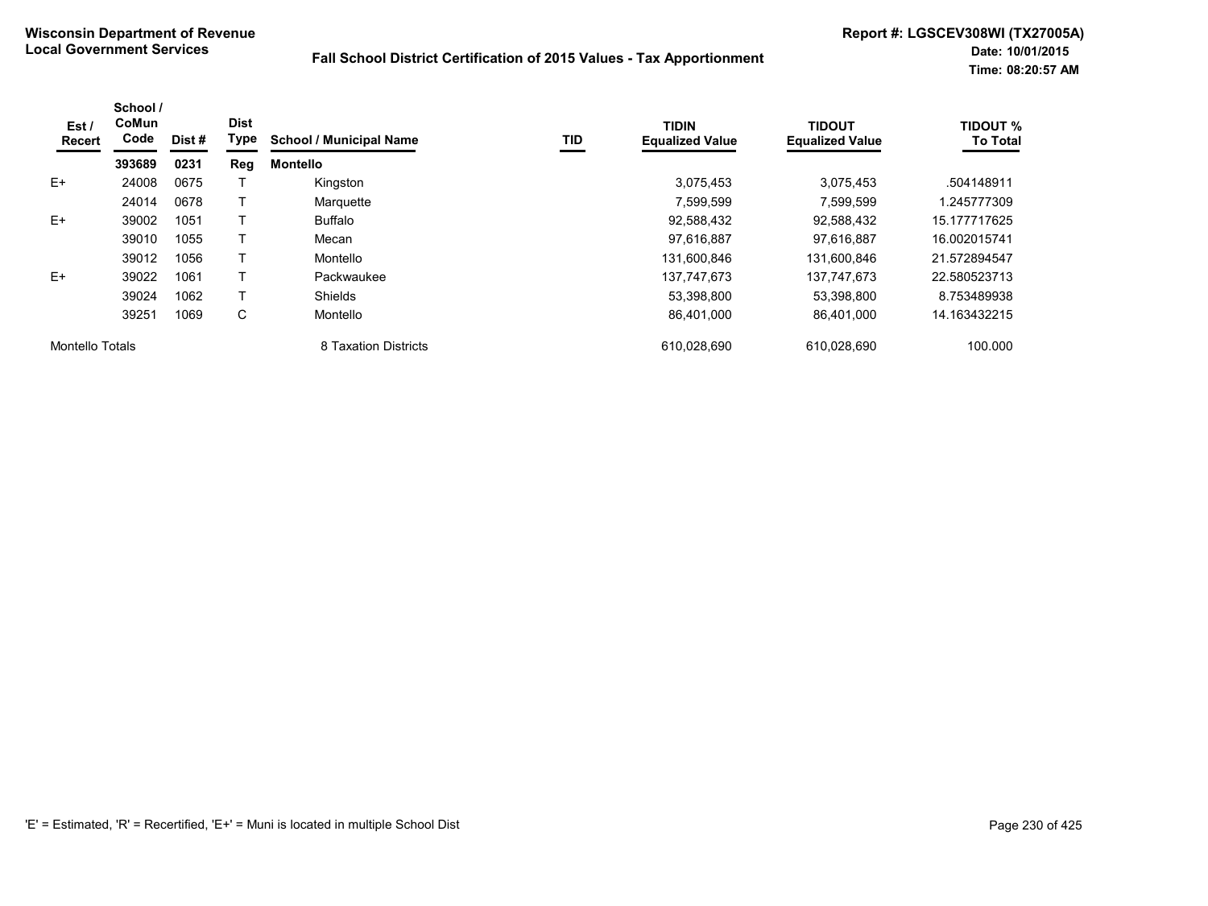**Wisconsin Department of Revenue**
**Local Government Services**

**Fall School District Certification of 2015 Values - Tax Apportionment**

**Report #: LGSCEV308WI (TX27005A)**
**Date: 10/01/2015**
**Time: 08:20:57 AM**

| Est / Recert | School / CoMun Code | Dist # | Dist Type | School / Municipal Name | TID | TIDIN Equalized Value | TIDOUT Equalized Value | TIDOUT % To Total |
|---|---|---|---|---|---|---|---|---|
| | **393689** | **0231** | **Reg** | **Montello** | | | | |
| E+ | 24008 | 0675 | T | Kingston | | 3,075,453 | 3,075,453 | .504148911 |
| | 24014 | 0678 | T | Marquette | | 7,599,599 | 7,599,599 | 1.245777309 |
| E+ | 39002 | 1051 | T | Buffalo | | 92,588,432 | 92,588,432 | 15.177717625 |
| | 39010 | 1055 | T | Mecan | | 97,616,887 | 97,616,887 | 16.002015741 |
| | 39012 | 1056 | T | Montello | | 131,600,846 | 131,600,846 | 21.572894547 |
| E+ | 39022 | 1061 | T | Packwaukee | | 137,747,673 | 137,747,673 | 22.580523713 |
| | 39024 | 1062 | T | Shields | | 53,398,800 | 53,398,800 | 8.753489938 |
| | 39251 | 1069 | C | Montello | | 86,401,000 | 86,401,000 | 14.163432215 |
| Montello Totals | | | | 8 Taxation Districts | | 610,028,690 | 610,028,690 | 100.000 |

'E' = Estimated, 'R' = Recertified, 'E+' = Muni is located in multiple School Dist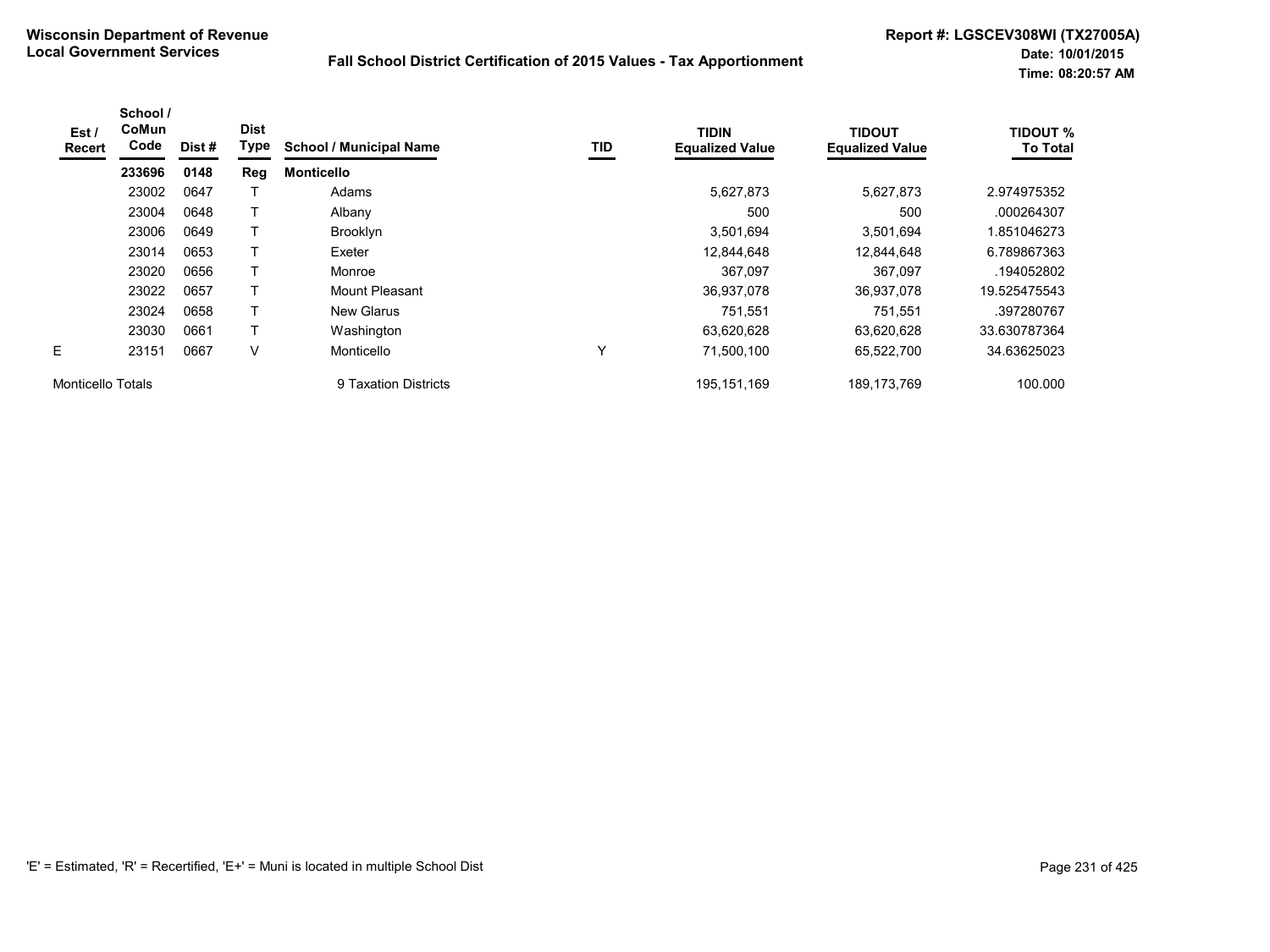**Wisconsin Department of Revenue**
**Local Government Services**

**Fall School District Certification of 2015 Values - Tax Apportionment**

**Report #: LGSCEV308WI (TX27005A)**
**Date: 10/01/2015**
**Time: 08:20:57 AM**

| Est / Recert | School / CoMun Code | Dist # | Dist Type | School / Municipal Name | TID | TIDIN Equalized Value | TIDOUT Equalized Value | TIDOUT % To Total |
|---|---|---|---|---|---|---|---|---|
| | **233696** | **0148** | **Reg** | **Monticello** | | | | |
| | 23002 | 0647 | T | Adams | | 5,627,873 | 5,627,873 | 2.974975352 |
| | 23004 | 0648 | T | Albany | | 500 | 500 | .000264307 |
| | 23006 | 0649 | T | Brooklyn | | 3,501,694 | 3,501,694 | 1.851046273 |
| | 23014 | 0653 | T | Exeter | | 12,844,648 | 12,844,648 | 6.789867363 |
| | 23020 | 0656 | T | Monroe | | 367,097 | 367,097 | .194052802 |
| | 23022 | 0657 | T | Mount Pleasant | | 36,937,078 | 36,937,078 | 19.525475543 |
| | 23024 | 0658 | T | New Glarus | | 751,551 | 751,551 | .397280767 |
| | 23030 | 0661 | T | Washington | | 63,620,628 | 63,620,628 | 33.630787364 |
| E | 23151 | 0667 | V | Monticello | Y | 71,500,100 | 65,522,700 | 34.63625023 |
| Monticello Totals | | | | 9 Taxation Districts | | 195,151,169 | 189,173,769 | 100.000 |

'E' = Estimated, 'R' = Recertified, 'E+' = Muni is located in multiple School Dist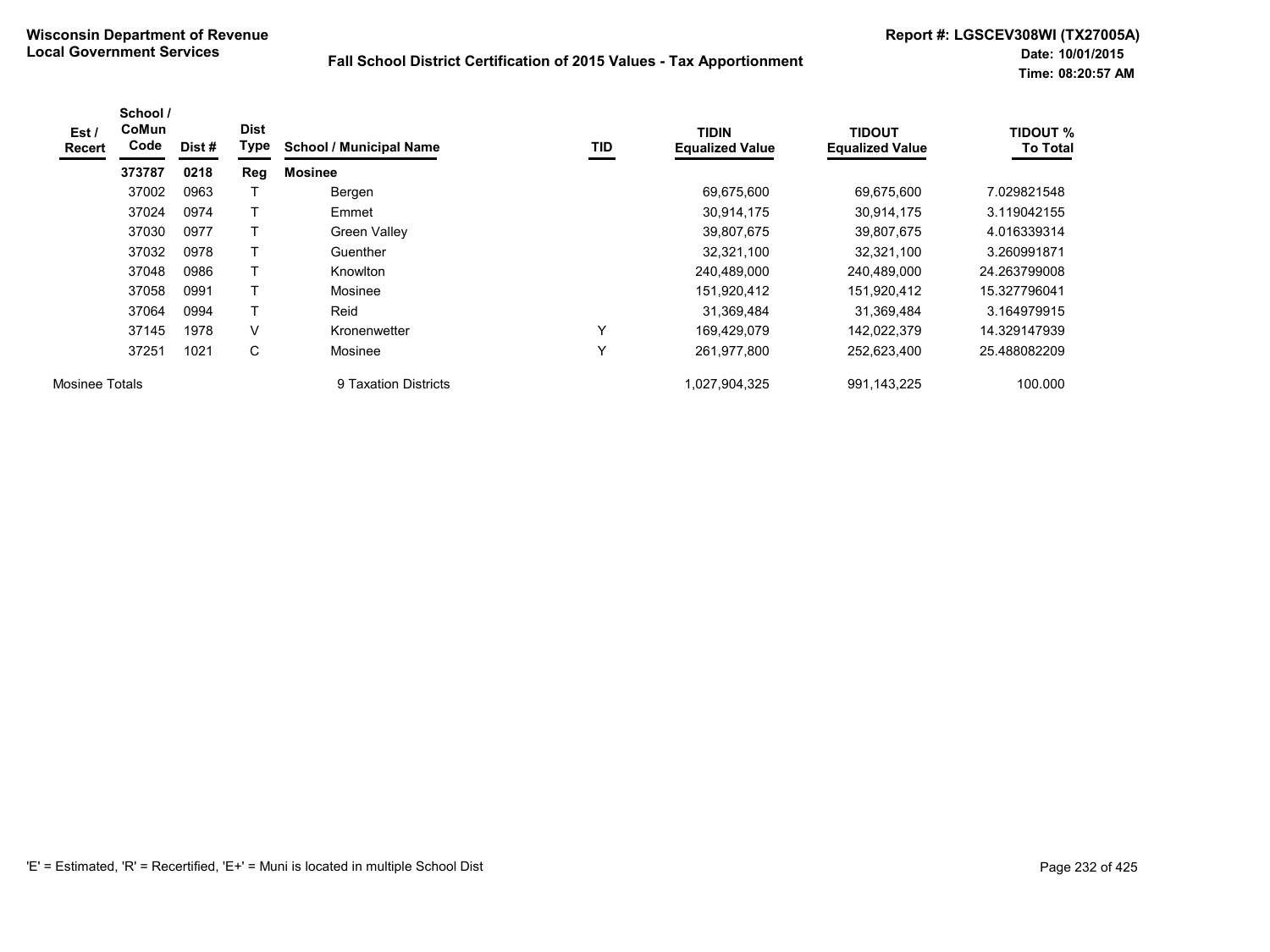**Wisconsin Department of Revenue**
**Local Government Services**

**Fall School District Certification of 2015 Values - Tax Apportionment**

**Report #: LGSCEV308WI (TX27005A)**
**Date: 10/01/2015**
**Time: 08:20:57 AM**

| Est / Recert | School / CoMun Code | Dist # | Dist Type | School / Municipal Name | TID | TIDIN Equalized Value | TIDOUT Equalized Value | TIDOUT % To Total |
|---|---|---|---|---|---|---|---|---|
| | **373787** | **0218** | **Reg** | **Mosinee** | | | | |
| | 37002 | 0963 | T | Bergen | | 69,675,600 | 69,675,600 | 7.029821548 |
| | 37024 | 0974 | T | Emmet | | 30,914,175 | 30,914,175 | 3.119042155 |
| | 37030 | 0977 | T | Green Valley | | 39,807,675 | 39,807,675 | 4.016339314 |
| | 37032 | 0978 | T | Guenther | | 32,321,100 | 32,321,100 | 3.260991871 |
| | 37048 | 0986 | T | Knowlton | | 240,489,000 | 240,489,000 | 24.263799008 |
| | 37058 | 0991 | T | Mosinee | | 151,920,412 | 151,920,412 | 15.327796041 |
| | 37064 | 0994 | T | Reid | | 31,369,484 | 31,369,484 | 3.164979915 |
| | 37145 | 1978 | V | Kronenwetter | Y | 169,429,079 | 142,022,379 | 14.329147939 |
| | 37251 | 1021 | C | Mosinee | Y | 261,977,800 | 252,623,400 | 25.488082209 |
| Mosinee Totals | | | | 9 Taxation Districts | | 1,027,904,325 | 991,143,225 | 100.000 |

'E' = Estimated, 'R' = Recertified, 'E+' = Muni is located in multiple School Dist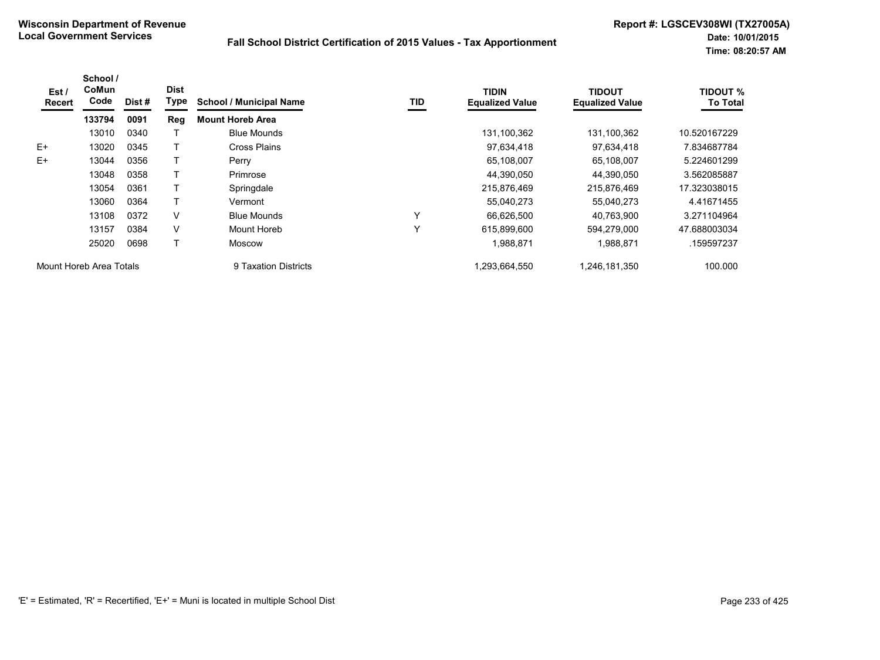**Wisconsin Department of Revenue**
**Local Government Services**

**Fall School District Certification of 2015 Values - Tax Apportionment**

**Report #: LGSCEV308WI (TX27005A)**
**Date: 10/01/2015**
**Time: 08:20:57 AM**

| Est / Recert | School / CoMun Code | Dist # | Dist Type | School / Municipal Name | TID | TIDIN Equalized Value | TIDOUT Equalized Value | TIDOUT % To Total |
|---|---|---|---|---|---|---|---|---|
| | **133794** | **0091** | **Reg** | **Mount Horeb Area** | | | | |
| | 13010 | 0340 | T | Blue Mounds | | 131,100,362 | 131,100,362 | 10.520167229 |
| E+ | 13020 | 0345 | T | Cross Plains | | 97,634,418 | 97,634,418 | 7.834687784 |
| E+ | 13044 | 0356 | T | Perry | | 65,108,007 | 65,108,007 | 5.224601299 |
| | 13048 | 0358 | T | Primrose | | 44,390,050 | 44,390,050 | 3.562085887 |
| | 13054 | 0361 | T | Springdale | | 215,876,469 | 215,876,469 | 17.323038015 |
| | 13060 | 0364 | T | Vermont | | 55,040,273 | 55,040,273 | 4.41671455 |
| | 13108 | 0372 | V | Blue Mounds | Y | 66,626,500 | 40,763,900 | 3.271104964 |
| | 13157 | 0384 | V | Mount Horeb | Y | 615,899,600 | 594,279,000 | 47.688003034 |
| | 25020 | 0698 | T | Moscow | | 1,988,871 | 1,988,871 | .159597237 |
| Mount Horeb Area Totals | | | | 9 Taxation Districts | | 1,293,664,550 | 1,246,181,350 | 100.000 |

'E' = Estimated, 'R' = Recertified, 'E+' = Muni is located in multiple School Dist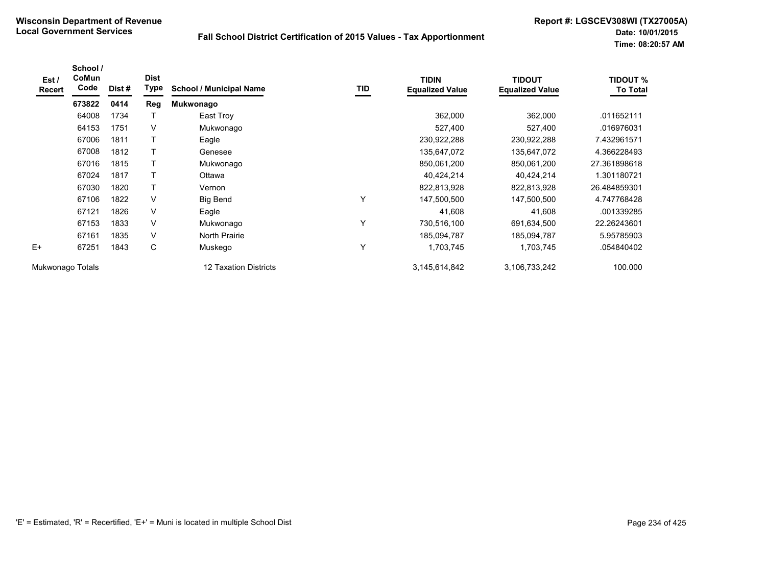**Wisconsin Department of Revenue**
**Local Government Services**

**Fall School District Certification of 2015 Values - Tax Apportionment**

**Report #: LGSCEV308WI (TX27005A)**
**Date: 10/01/2015**
**Time: 08:20:57 AM**

| Est / Recert | School / CoMun Code | Dist # | Dist Type | School / Municipal Name | TID | TIDIN Equalized Value | TIDOUT Equalized Value | TIDOUT % To Total |
|---|---|---|---|---|---|---|---|---|
| | **673822** | **0414** | **Reg** | **Mukwonago** | | | | |
| | 64008 | 1734 | T | East Troy | | 362,000 | 362,000 | .011652111 |
| | 64153 | 1751 | V | Mukwonago | | 527,400 | 527,400 | .016976031 |
| | 67006 | 1811 | T | Eagle | | 230,922,288 | 230,922,288 | 7.432961571 |
| | 67008 | 1812 | T | Genesee | | 135,647,072 | 135,647,072 | 4.366228493 |
| | 67016 | 1815 | T | Mukwonago | | 850,061,200 | 850,061,200 | 27.361898618 |
| | 67024 | 1817 | T | Ottawa | | 40,424,214 | 40,424,214 | 1.301180721 |
| | 67030 | 1820 | T | Vernon | | 822,813,928 | 822,813,928 | 26.484859301 |
| | 67106 | 1822 | V | Big Bend | Y | 147,500,500 | 147,500,500 | 4.747768428 |
| | 67121 | 1826 | V | Eagle | | 41,608 | 41,608 | .001339285 |
| | 67153 | 1833 | V | Mukwonago | Y | 730,516,100 | 691,634,500 | 22.26243601 |
| | 67161 | 1835 | V | North Prairie | | 185,094,787 | 185,094,787 | 5.95785903 |
| E+ | 67251 | 1843 | C | Muskego | Y | 1,703,745 | 1,703,745 | .054840402 |
| Mukwonago Totals | | | | 12 Taxation Districts | | 3,145,614,842 | 3,106,733,242 | 100.000 |

'E' = Estimated, 'R' = Recertified, 'E+' = Muni is located in multiple School Dist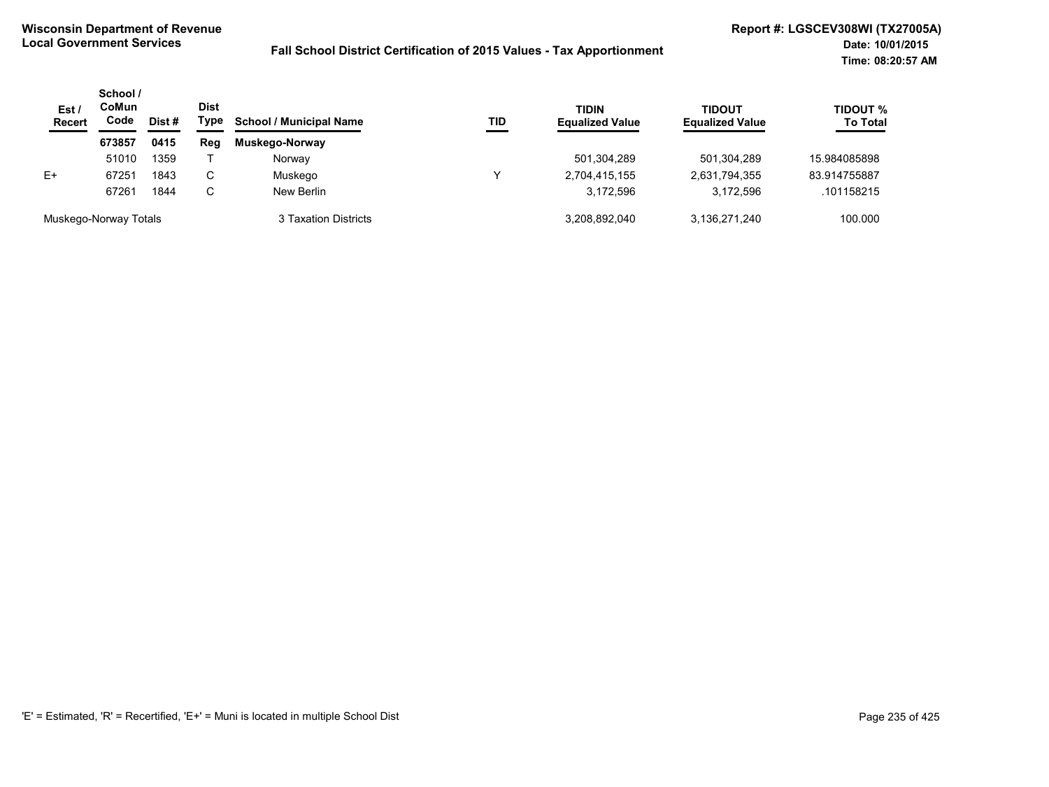**Wisconsin Department of Revenue**
**Local Government Services**

**Fall School District Certification of 2015 Values - Tax Apportionment**

**Report #: LGSCEV308WI (TX27005A)**
**Date: 10/01/2015**
**Time: 08:20:57 AM**

| Est / Recert | School / CoMun Code | Dist # | Dist Type | School / Municipal Name | TID | TIDIN Equalized Value | TIDOUT Equalized Value | TIDOUT % To Total |
|---|---|---|---|---|---|---|---|---|
| | **673857** | **0415** | **Reg** | **Muskego-Norway** | | | | |
| | 51010 | 1359 | T | Norway | | 501,304,289 | 501,304,289 | 15.984085898 |
| E+ | 67251 | 1843 | C | Muskego | Y | 2,704,415,155 | 2,631,794,355 | 83.914755887 |
| | 67261 | 1844 | C | New Berlin | | 3,172,596 | 3,172,596 | .101158215 |
| Muskego-Norway Totals | | | | 3 Taxation Districts | | 3,208,892,040 | 3,136,271,240 | 100.000 |

'E' = Estimated, 'R' = Recertified, 'E+' = Muni is located in multiple School Dist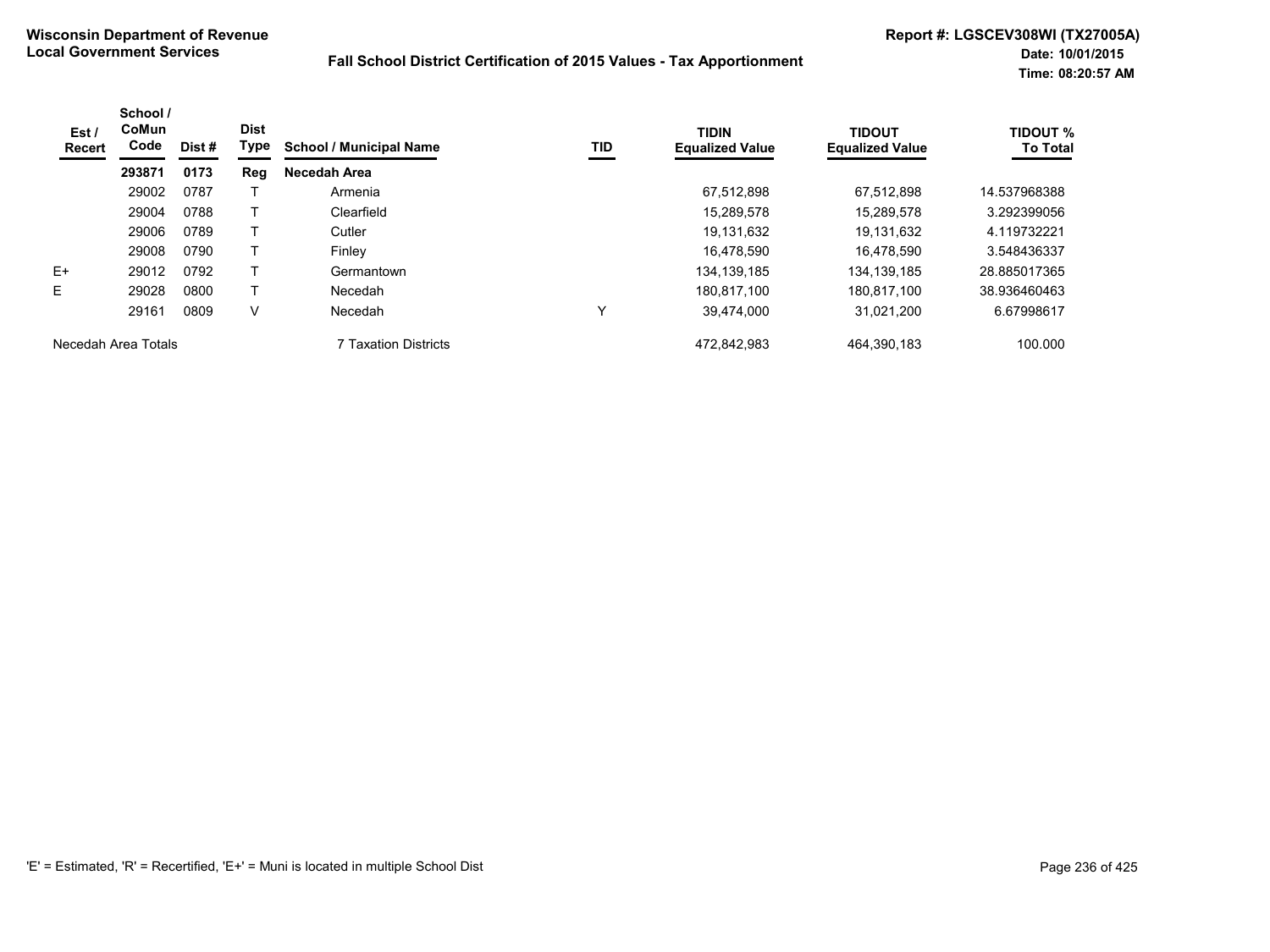**Wisconsin Department of Revenue**
**Local Government Services**

**Fall School District Certification of 2015 Values - Tax Apportionment**

**Report #: LGSCEV308WI (TX27005A)**
**Date: 10/01/2015**
**Time: 08:20:57 AM**

| Est / Recert | School / CoMun Code | Dist # | Dist Type | School / Municipal Name | TID | TIDIN Equalized Value | TIDOUT Equalized Value | TIDOUT % To Total |
|---|---|---|---|---|---|---|---|---|
| | **293871** | **0173** | **Reg** | **Necedah Area** | | | | |
| | 29002 | 0787 | T | Armenia | | 67,512,898 | 67,512,898 | 14.537968388 |
| | 29004 | 0788 | T | Clearfield | | 15,289,578 | 15,289,578 | 3.292399056 |
| | 29006 | 0789 | T | Cutler | | 19,131,632 | 19,131,632 | 4.119732221 |
| | 29008 | 0790 | T | Finley | | 16,478,590 | 16,478,590 | 3.548436337 |
| E+ | 29012 | 0792 | T | Germantown | | 134,139,185 | 134,139,185 | 28.885017365 |
| E | 29028 | 0800 | T | Necedah | | 180,817,100 | 180,817,100 | 38.936460463 |
| | 29161 | 0809 | V | Necedah | Y | 39,474,000 | 31,021,200 | 6.67998617 |
| Necedah Area Totals | | | | 7 Taxation Districts | | 472,842,983 | 464,390,183 | 100.000 |

'E' = Estimated, 'R' = Recertified, 'E+' = Muni is located in multiple School Dist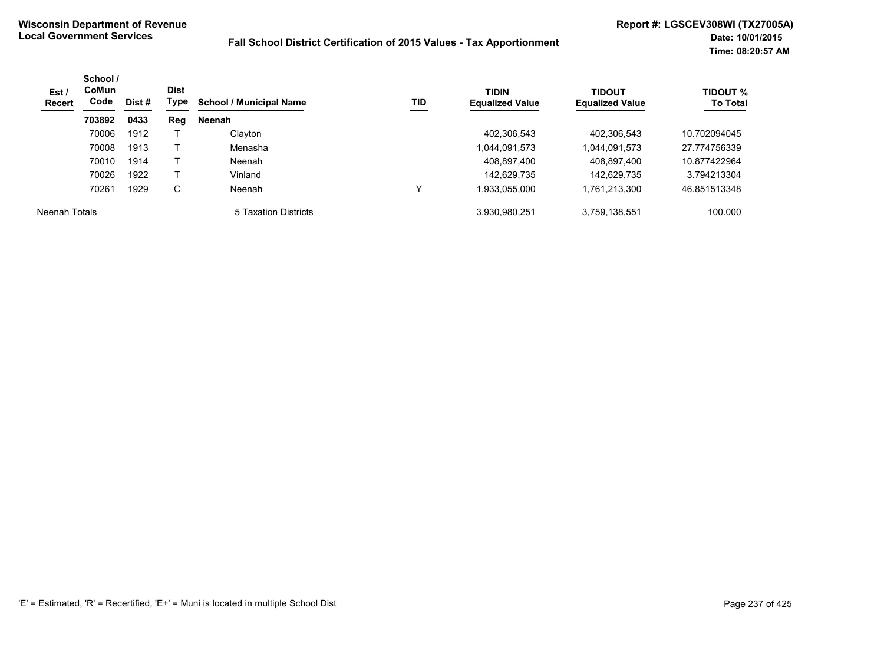**Wisconsin Department of Revenue**
**Local Government Services**

**Fall School District Certification of 2015 Values - Tax Apportionment**

**Report #: LGSCEV308WI (TX27005A)**
**Date: 10/01/2015**
**Time: 08:20:57 AM**

| Est / Recert | School / CoMun Code | Dist # | Dist Type | School / Municipal Name | TID | TIDIN Equalized Value | TIDOUT Equalized Value | TIDOUT % To Total |
|---|---|---|---|---|---|---|---|---|
| | **703892** | **0433** | **Reg** | **Neenah** | | | | |
| | 70006 | 1912 | T | Clayton | | 402,306,543 | 402,306,543 | 10.702094045 |
| | 70008 | 1913 | T | Menasha | | 1,044,091,573 | 1,044,091,573 | 27.774756339 |
| | 70010 | 1914 | T | Neenah | | 408,897,400 | 408,897,400 | 10.877422964 |
| | 70026 | 1922 | T | Vinland | | 142,629,735 | 142,629,735 | 3.794213304 |
| | 70261 | 1929 | C | Neenah | Y | 1,933,055,000 | 1,761,213,300 | 46.851513348 |
| Neenah Totals | | | | 5 Taxation Districts | | 3,930,980,251 | 3,759,138,551 | 100.000 |

'E' = Estimated, 'R' = Recertified, 'E+' = Muni is located in multiple School Dist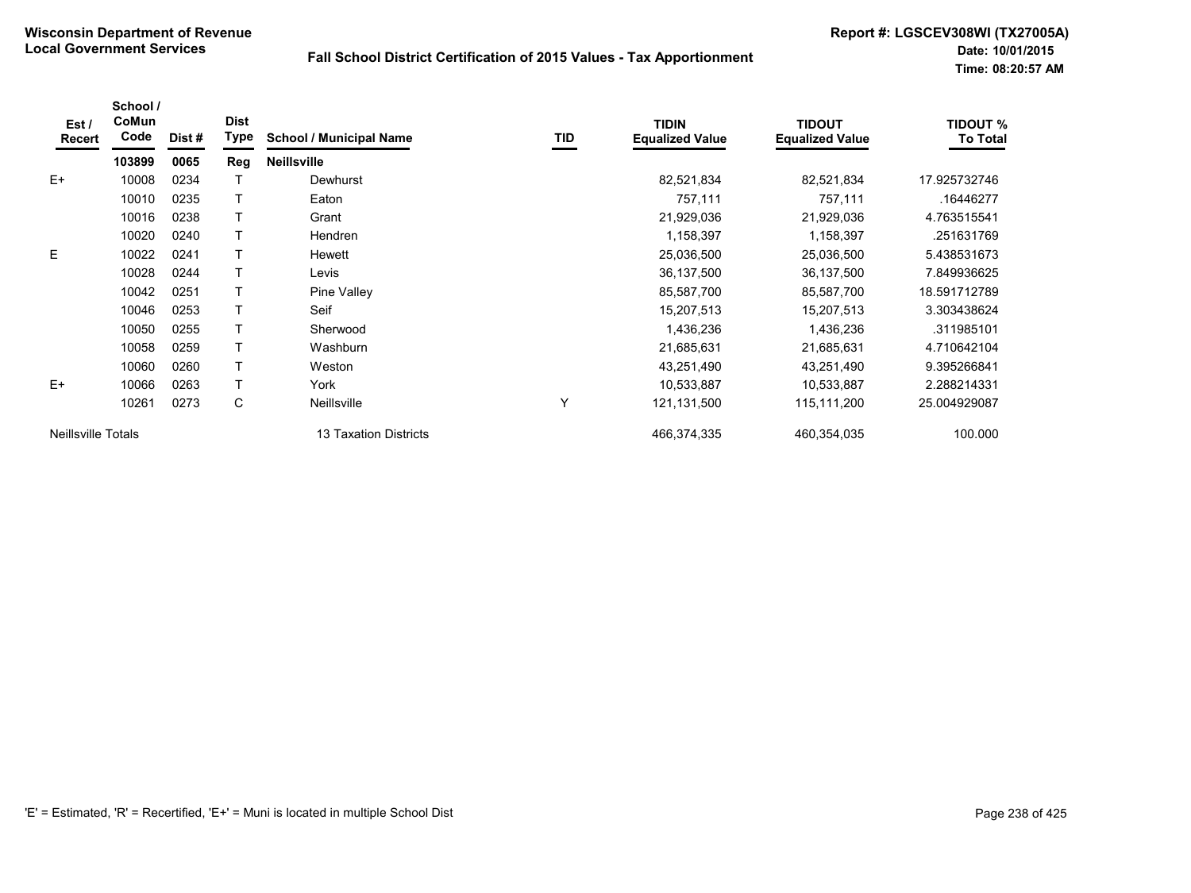**Wisconsin Department of Revenue**
**Local Government Services**

**Fall School District Certification of 2015 Values - Tax Apportionment**

**Report #: LGSCEV308WI (TX27005A)**
**Date: 10/01/2015**
**Time: 08:20:57 AM**

| Est / Recert | School / CoMun Code | Dist # | Dist Type | School / Municipal Name | TID | TIDIN Equalized Value | TIDOUT Equalized Value | TIDOUT % To Total |
|---|---|---|---|---|---|---|---|---|
| | **103899** | **0065** | **Reg** | **Neillsville** | | | | |
| E+ | 10008 | 0234 | T | Dewhurst | | 82,521,834 | 82,521,834 | 17.925732746 |
| | 10010 | 0235 | T | Eaton | | 757,111 | 757,111 | .16446277 |
| | 10016 | 0238 | T | Grant | | 21,929,036 | 21,929,036 | 4.763515541 |
| | 10020 | 0240 | T | Hendren | | 1,158,397 | 1,158,397 | .251631769 |
| E | 10022 | 0241 | T | Hewett | | 25,036,500 | 25,036,500 | 5.438531673 |
| | 10028 | 0244 | T | Levis | | 36,137,500 | 36,137,500 | 7.849936625 |
| | 10042 | 0251 | T | Pine Valley | | 85,587,700 | 85,587,700 | 18.591712789 |
| | 10046 | 0253 | T | Seif | | 15,207,513 | 15,207,513 | 3.303438624 |
| | 10050 | 0255 | T | Sherwood | | 1,436,236 | 1,436,236 | .311985101 |
| | 10058 | 0259 | T | Washburn | | 21,685,631 | 21,685,631 | 4.710642104 |
| | 10060 | 0260 | T | Weston | | 43,251,490 | 43,251,490 | 9.395266841 |
| E+ | 10066 | 0263 | T | York | | 10,533,887 | 10,533,887 | 2.288214331 |
| | 10261 | 0273 | C | Neillsville | Y | 121,131,500 | 115,111,200 | 25.004929087 |
| Neillsville Totals | | | | 13 Taxation Districts | | 466,374,335 | 460,354,035 | 100.000 |

'E' = Estimated, 'R' = Recertified, 'E+' = Muni is located in multiple School Dist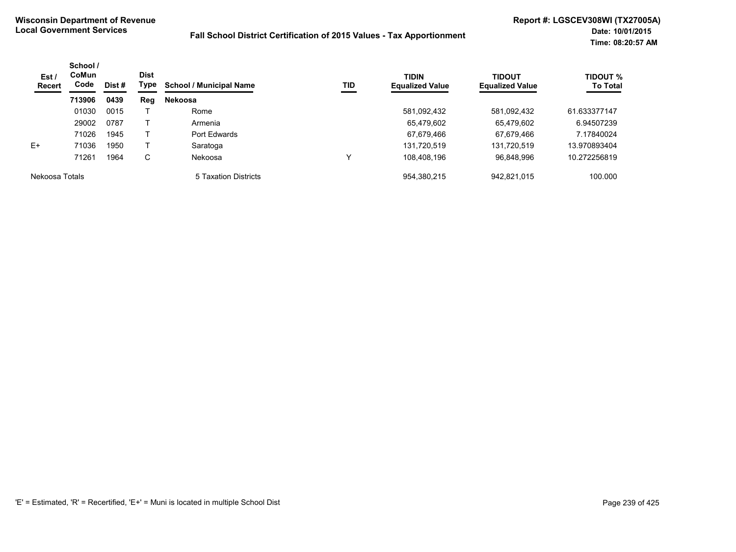**Wisconsin Department of Revenue**
**Local Government Services**

**Fall School District Certification of 2015 Values - Tax Apportionment**

**Report #: LGSCEV308WI (TX27005A)**
**Date: 10/01/2015**
**Time: 08:20:57 AM**

| Est / Recert | School / CoMun Code | Dist # | Dist Type | School / Municipal Name | TID | TIDIN Equalized Value | TIDOUT Equalized Value | TIDOUT % To Total |
|---|---|---|---|---|---|---|---|---|
| | **713906** | **0439** | **Reg** | **Nekoosa** | | | | |
| | 01030 | 0015 | T | Rome | | 581,092,432 | 581,092,432 | 61.633377147 |
| | 29002 | 0787 | T | Armenia | | 65,479,602 | 65,479,602 | 6.94507239 |
| | 71026 | 1945 | T | Port Edwards | | 67,679,466 | 67,679,466 | 7.17840024 |
| E+ | 71036 | 1950 | T | Saratoga | | 131,720,519 | 131,720,519 | 13.970893404 |
| | 71261 | 1964 | C | Nekoosa | Y | 108,408,196 | 96,848,996 | 10.272256819 |
| Nekoosa Totals | | | | 5 Taxation Districts | | 954,380,215 | 942,821,015 | 100.000 |

'E' = Estimated, 'R' = Recertified, 'E+' = Muni is located in multiple School Dist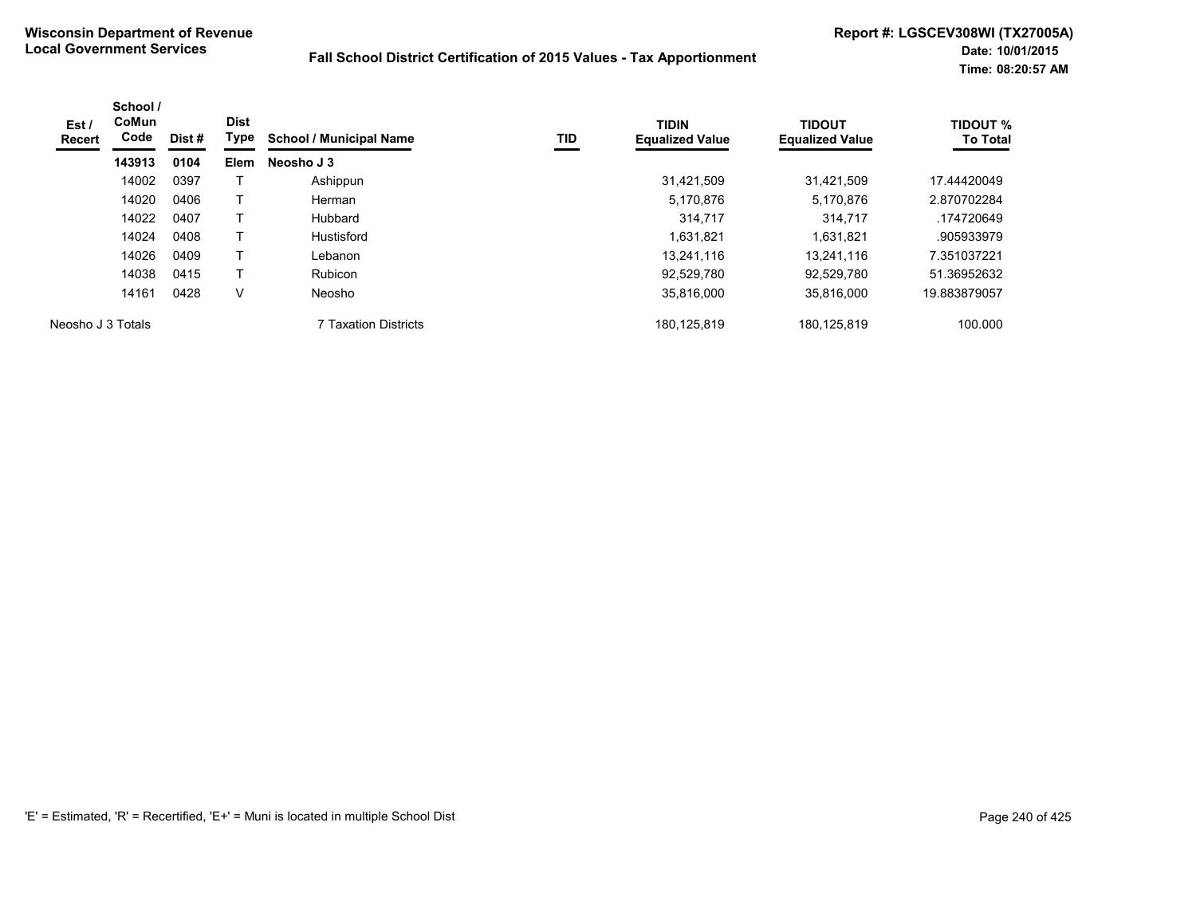**Wisconsin Department of Revenue**
**Local Government Services**

**Fall School District Certification of 2015 Values - Tax Apportionment**

**Report #: LGSCEV308WI (TX27005A)**
**Date: 10/01/2015**
**Time: 08:20:57 AM**

| Est / Recert | School / CoMun Code | Dist # | Dist Type | School / Municipal Name | TID | TIDIN Equalized Value | TIDOUT Equalized Value | TIDOUT % To Total |
|---|---|---|---|---|---|---|---|---|
| | **143913** | **0104** | **Elem** | **Neosho J 3** | | | | |
| | 14002 | 0397 | T | Ashippun | | 31,421,509 | 31,421,509 | 17.44420049 |
| | 14020 | 0406 | T | Herman | | 5,170,876 | 5,170,876 | 2.870702284 |
| | 14022 | 0407 | T | Hubbard | | 314,717 | 314,717 | .174720649 |
| | 14024 | 0408 | T | Hustisford | | 1,631,821 | 1,631,821 | .905933979 |
| | 14026 | 0409 | T | Lebanon | | 13,241,116 | 13,241,116 | 7.351037221 |
| | 14038 | 0415 | T | Rubicon | | 92,529,780 | 92,529,780 | 51.36952632 |
| | 14161 | 0428 | V | Neosho | | 35,816,000 | 35,816,000 | 19.883879057 |
| Neosho J 3 Totals | | | | 7 Taxation Districts | | 180,125,819 | 180,125,819 | 100.000 |

'E' = Estimated, 'R' = Recertified, 'E+' = Muni is located in multiple School Dist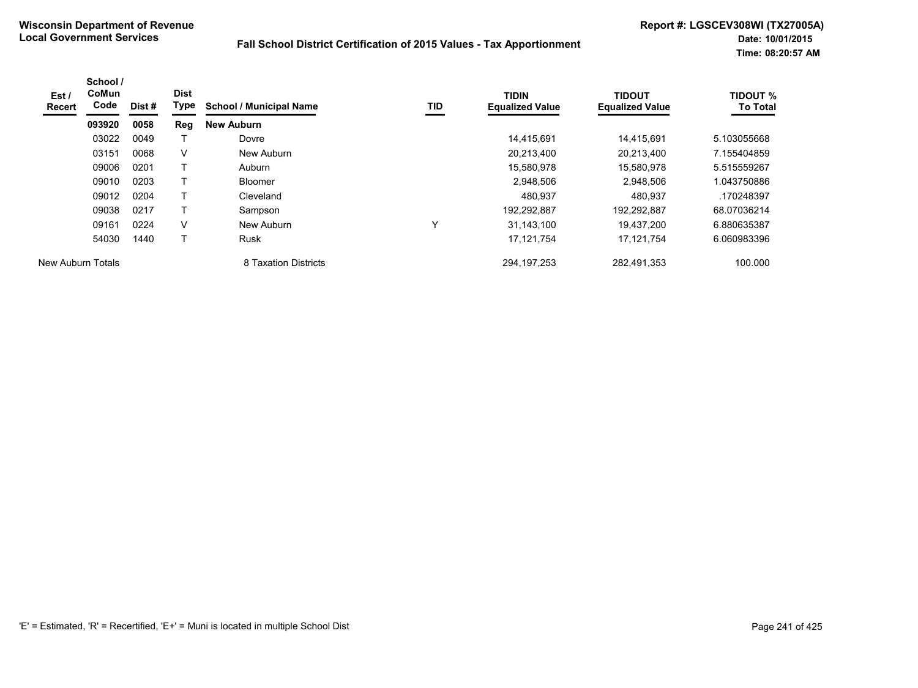**Wisconsin Department of Revenue**
**Local Government Services**

**Fall School District Certification of 2015 Values - Tax Apportionment**

**Report #: LGSCEV308WI (TX27005A)**
**Date: 10/01/2015**
**Time: 08:20:57 AM**

| Est / Recert | School / CoMun Code | Dist # | Dist Type | School / Municipal Name | TID | TIDIN Equalized Value | TIDOUT Equalized Value | TIDOUT % To Total |
|---|---|---|---|---|---|---|---|---|
| | **093920** | **0058** | **Reg** | **New Auburn** | | | | |
| | 03022 | 0049 | T | Dovre | | 14,415,691 | 14,415,691 | 5.103055668 |
| | 03151 | 0068 | V | New Auburn | | 20,213,400 | 20,213,400 | 7.155404859 |
| | 09006 | 0201 | T | Auburn | | 15,580,978 | 15,580,978 | 5.515559267 |
| | 09010 | 0203 | T | Bloomer | | 2,948,506 | 2,948,506 | 1.043750886 |
| | 09012 | 0204 | T | Cleveland | | 480,937 | 480,937 | .170248397 |
| | 09038 | 0217 | T | Sampson | | 192,292,887 | 192,292,887 | 68.07036214 |
| | 09161 | 0224 | V | New Auburn | Y | 31,143,100 | 19,437,200 | 6.880635387 |
| | 54030 | 1440 | T | Rusk | | 17,121,754 | 17,121,754 | 6.060983396 |
| New Auburn Totals | | | | 8 Taxation Districts | | 294,197,253 | 282,491,353 | 100.000 |

'E' = Estimated, 'R' = Recertified, 'E+' = Muni is located in multiple School Dist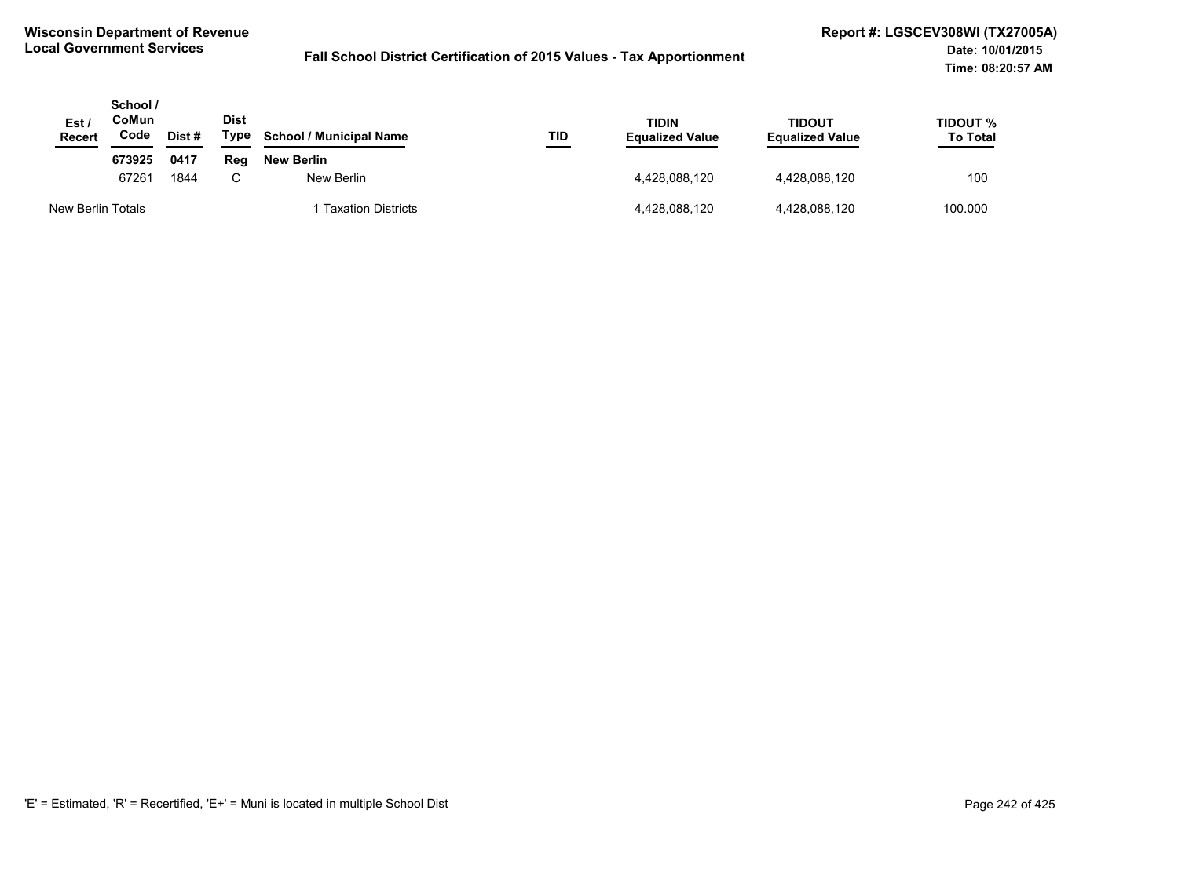**Wisconsin Department of Revenue**
**Local Government Services**

**Fall School District Certification of 2015 Values - Tax Apportionment**

**Report #: LGSCEV308WI (TX27005A)**
**Date: 10/01/2015**
**Time: 08:20:57 AM**

| Est / Recert | School / CoMun Code | Dist # | Dist Type | School / Municipal Name | TID | TIDIN Equalized Value | TIDOUT Equalized Value | TIDOUT % To Total |
|---|---|---|---|---|---|---|---|---|
| | **673925** | **0417** | **Reg** | **New Berlin** | | | | |
| | 67261 | 1844 | C | New Berlin | | 4,428,088,120 | 4,428,088,120 | 100 |
| New Berlin Totals | | | | 1 Taxation Districts | | 4,428,088,120 | 4,428,088,120 | 100.000 |

'E' = Estimated, 'R' = Recertified, 'E+' = Muni is located in multiple School Dist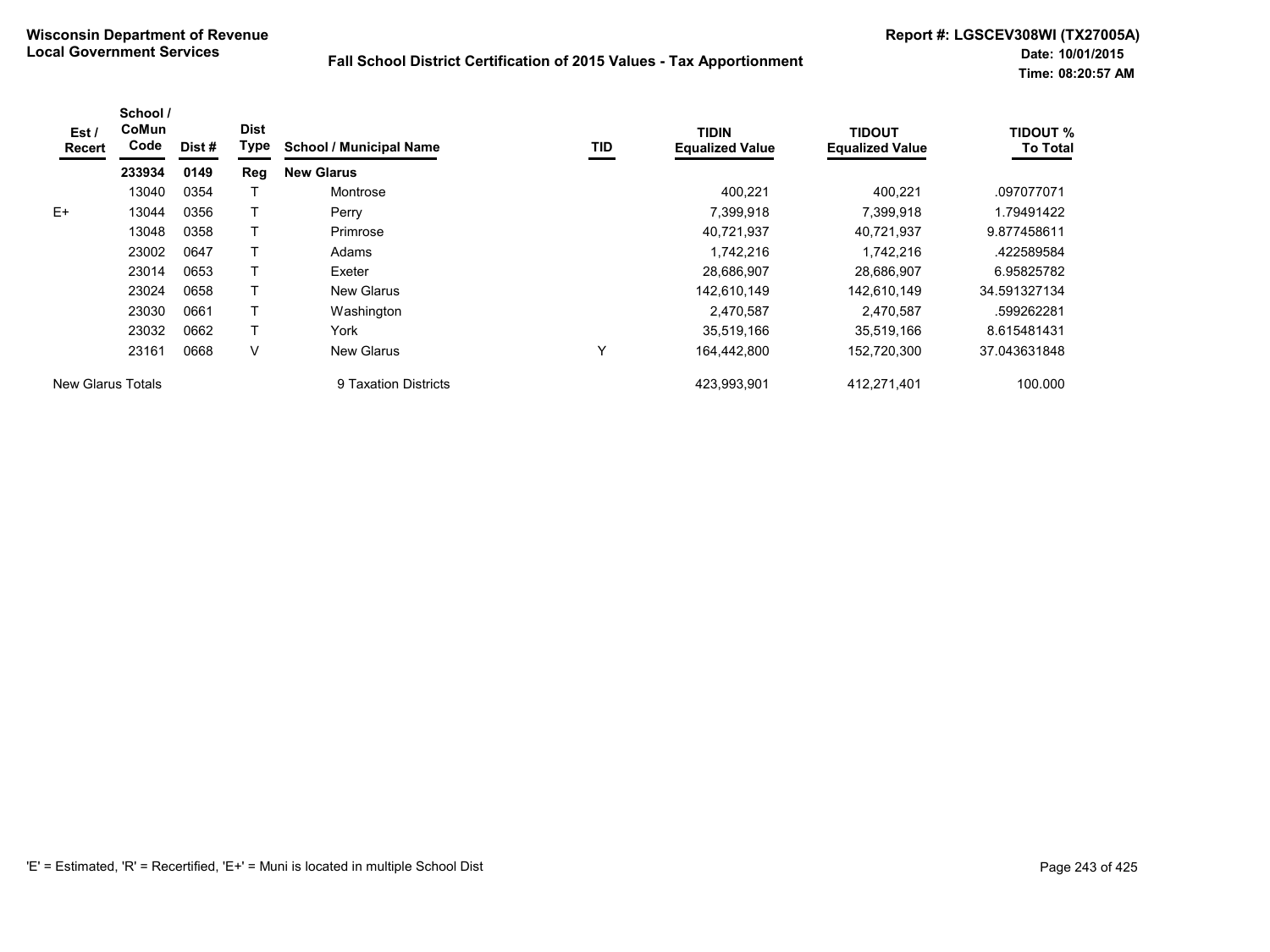**Wisconsin Department of Revenue**
**Local Government Services**

**Fall School District Certification of 2015 Values - Tax Apportionment**

**Report #: LGSCEV308WI (TX27005A)**
**Date: 10/01/2015**
**Time: 08:20:57 AM**

| Est / Recert | School / CoMun Code | Dist # | Dist Type | School / Municipal Name | TID | TIDIN Equalized Value | TIDOUT Equalized Value | TIDOUT % To Total |
|---|---|---|---|---|---|---|---|---|
| | **233934** | **0149** | **Reg** | **New Glarus** | | | | |
| | 13040 | 0354 | T | Montrose | | 400,221 | 400,221 | .097077071 |
| E+ | 13044 | 0356 | T | Perry | | 7,399,918 | 7,399,918 | 1.79491422 |
| | 13048 | 0358 | T | Primrose | | 40,721,937 | 40,721,937 | 9.877458611 |
| | 23002 | 0647 | T | Adams | | 1,742,216 | 1,742,216 | .422589584 |
| | 23014 | 0653 | T | Exeter | | 28,686,907 | 28,686,907 | 6.95825782 |
| | 23024 | 0658 | T | New Glarus | | 142,610,149 | 142,610,149 | 34.591327134 |
| | 23030 | 0661 | T | Washington | | 2,470,587 | 2,470,587 | .599262281 |
| | 23032 | 0662 | T | York | | 35,519,166 | 35,519,166 | 8.615481431 |
| | 23161 | 0668 | V | New Glarus | Y | 164,442,800 | 152,720,300 | 37.043631848 |
| New Glarus Totals | | | | 9 Taxation Districts | | 423,993,901 | 412,271,401 | 100.000 |

'E' = Estimated, 'R' = Recertified, 'E+' = Muni is located in multiple School Dist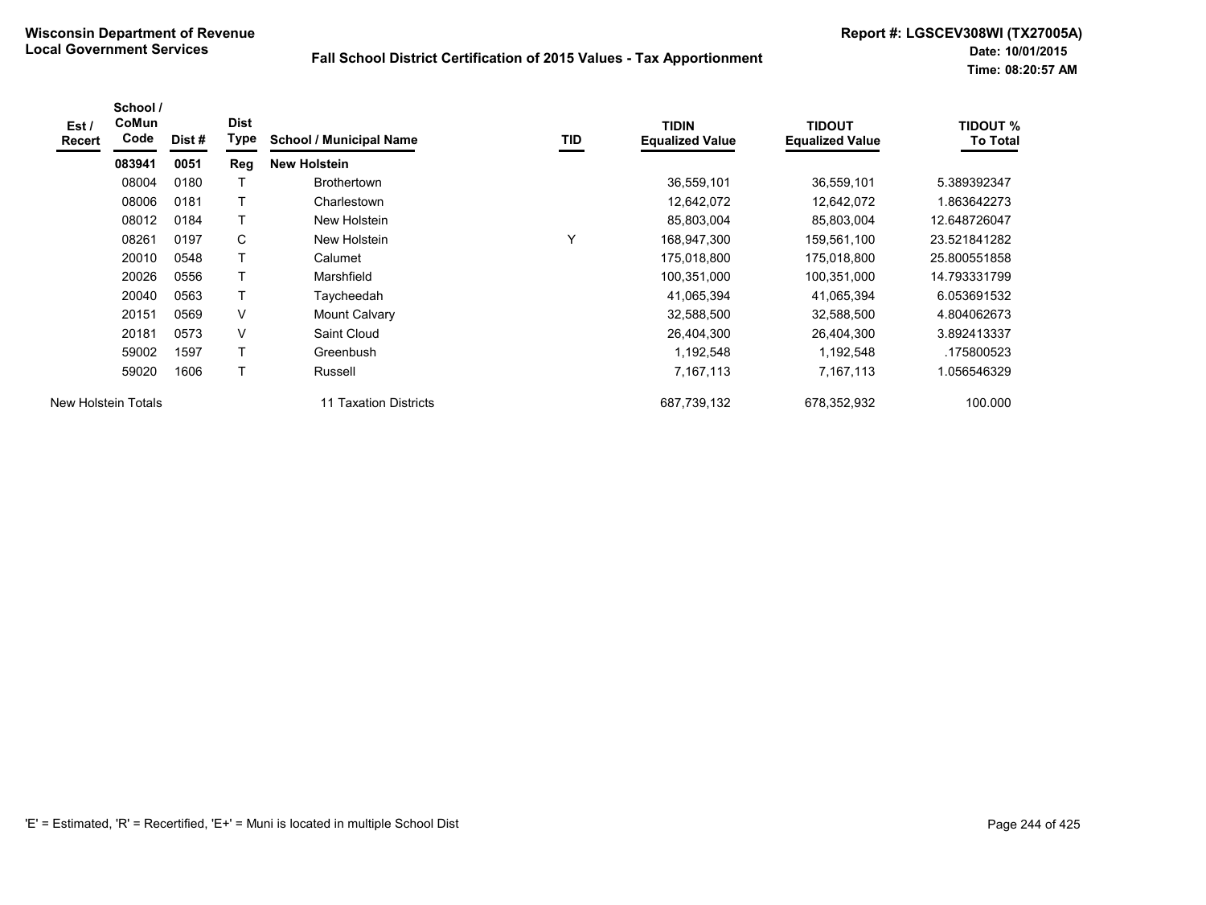**Wisconsin Department of Revenue**
**Local Government Services**

**Fall School District Certification of 2015 Values - Tax Apportionment**

**Report #: LGSCEV308WI (TX27005A)**
**Date: 10/01/2015**
**Time: 08:20:57 AM**

| Est / Recert | School / CoMun Code | Dist # | Dist Type | School / Municipal Name | TID | TIDIN Equalized Value | TIDOUT Equalized Value | TIDOUT % To Total |
|---|---|---|---|---|---|---|---|---|
| | **083941** | **0051** | **Reg** | **New Holstein** | | | | |
| | 08004 | 0180 | T | Brothertown | | 36,559,101 | 36,559,101 | 5.389392347 |
| | 08006 | 0181 | T | Charlestown | | 12,642,072 | 12,642,072 | 1.863642273 |
| | 08012 | 0184 | T | New Holstein | | 85,803,004 | 85,803,004 | 12.648726047 |
| | 08261 | 0197 | C | New Holstein | Y | 168,947,300 | 159,561,100 | 23.521841282 |
| | 20010 | 0548 | T | Calumet | | 175,018,800 | 175,018,800 | 25.800551858 |
| | 20026 | 0556 | T | Marshfield | | 100,351,000 | 100,351,000 | 14.793331799 |
| | 20040 | 0563 | T | Taycheedah | | 41,065,394 | 41,065,394 | 6.053691532 |
| | 20151 | 0569 | V | Mount Calvary | | 32,588,500 | 32,588,500 | 4.804062673 |
| | 20181 | 0573 | V | Saint Cloud | | 26,404,300 | 26,404,300 | 3.892413337 |
| | 59002 | 1597 | T | Greenbush | | 1,192,548 | 1,192,548 | .175800523 |
| | 59020 | 1606 | T | Russell | | 7,167,113 | 7,167,113 | 1.056546329 |
| New Holstein Totals | | | | 11 Taxation Districts | | 687,739,132 | 678,352,932 | 100.000 |

'E' = Estimated, 'R' = Recertified, 'E+' = Muni is located in multiple School Dist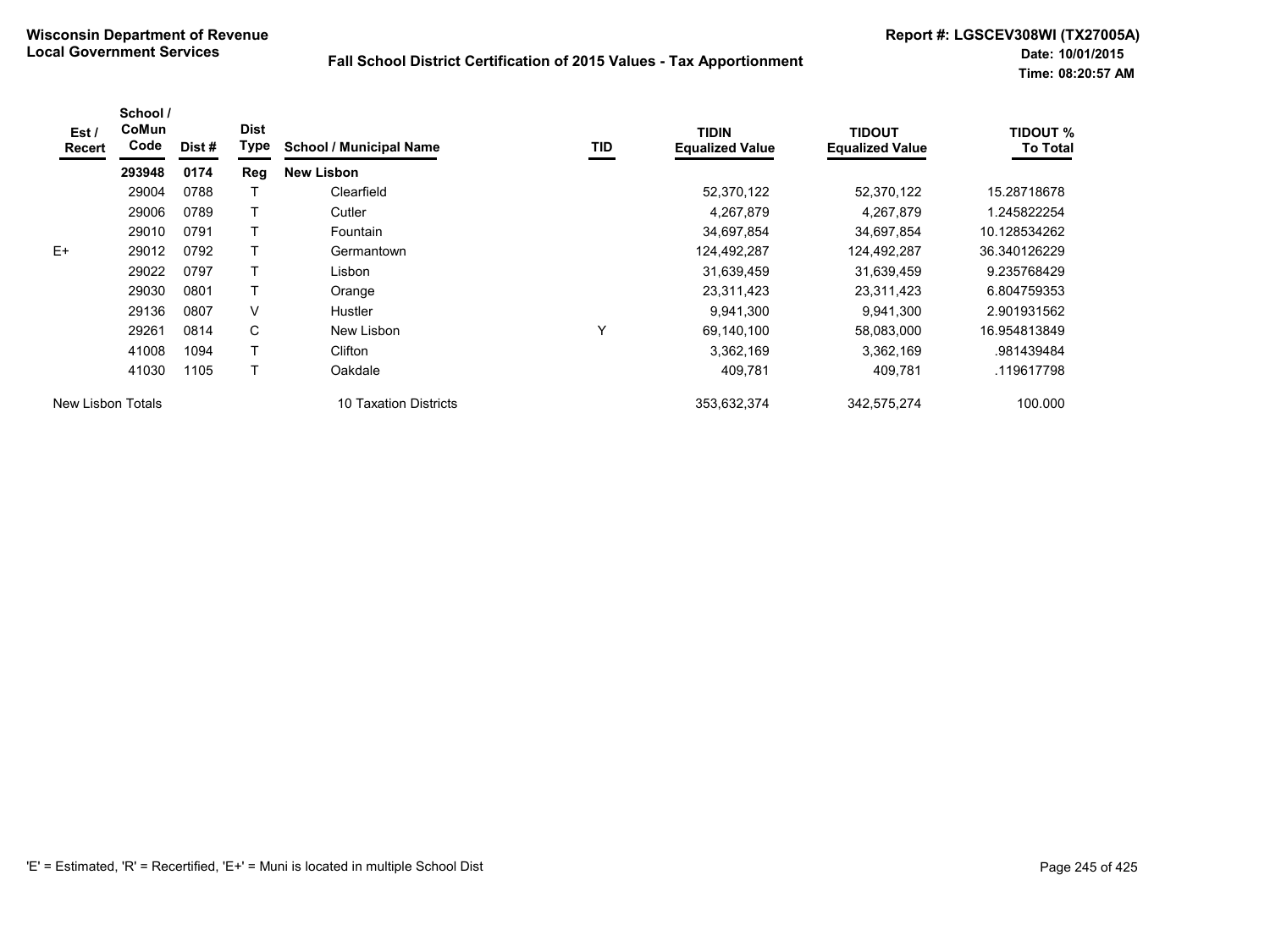**Wisconsin Department of Revenue**
**Local Government Services**

**Fall School District Certification of 2015 Values - Tax Apportionment**

**Report #: LGSCEV308WI (TX27005A)**
**Date: 10/01/2015**
**Time: 08:20:57 AM**

| Est / Recert | School / CoMun Code | Dist # | Dist Type | School / Municipal Name | TID | TIDIN Equalized Value | TIDOUT Equalized Value | TIDOUT % To Total |
|---|---|---|---|---|---|---|---|---|
| | **293948** | **0174** | **Reg** | **New Lisbon** | | | | |
| | 29004 | 0788 | T | Clearfield | | 52,370,122 | 52,370,122 | 15.28718678 |
| | 29006 | 0789 | T | Cutler | | 4,267,879 | 4,267,879 | 1.245822254 |
| | 29010 | 0791 | T | Fountain | | 34,697,854 | 34,697,854 | 10.128534262 |
| E+ | 29012 | 0792 | T | Germantown | | 124,492,287 | 124,492,287 | 36.340126229 |
| | 29022 | 0797 | T | Lisbon | | 31,639,459 | 31,639,459 | 9.235768429 |
| | 29030 | 0801 | T | Orange | | 23,311,423 | 23,311,423 | 6.804759353 |
| | 29136 | 0807 | V | Hustler | | 9,941,300 | 9,941,300 | 2.901931562 |
| | 29261 | 0814 | C | New Lisbon | Y | 69,140,100 | 58,083,000 | 16.954813849 |
| | 41008 | 1094 | T | Clifton | | 3,362,169 | 3,362,169 | .981439484 |
| | 41030 | 1105 | T | Oakdale | | 409,781 | 409,781 | .119617798 |
| New Lisbon Totals | | | | 10 Taxation Districts | | 353,632,374 | 342,575,274 | 100.000 |

'E' = Estimated, 'R' = Recertified, 'E+' = Muni is located in multiple School Dist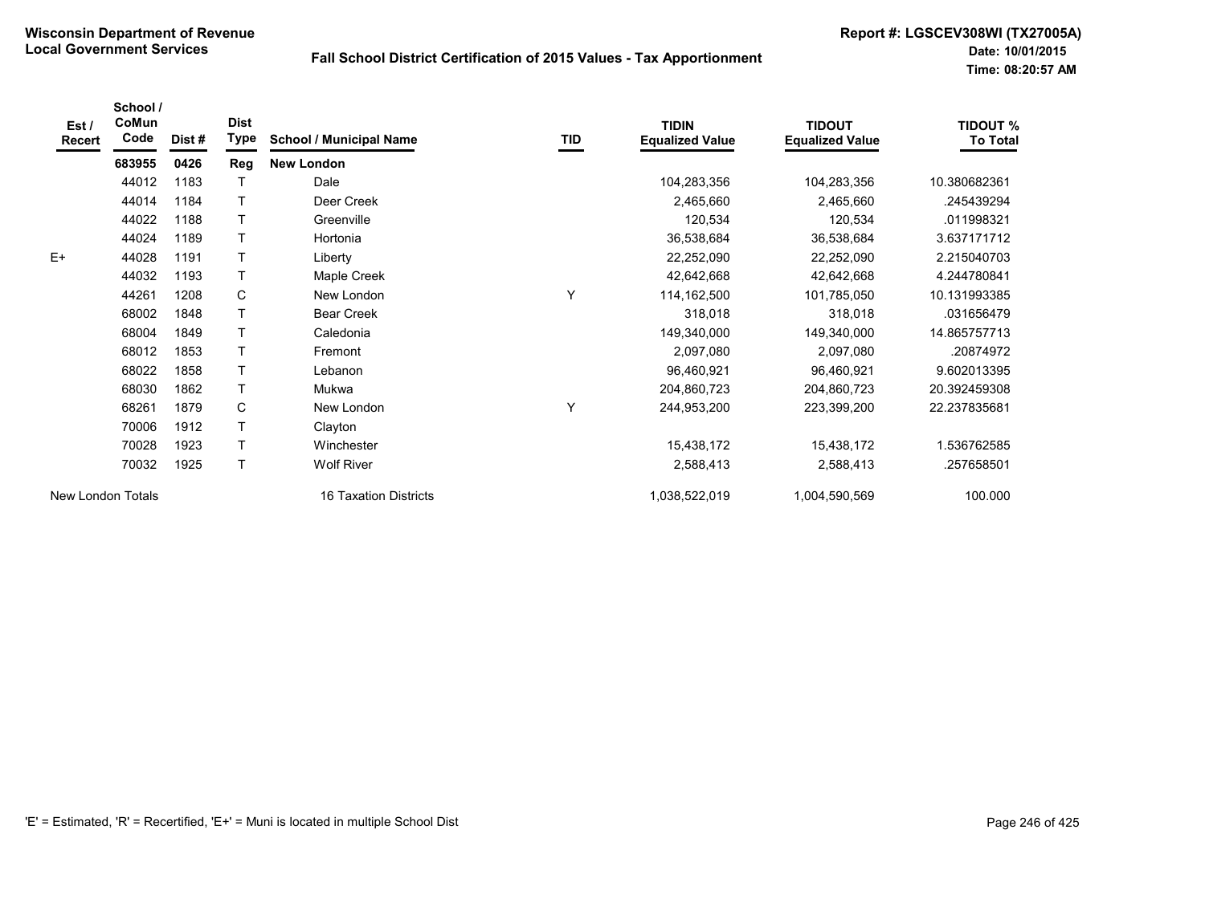**Wisconsin Department of Revenue**
**Local Government Services**

**Fall School District Certification of 2015 Values - Tax Apportionment**

**Report #: LGSCEV308WI (TX27005A)**
**Date: 10/01/2015**
**Time: 08:20:57 AM**

| Est / Recert | School / CoMun Code | Dist # | Dist Type | School / Municipal Name | TID | TIDIN Equalized Value | TIDOUT Equalized Value | TIDOUT % To Total |
|---|---|---|---|---|---|---|---|---|
| | **683955** | **0426** | **Reg** | **New London** | | | | |
| | 44012 | 1183 | T | Dale | | 104,283,356 | 104,283,356 | 10.380682361 |
| | 44014 | 1184 | T | Deer Creek | | 2,465,660 | 2,465,660 | .245439294 |
| | 44022 | 1188 | T | Greenville | | 120,534 | 120,534 | .011998321 |
| | 44024 | 1189 | T | Hortonia | | 36,538,684 | 36,538,684 | 3.637171712 |
| E+ | 44028 | 1191 | T | Liberty | | 22,252,090 | 22,252,090 | 2.215040703 |
| | 44032 | 1193 | T | Maple Creek | | 42,642,668 | 42,642,668 | 4.244780841 |
| | 44261 | 1208 | C | New London | Y | 114,162,500 | 101,785,050 | 10.131993385 |
| | 68002 | 1848 | T | Bear Creek | | 318,018 | 318,018 | .031656479 |
| | 68004 | 1849 | T | Caledonia | | 149,340,000 | 149,340,000 | 14.865757713 |
| | 68012 | 1853 | T | Fremont | | 2,097,080 | 2,097,080 | .20874972 |
| | 68022 | 1858 | T | Lebanon | | 96,460,921 | 96,460,921 | 9.602013395 |
| | 68030 | 1862 | T | Mukwa | | 204,860,723 | 204,860,723 | 20.392459308 |
| | 68261 | 1879 | C | New London | Y | 244,953,200 | 223,399,200 | 22.237835681 |
| | 70006 | 1912 | T | Clayton | | | | |
| | 70028 | 1923 | T | Winchester | | 15,438,172 | 15,438,172 | 1.536762585 |
| | 70032 | 1925 | T | Wolf River | | 2,588,413 | 2,588,413 | .257658501 |
| New London Totals | | | | 16 Taxation Districts | | 1,038,522,019 | 1,004,590,569 | 100.000 |

'E' = Estimated, 'R' = Recertified, 'E+' = Muni is located in multiple School Dist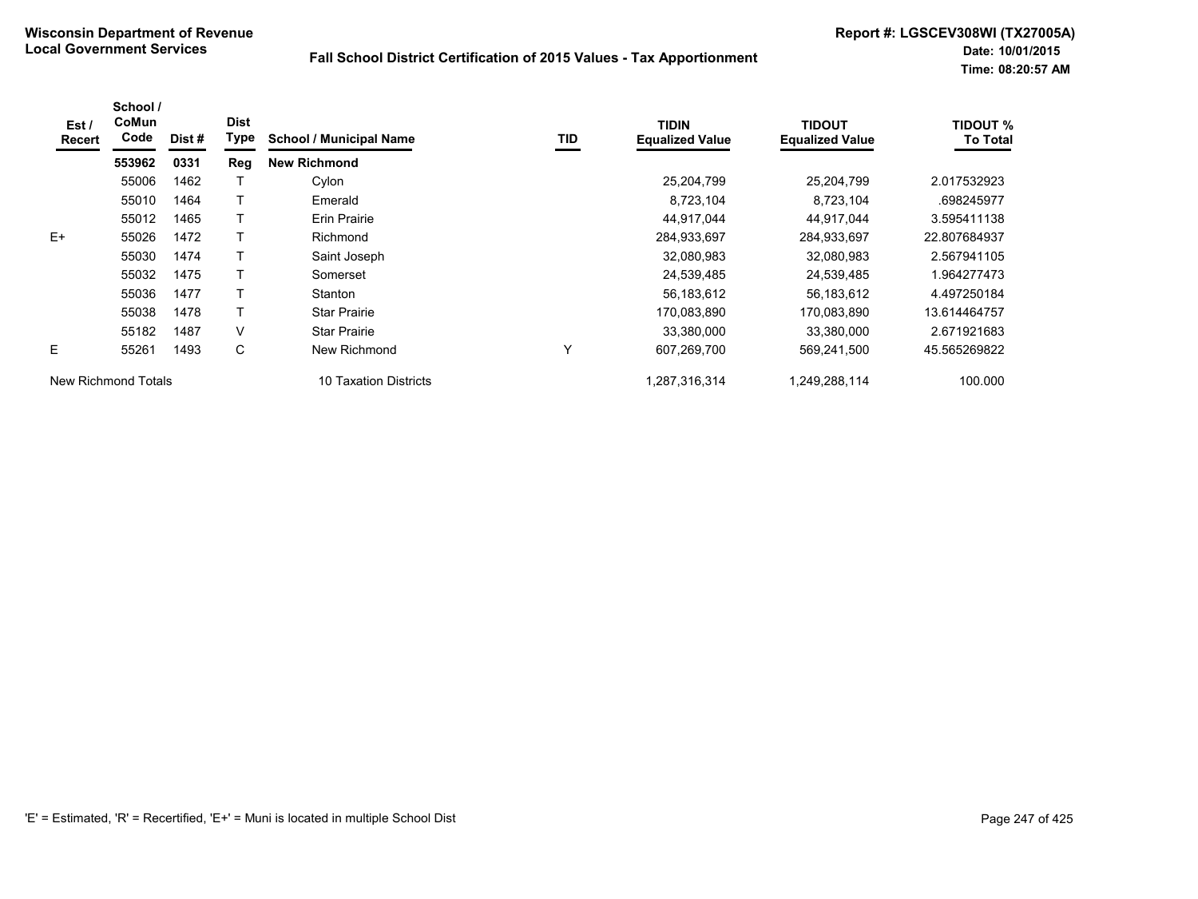**Wisconsin Department of Revenue**
**Local Government Services**

**Fall School District Certification of 2015 Values - Tax Apportionment**

**Report #: LGSCEV308WI (TX27005A)**
**Date: 10/01/2015**
**Time: 08:20:57 AM**

| Est / Recert | School / CoMun Code | Dist # | Dist Type | School / Municipal Name | TID | TIDIN Equalized Value | TIDOUT Equalized Value | TIDOUT % To Total |
|---|---|---|---|---|---|---|---|---|
| | **553962** | **0331** | **Reg** | **New Richmond** | | | | |
| | 55006 | 1462 | T | Cylon | | 25,204,799 | 25,204,799 | 2.017532923 |
| | 55010 | 1464 | T | Emerald | | 8,723,104 | 8,723,104 | .698245977 |
| | 55012 | 1465 | T | Erin Prairie | | 44,917,044 | 44,917,044 | 3.595411138 |
| E+ | 55026 | 1472 | T | Richmond | | 284,933,697 | 284,933,697 | 22.807684937 |
| | 55030 | 1474 | T | Saint Joseph | | 32,080,983 | 32,080,983 | 2.567941105 |
| | 55032 | 1475 | T | Somerset | | 24,539,485 | 24,539,485 | 1.964277473 |
| | 55036 | 1477 | T | Stanton | | 56,183,612 | 56,183,612 | 4.497250184 |
| | 55038 | 1478 | T | Star Prairie | | 170,083,890 | 170,083,890 | 13.614464757 |
| | 55182 | 1487 | V | Star Prairie | | 33,380,000 | 33,380,000 | 2.671921683 |
| E | 55261 | 1493 | C | New Richmond | Y | 607,269,700 | 569,241,500 | 45.565269822 |
| New Richmond Totals | | | | 10 Taxation Districts | | 1,287,316,314 | 1,249,288,114 | 100.000 |

'E' = Estimated, 'R' = Recertified, 'E+' = Muni is located in multiple School Dist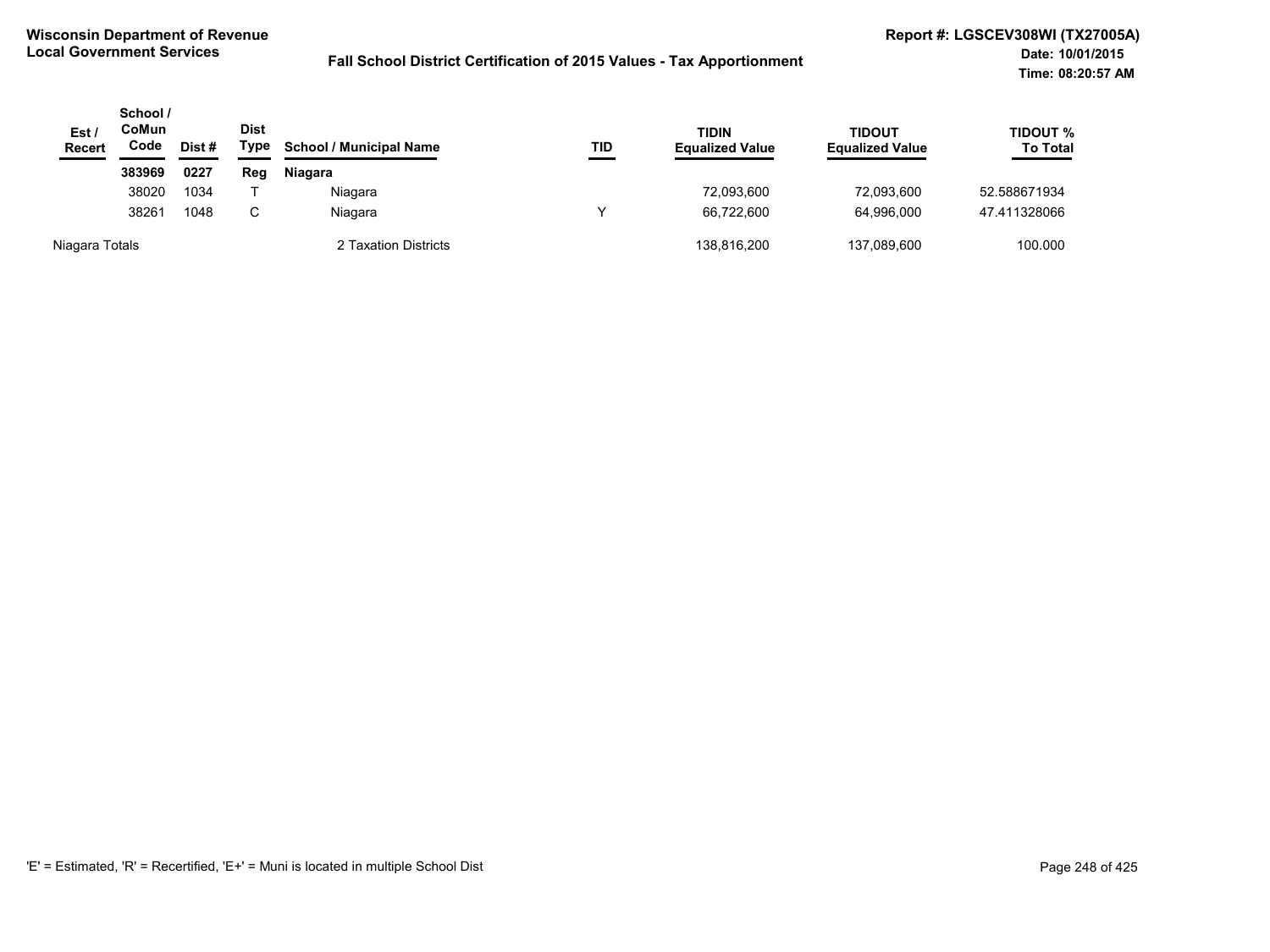**Wisconsin Department of Revenue**
**Local Government Services**

**Fall School District Certification of 2015 Values - Tax Apportionment**

**Report #: LGSCEV308WI (TX27005A)**
**Date: 10/01/2015**
**Time: 08:20:57 AM**

| Est / Recert | School / CoMun Code | Dist # | Dist Type | School / Municipal Name | TID | TIDIN Equalized Value | TIDOUT Equalized Value | TIDOUT % To Total |
|---|---|---|---|---|---|---|---|---|
| | **383969** | **0227** | **Reg** | **Niagara** | | | | |
| | 38020 | 1034 | T | Niagara | | 72,093,600 | 72,093,600 | 52.588671934 |
| | 38261 | 1048 | C | Niagara | Y | 66,722,600 | 64,996,000 | 47.411328066 |
| Niagara Totals | | | | 2 Taxation Districts | | 138,816,200 | 137,089,600 | 100.000 |

'E' = Estimated, 'R' = Recertified, 'E+' = Muni is located in multiple School Dist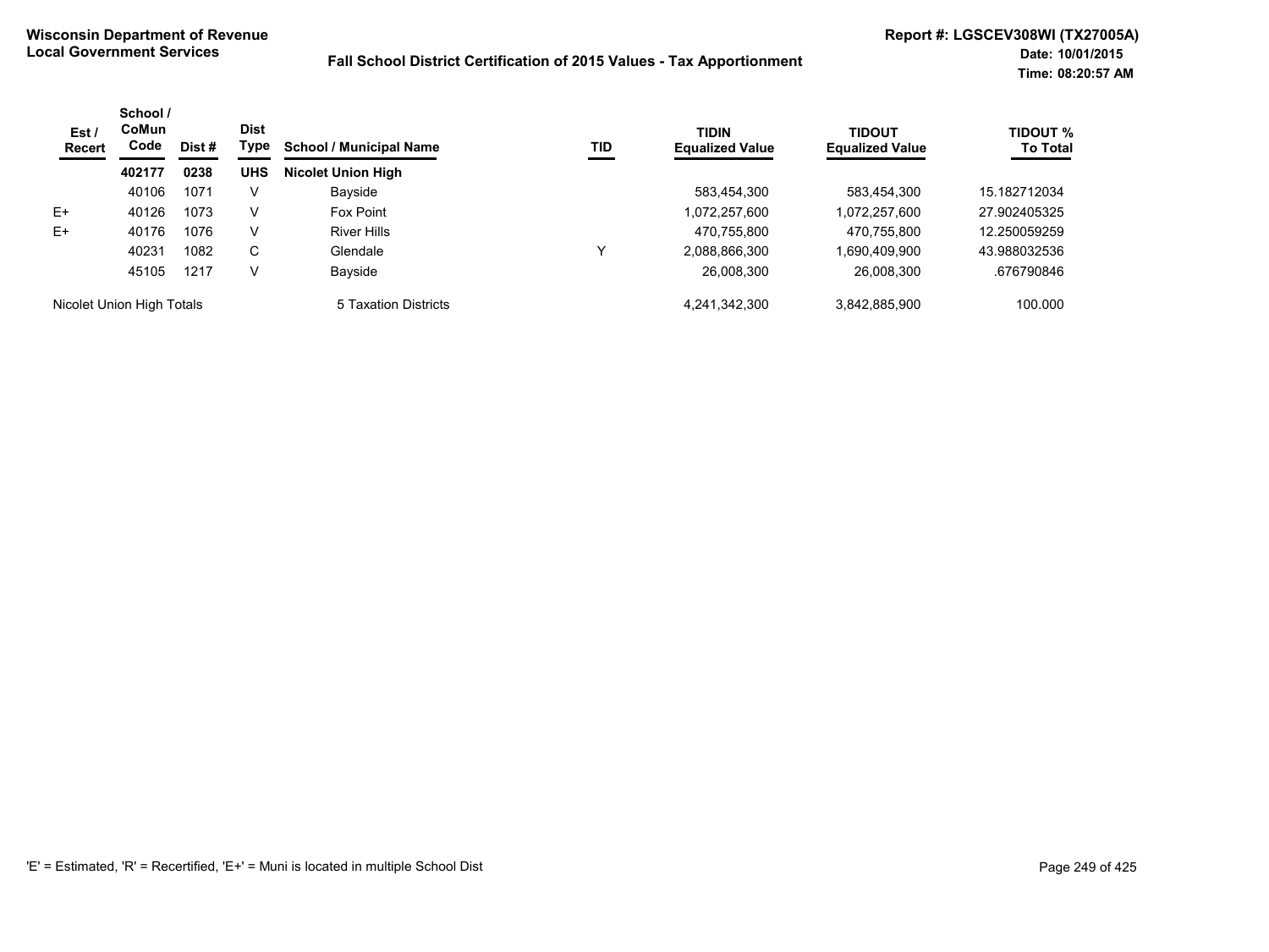**Wisconsin Department of Revenue**
**Local Government Services**

**Fall School District Certification of 2015 Values - Tax Apportionment**

**Report #: LGSCEV308WI (TX27005A)**
**Date: 10/01/2015**
**Time: 08:20:57 AM**

| Est / Recert | School / CoMun Code | Dist # | Dist Type | School / Municipal Name | TID | TIDIN Equalized Value | TIDOUT Equalized Value | TIDOUT % To Total |
|---|---|---|---|---|---|---|---|---|
| | **402177** | **0238** | **UHS** | **Nicolet Union High** | | | | |
| | 40106 | 1071 | V | Bayside | | 583,454,300 | 583,454,300 | 15.182712034 |
| E+ | 40126 | 1073 | V | Fox Point | | 1,072,257,600 | 1,072,257,600 | 27.902405325 |
| E+ | 40176 | 1076 | V | River Hills | | 470,755,800 | 470,755,800 | 12.250059259 |
| | 40231 | 1082 | C | Glendale | Y | 2,088,866,300 | 1,690,409,900 | 43.988032536 |
| | 45105 | 1217 | V | Bayside | | 26,008,300 | 26,008,300 | .676790846 |
| Nicolet Union High Totals | | | | 5 Taxation Districts | | 4,241,342,300 | 3,842,885,900 | 100.000 |

'E' = Estimated, 'R' = Recertified, 'E+' = Muni is located in multiple School Dist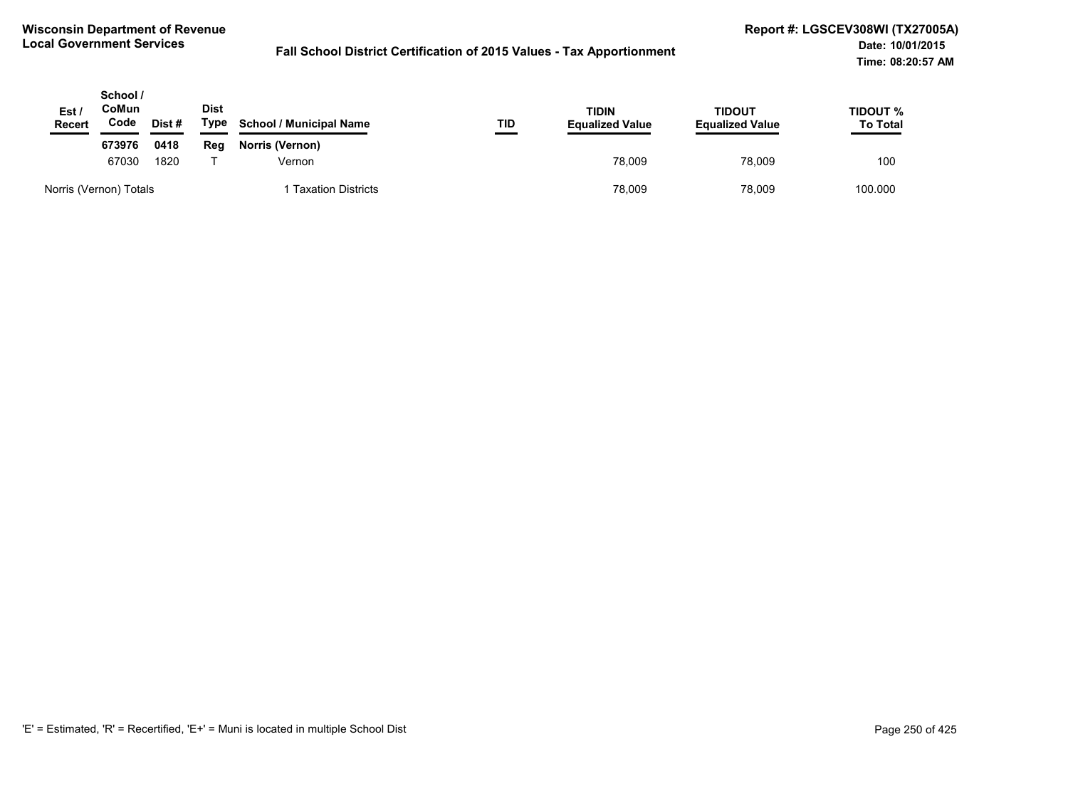**Wisconsin Department of Revenue**
**Local Government Services**

**Fall School District Certification of 2015 Values - Tax Apportionment**

**Report #: LGSCEV308WI (TX27005A)**
**Date: 10/01/2015**
**Time: 08:20:57 AM**

| Est / Recert | School / CoMun Code | Dist # | Dist Type | School / Municipal Name | TID | TIDIN Equalized Value | TIDOUT Equalized Value | TIDOUT % To Total |
|---|---|---|---|---|---|---|---|---|
| | **673976** | **0418** | **Reg** | **Norris (Vernon)** | | | | |
| | 67030 | 1820 | T | Vernon | | 78,009 | 78,009 | 100 |
| Norris (Vernon) Totals | | | | 1 Taxation Districts | | 78,009 | 78,009 | 100.000 |

'E' = Estimated, 'R' = Recertified, 'E+' = Muni is located in multiple School Dist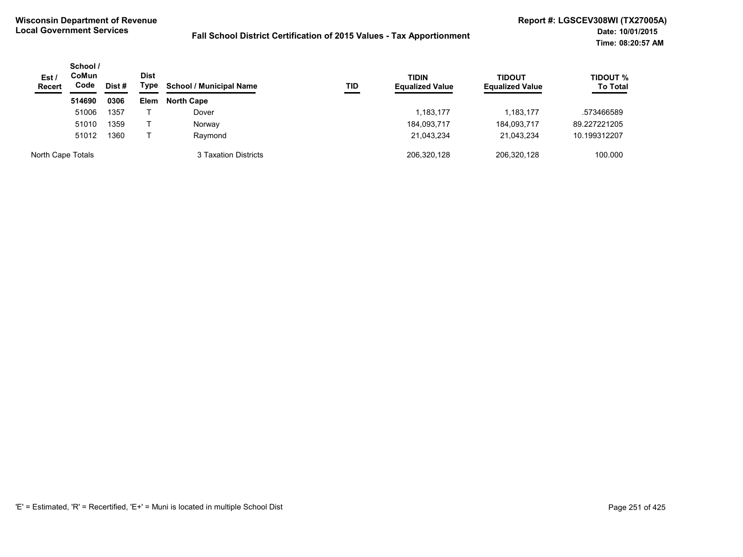**Wisconsin Department of Revenue**
**Local Government Services**

**Fall School District Certification of 2015 Values - Tax Apportionment**

**Report #: LGSCEV308WI (TX27005A)**
**Date: 10/01/2015**
**Time: 08:20:57 AM**

| Est / Recert | School / CoMun Code | Dist # | Dist Type | School / Municipal Name | TID | TIDIN Equalized Value | TIDOUT Equalized Value | TIDOUT % To Total |
|---|---|---|---|---|---|---|---|---|
| | **514690** | **0306** | **Elem** | **North Cape** | | | | |
| | 51006 | 1357 | T | Dover | | 1,183,177 | 1,183,177 | .573466589 |
| | 51010 | 1359 | T | Norway | | 184,093,717 | 184,093,717 | 89.227221205 |
| | 51012 | 1360 | T | Raymond | | 21,043,234 | 21,043,234 | 10.199312207 |
| North Cape Totals | | | | 3 Taxation Districts | | 206,320,128 | 206,320,128 | 100.000 |

'E' = Estimated, 'R' = Recertified, 'E+' = Muni is located in multiple School Dist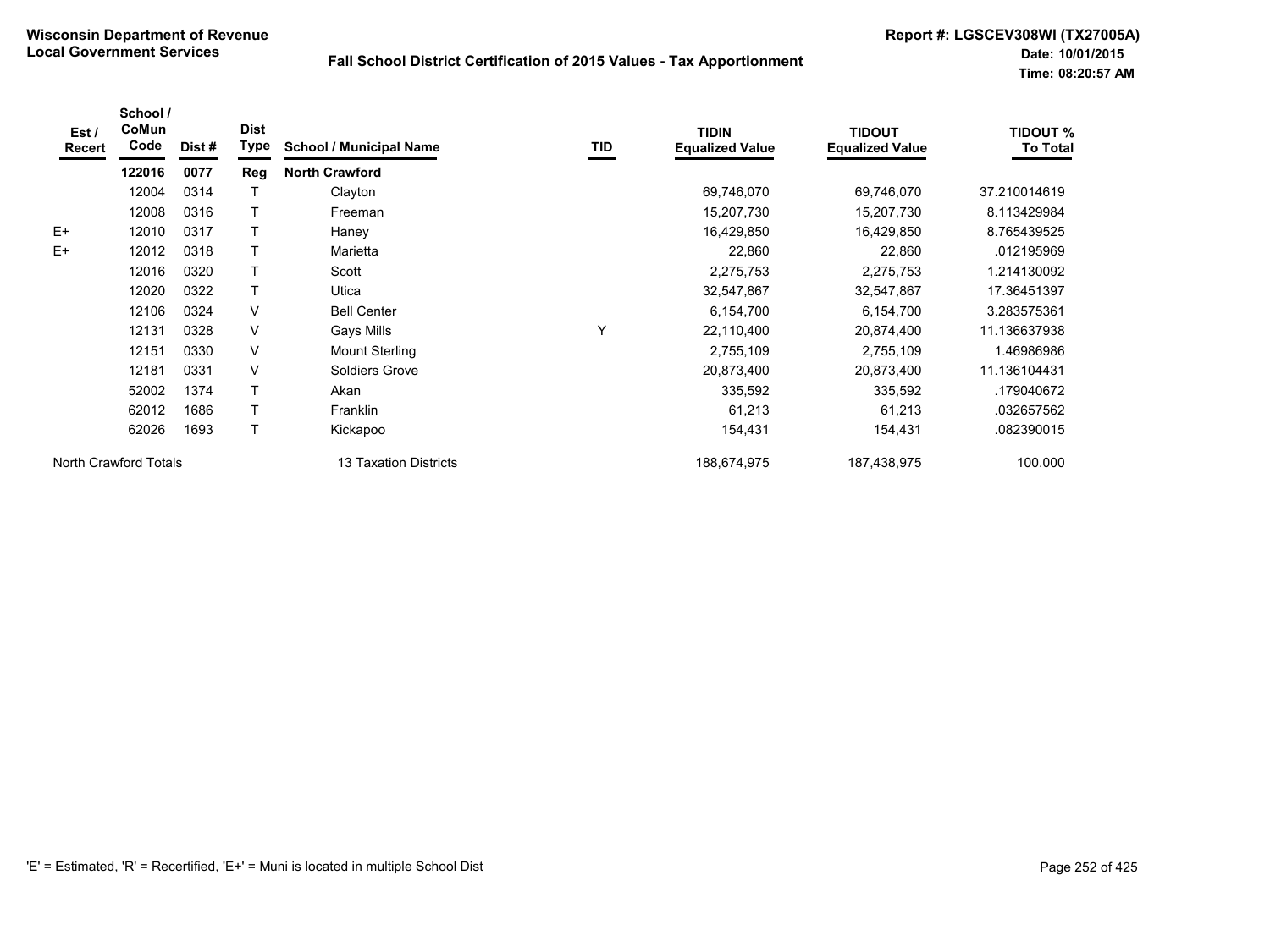**Wisconsin Department of Revenue**
**Local Government Services**

**Fall School District Certification of 2015 Values - Tax Apportionment**

**Report #: LGSCEV308WI (TX27005A)**
**Date: 10/01/2015**
**Time: 08:20:57 AM**

| Est / Recert | School / CoMun Code | Dist # | Dist Type | School / Municipal Name | TID | TIDIN Equalized Value | TIDOUT Equalized Value | TIDOUT % To Total |
|---|---|---|---|---|---|---|---|---|
| | **122016** | **0077** | **Reg** | **North Crawford** | | | | |
| | 12004 | 0314 | T | Clayton | | 69,746,070 | 69,746,070 | 37.210014619 |
| | 12008 | 0316 | T | Freeman | | 15,207,730 | 15,207,730 | 8.113429984 |
| E+ | 12010 | 0317 | T | Haney | | 16,429,850 | 16,429,850 | 8.765439525 |
| E+ | 12012 | 0318 | T | Marietta | | 22,860 | 22,860 | .012195969 |
| | 12016 | 0320 | T | Scott | | 2,275,753 | 2,275,753 | 1.214130092 |
| | 12020 | 0322 | T | Utica | | 32,547,867 | 32,547,867 | 17.36451397 |
| | 12106 | 0324 | V | Bell Center | | 6,154,700 | 6,154,700 | 3.283575361 |
| | 12131 | 0328 | V | Gays Mills | Y | 22,110,400 | 20,874,400 | 11.136637938 |
| | 12151 | 0330 | V | Mount Sterling | | 2,755,109 | 2,755,109 | 1.46986986 |
| | 12181 | 0331 | V | Soldiers Grove | | 20,873,400 | 20,873,400 | 11.136104431 |
| | 52002 | 1374 | T | Akan | | 335,592 | 335,592 | .179040672 |
| | 62012 | 1686 | T | Franklin | | 61,213 | 61,213 | .032657562 |
| | 62026 | 1693 | T | Kickapoo | | 154,431 | 154,431 | .082390015 |
| North Crawford Totals | | | | 13 Taxation Districts | | 188,674,975 | 187,438,975 | 100.000 |

'E' = Estimated, 'R' = Recertified, 'E+' = Muni is located in multiple School Dist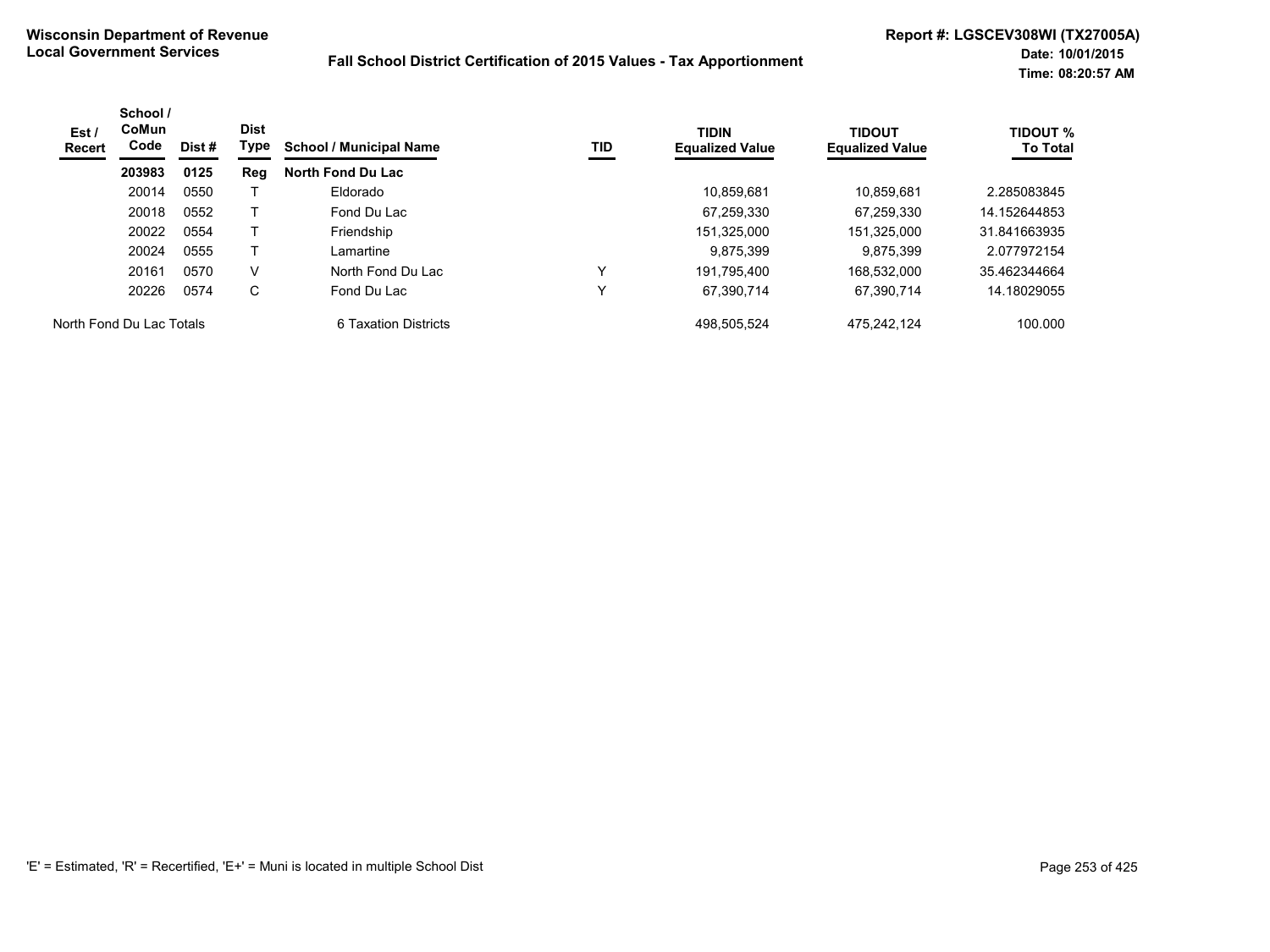**Wisconsin Department of Revenue**
**Local Government Services**

**Fall School District Certification of 2015 Values - Tax Apportionment**

**Report #: LGSCEV308WI (TX27005A)**
**Date: 10/01/2015**
**Time: 08:20:57 AM**

| Est / Recert | School / CoMun Code | Dist # | Dist Type | School / Municipal Name | TID | TIDIN Equalized Value | TIDOUT Equalized Value | TIDOUT % To Total |
|---|---|---|---|---|---|---|---|---|
| | **203983** | **0125** | **Reg** | **North Fond Du Lac** | | | | |
| | 20014 | 0550 | T | Eldorado | | 10,859,681 | 10,859,681 | 2.285083845 |
| | 20018 | 0552 | T | Fond Du Lac | | 67,259,330 | 67,259,330 | 14.152644853 |
| | 20022 | 0554 | T | Friendship | | 151,325,000 | 151,325,000 | 31.841663935 |
| | 20024 | 0555 | T | Lamartine | | 9,875,399 | 9,875,399 | 2.077972154 |
| | 20161 | 0570 | V | North Fond Du Lac | Y | 191,795,400 | 168,532,000 | 35.462344664 |
| | 20226 | 0574 | C | Fond Du Lac | Y | 67,390,714 | 67,390,714 | 14.18029055 |
| North Fond Du Lac Totals | | | | 6 Taxation Districts | | 498,505,524 | 475,242,124 | 100.000 |

'E' = Estimated, 'R' = Recertified, 'E+' = Muni is located in multiple School Dist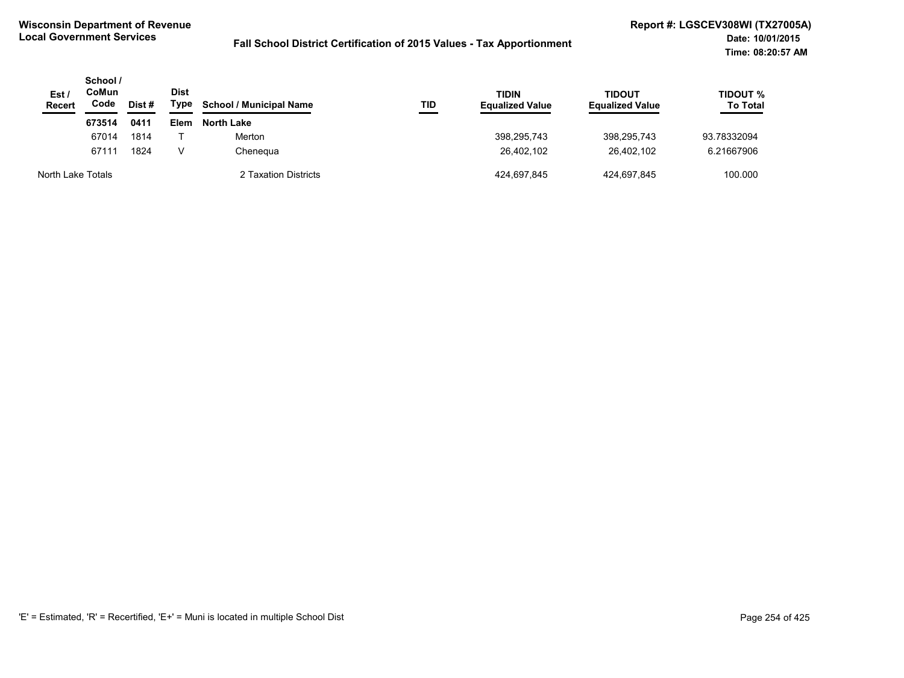**Wisconsin Department of Revenue**
**Local Government Services**

**Fall School District Certification of 2015 Values - Tax Apportionment**

**Report #: LGSCEV308WI (TX27005A)**
**Date: 10/01/2015**
**Time: 08:20:57 AM**

| Est / Recert | School / CoMun Code | Dist # | Dist Type | School / Municipal Name | TID | TIDIN Equalized Value | TIDOUT Equalized Value | TIDOUT % To Total |
|---|---|---|---|---|---|---|---|---|
| | **673514** | **0411** | **Elem** | **North Lake** | | | | |
| | 67014 | 1814 | T | Merton | | 398,295,743 | 398,295,743 | 93.78332094 |
| | 67111 | 1824 | V | Chenequa | | 26,402,102 | 26,402,102 | 6.21667906 |
| North Lake Totals | | | | 2 Taxation Districts | | 424,697,845 | 424,697,845 | 100.000 |

'E' = Estimated, 'R' = Recertified, 'E+' = Muni is located in multiple School Dist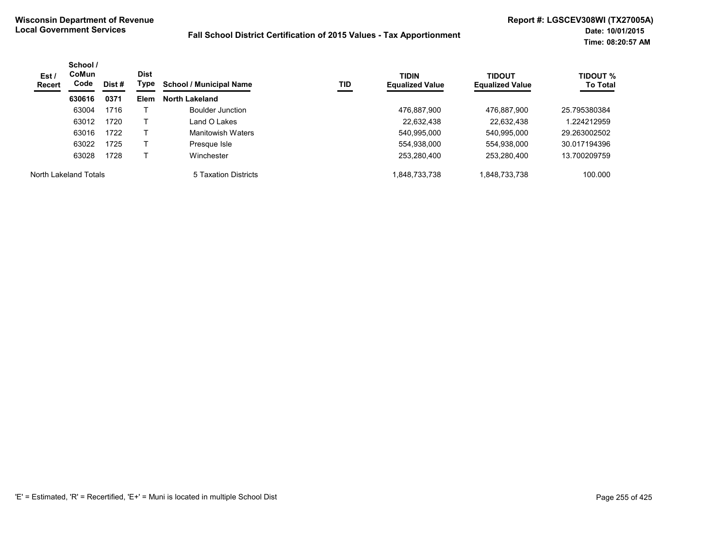**Wisconsin Department of Revenue**
**Local Government Services**

**Fall School District Certification of 2015 Values - Tax Apportionment**

**Report #: LGSCEV308WI (TX27005A)**
**Date: 10/01/2015**
**Time: 08:20:57 AM**

| Est / Recert | School / CoMun Code | Dist # | Dist Type | School / Municipal Name | TID | TIDIN Equalized Value | TIDOUT Equalized Value | TIDOUT % To Total |
|---|---|---|---|---|---|---|---|---|
| | **630616** | **0371** | **Elem** | **North Lakeland** | | | | |
| | 63004 | 1716 | T | Boulder Junction | | 476,887,900 | 476,887,900 | 25.795380384 |
| | 63012 | 1720 | T | Land O Lakes | | 22,632,438 | 22,632,438 | 1.224212959 |
| | 63016 | 1722 | T | Manitowish Waters | | 540,995,000 | 540,995,000 | 29.263002502 |
| | 63022 | 1725 | T | Presque Isle | | 554,938,000 | 554,938,000 | 30.017194396 |
| | 63028 | 1728 | T | Winchester | | 253,280,400 | 253,280,400 | 13.700209759 |
| North Lakeland Totals | | | | 5 Taxation Districts | | 1,848,733,738 | 1,848,733,738 | 100.000 |

'E' = Estimated, 'R' = Recertified, 'E+' = Muni is located in multiple School Dist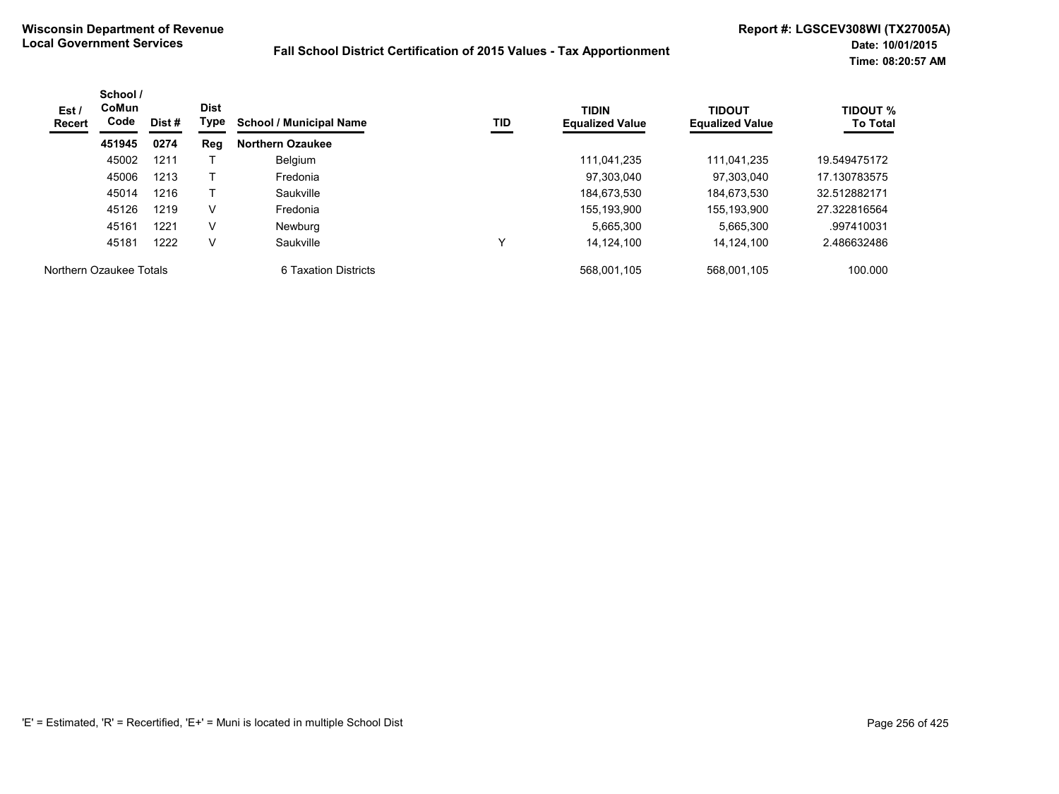**Wisconsin Department of Revenue**
**Local Government Services**

**Fall School District Certification of 2015 Values - Tax Apportionment**

**Report #: LGSCEV308WI (TX27005A)**
**Date: 10/01/2015**
**Time: 08:20:57 AM**

| Est / Recert | School / CoMun Code | Dist # | Dist Type | School / Municipal Name | TID | TIDIN Equalized Value | TIDOUT Equalized Value | TIDOUT % To Total |
|---|---|---|---|---|---|---|---|---|
| | **451945** | **0274** | **Reg** | **Northern Ozaukee** | | | | |
| | 45002 | 1211 | T | Belgium | | 111,041,235 | 111,041,235 | 19.549475172 |
| | 45006 | 1213 | T | Fredonia | | 97,303,040 | 97,303,040 | 17.130783575 |
| | 45014 | 1216 | T | Saukville | | 184,673,530 | 184,673,530 | 32.512882171 |
| | 45126 | 1219 | V | Fredonia | | 155,193,900 | 155,193,900 | 27.322816564 |
| | 45161 | 1221 | V | Newburg | | 5,665,300 | 5,665,300 | .997410031 |
| | 45181 | 1222 | V | Saukville | Y | 14,124,100 | 14,124,100 | 2.486632486 |
| Northern Ozaukee Totals | | | | 6 Taxation Districts | | 568,001,105 | 568,001,105 | 100.000 |

'E' = Estimated, 'R' = Recertified, 'E+' = Muni is located in multiple School Dist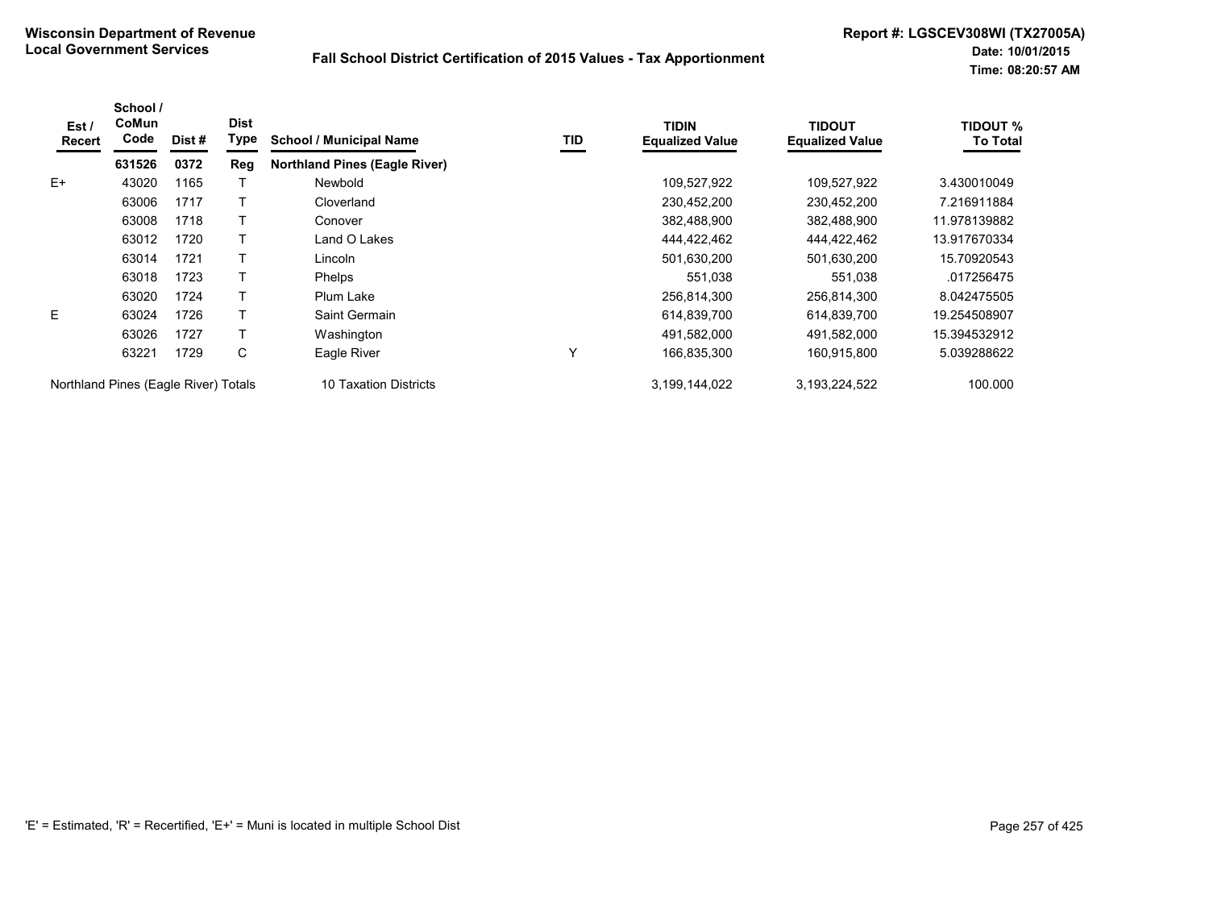**Wisconsin Department of Revenue**
**Local Government Services**

**Fall School District Certification of 2015 Values - Tax Apportionment**

**Report #: LGSCEV308WI (TX27005A)**
**Date: 10/01/2015**
**Time: 08:20:57 AM**

| Est / Recert | School / CoMun Code | Dist # | Dist Type | School / Municipal Name | TID | TIDIN Equalized Value | TIDOUT Equalized Value | TIDOUT % To Total |
|---|---|---|---|---|---|---|---|---|
| | **631526** | **0372** | **Reg** | **Northland Pines (Eagle River)** | | | | |
| E+ | 43020 | 1165 | T | Newbold | | 109,527,922 | 109,527,922 | 3.430010049 |
| | 63006 | 1717 | T | Cloverland | | 230,452,200 | 230,452,200 | 7.216911884 |
| | 63008 | 1718 | T | Conover | | 382,488,900 | 382,488,900 | 11.978139882 |
| | 63012 | 1720 | T | Land O Lakes | | 444,422,462 | 444,422,462 | 13.917670334 |
| | 63014 | 1721 | T | Lincoln | | 501,630,200 | 501,630,200 | 15.70920543 |
| | 63018 | 1723 | T | Phelps | | 551,038 | 551,038 | .017256475 |
| | 63020 | 1724 | T | Plum Lake | | 256,814,300 | 256,814,300 | 8.042475505 |
| E | 63024 | 1726 | T | Saint Germain | | 614,839,700 | 614,839,700 | 19.254508907 |
| | 63026 | 1727 | T | Washington | | 491,582,000 | 491,582,000 | 15.394532912 |
| | 63221 | 1729 | C | Eagle River | Y | 166,835,300 | 160,915,800 | 5.039288622 |
| Northland Pines (Eagle River) Totals | | | | 10 Taxation Districts | | 3,199,144,022 | 3,193,224,522 | 100.000 |

'E' = Estimated, 'R' = Recertified, 'E+' = Muni is located in multiple School Dist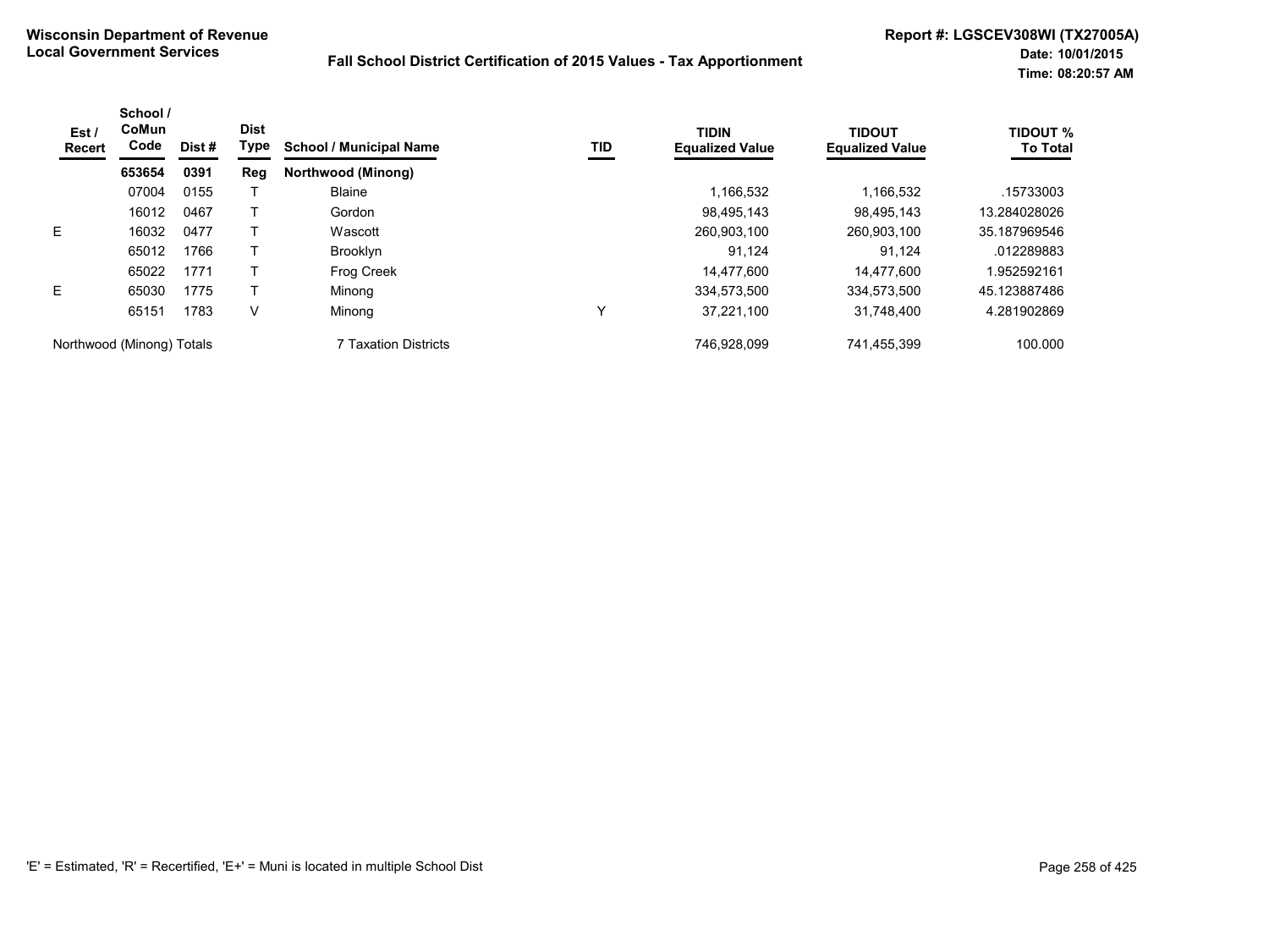**Wisconsin Department of Revenue**
**Local Government Services**

**Fall School District Certification of 2015 Values - Tax Apportionment**

**Report #: LGSCEV308WI (TX27005A)**
**Date: 10/01/2015**
**Time: 08:20:57 AM**

| Est / Recert | School / CoMun Code | Dist # | Dist Type | School / Municipal Name | TID | TIDIN Equalized Value | TIDOUT Equalized Value | TIDOUT % To Total |
|---|---|---|---|---|---|---|---|---|
| | **653654** | **0391** | **Reg** | **Northwood (Minong)** | | | | |
| | 07004 | 0155 | T | Blaine | | 1,166,532 | 1,166,532 | .15733003 |
| | 16012 | 0467 | T | Gordon | | 98,495,143 | 98,495,143 | 13.284028026 |
| E | 16032 | 0477 | T | Wascott | | 260,903,100 | 260,903,100 | 35.187969546 |
| | 65012 | 1766 | T | Brooklyn | | 91,124 | 91,124 | .012289883 |
| | 65022 | 1771 | T | Frog Creek | | 14,477,600 | 14,477,600 | 1.952592161 |
| E | 65030 | 1775 | T | Minong | | 334,573,500 | 334,573,500 | 45.123887486 |
| | 65151 | 1783 | V | Minong | Y | 37,221,100 | 31,748,400 | 4.281902869 |
| Northwood (Minong) Totals | | | | 7 Taxation Districts | | 746,928,099 | 741,455,399 | 100.000 |

'E' = Estimated, 'R' = Recertified, 'E+' = Muni is located in multiple School Dist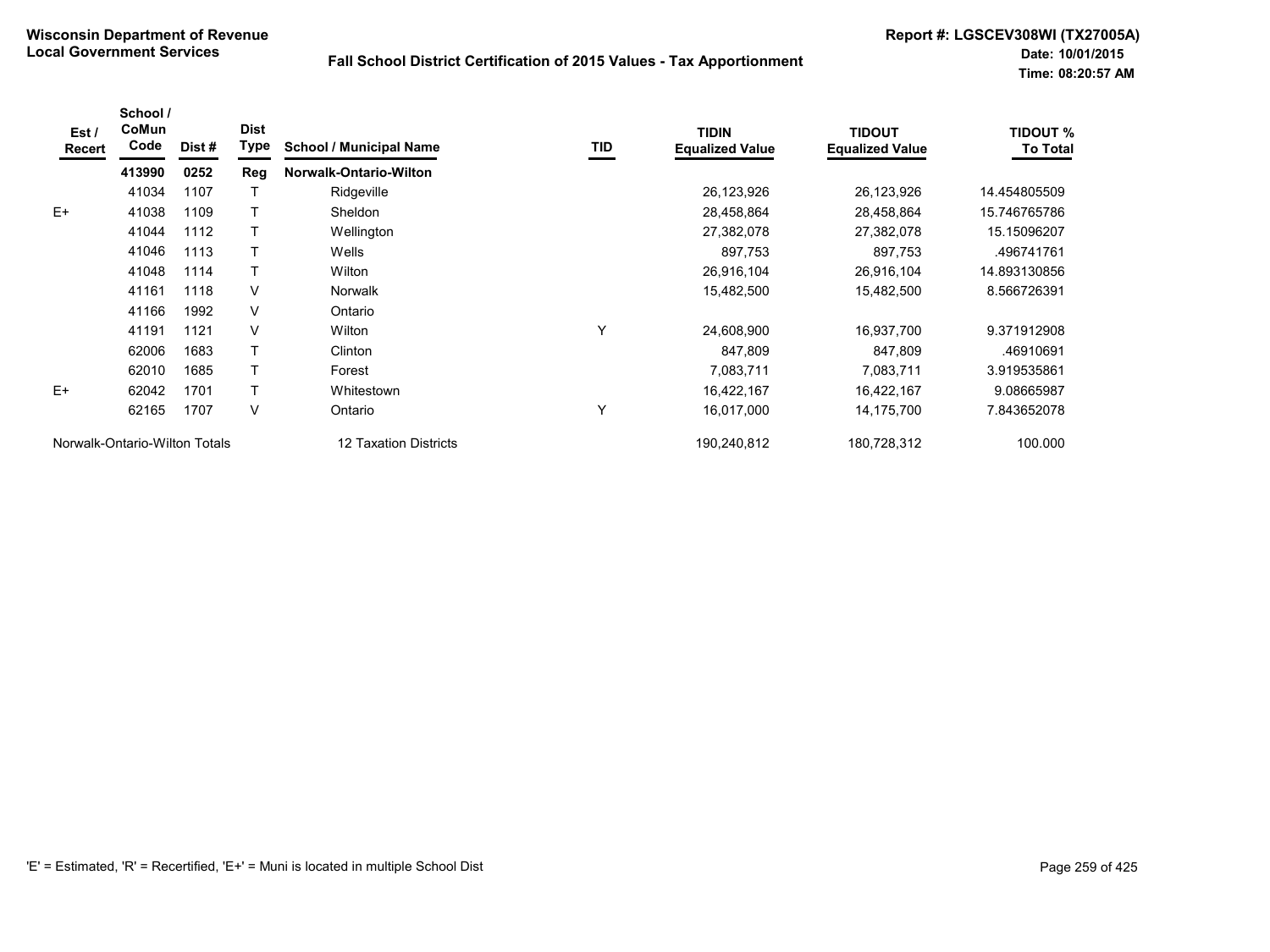**Wisconsin Department of Revenue**
**Local Government Services**

**Fall School District Certification of 2015 Values - Tax Apportionment**

**Report #: LGSCEV308WI (TX27005A)**
**Date: 10/01/2015**
**Time: 08:20:57 AM**

| Est / Recert | School / CoMun Code | Dist # | Dist Type | School / Municipal Name | TID | TIDIN Equalized Value | TIDOUT Equalized Value | TIDOUT % To Total |
|---|---|---|---|---|---|---|---|---|
| | **413990** | **0252** | **Reg** | **Norwalk-Ontario-Wilton** | | | | |
| | 41034 | 1107 | T | Ridgeville | | 26,123,926 | 26,123,926 | 14.454805509 |
| E+ | 41038 | 1109 | T | Sheldon | | 28,458,864 | 28,458,864 | 15.746765786 |
| | 41044 | 1112 | T | Wellington | | 27,382,078 | 27,382,078 | 15.15096207 |
| | 41046 | 1113 | T | Wells | | 897,753 | 897,753 | .496741761 |
| | 41048 | 1114 | T | Wilton | | 26,916,104 | 26,916,104 | 14.893130856 |
| | 41161 | 1118 | V | Norwalk | | 15,482,500 | 15,482,500 | 8.566726391 |
| | 41166 | 1992 | V | Ontario | | | | |
| | 41191 | 1121 | V | Wilton | Y | 24,608,900 | 16,937,700 | 9.371912908 |
| | 62006 | 1683 | T | Clinton | | 847,809 | 847,809 | .46910691 |
| | 62010 | 1685 | T | Forest | | 7,083,711 | 7,083,711 | 3.919535861 |
| E+ | 62042 | 1701 | T | Whitestown | | 16,422,167 | 16,422,167 | 9.08665987 |
| | 62165 | 1707 | V | Ontario | Y | 16,017,000 | 14,175,700 | 7.843652078 |
| Norwalk-Ontario-Wilton Totals | | | | 12 Taxation Districts | | 190,240,812 | 180,728,312 | 100.000 |

'E' = Estimated, 'R' = Recertified, 'E+' = Muni is located in multiple School Dist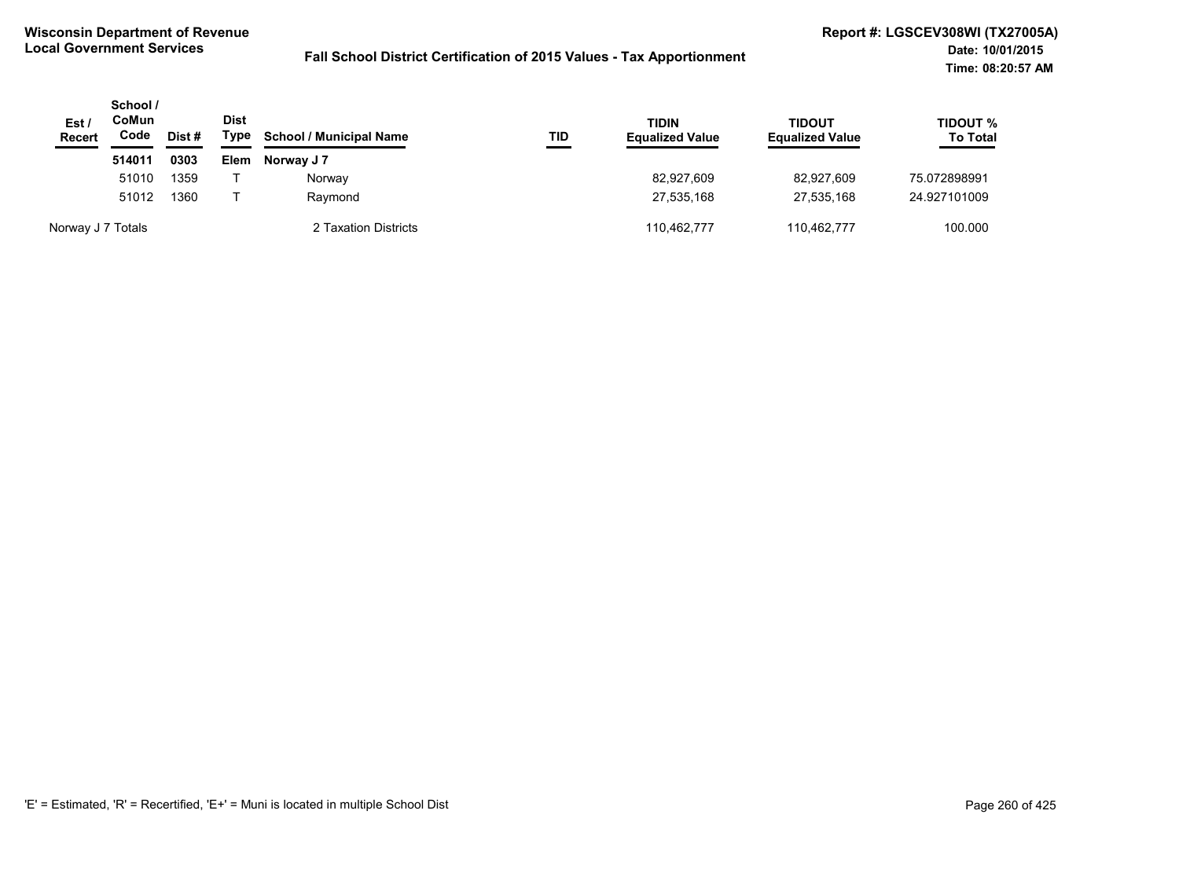**Wisconsin Department of Revenue**
**Local Government Services**

**Fall School District Certification of 2015 Values - Tax Apportionment**

**Report #: LGSCEV308WI (TX27005A)**
**Date: 10/01/2015**
**Time: 08:20:57 AM**

| Est / Recert | School / CoMun Code | Dist # | Dist Type | School / Municipal Name | TID | TIDIN Equalized Value | TIDOUT Equalized Value | TIDOUT % To Total |
|---|---|---|---|---|---|---|---|---|
| | **514011** | **0303** | **Elem** | **Norway J 7** | | | | |
| | 51010 | 1359 | T | Norway | | 82,927,609 | 82,927,609 | 75.072898991 |
| | 51012 | 1360 | T | Raymond | | 27,535,168 | 27,535,168 | 24.927101009 |
| Norway J 7 Totals | | | | 2 Taxation Districts | | 110,462,777 | 110,462,777 | 100.000 |

'E' = Estimated, 'R' = Recertified, 'E+' = Muni is located in multiple School Dist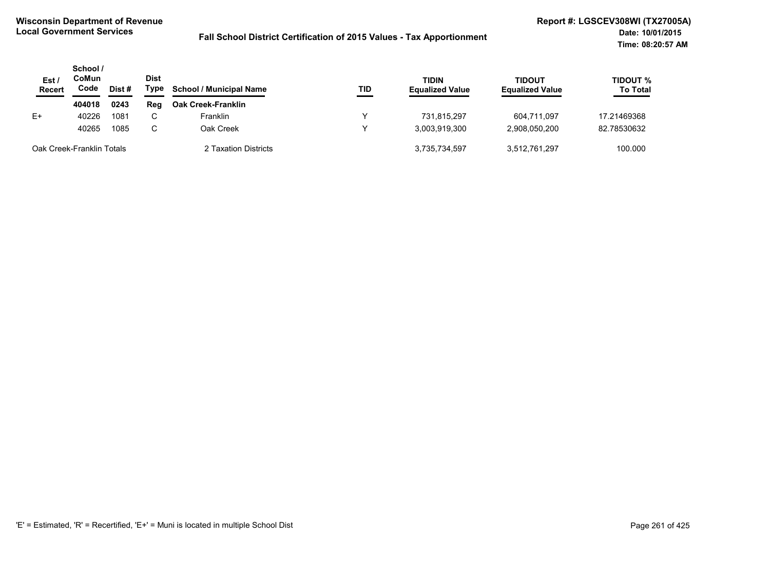**Wisconsin Department of Revenue**
**Local Government Services**

**Fall School District Certification of 2015 Values - Tax Apportionment**

**Report #: LGSCEV308WI (TX27005A)**
**Date: 10/01/2015**
**Time: 08:20:57 AM**

| Est / Recert | School / CoMun Code | Dist # | Dist Type | School / Municipal Name | TID | TIDIN Equalized Value | TIDOUT Equalized Value | TIDOUT % To Total |
|---|---|---|---|---|---|---|---|---|
| | **404018** | **0243** | **Reg** | **Oak Creek-Franklin** | | | | |
| E+ | 40226 | 1081 | C | Franklin | Y | 731,815,297 | 604,711,097 | 17.21469368 |
| | 40265 | 1085 | C | Oak Creek | Y | 3,003,919,300 | 2,908,050,200 | 82.78530632 |
| Oak Creek-Franklin Totals | | | | 2 Taxation Districts | | 3,735,734,597 | 3,512,761,297 | 100.000 |

'E' = Estimated, 'R' = Recertified, 'E+' = Muni is located in multiple School Dist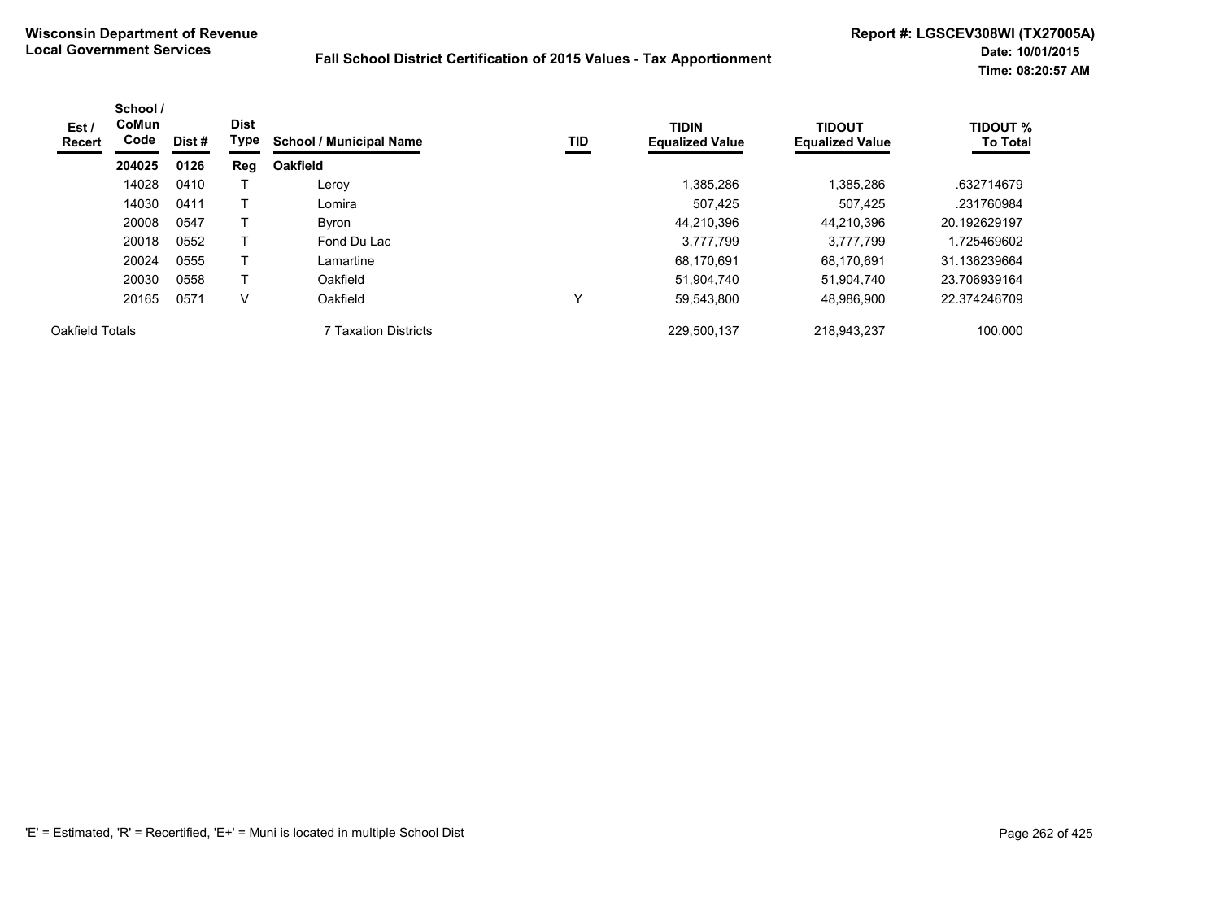**Wisconsin Department of Revenue**
**Local Government Services**

**Fall School District Certification of 2015 Values - Tax Apportionment**

**Report #: LGSCEV308WI (TX27005A)**
**Date: 10/01/2015**
**Time: 08:20:57 AM**

| Est / Recert | School / CoMun Code | Dist # | Dist Type | School / Municipal Name | TID | TIDIN Equalized Value | TIDOUT Equalized Value | TIDOUT % To Total |
|---|---|---|---|---|---|---|---|---|
| | **204025** | **0126** | **Reg** | **Oakfield** | | | | |
| | 14028 | 0410 | T | Leroy | | 1,385,286 | 1,385,286 | .632714679 |
| | 14030 | 0411 | T | Lomira | | 507,425 | 507,425 | .231760984 |
| | 20008 | 0547 | T | Byron | | 44,210,396 | 44,210,396 | 20.192629197 |
| | 20018 | 0552 | T | Fond Du Lac | | 3,777,799 | 3,777,799 | 1.725469602 |
| | 20024 | 0555 | T | Lamartine | | 68,170,691 | 68,170,691 | 31.136239664 |
| | 20030 | 0558 | T | Oakfield | | 51,904,740 | 51,904,740 | 23.706939164 |
| | 20165 | 0571 | V | Oakfield | Y | 59,543,800 | 48,986,900 | 22.374246709 |
| Oakfield Totals | | | | 7 Taxation Districts | | 229,500,137 | 218,943,237 | 100.000 |

'E' = Estimated, 'R' = Recertified, 'E+' = Muni is located in multiple School Dist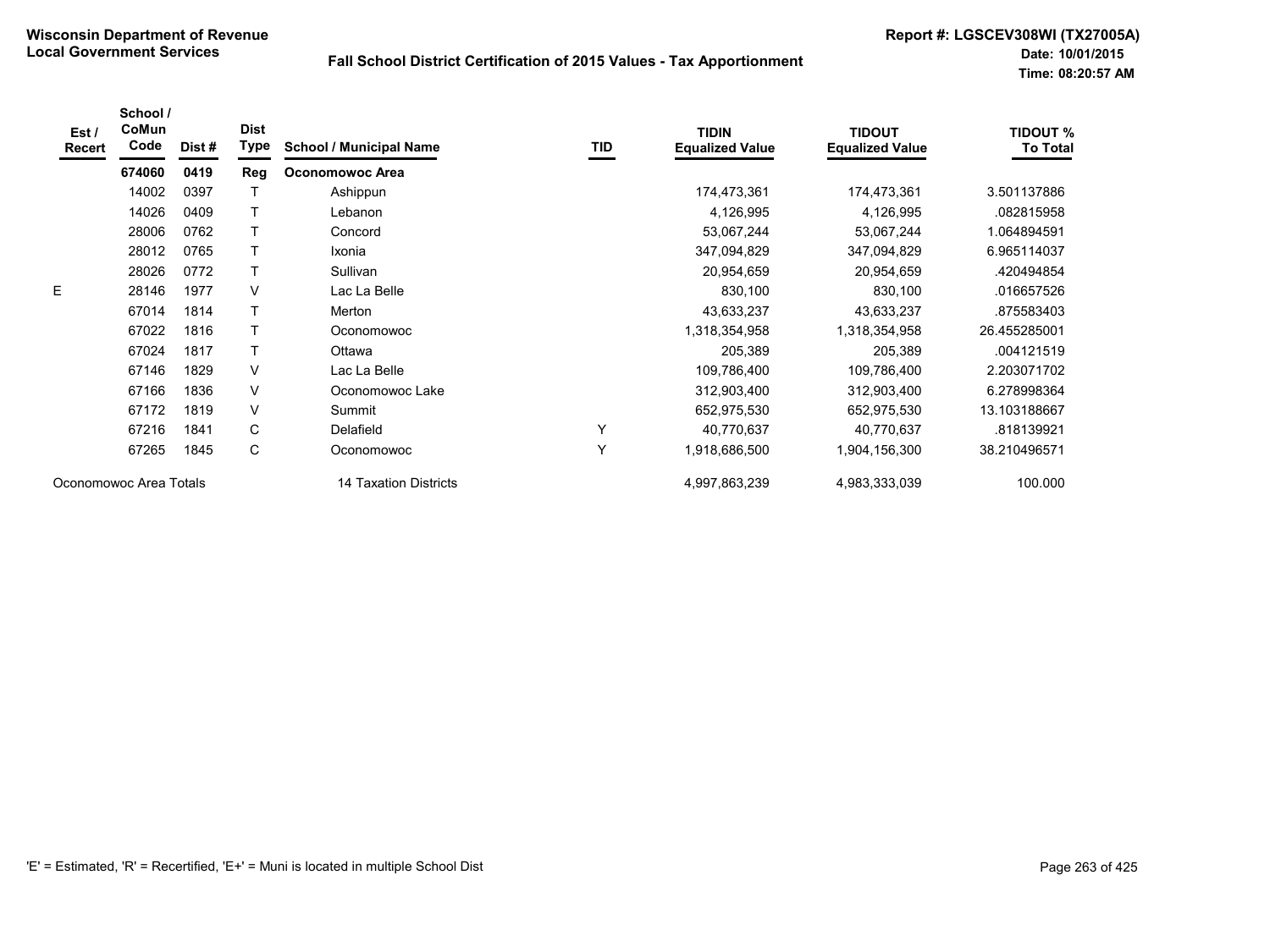**Wisconsin Department of Revenue**
**Local Government Services**

**Fall School District Certification of 2015 Values - Tax Apportionment**

**Report #: LGSCEV308WI (TX27005A)**
**Date: 10/01/2015**
**Time: 08:20:57 AM**

| Est / Recert | School / CoMun Code | Dist # | Dist Type | School / Municipal Name | TID | TIDIN Equalized Value | TIDOUT Equalized Value | TIDOUT % To Total |
|---|---|---|---|---|---|---|---|---|
| | **674060** | **0419** | **Reg** | **Oconomowoc Area** | | | | |
| | 14002 | 0397 | T | Ashippun | | 174,473,361 | 174,473,361 | 3.501137886 |
| | 14026 | 0409 | T | Lebanon | | 4,126,995 | 4,126,995 | .082815958 |
| | 28006 | 0762 | T | Concord | | 53,067,244 | 53,067,244 | 1.064894591 |
| | 28012 | 0765 | T | Ixonia | | 347,094,829 | 347,094,829 | 6.965114037 |
| | 28026 | 0772 | T | Sullivan | | 20,954,659 | 20,954,659 | .420494854 |
| E | 28146 | 1977 | V | Lac La Belle | | 830,100 | 830,100 | .016657526 |
| | 67014 | 1814 | T | Merton | | 43,633,237 | 43,633,237 | .875583403 |
| | 67022 | 1816 | T | Oconomowoc | | 1,318,354,958 | 1,318,354,958 | 26.455285001 |
| | 67024 | 1817 | T | Ottawa | | 205,389 | 205,389 | .004121519 |
| | 67146 | 1829 | V | Lac La Belle | | 109,786,400 | 109,786,400 | 2.203071702 |
| | 67166 | 1836 | V | Oconomowoc Lake | | 312,903,400 | 312,903,400 | 6.278998364 |
| | 67172 | 1819 | V | Summit | | 652,975,530 | 652,975,530 | 13.103188667 |
| | 67216 | 1841 | C | Delafield | Y | 40,770,637 | 40,770,637 | .818139921 |
| | 67265 | 1845 | C | Oconomowoc | Y | 1,918,686,500 | 1,904,156,300 | 38.210496571 |
| Oconomowoc Area Totals | | | | 14 Taxation Districts | | 4,997,863,239 | 4,983,333,039 | 100.000 |

'E' = Estimated, 'R' = Recertified, 'E+' = Muni is located in multiple School Dist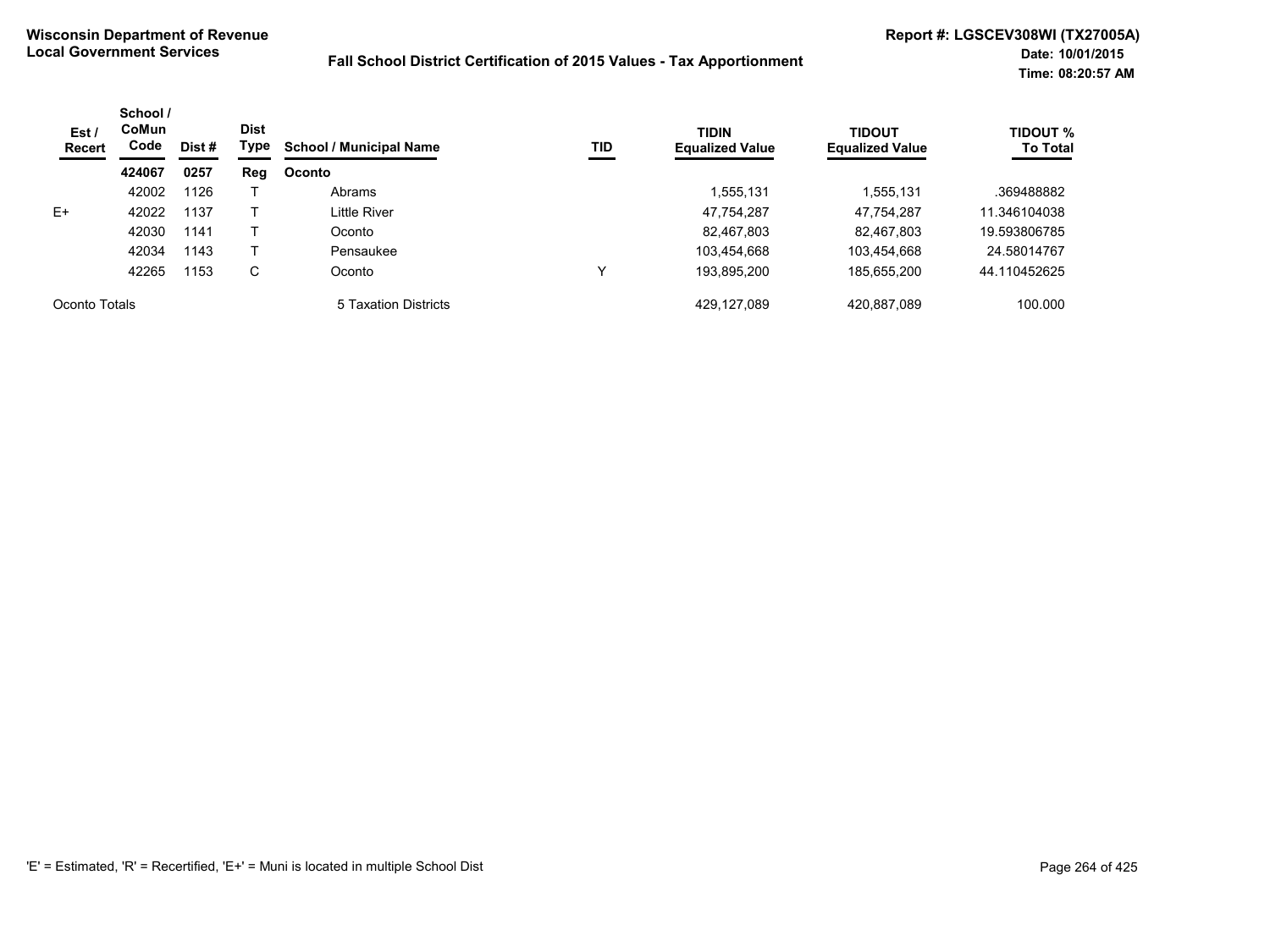**Wisconsin Department of Revenue**
**Local Government Services**

**Fall School District Certification of 2015 Values - Tax Apportionment**

**Report #: LGSCEV308WI (TX27005A)**
**Date: 10/01/2015**
**Time: 08:20:57 AM**

| Est / Recert | School / CoMun Code | Dist # | Dist Type | School / Municipal Name | TID | TIDIN Equalized Value | TIDOUT Equalized Value | TIDOUT % To Total |
|---|---|---|---|---|---|---|---|---|
| | **424067** | **0257** | **Reg** | **Oconto** | | | | |
| | 42002 | 1126 | T | Abrams | | 1,555,131 | 1,555,131 | .369488882 |
| E+ | 42022 | 1137 | T | Little River | | 47,754,287 | 47,754,287 | 11.346104038 |
| | 42030 | 1141 | T | Oconto | | 82,467,803 | 82,467,803 | 19.593806785 |
| | 42034 | 1143 | T | Pensaukee | | 103,454,668 | 103,454,668 | 24.58014767 |
| | 42265 | 1153 | C | Oconto | Y | 193,895,200 | 185,655,200 | 44.110452625 |
| Oconto Totals | | | | 5 Taxation Districts | | 429,127,089 | 420,887,089 | 100.000 |

'E' = Estimated, 'R' = Recertified, 'E+' = Muni is located in multiple School Dist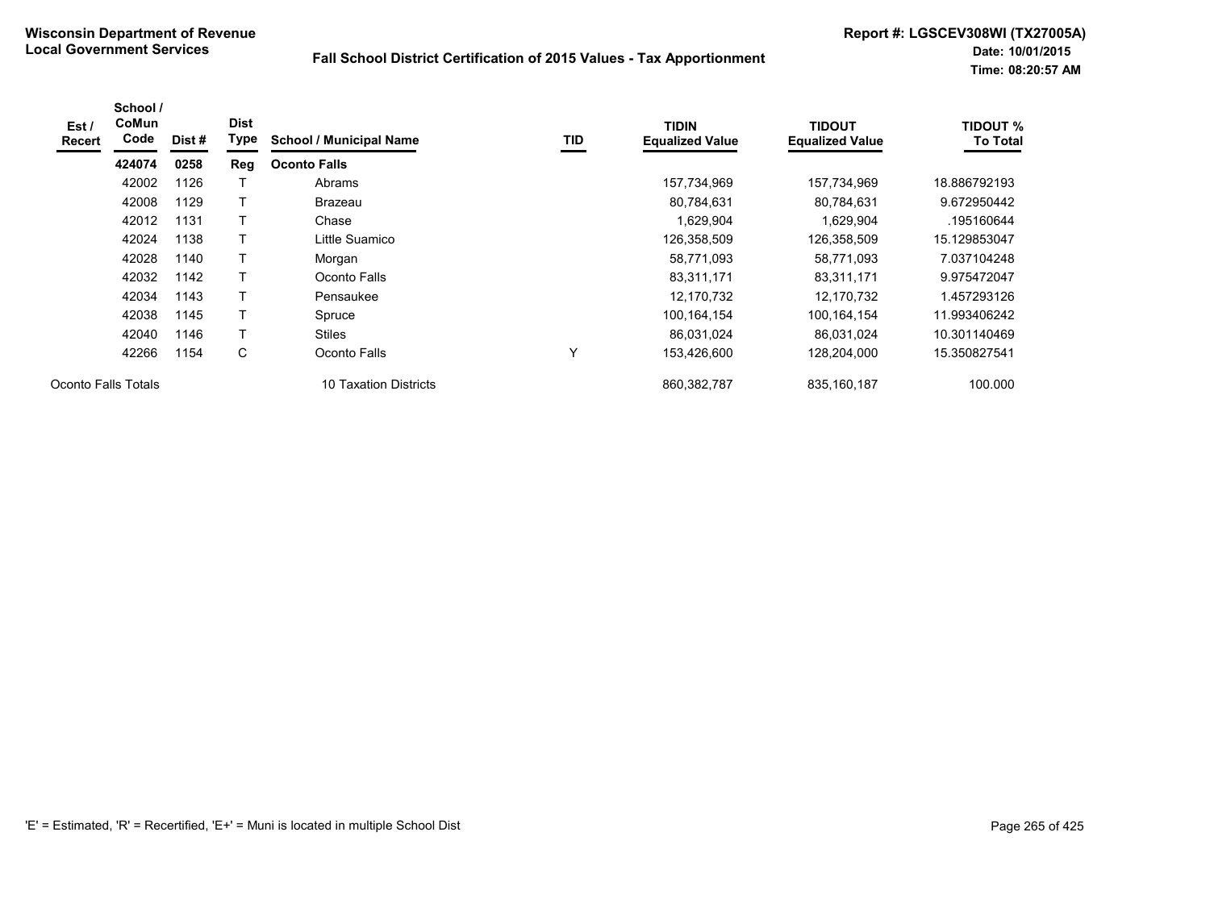**Wisconsin Department of Revenue**
**Local Government Services**

**Fall School District Certification of 2015 Values - Tax Apportionment**

**Report #: LGSCEV308WI (TX27005A)**
**Date: 10/01/2015**
**Time: 08:20:57 AM**

| Est / Recert | School / CoMun Code | Dist # | Dist Type | School / Municipal Name | TID | TIDIN Equalized Value | TIDOUT Equalized Value | TIDOUT % To Total |
|---|---|---|---|---|---|---|---|---|
| | **424074** | **0258** | **Reg** | **Oconto Falls** | | | | |
| | 42002 | 1126 | T | Abrams | | 157,734,969 | 157,734,969 | 18.886792193 |
| | 42008 | 1129 | T | Brazeau | | 80,784,631 | 80,784,631 | 9.672950442 |
| | 42012 | 1131 | T | Chase | | 1,629,904 | 1,629,904 | .195160644 |
| | 42024 | 1138 | T | Little Suamico | | 126,358,509 | 126,358,509 | 15.129853047 |
| | 42028 | 1140 | T | Morgan | | 58,771,093 | 58,771,093 | 7.037104248 |
| | 42032 | 1142 | T | Oconto Falls | | 83,311,171 | 83,311,171 | 9.975472047 |
| | 42034 | 1143 | T | Pensaukee | | 12,170,732 | 12,170,732 | 1.457293126 |
| | 42038 | 1145 | T | Spruce | | 100,164,154 | 100,164,154 | 11.993406242 |
| | 42040 | 1146 | T | Stiles | | 86,031,024 | 86,031,024 | 10.301140469 |
| | 42266 | 1154 | C | Oconto Falls | Y | 153,426,600 | 128,204,000 | 15.350827541 |
| Oconto Falls Totals | | | | 10 Taxation Districts | | 860,382,787 | 835,160,187 | 100.000 |

'E' = Estimated, 'R' = Recertified, 'E+' = Muni is located in multiple School Dist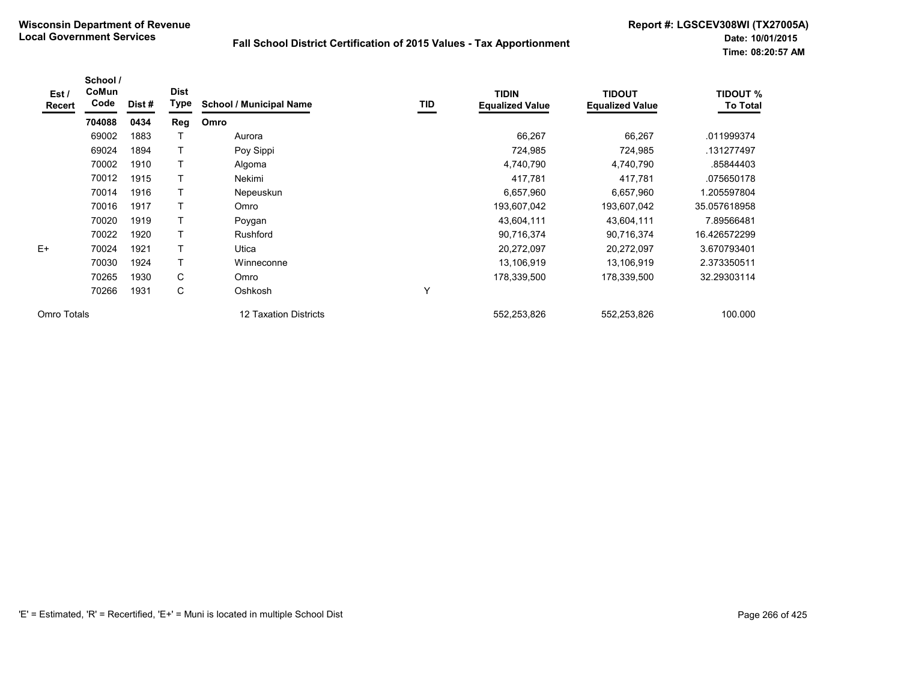**Wisconsin Department of Revenue**
**Local Government Services**

**Fall School District Certification of 2015 Values - Tax Apportionment**

**Report #: LGSCEV308WI (TX27005A)**
**Date: 10/01/2015**
**Time: 08:20:57 AM**

| Est / Recert | School / CoMun Code | Dist # | Dist Type | School / Municipal Name | TID | TIDIN Equalized Value | TIDOUT Equalized Value | TIDOUT % To Total |
|---|---|---|---|---|---|---|---|---|
| | **704088** | **0434** | **Reg** | **Omro** | | | | |
| | 69002 | 1883 | T | Aurora | | 66,267 | 66,267 | .011999374 |
| | 69024 | 1894 | T | Poy Sippi | | 724,985 | 724,985 | .131277497 |
| | 70002 | 1910 | T | Algoma | | 4,740,790 | 4,740,790 | .85844403 |
| | 70012 | 1915 | T | Nekimi | | 417,781 | 417,781 | .075650178 |
| | 70014 | 1916 | T | Nepeuskun | | 6,657,960 | 6,657,960 | 1.205597804 |
| | 70016 | 1917 | T | Omro | | 193,607,042 | 193,607,042 | 35.057618958 |
| | 70020 | 1919 | T | Poygan | | 43,604,111 | 43,604,111 | 7.89566481 |
| | 70022 | 1920 | T | Rushford | | 90,716,374 | 90,716,374 | 16.426572299 |
| E+ | 70024 | 1921 | T | Utica | | 20,272,097 | 20,272,097 | 3.670793401 |
| | 70030 | 1924 | T | Winneconne | | 13,106,919 | 13,106,919 | 2.373350511 |
| | 70265 | 1930 | C | Omro | | 178,339,500 | 178,339,500 | 32.29303114 |
| | 70266 | 1931 | C | Oshkosh | Y | | | |
| Omro Totals | | | | 12 Taxation Districts | | 552,253,826 | 552,253,826 | 100.000 |

'E' = Estimated, 'R' = Recertified, 'E+' = Muni is located in multiple School Dist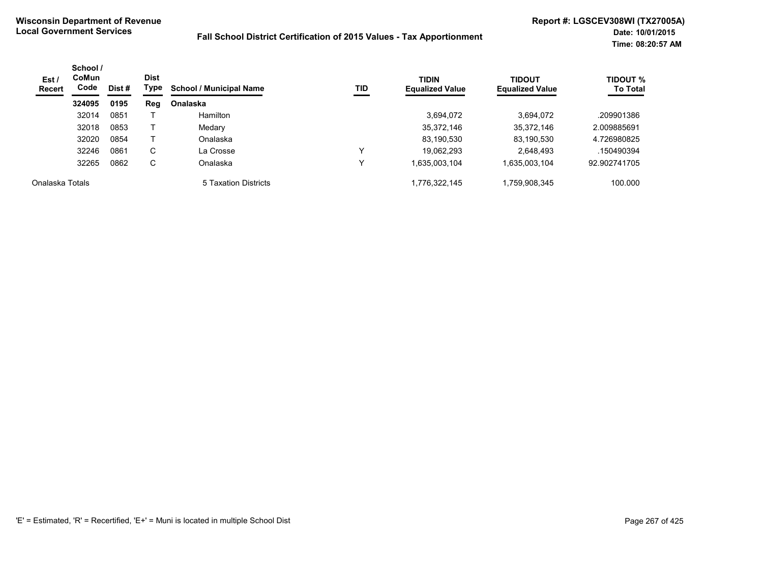**Wisconsin Department of Revenue**
**Local Government Services**

**Fall School District Certification of 2015 Values - Tax Apportionment**

**Report #: LGSCEV308WI (TX27005A)**
**Date: 10/01/2015**
**Time: 08:20:57 AM**

| Est / Recert | School / CoMun Code | Dist # | Dist Type | School / Municipal Name | TID | TIDIN Equalized Value | TIDOUT Equalized Value | TIDOUT % To Total |
|---|---|---|---|---|---|---|---|---|
| | **324095** | **0195** | **Reg** | **Onalaska** | | | | |
| | 32014 | 0851 | T | Hamilton | | 3,694,072 | 3,694,072 | .209901386 |
| | 32018 | 0853 | T | Medary | | 35,372,146 | 35,372,146 | 2.009885691 |
| | 32020 | 0854 | T | Onalaska | | 83,190,530 | 83,190,530 | 4.726980825 |
| | 32246 | 0861 | C | La Crosse | Y | 19,062,293 | 2,648,493 | .150490394 |
| | 32265 | 0862 | C | Onalaska | Y | 1,635,003,104 | 1,635,003,104 | 92.902741705 |
| Onalaska Totals | | | | 5 Taxation Districts | | 1,776,322,145 | 1,759,908,345 | 100.000 |

'E' = Estimated, 'R' = Recertified, 'E+' = Muni is located in multiple School Dist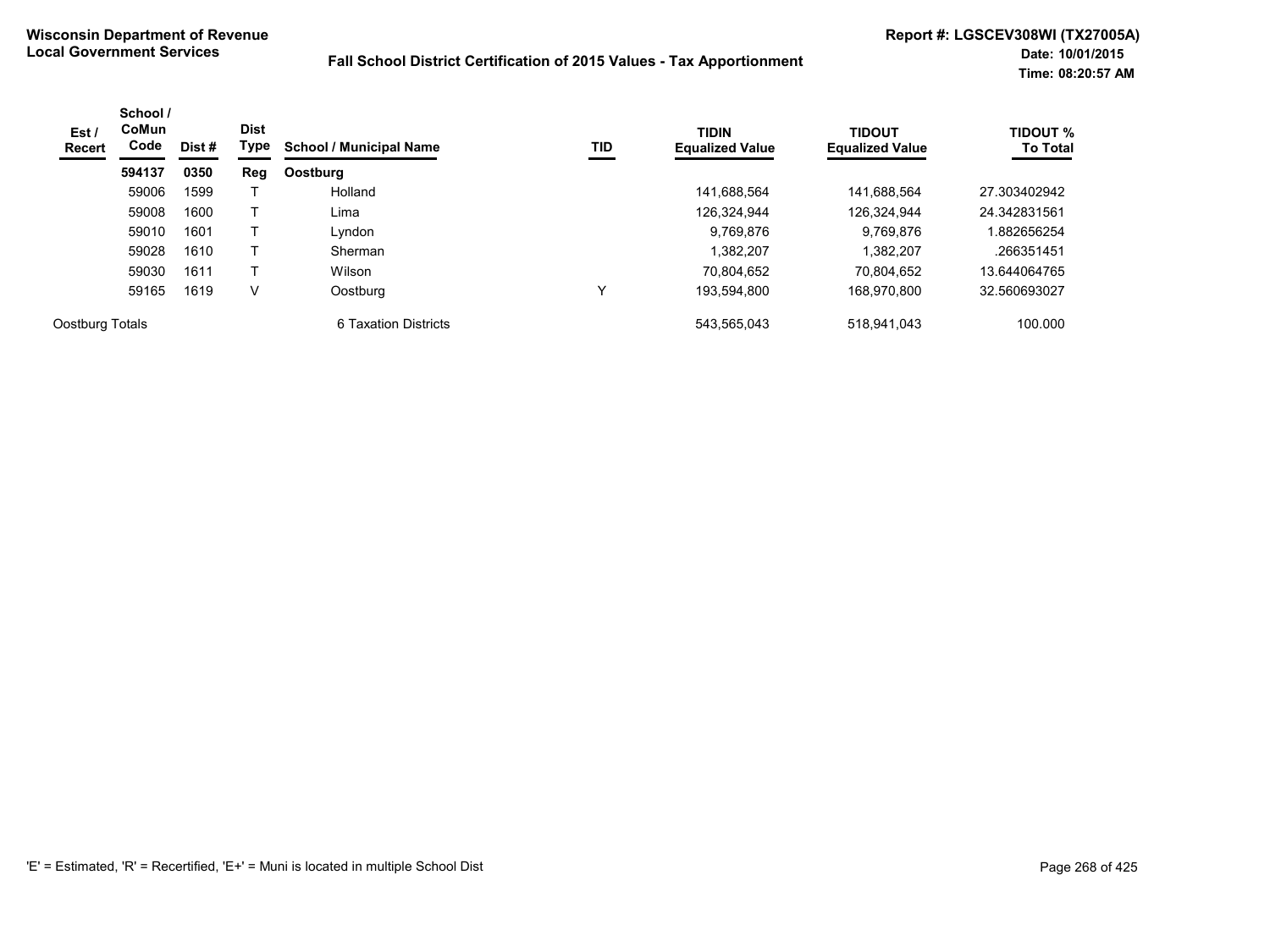**Wisconsin Department of Revenue**
**Local Government Services**

**Fall School District Certification of 2015 Values - Tax Apportionment**

**Report #: LGSCEV308WI (TX27005A)**
**Date: 10/01/2015**
**Time: 08:20:57 AM**

| Est / Recert | School / CoMun Code | Dist # | Dist Type | School / Municipal Name | TID | TIDIN Equalized Value | TIDOUT Equalized Value | TIDOUT % To Total |
|---|---|---|---|---|---|---|---|---|
| | **594137** | **0350** | **Reg** | **Oostburg** | | | | |
| | 59006 | 1599 | T | Holland | | 141,688,564 | 141,688,564 | 27.303402942 |
| | 59008 | 1600 | T | Lima | | 126,324,944 | 126,324,944 | 24.342831561 |
| | 59010 | 1601 | T | Lyndon | | 9,769,876 | 9,769,876 | 1.882656254 |
| | 59028 | 1610 | T | Sherman | | 1,382,207 | 1,382,207 | .266351451 |
| | 59030 | 1611 | T | Wilson | | 70,804,652 | 70,804,652 | 13.644064765 |
| | 59165 | 1619 | V | Oostburg | Y | 193,594,800 | 168,970,800 | 32.560693027 |
| Oostburg Totals | | | | 6 Taxation Districts | | 543,565,043 | 518,941,043 | 100.000 |

'E' = Estimated, 'R' = Recertified, 'E+' = Muni is located in multiple School Dist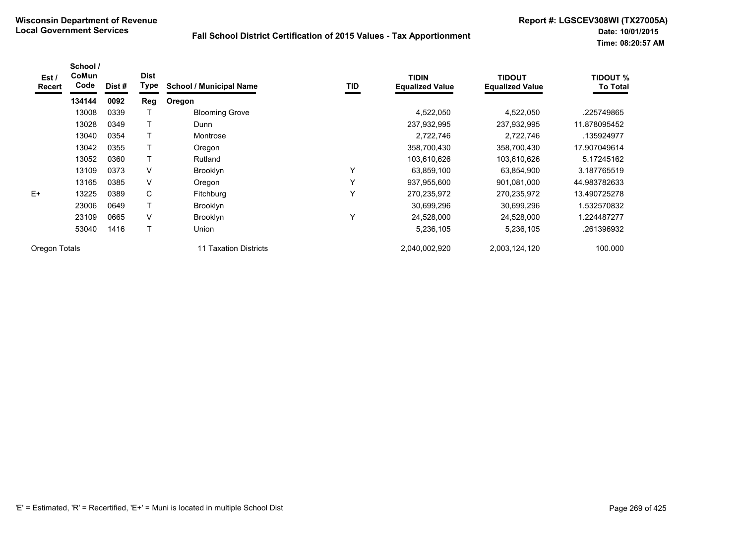**Wisconsin Department of Revenue**
**Local Government Services**

**Fall School District Certification of 2015 Values - Tax Apportionment**

**Report #: LGSCEV308WI (TX27005A)**
**Date: 10/01/2015**
**Time: 08:20:57 AM**

| Est / Recert | School / CoMun Code | Dist # | Dist Type | School / Municipal Name | TID | TIDIN Equalized Value | TIDOUT Equalized Value | TIDOUT % To Total |
|---|---|---|---|---|---|---|---|---|
| | **134144** | **0092** | **Reg** | **Oregon** | | | | |
| | 13008 | 0339 | T | Blooming Grove | | 4,522,050 | 4,522,050 | .225749865 |
| | 13028 | 0349 | T | Dunn | | 237,932,995 | 237,932,995 | 11.878095452 |
| | 13040 | 0354 | T | Montrose | | 2,722,746 | 2,722,746 | .135924977 |
| | 13042 | 0355 | T | Oregon | | 358,700,430 | 358,700,430 | 17.907049614 |
| | 13052 | 0360 | T | Rutland | | 103,610,626 | 103,610,626 | 5.17245162 |
| | 13109 | 0373 | V | Brooklyn | Y | 63,859,100 | 63,854,900 | 3.187765519 |
| | 13165 | 0385 | V | Oregon | Y | 937,955,600 | 901,081,000 | 44.983782633 |
| E+ | 13225 | 0389 | C | Fitchburg | Y | 270,235,972 | 270,235,972 | 13.490725278 |
| | 23006 | 0649 | T | Brooklyn | | 30,699,296 | 30,699,296 | 1.532570832 |
| | 23109 | 0665 | V | Brooklyn | Y | 24,528,000 | 24,528,000 | 1.224487277 |
| | 53040 | 1416 | T | Union | | 5,236,105 | 5,236,105 | .261396932 |
| Oregon Totals | | | | 11 Taxation Districts | | 2,040,002,920 | 2,003,124,120 | 100.000 |

'E' = Estimated, 'R' = Recertified, 'E+' = Muni is located in multiple School Dist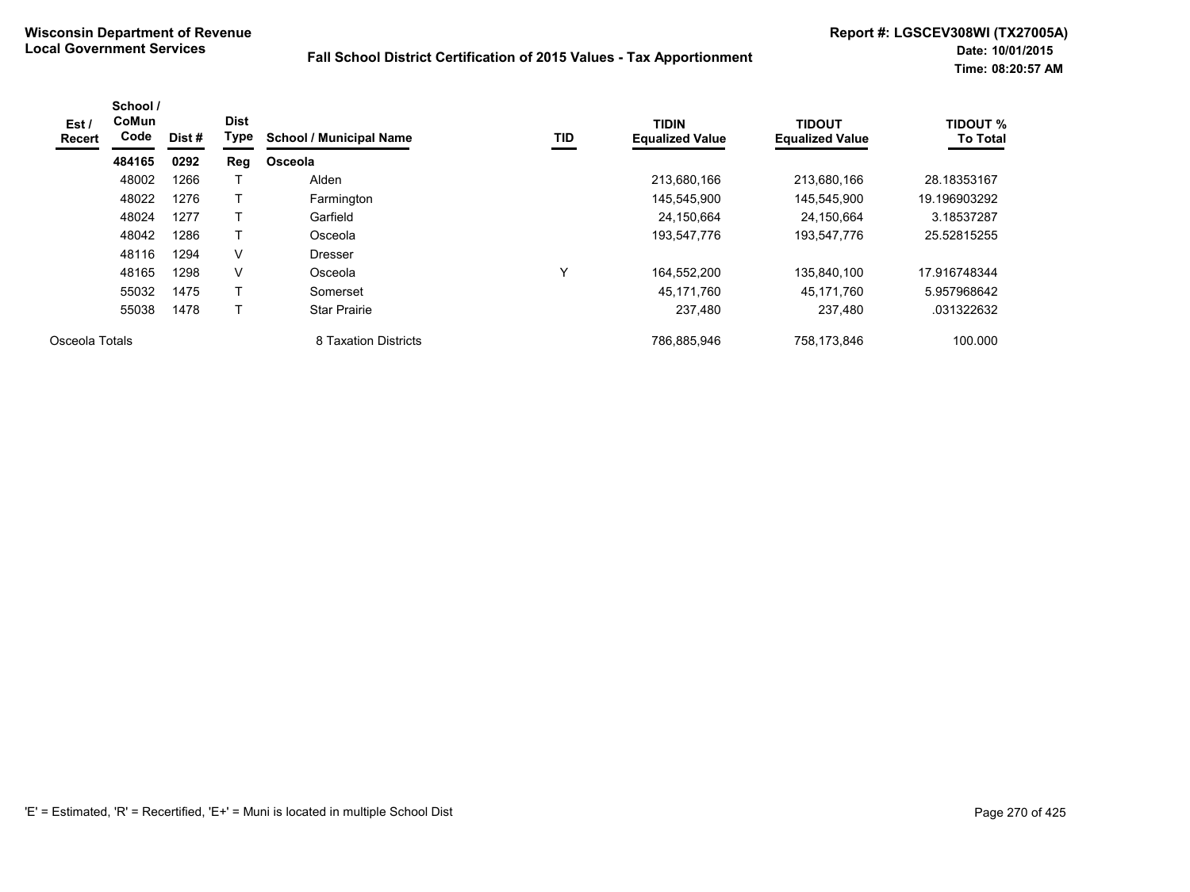**Wisconsin Department of Revenue**
**Local Government Services**

**Fall School District Certification of 2015 Values - Tax Apportionment**

**Report #: LGSCEV308WI (TX27005A)**
**Date: 10/01/2015**
**Time: 08:20:57 AM**

| Est / Recert | School / CoMun Code | Dist # | Dist Type | School / Municipal Name | TID | TIDIN Equalized Value | TIDOUT Equalized Value | TIDOUT % To Total |
|---|---|---|---|---|---|---|---|---|
| | **484165** | **0292** | **Reg** | **Osceola** | | | | |
| | 48002 | 1266 | T | Alden | | 213,680,166 | 213,680,166 | 28.18353167 |
| | 48022 | 1276 | T | Farmington | | 145,545,900 | 145,545,900 | 19.196903292 |
| | 48024 | 1277 | T | Garfield | | 24,150,664 | 24,150,664 | 3.18537287 |
| | 48042 | 1286 | T | Osceola | | 193,547,776 | 193,547,776 | 25.52815255 |
| | 48116 | 1294 | V | Dresser | | | | |
| | 48165 | 1298 | V | Osceola | Y | 164,552,200 | 135,840,100 | 17.916748344 |
| | 55032 | 1475 | T | Somerset | | 45,171,760 | 45,171,760 | 5.957968642 |
| | 55038 | 1478 | T | Star Prairie | | 237,480 | 237,480 | .031322632 |
| Osceola Totals | | | | 8 Taxation Districts | | 786,885,946 | 758,173,846 | 100.000 |

'E' = Estimated, 'R' = Recertified, 'E+' = Muni is located in multiple School Dist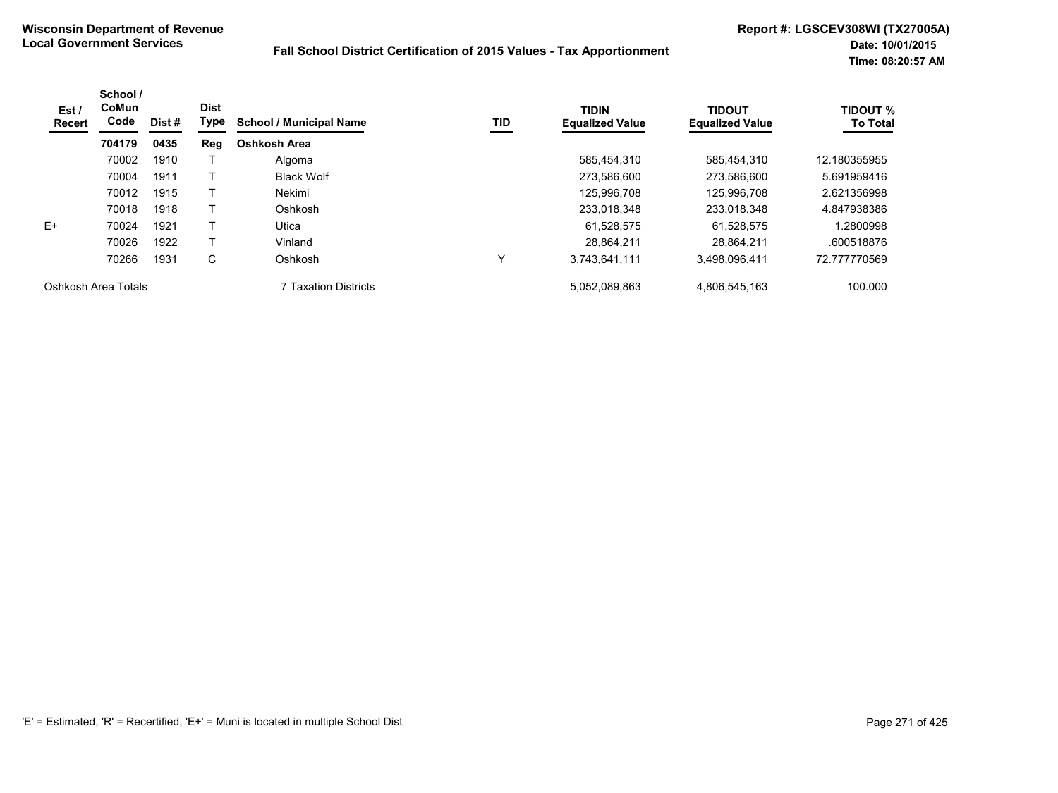**Wisconsin Department of Revenue**
**Local Government Services**

**Fall School District Certification of 2015 Values - Tax Apportionment**

**Report #: LGSCEV308WI (TX27005A)**
**Date: 10/01/2015**
**Time: 08:20:57 AM**

| Est / Recert | School / CoMun Code | Dist # | Dist Type | School / Municipal Name | TID | TIDIN Equalized Value | TIDOUT Equalized Value | TIDOUT % To Total |
|---|---|---|---|---|---|---|---|---|
| | **704179** | **0435** | **Reg** | **Oshkosh Area** | | | | |
| | 70002 | 1910 | T | Algoma | | 585,454,310 | 585,454,310 | 12.180355955 |
| | 70004 | 1911 | T | Black Wolf | | 273,586,600 | 273,586,600 | 5.691959416 |
| | 70012 | 1915 | T | Nekimi | | 125,996,708 | 125,996,708 | 2.621356998 |
| | 70018 | 1918 | T | Oshkosh | | 233,018,348 | 233,018,348 | 4.847938386 |
| E+ | 70024 | 1921 | T | Utica | | 61,528,575 | 61,528,575 | 1.2800998 |
| | 70026 | 1922 | T | Vinland | | 28,864,211 | 28,864,211 | .600518876 |
| | 70266 | 1931 | C | Oshkosh | Y | 3,743,641,111 | 3,498,096,411 | 72.777770569 |
| Oshkosh Area Totals | | | | 7 Taxation Districts | | 5,052,089,863 | 4,806,545,163 | 100.000 |

'E' = Estimated, 'R' = Recertified, 'E+' = Muni is located in multiple School Dist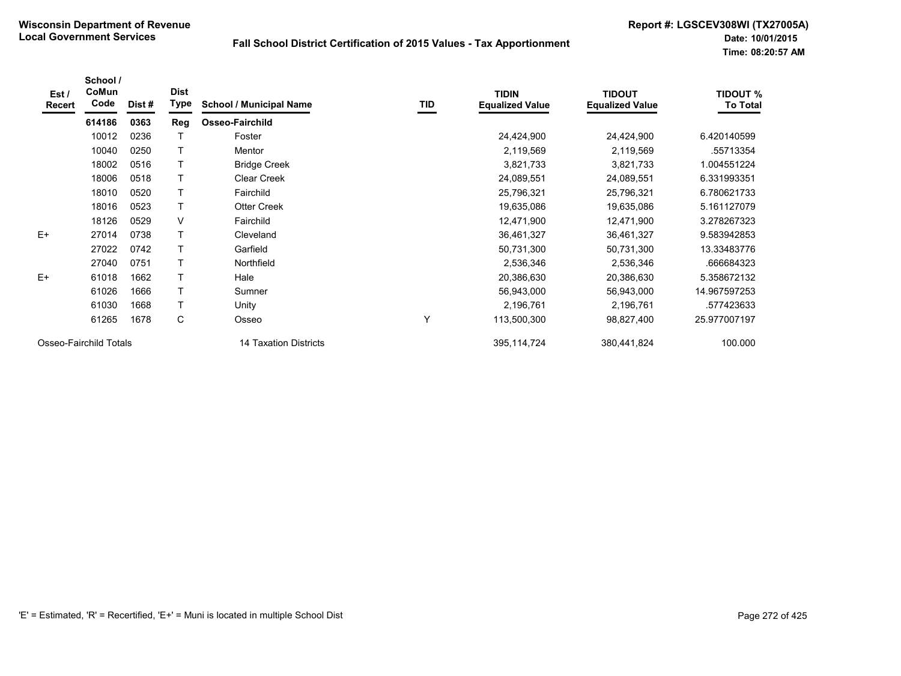**Wisconsin Department of Revenue**
**Local Government Services**

**Fall School District Certification of 2015 Values - Tax Apportionment**

**Report #: LGSCEV308WI (TX27005A)**
**Date: 10/01/2015**
**Time: 08:20:57 AM**

| Est / Recert | School / CoMun Code | Dist # | Dist Type | School / Municipal Name | TID | TIDIN Equalized Value | TIDOUT Equalized Value | TIDOUT % To Total |
|---|---|---|---|---|---|---|---|---|
| | **614186** | **0363** | **Reg** | **Osseo-Fairchild** | | | | |
| | 10012 | 0236 | T | Foster | | 24,424,900 | 24,424,900 | 6.420140599 |
| | 10040 | 0250 | T | Mentor | | 2,119,569 | 2,119,569 | .55713354 |
| | 18002 | 0516 | T | Bridge Creek | | 3,821,733 | 3,821,733 | 1.004551224 |
| | 18006 | 0518 | T | Clear Creek | | 24,089,551 | 24,089,551 | 6.331993351 |
| | 18010 | 0520 | T | Fairchild | | 25,796,321 | 25,796,321 | 6.780621733 |
| | 18016 | 0523 | T | Otter Creek | | 19,635,086 | 19,635,086 | 5.161127079 |
| | 18126 | 0529 | V | Fairchild | | 12,471,900 | 12,471,900 | 3.278267323 |
| E+ | 27014 | 0738 | T | Cleveland | | 36,461,327 | 36,461,327 | 9.583942853 |
| | 27022 | 0742 | T | Garfield | | 50,731,300 | 50,731,300 | 13.33483776 |
| | 27040 | 0751 | T | Northfield | | 2,536,346 | 2,536,346 | .666684323 |
| E+ | 61018 | 1662 | T | Hale | | 20,386,630 | 20,386,630 | 5.358672132 |
| | 61026 | 1666 | T | Sumner | | 56,943,000 | 56,943,000 | 14.967597253 |
| | 61030 | 1668 | T | Unity | | 2,196,761 | 2,196,761 | .577423633 |
| | 61265 | 1678 | C | Osseo | Y | 113,500,300 | 98,827,400 | 25.977007197 |
| Osseo-Fairchild Totals | | | | 14 Taxation Districts | | 395,114,724 | 380,441,824 | 100.000 |

'E' = Estimated, 'R' = Recertified, 'E+' = Muni is located in multiple School Dist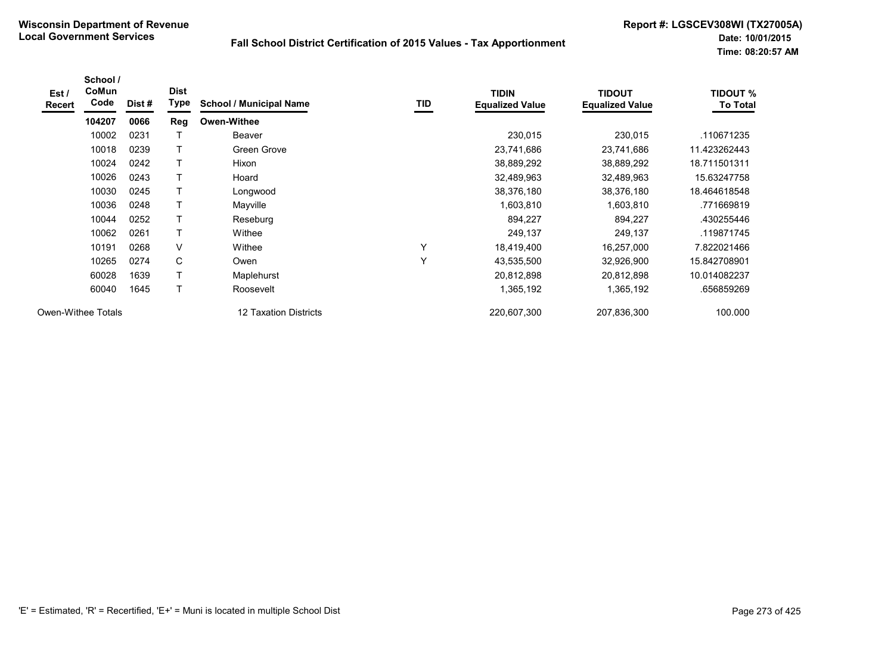**Wisconsin Department of Revenue**
**Local Government Services**

**Fall School District Certification of 2015 Values - Tax Apportionment**

**Report #: LGSCEV308WI (TX27005A)**
**Date: 10/01/2015**
**Time: 08:20:57 AM**

| Est / Recert | School / CoMun Code | Dist # | Dist Type | School / Municipal Name | TID | TIDIN Equalized Value | TIDOUT Equalized Value | TIDOUT % To Total |
|---|---|---|---|---|---|---|---|---|
| | **104207** | **0066** | **Reg** | **Owen-Withee** | | | | |
| | 10002 | 0231 | T | Beaver | | 230,015 | 230,015 | .110671235 |
| | 10018 | 0239 | T | Green Grove | | 23,741,686 | 23,741,686 | 11.423262443 |
| | 10024 | 0242 | T | Hixon | | 38,889,292 | 38,889,292 | 18.711501311 |
| | 10026 | 0243 | T | Hoard | | 32,489,963 | 32,489,963 | 15.63247758 |
| | 10030 | 0245 | T | Longwood | | 38,376,180 | 38,376,180 | 18.464618548 |
| | 10036 | 0248 | T | Mayville | | 1,603,810 | 1,603,810 | .771669819 |
| | 10044 | 0252 | T | Reseburg | | 894,227 | 894,227 | .430255446 |
| | 10062 | 0261 | T | Withee | | 249,137 | 249,137 | .119871745 |
| | 10191 | 0268 | V | Withee | Y | 18,419,400 | 16,257,000 | 7.822021466 |
| | 10265 | 0274 | C | Owen | Y | 43,535,500 | 32,926,900 | 15.842708901 |
| | 60028 | 1639 | T | Maplehurst | | 20,812,898 | 20,812,898 | 10.014082237 |
| | 60040 | 1645 | T | Roosevelt | | 1,365,192 | 1,365,192 | .656859269 |
| Owen-Withee Totals | | | | 12 Taxation Districts | | 220,607,300 | 207,836,300 | 100.000 |

'E' = Estimated, 'R' = Recertified, 'E+' = Muni is located in multiple School Dist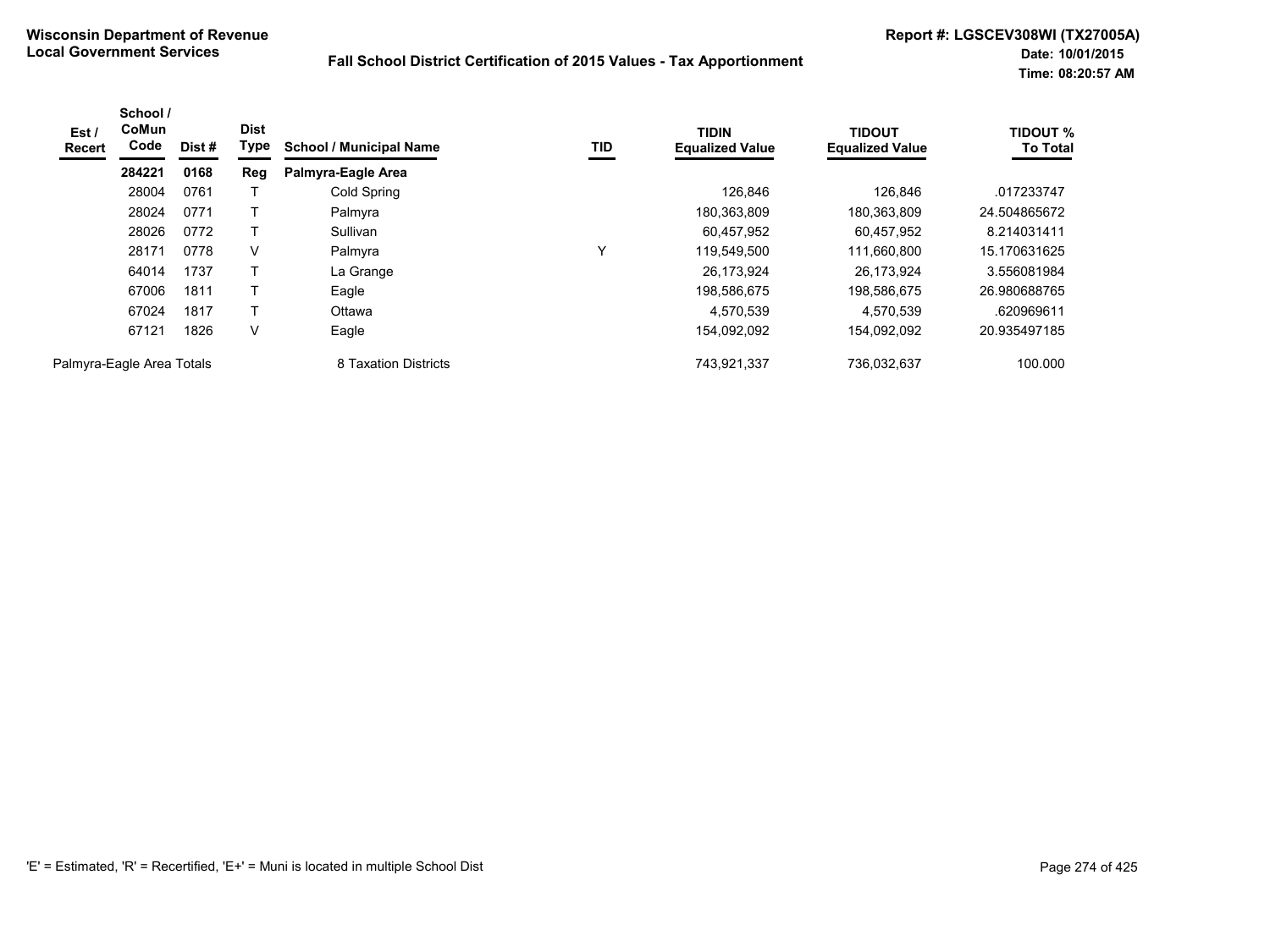**Wisconsin Department of Revenue**
**Local Government Services**

**Fall School District Certification of 2015 Values - Tax Apportionment**

**Report #: LGSCEV308WI (TX27005A)**
**Date: 10/01/2015**
**Time: 08:20:57 AM**

| Est / Recert | School / CoMun Code | Dist # | Dist Type | School / Municipal Name | TID | TIDIN Equalized Value | TIDOUT Equalized Value | TIDOUT % To Total |
|---|---|---|---|---|---|---|---|---|
| | **284221** | **0168** | **Reg** | **Palmyra-Eagle Area** | | | | |
| | 28004 | 0761 | T | Cold Spring | | 126,846 | 126,846 | .017233747 |
| | 28024 | 0771 | T | Palmyra | | 180,363,809 | 180,363,809 | 24.504865672 |
| | 28026 | 0772 | T | Sullivan | | 60,457,952 | 60,457,952 | 8.214031411 |
| | 28171 | 0778 | V | Palmyra | Y | 119,549,500 | 111,660,800 | 15.170631625 |
| | 64014 | 1737 | T | La Grange | | 26,173,924 | 26,173,924 | 3.556081984 |
| | 67006 | 1811 | T | Eagle | | 198,586,675 | 198,586,675 | 26.980688765 |
| | 67024 | 1817 | T | Ottawa | | 4,570,539 | 4,570,539 | .620969611 |
| | 67121 | 1826 | V | Eagle | | 154,092,092 | 154,092,092 | 20.935497185 |
| Palmyra-Eagle Area Totals | | | | 8 Taxation Districts | | 743,921,337 | 736,032,637 | 100.000 |

'E' = Estimated, 'R' = Recertified, 'E+' = Muni is located in multiple School Dist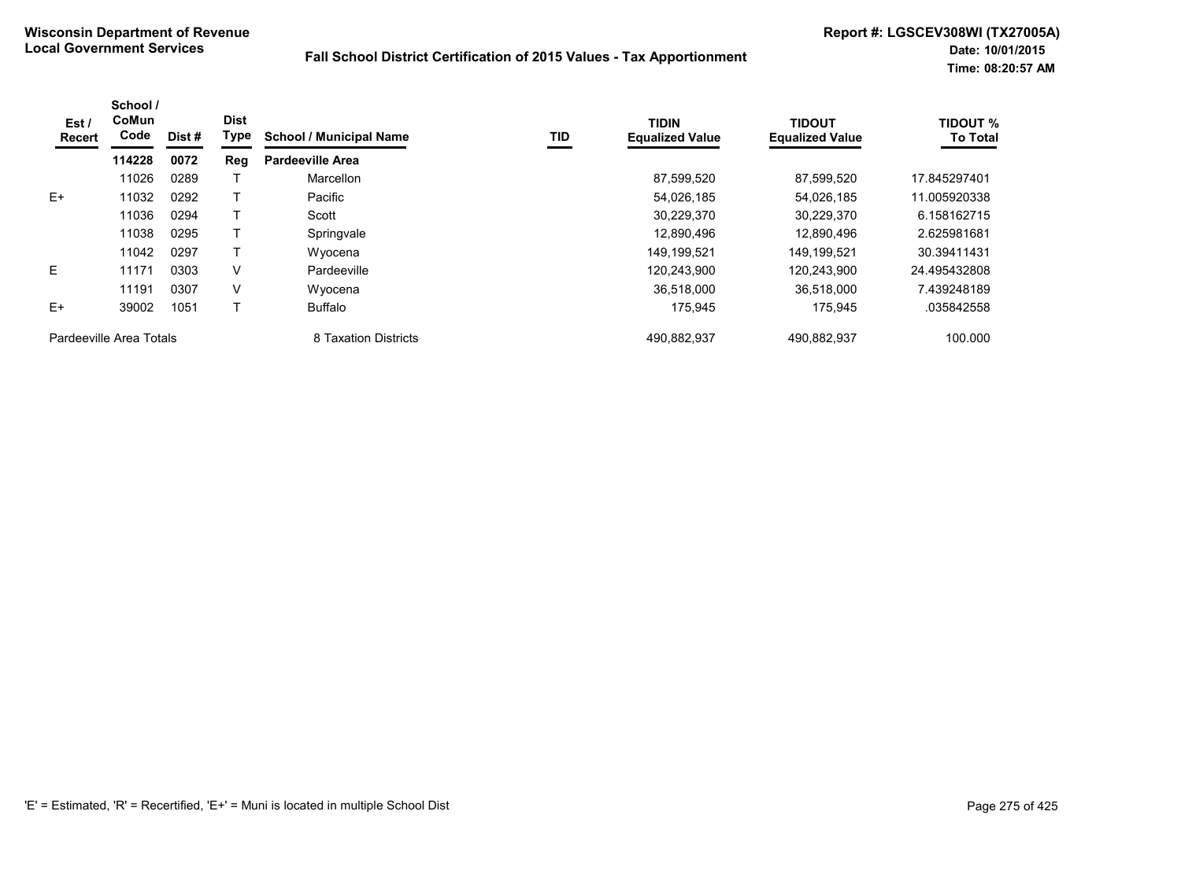**Wisconsin Department of Revenue**
**Local Government Services**

**Fall School District Certification of 2015 Values - Tax Apportionment**

**Report #: LGSCEV308WI (TX27005A)**
**Date: 10/01/2015**
**Time: 08:20:57 AM**

| Est / Recert | School / CoMun Code | Dist # | Dist Type | School / Municipal Name | TID | TIDIN Equalized Value | TIDOUT Equalized Value | TIDOUT % To Total |
|---|---|---|---|---|---|---|---|---|
| | **114228** | **0072** | **Reg** | **Pardeeville Area** | | | | |
| | 11026 | 0289 | T | Marcellon | | 87,599,520 | 87,599,520 | 17.845297401 |
| E+ | 11032 | 0292 | T | Pacific | | 54,026,185 | 54,026,185 | 11.005920338 |
| | 11036 | 0294 | T | Scott | | 30,229,370 | 30,229,370 | 6.158162715 |
| | 11038 | 0295 | T | Springvale | | 12,890,496 | 12,890,496 | 2.625981681 |
| | 11042 | 0297 | T | Wyocena | | 149,199,521 | 149,199,521 | 30.39411431 |
| E | 11171 | 0303 | V | Pardeeville | | 120,243,900 | 120,243,900 | 24.495432808 |
| | 11191 | 0307 | V | Wyocena | | 36,518,000 | 36,518,000 | 7.439248189 |
| E+ | 39002 | 1051 | T | Buffalo | | 175,945 | 175,945 | .035842558 |
| Pardeeville Area Totals | | | | 8 Taxation Districts | | 490,882,937 | 490,882,937 | 100.000 |

'E' = Estimated, 'R' = Recertified, 'E+' = Muni is located in multiple School Dist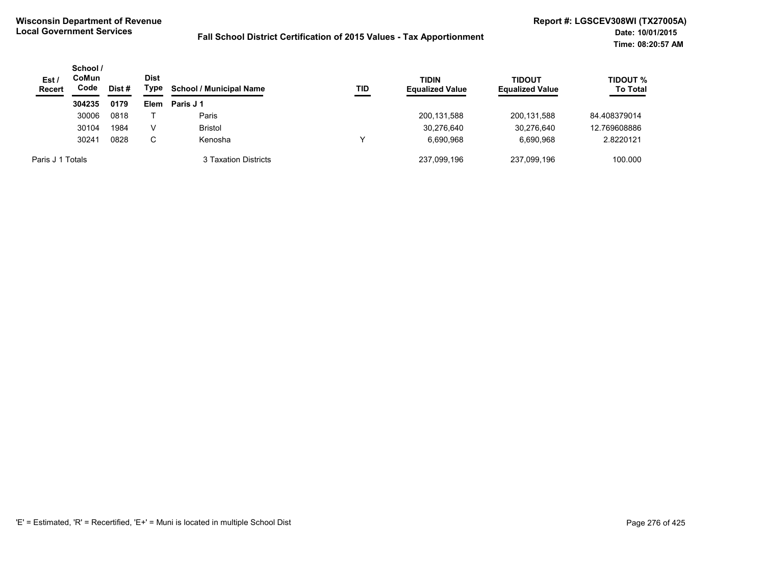**Wisconsin Department of Revenue**
**Local Government Services**

**Fall School District Certification of 2015 Values - Tax Apportionment**

**Report #: LGSCEV308WI (TX27005A)**
**Date: 10/01/2015**
**Time: 08:20:57 AM**

| Est / Recert | School / CoMun Code | Dist # | Dist Type | School / Municipal Name | TID | TIDIN Equalized Value | TIDOUT Equalized Value | TIDOUT % To Total |
|---|---|---|---|---|---|---|---|---|
| | **304235** | **0179** | **Elem** | **Paris J 1** | | | | |
| | 30006 | 0818 | T | Paris | | 200,131,588 | 200,131,588 | 84.408379014 |
| | 30104 | 1984 | V | Bristol | | 30,276,640 | 30,276,640 | 12.769608886 |
| | 30241 | 0828 | C | Kenosha | Y | 6,690,968 | 6,690,968 | 2.8220121 |
| Paris J 1 Totals | | | | 3 Taxation Districts | | 237,099,196 | 237,099,196 | 100.000 |

'E' = Estimated, 'R' = Recertified, 'E+' = Muni is located in multiple School Dist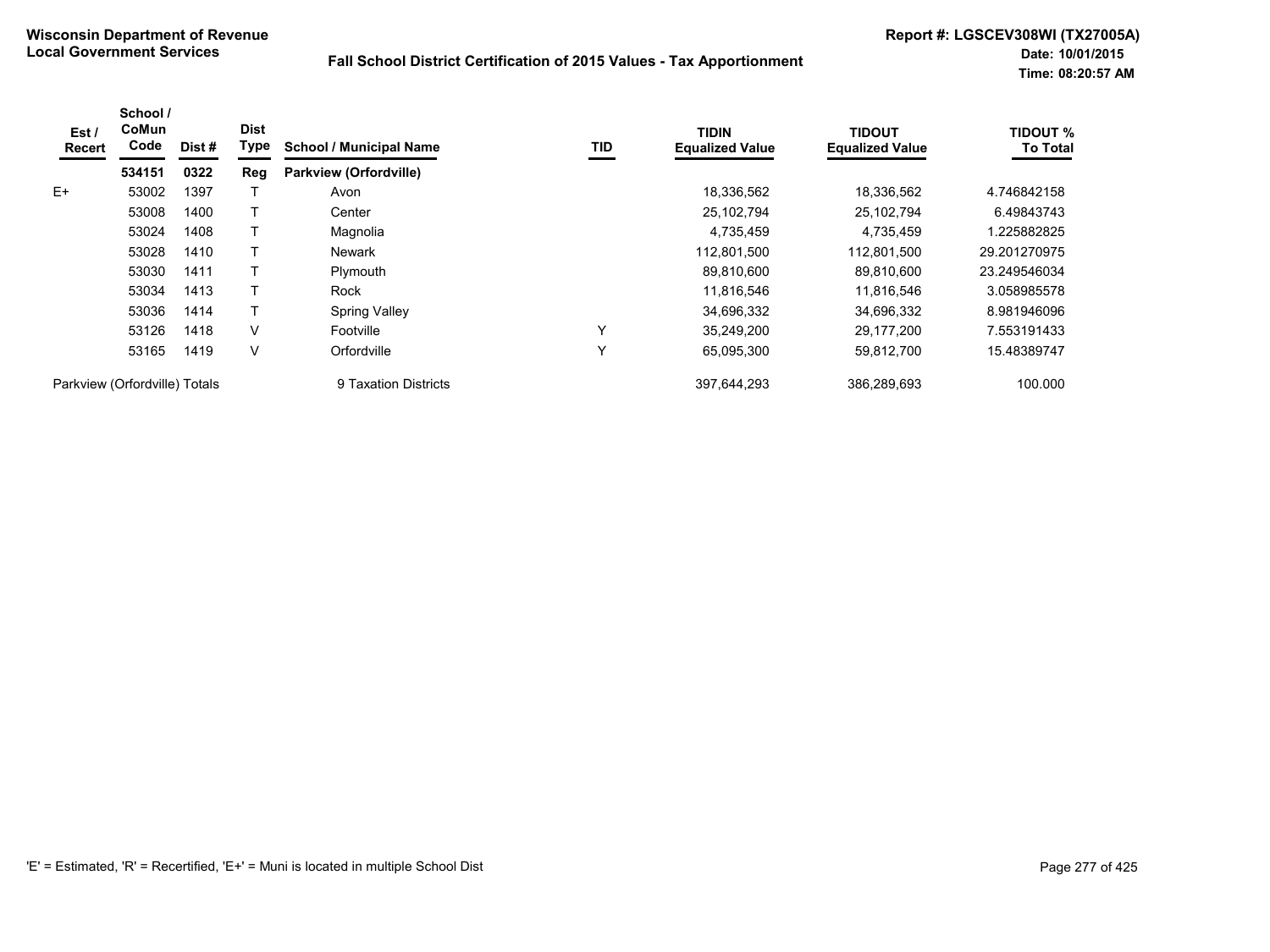**Wisconsin Department of Revenue**
**Local Government Services**

**Fall School District Certification of 2015 Values - Tax Apportionment**

**Report #: LGSCEV308WI (TX27005A)**
**Date: 10/01/2015**
**Time: 08:20:57 AM**

| Est / Recert | School / CoMun Code | Dist # | Dist Type | School / Municipal Name | TID | TIDIN Equalized Value | TIDOUT Equalized Value | TIDOUT % To Total |
|---|---|---|---|---|---|---|---|---|
| | **534151** | **0322** | **Reg** | **Parkview (Orfordville)** | | | | |
| E+ | 53002 | 1397 | T | Avon | | 18,336,562 | 18,336,562 | 4.746842158 |
| | 53008 | 1400 | T | Center | | 25,102,794 | 25,102,794 | 6.49843743 |
| | 53024 | 1408 | T | Magnolia | | 4,735,459 | 4,735,459 | 1.225882825 |
| | 53028 | 1410 | T | Newark | | 112,801,500 | 112,801,500 | 29.201270975 |
| | 53030 | 1411 | T | Plymouth | | 89,810,600 | 89,810,600 | 23.249546034 |
| | 53034 | 1413 | T | Rock | | 11,816,546 | 11,816,546 | 3.058985578 |
| | 53036 | 1414 | T | Spring Valley | | 34,696,332 | 34,696,332 | 8.981946096 |
| | 53126 | 1418 | V | Footville | Y | 35,249,200 | 29,177,200 | 7.553191433 |
| | 53165 | 1419 | V | Orfordville | Y | 65,095,300 | 59,812,700 | 15.48389747 |
| Parkview (Orfordville) Totals | | | | 9 Taxation Districts | | 397,644,293 | 386,289,693 | 100.000 |

'E' = Estimated, 'R' = Recertified, 'E+' = Muni is located in multiple School Dist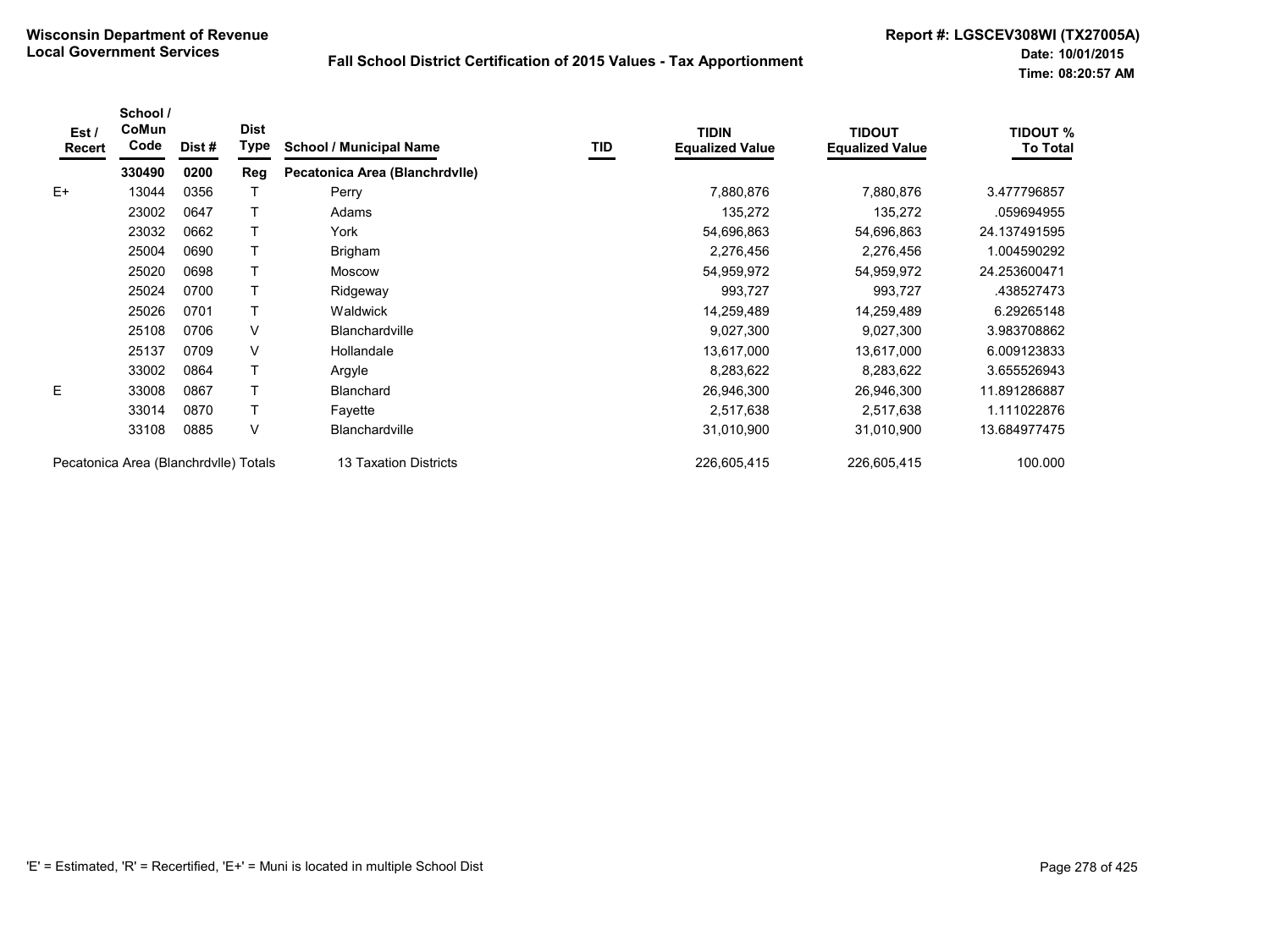**Wisconsin Department of Revenue**
**Local Government Services**

**Fall School District Certification of 2015 Values - Tax Apportionment**

**Report #: LGSCEV308WI (TX27005A)**
**Date: 10/01/2015**
**Time: 08:20:57 AM**

| Est / Recert | School / CoMun Code | Dist # | Dist Type | School / Municipal Name | TID | TIDIN Equalized Value | TIDOUT Equalized Value | TIDOUT % To Total |
|---|---|---|---|---|---|---|---|---|
| | **330490** | **0200** | **Reg** | **Pecatonica Area (Blanchrdvlle)** | | | | |
| E+ | 13044 | 0356 | T | Perry | | 7,880,876 | 7,880,876 | 3.477796857 |
| | 23002 | 0647 | T | Adams | | 135,272 | 135,272 | .059694955 |
| | 23032 | 0662 | T | York | | 54,696,863 | 54,696,863 | 24.137491595 |
| | 25004 | 0690 | T | Brigham | | 2,276,456 | 2,276,456 | 1.004590292 |
| | 25020 | 0698 | T | Moscow | | 54,959,972 | 54,959,972 | 24.253600471 |
| | 25024 | 0700 | T | Ridgeway | | 993,727 | 993,727 | .438527473 |
| | 25026 | 0701 | T | Waldwick | | 14,259,489 | 14,259,489 | 6.29265148 |
| | 25108 | 0706 | V | Blanchardville | | 9,027,300 | 9,027,300 | 3.983708862 |
| | 25137 | 0709 | V | Hollandale | | 13,617,000 | 13,617,000 | 6.009123833 |
| | 33002 | 0864 | T | Argyle | | 8,283,622 | 8,283,622 | 3.655526943 |
| E | 33008 | 0867 | T | Blanchard | | 26,946,300 | 26,946,300 | 11.891286887 |
| | 33014 | 0870 | T | Fayette | | 2,517,638 | 2,517,638 | 1.111022876 |
| | 33108 | 0885 | V | Blanchardville | | 31,010,900 | 31,010,900 | 13.684977475 |
| Pecatonica Area (Blanchrdvlle) Totals | | | | 13 Taxation Districts | | 226,605,415 | 226,605,415 | 100.000 |

'E' = Estimated, 'R' = Recertified, 'E+' = Muni is located in multiple School Dist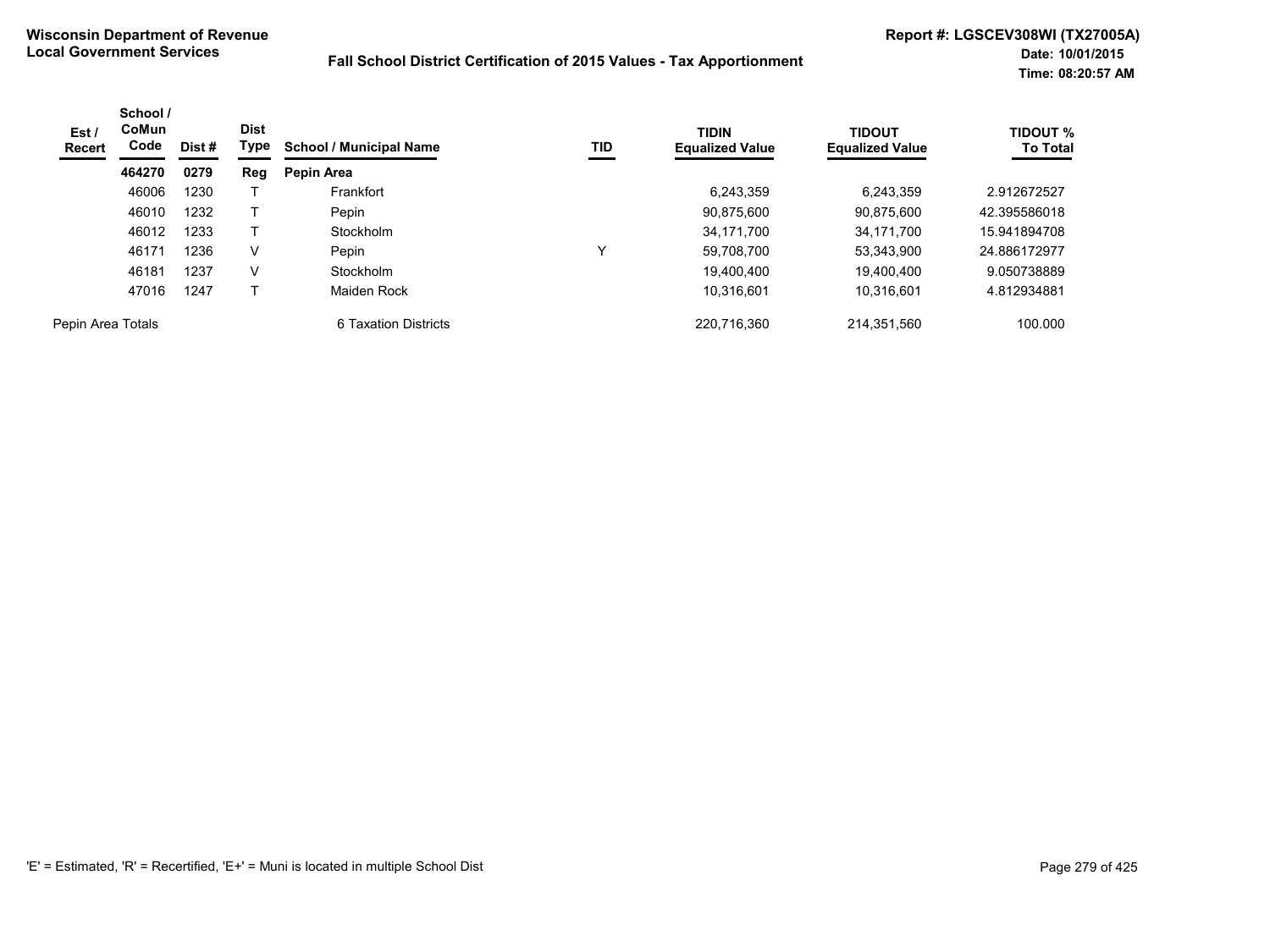**Wisconsin Department of Revenue**
**Local Government Services**

**Fall School District Certification of 2015 Values - Tax Apportionment**

**Report #: LGSCEV308WI (TX27005A)**
**Date: 10/01/2015**
**Time: 08:20:57 AM**

| Est / Recert | School / CoMun Code | Dist # | Dist Type | School / Municipal Name | TID | TIDIN Equalized Value | TIDOUT Equalized Value | TIDOUT % To Total |
|---|---|---|---|---|---|---|---|---|
| | **464270** | **0279** | **Reg** | **Pepin Area** | | | | |
| | 46006 | 1230 | T | Frankfort | | 6,243,359 | 6,243,359 | 2.912672527 |
| | 46010 | 1232 | T | Pepin | | 90,875,600 | 90,875,600 | 42.395586018 |
| | 46012 | 1233 | T | Stockholm | | 34,171,700 | 34,171,700 | 15.941894708 |
| | 46171 | 1236 | V | Pepin | Y | 59,708,700 | 53,343,900 | 24.886172977 |
| | 46181 | 1237 | V | Stockholm | | 19,400,400 | 19,400,400 | 9.050738889 |
| | 47016 | 1247 | T | Maiden Rock | | 10,316,601 | 10,316,601 | 4.812934881 |
| Pepin Area Totals | | | | 6 Taxation Districts | | 220,716,360 | 214,351,560 | 100.000 |

'E' = Estimated, 'R' = Recertified, 'E+' = Muni is located in multiple School Dist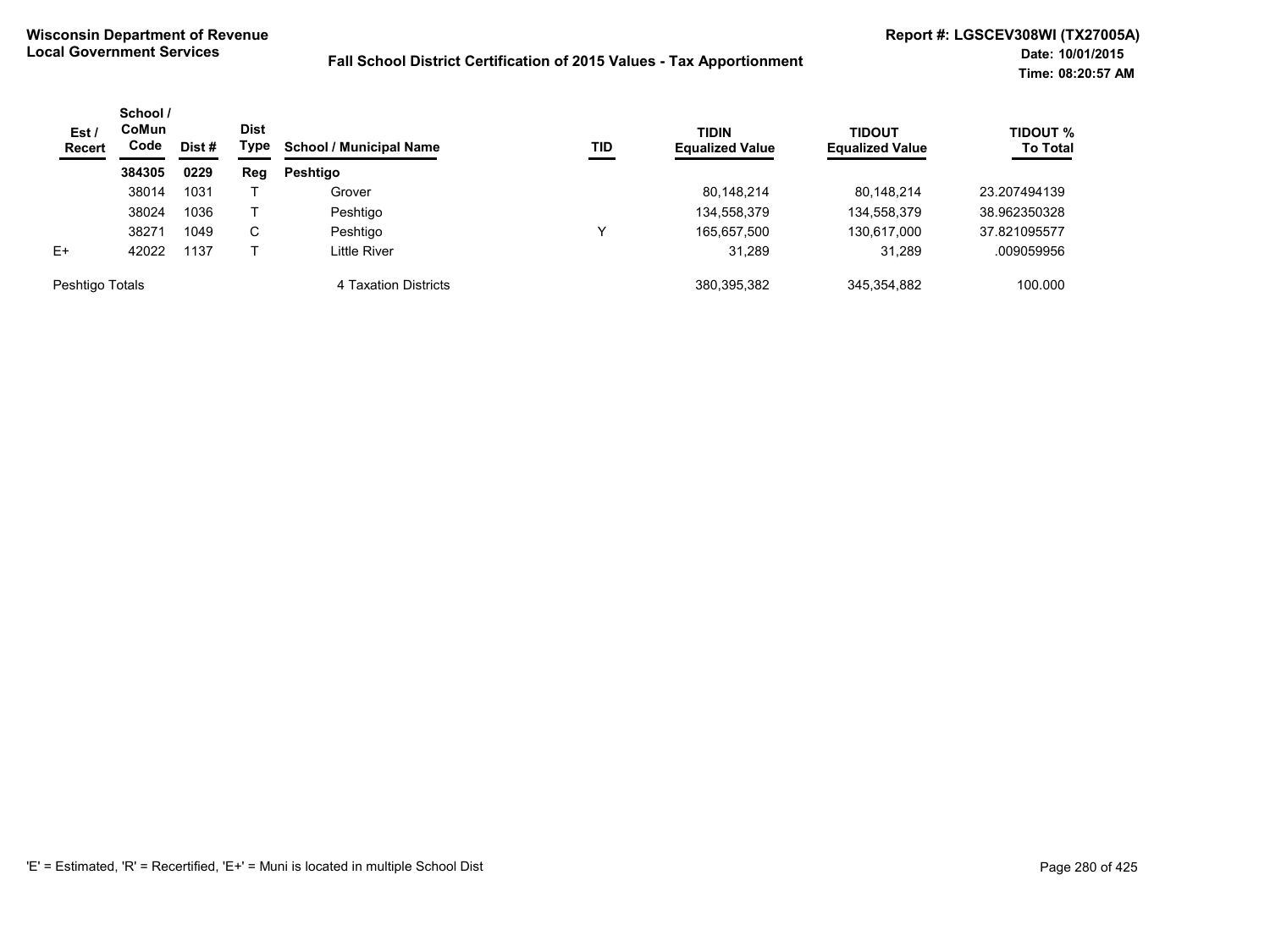**Wisconsin Department of Revenue**
**Local Government Services**

**Fall School District Certification of 2015 Values - Tax Apportionment**

**Report #: LGSCEV308WI (TX27005A)**
**Date: 10/01/2015**
**Time: 08:20:57 AM**

| Est / Recert | School / CoMun Code | Dist # | Dist Type | School / Municipal Name | TID | TIDIN Equalized Value | TIDOUT Equalized Value | TIDOUT % To Total |
|---|---|---|---|---|---|---|---|---|
| | **384305** | **0229** | **Reg** | **Peshtigo** | | | | |
| | 38014 | 1031 | T | Grover | | 80,148,214 | 80,148,214 | 23.207494139 |
| | 38024 | 1036 | T | Peshtigo | | 134,558,379 | 134,558,379 | 38.962350328 |
| | 38271 | 1049 | C | Peshtigo | Y | 165,657,500 | 130,617,000 | 37.821095577 |
| E+ | 42022 | 1137 | T | Little River | | 31,289 | 31,289 | .009059956 |
| Peshtigo Totals | | | | 4 Taxation Districts | | 380,395,382 | 345,354,882 | 100.000 |

'E' = Estimated, 'R' = Recertified, 'E+' = Muni is located in multiple School Dist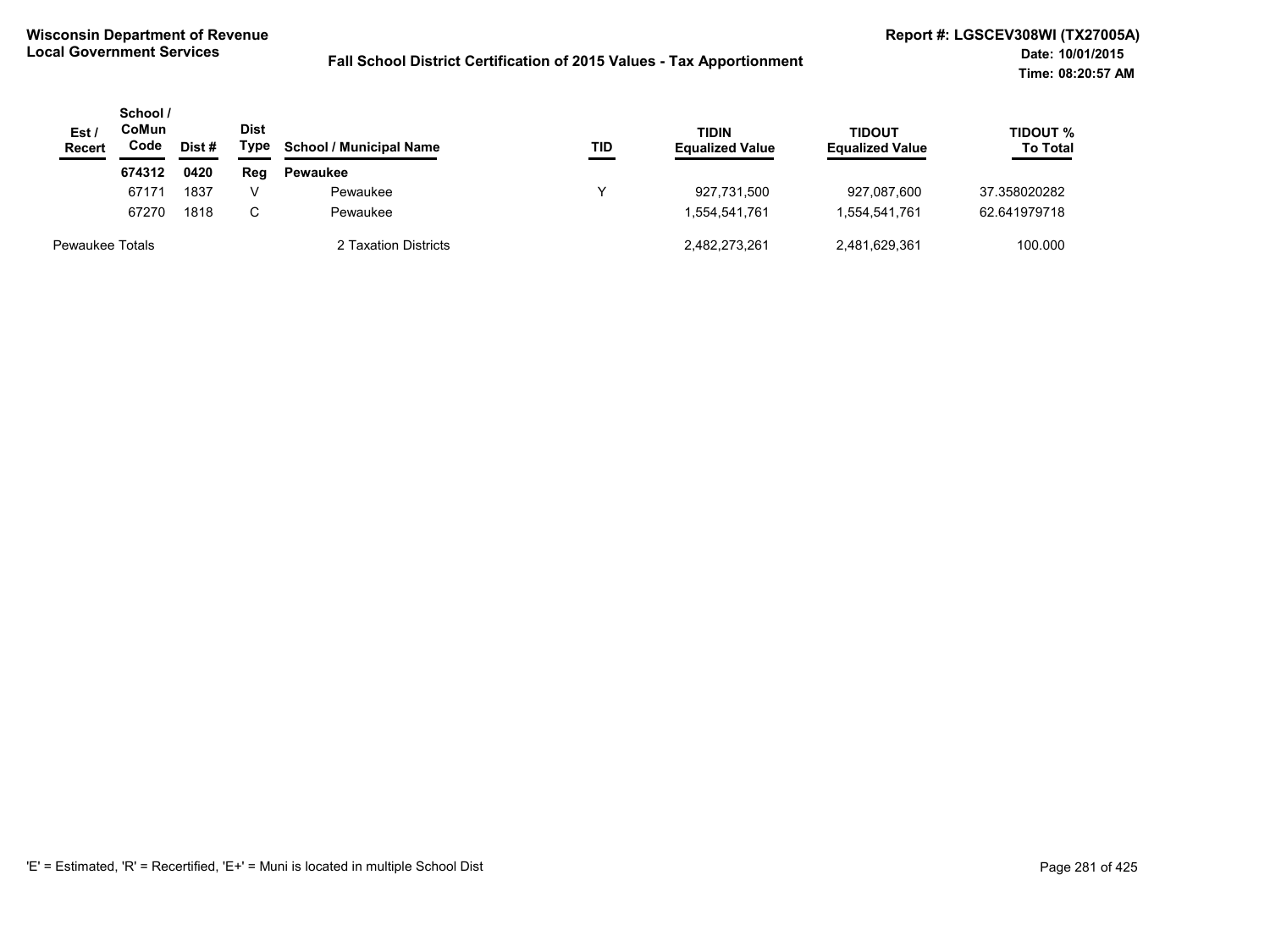**Wisconsin Department of Revenue**
**Local Government Services**

**Fall School District Certification of 2015 Values - Tax Apportionment**

**Report #: LGSCEV308WI (TX27005A)**
**Date: 10/01/2015**
**Time: 08:20:57 AM**

| Est / Recert | School / CoMun Code | Dist # | Dist Type | School / Municipal Name | TID | TIDIN Equalized Value | TIDOUT Equalized Value | TIDOUT % To Total |
|---|---|---|---|---|---|---|---|---|
| | **674312** | **0420** | **Reg** | **Pewaukee** | | | | |
| | 67171 | 1837 | V | Pewaukee | Y | 927,731,500 | 927,087,600 | 37.358020282 |
| | 67270 | 1818 | C | Pewaukee | | 1,554,541,761 | 1,554,541,761 | 62.641979718 |
| Pewaukee Totals | | | | 2 Taxation Districts | | 2,482,273,261 | 2,481,629,361 | 100.000 |

'E' = Estimated, 'R' = Recertified, 'E+' = Muni is located in multiple School Dist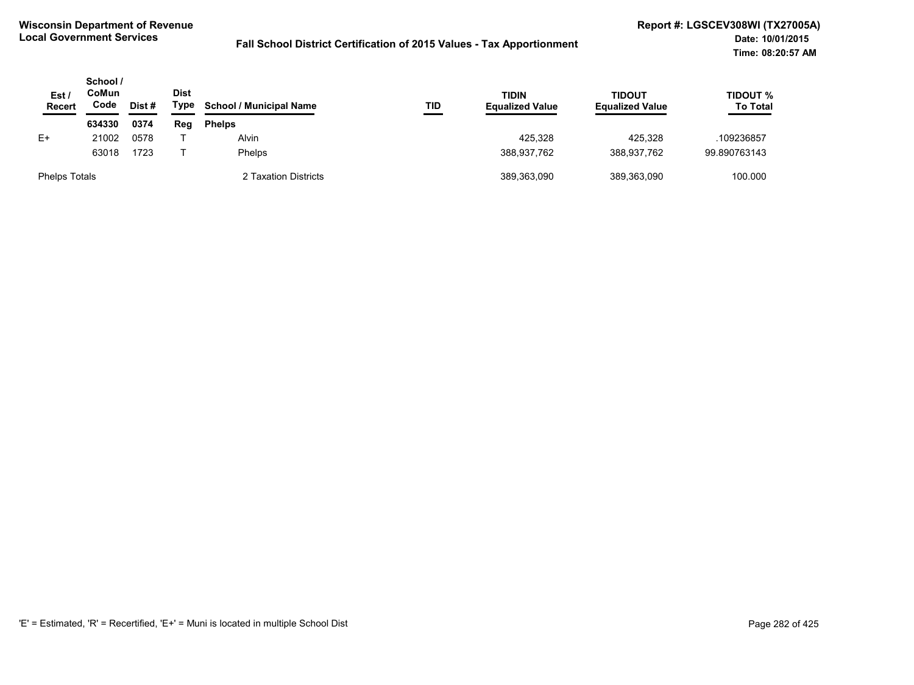**Wisconsin Department of Revenue**
**Local Government Services**

**Fall School District Certification of 2015 Values - Tax Apportionment**

**Report #: LGSCEV308WI (TX27005A)**
**Date: 10/01/2015**
**Time: 08:20:57 AM**

| Est / Recert | School / CoMun Code | Dist # | Dist Type | School / Municipal Name | TID | TIDIN Equalized Value | TIDOUT Equalized Value | TIDOUT % To Total |
|---|---|---|---|---|---|---|---|---|
| | **634330** | **0374** | **Reg** | **Phelps** | | | | |
| E+ | 21002 | 0578 | T | Alvin | | 425,328 | 425,328 | .109236857 |
| | 63018 | 1723 | T | Phelps | | 388,937,762 | 388,937,762 | 99.890763143 |
| Phelps Totals | | | | 2 Taxation Districts | | 389,363,090 | 389,363,090 | 100.000 |

'E' = Estimated, 'R' = Recertified, 'E+' = Muni is located in multiple School Dist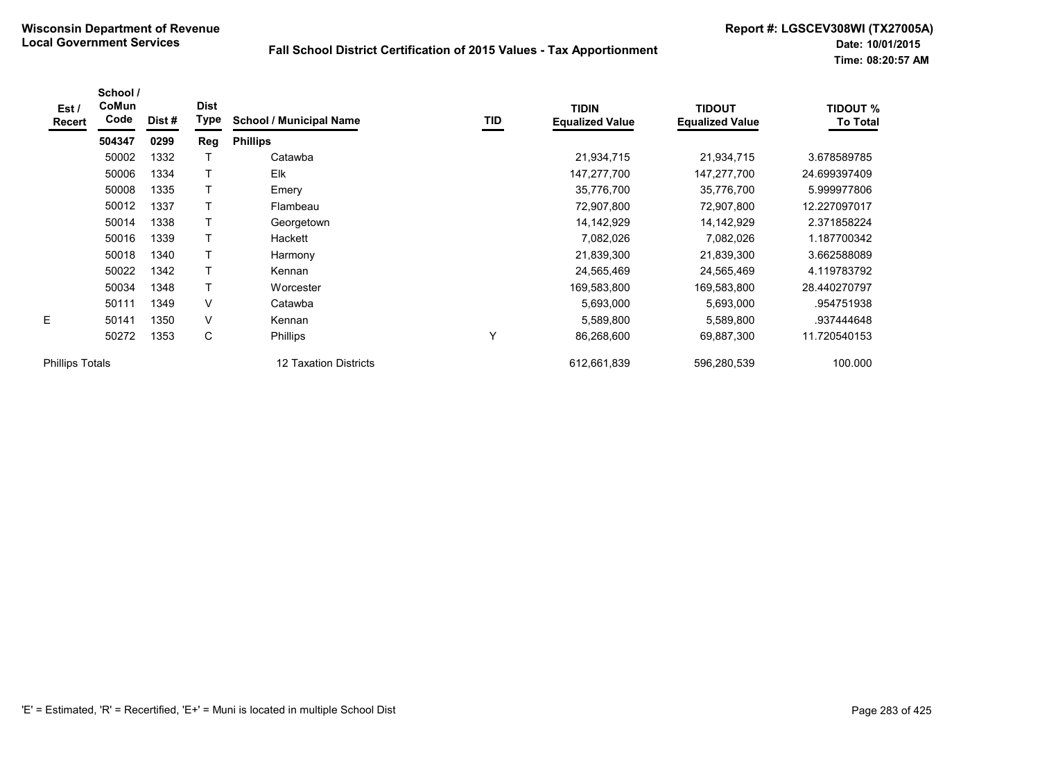**Wisconsin Department of Revenue**
**Local Government Services**

**Fall School District Certification of 2015 Values - Tax Apportionment**

**Report #: LGSCEV308WI (TX27005A)**
**Date: 10/01/2015**
**Time: 08:20:57 AM**

| Est / Recert | School / CoMun Code | Dist # | Dist Type | School / Municipal Name | TID | TIDIN Equalized Value | TIDOUT Equalized Value | TIDOUT % To Total |
|---|---|---|---|---|---|---|---|---|
| | **504347** | **0299** | **Reg** | **Phillips** | | | | |
| | 50002 | 1332 | T | Catawba | | 21,934,715 | 21,934,715 | 3.678589785 |
| | 50006 | 1334 | T | Elk | | 147,277,700 | 147,277,700 | 24.699397409 |
| | 50008 | 1335 | T | Emery | | 35,776,700 | 35,776,700 | 5.999977806 |
| | 50012 | 1337 | T | Flambeau | | 72,907,800 | 72,907,800 | 12.227097017 |
| | 50014 | 1338 | T | Georgetown | | 14,142,929 | 14,142,929 | 2.371858224 |
| | 50016 | 1339 | T | Hackett | | 7,082,026 | 7,082,026 | 1.187700342 |
| | 50018 | 1340 | T | Harmony | | 21,839,300 | 21,839,300 | 3.662588089 |
| | 50022 | 1342 | T | Kennan | | 24,565,469 | 24,565,469 | 4.119783792 |
| | 50034 | 1348 | T | Worcester | | 169,583,800 | 169,583,800 | 28.440270797 |
| | 50111 | 1349 | V | Catawba | | 5,693,000 | 5,693,000 | .954751938 |
| E | 50141 | 1350 | V | Kennan | | 5,589,800 | 5,589,800 | .937444648 |
| | 50272 | 1353 | C | Phillips | Y | 86,268,600 | 69,887,300 | 11.720540153 |
| Phillips Totals | | | | 12 Taxation Districts | | 612,661,839 | 596,280,539 | 100.000 |

'E' = Estimated, 'R' = Recertified, 'E+' = Muni is located in multiple School Dist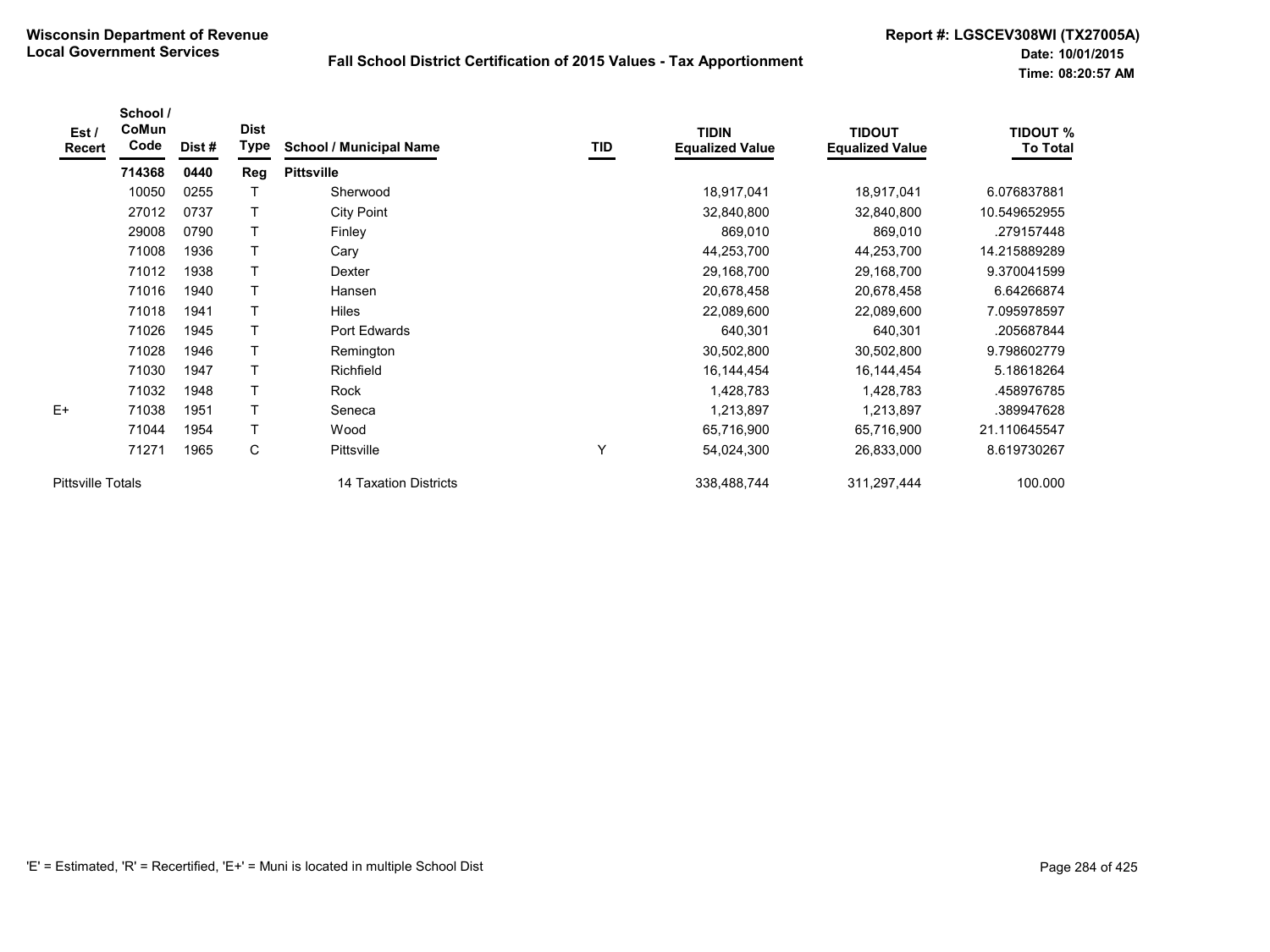**Wisconsin Department of Revenue**
**Local Government Services**

**Fall School District Certification of 2015 Values - Tax Apportionment**

**Report #: LGSCEV308WI (TX27005A)**
**Date: 10/01/2015**
**Time: 08:20:57 AM**

| Est / Recert | School / CoMun Code | Dist # | Dist Type | School / Municipal Name | TID | TIDIN Equalized Value | TIDOUT Equalized Value | TIDOUT % To Total |
|---|---|---|---|---|---|---|---|---|
| | **714368** | **0440** | **Reg** | **Pittsville** | | | | |
| | 10050 | 0255 | T | Sherwood | | 18,917,041 | 18,917,041 | 6.076837881 |
| | 27012 | 0737 | T | City Point | | 32,840,800 | 32,840,800 | 10.549652955 |
| | 29008 | 0790 | T | Finley | | 869,010 | 869,010 | .279157448 |
| | 71008 | 1936 | T | Cary | | 44,253,700 | 44,253,700 | 14.215889289 |
| | 71012 | 1938 | T | Dexter | | 29,168,700 | 29,168,700 | 9.370041599 |
| | 71016 | 1940 | T | Hansen | | 20,678,458 | 20,678,458 | 6.64266874 |
| | 71018 | 1941 | T | Hiles | | 22,089,600 | 22,089,600 | 7.095978597 |
| | 71026 | 1945 | T | Port Edwards | | 640,301 | 640,301 | .205687844 |
| | 71028 | 1946 | T | Remington | | 30,502,800 | 30,502,800 | 9.798602779 |
| | 71030 | 1947 | T | Richfield | | 16,144,454 | 16,144,454 | 5.18618264 |
| | 71032 | 1948 | T | Rock | | 1,428,783 | 1,428,783 | .458976785 |
| E+ | 71038 | 1951 | T | Seneca | | 1,213,897 | 1,213,897 | .389947628 |
| | 71044 | 1954 | T | Wood | | 65,716,900 | 65,716,900 | 21.110645547 |
| | 71271 | 1965 | C | Pittsville | Y | 54,024,300 | 26,833,000 | 8.619730267 |
| Pittsville Totals | | | | 14 Taxation Districts | | 338,488,744 | 311,297,444 | 100.000 |

'E' = Estimated, 'R' = Recertified, 'E+' = Muni is located in multiple School Dist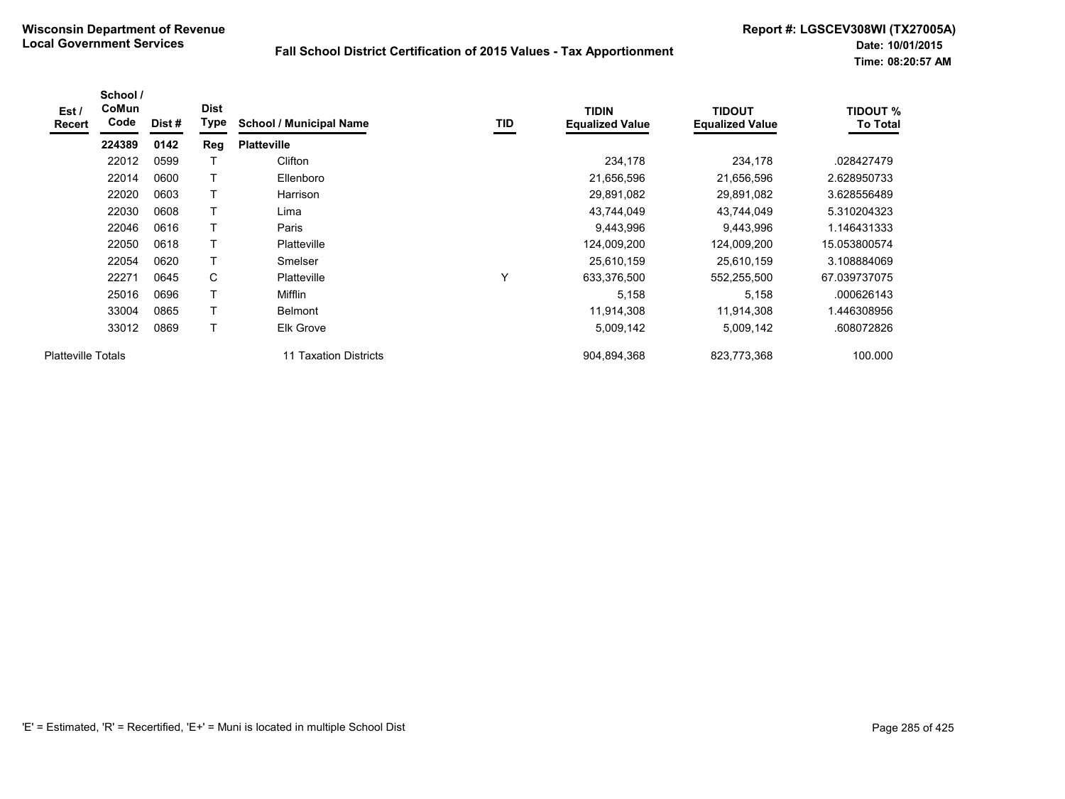**Wisconsin Department of Revenue**
**Local Government Services**

**Fall School District Certification of 2015 Values - Tax Apportionment**

**Report #: LGSCEV308WI (TX27005A)**
**Date: 10/01/2015**
**Time: 08:20:57 AM**

| Est / Recert | School / CoMun Code | Dist # | Dist Type | School / Municipal Name | TID | TIDIN Equalized Value | TIDOUT Equalized Value | TIDOUT % To Total |
|---|---|---|---|---|---|---|---|---|
| | **224389** | **0142** | **Reg** | **Platteville** | | | | |
| | 22012 | 0599 | T | Clifton | | 234,178 | 234,178 | .028427479 |
| | 22014 | 0600 | T | Ellenboro | | 21,656,596 | 21,656,596 | 2.628950733 |
| | 22020 | 0603 | T | Harrison | | 29,891,082 | 29,891,082 | 3.628556489 |
| | 22030 | 0608 | T | Lima | | 43,744,049 | 43,744,049 | 5.310204323 |
| | 22046 | 0616 | T | Paris | | 9,443,996 | 9,443,996 | 1.146431333 |
| | 22050 | 0618 | T | Platteville | | 124,009,200 | 124,009,200 | 15.053800574 |
| | 22054 | 0620 | T | Smelser | | 25,610,159 | 25,610,159 | 3.108884069 |
| | 22271 | 0645 | C | Platteville | Y | 633,376,500 | 552,255,500 | 67.039737075 |
| | 25016 | 0696 | T | Mifflin | | 5,158 | 5,158 | .000626143 |
| | 33004 | 0865 | T | Belmont | | 11,914,308 | 11,914,308 | 1.446308956 |
| | 33012 | 0869 | T | Elk Grove | | 5,009,142 | 5,009,142 | .608072826 |
| Platteville Totals | | | | 11 Taxation Districts | | 904,894,368 | 823,773,368 | 100.000 |

'E' = Estimated, 'R' = Recertified, 'E+' = Muni is located in multiple School Dist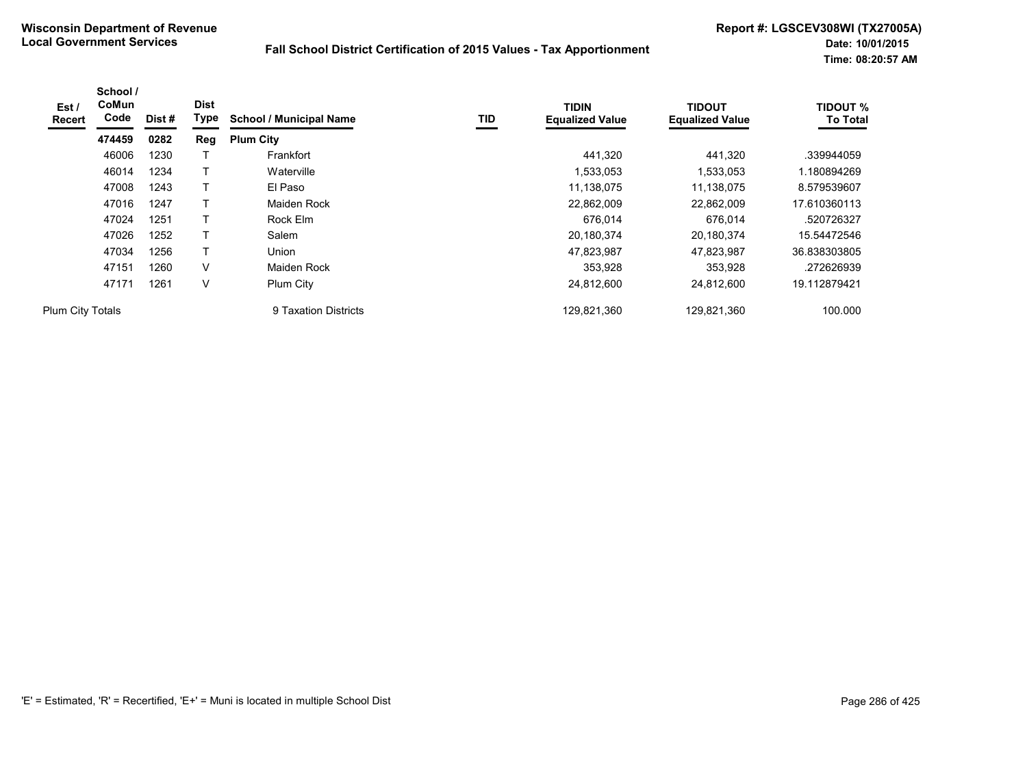**Wisconsin Department of Revenue**
**Local Government Services**

**Fall School District Certification of 2015 Values - Tax Apportionment**

**Report #: LGSCEV308WI (TX27005A)**
**Date: 10/01/2015**
**Time: 08:20:57 AM**

| Est / Recert | School / CoMun Code | Dist # | Dist Type | School / Municipal Name | TID | TIDIN Equalized Value | TIDOUT Equalized Value | TIDOUT % To Total |
|---|---|---|---|---|---|---|---|---|
| | **474459** | **0282** | **Reg** | **Plum City** | | | | |
| | 46006 | 1230 | T | Frankfort | | 441,320 | 441,320 | .339944059 |
| | 46014 | 1234 | T | Waterville | | 1,533,053 | 1,533,053 | 1.180894269 |
| | 47008 | 1243 | T | El Paso | | 11,138,075 | 11,138,075 | 8.579539607 |
| | 47016 | 1247 | T | Maiden Rock | | 22,862,009 | 22,862,009 | 17.610360113 |
| | 47024 | 1251 | T | Rock Elm | | 676,014 | 676,014 | .520726327 |
| | 47026 | 1252 | T | Salem | | 20,180,374 | 20,180,374 | 15.54472546 |
| | 47034 | 1256 | T | Union | | 47,823,987 | 47,823,987 | 36.838303805 |
| | 47151 | 1260 | V | Maiden Rock | | 353,928 | 353,928 | .272626939 |
| | 47171 | 1261 | V | Plum City | | 24,812,600 | 24,812,600 | 19.112879421 |
| Plum City Totals | | | | 9 Taxation Districts | | 129,821,360 | 129,821,360 | 100.000 |

'E' = Estimated, 'R' = Recertified, 'E+' = Muni is located in multiple School Dist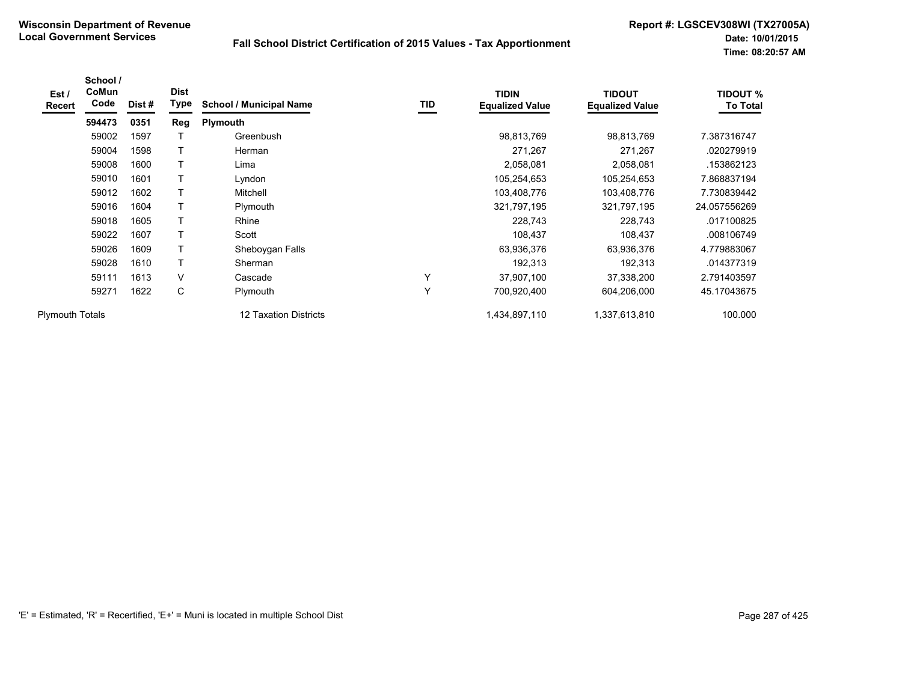**Wisconsin Department of Revenue**
**Local Government Services**

**Fall School District Certification of 2015 Values - Tax Apportionment**

**Report #: LGSCEV308WI (TX27005A)**
**Date: 10/01/2015**
**Time: 08:20:57 AM**

| Est / Recert | School / CoMun Code | Dist # | Dist Type | School / Municipal Name | TID | TIDIN Equalized Value | TIDOUT Equalized Value | TIDOUT % To Total |
|---|---|---|---|---|---|---|---|---|
| | **594473** | **0351** | **Reg** | **Plymouth** | | | | |
| | 59002 | 1597 | T | Greenbush | | 98,813,769 | 98,813,769 | 7.387316747 |
| | 59004 | 1598 | T | Herman | | 271,267 | 271,267 | .020279919 |
| | 59008 | 1600 | T | Lima | | 2,058,081 | 2,058,081 | .153862123 |
| | 59010 | 1601 | T | Lyndon | | 105,254,653 | 105,254,653 | 7.868837194 |
| | 59012 | 1602 | T | Mitchell | | 103,408,776 | 103,408,776 | 7.730839442 |
| | 59016 | 1604 | T | Plymouth | | 321,797,195 | 321,797,195 | 24.057556269 |
| | 59018 | 1605 | T | Rhine | | 228,743 | 228,743 | .017100825 |
| | 59022 | 1607 | T | Scott | | 108,437 | 108,437 | .008106749 |
| | 59026 | 1609 | T | Sheboygan Falls | | 63,936,376 | 63,936,376 | 4.779883067 |
| | 59028 | 1610 | T | Sherman | | 192,313 | 192,313 | .014377319 |
| | 59111 | 1613 | V | Cascade | Y | 37,907,100 | 37,338,200 | 2.791403597 |
| | 59271 | 1622 | C | Plymouth | Y | 700,920,400 | 604,206,000 | 45.17043675 |
| Plymouth Totals | | | | 12 Taxation Districts | | 1,434,897,110 | 1,337,613,810 | 100.000 |

'E' = Estimated, 'R' = Recertified, 'E+' = Muni is located in multiple School Dist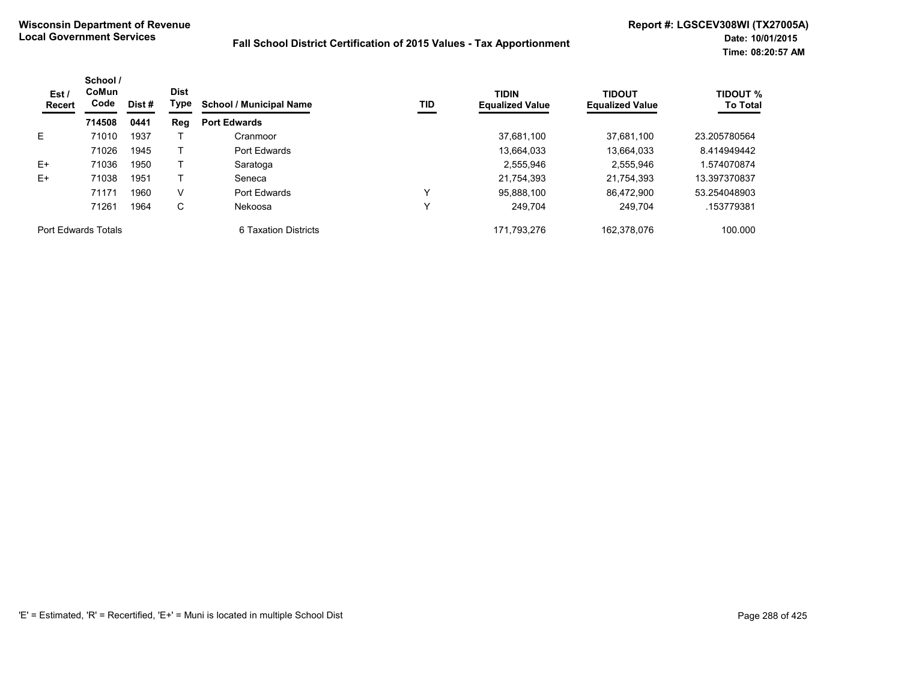**Wisconsin Department of Revenue**
**Local Government Services**

**Fall School District Certification of 2015 Values - Tax Apportionment**

**Report #: LGSCEV308WI (TX27005A)**
**Date: 10/01/2015**
**Time: 08:20:57 AM**

| Est / Recert | School / CoMun Code | Dist # | Dist Type | School / Municipal Name | TID | TIDIN Equalized Value | TIDOUT Equalized Value | TIDOUT % To Total |
|---|---|---|---|---|---|---|---|---|
| | **714508** | **0441** | **Reg** | **Port Edwards** | | | | |
| E | 71010 | 1937 | T | Cranmoor | | 37,681,100 | 37,681,100 | 23.205780564 |
| | 71026 | 1945 | T | Port Edwards | | 13,664,033 | 13,664,033 | 8.414949442 |
| E+ | 71036 | 1950 | T | Saratoga | | 2,555,946 | 2,555,946 | 1.574070874 |
| E+ | 71038 | 1951 | T | Seneca | | 21,754,393 | 21,754,393 | 13.397370837 |
| | 71171 | 1960 | V | Port Edwards | Y | 95,888,100 | 86,472,900 | 53.254048903 |
| | 71261 | 1964 | C | Nekoosa | Y | 249,704 | 249,704 | .153779381 |
| Port Edwards Totals | | | | 6 Taxation Districts | | 171,793,276 | 162,378,076 | 100.000 |

'E' = Estimated, 'R' = Recertified, 'E+' = Muni is located in multiple School Dist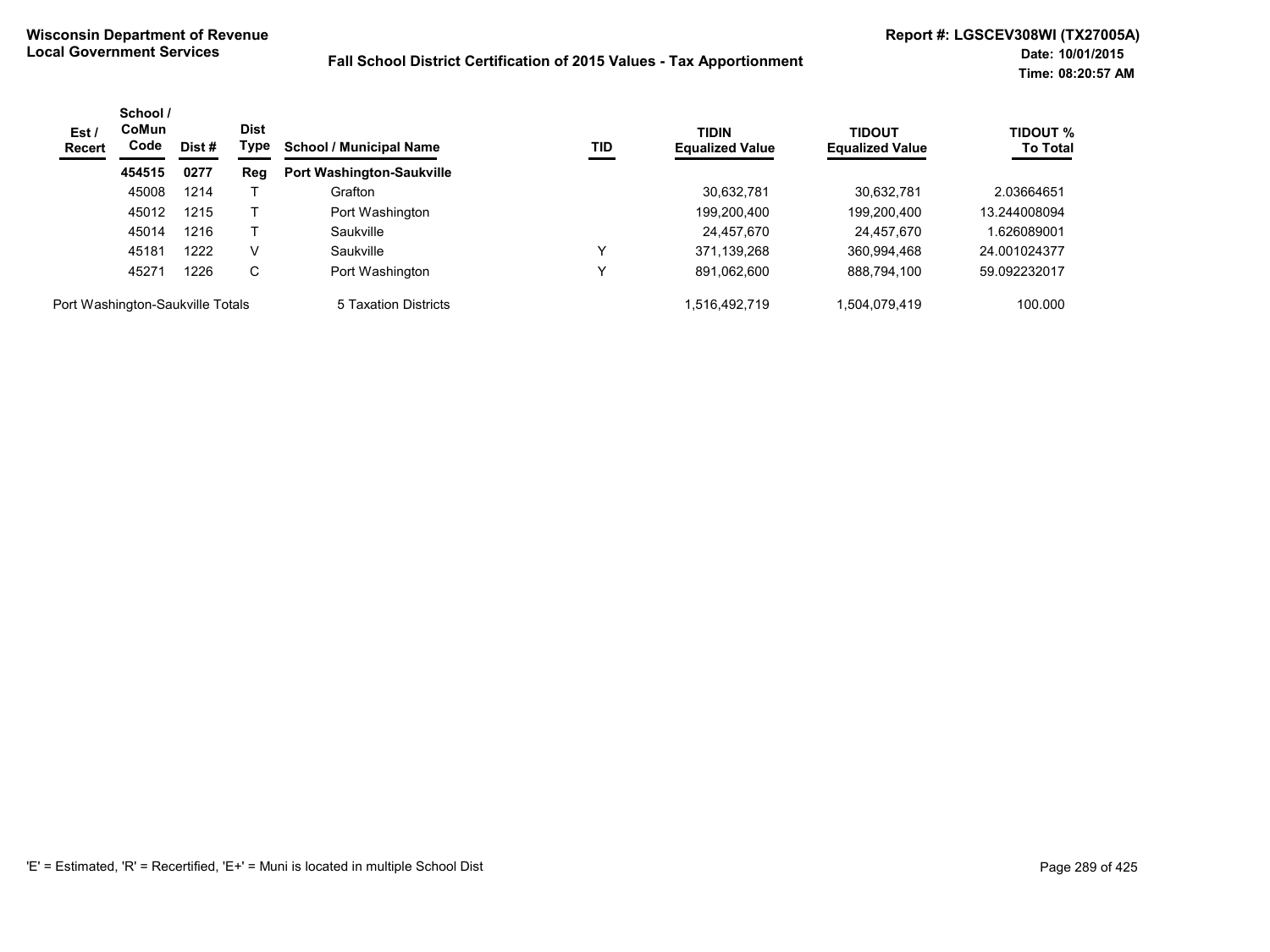**Wisconsin Department of Revenue**
**Local Government Services**

**Fall School District Certification of 2015 Values - Tax Apportionment**

**Report #: LGSCEV308WI (TX27005A)**
**Date: 10/01/2015**
**Time: 08:20:57 AM**

| Est / Recert | School / CoMun Code | Dist # | Dist Type | School / Municipal Name | TID | TIDIN Equalized Value | TIDOUT Equalized Value | TIDOUT % To Total |
|---|---|---|---|---|---|---|---|---|
| | **454515** | **0277** | **Reg** | **Port Washington-Saukville** | | | | |
| | 45008 | 1214 | T | Grafton | | 30,632,781 | 30,632,781 | 2.03664651 |
| | 45012 | 1215 | T | Port Washington | | 199,200,400 | 199,200,400 | 13.244008094 |
| | 45014 | 1216 | T | Saukville | | 24,457,670 | 24,457,670 | 1.626089001 |
| | 45181 | 1222 | V | Saukville | Y | 371,139,268 | 360,994,468 | 24.001024377 |
| | 45271 | 1226 | C | Port Washington | Y | 891,062,600 | 888,794,100 | 59.092232017 |
| Port Washington-Saukville Totals | | | | 5 Taxation Districts | | 1,516,492,719 | 1,504,079,419 | 100.000 |

'E' = Estimated, 'R' = Recertified, 'E+' = Muni is located in multiple School Dist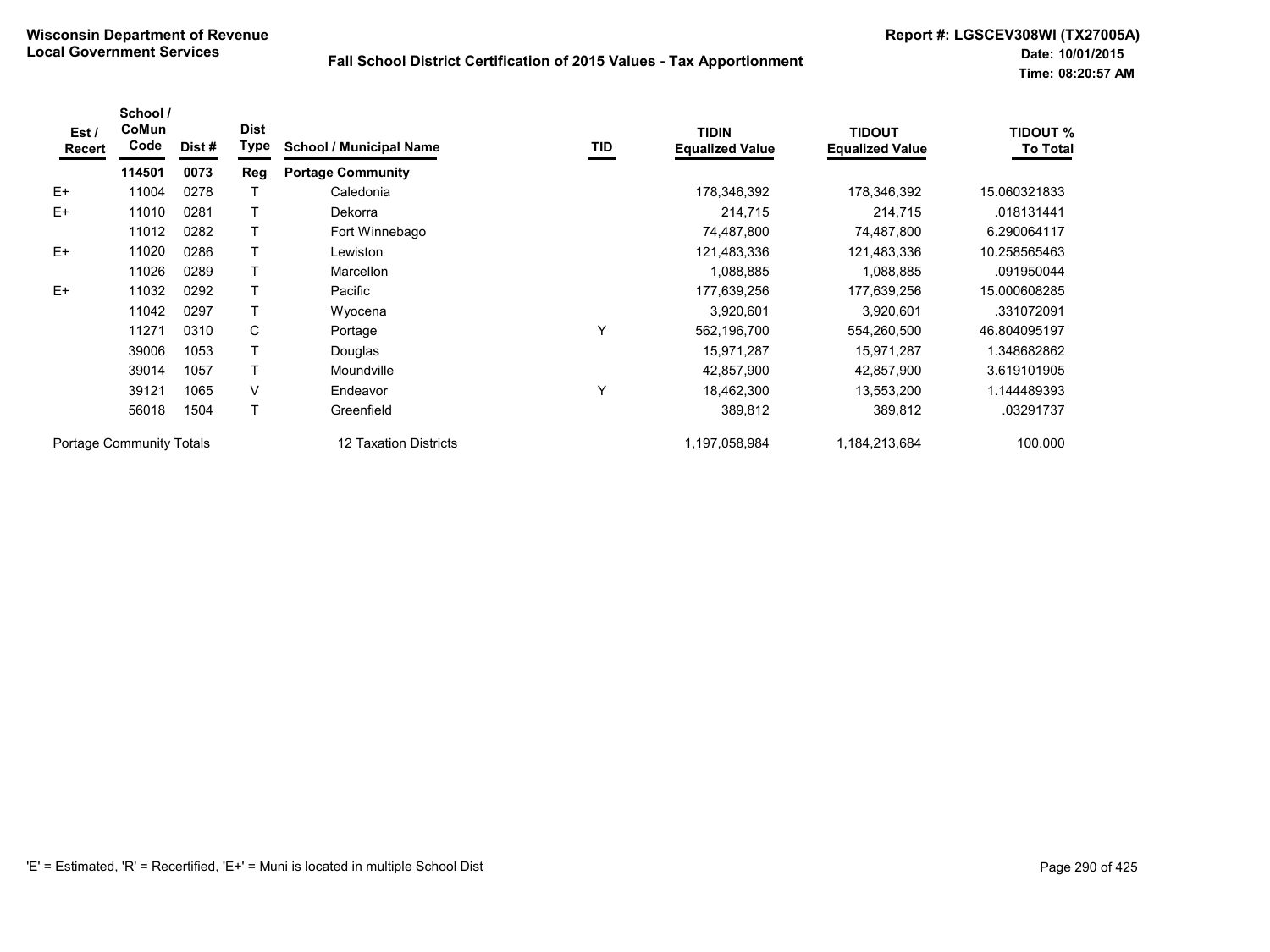**Wisconsin Department of Revenue**
**Local Government Services**

**Fall School District Certification of 2015 Values - Tax Apportionment**

**Report #: LGSCEV308WI (TX27005A)**
**Date: 10/01/2015**
**Time: 08:20:57 AM**

| Est / Recert | School / CoMun Code | Dist # | Dist Type | School / Municipal Name | TID | TIDIN Equalized Value | TIDOUT Equalized Value | TIDOUT % To Total |
|---|---|---|---|---|---|---|---|---|
| | **114501** | **0073** | **Reg** | **Portage Community** | | | | |
| E+ | 11004 | 0278 | T | Caledonia | | 178,346,392 | 178,346,392 | 15.060321833 |
| E+ | 11010 | 0281 | T | Dekorra | | 214,715 | 214,715 | .018131441 |
| | 11012 | 0282 | T | Fort Winnebago | | 74,487,800 | 74,487,800 | 6.290064117 |
| E+ | 11020 | 0286 | T | Lewiston | | 121,483,336 | 121,483,336 | 10.258565463 |
| | 11026 | 0289 | T | Marcellon | | 1,088,885 | 1,088,885 | .091950044 |
| E+ | 11032 | 0292 | T | Pacific | | 177,639,256 | 177,639,256 | 15.000608285 |
| | 11042 | 0297 | T | Wyocena | | 3,920,601 | 3,920,601 | .331072091 |
| | 11271 | 0310 | C | Portage | Y | 562,196,700 | 554,260,500 | 46.804095197 |
| | 39006 | 1053 | T | Douglas | | 15,971,287 | 15,971,287 | 1.348682862 |
| | 39014 | 1057 | T | Moundville | | 42,857,900 | 42,857,900 | 3.619101905 |
| | 39121 | 1065 | V | Endeavor | Y | 18,462,300 | 13,553,200 | 1.144489393 |
| | 56018 | 1504 | T | Greenfield | | 389,812 | 389,812 | .03291737 |
| Portage Community Totals | | | | 12 Taxation Districts | | 1,197,058,984 | 1,184,213,684 | 100.000 |

'E' = Estimated, 'R' = Recertified, 'E+' = Muni is located in multiple School Dist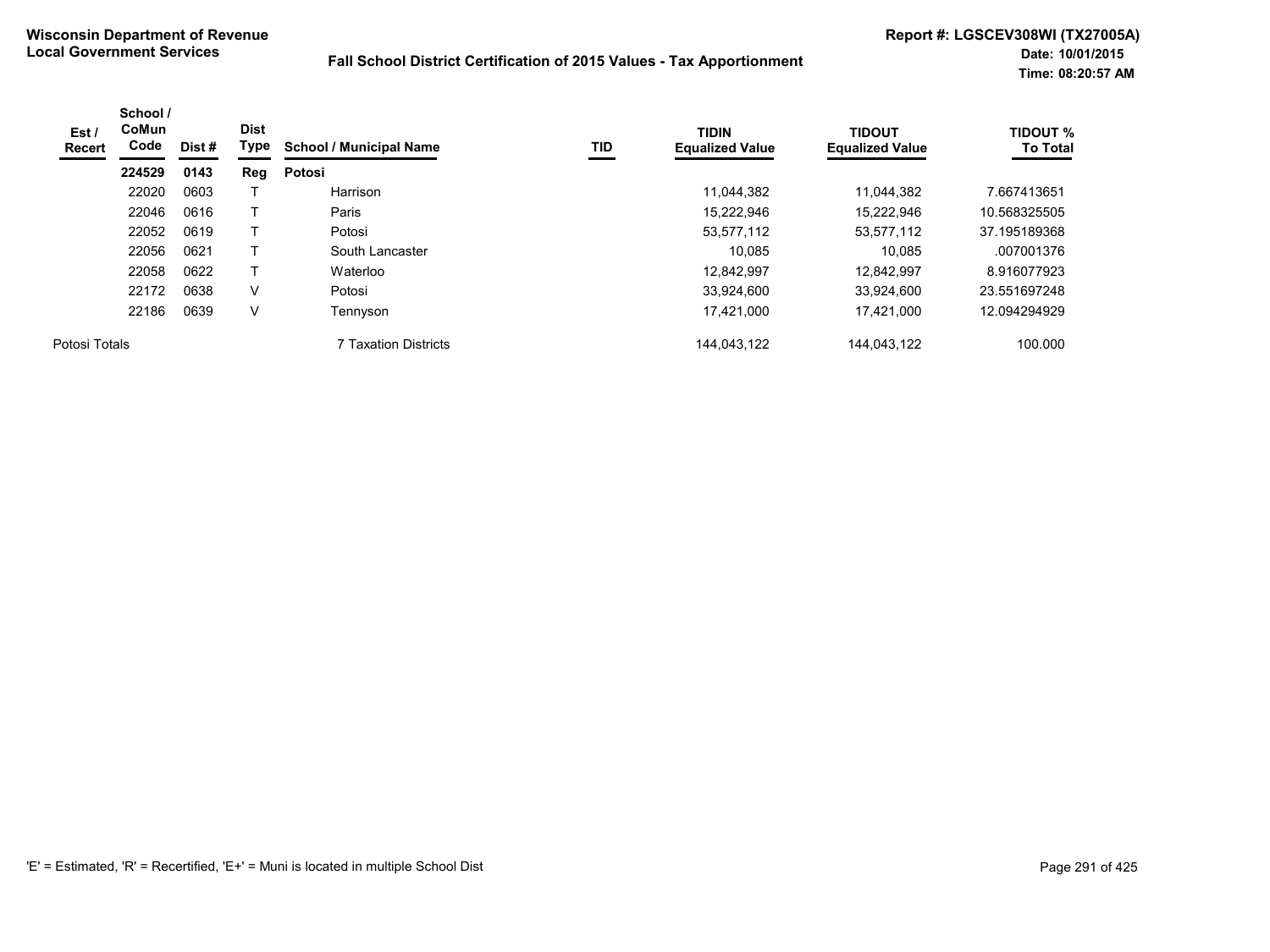**Wisconsin Department of Revenue**
**Local Government Services**

**Fall School District Certification of 2015 Values - Tax Apportionment**

**Report #: LGSCEV308WI (TX27005A)**
**Date: 10/01/2015**
**Time: 08:20:57 AM**

| Est / Recert | School / CoMun Code | Dist # | Dist Type | School / Municipal Name | TID | TIDIN Equalized Value | TIDOUT Equalized Value | TIDOUT % To Total |
|---|---|---|---|---|---|---|---|---|
| | **224529** | **0143** | **Reg** | **Potosi** | | | | |
| | 22020 | 0603 | T | Harrison | | 11,044,382 | 11,044,382 | 7.667413651 |
| | 22046 | 0616 | T | Paris | | 15,222,946 | 15,222,946 | 10.568325505 |
| | 22052 | 0619 | T | Potosi | | 53,577,112 | 53,577,112 | 37.195189368 |
| | 22056 | 0621 | T | South Lancaster | | 10,085 | 10,085 | .007001376 |
| | 22058 | 0622 | T | Waterloo | | 12,842,997 | 12,842,997 | 8.916077923 |
| | 22172 | 0638 | V | Potosi | | 33,924,600 | 33,924,600 | 23.551697248 |
| | 22186 | 0639 | V | Tennyson | | 17,421,000 | 17,421,000 | 12.094294929 |
| Potosi Totals | | | | 7 Taxation Districts | | 144,043,122 | 144,043,122 | 100.000 |

'E' = Estimated, 'R' = Recertified, 'E+' = Muni is located in multiple School Dist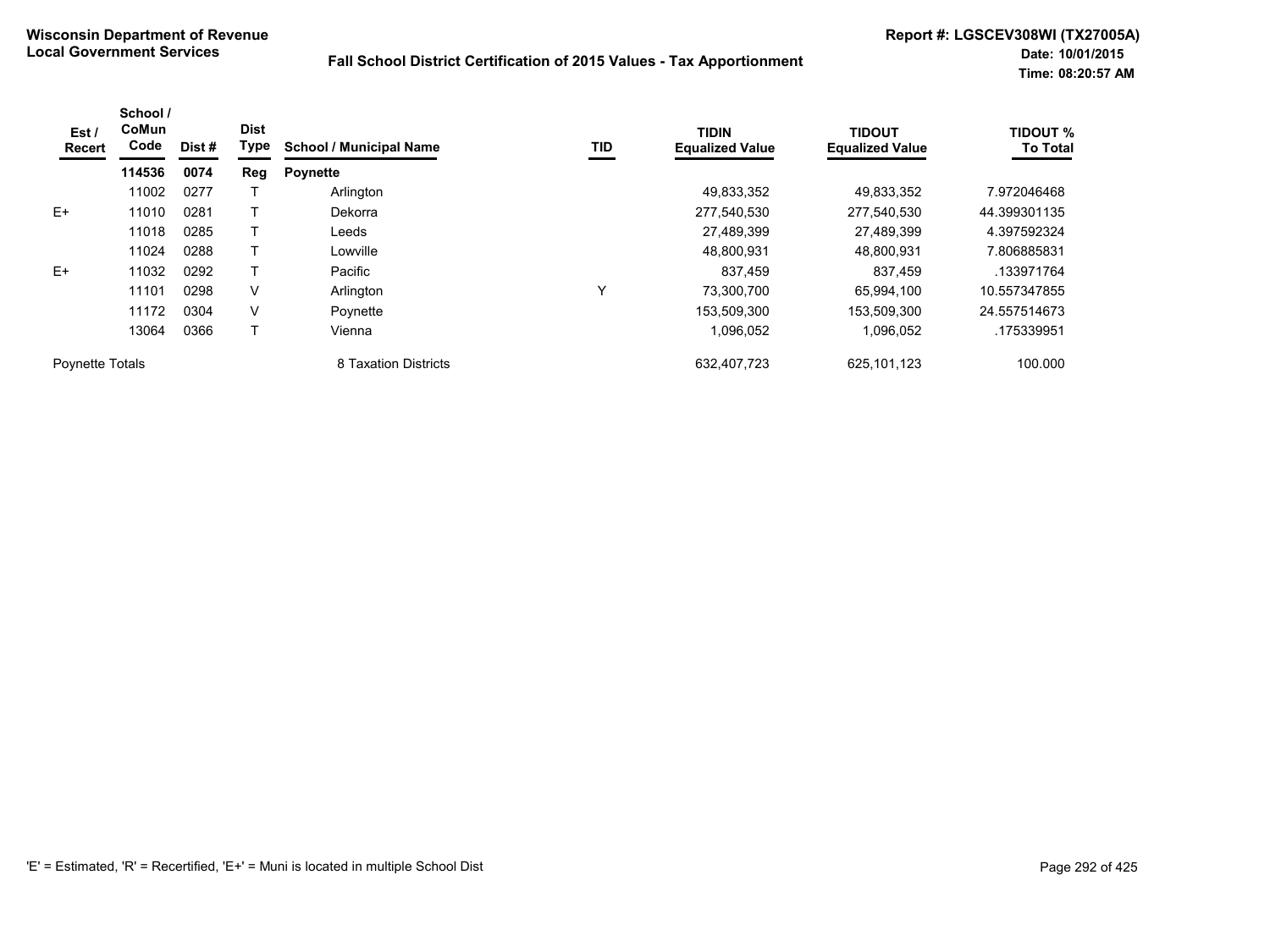**Wisconsin Department of Revenue**
**Local Government Services**

**Fall School District Certification of 2015 Values - Tax Apportionment**

**Report #: LGSCEV308WI (TX27005A)**
**Date: 10/01/2015**
**Time: 08:20:57 AM**

| Est / Recert | School / CoMun Code | Dist # | Dist Type | School / Municipal Name | TID | TIDIN Equalized Value | TIDOUT Equalized Value | TIDOUT % To Total |
|---|---|---|---|---|---|---|---|---|
| | **114536** | **0074** | **Reg** | **Poynette** | | | | |
| | 11002 | 0277 | T | Arlington | | 49,833,352 | 49,833,352 | 7.972046468 |
| E+ | 11010 | 0281 | T | Dekorra | | 277,540,530 | 277,540,530 | 44.399301135 |
| | 11018 | 0285 | T | Leeds | | 27,489,399 | 27,489,399 | 4.397592324 |
| | 11024 | 0288 | T | Lowville | | 48,800,931 | 48,800,931 | 7.806885831 |
| E+ | 11032 | 0292 | T | Pacific | | 837,459 | 837,459 | .133971764 |
| | 11101 | 0298 | V | Arlington | Y | 73,300,700 | 65,994,100 | 10.557347855 |
| | 11172 | 0304 | V | Poynette | | 153,509,300 | 153,509,300 | 24.557514673 |
| | 13064 | 0366 | T | Vienna | | 1,096,052 | 1,096,052 | .175339951 |
| Poynette Totals | | | | 8 Taxation Districts | | 632,407,723 | 625,101,123 | 100.000 |

'E' = Estimated, 'R' = Recertified, 'E+' = Muni is located in multiple School Dist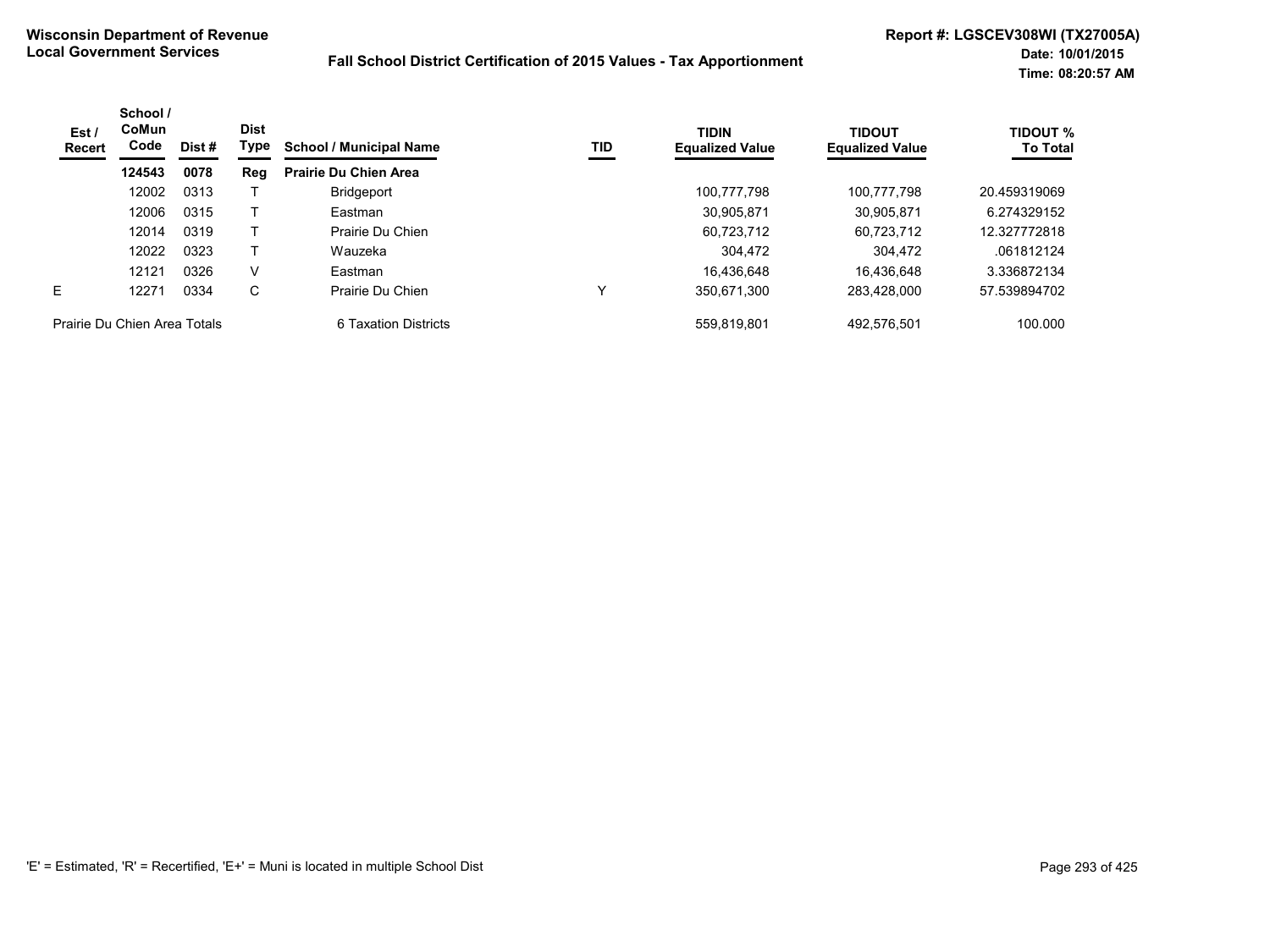**Wisconsin Department of Revenue**
**Local Government Services**

**Fall School District Certification of 2015 Values - Tax Apportionment**

**Report #: LGSCEV308WI (TX27005A)**
**Date: 10/01/2015**
**Time: 08:20:57 AM**

| Est / Recert | School / CoMun Code | Dist # | Dist Type | School / Municipal Name | TID | TIDIN Equalized Value | TIDOUT Equalized Value | TIDOUT % To Total |
|---|---|---|---|---|---|---|---|---|
| | **124543** | **0078** | **Reg** | **Prairie Du Chien Area** | | | | |
| | 12002 | 0313 | T | Bridgeport | | 100,777,798 | 100,777,798 | 20.459319069 |
| | 12006 | 0315 | T | Eastman | | 30,905,871 | 30,905,871 | 6.274329152 |
| | 12014 | 0319 | T | Prairie Du Chien | | 60,723,712 | 60,723,712 | 12.327772818 |
| | 12022 | 0323 | T | Wauzeka | | 304,472 | 304,472 | .061812124 |
| | 12121 | 0326 | V | Eastman | | 16,436,648 | 16,436,648 | 3.336872134 |
| E | 12271 | 0334 | C | Prairie Du Chien | Y | 350,671,300 | 283,428,000 | 57.539894702 |
| Prairie Du Chien Area Totals | | | | 6 Taxation Districts | | 559,819,801 | 492,576,501 | 100.000 |

'E' = Estimated, 'R' = Recertified, 'E+' = Muni is located in multiple School Dist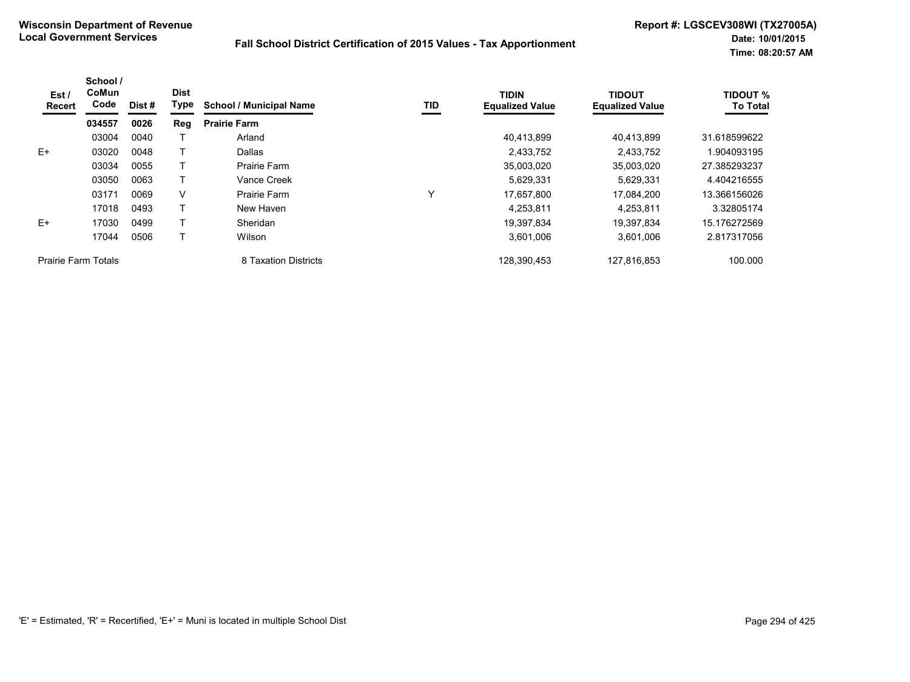**Wisconsin Department of Revenue**
**Local Government Services**

**Fall School District Certification of 2015 Values - Tax Apportionment**

**Report #: LGSCEV308WI (TX27005A)**
**Date: 10/01/2015**
**Time: 08:20:57 AM**

| Est / Recert | School / CoMun Code | Dist # | Dist Type | School / Municipal Name | TID | TIDIN Equalized Value | TIDOUT Equalized Value | TIDOUT % To Total |
|---|---|---|---|---|---|---|---|---|
| | **034557** | **0026** | **Reg** | **Prairie Farm** | | | | |
| | 03004 | 0040 | T | Arland | | 40,413,899 | 40,413,899 | 31.618599622 |
| E+ | 03020 | 0048 | T | Dallas | | 2,433,752 | 2,433,752 | 1.904093195 |
| | 03034 | 0055 | T | Prairie Farm | | 35,003,020 | 35,003,020 | 27.385293237 |
| | 03050 | 0063 | T | Vance Creek | | 5,629,331 | 5,629,331 | 4.404216555 |
| | 03171 | 0069 | V | Prairie Farm | Y | 17,657,800 | 17,084,200 | 13.366156026 |
| | 17018 | 0493 | T | New Haven | | 4,253,811 | 4,253,811 | 3.32805174 |
| E+ | 17030 | 0499 | T | Sheridan | | 19,397,834 | 19,397,834 | 15.176272569 |
| | 17044 | 0506 | T | Wilson | | 3,601,006 | 3,601,006 | 2.817317056 |
| Prairie Farm Totals | | | | 8 Taxation Districts | | 128,390,453 | 127,816,853 | 100.000 |

'E' = Estimated, 'R' = Recertified, 'E+' = Muni is located in multiple School Dist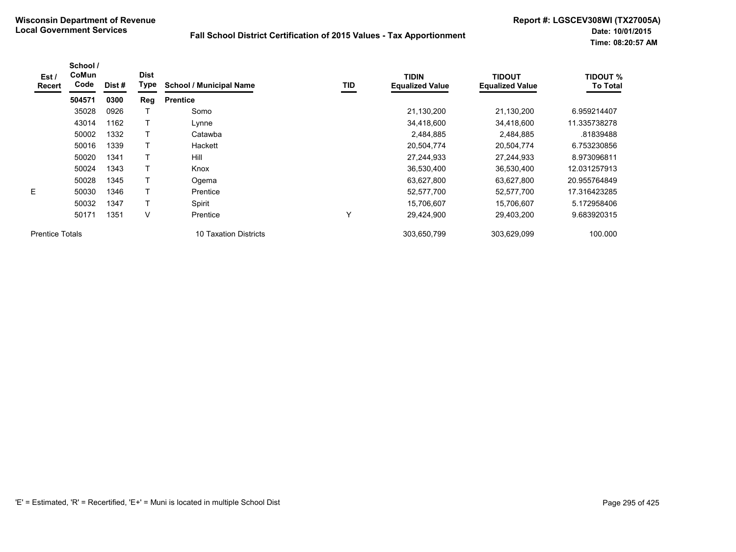**Wisconsin Department of Revenue**
**Local Government Services**

**Fall School District Certification of 2015 Values - Tax Apportionment**

**Report #: LGSCEV308WI (TX27005A)**
**Date: 10/01/2015**
**Time: 08:20:57 AM**

| Est / Recert | School / CoMun Code | Dist # | Dist Type | School / Municipal Name | TID | TIDIN Equalized Value | TIDOUT Equalized Value | TIDOUT % To Total |
|---|---|---|---|---|---|---|---|---|
| | **504571** | **0300** | **Reg** | **Prentice** | | | | |
| | 35028 | 0926 | T | Somo | | 21,130,200 | 21,130,200 | 6.959214407 |
| | 43014 | 1162 | T | Lynne | | 34,418,600 | 34,418,600 | 11.335738278 |
| | 50002 | 1332 | T | Catawba | | 2,484,885 | 2,484,885 | .81839488 |
| | 50016 | 1339 | T | Hackett | | 20,504,774 | 20,504,774 | 6.753230856 |
| | 50020 | 1341 | T | Hill | | 27,244,933 | 27,244,933 | 8.973096811 |
| | 50024 | 1343 | T | Knox | | 36,530,400 | 36,530,400 | 12.031257913 |
| | 50028 | 1345 | T | Ogema | | 63,627,800 | 63,627,800 | 20.955764849 |
| E | 50030 | 1346 | T | Prentice | | 52,577,700 | 52,577,700 | 17.316423285 |
| | 50032 | 1347 | T | Spirit | | 15,706,607 | 15,706,607 | 5.172958406 |
| | 50171 | 1351 | V | Prentice | Y | 29,424,900 | 29,403,200 | 9.683920315 |
| Prentice Totals | | | | 10 Taxation Districts | | 303,650,799 | 303,629,099 | 100.000 |

'E' = Estimated, 'R' = Recertified, 'E+' = Muni is located in multiple School Dist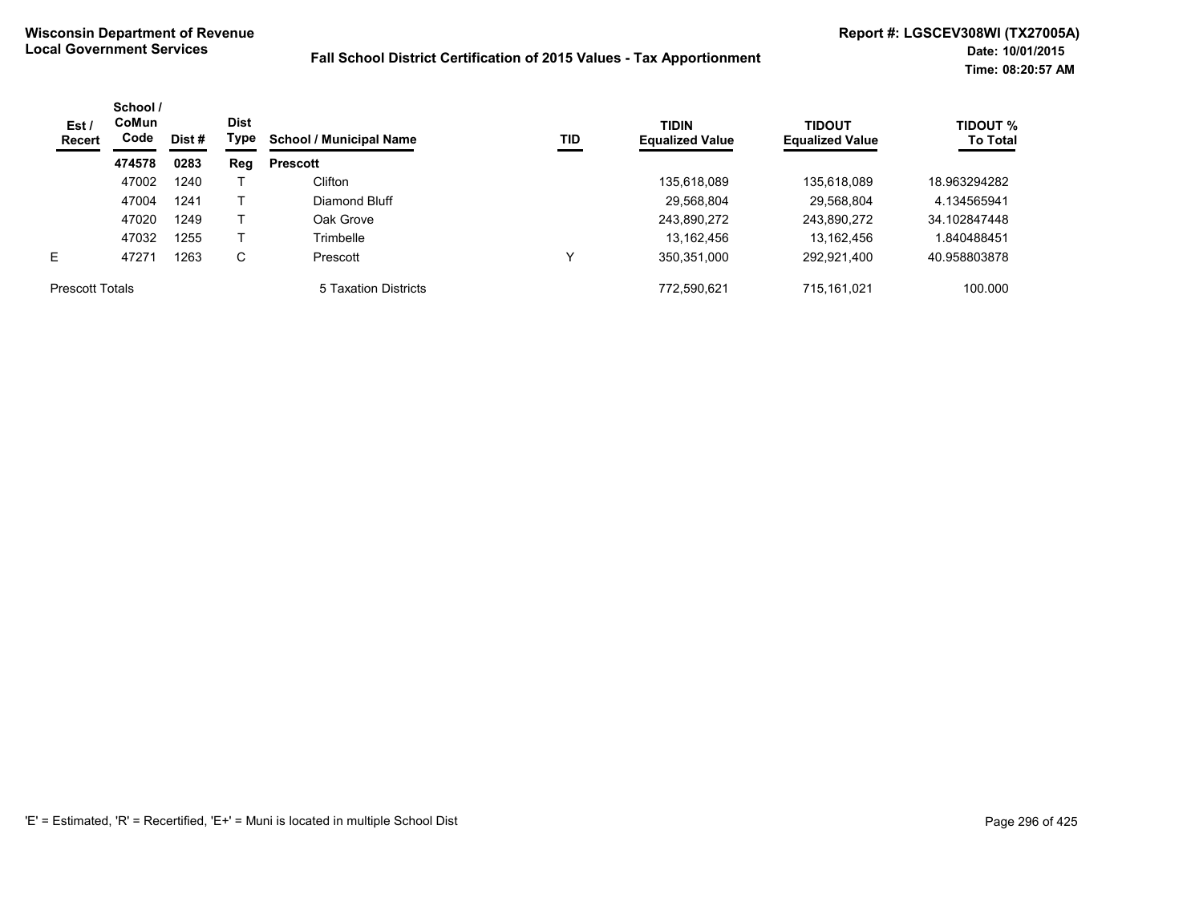**Wisconsin Department of Revenue**
**Local Government Services**

**Fall School District Certification of 2015 Values - Tax Apportionment**

**Report #: LGSCEV308WI (TX27005A)**
**Date: 10/01/2015**
**Time: 08:20:57 AM**

| Est / Recert | School / CoMun Code | Dist # | Dist Type | School / Municipal Name | TID | TIDIN Equalized Value | TIDOUT Equalized Value | TIDOUT % To Total |
|---|---|---|---|---|---|---|---|---|
| | **474578** | **0283** | **Reg** | **Prescott** | | | | |
| | 47002 | 1240 | T | Clifton | | 135,618,089 | 135,618,089 | 18.963294282 |
| | 47004 | 1241 | T | Diamond Bluff | | 29,568,804 | 29,568,804 | 4.134565941 |
| | 47020 | 1249 | T | Oak Grove | | 243,890,272 | 243,890,272 | 34.102847448 |
| | 47032 | 1255 | T | Trimbelle | | 13,162,456 | 13,162,456 | 1.840488451 |
| E | 47271 | 1263 | C | Prescott | Y | 350,351,000 | 292,921,400 | 40.958803878 |
| Prescott Totals | | | | 5 Taxation Districts | | 772,590,621 | 715,161,021 | 100.000 |

'E' = Estimated, 'R' = Recertified, 'E+' = Muni is located in multiple School Dist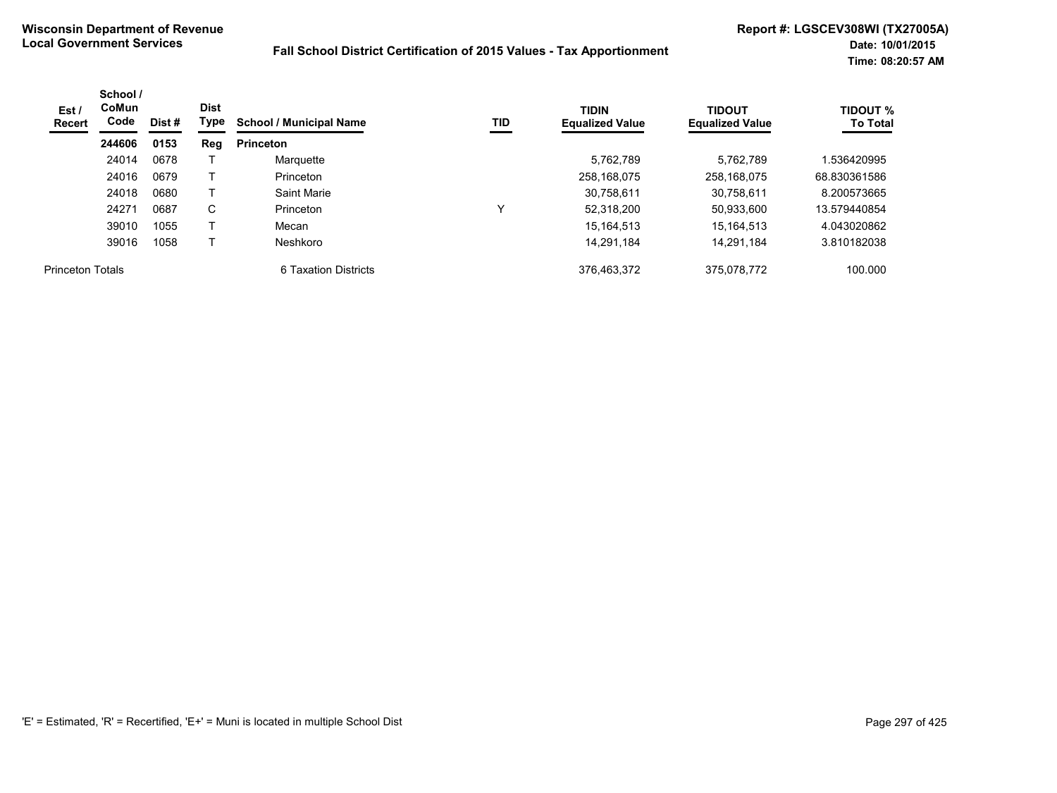**Wisconsin Department of Revenue**
**Local Government Services**

**Fall School District Certification of 2015 Values - Tax Apportionment**

**Report #: LGSCEV308WI (TX27005A)**
**Date: 10/01/2015**
**Time: 08:20:57 AM**

| Est / Recert | School / CoMun Code | Dist # | Dist Type | School / Municipal Name | TID | TIDIN Equalized Value | TIDOUT Equalized Value | TIDOUT % To Total |
|---|---|---|---|---|---|---|---|---|
| | **244606** | **0153** | **Reg** | **Princeton** | | | | |
| | 24014 | 0678 | T | Marquette | | 5,762,789 | 5,762,789 | 1.536420995 |
| | 24016 | 0679 | T | Princeton | | 258,168,075 | 258,168,075 | 68.830361586 |
| | 24018 | 0680 | T | Saint Marie | | 30,758,611 | 30,758,611 | 8.200573665 |
| | 24271 | 0687 | C | Princeton | Y | 52,318,200 | 50,933,600 | 13.579440854 |
| | 39010 | 1055 | T | Mecan | | 15,164,513 | 15,164,513 | 4.043020862 |
| | 39016 | 1058 | T | Neshkoro | | 14,291,184 | 14,291,184 | 3.810182038 |
| Princeton Totals | | | | 6 Taxation Districts | | 376,463,372 | 375,078,772 | 100.000 |

'E' = Estimated, 'R' = Recertified, 'E+' = Muni is located in multiple School Dist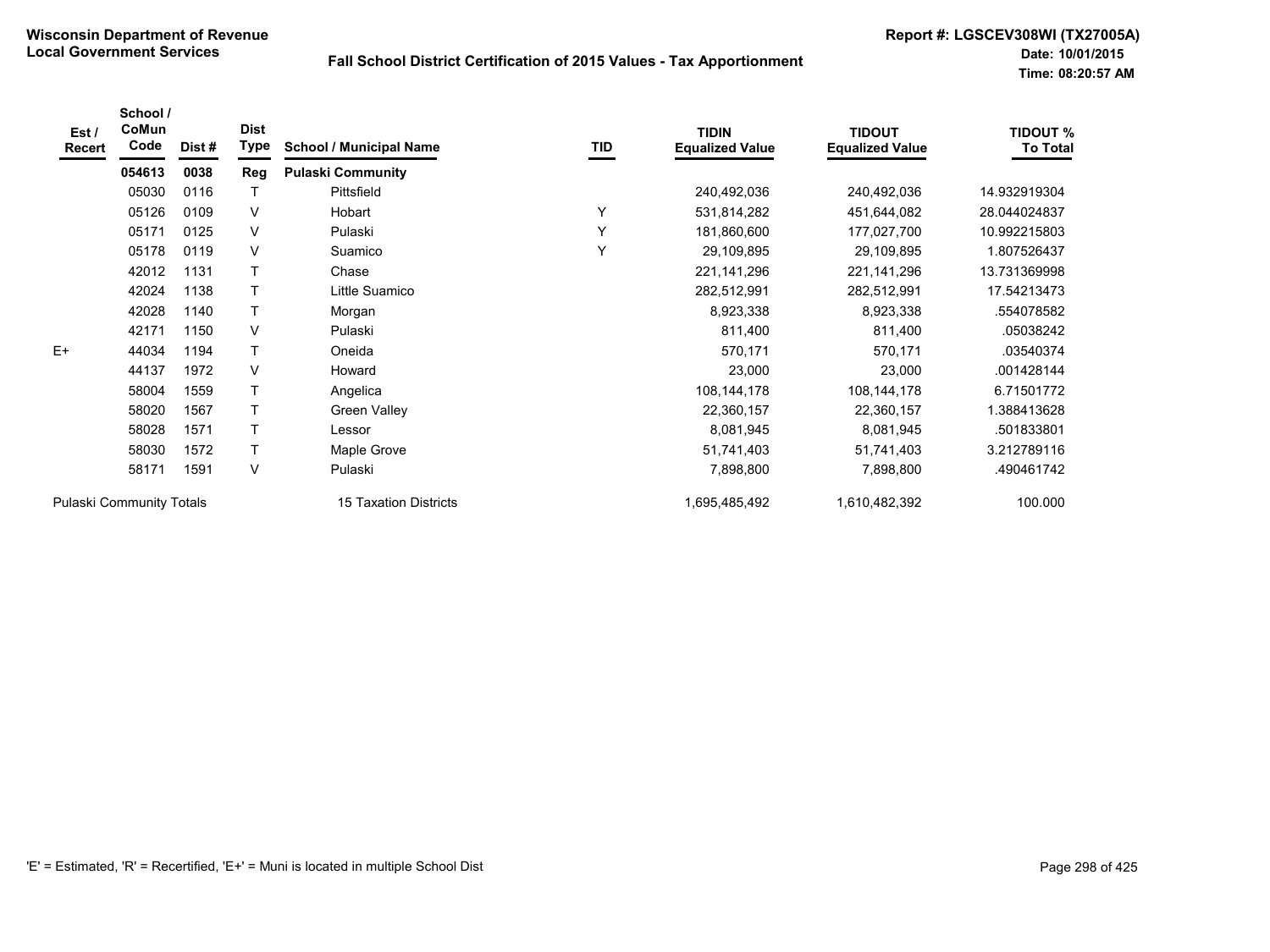**Wisconsin Department of Revenue**
**Local Government Services**

**Fall School District Certification of 2015 Values - Tax Apportionment**

**Report #: LGSCEV308WI (TX27005A)**
**Date: 10/01/2015**
**Time: 08:20:57 AM**

| Est / Recert | School / CoMun Code | Dist # | Dist Type | School / Municipal Name | TID | TIDIN Equalized Value | TIDOUT Equalized Value | TIDOUT % To Total |
|---|---|---|---|---|---|---|---|---|
| | **054613** | **0038** | **Reg** | **Pulaski Community** | | | | |
| | 05030 | 0116 | T | Pittsfield | | 240,492,036 | 240,492,036 | 14.932919304 |
| | 05126 | 0109 | V | Hobart | Y | 531,814,282 | 451,644,082 | 28.044024837 |
| | 05171 | 0125 | V | Pulaski | Y | 181,860,600 | 177,027,700 | 10.992215803 |
| | 05178 | 0119 | V | Suamico | Y | 29,109,895 | 29,109,895 | 1.807526437 |
| | 42012 | 1131 | T | Chase | | 221,141,296 | 221,141,296 | 13.731369998 |
| | 42024 | 1138 | T | Little Suamico | | 282,512,991 | 282,512,991 | 17.54213473 |
| | 42028 | 1140 | T | Morgan | | 8,923,338 | 8,923,338 | .554078582 |
| | 42171 | 1150 | V | Pulaski | | 811,400 | 811,400 | .05038242 |
| E+ | 44034 | 1194 | T | Oneida | | 570,171 | 570,171 | .03540374 |
| | 44137 | 1972 | V | Howard | | 23,000 | 23,000 | .001428144 |
| | 58004 | 1559 | T | Angelica | | 108,144,178 | 108,144,178 | 6.71501772 |
| | 58020 | 1567 | T | Green Valley | | 22,360,157 | 22,360,157 | 1.388413628 |
| | 58028 | 1571 | T | Lessor | | 8,081,945 | 8,081,945 | .501833801 |
| | 58030 | 1572 | T | Maple Grove | | 51,741,403 | 51,741,403 | 3.212789116 |
| | 58171 | 1591 | V | Pulaski | | 7,898,800 | 7,898,800 | .490461742 |
| Pulaski Community Totals | | | | 15 Taxation Districts | | 1,695,485,492 | 1,610,482,392 | 100.000 |

'E' = Estimated, 'R' = Recertified, 'E+' = Muni is located in multiple School Dist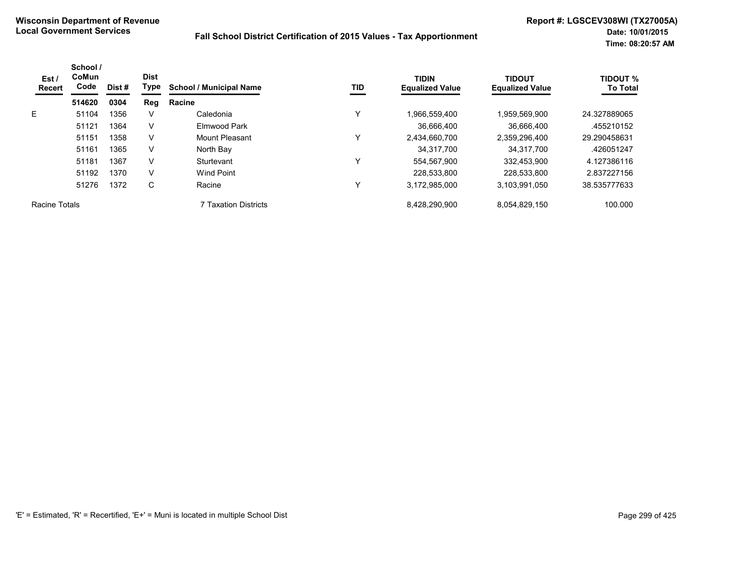**Wisconsin Department of Revenue**
**Local Government Services**

**Fall School District Certification of 2015 Values - Tax Apportionment**

**Report #: LGSCEV308WI (TX27005A)**
**Date: 10/01/2015**
**Time: 08:20:57 AM**

| Est / Recert | School / CoMun Code | Dist # | Dist Type | School / Municipal Name | TID | TIDIN Equalized Value | TIDOUT Equalized Value | TIDOUT % To Total |
|---|---|---|---|---|---|---|---|---|
| | **514620** | **0304** | **Reg** | **Racine** | | | | |
| E | 51104 | 1356 | V | Caledonia | Y | 1,966,559,400 | 1,959,569,900 | 24.327889065 |
| | 51121 | 1364 | V | Elmwood Park | | 36,666,400 | 36,666,400 | .455210152 |
| | 51151 | 1358 | V | Mount Pleasant | Y | 2,434,660,700 | 2,359,296,400 | 29.290458631 |
| | 51161 | 1365 | V | North Bay | | 34,317,700 | 34,317,700 | .426051247 |
| | 51181 | 1367 | V | Sturtevant | Y | 554,567,900 | 332,453,900 | 4.127386116 |
| | 51192 | 1370 | V | Wind Point | | 228,533,800 | 228,533,800 | 2.837227156 |
| | 51276 | 1372 | C | Racine | Y | 3,172,985,000 | 3,103,991,050 | 38.535777633 |
| Racine Totals | | | | 7 Taxation Districts | | 8,428,290,900 | 8,054,829,150 | 100.000 |

'E' = Estimated, 'R' = Recertified, 'E+' = Muni is located in multiple School Dist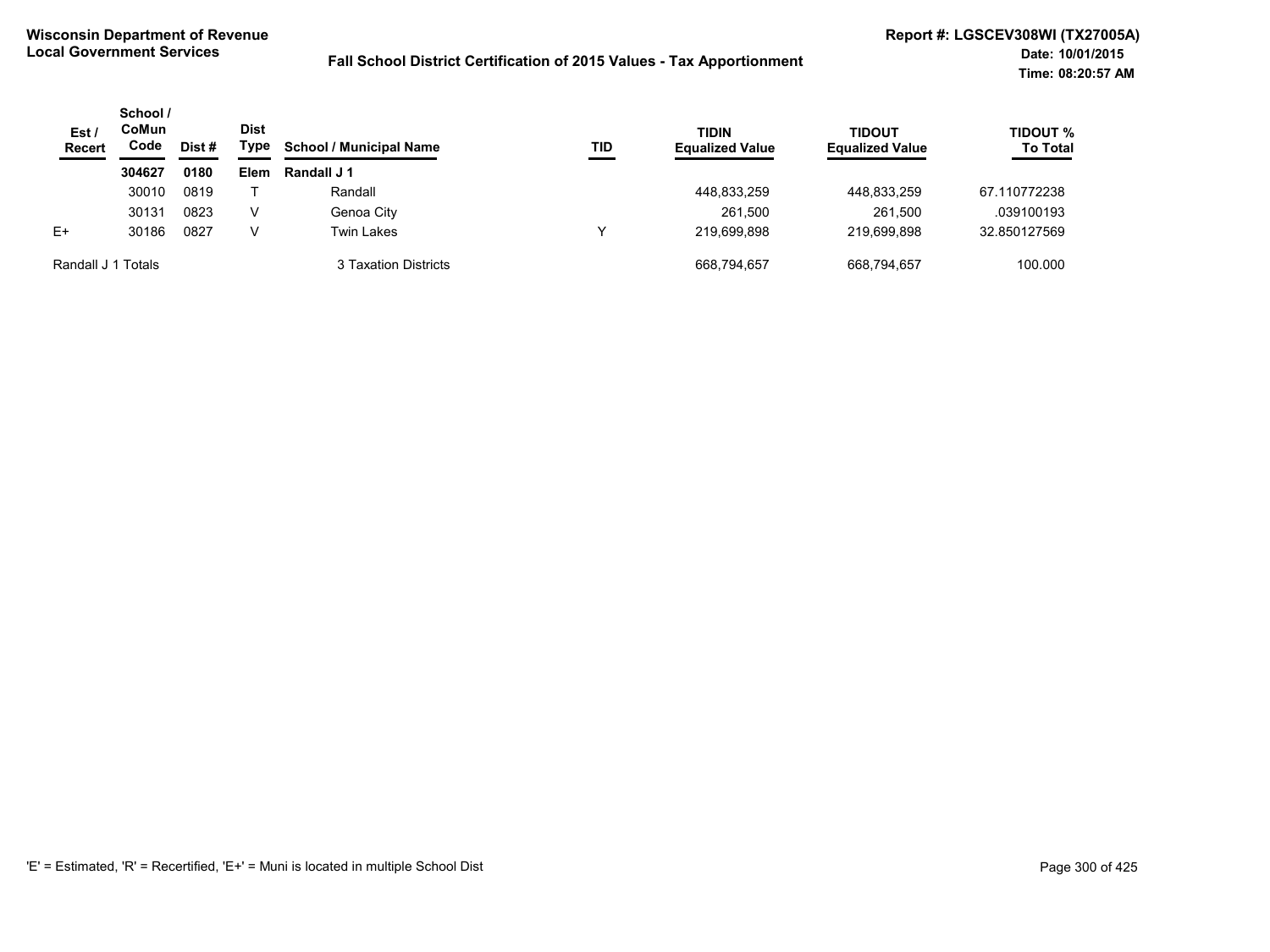**Wisconsin Department of Revenue**
**Local Government Services**

**Fall School District Certification of 2015 Values - Tax Apportionment**

**Report #: LGSCEV308WI (TX27005A)**
**Date: 10/01/2015**
**Time: 08:20:57 AM**

| Est / Recert | School / CoMun Code | Dist # | Dist Type | School / Municipal Name | TID | TIDIN Equalized Value | TIDOUT Equalized Value | TIDOUT % To Total |
|---|---|---|---|---|---|---|---|---|
| | **304627** | **0180** | **Elem** | **Randall J 1** | | | | |
| | 30010 | 0819 | T | Randall | | 448,833,259 | 448,833,259 | 67.110772238 |
| | 30131 | 0823 | V | Genoa City | | 261,500 | 261,500 | .039100193 |
| E+ | 30186 | 0827 | V | Twin Lakes | Y | 219,699,898 | 219,699,898 | 32.850127569 |
| Randall J 1 Totals | | | | 3 Taxation Districts | | 668,794,657 | 668,794,657 | 100.000 |

'E' = Estimated, 'R' = Recertified, 'E+' = Muni is located in multiple School Dist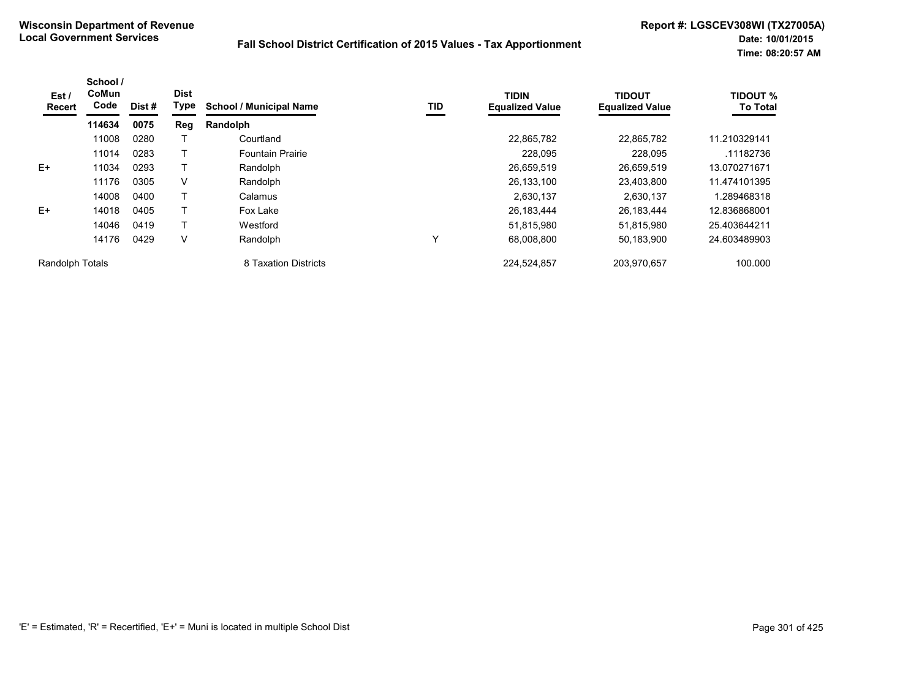**Wisconsin Department of Revenue**
**Local Government Services**

**Fall School District Certification of 2015 Values - Tax Apportionment**

**Report #: LGSCEV308WI (TX27005A)**
**Date: 10/01/2015**
**Time: 08:20:57 AM**

| Est / Recert | School / CoMun Code | Dist # | Dist Type | School / Municipal Name | TID | TIDIN Equalized Value | TIDOUT Equalized Value | TIDOUT % To Total |
|---|---|---|---|---|---|---|---|---|
| | **114634** | **0075** | **Reg** | **Randolph** | | | | |
| | 11008 | 0280 | T | Courtland | | 22,865,782 | 22,865,782 | 11.210329141 |
| | 11014 | 0283 | T | Fountain Prairie | | 228,095 | 228,095 | .11182736 |
| E+ | 11034 | 0293 | T | Randolph | | 26,659,519 | 26,659,519 | 13.070271671 |
| | 11176 | 0305 | V | Randolph | | 26,133,100 | 23,403,800 | 11.474101395 |
| | 14008 | 0400 | T | Calamus | | 2,630,137 | 2,630,137 | 1.289468318 |
| E+ | 14018 | 0405 | T | Fox Lake | | 26,183,444 | 26,183,444 | 12.836868001 |
| | 14046 | 0419 | T | Westford | | 51,815,980 | 51,815,980 | 25.403644211 |
| | 14176 | 0429 | V | Randolph | Y | 68,008,800 | 50,183,900 | 24.603489903 |
| Randolph Totals | | | | 8 Taxation Districts | | 224,524,857 | 203,970,657 | 100.000 |

'E' = Estimated, 'R' = Recertified, 'E+' = Muni is located in multiple School Dist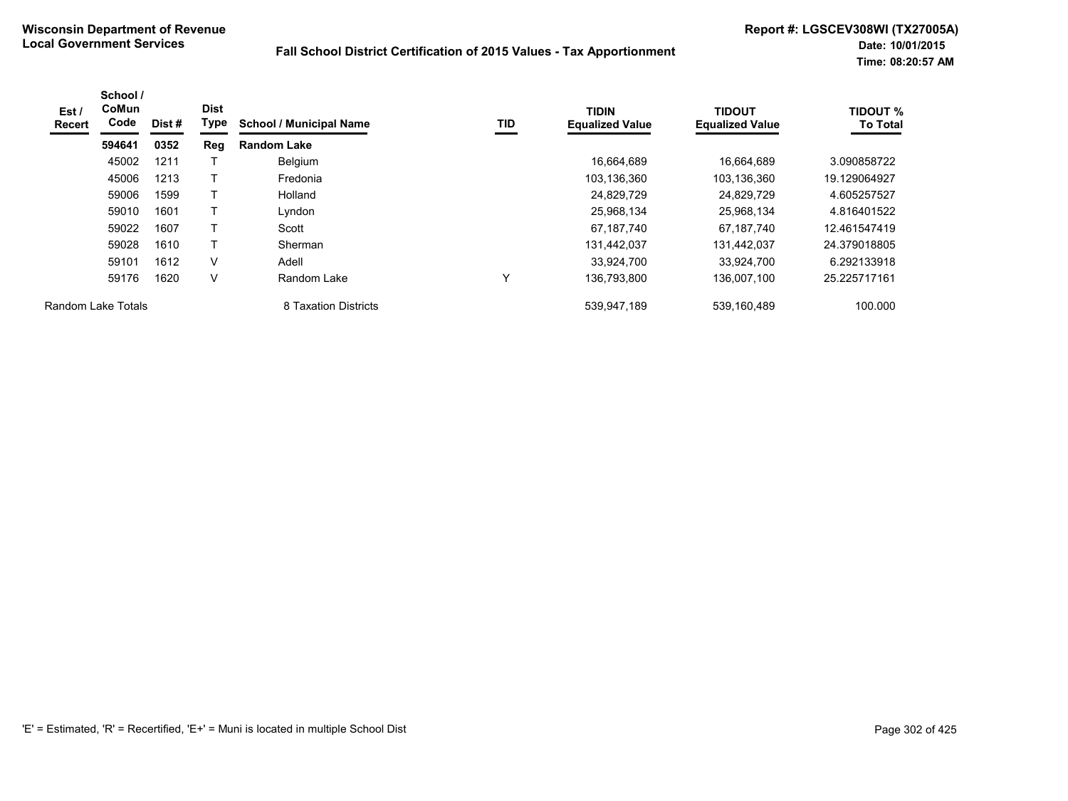**Wisconsin Department of Revenue**
**Local Government Services**

**Fall School District Certification of 2015 Values - Tax Apportionment**

**Report #: LGSCEV308WI (TX27005A)**
**Date: 10/01/2015**
**Time: 08:20:57 AM**

| Est / Recert | School / CoMun Code | Dist # | Dist Type | School / Municipal Name | TID | TIDIN Equalized Value | TIDOUT Equalized Value | TIDOUT % To Total |
|---|---|---|---|---|---|---|---|---|
| | **594641** | **0352** | **Reg** | **Random Lake** | | | | |
| | 45002 | 1211 | T | Belgium | | 16,664,689 | 16,664,689 | 3.090858722 |
| | 45006 | 1213 | T | Fredonia | | 103,136,360 | 103,136,360 | 19.129064927 |
| | 59006 | 1599 | T | Holland | | 24,829,729 | 24,829,729 | 4.605257527 |
| | 59010 | 1601 | T | Lyndon | | 25,968,134 | 25,968,134 | 4.816401522 |
| | 59022 | 1607 | T | Scott | | 67,187,740 | 67,187,740 | 12.461547419 |
| | 59028 | 1610 | T | Sherman | | 131,442,037 | 131,442,037 | 24.379018805 |
| | 59101 | 1612 | V | Adell | | 33,924,700 | 33,924,700 | 6.292133918 |
| | 59176 | 1620 | V | Random Lake | Y | 136,793,800 | 136,007,100 | 25.225717161 |
| Random Lake Totals | | | | 8 Taxation Districts | | 539,947,189 | 539,160,489 | 100.000 |

'E' = Estimated, 'R' = Recertified, 'E+' = Muni is located in multiple School Dist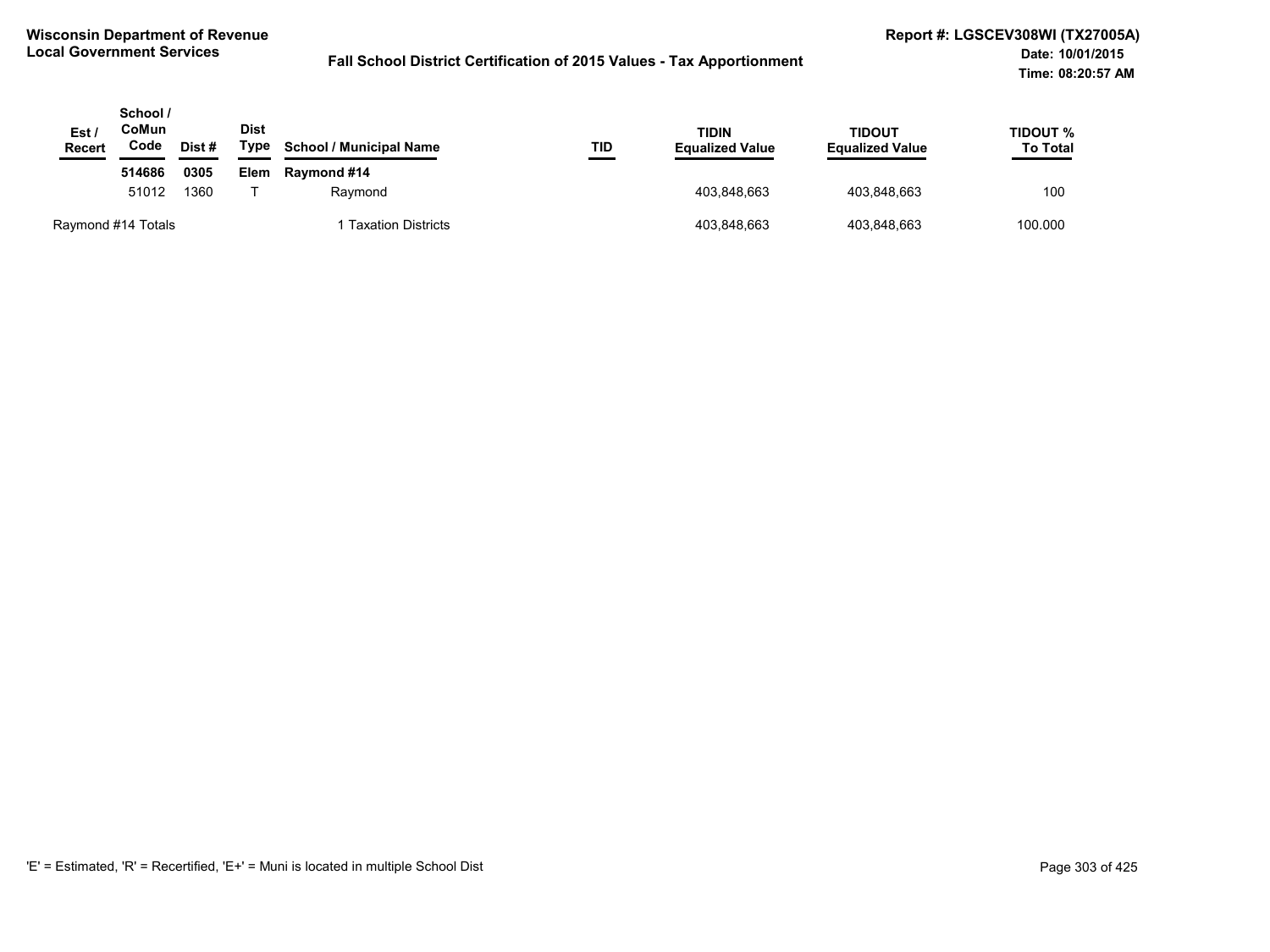**Wisconsin Department of Revenue**
**Local Government Services**

**Fall School District Certification of 2015 Values - Tax Apportionment**

**Report #: LGSCEV308WI (TX27005A)**
**Date: 10/01/2015**
**Time: 08:20:57 AM**

| Est / Recert | School / CoMun Code | Dist # | Dist Type | School / Municipal Name | TID | TIDIN Equalized Value | TIDOUT Equalized Value | TIDOUT % To Total |
|---|---|---|---|---|---|---|---|---|
| | **514686** | **0305** | **Elem** | **Raymond #14** | | | | |
| | 51012 | 1360 | T | Raymond | | 403,848,663 | 403,848,663 | 100 |
| Raymond #14 Totals | | | | 1 Taxation Districts | | 403,848,663 | 403,848,663 | 100.000 |

'E' = Estimated, 'R' = Recertified, 'E+' = Muni is located in multiple School Dist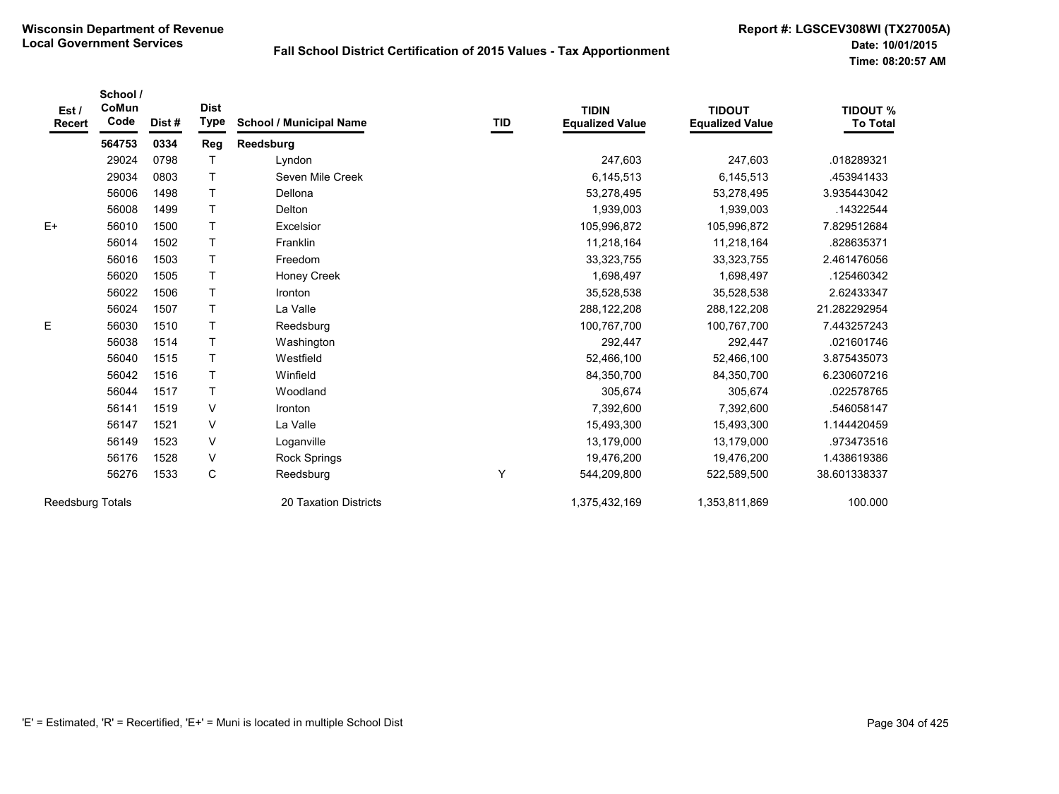**Wisconsin Department of Revenue**
**Local Government Services**

**Fall School District Certification of 2015 Values - Tax Apportionment**

**Report #: LGSCEV308WI (TX27005A)**
**Date: 10/01/2015**
**Time: 08:20:57 AM**

| Est / Recert | School / CoMun Code | Dist # | Dist Type | School / Municipal Name | TID | TIDIN Equalized Value | TIDOUT Equalized Value | TIDOUT % To Total |
|---|---|---|---|---|---|---|---|---|
| | **564753** | **0334** | **Reg** | **Reedsburg** | | | | |
| | 29024 | 0798 | T | Lyndon | | 247,603 | 247,603 | .018289321 |
| | 29034 | 0803 | T | Seven Mile Creek | | 6,145,513 | 6,145,513 | .453941433 |
| | 56006 | 1498 | T | Dellona | | 53,278,495 | 53,278,495 | 3.935443042 |
| | 56008 | 1499 | T | Delton | | 1,939,003 | 1,939,003 | .14322544 |
| E+ | 56010 | 1500 | T | Excelsior | | 105,996,872 | 105,996,872 | 7.829512684 |
| | 56014 | 1502 | T | Franklin | | 11,218,164 | 11,218,164 | .828635371 |
| | 56016 | 1503 | T | Freedom | | 33,323,755 | 33,323,755 | 2.461476056 |
| | 56020 | 1505 | T | Honey Creek | | 1,698,497 | 1,698,497 | .125460342 |
| | 56022 | 1506 | T | Ironton | | 35,528,538 | 35,528,538 | 2.62433347 |
| | 56024 | 1507 | T | La Valle | | 288,122,208 | 288,122,208 | 21.282292954 |
| E | 56030 | 1510 | T | Reedsburg | | 100,767,700 | 100,767,700 | 7.443257243 |
| | 56038 | 1514 | T | Washington | | 292,447 | 292,447 | .021601746 |
| | 56040 | 1515 | T | Westfield | | 52,466,100 | 52,466,100 | 3.875435073 |
| | 56042 | 1516 | T | Winfield | | 84,350,700 | 84,350,700 | 6.230607216 |
| | 56044 | 1517 | T | Woodland | | 305,674 | 305,674 | .022578765 |
| | 56141 | 1519 | V | Ironton | | 7,392,600 | 7,392,600 | .546058147 |
| | 56147 | 1521 | V | La Valle | | 15,493,300 | 15,493,300 | 1.144420459 |
| | 56149 | 1523 | V | Loganville | | 13,179,000 | 13,179,000 | .973473516 |
| | 56176 | 1528 | V | Rock Springs | | 19,476,200 | 19,476,200 | 1.438619386 |
| | 56276 | 1533 | C | Reedsburg | Y | 544,209,800 | 522,589,500 | 38.601338337 |
| Reedsburg Totals | | | | 20 Taxation Districts | | 1,375,432,169 | 1,353,811,869 | 100.000 |

'E' = Estimated, 'R' = Recertified, 'E+' = Muni is located in multiple School Dist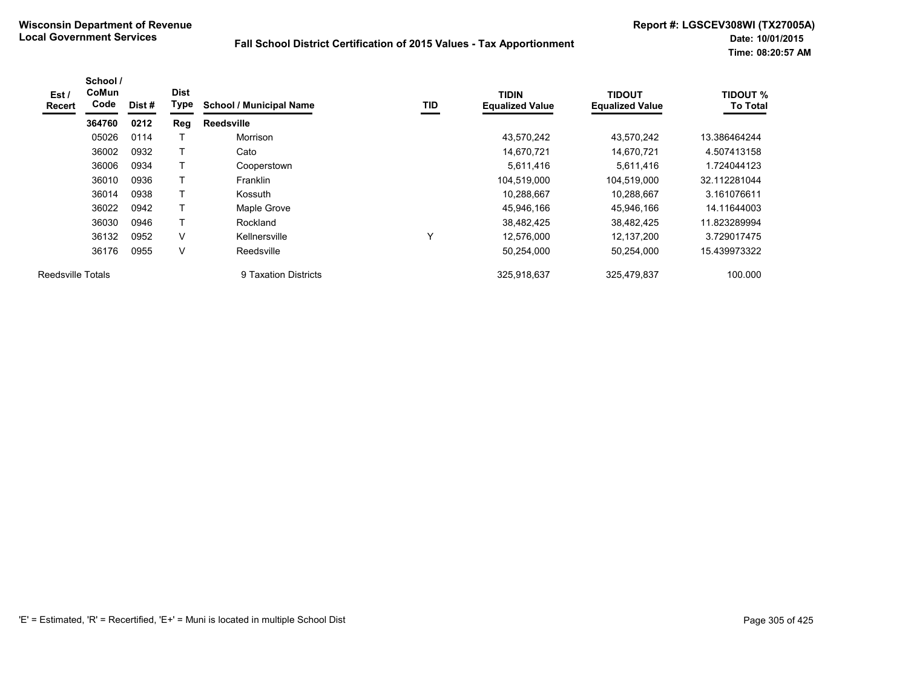**Wisconsin Department of Revenue**
**Local Government Services**

**Fall School District Certification of 2015 Values - Tax Apportionment**

**Report #: LGSCEV308WI (TX27005A)**
**Date: 10/01/2015**
**Time: 08:20:57 AM**

| Est / Recert | School / CoMun Code | Dist # | Dist Type | School / Municipal Name | TID | TIDIN Equalized Value | TIDOUT Equalized Value | TIDOUT % To Total |
|---|---|---|---|---|---|---|---|---|
| | **364760** | **0212** | **Reg** | **Reedsville** | | | | |
| | 05026 | 0114 | T | Morrison | | 43,570,242 | 43,570,242 | 13.386464244 |
| | 36002 | 0932 | T | Cato | | 14,670,721 | 14,670,721 | 4.507413158 |
| | 36006 | 0934 | T | Cooperstown | | 5,611,416 | 5,611,416 | 1.724044123 |
| | 36010 | 0936 | T | Franklin | | 104,519,000 | 104,519,000 | 32.112281044 |
| | 36014 | 0938 | T | Kossuth | | 10,288,667 | 10,288,667 | 3.161076611 |
| | 36022 | 0942 | T | Maple Grove | | 45,946,166 | 45,946,166 | 14.11644003 |
| | 36030 | 0946 | T | Rockland | | 38,482,425 | 38,482,425 | 11.823289994 |
| | 36132 | 0952 | V | Kellnersville | Y | 12,576,000 | 12,137,200 | 3.729017475 |
| | 36176 | 0955 | V | Reedsville | | 50,254,000 | 50,254,000 | 15.439973322 |
| Reedsville Totals | | | | 9 Taxation Districts | | 325,918,637 | 325,479,837 | 100.000 |

'E' = Estimated, 'R' = Recertified, 'E+' = Muni is located in multiple School Dist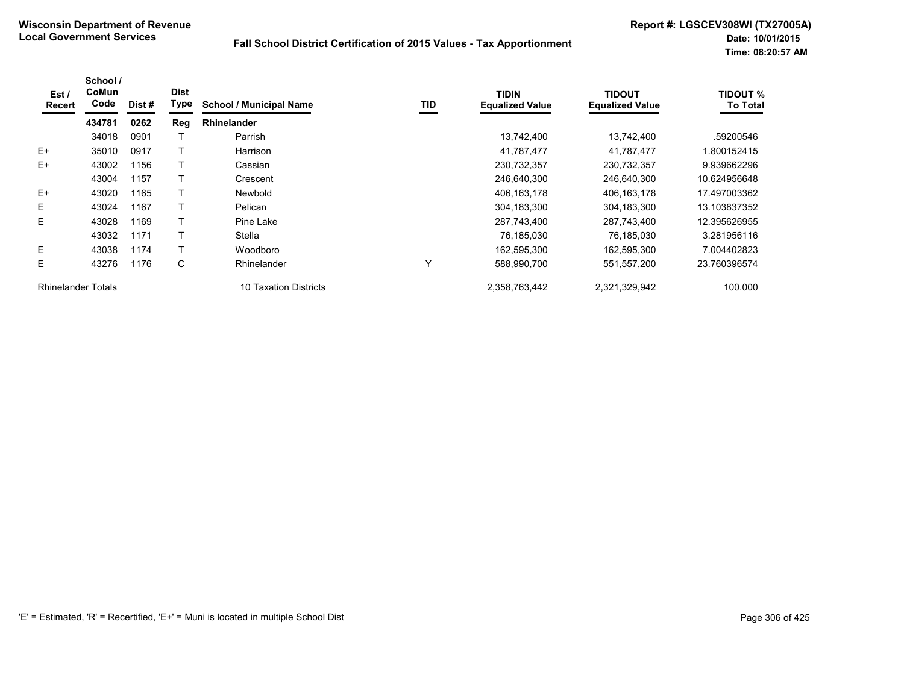**Wisconsin Department of Revenue**
**Local Government Services**

**Fall School District Certification of 2015 Values - Tax Apportionment**

**Report #: LGSCEV308WI (TX27005A)**
**Date: 10/01/2015**
**Time: 08:20:57 AM**

| Est / Recert | School / CoMun Code | Dist # | Dist Type | School / Municipal Name | TID | TIDIN Equalized Value | TIDOUT Equalized Value | TIDOUT % To Total |
|---|---|---|---|---|---|---|---|---|
| | **434781** | **0262** | **Reg** | **Rhinelander** | | | | |
| | 34018 | 0901 | T | Parrish | | 13,742,400 | 13,742,400 | .59200546 |
| E+ | 35010 | 0917 | T | Harrison | | 41,787,477 | 41,787,477 | 1.800152415 |
| E+ | 43002 | 1156 | T | Cassian | | 230,732,357 | 230,732,357 | 9.939662296 |
| | 43004 | 1157 | T | Crescent | | 246,640,300 | 246,640,300 | 10.624956648 |
| E+ | 43020 | 1165 | T | Newbold | | 406,163,178 | 406,163,178 | 17.497003362 |
| E | 43024 | 1167 | T | Pelican | | 304,183,300 | 304,183,300 | 13.103837352 |
| E | 43028 | 1169 | T | Pine Lake | | 287,743,400 | 287,743,400 | 12.395626955 |
| | 43032 | 1171 | T | Stella | | 76,185,030 | 76,185,030 | 3.281956116 |
| E | 43038 | 1174 | T | Woodboro | | 162,595,300 | 162,595,300 | 7.004402823 |
| E | 43276 | 1176 | C | Rhinelander | Y | 588,990,700 | 551,557,200 | 23.760396574 |
| Rhinelander Totals | | | | 10 Taxation Districts | | 2,358,763,442 | 2,321,329,942 | 100.000 |

'E' = Estimated, 'R' = Recertified, 'E+' = Muni is located in multiple School Dist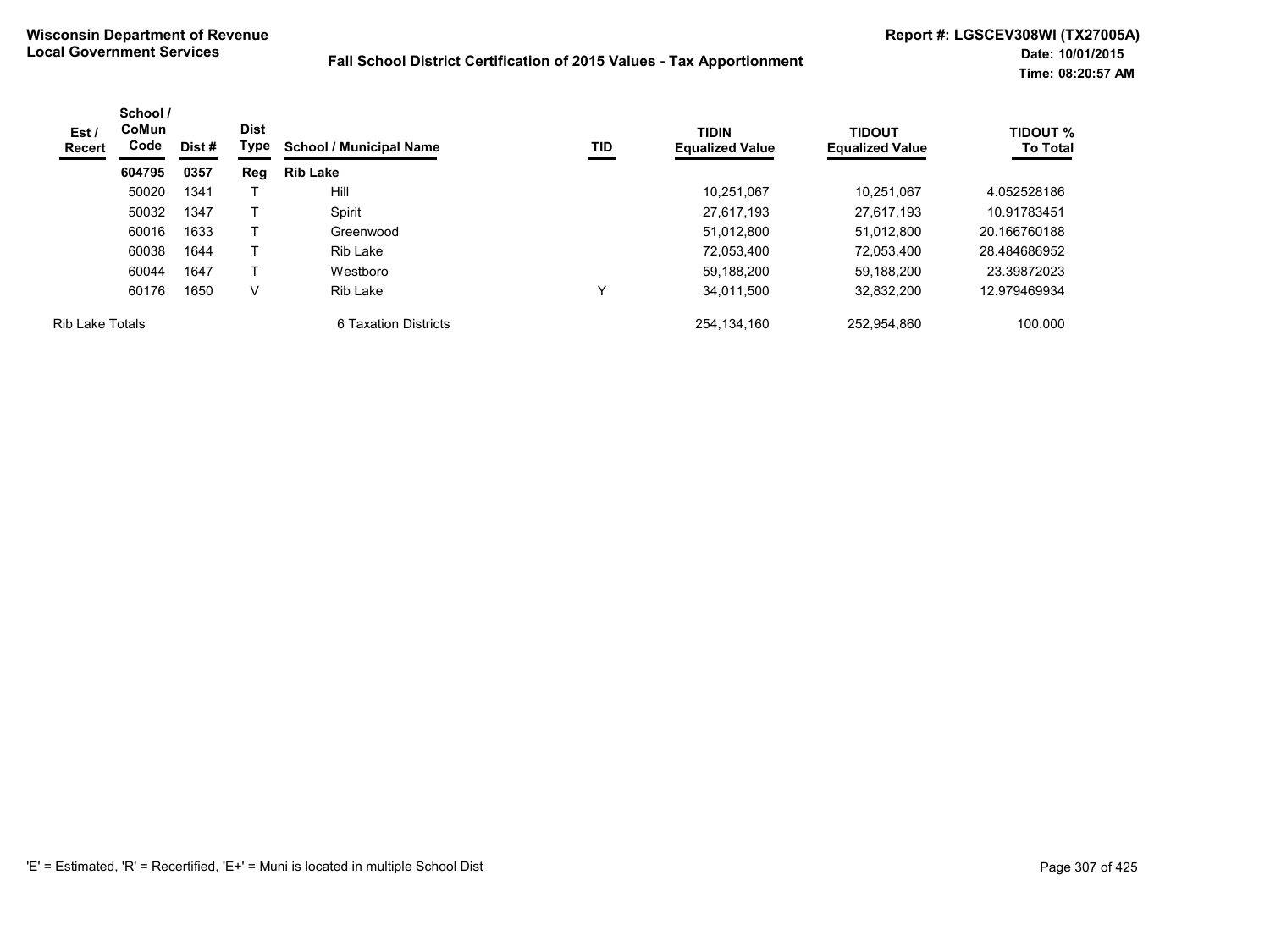**Wisconsin Department of Revenue**
**Local Government Services**

**Fall School District Certification of 2015 Values - Tax Apportionment**

**Report #: LGSCEV308WI (TX27005A)**
**Date: 10/01/2015**
**Time: 08:20:57 AM**

| Est / Recert | School / CoMun Code | Dist # | Dist Type | School / Municipal Name | TID | TIDIN Equalized Value | TIDOUT Equalized Value | TIDOUT % To Total |
|---|---|---|---|---|---|---|---|---|
| | **604795** | **0357** | **Reg** | **Rib Lake** | | | | |
| | 50020 | 1341 | T | Hill | | 10,251,067 | 10,251,067 | 4.052528186 |
| | 50032 | 1347 | T | Spirit | | 27,617,193 | 27,617,193 | 10.91783451 |
| | 60016 | 1633 | T | Greenwood | | 51,012,800 | 51,012,800 | 20.166760188 |
| | 60038 | 1644 | T | Rib Lake | | 72,053,400 | 72,053,400 | 28.484686952 |
| | 60044 | 1647 | T | Westboro | | 59,188,200 | 59,188,200 | 23.39872023 |
| | 60176 | 1650 | V | Rib Lake | Y | 34,011,500 | 32,832,200 | 12.979469934 |
| Rib Lake Totals | | | | 6 Taxation Districts | | 254,134,160 | 252,954,860 | 100.000 |

'E' = Estimated, 'R' = Recertified, 'E+' = Muni is located in multiple School Dist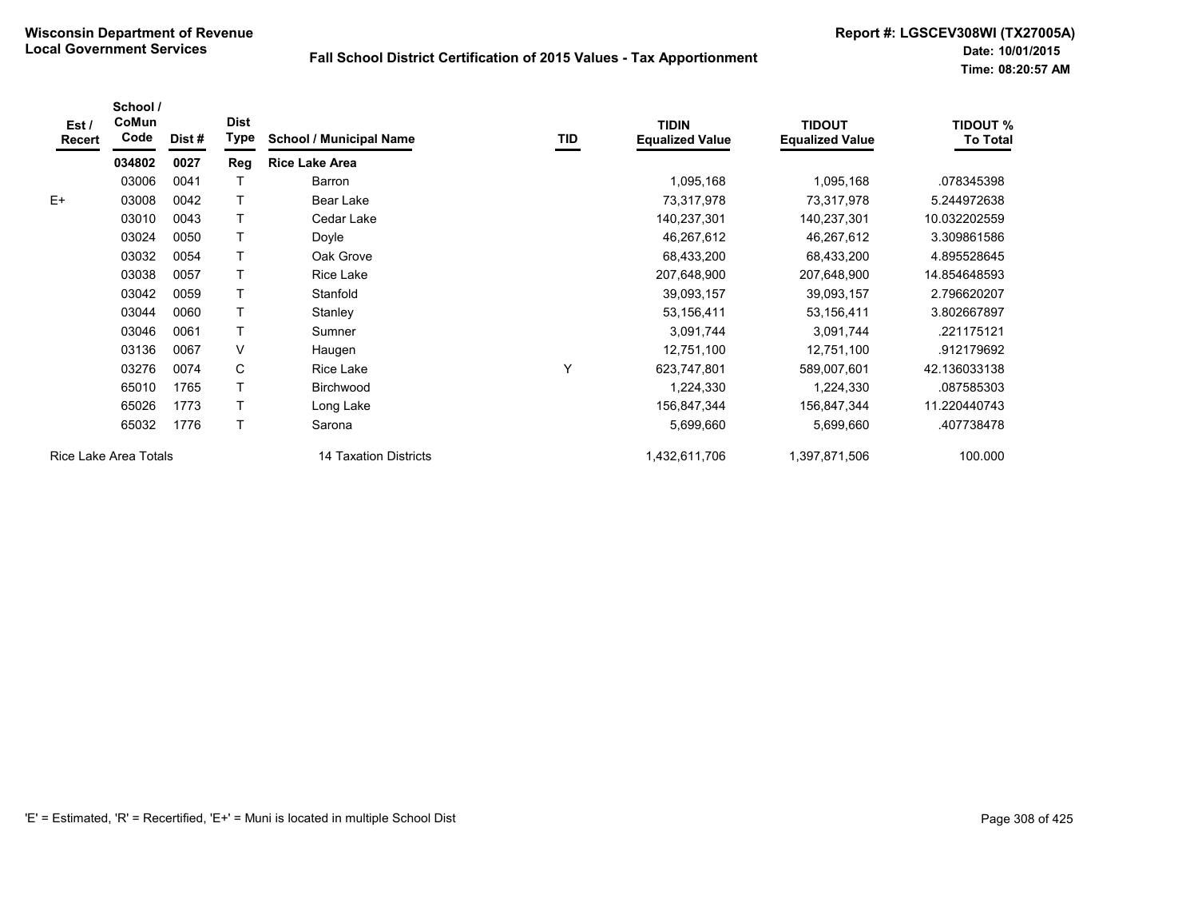**Wisconsin Department of Revenue**
**Local Government Services**

## Fall School District Certification of 2015 Values - Tax Apportionment

**Report #: LGSCEV308WI (TX27005A)**
**Date: 10/01/2015**
**Time: 08:20:57 AM**

| Est / Recert | School / CoMun Code | Dist # | Dist Type | School / Municipal Name | TID | TIDIN Equalized Value | TIDOUT Equalized Value | TIDOUT % To Total |
|---|---|---|---|---|---|---|---|---|
| | **034802** | **0027** | **Reg** | **Rice Lake Area** | | | | |
| | 03006 | 0041 | T | Barron | | 1,095,168 | 1,095,168 | .078345398 |
| E+ | 03008 | 0042 | T | Bear Lake | | 73,317,978 | 73,317,978 | 5.244972638 |
| | 03010 | 0043 | T | Cedar Lake | | 140,237,301 | 140,237,301 | 10.032202559 |
| | 03024 | 0050 | T | Doyle | | 46,267,612 | 46,267,612 | 3.309861586 |
| | 03032 | 0054 | T | Oak Grove | | 68,433,200 | 68,433,200 | 4.895528645 |
| | 03038 | 0057 | T | Rice Lake | | 207,648,900 | 207,648,900 | 14.854648593 |
| | 03042 | 0059 | T | Stanfold | | 39,093,157 | 39,093,157 | 2.796620207 |
| | 03044 | 0060 | T | Stanley | | 53,156,411 | 53,156,411 | 3.802667897 |
| | 03046 | 0061 | T | Sumner | | 3,091,744 | 3,091,744 | .221175121 |
| | 03136 | 0067 | V | Haugen | | 12,751,100 | 12,751,100 | .912179692 |
| | 03276 | 0074 | C | Rice Lake | Y | 623,747,801 | 589,007,601 | 42.136033138 |
| | 65010 | 1765 | T | Birchwood | | 1,224,330 | 1,224,330 | .087585303 |
| | 65026 | 1773 | T | Long Lake | | 156,847,344 | 156,847,344 | 11.220440743 |
| | 65032 | 1776 | T | Sarona | | 5,699,660 | 5,699,660 | .407738478 |
| Rice Lake Area Totals | | | | 14 Taxation Districts | | 1,432,611,706 | 1,397,871,506 | 100.000 |

'E' = Estimated, 'R' = Recertified, 'E+' = Muni is located in multiple School Dist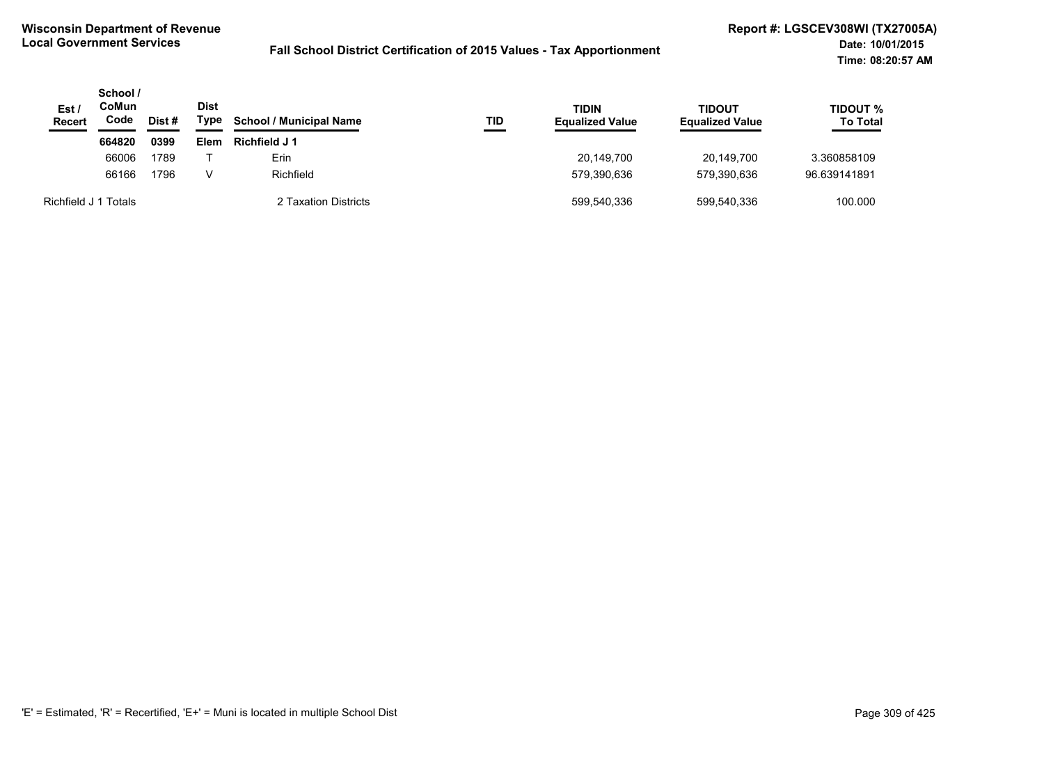**Wisconsin Department of Revenue**
**Local Government Services**

**Fall School District Certification of 2015 Values - Tax Apportionment**

**Report #: LGSCEV308WI (TX27005A)**
**Date: 10/01/2015**
**Time: 08:20:57 AM**

| Est / Recert | School / CoMun Code | Dist # | Dist Type | School / Municipal Name | TID | TIDIN Equalized Value | TIDOUT Equalized Value | TIDOUT % To Total |
|---|---|---|---|---|---|---|---|---|
| | **664820** | **0399** | **Elem** | **Richfield J 1** | | | | |
| | 66006 | 1789 | T | Erin | | 20,149,700 | 20,149,700 | 3.360858109 |
| | 66166 | 1796 | V | Richfield | | 579,390,636 | 579,390,636 | 96.639141891 |
| Richfield J 1 Totals | | | | 2 Taxation Districts | | 599,540,336 | 599,540,336 | 100.000 |

'E' = Estimated, 'R' = Recertified, 'E+' = Muni is located in multiple School Dist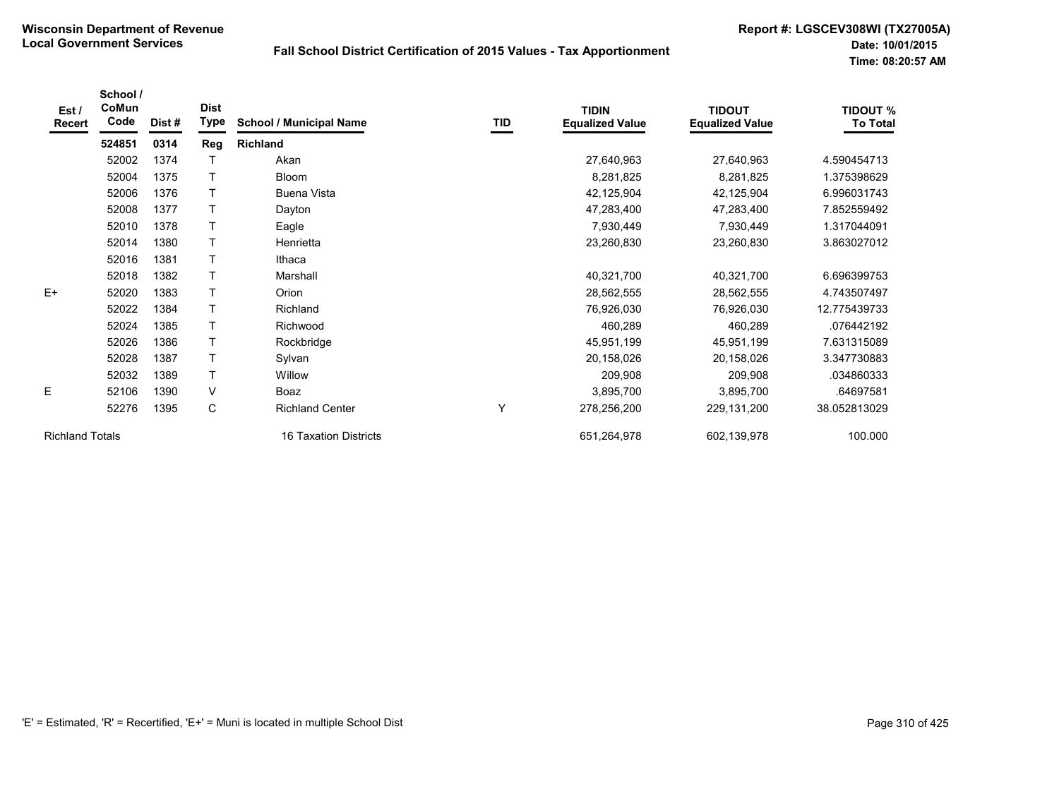**Wisconsin Department of Revenue**
**Local Government Services**

**Fall School District Certification of 2015 Values - Tax Apportionment**

**Report #: LGSCEV308WI (TX27005A)**
**Date: 10/01/2015**
**Time: 08:20:57 AM**

| Est / Recert | School / CoMun Code | Dist # | Dist Type | School / Municipal Name | TID | TIDIN Equalized Value | TIDOUT Equalized Value | TIDOUT % To Total |
|---|---|---|---|---|---|---|---|---|
| | **524851** | **0314** | **Reg** | **Richland** | | | | |
| | 52002 | 1374 | T | Akan | | 27,640,963 | 27,640,963 | 4.590454713 |
| | 52004 | 1375 | T | Bloom | | 8,281,825 | 8,281,825 | 1.375398629 |
| | 52006 | 1376 | T | Buena Vista | | 42,125,904 | 42,125,904 | 6.996031743 |
| | 52008 | 1377 | T | Dayton | | 47,283,400 | 47,283,400 | 7.852559492 |
| | 52010 | 1378 | T | Eagle | | 7,930,449 | 7,930,449 | 1.317044091 |
| | 52014 | 1380 | T | Henrietta | | 23,260,830 | 23,260,830 | 3.863027012 |
| | 52016 | 1381 | T | Ithaca | | | | |
| | 52018 | 1382 | T | Marshall | | 40,321,700 | 40,321,700 | 6.696399753 |
| E+ | 52020 | 1383 | T | Orion | | 28,562,555 | 28,562,555 | 4.743507497 |
| | 52022 | 1384 | T | Richland | | 76,926,030 | 76,926,030 | 12.775439733 |
| | 52024 | 1385 | T | Richwood | | 460,289 | 460,289 | .076442192 |
| | 52026 | 1386 | T | Rockbridge | | 45,951,199 | 45,951,199 | 7.631315089 |
| | 52028 | 1387 | T | Sylvan | | 20,158,026 | 20,158,026 | 3.347730883 |
| | 52032 | 1389 | T | Willow | | 209,908 | 209,908 | .034860333 |
| E | 52106 | 1390 | V | Boaz | | 3,895,700 | 3,895,700 | .64697581 |
| | 52276 | 1395 | C | Richland Center | Y | 278,256,200 | 229,131,200 | 38.052813029 |
| Richland Totals | | | | 16 Taxation Districts | | 651,264,978 | 602,139,978 | 100.000 |

'E' = Estimated, 'R' = Recertified, 'E+' = Muni is located in multiple School Dist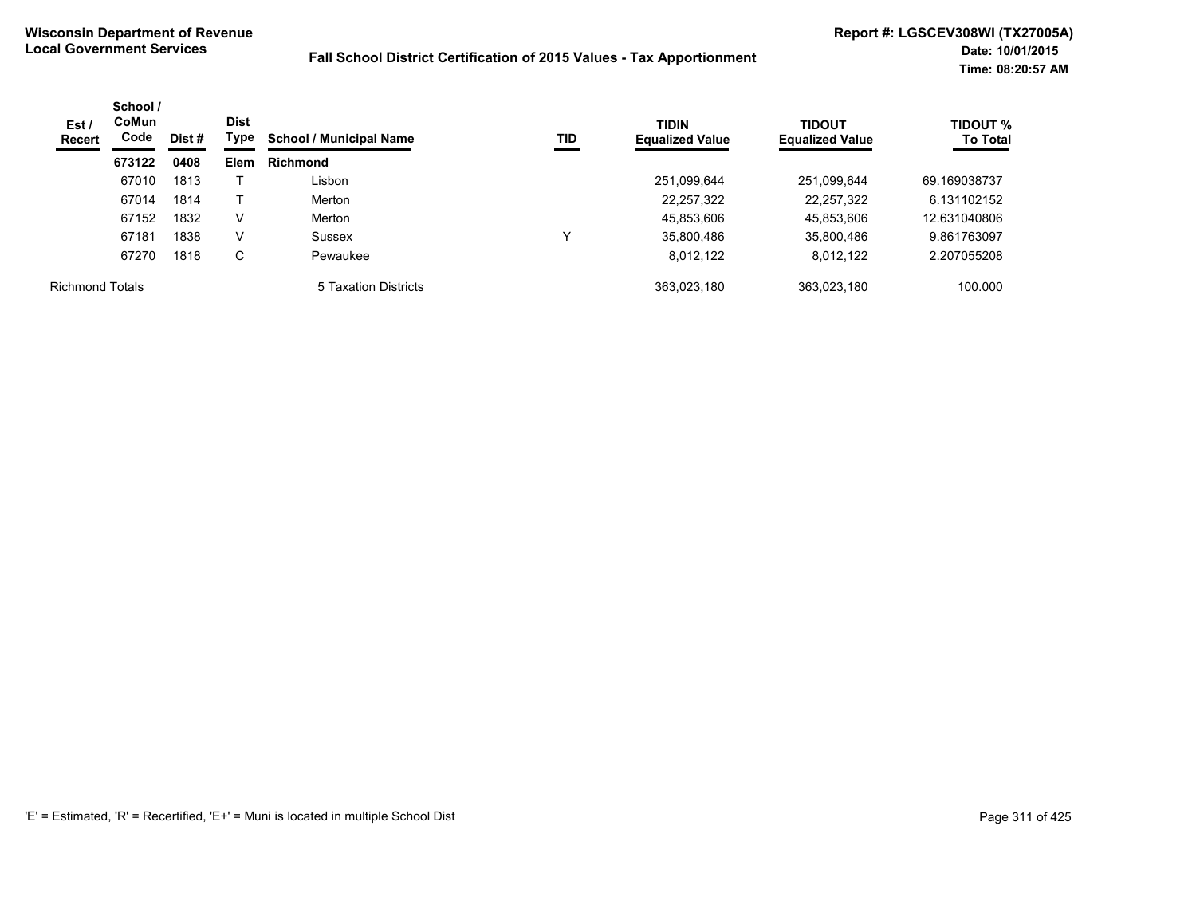**Wisconsin Department of Revenue**
**Local Government Services**

**Fall School District Certification of 2015 Values - Tax Apportionment**

**Report #: LGSCEV308WI (TX27005A)**
**Date: 10/01/2015**
**Time: 08:20:57 AM**

| Est / Recert | School / CoMun Code | Dist # | Dist Type | School / Municipal Name | TID | TIDIN Equalized Value | TIDOUT Equalized Value | TIDOUT % To Total |
|---|---|---|---|---|---|---|---|---|
| | **673122** | **0408** | **Elem** | **Richmond** | | | | |
| | 67010 | 1813 | T | Lisbon | | 251,099,644 | 251,099,644 | 69.169038737 |
| | 67014 | 1814 | T | Merton | | 22,257,322 | 22,257,322 | 6.131102152 |
| | 67152 | 1832 | V | Merton | | 45,853,606 | 45,853,606 | 12.631040806 |
| | 67181 | 1838 | V | Sussex | Y | 35,800,486 | 35,800,486 | 9.861763097 |
| | 67270 | 1818 | C | Pewaukee | | 8,012,122 | 8,012,122 | 2.207055208 |
| Richmond Totals | | | | 5 Taxation Districts | | 363,023,180 | 363,023,180 | 100.000 |

'E' = Estimated, 'R' = Recertified, 'E+' = Muni is located in multiple School Dist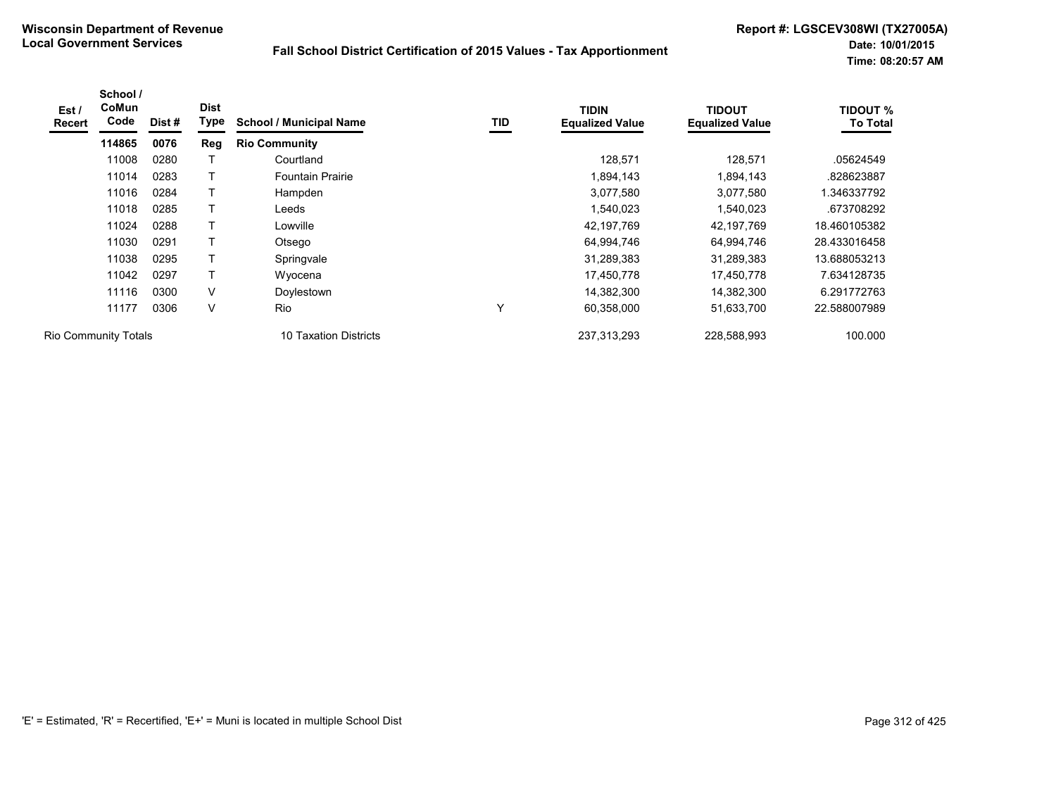**Wisconsin Department of Revenue**
**Local Government Services**

**Fall School District Certification of 2015 Values - Tax Apportionment**

**Report #: LGSCEV308WI (TX27005A)**
**Date: 10/01/2015**
**Time: 08:20:57 AM**

| Est / Recert | School / CoMun Code | Dist # | Dist Type | School / Municipal Name | TID | TIDIN Equalized Value | TIDOUT Equalized Value | TIDOUT % To Total |
|---|---|---|---|---|---|---|---|---|
| | **114865** | **0076** | **Reg** | **Rio Community** | | | | |
| | 11008 | 0280 | T | Courtland | | 128,571 | 128,571 | .05624549 |
| | 11014 | 0283 | T | Fountain Prairie | | 1,894,143 | 1,894,143 | .828623887 |
| | 11016 | 0284 | T | Hampden | | 3,077,580 | 3,077,580 | 1.346337792 |
| | 11018 | 0285 | T | Leeds | | 1,540,023 | 1,540,023 | .673708292 |
| | 11024 | 0288 | T | Lowville | | 42,197,769 | 42,197,769 | 18.460105382 |
| | 11030 | 0291 | T | Otsego | | 64,994,746 | 64,994,746 | 28.433016458 |
| | 11038 | 0295 | T | Springvale | | 31,289,383 | 31,289,383 | 13.688053213 |
| | 11042 | 0297 | T | Wyocena | | 17,450,778 | 17,450,778 | 7.634128735 |
| | 11116 | 0300 | V | Doylestown | | 14,382,300 | 14,382,300 | 6.291772763 |
| | 11177 | 0306 | V | Rio | Y | 60,358,000 | 51,633,700 | 22.588007989 |
| Rio Community Totals | | | | 10 Taxation Districts | | 237,313,293 | 228,588,993 | 100.000 |

'E' = Estimated, 'R' = Recertified, 'E+' = Muni is located in multiple School Dist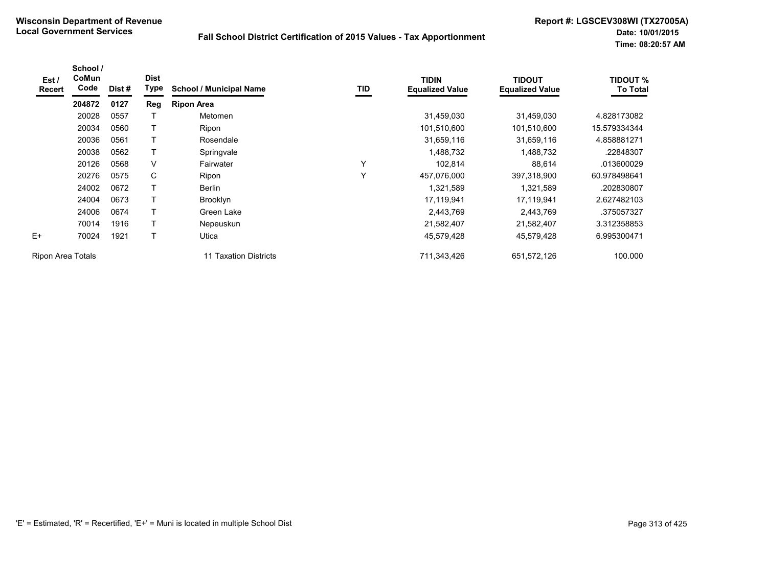**Wisconsin Department of Revenue**
**Local Government Services**

**Fall School District Certification of 2015 Values - Tax Apportionment**

**Report #: LGSCEV308WI (TX27005A)**
**Date: 10/01/2015**
**Time: 08:20:57 AM**

| Est / Recert | School / CoMun Code | Dist # | Dist Type | School / Municipal Name | TID | TIDIN Equalized Value | TIDOUT Equalized Value | TIDOUT % To Total |
|---|---|---|---|---|---|---|---|---|
| | **204872** | **0127** | **Reg** | **Ripon Area** | | | | |
| | 20028 | 0557 | T | Metomen | | 31,459,030 | 31,459,030 | 4.828173082 |
| | 20034 | 0560 | T | Ripon | | 101,510,600 | 101,510,600 | 15.579334344 |
| | 20036 | 0561 | T | Rosendale | | 31,659,116 | 31,659,116 | 4.858881271 |
| | 20038 | 0562 | T | Springvale | | 1,488,732 | 1,488,732 | .22848307 |
| | 20126 | 0568 | V | Fairwater | Y | 102,814 | 88,614 | .013600029 |
| | 20276 | 0575 | C | Ripon | Y | 457,076,000 | 397,318,900 | 60.978498641 |
| | 24002 | 0672 | T | Berlin | | 1,321,589 | 1,321,589 | .202830807 |
| | 24004 | 0673 | T | Brooklyn | | 17,119,941 | 17,119,941 | 2.627482103 |
| | 24006 | 0674 | T | Green Lake | | 2,443,769 | 2,443,769 | .375057327 |
| | 70014 | 1916 | T | Nepeuskun | | 21,582,407 | 21,582,407 | 3.312358853 |
| E+ | 70024 | 1921 | T | Utica | | 45,579,428 | 45,579,428 | 6.995300471 |
| Ripon Area Totals | | | | 11 Taxation Districts | | 711,343,426 | 651,572,126 | 100.000 |

'E' = Estimated, 'R' = Recertified, 'E+' = Muni is located in multiple School Dist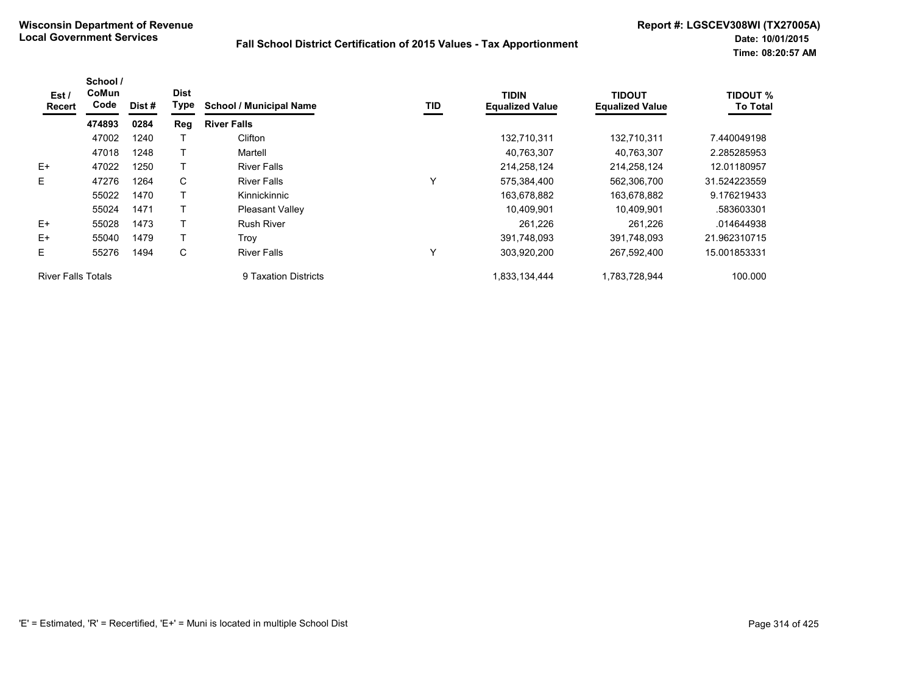**Wisconsin Department of Revenue**
**Local Government Services**

**Fall School District Certification of 2015 Values - Tax Apportionment**

**Report #: LGSCEV308WI (TX27005A)**
**Date: 10/01/2015**
**Time: 08:20:57 AM**

| Est / Recert | School / CoMun Code | Dist # | Dist Type | School / Municipal Name | TID | TIDIN Equalized Value | TIDOUT Equalized Value | TIDOUT % To Total |
|---|---|---|---|---|---|---|---|---|
| | **474893** | **0284** | **Reg** | **River Falls** | | | | |
| | 47002 | 1240 | T | Clifton | | 132,710,311 | 132,710,311 | 7.440049198 |
| | 47018 | 1248 | T | Martell | | 40,763,307 | 40,763,307 | 2.285285953 |
| E+ | 47022 | 1250 | T | River Falls | | 214,258,124 | 214,258,124 | 12.01180957 |
| E | 47276 | 1264 | C | River Falls | Y | 575,384,400 | 562,306,700 | 31.524223559 |
| | 55022 | 1470 | T | Kinnickinnic | | 163,678,882 | 163,678,882 | 9.176219433 |
| | 55024 | 1471 | T | Pleasant Valley | | 10,409,901 | 10,409,901 | .583603301 |
| E+ | 55028 | 1473 | T | Rush River | | 261,226 | 261,226 | .014644938 |
| E+ | 55040 | 1479 | T | Troy | | 391,748,093 | 391,748,093 | 21.962310715 |
| E | 55276 | 1494 | C | River Falls | Y | 303,920,200 | 267,592,400 | 15.001853331 |
| River Falls Totals | | | | 9 Taxation Districts | | 1,833,134,444 | 1,783,728,944 | 100.000 |

'E' = Estimated, 'R' = Recertified, 'E+' = Muni is located in multiple School Dist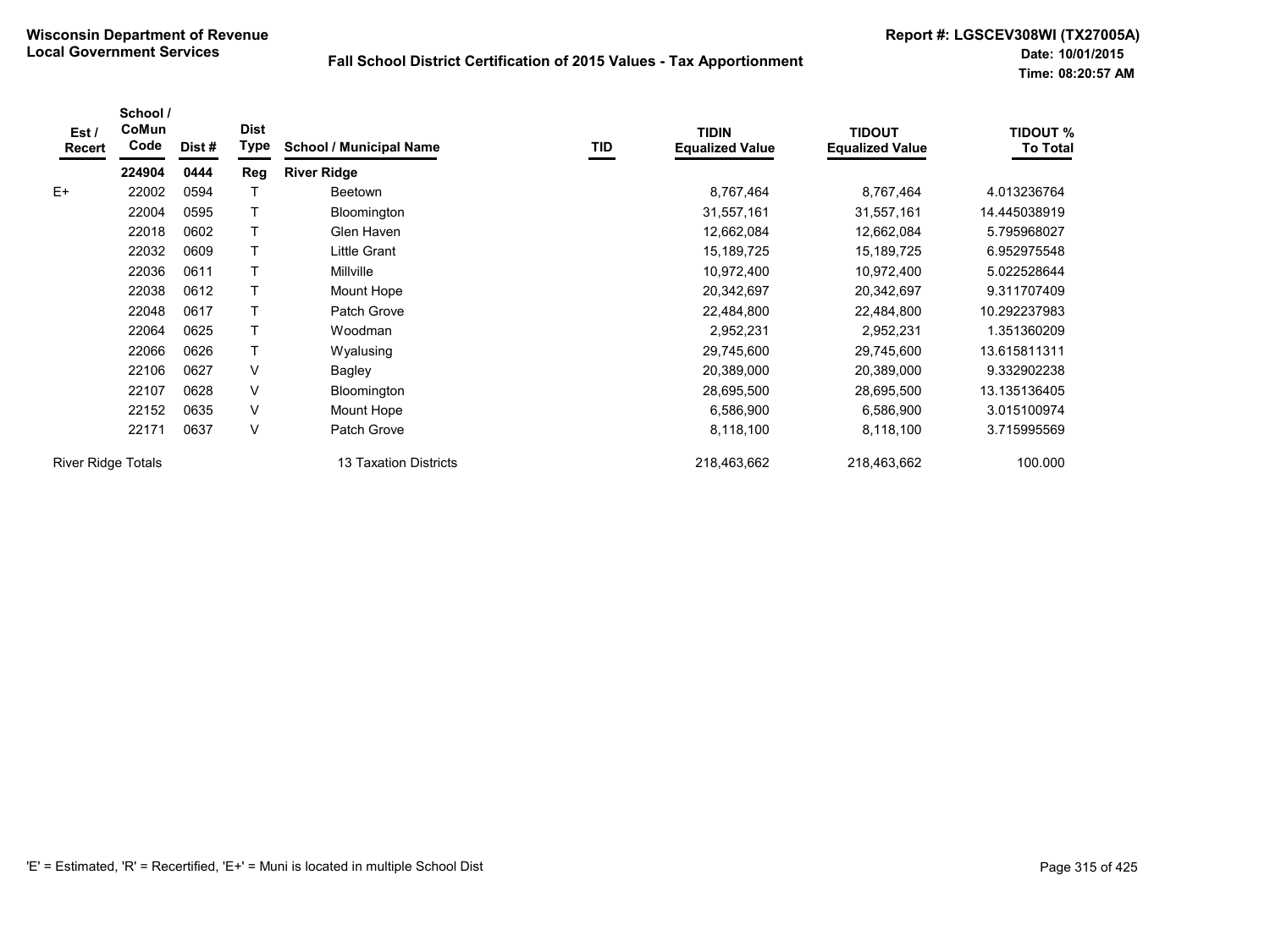**Wisconsin Department of Revenue**
**Local Government Services**

**Fall School District Certification of 2015 Values - Tax Apportionment**

**Report #: LGSCEV308WI (TX27005A)**
**Date: 10/01/2015**
**Time: 08:20:57 AM**

| Est / Recert | School / CoMun Code | Dist # | Dist Type | School / Municipal Name | TID | TIDIN Equalized Value | TIDOUT Equalized Value | TIDOUT % To Total |
|---|---|---|---|---|---|---|---|---|
| | **224904** | **0444** | **Reg** | **River Ridge** | | | | |
| E+ | 22002 | 0594 | T | Beetown | | 8,767,464 | 8,767,464 | 4.013236764 |
| | 22004 | 0595 | T | Bloomington | | 31,557,161 | 31,557,161 | 14.445038919 |
| | 22018 | 0602 | T | Glen Haven | | 12,662,084 | 12,662,084 | 5.795968027 |
| | 22032 | 0609 | T | Little Grant | | 15,189,725 | 15,189,725 | 6.952975548 |
| | 22036 | 0611 | T | Millville | | 10,972,400 | 10,972,400 | 5.022528644 |
| | 22038 | 0612 | T | Mount Hope | | 20,342,697 | 20,342,697 | 9.311707409 |
| | 22048 | 0617 | T | Patch Grove | | 22,484,800 | 22,484,800 | 10.292237983 |
| | 22064 | 0625 | T | Woodman | | 2,952,231 | 2,952,231 | 1.351360209 |
| | 22066 | 0626 | T | Wyalusing | | 29,745,600 | 29,745,600 | 13.615811311 |
| | 22106 | 0627 | V | Bagley | | 20,389,000 | 20,389,000 | 9.332902238 |
| | 22107 | 0628 | V | Bloomington | | 28,695,500 | 28,695,500 | 13.135136405 |
| | 22152 | 0635 | V | Mount Hope | | 6,586,900 | 6,586,900 | 3.015100974 |
| | 22171 | 0637 | V | Patch Grove | | 8,118,100 | 8,118,100 | 3.715995569 |
| River Ridge Totals | | | | 13 Taxation Districts | | 218,463,662 | 218,463,662 | 100.000 |

'E' = Estimated, 'R' = Recertified, 'E+' = Muni is located in multiple School Dist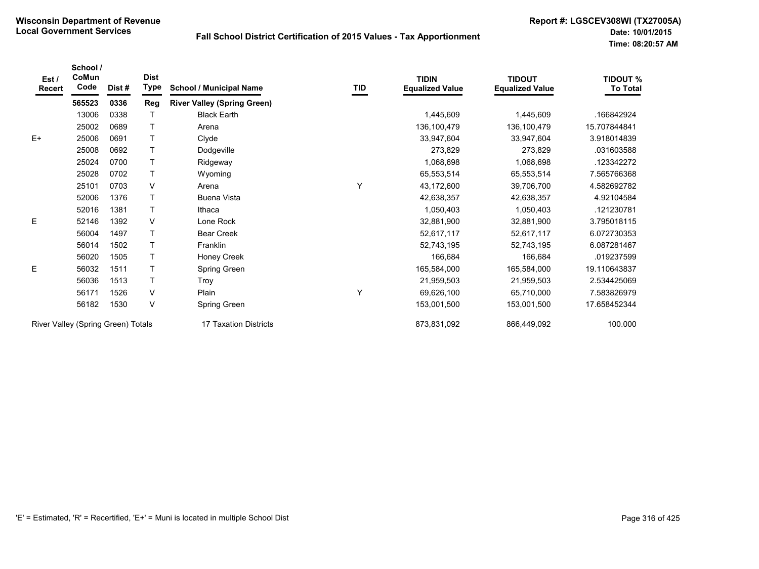**Wisconsin Department of Revenue**
**Local Government Services**

**Fall School District Certification of 2015 Values - Tax Apportionment**

**Report #: LGSCEV308WI (TX27005A)**
**Date: 10/01/2015**
**Time: 08:20:57 AM**

| Est / Recert | School / CoMun Code | Dist # | Dist Type | School / Municipal Name | TID | TIDIN Equalized Value | TIDOUT Equalized Value | TIDOUT % To Total |
|---|---|---|---|---|---|---|---|---|
| | **565523** | **0336** | **Reg** | **River Valley (Spring Green)** | | | | |
| | 13006 | 0338 | T | Black Earth | | 1,445,609 | 1,445,609 | .166842924 |
| | 25002 | 0689 | T | Arena | | 136,100,479 | 136,100,479 | 15.707844841 |
| E+ | 25006 | 0691 | T | Clyde | | 33,947,604 | 33,947,604 | 3.918014839 |
| | 25008 | 0692 | T | Dodgeville | | 273,829 | 273,829 | .031603588 |
| | 25024 | 0700 | T | Ridgeway | | 1,068,698 | 1,068,698 | .123342272 |
| | 25028 | 0702 | T | Wyoming | | 65,553,514 | 65,553,514 | 7.565766368 |
| | 25101 | 0703 | V | Arena | Y | 43,172,600 | 39,706,700 | 4.582692782 |
| | 52006 | 1376 | T | Buena Vista | | 42,638,357 | 42,638,357 | 4.92104584 |
| | 52016 | 1381 | T | Ithaca | | 1,050,403 | 1,050,403 | .121230781 |
| E | 52146 | 1392 | V | Lone Rock | | 32,881,900 | 32,881,900 | 3.795018115 |
| | 56004 | 1497 | T | Bear Creek | | 52,617,117 | 52,617,117 | 6.072730353 |
| | 56014 | 1502 | T | Franklin | | 52,743,195 | 52,743,195 | 6.087281467 |
| | 56020 | 1505 | T | Honey Creek | | 166,684 | 166,684 | .019237599 |
| E | 56032 | 1511 | T | Spring Green | | 165,584,000 | 165,584,000 | 19.110643837 |
| | 56036 | 1513 | T | Troy | | 21,959,503 | 21,959,503 | 2.534425069 |
| | 56171 | 1526 | V | Plain | Y | 69,626,100 | 65,710,000 | 7.583826979 |
| | 56182 | 1530 | V | Spring Green | | 153,001,500 | 153,001,500 | 17.658452344 |
| River Valley (Spring Green) Totals | | | | 17 Taxation Districts | | 873,831,092 | 866,449,092 | 100.000 |

'E' = Estimated, 'R' = Recertified, 'E+' = Muni is located in multiple School Dist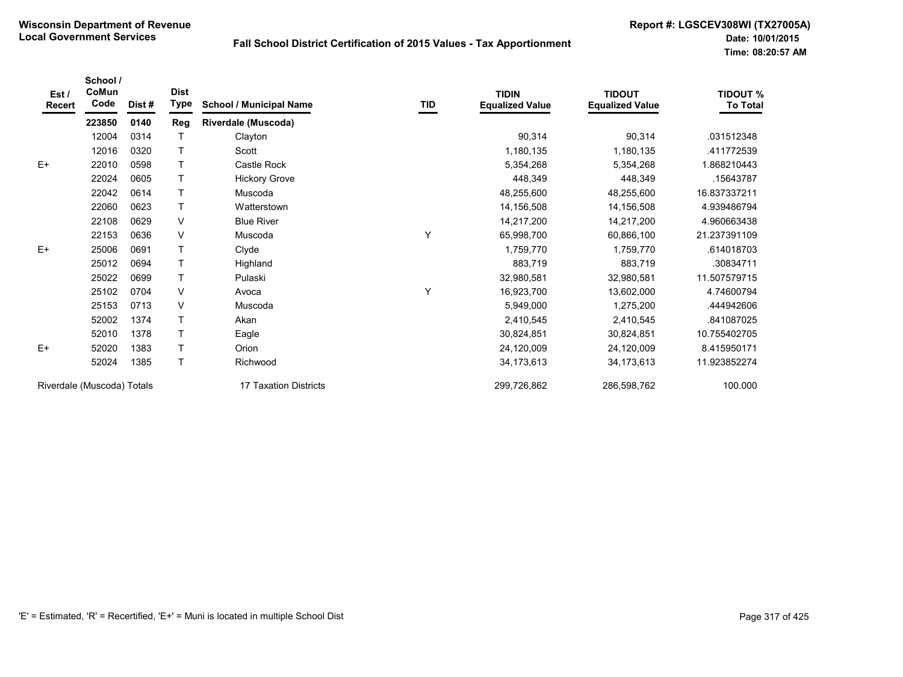**Wisconsin Department of Revenue**
**Local Government Services**

**Fall School District Certification of 2015 Values - Tax Apportionment**

**Report #: LGSCEV308WI (TX27005A)**
**Date: 10/01/2015**
**Time: 08:20:57 AM**

| Est / Recert | School / CoMun Code | Dist # | Dist Type | School / Municipal Name | TID | TIDIN Equalized Value | TIDOUT Equalized Value | TIDOUT % To Total |
|---|---|---|---|---|---|---|---|---|
| | **223850** | **0140** | **Reg** | **Riverdale (Muscoda)** | | | | |
| | 12004 | 0314 | T | Clayton | | 90,314 | 90,314 | .031512348 |
| | 12016 | 0320 | T | Scott | | 1,180,135 | 1,180,135 | .411772539 |
| E+ | 22010 | 0598 | T | Castle Rock | | 5,354,268 | 5,354,268 | 1.868210443 |
| | 22024 | 0605 | T | Hickory Grove | | 448,349 | 448,349 | .15643787 |
| | 22042 | 0614 | T | Muscoda | | 48,255,600 | 48,255,600 | 16.837337211 |
| | 22060 | 0623 | T | Watterstown | | 14,156,508 | 14,156,508 | 4.939486794 |
| | 22108 | 0629 | V | Blue River | | 14,217,200 | 14,217,200 | 4.960663438 |
| | 22153 | 0636 | V | Muscoda | Y | 65,998,700 | 60,866,100 | 21.237391109 |
| E+ | 25006 | 0691 | T | Clyde | | 1,759,770 | 1,759,770 | .614018703 |
| | 25012 | 0694 | T | Highland | | 883,719 | 883,719 | .30834711 |
| | 25022 | 0699 | T | Pulaski | | 32,980,581 | 32,980,581 | 11.507579715 |
| | 25102 | 0704 | V | Avoca | Y | 16,923,700 | 13,602,000 | 4.74600794 |
| | 25153 | 0713 | V | Muscoda | | 5,949,000 | 1,275,200 | .444942606 |
| | 52002 | 1374 | T | Akan | | 2,410,545 | 2,410,545 | .841087025 |
| | 52010 | 1378 | T | Eagle | | 30,824,851 | 30,824,851 | 10.755402705 |
| E+ | 52020 | 1383 | T | Orion | | 24,120,009 | 24,120,009 | 8.415950171 |
| | 52024 | 1385 | T | Richwood | | 34,173,613 | 34,173,613 | 11.923852274 |
| Riverdale (Muscoda) Totals | | | | 17 Taxation Districts | | 299,726,862 | 286,598,762 | 100.000 |

'E' = Estimated, 'R' = Recertified, 'E+' = Muni is located in multiple School Dist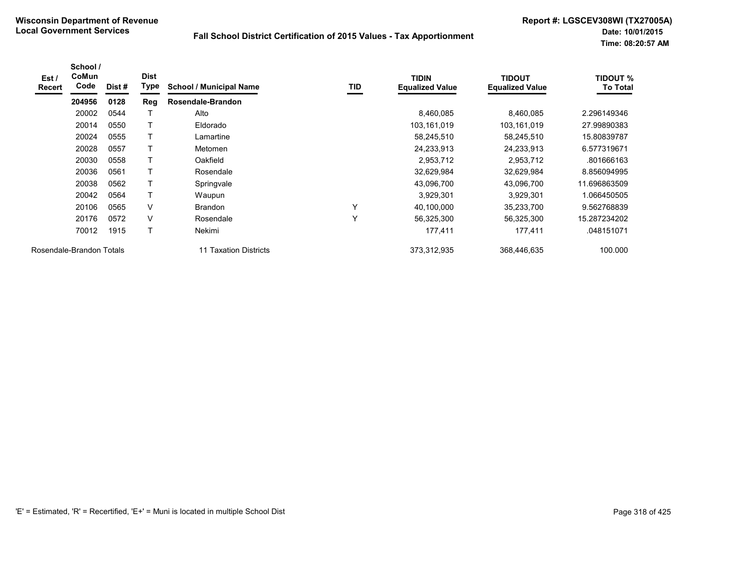**Wisconsin Department of Revenue**
**Local Government Services**

**Fall School District Certification of 2015 Values - Tax Apportionment**

**Report #: LGSCEV308WI (TX27005A)**
**Date: 10/01/2015**
**Time: 08:20:57 AM**

| Est / Recert | School / CoMun Code | Dist # | Dist Type | School / Municipal Name | TID | TIDIN Equalized Value | TIDOUT Equalized Value | TIDOUT % To Total |
|---|---|---|---|---|---|---|---|---|
| | **204956** | **0128** | **Reg** | **Rosendale-Brandon** | | | | |
| | 20002 | 0544 | T | Alto | | 8,460,085 | 8,460,085 | 2.296149346 |
| | 20014 | 0550 | T | Eldorado | | 103,161,019 | 103,161,019 | 27.99890383 |
| | 20024 | 0555 | T | Lamartine | | 58,245,510 | 58,245,510 | 15.80839787 |
| | 20028 | 0557 | T | Metomen | | 24,233,913 | 24,233,913 | 6.577319671 |
| | 20030 | 0558 | T | Oakfield | | 2,953,712 | 2,953,712 | .801666163 |
| | 20036 | 0561 | T | Rosendale | | 32,629,984 | 32,629,984 | 8.856094995 |
| | 20038 | 0562 | T | Springvale | | 43,096,700 | 43,096,700 | 11.696863509 |
| | 20042 | 0564 | T | Waupun | | 3,929,301 | 3,929,301 | 1.066450505 |
| | 20106 | 0565 | V | Brandon | Y | 40,100,000 | 35,233,700 | 9.562768839 |
| | 20176 | 0572 | V | Rosendale | Y | 56,325,300 | 56,325,300 | 15.287234202 |
| | 70012 | 1915 | T | Nekimi | | 177,411 | 177,411 | .048151071 |
| Rosendale-Brandon Totals | | | | 11 Taxation Districts | | 373,312,935 | 368,446,635 | 100.000 |

'E' = Estimated, 'R' = Recertified, 'E+' = Muni is located in multiple School Dist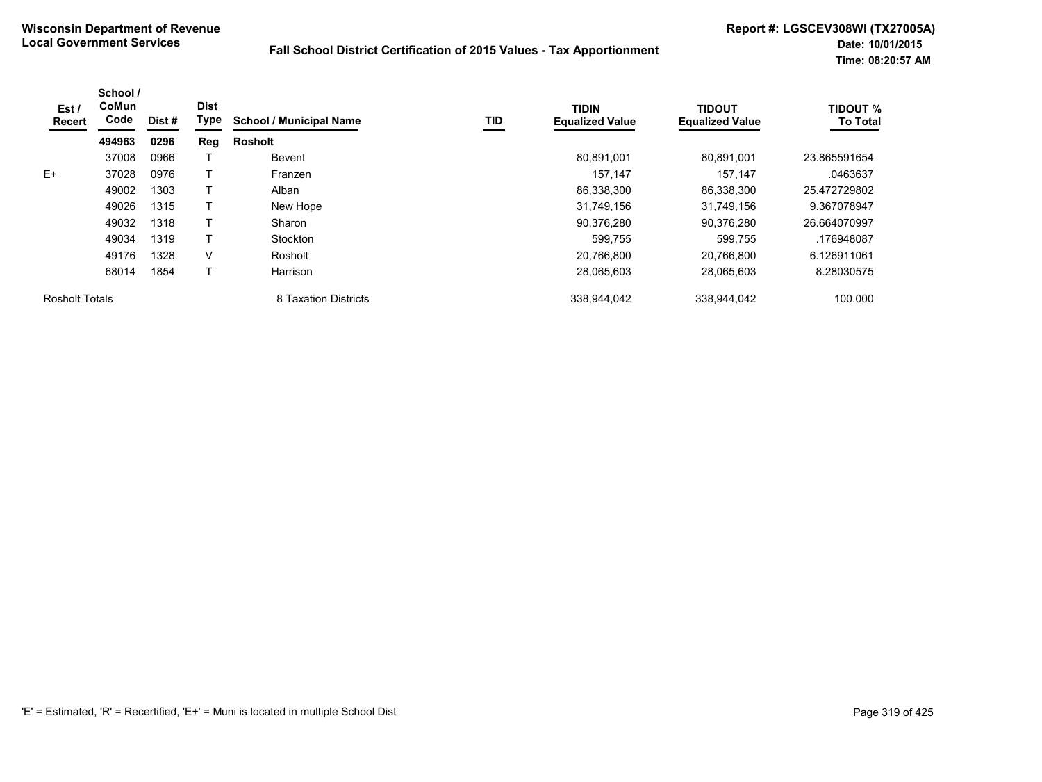**Wisconsin Department of Revenue**
**Local Government Services**

**Fall School District Certification of 2015 Values - Tax Apportionment**

**Report #: LGSCEV308WI (TX27005A)**
**Date: 10/01/2015**
**Time: 08:20:57 AM**

| Est / Recert | School / CoMun Code | Dist # | Dist Type | School / Municipal Name | TID | TIDIN Equalized Value | TIDOUT Equalized Value | TIDOUT % To Total |
|---|---|---|---|---|---|---|---|---|
| | **494963** | **0296** | **Reg** | **Rosholt** | | | | |
| | 37008 | 0966 | T | Bevent | | 80,891,001 | 80,891,001 | 23.865591654 |
| E+ | 37028 | 0976 | T | Franzen | | 157,147 | 157,147 | .0463637 |
| | 49002 | 1303 | T | Alban | | 86,338,300 | 86,338,300 | 25.472729802 |
| | 49026 | 1315 | T | New Hope | | 31,749,156 | 31,749,156 | 9.367078947 |
| | 49032 | 1318 | T | Sharon | | 90,376,280 | 90,376,280 | 26.664070997 |
| | 49034 | 1319 | T | Stockton | | 599,755 | 599,755 | .176948087 |
| | 49176 | 1328 | V | Rosholt | | 20,766,800 | 20,766,800 | 6.126911061 |
| | 68014 | 1854 | T | Harrison | | 28,065,603 | 28,065,603 | 8.28030575 |
| Rosholt Totals | | | | 8 Taxation Districts | | 338,944,042 | 338,944,042 | 100.000 |

'E' = Estimated, 'R' = Recertified, 'E+' = Muni is located in multiple School Dist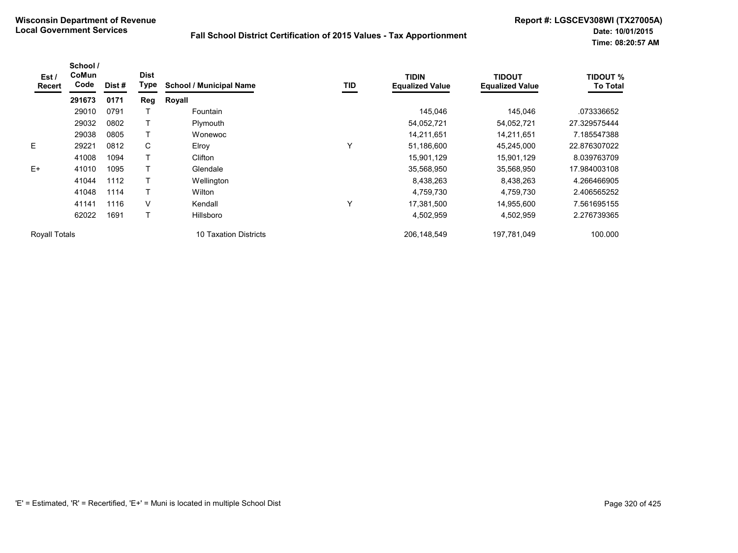**Wisconsin Department of Revenue**
**Local Government Services**

**Fall School District Certification of 2015 Values - Tax Apportionment**

**Report #: LGSCEV308WI (TX27005A)**
**Date: 10/01/2015**
**Time: 08:20:57 AM**

| Est / Recert | School / CoMun Code | Dist # | Dist Type | School / Municipal Name | TID | TIDIN Equalized Value | TIDOUT Equalized Value | TIDOUT % To Total |
|---|---|---|---|---|---|---|---|---|
| | **291673** | **0171** | **Reg** | **Royall** | | | | |
| | 29010 | 0791 | T | Fountain | | 145,046 | 145,046 | .073336652 |
| | 29032 | 0802 | T | Plymouth | | 54,052,721 | 54,052,721 | 27.329575444 |
| | 29038 | 0805 | T | Wonewoc | | 14,211,651 | 14,211,651 | 7.185547388 |
| E | 29221 | 0812 | C | Elroy | Y | 51,186,600 | 45,245,000 | 22.876307022 |
| | 41008 | 1094 | T | Clifton | | 15,901,129 | 15,901,129 | 8.039763709 |
| E+ | 41010 | 1095 | T | Glendale | | 35,568,950 | 35,568,950 | 17.984003108 |
| | 41044 | 1112 | T | Wellington | | 8,438,263 | 8,438,263 | 4.266466905 |
| | 41048 | 1114 | T | Wilton | | 4,759,730 | 4,759,730 | 2.406565252 |
| | 41141 | 1116 | V | Kendall | Y | 17,381,500 | 14,955,600 | 7.561695155 |
| | 62022 | 1691 | T | Hillsboro | | 4,502,959 | 4,502,959 | 2.276739365 |
| Royall Totals | | | | 10 Taxation Districts | | 206,148,549 | 197,781,049 | 100.000 |

'E' = Estimated, 'R' = Recertified, 'E+' = Muni is located in multiple School Dist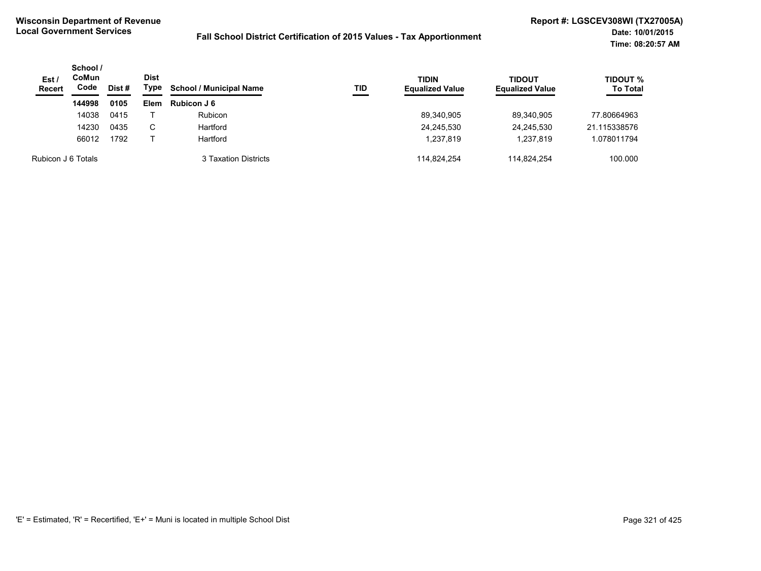**Wisconsin Department of Revenue**
**Local Government Services**

**Fall School District Certification of 2015 Values - Tax Apportionment**

**Report #: LGSCEV308WI (TX27005A)**
**Date: 10/01/2015**
**Time: 08:20:57 AM**

| Est / Recert | School / CoMun Code | Dist # | Dist Type | School / Municipal Name | TID | TIDIN Equalized Value | TIDOUT Equalized Value | TIDOUT % To Total |
|---|---|---|---|---|---|---|---|---|
| | **144998** | **0105** | **Elem** | **Rubicon J 6** | | | | |
| | 14038 | 0415 | T | Rubicon | | 89,340,905 | 89,340,905 | 77.80664963 |
| | 14230 | 0435 | C | Hartford | | 24,245,530 | 24,245,530 | 21.115338576 |
| | 66012 | 1792 | T | Hartford | | 1,237,819 | 1,237,819 | 1.078011794 |
| Rubicon J 6 Totals | | | | 3 Taxation Districts | | 114,824,254 | 114,824,254 | 100.000 |

'E' = Estimated, 'R' = Recertified, 'E+' = Muni is located in multiple School Dist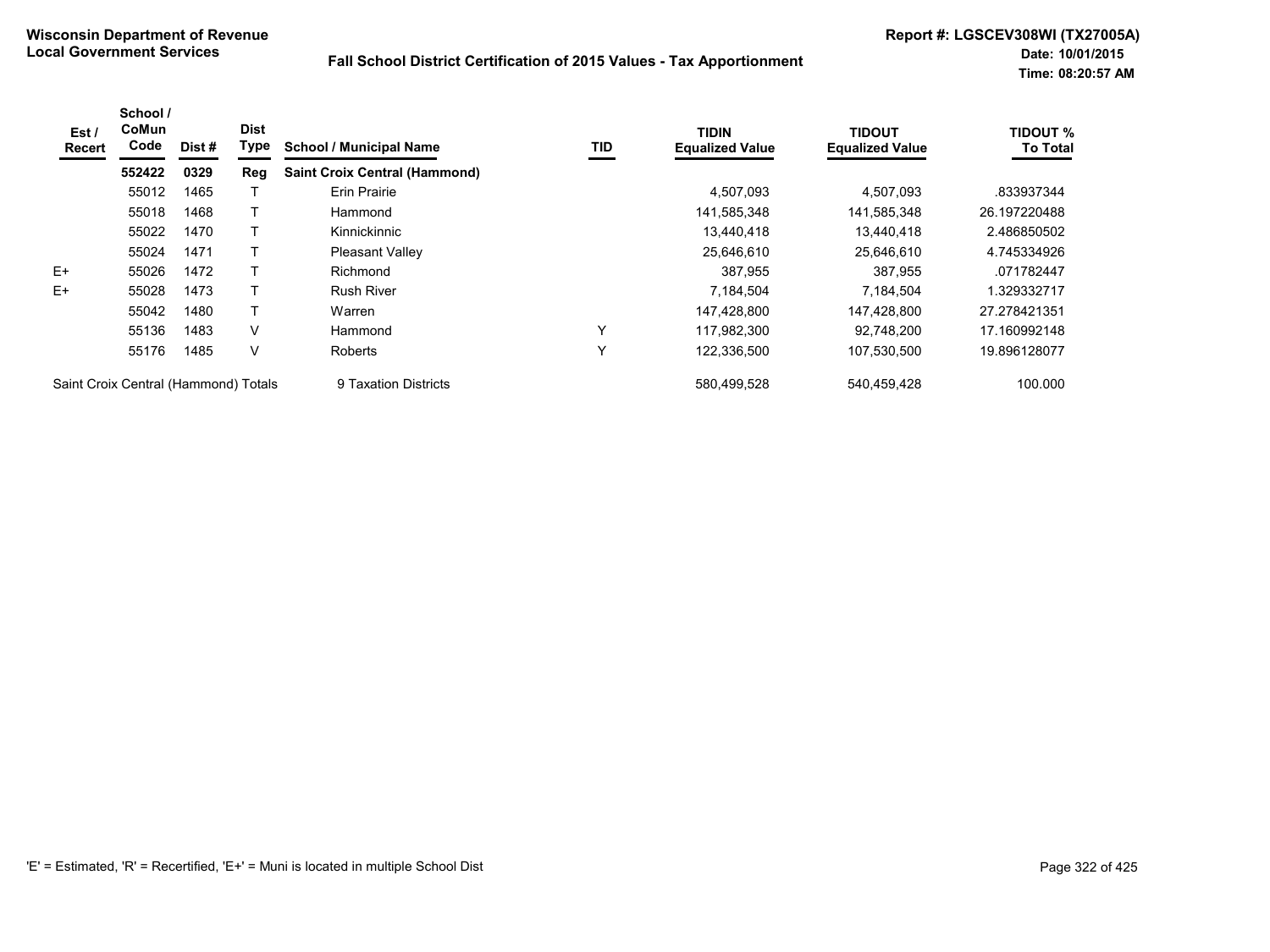**Wisconsin Department of Revenue**
**Local Government Services**

**Fall School District Certification of 2015 Values - Tax Apportionment**

**Report #: LGSCEV308WI (TX27005A)**
**Date: 10/01/2015**
**Time: 08:20:57 AM**

| Est / Recert | School / CoMun Code | Dist # | Dist Type | School / Municipal Name | TID | TIDIN Equalized Value | TIDOUT Equalized Value | TIDOUT % To Total |
|---|---|---|---|---|---|---|---|---|
| | **552422** | **0329** | **Reg** | **Saint Croix Central (Hammond)** | | | | |
| | 55012 | 1465 | T | Erin Prairie | | 4,507,093 | 4,507,093 | .833937344 |
| | 55018 | 1468 | T | Hammond | | 141,585,348 | 141,585,348 | 26.197220488 |
| | 55022 | 1470 | T | Kinnickinnic | | 13,440,418 | 13,440,418 | 2.486850502 |
| | 55024 | 1471 | T | Pleasant Valley | | 25,646,610 | 25,646,610 | 4.745334926 |
| E+ | 55026 | 1472 | T | Richmond | | 387,955 | 387,955 | .071782447 |
| E+ | 55028 | 1473 | T | Rush River | | 7,184,504 | 7,184,504 | 1.329332717 |
| | 55042 | 1480 | T | Warren | | 147,428,800 | 147,428,800 | 27.278421351 |
| | 55136 | 1483 | V | Hammond | Y | 117,982,300 | 92,748,200 | 17.160992148 |
| | 55176 | 1485 | V | Roberts | Y | 122,336,500 | 107,530,500 | 19.896128077 |
| Saint Croix Central (Hammond) Totals | | | | 9 Taxation Districts | | 580,499,528 | 540,459,428 | 100.000 |

'E' = Estimated, 'R' = Recertified, 'E+' = Muni is located in multiple School Dist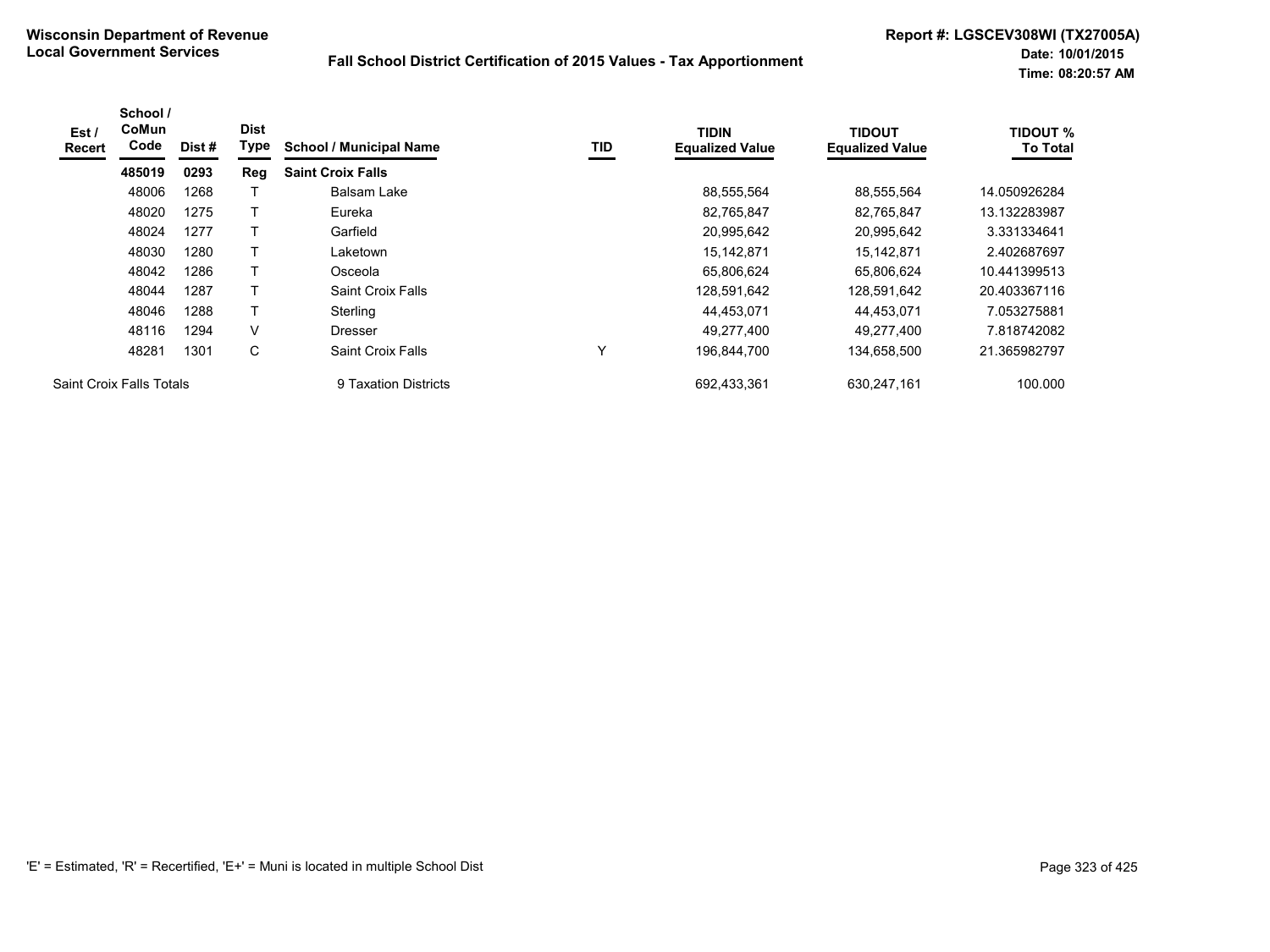**Wisconsin Department of Revenue**
**Local Government Services**

**Fall School District Certification of 2015 Values - Tax Apportionment**

**Report #: LGSCEV308WI (TX27005A)**
**Date: 10/01/2015**
**Time: 08:20:57 AM**

| Est / Recert | School / CoMun Code | Dist # | Dist Type | School / Municipal Name | TID | TIDIN Equalized Value | TIDOUT Equalized Value | TIDOUT % To Total |
|---|---|---|---|---|---|---|---|---|
| | **485019** | **0293** | **Reg** | **Saint Croix Falls** | | | | |
| | 48006 | 1268 | T | Balsam Lake | | 88,555,564 | 88,555,564 | 14.050926284 |
| | 48020 | 1275 | T | Eureka | | 82,765,847 | 82,765,847 | 13.132283987 |
| | 48024 | 1277 | T | Garfield | | 20,995,642 | 20,995,642 | 3.331334641 |
| | 48030 | 1280 | T | Laketown | | 15,142,871 | 15,142,871 | 2.402687697 |
| | 48042 | 1286 | T | Osceola | | 65,806,624 | 65,806,624 | 10.441399513 |
| | 48044 | 1287 | T | Saint Croix Falls | | 128,591,642 | 128,591,642 | 20.403367116 |
| | 48046 | 1288 | T | Sterling | | 44,453,071 | 44,453,071 | 7.053275881 |
| | 48116 | 1294 | V | Dresser | | 49,277,400 | 49,277,400 | 7.818742082 |
| | 48281 | 1301 | C | Saint Croix Falls | Y | 196,844,700 | 134,658,500 | 21.365982797 |
| Saint Croix Falls Totals | | | | 9 Taxation Districts | | 692,433,361 | 630,247,161 | 100.000 |

'E' = Estimated, 'R' = Recertified, 'E+' = Muni is located in multiple School Dist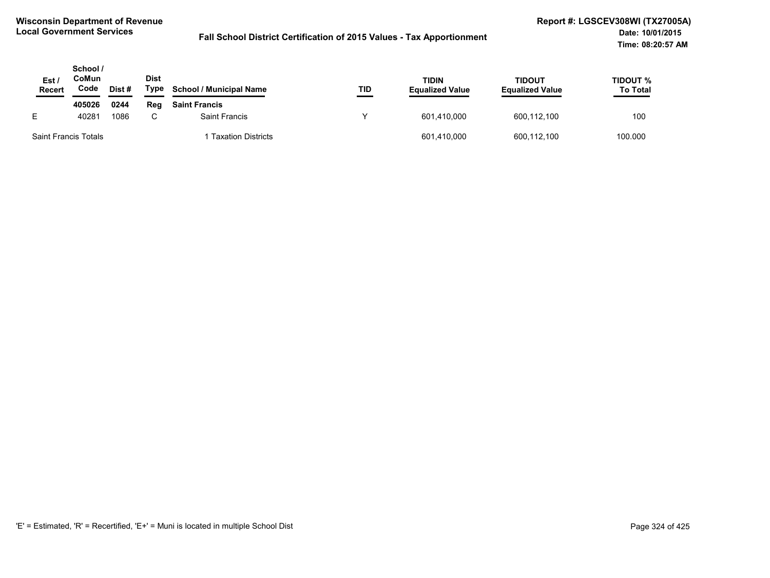**Wisconsin Department of Revenue**
**Local Government Services**

**Fall School District Certification of 2015 Values - Tax Apportionment**

**Report #: LGSCEV308WI (TX27005A)**
**Date: 10/01/2015**
**Time: 08:20:57 AM**

| Est / Recert | School / CoMun Code | Dist # | Dist Type | School / Municipal Name | TID | TIDIN Equalized Value | TIDOUT Equalized Value | TIDOUT % To Total |
|---|---|---|---|---|---|---|---|---|
| | **405026** | **0244** | **Reg** | **Saint Francis** | | | | |
| E | 40281 | 1086 | C | Saint Francis | Y | 601,410,000 | 600,112,100 | 100 |
| Saint Francis Totals | | | | 1 Taxation Districts | | 601,410,000 | 600,112,100 | 100.000 |

'E' = Estimated, 'R' = Recertified, 'E+' = Muni is located in multiple School Dist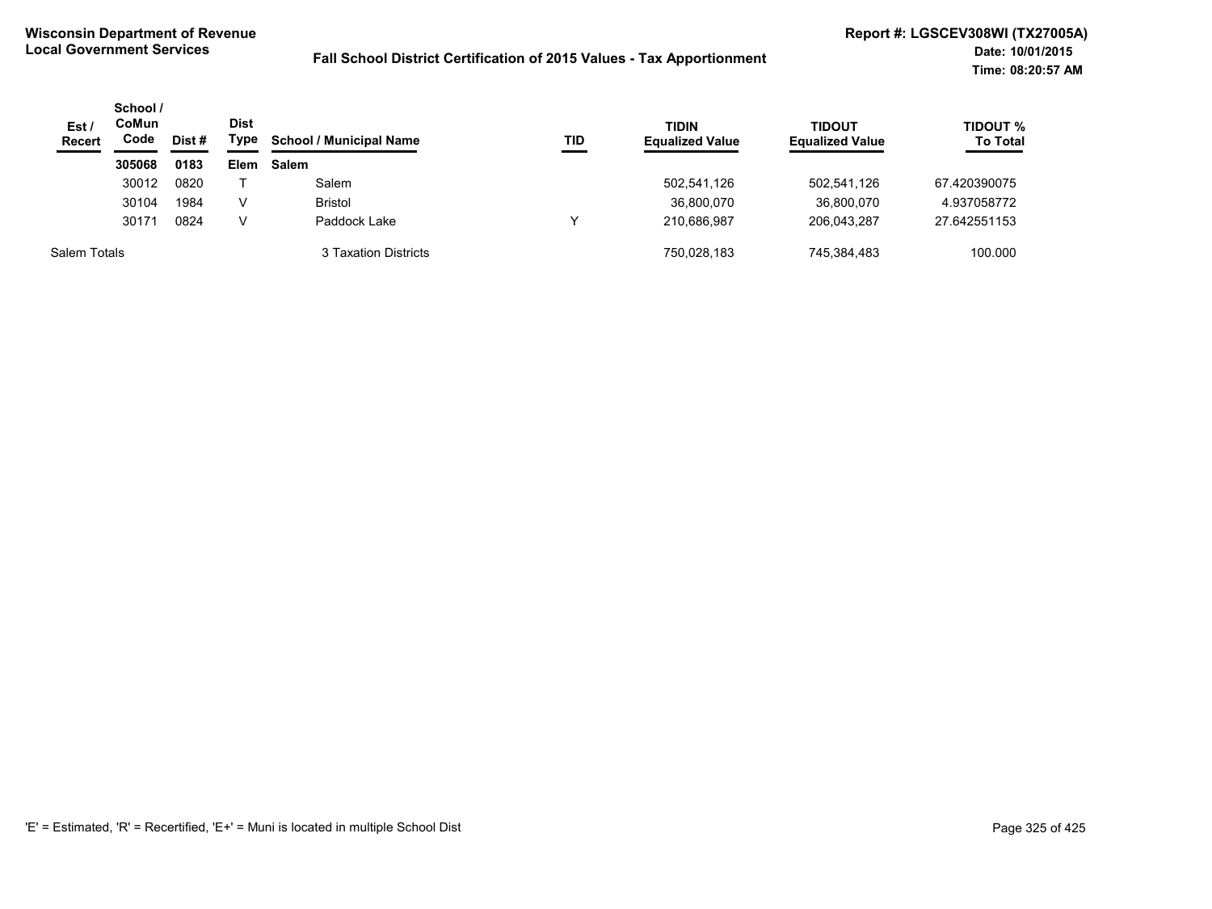**Wisconsin Department of Revenue**
**Local Government Services**

**Fall School District Certification of 2015 Values - Tax Apportionment**

**Report #: LGSCEV308WI (TX27005A)**
**Date: 10/01/2015**
**Time: 08:20:57 AM**

| Est / Recert | School / CoMun Code | Dist # | Dist Type | School / Municipal Name | TID | TIDIN Equalized Value | TIDOUT Equalized Value | TIDOUT % To Total |
|---|---|---|---|---|---|---|---|---|
| | **305068** | **0183** | **Elem** | **Salem** | | | | |
| | 30012 | 0820 | T | Salem | | 502,541,126 | 502,541,126 | 67.420390075 |
| | 30104 | 1984 | V | Bristol | | 36,800,070 | 36,800,070 | 4.937058772 |
| | 30171 | 0824 | V | Paddock Lake | Y | 210,686,987 | 206,043,287 | 27.642551153 |
| Salem Totals | | | | 3 Taxation Districts | | 750,028,183 | 745,384,483 | 100.000 |

'E' = Estimated, 'R' = Recertified, 'E+' = Muni is located in multiple School Dist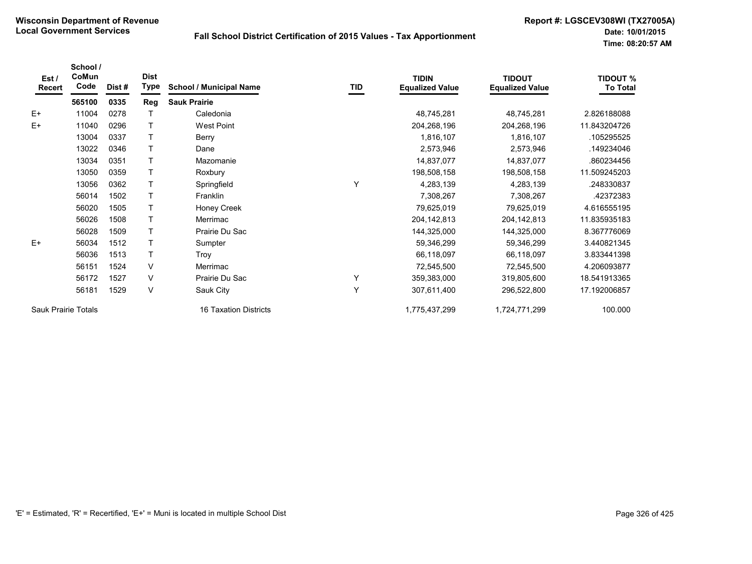**Wisconsin Department of Revenue**
**Local Government Services**

## Fall School District Certification of 2015 Values - Tax Apportionment

**Report #: LGSCEV308WI (TX27005A)**
**Date: 10/01/2015**
**Time: 08:20:57 AM**

| Est / Recert | School / CoMun Code | Dist # | Dist Type | School / Municipal Name | TID | TIDIN Equalized Value | TIDOUT Equalized Value | TIDOUT % To Total |
|---|---|---|---|---|---|---|---|---|
| | **565100** | **0335** | **Reg** | **Sauk Prairie** | | | | |
| E+ | 11004 | 0278 | T | Caledonia | | 48,745,281 | 48,745,281 | 2.826188088 |
| E+ | 11040 | 0296 | T | West Point | | 204,268,196 | 204,268,196 | 11.843204726 |
| | 13004 | 0337 | T | Berry | | 1,816,107 | 1,816,107 | .105295525 |
| | 13022 | 0346 | T | Dane | | 2,573,946 | 2,573,946 | .149234046 |
| | 13034 | 0351 | T | Mazomanie | | 14,837,077 | 14,837,077 | .860234456 |
| | 13050 | 0359 | T | Roxbury | | 198,508,158 | 198,508,158 | 11.509245203 |
| | 13056 | 0362 | T | Springfield | Y | 4,283,139 | 4,283,139 | .248330837 |
| | 56014 | 1502 | T | Franklin | | 7,308,267 | 7,308,267 | .42372383 |
| | 56020 | 1505 | T | Honey Creek | | 79,625,019 | 79,625,019 | 4.616555195 |
| | 56026 | 1508 | T | Merrimac | | 204,142,813 | 204,142,813 | 11.835935183 |
| | 56028 | 1509 | T | Prairie Du Sac | | 144,325,000 | 144,325,000 | 8.367776069 |
| E+ | 56034 | 1512 | T | Sumpter | | 59,346,299 | 59,346,299 | 3.440821345 |
| | 56036 | 1513 | T | Troy | | 66,118,097 | 66,118,097 | 3.833441398 |
| | 56151 | 1524 | V | Merrimac | | 72,545,500 | 72,545,500 | 4.206093877 |
| | 56172 | 1527 | V | Prairie Du Sac | Y | 359,383,000 | 319,805,600 | 18.541913365 |
| | 56181 | 1529 | V | Sauk City | Y | 307,611,400 | 296,522,800 | 17.192006857 |
| Sauk Prairie Totals | | | | 16 Taxation Districts | | 1,775,437,299 | 1,724,771,299 | 100.000 |

'E' = Estimated, 'R' = Recertified, 'E+' = Muni is located in multiple School Dist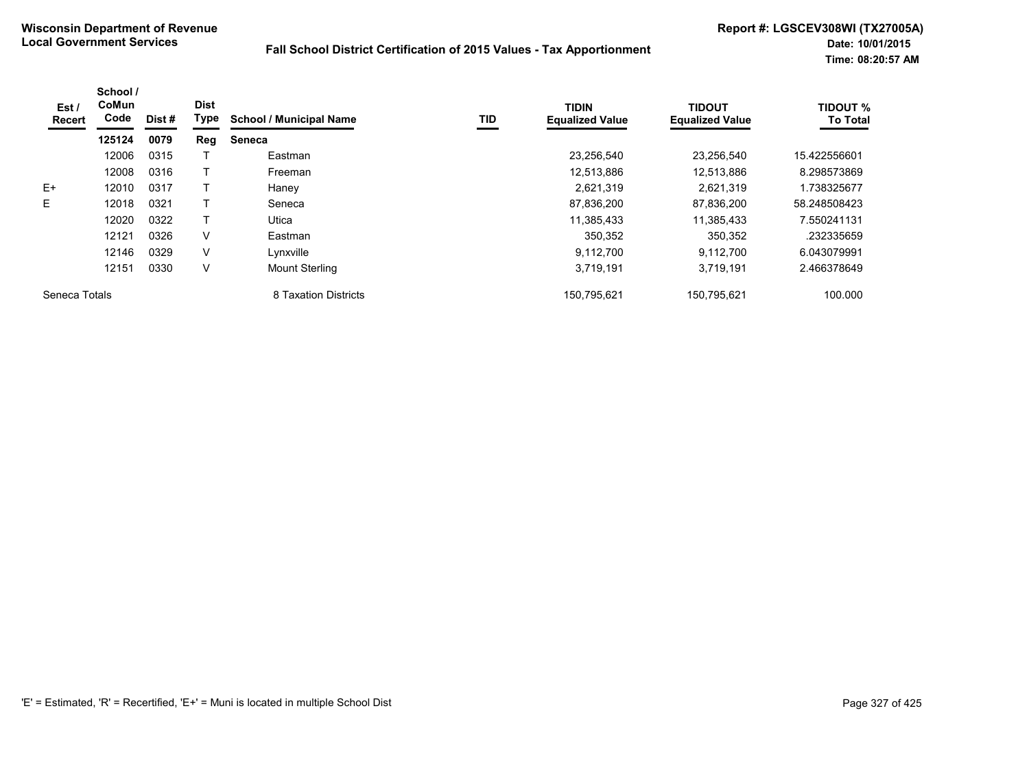**Wisconsin Department of Revenue**
**Local Government Services**

**Fall School District Certification of 2015 Values - Tax Apportionment**

**Report #: LGSCEV308WI (TX27005A)**
**Date: 10/01/2015**
**Time: 08:20:57 AM**

| Est / Recert | School / CoMun Code | Dist # | Dist Type | School / Municipal Name | TID | TIDIN Equalized Value | TIDOUT Equalized Value | TIDOUT % To Total |
|---|---|---|---|---|---|---|---|---|
| | **125124** | **0079** | **Reg** | **Seneca** | | | | |
| | 12006 | 0315 | T | Eastman | | 23,256,540 | 23,256,540 | 15.422556601 |
| | 12008 | 0316 | T | Freeman | | 12,513,886 | 12,513,886 | 8.298573869 |
| E+ | 12010 | 0317 | T | Haney | | 2,621,319 | 2,621,319 | 1.738325677 |
| E | 12018 | 0321 | T | Seneca | | 87,836,200 | 87,836,200 | 58.248508423 |
| | 12020 | 0322 | T | Utica | | 11,385,433 | 11,385,433 | 7.550241131 |
| | 12121 | 0326 | V | Eastman | | 350,352 | 350,352 | .232335659 |
| | 12146 | 0329 | V | Lynxville | | 9,112,700 | 9,112,700 | 6.043079991 |
| | 12151 | 0330 | V | Mount Sterling | | 3,719,191 | 3,719,191 | 2.466378649 |
| Seneca Totals | | | | 8 Taxation Districts | | 150,795,621 | 150,795,621 | 100.000 |

'E' = Estimated, 'R' = Recertified, 'E+' = Muni is located in multiple School Dist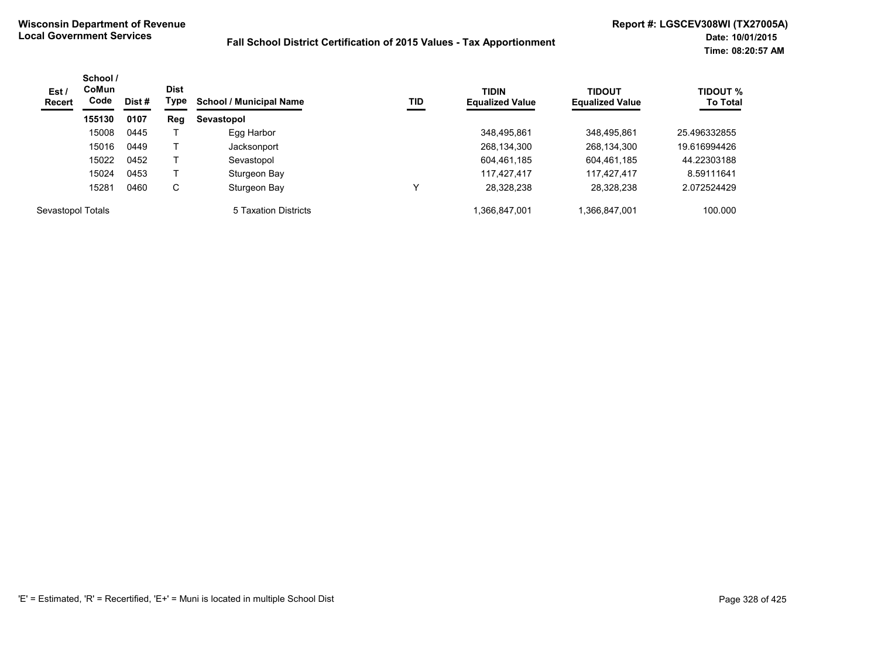**Wisconsin Department of Revenue**
**Local Government Services**

**Fall School District Certification of 2015 Values - Tax Apportionment**

**Report #: LGSCEV308WI (TX27005A)**
**Date: 10/01/2015**
**Time: 08:20:57 AM**

| Est / Recert | School / CoMun Code | Dist # | Dist Type | School / Municipal Name | TID | TIDIN Equalized Value | TIDOUT Equalized Value | TIDOUT % To Total |
|---|---|---|---|---|---|---|---|---|
| | **155130** | **0107** | **Reg** | **Sevastopol** | | | | |
| | 15008 | 0445 | T | Egg Harbor | | 348,495,861 | 348,495,861 | 25.496332855 |
| | 15016 | 0449 | T | Jacksonport | | 268,134,300 | 268,134,300 | 19.616994426 |
| | 15022 | 0452 | T | Sevastopol | | 604,461,185 | 604,461,185 | 44.22303188 |
| | 15024 | 0453 | T | Sturgeon Bay | | 117,427,417 | 117,427,417 | 8.59111641 |
| | 15281 | 0460 | C | Sturgeon Bay | Y | 28,328,238 | 28,328,238 | 2.072524429 |
| Sevastopol Totals | | | | 5 Taxation Districts | | 1,366,847,001 | 1,366,847,001 | 100.000 |

'E' = Estimated, 'R' = Recertified, 'E+' = Muni is located in multiple School Dist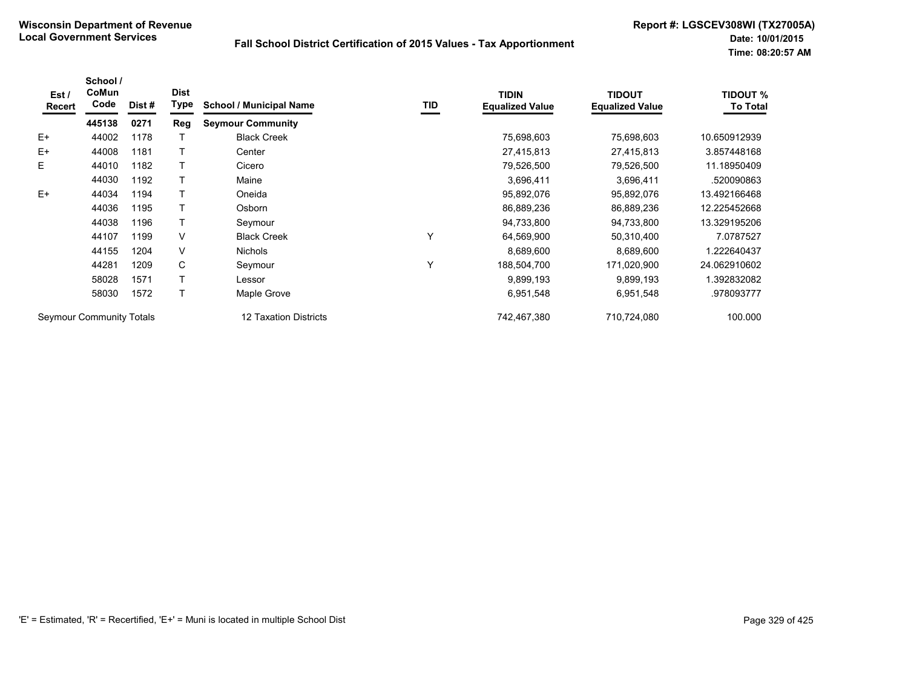**Wisconsin Department of Revenue**
**Local Government Services**

**Fall School District Certification of 2015 Values - Tax Apportionment**

**Report #: LGSCEV308WI (TX27005A)**
**Date: 10/01/2015**
**Time: 08:20:57 AM**

| Est / Recert | School / CoMun Code | Dist # | Dist Type | School / Municipal Name | TID | TIDIN Equalized Value | TIDOUT Equalized Value | TIDOUT % To Total |
|---|---|---|---|---|---|---|---|---|
| | **445138** | **0271** | **Reg** | **Seymour Community** | | | | |
| E+ | 44002 | 1178 | T | Black Creek | | 75,698,603 | 75,698,603 | 10.650912939 |
| E+ | 44008 | 1181 | T | Center | | 27,415,813 | 27,415,813 | 3.857448168 |
| E | 44010 | 1182 | T | Cicero | | 79,526,500 | 79,526,500 | 11.18950409 |
| | 44030 | 1192 | T | Maine | | 3,696,411 | 3,696,411 | .520090863 |
| E+ | 44034 | 1194 | T | Oneida | | 95,892,076 | 95,892,076 | 13.492166468 |
| | 44036 | 1195 | T | Osborn | | 86,889,236 | 86,889,236 | 12.225452668 |
| | 44038 | 1196 | T | Seymour | | 94,733,800 | 94,733,800 | 13.329195206 |
| | 44107 | 1199 | V | Black Creek | Y | 64,569,900 | 50,310,400 | 7.0787527 |
| | 44155 | 1204 | V | Nichols | | 8,689,600 | 8,689,600 | 1.222640437 |
| | 44281 | 1209 | C | Seymour | Y | 188,504,700 | 171,020,900 | 24.062910602 |
| | 58028 | 1571 | T | Lessor | | 9,899,193 | 9,899,193 | 1.392832082 |
| | 58030 | 1572 | T | Maple Grove | | 6,951,548 | 6,951,548 | .978093777 |
| Seymour Community Totals | | | | 12 Taxation Districts | | 742,467,380 | 710,724,080 | 100.000 |

'E' = Estimated, 'R' = Recertified, 'E+' = Muni is located in multiple School Dist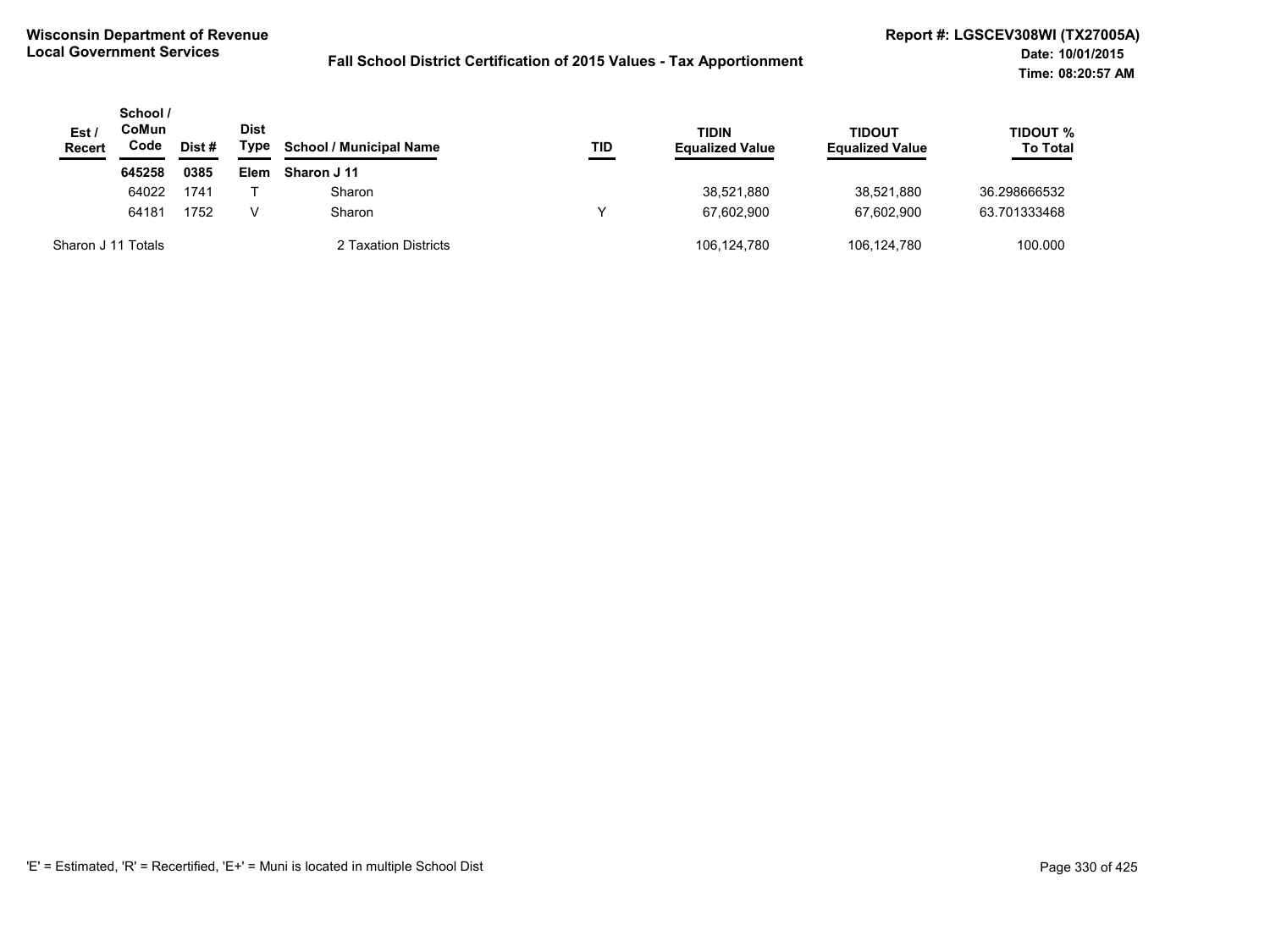**Wisconsin Department of Revenue**
**Local Government Services**

**Fall School District Certification of 2015 Values - Tax Apportionment**

**Report #: LGSCEV308WI (TX27005A)**
**Date: 10/01/2015**
**Time: 08:20:57 AM**

| Est / Recert | School / CoMun Code | Dist # | Dist Type | School / Municipal Name | TID | TIDIN Equalized Value | TIDOUT Equalized Value | TIDOUT % To Total |
|---|---|---|---|---|---|---|---|---|
| | **645258** | **0385** | **Elem** | **Sharon J 11** | | | | |
| | 64022 | 1741 | T | Sharon | | 38,521,880 | 38,521,880 | 36.298666532 |
| | 64181 | 1752 | V | Sharon | Y | 67,602,900 | 67,602,900 | 63.701333468 |
| Sharon J 11 Totals | | | | 2 Taxation Districts | | 106,124,780 | 106,124,780 | 100.000 |

'E' = Estimated, 'R' = Recertified, 'E+' = Muni is located in multiple School Dist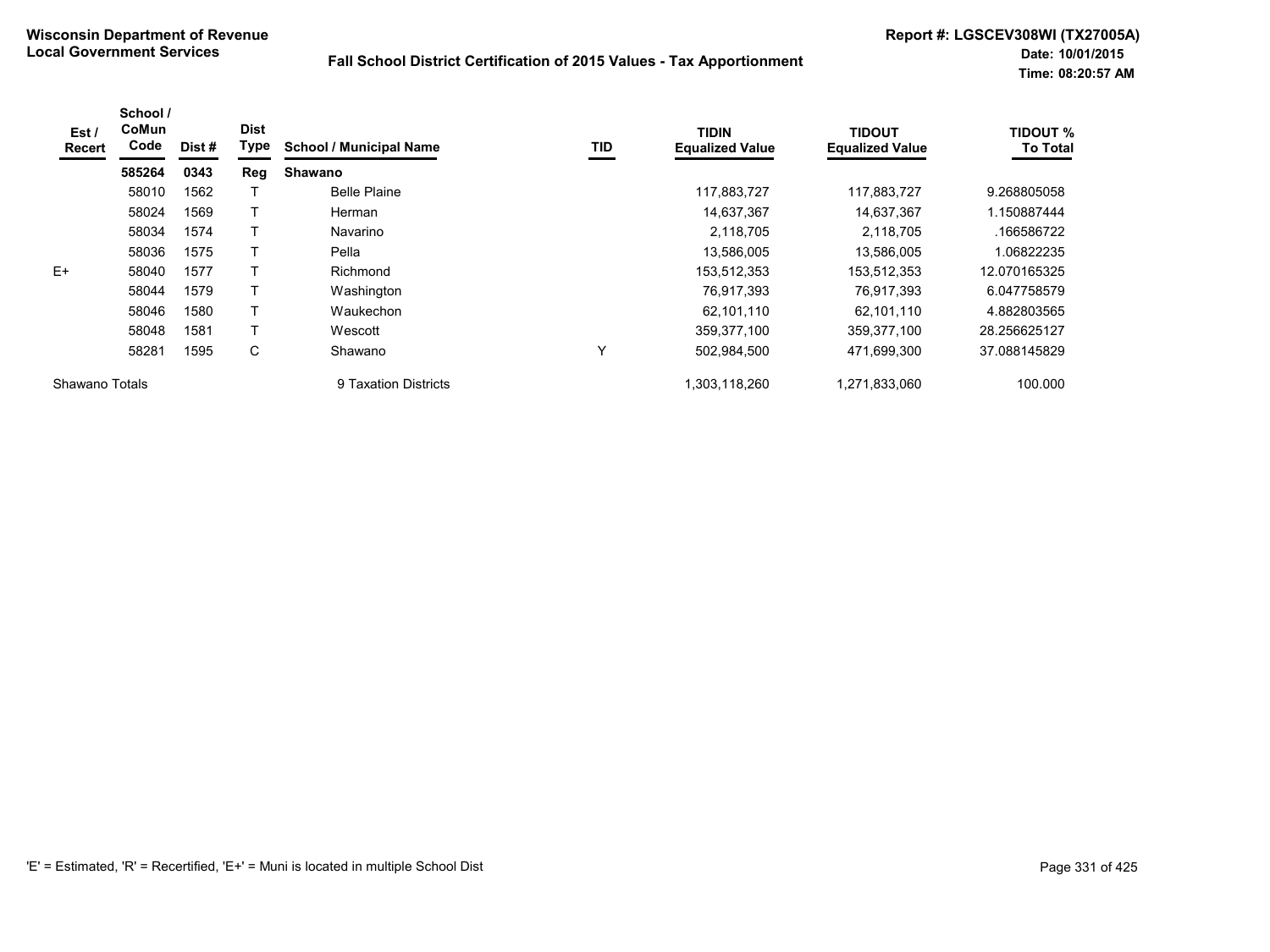**Wisconsin Department of Revenue**
**Local Government Services**

**Fall School District Certification of 2015 Values - Tax Apportionment**

**Report #: LGSCEV308WI (TX27005A)**
**Date: 10/01/2015**
**Time: 08:20:57 AM**

| Est / Recert | School / CoMun Code | Dist # | Dist Type | School / Municipal Name | TID | TIDIN Equalized Value | TIDOUT Equalized Value | TIDOUT % To Total |
|---|---|---|---|---|---|---|---|---|
| | **585264** | **0343** | **Reg** | **Shawano** | | | | |
| | 58010 | 1562 | T | Belle Plaine | | 117,883,727 | 117,883,727 | 9.268805058 |
| | 58024 | 1569 | T | Herman | | 14,637,367 | 14,637,367 | 1.150887444 |
| | 58034 | 1574 | T | Navarino | | 2,118,705 | 2,118,705 | .166586722 |
| | 58036 | 1575 | T | Pella | | 13,586,005 | 13,586,005 | 1.06822235 |
| E+ | 58040 | 1577 | T | Richmond | | 153,512,353 | 153,512,353 | 12.070165325 |
| | 58044 | 1579 | T | Washington | | 76,917,393 | 76,917,393 | 6.047758579 |
| | 58046 | 1580 | T | Waukechon | | 62,101,110 | 62,101,110 | 4.882803565 |
| | 58048 | 1581 | T | Wescott | | 359,377,100 | 359,377,100 | 28.256625127 |
| | 58281 | 1595 | C | Shawano | Y | 502,984,500 | 471,699,300 | 37.088145829 |
| Shawano Totals | | | | 9 Taxation Districts | | 1,303,118,260 | 1,271,833,060 | 100.000 |

'E' = Estimated, 'R' = Recertified, 'E+' = Muni is located in multiple School Dist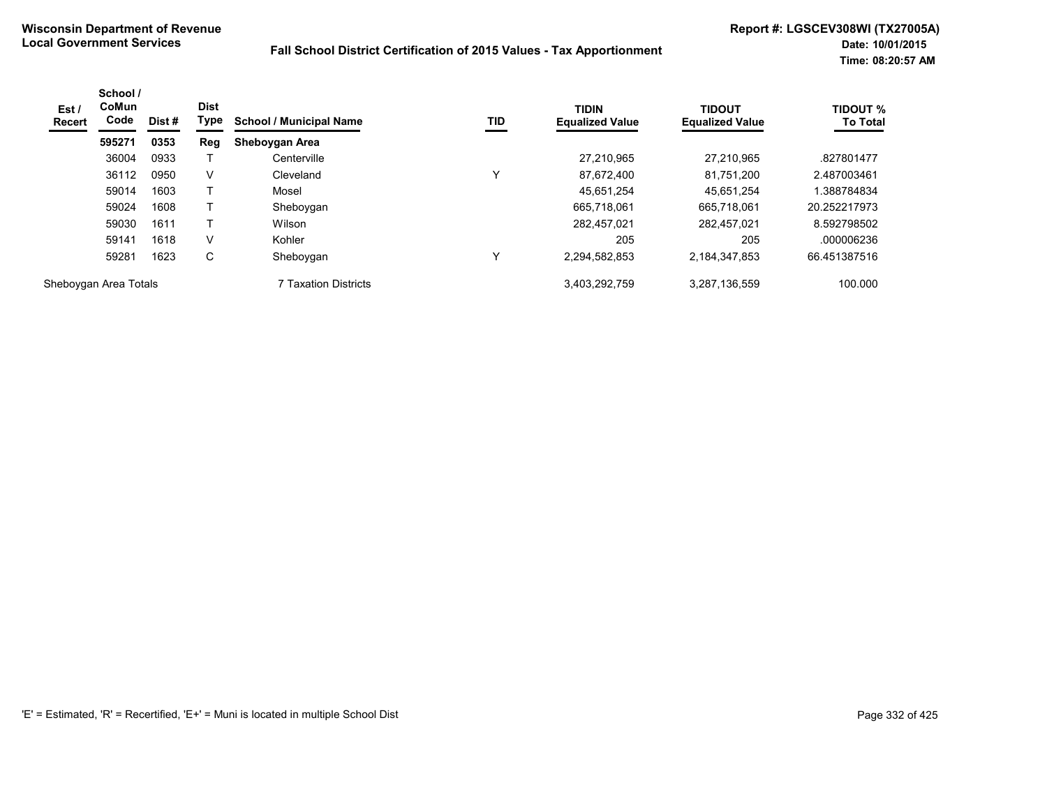**Wisconsin Department of Revenue**
**Local Government Services**

**Fall School District Certification of 2015 Values - Tax Apportionment**

**Report #: LGSCEV308WI (TX27005A)**
**Date: 10/01/2015**
**Time: 08:20:57 AM**

| Est / Recert | School / CoMun Code | Dist # | Dist Type | School / Municipal Name | TID | TIDIN Equalized Value | TIDOUT Equalized Value | TIDOUT % To Total |
|---|---|---|---|---|---|---|---|---|
| | **595271** | **0353** | **Reg** | **Sheboygan Area** | | | | |
| | 36004 | 0933 | T | Centerville | | 27,210,965 | 27,210,965 | .827801477 |
| | 36112 | 0950 | V | Cleveland | Y | 87,672,400 | 81,751,200 | 2.487003461 |
| | 59014 | 1603 | T | Mosel | | 45,651,254 | 45,651,254 | 1.388784834 |
| | 59024 | 1608 | T | Sheboygan | | 665,718,061 | 665,718,061 | 20.252217973 |
| | 59030 | 1611 | T | Wilson | | 282,457,021 | 282,457,021 | 8.592798502 |
| | 59141 | 1618 | V | Kohler | | 205 | 205 | .000006236 |
| | 59281 | 1623 | C | Sheboygan | Y | 2,294,582,853 | 2,184,347,853 | 66.451387516 |
| Sheboygan Area Totals | | | | 7 Taxation Districts | | 3,403,292,759 | 3,287,136,559 | 100.000 |

'E' = Estimated, 'R' = Recertified, 'E+' = Muni is located in multiple School Dist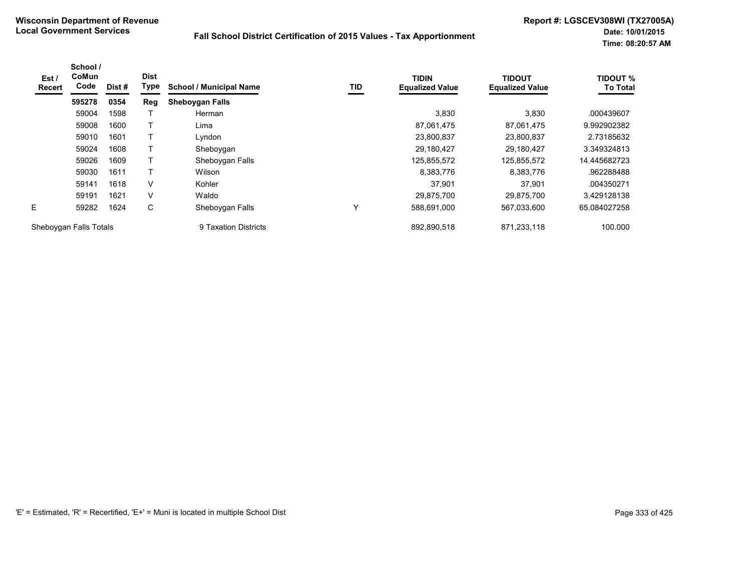**Wisconsin Department of Revenue**
**Local Government Services**

**Fall School District Certification of 2015 Values - Tax Apportionment**

**Report #: LGSCEV308WI (TX27005A)**
**Date: 10/01/2015**
**Time: 08:20:57 AM**

| Est / Recert | School / CoMun Code | Dist # | Dist Type | School / Municipal Name | TID | TIDIN Equalized Value | TIDOUT Equalized Value | TIDOUT % To Total |
|---|---|---|---|---|---|---|---|---|
| | **595278** | **0354** | **Reg** | **Sheboygan Falls** | | | | |
| | 59004 | 1598 | T | Herman | | 3,830 | 3,830 | .000439607 |
| | 59008 | 1600 | T | Lima | | 87,061,475 | 87,061,475 | 9.992902382 |
| | 59010 | 1601 | T | Lyndon | | 23,800,837 | 23,800,837 | 2.73185632 |
| | 59024 | 1608 | T | Sheboygan | | 29,180,427 | 29,180,427 | 3.349324813 |
| | 59026 | 1609 | T | Sheboygan Falls | | 125,855,572 | 125,855,572 | 14.445682723 |
| | 59030 | 1611 | T | Wilson | | 8,383,776 | 8,383,776 | .962288488 |
| | 59141 | 1618 | V | Kohler | | 37,901 | 37,901 | .004350271 |
| | 59191 | 1621 | V | Waldo | | 29,875,700 | 29,875,700 | 3.429128138 |
| E | 59282 | 1624 | C | Sheboygan Falls | Y | 588,691,000 | 567,033,600 | 65.084027258 |
| Sheboygan Falls Totals | | | | 9 Taxation Districts | | 892,890,518 | 871,233,118 | 100.000 |

'E' = Estimated, 'R' = Recertified, 'E+' = Muni is located in multiple School Dist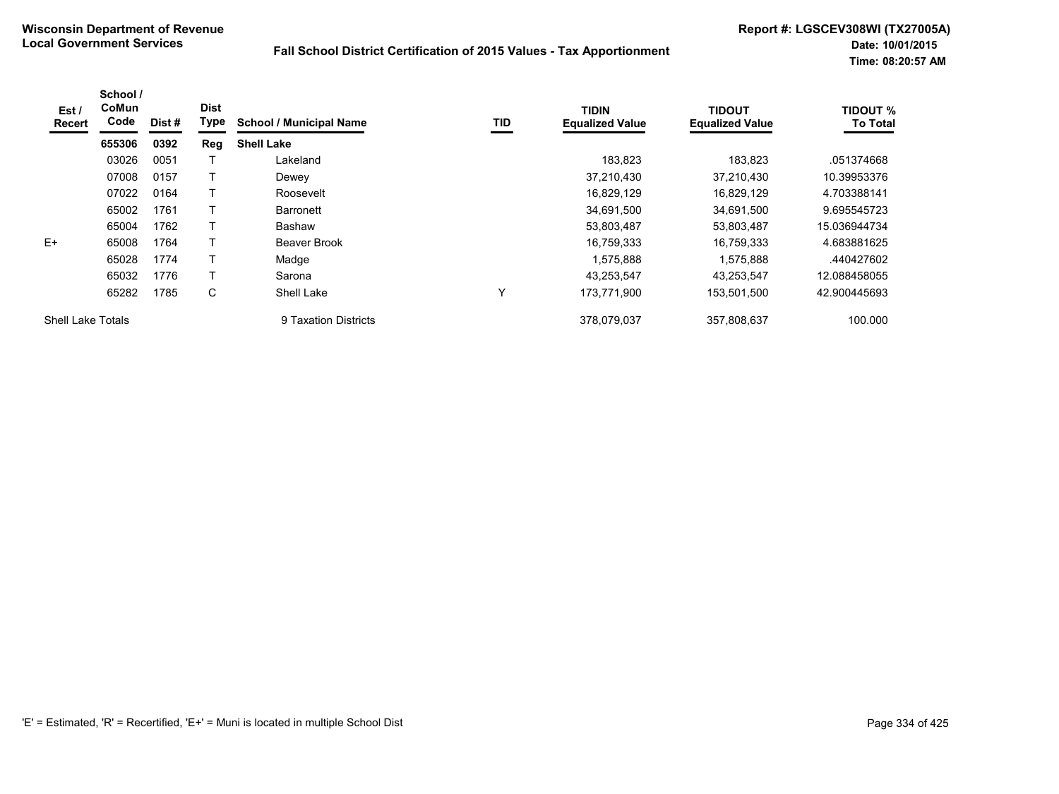**Wisconsin Department of Revenue**
**Local Government Services**

**Fall School District Certification of 2015 Values - Tax Apportionment**

**Report #: LGSCEV308WI (TX27005A)**
**Date: 10/01/2015**
**Time: 08:20:57 AM**

| Est / Recert | School / CoMun Code | Dist # | Dist Type | School / Municipal Name | TID | TIDIN Equalized Value | TIDOUT Equalized Value | TIDOUT % To Total |
|---|---|---|---|---|---|---|---|---|
| | **655306** | **0392** | **Reg** | **Shell Lake** | | | | |
| | 03026 | 0051 | T | Lakeland | | 183,823 | 183,823 | .051374668 |
| | 07008 | 0157 | T | Dewey | | 37,210,430 | 37,210,430 | 10.39953376 |
| | 07022 | 0164 | T | Roosevelt | | 16,829,129 | 16,829,129 | 4.703388141 |
| | 65002 | 1761 | T | Barronett | | 34,691,500 | 34,691,500 | 9.695545723 |
| | 65004 | 1762 | T | Bashaw | | 53,803,487 | 53,803,487 | 15.036944734 |
| E+ | 65008 | 1764 | T | Beaver Brook | | 16,759,333 | 16,759,333 | 4.683881625 |
| | 65028 | 1774 | T | Madge | | 1,575,888 | 1,575,888 | .440427602 |
| | 65032 | 1776 | T | Sarona | | 43,253,547 | 43,253,547 | 12.088458055 |
| | 65282 | 1785 | C | Shell Lake | Y | 173,771,900 | 153,501,500 | 42.900445693 |
| Shell Lake Totals | | | | 9 Taxation Districts | | 378,079,037 | 357,808,637 | 100.000 |

'E' = Estimated, 'R' = Recertified, 'E+' = Muni is located in multiple School Dist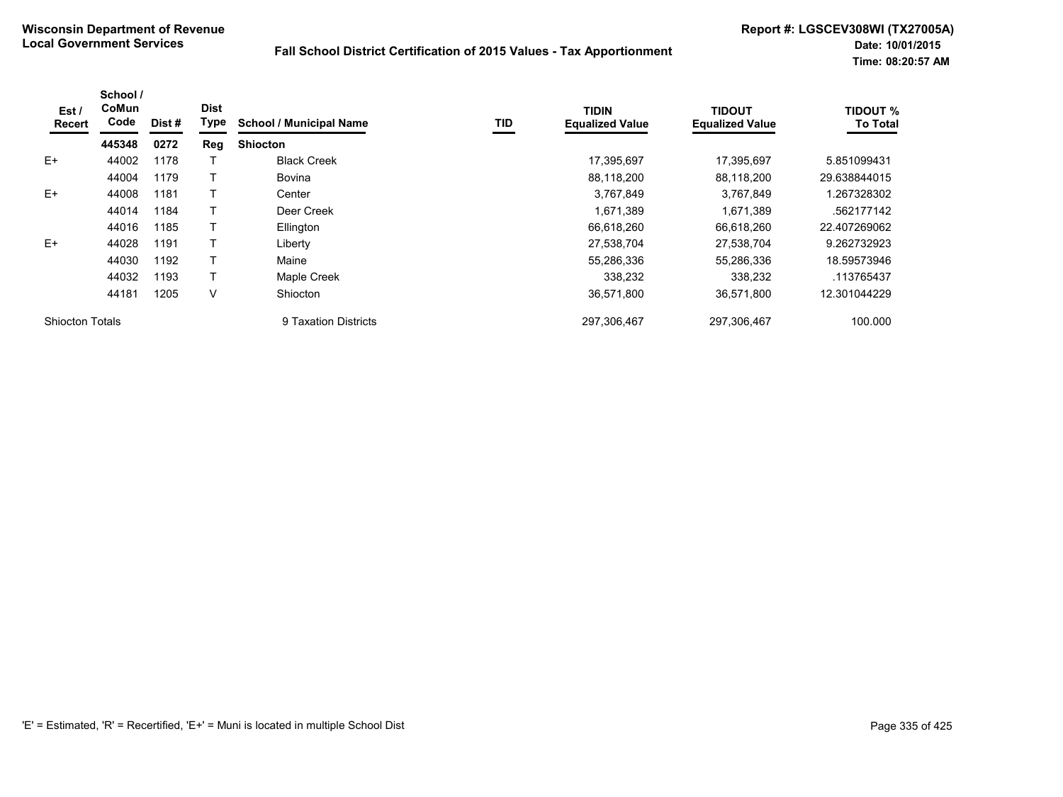**Wisconsin Department of Revenue**
**Local Government Services**

**Fall School District Certification of 2015 Values - Tax Apportionment**

**Report #: LGSCEV308WI (TX27005A)**
**Date: 10/01/2015**
**Time: 08:20:57 AM**

| Est / Recert | School / CoMun Code | Dist # | Dist Type | School / Municipal Name | TID | TIDIN Equalized Value | TIDOUT Equalized Value | TIDOUT % To Total |
|---|---|---|---|---|---|---|---|---|
| | **445348** | **0272** | **Reg** | **Shiocton** | | | | |
| E+ | 44002 | 1178 | T | Black Creek | | 17,395,697 | 17,395,697 | 5.851099431 |
| | 44004 | 1179 | T | Bovina | | 88,118,200 | 88,118,200 | 29.638844015 |
| E+ | 44008 | 1181 | T | Center | | 3,767,849 | 3,767,849 | 1.267328302 |
| | 44014 | 1184 | T | Deer Creek | | 1,671,389 | 1,671,389 | .562177142 |
| | 44016 | 1185 | T | Ellington | | 66,618,260 | 66,618,260 | 22.407269062 |
| E+ | 44028 | 1191 | T | Liberty | | 27,538,704 | 27,538,704 | 9.262732923 |
| | 44030 | 1192 | T | Maine | | 55,286,336 | 55,286,336 | 18.59573946 |
| | 44032 | 1193 | T | Maple Creek | | 338,232 | 338,232 | .113765437 |
| | 44181 | 1205 | V | Shiocton | | 36,571,800 | 36,571,800 | 12.301044229 |
| Shiocton Totals | | | | 9 Taxation Districts | | 297,306,467 | 297,306,467 | 100.000 |

'E' = Estimated, 'R' = Recertified, 'E+' = Muni is located in multiple School Dist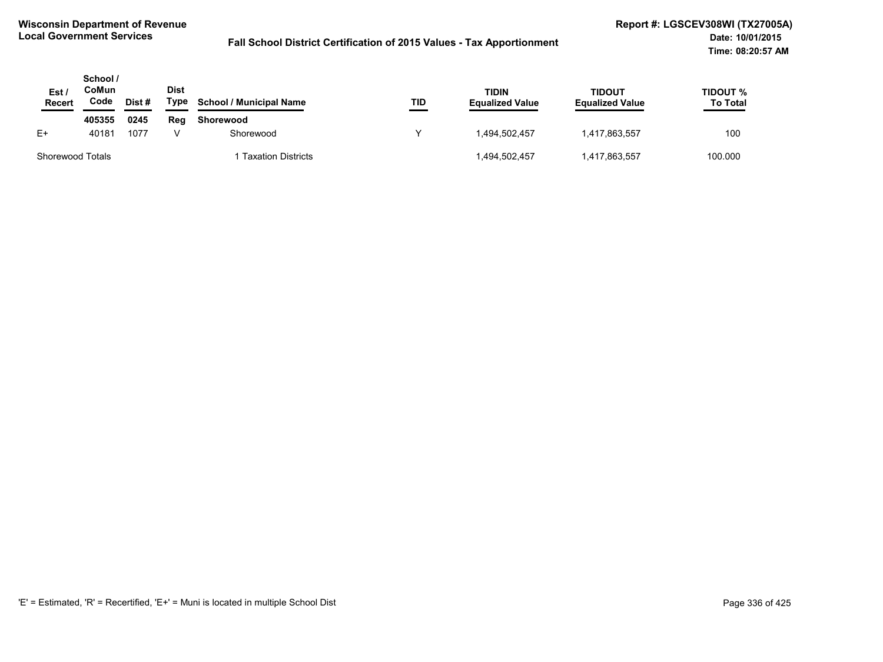**Wisconsin Department of Revenue**
**Local Government Services**

**Fall School District Certification of 2015 Values - Tax Apportionment**

**Report #: LGSCEV308WI (TX27005A)**
**Date: 10/01/2015**
**Time: 08:20:57 AM**

| Est / Recert | School / CoMun Code | Dist # | Dist Type | School / Municipal Name | TID | TIDIN Equalized Value | TIDOUT Equalized Value | TIDOUT % To Total |
|---|---|---|---|---|---|---|---|---|
| | **405355** | **0245** | **Reg** | **Shorewood** | | | | |
| E+ | 40181 | 1077 | V | Shorewood | Y | 1,494,502,457 | 1,417,863,557 | 100 |
| Shorewood Totals | | | | 1 Taxation Districts | | 1,494,502,457 | 1,417,863,557 | 100.000 |

'E' = Estimated, 'R' = Recertified, 'E+' = Muni is located in multiple School Dist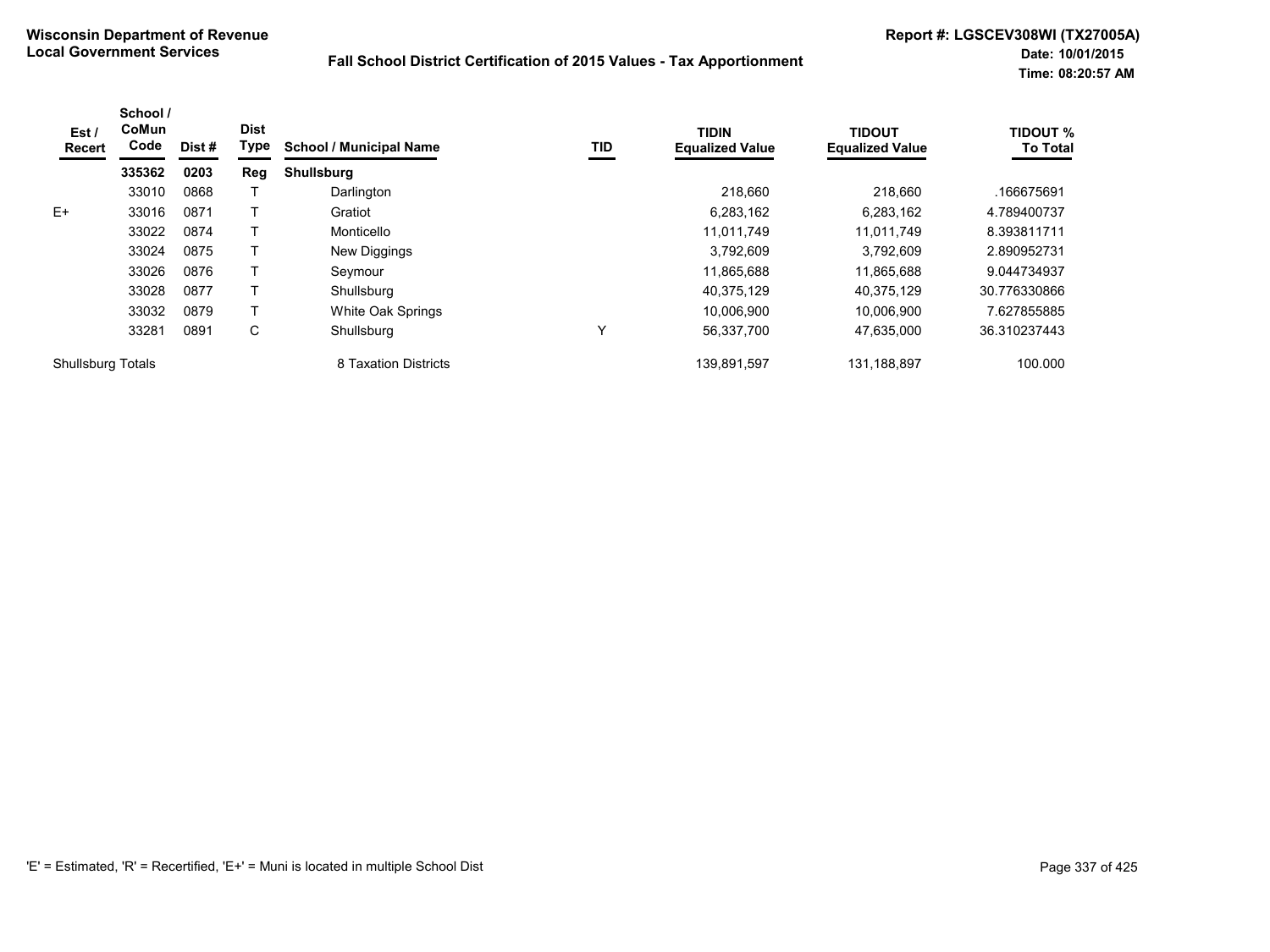**Wisconsin Department of Revenue**
**Local Government Services**

**Fall School District Certification of 2015 Values - Tax Apportionment**

**Report #: LGSCEV308WI (TX27005A)**
**Date: 10/01/2015**
**Time: 08:20:57 AM**

| Est / Recert | School / CoMun Code | Dist # | Dist Type | School / Municipal Name | TID | TIDIN Equalized Value | TIDOUT Equalized Value | TIDOUT % To Total |
|---|---|---|---|---|---|---|---|---|
| | **335362** | **0203** | **Reg** | **Shullsburg** | | | | |
| | 33010 | 0868 | T | Darlington | | 218,660 | 218,660 | .166675691 |
| E+ | 33016 | 0871 | T | Gratiot | | 6,283,162 | 6,283,162 | 4.789400737 |
| | 33022 | 0874 | T | Monticello | | 11,011,749 | 11,011,749 | 8.393811711 |
| | 33024 | 0875 | T | New Diggings | | 3,792,609 | 3,792,609 | 2.890952731 |
| | 33026 | 0876 | T | Seymour | | 11,865,688 | 11,865,688 | 9.044734937 |
| | 33028 | 0877 | T | Shullsburg | | 40,375,129 | 40,375,129 | 30.776330866 |
| | 33032 | 0879 | T | White Oak Springs | | 10,006,900 | 10,006,900 | 7.627855885 |
| | 33281 | 0891 | C | Shullsburg | Y | 56,337,700 | 47,635,000 | 36.310237443 |
| Shullsburg Totals | | | | 8 Taxation Districts | | 139,891,597 | 131,188,897 | 100.000 |

'E' = Estimated, 'R' = Recertified, 'E+' = Muni is located in multiple School Dist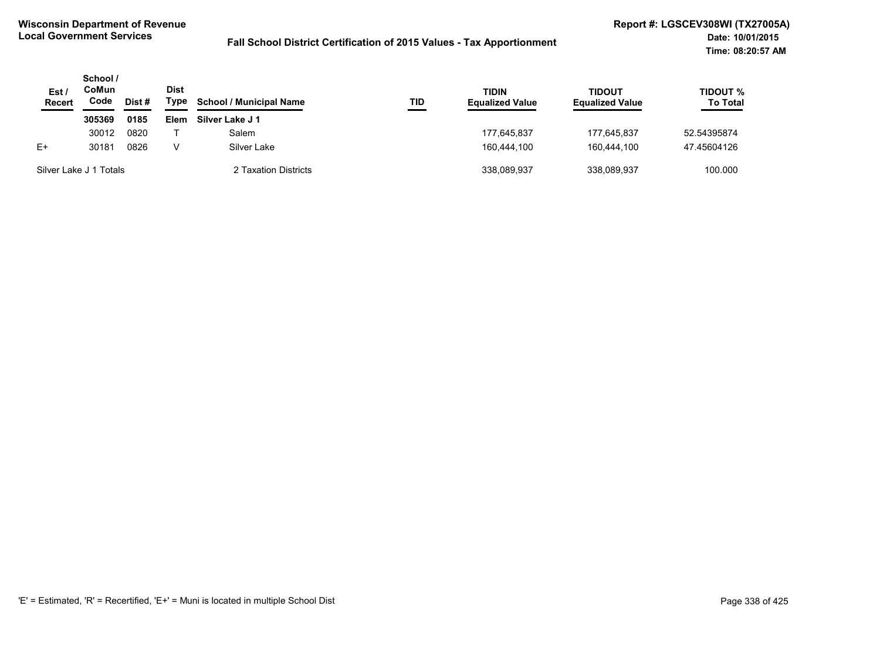**Wisconsin Department of Revenue**
**Local Government Services**

**Fall School District Certification of 2015 Values - Tax Apportionment**

**Report #: LGSCEV308WI (TX27005A)**
**Date: 10/01/2015**
**Time: 08:20:57 AM**

| Est / Recert | School / CoMun Code | Dist # | Dist Type | School / Municipal Name | TID | TIDIN Equalized Value | TIDOUT Equalized Value | TIDOUT % To Total |
|---|---|---|---|---|---|---|---|---|
| | **305369** | **0185** | **Elem** | **Silver Lake J 1** | | | | |
| | 30012 | 0820 | T | Salem | | 177,645,837 | 177,645,837 | 52.54395874 |
| E+ | 30181 | 0826 | V | Silver Lake | | 160,444,100 | 160,444,100 | 47.45604126 |
| Silver Lake J 1 Totals | | | | 2 Taxation Districts | | 338,089,937 | 338,089,937 | 100.000 |

'E' = Estimated, 'R' = Recertified, 'E+' = Muni is located in multiple School Dist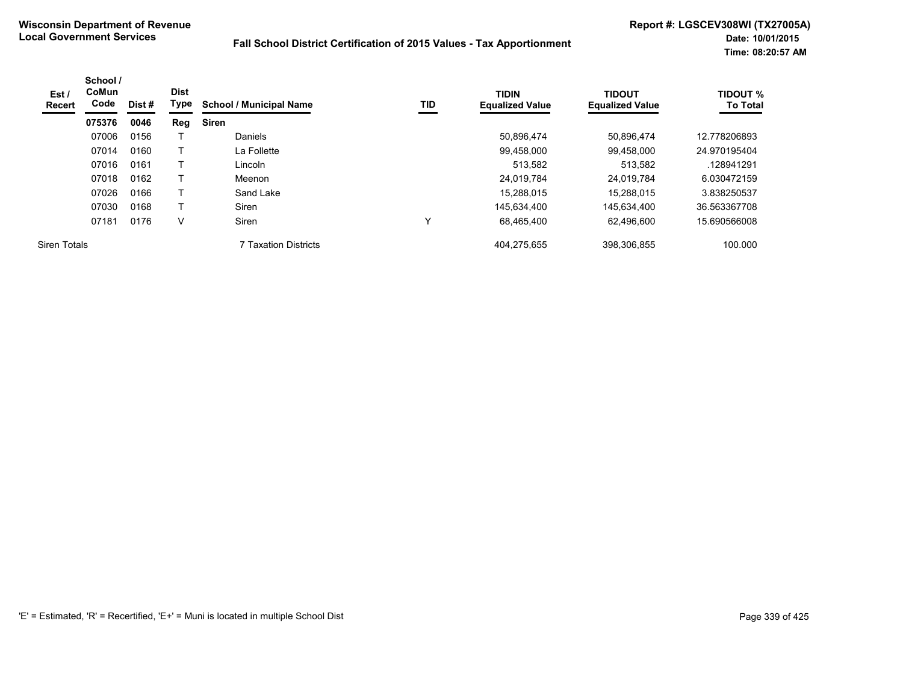**Wisconsin Department of Revenue**
**Local Government Services**

**Fall School District Certification of 2015 Values - Tax Apportionment**

**Report #: LGSCEV308WI (TX27005A)**
**Date: 10/01/2015**
**Time: 08:20:57 AM**

| Est / Recert | School / CoMun Code | Dist # | Dist Type | School / Municipal Name | TID | TIDIN Equalized Value | TIDOUT Equalized Value | TIDOUT % To Total |
|---|---|---|---|---|---|---|---|---|
| | **075376** | **0046** | **Reg** | **Siren** | | | | |
| | 07006 | 0156 | T | Daniels | | 50,896,474 | 50,896,474 | 12.778206893 |
| | 07014 | 0160 | T | La Follette | | 99,458,000 | 99,458,000 | 24.970195404 |
| | 07016 | 0161 | T | Lincoln | | 513,582 | 513,582 | .128941291 |
| | 07018 | 0162 | T | Meenon | | 24,019,784 | 24,019,784 | 6.030472159 |
| | 07026 | 0166 | T | Sand Lake | | 15,288,015 | 15,288,015 | 3.838250537 |
| | 07030 | 0168 | T | Siren | | 145,634,400 | 145,634,400 | 36.563367708 |
| | 07181 | 0176 | V | Siren | Y | 68,465,400 | 62,496,600 | 15.690566008 |
| Siren Totals | | | | 7 Taxation Districts | | 404,275,655 | 398,306,855 | 100.000 |

'E' = Estimated, 'R' = Recertified, 'E+' = Muni is located in multiple School Dist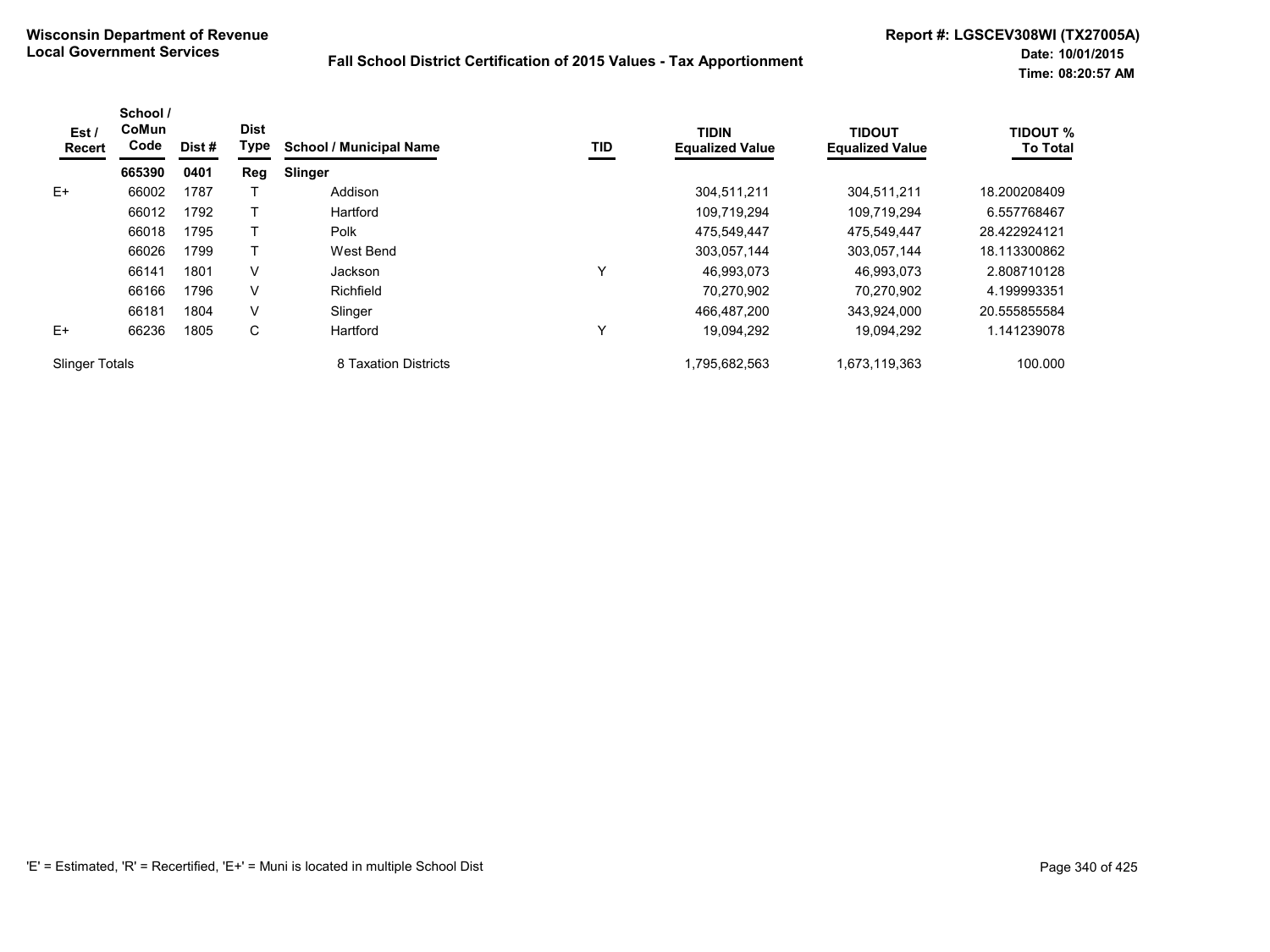**Wisconsin Department of Revenue**
**Local Government Services**

## Fall School District Certification of 2015 Values - Tax Apportionment

**Report #: LGSCEV308WI (TX27005A)**
**Date: 10/01/2015**
**Time: 08:20:57 AM**

| Est / Recert | School / CoMun Code | Dist # | Dist Type | School / Municipal Name | TID | TIDIN Equalized Value | TIDOUT Equalized Value | TIDOUT % To Total |
|---|---|---|---|---|---|---|---|---|
| | **665390** | **0401** | **Reg** | **Slinger** | | | | |
| E+ | 66002 | 1787 | T | Addison | | 304,511,211 | 304,511,211 | 18.200208409 |
| | 66012 | 1792 | T | Hartford | | 109,719,294 | 109,719,294 | 6.557768467 |
| | 66018 | 1795 | T | Polk | | 475,549,447 | 475,549,447 | 28.422924121 |
| | 66026 | 1799 | T | West Bend | | 303,057,144 | 303,057,144 | 18.113300862 |
| | 66141 | 1801 | V | Jackson | Y | 46,993,073 | 46,993,073 | 2.808710128 |
| | 66166 | 1796 | V | Richfield | | 70,270,902 | 70,270,902 | 4.199993351 |
| | 66181 | 1804 | V | Slinger | | 466,487,200 | 343,924,000 | 20.555855584 |
| E+ | 66236 | 1805 | C | Hartford | Y | 19,094,292 | 19,094,292 | 1.141239078 |
| Slinger Totals | | | | 8 Taxation Districts | | 1,795,682,563 | 1,673,119,363 | 100.000 |

'E' = Estimated, 'R' = Recertified, 'E+' = Muni is located in multiple School Dist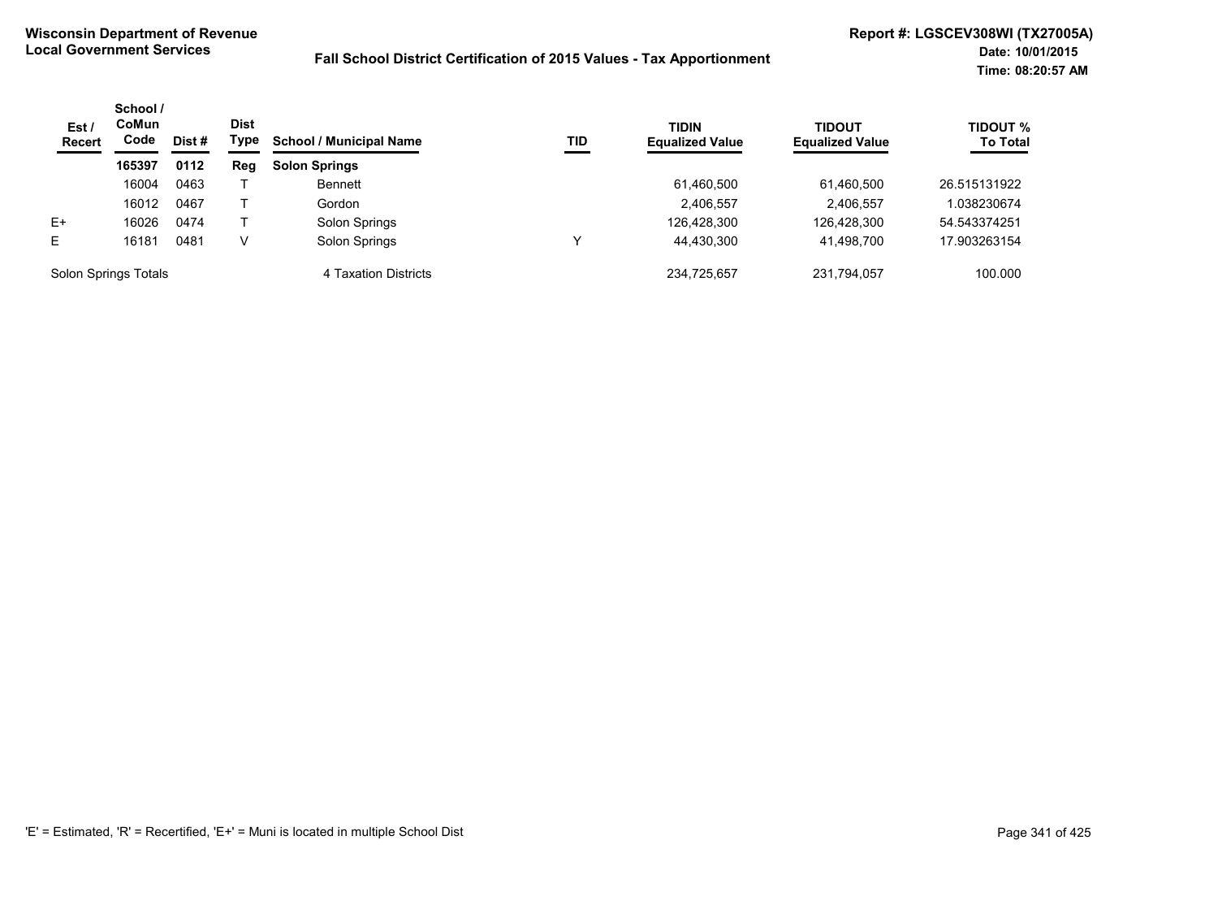**Wisconsin Department of Revenue**
**Local Government Services**

**Fall School District Certification of 2015 Values - Tax Apportionment**

**Report #: LGSCEV308WI (TX27005A)**
**Date: 10/01/2015**
**Time: 08:20:57 AM**

| Est / Recert | School / CoMun Code | Dist # | Dist Type | School / Municipal Name | TID | TIDIN Equalized Value | TIDOUT Equalized Value | TIDOUT % To Total |
|---|---|---|---|---|---|---|---|---|
| | **165397** | **0112** | **Reg** | **Solon Springs** | | | | |
| | 16004 | 0463 | T | Bennett | | 61,460,500 | 61,460,500 | 26.515131922 |
| | 16012 | 0467 | T | Gordon | | 2,406,557 | 2,406,557 | 1.038230674 |
| E+ | 16026 | 0474 | T | Solon Springs | | 126,428,300 | 126,428,300 | 54.543374251 |
| E | 16181 | 0481 | V | Solon Springs | Y | 44,430,300 | 41,498,700 | 17.903263154 |
| Solon Springs Totals | | | | 4 Taxation Districts | | 234,725,657 | 231,794,057 | 100.000 |

'E' = Estimated, 'R' = Recertified, 'E+' = Muni is located in multiple School Dist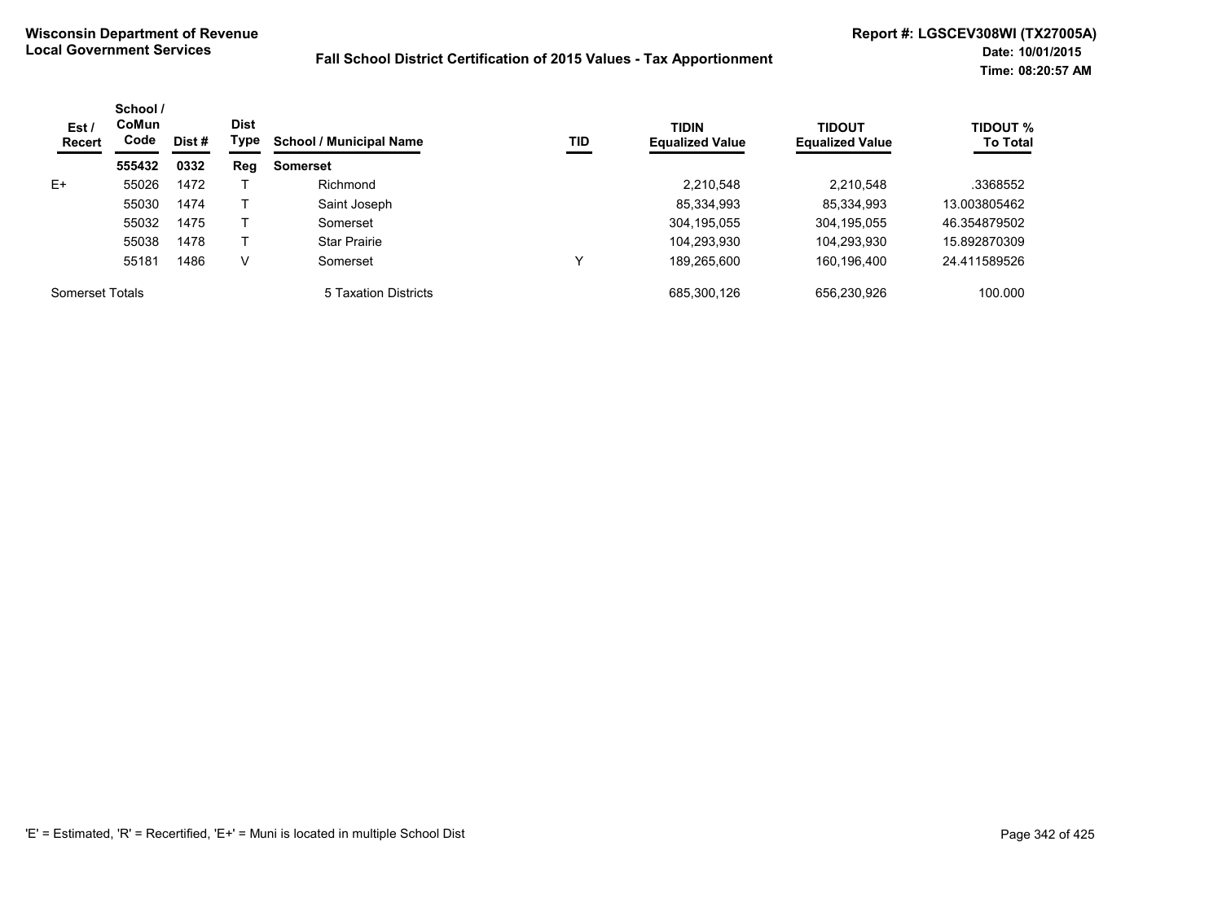Wisconsin Department of Revenue
Local Government Services

**Fall School District Certification of 2015 Values - Tax Apportionment**

Report #: LGSCEV308WI (TX27005A)
Date: 10/01/2015
Time: 08:20:57 AM

| Est / Recert | School / CoMun Code | Dist # | Dist Type | School / Municipal Name | TID | TIDIN Equalized Value | TIDOUT Equalized Value | TIDOUT % To Total |
|---|---|---|---|---|---|---|---|---|
| | **555432** | **0332** | **Reg** | **Somerset** | | | | |
| E+ | 55026 | 1472 | T | Richmond | | 2,210,548 | 2,210,548 | .3368552 |
| | 55030 | 1474 | T | Saint Joseph | | 85,334,993 | 85,334,993 | 13.003805462 |
| | 55032 | 1475 | T | Somerset | | 304,195,055 | 304,195,055 | 46.354879502 |
| | 55038 | 1478 | T | Star Prairie | | 104,293,930 | 104,293,930 | 15.892870309 |
| | 55181 | 1486 | V | Somerset | Y | 189,265,600 | 160,196,400 | 24.411589526 |
| Somerset Totals | | | | 5 Taxation Districts | | 685,300,126 | 656,230,926 | 100.000 |

'E' = Estimated, 'R' = Recertified, 'E+' = Muni is located in multiple School Dist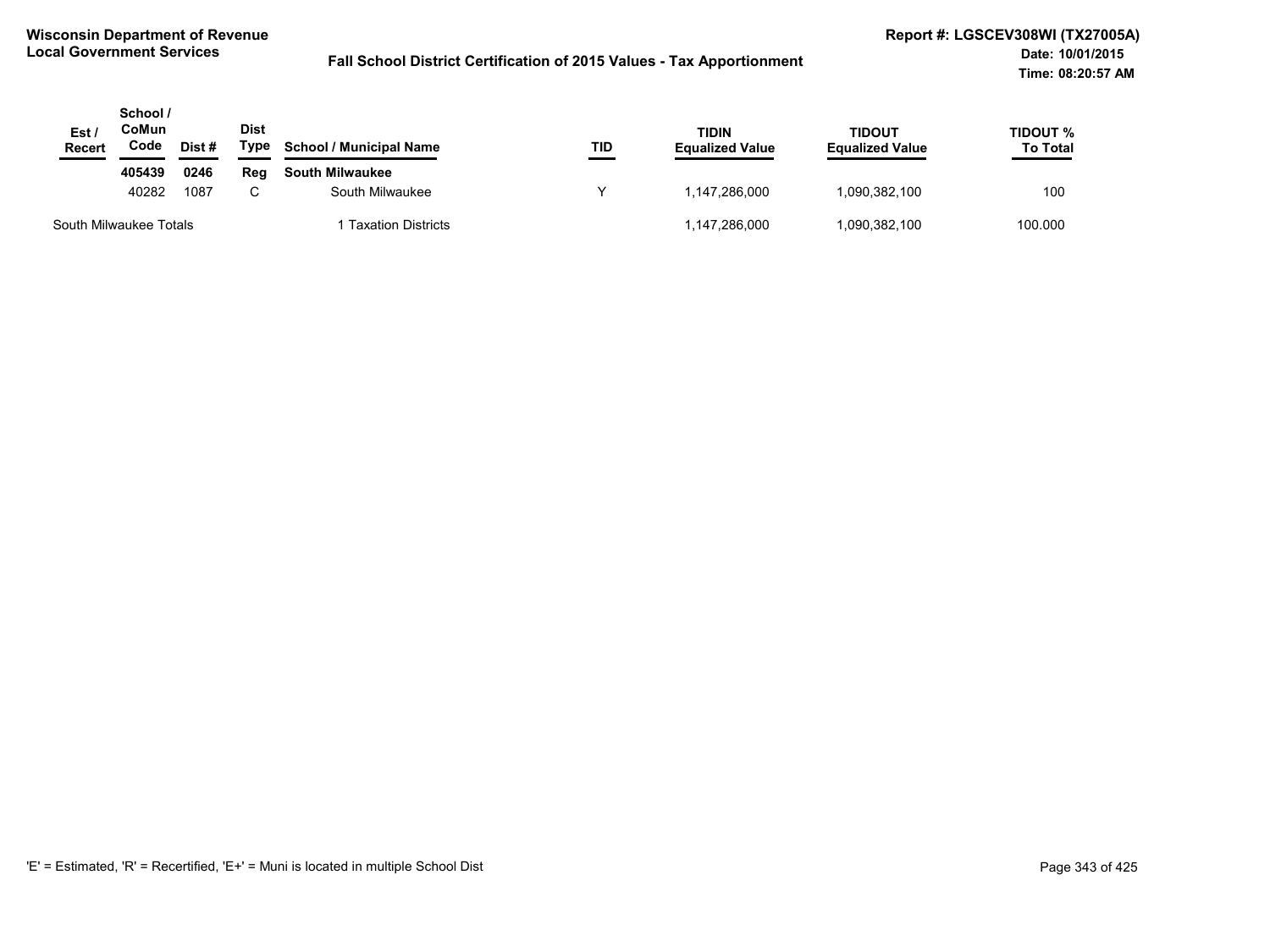**Wisconsin Department of Revenue**
**Local Government Services**

**Fall School District Certification of 2015 Values - Tax Apportionment**

**Report #: LGSCEV308WI (TX27005A)**
**Date: 10/01/2015**
**Time: 08:20:57 AM**

| Est / Recert | School / CoMun Code | Dist # | Dist Type | School / Municipal Name | TID | TIDIN Equalized Value | TIDOUT Equalized Value | TIDOUT % To Total |
|---|---|---|---|---|---|---|---|---|
| | **405439** | **0246** | **Reg** | **South Milwaukee** | | | | |
| | 40282 | 1087 | C | South Milwaukee | Y | 1,147,286,000 | 1,090,382,100 | 100 |
| South Milwaukee Totals | | | | 1 Taxation Districts | | 1,147,286,000 | 1,090,382,100 | 100.000 |

'E' = Estimated, 'R' = Recertified, 'E+' = Muni is located in multiple School Dist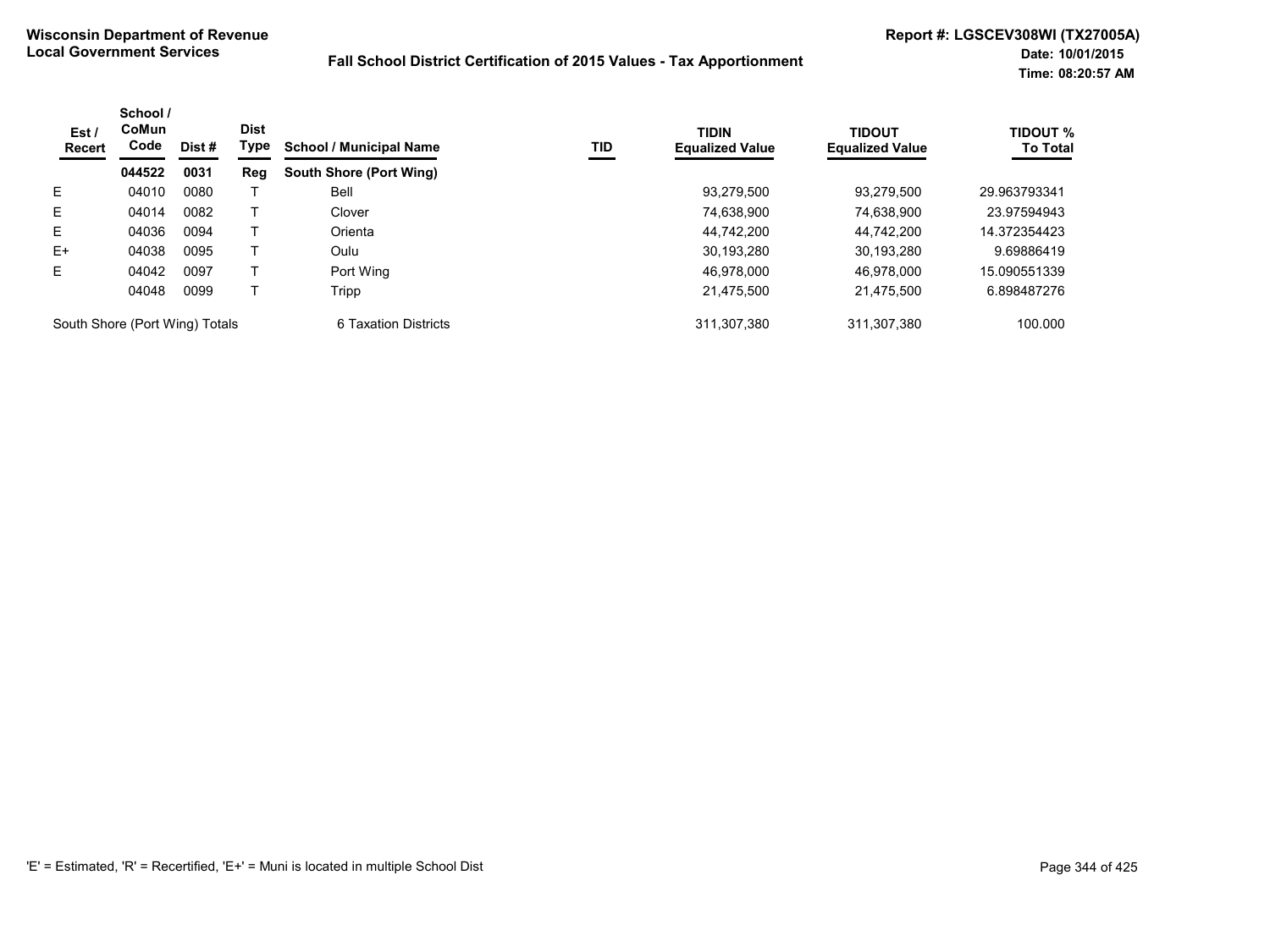**Wisconsin Department of Revenue**
**Local Government Services**

**Fall School District Certification of 2015 Values - Tax Apportionment**

**Report #: LGSCEV308WI (TX27005A)**
**Date: 10/01/2015**
**Time: 08:20:57 AM**

| Est / Recert | School / CoMun Code | Dist # | Dist Type | School / Municipal Name | TID | TIDIN Equalized Value | TIDOUT Equalized Value | TIDOUT % To Total |
|---|---|---|---|---|---|---|---|---|
| | **044522** | **0031** | **Reg** | **South Shore (Port Wing)** | | | | |
| E | 04010 | 0080 | T | Bell | | 93,279,500 | 93,279,500 | 29.963793341 |
| E | 04014 | 0082 | T | Clover | | 74,638,900 | 74,638,900 | 23.97594943 |
| E | 04036 | 0094 | T | Orienta | | 44,742,200 | 44,742,200 | 14.372354423 |
| E+ | 04038 | 0095 | T | Oulu | | 30,193,280 | 30,193,280 | 9.69886419 |
| E | 04042 | 0097 | T | Port Wing | | 46,978,000 | 46,978,000 | 15.090551339 |
| | 04048 | 0099 | T | Tripp | | 21,475,500 | 21,475,500 | 6.898487276 |
| South Shore (Port Wing) Totals | | | | 6 Taxation Districts | | 311,307,380 | 311,307,380 | 100.000 |

'E' = Estimated, 'R' = Recertified, 'E+' = Muni is located in multiple School Dist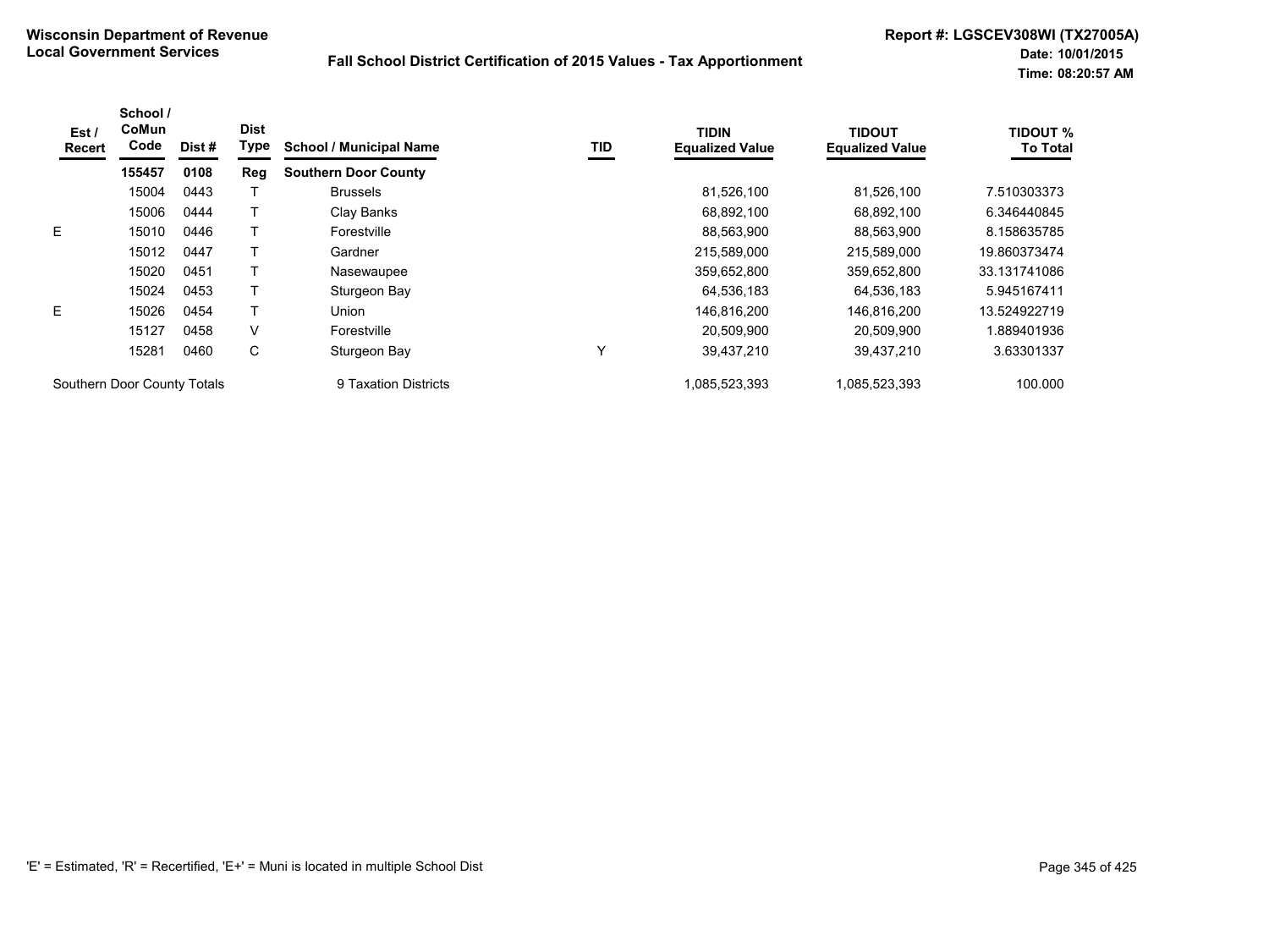**Wisconsin Department of Revenue**
**Local Government Services**

**Fall School District Certification of 2015 Values - Tax Apportionment**

**Report #: LGSCEV308WI (TX27005A)**
**Date: 10/01/2015**
**Time: 08:20:57 AM**

| Est / Recert | School / CoMun Code | Dist # | Dist Type | School / Municipal Name | TID | TIDIN Equalized Value | TIDOUT Equalized Value | TIDOUT % To Total |
|---|---|---|---|---|---|---|---|---|
| | **155457** | **0108** | **Reg** | **Southern Door County** | | | | |
| | 15004 | 0443 | T | Brussels | | 81,526,100 | 81,526,100 | 7.510303373 |
| | 15006 | 0444 | T | Clay Banks | | 68,892,100 | 68,892,100 | 6.346440845 |
| E | 15010 | 0446 | T | Forestville | | 88,563,900 | 88,563,900 | 8.158635785 |
| | 15012 | 0447 | T | Gardner | | 215,589,000 | 215,589,000 | 19.860373474 |
| | 15020 | 0451 | T | Nasewaupee | | 359,652,800 | 359,652,800 | 33.131741086 |
| | 15024 | 0453 | T | Sturgeon Bay | | 64,536,183 | 64,536,183 | 5.945167411 |
| E | 15026 | 0454 | T | Union | | 146,816,200 | 146,816,200 | 13.524922719 |
| | 15127 | 0458 | V | Forestville | | 20,509,900 | 20,509,900 | 1.889401936 |
| | 15281 | 0460 | C | Sturgeon Bay | Y | 39,437,210 | 39,437,210 | 3.63301337 |
| Southern Door County Totals | | | | 9 Taxation Districts | | 1,085,523,393 | 1,085,523,393 | 100.000 |

'E' = Estimated, 'R' = Recertified, 'E+' = Muni is located in multiple School Dist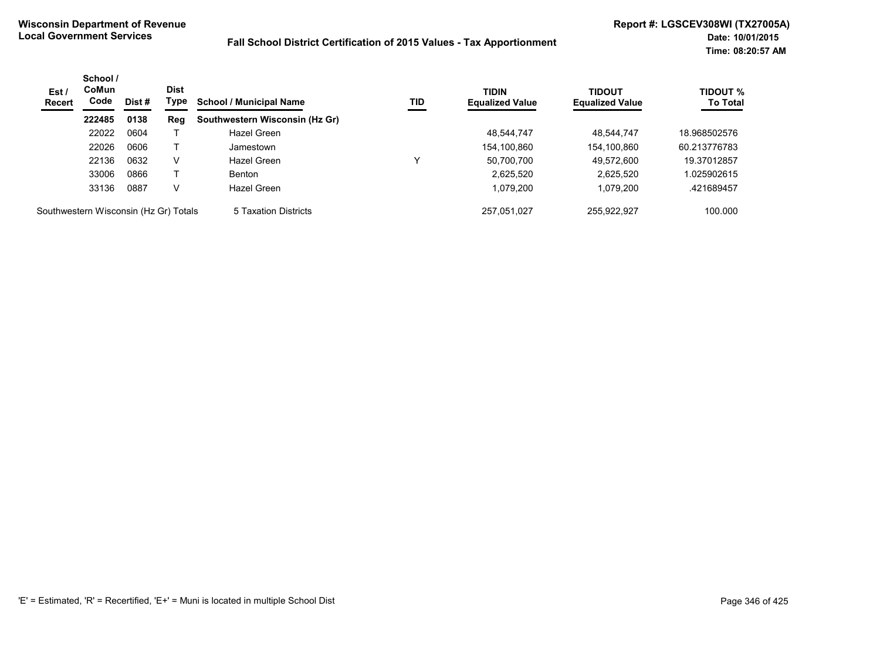**Wisconsin Department of Revenue**
**Local Government Services**

**Fall School District Certification of 2015 Values - Tax Apportionment**

**Report #: LGSCEV308WI (TX27005A)**
**Date: 10/01/2015**
**Time: 08:20:57 AM**

| Est / Recert | School / CoMun Code | Dist # | Dist Type | School / Municipal Name | TID | TIDIN Equalized Value | TIDOUT Equalized Value | TIDOUT % To Total |
|---|---|---|---|---|---|---|---|---|
| | **222485** | **0138** | **Reg** | **Southwestern Wisconsin (Hz Gr)** | | | | |
| | 22022 | 0604 | T | Hazel Green | | 48,544,747 | 48,544,747 | 18.968502576 |
| | 22026 | 0606 | T | Jamestown | | 154,100,860 | 154,100,860 | 60.213776783 |
| | 22136 | 0632 | V | Hazel Green | Y | 50,700,700 | 49,572,600 | 19.37012857 |
| | 33006 | 0866 | T | Benton | | 2,625,520 | 2,625,520 | 1.025902615 |
| | 33136 | 0887 | V | Hazel Green | | 1,079,200 | 1,079,200 | .421689457 |
| Southwestern Wisconsin (Hz Gr) Totals | | | | 5 Taxation Districts | | 257,051,027 | 255,922,927 | 100.000 |

'E' = Estimated, 'R' = Recertified, 'E+' = Muni is located in multiple School Dist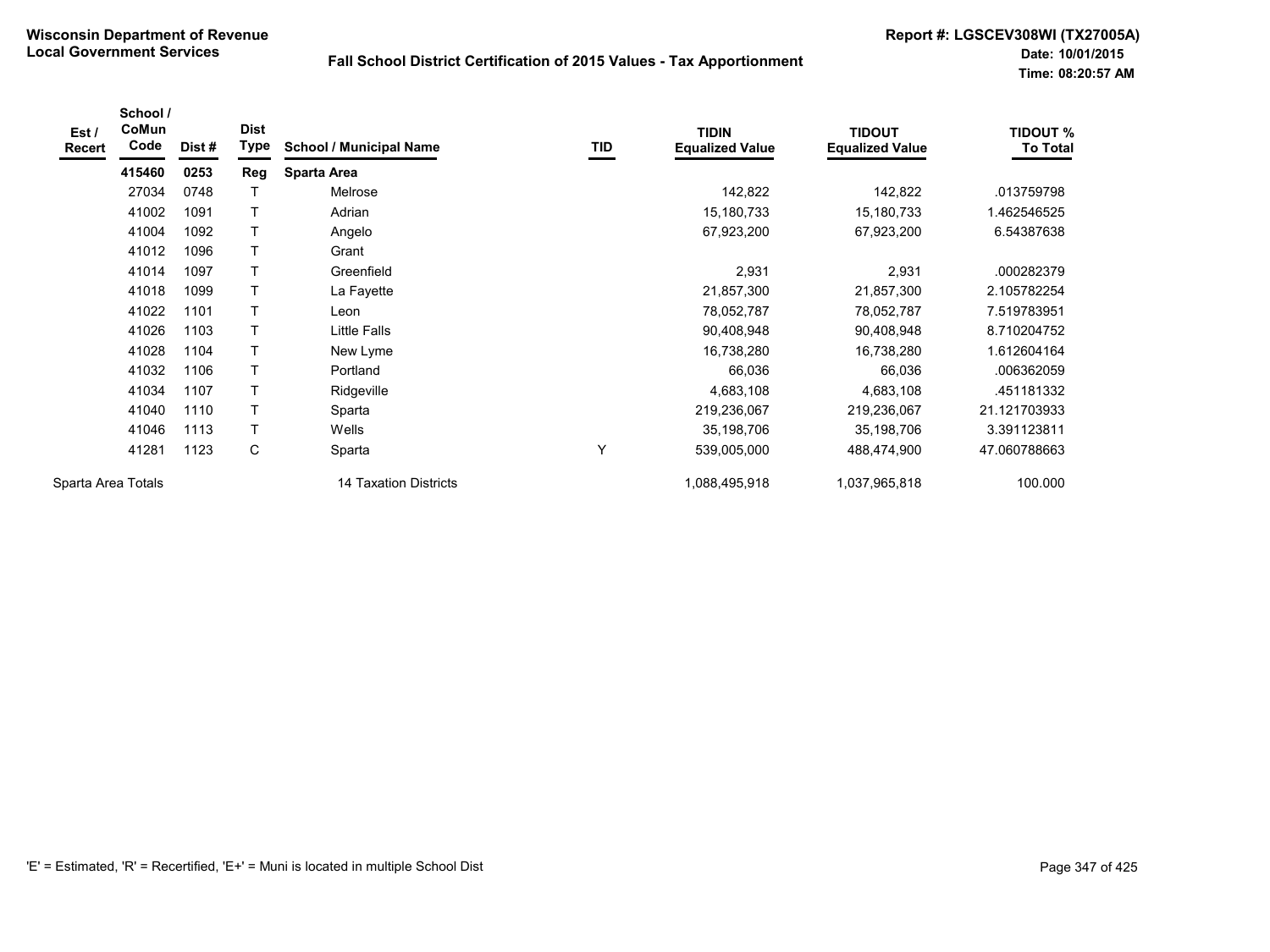**Wisconsin Department of Revenue**
**Local Government Services**

**Fall School District Certification of 2015 Values - Tax Apportionment**

**Report #: LGSCEV308WI (TX27005A)**
**Date: 10/01/2015**
**Time: 08:20:57 AM**

| Est / Recert | School / CoMun Code | Dist # | Dist Type | School / Municipal Name | TID | TIDIN Equalized Value | TIDOUT Equalized Value | TIDOUT % To Total |
|---|---|---|---|---|---|---|---|---|
| | **415460** | **0253** | **Reg** | **Sparta Area** | | | | |
| | 27034 | 0748 | T | Melrose | | 142,822 | 142,822 | .013759798 |
| | 41002 | 1091 | T | Adrian | | 15,180,733 | 15,180,733 | 1.462546525 |
| | 41004 | 1092 | T | Angelo | | 67,923,200 | 67,923,200 | 6.54387638 |
| | 41012 | 1096 | T | Grant | | | | |
| | 41014 | 1097 | T | Greenfield | | 2,931 | 2,931 | .000282379 |
| | 41018 | 1099 | T | La Fayette | | 21,857,300 | 21,857,300 | 2.105782254 |
| | 41022 | 1101 | T | Leon | | 78,052,787 | 78,052,787 | 7.519783951 |
| | 41026 | 1103 | T | Little Falls | | 90,408,948 | 90,408,948 | 8.710204752 |
| | 41028 | 1104 | T | New Lyme | | 16,738,280 | 16,738,280 | 1.612604164 |
| | 41032 | 1106 | T | Portland | | 66,036 | 66,036 | .006362059 |
| | 41034 | 1107 | T | Ridgeville | | 4,683,108 | 4,683,108 | .451181332 |
| | 41040 | 1110 | T | Sparta | | 219,236,067 | 219,236,067 | 21.121703933 |
| | 41046 | 1113 | T | Wells | | 35,198,706 | 35,198,706 | 3.391123811 |
| | 41281 | 1123 | C | Sparta | Y | 539,005,000 | 488,474,900 | 47.060788663 |
| Sparta Area Totals | | | | 14 Taxation Districts | | 1,088,495,918 | 1,037,965,818 | 100.000 |

'E' = Estimated, 'R' = Recertified, 'E+' = Muni is located in multiple School Dist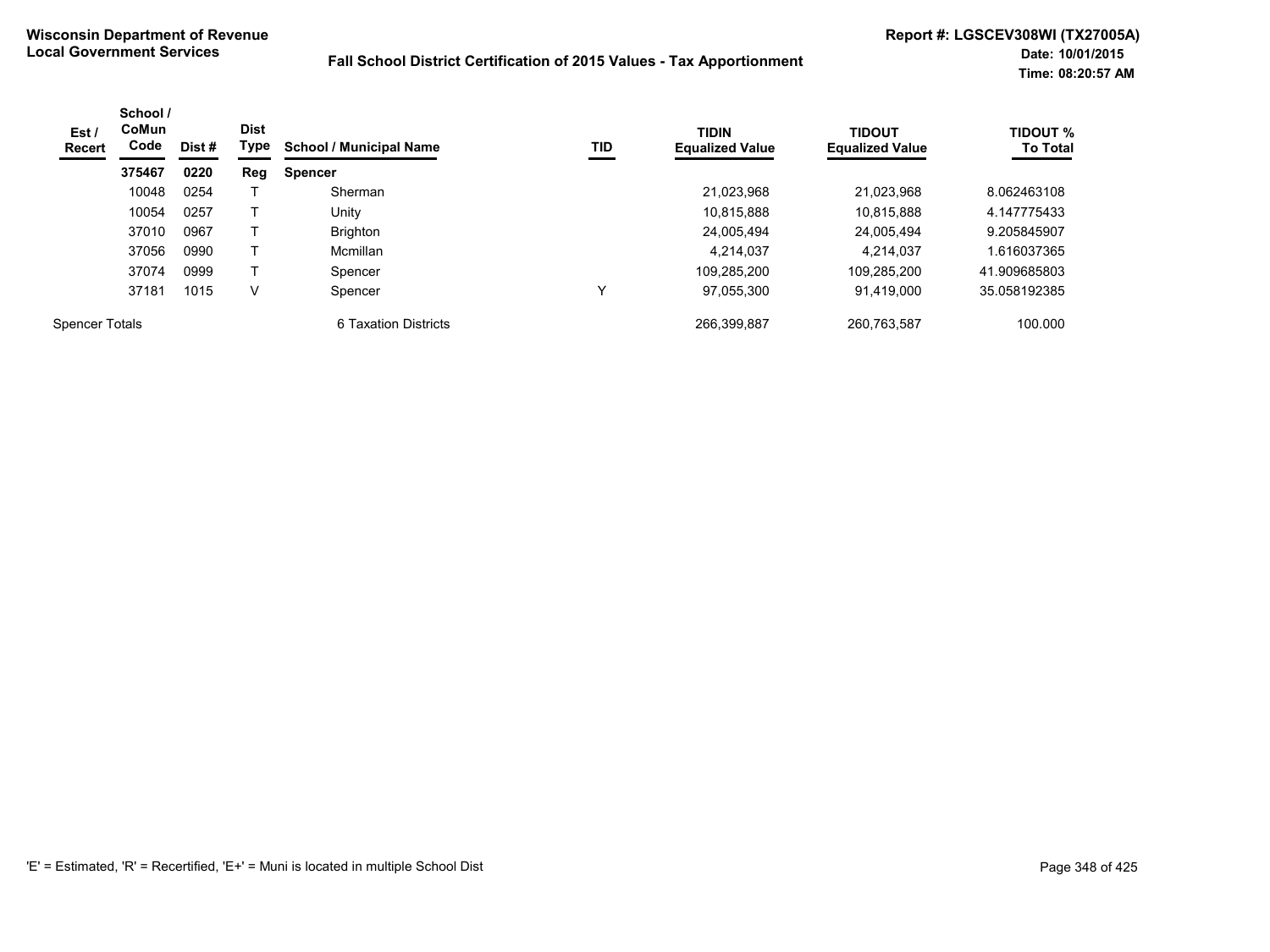**Wisconsin Department of Revenue**
**Local Government Services**

**Fall School District Certification of 2015 Values - Tax Apportionment**

**Report #: LGSCEV308WI (TX27005A)**
**Date: 10/01/2015**
**Time: 08:20:57 AM**

| Est / Recert | School / CoMun Code | Dist # | Dist Type | School / Municipal Name | TID | TIDIN Equalized Value | TIDOUT Equalized Value | TIDOUT % To Total |
|---|---|---|---|---|---|---|---|---|
| | **375467** | **0220** | **Reg** | **Spencer** | | | | |
| | 10048 | 0254 | T | Sherman | | 21,023,968 | 21,023,968 | 8.062463108 |
| | 10054 | 0257 | T | Unity | | 10,815,888 | 10,815,888 | 4.147775433 |
| | 37010 | 0967 | T | Brighton | | 24,005,494 | 24,005,494 | 9.205845907 |
| | 37056 | 0990 | T | Mcmillan | | 4,214,037 | 4,214,037 | 1.616037365 |
| | 37074 | 0999 | T | Spencer | | 109,285,200 | 109,285,200 | 41.909685803 |
| | 37181 | 1015 | V | Spencer | Y | 97,055,300 | 91,419,000 | 35.058192385 |
| Spencer Totals | | | | 6 Taxation Districts | | 266,399,887 | 260,763,587 | 100.000 |

'E' = Estimated, 'R' = Recertified, 'E+' = Muni is located in multiple School Dist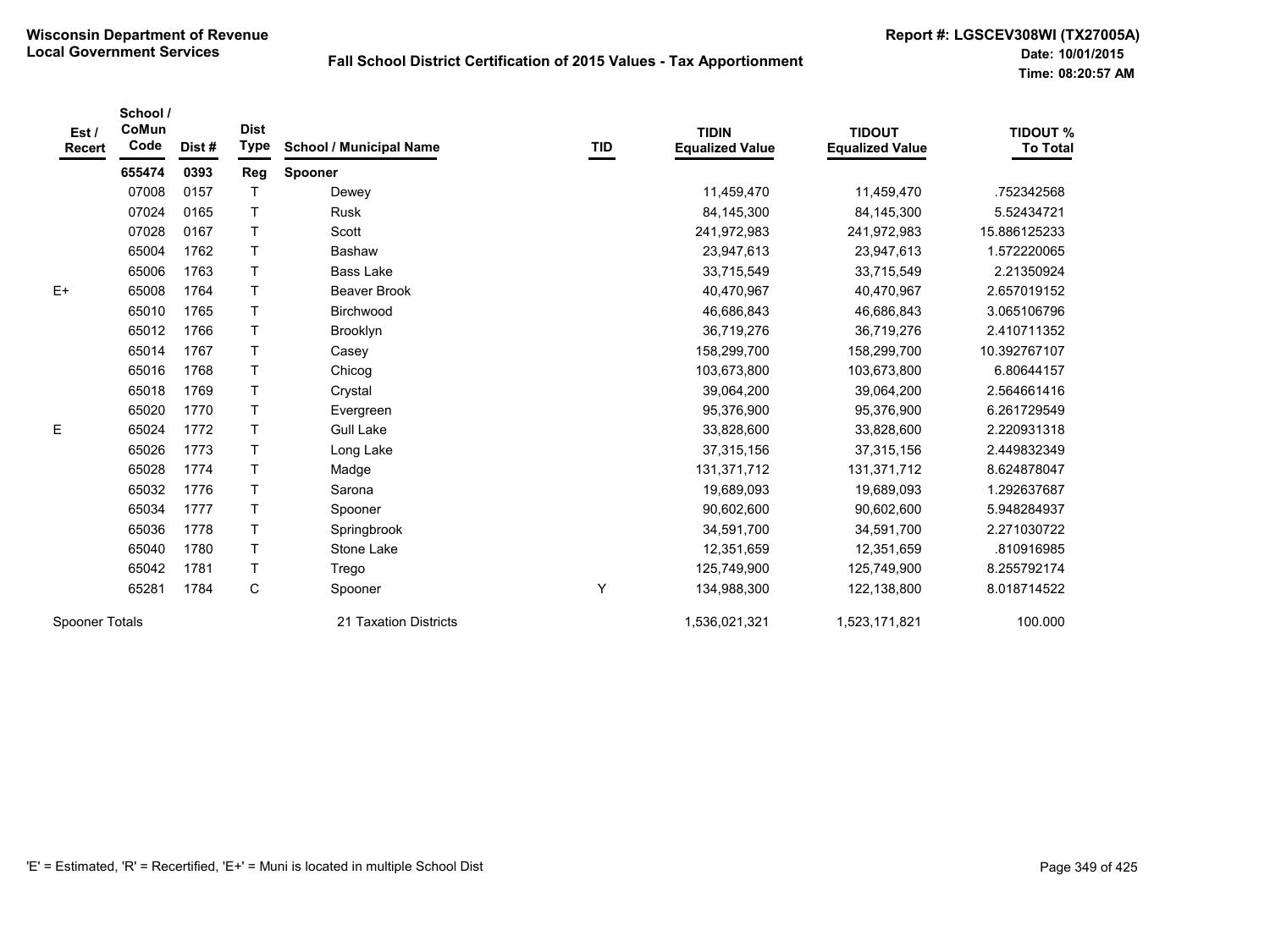**Wisconsin Department of Revenue**
**Local Government Services**

**Fall School District Certification of 2015 Values - Tax Apportionment**

**Report #: LGSCEV308WI (TX27005A)**
**Date: 10/01/2015**
**Time: 08:20:57 AM**

| Est / Recert | School / CoMun Code | Dist # | Dist Type | School / Municipal Name | TID | TIDIN Equalized Value | TIDOUT Equalized Value | TIDOUT % To Total |
|---|---|---|---|---|---|---|---|---|
| | **655474** | **0393** | **Reg** | **Spooner** | | | | |
| | 07008 | 0157 | T | Dewey | | 11,459,470 | 11,459,470 | .752342568 |
| | 07024 | 0165 | T | Rusk | | 84,145,300 | 84,145,300 | 5.52434721 |
| | 07028 | 0167 | T | Scott | | 241,972,983 | 241,972,983 | 15.886125233 |
| | 65004 | 1762 | T | Bashaw | | 23,947,613 | 23,947,613 | 1.572220065 |
| | 65006 | 1763 | T | Bass Lake | | 33,715,549 | 33,715,549 | 2.21350924 |
| E+ | 65008 | 1764 | T | Beaver Brook | | 40,470,967 | 40,470,967 | 2.657019152 |
| | 65010 | 1765 | T | Birchwood | | 46,686,843 | 46,686,843 | 3.065106796 |
| | 65012 | 1766 | T | Brooklyn | | 36,719,276 | 36,719,276 | 2.410711352 |
| | 65014 | 1767 | T | Casey | | 158,299,700 | 158,299,700 | 10.392767107 |
| | 65016 | 1768 | T | Chicog | | 103,673,800 | 103,673,800 | 6.80644157 |
| | 65018 | 1769 | T | Crystal | | 39,064,200 | 39,064,200 | 2.564661416 |
| | 65020 | 1770 | T | Evergreen | | 95,376,900 | 95,376,900 | 6.261729549 |
| E | 65024 | 1772 | T | Gull Lake | | 33,828,600 | 33,828,600 | 2.220931318 |
| | 65026 | 1773 | T | Long Lake | | 37,315,156 | 37,315,156 | 2.449832349 |
| | 65028 | 1774 | T | Madge | | 131,371,712 | 131,371,712 | 8.624878047 |
| | 65032 | 1776 | T | Sarona | | 19,689,093 | 19,689,093 | 1.292637687 |
| | 65034 | 1777 | T | Spooner | | 90,602,600 | 90,602,600 | 5.948284937 |
| | 65036 | 1778 | T | Springbrook | | 34,591,700 | 34,591,700 | 2.271030722 |
| | 65040 | 1780 | T | Stone Lake | | 12,351,659 | 12,351,659 | .810916985 |
| | 65042 | 1781 | T | Trego | | 125,749,900 | 125,749,900 | 8.255792174 |
| | 65281 | 1784 | C | Spooner | Y | 134,988,300 | 122,138,800 | 8.018714522 |
| Spooner Totals | | | | 21 Taxation Districts | | 1,536,021,321 | 1,523,171,821 | 100.000 |

'E' = Estimated, 'R' = Recertified, 'E+' = Muni is located in multiple School Dist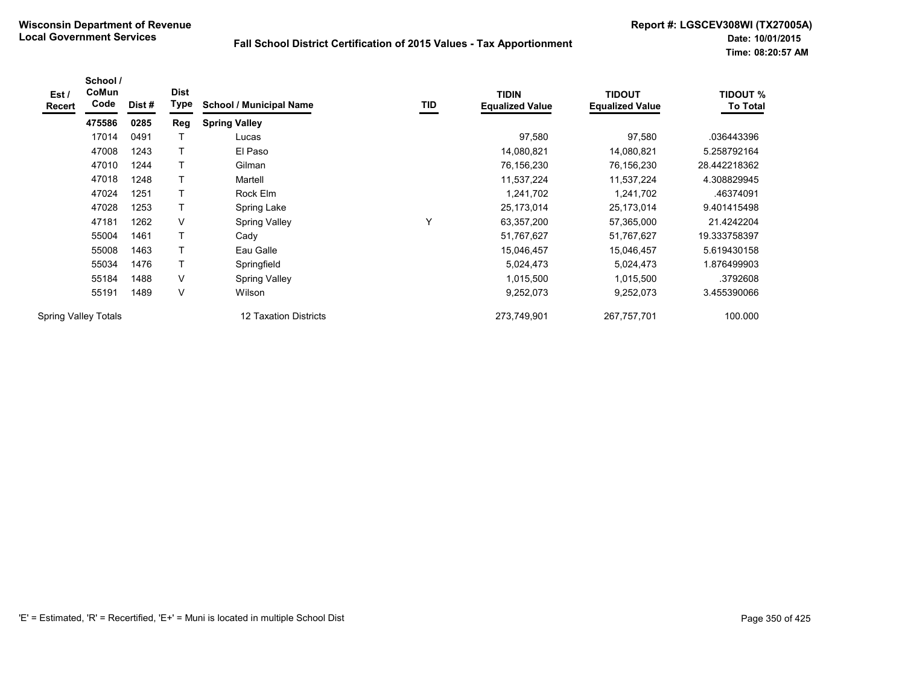**Wisconsin Department of Revenue**
**Local Government Services**

**Fall School District Certification of 2015 Values - Tax Apportionment**

**Report #: LGSCEV308WI (TX27005A)**
**Date: 10/01/2015**
**Time: 08:20:57 AM**

| Est / Recert | School / CoMun Code | Dist # | Dist Type | School / Municipal Name | TID | TIDIN Equalized Value | TIDOUT Equalized Value | TIDOUT % To Total |
|---|---|---|---|---|---|---|---|---|
| | **475586** | **0285** | **Reg** | **Spring Valley** | | | | |
| | 17014 | 0491 | T | Lucas | | 97,580 | 97,580 | .036443396 |
| | 47008 | 1243 | T | El Paso | | 14,080,821 | 14,080,821 | 5.258792164 |
| | 47010 | 1244 | T | Gilman | | 76,156,230 | 76,156,230 | 28.442218362 |
| | 47018 | 1248 | T | Martell | | 11,537,224 | 11,537,224 | 4.308829945 |
| | 47024 | 1251 | T | Rock Elm | | 1,241,702 | 1,241,702 | .46374091 |
| | 47028 | 1253 | T | Spring Lake | | 25,173,014 | 25,173,014 | 9.401415498 |
| | 47181 | 1262 | V | Spring Valley | Y | 63,357,200 | 57,365,000 | 21.4242204 |
| | 55004 | 1461 | T | Cady | | 51,767,627 | 51,767,627 | 19.333758397 |
| | 55008 | 1463 | T | Eau Galle | | 15,046,457 | 15,046,457 | 5.619430158 |
| | 55034 | 1476 | T | Springfield | | 5,024,473 | 5,024,473 | 1.876499903 |
| | 55184 | 1488 | V | Spring Valley | | 1,015,500 | 1,015,500 | .3792608 |
| | 55191 | 1489 | V | Wilson | | 9,252,073 | 9,252,073 | 3.455390066 |
| Spring Valley Totals | | | | 12 Taxation Districts | | 273,749,901 | 267,757,701 | 100.000 |

'E' = Estimated, 'R' = Recertified, 'E+' = Muni is located in multiple School Dist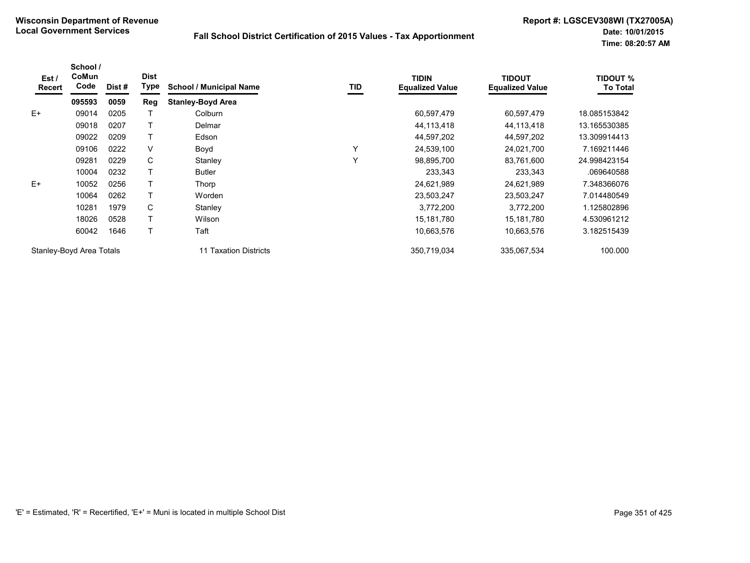**Wisconsin Department of Revenue**
**Local Government Services**

**Fall School District Certification of 2015 Values - Tax Apportionment**

**Report #: LGSCEV308WI (TX27005A)**
**Date: 10/01/2015**
**Time: 08:20:57 AM**

| Est / Recert | School / CoMun Code | Dist # | Dist Type | School / Municipal Name | TID | TIDIN Equalized Value | TIDOUT Equalized Value | TIDOUT % To Total |
|---|---|---|---|---|---|---|---|---|
| | **095593** | **0059** | **Reg** | **Stanley-Boyd Area** | | | | |
| E+ | 09014 | 0205 | T | Colburn | | 60,597,479 | 60,597,479 | 18.085153842 |
| | 09018 | 0207 | T | Delmar | | 44,113,418 | 44,113,418 | 13.165530385 |
| | 09022 | 0209 | T | Edson | | 44,597,202 | 44,597,202 | 13.309914413 |
| | 09106 | 0222 | V | Boyd | Y | 24,539,100 | 24,021,700 | 7.169211446 |
| | 09281 | 0229 | C | Stanley | Y | 98,895,700 | 83,761,600 | 24.998423154 |
| | 10004 | 0232 | T | Butler | | 233,343 | 233,343 | .069640588 |
| E+ | 10052 | 0256 | T | Thorp | | 24,621,989 | 24,621,989 | 7.348366076 |
| | 10064 | 0262 | T | Worden | | 23,503,247 | 23,503,247 | 7.014480549 |
| | 10281 | 1979 | C | Stanley | | 3,772,200 | 3,772,200 | 1.125802896 |
| | 18026 | 0528 | T | Wilson | | 15,181,780 | 15,181,780 | 4.530961212 |
| | 60042 | 1646 | T | Taft | | 10,663,576 | 10,663,576 | 3.182515439 |
| Stanley-Boyd Area Totals | | | | 11 Taxation Districts | | 350,719,034 | 335,067,534 | 100.000 |

'E' = Estimated, 'R' = Recertified, 'E+' = Muni is located in multiple School Dist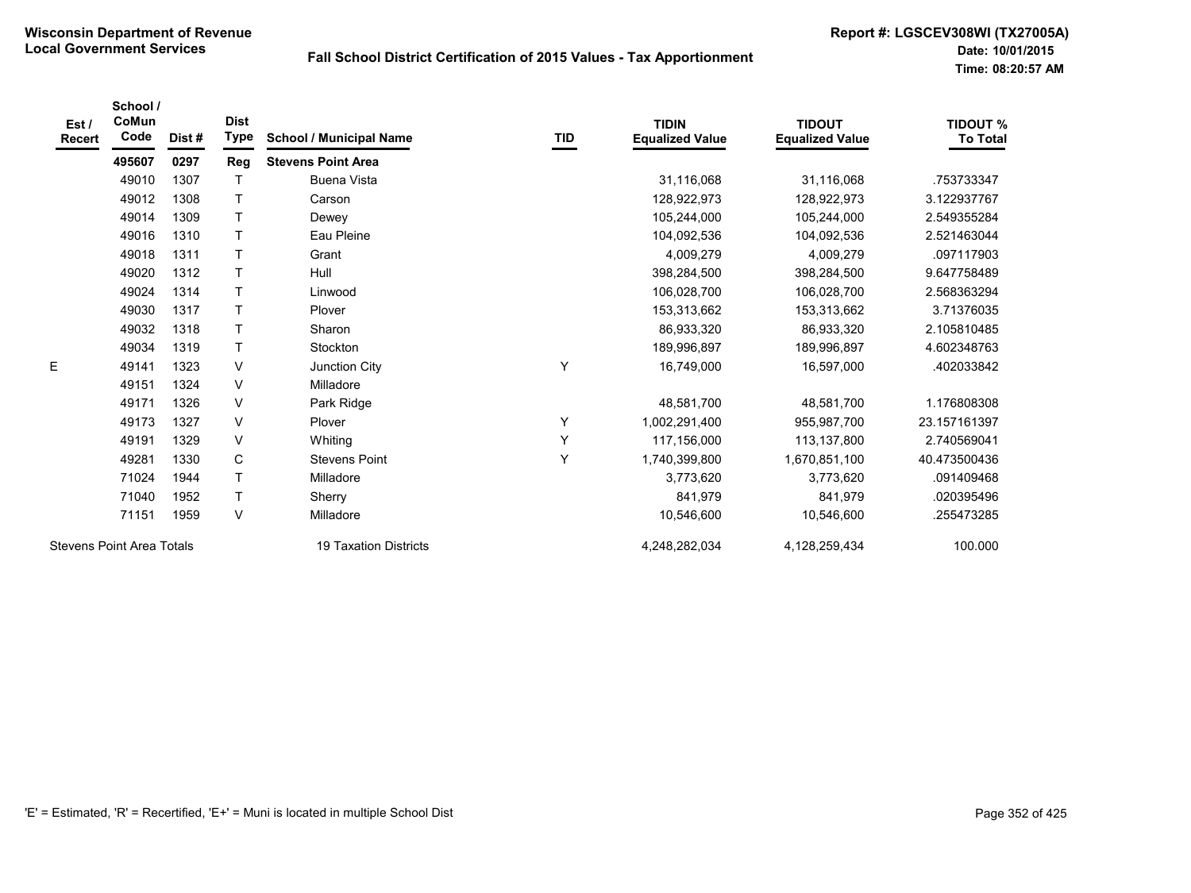**Wisconsin Department of Revenue**
**Local Government Services**

**Fall School District Certification of 2015 Values - Tax Apportionment**

**Report #: LGSCEV308WI (TX27005A)**
**Date: 10/01/2015**
**Time: 08:20:57 AM**

| Est / Recert | School / CoMun Code | Dist # | Dist Type | School / Municipal Name | TID | TIDIN Equalized Value | TIDOUT Equalized Value | TIDOUT % To Total |
|---|---|---|---|---|---|---|---|---|
| | **495607** | **0297** | **Reg** | **Stevens Point Area** | | | | |
| | 49010 | 1307 | T | Buena Vista | | 31,116,068 | 31,116,068 | .753733347 |
| | 49012 | 1308 | T | Carson | | 128,922,973 | 128,922,973 | 3.122937767 |
| | 49014 | 1309 | T | Dewey | | 105,244,000 | 105,244,000 | 2.549355284 |
| | 49016 | 1310 | T | Eau Pleine | | 104,092,536 | 104,092,536 | 2.521463044 |
| | 49018 | 1311 | T | Grant | | 4,009,279 | 4,009,279 | .097117903 |
| | 49020 | 1312 | T | Hull | | 398,284,500 | 398,284,500 | 9.647758489 |
| | 49024 | 1314 | T | Linwood | | 106,028,700 | 106,028,700 | 2.568363294 |
| | 49030 | 1317 | T | Plover | | 153,313,662 | 153,313,662 | 3.71376035 |
| | 49032 | 1318 | T | Sharon | | 86,933,320 | 86,933,320 | 2.105810485 |
| | 49034 | 1319 | T | Stockton | | 189,996,897 | 189,996,897 | 4.602348763 |
| E | 49141 | 1323 | V | Junction City | Y | 16,749,000 | 16,597,000 | .402033842 |
| | 49151 | 1324 | V | Milladore | | | | |
| | 49171 | 1326 | V | Park Ridge | | 48,581,700 | 48,581,700 | 1.176808308 |
| | 49173 | 1327 | V | Plover | Y | 1,002,291,400 | 955,987,700 | 23.157161397 |
| | 49191 | 1329 | V | Whiting | Y | 117,156,000 | 113,137,800 | 2.740569041 |
| | 49281 | 1330 | C | Stevens Point | Y | 1,740,399,800 | 1,670,851,100 | 40.473500436 |
| | 71024 | 1944 | T | Milladore | | 3,773,620 | 3,773,620 | .091409468 |
| | 71040 | 1952 | T | Sherry | | 841,979 | 841,979 | .020395496 |
| | 71151 | 1959 | V | Milladore | | 10,546,600 | 10,546,600 | .255473285 |
| Stevens Point Area Totals | | | | 19 Taxation Districts | | 4,248,282,034 | 4,128,259,434 | 100.000 |

'E' = Estimated, 'R' = Recertified, 'E+' = Muni is located in multiple School Dist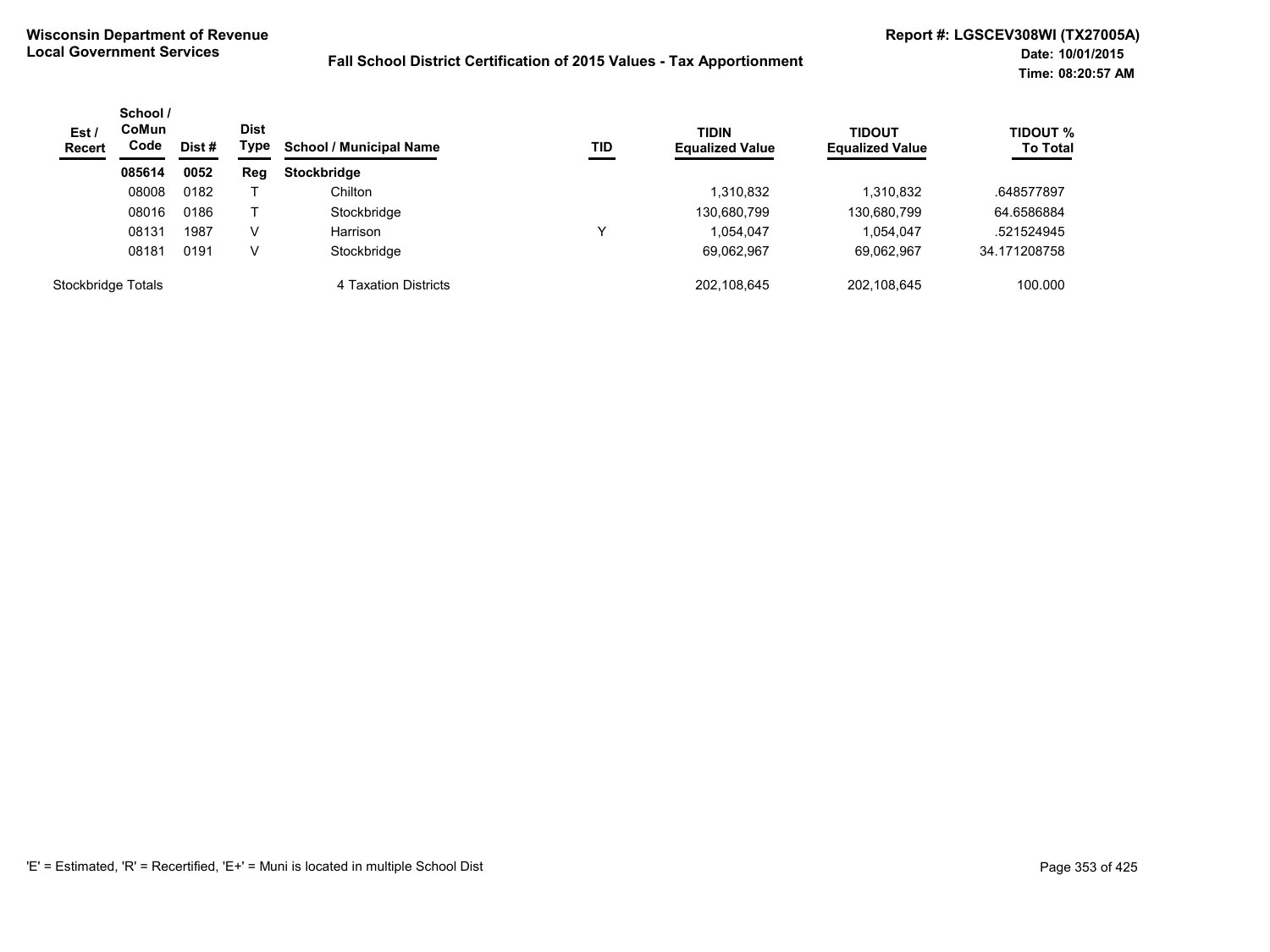**Wisconsin Department of Revenue**
**Local Government Services**

**Fall School District Certification of 2015 Values - Tax Apportionment**

**Report #: LGSCEV308WI (TX27005A)**
**Date: 10/01/2015**
**Time: 08:20:57 AM**

| Est / Recert | School / CoMun Code | Dist # | Dist Type | School / Municipal Name | TID | TIDIN Equalized Value | TIDOUT Equalized Value | TIDOUT % To Total |
|---|---|---|---|---|---|---|---|---|
| | **085614** | **0052** | **Reg** | **Stockbridge** | | | | |
| | 08008 | 0182 | T | Chilton | | 1,310,832 | 1,310,832 | .648577897 |
| | 08016 | 0186 | T | Stockbridge | | 130,680,799 | 130,680,799 | 64.6586884 |
| | 08131 | 1987 | V | Harrison | Y | 1,054,047 | 1,054,047 | .521524945 |
| | 08181 | 0191 | V | Stockbridge | | 69,062,967 | 69,062,967 | 34.171208758 |
| Stockbridge Totals | | | | 4 Taxation Districts | | 202,108,645 | 202,108,645 | 100.000 |

'E' = Estimated, 'R' = Recertified, 'E+' = Muni is located in multiple School Dist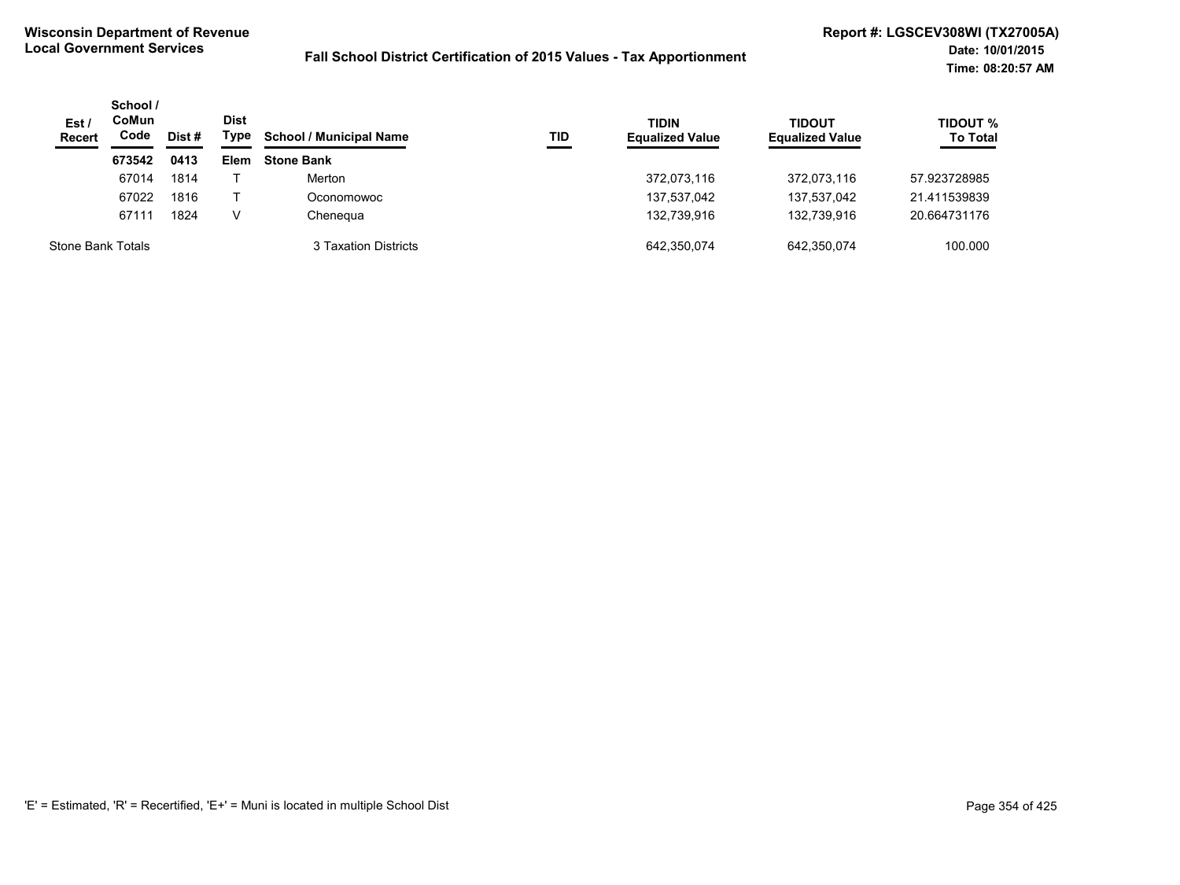**Wisconsin Department of Revenue**
**Local Government Services**

**Fall School District Certification of 2015 Values - Tax Apportionment**

**Report #: LGSCEV308WI (TX27005A)**
**Date: 10/01/2015**
**Time: 08:20:57 AM**

| Est / Recert | School / CoMun Code | Dist # | Dist Type | School / Municipal Name | TID | TIDIN Equalized Value | TIDOUT Equalized Value | TIDOUT % To Total |
|---|---|---|---|---|---|---|---|---|
| | **673542** | **0413** | **Elem** | **Stone Bank** | | | | |
| | 67014 | 1814 | T | Merton | | 372,073,116 | 372,073,116 | 57.923728985 |
| | 67022 | 1816 | T | Oconomowoc | | 137,537,042 | 137,537,042 | 21.411539839 |
| | 67111 | 1824 | V | Chenequa | | 132,739,916 | 132,739,916 | 20.664731176 |
| Stone Bank Totals | | | | 3 Taxation Districts | | 642,350,074 | 642,350,074 | 100.000 |

'E' = Estimated, 'R' = Recertified, 'E+' = Muni is located in multiple School Dist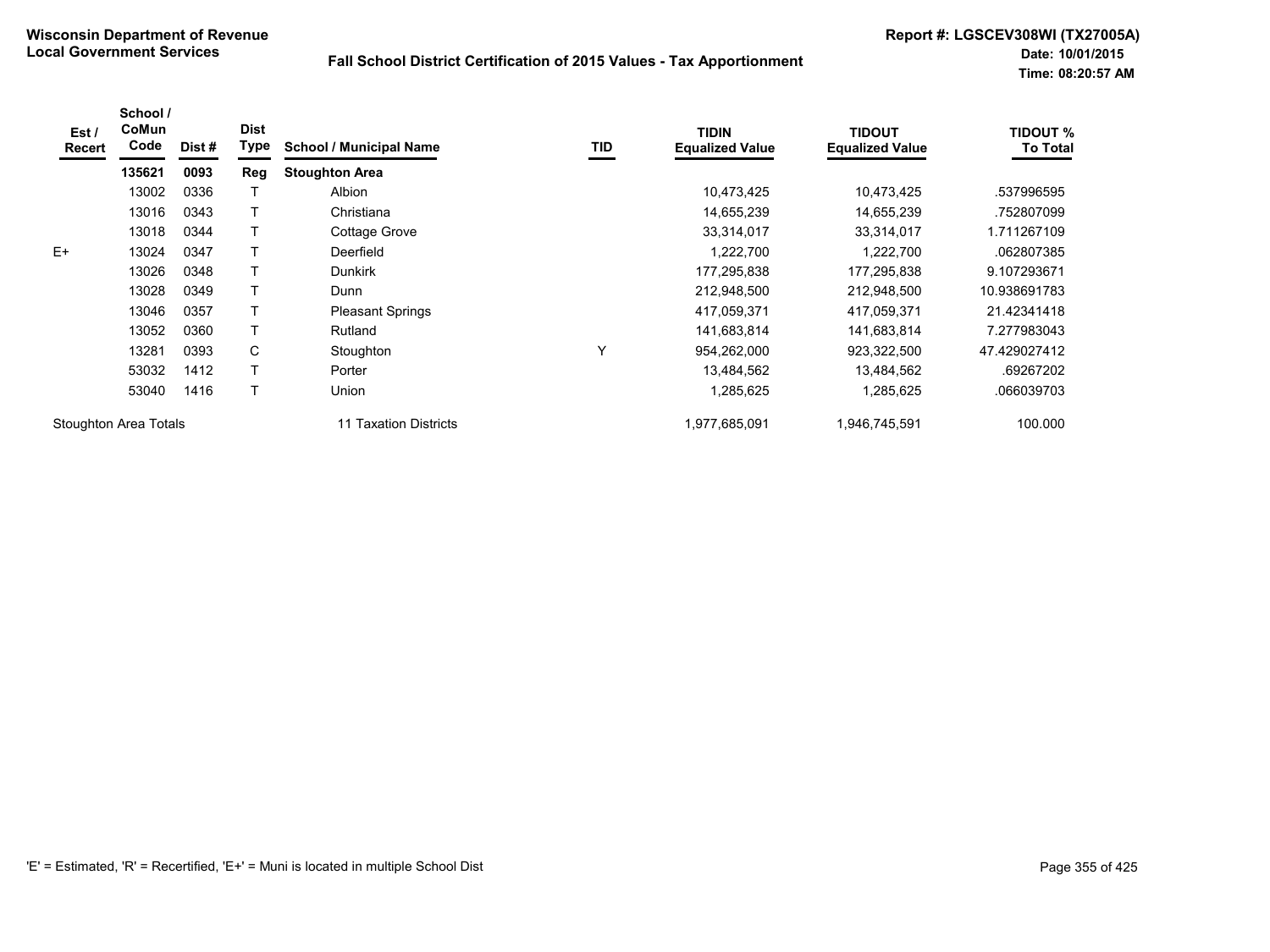Wisconsin Department of Revenue
Local Government Services

# Fall School District Certification of 2015 Values - Tax Apportionment

Report #: LGSCEV308WI (TX27005A)
Date: 10/01/2015
Time: 08:20:57 AM

| Est / Recert | School / CoMun Code | Dist # | Dist Type | School / Municipal Name | TID | TIDIN Equalized Value | TIDOUT Equalized Value | TIDOUT % To Total |
|---|---|---|---|---|---|---|---|---|
| | **135621** | **0093** | **Reg** | **Stoughton Area** | | | | |
| | 13002 | 0336 | T | Albion | | 10,473,425 | 10,473,425 | .537996595 |
| | 13016 | 0343 | T | Christiana | | 14,655,239 | 14,655,239 | .752807099 |
| | 13018 | 0344 | T | Cottage Grove | | 33,314,017 | 33,314,017 | 1.711267109 |
| E+ | 13024 | 0347 | T | Deerfield | | 1,222,700 | 1,222,700 | .062807385 |
| | 13026 | 0348 | T | Dunkirk | | 177,295,838 | 177,295,838 | 9.107293671 |
| | 13028 | 0349 | T | Dunn | | 212,948,500 | 212,948,500 | 10.938691783 |
| | 13046 | 0357 | T | Pleasant Springs | | 417,059,371 | 417,059,371 | 21.42341418 |
| | 13052 | 0360 | T | Rutland | | 141,683,814 | 141,683,814 | 7.277983043 |
| | 13281 | 0393 | C | Stoughton | Y | 954,262,000 | 923,322,500 | 47.429027412 |
| | 53032 | 1412 | T | Porter | | 13,484,562 | 13,484,562 | .69267202 |
| | 53040 | 1416 | T | Union | | 1,285,625 | 1,285,625 | .066039703 |
| Stoughton Area Totals | | | | 11 Taxation Districts | | 1,977,685,091 | 1,946,745,591 | 100.000 |

'E' = Estimated, 'R' = Recertified, 'E+' = Muni is located in multiple School Dist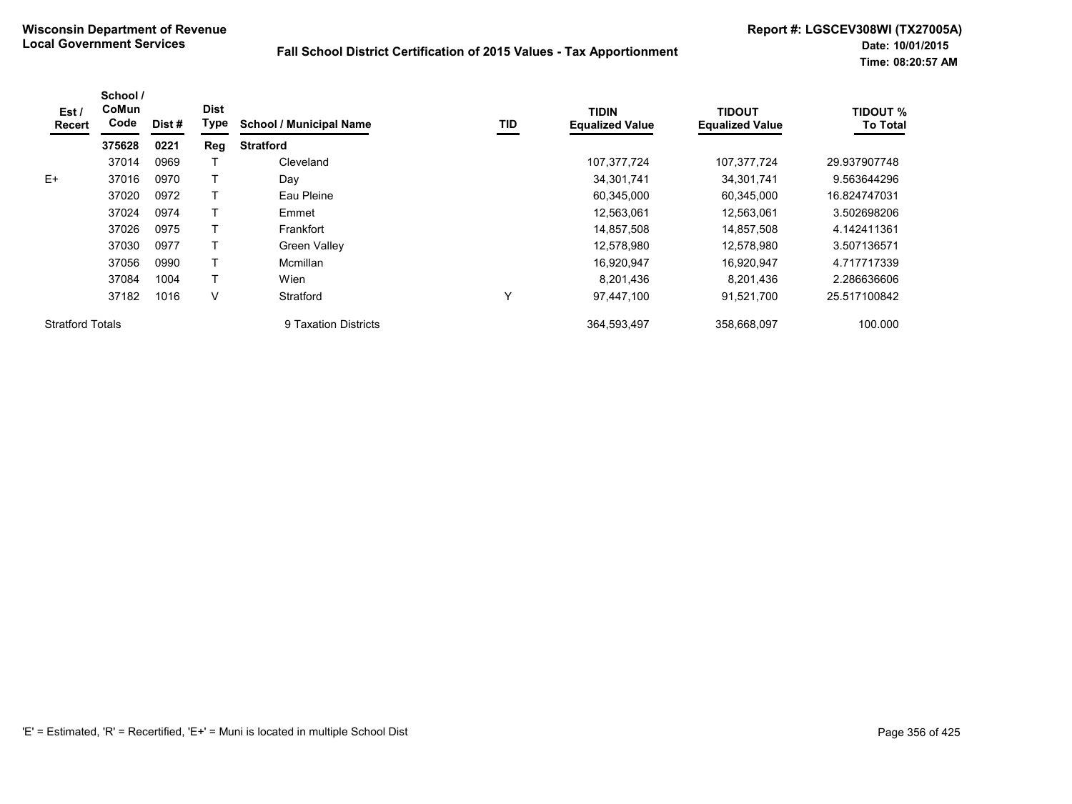**Wisconsin Department of Revenue**
**Local Government Services**

**Fall School District Certification of 2015 Values - Tax Apportionment**

**Report #: LGSCEV308WI (TX27005A)**
**Date: 10/01/2015**
**Time: 08:20:57 AM**

| Est / Recert | School / CoMun Code | Dist # | Dist Type | School / Municipal Name | TID | TIDIN Equalized Value | TIDOUT Equalized Value | TIDOUT % To Total |
|---|---|---|---|---|---|---|---|---|
| | **375628** | **0221** | **Reg** | **Stratford** | | | | |
| | 37014 | 0969 | T | Cleveland | | 107,377,724 | 107,377,724 | 29.937907748 |
| E+ | 37016 | 0970 | T | Day | | 34,301,741 | 34,301,741 | 9.563644296 |
| | 37020 | 0972 | T | Eau Pleine | | 60,345,000 | 60,345,000 | 16.824747031 |
| | 37024 | 0974 | T | Emmet | | 12,563,061 | 12,563,061 | 3.502698206 |
| | 37026 | 0975 | T | Frankfort | | 14,857,508 | 14,857,508 | 4.142411361 |
| | 37030 | 0977 | T | Green Valley | | 12,578,980 | 12,578,980 | 3.507136571 |
| | 37056 | 0990 | T | Mcmillan | | 16,920,947 | 16,920,947 | 4.717717339 |
| | 37084 | 1004 | T | Wien | | 8,201,436 | 8,201,436 | 2.286636606 |
| | 37182 | 1016 | V | Stratford | Y | 97,447,100 | 91,521,700 | 25.517100842 |
| Stratford Totals | | | | 9 Taxation Districts | | 364,593,497 | 358,668,097 | 100.000 |

'E' = Estimated, 'R' = Recertified, 'E+' = Muni is located in multiple School Dist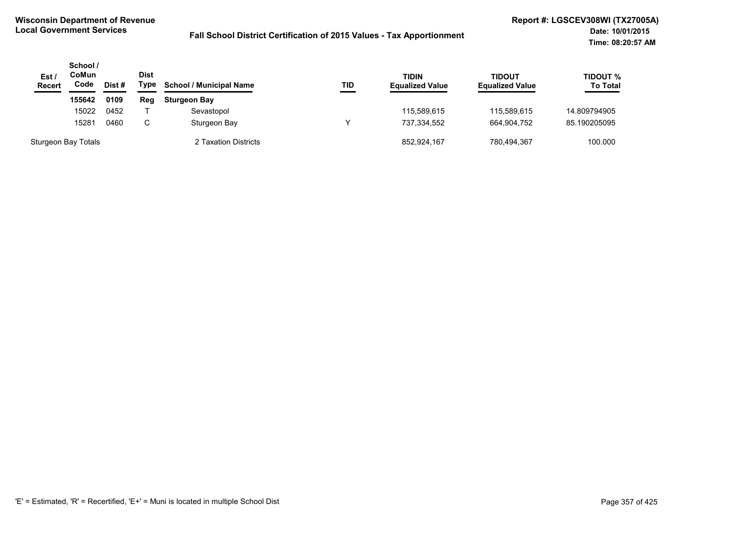**Wisconsin Department of Revenue**
**Local Government Services**

**Fall School District Certification of 2015 Values - Tax Apportionment**

**Report #: LGSCEV308WI (TX27005A)**
**Date: 10/01/2015**
**Time: 08:20:57 AM**

| Est / Recert | School / CoMun Code | Dist # | Dist Type | School / Municipal Name | TID | TIDIN Equalized Value | TIDOUT Equalized Value | TIDOUT % To Total |
|---|---|---|---|---|---|---|---|---|
| | **155642** | **0109** | **Reg** | **Sturgeon Bay** | | | | |
| | 15022 | 0452 | T | Sevastopol | | 115,589,615 | 115,589,615 | 14.809794905 |
| | 15281 | 0460 | C | Sturgeon Bay | Y | 737,334,552 | 664,904,752 | 85.190205095 |
| Sturgeon Bay Totals | | | | 2 Taxation Districts | | 852,924,167 | 780,494,367 | 100.000 |

'E' = Estimated, 'R' = Recertified, 'E+' = Muni is located in multiple School Dist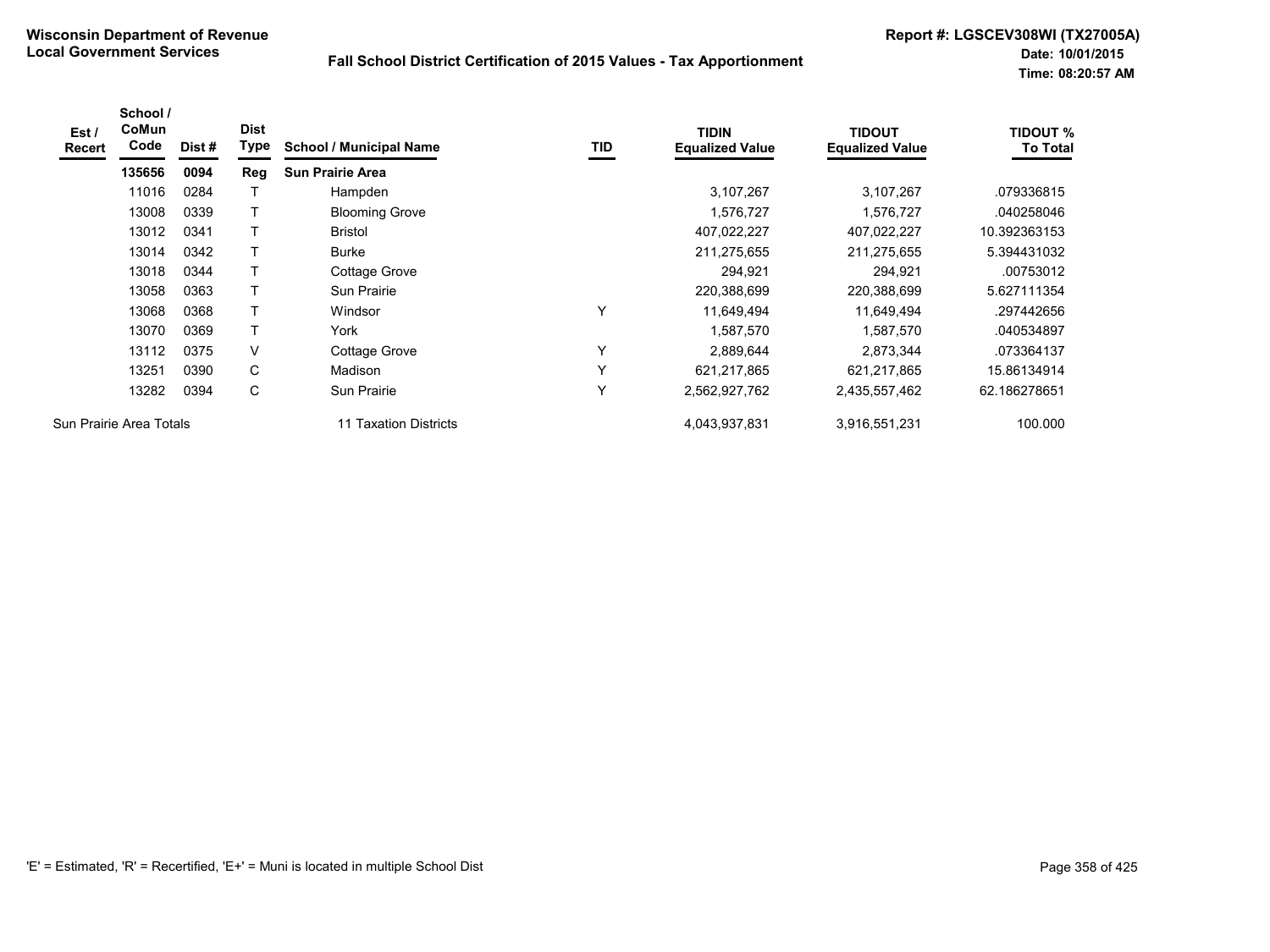**Wisconsin Department of Revenue**
**Local Government Services**

**Fall School District Certification of 2015 Values - Tax Apportionment**

**Report #: LGSCEV308WI (TX27005A)**
**Date: 10/01/2015**
**Time: 08:20:57 AM**

| Est / Recert | School / CoMun Code | Dist # | Dist Type | School / Municipal Name | TID | TIDIN Equalized Value | TIDOUT Equalized Value | TIDOUT % To Total |
|---|---|---|---|---|---|---|---|---|
| | **135656** | **0094** | **Reg** | **Sun Prairie Area** | | | | |
| | 11016 | 0284 | T | Hampden | | 3,107,267 | 3,107,267 | .079336815 |
| | 13008 | 0339 | T | Blooming Grove | | 1,576,727 | 1,576,727 | .040258046 |
| | 13012 | 0341 | T | Bristol | | 407,022,227 | 407,022,227 | 10.392363153 |
| | 13014 | 0342 | T | Burke | | 211,275,655 | 211,275,655 | 5.394431032 |
| | 13018 | 0344 | T | Cottage Grove | | 294,921 | 294,921 | .00753012 |
| | 13058 | 0363 | T | Sun Prairie | | 220,388,699 | 220,388,699 | 5.627111354 |
| | 13068 | 0368 | T | Windsor | Y | 11,649,494 | 11,649,494 | .297442656 |
| | 13070 | 0369 | T | York | | 1,587,570 | 1,587,570 | .040534897 |
| | 13112 | 0375 | V | Cottage Grove | Y | 2,889,644 | 2,873,344 | .073364137 |
| | 13251 | 0390 | C | Madison | Y | 621,217,865 | 621,217,865 | 15.86134914 |
| | 13282 | 0394 | C | Sun Prairie | Y | 2,562,927,762 | 2,435,557,462 | 62.186278651 |
| Sun Prairie Area Totals | | | | 11 Taxation Districts | | 4,043,937,831 | 3,916,551,231 | 100.000 |

'E' = Estimated, 'R' = Recertified, 'E+' = Muni is located in multiple School Dist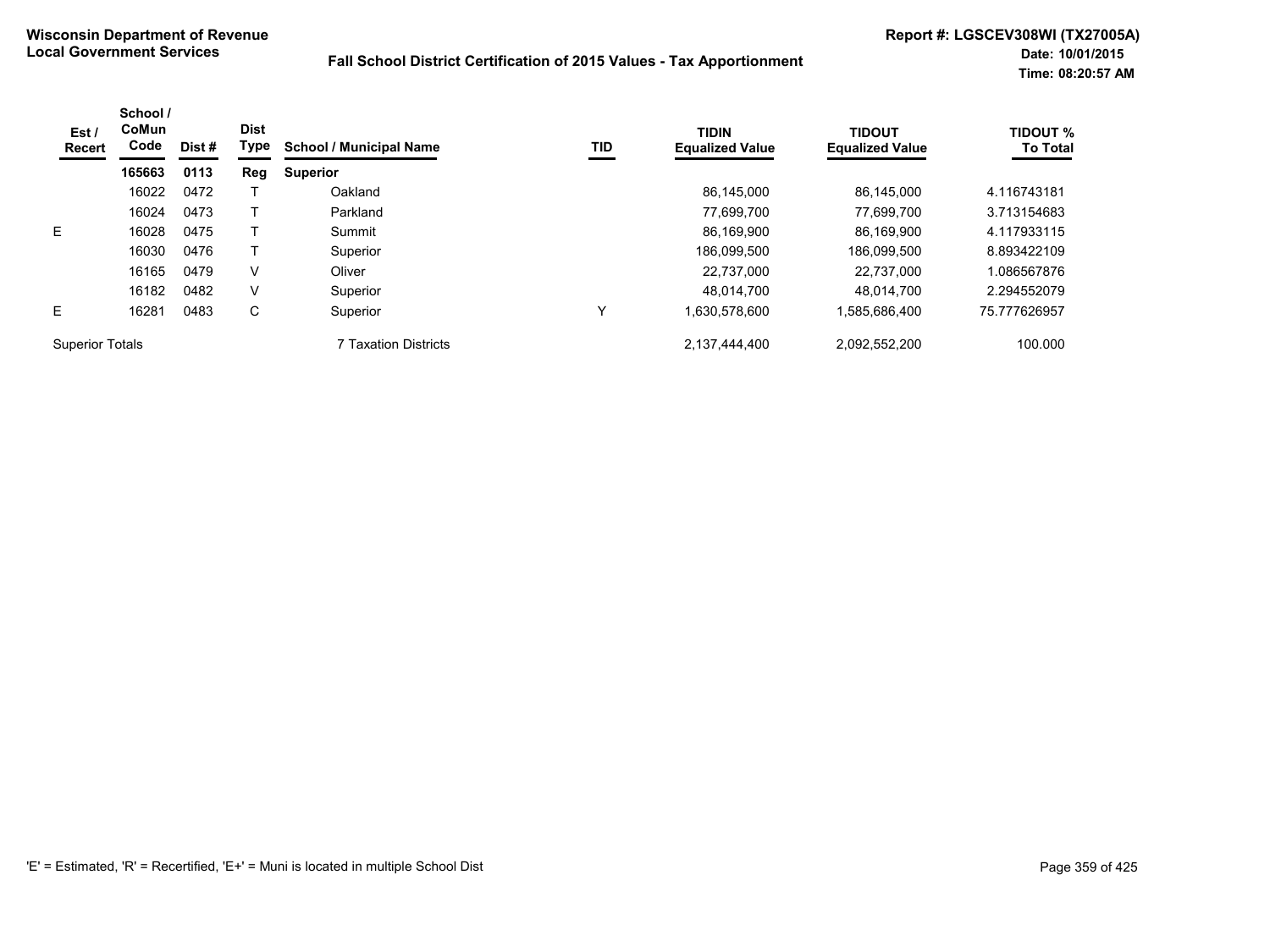**Wisconsin Department of Revenue**
**Local Government Services**

## Fall School District Certification of 2015 Values - Tax Apportionment

**Report #: LGSCEV308WI (TX27005A)**
**Date: 10/01/2015**
**Time: 08:20:57 AM**

| Est / Recert | School / CoMun Code | Dist # | Dist Type | School / Municipal Name | TID | TIDIN Equalized Value | TIDOUT Equalized Value | TIDOUT % To Total |
|---|---|---|---|---|---|---|---|---|
| | **165663** | **0113** | **Reg** | **Superior** | | | | |
| | 16022 | 0472 | T | Oakland | | 86,145,000 | 86,145,000 | 4.116743181 |
| | 16024 | 0473 | T | Parkland | | 77,699,700 | 77,699,700 | 3.713154683 |
| E | 16028 | 0475 | T | Summit | | 86,169,900 | 86,169,900 | 4.117933115 |
| | 16030 | 0476 | T | Superior | | 186,099,500 | 186,099,500 | 8.893422109 |
| | 16165 | 0479 | V | Oliver | | 22,737,000 | 22,737,000 | 1.086567876 |
| | 16182 | 0482 | V | Superior | | 48,014,700 | 48,014,700 | 2.294552079 |
| E | 16281 | 0483 | C | Superior | Y | 1,630,578,600 | 1,585,686,400 | 75.777626957 |
| Superior Totals | | | | 7 Taxation Districts | | 2,137,444,400 | 2,092,552,200 | 100.000 |

'E' = Estimated, 'R' = Recertified, 'E+' = Muni is located in multiple School Dist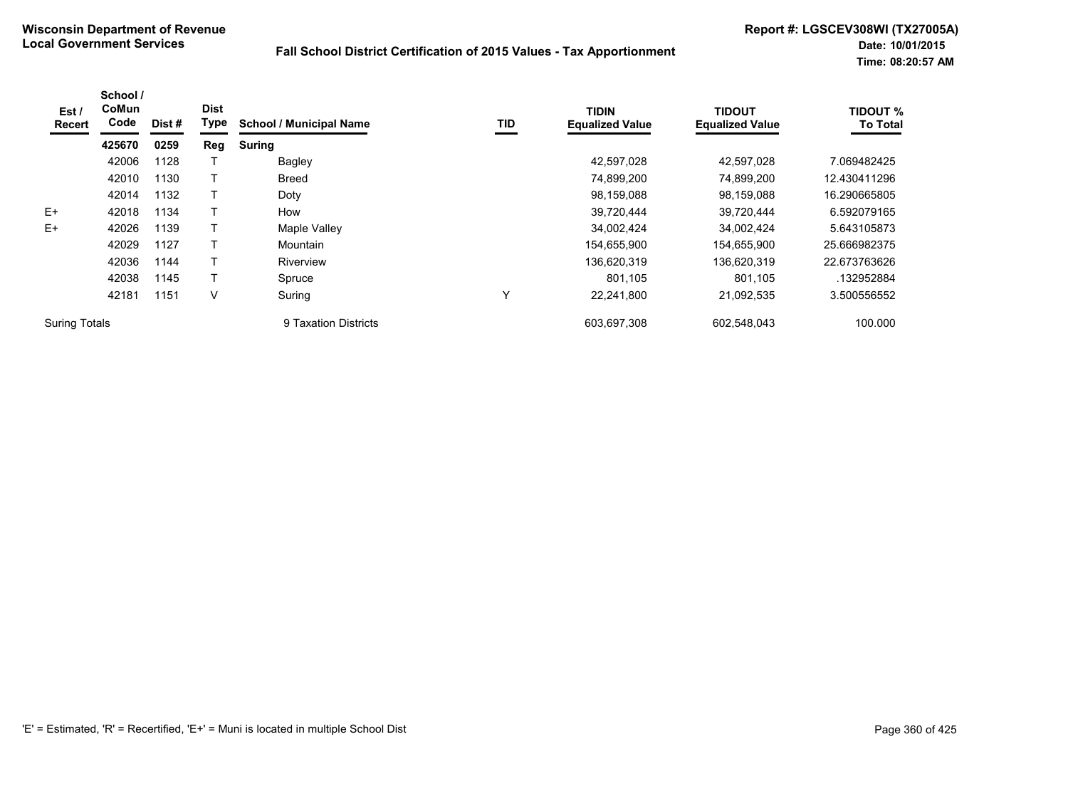**Wisconsin Department of Revenue**
**Local Government Services**

**Fall School District Certification of 2015 Values - Tax Apportionment**

**Report #: LGSCEV308WI (TX27005A)**
**Date: 10/01/2015**
**Time: 08:20:57 AM**

| Est / Recert | School / CoMun Code | Dist # | Dist Type | School / Municipal Name | TID | TIDIN Equalized Value | TIDOUT Equalized Value | TIDOUT % To Total |
|---|---|---|---|---|---|---|---|---|
| | **425670** | **0259** | **Reg** | **Suring** | | | | |
| | 42006 | 1128 | T | Bagley | | 42,597,028 | 42,597,028 | 7.069482425 |
| | 42010 | 1130 | T | Breed | | 74,899,200 | 74,899,200 | 12.430411296 |
| | 42014 | 1132 | T | Doty | | 98,159,088 | 98,159,088 | 16.290665805 |
| E+ | 42018 | 1134 | T | How | | 39,720,444 | 39,720,444 | 6.592079165 |
| E+ | 42026 | 1139 | T | Maple Valley | | 34,002,424 | 34,002,424 | 5.643105873 |
| | 42029 | 1127 | T | Mountain | | 154,655,900 | 154,655,900 | 25.666982375 |
| | 42036 | 1144 | T | Riverview | | 136,620,319 | 136,620,319 | 22.673763626 |
| | 42038 | 1145 | T | Spruce | | 801,105 | 801,105 | .132952884 |
| | 42181 | 1151 | V | Suring | Y | 22,241,800 | 21,092,535 | 3.500556552 |
| Suring Totals | | | | 9 Taxation Districts | | 603,697,308 | 602,548,043 | 100.000 |

'E' = Estimated, 'R' = Recertified, 'E+' = Muni is located in multiple School Dist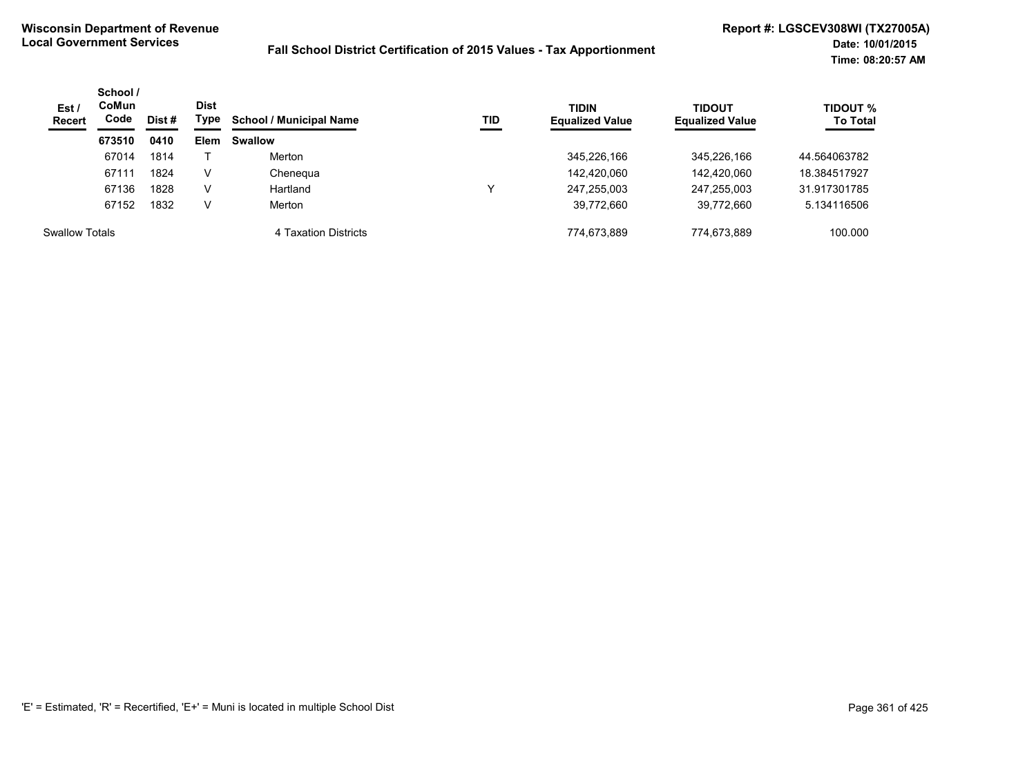**Wisconsin Department of Revenue**
**Local Government Services**

**Fall School District Certification of 2015 Values - Tax Apportionment**

**Report #: LGSCEV308WI (TX27005A)**
**Date: 10/01/2015**
**Time: 08:20:57 AM**

| Est / Recert | School / CoMun Code | Dist # | Dist Type | School / Municipal Name | TID | TIDIN Equalized Value | TIDOUT Equalized Value | TIDOUT % To Total |
|---|---|---|---|---|---|---|---|---|
| | **673510** | **0410** | **Elem** | **Swallow** | | | | |
| | 67014 | 1814 | T | Merton | | 345,226,166 | 345,226,166 | 44.564063782 |
| | 67111 | 1824 | V | Chenequa | | 142,420,060 | 142,420,060 | 18.384517927 |
| | 67136 | 1828 | V | Hartland | Y | 247,255,003 | 247,255,003 | 31.917301785 |
| | 67152 | 1832 | V | Merton | | 39,772,660 | 39,772,660 | 5.134116506 |
| Swallow Totals | | | | 4 Taxation Districts | | 774,673,889 | 774,673,889 | 100.000 |

'E' = Estimated, 'R' = Recertified, 'E+' = Muni is located in multiple School Dist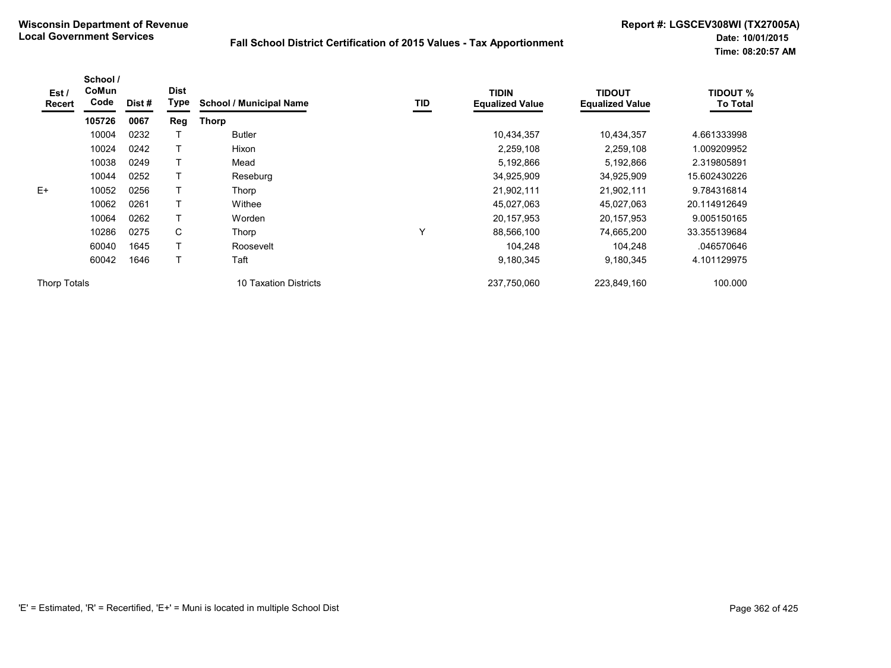**Wisconsin Department of Revenue**
**Local Government Services**

**Fall School District Certification of 2015 Values - Tax Apportionment**

**Report #: LGSCEV308WI (TX27005A)**
**Date: 10/01/2015**
**Time: 08:20:57 AM**

| Est / Recert | School / CoMun Code | Dist # | Dist Type | School / Municipal Name | TID | TIDIN Equalized Value | TIDOUT Equalized Value | TIDOUT % To Total |
|---|---|---|---|---|---|---|---|---|
| | **105726** | **0067** | **Reg** | **Thorp** | | | | |
| | 10004 | 0232 | T | Butler | | 10,434,357 | 10,434,357 | 4.661333998 |
| | 10024 | 0242 | T | Hixon | | 2,259,108 | 2,259,108 | 1.009209952 |
| | 10038 | 0249 | T | Mead | | 5,192,866 | 5,192,866 | 2.319805891 |
| | 10044 | 0252 | T | Reseburg | | 34,925,909 | 34,925,909 | 15.602430226 |
| E+ | 10052 | 0256 | T | Thorp | | 21,902,111 | 21,902,111 | 9.784316814 |
| | 10062 | 0261 | T | Withee | | 45,027,063 | 45,027,063 | 20.114912649 |
| | 10064 | 0262 | T | Worden | | 20,157,953 | 20,157,953 | 9.005150165 |
| | 10286 | 0275 | C | Thorp | Y | 88,566,100 | 74,665,200 | 33.355139684 |
| | 60040 | 1645 | T | Roosevelt | | 104,248 | 104,248 | .046570646 |
| | 60042 | 1646 | T | Taft | | 9,180,345 | 9,180,345 | 4.101129975 |
| Thorp Totals | | | | 10 Taxation Districts | | 237,750,060 | 223,849,160 | 100.000 |

'E' = Estimated, 'R' = Recertified, 'E+' = Muni is located in multiple School Dist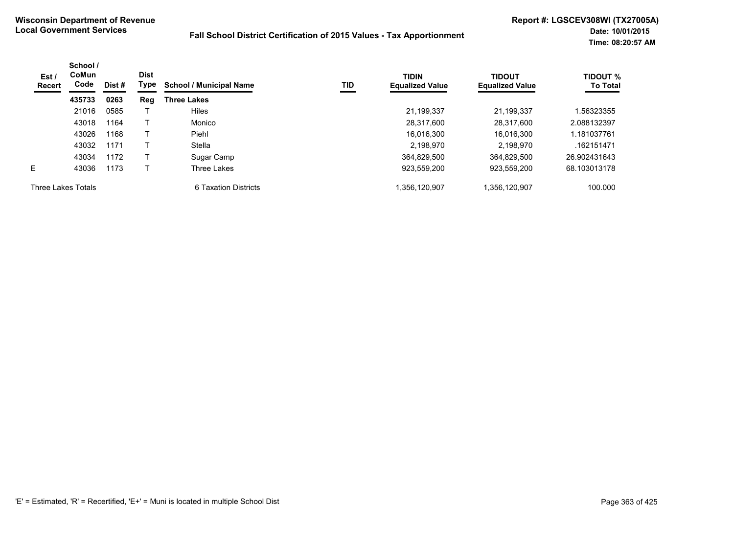Wisconsin Department of Revenue
Local Government Services

**Fall School District Certification of 2015 Values - Tax Apportionment**

Report #: LGSCEV308WI (TX27005A)
Date: 10/01/2015
Time: 08:20:57 AM

| Est / Recert | School / CoMun Code | Dist # | Dist Type | School / Municipal Name | TID | TIDIN Equalized Value | TIDOUT Equalized Value | TIDOUT % To Total |
|---|---|---|---|---|---|---|---|---|
| | **435733** | **0263** | **Reg** | **Three Lakes** | | | | |
| | 21016 | 0585 | T | Hiles | | 21,199,337 | 21,199,337 | 1.56323355 |
| | 43018 | 1164 | T | Monico | | 28,317,600 | 28,317,600 | 2.088132397 |
| | 43026 | 1168 | T | Piehl | | 16,016,300 | 16,016,300 | 1.181037761 |
| | 43032 | 1171 | T | Stella | | 2,198,970 | 2,198,970 | .162151471 |
| | 43034 | 1172 | T | Sugar Camp | | 364,829,500 | 364,829,500 | 26.902431643 |
| E | 43036 | 1173 | T | Three Lakes | | 923,559,200 | 923,559,200 | 68.103013178 |
| Three Lakes Totals | | | | 6 Taxation Districts | | 1,356,120,907 | 1,356,120,907 | 100.000 |

'E' = Estimated, 'R' = Recertified, 'E+' = Muni is located in multiple School Dist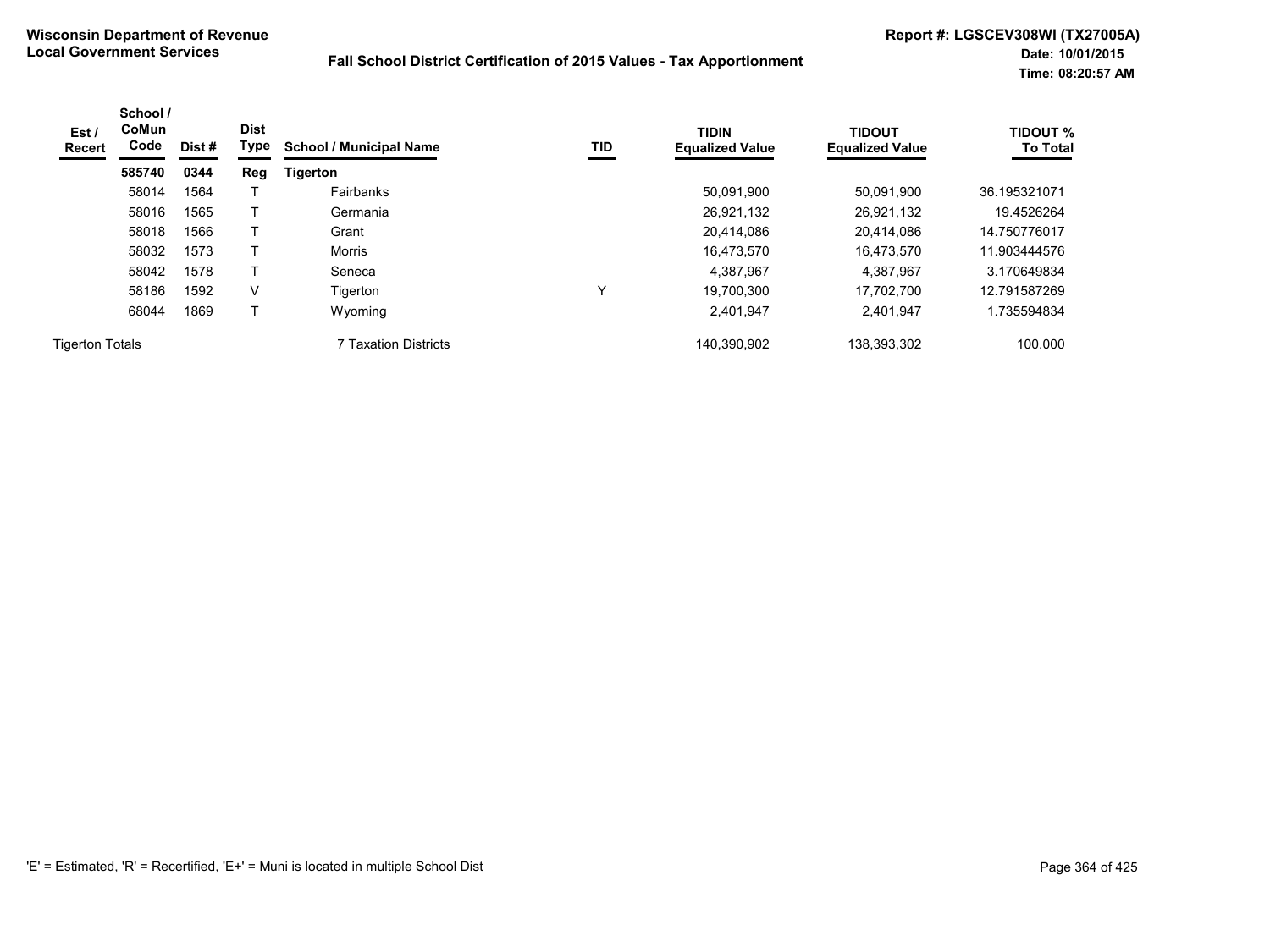**Wisconsin Department of Revenue**
**Local Government Services**

**Fall School District Certification of 2015 Values - Tax Apportionment**

**Report #: LGSCEV308WI (TX27005A)**
**Date: 10/01/2015**
**Time: 08:20:57 AM**

| Est / Recert | School / CoMun Code | Dist # | Dist Type | School / Municipal Name | TID | TIDIN Equalized Value | TIDOUT Equalized Value | TIDOUT % To Total |
|---|---|---|---|---|---|---|---|---|
| | **585740** | **0344** | **Reg** | **Tigerton** | | | | |
| | 58014 | 1564 | T | Fairbanks | | 50,091,900 | 50,091,900 | 36.195321071 |
| | 58016 | 1565 | T | Germania | | 26,921,132 | 26,921,132 | 19.4526264 |
| | 58018 | 1566 | T | Grant | | 20,414,086 | 20,414,086 | 14.750776017 |
| | 58032 | 1573 | T | Morris | | 16,473,570 | 16,473,570 | 11.903444576 |
| | 58042 | 1578 | T | Seneca | | 4,387,967 | 4,387,967 | 3.170649834 |
| | 58186 | 1592 | V | Tigerton | Y | 19,700,300 | 17,702,700 | 12.791587269 |
| | 68044 | 1869 | T | Wyoming | | 2,401,947 | 2,401,947 | 1.735594834 |
| Tigerton Totals | | | | 7 Taxation Districts | | 140,390,902 | 138,393,302 | 100.000 |

'E' = Estimated, 'R' = Recertified, 'E+' = Muni is located in multiple School Dist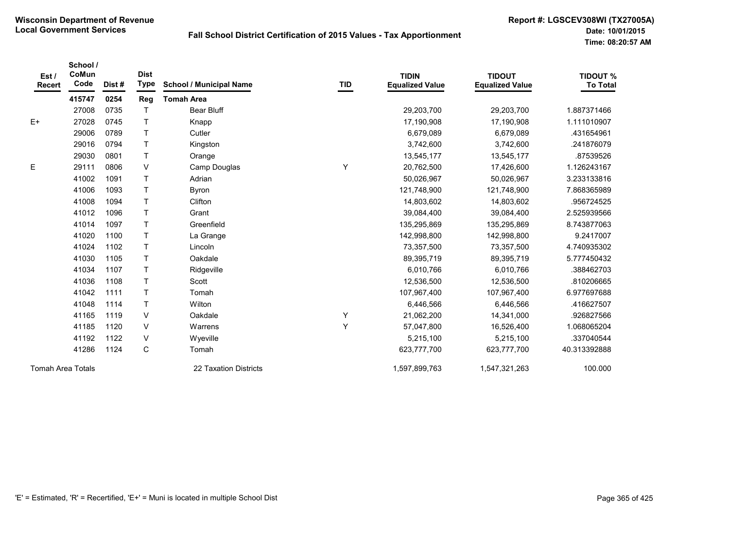**Wisconsin Department of Revenue**
**Local Government Services**

**Fall School District Certification of 2015 Values - Tax Apportionment**

**Report #: LGSCEV308WI (TX27005A)**
**Date: 10/01/2015**
**Time: 08:20:57 AM**

| Est / Recert | School / CoMun Code | Dist # | Dist Type | School / Municipal Name | TID | TIDIN Equalized Value | TIDOUT Equalized Value | TIDOUT % To Total |
|---|---|---|---|---|---|---|---|---|
| | **415747** | **0254** | **Reg** | **Tomah Area** | | | | |
| | 27008 | 0735 | T | Bear Bluff | | 29,203,700 | 29,203,700 | 1.887371466 |
| E+ | 27028 | 0745 | T | Knapp | | 17,190,908 | 17,190,908 | 1.111010907 |
| | 29006 | 0789 | T | Cutler | | 6,679,089 | 6,679,089 | .431654961 |
| | 29016 | 0794 | T | Kingston | | 3,742,600 | 3,742,600 | .241876079 |
| | 29030 | 0801 | T | Orange | | 13,545,177 | 13,545,177 | .87539526 |
| E | 29111 | 0806 | V | Camp Douglas | Y | 20,762,500 | 17,426,600 | 1.126243167 |
| | 41002 | 1091 | T | Adrian | | 50,026,967 | 50,026,967 | 3.233133816 |
| | 41006 | 1093 | T | Byron | | 121,748,900 | 121,748,900 | 7.868365989 |
| | 41008 | 1094 | T | Clifton | | 14,803,602 | 14,803,602 | .956724525 |
| | 41012 | 1096 | T | Grant | | 39,084,400 | 39,084,400 | 2.525939566 |
| | 41014 | 1097 | T | Greenfield | | 135,295,869 | 135,295,869 | 8.743877063 |
| | 41020 | 1100 | T | La Grange | | 142,998,800 | 142,998,800 | 9.2417007 |
| | 41024 | 1102 | T | Lincoln | | 73,357,500 | 73,357,500 | 4.740935302 |
| | 41030 | 1105 | T | Oakdale | | 89,395,719 | 89,395,719 | 5.777450432 |
| | 41034 | 1107 | T | Ridgeville | | 6,010,766 | 6,010,766 | .388462703 |
| | 41036 | 1108 | T | Scott | | 12,536,500 | 12,536,500 | .810206665 |
| | 41042 | 1111 | T | Tomah | | 107,967,400 | 107,967,400 | 6.977697688 |
| | 41048 | 1114 | T | Wilton | | 6,446,566 | 6,446,566 | .416627507 |
| | 41165 | 1119 | V | Oakdale | Y | 21,062,200 | 14,341,000 | .926827566 |
| | 41185 | 1120 | V | Warrens | Y | 57,047,800 | 16,526,400 | 1.068065204 |
| | 41192 | 1122 | V | Wyeville | | 5,215,100 | 5,215,100 | .337040544 |
| | 41286 | 1124 | C | Tomah | | 623,777,700 | 623,777,700 | 40.313392888 |
| Tomah Area Totals | | | | 22 Taxation Districts | | 1,597,899,763 | 1,547,321,263 | 100.000 |

'E' = Estimated, 'R' = Recertified, 'E+' = Muni is located in multiple School Dist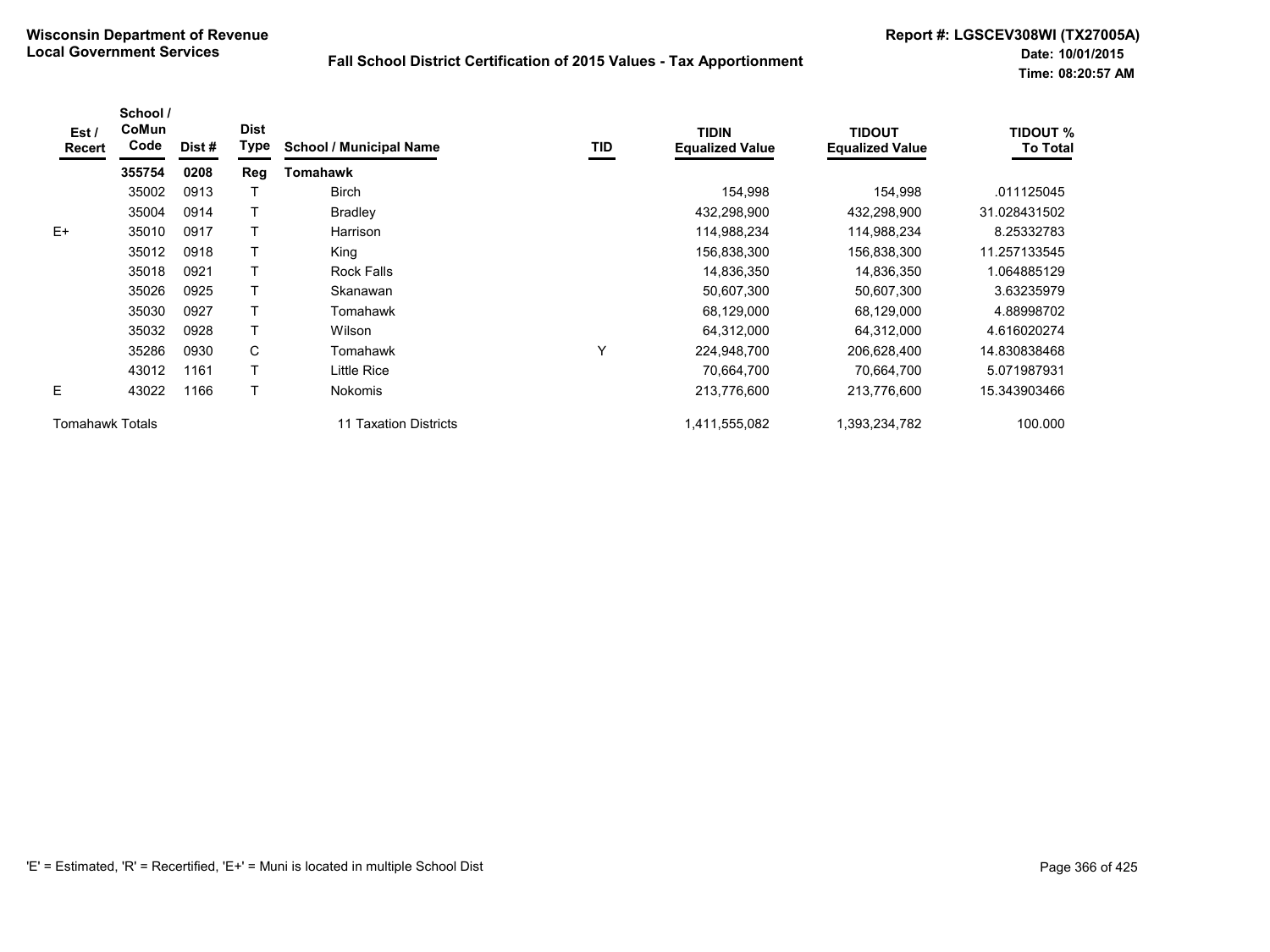**Wisconsin Department of Revenue**
**Local Government Services**

**Fall School District Certification of 2015 Values - Tax Apportionment**

**Report #: LGSCEV308WI (TX27005A)**
**Date: 10/01/2015**
**Time: 08:20:57 AM**

| Est / Recert | School / CoMun Code | Dist # | Dist Type | School / Municipal Name | TID | TIDIN Equalized Value | TIDOUT Equalized Value | TIDOUT % To Total |
|---|---|---|---|---|---|---|---|---|
| | **355754** | **0208** | **Reg** | **Tomahawk** | | | | |
| | 35002 | 0913 | T | Birch | | 154,998 | 154,998 | .011125045 |
| | 35004 | 0914 | T | Bradley | | 432,298,900 | 432,298,900 | 31.028431502 |
| E+ | 35010 | 0917 | T | Harrison | | 114,988,234 | 114,988,234 | 8.25332783 |
| | 35012 | 0918 | T | King | | 156,838,300 | 156,838,300 | 11.257133545 |
| | 35018 | 0921 | T | Rock Falls | | 14,836,350 | 14,836,350 | 1.064885129 |
| | 35026 | 0925 | T | Skanawan | | 50,607,300 | 50,607,300 | 3.63235979 |
| | 35030 | 0927 | T | Tomahawk | | 68,129,000 | 68,129,000 | 4.88998702 |
| | 35032 | 0928 | T | Wilson | | 64,312,000 | 64,312,000 | 4.616020274 |
| | 35286 | 0930 | C | Tomahawk | Y | 224,948,700 | 206,628,400 | 14.830838468 |
| | 43012 | 1161 | T | Little Rice | | 70,664,700 | 70,664,700 | 5.071987931 |
| E | 43022 | 1166 | T | Nokomis | | 213,776,600 | 213,776,600 | 15.343903466 |
| Tomahawk Totals | | | | 11 Taxation Districts | | 1,411,555,082 | 1,393,234,782 | 100.000 |

'E' = Estimated, 'R' = Recertified, 'E+' = Muni is located in multiple School Dist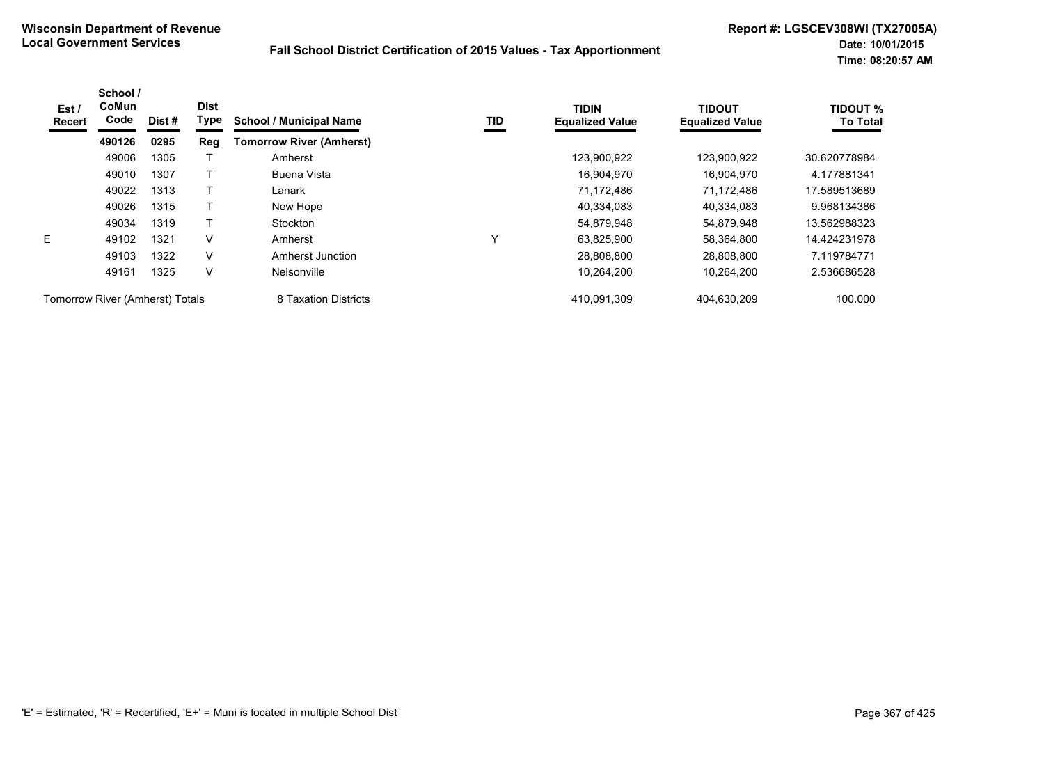**Wisconsin Department of Revenue**
**Local Government Services**

**Fall School District Certification of 2015 Values - Tax Apportionment**

**Report #: LGSCEV308WI (TX27005A)**
**Date: 10/01/2015**
**Time: 08:20:57 AM**

| Est / Recert | School / CoMun Code | Dist # | Dist Type | School / Municipal Name | TID | TIDIN Equalized Value | TIDOUT Equalized Value | TIDOUT % To Total |
|---|---|---|---|---|---|---|---|---|
| | **490126** | **0295** | **Reg** | **Tomorrow River (Amherst)** | | | | |
| | 49006 | 1305 | T | Amherst | | 123,900,922 | 123,900,922 | 30.620778984 |
| | 49010 | 1307 | T | Buena Vista | | 16,904,970 | 16,904,970 | 4.177881341 |
| | 49022 | 1313 | T | Lanark | | 71,172,486 | 71,172,486 | 17.589513689 |
| | 49026 | 1315 | T | New Hope | | 40,334,083 | 40,334,083 | 9.968134386 |
| | 49034 | 1319 | T | Stockton | | 54,879,948 | 54,879,948 | 13.562988323 |
| E | 49102 | 1321 | V | Amherst | Y | 63,825,900 | 58,364,800 | 14.424231978 |
| | 49103 | 1322 | V | Amherst Junction | | 28,808,800 | 28,808,800 | 7.119784771 |
| | 49161 | 1325 | V | Nelsonville | | 10,264,200 | 10,264,200 | 2.536686528 |
| Tomorrow River (Amherst) Totals | | | | 8 Taxation Districts | | 410,091,309 | 404,630,209 | 100.000 |

'E' = Estimated, 'R' = Recertified, 'E+' = Muni is located in multiple School Dist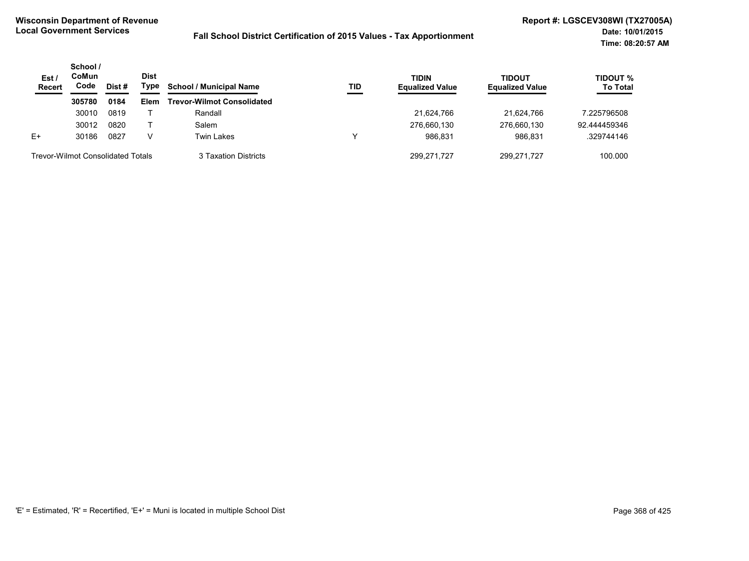**Wisconsin Department of Revenue**
**Local Government Services**

**Fall School District Certification of 2015 Values - Tax Apportionment**

**Report #: LGSCEV308WI (TX27005A)**
**Date: 10/01/2015**
**Time: 08:20:57 AM**

| Est / Recert | School / CoMun Code | Dist # | Dist Type | School / Municipal Name | TID | TIDIN Equalized Value | TIDOUT Equalized Value | TIDOUT % To Total |
|---|---|---|---|---|---|---|---|---|
| | **305780** | **0184** | **Elem** | **Trevor-Wilmot Consolidated** | | | | |
| | 30010 | 0819 | T | Randall | | 21,624,766 | 21,624,766 | 7.225796508 |
| | 30012 | 0820 | T | Salem | | 276,660,130 | 276,660,130 | 92.444459346 |
| E+ | 30186 | 0827 | V | Twin Lakes | Y | 986,831 | 986,831 | .329744146 |
| Trevor-Wilmot Consolidated Totals | | | | 3 Taxation Districts | | 299,271,727 | 299,271,727 | 100.000 |

'E' = Estimated, 'R' = Recertified, 'E+' = Muni is located in multiple School Dist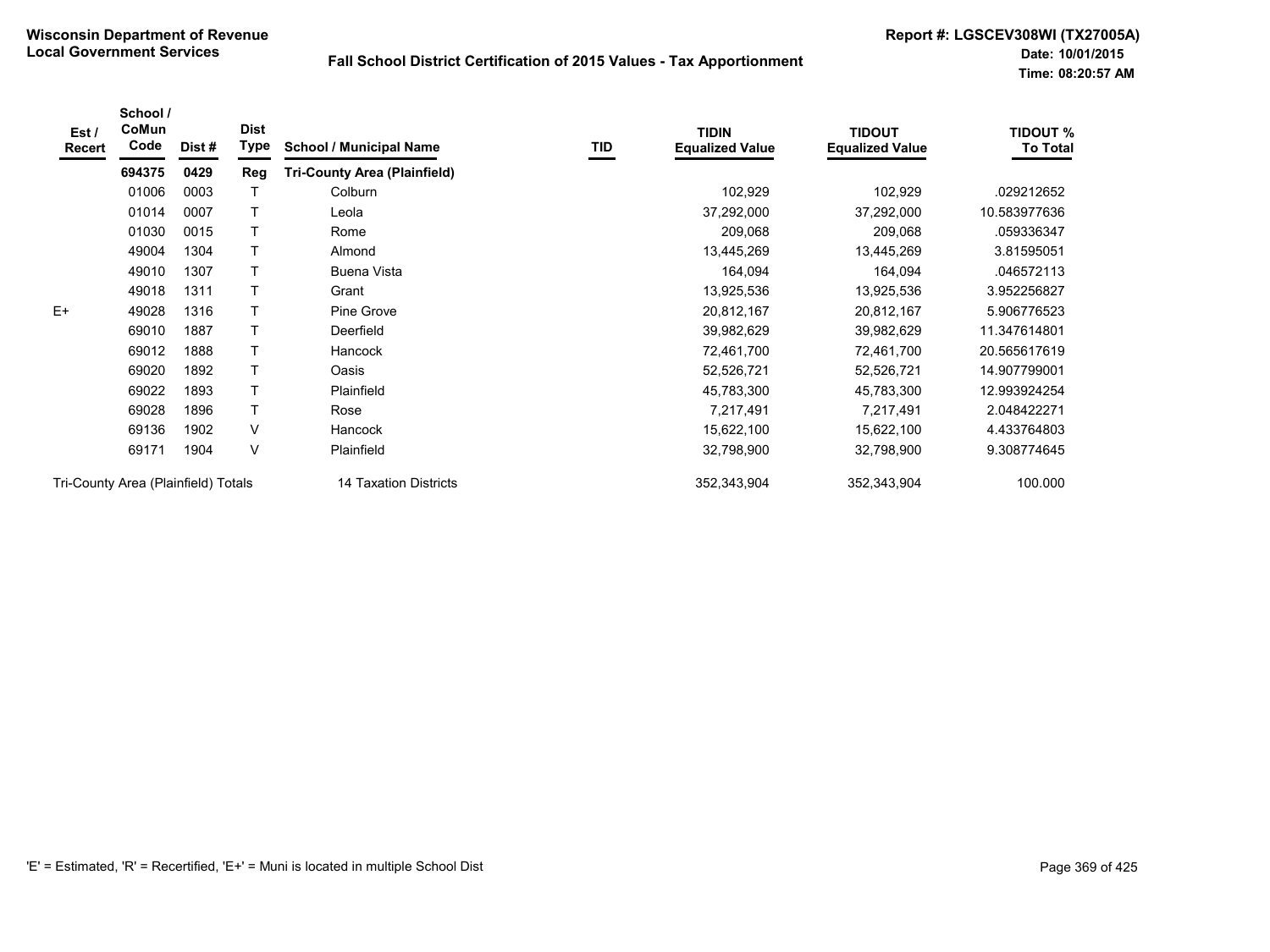**Wisconsin Department of Revenue**
**Local Government Services**

**Fall School District Certification of 2015 Values - Tax Apportionment**

**Report #: LGSCEV308WI (TX27005A)**
**Date: 10/01/2015**
**Time: 08:20:57 AM**

| Est / Recert | School / CoMun Code | Dist # | Dist Type | School / Municipal Name | TID | TIDIN Equalized Value | TIDOUT Equalized Value | TIDOUT % To Total |
|---|---|---|---|---|---|---|---|---|
| | **694375** | **0429** | **Reg** | **Tri-County Area (Plainfield)** | | | | |
| | 01006 | 0003 | T | Colburn | | 102,929 | 102,929 | .029212652 |
| | 01014 | 0007 | T | Leola | | 37,292,000 | 37,292,000 | 10.583977636 |
| | 01030 | 0015 | T | Rome | | 209,068 | 209,068 | .059336347 |
| | 49004 | 1304 | T | Almond | | 13,445,269 | 13,445,269 | 3.81595051 |
| | 49010 | 1307 | T | Buena Vista | | 164,094 | 164,094 | .046572113 |
| | 49018 | 1311 | T | Grant | | 13,925,536 | 13,925,536 | 3.952256827 |
| E+ | 49028 | 1316 | T | Pine Grove | | 20,812,167 | 20,812,167 | 5.906776523 |
| | 69010 | 1887 | T | Deerfield | | 39,982,629 | 39,982,629 | 11.347614801 |
| | 69012 | 1888 | T | Hancock | | 72,461,700 | 72,461,700 | 20.565617619 |
| | 69020 | 1892 | T | Oasis | | 52,526,721 | 52,526,721 | 14.907799001 |
| | 69022 | 1893 | T | Plainfield | | 45,783,300 | 45,783,300 | 12.993924254 |
| | 69028 | 1896 | T | Rose | | 7,217,491 | 7,217,491 | 2.048422271 |
| | 69136 | 1902 | V | Hancock | | 15,622,100 | 15,622,100 | 4.433764803 |
| | 69171 | 1904 | V | Plainfield | | 32,798,900 | 32,798,900 | 9.308774645 |
| Tri-County Area (Plainfield) Totals | | | | 14 Taxation Districts | | 352,343,904 | 352,343,904 | 100.000 |

'E' = Estimated, 'R' = Recertified, 'E+' = Muni is located in multiple School Dist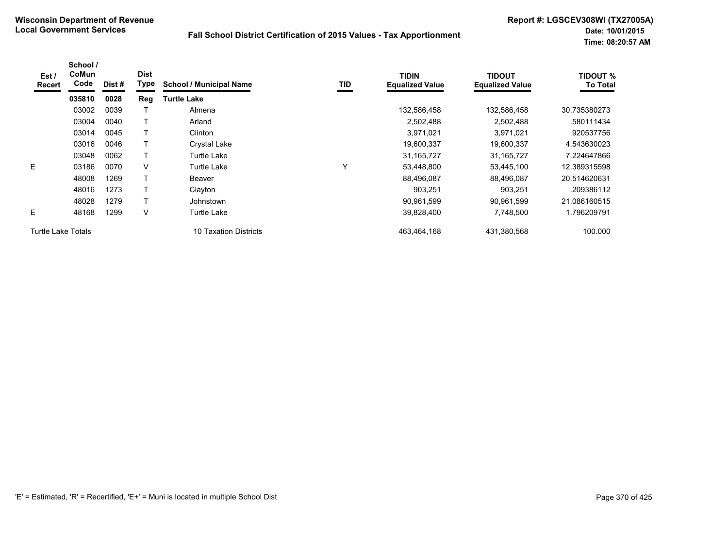**Wisconsin Department of Revenue**
**Local Government Services**

**Fall School District Certification of 2015 Values - Tax Apportionment**

**Report #: LGSCEV308WI (TX27005A)**
**Date: 10/01/2015**
**Time: 08:20:57 AM**

| Est / Recert | School / CoMun Code | Dist # | Dist Type | School / Municipal Name | TID | TIDIN Equalized Value | TIDOUT Equalized Value | TIDOUT % To Total |
|---|---|---|---|---|---|---|---|---|
| | **035810** | **0028** | **Reg** | **Turtle Lake** | | | | |
| | 03002 | 0039 | T | Almena | | 132,586,458 | 132,586,458 | 30.735380273 |
| | 03004 | 0040 | T | Arland | | 2,502,488 | 2,502,488 | .580111434 |
| | 03014 | 0045 | T | Clinton | | 3,971,021 | 3,971,021 | .920537756 |
| | 03016 | 0046 | T | Crystal Lake | | 19,600,337 | 19,600,337 | 4.543630023 |
| | 03048 | 0062 | T | Turtle Lake | | 31,165,727 | 31,165,727 | 7.224647866 |
| E | 03186 | 0070 | V | Turtle Lake | Y | 53,448,800 | 53,445,100 | 12.389315598 |
| | 48008 | 1269 | T | Beaver | | 88,496,087 | 88,496,087 | 20.514620631 |
| | 48016 | 1273 | T | Clayton | | 903,251 | 903,251 | .209386112 |
| | 48028 | 1279 | T | Johnstown | | 90,961,599 | 90,961,599 | 21.086160515 |
| E | 48168 | 1299 | V | Turtle Lake | | 39,828,400 | 7,748,500 | 1.796209791 |
| Turtle Lake Totals | | | | 10 Taxation Districts | | 463,464,168 | 431,380,568 | 100.000 |

'E' = Estimated, 'R' = Recertified, 'E+' = Muni is located in multiple School Dist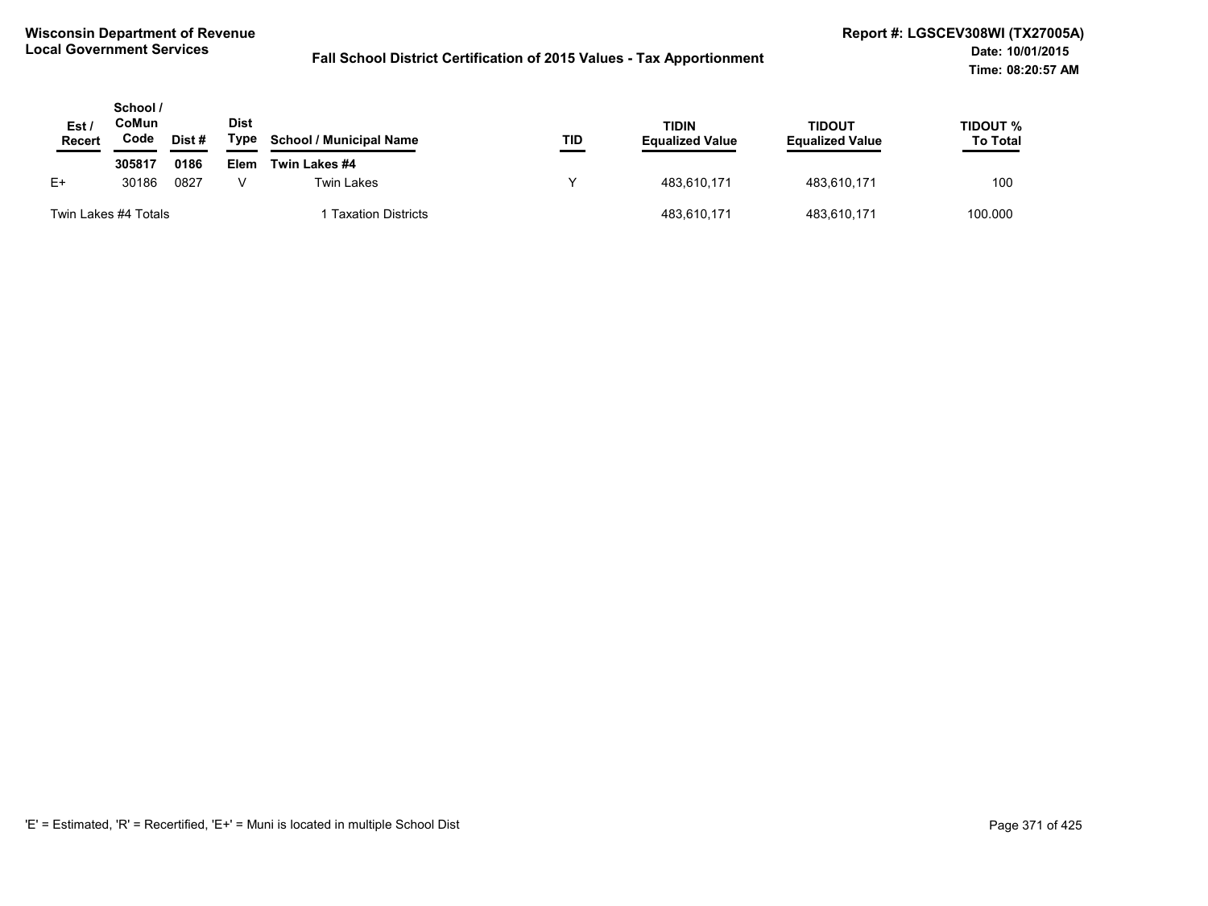**Wisconsin Department of Revenue**
**Local Government Services**

**Fall School District Certification of 2015 Values - Tax Apportionment**

**Report #: LGSCEV308WI (TX27005A)**
**Date: 10/01/2015**
**Time: 08:20:57 AM**

| Est / Recert | School / CoMun Code | Dist # | Dist Type | School / Municipal Name | TID | TIDIN Equalized Value | TIDOUT Equalized Value | TIDOUT % To Total |
|---|---|---|---|---|---|---|---|---|
| | **305817** | **0186** | **Elem** | **Twin Lakes #4** | | | | |
| E+ | 30186 | 0827 | V | Twin Lakes | Y | 483,610,171 | 483,610,171 | 100 |
| Twin Lakes #4 Totals | | | | 1 Taxation Districts | | 483,610,171 | 483,610,171 | 100.000 |

'E' = Estimated, 'R' = Recertified, 'E+' = Muni is located in multiple School Dist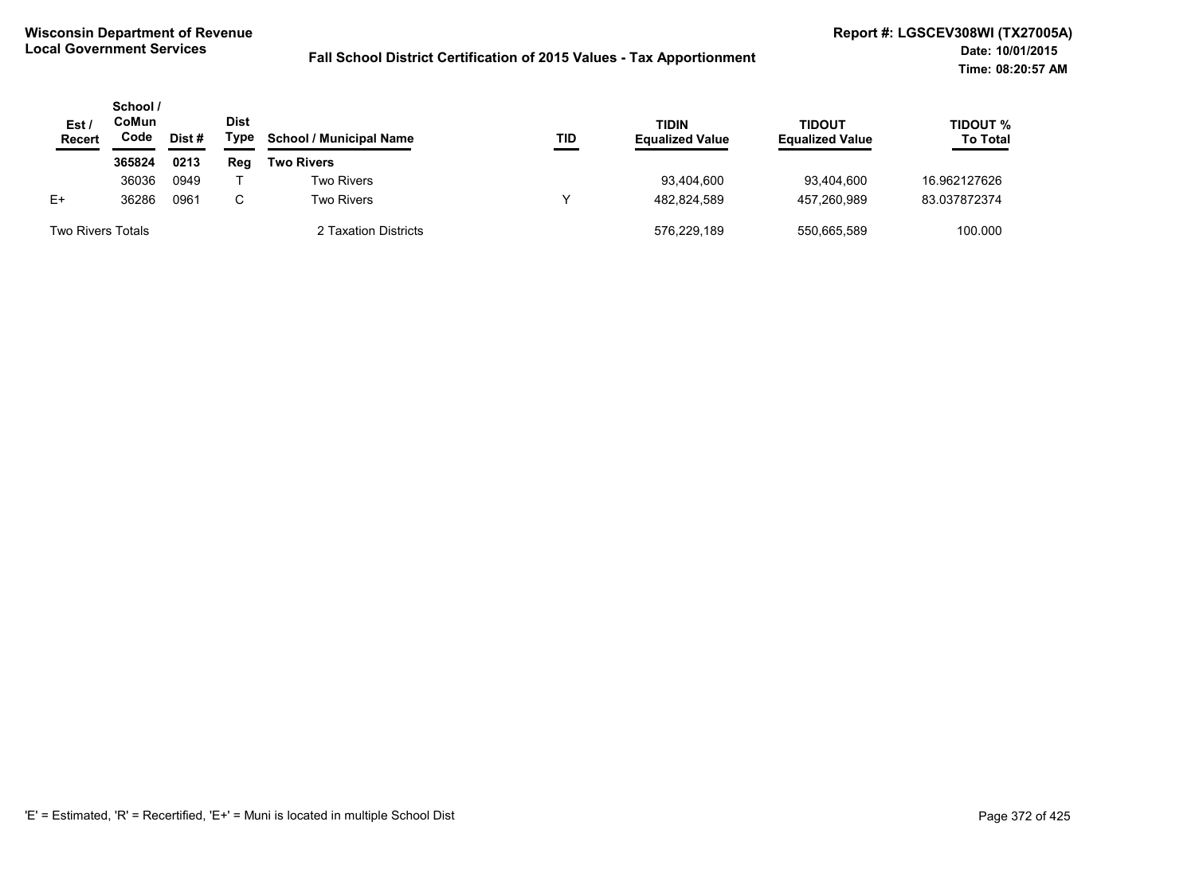**Wisconsin Department of Revenue**
**Local Government Services**

**Fall School District Certification of 2015 Values - Tax Apportionment**

**Report #: LGSCEV308WI (TX27005A)**
**Date: 10/01/2015**
**Time: 08:20:57 AM**

| Est / Recert | School / CoMun Code | Dist # | Dist Type | School / Municipal Name | TID | TIDIN Equalized Value | TIDOUT Equalized Value | TIDOUT % To Total |
|---|---|---|---|---|---|---|---|---|
| | **365824** | **0213** | **Reg** | **Two Rivers** | | | | |
| | 36036 | 0949 | T | Two Rivers | | 93,404,600 | 93,404,600 | 16.962127626 |
| E+ | 36286 | 0961 | C | Two Rivers | Y | 482,824,589 | 457,260,989 | 83.037872374 |
| Two Rivers Totals | | | | 2 Taxation Districts | | 576,229,189 | 550,665,589 | 100.000 |

'E' = Estimated, 'R' = Recertified, 'E+' = Muni is located in multiple School Dist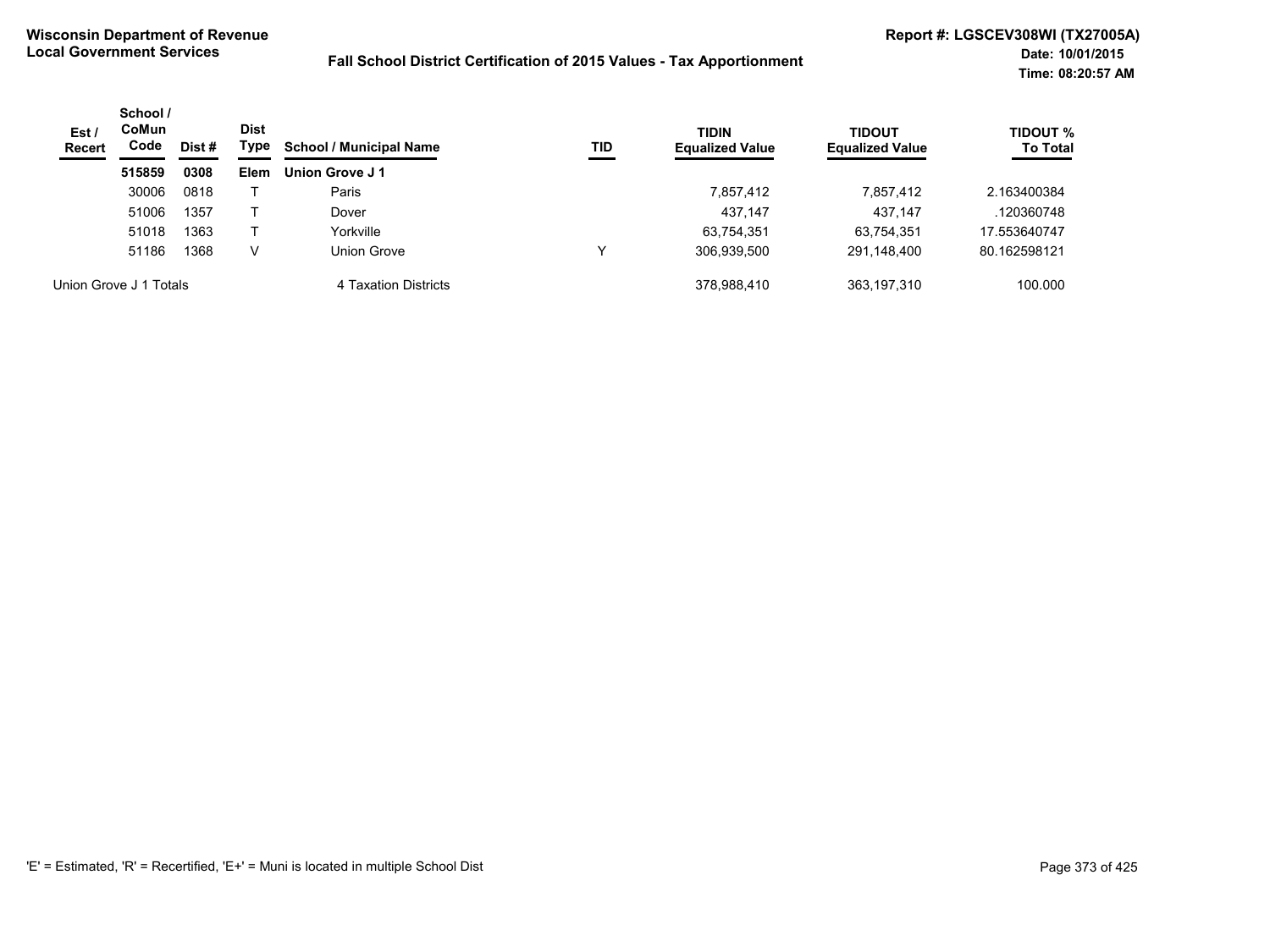**Wisconsin Department of Revenue**
**Local Government Services**

**Fall School District Certification of 2015 Values - Tax Apportionment**

**Report #: LGSCEV308WI (TX27005A)**
**Date: 10/01/2015**
**Time: 08:20:57 AM**

| Est / Recert | School / CoMun Code | Dist # | Dist Type | School / Municipal Name | TID | TIDIN Equalized Value | TIDOUT Equalized Value | TIDOUT % To Total |
|---|---|---|---|---|---|---|---|---|
| | **515859** | **0308** | **Elem** | **Union Grove J 1** | | | | |
| | 30006 | 0818 | T | Paris | | 7,857,412 | 7,857,412 | 2.163400384 |
| | 51006 | 1357 | T | Dover | | 437,147 | 437,147 | .120360748 |
| | 51018 | 1363 | T | Yorkville | | 63,754,351 | 63,754,351 | 17.553640747 |
| | 51186 | 1368 | V | Union Grove | Y | 306,939,500 | 291,148,400 | 80.162598121 |
| Union Grove J 1 Totals | | | | 4 Taxation Districts | | 378,988,410 | 363,197,310 | 100.000 |

'E' = Estimated, 'R' = Recertified, 'E+' = Muni is located in multiple School Dist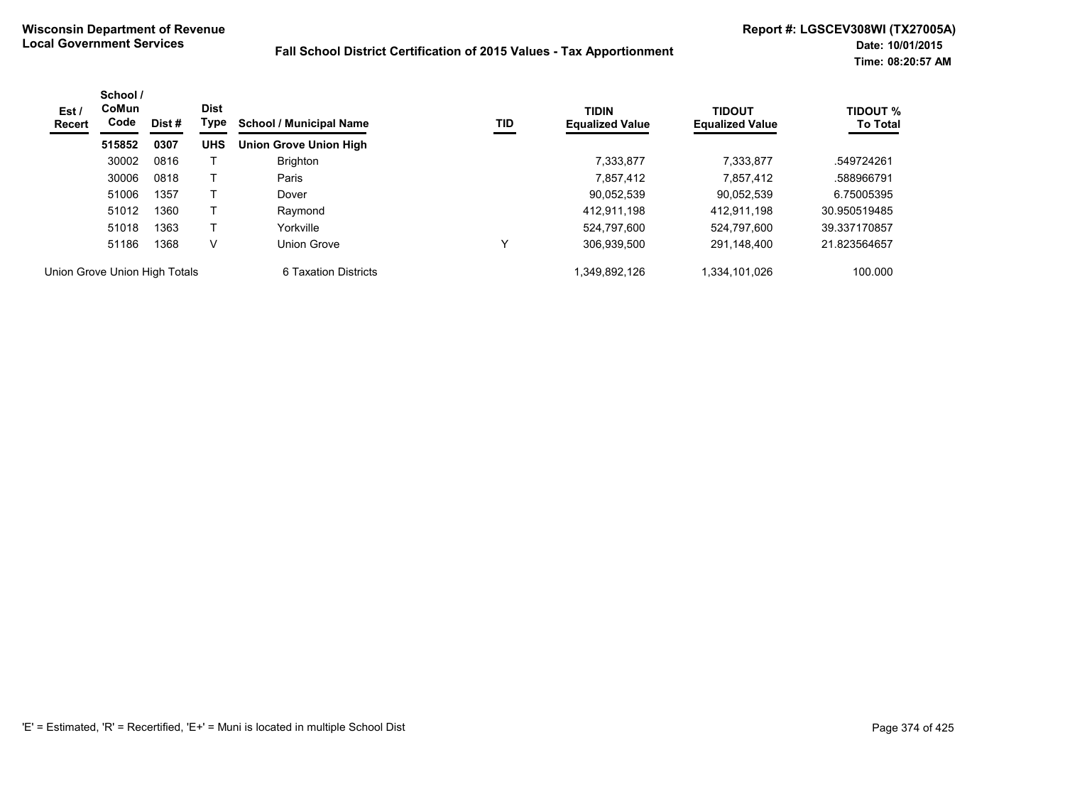**Wisconsin Department of Revenue**
**Local Government Services**

**Fall School District Certification of 2015 Values - Tax Apportionment**

**Report #: LGSCEV308WI (TX27005A)**
**Date: 10/01/2015**
**Time: 08:20:57 AM**

| Est / Recert | School / CoMun Code | Dist # | Dist Type | School / Municipal Name | TID | TIDIN Equalized Value | TIDOUT Equalized Value | TIDOUT % To Total |
|---|---|---|---|---|---|---|---|---|
| | **515852** | **0307** | **UHS** | **Union Grove Union High** | | | | |
| | 30002 | 0816 | T | Brighton | | 7,333,877 | 7,333,877 | .549724261 |
| | 30006 | 0818 | T | Paris | | 7,857,412 | 7,857,412 | .588966791 |
| | 51006 | 1357 | T | Dover | | 90,052,539 | 90,052,539 | 6.75005395 |
| | 51012 | 1360 | T | Raymond | | 412,911,198 | 412,911,198 | 30.950519485 |
| | 51018 | 1363 | T | Yorkville | | 524,797,600 | 524,797,600 | 39.337170857 |
| | 51186 | 1368 | V | Union Grove | Y | 306,939,500 | 291,148,400 | 21.823564657 |
| Union Grove Union High Totals | | | | 6 Taxation Districts | | 1,349,892,126 | 1,334,101,026 | 100.000 |

'E' = Estimated, 'R' = Recertified, 'E+' = Muni is located in multiple School Dist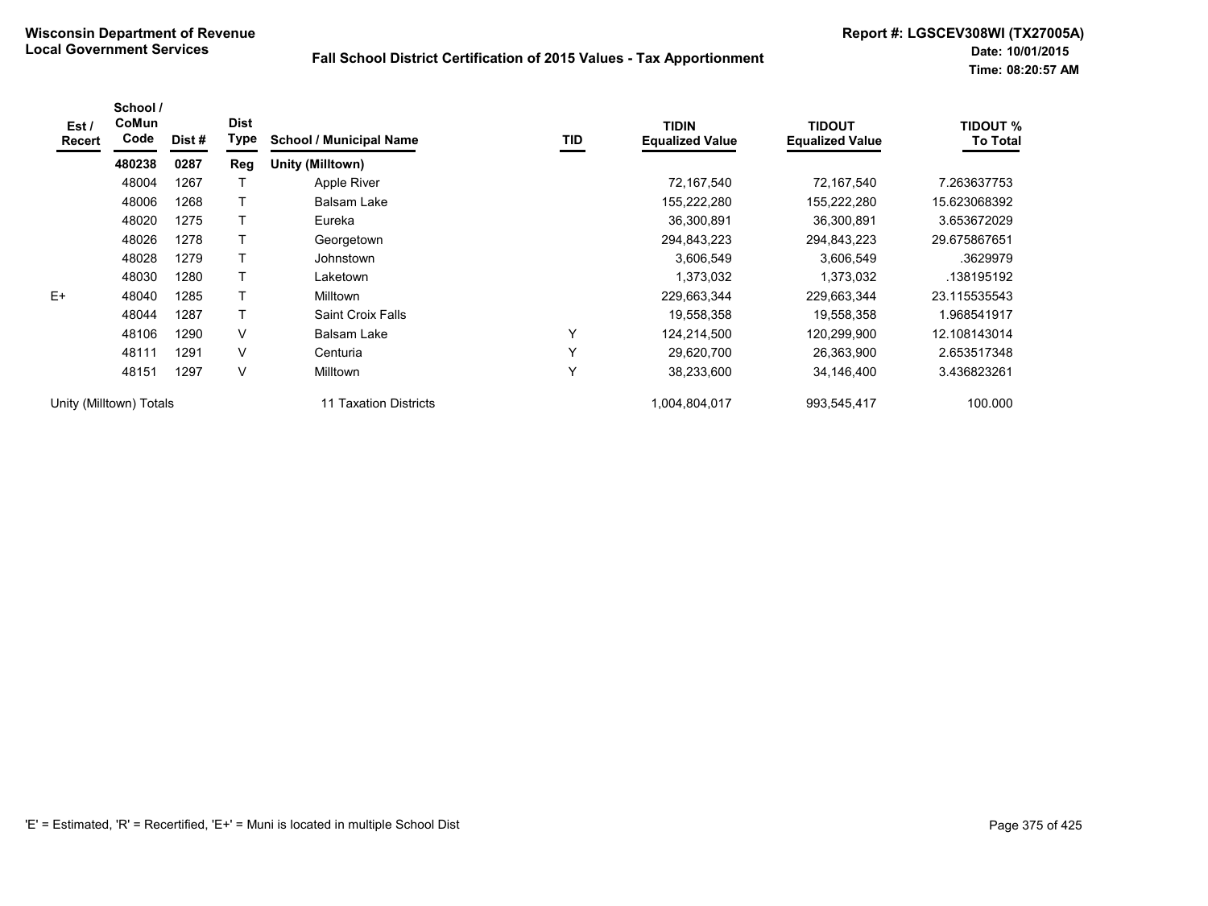**Wisconsin Department of Revenue**
**Local Government Services**

**Fall School District Certification of 2015 Values - Tax Apportionment**

**Report #: LGSCEV308WI (TX27005A)**
**Date: 10/01/2015**
**Time: 08:20:57 AM**

| Est / Recert | School / CoMun Code | Dist # | Dist Type | School / Municipal Name | TID | TIDIN Equalized Value | TIDOUT Equalized Value | TIDOUT % To Total |
|---|---|---|---|---|---|---|---|---|
| | **480238** | **0287** | **Reg** | **Unity (Milltown)** | | | | |
| | 48004 | 1267 | T | Apple River | | 72,167,540 | 72,167,540 | 7.263637753 |
| | 48006 | 1268 | T | Balsam Lake | | 155,222,280 | 155,222,280 | 15.623068392 |
| | 48020 | 1275 | T | Eureka | | 36,300,891 | 36,300,891 | 3.653672029 |
| | 48026 | 1278 | T | Georgetown | | 294,843,223 | 294,843,223 | 29.675867651 |
| | 48028 | 1279 | T | Johnstown | | 3,606,549 | 3,606,549 | .3629979 |
| | 48030 | 1280 | T | Laketown | | 1,373,032 | 1,373,032 | .138195192 |
| E+ | 48040 | 1285 | T | Milltown | | 229,663,344 | 229,663,344 | 23.115535543 |
| | 48044 | 1287 | T | Saint Croix Falls | | 19,558,358 | 19,558,358 | 1.968541917 |
| | 48106 | 1290 | V | Balsam Lake | Y | 124,214,500 | 120,299,900 | 12.108143014 |
| | 48111 | 1291 | V | Centuria | Y | 29,620,700 | 26,363,900 | 2.653517348 |
| | 48151 | 1297 | V | Milltown | Y | 38,233,600 | 34,146,400 | 3.436823261 |
| Unity (Milltown) Totals | | | | 11 Taxation Districts | | 1,004,804,017 | 993,545,417 | 100.000 |

'E' = Estimated, 'R' = Recertified, 'E+' = Muni is located in multiple School Dist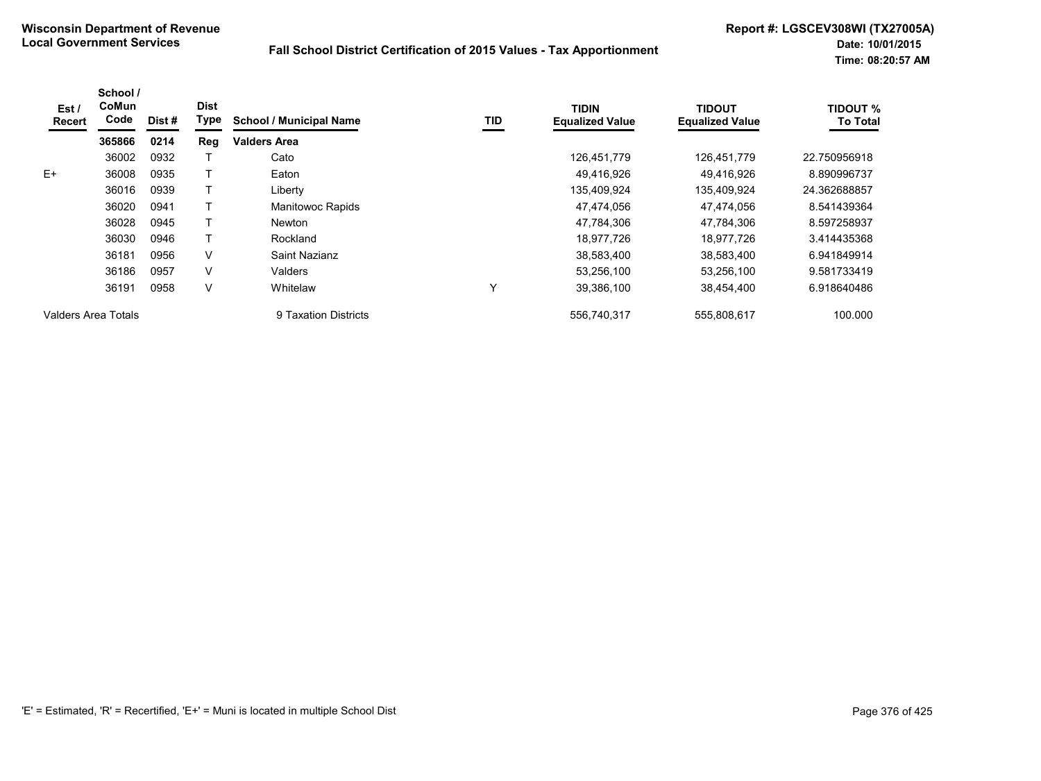Wisconsin Department of Revenue
Local Government Services

# Fall School District Certification of 2015 Values - Tax Apportionment

Report #: LGSCEV308WI (TX27005A)
Date: 10/01/2015
Time: 08:20:57 AM

| Est / Recert | School / CoMun Code | Dist # | Dist Type | School / Municipal Name | TID | TIDIN Equalized Value | TIDOUT Equalized Value | TIDOUT % To Total |
|---|---|---|---|---|---|---|---|---|
| | **365866** | **0214** | **Reg** | **Valders Area** | | | | |
| | 36002 | 0932 | T | Cato | | 126,451,779 | 126,451,779 | 22.750956918 |
| E+ | 36008 | 0935 | T | Eaton | | 49,416,926 | 49,416,926 | 8.890996737 |
| | 36016 | 0939 | T | Liberty | | 135,409,924 | 135,409,924 | 24.362688857 |
| | 36020 | 0941 | T | Manitowoc Rapids | | 47,474,056 | 47,474,056 | 8.541439364 |
| | 36028 | 0945 | T | Newton | | 47,784,306 | 47,784,306 | 8.597258937 |
| | 36030 | 0946 | T | Rockland | | 18,977,726 | 18,977,726 | 3.414435368 |
| | 36181 | 0956 | V | Saint Nazianz | | 38,583,400 | 38,583,400 | 6.941849914 |
| | 36186 | 0957 | V | Valders | | 53,256,100 | 53,256,100 | 9.581733419 |
| | 36191 | 0958 | V | Whitelaw | Y | 39,386,100 | 38,454,400 | 6.918640486 |
| Valders Area Totals | | | | 9 Taxation Districts | | 556,740,317 | 555,808,617 | 100.000 |

'E' = Estimated, 'R' = Recertified, 'E+' = Muni is located in multiple School Dist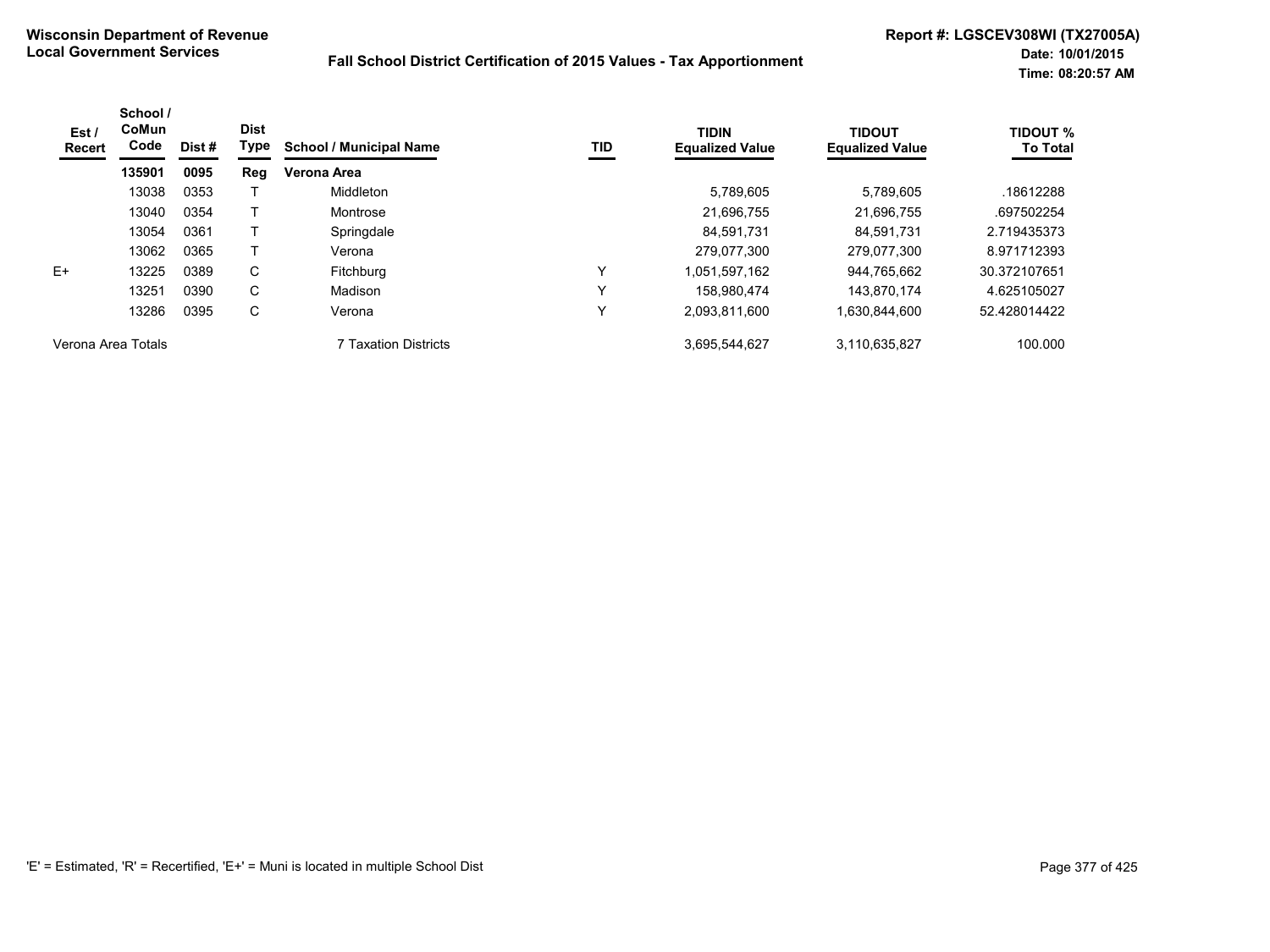**Wisconsin Department of Revenue**
**Local Government Services**

**Fall School District Certification of 2015 Values - Tax Apportionment**

**Report #: LGSCEV308WI (TX27005A)**
**Date: 10/01/2015**
**Time: 08:20:57 AM**

| Est / Recert | School / CoMun Code | Dist # | Dist Type | School / Municipal Name | TID | TIDIN Equalized Value | TIDOUT Equalized Value | TIDOUT % To Total |
|---|---|---|---|---|---|---|---|---|
| | **135901** | **0095** | **Reg** | **Verona Area** | | | | |
| | 13038 | 0353 | T | Middleton | | 5,789,605 | 5,789,605 | .18612288 |
| | 13040 | 0354 | T | Montrose | | 21,696,755 | 21,696,755 | .697502254 |
| | 13054 | 0361 | T | Springdale | | 84,591,731 | 84,591,731 | 2.719435373 |
| | 13062 | 0365 | T | Verona | | 279,077,300 | 279,077,300 | 8.971712393 |
| E+ | 13225 | 0389 | C | Fitchburg | Y | 1,051,597,162 | 944,765,662 | 30.372107651 |
| | 13251 | 0390 | C | Madison | Y | 158,980,474 | 143,870,174 | 4.625105027 |
| | 13286 | 0395 | C | Verona | Y | 2,093,811,600 | 1,630,844,600 | 52.428014422 |
| Verona Area Totals | | | | 7 Taxation Districts | | 3,695,544,627 | 3,110,635,827 | 100.000 |

'E' = Estimated, 'R' = Recertified, 'E+' = Muni is located in multiple School Dist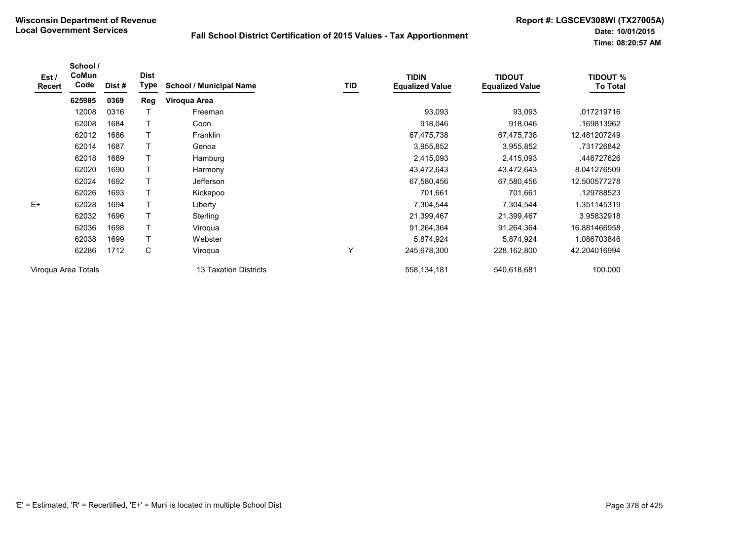**Wisconsin Department of Revenue**
**Local Government Services**

**Fall School District Certification of 2015 Values - Tax Apportionment**

**Report #: LGSCEV308WI (TX27005A)**
**Date: 10/01/2015**
**Time: 08:20:57 AM**

| Est / Recert | School / CoMun Code | Dist # | Dist Type | School / Municipal Name | TID | TIDIN Equalized Value | TIDOUT Equalized Value | TIDOUT % To Total |
|---|---|---|---|---|---|---|---|---|
| | **625985** | **0369** | **Reg** | **Viroqua Area** | | | | |
| | 12008 | 0316 | T | Freeman | | 93,093 | 93,093 | .017219716 |
| | 62008 | 1684 | T | Coon | | 918,046 | 918,046 | .169813962 |
| | 62012 | 1686 | T | Franklin | | 67,475,738 | 67,475,738 | 12.481207249 |
| | 62014 | 1687 | T | Genoa | | 3,955,852 | 3,955,852 | .731726842 |
| | 62018 | 1689 | T | Hamburg | | 2,415,093 | 2,415,093 | .446727626 |
| | 62020 | 1690 | T | Harmony | | 43,472,643 | 43,472,643 | 8.041276509 |
| | 62024 | 1692 | T | Jefferson | | 67,580,456 | 67,580,456 | 12.500577278 |
| | 62026 | 1693 | T | Kickapoo | | 701,661 | 701,661 | .129788523 |
| E+ | 62028 | 1694 | T | Liberty | | 7,304,544 | 7,304,544 | 1.351145319 |
| | 62032 | 1696 | T | Sterling | | 21,399,467 | 21,399,467 | 3.95832918 |
| | 62036 | 1698 | T | Viroqua | | 91,264,364 | 91,264,364 | 16.881466958 |
| | 62038 | 1699 | T | Webster | | 5,874,924 | 5,874,924 | 1.086703846 |
| | 62286 | 1712 | C | Viroqua | Y | 245,678,300 | 228,162,800 | 42.204016994 |
| Viroqua Area Totals | | | | 13 Taxation Districts | | 558,134,181 | 540,618,681 | 100.000 |

'E' = Estimated, 'R' = Recertified, 'E+' = Muni is located in multiple School Dist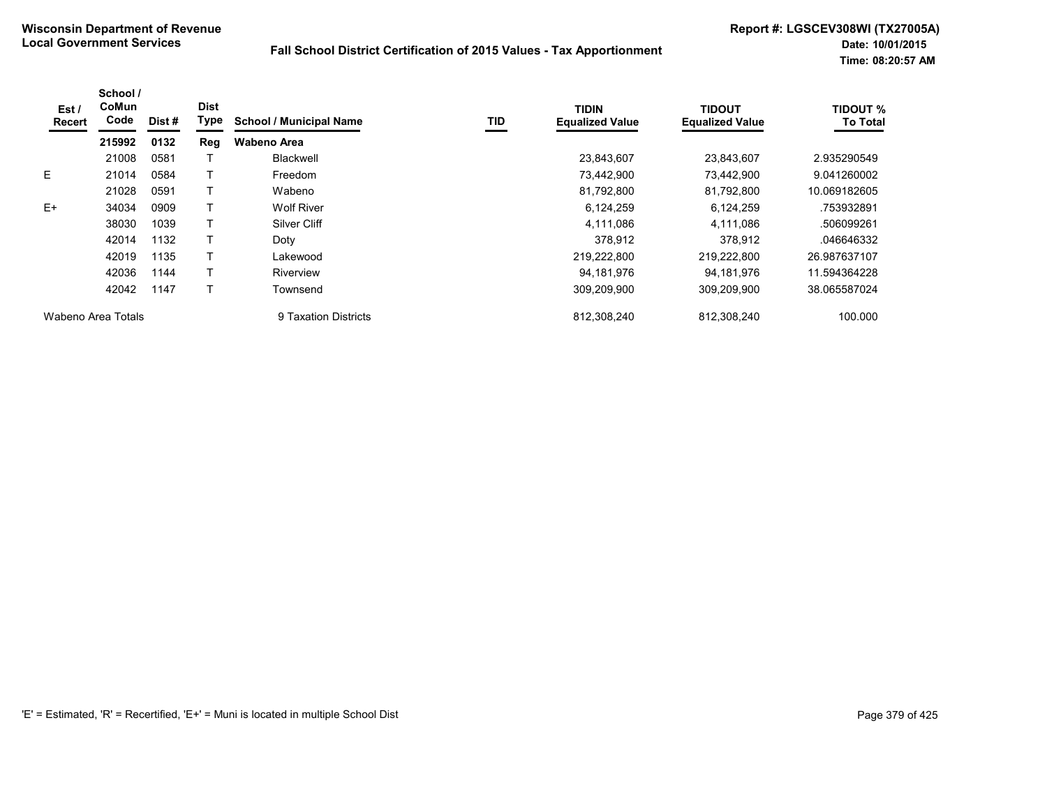**Wisconsin Department of Revenue**
**Local Government Services**

**Fall School District Certification of 2015 Values - Tax Apportionment**

**Report #: LGSCEV308WI (TX27005A)**
**Date: 10/01/2015**
**Time: 08:20:57 AM**

| Est / Recert | School / CoMun Code | Dist # | Dist Type | School / Municipal Name | TID | TIDIN Equalized Value | TIDOUT Equalized Value | TIDOUT % To Total |
|---|---|---|---|---|---|---|---|---|
| | **215992** | **0132** | **Reg** | **Wabeno Area** | | | | |
| | 21008 | 0581 | T | Blackwell | | 23,843,607 | 23,843,607 | 2.935290549 |
| E | 21014 | 0584 | T | Freedom | | 73,442,900 | 73,442,900 | 9.041260002 |
| | 21028 | 0591 | T | Wabeno | | 81,792,800 | 81,792,800 | 10.069182605 |
| E+ | 34034 | 0909 | T | Wolf River | | 6,124,259 | 6,124,259 | .753932891 |
| | 38030 | 1039 | T | Silver Cliff | | 4,111,086 | 4,111,086 | .506099261 |
| | 42014 | 1132 | T | Doty | | 378,912 | 378,912 | .046646332 |
| | 42019 | 1135 | T | Lakewood | | 219,222,800 | 219,222,800 | 26.987637107 |
| | 42036 | 1144 | T | Riverview | | 94,181,976 | 94,181,976 | 11.594364228 |
| | 42042 | 1147 | T | Townsend | | 309,209,900 | 309,209,900 | 38.065587024 |
| Wabeno Area Totals | | | | 9 Taxation Districts | | 812,308,240 | 812,308,240 | 100.000 |

'E' = Estimated, 'R' = Recertified, 'E+' = Muni is located in multiple School Dist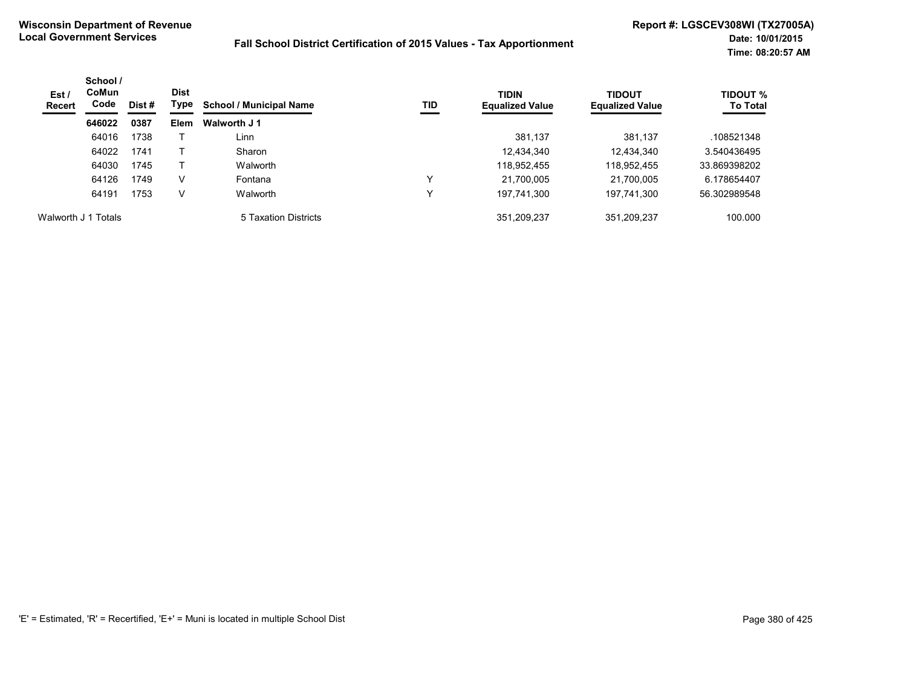**Wisconsin Department of Revenue**
**Local Government Services**

**Fall School District Certification of 2015 Values - Tax Apportionment**

**Report #: LGSCEV308WI (TX27005A)**
**Date: 10/01/2015**
**Time: 08:20:57 AM**

| Est / Recert | School / CoMun Code | Dist # | Dist Type | School / Municipal Name | TID | TIDIN Equalized Value | TIDOUT Equalized Value | TIDOUT % To Total |
|---|---|---|---|---|---|---|---|---|
| | **646022** | **0387** | **Elem** | **Walworth J 1** | | | | |
| | 64016 | 1738 | T | Linn | | 381,137 | 381,137 | .108521348 |
| | 64022 | 1741 | T | Sharon | | 12,434,340 | 12,434,340 | 3.540436495 |
| | 64030 | 1745 | T | Walworth | | 118,952,455 | 118,952,455 | 33.869398202 |
| | 64126 | 1749 | V | Fontana | Y | 21,700,005 | 21,700,005 | 6.178654407 |
| | 64191 | 1753 | V | Walworth | Y | 197,741,300 | 197,741,300 | 56.302989548 |
| Walworth J 1 Totals | | | | 5 Taxation Districts | | 351,209,237 | 351,209,237 | 100.000 |

'E' = Estimated, 'R' = Recertified, 'E+' = Muni is located in multiple School Dist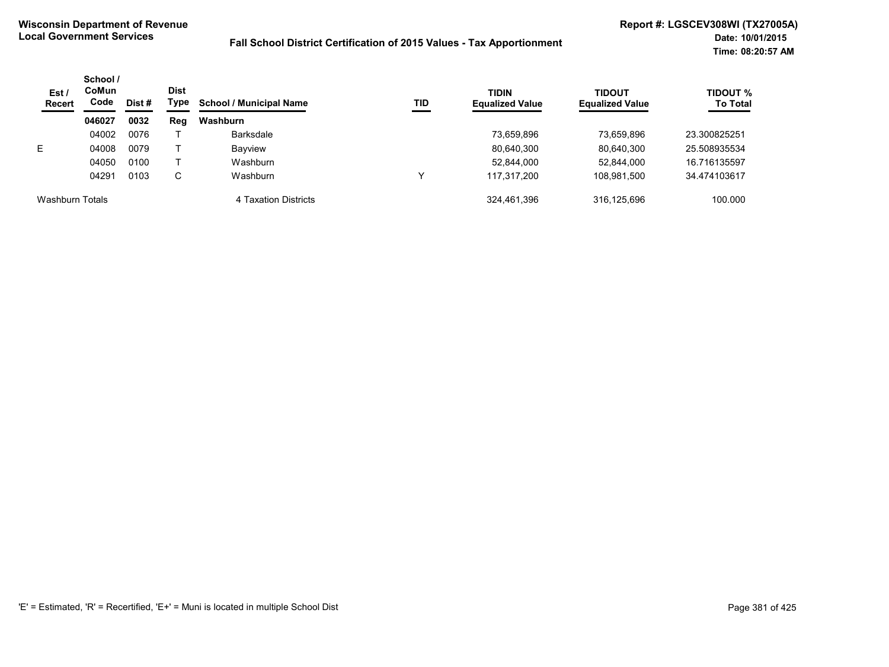**Wisconsin Department of Revenue**
**Local Government Services**

**Fall School District Certification of 2015 Values - Tax Apportionment**

**Report #: LGSCEV308WI (TX27005A)**
**Date: 10/01/2015**
**Time: 08:20:57 AM**

| Est / Recert | School / CoMun Code | Dist # | Dist Type | School / Municipal Name | TID | TIDIN Equalized Value | TIDOUT Equalized Value | TIDOUT % To Total |
|---|---|---|---|---|---|---|---|---|
| | **046027** | **0032** | **Reg** | **Washburn** | | | | |
| | 04002 | 0076 | T | Barksdale | | 73,659,896 | 73,659,896 | 23.300825251 |
| E | 04008 | 0079 | T | Bayview | | 80,640,300 | 80,640,300 | 25.508935534 |
| | 04050 | 0100 | T | Washburn | | 52,844,000 | 52,844,000 | 16.716135597 |
| | 04291 | 0103 | C | Washburn | Y | 117,317,200 | 108,981,500 | 34.474103617 |
| Washburn Totals | | | | 4 Taxation Districts | | 324,461,396 | 316,125,696 | 100.000 |

'E' = Estimated, 'R' = Recertified, 'E+' = Muni is located in multiple School Dist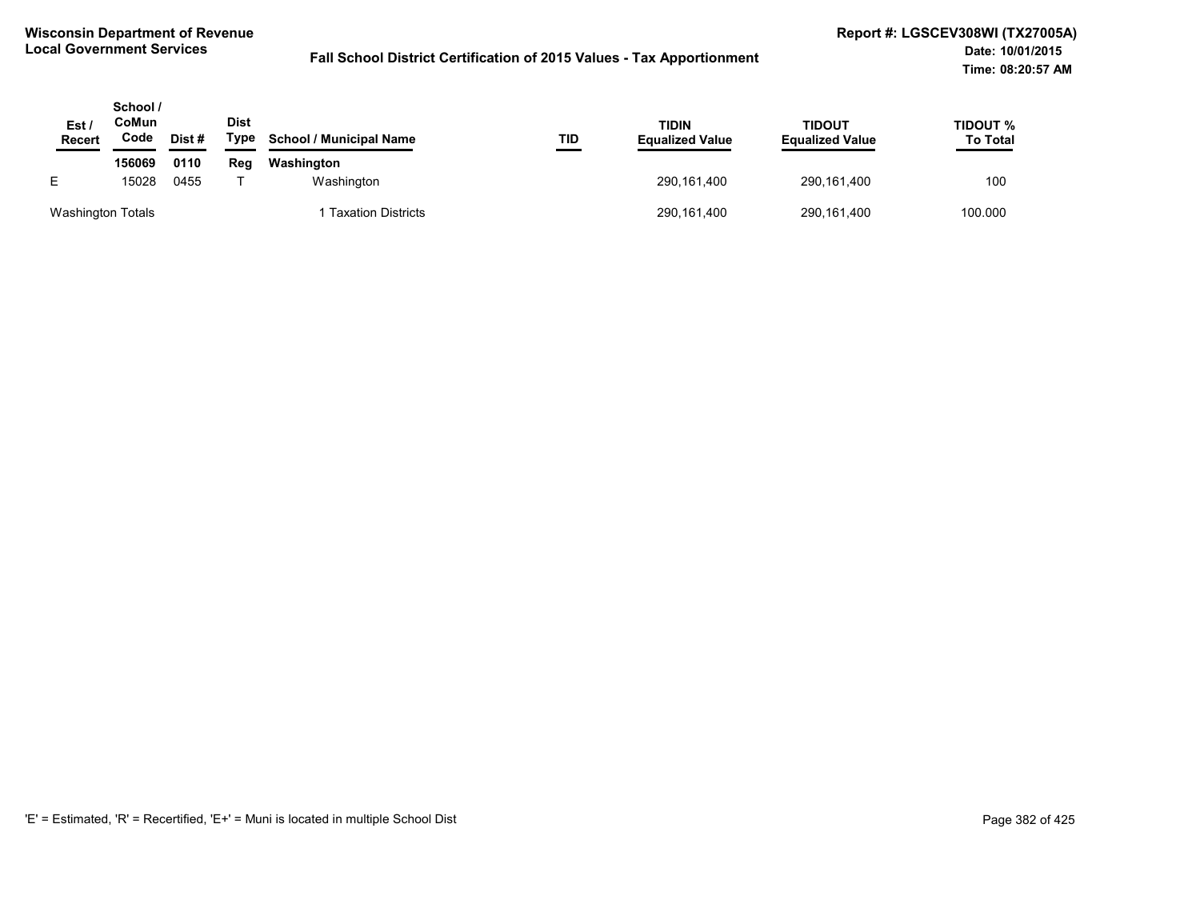**Wisconsin Department of Revenue**
**Local Government Services**

**Fall School District Certification of 2015 Values - Tax Apportionment**

**Report #: LGSCEV308WI (TX27005A)**
**Date: 10/01/2015**
**Time: 08:20:57 AM**

| Est / Recert | School / CoMun Code | Dist # | Dist Type | School / Municipal Name | TID | TIDIN Equalized Value | TIDOUT Equalized Value | TIDOUT % To Total |
|---|---|---|---|---|---|---|---|---|
| | **156069** | **0110** | **Reg** | **Washington** | | | | |
| E | 15028 | 0455 | T | Washington | | 290,161,400 | 290,161,400 | 100 |
| Washington Totals | | | | 1 Taxation Districts | | 290,161,400 | 290,161,400 | 100.000 |

'E' = Estimated, 'R' = Recertified, 'E+' = Muni is located in multiple School Dist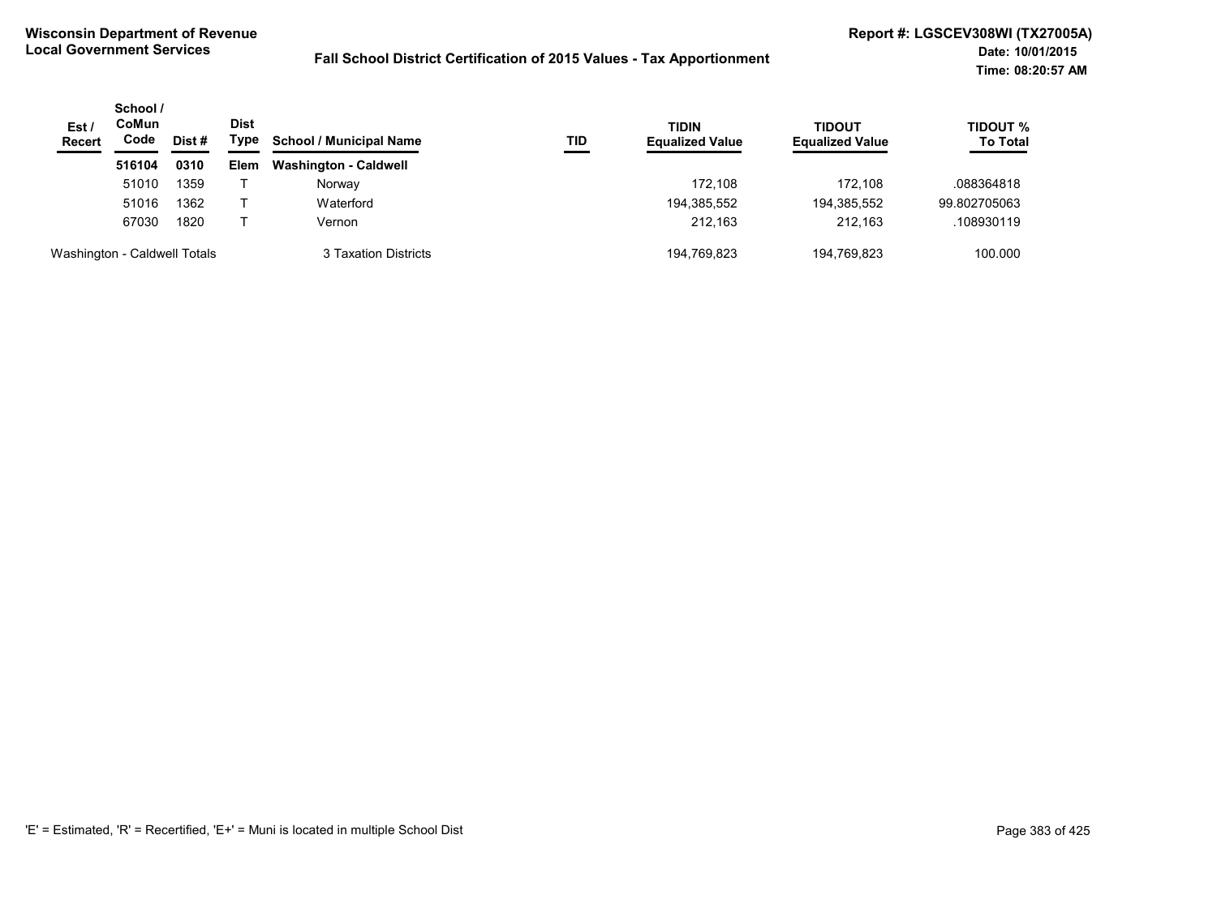**Wisconsin Department of Revenue**
**Local Government Services**

**Fall School District Certification of 2015 Values - Tax Apportionment**

**Report #: LGSCEV308WI (TX27005A)**
**Date: 10/01/2015**
**Time: 08:20:57 AM**

| Est / Recert | School / CoMun Code | Dist # | Dist Type | School / Municipal Name | TID | TIDIN Equalized Value | TIDOUT Equalized Value | TIDOUT % To Total |
|---|---|---|---|---|---|---|---|---|
| | **516104** | **0310** | **Elem** | **Washington - Caldwell** | | | | |
| | 51010 | 1359 | T | Norway | | 172,108 | 172,108 | .088364818 |
| | 51016 | 1362 | T | Waterford | | 194,385,552 | 194,385,552 | 99.802705063 |
| | 67030 | 1820 | T | Vernon | | 212,163 | 212,163 | .108930119 |
| Washington - Caldwell Totals | | | | 3 Taxation Districts | | 194,769,823 | 194,769,823 | 100.000 |

'E' = Estimated, 'R' = Recertified, 'E+' = Muni is located in multiple School Dist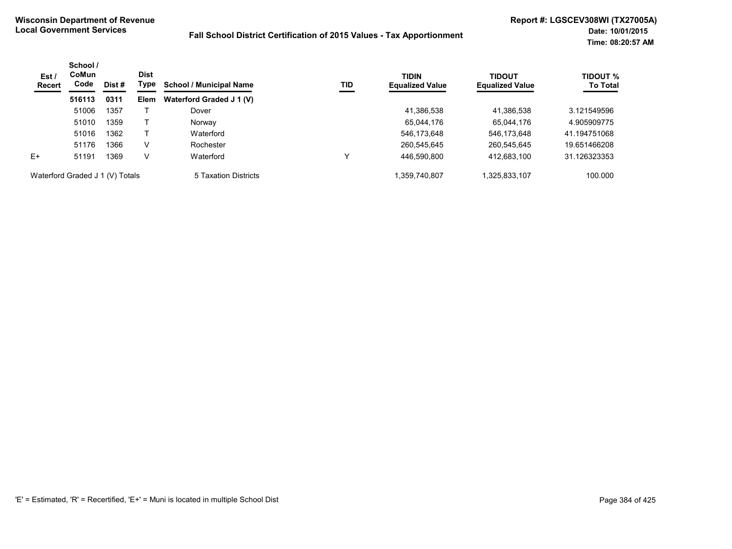**Wisconsin Department of Revenue**
**Local Government Services**

**Fall School District Certification of 2015 Values - Tax Apportionment**

**Report #: LGSCEV308WI (TX27005A)**
**Date: 10/01/2015**
**Time: 08:20:57 AM**

| Est / Recert | School / CoMun Code | Dist # | Dist Type | School / Municipal Name | TID | TIDIN Equalized Value | TIDOUT Equalized Value | TIDOUT % To Total |
|---|---|---|---|---|---|---|---|---|
| | **516113** | **0311** | **Elem** | **Waterford Graded J 1 (V)** | | | | |
| | 51006 | 1357 | T | Dover | | 41,386,538 | 41,386,538 | 3.121549596 |
| | 51010 | 1359 | T | Norway | | 65,044,176 | 65,044,176 | 4.905909775 |
| | 51016 | 1362 | T | Waterford | | 546,173,648 | 546,173,648 | 41.194751068 |
| | 51176 | 1366 | V | Rochester | | 260,545,645 | 260,545,645 | 19.651466208 |
| E+ | 51191 | 1369 | V | Waterford | Y | 446,590,800 | 412,683,100 | 31.126323353 |
| Waterford Graded J 1 (V) Totals | | | | 5 Taxation Districts | | 1,359,740,807 | 1,325,833,107 | 100.000 |

'E' = Estimated, 'R' = Recertified, 'E+' = Muni is located in multiple School Dist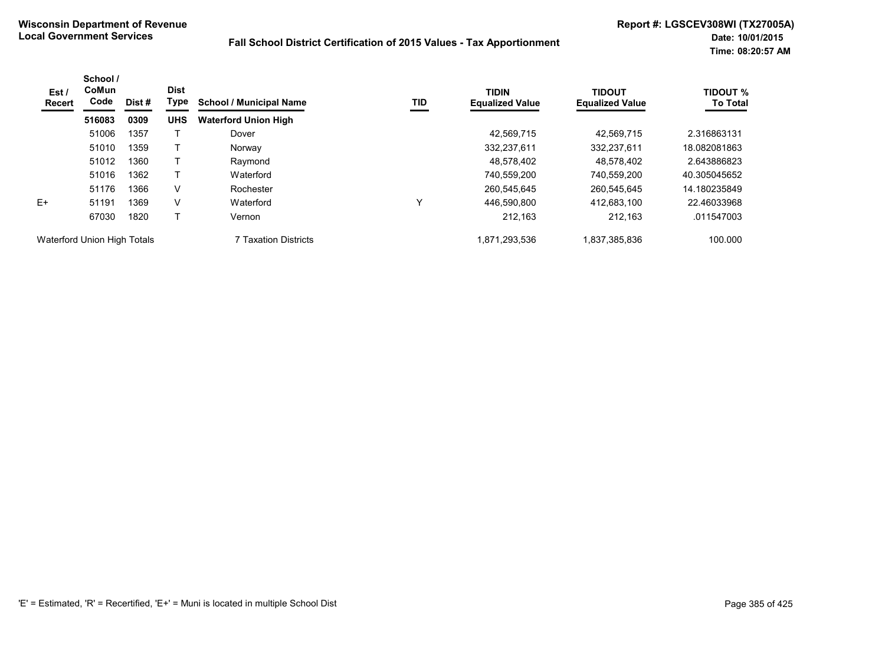**Wisconsin Department of Revenue**
**Local Government Services**

**Fall School District Certification of 2015 Values - Tax Apportionment**

**Report #: LGSCEV308WI (TX27005A)**
**Date: 10/01/2015**
**Time: 08:20:57 AM**

| Est / Recert | School / CoMun Code | Dist # | Dist Type | School / Municipal Name | TID | TIDIN Equalized Value | TIDOUT Equalized Value | TIDOUT % To Total |
|---|---|---|---|---|---|---|---|---|
| | **516083** | **0309** | **UHS** | **Waterford Union High** | | | | |
| | 51006 | 1357 | T | Dover | | 42,569,715 | 42,569,715 | 2.316863131 |
| | 51010 | 1359 | T | Norway | | 332,237,611 | 332,237,611 | 18.082081863 |
| | 51012 | 1360 | T | Raymond | | 48,578,402 | 48,578,402 | 2.643886823 |
| | 51016 | 1362 | T | Waterford | | 740,559,200 | 740,559,200 | 40.305045652 |
| | 51176 | 1366 | V | Rochester | | 260,545,645 | 260,545,645 | 14.180235849 |
| E+ | 51191 | 1369 | V | Waterford | Y | 446,590,800 | 412,683,100 | 22.46033968 |
| | 67030 | 1820 | T | Vernon | | 212,163 | 212,163 | .011547003 |
| Waterford Union High Totals | | | | 7 Taxation Districts | | 1,871,293,536 | 1,837,385,836 | 100.000 |

'E' = Estimated, 'R' = Recertified, 'E+' = Muni is located in multiple School Dist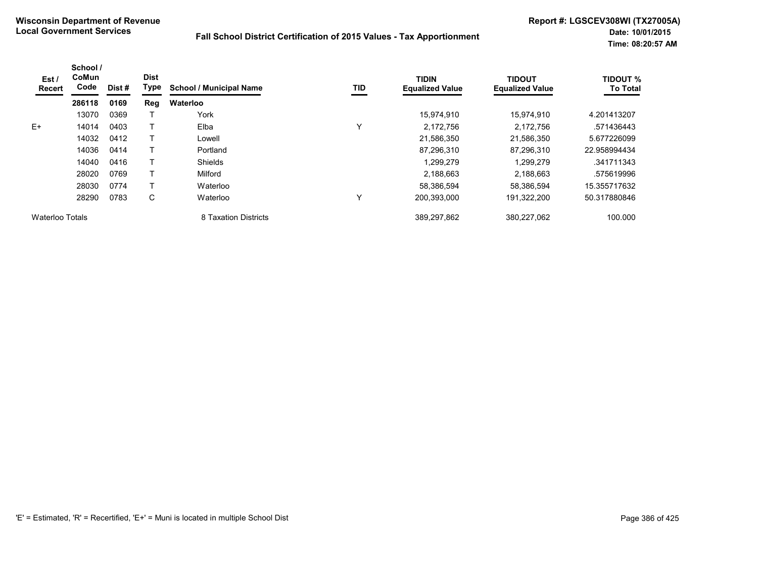**Wisconsin Department of Revenue**
**Local Government Services**

**Fall School District Certification of 2015 Values - Tax Apportionment**

**Report #: LGSCEV308WI (TX27005A)**
**Date: 10/01/2015**
**Time: 08:20:57 AM**

| Est / Recert | School / CoMun Code | Dist # | Dist Type | School / Municipal Name | TID | TIDIN Equalized Value | TIDOUT Equalized Value | TIDOUT % To Total |
|---|---|---|---|---|---|---|---|---|
| | **286118** | **0169** | **Reg** | **Waterloo** | | | | |
| | 13070 | 0369 | T | York | | 15,974,910 | 15,974,910 | 4.201413207 |
| E+ | 14014 | 0403 | T | Elba | Y | 2,172,756 | 2,172,756 | .571436443 |
| | 14032 | 0412 | T | Lowell | | 21,586,350 | 21,586,350 | 5.677226099 |
| | 14036 | 0414 | T | Portland | | 87,296,310 | 87,296,310 | 22.958994434 |
| | 14040 | 0416 | T | Shields | | 1,299,279 | 1,299,279 | .341711343 |
| | 28020 | 0769 | T | Milford | | 2,188,663 | 2,188,663 | .575619996 |
| | 28030 | 0774 | T | Waterloo | | 58,386,594 | 58,386,594 | 15.355717632 |
| | 28290 | 0783 | C | Waterloo | Y | 200,393,000 | 191,322,200 | 50.317880846 |
| Waterloo Totals | | | | 8 Taxation Districts | | 389,297,862 | 380,227,062 | 100.000 |

'E' = Estimated, 'R' = Recertified, 'E+' = Muni is located in multiple School Dist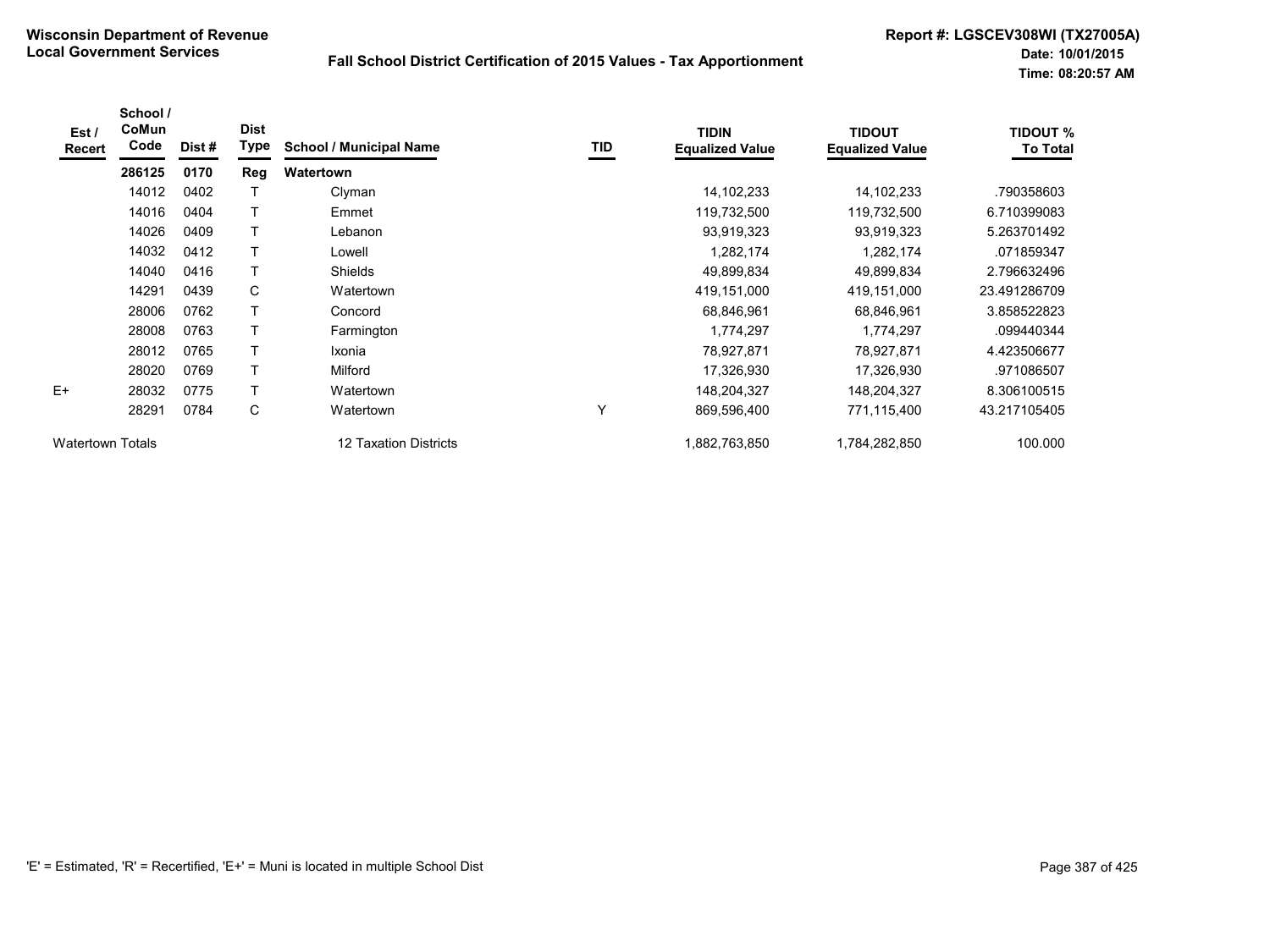**Wisconsin Department of Revenue**
**Local Government Services**

**Fall School District Certification of 2015 Values - Tax Apportionment**

**Report #: LGSCEV308WI (TX27005A)**
**Date: 10/01/2015**
**Time: 08:20:57 AM**

| Est / Recert | School / CoMun Code | Dist # | Dist Type | School / Municipal Name | TID | TIDIN Equalized Value | TIDOUT Equalized Value | TIDOUT % To Total |
|---|---|---|---|---|---|---|---|---|
| | **286125** | **0170** | **Reg** | **Watertown** | | | | |
| | 14012 | 0402 | T | Clyman | | 14,102,233 | 14,102,233 | .790358603 |
| | 14016 | 0404 | T | Emmet | | 119,732,500 | 119,732,500 | 6.710399083 |
| | 14026 | 0409 | T | Lebanon | | 93,919,323 | 93,919,323 | 5.263701492 |
| | 14032 | 0412 | T | Lowell | | 1,282,174 | 1,282,174 | .071859347 |
| | 14040 | 0416 | T | Shields | | 49,899,834 | 49,899,834 | 2.796632496 |
| | 14291 | 0439 | C | Watertown | | 419,151,000 | 419,151,000 | 23.491286709 |
| | 28006 | 0762 | T | Concord | | 68,846,961 | 68,846,961 | 3.858522823 |
| | 28008 | 0763 | T | Farmington | | 1,774,297 | 1,774,297 | .099440344 |
| | 28012 | 0765 | T | Ixonia | | 78,927,871 | 78,927,871 | 4.423506677 |
| | 28020 | 0769 | T | Milford | | 17,326,930 | 17,326,930 | .971086507 |
| E+ | 28032 | 0775 | T | Watertown | | 148,204,327 | 148,204,327 | 8.306100515 |
| | 28291 | 0784 | C | Watertown | Y | 869,596,400 | 771,115,400 | 43.217105405 |
| Watertown Totals | | | | 12 Taxation Districts | | 1,882,763,850 | 1,784,282,850 | 100.000 |

'E' = Estimated, 'R' = Recertified, 'E+' = Muni is located in multiple School Dist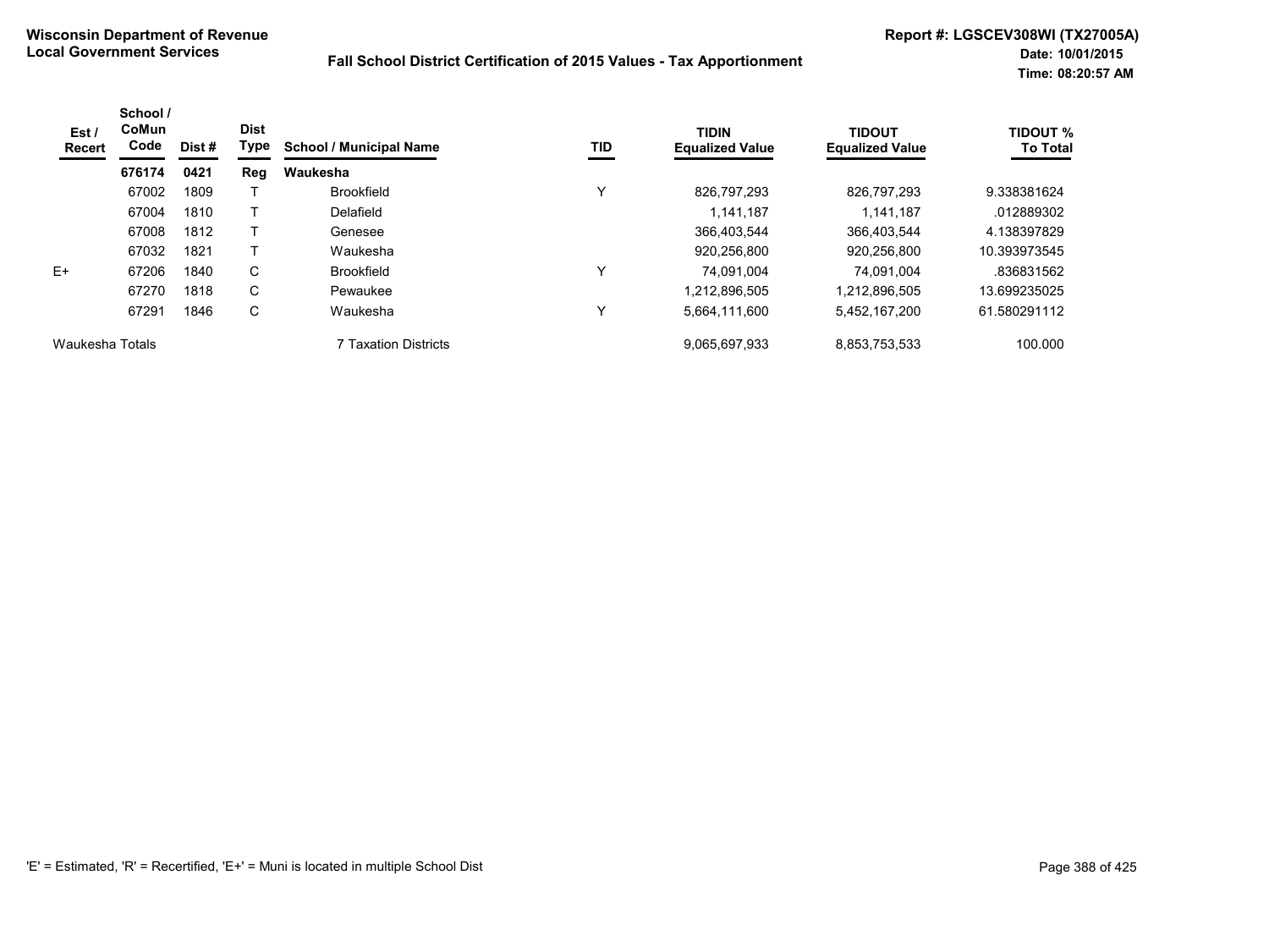**Wisconsin Department of Revenue**
**Local Government Services**

**Fall School District Certification of 2015 Values - Tax Apportionment**

**Report #: LGSCEV308WI (TX27005A)**
**Date: 10/01/2015**
**Time: 08:20:57 AM**

| Est / Recert | School / CoMun Code | Dist # | Dist Type | School / Municipal Name | TID | TIDIN Equalized Value | TIDOUT Equalized Value | TIDOUT % To Total |
|---|---|---|---|---|---|---|---|---|
| | **676174** | **0421** | **Reg** | **Waukesha** | | | | |
| | 67002 | 1809 | T | Brookfield | Y | 826,797,293 | 826,797,293 | 9.338381624 |
| | 67004 | 1810 | T | Delafield | | 1,141,187 | 1,141,187 | .012889302 |
| | 67008 | 1812 | T | Genesee | | 366,403,544 | 366,403,544 | 4.138397829 |
| | 67032 | 1821 | T | Waukesha | | 920,256,800 | 920,256,800 | 10.393973545 |
| E+ | 67206 | 1840 | C | Brookfield | Y | 74,091,004 | 74,091,004 | .836831562 |
| | 67270 | 1818 | C | Pewaukee | | 1,212,896,505 | 1,212,896,505 | 13.699235025 |
| | 67291 | 1846 | C | Waukesha | Y | 5,664,111,600 | 5,452,167,200 | 61.580291112 |
| Waukesha Totals | | | | 7 Taxation Districts | | 9,065,697,933 | 8,853,753,533 | 100.000 |

'E' = Estimated, 'R' = Recertified, 'E+' = Muni is located in multiple School Dist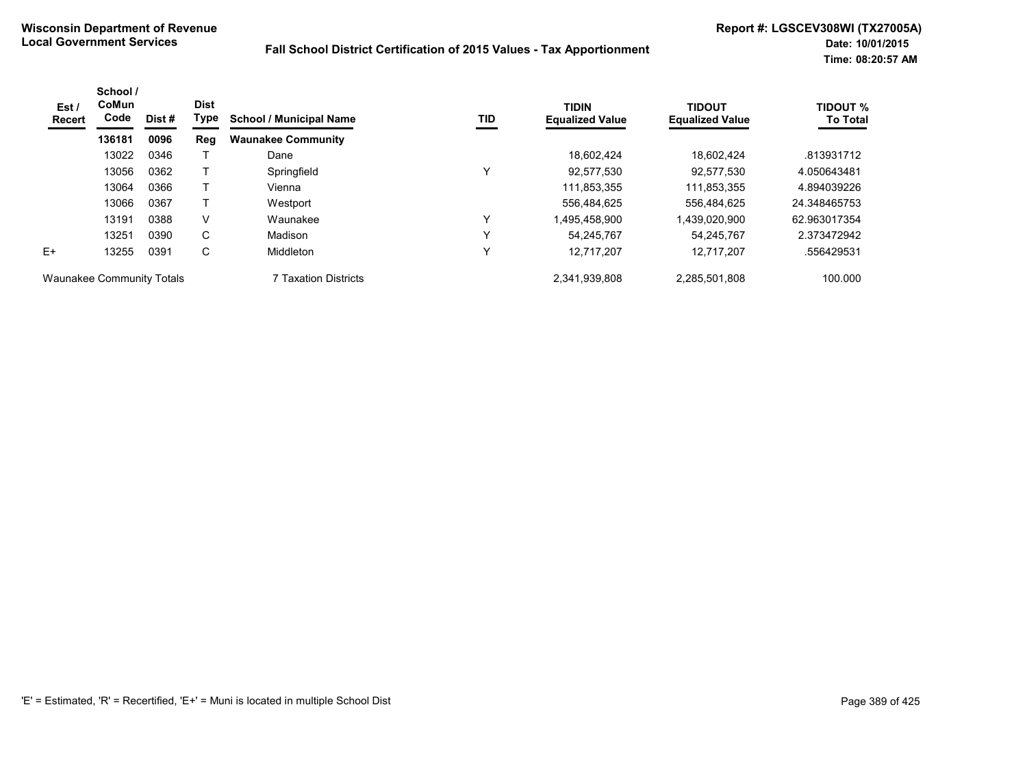**Wisconsin Department of Revenue**
**Local Government Services**

**Fall School District Certification of 2015 Values - Tax Apportionment**

**Report #: LGSCEV308WI (TX27005A)**
**Date: 10/01/2015**
**Time: 08:20:57 AM**

| Est / Recert | School / CoMun Code | Dist # | Dist Type | School / Municipal Name | TID | TIDIN Equalized Value | TIDOUT Equalized Value | TIDOUT % To Total |
|---|---|---|---|---|---|---|---|---|
| | **136181** | **0096** | **Reg** | **Waunakee Community** | | | | |
| | 13022 | 0346 | T | Dane | | 18,602,424 | 18,602,424 | .813931712 |
| | 13056 | 0362 | T | Springfield | Y | 92,577,530 | 92,577,530 | 4.050643481 |
| | 13064 | 0366 | T | Vienna | | 111,853,355 | 111,853,355 | 4.894039226 |
| | 13066 | 0367 | T | Westport | | 556,484,625 | 556,484,625 | 24.348465753 |
| | 13191 | 0388 | V | Waunakee | Y | 1,495,458,900 | 1,439,020,900 | 62.963017354 |
| | 13251 | 0390 | C | Madison | Y | 54,245,767 | 54,245,767 | 2.373472942 |
| E+ | 13255 | 0391 | C | Middleton | Y | 12,717,207 | 12,717,207 | .556429531 |
| Waunakee Community Totals | | | | 7 Taxation Districts | | 2,341,939,808 | 2,285,501,808 | 100.000 |

'E' = Estimated, 'R' = Recertified, 'E+' = Muni is located in multiple School Dist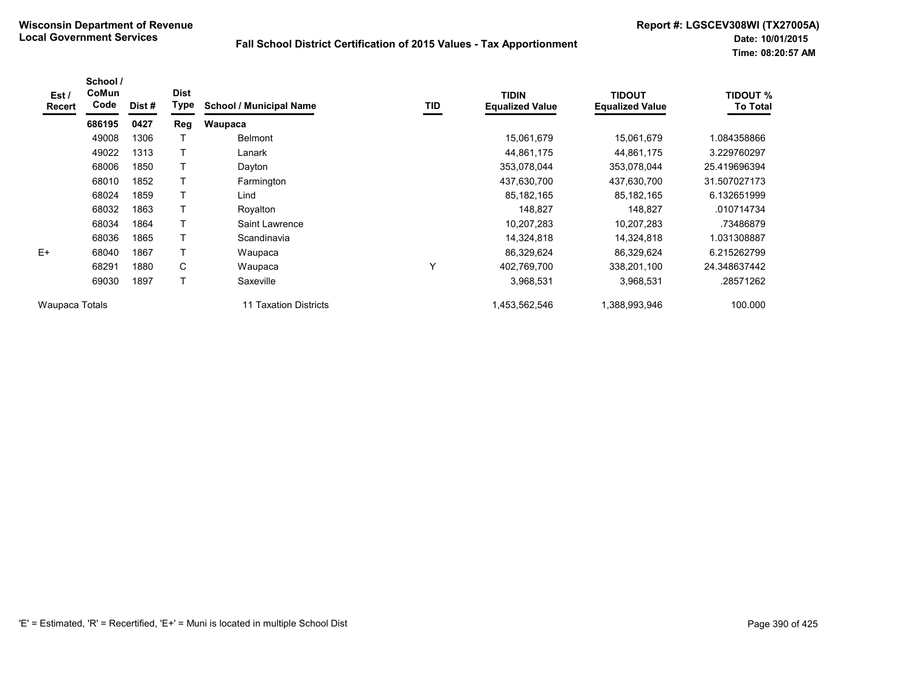**Wisconsin Department of Revenue**
**Local Government Services**

**Fall School District Certification of 2015 Values - Tax Apportionment**

**Report #: LGSCEV308WI (TX27005A)**
**Date: 10/01/2015**
**Time: 08:20:57 AM**

| Est / Recert | School / CoMun Code | Dist # | Dist Type | School / Municipal Name | TID | TIDIN Equalized Value | TIDOUT Equalized Value | TIDOUT % To Total |
|---|---|---|---|---|---|---|---|---|
| | **686195** | **0427** | **Reg** | **Waupaca** | | | | |
| | 49008 | 1306 | T | Belmont | | 15,061,679 | 15,061,679 | 1.084358866 |
| | 49022 | 1313 | T | Lanark | | 44,861,175 | 44,861,175 | 3.229760297 |
| | 68006 | 1850 | T | Dayton | | 353,078,044 | 353,078,044 | 25.419696394 |
| | 68010 | 1852 | T | Farmington | | 437,630,700 | 437,630,700 | 31.507027173 |
| | 68024 | 1859 | T | Lind | | 85,182,165 | 85,182,165 | 6.132651999 |
| | 68032 | 1863 | T | Royalton | | 148,827 | 148,827 | .010714734 |
| | 68034 | 1864 | T | Saint Lawrence | | 10,207,283 | 10,207,283 | .73486879 |
| | 68036 | 1865 | T | Scandinavia | | 14,324,818 | 14,324,818 | 1.031308887 |
| E+ | 68040 | 1867 | T | Waupaca | | 86,329,624 | 86,329,624 | 6.215262799 |
| | 68291 | 1880 | C | Waupaca | Y | 402,769,700 | 338,201,100 | 24.348637442 |
| | 69030 | 1897 | T | Saxeville | | 3,968,531 | 3,968,531 | .28571262 |
| Waupaca Totals | | | | 11 Taxation Districts | | 1,453,562,546 | 1,388,993,946 | 100.000 |

'E' = Estimated, 'R' = Recertified, 'E+' = Muni is located in multiple School Dist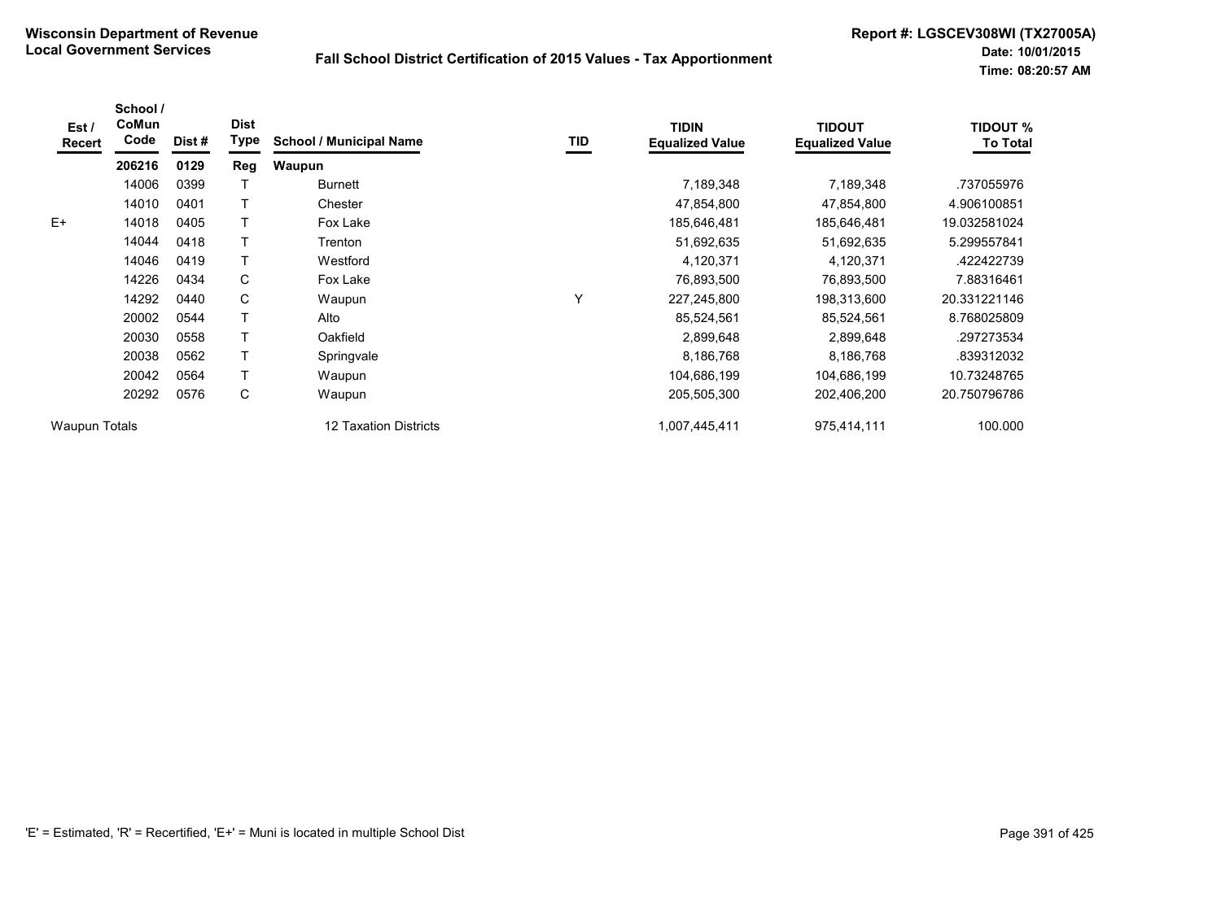**Wisconsin Department of Revenue**
**Local Government Services**

**Fall School District Certification of 2015 Values - Tax Apportionment**

**Report #: LGSCEV308WI (TX27005A)**
**Date: 10/01/2015**
**Time: 08:20:57 AM**

| Est / Recert | School / CoMun Code | Dist # | Dist Type | School / Municipal Name | TID | TIDIN Equalized Value | TIDOUT Equalized Value | TIDOUT % To Total |
|---|---|---|---|---|---|---|---|---|
| | **206216** | **0129** | **Reg** | **Waupun** | | | | |
| | 14006 | 0399 | T | Burnett | | 7,189,348 | 7,189,348 | .737055976 |
| | 14010 | 0401 | T | Chester | | 47,854,800 | 47,854,800 | 4.906100851 |
| E+ | 14018 | 0405 | T | Fox Lake | | 185,646,481 | 185,646,481 | 19.032581024 |
| | 14044 | 0418 | T | Trenton | | 51,692,635 | 51,692,635 | 5.299557841 |
| | 14046 | 0419 | T | Westford | | 4,120,371 | 4,120,371 | .422422739 |
| | 14226 | 0434 | C | Fox Lake | | 76,893,500 | 76,893,500 | 7.88316461 |
| | 14292 | 0440 | C | Waupun | Y | 227,245,800 | 198,313,600 | 20.331221146 |
| | 20002 | 0544 | T | Alto | | 85,524,561 | 85,524,561 | 8.768025809 |
| | 20030 | 0558 | T | Oakfield | | 2,899,648 | 2,899,648 | .297273534 |
| | 20038 | 0562 | T | Springvale | | 8,186,768 | 8,186,768 | .839312032 |
| | 20042 | 0564 | T | Waupun | | 104,686,199 | 104,686,199 | 10.73248765 |
| | 20292 | 0576 | C | Waupun | | 205,505,300 | 202,406,200 | 20.750796786 |
| Waupun Totals | | | | 12 Taxation Districts | | 1,007,445,411 | 975,414,111 | 100.000 |

'E' = Estimated, 'R' = Recertified, 'E+' = Muni is located in multiple School Dist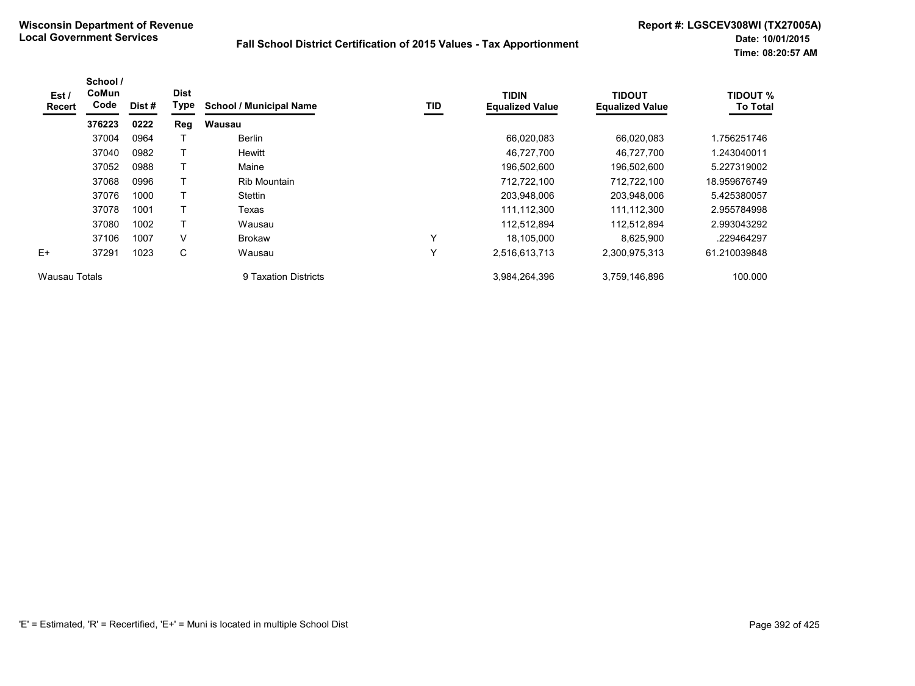**Wisconsin Department of Revenue**
**Local Government Services**

**Fall School District Certification of 2015 Values - Tax Apportionment**

**Report #: LGSCEV308WI (TX27005A)**
**Date: 10/01/2015**
**Time: 08:20:57 AM**

| Est / Recert | School / CoMun Code | Dist # | Dist Type | School / Municipal Name | TID | TIDIN Equalized Value | TIDOUT Equalized Value | TIDOUT % To Total |
|---|---|---|---|---|---|---|---|---|
| | **376223** | **0222** | **Reg** | **Wausau** | | | | |
| | 37004 | 0964 | T | Berlin | | 66,020,083 | 66,020,083 | 1.756251746 |
| | 37040 | 0982 | T | Hewitt | | 46,727,700 | 46,727,700 | 1.243040011 |
| | 37052 | 0988 | T | Maine | | 196,502,600 | 196,502,600 | 5.227319002 |
| | 37068 | 0996 | T | Rib Mountain | | 712,722,100 | 712,722,100 | 18.959676749 |
| | 37076 | 1000 | T | Stettin | | 203,948,006 | 203,948,006 | 5.425380057 |
| | 37078 | 1001 | T | Texas | | 111,112,300 | 111,112,300 | 2.955784998 |
| | 37080 | 1002 | T | Wausau | | 112,512,894 | 112,512,894 | 2.993043292 |
| | 37106 | 1007 | V | Brokaw | Y | 18,105,000 | 8,625,900 | .229464297 |
| E+ | 37291 | 1023 | C | Wausau | Y | 2,516,613,713 | 2,300,975,313 | 61.210039848 |
| Wausau Totals | | | | 9 Taxation Districts | | 3,984,264,396 | 3,759,146,896 | 100.000 |

'E' = Estimated, 'R' = Recertified, 'E+' = Muni is located in multiple School Dist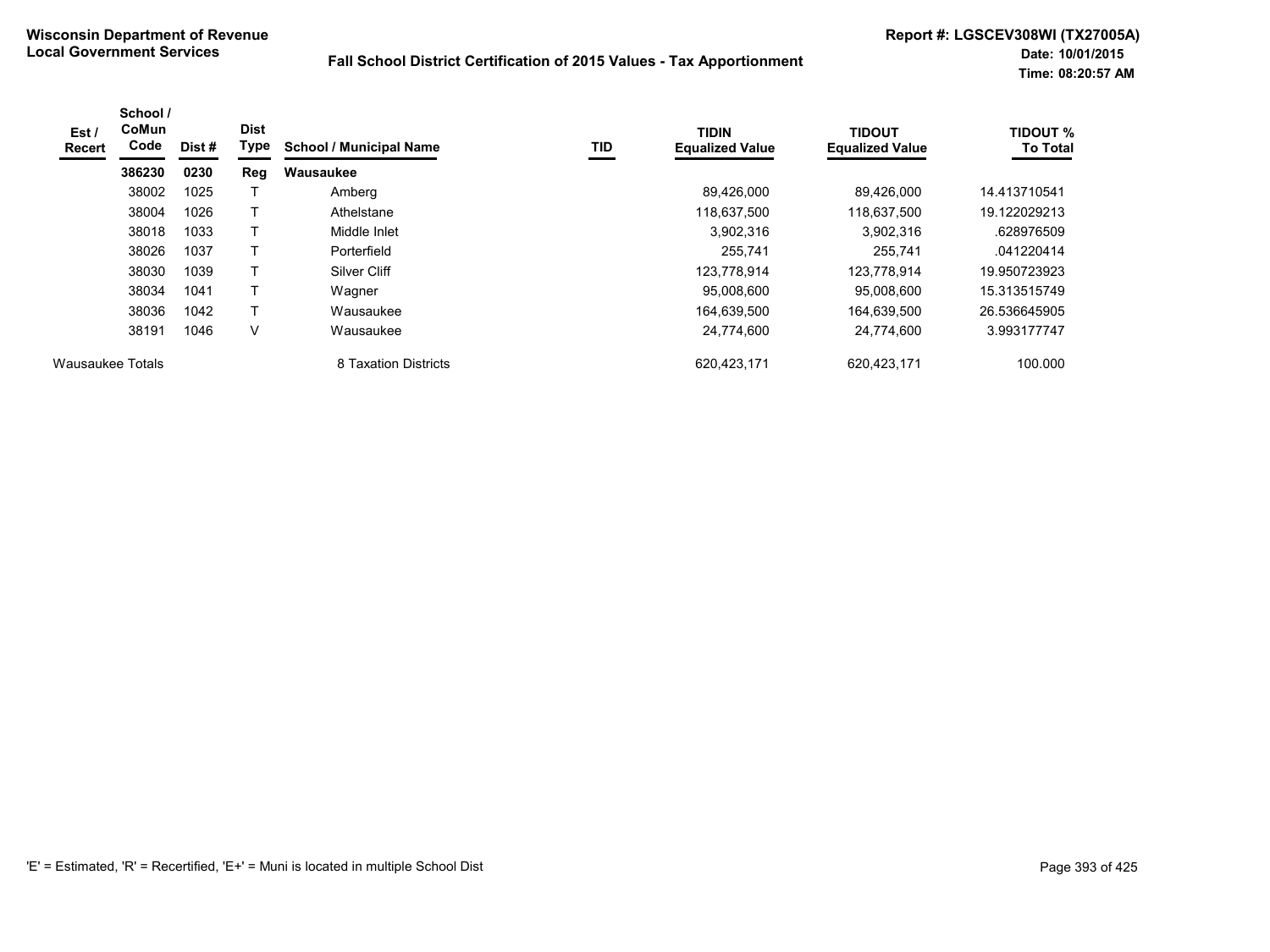**Wisconsin Department of Revenue**
**Local Government Services**

**Fall School District Certification of 2015 Values - Tax Apportionment**

**Report #: LGSCEV308WI (TX27005A)**
**Date: 10/01/2015**
**Time: 08:20:57 AM**

| Est / Recert | School / CoMun Code | Dist # | Dist Type | School / Municipal Name | TID | TIDIN Equalized Value | TIDOUT Equalized Value | TIDOUT % To Total |
|---|---|---|---|---|---|---|---|---|
| | **386230** | **0230** | **Reg** | **Wausaukee** | | | | |
| | 38002 | 1025 | T | Amberg | | 89,426,000 | 89,426,000 | 14.413710541 |
| | 38004 | 1026 | T | Athelstane | | 118,637,500 | 118,637,500 | 19.122029213 |
| | 38018 | 1033 | T | Middle Inlet | | 3,902,316 | 3,902,316 | .628976509 |
| | 38026 | 1037 | T | Porterfield | | 255,741 | 255,741 | .041220414 |
| | 38030 | 1039 | T | Silver Cliff | | 123,778,914 | 123,778,914 | 19.950723923 |
| | 38034 | 1041 | T | Wagner | | 95,008,600 | 95,008,600 | 15.313515749 |
| | 38036 | 1042 | T | Wausaukee | | 164,639,500 | 164,639,500 | 26.536645905 |
| | 38191 | 1046 | V | Wausaukee | | 24,774,600 | 24,774,600 | 3.993177747 |
| Wausaukee Totals | | | | 8 Taxation Districts | | 620,423,171 | 620,423,171 | 100.000 |

'E' = Estimated, 'R' = Recertified, 'E+' = Muni is located in multiple School Dist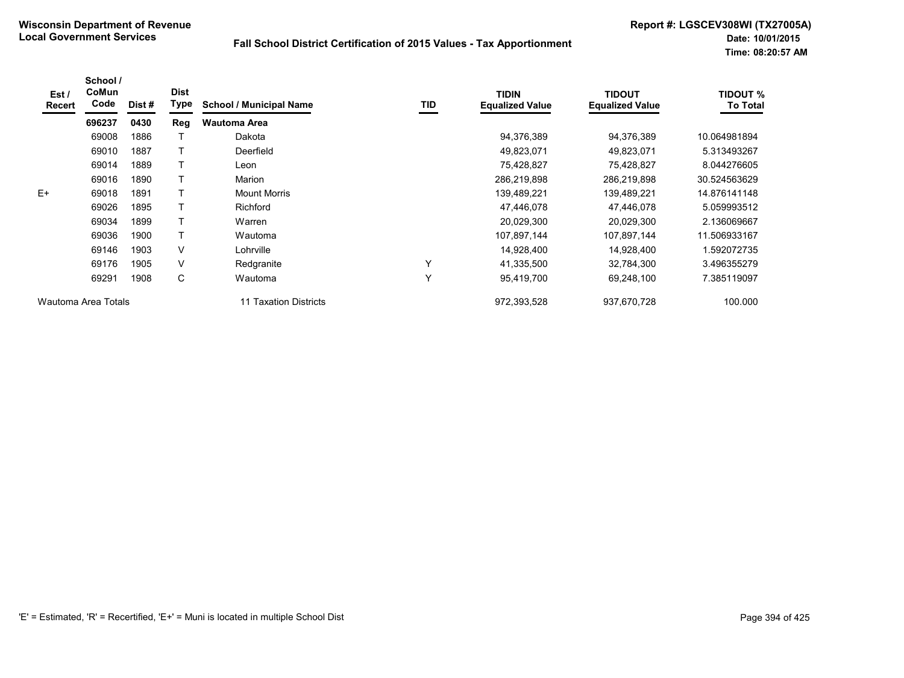**Wisconsin Department of Revenue**
**Local Government Services**

**Fall School District Certification of 2015 Values - Tax Apportionment**

**Report #: LGSCEV308WI (TX27005A)**
**Date: 10/01/2015**
**Time: 08:20:57 AM**

| Est / Recert | School / CoMun Code | Dist # | Dist Type | School / Municipal Name | TID | TIDIN Equalized Value | TIDOUT Equalized Value | TIDOUT % To Total |
|---|---|---|---|---|---|---|---|---|
| | **696237** | **0430** | **Reg** | **Wautoma Area** | | | | |
| | 69008 | 1886 | T | Dakota | | 94,376,389 | 94,376,389 | 10.064981894 |
| | 69010 | 1887 | T | Deerfield | | 49,823,071 | 49,823,071 | 5.313493267 |
| | 69014 | 1889 | T | Leon | | 75,428,827 | 75,428,827 | 8.044276605 |
| | 69016 | 1890 | T | Marion | | 286,219,898 | 286,219,898 | 30.524563629 |
| E+ | 69018 | 1891 | T | Mount Morris | | 139,489,221 | 139,489,221 | 14.876141148 |
| | 69026 | 1895 | T | Richford | | 47,446,078 | 47,446,078 | 5.059993512 |
| | 69034 | 1899 | T | Warren | | 20,029,300 | 20,029,300 | 2.136069667 |
| | 69036 | 1900 | T | Wautoma | | 107,897,144 | 107,897,144 | 11.506933167 |
| | 69146 | 1903 | V | Lohrville | | 14,928,400 | 14,928,400 | 1.592072735 |
| | 69176 | 1905 | V | Redgranite | Y | 41,335,500 | 32,784,300 | 3.496355279 |
| | 69291 | 1908 | C | Wautoma | Y | 95,419,700 | 69,248,100 | 7.385119097 |
| Wautoma Area Totals | | | | 11 Taxation Districts | | 972,393,528 | 937,670,728 | 100.000 |

'E' = Estimated, 'R' = Recertified, 'E+' = Muni is located in multiple School Dist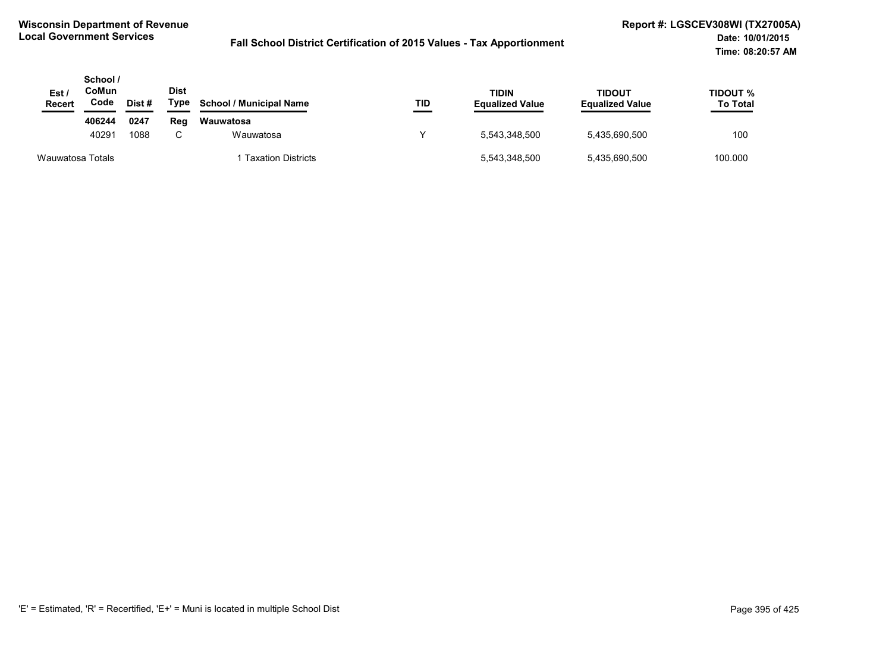**Wisconsin Department of Revenue**
**Local Government Services**

**Fall School District Certification of 2015 Values - Tax Apportionment**

**Report #: LGSCEV308WI (TX27005A)**
**Date: 10/01/2015**
**Time: 08:20:57 AM**

| Est / Recert | School / CoMun Code | Dist # | Dist Type | School / Municipal Name | TID | TIDIN Equalized Value | TIDOUT Equalized Value | TIDOUT % To Total |
|---|---|---|---|---|---|---|---|---|
| | **406244** | **0247** | **Reg** | **Wauwatosa** | | | | |
| | 40291 | 1088 | C | Wauwatosa | Y | 5,543,348,500 | 5,435,690,500 | 100 |
| Wauwatosa Totals | | | | 1 Taxation Districts | | 5,543,348,500 | 5,435,690,500 | 100.000 |

'E' = Estimated, 'R' = Recertified, 'E+' = Muni is located in multiple School Dist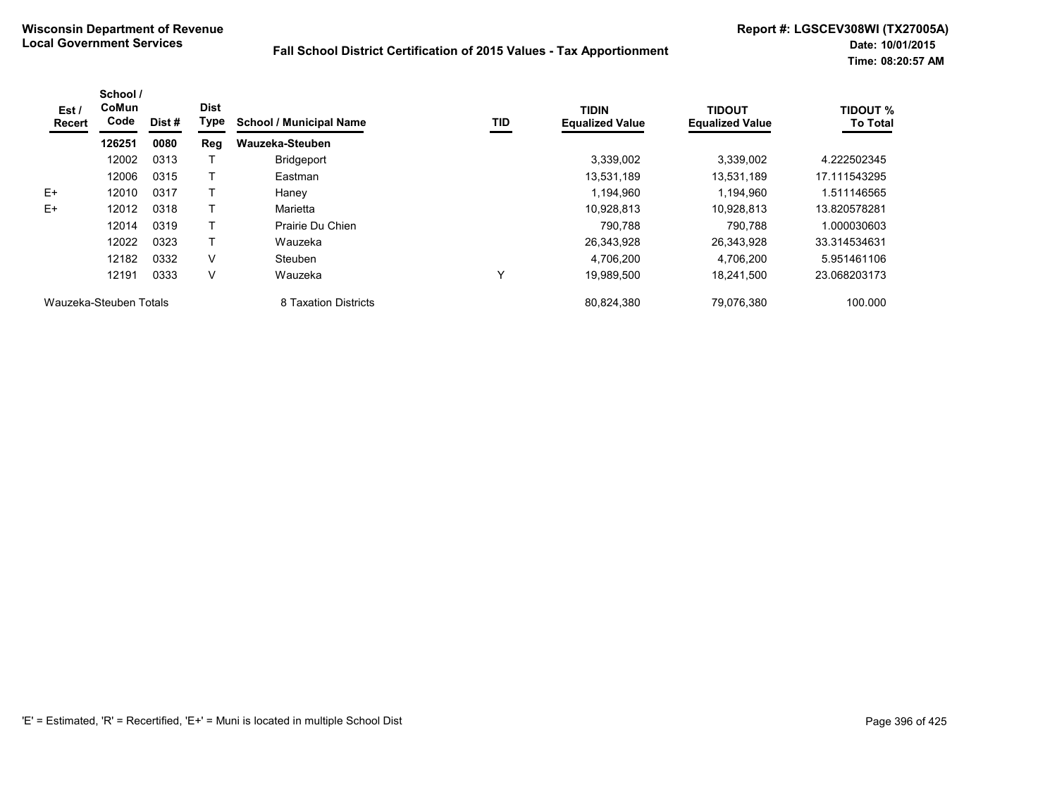**Wisconsin Department of Revenue**
**Local Government Services**

**Fall School District Certification of 2015 Values - Tax Apportionment**

**Report #: LGSCEV308WI (TX27005A)**
**Date: 10/01/2015**
**Time: 08:20:57 AM**

| Est / Recert | School / CoMun Code | Dist # | Dist Type | School / Municipal Name | TID | TIDIN Equalized Value | TIDOUT Equalized Value | TIDOUT % To Total |
|---|---|---|---|---|---|---|---|---|
| | **126251** | **0080** | **Reg** | **Wauzeka-Steuben** | | | | |
| | 12002 | 0313 | T | Bridgeport | | 3,339,002 | 3,339,002 | 4.222502345 |
| | 12006 | 0315 | T | Eastman | | 13,531,189 | 13,531,189 | 17.111543295 |
| E+ | 12010 | 0317 | T | Haney | | 1,194,960 | 1,194,960 | 1.511146565 |
| E+ | 12012 | 0318 | T | Marietta | | 10,928,813 | 10,928,813 | 13.820578281 |
| | 12014 | 0319 | T | Prairie Du Chien | | 790,788 | 790,788 | 1.000030603 |
| | 12022 | 0323 | T | Wauzeka | | 26,343,928 | 26,343,928 | 33.314534631 |
| | 12182 | 0332 | V | Steuben | | 4,706,200 | 4,706,200 | 5.951461106 |
| | 12191 | 0333 | V | Wauzeka | Y | 19,989,500 | 18,241,500 | 23.068203173 |
| Wauzeka-Steuben Totals | | | | 8 Taxation Districts | | 80,824,380 | 79,076,380 | 100.000 |

'E' = Estimated, 'R' = Recertified, 'E+' = Muni is located in multiple School Dist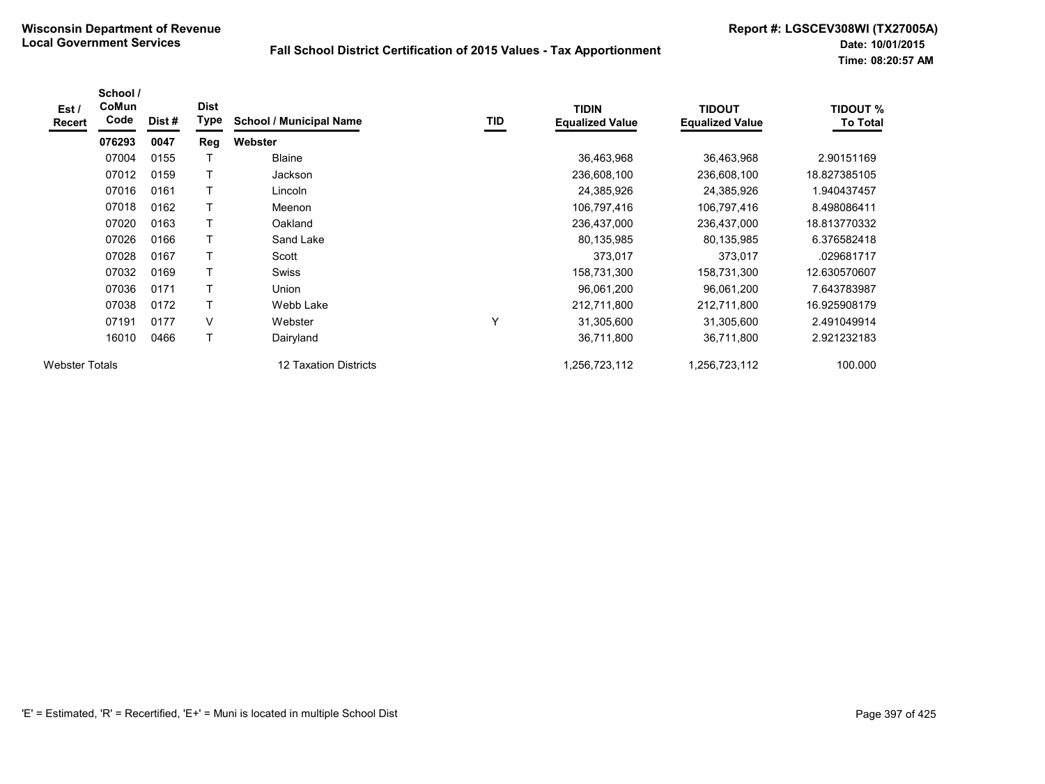**Wisconsin Department of Revenue**
**Local Government Services**

**Fall School District Certification of 2015 Values - Tax Apportionment**

**Report #: LGSCEV308WI (TX27005A)**
**Date: 10/01/2015**
**Time: 08:20:57 AM**

| Est / Recert | School / CoMun Code | Dist # | Dist Type | School / Municipal Name | TID | TIDIN Equalized Value | TIDOUT Equalized Value | TIDOUT % To Total |
|---|---|---|---|---|---|---|---|---|
| | **076293** | **0047** | **Reg** | **Webster** | | | | |
| | 07004 | 0155 | T | Blaine | | 36,463,968 | 36,463,968 | 2.90151169 |
| | 07012 | 0159 | T | Jackson | | 236,608,100 | 236,608,100 | 18.827385105 |
| | 07016 | 0161 | T | Lincoln | | 24,385,926 | 24,385,926 | 1.940437457 |
| | 07018 | 0162 | T | Meenon | | 106,797,416 | 106,797,416 | 8.498086411 |
| | 07020 | 0163 | T | Oakland | | 236,437,000 | 236,437,000 | 18.813770332 |
| | 07026 | 0166 | T | Sand Lake | | 80,135,985 | 80,135,985 | 6.376582418 |
| | 07028 | 0167 | T | Scott | | 373,017 | 373,017 | .029681717 |
| | 07032 | 0169 | T | Swiss | | 158,731,300 | 158,731,300 | 12.630570607 |
| | 07036 | 0171 | T | Union | | 96,061,200 | 96,061,200 | 7.643783987 |
| | 07038 | 0172 | T | Webb Lake | | 212,711,800 | 212,711,800 | 16.925908179 |
| | 07191 | 0177 | V | Webster | Y | 31,305,600 | 31,305,600 | 2.491049914 |
| | 16010 | 0466 | T | Dairyland | | 36,711,800 | 36,711,800 | 2.921232183 |
| Webster Totals | | | | 12 Taxation Districts | | 1,256,723,112 | 1,256,723,112 | 100.000 |

'E' = Estimated, 'R' = Recertified, 'E+' = Muni is located in multiple School Dist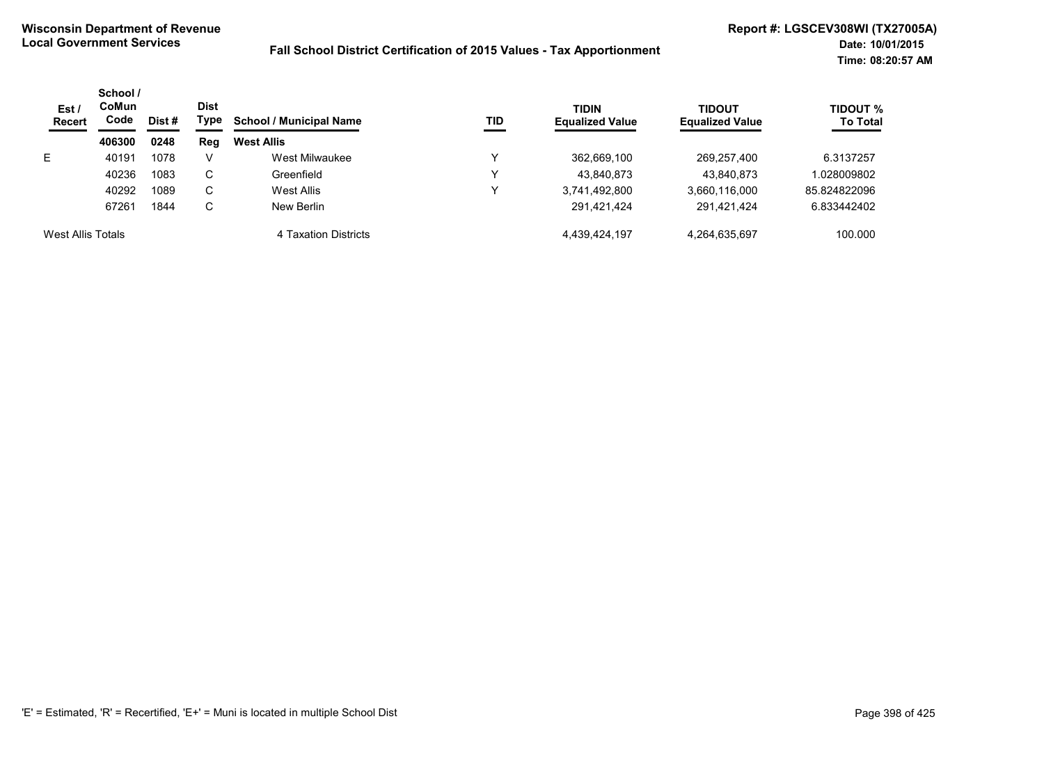**Wisconsin Department of Revenue**
**Local Government Services**

**Fall School District Certification of 2015 Values - Tax Apportionment**

**Report #: LGSCEV308WI (TX27005A)**
**Date: 10/01/2015**
**Time: 08:20:57 AM**

| Est / Recert | School / CoMun Code | Dist # | Dist Type | School / Municipal Name | TID | TIDIN Equalized Value | TIDOUT Equalized Value | TIDOUT % To Total |
|---|---|---|---|---|---|---|---|---|
| | **406300** | **0248** | **Reg** | **West Allis** | | | | |
| E | 40191 | 1078 | V | West Milwaukee | Y | 362,669,100 | 269,257,400 | 6.3137257 |
| | 40236 | 1083 | C | Greenfield | Y | 43,840,873 | 43,840,873 | 1.028009802 |
| | 40292 | 1089 | C | West Allis | Y | 3,741,492,800 | 3,660,116,000 | 85.824822096 |
| | 67261 | 1844 | C | New Berlin | | 291,421,424 | 291,421,424 | 6.833442402 |
| West Allis Totals | | | | 4 Taxation Districts | | 4,439,424,197 | 4,264,635,697 | 100.000 |

'E' = Estimated, 'R' = Recertified, 'E+' = Muni is located in multiple School Dist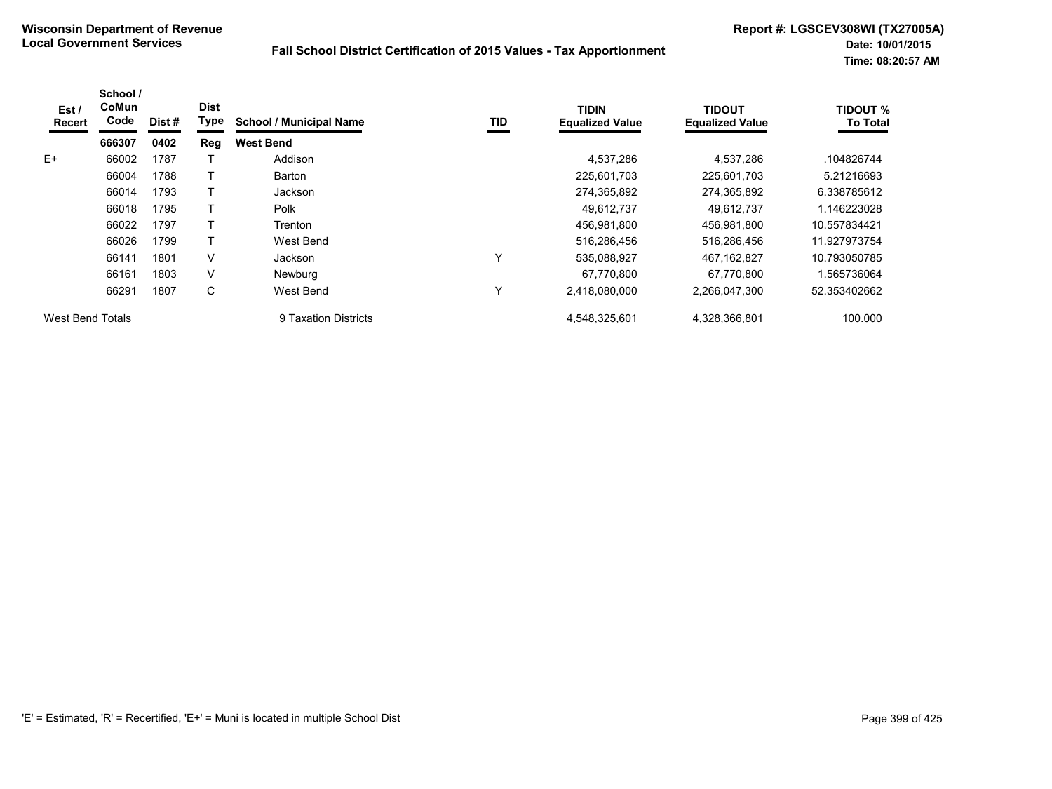**Wisconsin Department of Revenue**
**Local Government Services**

**Fall School District Certification of 2015 Values - Tax Apportionment**

**Report #: LGSCEV308WI (TX27005A)**
**Date: 10/01/2015**
**Time: 08:20:57 AM**

| Est / Recert | School / CoMun Code | Dist # | Dist Type | School / Municipal Name | TID | TIDIN Equalized Value | TIDOUT Equalized Value | TIDOUT % To Total |
|---|---|---|---|---|---|---|---|---|
| | **666307** | **0402** | **Reg** | **West Bend** | | | | |
| E+ | 66002 | 1787 | T | Addison | | 4,537,286 | 4,537,286 | .104826744 |
| | 66004 | 1788 | T | Barton | | 225,601,703 | 225,601,703 | 5.21216693 |
| | 66014 | 1793 | T | Jackson | | 274,365,892 | 274,365,892 | 6.338785612 |
| | 66018 | 1795 | T | Polk | | 49,612,737 | 49,612,737 | 1.146223028 |
| | 66022 | 1797 | T | Trenton | | 456,981,800 | 456,981,800 | 10.557834421 |
| | 66026 | 1799 | T | West Bend | | 516,286,456 | 516,286,456 | 11.927973754 |
| | 66141 | 1801 | V | Jackson | Y | 535,088,927 | 467,162,827 | 10.793050785 |
| | 66161 | 1803 | V | Newburg | | 67,770,800 | 67,770,800 | 1.565736064 |
| | 66291 | 1807 | C | West Bend | Y | 2,418,080,000 | 2,266,047,300 | 52.353402662 |
| West Bend Totals | | | | 9 Taxation Districts | | 4,548,325,601 | 4,328,366,801 | 100.000 |

'E' = Estimated, 'R' = Recertified, 'E+' = Muni is located in multiple School Dist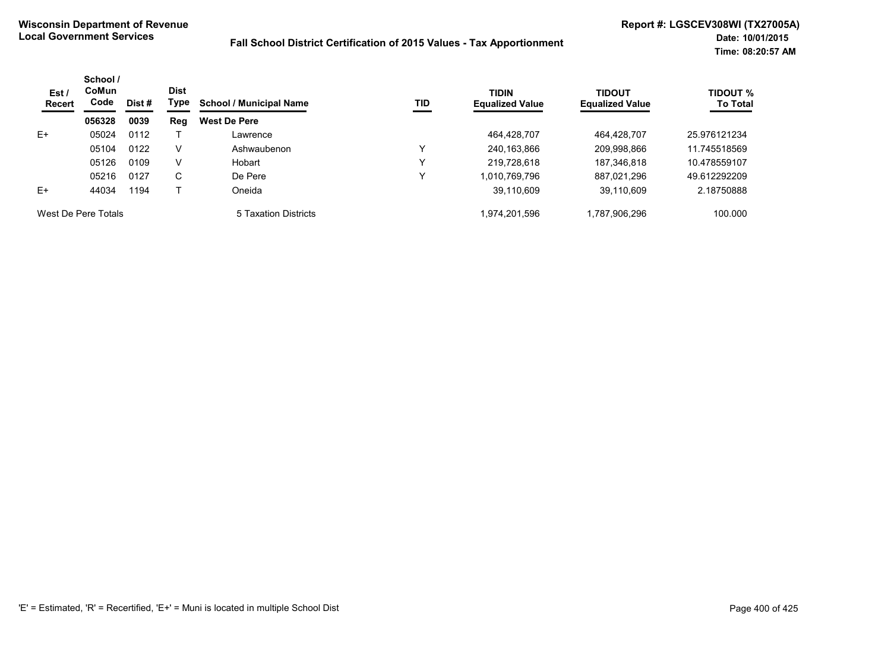**Wisconsin Department of Revenue**
**Local Government Services**

**Fall School District Certification of 2015 Values - Tax Apportionment**

**Report #: LGSCEV308WI (TX27005A)**
**Date: 10/01/2015**
**Time: 08:20:57 AM**

| Est / Recert | School / CoMun Code | Dist # | Dist Type | School / Municipal Name | TID | TIDIN Equalized Value | TIDOUT Equalized Value | TIDOUT % To Total |
|---|---|---|---|---|---|---|---|---|
| | **056328** | **0039** | **Reg** | **West De Pere** | | | | |
| E+ | 05024 | 0112 | T | Lawrence | | 464,428,707 | 464,428,707 | 25.976121234 |
| | 05104 | 0122 | V | Ashwaubenon | Y | 240,163,866 | 209,998,866 | 11.745518569 |
| | 05126 | 0109 | V | Hobart | Y | 219,728,618 | 187,346,818 | 10.478559107 |
| | 05216 | 0127 | C | De Pere | Y | 1,010,769,796 | 887,021,296 | 49.612292209 |
| E+ | 44034 | 1194 | T | Oneida | | 39,110,609 | 39,110,609 | 2.18750888 |
| West De Pere Totals | | | | 5 Taxation Districts | | 1,974,201,596 | 1,787,906,296 | 100.000 |

'E' = Estimated, 'R' = Recertified, 'E+' = Muni is located in multiple School Dist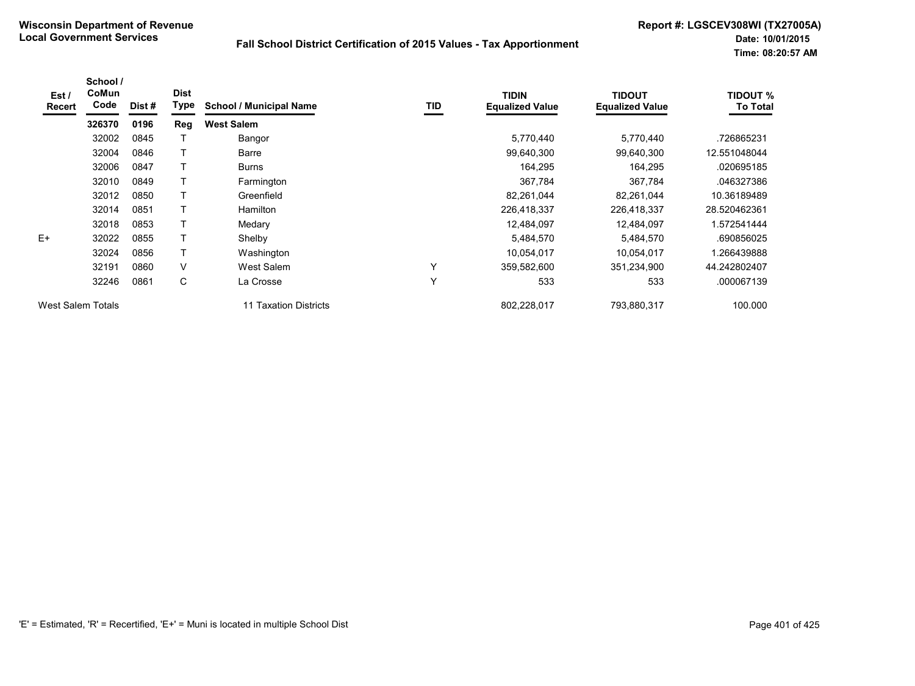Wisconsin Department of Revenue
Local Government Services

Report #: LGSCEV308WI (TX27005A)
Date: 10/01/2015
Time: 08:20:57 AM

# Fall School District Certification of 2015 Values - Tax Apportionment

| Est / Recert | School / CoMun Code | Dist # | Dist Type | School / Municipal Name | TID | TIDIN Equalized Value | TIDOUT Equalized Value | TIDOUT % To Total |
|---|---|---|---|---|---|---|---|---|
| | **326370** | **0196** | **Reg** | **West Salem** | | | | |
| | 32002 | 0845 | T | Bangor | | 5,770,440 | 5,770,440 | .726865231 |
| | 32004 | 0846 | T | Barre | | 99,640,300 | 99,640,300 | 12.551048044 |
| | 32006 | 0847 | T | Burns | | 164,295 | 164,295 | .020695185 |
| | 32010 | 0849 | T | Farmington | | 367,784 | 367,784 | .046327386 |
| | 32012 | 0850 | T | Greenfield | | 82,261,044 | 82,261,044 | 10.36189489 |
| | 32014 | 0851 | T | Hamilton | | 226,418,337 | 226,418,337 | 28.520462361 |
| | 32018 | 0853 | T | Medary | | 12,484,097 | 12,484,097 | 1.572541444 |
| E+ | 32022 | 0855 | T | Shelby | | 5,484,570 | 5,484,570 | .690856025 |
| | 32024 | 0856 | T | Washington | | 10,054,017 | 10,054,017 | 1.266439888 |
| | 32191 | 0860 | V | West Salem | Y | 359,582,600 | 351,234,900 | 44.242802407 |
| | 32246 | 0861 | C | La Crosse | Y | 533 | 533 | .000067139 |
| West Salem Totals | | | | 11 Taxation Districts | | 802,228,017 | 793,880,317 | 100.000 |

'E' = Estimated, 'R' = Recertified, 'E+' = Muni is located in multiple School Dist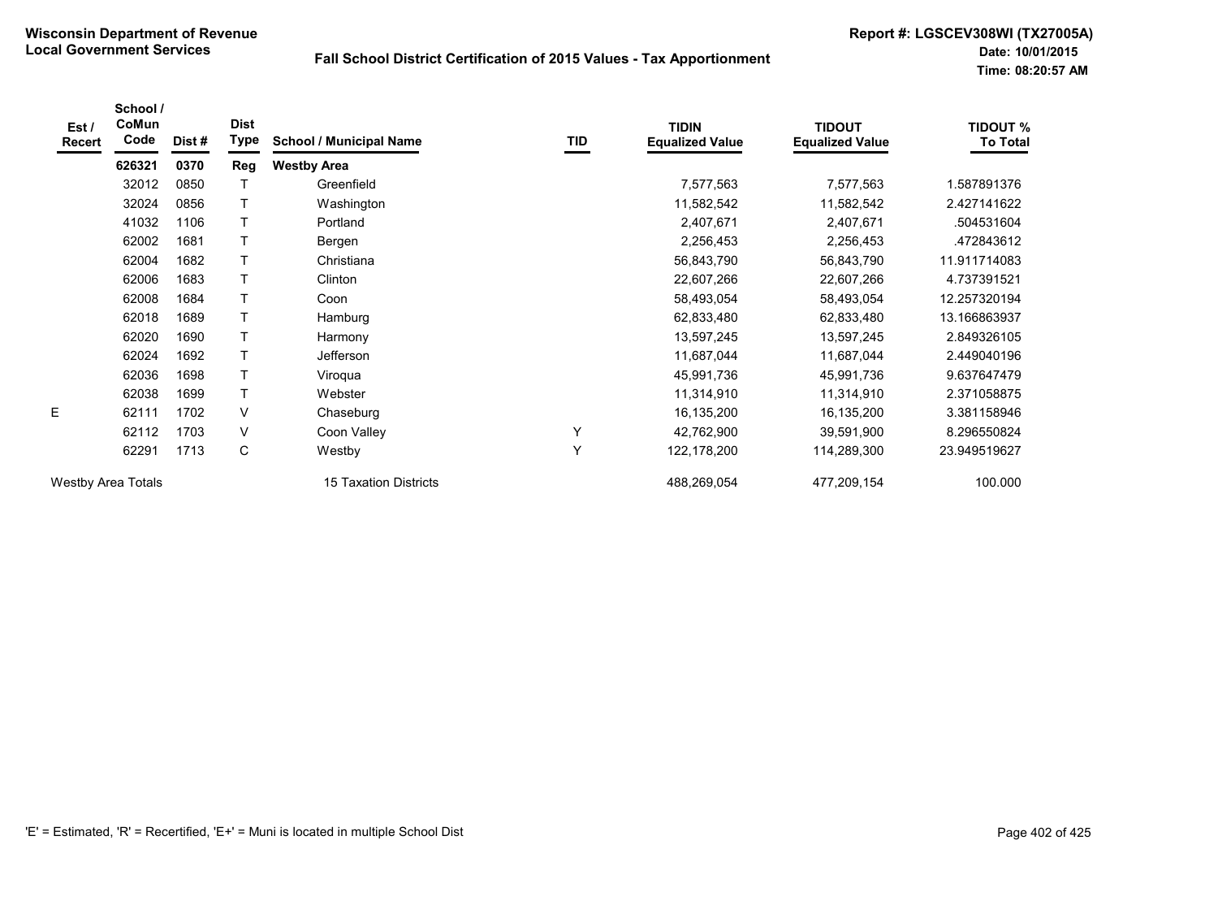**Wisconsin Department of Revenue**
**Local Government Services**

**Fall School District Certification of 2015 Values - Tax Apportionment**

**Report #: LGSCEV308WI (TX27005A)**
**Date: 10/01/2015**
**Time: 08:20:57 AM**

| Est / Recert | School / CoMun Code | Dist # | Dist Type | School / Municipal Name | TID | TIDIN Equalized Value | TIDOUT Equalized Value | TIDOUT % To Total |
|---|---|---|---|---|---|---|---|---|
| | **626321** | **0370** | **Reg** | **Westby Area** | | | | |
| | 32012 | 0850 | T | Greenfield | | 7,577,563 | 7,577,563 | 1.587891376 |
| | 32024 | 0856 | T | Washington | | 11,582,542 | 11,582,542 | 2.427141622 |
| | 41032 | 1106 | T | Portland | | 2,407,671 | 2,407,671 | .504531604 |
| | 62002 | 1681 | T | Bergen | | 2,256,453 | 2,256,453 | .472843612 |
| | 62004 | 1682 | T | Christiana | | 56,843,790 | 56,843,790 | 11.911714083 |
| | 62006 | 1683 | T | Clinton | | 22,607,266 | 22,607,266 | 4.737391521 |
| | 62008 | 1684 | T | Coon | | 58,493,054 | 58,493,054 | 12.257320194 |
| | 62018 | 1689 | T | Hamburg | | 62,833,480 | 62,833,480 | 13.166863937 |
| | 62020 | 1690 | T | Harmony | | 13,597,245 | 13,597,245 | 2.849326105 |
| | 62024 | 1692 | T | Jefferson | | 11,687,044 | 11,687,044 | 2.449040196 |
| | 62036 | 1698 | T | Viroqua | | 45,991,736 | 45,991,736 | 9.637647479 |
| | 62038 | 1699 | T | Webster | | 11,314,910 | 11,314,910 | 2.371058875 |
| E | 62111 | 1702 | V | Chaseburg | | 16,135,200 | 16,135,200 | 3.381158946 |
| | 62112 | 1703 | V | Coon Valley | Y | 42,762,900 | 39,591,900 | 8.296550824 |
| | 62291 | 1713 | C | Westby | Y | 122,178,200 | 114,289,300 | 23.949519627 |
| Westby Area Totals | | | | 15 Taxation Districts | | 488,269,054 | 477,209,154 | 100.000 |

'E' = Estimated, 'R' = Recertified, 'E+' = Muni is located in multiple School Dist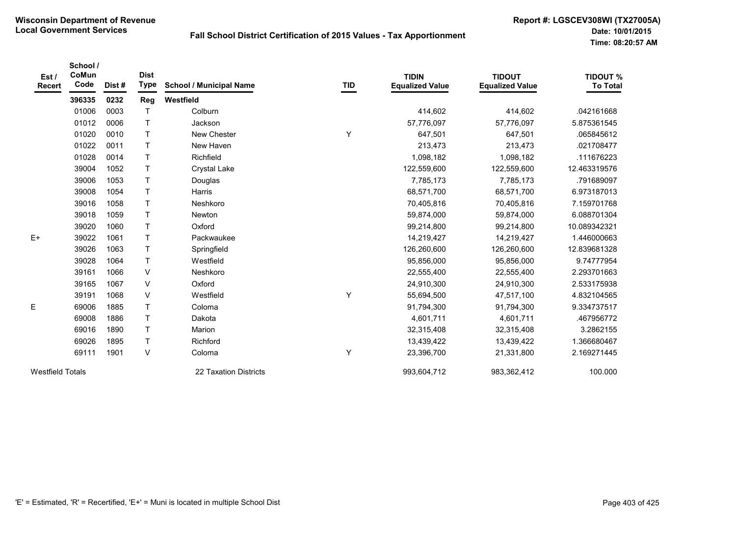**Wisconsin Department of Revenue**
**Local Government Services**

**Fall School District Certification of 2015 Values - Tax Apportionment**

**Report #: LGSCEV308WI (TX27005A)**
**Date: 10/01/2015**
**Time: 08:20:57 AM**

| Est / Recert | School / CoMun Code | Dist # | Dist Type | School / Municipal Name | TID | TIDIN Equalized Value | TIDOUT Equalized Value | TIDOUT % To Total |
|---|---|---|---|---|---|---|---|---|
| | **396335** | **0232** | **Reg** | **Westfield** | | | | |
| | 01006 | 0003 | T | Colburn | | 414,602 | 414,602 | .042161668 |
| | 01012 | 0006 | T | Jackson | | 57,776,097 | 57,776,097 | 5.875361545 |
| | 01020 | 0010 | T | New Chester | Y | 647,501 | 647,501 | .065845612 |
| | 01022 | 0011 | T | New Haven | | 213,473 | 213,473 | .021708477 |
| | 01028 | 0014 | T | Richfield | | 1,098,182 | 1,098,182 | .111676223 |
| | 39004 | 1052 | T | Crystal Lake | | 122,559,600 | 122,559,600 | 12.463319576 |
| | 39006 | 1053 | T | Douglas | | 7,785,173 | 7,785,173 | .791689097 |
| | 39008 | 1054 | T | Harris | | 68,571,700 | 68,571,700 | 6.973187013 |
| | 39016 | 1058 | T | Neshkoro | | 70,405,816 | 70,405,816 | 7.159701768 |
| | 39018 | 1059 | T | Newton | | 59,874,000 | 59,874,000 | 6.088701304 |
| | 39020 | 1060 | T | Oxford | | 99,214,800 | 99,214,800 | 10.089342321 |
| E+ | 39022 | 1061 | T | Packwaukee | | 14,219,427 | 14,219,427 | 1.446000663 |
| | 39026 | 1063 | T | Springfield | | 126,260,600 | 126,260,600 | 12.839681328 |
| | 39028 | 1064 | T | Westfield | | 95,856,000 | 95,856,000 | 9.74777954 |
| | 39161 | 1066 | V | Neshkoro | | 22,555,400 | 22,555,400 | 2.293701663 |
| | 39165 | 1067 | V | Oxford | | 24,910,300 | 24,910,300 | 2.533175938 |
| | 39191 | 1068 | V | Westfield | Y | 55,694,500 | 47,517,100 | 4.832104565 |
| E | 69006 | 1885 | T | Coloma | | 91,794,300 | 91,794,300 | 9.334737517 |
| | 69008 | 1886 | T | Dakota | | 4,601,711 | 4,601,711 | .467956772 |
| | 69016 | 1890 | T | Marion | | 32,315,408 | 32,315,408 | 3.2862155 |
| | 69026 | 1895 | T | Richford | | 13,439,422 | 13,439,422 | 1.366680467 |
| | 69111 | 1901 | V | Coloma | Y | 23,396,700 | 21,331,800 | 2.169271445 |
| Westfield Totals | | | | 22 Taxation Districts | | 993,604,712 | 983,362,412 | 100.000 |

'E' = Estimated, 'R' = Recertified, 'E+' = Muni is located in multiple School Dist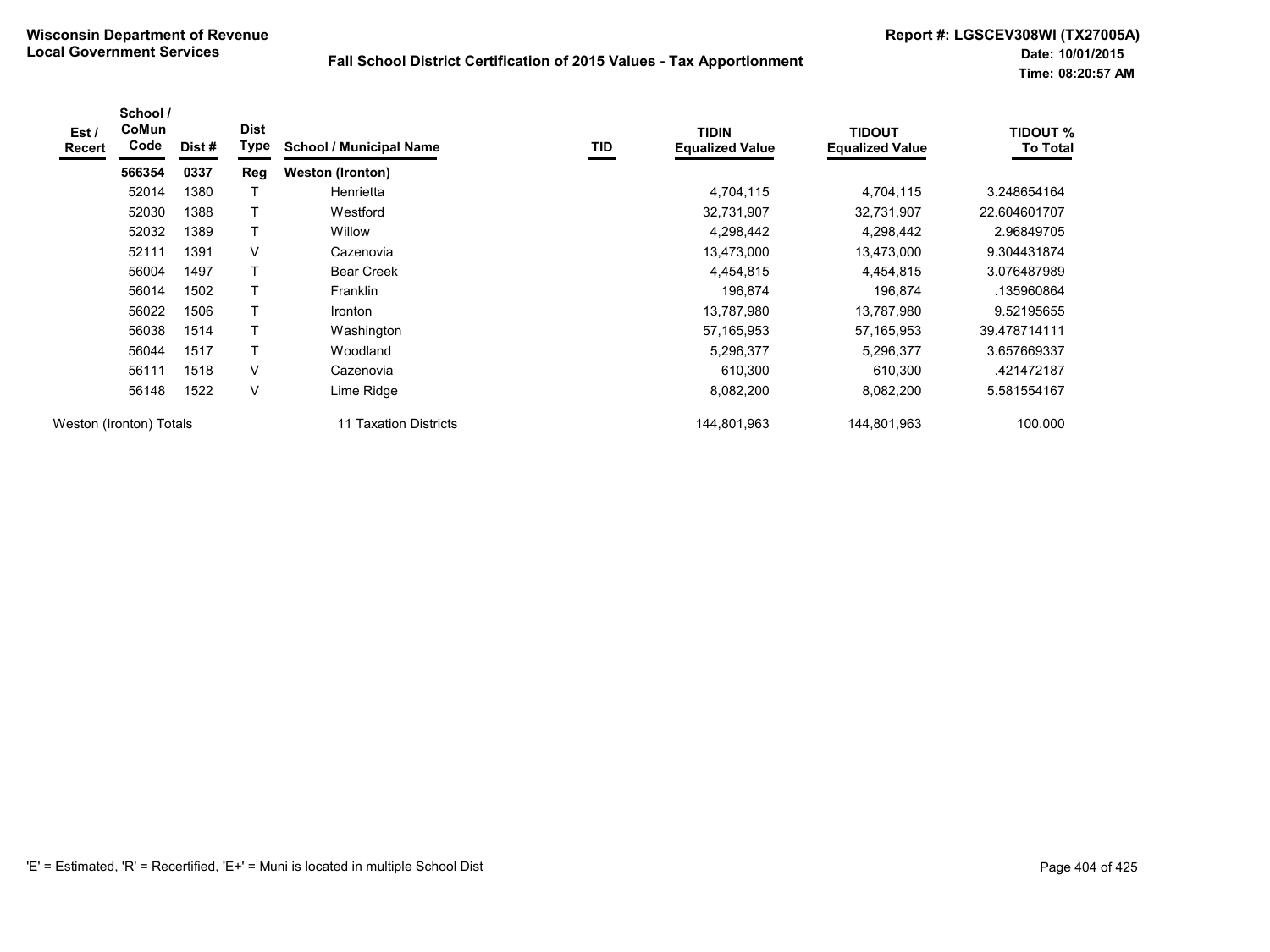**Wisconsin Department of Revenue**
**Local Government Services**

**Fall School District Certification of 2015 Values - Tax Apportionment**

**Report #: LGSCEV308WI (TX27005A)**
**Date: 10/01/2015**
**Time: 08:20:57 AM**

| Est / Recert | School / CoMun Code | Dist # | Dist Type | School / Municipal Name | TID | TIDIN Equalized Value | TIDOUT Equalized Value | TIDOUT % To Total |
|---|---|---|---|---|---|---|---|---|
| | **566354** | **0337** | **Reg** | **Weston (Ironton)** | | | | |
| | 52014 | 1380 | T | Henrietta | | 4,704,115 | 4,704,115 | 3.248654164 |
| | 52030 | 1388 | T | Westford | | 32,731,907 | 32,731,907 | 22.604601707 |
| | 52032 | 1389 | T | Willow | | 4,298,442 | 4,298,442 | 2.96849705 |
| | 52111 | 1391 | V | Cazenovia | | 13,473,000 | 13,473,000 | 9.304431874 |
| | 56004 | 1497 | T | Bear Creek | | 4,454,815 | 4,454,815 | 3.076487989 |
| | 56014 | 1502 | T | Franklin | | 196,874 | 196,874 | .135960864 |
| | 56022 | 1506 | T | Ironton | | 13,787,980 | 13,787,980 | 9.52195655 |
| | 56038 | 1514 | T | Washington | | 57,165,953 | 57,165,953 | 39.478714111 |
| | 56044 | 1517 | T | Woodland | | 5,296,377 | 5,296,377 | 3.657669337 |
| | 56111 | 1518 | V | Cazenovia | | 610,300 | 610,300 | .421472187 |
| | 56148 | 1522 | V | Lime Ridge | | 8,082,200 | 8,082,200 | 5.581554167 |
| Weston (Ironton) Totals | | | | 11 Taxation Districts | | 144,801,963 | 144,801,963 | 100.000 |

'E' = Estimated, 'R' = Recertified, 'E+' = Muni is located in multiple School Dist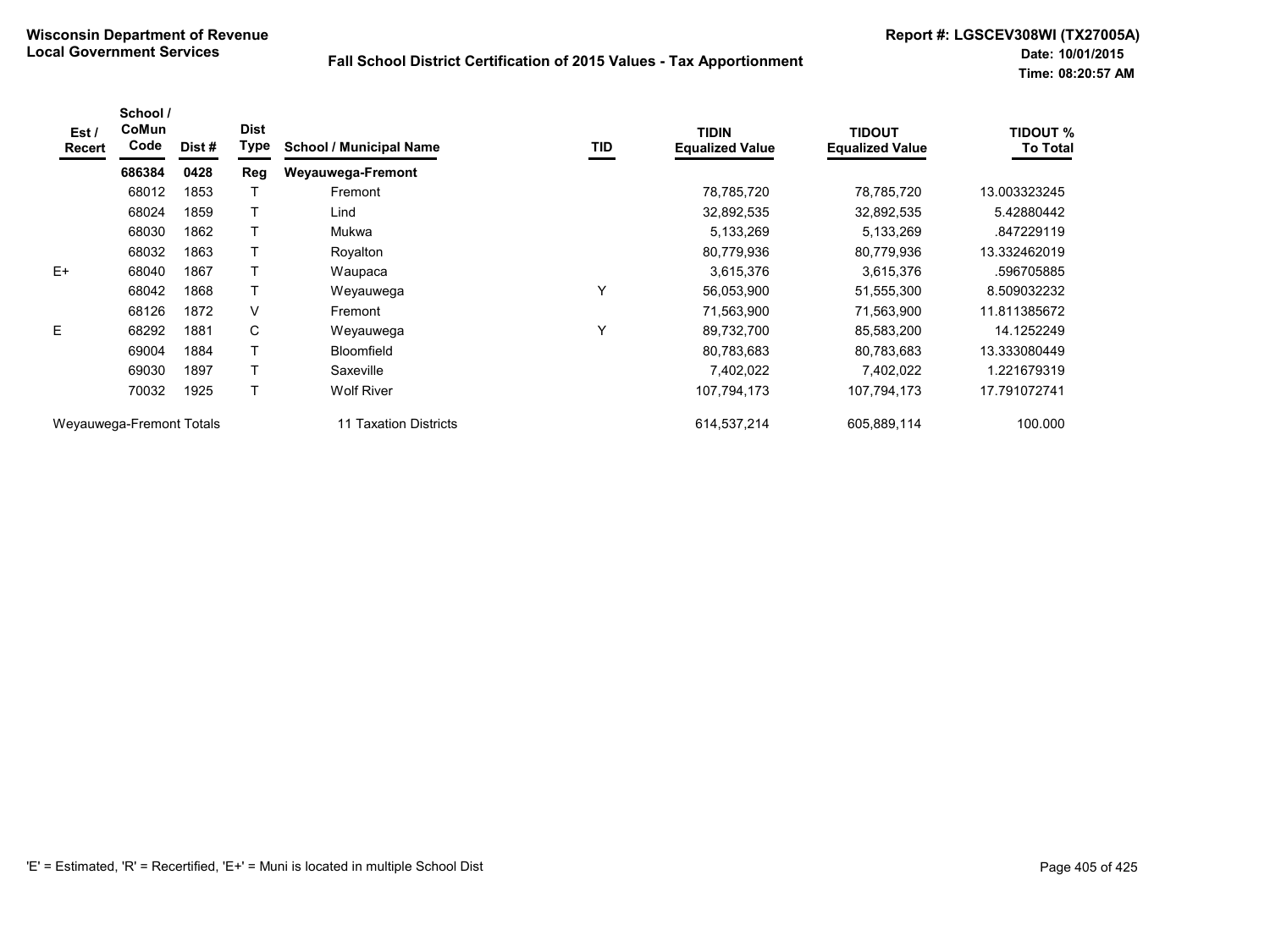**Wisconsin Department of Revenue**
**Local Government Services**

**Fall School District Certification of 2015 Values - Tax Apportionment**

**Report #: LGSCEV308WI (TX27005A)**
**Date: 10/01/2015**
**Time: 08:20:57 AM**

| Est / Recert | School / CoMun Code | Dist # | Dist Type | School / Municipal Name | TID | TIDIN Equalized Value | TIDOUT Equalized Value | TIDOUT % To Total |
|---|---|---|---|---|---|---|---|---|
| | **686384** | **0428** | **Reg** | **Weyauwega-Fremont** | | | | |
| | 68012 | 1853 | T | Fremont | | 78,785,720 | 78,785,720 | 13.003323245 |
| | 68024 | 1859 | T | Lind | | 32,892,535 | 32,892,535 | 5.42880442 |
| | 68030 | 1862 | T | Mukwa | | 5,133,269 | 5,133,269 | .847229119 |
| | 68032 | 1863 | T | Royalton | | 80,779,936 | 80,779,936 | 13.332462019 |
| E+ | 68040 | 1867 | T | Waupaca | | 3,615,376 | 3,615,376 | .596705885 |
| | 68042 | 1868 | T | Weyauwega | Y | 56,053,900 | 51,555,300 | 8.509032232 |
| | 68126 | 1872 | V | Fremont | | 71,563,900 | 71,563,900 | 11.811385672 |
| E | 68292 | 1881 | C | Weyauwega | Y | 89,732,700 | 85,583,200 | 14.1252249 |
| | 69004 | 1884 | T | Bloomfield | | 80,783,683 | 80,783,683 | 13.333080449 |
| | 69030 | 1897 | T | Saxeville | | 7,402,022 | 7,402,022 | 1.221679319 |
| | 70032 | 1925 | T | Wolf River | | 107,794,173 | 107,794,173 | 17.791072741 |
| Weyauwega-Fremont Totals | | | | 11 Taxation Districts | | 614,537,214 | 605,889,114 | 100.000 |

'E' = Estimated, 'R' = Recertified, 'E+' = Muni is located in multiple School Dist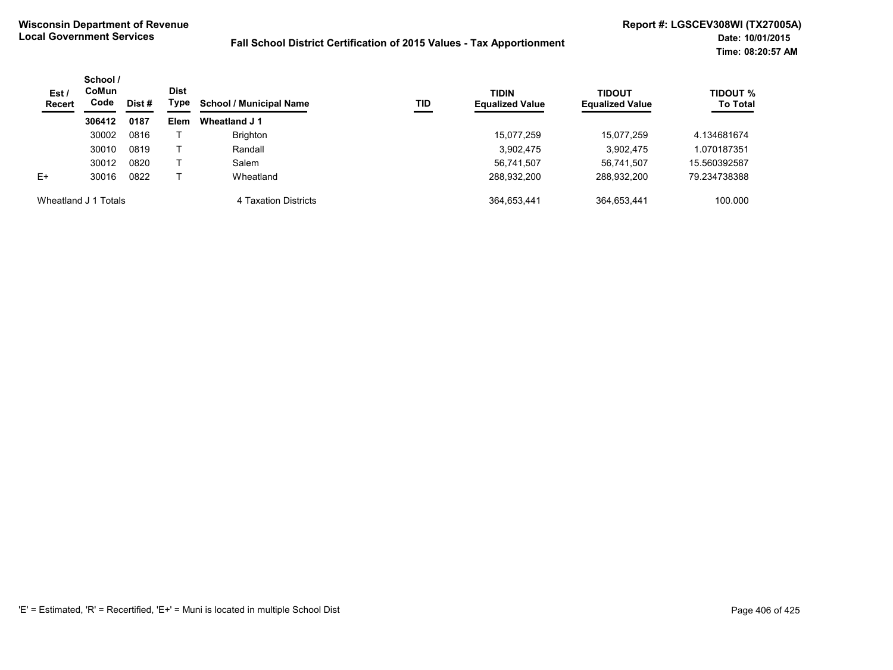**Wisconsin Department of Revenue**
**Local Government Services**

**Fall School District Certification of 2015 Values - Tax Apportionment**

**Report #: LGSCEV308WI (TX27005A)**
**Date: 10/01/2015**
**Time: 08:20:57 AM**

| Est / Recert | School / CoMun Code | Dist # | Dist Type | School / Municipal Name | TID | TIDIN Equalized Value | TIDOUT Equalized Value | TIDOUT % To Total |
|---|---|---|---|---|---|---|---|---|
| | **306412** | **0187** | **Elem** | **Wheatland J 1** | | | | |
| | 30002 | 0816 | T | Brighton | | 15,077,259 | 15,077,259 | 4.134681674 |
| | 30010 | 0819 | T | Randall | | 3,902,475 | 3,902,475 | 1.070187351 |
| | 30012 | 0820 | T | Salem | | 56,741,507 | 56,741,507 | 15.560392587 |
| E+ | 30016 | 0822 | T | Wheatland | | 288,932,200 | 288,932,200 | 79.234738388 |
| Wheatland J 1 Totals | | | | 4 Taxation Districts | | 364,653,441 | 364,653,441 | 100.000 |

'E' = Estimated, 'R' = Recertified, 'E+' = Muni is located in multiple School Dist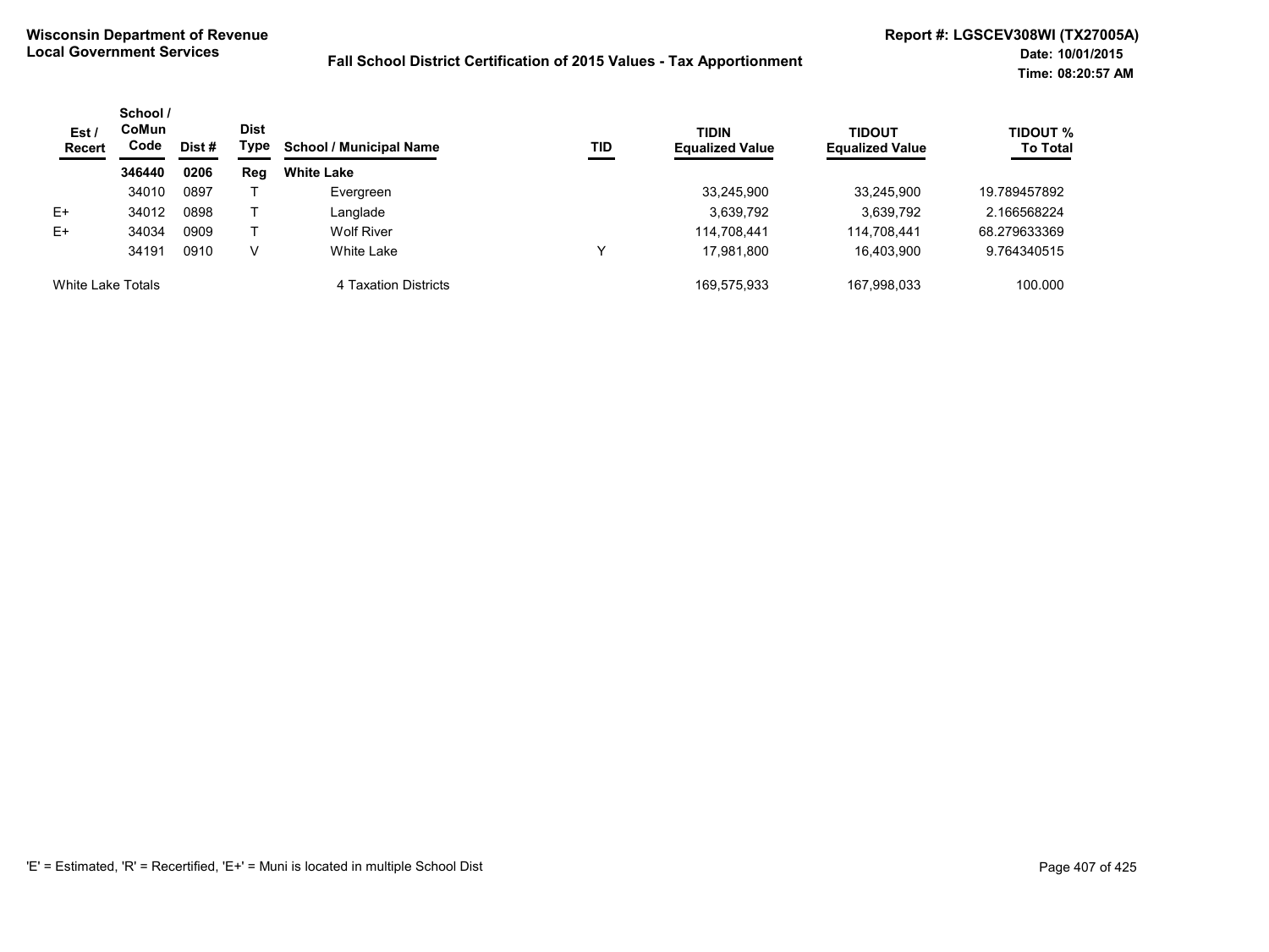**Wisconsin Department of Revenue**
**Local Government Services**

**Fall School District Certification of 2015 Values - Tax Apportionment**

**Report #: LGSCEV308WI (TX27005A)**
**Date: 10/01/2015**
**Time: 08:20:57 AM**

| Est / Recert | School / CoMun Code | Dist # | Dist Type | School / Municipal Name | TID | TIDIN Equalized Value | TIDOUT Equalized Value | TIDOUT % To Total |
|---|---|---|---|---|---|---|---|---|
| | **346440** | **0206** | **Reg** | **White Lake** | | | | |
| | 34010 | 0897 | T | Evergreen | | 33,245,900 | 33,245,900 | 19.789457892 |
| E+ | 34012 | 0898 | T | Langlade | | 3,639,792 | 3,639,792 | 2.166568224 |
| E+ | 34034 | 0909 | T | Wolf River | | 114,708,441 | 114,708,441 | 68.279633369 |
| | 34191 | 0910 | V | White Lake | Y | 17,981,800 | 16,403,900 | 9.764340515 |
| White Lake Totals | | | | 4 Taxation Districts | | 169,575,933 | 167,998,033 | 100.000 |

'E' = Estimated, 'R' = Recertified, 'E+' = Muni is located in multiple School Dist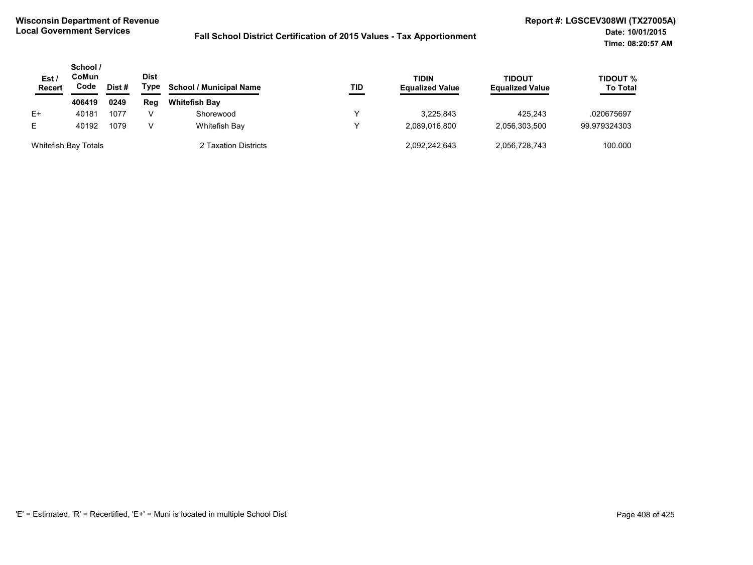**Wisconsin Department of Revenue**
**Local Government Services**

**Fall School District Certification of 2015 Values - Tax Apportionment**

**Report #: LGSCEV308WI (TX27005A)**
**Date: 10/01/2015**
**Time: 08:20:57 AM**

| Est / Recert | School / CoMun Code | Dist # | Dist Type | School / Municipal Name | TID | TIDIN Equalized Value | TIDOUT Equalized Value | TIDOUT % To Total |
|---|---|---|---|---|---|---|---|---|
| | **406419** | **0249** | **Reg** | **Whitefish Bay** | | | | |
| E+ | 40181 | 1077 | V | Shorewood | Y | 3,225,843 | 425,243 | .020675697 |
| E | 40192 | 1079 | V | Whitefish Bay | Y | 2,089,016,800 | 2,056,303,500 | 99.979324303 |
| Whitefish Bay Totals | | | | 2 Taxation Districts | | 2,092,242,643 | 2,056,728,743 | 100.000 |

'E' = Estimated, 'R' = Recertified, 'E+' = Muni is located in multiple School Dist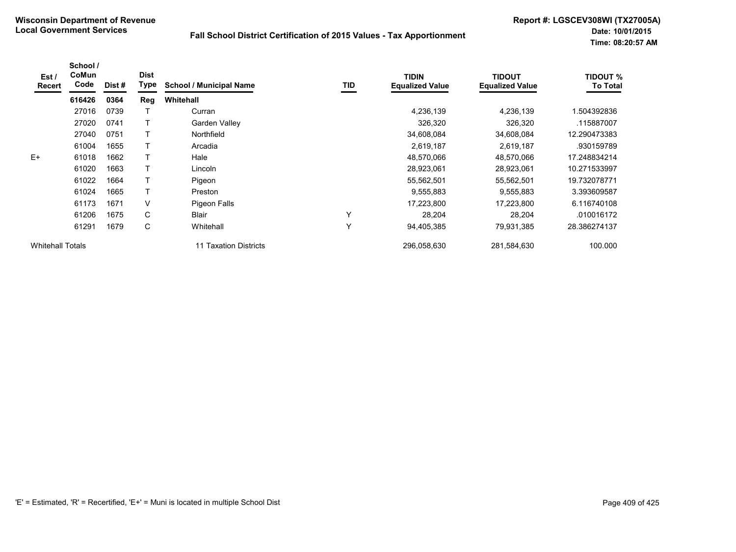**Wisconsin Department of Revenue**
**Local Government Services**

**Fall School District Certification of 2015 Values - Tax Apportionment**

**Report #: LGSCEV308WI (TX27005A)**
**Date: 10/01/2015**
**Time: 08:20:57 AM**

| Est / Recert | School / CoMun Code | Dist # | Dist Type | School / Municipal Name | TID | TIDIN Equalized Value | TIDOUT Equalized Value | TIDOUT % To Total |
|---|---|---|---|---|---|---|---|---|
| | **616426** | **0364** | **Reg** | **Whitehall** | | | | |
| | 27016 | 0739 | T | Curran | | 4,236,139 | 4,236,139 | 1.504392836 |
| | 27020 | 0741 | T | Garden Valley | | 326,320 | 326,320 | .115887007 |
| | 27040 | 0751 | T | Northfield | | 34,608,084 | 34,608,084 | 12.290473383 |
| | 61004 | 1655 | T | Arcadia | | 2,619,187 | 2,619,187 | .930159789 |
| E+ | 61018 | 1662 | T | Hale | | 48,570,066 | 48,570,066 | 17.248834214 |
| | 61020 | 1663 | T | Lincoln | | 28,923,061 | 28,923,061 | 10.271533997 |
| | 61022 | 1664 | T | Pigeon | | 55,562,501 | 55,562,501 | 19.732078771 |
| | 61024 | 1665 | T | Preston | | 9,555,883 | 9,555,883 | 3.393609587 |
| | 61173 | 1671 | V | Pigeon Falls | | 17,223,800 | 17,223,800 | 6.116740108 |
| | 61206 | 1675 | C | Blair | Y | 28,204 | 28,204 | .010016172 |
| | 61291 | 1679 | C | Whitehall | Y | 94,405,385 | 79,931,385 | 28.386274137 |
| Whitehall Totals | | | | 11 Taxation Districts | | 296,058,630 | 281,584,630 | 100.000 |

'E' = Estimated, 'R' = Recertified, 'E+' = Muni is located in multiple School Dist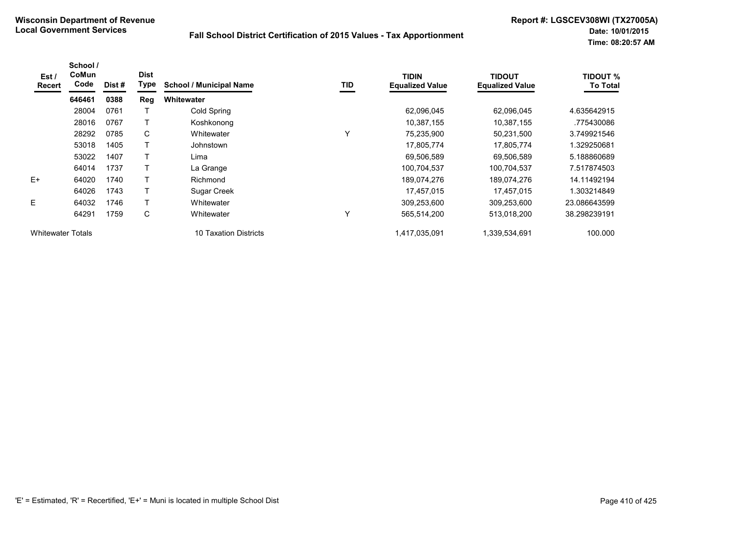**Wisconsin Department of Revenue**
**Local Government Services**

**Fall School District Certification of 2015 Values - Tax Apportionment**

**Report #: LGSCEV308WI (TX27005A)**
**Date: 10/01/2015**
**Time: 08:20:57 AM**

| Est / Recert | School / CoMun Code | Dist # | Dist Type | School / Municipal Name | TID | TIDIN Equalized Value | TIDOUT Equalized Value | TIDOUT % To Total |
|---|---|---|---|---|---|---|---|---|
| | **646461** | **0388** | **Reg** | **Whitewater** | | | | |
| | 28004 | 0761 | T | Cold Spring | | 62,096,045 | 62,096,045 | 4.635642915 |
| | 28016 | 0767 | T | Koshkonong | | 10,387,155 | 10,387,155 | .775430086 |
| | 28292 | 0785 | C | Whitewater | Y | 75,235,900 | 50,231,500 | 3.749921546 |
| | 53018 | 1405 | T | Johnstown | | 17,805,774 | 17,805,774 | 1.329250681 |
| | 53022 | 1407 | T | Lima | | 69,506,589 | 69,506,589 | 5.188860689 |
| | 64014 | 1737 | T | La Grange | | 100,704,537 | 100,704,537 | 7.517874503 |
| E+ | 64020 | 1740 | T | Richmond | | 189,074,276 | 189,074,276 | 14.11492194 |
| | 64026 | 1743 | T | Sugar Creek | | 17,457,015 | 17,457,015 | 1.303214849 |
| E | 64032 | 1746 | T | Whitewater | | 309,253,600 | 309,253,600 | 23.086643599 |
| | 64291 | 1759 | C | Whitewater | Y | 565,514,200 | 513,018,200 | 38.298239191 |
| Whitewater Totals | | | | 10 Taxation Districts | | 1,417,035,091 | 1,339,534,691 | 100.000 |

'E' = Estimated, 'R' = Recertified, 'E+' = Muni is located in multiple School Dist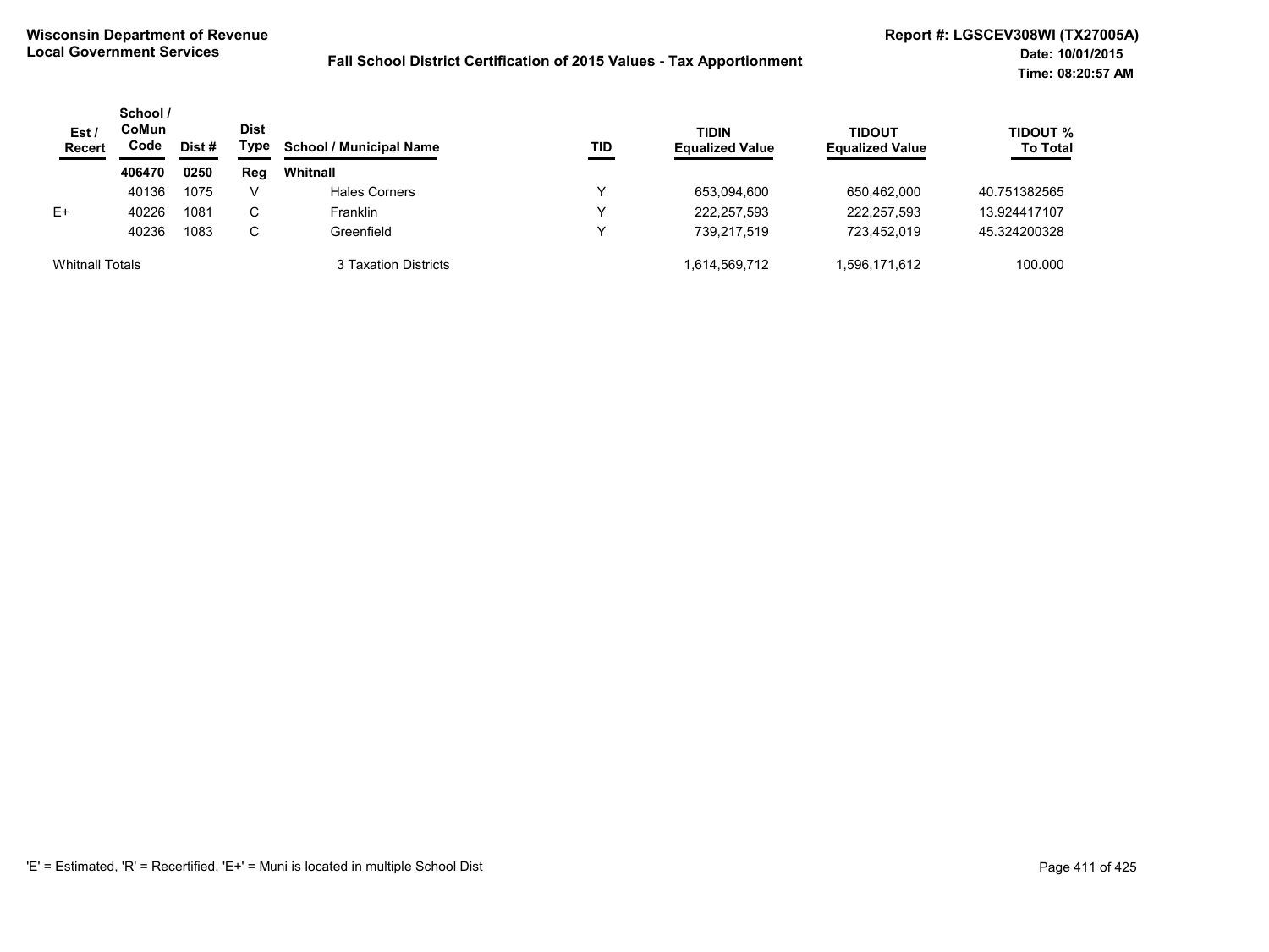**Wisconsin Department of Revenue**
**Local Government Services**

**Fall School District Certification of 2015 Values - Tax Apportionment**

**Report #: LGSCEV308WI (TX27005A)**
**Date: 10/01/2015**
**Time: 08:20:57 AM**

| Est / Recert | School / CoMun Code | Dist # | Dist Type | School / Municipal Name | TID | TIDIN Equalized Value | TIDOUT Equalized Value | TIDOUT % To Total |
|---|---|---|---|---|---|---|---|---|
| | **406470** | **0250** | **Reg** | **Whitnall** | | | | |
| | 40136 | 1075 | V | Hales Corners | Y | 653,094,600 | 650,462,000 | 40.751382565 |
| E+ | 40226 | 1081 | C | Franklin | Y | 222,257,593 | 222,257,593 | 13.924417107 |
| | 40236 | 1083 | C | Greenfield | Y | 739,217,519 | 723,452,019 | 45.324200328 |
| Whitnall Totals | | | | 3 Taxation Districts | | 1,614,569,712 | 1,596,171,612 | 100.000 |

'E' = Estimated, 'R' = Recertified, 'E+' = Muni is located in multiple School Dist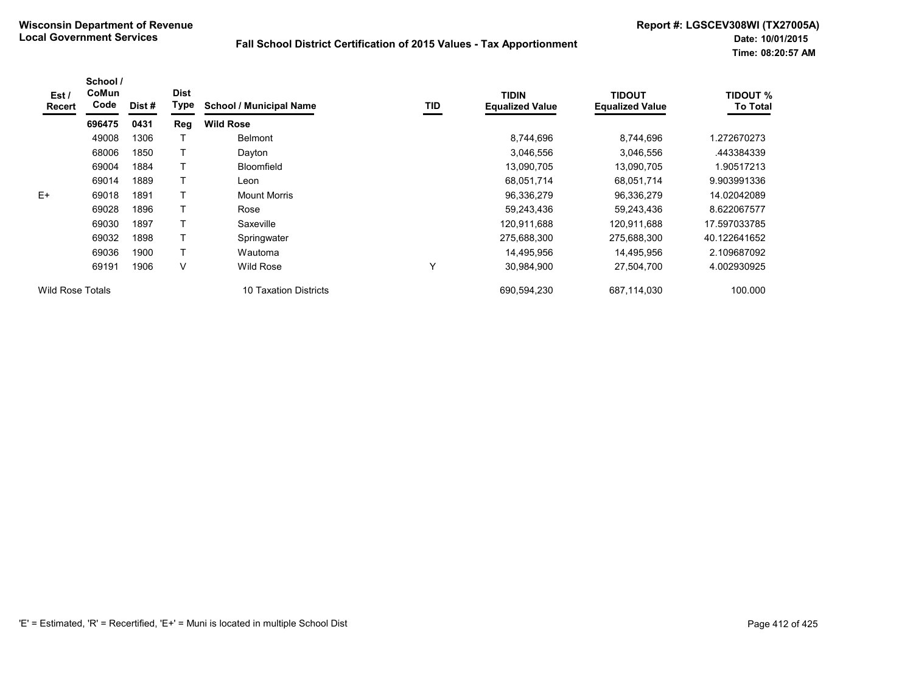**Wisconsin Department of Revenue**
**Local Government Services**

**Fall School District Certification of 2015 Values - Tax Apportionment**

**Report #: LGSCEV308WI (TX27005A)**
**Date: 10/01/2015**
**Time: 08:20:57 AM**

| Est / Recert | School / CoMun Code | Dist # | Dist Type | School / Municipal Name | TID | TIDIN Equalized Value | TIDOUT Equalized Value | TIDOUT % To Total |
|---|---|---|---|---|---|---|---|---|
| | **696475** | **0431** | **Reg** | **Wild Rose** | | | | |
| | 49008 | 1306 | T | Belmont | | 8,744,696 | 8,744,696 | 1.272670273 |
| | 68006 | 1850 | T | Dayton | | 3,046,556 | 3,046,556 | .443384339 |
| | 69004 | 1884 | T | Bloomfield | | 13,090,705 | 13,090,705 | 1.90517213 |
| | 69014 | 1889 | T | Leon | | 68,051,714 | 68,051,714 | 9.903991336 |
| E+ | 69018 | 1891 | T | Mount Morris | | 96,336,279 | 96,336,279 | 14.02042089 |
| | 69028 | 1896 | T | Rose | | 59,243,436 | 59,243,436 | 8.622067577 |
| | 69030 | 1897 | T | Saxeville | | 120,911,688 | 120,911,688 | 17.597033785 |
| | 69032 | 1898 | T | Springwater | | 275,688,300 | 275,688,300 | 40.122641652 |
| | 69036 | 1900 | T | Wautoma | | 14,495,956 | 14,495,956 | 2.109687092 |
| | 69191 | 1906 | V | Wild Rose | Y | 30,984,900 | 27,504,700 | 4.002930925 |
| Wild Rose Totals | | | | 10 Taxation Districts | | 690,594,230 | 687,114,030 | 100.000 |

'E' = Estimated, 'R' = Recertified, 'E+' = Muni is located in multiple School Dist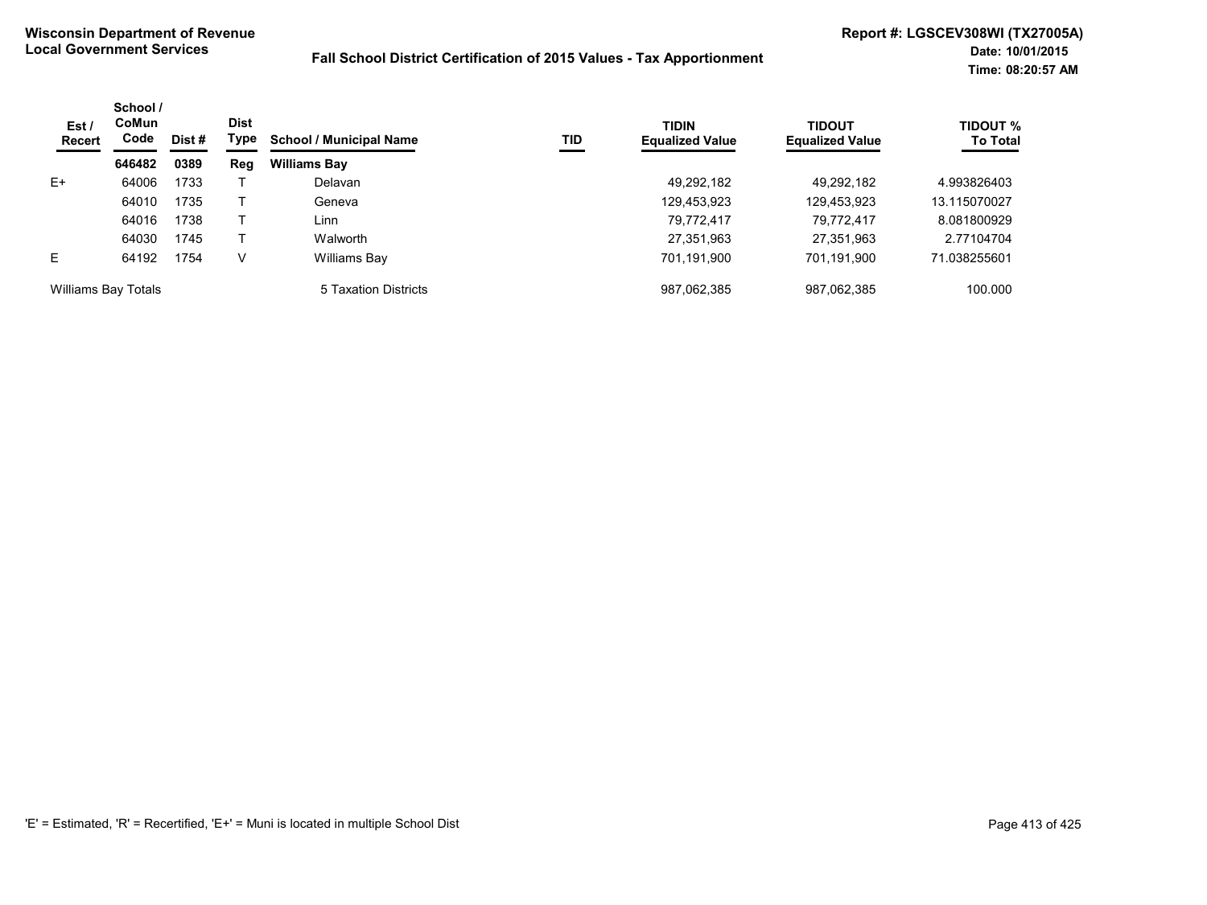**Wisconsin Department of Revenue**
**Local Government Services**

**Fall School District Certification of 2015 Values - Tax Apportionment**

**Report #: LGSCEV308WI (TX27005A)**
**Date: 10/01/2015**
**Time: 08:20:57 AM**

| Est / Recert | School / CoMun Code | Dist # | Dist Type | School / Municipal Name | TID | TIDIN Equalized Value | TIDOUT Equalized Value | TIDOUT % To Total |
|---|---|---|---|---|---|---|---|---|
| | **646482** | **0389** | **Reg** | **Williams Bay** | | | | |
| E+ | 64006 | 1733 | T | Delavan | | 49,292,182 | 49,292,182 | 4.993826403 |
| | 64010 | 1735 | T | Geneva | | 129,453,923 | 129,453,923 | 13.115070027 |
| | 64016 | 1738 | T | Linn | | 79,772,417 | 79,772,417 | 8.081800929 |
| | 64030 | 1745 | T | Walworth | | 27,351,963 | 27,351,963 | 2.77104704 |
| E | 64192 | 1754 | V | Williams Bay | | 701,191,900 | 701,191,900 | 71.038255601 |
| Williams Bay Totals | | | | 5 Taxation Districts | | 987,062,385 | 987,062,385 | 100.000 |

'E' = Estimated, 'R' = Recertified, 'E+' = Muni is located in multiple School Dist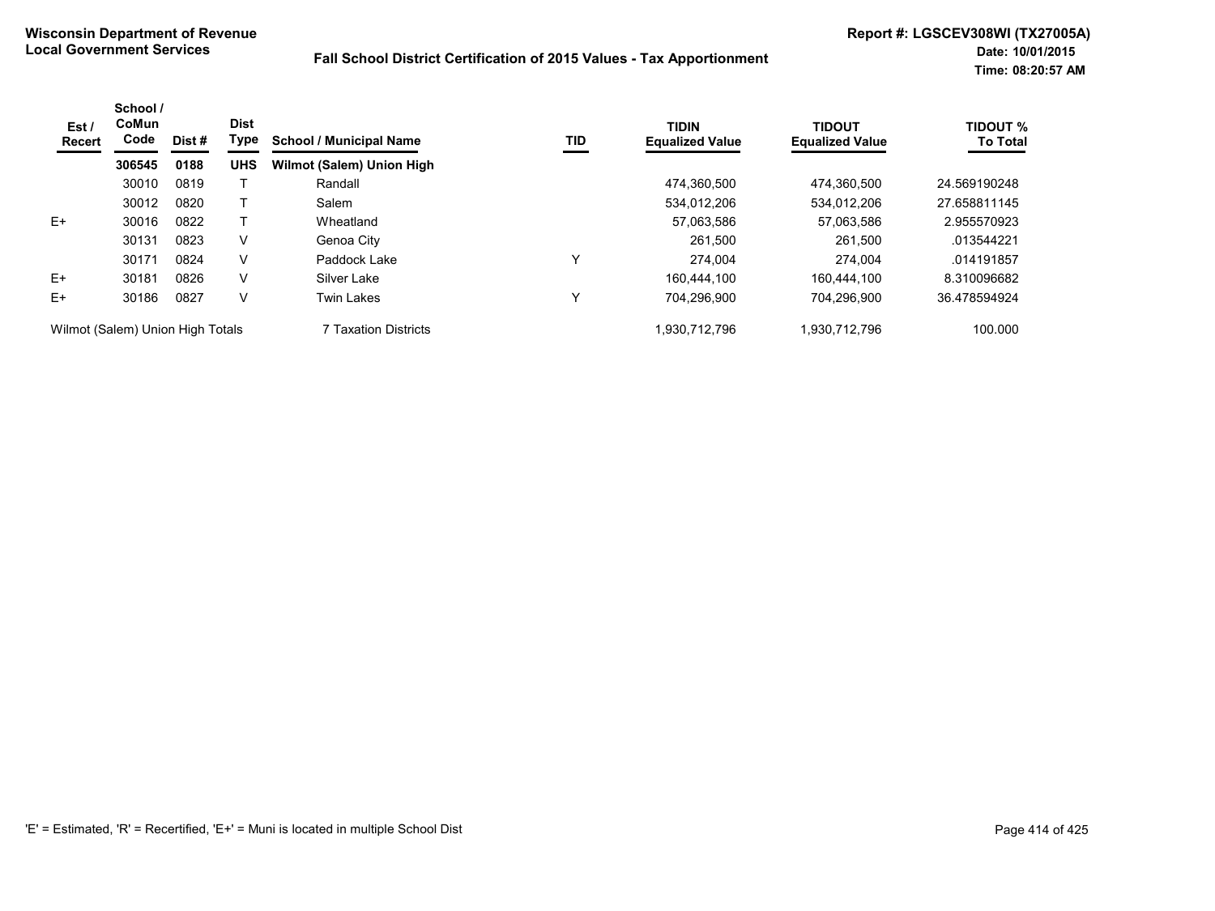**Wisconsin Department of Revenue**
**Local Government Services**

**Fall School District Certification of 2015 Values - Tax Apportionment**

**Report #: LGSCEV308WI (TX27005A)**
**Date: 10/01/2015**
**Time: 08:20:57 AM**

| Est / Recert | School / CoMun Code | Dist # | Dist Type | School / Municipal Name | TID | TIDIN Equalized Value | TIDOUT Equalized Value | TIDOUT % To Total |
|---|---|---|---|---|---|---|---|---|
| | **306545** | **0188** | **UHS** | **Wilmot (Salem) Union High** | | | | |
| | 30010 | 0819 | T | Randall | | 474,360,500 | 474,360,500 | 24.569190248 |
| | 30012 | 0820 | T | Salem | | 534,012,206 | 534,012,206 | 27.658811145 |
| E+ | 30016 | 0822 | T | Wheatland | | 57,063,586 | 57,063,586 | 2.955570923 |
| | 30131 | 0823 | V | Genoa City | | 261,500 | 261,500 | .013544221 |
| | 30171 | 0824 | V | Paddock Lake | Y | 274,004 | 274,004 | .014191857 |
| E+ | 30181 | 0826 | V | Silver Lake | | 160,444,100 | 160,444,100 | 8.310096682 |
| E+ | 30186 | 0827 | V | Twin Lakes | Y | 704,296,900 | 704,296,900 | 36.478594924 |
| Wilmot (Salem) Union High Totals | | | | 7 Taxation Districts | | 1,930,712,796 | 1,930,712,796 | 100.000 |

'E' = Estimated, 'R' = Recertified, 'E+' = Muni is located in multiple School Dist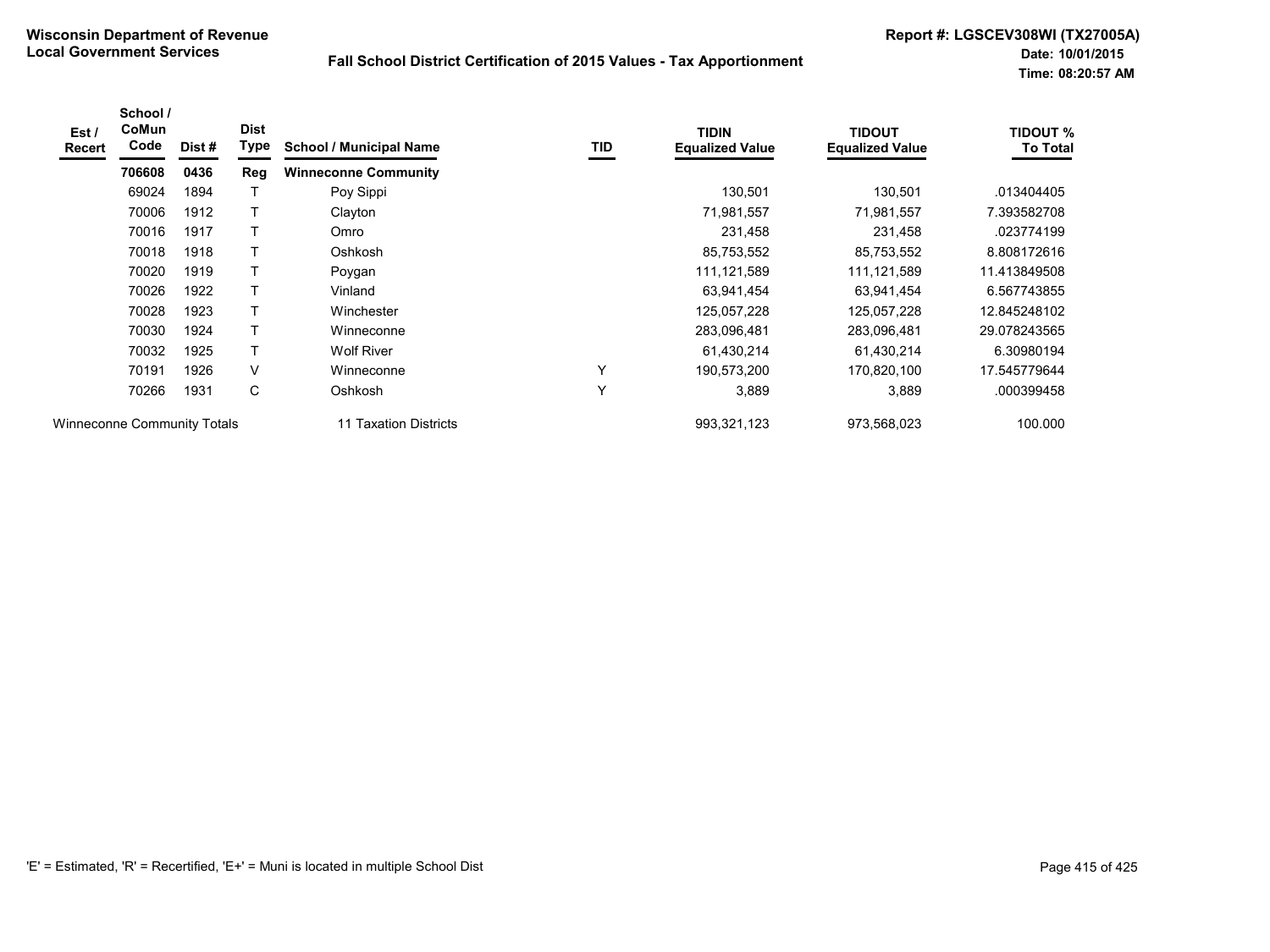**Wisconsin Department of Revenue**
**Local Government Services**

**Fall School District Certification of 2015 Values - Tax Apportionment**

**Report #: LGSCEV308WI (TX27005A)**
**Date: 10/01/2015**
**Time: 08:20:57 AM**

| Est / Recert | School / CoMun Code | Dist # | Dist Type | School / Municipal Name | TID | TIDIN Equalized Value | TIDOUT Equalized Value | TIDOUT % To Total |
|---|---|---|---|---|---|---|---|---|
| | **706608** | **0436** | **Reg** | **Winneconne Community** | | | | |
| | 69024 | 1894 | T | Poy Sippi | | 130,501 | 130,501 | .013404405 |
| | 70006 | 1912 | T | Clayton | | 71,981,557 | 71,981,557 | 7.393582708 |
| | 70016 | 1917 | T | Omro | | 231,458 | 231,458 | .023774199 |
| | 70018 | 1918 | T | Oshkosh | | 85,753,552 | 85,753,552 | 8.808172616 |
| | 70020 | 1919 | T | Poygan | | 111,121,589 | 111,121,589 | 11.413849508 |
| | 70026 | 1922 | T | Vinland | | 63,941,454 | 63,941,454 | 6.567743855 |
| | 70028 | 1923 | T | Winchester | | 125,057,228 | 125,057,228 | 12.845248102 |
| | 70030 | 1924 | T | Winneconne | | 283,096,481 | 283,096,481 | 29.078243565 |
| | 70032 | 1925 | T | Wolf River | | 61,430,214 | 61,430,214 | 6.30980194 |
| | 70191 | 1926 | V | Winneconne | Y | 190,573,200 | 170,820,100 | 17.545779644 |
| | 70266 | 1931 | C | Oshkosh | Y | 3,889 | 3,889 | .000399458 |
| Winneconne Community Totals | | | | 11 Taxation Districts | | 993,321,123 | 973,568,023 | 100.000 |

'E' = Estimated, 'R' = Recertified, 'E+' = Muni is located in multiple School Dist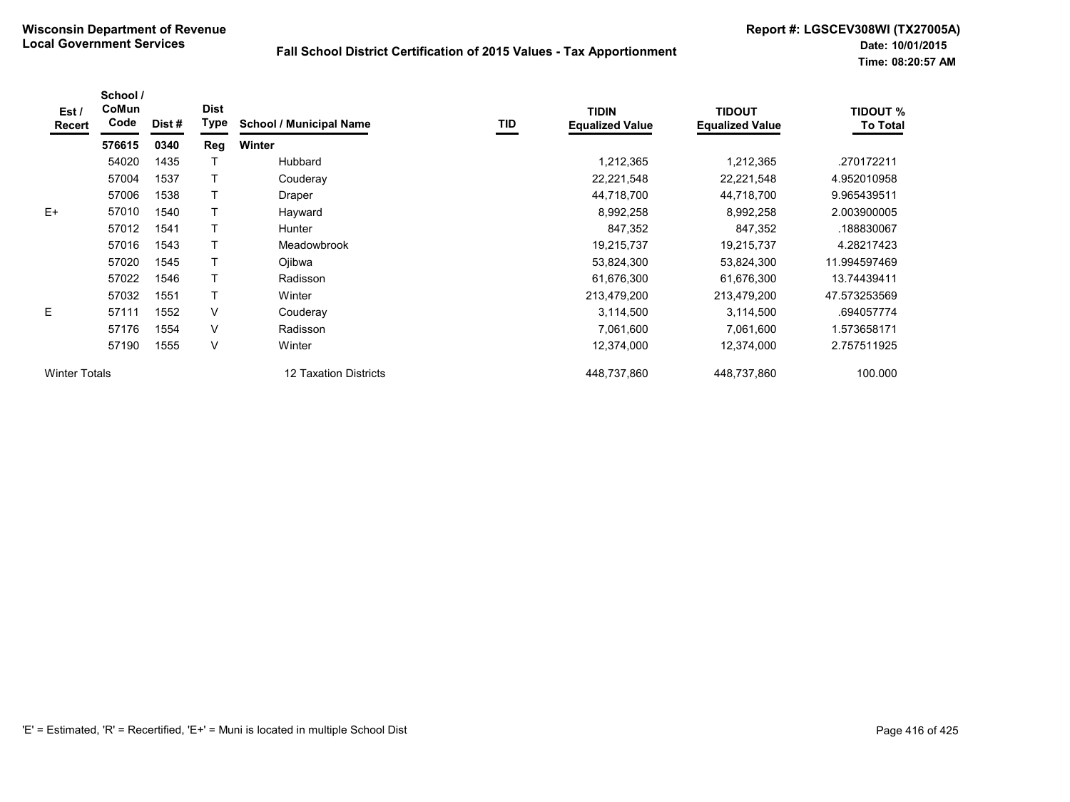**Wisconsin Department of Revenue**
**Local Government Services**

**Fall School District Certification of 2015 Values - Tax Apportionment**

**Report #: LGSCEV308WI (TX27005A)**
**Date: 10/01/2015**
**Time: 08:20:57 AM**

| Est / Recert | School / CoMun Code | Dist # | Dist Type | School / Municipal Name | TID | TIDIN Equalized Value | TIDOUT Equalized Value | TIDOUT % To Total |
|---|---|---|---|---|---|---|---|---|
| | **576615** | **0340** | **Reg** | **Winter** | | | | |
| | 54020 | 1435 | T | Hubbard | | 1,212,365 | 1,212,365 | .270172211 |
| | 57004 | 1537 | T | Couderay | | 22,221,548 | 22,221,548 | 4.952010958 |
| | 57006 | 1538 | T | Draper | | 44,718,700 | 44,718,700 | 9.965439511 |
| E+ | 57010 | 1540 | T | Hayward | | 8,992,258 | 8,992,258 | 2.003900005 |
| | 57012 | 1541 | T | Hunter | | 847,352 | 847,352 | .188830067 |
| | 57016 | 1543 | T | Meadowbrook | | 19,215,737 | 19,215,737 | 4.28217423 |
| | 57020 | 1545 | T | Ojibwa | | 53,824,300 | 53,824,300 | 11.994597469 |
| | 57022 | 1546 | T | Radisson | | 61,676,300 | 61,676,300 | 13.74439411 |
| | 57032 | 1551 | T | Winter | | 213,479,200 | 213,479,200 | 47.573253569 |
| E | 57111 | 1552 | V | Couderay | | 3,114,500 | 3,114,500 | .694057774 |
| | 57176 | 1554 | V | Radisson | | 7,061,600 | 7,061,600 | 1.573658171 |
| | 57190 | 1555 | V | Winter | | 12,374,000 | 12,374,000 | 2.757511925 |
| Winter Totals | | | | 12 Taxation Districts | | 448,737,860 | 448,737,860 | 100.000 |

'E' = Estimated, 'R' = Recertified, 'E+' = Muni is located in multiple School Dist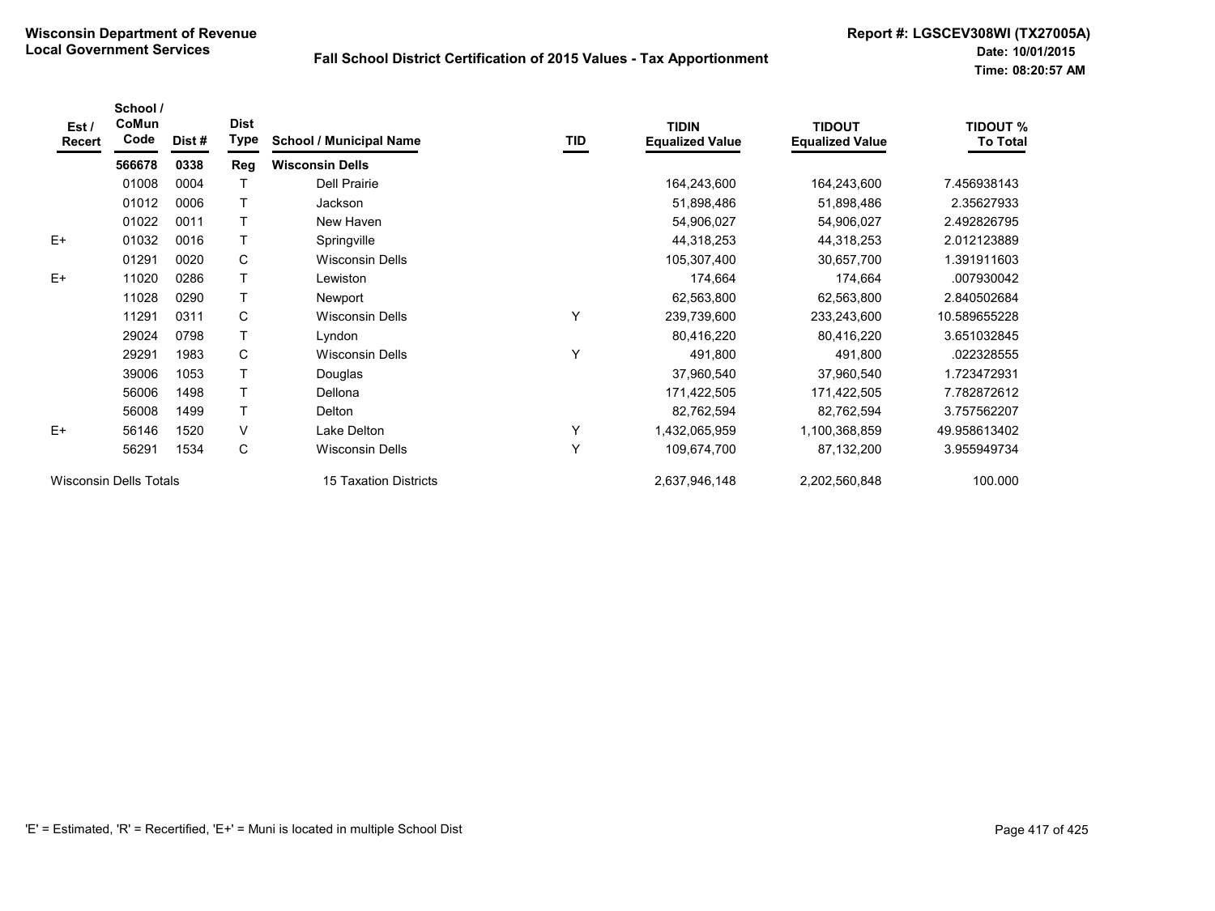**Wisconsin Department of Revenue**
**Local Government Services**

**Fall School District Certification of 2015 Values - Tax Apportionment**

**Report #: LGSCEV308WI (TX27005A)**
**Date: 10/01/2015**
**Time: 08:20:57 AM**

| Est / Recert | School / CoMun Code | Dist # | Dist Type | School / Municipal Name | TID | TIDIN Equalized Value | TIDOUT Equalized Value | TIDOUT % To Total |
|---|---|---|---|---|---|---|---|---|
| | **566678** | **0338** | **Reg** | **Wisconsin Dells** | | | | |
| | 01008 | 0004 | T | Dell Prairie | | 164,243,600 | 164,243,600 | 7.456938143 |
| | 01012 | 0006 | T | Jackson | | 51,898,486 | 51,898,486 | 2.35627933 |
| | 01022 | 0011 | T | New Haven | | 54,906,027 | 54,906,027 | 2.492826795 |
| E+ | 01032 | 0016 | T | Springville | | 44,318,253 | 44,318,253 | 2.012123889 |
| | 01291 | 0020 | C | Wisconsin Dells | | 105,307,400 | 30,657,700 | 1.391911603 |
| E+ | 11020 | 0286 | T | Lewiston | | 174,664 | 174,664 | .007930042 |
| | 11028 | 0290 | T | Newport | | 62,563,800 | 62,563,800 | 2.840502684 |
| | 11291 | 0311 | C | Wisconsin Dells | Y | 239,739,600 | 233,243,600 | 10.589655228 |
| | 29024 | 0798 | T | Lyndon | | 80,416,220 | 80,416,220 | 3.651032845 |
| | 29291 | 1983 | C | Wisconsin Dells | Y | 491,800 | 491,800 | .022328555 |
| | 39006 | 1053 | T | Douglas | | 37,960,540 | 37,960,540 | 1.723472931 |
| | 56006 | 1498 | T | Dellona | | 171,422,505 | 171,422,505 | 7.782872612 |
| | 56008 | 1499 | T | Delton | | 82,762,594 | 82,762,594 | 3.757562207 |
| E+ | 56146 | 1520 | V | Lake Delton | Y | 1,432,065,959 | 1,100,368,859 | 49.958613402 |
| | 56291 | 1534 | C | Wisconsin Dells | Y | 109,674,700 | 87,132,200 | 3.955949734 |
| Wisconsin Dells Totals | | | | 15 Taxation Districts | | 2,637,946,148 | 2,202,560,848 | 100.000 |

'E' = Estimated, 'R' = Recertified, 'E+' = Muni is located in multiple School Dist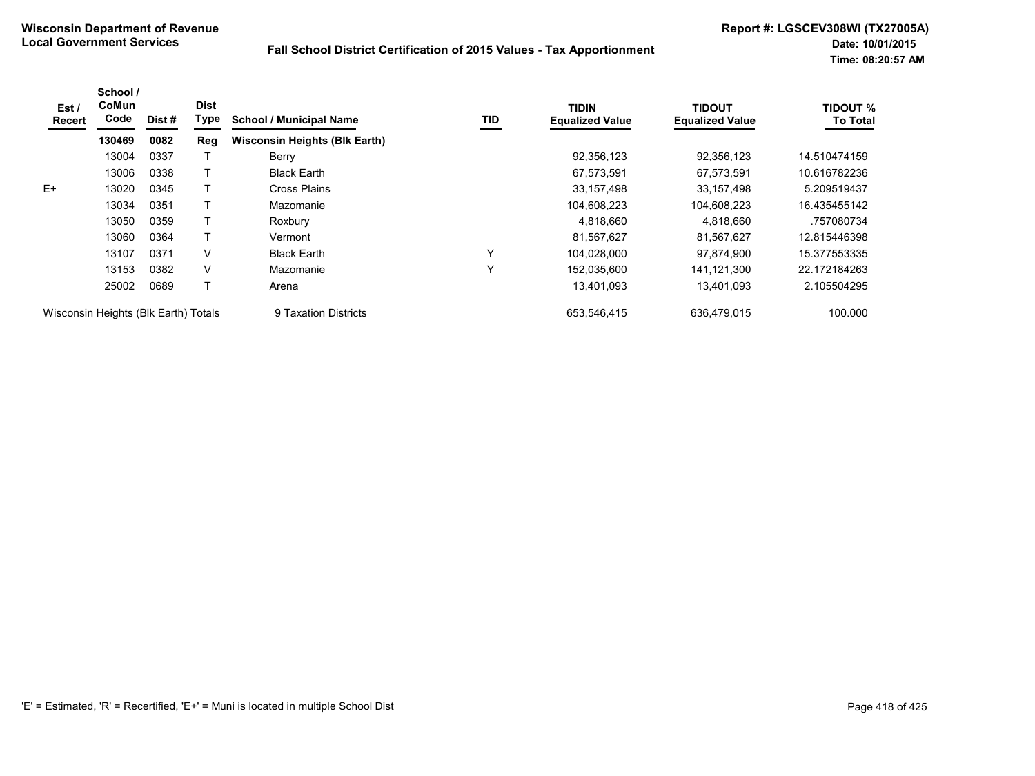**Wisconsin Department of Revenue**
**Local Government Services**

**Fall School District Certification of 2015 Values - Tax Apportionment**

**Report #: LGSCEV308WI (TX27005A)**
**Date: 10/01/2015**
**Time: 08:20:57 AM**

| Est / Recert | School / CoMun Code | Dist # | Dist Type | School / Municipal Name | TID | TIDIN Equalized Value | TIDOUT Equalized Value | TIDOUT % To Total |
|---|---|---|---|---|---|---|---|---|
| | **130469** | **0082** | **Reg** | **Wisconsin Heights (Blk Earth)** | | | | |
| | 13004 | 0337 | T | Berry | | 92,356,123 | 92,356,123 | 14.510474159 |
| | 13006 | 0338 | T | Black Earth | | 67,573,591 | 67,573,591 | 10.616782236 |
| E+ | 13020 | 0345 | T | Cross Plains | | 33,157,498 | 33,157,498 | 5.209519437 |
| | 13034 | 0351 | T | Mazomanie | | 104,608,223 | 104,608,223 | 16.435455142 |
| | 13050 | 0359 | T | Roxbury | | 4,818,660 | 4,818,660 | .757080734 |
| | 13060 | 0364 | T | Vermont | | 81,567,627 | 81,567,627 | 12.815446398 |
| | 13107 | 0371 | V | Black Earth | Y | 104,028,000 | 97,874,900 | 15.377553335 |
| | 13153 | 0382 | V | Mazomanie | Y | 152,035,600 | 141,121,300 | 22.172184263 |
| | 25002 | 0689 | T | Arena | | 13,401,093 | 13,401,093 | 2.105504295 |
| Wisconsin Heights (Blk Earth) Totals | | | | 9 Taxation Districts | | 653,546,415 | 636,479,015 | 100.000 |

'E' = Estimated, 'R' = Recertified, 'E+' = Muni is located in multiple School Dist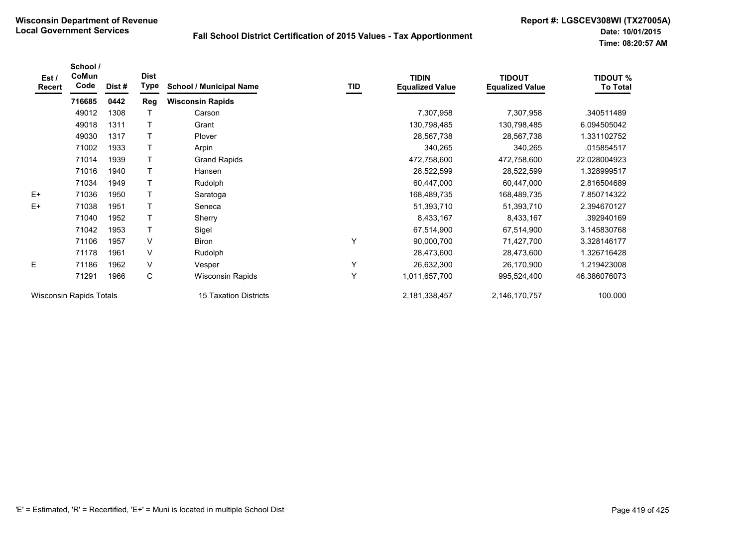**Wisconsin Department of Revenue**
**Local Government Services**

**Fall School District Certification of 2015 Values - Tax Apportionment**

**Report #: LGSCEV308WI (TX27005A)**
**Date: 10/01/2015**
**Time: 08:20:57 AM**

| Est / Recert | School / CoMun Code | Dist # | Dist Type | School / Municipal Name | TID | TIDIN Equalized Value | TIDOUT Equalized Value | TIDOUT % To Total |
|---|---|---|---|---|---|---|---|---|
| | **716685** | **0442** | **Reg** | **Wisconsin Rapids** | | | | |
| | 49012 | 1308 | T | Carson | | 7,307,958 | 7,307,958 | .340511489 |
| | 49018 | 1311 | T | Grant | | 130,798,485 | 130,798,485 | 6.094505042 |
| | 49030 | 1317 | T | Plover | | 28,567,738 | 28,567,738 | 1.331102752 |
| | 71002 | 1933 | T | Arpin | | 340,265 | 340,265 | .015854517 |
| | 71014 | 1939 | T | Grand Rapids | | 472,758,600 | 472,758,600 | 22.028004923 |
| | 71016 | 1940 | T | Hansen | | 28,522,599 | 28,522,599 | 1.328999517 |
| | 71034 | 1949 | T | Rudolph | | 60,447,000 | 60,447,000 | 2.816504689 |
| E+ | 71036 | 1950 | T | Saratoga | | 168,489,735 | 168,489,735 | 7.850714322 |
| E+ | 71038 | 1951 | T | Seneca | | 51,393,710 | 51,393,710 | 2.394670127 |
| | 71040 | 1952 | T | Sherry | | 8,433,167 | 8,433,167 | .392940169 |
| | 71042 | 1953 | T | Sigel | | 67,514,900 | 67,514,900 | 3.145830768 |
| | 71106 | 1957 | V | Biron | Y | 90,000,700 | 71,427,700 | 3.328146177 |
| | 71178 | 1961 | V | Rudolph | | 28,473,600 | 28,473,600 | 1.326716428 |
| E | 71186 | 1962 | V | Vesper | Y | 26,632,300 | 26,170,900 | 1.219423008 |
| | 71291 | 1966 | C | Wisconsin Rapids | Y | 1,011,657,700 | 995,524,400 | 46.386076073 |
| Wisconsin Rapids Totals | | | | 15 Taxation Districts | | 2,181,338,457 | 2,146,170,757 | 100.000 |

'E' = Estimated, 'R' = Recertified, 'E+' = Muni is located in multiple School Dist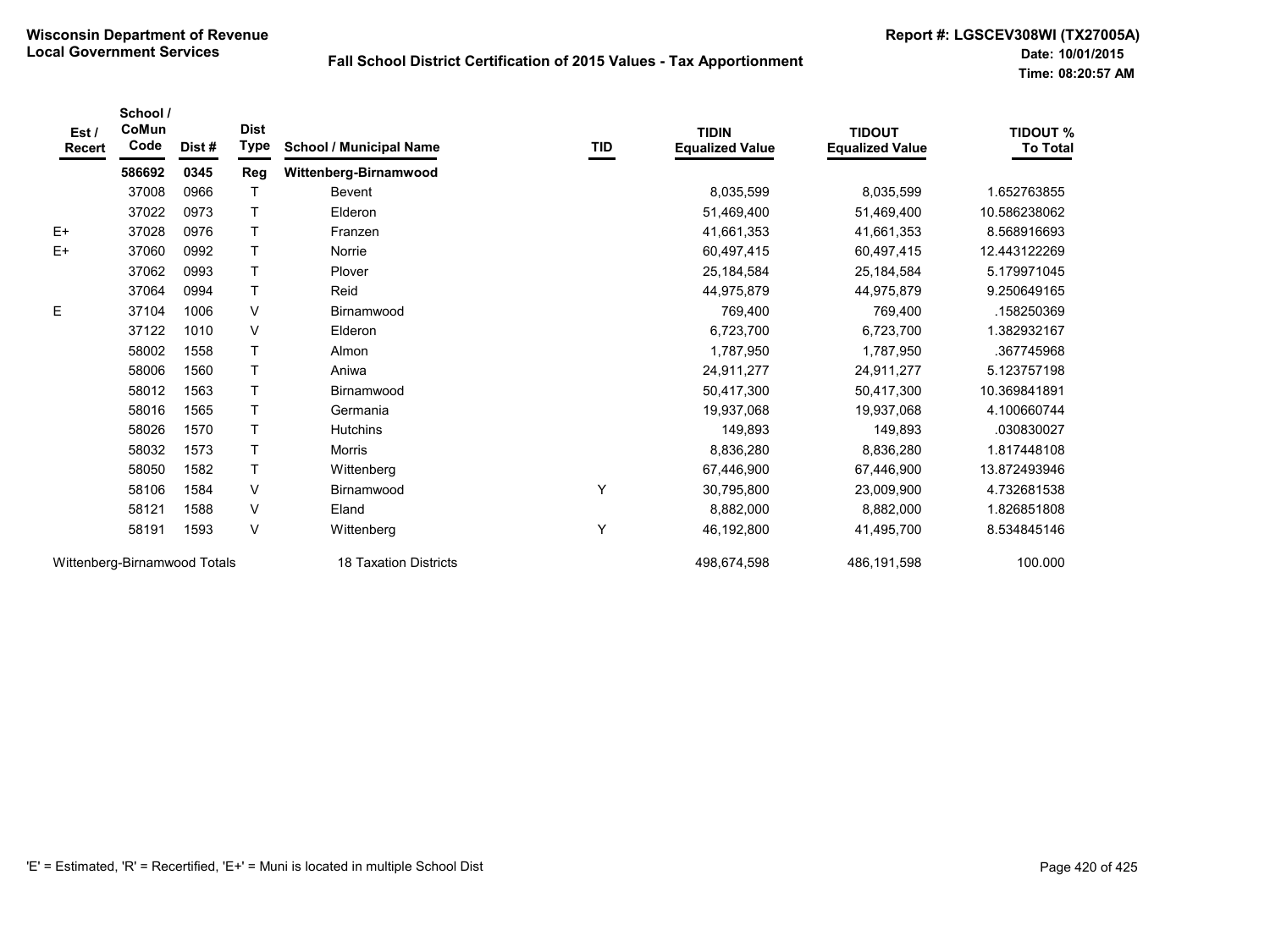**Wisconsin Department of Revenue**
**Local Government Services**

**Fall School District Certification of 2015 Values - Tax Apportionment**

**Report #: LGSCEV308WI (TX27005A)**
**Date: 10/01/2015**
**Time: 08:20:57 AM**

| Est / Recert | School / CoMun Code | Dist # | Dist Type | School / Municipal Name | TID | TIDIN Equalized Value | TIDOUT Equalized Value | TIDOUT % To Total |
|---|---|---|---|---|---|---|---|---|
| | **586692** | **0345** | **Reg** | **Wittenberg-Birnamwood** | | | | |
| | 37008 | 0966 | T | Bevent | | 8,035,599 | 8,035,599 | 1.652763855 |
| | 37022 | 0973 | T | Elderon | | 51,469,400 | 51,469,400 | 10.586238062 |
| E+ | 37028 | 0976 | T | Franzen | | 41,661,353 | 41,661,353 | 8.568916693 |
| E+ | 37060 | 0992 | T | Norrie | | 60,497,415 | 60,497,415 | 12.443122269 |
| | 37062 | 0993 | T | Plover | | 25,184,584 | 25,184,584 | 5.179971045 |
| | 37064 | 0994 | T | Reid | | 44,975,879 | 44,975,879 | 9.250649165 |
| E | 37104 | 1006 | V | Birnamwood | | 769,400 | 769,400 | .158250369 |
| | 37122 | 1010 | V | Elderon | | 6,723,700 | 6,723,700 | 1.382932167 |
| | 58002 | 1558 | T | Almon | | 1,787,950 | 1,787,950 | .367745968 |
| | 58006 | 1560 | T | Aniwa | | 24,911,277 | 24,911,277 | 5.123757198 |
| | 58012 | 1563 | T | Birnamwood | | 50,417,300 | 50,417,300 | 10.369841891 |
| | 58016 | 1565 | T | Germania | | 19,937,068 | 19,937,068 | 4.100660744 |
| | 58026 | 1570 | T | Hutchins | | 149,893 | 149,893 | .030830027 |
| | 58032 | 1573 | T | Morris | | 8,836,280 | 8,836,280 | 1.817448108 |
| | 58050 | 1582 | T | Wittenberg | | 67,446,900 | 67,446,900 | 13.872493946 |
| | 58106 | 1584 | V | Birnamwood | Y | 30,795,800 | 23,009,900 | 4.732681538 |
| | 58121 | 1588 | V | Eland | | 8,882,000 | 8,882,000 | 1.826851808 |
| | 58191 | 1593 | V | Wittenberg | Y | 46,192,800 | 41,495,700 | 8.534845146 |
| Wittenberg-Birnamwood Totals | | | | 18 Taxation Districts | | 498,674,598 | 486,191,598 | 100.000 |

'E' = Estimated, 'R' = Recertified, 'E+' = Muni is located in multiple School Dist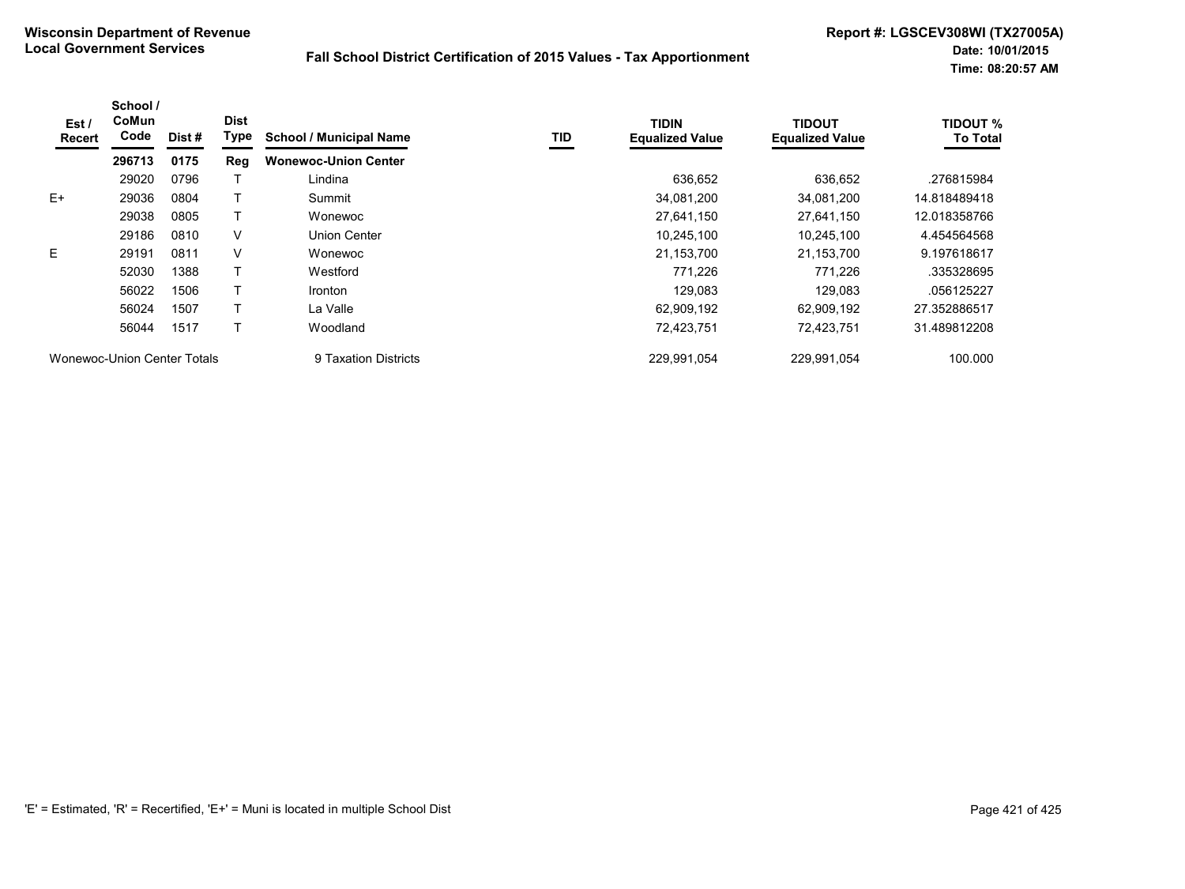**Wisconsin Department of Revenue**
**Local Government Services**

**Fall School District Certification of 2015 Values - Tax Apportionment**

**Report #: LGSCEV308WI (TX27005A)**
**Date: 10/01/2015**
**Time: 08:20:57 AM**

| Est / Recert | School / CoMun Code | Dist # | Dist Type | School / Municipal Name | TID | TIDIN Equalized Value | TIDOUT Equalized Value | TIDOUT % To Total |
|---|---|---|---|---|---|---|---|---|
| | **296713** | **0175** | **Reg** | **Wonewoc-Union Center** | | | | |
| | 29020 | 0796 | T | Lindina | | 636,652 | 636,652 | .276815984 |
| E+ | 29036 | 0804 | T | Summit | | 34,081,200 | 34,081,200 | 14.818489418 |
| | 29038 | 0805 | T | Wonewoc | | 27,641,150 | 27,641,150 | 12.018358766 |
| | 29186 | 0810 | V | Union Center | | 10,245,100 | 10,245,100 | 4.454564568 |
| E | 29191 | 0811 | V | Wonewoc | | 21,153,700 | 21,153,700 | 9.197618617 |
| | 52030 | 1388 | T | Westford | | 771,226 | 771,226 | .335328695 |
| | 56022 | 1506 | T | Ironton | | 129,083 | 129,083 | .056125227 |
| | 56024 | 1507 | T | La Valle | | 62,909,192 | 62,909,192 | 27.352886517 |
| | 56044 | 1517 | T | Woodland | | 72,423,751 | 72,423,751 | 31.489812208 |
| Wonewoc-Union Center Totals | | | | 9 Taxation Districts | | 229,991,054 | 229,991,054 | 100.000 |

'E' = Estimated, 'R' = Recertified, 'E+' = Muni is located in multiple School Dist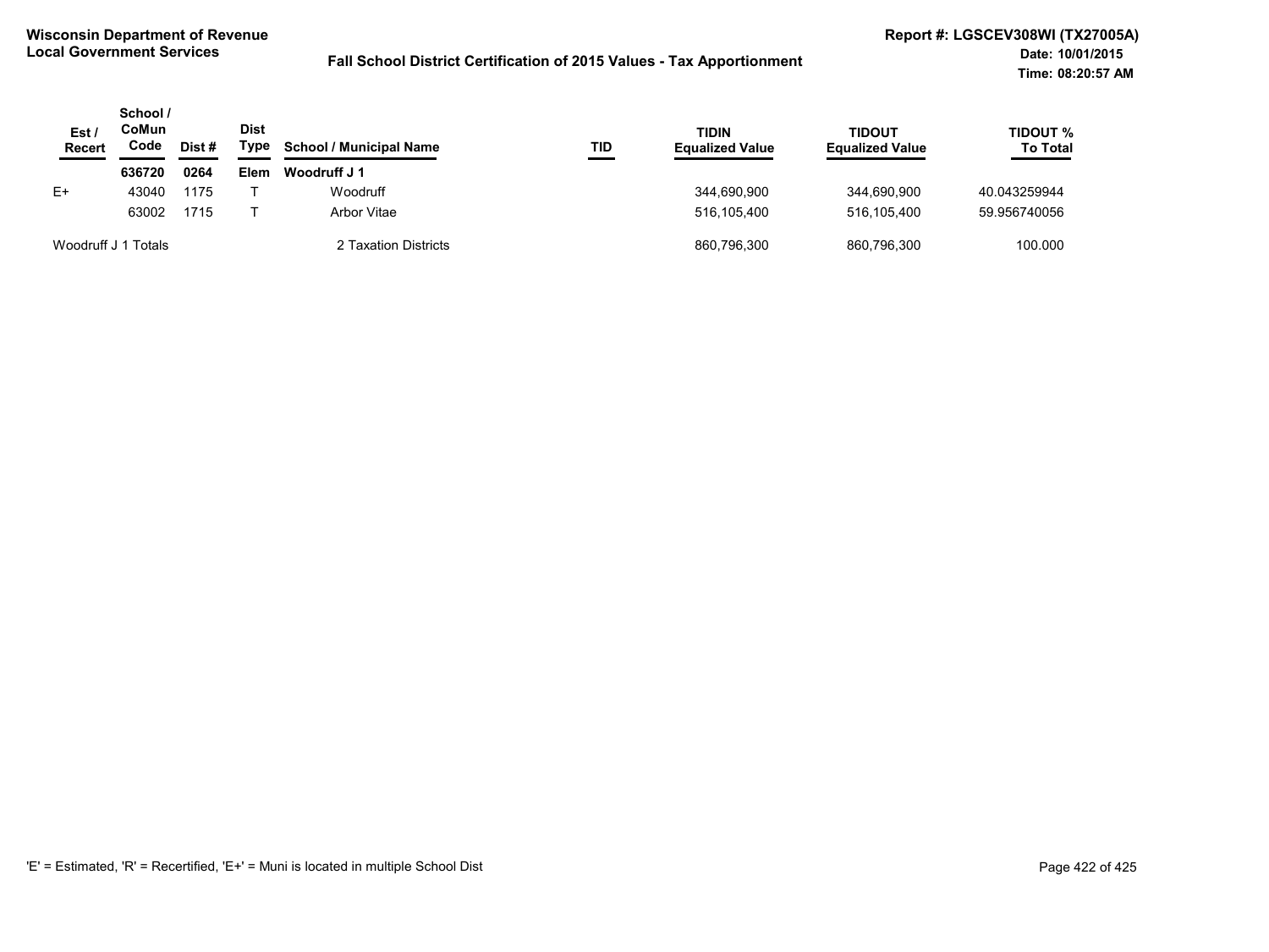**Wisconsin Department of Revenue**
**Local Government Services**

**Fall School District Certification of 2015 Values - Tax Apportionment**

**Report #: LGSCEV308WI (TX27005A)**
**Date: 10/01/2015**
**Time: 08:20:57 AM**

| Est / Recert | School / CoMun Code | Dist # | Dist Type | School / Municipal Name | TID | TIDIN Equalized Value | TIDOUT Equalized Value | TIDOUT % To Total |
|---|---|---|---|---|---|---|---|---|
| | **636720** | **0264** | **Elem** | **Woodruff J 1** | | | | |
| E+ | 43040 | 1175 | T | Woodruff | | 344,690,900 | 344,690,900 | 40.043259944 |
| | 63002 | 1715 | T | Arbor Vitae | | 516,105,400 | 516,105,400 | 59.956740056 |
| Woodruff J 1 Totals | | | | 2 Taxation Districts | | 860,796,300 | 860,796,300 | 100.000 |

'E' = Estimated, 'R' = Recertified, 'E+' = Muni is located in multiple School Dist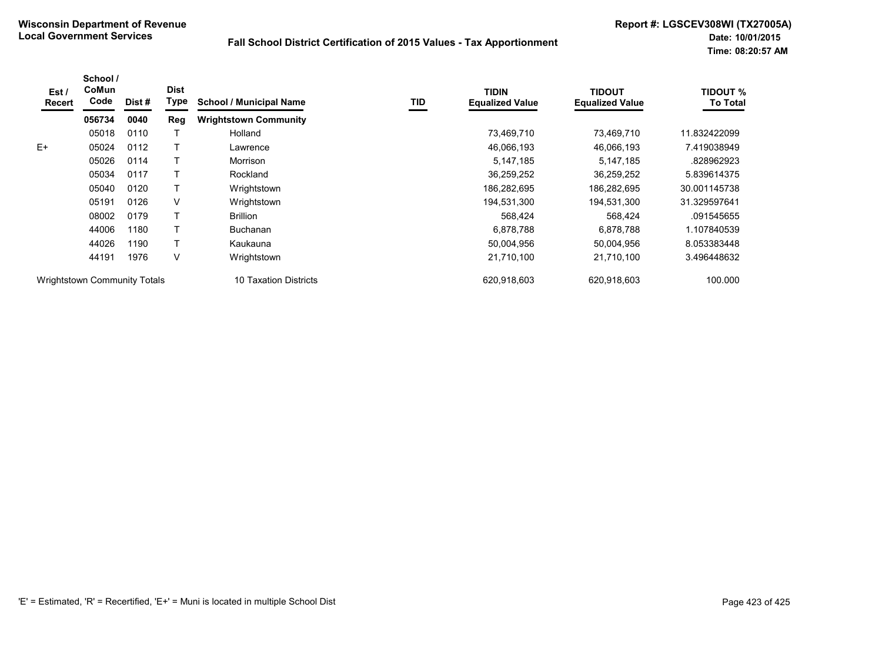**Wisconsin Department of Revenue**
**Local Government Services**

**Fall School District Certification of 2015 Values - Tax Apportionment**

**Report #: LGSCEV308WI (TX27005A)**
**Date: 10/01/2015**
**Time: 08:20:57 AM**

| Est / Recert | School / CoMun Code | Dist # | Dist Type | School / Municipal Name | TID | TIDIN Equalized Value | TIDOUT Equalized Value | TIDOUT % To Total |
|---|---|---|---|---|---|---|---|---|
| | **056734** | **0040** | **Reg** | **Wrightstown Community** | | | | |
| | 05018 | 0110 | T | Holland | | 73,469,710 | 73,469,710 | 11.832422099 |
| E+ | 05024 | 0112 | T | Lawrence | | 46,066,193 | 46,066,193 | 7.419038949 |
| | 05026 | 0114 | T | Morrison | | 5,147,185 | 5,147,185 | .828962923 |
| | 05034 | 0117 | T | Rockland | | 36,259,252 | 36,259,252 | 5.839614375 |
| | 05040 | 0120 | T | Wrightstown | | 186,282,695 | 186,282,695 | 30.001145738 |
| | 05191 | 0126 | V | Wrightstown | | 194,531,300 | 194,531,300 | 31.329597641 |
| | 08002 | 0179 | T | Brillion | | 568,424 | 568,424 | .091545655 |
| | 44006 | 1180 | T | Buchanan | | 6,878,788 | 6,878,788 | 1.107840539 |
| | 44026 | 1190 | T | Kaukauna | | 50,004,956 | 50,004,956 | 8.053383448 |
| | 44191 | 1976 | V | Wrightstown | | 21,710,100 | 21,710,100 | 3.496448632 |
| Wrightstown Community Totals | | | | 10 Taxation Districts | | 620,918,603 | 620,918,603 | 100.000 |

'E' = Estimated, 'R' = Recertified, 'E+' = Muni is located in multiple School Dist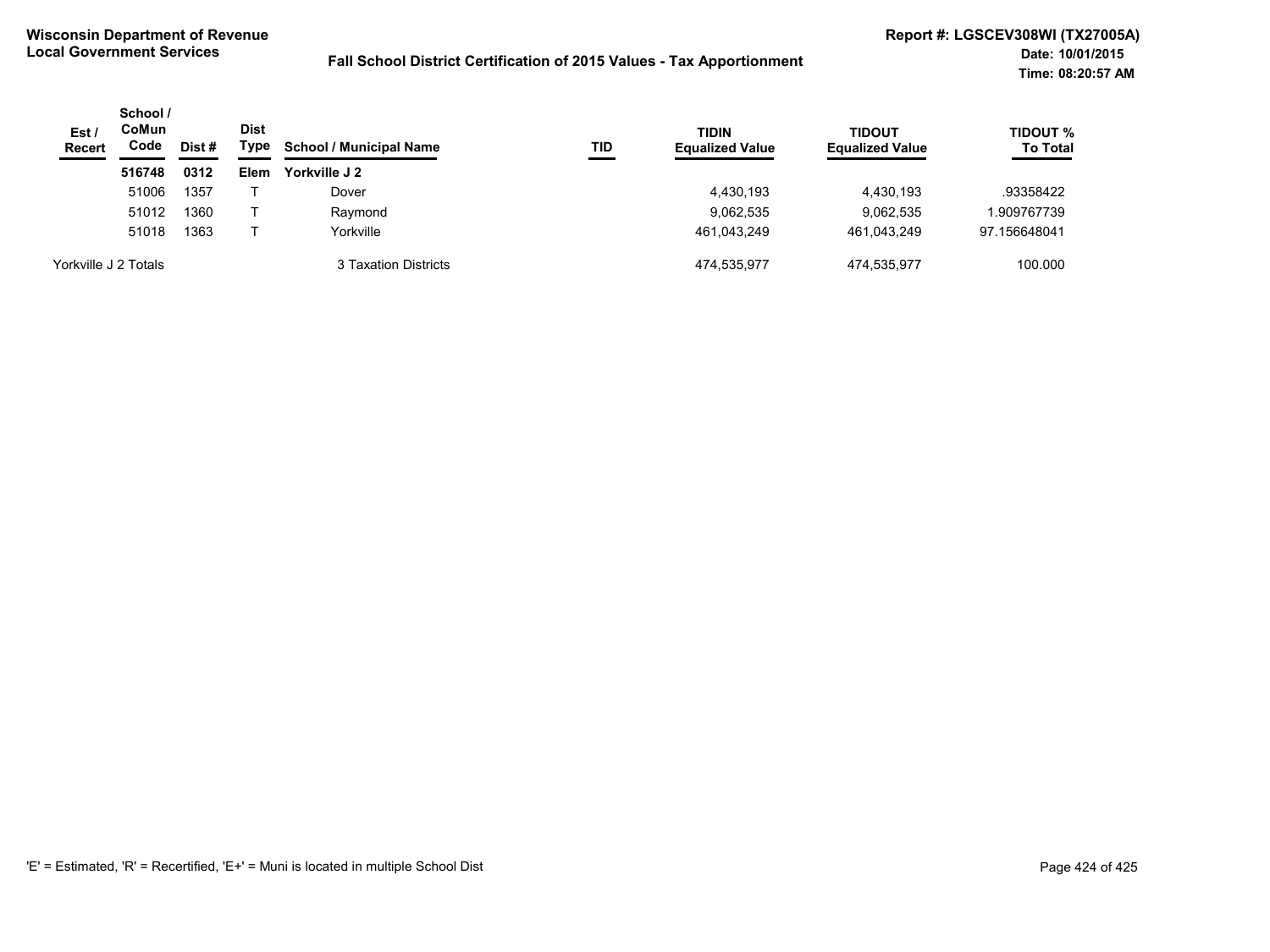**Wisconsin Department of Revenue**
**Local Government Services**

**Fall School District Certification of 2015 Values - Tax Apportionment**

**Report #: LGSCEV308WI (TX27005A)**
**Date: 10/01/2015**
**Time: 08:20:57 AM**

| Est / Recert | School / CoMun Code | Dist # | Dist Type | School / Municipal Name | TID | TIDIN Equalized Value | TIDOUT Equalized Value | TIDOUT % To Total |
|---|---|---|---|---|---|---|---|---|
| | **516748** | **0312** | **Elem** | **Yorkville J 2** | | | | |
| | 51006 | 1357 | T | Dover | | 4,430,193 | 4,430,193 | .93358422 |
| | 51012 | 1360 | T | Raymond | | 9,062,535 | 9,062,535 | 1.909767739 |
| | 51018 | 1363 | T | Yorkville | | 461,043,249 | 461,043,249 | 97.156648041 |
| Yorkville J 2 Totals | | | | 3 Taxation Districts | | 474,535,977 | 474,535,977 | 100.000 |

'E' = Estimated, 'R' = Recertified, 'E+' = Muni is located in multiple School Dist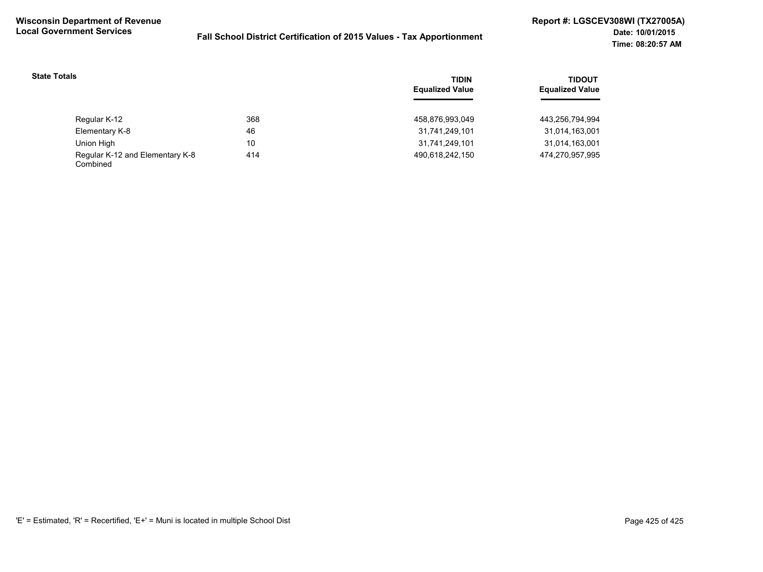**State Totals**

| | | TIDIN Equalized Value | TIDOUT Equalized Value |
|---|---|---|---|
| Regular K-12 | 368 | 458,876,993,049 | 443,256,794,994 |
| Elementary K-8 | 46 | 31,741,249,101 | 31,014,163,001 |
| Union High | 10 | 31,741,249,101 | 31,014,163,001 |
| Regular K-12 and Elementary K-8 Combined | 414 | 490,618,242,150 | 474,270,957,995 |

'E' = Estimated, 'R' = Recertified, 'E+' = Muni is located in multiple School Dist